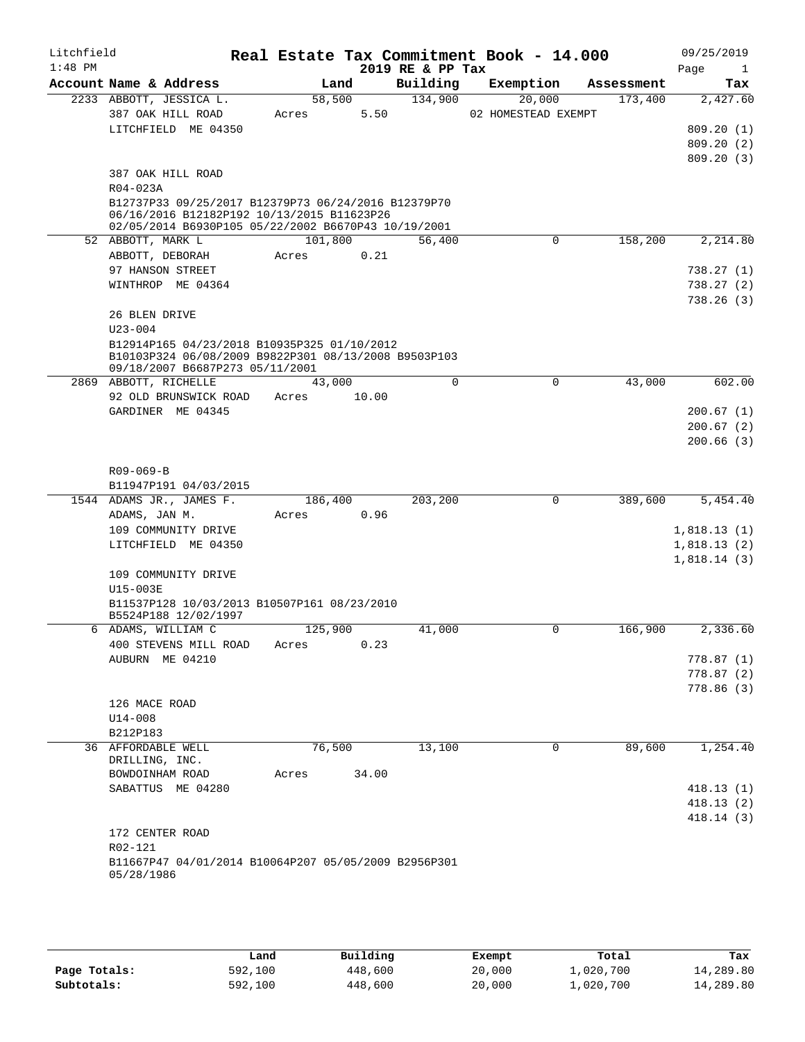# Litchfield — Real Estate Tax Commitment Book - 14.000

2019 RE & PP Tax — 1:48 PM — 09/25/2019

| Account Name & Address | Land | Building | Exemption | Assessment | Tax |
|---|---|---|---|---|---|
| 2233 ABBOTT, JESSICA L. | 58,500 | 134,900 | 20,000 | 173,400 | 2,427.60 |
| 387 OAK HILL ROAD | Acres 5.50 | | 02 HOMESTEAD EXEMPT | | |
| LITCHFIELD ME 04350 | | | | | 809.20 (1) |
| | | | | | 809.20 (2) |
| | | | | | 809.20 (3) |
| 387 OAK HILL ROAD | | | | | |
| R04-023A | | | | | |
| B12737P33 09/25/2017 B12379P73 06/24/2016 B12379P70 06/16/2016 B12182P192 10/13/2015 B11623P26 02/05/2014 B6930P105 05/22/2002 B6670P43 10/19/2001 | | | | | |
| 52 ABBOTT, MARK L | 101,800 | 56,400 | 0 | 158,200 | 2,214.80 |
| ABBOTT, DEBORAH | Acres 0.21 | | | | |
| 97 HANSON STREET | | | | | 738.27 (1) |
| WINTHROP ME 04364 | | | | | 738.27 (2) |
| | | | | | 738.26 (3) |
| 26 BLEN DRIVE | | | | | |
| U23-004 | | | | | |
| B12914P165 04/23/2018 B10935P325 01/10/2012 B10103P324 06/08/2009 B9822P301 08/13/2008 B9503P103 09/18/2007 B6687P273 05/11/2001 | | | | | |
| 2869 ABBOTT, RICHELLE | 43,000 | 0 | 0 | 43,000 | 602.00 |
| 92 OLD BRUNSWICK ROAD | Acres 10.00 | | | | |
| GARDINER ME 04345 | | | | | 200.67 (1) |
| | | | | | 200.67 (2) |
| | | | | | 200.66 (3) |
| R09-069-B | | | | | |
| B11947P191 04/03/2015 | | | | | |
| 1544 ADAMS JR., JAMES F. | 186,400 | 203,200 | 0 | 389,600 | 5,454.40 |
| ADAMS, JAN M. | Acres 0.96 | | | | |
| 109 COMMUNITY DRIVE | | | | | 1,818.13 (1) |
| LITCHFIELD ME 04350 | | | | | 1,818.13 (2) |
| | | | | | 1,818.14 (3) |
| 109 COMMUNITY DRIVE | | | | | |
| U15-003E | | | | | |
| B11537P128 10/03/2013 B10507P161 08/23/2010 B5524P188 12/02/1997 | | | | | |
| 6 ADAMS, WILLIAM C | 125,900 | 41,000 | 0 | 166,900 | 2,336.60 |
| 400 STEVENS MILL ROAD | Acres 0.23 | | | | |
| AUBURN ME 04210 | | | | | 778.87 (1) |
| | | | | | 778.87 (2) |
| | | | | | 778.86 (3) |
| 126 MACE ROAD | | | | | |
| U14-008 | | | | | |
| B212P183 | | | | | |
| 36 AFFORDABLE WELL DRILLING, INC. | 76,500 | 13,100 | 0 | 89,600 | 1,254.40 |
| BOWDOINHAM ROAD | Acres 34.00 | | | | |
| SABATTUS ME 04280 | | | | | 418.13 (1) |
| | | | | | 418.13 (2) |
| | | | | | 418.14 (3) |
| 172 CENTER ROAD | | | | | |
| R02-121 | | | | | |
| B11667P47 04/01/2014 B10064P207 05/05/2009 B2956P301 05/28/1986 | | | | | |

| | Land | Building | Exempt | Total | Tax |
|---|---|---|---|---|---|
| Page Totals: | 592,100 | 448,600 | 20,000 | 1,020,700 | 14,289.80 |
| Subtotals: | 592,100 | 448,600 | 20,000 | 1,020,700 | 14,289.80 |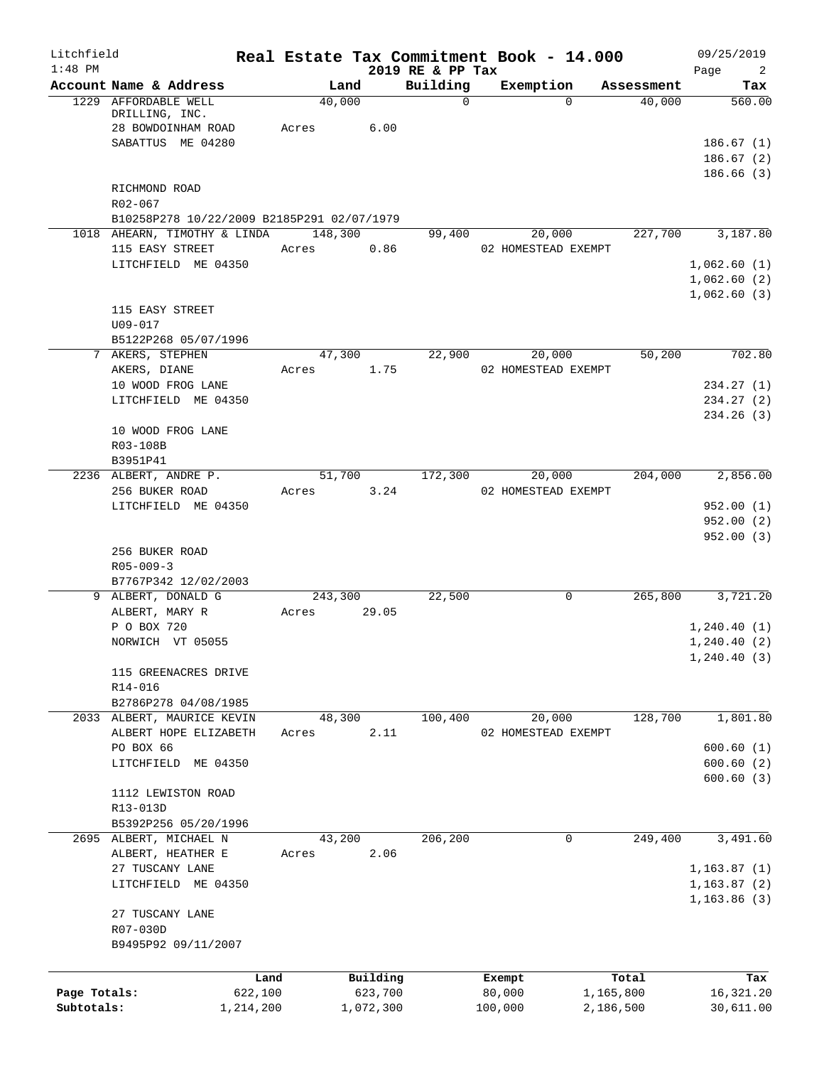Litchfield
1:48 PM

# Real Estate Tax Commitment Book - 14.000

2019 RE & PP Tax

09/25/2019

| Account | Name & Address | Land | Building | Exemption | Assessment | Tax |
|---|---|---|---|---|---|---|
| 1229 | AFFORDABLE WELL DRILLING, INC. | 40,000 | 0 | 0 | 40,000 | 560.00 |
| | 28 BOWDOINHAM ROAD | Acres 6.00 | | | | |
| | SABATTUS ME 04280 | | | | | 186.67 (1) |
| | | | | | | 186.67 (2) |
| | | | | | | 186.66 (3) |
| | RICHMOND ROAD | | | | | |
| | R02-067 | | | | | |
| | B10258P278 10/22/2009 B2185P291 02/07/1979 | | | | | |
| 1018 | AHEARN, TIMOTHY & LINDA | 148,300 | 99,400 | 20,000 | 227,700 | 3,187.80 |
| | 115 EASY STREET | Acres 0.86 | | 02 HOMESTEAD EXEMPT | | |
| | LITCHFIELD ME 04350 | | | | | 1,062.60 (1) |
| | | | | | | 1,062.60 (2) |
| | | | | | | 1,062.60 (3) |
| | 115 EASY STREET | | | | | |
| | U09-017 | | | | | |
| | B5122P268 05/07/1996 | | | | | |
| 7 | AKERS, STEPHEN | 47,300 | 22,900 | 20,000 | 50,200 | 702.80 |
| | AKERS, DIANE | Acres 1.75 | | 02 HOMESTEAD EXEMPT | | |
| | 10 WOOD FROG LANE | | | | | 234.27 (1) |
| | LITCHFIELD ME 04350 | | | | | 234.27 (2) |
| | | | | | | 234.26 (3) |
| | 10 WOOD FROG LANE | | | | | |
| | R03-108B | | | | | |
| | B3951P41 | | | | | |
| 2236 | ALBERT, ANDRE P. | 51,700 | 172,300 | 20,000 | 204,000 | 2,856.00 |
| | 256 BUKER ROAD | Acres 3.24 | | 02 HOMESTEAD EXEMPT | | |
| | LITCHFIELD ME 04350 | | | | | 952.00 (1) |
| | | | | | | 952.00 (2) |
| | | | | | | 952.00 (3) |
| | 256 BUKER ROAD | | | | | |
| | R05-009-3 | | | | | |
| | B7767P342 12/02/2003 | | | | | |
| 9 | ALBERT, DONALD G | 243,300 | 22,500 | 0 | 265,800 | 3,721.20 |
| | ALBERT, MARY R | Acres 29.05 | | | | |
| | P O BOX 720 | | | | | 1,240.40 (1) |
| | NORWICH VT 05055 | | | | | 1,240.40 (2) |
| | | | | | | 1,240.40 (3) |
| | 115 GREENACRES DRIVE | | | | | |
| | R14-016 | | | | | |
| | B2786P278 04/08/1985 | | | | | |
| 2033 | ALBERT, MAURICE KEVIN | 48,300 | 100,400 | 20,000 | 128,700 | 1,801.80 |
| | ALBERT HOPE ELIZABETH | Acres 2.11 | | 02 HOMESTEAD EXEMPT | | |
| | PO BOX 66 | | | | | 600.60 (1) |
| | LITCHFIELD ME 04350 | | | | | 600.60 (2) |
| | | | | | | 600.60 (3) |
| | 1112 LEWISTON ROAD | | | | | |
| | R13-013D | | | | | |
| | B5392P256 05/20/1996 | | | | | |
| 2695 | ALBERT, MICHAEL N | 43,200 | 206,200 | 0 | 249,400 | 3,491.60 |
| | ALBERT, HEATHER E | Acres 2.06 | | | | |
| | 27 TUSCANY LANE | | | | | 1,163.87 (1) |
| | LITCHFIELD ME 04350 | | | | | 1,163.87 (2) |
| | | | | | | 1,163.86 (3) |
| | 27 TUSCANY LANE | | | | | |
| | R07-030D | | | | | |
| | B9495P92 09/11/2007 | | | | | |

| | Land | Building | Exempt | Total | Tax |
|---|---|---|---|---|---|
| Page Totals: | 622,100 | 623,700 | 80,000 | 1,165,800 | 16,321.20 |
| Subtotals: | 1,214,200 | 1,072,300 | 100,000 | 2,186,500 | 30,611.00 |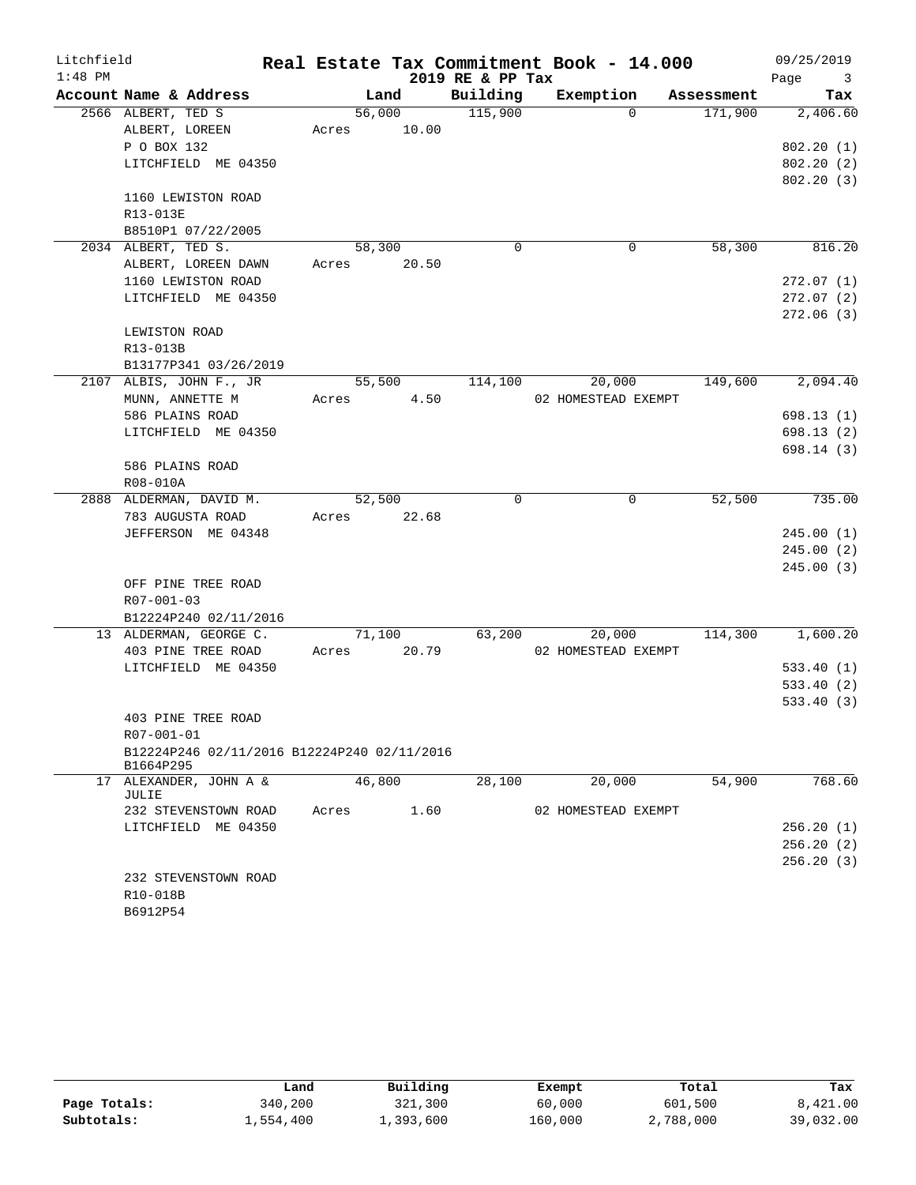# Real Estate Tax Commitment Book - 14.000

Litchfield
1:48 PM

2019 RE & PP Tax

09/25/2019

| Account Name & Address | Land | Building | Exemption | Assessment | Tax |
|---|---|---|---|---|---|
| 2566 ALBERT, TED S | 56,000 | 115,900 | 0 | 171,900 | 2,406.60 |
| ALBERT, LOREEN | Acres 10.00 | | | | |
| P O BOX 132 | | | | | 802.20 (1) |
| LITCHFIELD ME 04350 | | | | | 802.20 (2) |
| | | | | | 802.20 (3) |
| 1160 LEWISTON ROAD | | | | | |
| R13-013E | | | | | |
| B8510P1 07/22/2005 | | | | | |
| 2034 ALBERT, TED S. | 58,300 | 0 | 0 | 58,300 | 816.20 |
| ALBERT, LOREEN DAWN | Acres 20.50 | | | | |
| 1160 LEWISTON ROAD | | | | | 272.07 (1) |
| LITCHFIELD ME 04350 | | | | | 272.07 (2) |
| | | | | | 272.06 (3) |
| LEWISTON ROAD | | | | | |
| R13-013B | | | | | |
| B13177P341 03/26/2019 | | | | | |
| 2107 ALBIS, JOHN F., JR | 55,500 | 114,100 | 20,000 | 149,600 | 2,094.40 |
| MUNN, ANNETTE M | Acres 4.50 | | 02 HOMESTEAD EXEMPT | | |
| 586 PLAINS ROAD | | | | | 698.13 (1) |
| LITCHFIELD ME 04350 | | | | | 698.13 (2) |
| | | | | | 698.14 (3) |
| 586 PLAINS ROAD | | | | | |
| R08-010A | | | | | |
| 2888 ALDERMAN, DAVID M. | 52,500 | 0 | 0 | 52,500 | 735.00 |
| 783 AUGUSTA ROAD | Acres 22.68 | | | | |
| JEFFERSON ME 04348 | | | | | 245.00 (1) |
| | | | | | 245.00 (2) |
| | | | | | 245.00 (3) |
| OFF PINE TREE ROAD | | | | | |
| R07-001-03 | | | | | |
| B12224P240 02/11/2016 | | | | | |
| 13 ALDERMAN, GEORGE C. | 71,100 | 63,200 | 20,000 | 114,300 | 1,600.20 |
| 403 PINE TREE ROAD | Acres 20.79 | | 02 HOMESTEAD EXEMPT | | |
| LITCHFIELD ME 04350 | | | | | 533.40 (1) |
| | | | | | 533.40 (2) |
| | | | | | 533.40 (3) |
| 403 PINE TREE ROAD | | | | | |
| R07-001-01 | | | | | |
| B12224P246 02/11/2016 B12224P240 02/11/2016 B1664P295 | | | | | |
| 17 ALEXANDER, JOHN A & JULIE | 46,800 | 28,100 | 20,000 | 54,900 | 768.60 |
| 232 STEVENSTOWN ROAD | Acres 1.60 | | 02 HOMESTEAD EXEMPT | | |
| LITCHFIELD ME 04350 | | | | | 256.20 (1) |
| | | | | | 256.20 (2) |
| | | | | | 256.20 (3) |
| 232 STEVENSTOWN ROAD | | | | | |
| R10-018B | | | | | |
| B6912P54 | | | | | |

| | Land | Building | Exempt | Total | Tax |
|---|---|---|---|---|---|
| Page Totals: | 340,200 | 321,300 | 60,000 | 601,500 | 8,421.00 |
| Subtotals: | 1,554,400 | 1,393,600 | 160,000 | 2,788,000 | 39,032.00 |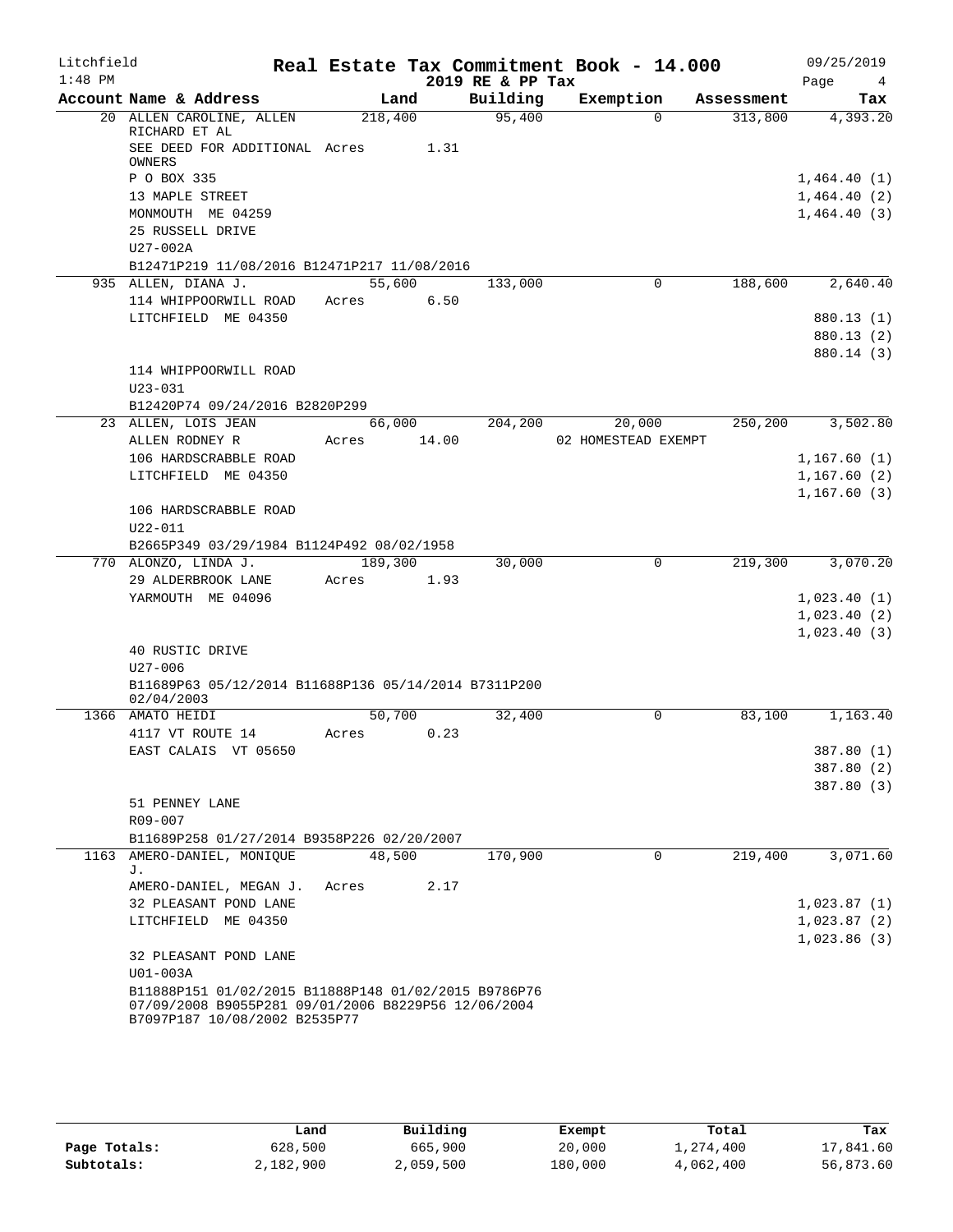Litchfield
1:48 PM

# Real Estate Tax Commitment Book - 14.000

2019 RE & PP Tax

09/25/2019

| Account Name & Address | Land | Building | Exemption | Assessment | Tax |
|---|---|---|---|---|---|
| 20 ALLEN CAROLINE, ALLEN RICHARD ET AL | 218,400 | 95,400 | 0 | 313,800 | 4,393.20 |
| SEE DEED FOR ADDITIONAL OWNERS | Acres 1.31 | | | | |
| P O BOX 335 | | | | | 1,464.40 (1) |
| 13 MAPLE STREET | | | | | 1,464.40 (2) |
| MONMOUTH ME 04259 | | | | | 1,464.40 (3) |
| 25 RUSSELL DRIVE | | | | | |
| U27-002A | | | | | |
| B12471P219 11/08/2016 B12471P217 11/08/2016 | | | | | |
| 935 ALLEN, DIANA J. | 55,600 | 133,000 | 0 | 188,600 | 2,640.40 |
| 114 WHIPPOORWILL ROAD | Acres 6.50 | | | | |
| LITCHFIELD ME 04350 | | | | | 880.13 (1) |
| | | | | | 880.13 (2) |
| | | | | | 880.14 (3) |
| 114 WHIPPOORWILL ROAD | | | | | |
| U23-031 | | | | | |
| B12420P74 09/24/2016 B2820P299 | | | | | |
| 23 ALLEN, LOIS JEAN | 66,000 | 204,200 | 20,000 | 250,200 | 3,502.80 |
| ALLEN RODNEY R | Acres 14.00 | | 02 HOMESTEAD EXEMPT | | |
| 106 HARDSCRABBLE ROAD | | | | | 1,167.60 (1) |
| LITCHFIELD ME 04350 | | | | | 1,167.60 (2) |
| | | | | | 1,167.60 (3) |
| 106 HARDSCRABBLE ROAD | | | | | |
| U22-011 | | | | | |
| B2665P349 03/29/1984 B1124P492 08/02/1958 | | | | | |
| 770 ALONZO, LINDA J. | 189,300 | 30,000 | 0 | 219,300 | 3,070.20 |
| 29 ALDERBROOK LANE | Acres 1.93 | | | | |
| YARMOUTH ME 04096 | | | | | 1,023.40 (1) |
| | | | | | 1,023.40 (2) |
| | | | | | 1,023.40 (3) |
| 40 RUSTIC DRIVE | | | | | |
| U27-006 | | | | | |
| B11689P63 05/12/2014 B11688P136 05/14/2014 B7311P200 02/04/2003 | | | | | |
| 1366 AMATO HEIDI | 50,700 | 32,400 | 0 | 83,100 | 1,163.40 |
| 4117 VT ROUTE 14 | Acres 0.23 | | | | |
| EAST CALAIS VT 05650 | | | | | 387.80 (1) |
| | | | | | 387.80 (2) |
| | | | | | 387.80 (3) |
| 51 PENNEY LANE | | | | | |
| R09-007 | | | | | |
| B11689P258 01/27/2014 B9358P226 02/20/2007 | | | | | |
| 1163 AMERO-DANIEL, MONIQUE J. | 48,500 | 170,900 | 0 | 219,400 | 3,071.60 |
| AMERO-DANIEL, MEGAN J. | Acres 2.17 | | | | |
| 32 PLEASANT POND LANE | | | | | 1,023.87 (1) |
| LITCHFIELD ME 04350 | | | | | 1,023.87 (2) |
| | | | | | 1,023.86 (3) |
| 32 PLEASANT POND LANE | | | | | |
| U01-003A | | | | | |
| B11888P151 01/02/2015 B11888P148 01/02/2015 B9786P76 07/09/2008 B9055P281 09/01/2006 B8229P56 12/06/2004 B7097P187 10/08/2002 B2535P77 | | | | | |

| | Land | Building | Exempt | Total | Tax |
|---|---|---|---|---|---|
| Page Totals: | 628,500 | 665,900 | 20,000 | 1,274,400 | 17,841.60 |
| Subtotals: | 2,182,900 | 2,059,500 | 180,000 | 4,062,400 | 56,873.60 |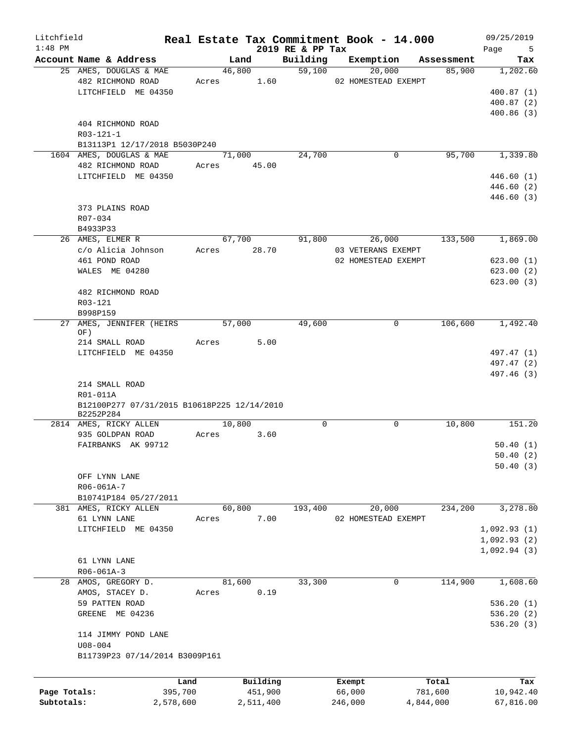Litchfield
1:48 PM

# Real Estate Tax Commitment Book - 14.000
## 2019 RE & PP Tax

09/25/2019

| Account Name & Address | Land | Building | Exemption | Assessment | Tax |
|---|---|---|---|---|---|
| 25 AMES, DOUGLAS & MAE | 46,800 | 59,100 | 20,000 | 85,900 | 1,202.60 |
| 482 RICHMOND ROAD | Acres 1.60 | | 02 HOMESTEAD EXEMPT | | |
| LITCHFIELD ME 04350 | | | | | 400.87 (1) |
| | | | | | 400.87 (2) |
| | | | | | 400.86 (3) |
| 404 RICHMOND ROAD | | | | | |
| R03-121-1 | | | | | |
| B13113P1 12/17/2018 B5030P240 | | | | | |
| 1604 AMES, DOUGLAS & MAE | 71,000 | 24,700 | 0 | 95,700 | 1,339.80 |
| 482 RICHMOND ROAD | Acres 45.00 | | | | |
| LITCHFIELD ME 04350 | | | | | 446.60 (1) |
| | | | | | 446.60 (2) |
| | | | | | 446.60 (3) |
| 373 PLAINS ROAD | | | | | |
| R07-034 | | | | | |
| B4933P33 | | | | | |
| 26 AMES, ELMER R | 67,700 | 91,800 | 26,000 | 133,500 | 1,869.00 |
| c/o Alicia Johnson | Acres 28.70 | | 03 VETERANS EXEMPT | | |
| 461 POND ROAD | | | 02 HOMESTEAD EXEMPT | | 623.00 (1) |
| WALES ME 04280 | | | | | 623.00 (2) |
| | | | | | 623.00 (3) |
| 482 RICHMOND ROAD | | | | | |
| R03-121 | | | | | |
| B998P159 | | | | | |
| 27 AMES, JENNIFER (HEIRS OF) | 57,000 | 49,600 | 0 | 106,600 | 1,492.40 |
| 214 SMALL ROAD | Acres 5.00 | | | | |
| LITCHFIELD ME 04350 | | | | | 497.47 (1) |
| | | | | | 497.47 (2) |
| | | | | | 497.46 (3) |
| 214 SMALL ROAD | | | | | |
| R01-011A | | | | | |
| B12100P277 07/31/2015 B10618P225 12/14/2010 B2252P284 | | | | | |
| 2814 AMES, RICKY ALLEN | 10,800 | 0 | 0 | 10,800 | 151.20 |
| 935 GOLDPAN ROAD | Acres 3.60 | | | | |
| FAIRBANKS AK 99712 | | | | | 50.40 (1) |
| | | | | | 50.40 (2) |
| | | | | | 50.40 (3) |
| OFF LYNN LANE | | | | | |
| R06-061A-7 | | | | | |
| B10741P184 05/27/2011 | | | | | |
| 381 AMES, RICKY ALLEN | 60,800 | 193,400 | 20,000 | 234,200 | 3,278.80 |
| 61 LYNN LANE | Acres 7.00 | | 02 HOMESTEAD EXEMPT | | |
| LITCHFIELD ME 04350 | | | | | 1,092.93 (1) |
| | | | | | 1,092.93 (2) |
| | | | | | 1,092.94 (3) |
| 61 LYNN LANE | | | | | |
| R06-061A-3 | | | | | |
| 28 AMOS, GREGORY D. | 81,600 | 33,300 | 0 | 114,900 | 1,608.60 |
| AMOS, STACEY D. | Acres 0.19 | | | | |
| 59 PATTEN ROAD | | | | | 536.20 (1) |
| GREENE ME 04236 | | | | | 536.20 (2) |
| | | | | | 536.20 (3) |
| 114 JIMMY POND LANE | | | | | |
| U08-004 | | | | | |
| B11739P23 07/14/2014 B3009P161 | | | | | |

| | Land | Building | Exempt | Total | Tax |
|---|---|---|---|---|---|
| Page Totals: | 395,700 | 451,900 | 66,000 | 781,600 | 10,942.40 |
| Subtotals: | 2,578,600 | 2,511,400 | 246,000 | 4,844,000 | 67,816.00 |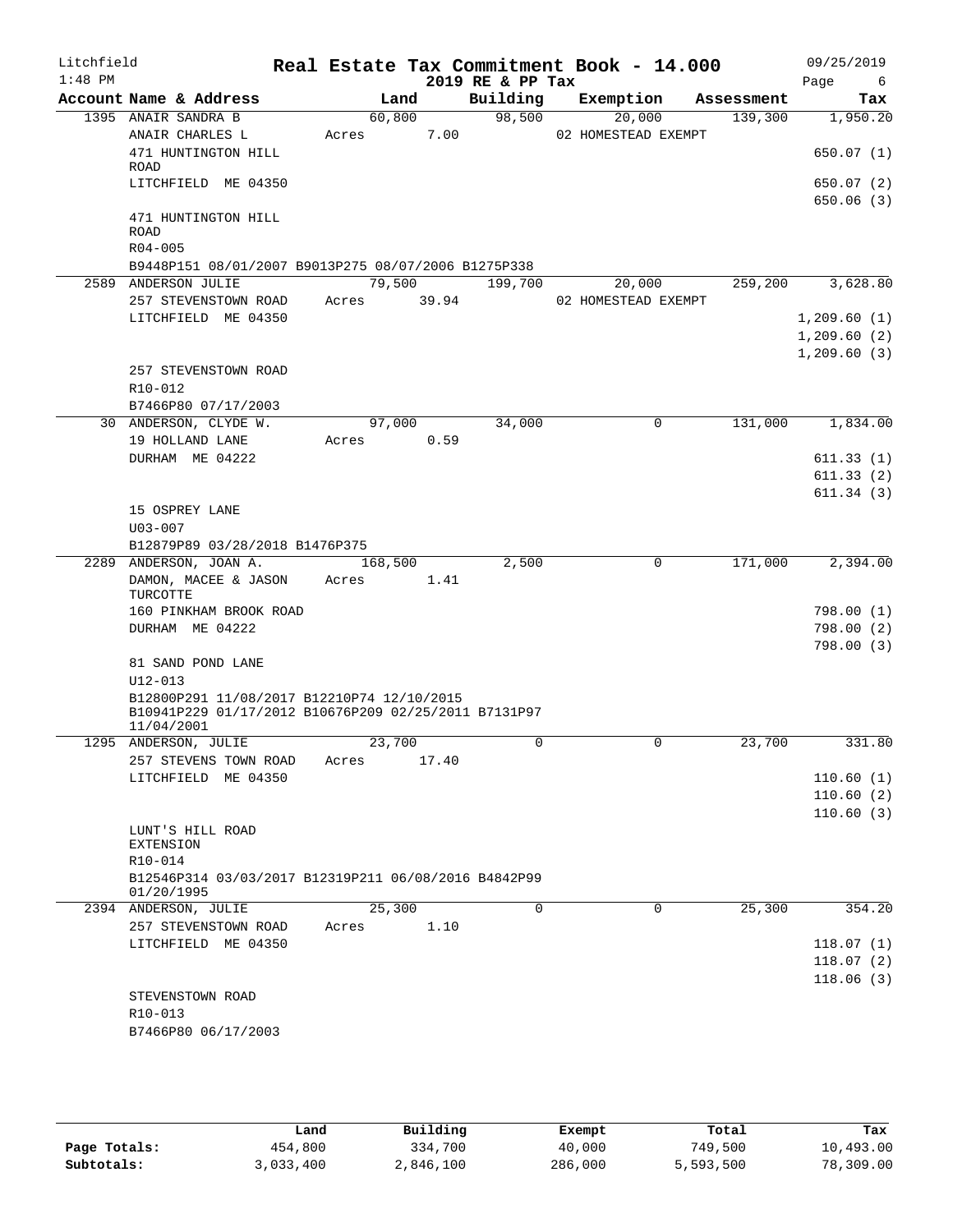Litchfield
1:48 PM

# Real Estate Tax Commitment Book - 14.000

2019 RE & PP Tax

09/25/2019

| Account Name & Address | Land | Building | Exemption | Assessment | Tax |
|---|---|---|---|---|---|
| 1395 ANAIR SANDRA B | 60,800 | 98,500 | 20,000 | 139,300 | 1,950.20 |
| ANAIR CHARLES L | Acres 7.00 | | 02 HOMESTEAD EXEMPT | | |
| 471 HUNTINGTON HILL ROAD | | | | | 650.07 (1) |
| LITCHFIELD ME 04350 | | | | | 650.07 (2) |
| | | | | | 650.06 (3) |
| 471 HUNTINGTON HILL ROAD | | | | | |
| R04-005 | | | | | |
| B9448P151 08/01/2007 B9013P275 08/07/2006 B1275P338 | | | | | |
| 2589 ANDERSON JULIE | 79,500 | 199,700 | 20,000 | 259,200 | 3,628.80 |
| 257 STEVENSTOWN ROAD | Acres 39.94 | | 02 HOMESTEAD EXEMPT | | |
| LITCHFIELD ME 04350 | | | | | 1,209.60 (1) |
| | | | | | 1,209.60 (2) |
| | | | | | 1,209.60 (3) |
| 257 STEVENSTOWN ROAD | | | | | |
| R10-012 | | | | | |
| B7466P80 07/17/2003 | | | | | |
| 30 ANDERSON, CLYDE W. | 97,000 | 34,000 | 0 | 131,000 | 1,834.00 |
| 19 HOLLAND LANE | Acres 0.59 | | | | |
| DURHAM ME 04222 | | | | | 611.33 (1) |
| | | | | | 611.33 (2) |
| | | | | | 611.34 (3) |
| 15 OSPREY LANE | | | | | |
| U03-007 | | | | | |
| B12879P89 03/28/2018 B1476P375 | | | | | |
| 2289 ANDERSON, JOAN A. | 168,500 | 2,500 | 0 | 171,000 | 2,394.00 |
| DAMON, MACEE & JASON TURCOTTE | Acres 1.41 | | | | |
| 160 PINKHAM BROOK ROAD | | | | | 798.00 (1) |
| DURHAM ME 04222 | | | | | 798.00 (2) |
| | | | | | 798.00 (3) |
| 81 SAND POND LANE | | | | | |
| U12-013 | | | | | |
| B12800P291 11/08/2017 B12210P74 12/10/2015 B10941P229 01/17/2012 B10676P209 02/25/2011 B7131P97 11/04/2001 | | | | | |
| 1295 ANDERSON, JULIE | 23,700 | 0 | 0 | 23,700 | 331.80 |
| 257 STEVENS TOWN ROAD | Acres 17.40 | | | | |
| LITCHFIELD ME 04350 | | | | | 110.60 (1) |
| | | | | | 110.60 (2) |
| | | | | | 110.60 (3) |
| LUNT'S HILL ROAD EXTENSION | | | | | |
| R10-014 | | | | | |
| B12546P314 03/03/2017 B12319P211 06/08/2016 B4842P99 01/20/1995 | | | | | |
| 2394 ANDERSON, JULIE | 25,300 | 0 | 0 | 25,300 | 354.20 |
| 257 STEVENSTOWN ROAD | Acres 1.10 | | | | |
| LITCHFIELD ME 04350 | | | | | 118.07 (1) |
| | | | | | 118.07 (2) |
| | | | | | 118.06 (3) |
| STEVENSTOWN ROAD | | | | | |
| R10-013 | | | | | |
| B7466P80 06/17/2003 | | | | | |

| | Land | Building | Exempt | Total | Tax |
|---|---|---|---|---|---|
| Page Totals: | 454,800 | 334,700 | 40,000 | 749,500 | 10,493.00 |
| Subtotals: | 3,033,400 | 2,846,100 | 286,000 | 5,593,500 | 78,309.00 |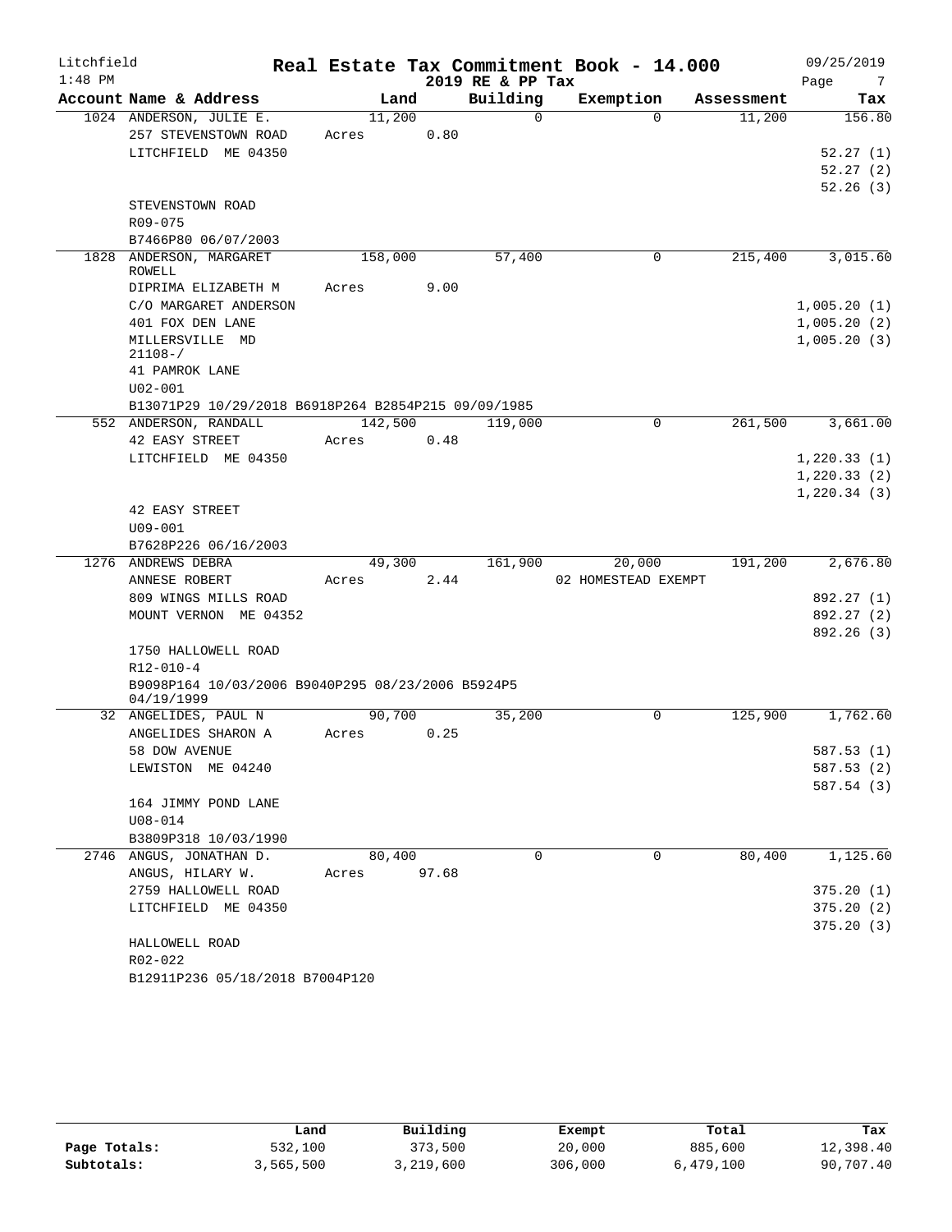Litchfield
1:48 PM

# Real Estate Tax Commitment Book - 14.000

2019 RE & PP Tax

09/25/2019

| Account Name & Address | Land | Building | Exemption | Assessment | Tax |
|---|---|---|---|---|---|
| 1024 ANDERSON, JULIE E. | 11,200 | 0 | 0 | 11,200 | 156.80 |
| 257 STEVENSTOWN ROAD | Acres 0.80 | | | | |
| LITCHFIELD ME 04350 | | | | | 52.27 (1) |
| | | | | | 52.27 (2) |
| | | | | | 52.26 (3) |
| STEVENSTOWN ROAD | | | | | |
| R09-075 | | | | | |
| B7466P80 06/07/2003 | | | | | |
| 1828 ANDERSON, MARGARET ROWELL | 158,000 | 57,400 | 0 | 215,400 | 3,015.60 |
| DIPRIMA ELIZABETH M | Acres 9.00 | | | | |
| C/O MARGARET ANDERSON | | | | | 1,005.20 (1) |
| 401 FOX DEN LANE | | | | | 1,005.20 (2) |
| MILLERSVILLE MD 21108-/ | | | | | 1,005.20 (3) |
| 41 PAMROK LANE | | | | | |
| U02-001 | | | | | |
| B13071P29 10/29/2018 B6918P264 B2854P215 09/09/1985 | | | | | |
| 552 ANDERSON, RANDALL | 142,500 | 119,000 | 0 | 261,500 | 3,661.00 |
| 42 EASY STREET | Acres 0.48 | | | | |
| LITCHFIELD ME 04350 | | | | | 1,220.33 (1) |
| | | | | | 1,220.33 (2) |
| | | | | | 1,220.34 (3) |
| 42 EASY STREET | | | | | |
| U09-001 | | | | | |
| B7628P226 06/16/2003 | | | | | |
| 1276 ANDREWS DEBRA | 49,300 | 161,900 | 20,000 | 191,200 | 2,676.80 |
| ANNESE ROBERT | Acres 2.44 | | 02 HOMESTEAD EXEMPT | | |
| 809 WINGS MILLS ROAD | | | | | 892.27 (1) |
| MOUNT VERNON ME 04352 | | | | | 892.27 (2) |
| | | | | | 892.26 (3) |
| 1750 HALLOWELL ROAD | | | | | |
| R12-010-4 | | | | | |
| B9098P164 10/03/2006 B9040P295 08/23/2006 B5924P5 04/19/1999 | | | | | |
| 32 ANGELIDES, PAUL N | 90,700 | 35,200 | 0 | 125,900 | 1,762.60 |
| ANGELIDES SHARON A | Acres 0.25 | | | | |
| 58 DOW AVENUE | | | | | 587.53 (1) |
| LEWISTON ME 04240 | | | | | 587.53 (2) |
| | | | | | 587.54 (3) |
| 164 JIMMY POND LANE | | | | | |
| U08-014 | | | | | |
| B3809P318 10/03/1990 | | | | | |
| 2746 ANGUS, JONATHAN D. | 80,400 | 0 | 0 | 80,400 | 1,125.60 |
| ANGUS, HILARY W. | Acres 97.68 | | | | |
| 2759 HALLOWELL ROAD | | | | | 375.20 (1) |
| LITCHFIELD ME 04350 | | | | | 375.20 (2) |
| | | | | | 375.20 (3) |
| HALLOWELL ROAD | | | | | |
| R02-022 | | | | | |
| B12911P236 05/18/2018 B7004P120 | | | | | |

| | Land | Building | Exempt | Total | Tax |
|---|---|---|---|---|---|
| Page Totals: | 532,100 | 373,500 | 20,000 | 885,600 | 12,398.40 |
| Subtotals: | 3,565,500 | 3,219,600 | 306,000 | 6,479,100 | 90,707.40 |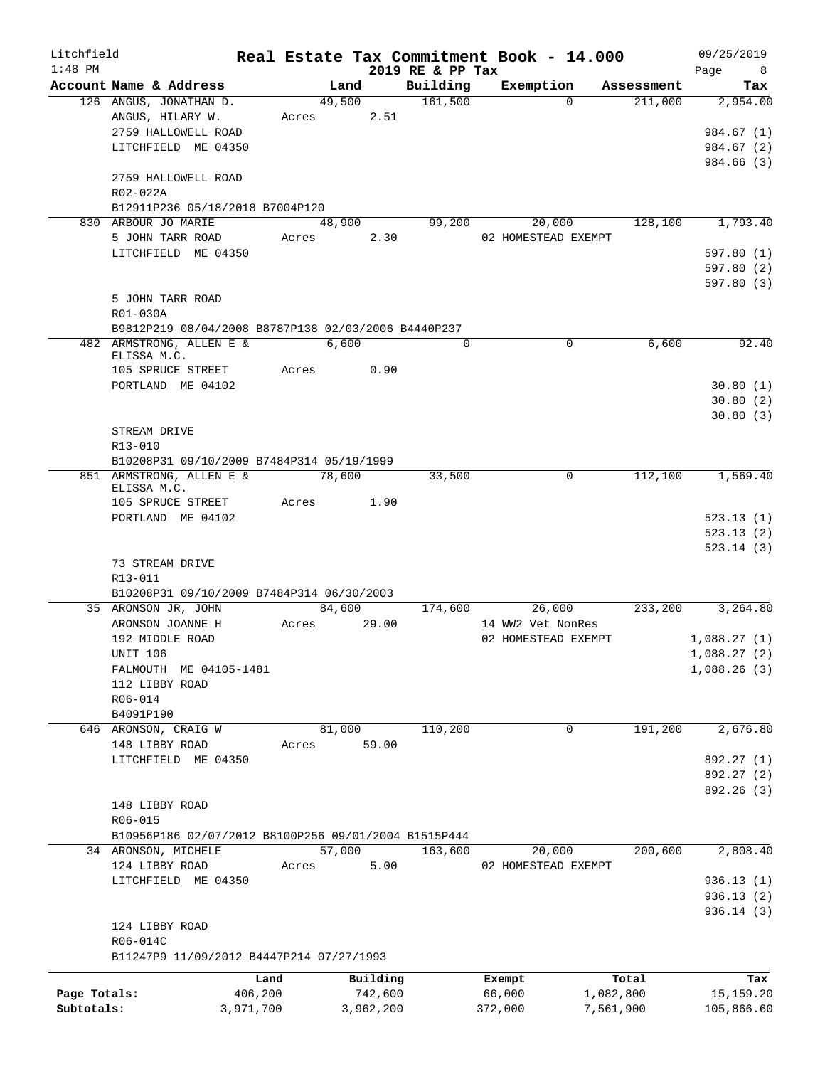Litchfield
1:48 PM

**Real Estate Tax Commitment Book - 14.000**

2019 RE & PP Tax

09/25/2019

| Account Name & Address | Land | Building | Exemption | Assessment | Tax |
|---|---|---|---|---|---|
| 126 ANGUS, JONATHAN D. | 49,500 | 161,500 | 0 | 211,000 | 2,954.00 |
| ANGUS, HILARY W. | Acres 2.51 | | | | |
| 2759 HALLOWELL ROAD | | | | | 984.67 (1) |
| LITCHFIELD ME 04350 | | | | | 984.67 (2) |
| | | | | | 984.66 (3) |
| 2759 HALLOWELL ROAD | | | | | |
| R02-022A | | | | | |
| B12911P236 05/18/2018 B7004P120 | | | | | |
| 830 ARBOUR JO MARIE | 48,900 | 99,200 | 20,000 | 128,100 | 1,793.40 |
| 5 JOHN TARR ROAD | Acres 2.30 | | 02 HOMESTEAD EXEMPT | | |
| LITCHFIELD ME 04350 | | | | | 597.80 (1) |
| | | | | | 597.80 (2) |
| | | | | | 597.80 (3) |
| 5 JOHN TARR ROAD | | | | | |
| R01-030A | | | | | |
| B9812P219 08/04/2008 B8787P138 02/03/2006 B4440P237 | | | | | |
| 482 ARMSTRONG, ALLEN E & ELISSA M.C. | 6,600 | 0 | 0 | 6,600 | 92.40 |
| 105 SPRUCE STREET | Acres 0.90 | | | | |
| PORTLAND ME 04102 | | | | | 30.80 (1) |
| | | | | | 30.80 (2) |
| | | | | | 30.80 (3) |
| STREAM DRIVE | | | | | |
| R13-010 | | | | | |
| B10208P31 09/10/2009 B7484P314 05/19/1999 | | | | | |
| 851 ARMSTRONG, ALLEN E & ELISSA M.C. | 78,600 | 33,500 | 0 | 112,100 | 1,569.40 |
| 105 SPRUCE STREET | Acres 1.90 | | | | |
| PORTLAND ME 04102 | | | | | 523.13 (1) |
| | | | | | 523.13 (2) |
| | | | | | 523.14 (3) |
| 73 STREAM DRIVE | | | | | |
| R13-011 | | | | | |
| B10208P31 09/10/2009 B7484P314 06/30/2003 | | | | | |
| 35 ARONSON JR, JOHN | 84,600 | 174,600 | 26,000 | 233,200 | 3,264.80 |
| ARONSON JOANNE H | Acres 29.00 | | 14 WW2 Vet NonRes | | |
| 192 MIDDLE ROAD | | | 02 HOMESTEAD EXEMPT | | 1,088.27 (1) |
| UNIT 106 | | | | | 1,088.27 (2) |
| FALMOUTH ME 04105-1481 | | | | | 1,088.26 (3) |
| 112 LIBBY ROAD | | | | | |
| R06-014 | | | | | |
| B4091P190 | | | | | |
| 646 ARONSON, CRAIG W | 81,000 | 110,200 | 0 | 191,200 | 2,676.80 |
| 148 LIBBY ROAD | Acres 59.00 | | | | |
| LITCHFIELD ME 04350 | | | | | 892.27 (1) |
| | | | | | 892.27 (2) |
| | | | | | 892.26 (3) |
| 148 LIBBY ROAD | | | | | |
| R06-015 | | | | | |
| B10956P186 02/07/2012 B8100P256 09/01/2004 B1515P444 | | | | | |
| 34 ARONSON, MICHELE | 57,000 | 163,600 | 20,000 | 200,600 | 2,808.40 |
| 124 LIBBY ROAD | Acres 5.00 | | 02 HOMESTEAD EXEMPT | | |
| LITCHFIELD ME 04350 | | | | | 936.13 (1) |
| | | | | | 936.13 (2) |
| | | | | | 936.14 (3) |
| 124 LIBBY ROAD | | | | | |
| R06-014C | | | | | |
| B11247P9 11/09/2012 B4447P214 07/27/1993 | | | | | |

| | Land | Building | Exempt | Total | Tax |
|---|---|---|---|---|---|
| Page Totals: | 406,200 | 742,600 | 66,000 | 1,082,800 | 15,159.20 |
| Subtotals: | 3,971,700 | 3,962,200 | 372,000 | 7,561,900 | 105,866.60 |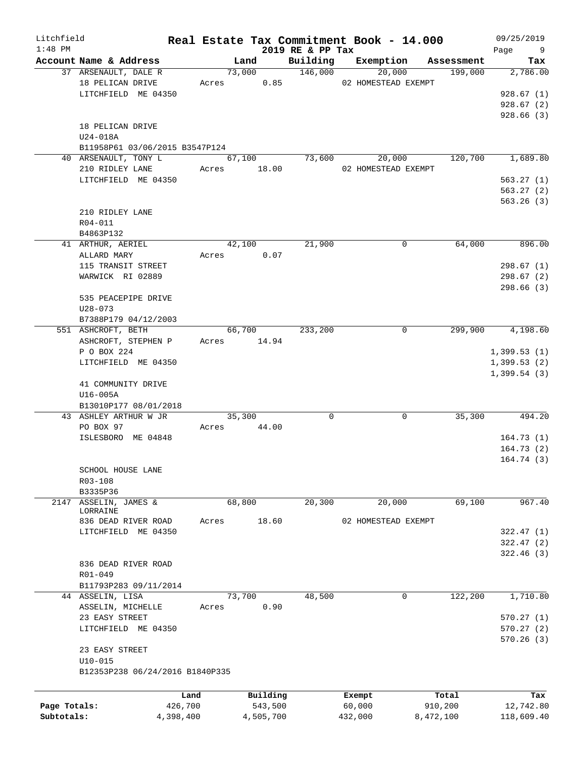# Real Estate Tax Commitment Book - 14.000

Litchfield
1:48 PM

2019 RE & PP Tax

09/25/2019

| Account Name & Address | Land | Building | Exemption | Assessment | Tax |
|---|---|---|---|---|---|
| 37 ARSENAULT, DALE R | 73,000 | 146,000 | 20,000 | 199,000 | 2,786.00 |
| 18 PELICAN DRIVE | Acres 0.85 | | 02 HOMESTEAD EXEMPT | | |
| LITCHFIELD ME 04350 | | | | | 928.67 (1) |
| | | | | | 928.67 (2) |
| | | | | | 928.66 (3) |
| 18 PELICAN DRIVE | | | | | |
| U24-018A | | | | | |
| B11958P61 03/06/2015 B3547P124 | | | | | |
| 40 ARSENAULT, TONY L | 67,100 | 73,600 | 20,000 | 120,700 | 1,689.80 |
| 210 RIDLEY LANE | Acres 18.00 | | 02 HOMESTEAD EXEMPT | | |
| LITCHFIELD ME 04350 | | | | | 563.27 (1) |
| | | | | | 563.27 (2) |
| | | | | | 563.26 (3) |
| 210 RIDLEY LANE | | | | | |
| R04-011 | | | | | |
| B4863P132 | | | | | |
| 41 ARTHUR, AERIEL | 42,100 | 21,900 | 0 | 64,000 | 896.00 |
| ALLARD MARY | Acres 0.07 | | | | |
| 115 TRANSIT STREET | | | | | 298.67 (1) |
| WARWICK RI 02889 | | | | | 298.67 (2) |
| | | | | | 298.66 (3) |
| 535 PEACEPIPE DRIVE | | | | | |
| U28-073 | | | | | |
| B7388P179 04/12/2003 | | | | | |
| 551 ASHCROFT, BETH | 66,700 | 233,200 | 0 | 299,900 | 4,198.60 |
| ASHCROFT, STEPHEN P | Acres 14.94 | | | | |
| P O BOX 224 | | | | | 1,399.53 (1) |
| LITCHFIELD ME 04350 | | | | | 1,399.53 (2) |
| | | | | | 1,399.54 (3) |
| 41 COMMUNITY DRIVE | | | | | |
| U16-005A | | | | | |
| B13010P177 08/01/2018 | | | | | |
| 43 ASHLEY ARTHUR W JR | 35,300 | 0 | 0 | 35,300 | 494.20 |
| PO BOX 97 | Acres 44.00 | | | | |
| ISLESBORO ME 04848 | | | | | 164.73 (1) |
| | | | | | 164.73 (2) |
| | | | | | 164.74 (3) |
| SCHOOL HOUSE LANE | | | | | |
| R03-108 | | | | | |
| B3335P36 | | | | | |
| 2147 ASSELIN, JAMES & LORRAINE | 68,800 | 20,300 | 20,000 | 69,100 | 967.40 |
| 836 DEAD RIVER ROAD | Acres 18.60 | | 02 HOMESTEAD EXEMPT | | |
| LITCHFIELD ME 04350 | | | | | 322.47 (1) |
| | | | | | 322.47 (2) |
| | | | | | 322.46 (3) |
| 836 DEAD RIVER ROAD | | | | | |
| R01-049 | | | | | |
| B11793P283 09/11/2014 | | | | | |
| 44 ASSELIN, LISA | 73,700 | 48,500 | 0 | 122,200 | 1,710.80 |
| ASSELIN, MICHELLE | Acres 0.90 | | | | |
| 23 EASY STREET | | | | | 570.27 (1) |
| LITCHFIELD ME 04350 | | | | | 570.27 (2) |
| | | | | | 570.26 (3) |
| 23 EASY STREET | | | | | |
| U10-015 | | | | | |
| B12353P238 06/24/2016 B1840P335 | | | | | |

| | Land | Building | Exempt | Total | Tax |
|---|---|---|---|---|---|
| Page Totals: | 426,700 | 543,500 | 60,000 | 910,200 | 12,742.80 |
| Subtotals: | 4,398,400 | 4,505,700 | 432,000 | 8,472,100 | 118,609.40 |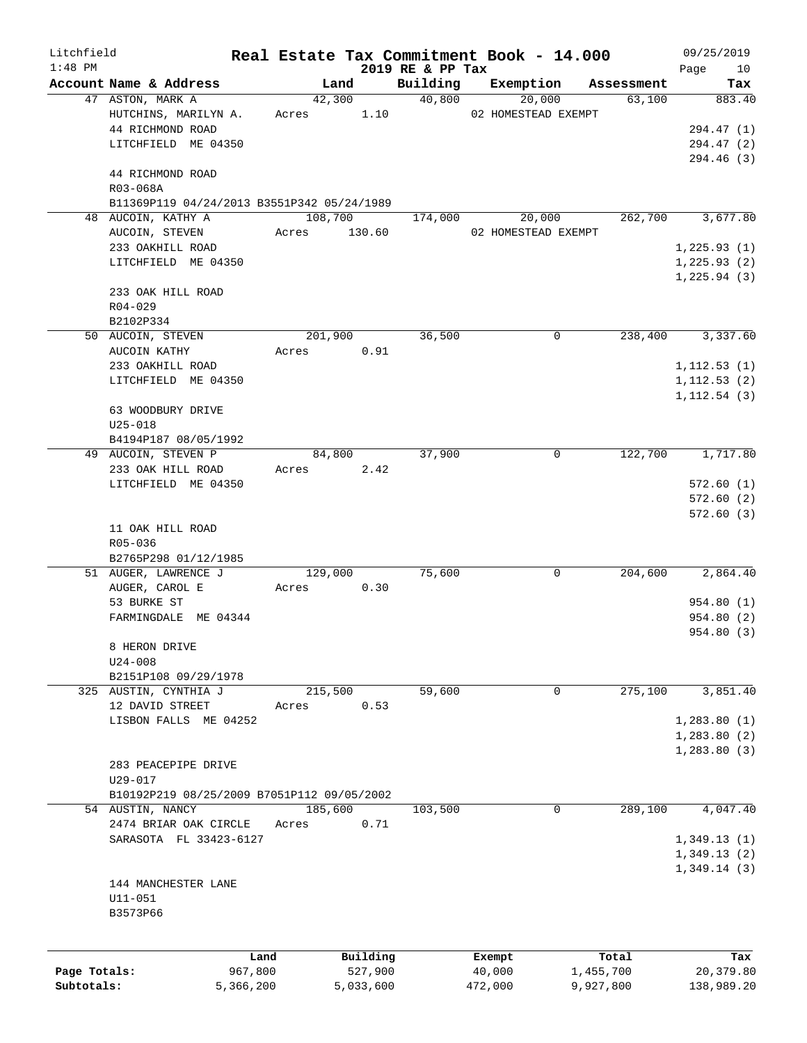# Real Estate Tax Commitment Book - 14.000

Litchfield
1:48 PM

2019 RE & PP Tax

09/25/2019

| Account Name & Address | Land | Building | Exemption | Assessment | Tax |
|---|---|---|---|---|---|
| 47 ASTON, MARK A | 42,300 | 40,800 | 20,000 | 63,100 | 883.40 |
| HUTCHINS, MARILYN A. | Acres 1.10 | | 02 HOMESTEAD EXEMPT | | |
| 44 RICHMOND ROAD | | | | | 294.47 (1) |
| LITCHFIELD ME 04350 | | | | | 294.47 (2) |
| | | | | | 294.46 (3) |
| 44 RICHMOND ROAD | | | | | |
| R03-068A | | | | | |
| B11369P119 04/24/2013 B3551P342 05/24/1989 | | | | | |
| 48 AUCOIN, KATHY A | 108,700 | 174,000 | 20,000 | 262,700 | 3,677.80 |
| AUCOIN, STEVEN | Acres 130.60 | | 02 HOMESTEAD EXEMPT | | |
| 233 OAKHILL ROAD | | | | | 1,225.93 (1) |
| LITCHFIELD ME 04350 | | | | | 1,225.93 (2) |
| | | | | | 1,225.94 (3) |
| 233 OAK HILL ROAD | | | | | |
| R04-029 | | | | | |
| B2102P334 | | | | | |
| 50 AUCOIN, STEVEN | 201,900 | 36,500 | 0 | 238,400 | 3,337.60 |
| AUCOIN KATHY | Acres 0.91 | | | | |
| 233 OAKHILL ROAD | | | | | 1,112.53 (1) |
| LITCHFIELD ME 04350 | | | | | 1,112.53 (2) |
| | | | | | 1,112.54 (3) |
| 63 WOODBURY DRIVE | | | | | |
| U25-018 | | | | | |
| B4194P187 08/05/1992 | | | | | |
| 49 AUCOIN, STEVEN P | 84,800 | 37,900 | 0 | 122,700 | 1,717.80 |
| 233 OAK HILL ROAD | Acres 2.42 | | | | |
| LITCHFIELD ME 04350 | | | | | 572.60 (1) |
| | | | | | 572.60 (2) |
| | | | | | 572.60 (3) |
| 11 OAK HILL ROAD | | | | | |
| R05-036 | | | | | |
| B2765P298 01/12/1985 | | | | | |
| 51 AUGER, LAWRENCE J | 129,000 | 75,600 | 0 | 204,600 | 2,864.40 |
| AUGER, CAROL E | Acres 0.30 | | | | |
| 53 BURKE ST | | | | | 954.80 (1) |
| FARMINGDALE ME 04344 | | | | | 954.80 (2) |
| | | | | | 954.80 (3) |
| 8 HERON DRIVE | | | | | |
| U24-008 | | | | | |
| B2151P108 09/29/1978 | | | | | |
| 325 AUSTIN, CYNTHIA J | 215,500 | 59,600 | 0 | 275,100 | 3,851.40 |
| 12 DAVID STREET | Acres 0.53 | | | | |
| LISBON FALLS ME 04252 | | | | | 1,283.80 (1) |
| | | | | | 1,283.80 (2) |
| | | | | | 1,283.80 (3) |
| 283 PEACEPIPE DRIVE | | | | | |
| U29-017 | | | | | |
| B10192P219 08/25/2009 B7051P112 09/05/2002 | | | | | |
| 54 AUSTIN, NANCY | 185,600 | 103,500 | 0 | 289,100 | 4,047.40 |
| 2474 BRIAR OAK CIRCLE | Acres 0.71 | | | | |
| SARASOTA FL 33423-6127 | | | | | 1,349.13 (1) |
| | | | | | 1,349.13 (2) |
| | | | | | 1,349.14 (3) |
| 144 MANCHESTER LANE | | | | | |
| U11-051 | | | | | |
| B3573P66 | | | | | |

| | Land | Building | Exempt | Total | Tax |
|---|---|---|---|---|---|
| Page Totals: | 967,800 | 527,900 | 40,000 | 1,455,700 | 20,379.80 |
| Subtotals: | 5,366,200 | 5,033,600 | 472,000 | 9,927,800 | 138,989.20 |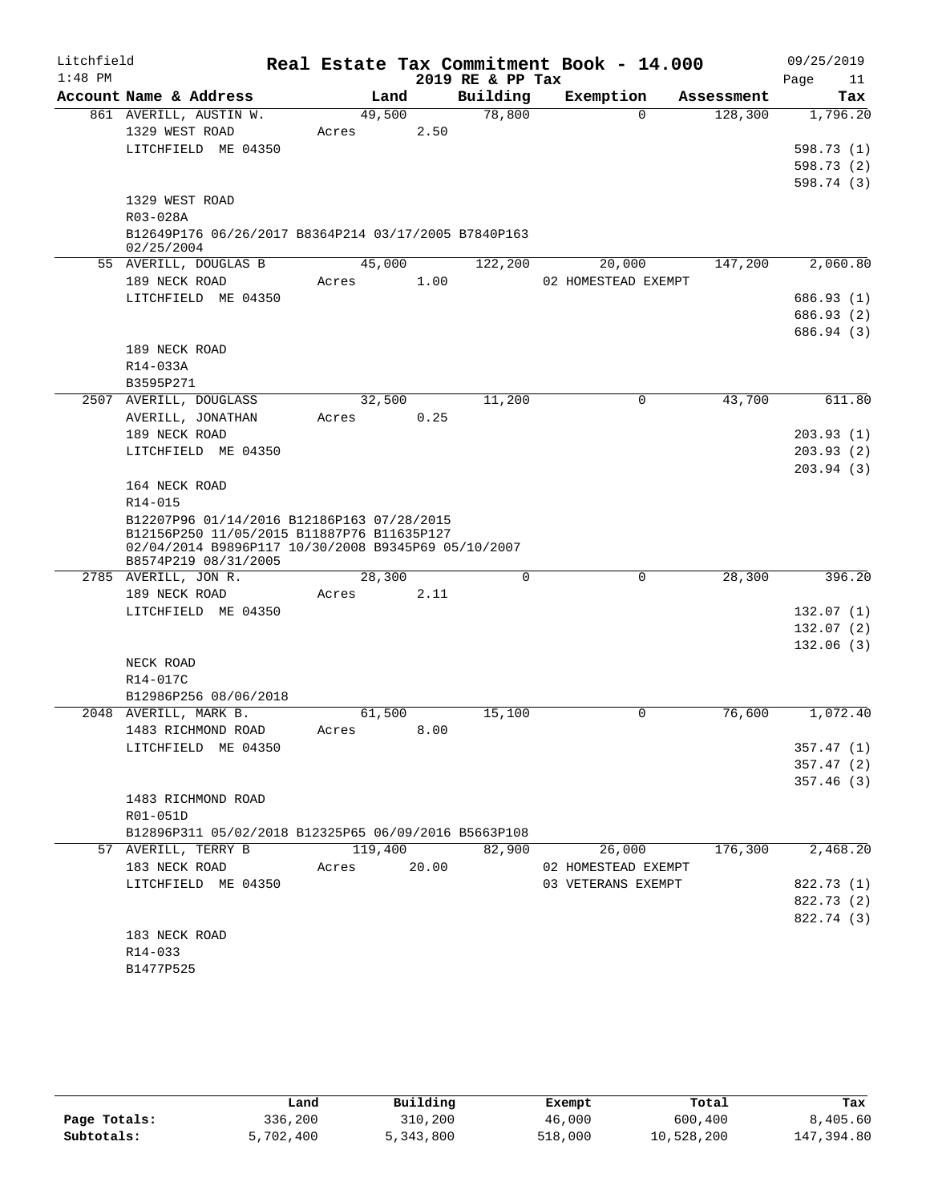Litchfield
1:48 PM

# Real Estate Tax Commitment Book - 14.000
## 2019 RE & PP Tax

09/25/2019

| Account Name & Address | Land | Building | Exemption | Assessment | Tax |
|---|---|---|---|---|---|
| 861 AVERILL, AUSTIN W. | 49,500 | 78,800 | 0 | 128,300 | 1,796.20 |
| 1329 WEST ROAD | Acres 2.50 | | | | |
| LITCHFIELD ME 04350 | | | | | 598.73 (1) |
| | | | | | 598.73 (2) |
| | | | | | 598.74 (3) |
| 1329 WEST ROAD | | | | | |
| R03-028A | | | | | |
| B12649P176 06/26/2017 B8364P214 03/17/2005 B7840P163 02/25/2004 | | | | | |
| 55 AVERILL, DOUGLAS B | 45,000 | 122,200 | 20,000 | 147,200 | 2,060.80 |
| 189 NECK ROAD | Acres 1.00 | | 02 HOMESTEAD EXEMPT | | |
| LITCHFIELD ME 04350 | | | | | 686.93 (1) |
| | | | | | 686.93 (2) |
| | | | | | 686.94 (3) |
| 189 NECK ROAD | | | | | |
| R14-033A | | | | | |
| B3595P271 | | | | | |
| 2507 AVERILL, DOUGLASS | 32,500 | 11,200 | 0 | 43,700 | 611.80 |
| AVERILL, JONATHAN | Acres 0.25 | | | | |
| 189 NECK ROAD | | | | | 203.93 (1) |
| LITCHFIELD ME 04350 | | | | | 203.93 (2) |
| | | | | | 203.94 (3) |
| 164 NECK ROAD | | | | | |
| R14-015 | | | | | |
| B12207P96 01/14/2016 B12186P163 07/28/2015 B12156P250 11/05/2015 B11887P76 B11635P127 02/04/2014 B9896P117 10/30/2008 B9345P69 05/10/2007 B8574P219 08/31/2005 | | | | | |
| 2785 AVERILL, JON R. | 28,300 | 0 | 0 | 28,300 | 396.20 |
| 189 NECK ROAD | Acres 2.11 | | | | |
| LITCHFIELD ME 04350 | | | | | 132.07 (1) |
| | | | | | 132.07 (2) |
| | | | | | 132.06 (3) |
| NECK ROAD | | | | | |
| R14-017C | | | | | |
| B12986P256 08/06/2018 | | | | | |
| 2048 AVERILL, MARK B. | 61,500 | 15,100 | 0 | 76,600 | 1,072.40 |
| 1483 RICHMOND ROAD | Acres 8.00 | | | | |
| LITCHFIELD ME 04350 | | | | | 357.47 (1) |
| | | | | | 357.47 (2) |
| | | | | | 357.46 (3) |
| 1483 RICHMOND ROAD | | | | | |
| R01-051D | | | | | |
| B12896P311 05/02/2018 B12325P65 06/09/2016 B5663P108 | | | | | |
| 57 AVERILL, TERRY B | 119,400 | 82,900 | 26,000 | 176,300 | 2,468.20 |
| 183 NECK ROAD | Acres 20.00 | | 02 HOMESTEAD EXEMPT | | |
| LITCHFIELD ME 04350 | | | 03 VETERANS EXEMPT | | 822.73 (1) |
| | | | | | 822.73 (2) |
| | | | | | 822.74 (3) |
| 183 NECK ROAD | | | | | |
| R14-033 | | | | | |
| B1477P525 | | | | | |

| | Land | Building | Exempt | Total | Tax |
|---|---|---|---|---|---|
| **Page Totals:** | 336,200 | 310,200 | 46,000 | 600,400 | 8,405.60 |
| **Subtotals:** | 5,702,400 | 5,343,800 | 518,000 | 10,528,200 | 147,394.80 |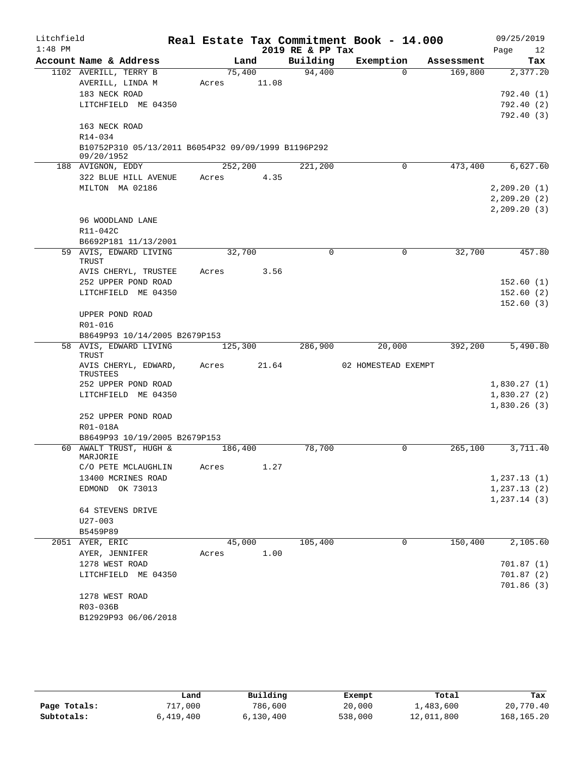Litchfield 1:48 PM

# Real Estate Tax Commitment Book - 14.000

2019 RE & PP Tax

09/25/2019

| Account Name & Address | Land | Building | Exemption | Assessment | Tax |
|---|---|---|---|---|---|
| 1102 AVERILL, TERRY B | 75,400 | 94,400 | 0 | 169,800 | 2,377.20 |
| AVERILL, LINDA M | Acres 11.08 | | | | |
| 183 NECK ROAD | | | | | 792.40 (1) |
| LITCHFIELD ME 04350 | | | | | 792.40 (2) |
| | | | | | 792.40 (3) |
| 163 NECK ROAD | | | | | |
| R14-034 | | | | | |
| B10752P310 05/13/2011 B6054P32 09/09/1999 B1196P292 09/20/1952 | | | | | |
| 188 AVIGNON, EDDY | 252,200 | 221,200 | 0 | 473,400 | 6,627.60 |
| 322 BLUE HILL AVENUE | Acres 4.35 | | | | |
| MILTON MA 02186 | | | | | 2,209.20 (1) |
| | | | | | 2,209.20 (2) |
| | | | | | 2,209.20 (3) |
| 96 WOODLAND LANE | | | | | |
| R11-042C | | | | | |
| B6692P181 11/13/2001 | | | | | |
| 59 AVIS, EDWARD LIVING TRUST | 32,700 | 0 | 0 | 32,700 | 457.80 |
| AVIS CHERYL, TRUSTEE | Acres 3.56 | | | | |
| 252 UPPER POND ROAD | | | | | 152.60 (1) |
| LITCHFIELD ME 04350 | | | | | 152.60 (2) |
| | | | | | 152.60 (3) |
| UPPER POND ROAD | | | | | |
| R01-016 | | | | | |
| B8649P93 10/14/2005 B2679P153 | | | | | |
| 58 AVIS, EDWARD LIVING TRUST | 125,300 | 286,900 | 20,000 | 392,200 | 5,490.80 |
| AVIS CHERYL, EDWARD, TRUSTEES | Acres 21.64 | | 02 HOMESTEAD EXEMPT | | |
| 252 UPPER POND ROAD | | | | | 1,830.27 (1) |
| LITCHFIELD ME 04350 | | | | | 1,830.27 (2) |
| | | | | | 1,830.26 (3) |
| 252 UPPER POND ROAD | | | | | |
| R01-018A | | | | | |
| B8649P93 10/19/2005 B2679P153 | | | | | |
| 60 AWALT TRUST, HUGH & MARJORIE | 186,400 | 78,700 | 0 | 265,100 | 3,711.40 |
| C/O PETE MCLAUGHLIN | Acres 1.27 | | | | |
| 13400 MCRINES ROAD | | | | | 1,237.13 (1) |
| EDMOND OK 73013 | | | | | 1,237.13 (2) |
| | | | | | 1,237.14 (3) |
| 64 STEVENS DRIVE | | | | | |
| U27-003 | | | | | |
| B5459P89 | | | | | |
| 2051 AYER, ERIC | 45,000 | 105,400 | 0 | 150,400 | 2,105.60 |
| AYER, JENNIFER | Acres 1.00 | | | | |
| 1278 WEST ROAD | | | | | 701.87 (1) |
| LITCHFIELD ME 04350 | | | | | 701.87 (2) |
| | | | | | 701.86 (3) |
| 1278 WEST ROAD | | | | | |
| R03-036B | | | | | |
| B12929P93 06/06/2018 | | | | | |

| | Land | Building | Exempt | Total | Tax |
|---|---|---|---|---|---|
| Page Totals: | 717,000 | 786,600 | 20,000 | 1,483,600 | 20,770.40 |
| Subtotals: | 6,419,400 | 6,130,400 | 538,000 | 12,011,800 | 168,165.20 |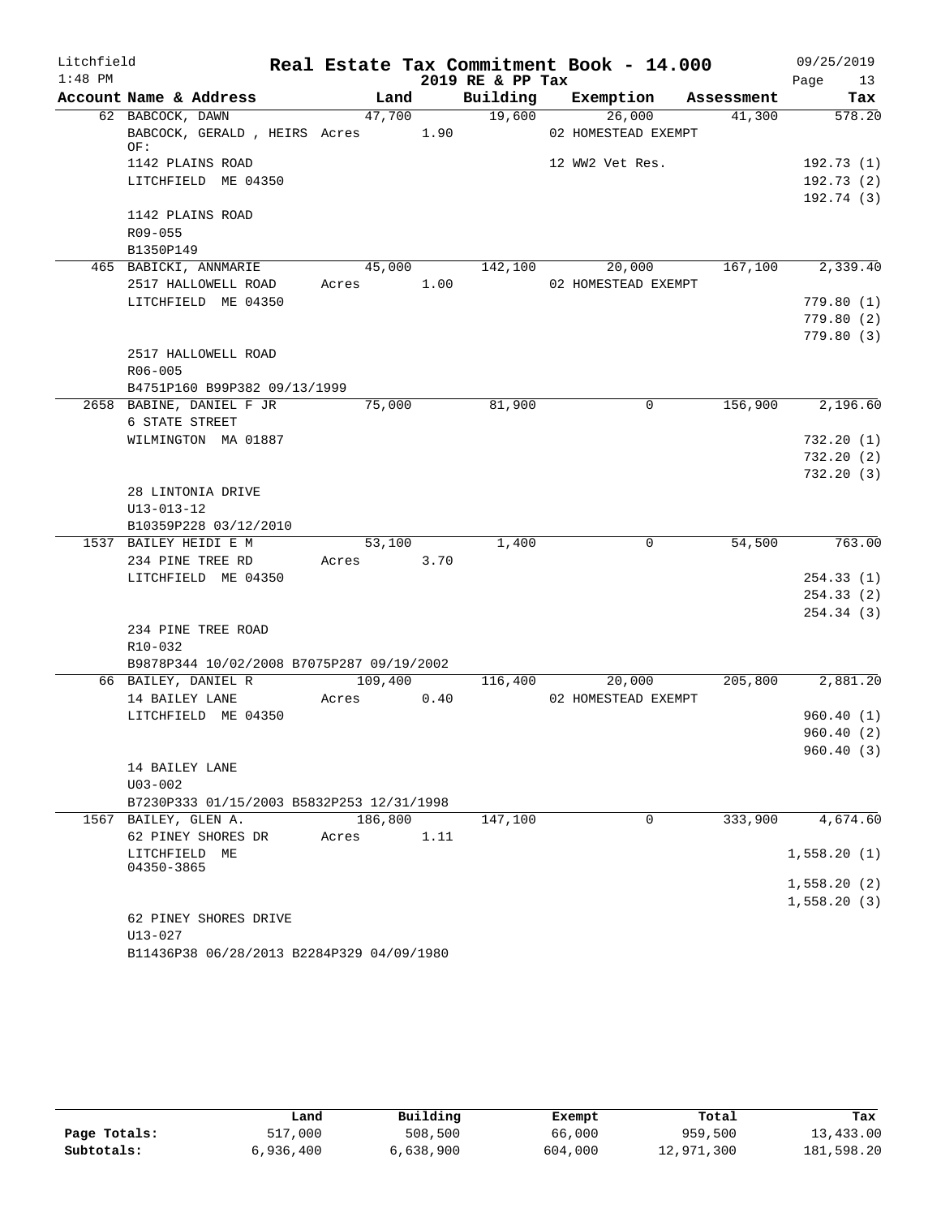# Real Estate Tax Commitment Book - 14.000

Litchfield 1:48 PM — 2019 RE & PP Tax — 09/25/2019

| Account Name & Address | Land | Building | Exemption | Assessment | Tax |
|---|---|---|---|---|---|
| 62 BABCOCK, DAWN | 47,700 | 19,600 | 26,000 | 41,300 | 578.20 |
| BABCOCK, GERALD , HEIRS OF: | Acres 1.90 | | 02 HOMESTEAD EXEMPT | | |
| 1142 PLAINS ROAD | | | 12 WW2 Vet Res. | | 192.73 (1) |
| LITCHFIELD ME 04350 | | | | | 192.73 (2) |
| | | | | | 192.74 (3) |
| 1142 PLAINS ROAD | | | | | |
| R09-055 | | | | | |
| B1350P149 | | | | | |
| 465 BABICKI, ANNMARIE | 45,000 | 142,100 | 20,000 | 167,100 | 2,339.40 |
| 2517 HALLOWELL ROAD | Acres 1.00 | | 02 HOMESTEAD EXEMPT | | |
| LITCHFIELD ME 04350 | | | | | 779.80 (1) |
| | | | | | 779.80 (2) |
| | | | | | 779.80 (3) |
| 2517 HALLOWELL ROAD | | | | | |
| R06-005 | | | | | |
| B4751P160 B99P382 09/13/1999 | | | | | |
| 2658 BABINE, DANIEL F JR | 75,000 | 81,900 | 0 | 156,900 | 2,196.60 |
| 6 STATE STREET | | | | | |
| WILMINGTON MA 01887 | | | | | 732.20 (1) |
| | | | | | 732.20 (2) |
| | | | | | 732.20 (3) |
| 28 LINTONIA DRIVE | | | | | |
| U13-013-12 | | | | | |
| B10359P228 03/12/2010 | | | | | |
| 1537 BAILEY HEIDI E M | 53,100 | 1,400 | 0 | 54,500 | 763.00 |
| 234 PINE TREE RD | Acres 3.70 | | | | |
| LITCHFIELD ME 04350 | | | | | 254.33 (1) |
| | | | | | 254.33 (2) |
| | | | | | 254.34 (3) |
| 234 PINE TREE ROAD | | | | | |
| R10-032 | | | | | |
| B9878P344 10/02/2008 B7075P287 09/19/2002 | | | | | |
| 66 BAILEY, DANIEL R | 109,400 | 116,400 | 20,000 | 205,800 | 2,881.20 |
| 14 BAILEY LANE | Acres 0.40 | | 02 HOMESTEAD EXEMPT | | |
| LITCHFIELD ME 04350 | | | | | 960.40 (1) |
| | | | | | 960.40 (2) |
| | | | | | 960.40 (3) |
| 14 BAILEY LANE | | | | | |
| U03-002 | | | | | |
| B7230P333 01/15/2003 B5832P253 12/31/1998 | | | | | |
| 1567 BAILEY, GLEN A. | 186,800 | 147,100 | 0 | 333,900 | 4,674.60 |
| 62 PINEY SHORES DR | Acres 1.11 | | | | |
| LITCHFIELD ME 04350-3865 | | | | | 1,558.20 (1) |
| | | | | | 1,558.20 (2) |
| | | | | | 1,558.20 (3) |
| 62 PINEY SHORES DRIVE | | | | | |
| U13-027 | | | | | |
| B11436P38 06/28/2013 B2284P329 04/09/1980 | | | | | |

| | Land | Building | Exempt | Total | Tax |
|---|---|---|---|---|---|
| Page Totals: | 517,000 | 508,500 | 66,000 | 959,500 | 13,433.00 |
| Subtotals: | 6,936,400 | 6,638,900 | 604,000 | 12,971,300 | 181,598.20 |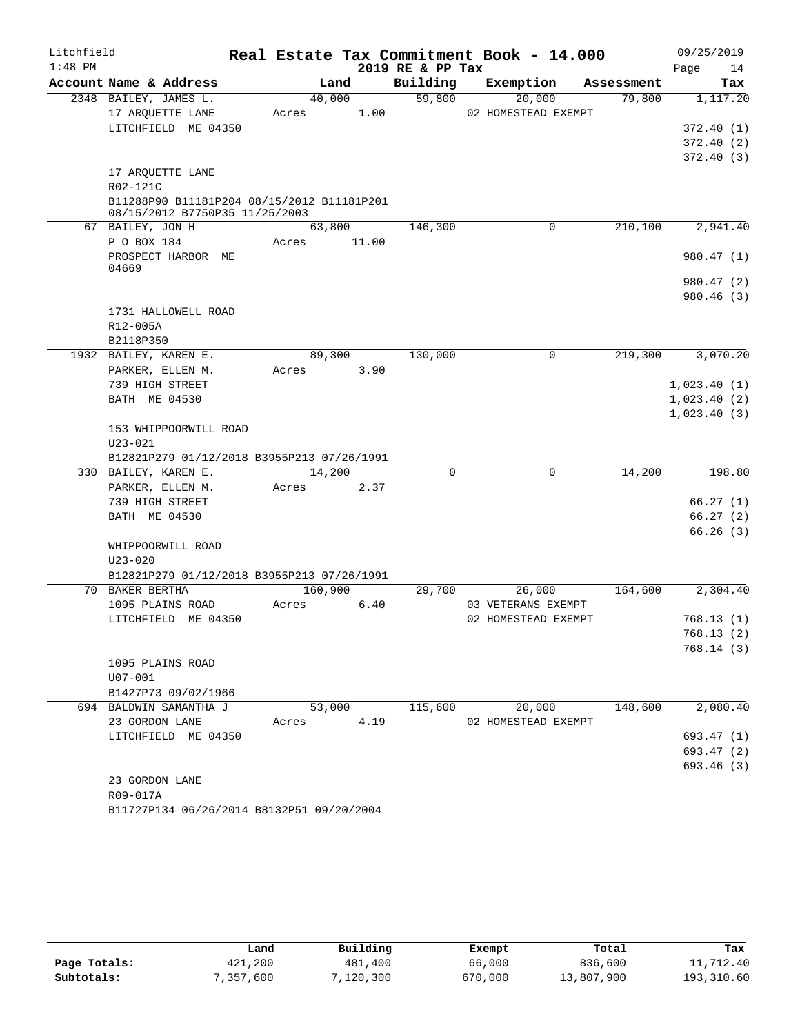Litchfield
1:48 PM

# Real Estate Tax Commitment Book - 14.000

2019 RE & PP Tax

09/25/2019

| Account Name & Address | Land | Building | Exemption | Assessment | Tax |
|---|---|---|---|---|---|
| 2348 BAILEY, JAMES L. | 40,000 | 59,800 | 20,000 | 79,800 | 1,117.20 |
| 17 ARQUETTE LANE | Acres 1.00 | | 02 HOMESTEAD EXEMPT | | |
| LITCHFIELD ME 04350 | | | | | 372.40 (1) |
| | | | | | 372.40 (2) |
| | | | | | 372.40 (3) |
| 17 ARQUETTE LANE | | | | | |
| R02-121C | | | | | |
| B11288P90 B11181P204 08/15/2012 B11181P201 08/15/2012 B7750P35 11/25/2003 | | | | | |
| 67 BAILEY, JON H | 63,800 | 146,300 | 0 | 210,100 | 2,941.40 |
| P O BOX 184 | Acres 11.00 | | | | |
| PROSPECT HARBOR ME 04669 | | | | | 980.47 (1) |
| | | | | | 980.47 (2) |
| | | | | | 980.46 (3) |
| 1731 HALLOWELL ROAD | | | | | |
| R12-005A | | | | | |
| B2118P350 | | | | | |
| 1932 BAILEY, KAREN E. | 89,300 | 130,000 | 0 | 219,300 | 3,070.20 |
| PARKER, ELLEN M. | Acres 3.90 | | | | |
| 739 HIGH STREET | | | | | 1,023.40 (1) |
| BATH ME 04530 | | | | | 1,023.40 (2) |
| | | | | | 1,023.40 (3) |
| 153 WHIPPOORWILL ROAD | | | | | |
| U23-021 | | | | | |
| B12821P279 01/12/2018 B3955P213 07/26/1991 | | | | | |
| 330 BAILEY, KAREN E. | 14,200 | 0 | 0 | 14,200 | 198.80 |
| PARKER, ELLEN M. | Acres 2.37 | | | | |
| 739 HIGH STREET | | | | | 66.27 (1) |
| BATH ME 04530 | | | | | 66.27 (2) |
| | | | | | 66.26 (3) |
| WHIPPOORWILL ROAD | | | | | |
| U23-020 | | | | | |
| B12821P279 01/12/2018 B3955P213 07/26/1991 | | | | | |
| 70 BAKER BERTHA | 160,900 | 29,700 | 26,000 | 164,600 | 2,304.40 |
| 1095 PLAINS ROAD | Acres 6.40 | | 03 VETERANS EXEMPT | | |
| LITCHFIELD ME 04350 | | | 02 HOMESTEAD EXEMPT | | 768.13 (1) |
| | | | | | 768.13 (2) |
| | | | | | 768.14 (3) |
| 1095 PLAINS ROAD | | | | | |
| U07-001 | | | | | |
| B1427P73 09/02/1966 | | | | | |
| 694 BALDWIN SAMANTHA J | 53,000 | 115,600 | 20,000 | 148,600 | 2,080.40 |
| 23 GORDON LANE | Acres 4.19 | | 02 HOMESTEAD EXEMPT | | |
| LITCHFIELD ME 04350 | | | | | 693.47 (1) |
| | | | | | 693.47 (2) |
| | | | | | 693.46 (3) |
| 23 GORDON LANE | | | | | |
| R09-017A | | | | | |
| B11727P134 06/26/2014 B8132P51 09/20/2004 | | | | | |

| | Land | Building | Exempt | Total | Tax |
|---|---|---|---|---|---|
| Page Totals: | 421,200 | 481,400 | 66,000 | 836,600 | 11,712.40 |
| Subtotals: | 7,357,600 | 7,120,300 | 670,000 | 13,807,900 | 193,310.60 |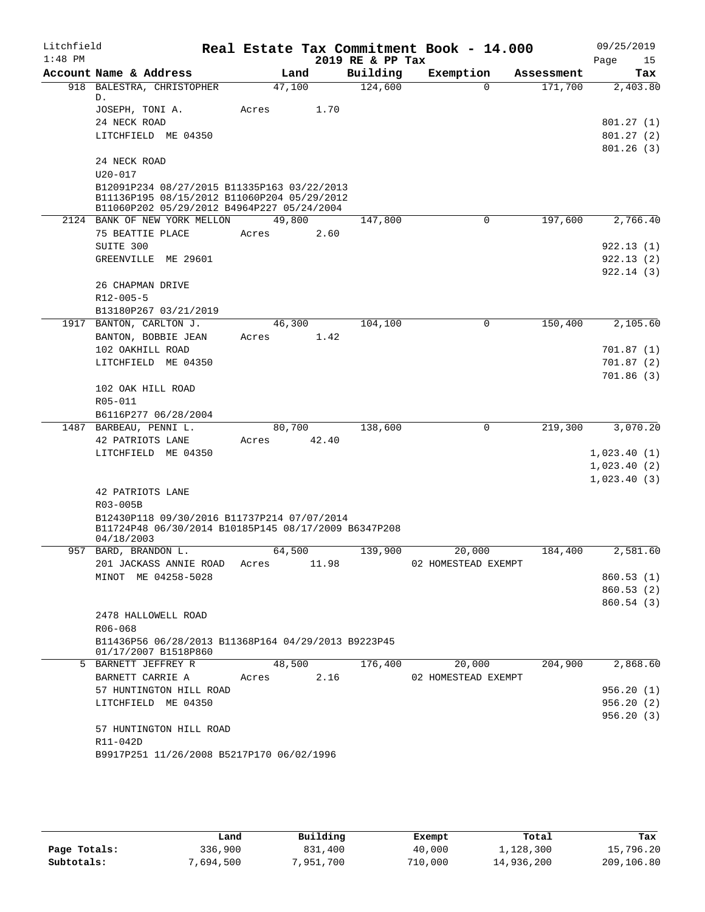Litchfield 1:48 PM

# Real Estate Tax Commitment Book - 14.000

2019 RE & PP Tax

09/25/2019

| Account | Name & Address | Land | Building | Exemption | Assessment | Tax |
|---|---|---|---|---|---|---|
| 918 | BALESTRA, CHRISTOPHER D. | 47,100 | 124,600 | 0 | 171,700 | 2,403.80 |
| | JOSEPH, TONI A. | Acres 1.70 | | | | |
| | 24 NECK ROAD | | | | | 801.27 (1) |
| | LITCHFIELD ME 04350 | | | | | 801.27 (2) |
| | | | | | | 801.26 (3) |
| | 24 NECK ROAD | | | | | |
| | U20-017 | | | | | |
| | B12091P234 08/27/2015 B11335P163 03/22/2013 B11136P195 08/15/2012 B11060P204 05/29/2012 B11060P202 05/29/2012 B4964P227 05/24/2004 | | | | | |
| 2124 | BANK OF NEW YORK MELLON | 49,800 | 147,800 | 0 | 197,600 | 2,766.40 |
| | 75 BEATTIE PLACE | Acres 2.60 | | | | |
| | SUITE 300 | | | | | 922.13 (1) |
| | GREENVILLE ME 29601 | | | | | 922.13 (2) |
| | | | | | | 922.14 (3) |
| | 26 CHAPMAN DRIVE | | | | | |
| | R12-005-5 | | | | | |
| | B13180P267 03/21/2019 | | | | | |
| 1917 | BANTON, CARLTON J. | 46,300 | 104,100 | 0 | 150,400 | 2,105.60 |
| | BANTON, BOBBIE JEAN | Acres 1.42 | | | | |
| | 102 OAKHILL ROAD | | | | | 701.87 (1) |
| | LITCHFIELD ME 04350 | | | | | 701.87 (2) |
| | | | | | | 701.86 (3) |
| | 102 OAK HILL ROAD | | | | | |
| | R05-011 | | | | | |
| | B6116P277 06/28/2004 | | | | | |
| 1487 | BARBEAU, PENNI L. | 80,700 | 138,600 | 0 | 219,300 | 3,070.20 |
| | 42 PATRIOTS LANE | Acres 42.40 | | | | |
| | LITCHFIELD ME 04350 | | | | | 1,023.40 (1) |
| | | | | | | 1,023.40 (2) |
| | | | | | | 1,023.40 (3) |
| | 42 PATRIOTS LANE | | | | | |
| | R03-005B | | | | | |
| | B12430P118 09/30/2016 B11737P214 07/07/2014 B11724P48 06/30/2014 B10185P145 08/17/2009 B6347P208 04/18/2003 | | | | | |
| 957 | BARD, BRANDON L. | 64,500 | 139,900 | 20,000 | 184,400 | 2,581.60 |
| | 201 JACKASS ANNIE ROAD | Acres 11.98 | | 02 HOMESTEAD EXEMPT | | |
| | MINOT ME 04258-5028 | | | | | 860.53 (1) |
| | | | | | | 860.53 (2) |
| | | | | | | 860.54 (3) |
| | 2478 HALLOWELL ROAD | | | | | |
| | R06-068 | | | | | |
| | B11436P56 06/28/2013 B11368P164 04/29/2013 B9223P45 01/17/2007 B1518P860 | | | | | |
| 5 | BARNETT JEFFREY R | 48,500 | 176,400 | 20,000 | 204,900 | 2,868.60 |
| | BARNETT CARRIE A | Acres 2.16 | | 02 HOMESTEAD EXEMPT | | |
| | 57 HUNTINGTON HILL ROAD | | | | | 956.20 (1) |
| | LITCHFIELD ME 04350 | | | | | 956.20 (2) |
| | | | | | | 956.20 (3) |
| | 57 HUNTINGTON HILL ROAD | | | | | |
| | R11-042D | | | | | |
| | B9917P251 11/26/2008 B5217P170 06/02/1996 | | | | | |

| | Land | Building | Exempt | Total | Tax |
|---|---|---|---|---|---|
| Page Totals: | 336,900 | 831,400 | 40,000 | 1,128,300 | 15,796.20 |
| Subtotals: | 7,694,500 | 7,951,700 | 710,000 | 14,936,200 | 209,106.80 |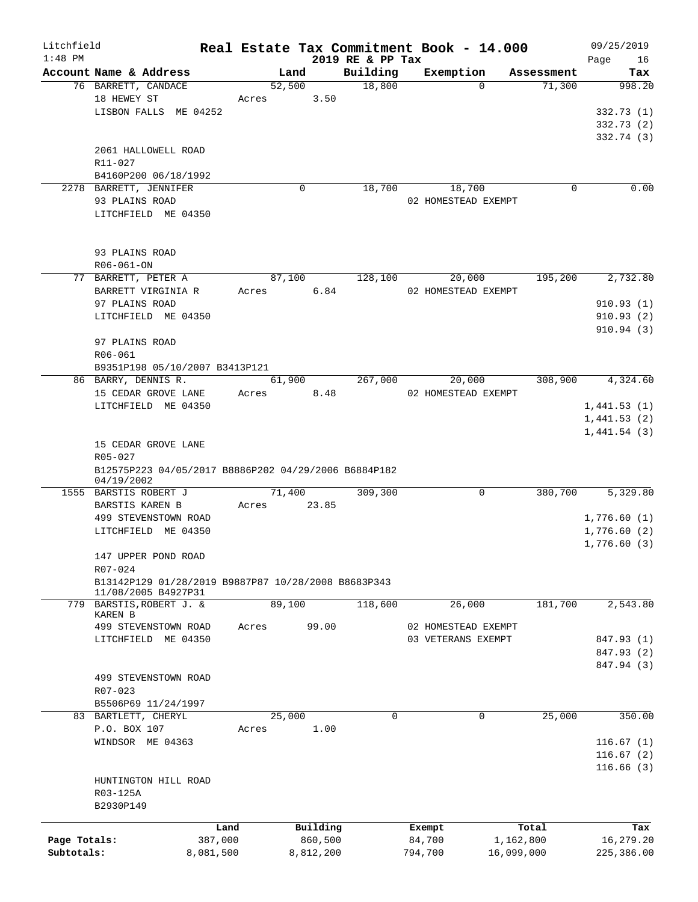# Real Estate Tax Commitment Book - 14.000

Litchfield
1:48 PM

2019 RE & PP Tax

09/25/2019

| Account Name & Address | Land | Building | Exemption | Assessment | Tax |
|---|---|---|---|---|---|
| 76 BARRETT, CANDACE | 52,500 | 18,800 | 0 | 71,300 | 998.20 |
| 18 HEWEY ST | Acres 3.50 | | | | |
| LISBON FALLS ME 04252 | | | | | 332.73 (1) |
| | | | | | 332.73 (2) |
| | | | | | 332.74 (3) |
| 2061 HALLOWELL ROAD | | | | | |
| R11-027 | | | | | |
| B4160P200 06/18/1992 | | | | | |
| 2278 BARRETT, JENNIFER | 0 | 18,700 | 18,700 | 0 | 0.00 |
| 93 PLAINS ROAD | | | 02 HOMESTEAD EXEMPT | | |
| LITCHFIELD ME 04350 | | | | | |
| 93 PLAINS ROAD | | | | | |
| R06-061-ON | | | | | |
| 77 BARRETT, PETER A | 87,100 | 128,100 | 20,000 | 195,200 | 2,732.80 |
| BARRETT VIRGINIA R | Acres 6.84 | | 02 HOMESTEAD EXEMPT | | |
| 97 PLAINS ROAD | | | | | 910.93 (1) |
| LITCHFIELD ME 04350 | | | | | 910.93 (2) |
| | | | | | 910.94 (3) |
| 97 PLAINS ROAD | | | | | |
| R06-061 | | | | | |
| B9351P198 05/10/2007 B3413P121 | | | | | |
| 86 BARRY, DENNIS R. | 61,900 | 267,000 | 20,000 | 308,900 | 4,324.60 |
| 15 CEDAR GROVE LANE | Acres 8.48 | | 02 HOMESTEAD EXEMPT | | |
| LITCHFIELD ME 04350 | | | | | 1,441.53 (1) |
| | | | | | 1,441.53 (2) |
| | | | | | 1,441.54 (3) |
| 15 CEDAR GROVE LANE | | | | | |
| R05-027 | | | | | |
| B12575P223 04/05/2017 B8886P202 04/29/2006 B6884P182 04/19/2002 | | | | | |
| 1555 BARSTIS ROBERT J | 71,400 | 309,300 | 0 | 380,700 | 5,329.80 |
| BARSTIS KAREN B | Acres 23.85 | | | | |
| 499 STEVENSTOWN ROAD | | | | | 1,776.60 (1) |
| LITCHFIELD ME 04350 | | | | | 1,776.60 (2) |
| | | | | | 1,776.60 (3) |
| 147 UPPER POND ROAD | | | | | |
| R07-024 | | | | | |
| B13142P129 01/28/2019 B9887P87 10/28/2008 B8683P343 11/08/2005 B4927P31 | | | | | |
| 779 BARSTIS,ROBERT J. & KAREN B | 89,100 | 118,600 | 26,000 | 181,700 | 2,543.80 |
| 499 STEVENSTOWN ROAD | Acres 99.00 | | 02 HOMESTEAD EXEMPT | | |
| LITCHFIELD ME 04350 | | | 03 VETERANS EXEMPT | | 847.93 (1) |
| | | | | | 847.93 (2) |
| | | | | | 847.94 (3) |
| 499 STEVENSTOWN ROAD | | | | | |
| R07-023 | | | | | |
| B5506P69 11/24/1997 | | | | | |
| 83 BARTLETT, CHERYL | 25,000 | 0 | 0 | 25,000 | 350.00 |
| P.O. BOX 107 | Acres 1.00 | | | | |
| WINDSOR ME 04363 | | | | | 116.67 (1) |
| | | | | | 116.67 (2) |
| | | | | | 116.66 (3) |
| HUNTINGTON HILL ROAD | | | | | |
| R03-125A | | | | | |
| B2930P149 | | | | | |

| | Land | Building | Exempt | Total | Tax |
|---|---|---|---|---|---|
| Page Totals: | 387,000 | 860,500 | 84,700 | 1,162,800 | 16,279.20 |
| Subtotals: | 8,081,500 | 8,812,200 | 794,700 | 16,099,000 | 225,386.00 |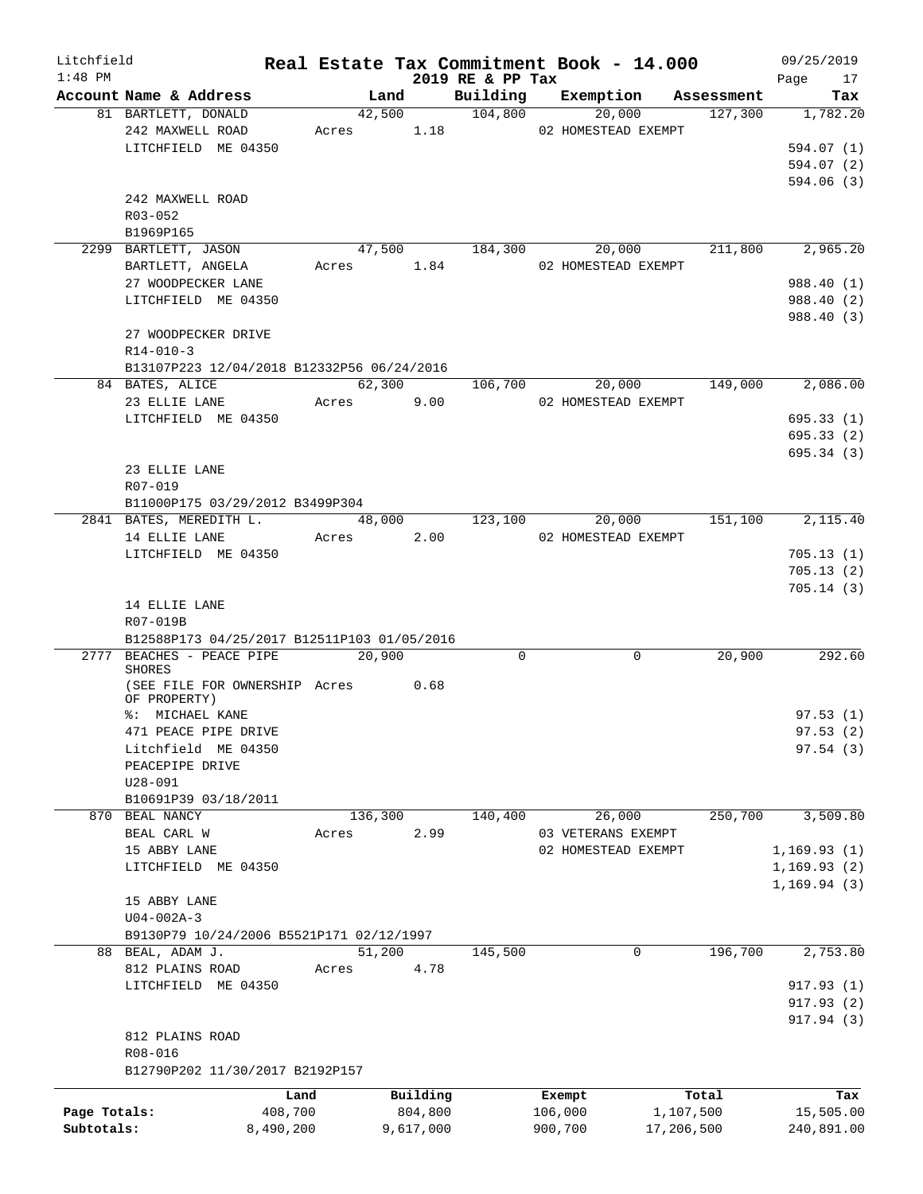Litchfield 1:48 PM — **Real Estate Tax Commitment Book - 14.000** — 2019 RE & PP Tax — 09/25/2019

| Account Name & Address | Land | Building | Exemption | Assessment | Tax |
|---|---|---|---|---|---|
| 81 BARTLETT, DONALD | 42,500 | 104,800 | 20,000 | 127,300 | 1,782.20 |
| 242 MAXWELL ROAD | Acres 1.18 | | 02 HOMESTEAD EXEMPT | | |
| LITCHFIELD ME 04350 | | | | | 594.07 (1) |
| | | | | | 594.07 (2) |
| | | | | | 594.06 (3) |
| 242 MAXWELL ROAD | | | | | |
| R03-052 | | | | | |
| B1969P165 | | | | | |
| 2299 BARTLETT, JASON | 47,500 | 184,300 | 20,000 | 211,800 | 2,965.20 |
| BARTLETT, ANGELA | Acres 1.84 | | 02 HOMESTEAD EXEMPT | | |
| 27 WOODPECKER LANE | | | | | 988.40 (1) |
| LITCHFIELD ME 04350 | | | | | 988.40 (2) |
| | | | | | 988.40 (3) |
| 27 WOODPECKER DRIVE | | | | | |
| R14-010-3 | | | | | |
| B13107P223 12/04/2018 B12332P56 06/24/2016 | | | | | |
| 84 BATES, ALICE | 62,300 | 106,700 | 20,000 | 149,000 | 2,086.00 |
| 23 ELLIE LANE | Acres 9.00 | | 02 HOMESTEAD EXEMPT | | |
| LITCHFIELD ME 04350 | | | | | 695.33 (1) |
| | | | | | 695.33 (2) |
| | | | | | 695.34 (3) |
| 23 ELLIE LANE | | | | | |
| R07-019 | | | | | |
| B11000P175 03/29/2012 B3499P304 | | | | | |
| 2841 BATES, MEREDITH L. | 48,000 | 123,100 | 20,000 | 151,100 | 2,115.40 |
| 14 ELLIE LANE | Acres 2.00 | | 02 HOMESTEAD EXEMPT | | |
| LITCHFIELD ME 04350 | | | | | 705.13 (1) |
| | | | | | 705.13 (2) |
| | | | | | 705.14 (3) |
| 14 ELLIE LANE | | | | | |
| R07-019B | | | | | |
| B12588P173 04/25/2017 B12511P103 01/05/2016 | | | | | |
| 2777 BEACHES - PEACE PIPE SHORES | 20,900 | 0 | 0 | 20,900 | 292.60 |
| (SEE FILE FOR OWNERSHIP OF PROPERTY) | Acres 0.68 | | | | |
| %: MICHAEL KANE | | | | | 97.53 (1) |
| 471 PEACE PIPE DRIVE | | | | | 97.53 (2) |
| Litchfield ME 04350 | | | | | 97.54 (3) |
| PEACEPIPE DRIVE | | | | | |
| U28-091 | | | | | |
| B10691P39 03/18/2011 | | | | | |
| 870 BEAL NANCY | 136,300 | 140,400 | 26,000 | 250,700 | 3,509.80 |
| BEAL CARL W | Acres 2.99 | | 03 VETERANS EXEMPT | | |
| 15 ABBY LANE | | | 02 HOMESTEAD EXEMPT | | 1,169.93 (1) |
| LITCHFIELD ME 04350 | | | | | 1,169.93 (2) |
| | | | | | 1,169.94 (3) |
| 15 ABBY LANE | | | | | |
| U04-002A-3 | | | | | |
| B9130P79 10/24/2006 B5521P171 02/12/1997 | | | | | |
| 88 BEAL, ADAM J. | 51,200 | 145,500 | 0 | 196,700 | 2,753.80 |
| 812 PLAINS ROAD | Acres 4.78 | | | | |
| LITCHFIELD ME 04350 | | | | | 917.93 (1) |
| | | | | | 917.93 (2) |
| | | | | | 917.94 (3) |
| 812 PLAINS ROAD | | | | | |
| R08-016 | | | | | |
| B12790P202 11/30/2017 B2192P157 | | | | | |

| | Land | Building | Exempt | Total | Tax |
|---|---|---|---|---|---|
| Page Totals: | 408,700 | 804,800 | 106,000 | 1,107,500 | 15,505.00 |
| Subtotals: | 8,490,200 | 9,617,000 | 900,700 | 17,206,500 | 240,891.00 |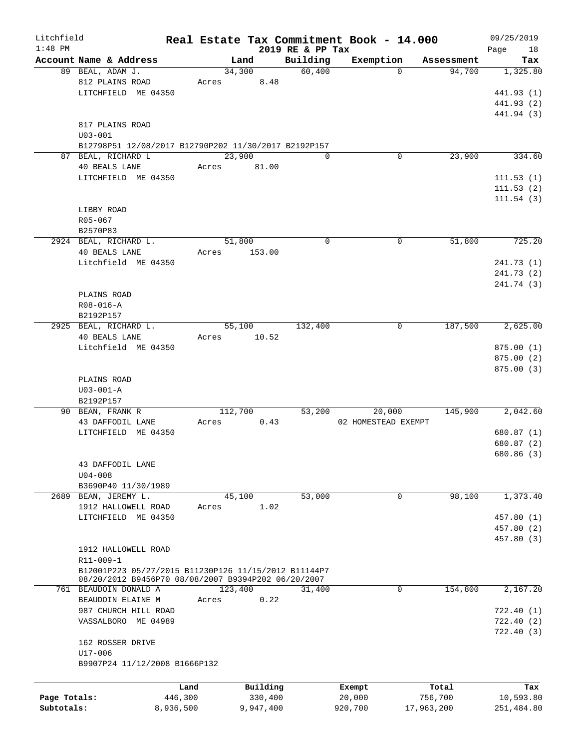Litchfield
1:48 PM

# Real Estate Tax Commitment Book - 14.000
## 2019 RE & PP Tax

09/25/2019

| Account Name & Address | Land | Building | Exemption | Assessment | Tax |
|---|---|---|---|---|---|
| 89 BEAL, ADAM J. | 34,300 | 60,400 | 0 | 94,700 | 1,325.80 |
| 812 PLAINS ROAD | Acres 8.48 | | | | |
| LITCHFIELD ME 04350 | | | | | 441.93 (1) |
| | | | | | 441.93 (2) |
| | | | | | 441.94 (3) |
| 817 PLAINS ROAD | | | | | |
| U03-001 | | | | | |
| B12798P51 12/08/2017 B12790P202 11/30/2017 B2192P157 | | | | | |
| 87 BEAL, RICHARD L | 23,900 | 0 | 0 | 23,900 | 334.60 |
| 40 BEALS LANE | Acres 81.00 | | | | |
| LITCHFIELD ME 04350 | | | | | 111.53 (1) |
| | | | | | 111.53 (2) |
| | | | | | 111.54 (3) |
| LIBBY ROAD | | | | | |
| R05-067 | | | | | |
| B2570P83 | | | | | |
| 2924 BEAL, RICHARD L. | 51,800 | 0 | 0 | 51,800 | 725.20 |
| 40 BEALS LANE | Acres 153.00 | | | | |
| Litchfield ME 04350 | | | | | 241.73 (1) |
| | | | | | 241.73 (2) |
| | | | | | 241.74 (3) |
| PLAINS ROAD | | | | | |
| R08-016-A | | | | | |
| B2192P157 | | | | | |
| 2925 BEAL, RICHARD L. | 55,100 | 132,400 | 0 | 187,500 | 2,625.00 |
| 40 BEALS LANE | Acres 10.52 | | | | |
| Litchfield ME 04350 | | | | | 875.00 (1) |
| | | | | | 875.00 (2) |
| | | | | | 875.00 (3) |
| PLAINS ROAD | | | | | |
| U03-001-A | | | | | |
| B2192P157 | | | | | |
| 90 BEAN, FRANK R | 112,700 | 53,200 | 20,000 | 145,900 | 2,042.60 |
| 43 DAFFODIL LANE | Acres 0.43 | | 02 HOMESTEAD EXEMPT | | |
| LITCHFIELD ME 04350 | | | | | 680.87 (1) |
| | | | | | 680.87 (2) |
| | | | | | 680.86 (3) |
| 43 DAFFODIL LANE | | | | | |
| U04-008 | | | | | |
| B3690P40 11/30/1989 | | | | | |
| 2689 BEAN, JEREMY L. | 45,100 | 53,000 | 0 | 98,100 | 1,373.40 |
| 1912 HALLOWELL ROAD | Acres 1.02 | | | | |
| LITCHFIELD ME 04350 | | | | | 457.80 (1) |
| | | | | | 457.80 (2) |
| | | | | | 457.80 (3) |
| 1912 HALLOWELL ROAD | | | | | |
| R11-009-1 | | | | | |
| B12001P223 05/27/2015 B11230P126 11/15/2012 B11144P7 08/20/2012 B9456P70 08/08/2007 B9394P202 06/20/2007 | | | | | |
| 761 BEAUDOIN DONALD A | 123,400 | 31,400 | 0 | 154,800 | 2,167.20 |
| BEAUDOIN ELAINE M | Acres 0.22 | | | | |
| 987 CHURCH HILL ROAD | | | | | 722.40 (1) |
| VASSALBORO ME 04989 | | | | | 722.40 (2) |
| | | | | | 722.40 (3) |
| 162 ROSSER DRIVE | | | | | |
| U17-006 | | | | | |
| B9907P24 11/12/2008 B1666P132 | | | | | |

| | Land | Building | Exempt | Total | Tax |
|---|---|---|---|---|---|
| Page Totals: | 446,300 | 330,400 | 20,000 | 756,700 | 10,593.80 |
| Subtotals: | 8,936,500 | 9,947,400 | 920,700 | 17,963,200 | 251,484.80 |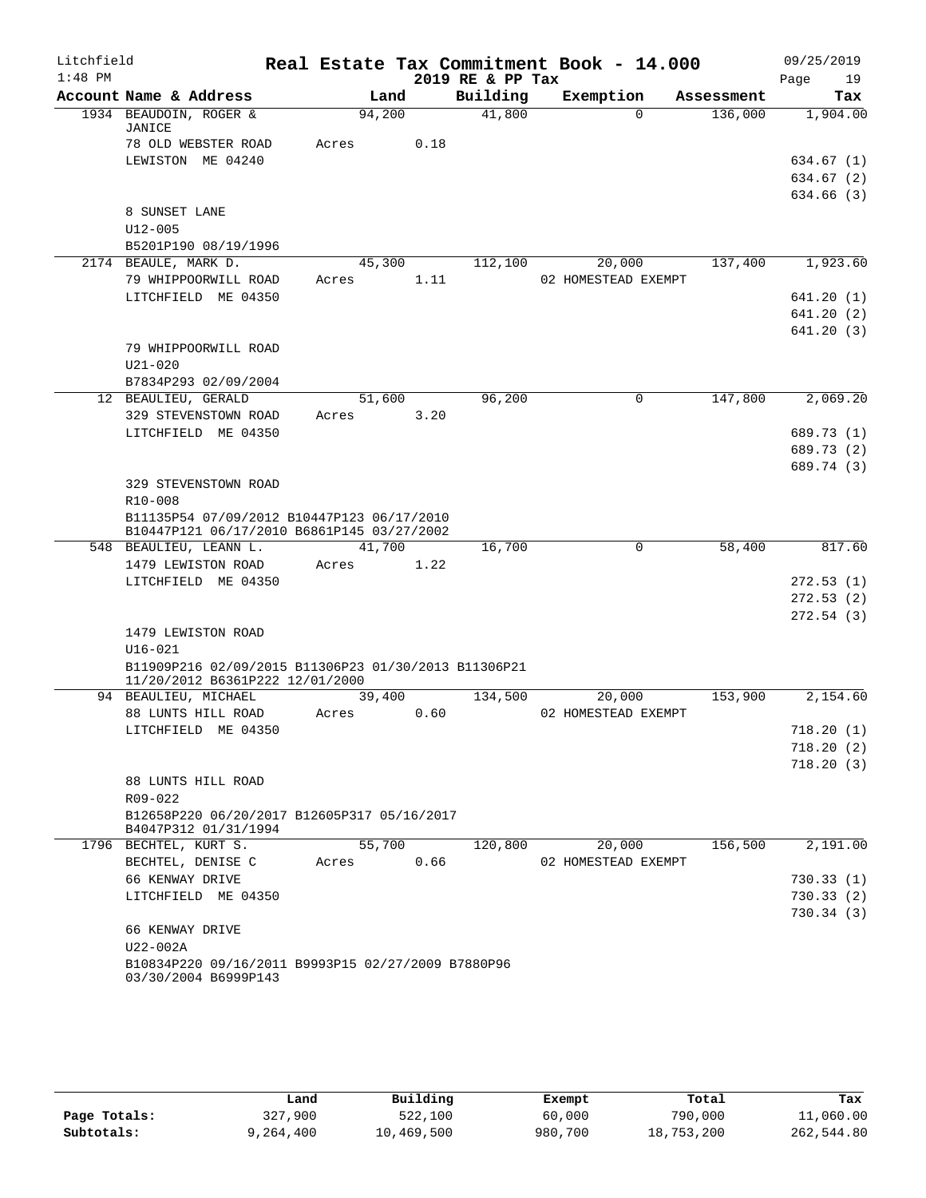# Real Estate Tax Commitment Book - 14.000

Litchfield 1:48 PM — 2019 RE & PP Tax — 09/25/2019

| Account Name & Address | Land | Building | Exemption | Assessment | Tax |
|---|---|---|---|---|---|
| 1934 BEAUDOIN, ROGER & JANICE | 94,200 | 41,800 | 0 | 136,000 | 1,904.00 |
| 78 OLD WEBSTER ROAD | Acres 0.18 | | | | |
| LEWISTON ME 04240 | | | | | 634.67 (1) |
| | | | | | 634.67 (2) |
| | | | | | 634.66 (3) |
| 8 SUNSET LANE | | | | | |
| U12-005 | | | | | |
| B5201P190 08/19/1996 | | | | | |
| 2174 BEAULE, MARK D. | 45,300 | 112,100 | 20,000 | 137,400 | 1,923.60 |
| 79 WHIPPOORWILL ROAD | Acres 1.11 | | 02 HOMESTEAD EXEMPT | | |
| LITCHFIELD ME 04350 | | | | | 641.20 (1) |
| | | | | | 641.20 (2) |
| | | | | | 641.20 (3) |
| 79 WHIPPOORWILL ROAD | | | | | |
| U21-020 | | | | | |
| B7834P293 02/09/2004 | | | | | |
| 12 BEAULIEU, GERALD | 51,600 | 96,200 | 0 | 147,800 | 2,069.20 |
| 329 STEVENSTOWN ROAD | Acres 3.20 | | | | |
| LITCHFIELD ME 04350 | | | | | 689.73 (1) |
| | | | | | 689.73 (2) |
| | | | | | 689.74 (3) |
| 329 STEVENSTOWN ROAD | | | | | |
| R10-008 | | | | | |
| B11135P54 07/09/2012 B10447P123 06/17/2010 B10447P121 06/17/2010 B6861P145 03/27/2002 | | | | | |
| 548 BEAULIEU, LEANN L. | 41,700 | 16,700 | 0 | 58,400 | 817.60 |
| 1479 LEWISTON ROAD | Acres 1.22 | | | | |
| LITCHFIELD ME 04350 | | | | | 272.53 (1) |
| | | | | | 272.53 (2) |
| | | | | | 272.54 (3) |
| 1479 LEWISTON ROAD | | | | | |
| U16-021 | | | | | |
| B11909P216 02/09/2015 B11306P23 01/30/2013 B11306P21 11/20/2012 B6361P222 12/01/2000 | | | | | |
| 94 BEAULIEU, MICHAEL | 39,400 | 134,500 | 20,000 | 153,900 | 2,154.60 |
| 88 LUNTS HILL ROAD | Acres 0.60 | | 02 HOMESTEAD EXEMPT | | |
| LITCHFIELD ME 04350 | | | | | 718.20 (1) |
| | | | | | 718.20 (2) |
| | | | | | 718.20 (3) |
| 88 LUNTS HILL ROAD | | | | | |
| R09-022 | | | | | |
| B12658P220 06/20/2017 B12605P317 05/16/2017 B4047P312 01/31/1994 | | | | | |
| 1796 BECHTEL, KURT S. | 55,700 | 120,800 | 20,000 | 156,500 | 2,191.00 |
| BECHTEL, DENISE C | Acres 0.66 | | 02 HOMESTEAD EXEMPT | | |
| 66 KENWAY DRIVE | | | | | 730.33 (1) |
| LITCHFIELD ME 04350 | | | | | 730.33 (2) |
| | | | | | 730.34 (3) |
| 66 KENWAY DRIVE | | | | | |
| U22-002A | | | | | |
| B10834P220 09/16/2011 B9993P15 02/27/2009 B7880P96 03/30/2004 B6999P143 | | | | | |

| | Land | Building | Exempt | Total | Tax |
|---|---|---|---|---|---|
| Page Totals: | 327,900 | 522,100 | 60,000 | 790,000 | 11,060.00 |
| Subtotals: | 9,264,400 | 10,469,500 | 980,700 | 18,753,200 | 262,544.80 |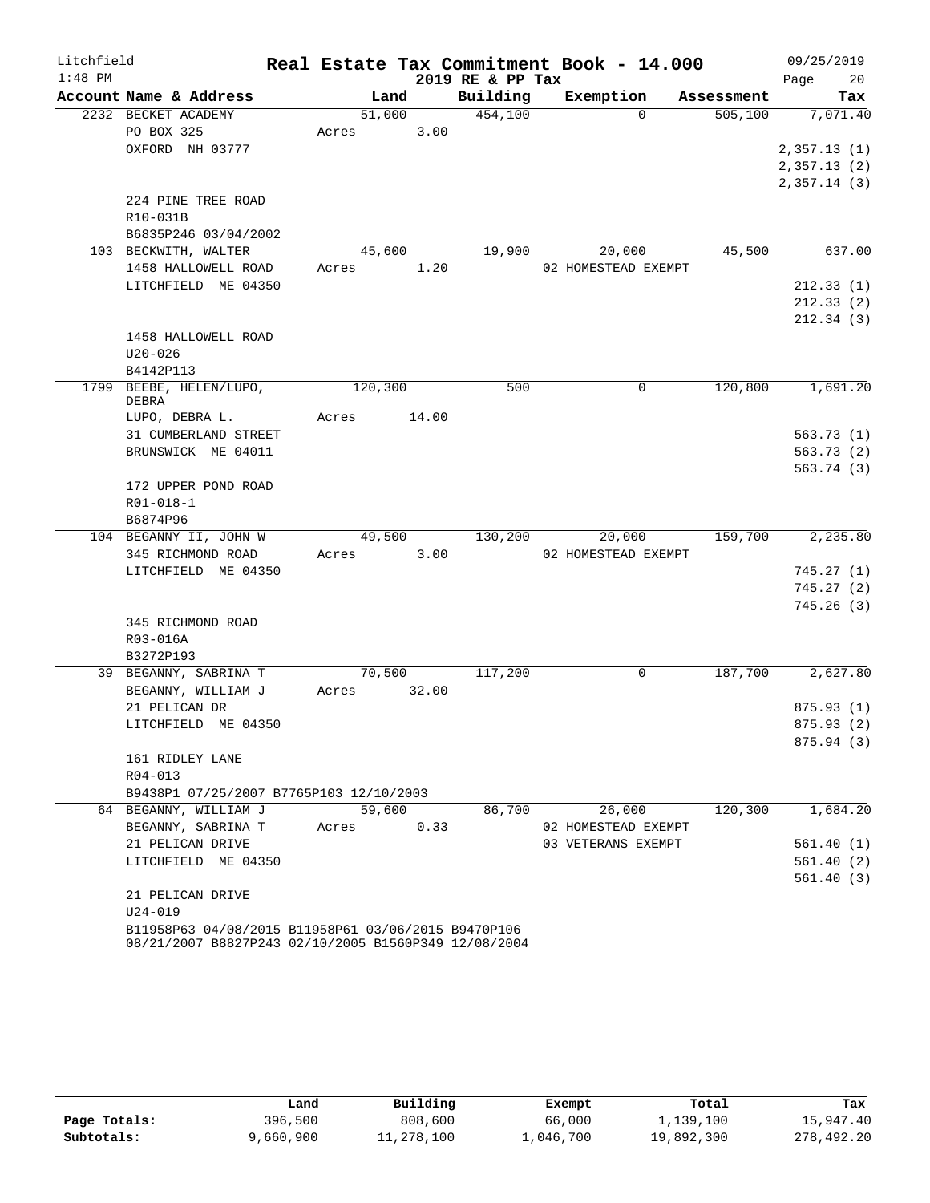# Real Estate Tax Commitment Book - 14.000

Litchfield
1:48 PM

2019 RE & PP Tax

09/25/2019

| Account | Name & Address | Land | Building | Exemption | Assessment | Tax |
|---|---|---|---|---|---|---|
| 2232 | BECKET ACADEMY<br>PO BOX 325<br>OXFORD NH 03777<br><br>224 PINE TREE ROAD<br>R10-031B<br>B6835P246 03/04/2002 | 51,000<br>Acres 3.00 | 454,100 | 0 | 505,100 | 7,071.40<br>2,357.13 (1)<br>2,357.13 (2)<br>2,357.14 (3) |
| 103 | BECKWITH, WALTER<br>1458 HALLOWELL ROAD<br>LITCHFIELD ME 04350<br><br>1458 HALLOWELL ROAD<br>U20-026<br>B4142P113 | 45,600<br>Acres 1.20 | 19,900 | 20,000<br>02 HOMESTEAD EXEMPT | 45,500 | 637.00<br>212.33 (1)<br>212.33 (2)<br>212.34 (3) |
| 1799 | BEEBE, HELEN/LUPO, DEBRA<br>LUPO, DEBRA L.<br>31 CUMBERLAND STREET<br>BRUNSWICK ME 04011<br><br>172 UPPER POND ROAD<br>R01-018-1<br>B6874P96 | 120,300<br>Acres 14.00 | 500 | 0 | 120,800 | 1,691.20<br>563.73 (1)<br>563.73 (2)<br>563.74 (3) |
| 104 | BEGANNY II, JOHN W<br>345 RICHMOND ROAD<br>LITCHFIELD ME 04350<br><br>345 RICHMOND ROAD<br>R03-016A<br>B3272P193 | 49,500<br>Acres 3.00 | 130,200 | 20,000<br>02 HOMESTEAD EXEMPT | 159,700 | 2,235.80<br>745.27 (1)<br>745.27 (2)<br>745.26 (3) |
| 39 | BEGANNY, SABRINA T<br>BEGANNY, WILLIAM J<br>21 PELICAN DR<br>LITCHFIELD ME 04350<br><br>161 RIDLEY LANE<br>R04-013<br>B9438P1 07/25/2007 B7765P103 12/10/2003 | 70,500<br>Acres 32.00 | 117,200 | 0 | 187,700 | 2,627.80<br>875.93 (1)<br>875.93 (2)<br>875.94 (3) |
| 64 | BEGANNY, WILLIAM J<br>BEGANNY, SABRINA T<br>21 PELICAN DRIVE<br>LITCHFIELD ME 04350<br><br>21 PELICAN DRIVE<br>U24-019<br>B11958P63 04/08/2015 B11958P61 03/06/2015 B9470P106 08/21/2007 B8827P243 02/10/2005 B1560P349 12/08/2004 | 59,600<br>Acres 0.33 | 86,700 | 26,000<br>02 HOMESTEAD EXEMPT<br>03 VETERANS EXEMPT | 120,300 | 1,684.20<br>561.40 (1)<br>561.40 (2)<br>561.40 (3) |

| | Land | Building | Exempt | Total | Tax |
|---|---|---|---|---|---|
| Page Totals: | 396,500 | 808,600 | 66,000 | 1,139,100 | 15,947.40 |
| Subtotals: | 9,660,900 | 11,278,100 | 1,046,700 | 19,892,300 | 278,492.20 |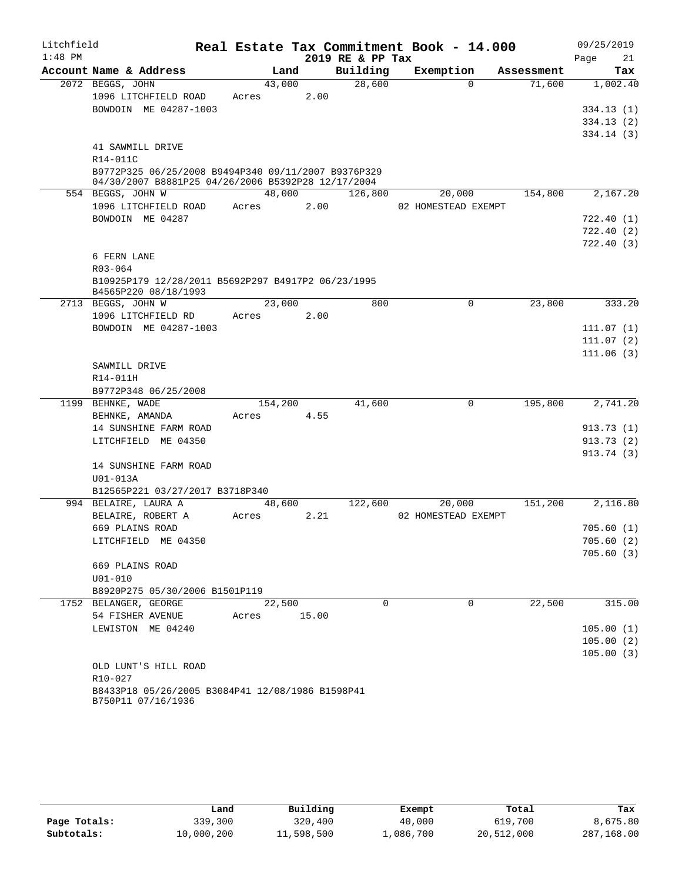Litchfield 1:48 PM

# Real Estate Tax Commitment Book - 14.000

2019 RE & PP Tax

09/25/2019

| Account Name & Address | Land | Building | Exemption | Assessment | Tax |
|---|---|---|---|---|---|
| 2072 BEGGS, JOHN | 43,000 | 28,600 | 0 | 71,600 | 1,002.40 |
| 1096 LITCHFIELD ROAD | Acres 2.00 | | | | |
| BOWDOIN ME 04287-1003 | | | | | 334.13 (1) |
| | | | | | 334.13 (2) |
| | | | | | 334.14 (3) |
| 41 SAWMILL DRIVE | | | | | |
| R14-011C | | | | | |
| B9772P325 06/25/2008 B9494P340 09/11/2007 B9376P329 04/30/2007 B8881P25 04/26/2006 B5392P28 12/17/2004 | | | | | |
| 554 BEGGS, JOHN W | 48,000 | 126,800 | 20,000 | 154,800 | 2,167.20 |
| 1096 LITCHFIELD ROAD | Acres 2.00 | | 02 HOMESTEAD EXEMPT | | |
| BOWDOIN ME 04287 | | | | | 722.40 (1) |
| | | | | | 722.40 (2) |
| | | | | | 722.40 (3) |
| 6 FERN LANE | | | | | |
| R03-064 | | | | | |
| B10925P179 12/28/2011 B5692P297 B4917P2 06/23/1995 B4565P220 08/18/1993 | | | | | |
| 2713 BEGGS, JOHN W | 23,000 | 800 | 0 | 23,800 | 333.20 |
| 1096 LITCHFIELD RD | Acres 2.00 | | | | |
| BOWDOIN ME 04287-1003 | | | | | 111.07 (1) |
| | | | | | 111.07 (2) |
| | | | | | 111.06 (3) |
| SAWMILL DRIVE | | | | | |
| R14-011H | | | | | |
| B9772P348 06/25/2008 | | | | | |
| 1199 BEHNKE, WADE | 154,200 | 41,600 | 0 | 195,800 | 2,741.20 |
| BEHNKE, AMANDA | Acres 4.55 | | | | |
| 14 SUNSHINE FARM ROAD | | | | | 913.73 (1) |
| LITCHFIELD ME 04350 | | | | | 913.73 (2) |
| | | | | | 913.74 (3) |
| 14 SUNSHINE FARM ROAD | | | | | |
| U01-013A | | | | | |
| B12565P221 03/27/2017 B3718P340 | | | | | |
| 994 BELAIRE, LAURA A | 48,600 | 122,600 | 20,000 | 151,200 | 2,116.80 |
| BELAIRE, ROBERT A | Acres 2.21 | | 02 HOMESTEAD EXEMPT | | |
| 669 PLAINS ROAD | | | | | 705.60 (1) |
| LITCHFIELD ME 04350 | | | | | 705.60 (2) |
| | | | | | 705.60 (3) |
| 669 PLAINS ROAD | | | | | |
| U01-010 | | | | | |
| B8920P275 05/30/2006 B1501P119 | | | | | |
| 1752 BELANGER, GEORGE | 22,500 | 0 | 0 | 22,500 | 315.00 |
| 54 FISHER AVENUE | Acres 15.00 | | | | |
| LEWISTON ME 04240 | | | | | 105.00 (1) |
| | | | | | 105.00 (2) |
| | | | | | 105.00 (3) |
| OLD LUNT'S HILL ROAD | | | | | |
| R10-027 | | | | | |
| B8433P18 05/26/2005 B3084P41 12/08/1986 B1598P41 B750P11 07/16/1936 | | | | | |

| | Land | Building | Exempt | Total | Tax |
|---|---|---|---|---|---|
| Page Totals: | 339,300 | 320,400 | 40,000 | 619,700 | 8,675.80 |
| Subtotals: | 10,000,200 | 11,598,500 | 1,086,700 | 20,512,000 | 287,168.00 |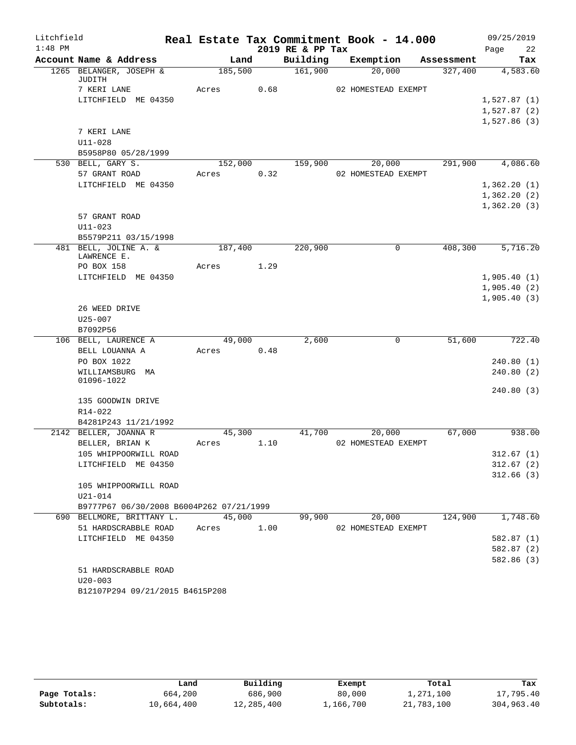Litchfield
1:48 PM

# Real Estate Tax Commitment Book - 14.000

2019 RE & PP Tax

09/25/2019

| Account Name & Address | Land | Building | Exemption | Assessment | Tax |
|---|---|---|---|---|---|
| 1265 BELANGER, JOSEPH & JUDITH | 185,500 | 161,900 | 20,000 | 327,400 | 4,583.60 |
| 7 KERI LANE | Acres 0.68 | | 02 HOMESTEAD EXEMPT | | |
| LITCHFIELD ME 04350 | | | | | 1,527.87 (1) |
| | | | | | 1,527.87 (2) |
| | | | | | 1,527.86 (3) |
| 7 KERI LANE | | | | | |
| U11-028 | | | | | |
| B5958P80 05/28/1999 | | | | | |
| 530 BELL, GARY S. | 152,000 | 159,900 | 20,000 | 291,900 | 4,086.60 |
| 57 GRANT ROAD | Acres 0.32 | | 02 HOMESTEAD EXEMPT | | |
| LITCHFIELD ME 04350 | | | | | 1,362.20 (1) |
| | | | | | 1,362.20 (2) |
| | | | | | 1,362.20 (3) |
| 57 GRANT ROAD | | | | | |
| U11-023 | | | | | |
| B5579P211 03/15/1998 | | | | | |
| 481 BELL, JOLINE A. & LAWRENCE E. | 187,400 | 220,900 | 0 | 408,300 | 5,716.20 |
| PO BOX 158 | Acres 1.29 | | | | |
| LITCHFIELD ME 04350 | | | | | 1,905.40 (1) |
| | | | | | 1,905.40 (2) |
| | | | | | 1,905.40 (3) |
| 26 WEED DRIVE | | | | | |
| U25-007 | | | | | |
| B7092P56 | | | | | |
| 106 BELL, LAURENCE A | 49,000 | 2,600 | 0 | 51,600 | 722.40 |
| BELL LOUANNA A | Acres 0.48 | | | | |
| PO BOX 1022 | | | | | 240.80 (1) |
| WILLIAMSBURG MA 01096-1022 | | | | | 240.80 (2) |
| | | | | | 240.80 (3) |
| 135 GOODWIN DRIVE | | | | | |
| R14-022 | | | | | |
| B4281P243 11/21/1992 | | | | | |
| 2142 BELLER, JOANNA R | 45,300 | 41,700 | 20,000 | 67,000 | 938.00 |
| BELLER, BRIAN K | Acres 1.10 | | 02 HOMESTEAD EXEMPT | | |
| 105 WHIPPOORWILL ROAD | | | | | 312.67 (1) |
| LITCHFIELD ME 04350 | | | | | 312.67 (2) |
| | | | | | 312.66 (3) |
| 105 WHIPPOORWILL ROAD | | | | | |
| U21-014 | | | | | |
| B9777P67 06/30/2008 B6004P262 07/21/1999 | | | | | |
| 690 BELLMORE, BRITTANY L. | 45,000 | 99,900 | 20,000 | 124,900 | 1,748.60 |
| 51 HARDSCRABBLE ROAD | Acres 1.00 | | 02 HOMESTEAD EXEMPT | | |
| LITCHFIELD ME 04350 | | | | | 582.87 (1) |
| | | | | | 582.87 (2) |
| | | | | | 582.86 (3) |
| 51 HARDSCRABBLE ROAD | | | | | |
| U20-003 | | | | | |
| B12107P294 09/21/2015 B4615P208 | | | | | |

| | Land | Building | Exempt | Total | Tax |
|---|---|---|---|---|---|
| Page Totals: | 664,200 | 686,900 | 80,000 | 1,271,100 | 17,795.40 |
| Subtotals: | 10,664,400 | 12,285,400 | 1,166,700 | 21,783,100 | 304,963.40 |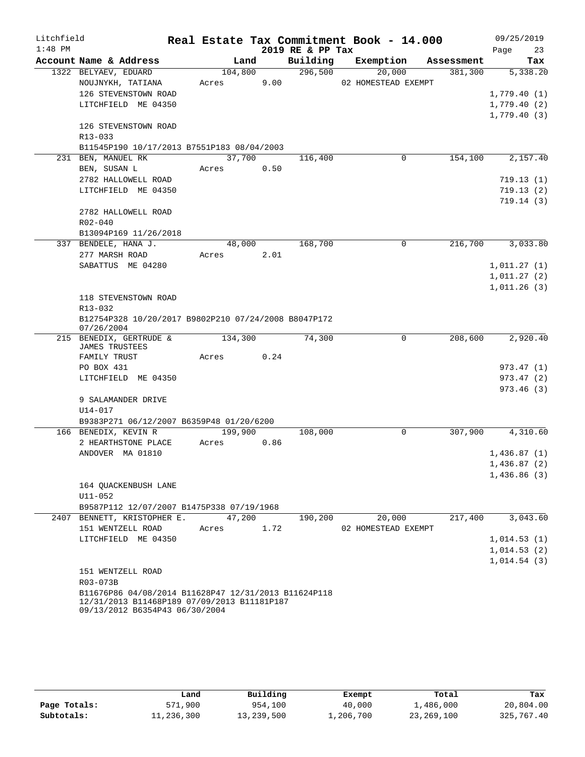Litchfield
1:48 PM

# Real Estate Tax Commitment Book - 14.000

## 2019 RE & PP Tax

09/25/2019

| Account Name & Address | Land | Building | Exemption | Assessment | Tax |
|---|---|---|---|---|---|
| 1322 BELYAEV, EDUARD | 104,800 | 296,500 | 20,000 | 381,300 | 5,338.20 |
| NOUJNYKH, TATIANA | Acres 9.00 | | 02 HOMESTEAD EXEMPT | | |
| 126 STEVENSTOWN ROAD | | | | | 1,779.40 (1) |
| LITCHFIELD ME 04350 | | | | | 1,779.40 (2) |
| | | | | | 1,779.40 (3) |
| 126 STEVENSTOWN ROAD | | | | | |
| R13-033 | | | | | |
| B11545P190 10/17/2013 B7551P183 08/04/2003 | | | | | |
| 231 BEN, MANUEL RK | 37,700 | 116,400 | 0 | 154,100 | 2,157.40 |
| BEN, SUSAN L | Acres 0.50 | | | | |
| 2782 HALLOWELL ROAD | | | | | 719.13 (1) |
| LITCHFIELD ME 04350 | | | | | 719.13 (2) |
| | | | | | 719.14 (3) |
| 2782 HALLOWELL ROAD | | | | | |
| R02-040 | | | | | |
| B13094P169 11/26/2018 | | | | | |
| 337 BENDELE, HANA J. | 48,000 | 168,700 | 0 | 216,700 | 3,033.80 |
| 277 MARSH ROAD | Acres 2.01 | | | | |
| SABATTUS ME 04280 | | | | | 1,011.27 (1) |
| | | | | | 1,011.27 (2) |
| | | | | | 1,011.26 (3) |
| 118 STEVENSTOWN ROAD | | | | | |
| R13-032 | | | | | |
| B12754P328 10/20/2017 B9802P210 07/24/2008 B8047P172 07/26/2004 | | | | | |
| 215 BENEDIX, GERTRUDE & JAMES TRUSTEES | 134,300 | 74,300 | 0 | 208,600 | 2,920.40 |
| FAMILY TRUST | Acres 0.24 | | | | |
| PO BOX 431 | | | | | 973.47 (1) |
| LITCHFIELD ME 04350 | | | | | 973.47 (2) |
| | | | | | 973.46 (3) |
| 9 SALAMANDER DRIVE | | | | | |
| U14-017 | | | | | |
| B9383P271 06/12/2007 B6359P48 01/20/6200 | | | | | |
| 166 BENEDIX, KEVIN R | 199,900 | 108,000 | 0 | 307,900 | 4,310.60 |
| 2 HEARTHSTONE PLACE | Acres 0.86 | | | | |
| ANDOVER MA 01810 | | | | | 1,436.87 (1) |
| | | | | | 1,436.87 (2) |
| | | | | | 1,436.86 (3) |
| 164 QUACKENBUSH LANE | | | | | |
| U11-052 | | | | | |
| B9587P112 12/07/2007 B1475P338 07/19/1968 | | | | | |
| 2407 BENNETT, KRISTOPHER E. | 47,200 | 190,200 | 20,000 | 217,400 | 3,043.60 |
| 151 WENTZELL ROAD | Acres 1.72 | | 02 HOMESTEAD EXEMPT | | |
| LITCHFIELD ME 04350 | | | | | 1,014.53 (1) |
| | | | | | 1,014.53 (2) |
| | | | | | 1,014.54 (3) |
| 151 WENTZELL ROAD | | | | | |
| R03-073B | | | | | |
| B11676P86 04/08/2014 B11628P47 12/31/2013 B11624P118 12/31/2013 B11468P189 07/09/2013 B11181P187 09/13/2012 B6354P43 06/30/2004 | | | | | |

| | Land | Building | Exempt | Total | Tax |
|---|---|---|---|---|---|
| Page Totals: | 571,900 | 954,100 | 40,000 | 1,486,000 | 20,804.00 |
| Subtotals: | 11,236,300 | 13,239,500 | 1,206,700 | 23,269,100 | 325,767.40 |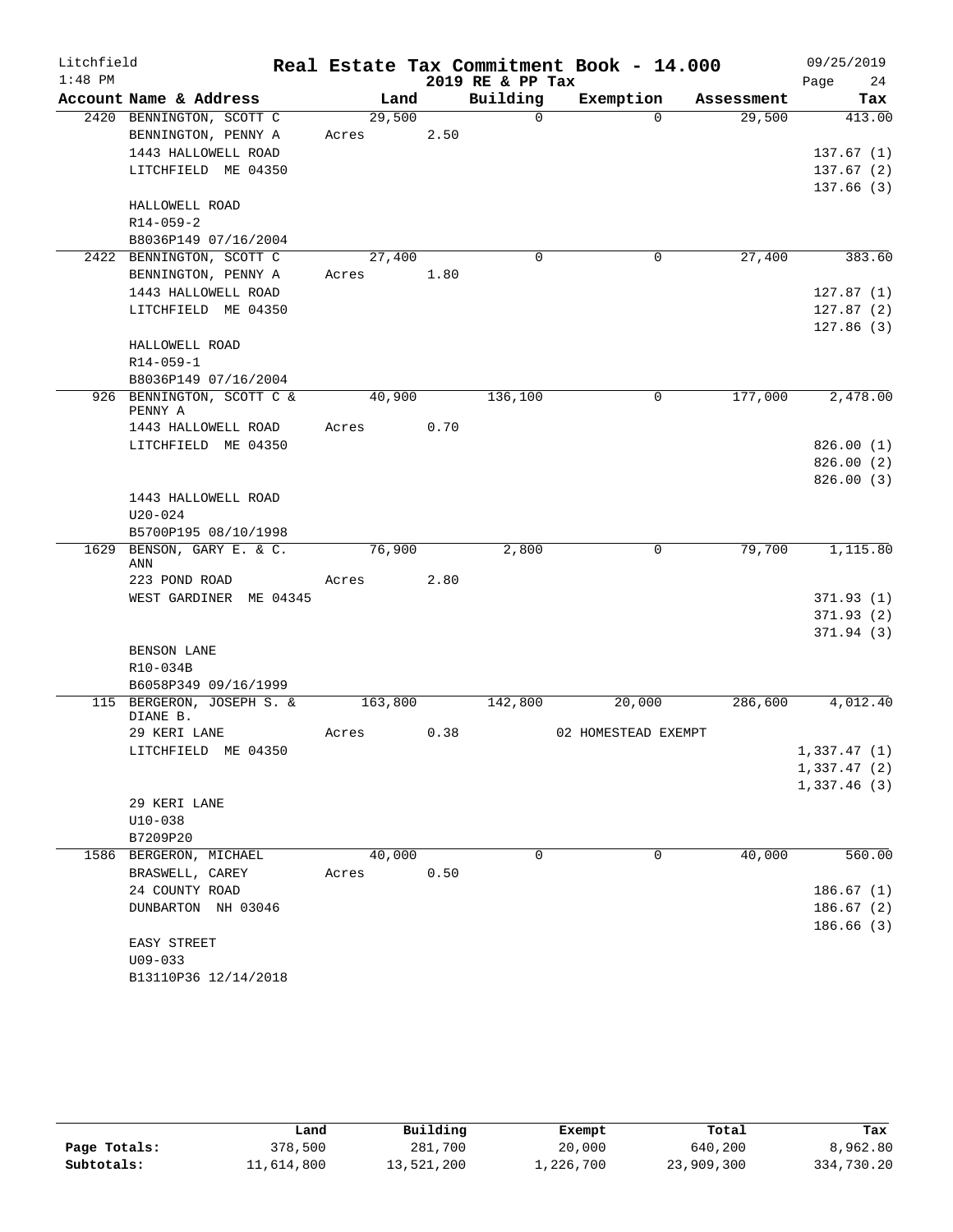Litchfield 1:48 PM

# Real Estate Tax Commitment Book - 14.000

## 2019 RE & PP Tax

09/25/2019

| Account Name & Address | Land | Building | Exemption | Assessment | Tax |
|---|---|---|---|---|---|
| 2420 BENNINGTON, SCOTT C | 29,500 | 0 | 0 | 29,500 | 413.00 |
| BENNINGTON, PENNY A | Acres 2.50 | | | | |
| 1443 HALLOWELL ROAD | | | | | 137.67 (1) |
| LITCHFIELD ME 04350 | | | | | 137.67 (2) |
| | | | | | 137.66 (3) |
| HALLOWELL ROAD | | | | | |
| R14-059-2 | | | | | |
| B8036P149 07/16/2004 | | | | | |
| 2422 BENNINGTON, SCOTT C | 27,400 | 0 | 0 | 27,400 | 383.60 |
| BENNINGTON, PENNY A | Acres 1.80 | | | | |
| 1443 HALLOWELL ROAD | | | | | 127.87 (1) |
| LITCHFIELD ME 04350 | | | | | 127.87 (2) |
| | | | | | 127.86 (3) |
| HALLOWELL ROAD | | | | | |
| R14-059-1 | | | | | |
| B8036P149 07/16/2004 | | | | | |
| 926 BENNINGTON, SCOTT C & PENNY A | 40,900 | 136,100 | 0 | 177,000 | 2,478.00 |
| 1443 HALLOWELL ROAD | Acres 0.70 | | | | |
| LITCHFIELD ME 04350 | | | | | 826.00 (1) |
| | | | | | 826.00 (2) |
| | | | | | 826.00 (3) |
| 1443 HALLOWELL ROAD | | | | | |
| U20-024 | | | | | |
| B5700P195 08/10/1998 | | | | | |
| 1629 BENSON, GARY E. & C. ANN | 76,900 | 2,800 | 0 | 79,700 | 1,115.80 |
| 223 POND ROAD | Acres 2.80 | | | | |
| WEST GARDINER ME 04345 | | | | | 371.93 (1) |
| | | | | | 371.93 (2) |
| | | | | | 371.94 (3) |
| BENSON LANE | | | | | |
| R10-034B | | | | | |
| B6058P349 09/16/1999 | | | | | |
| 115 BERGERON, JOSEPH S. & DIANE B. | 163,800 | 142,800 | 20,000 | 286,600 | 4,012.40 |
| 29 KERI LANE | Acres 0.38 | | 02 HOMESTEAD EXEMPT | | |
| LITCHFIELD ME 04350 | | | | | 1,337.47 (1) |
| | | | | | 1,337.47 (2) |
| | | | | | 1,337.46 (3) |
| 29 KERI LANE | | | | | |
| U10-038 | | | | | |
| B7209P20 | | | | | |
| 1586 BERGERON, MICHAEL | 40,000 | 0 | 0 | 40,000 | 560.00 |
| BRASWELL, CAREY | Acres 0.50 | | | | |
| 24 COUNTY ROAD | | | | | 186.67 (1) |
| DUNBARTON NH 03046 | | | | | 186.67 (2) |
| | | | | | 186.66 (3) |
| EASY STREET | | | | | |
| U09-033 | | | | | |
| B13110P36 12/14/2018 | | | | | |

| | Land | Building | Exempt | Total | Tax |
|---|---|---|---|---|---|
| Page Totals: | 378,500 | 281,700 | 20,000 | 640,200 | 8,962.80 |
| Subtotals: | 11,614,800 | 13,521,200 | 1,226,700 | 23,909,300 | 334,730.20 |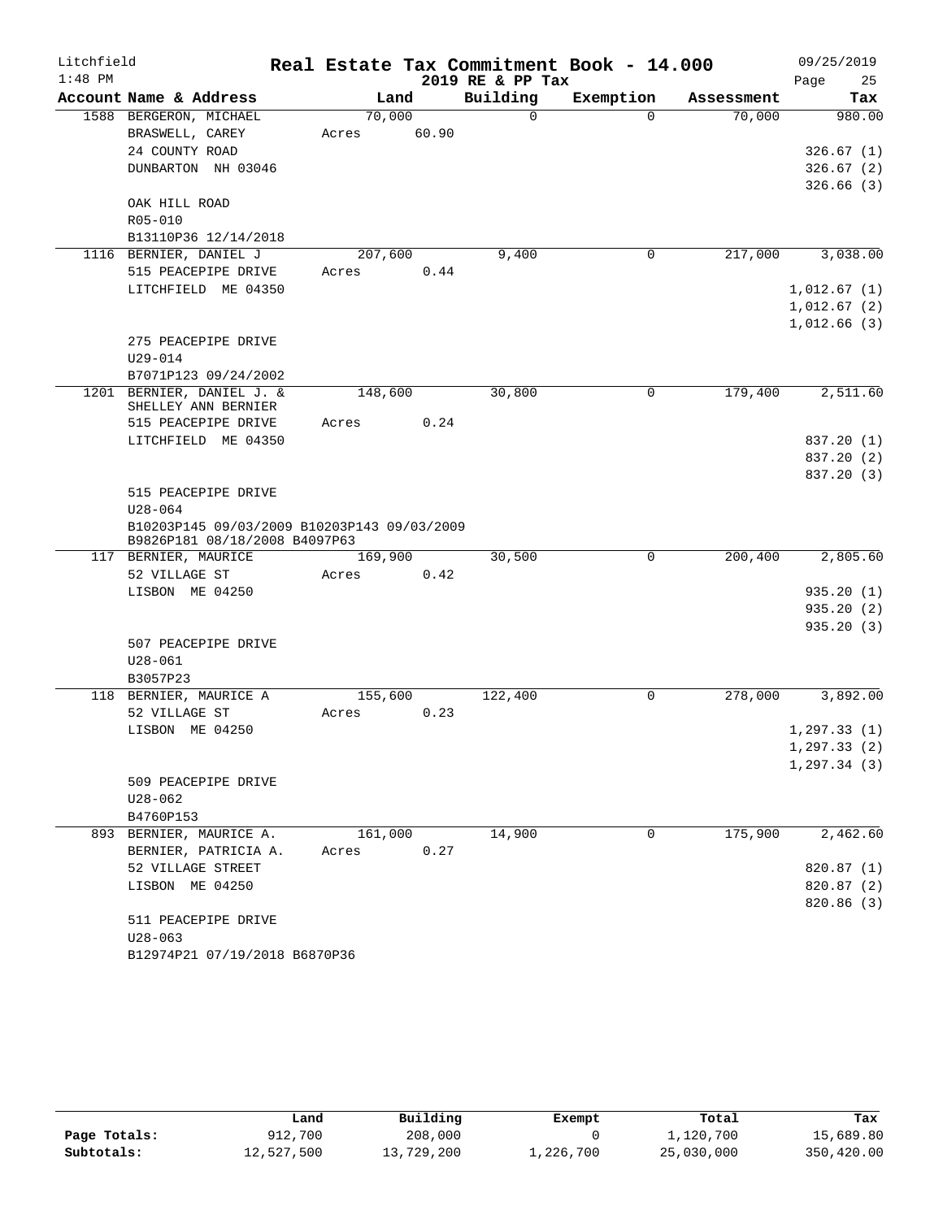Litchfield                    Real Estate Tax Commitment Book - 14.000                    09/25/2019
1:48 PM                                    2019 RE & PP Tax

| Account Name & Address | Land | Building | Exemption | Assessment | Tax |
|---|---|---|---|---|---|
| 1588 BERGERON, MICHAEL | 70,000 | 0 | 0 | 70,000 | 980.00 |
| BRASWELL, CAREY | Acres 60.90 | | | | |
| 24 COUNTY ROAD | | | | | 326.67 (1) |
| DUNBARTON NH 03046 | | | | | 326.67 (2) |
| | | | | | 326.66 (3) |
| OAK HILL ROAD | | | | | |
| R05-010 | | | | | |
| B13110P36 12/14/2018 | | | | | |
| 1116 BERNIER, DANIEL J | 207,600 | 9,400 | 0 | 217,000 | 3,038.00 |
| 515 PEACEPIPE DRIVE | Acres 0.44 | | | | |
| LITCHFIELD ME 04350 | | | | | 1,012.67 (1) |
| | | | | | 1,012.67 (2) |
| | | | | | 1,012.66 (3) |
| 275 PEACEPIPE DRIVE | | | | | |
| U29-014 | | | | | |
| B7071P123 09/24/2002 | | | | | |
| 1201 BERNIER, DANIEL J. & | 148,600 | 30,800 | 0 | 179,400 | 2,511.60 |
| SHELLEY ANN BERNIER | | | | | |
| 515 PEACEPIPE DRIVE | Acres 0.24 | | | | |
| LITCHFIELD ME 04350 | | | | | 837.20 (1) |
| | | | | | 837.20 (2) |
| | | | | | 837.20 (3) |
| 515 PEACEPIPE DRIVE | | | | | |
| U28-064 | | | | | |
| B10203P145 09/03/2009 B10203P143 09/03/2009 | | | | | |
| B9826P181 08/18/2008 B4097P63 | | | | | |
| 117 BERNIER, MAURICE | 169,900 | 30,500 | 0 | 200,400 | 2,805.60 |
| 52 VILLAGE ST | Acres 0.42 | | | | |
| LISBON ME 04250 | | | | | 935.20 (1) |
| | | | | | 935.20 (2) |
| | | | | | 935.20 (3) |
| 507 PEACEPIPE DRIVE | | | | | |
| U28-061 | | | | | |
| B3057P23 | | | | | |
| 118 BERNIER, MAURICE A | 155,600 | 122,400 | 0 | 278,000 | 3,892.00 |
| 52 VILLAGE ST | Acres 0.23 | | | | |
| LISBON ME 04250 | | | | | 1,297.33 (1) |
| | | | | | 1,297.33 (2) |
| | | | | | 1,297.34 (3) |
| 509 PEACEPIPE DRIVE | | | | | |
| U28-062 | | | | | |
| B4760P153 | | | | | |
| 893 BERNIER, MAURICE A. | 161,000 | 14,900 | 0 | 175,900 | 2,462.60 |
| BERNIER, PATRICIA A. | Acres 0.27 | | | | |
| 52 VILLAGE STREET | | | | | 820.87 (1) |
| LISBON ME 04250 | | | | | 820.87 (2) |
| | | | | | 820.86 (3) |
| 511 PEACEPIPE DRIVE | | | | | |
| U28-063 | | | | | |
| B12974P21 07/19/2018 B6870P36 | | | | | |

| | Land | Building | Exempt | Total | Tax |
|---|---|---|---|---|---|
| Page Totals: | 912,700 | 208,000 | 0 | 1,120,700 | 15,689.80 |
| Subtotals: | 12,527,500 | 13,729,200 | 1,226,700 | 25,030,000 | 350,420.00 |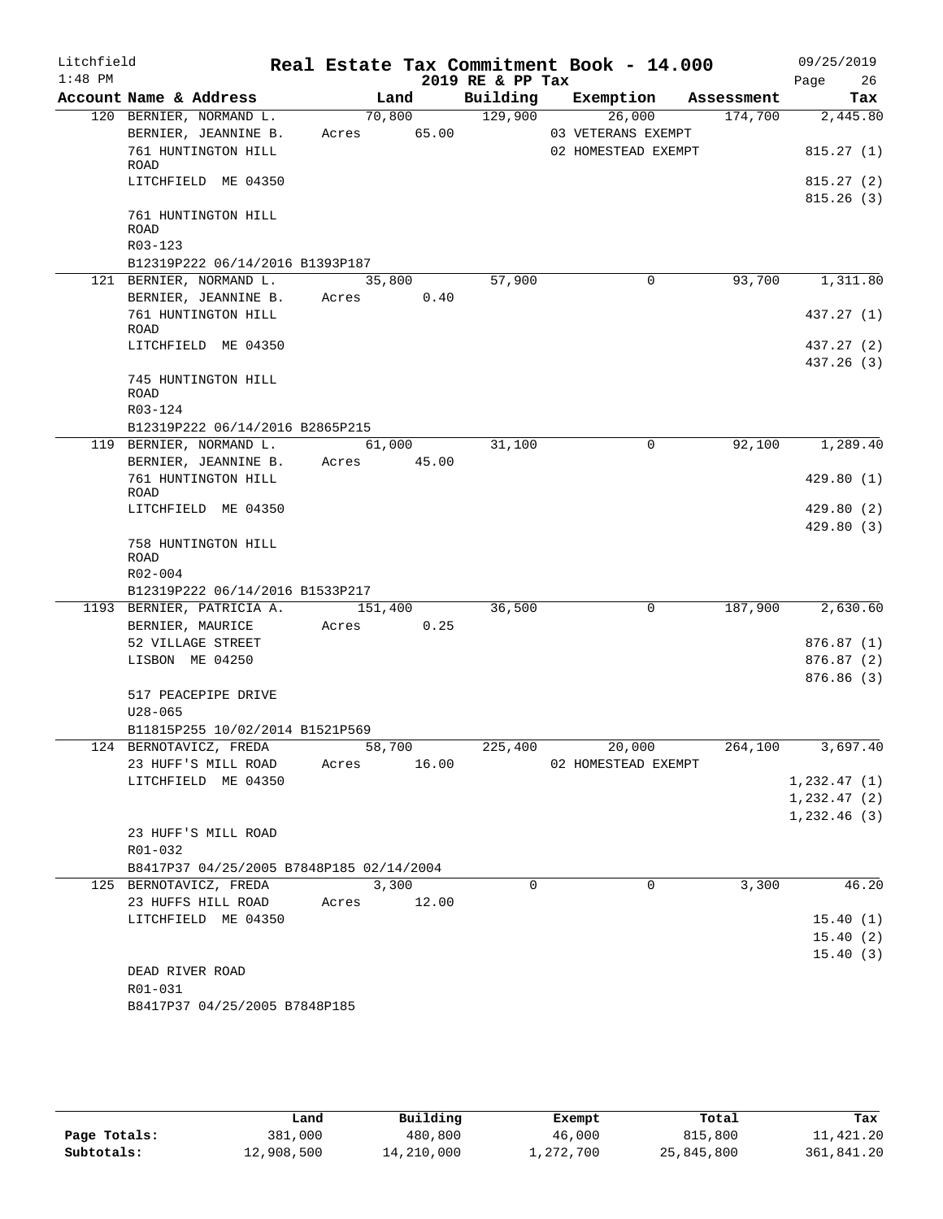Litchfield
1:48 PM

# Real Estate Tax Commitment Book - 14.000

2019 RE & PP Tax

09/25/2019

| Account Name & Address | Land | Building | Exemption | Assessment | Tax |
|---|---|---|---|---|---|
| 120 BERNIER, NORMAND L. | 70,800 | 129,900 | 26,000 | 174,700 | 2,445.80 |
| BERNIER, JEANNINE B. | Acres 65.00 | | 03 VETERANS EXEMPT | | |
| 761 HUNTINGTON HILL ROAD | | | 02 HOMESTEAD EXEMPT | | 815.27 (1) |
| LITCHFIELD ME 04350 | | | | | 815.27 (2) |
| | | | | | 815.26 (3) |
| 761 HUNTINGTON HILL ROAD | | | | | |
| R03-123 | | | | | |
| B12319P222 06/14/2016 B1393P187 | | | | | |
| 121 BERNIER, NORMAND L. | 35,800 | 57,900 | 0 | 93,700 | 1,311.80 |
| BERNIER, JEANNINE B. | Acres 0.40 | | | | |
| 761 HUNTINGTON HILL ROAD | | | | | 437.27 (1) |
| LITCHFIELD ME 04350 | | | | | 437.27 (2) |
| | | | | | 437.26 (3) |
| 745 HUNTINGTON HILL ROAD | | | | | |
| R03-124 | | | | | |
| B12319P222 06/14/2016 B2865P215 | | | | | |
| 119 BERNIER, NORMAND L. | 61,000 | 31,100 | 0 | 92,100 | 1,289.40 |
| BERNIER, JEANNINE B. | Acres 45.00 | | | | |
| 761 HUNTINGTON HILL ROAD | | | | | 429.80 (1) |
| LITCHFIELD ME 04350 | | | | | 429.80 (2) |
| | | | | | 429.80 (3) |
| 758 HUNTINGTON HILL ROAD | | | | | |
| R02-004 | | | | | |
| B12319P222 06/14/2016 B1533P217 | | | | | |
| 1193 BERNIER, PATRICIA A. | 151,400 | 36,500 | 0 | 187,900 | 2,630.60 |
| BERNIER, MAURICE | Acres 0.25 | | | | |
| 52 VILLAGE STREET | | | | | 876.87 (1) |
| LISBON ME 04250 | | | | | 876.87 (2) |
| | | | | | 876.86 (3) |
| 517 PEACEPIPE DRIVE | | | | | |
| U28-065 | | | | | |
| B11815P255 10/02/2014 B1521P569 | | | | | |
| 124 BERNOTAVICZ, FREDA | 58,700 | 225,400 | 20,000 | 264,100 | 3,697.40 |
| 23 HUFF'S MILL ROAD | Acres 16.00 | | 02 HOMESTEAD EXEMPT | | |
| LITCHFIELD ME 04350 | | | | | 1,232.47 (1) |
| | | | | | 1,232.47 (2) |
| | | | | | 1,232.46 (3) |
| 23 HUFF'S MILL ROAD | | | | | |
| R01-032 | | | | | |
| B8417P37 04/25/2005 B7848P185 02/14/2004 | | | | | |
| 125 BERNOTAVICZ, FREDA | 3,300 | 0 | 0 | 3,300 | 46.20 |
| 23 HUFFS HILL ROAD | Acres 12.00 | | | | |
| LITCHFIELD ME 04350 | | | | | 15.40 (1) |
| | | | | | 15.40 (2) |
| | | | | | 15.40 (3) |
| DEAD RIVER ROAD | | | | | |
| R01-031 | | | | | |
| B8417P37 04/25/2005 B7848P185 | | | | | |

| | Land | Building | Exempt | Total | Tax |
|---|---|---|---|---|---|
| Page Totals: | 381,000 | 480,800 | 46,000 | 815,800 | 11,421.20 |
| Subtotals: | 12,908,500 | 14,210,000 | 1,272,700 | 25,845,800 | 361,841.20 |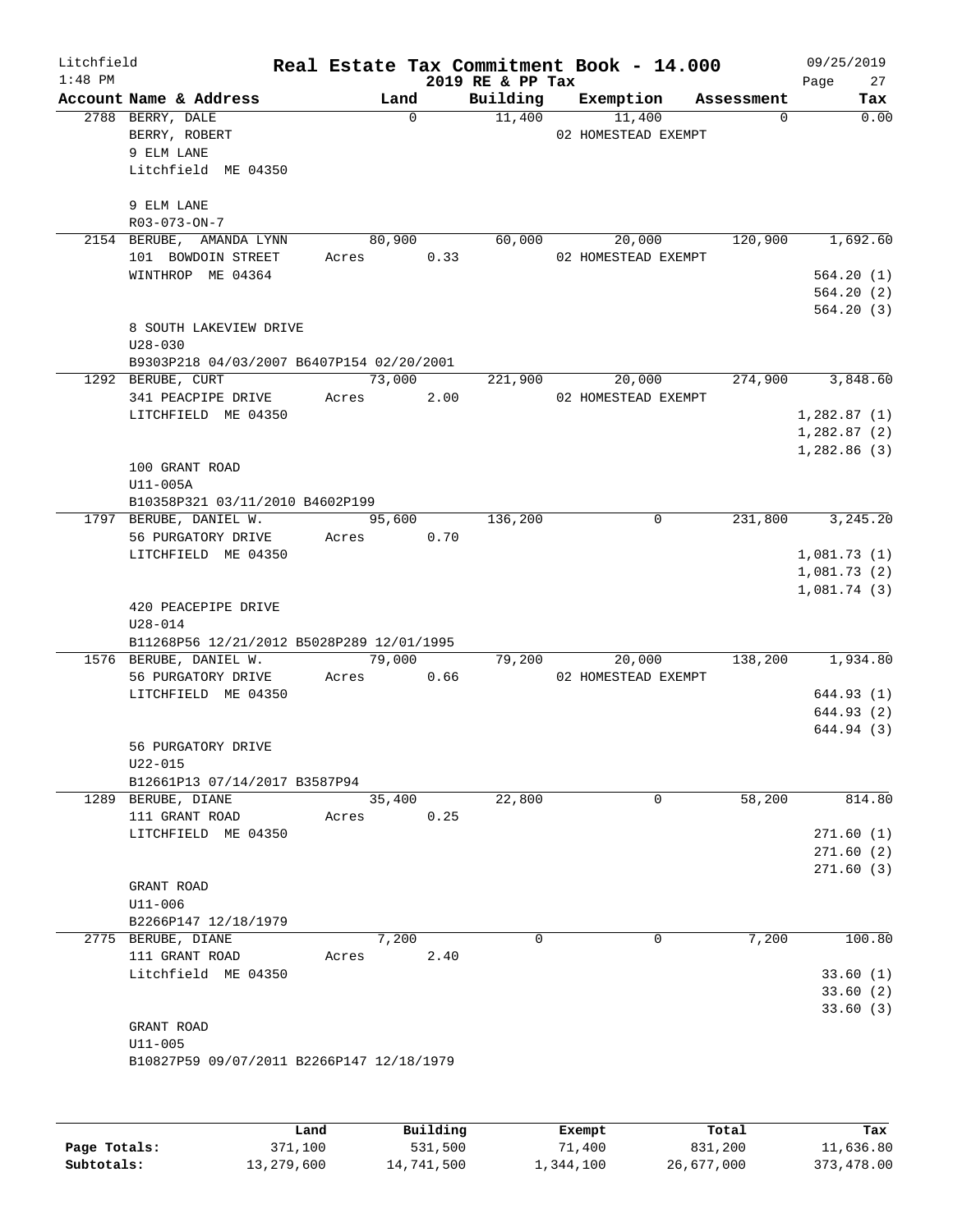# Real Estate Tax Commitment Book - 14.000

Litchfield
1:48 PM
2019 RE & PP Tax
09/25/2019

| Account Name & Address | Land | Building | Exemption | Assessment | Tax |
|---|---|---|---|---|---|
| 2788 BERRY, DALE<br>BERRY, ROBERT<br>9 ELM LANE<br>Litchfield ME 04350<br><br>9 ELM LANE<br>R03-073-ON-7 | 0 | 11,400 | 11,400<br>02 HOMESTEAD EXEMPT | 0 | 0.00 |
| 2154 BERUBE, AMANDA LYNN<br>101 BOWDOIN STREET<br>WINTHROP ME 04364<br><br>8 SOUTH LAKEVIEW DRIVE<br>U28-030<br>B9303P218 04/03/2007 B6407P154 02/20/2001 | 80,900<br>Acres 0.33 | 60,000 | 20,000<br>02 HOMESTEAD EXEMPT | 120,900 | 1,692.60<br>564.20 (1)<br>564.20 (2)<br>564.20 (3) |
| 1292 BERUBE, CURT<br>341 PEACPIPE DRIVE<br>LITCHFIELD ME 04350<br><br>100 GRANT ROAD<br>U11-005A<br>B10358P321 03/11/2010 B4602P199 | 73,000<br>Acres 2.00 | 221,900 | 20,000<br>02 HOMESTEAD EXEMPT | 274,900 | 3,848.60<br>1,282.87 (1)<br>1,282.87 (2)<br>1,282.86 (3) |
| 1797 BERUBE, DANIEL W.<br>56 PURGATORY DRIVE<br>LITCHFIELD ME 04350<br><br>420 PEACEPIPE DRIVE<br>U28-014<br>B11268P56 12/21/2012 B5028P289 12/01/1995 | 95,600<br>Acres 0.70 | 136,200 | 0 | 231,800 | 3,245.20<br>1,081.73 (1)<br>1,081.73 (2)<br>1,081.74 (3) |
| 1576 BERUBE, DANIEL W.<br>56 PURGATORY DRIVE<br>LITCHFIELD ME 04350<br><br>56 PURGATORY DRIVE<br>U22-015<br>B12661P13 07/14/2017 B3587P94 | 79,000<br>Acres 0.66 | 79,200 | 20,000<br>02 HOMESTEAD EXEMPT | 138,200 | 1,934.80<br>644.93 (1)<br>644.93 (2)<br>644.94 (3) |
| 1289 BERUBE, DIANE<br>111 GRANT ROAD<br>LITCHFIELD ME 04350<br><br>GRANT ROAD<br>U11-006<br>B2266P147 12/18/1979 | 35,400<br>Acres 0.25 | 22,800 | 0 | 58,200 | 814.80<br>271.60 (1)<br>271.60 (2)<br>271.60 (3) |
| 2775 BERUBE, DIANE<br>111 GRANT ROAD<br>Litchfield ME 04350<br><br>GRANT ROAD<br>U11-005<br>B10827P59 09/07/2011 B2266P147 12/18/1979 | 7,200<br>Acres 2.40 | 0 | 0 | 7,200 | 100.80<br>33.60 (1)<br>33.60 (2)<br>33.60 (3) |

| | Land | Building | Exempt | Total | Tax |
|---|---|---|---|---|---|
| Page Totals: | 371,100 | 531,500 | 71,400 | 831,200 | 11,636.80 |
| Subtotals: | 13,279,600 | 14,741,500 | 1,344,100 | 26,677,000 | 373,478.00 |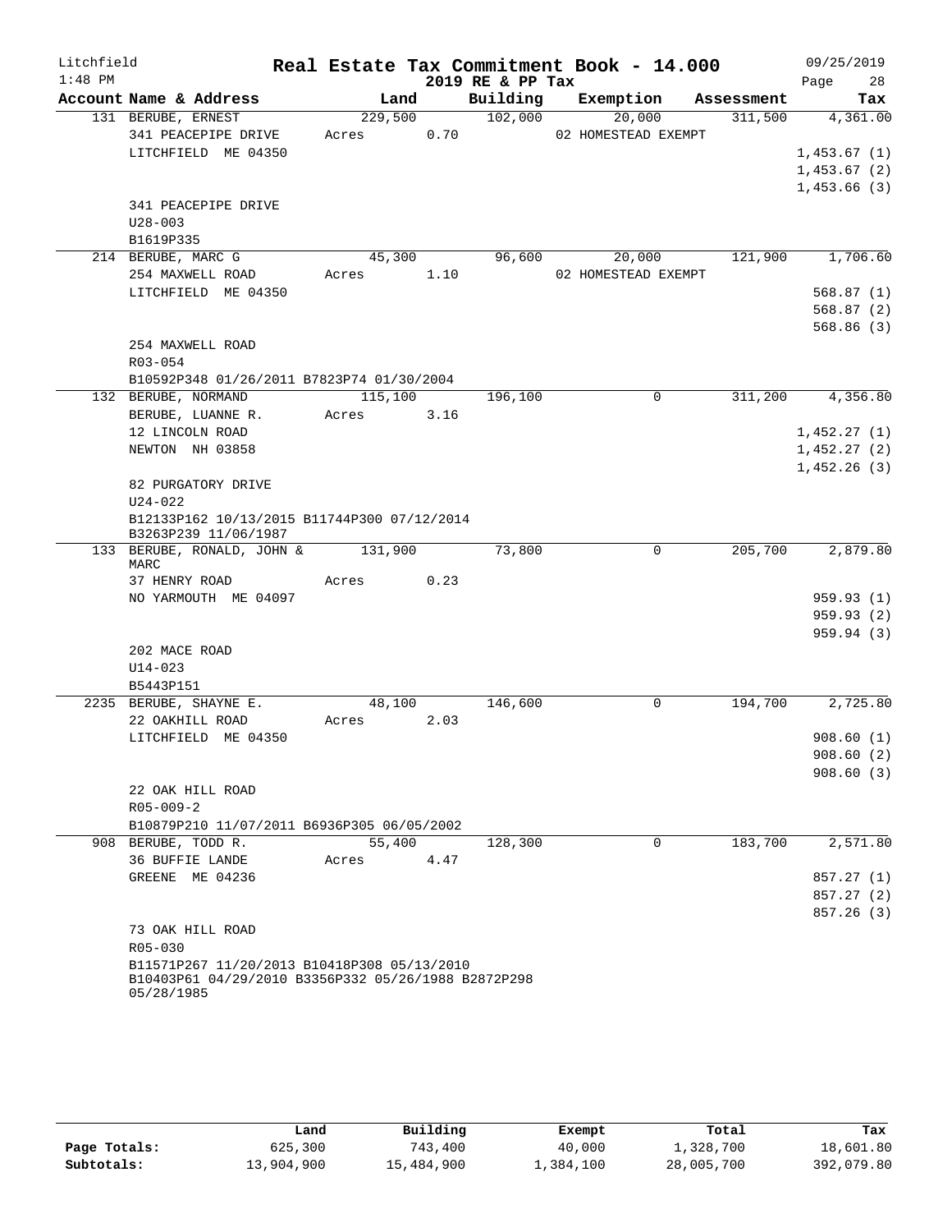Litchfield
1:48 PM

# Real Estate Tax Commitment Book - 14.000

2019 RE & PP Tax

09/25/2019

| Account Name & Address | Land | Building | Exemption | Assessment | Tax |
|---|---|---|---|---|---|
| 131 BERUBE, ERNEST | 229,500 | 102,000 | 20,000 | 311,500 | 4,361.00 |
| 341 PEACEPIPE DRIVE | Acres 0.70 | | 02 HOMESTEAD EXEMPT | | |
| LITCHFIELD ME 04350 | | | | | 1,453.67 (1) |
| | | | | | 1,453.67 (2) |
| | | | | | 1,453.66 (3) |
| 341 PEACEPIPE DRIVE | | | | | |
| U28-003 | | | | | |
| B1619P335 | | | | | |
| 214 BERUBE, MARC G | 45,300 | 96,600 | 20,000 | 121,900 | 1,706.60 |
| 254 MAXWELL ROAD | Acres 1.10 | | 02 HOMESTEAD EXEMPT | | |
| LITCHFIELD ME 04350 | | | | | 568.87 (1) |
| | | | | | 568.87 (2) |
| | | | | | 568.86 (3) |
| 254 MAXWELL ROAD | | | | | |
| R03-054 | | | | | |
| B10592P348 01/26/2011 B7823P74 01/30/2004 | | | | | |
| 132 BERUBE, NORMAND | 115,100 | 196,100 | 0 | 311,200 | 4,356.80 |
| BERUBE, LUANNE R. | Acres 3.16 | | | | |
| 12 LINCOLN ROAD | | | | | 1,452.27 (1) |
| NEWTON NH 03858 | | | | | 1,452.27 (2) |
| | | | | | 1,452.26 (3) |
| 82 PURGATORY DRIVE | | | | | |
| U24-022 | | | | | |
| B12133P162 10/13/2015 B11744P300 07/12/2014 B3263P239 11/06/1987 | | | | | |
| 133 BERUBE, RONALD, JOHN & MARC | 131,900 | 73,800 | 0 | 205,700 | 2,879.80 |
| 37 HENRY ROAD | Acres 0.23 | | | | |
| NO YARMOUTH ME 04097 | | | | | 959.93 (1) |
| | | | | | 959.93 (2) |
| | | | | | 959.94 (3) |
| 202 MACE ROAD | | | | | |
| U14-023 | | | | | |
| B5443P151 | | | | | |
| 2235 BERUBE, SHAYNE E. | 48,100 | 146,600 | 0 | 194,700 | 2,725.80 |
| 22 OAKHILL ROAD | Acres 2.03 | | | | |
| LITCHFIELD ME 04350 | | | | | 908.60 (1) |
| | | | | | 908.60 (2) |
| | | | | | 908.60 (3) |
| 22 OAK HILL ROAD | | | | | |
| R05-009-2 | | | | | |
| B10879P210 11/07/2011 B6936P305 06/05/2002 | | | | | |
| 908 BERUBE, TODD R. | 55,400 | 128,300 | 0 | 183,700 | 2,571.80 |
| 36 BUFFIE LANDE | Acres 4.47 | | | | |
| GREENE ME 04236 | | | | | 857.27 (1) |
| | | | | | 857.27 (2) |
| | | | | | 857.26 (3) |
| 73 OAK HILL ROAD | | | | | |
| R05-030 | | | | | |
| B11571P267 11/20/2013 B10418P308 05/13/2010 B10403P61 04/29/2010 B3356P332 05/26/1988 B2872P298 05/28/1985 | | | | | |

| | Land | Building | Exempt | Total | Tax |
|---|---|---|---|---|---|
| Page Totals: | 625,300 | 743,400 | 40,000 | 1,328,700 | 18,601.80 |
| Subtotals: | 13,904,900 | 15,484,900 | 1,384,100 | 28,005,700 | 392,079.80 |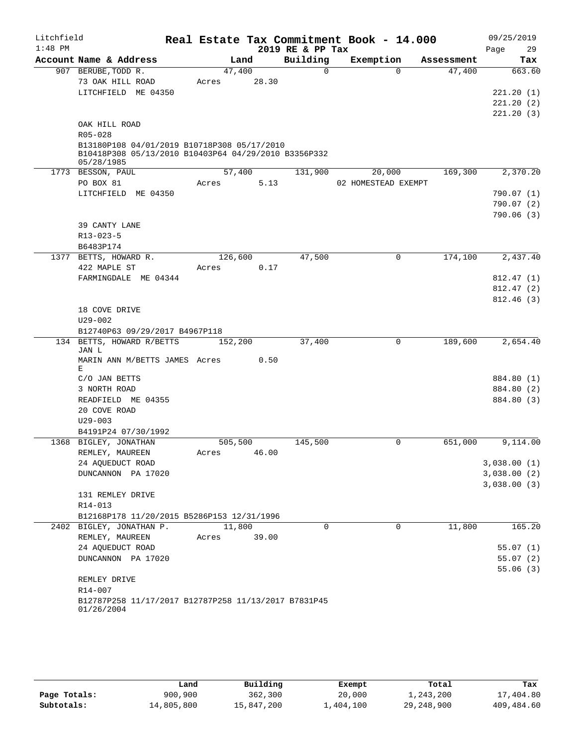Litchfield 1:48 PM

# Real Estate Tax Commitment Book - 14.000

2019 RE & PP Tax

09/25/2019

| Account Name & Address | Land | Building | Exemption | Assessment | Tax |
|---|---|---|---|---|---|
| 907 BERUBE,TODD R. | 47,400 | 0 | 0 | 47,400 | 663.60 |
| 73 OAK HILL ROAD | Acres 28.30 | | | | |
| LITCHFIELD ME 04350 | | | | | 221.20 (1) |
| | | | | | 221.20 (2) |
| | | | | | 221.20 (3) |
| OAK HILL ROAD | | | | | |
| R05-028 | | | | | |
| B13180P108 04/01/2019 B10718P308 05/17/2010 B10418P308 05/13/2010 B10403P64 04/29/2010 B3356P332 05/28/1985 | | | | | |
| 1773 BESSON, PAUL | 57,400 | 131,900 | 20,000 | 169,300 | 2,370.20 |
| PO BOX 81 | Acres 5.13 | | 02 HOMESTEAD EXEMPT | | |
| LITCHFIELD ME 04350 | | | | | 790.07 (1) |
| | | | | | 790.07 (2) |
| | | | | | 790.06 (3) |
| 39 CANTY LANE | | | | | |
| R13-023-5 | | | | | |
| B6483P174 | | | | | |
| 1377 BETTS, HOWARD R. | 126,600 | 47,500 | 0 | 174,100 | 2,437.40 |
| 422 MAPLE ST | Acres 0.17 | | | | |
| FARMINGDALE ME 04344 | | | | | 812.47 (1) |
| | | | | | 812.47 (2) |
| | | | | | 812.46 (3) |
| 18 COVE DRIVE | | | | | |
| U29-002 | | | | | |
| B12740P63 09/29/2017 B4967P118 | | | | | |
| 134 BETTS, HOWARD R/BETTS JAN L | 152,200 | 37,400 | 0 | 189,600 | 2,654.40 |
| MARIN ANN M/BETTS JAMES E | Acres 0.50 | | | | |
| C/O JAN BETTS | | | | | 884.80 (1) |
| 3 NORTH ROAD | | | | | 884.80 (2) |
| READFIELD ME 04355 | | | | | 884.80 (3) |
| 20 COVE ROAD | | | | | |
| U29-003 | | | | | |
| B4191P24 07/30/1992 | | | | | |
| 1368 BIGLEY, JONATHAN | 505,500 | 145,500 | 0 | 651,000 | 9,114.00 |
| REMLEY, MAUREEN | Acres 46.00 | | | | |
| 24 AQUEDUCT ROAD | | | | | 3,038.00 (1) |
| DUNCANNON PA 17020 | | | | | 3,038.00 (2) |
| | | | | | 3,038.00 (3) |
| 131 REMLEY DRIVE | | | | | |
| R14-013 | | | | | |
| B12168P178 11/20/2015 B5286P153 12/31/1996 | | | | | |
| 2402 BIGLEY, JONATHAN P. | 11,800 | 0 | 0 | 11,800 | 165.20 |
| REMLEY, MAUREEN | Acres 39.00 | | | | |
| 24 AQUEDUCT ROAD | | | | | 55.07 (1) |
| DUNCANNON PA 17020 | | | | | 55.07 (2) |
| | | | | | 55.06 (3) |
| REMLEY DRIVE | | | | | |
| R14-007 | | | | | |
| B12787P258 11/17/2017 B12787P258 11/13/2017 B7831P45 01/26/2004 | | | | | |

| | Land | Building | Exempt | Total | Tax |
|---|---|---|---|---|---|
| Page Totals: | 900,900 | 362,300 | 20,000 | 1,243,200 | 17,404.80 |
| Subtotals: | 14,805,800 | 15,847,200 | 1,404,100 | 29,248,900 | 409,484.60 |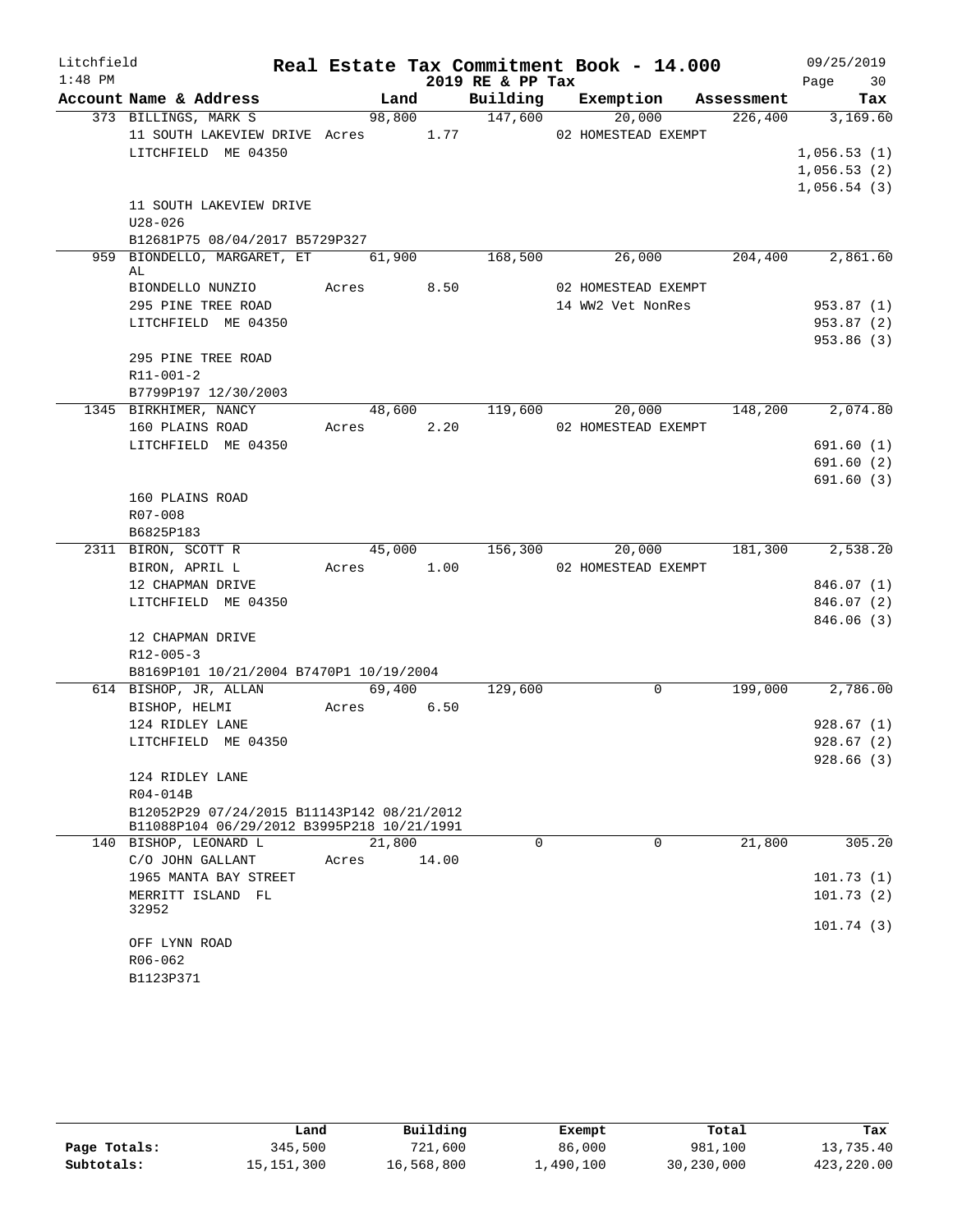# Real Estate Tax Commitment Book - 14.000

Litchfield 1:48 PM — 2019 RE & PP Tax — 09/25/2019

| Account Name & Address | Land | Building | Exemption | Assessment | Tax |
|---|---|---|---|---|---|
| 373 BILLINGS, MARK S | 98,800 | 147,600 | 20,000 | 226,400 | 3,169.60 |
| 11 SOUTH LAKEVIEW DRIVE Acres 1.77 | | | 02 HOMESTEAD EXEMPT | | |
| LITCHFIELD ME 04350 | | | | | 1,056.53 (1) |
| | | | | | 1,056.53 (2) |
| | | | | | 1,056.54 (3) |
| 11 SOUTH LAKEVIEW DRIVE | | | | | |
| U28-026 | | | | | |
| B12681P75 08/04/2017 B5729P327 | | | | | |
| 959 BIONDELLO, MARGARET, ET AL | 61,900 | 168,500 | 26,000 | 204,400 | 2,861.60 |
| BIONDELLO NUNZIO Acres 8.50 | | | 02 HOMESTEAD EXEMPT | | |
| 295 PINE TREE ROAD | | | 14 WW2 Vet NonRes | | 953.87 (1) |
| LITCHFIELD ME 04350 | | | | | 953.87 (2) |
| | | | | | 953.86 (3) |
| 295 PINE TREE ROAD | | | | | |
| R11-001-2 | | | | | |
| B7799P197 12/30/2003 | | | | | |
| 1345 BIRKHIMER, NANCY | 48,600 | 119,600 | 20,000 | 148,200 | 2,074.80 |
| 160 PLAINS ROAD Acres 2.20 | | | 02 HOMESTEAD EXEMPT | | |
| LITCHFIELD ME 04350 | | | | | 691.60 (1) |
| | | | | | 691.60 (2) |
| | | | | | 691.60 (3) |
| 160 PLAINS ROAD | | | | | |
| R07-008 | | | | | |
| B6825P183 | | | | | |
| 2311 BIRON, SCOTT R | 45,000 | 156,300 | 20,000 | 181,300 | 2,538.20 |
| BIRON, APRIL L Acres 1.00 | | | 02 HOMESTEAD EXEMPT | | |
| 12 CHAPMAN DRIVE | | | | | 846.07 (1) |
| LITCHFIELD ME 04350 | | | | | 846.07 (2) |
| | | | | | 846.06 (3) |
| 12 CHAPMAN DRIVE | | | | | |
| R12-005-3 | | | | | |
| B8169P101 10/21/2004 B7470P1 10/19/2004 | | | | | |
| 614 BISHOP, JR, ALLAN | 69,400 | 129,600 | 0 | 199,000 | 2,786.00 |
| BISHOP, HELMI Acres 6.50 | | | | | |
| 124 RIDLEY LANE | | | | | 928.67 (1) |
| LITCHFIELD ME 04350 | | | | | 928.67 (2) |
| | | | | | 928.66 (3) |
| 124 RIDLEY LANE | | | | | |
| R04-014B | | | | | |
| B12052P29 07/24/2015 B11143P142 08/21/2012 B11088P104 06/29/2012 B3995P218 10/21/1991 | | | | | |
| 140 BISHOP, LEONARD L | 21,800 | 0 | 0 | 21,800 | 305.20 |
| C/O JOHN GALLANT Acres 14.00 | | | | | |
| 1965 MANTA BAY STREET | | | | | 101.73 (1) |
| MERRITT ISLAND FL 32952 | | | | | 101.73 (2) |
| | | | | | 101.74 (3) |
| OFF LYNN ROAD | | | | | |
| R06-062 | | | | | |
| B1123P371 | | | | | |

| | Land | Building | Exempt | Total | Tax |
|---|---|---|---|---|---|
| Page Totals: | 345,500 | 721,600 | 86,000 | 981,100 | 13,735.40 |
| Subtotals: | 15,151,300 | 16,568,800 | 1,490,100 | 30,230,000 | 423,220.00 |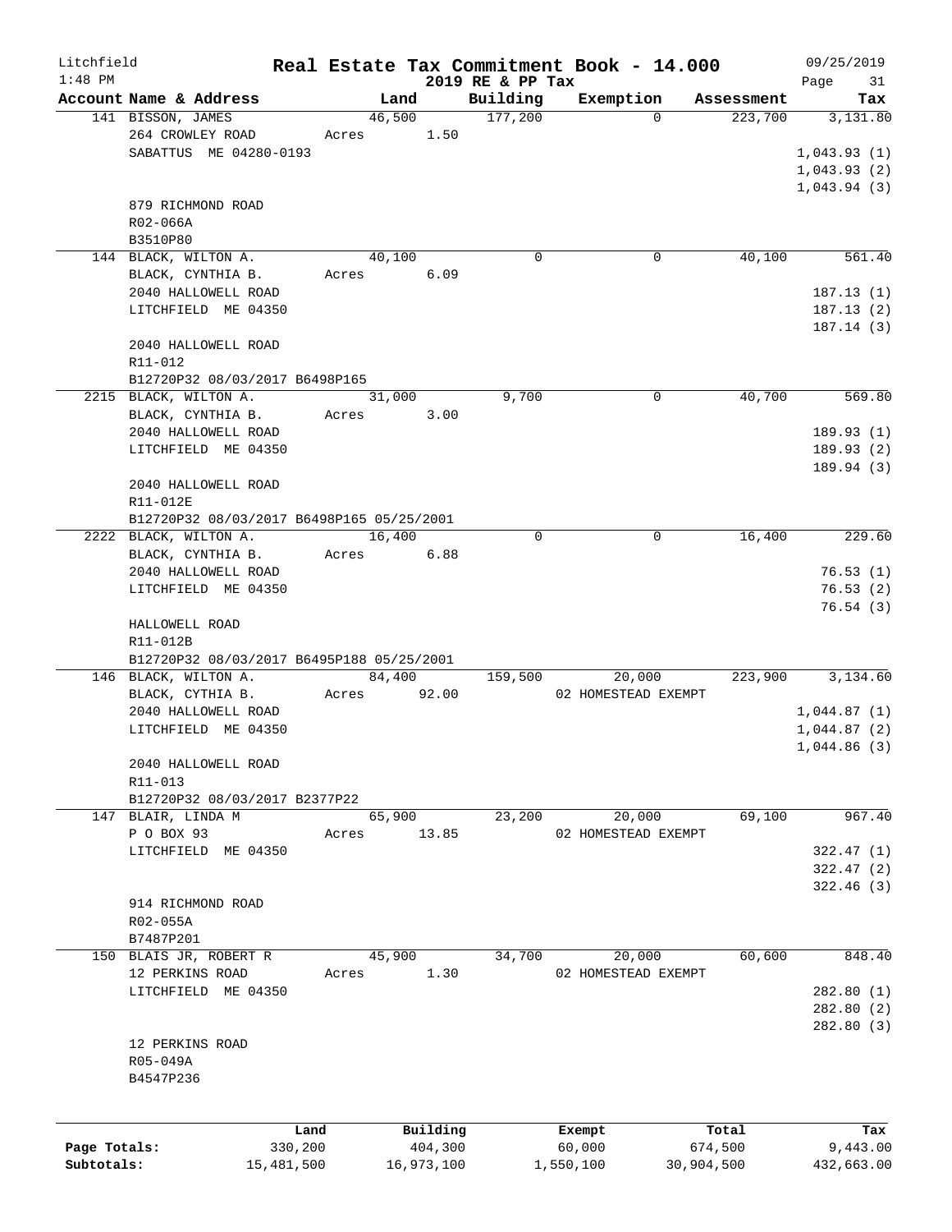Litchfield
1:48 PM

# Real Estate Tax Commitment Book - 14.000

2019 RE & PP Tax

09/25/2019

| Account Name & Address | Land | Building | Exemption | Assessment | Tax |
|---|---|---|---|---|---|
| 141 BISSON, JAMES<br>264 CROWLEY ROAD<br>SABATTUS ME 04280-0193<br><br>879 RICHMOND ROAD<br>R02-066A<br>B3510P80 | 46,500<br>Acres 1.50 | 177,200 | 0 | 223,700 | 3,131.80<br>1,043.93 (1)<br>1,043.93 (2)<br>1,043.94 (3) |
| 144 BLACK, WILTON A.<br>BLACK, CYNTHIA B.<br>2040 HALLOWELL ROAD<br>LITCHFIELD ME 04350<br><br>2040 HALLOWELL ROAD<br>R11-012<br>B12720P32 08/03/2017 B6498P165 | 40,100<br>Acres 6.09 | 0 | 0 | 40,100 | 561.40<br>187.13 (1)<br>187.13 (2)<br>187.14 (3) |
| 2215 BLACK, WILTON A.<br>BLACK, CYNTHIA B.<br>2040 HALLOWELL ROAD<br>LITCHFIELD ME 04350<br><br>2040 HALLOWELL ROAD<br>R11-012E<br>B12720P32 08/03/2017 B6498P165 05/25/2001 | 31,000<br>Acres 3.00 | 9,700 | 0 | 40,700 | 569.80<br>189.93 (1)<br>189.93 (2)<br>189.94 (3) |
| 2222 BLACK, WILTON A.<br>BLACK, CYNTHIA B.<br>2040 HALLOWELL ROAD<br>LITCHFIELD ME 04350<br><br>HALLOWELL ROAD<br>R11-012B<br>B12720P32 08/03/2017 B6495P188 05/25/2001 | 16,400<br>Acres 6.88 | 0 | 0 | 16,400 | 229.60<br>76.53 (1)<br>76.53 (2)<br>76.54 (3) |
| 146 BLACK, WILTON A.<br>BLACK, CYTHIA B.<br>2040 HALLOWELL ROAD<br>LITCHFIELD ME 04350<br><br>2040 HALLOWELL ROAD<br>R11-013<br>B12720P32 08/03/2017 B2377P22 | 84,400<br>Acres 92.00 | 159,500 | 20,000<br>02 HOMESTEAD EXEMPT | 223,900 | 3,134.60<br>1,044.87 (1)<br>1,044.87 (2)<br>1,044.86 (3) |
| 147 BLAIR, LINDA M<br>P O BOX 93<br>LITCHFIELD ME 04350<br><br>914 RICHMOND ROAD<br>R02-055A<br>B7487P201 | 65,900<br>Acres 13.85 | 23,200 | 20,000<br>02 HOMESTEAD EXEMPT | 69,100 | 967.40<br>322.47 (1)<br>322.47 (2)<br>322.46 (3) |
| 150 BLAIS JR, ROBERT R<br>12 PERKINS ROAD<br>LITCHFIELD ME 04350<br><br>12 PERKINS ROAD<br>R05-049A<br>B4547P236 | 45,900<br>Acres 1.30 | 34,700 | 20,000<br>02 HOMESTEAD EXEMPT | 60,600 | 848.40<br>282.80 (1)<br>282.80 (2)<br>282.80 (3) |

| | Land | Building | Exempt | Total | Tax |
|---|---|---|---|---|---|
| Page Totals: | 330,200 | 404,300 | 60,000 | 674,500 | 9,443.00 |
| Subtotals: | 15,481,500 | 16,973,100 | 1,550,100 | 30,904,500 | 432,663.00 |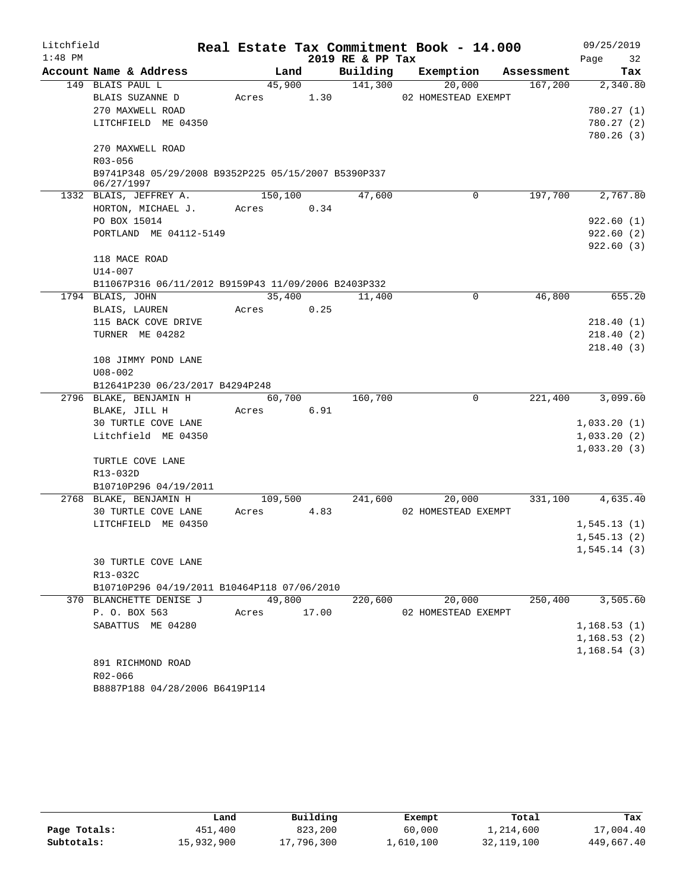Litchfield
1:48 PM

# Real Estate Tax Commitment Book - 14.000

## 2019 RE & PP Tax

09/25/2019

| Account Name & Address | Land | Building | Exemption | Assessment | Tax |
|---|---|---|---|---|---|
| 149 BLAIS PAUL L | 45,900 | 141,300 | 20,000 | 167,200 | 2,340.80 |
| BLAIS SUZANNE D | Acres 1.30 | | 02 HOMESTEAD EXEMPT | | |
| 270 MAXWELL ROAD | | | | | 780.27 (1) |
| LITCHFIELD ME 04350 | | | | | 780.27 (2) |
| | | | | | 780.26 (3) |
| 270 MAXWELL ROAD | | | | | |
| R03-056 | | | | | |
| B9741P348 05/29/2008 B9352P225 05/15/2007 B5390P337 06/27/1997 | | | | | |
| 1332 BLAIS, JEFFREY A. | 150,100 | 47,600 | 0 | 197,700 | 2,767.80 |
| HORTON, MICHAEL J. | Acres 0.34 | | | | |
| PO BOX 15014 | | | | | 922.60 (1) |
| PORTLAND ME 04112-5149 | | | | | 922.60 (2) |
| | | | | | 922.60 (3) |
| 118 MACE ROAD | | | | | |
| U14-007 | | | | | |
| B11067P316 06/11/2012 B9159P43 11/09/2006 B2403P332 | | | | | |
| 1794 BLAIS, JOHN | 35,400 | 11,400 | 0 | 46,800 | 655.20 |
| BLAIS, LAUREN | Acres 0.25 | | | | |
| 115 BACK COVE DRIVE | | | | | 218.40 (1) |
| TURNER ME 04282 | | | | | 218.40 (2) |
| | | | | | 218.40 (3) |
| 108 JIMMY POND LANE | | | | | |
| U08-002 | | | | | |
| B12641P230 06/23/2017 B4294P248 | | | | | |
| 2796 BLAKE, BENJAMIN H | 60,700 | 160,700 | 0 | 221,400 | 3,099.60 |
| BLAKE, JILL H | Acres 6.91 | | | | |
| 30 TURTLE COVE LANE | | | | | 1,033.20 (1) |
| Litchfield ME 04350 | | | | | 1,033.20 (2) |
| | | | | | 1,033.20 (3) |
| TURTLE COVE LANE | | | | | |
| R13-032D | | | | | |
| B10710P296 04/19/2011 | | | | | |
| 2768 BLAKE, BENJAMIN H | 109,500 | 241,600 | 20,000 | 331,100 | 4,635.40 |
| 30 TURTLE COVE LANE | Acres 4.83 | | 02 HOMESTEAD EXEMPT | | |
| LITCHFIELD ME 04350 | | | | | 1,545.13 (1) |
| | | | | | 1,545.13 (2) |
| | | | | | 1,545.14 (3) |
| 30 TURTLE COVE LANE | | | | | |
| R13-032C | | | | | |
| B10710P296 04/19/2011 B10464P118 07/06/2010 | | | | | |
| 370 BLANCHETTE DENISE J | 49,800 | 220,600 | 20,000 | 250,400 | 3,505.60 |
| P. O. BOX 563 | Acres 17.00 | | 02 HOMESTEAD EXEMPT | | |
| SABATTUS ME 04280 | | | | | 1,168.53 (1) |
| | | | | | 1,168.53 (2) |
| | | | | | 1,168.54 (3) |
| 891 RICHMOND ROAD | | | | | |
| R02-066 | | | | | |
| B8887P188 04/28/2006 B6419P114 | | | | | |

| | Land | Building | Exempt | Total | Tax |
|---|---|---|---|---|---|
| Page Totals: | 451,400 | 823,200 | 60,000 | 1,214,600 | 17,004.40 |
| Subtotals: | 15,932,900 | 17,796,300 | 1,610,100 | 32,119,100 | 449,667.40 |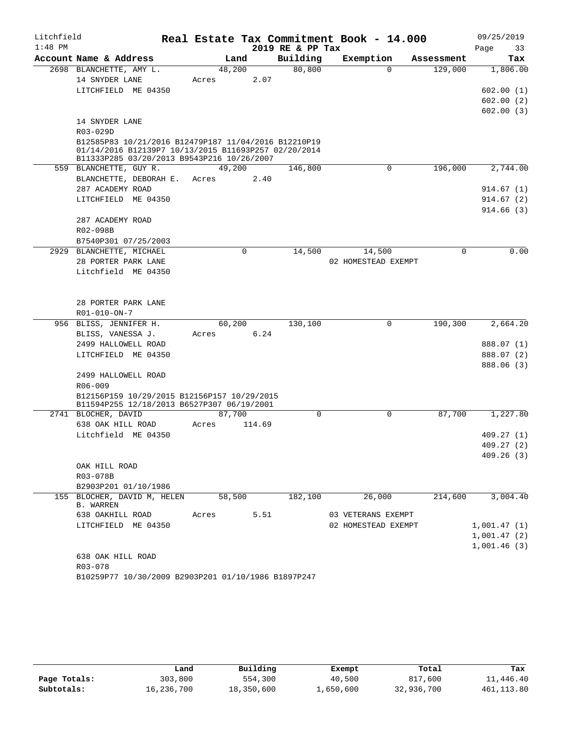# Real Estate Tax Commitment Book - 14.000

Litchfield 1:48 PM — 2019 RE & PP Tax — 09/25/2019

| Account | Name & Address | Land | Building | Exemption | Assessment | Tax |
|---|---|---|---|---|---|---|
| 2698 | BLANCHETTE, AMY L. | 48,200 | 80,800 | 0 | 129,000 | 1,806.00 |
| | 14 SNYDER LANE | Acres 2.07 | | | | |
| | LITCHFIELD ME 04350 | | | | | 602.00 (1) |
| | | | | | | 602.00 (2) |
| | | | | | | 602.00 (3) |
| | 14 SNYDER LANE | | | | | |
| | R03-029D | | | | | |
| | B12585P83 10/21/2016 B12479P187 11/04/2016 B12210P19 01/14/2016 B12139P7 10/13/2015 B11693P257 02/20/2014 B11333P285 03/20/2013 B9543P216 10/26/2007 | | | | | |
| 559 | BLANCHETTE, GUY R. | 49,200 | 146,800 | 0 | 196,000 | 2,744.00 |
| | BLANCHETTE, DEBORAH E. | Acres 2.40 | | | | |
| | 287 ACADEMY ROAD | | | | | 914.67 (1) |
| | LITCHFIELD ME 04350 | | | | | 914.67 (2) |
| | | | | | | 914.66 (3) |
| | 287 ACADEMY ROAD | | | | | |
| | R02-098B | | | | | |
| | B7540P301 07/25/2003 | | | | | |
| 2929 | BLANCHETTE, MICHAEL | 0 | 14,500 | 14,500 | 0 | 0.00 |
| | 28 PORTER PARK LANE | | | 02 HOMESTEAD EXEMPT | | |
| | Litchfield ME 04350 | | | | | |
| | 28 PORTER PARK LANE | | | | | |
| | R01-010-ON-7 | | | | | |
| 956 | BLISS, JENNIFER H. | 60,200 | 130,100 | 0 | 190,300 | 2,664.20 |
| | BLISS, VANESSA J. | Acres 6.24 | | | | |
| | 2499 HALLOWELL ROAD | | | | | 888.07 (1) |
| | LITCHFIELD ME 04350 | | | | | 888.07 (2) |
| | | | | | | 888.06 (3) |
| | 2499 HALLOWELL ROAD | | | | | |
| | R06-009 | | | | | |
| | B12156P159 10/29/2015 B12156P157 10/29/2015 B11594P255 12/18/2013 B6527P307 06/19/2001 | | | | | |
| 2741 | BLOCHER, DAVID | 87,700 | 0 | 0 | 87,700 | 1,227.80 |
| | 638 OAK HILL ROAD | Acres 114.69 | | | | |
| | Litchfield ME 04350 | | | | | 409.27 (1) |
| | | | | | | 409.27 (2) |
| | | | | | | 409.26 (3) |
| | OAK HILL ROAD | | | | | |
| | R03-078B | | | | | |
| | B2903P201 01/10/1986 | | | | | |
| 155 | BLOCHER, DAVID M, HELEN B. WARREN | 58,500 | 182,100 | 26,000 | 214,600 | 3,004.40 |
| | 638 OAKHILL ROAD | Acres 5.51 | | 03 VETERANS EXEMPT | | |
| | LITCHFIELD ME 04350 | | | 02 HOMESTEAD EXEMPT | | 1,001.47 (1) |
| | | | | | | 1,001.47 (2) |
| | | | | | | 1,001.46 (3) |
| | 638 OAK HILL ROAD | | | | | |
| | R03-078 | | | | | |
| | B10259P77 10/30/2009 B2903P201 01/10/1986 B1897P247 | | | | | |

| | Land | Building | Exempt | Total | Tax |
|---|---|---|---|---|---|
| Page Totals: | 303,800 | 554,300 | 40,500 | 817,600 | 11,446.40 |
| Subtotals: | 16,236,700 | 18,350,600 | 1,650,600 | 32,936,700 | 461,113.80 |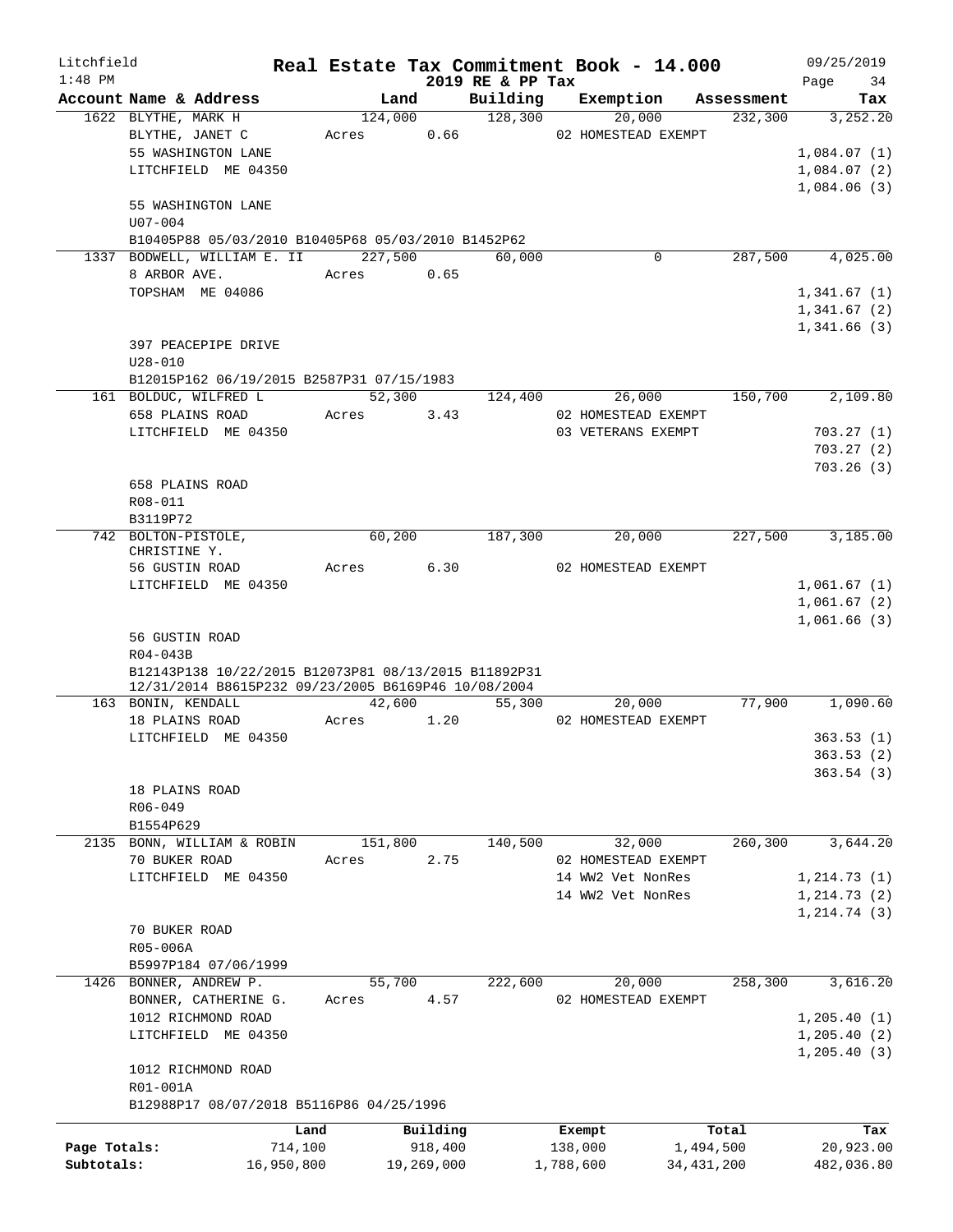# Real Estate Tax Commitment Book - 14.000

Litchfield 1:48 PM — 2019 RE & PP Tax — 09/25/2019

| Account Name & Address | Land | Building | Exemption | Assessment | Tax |
|---|---|---|---|---|---|
| 1622 BLYTHE, MARK H | 124,000 | 128,300 | 20,000 | 232,300 | 3,252.20 |
| BLYTHE, JANET C | Acres 0.66 | | 02 HOMESTEAD EXEMPT | | |
| 55 WASHINGTON LANE | | | | | 1,084.07 (1) |
| LITCHFIELD ME 04350 | | | | | 1,084.07 (2) |
| | | | | | 1,084.06 (3) |
| 55 WASHINGTON LANE | | | | | |
| U07-004 | | | | | |
| B10405P88 05/03/2010 B10405P68 05/03/2010 B1452P62 | | | | | |
| 1337 BODWELL, WILLIAM E. II | 227,500 | 60,000 | 0 | 287,500 | 4,025.00 |
| 8 ARBOR AVE. | Acres 0.65 | | | | |
| TOPSHAM ME 04086 | | | | | 1,341.67 (1) |
| | | | | | 1,341.67 (2) |
| | | | | | 1,341.66 (3) |
| 397 PEACEPIPE DRIVE | | | | | |
| U28-010 | | | | | |
| B12015P162 06/19/2015 B2587P31 07/15/1983 | | | | | |
| 161 BOLDUC, WILFRED L | 52,300 | 124,400 | 26,000 | 150,700 | 2,109.80 |
| 658 PLAINS ROAD | Acres 3.43 | | 02 HOMESTEAD EXEMPT | | |
| LITCHFIELD ME 04350 | | | 03 VETERANS EXEMPT | | 703.27 (1) |
| | | | | | 703.27 (2) |
| | | | | | 703.26 (3) |
| 658 PLAINS ROAD | | | | | |
| R08-011 | | | | | |
| B3119P72 | | | | | |
| 742 BOLTON-PISTOLE, CHRISTINE Y. | 60,200 | 187,300 | 20,000 | 227,500 | 3,185.00 |
| 56 GUSTIN ROAD | Acres 6.30 | | 02 HOMESTEAD EXEMPT | | |
| LITCHFIELD ME 04350 | | | | | 1,061.67 (1) |
| | | | | | 1,061.67 (2) |
| | | | | | 1,061.66 (3) |
| 56 GUSTIN ROAD | | | | | |
| R04-043B | | | | | |
| B12143P138 10/22/2015 B12073P81 08/13/2015 B11892P31 12/31/2014 B8615P232 09/23/2005 B6169P46 10/08/2004 | | | | | |
| 163 BONIN, KENDALL | 42,600 | 55,300 | 20,000 | 77,900 | 1,090.60 |
| 18 PLAINS ROAD | Acres 1.20 | | 02 HOMESTEAD EXEMPT | | |
| LITCHFIELD ME 04350 | | | | | 363.53 (1) |
| | | | | | 363.53 (2) |
| | | | | | 363.54 (3) |
| 18 PLAINS ROAD | | | | | |
| R06-049 | | | | | |
| B1554P629 | | | | | |
| 2135 BONN, WILLIAM & ROBIN | 151,800 | 140,500 | 32,000 | 260,300 | 3,644.20 |
| 70 BUKER ROAD | Acres 2.75 | | 02 HOMESTEAD EXEMPT | | |
| LITCHFIELD ME 04350 | | | 14 WW2 Vet NonRes | | 1,214.73 (1) |
| | | | 14 WW2 Vet NonRes | | 1,214.73 (2) |
| | | | | | 1,214.74 (3) |
| 70 BUKER ROAD | | | | | |
| R05-006A | | | | | |
| B5997P184 07/06/1999 | | | | | |
| 1426 BONNER, ANDREW P. | 55,700 | 222,600 | 20,000 | 258,300 | 3,616.20 |
| BONNER, CATHERINE G. | Acres 4.57 | | 02 HOMESTEAD EXEMPT | | |
| 1012 RICHMOND ROAD | | | | | 1,205.40 (1) |
| LITCHFIELD ME 04350 | | | | | 1,205.40 (2) |
| | | | | | 1,205.40 (3) |
| 1012 RICHMOND ROAD | | | | | |
| R01-001A | | | | | |
| B12988P17 08/07/2018 B5116P86 04/25/1996 | | | | | |

| | Land | Building | Exempt | Total | Tax |
|---|---|---|---|---|---|
| Page Totals: | 714,100 | 918,400 | 138,000 | 1,494,500 | 20,923.00 |
| Subtotals: | 16,950,800 | 19,269,000 | 1,788,600 | 34,431,200 | 482,036.80 |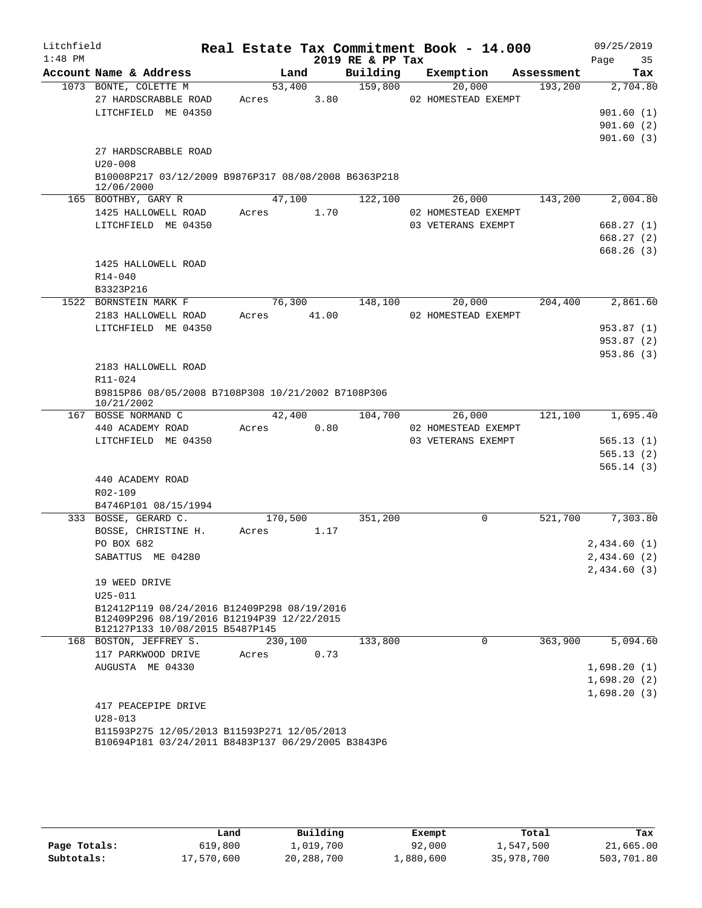Litchfield 1:48 PM

# Real Estate Tax Commitment Book - 14.000

2019 RE & PP Tax

09/25/2019

| Account Name & Address | Land | Building | Exemption | Assessment | Tax |
|---|---|---|---|---|---|
| 1073 BONTE, COLETTE M | 53,400 | 159,800 | 20,000 | 193,200 | 2,704.80 |
| 27 HARDSCRABBLE ROAD | Acres 3.80 | | 02 HOMESTEAD EXEMPT | | |
| LITCHFIELD ME 04350 | | | | | 901.60 (1) |
| | | | | | 901.60 (2) |
| | | | | | 901.60 (3) |
| 27 HARDSCRABBLE ROAD | | | | | |
| U20-008 | | | | | |
| B10008P217 03/12/2009 B9876P317 08/08/2008 B6363P218 12/06/2000 | | | | | |
| 165 BOOTHBY, GARY R | 47,100 | 122,100 | 26,000 | 143,200 | 2,004.80 |
| 1425 HALLOWELL ROAD | Acres 1.70 | | 02 HOMESTEAD EXEMPT | | |
| LITCHFIELD ME 04350 | | | 03 VETERANS EXEMPT | | 668.27 (1) |
| | | | | | 668.27 (2) |
| | | | | | 668.26 (3) |
| 1425 HALLOWELL ROAD | | | | | |
| R14-040 | | | | | |
| B3323P216 | | | | | |
| 1522 BORNSTEIN MARK F | 76,300 | 148,100 | 20,000 | 204,400 | 2,861.60 |
| 2183 HALLOWELL ROAD | Acres 41.00 | | 02 HOMESTEAD EXEMPT | | |
| LITCHFIELD ME 04350 | | | | | 953.87 (1) |
| | | | | | 953.87 (2) |
| | | | | | 953.86 (3) |
| 2183 HALLOWELL ROAD | | | | | |
| R11-024 | | | | | |
| B9815P86 08/05/2008 B7108P308 10/21/2002 B7108P306 10/21/2002 | | | | | |
| 167 BOSSE NORMAND C | 42,400 | 104,700 | 26,000 | 121,100 | 1,695.40 |
| 440 ACADEMY ROAD | Acres 0.80 | | 02 HOMESTEAD EXEMPT | | |
| LITCHFIELD ME 04350 | | | 03 VETERANS EXEMPT | | 565.13 (1) |
| | | | | | 565.13 (2) |
| | | | | | 565.14 (3) |
| 440 ACADEMY ROAD | | | | | |
| R02-109 | | | | | |
| B4746P101 08/15/1994 | | | | | |
| 333 BOSSE, GERARD C. | 170,500 | 351,200 | 0 | 521,700 | 7,303.80 |
| BOSSE, CHRISTINE H. | Acres 1.17 | | | | |
| PO BOX 682 | | | | | 2,434.60 (1) |
| SABATTUS ME 04280 | | | | | 2,434.60 (2) |
| | | | | | 2,434.60 (3) |
| 19 WEED DRIVE | | | | | |
| U25-011 | | | | | |
| B12412P119 08/24/2016 B12409P298 08/19/2016 B12409P296 08/19/2016 B12194P39 12/22/2015 B12127P133 10/08/2015 B5487P145 | | | | | |
| 168 BOSTON, JEFFREY S. | 230,100 | 133,800 | 0 | 363,900 | 5,094.60 |
| 117 PARKWOOD DRIVE | Acres 0.73 | | | | |
| AUGUSTA ME 04330 | | | | | 1,698.20 (1) |
| | | | | | 1,698.20 (2) |
| | | | | | 1,698.20 (3) |
| 417 PEACEPIPE DRIVE | | | | | |
| U28-013 | | | | | |
| B11593P275 12/05/2013 B11593P271 12/05/2013 B10694P181 03/24/2011 B8483P137 06/29/2005 B3843P6 | | | | | |

| | Land | Building | Exempt | Total | Tax |
|---|---|---|---|---|---|
| Page Totals: | 619,800 | 1,019,700 | 92,000 | 1,547,500 | 21,665.00 |
| Subtotals: | 17,570,600 | 20,288,700 | 1,880,600 | 35,978,700 | 503,701.80 |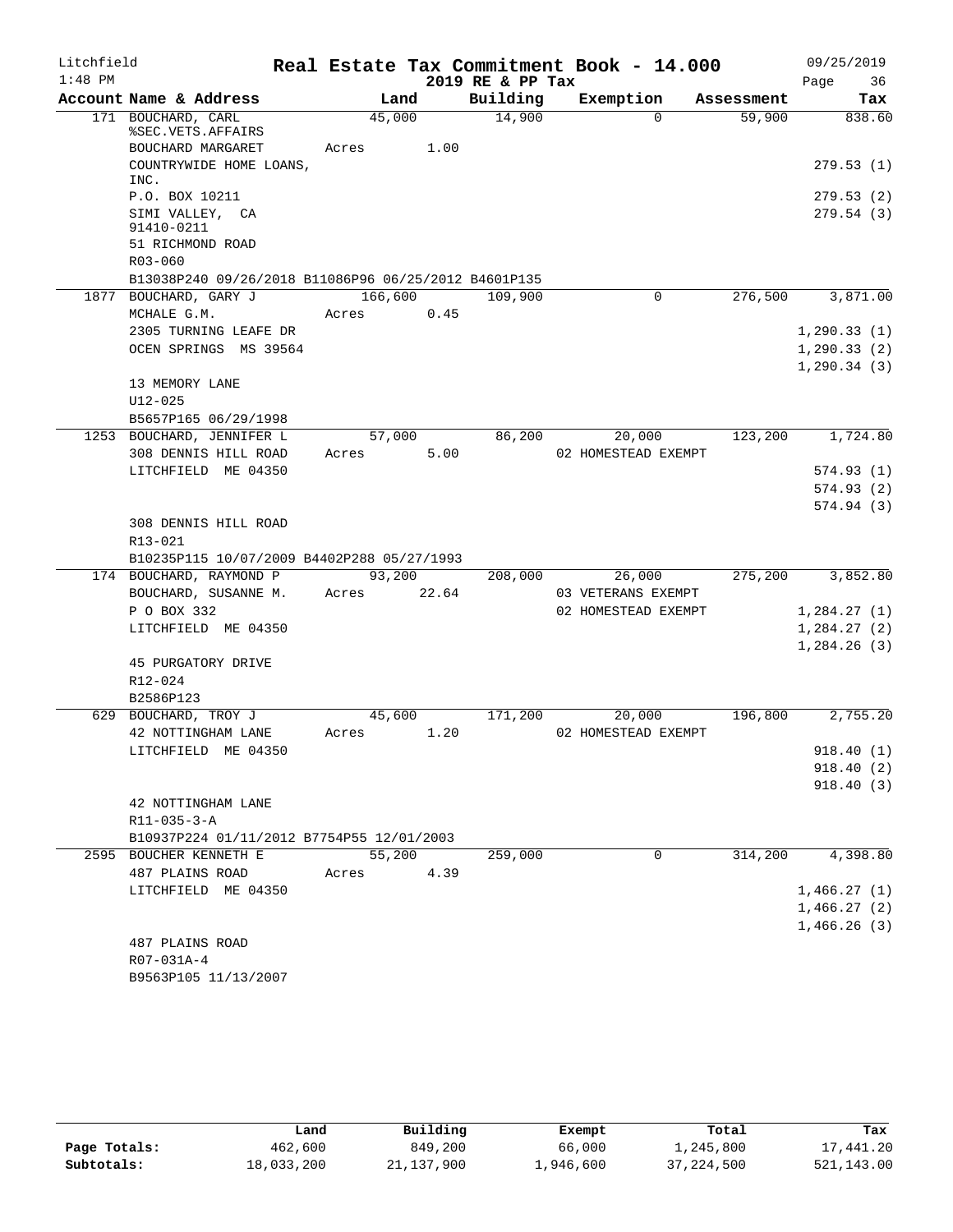Litchfield 1:48 PM

# Real Estate Tax Commitment Book - 14.000

## 2019 RE & PP Tax

09/25/2019

| Account Name & Address | Land | Building | Exemption | Assessment | Tax |
|---|---|---|---|---|---|
| 171 BOUCHARD, CARL %SEC.VETS.AFFAIRS | 45,000 | 14,900 | 0 | 59,900 | 838.60 |
| BOUCHARD MARGARET | Acres 1.00 | | | | |
| COUNTRYWIDE HOME LOANS, INC. | | | | | 279.53 (1) |
| P.O. BOX 10211 | | | | | 279.53 (2) |
| SIMI VALLEY, CA 91410-0211 | | | | | 279.54 (3) |
| 51 RICHMOND ROAD | | | | | |
| R03-060 | | | | | |
| B13038P240 09/26/2018 B11086P96 06/25/2012 B4601P135 | | | | | |
| 1877 BOUCHARD, GARY J | 166,600 | 109,900 | 0 | 276,500 | 3,871.00 |
| MCHALE G.M. | Acres 0.45 | | | | |
| 2305 TURNING LEAFE DR | | | | | 1,290.33 (1) |
| OCEN SPRINGS MS 39564 | | | | | 1,290.33 (2) |
| | | | | | 1,290.34 (3) |
| 13 MEMORY LANE | | | | | |
| U12-025 | | | | | |
| B5657P165 06/29/1998 | | | | | |
| 1253 BOUCHARD, JENNIFER L | 57,000 | 86,200 | 20,000 | 123,200 | 1,724.80 |
| 308 DENNIS HILL ROAD | Acres 5.00 | | 02 HOMESTEAD EXEMPT | | |
| LITCHFIELD ME 04350 | | | | | 574.93 (1) |
| | | | | | 574.93 (2) |
| | | | | | 574.94 (3) |
| 308 DENNIS HILL ROAD | | | | | |
| R13-021 | | | | | |
| B10235P115 10/07/2009 B4402P288 05/27/1993 | | | | | |
| 174 BOUCHARD, RAYMOND P | 93,200 | 208,000 | 26,000 | 275,200 | 3,852.80 |
| BOUCHARD, SUSANNE M. | Acres 22.64 | | 03 VETERANS EXEMPT | | |
| P O BOX 332 | | | 02 HOMESTEAD EXEMPT | | 1,284.27 (1) |
| LITCHFIELD ME 04350 | | | | | 1,284.27 (2) |
| | | | | | 1,284.26 (3) |
| 45 PURGATORY DRIVE | | | | | |
| R12-024 | | | | | |
| B2586P123 | | | | | |
| 629 BOUCHARD, TROY J | 45,600 | 171,200 | 20,000 | 196,800 | 2,755.20 |
| 42 NOTTINGHAM LANE | Acres 1.20 | | 02 HOMESTEAD EXEMPT | | |
| LITCHFIELD ME 04350 | | | | | 918.40 (1) |
| | | | | | 918.40 (2) |
| | | | | | 918.40 (3) |
| 42 NOTTINGHAM LANE | | | | | |
| R11-035-3-A | | | | | |
| B10937P224 01/11/2012 B7754P55 12/01/2003 | | | | | |
| 2595 BOUCHER KENNETH E | 55,200 | 259,000 | 0 | 314,200 | 4,398.80 |
| 487 PLAINS ROAD | Acres 4.39 | | | | |
| LITCHFIELD ME 04350 | | | | | 1,466.27 (1) |
| | | | | | 1,466.27 (2) |
| | | | | | 1,466.26 (3) |
| 487 PLAINS ROAD | | | | | |
| R07-031A-4 | | | | | |
| B9563P105 11/13/2007 | | | | | |

| | Land | Building | Exempt | Total | Tax |
|---|---|---|---|---|---|
| Page Totals: | 462,600 | 849,200 | 66,000 | 1,245,800 | 17,441.20 |
| Subtotals: | 18,033,200 | 21,137,900 | 1,946,600 | 37,224,500 | 521,143.00 |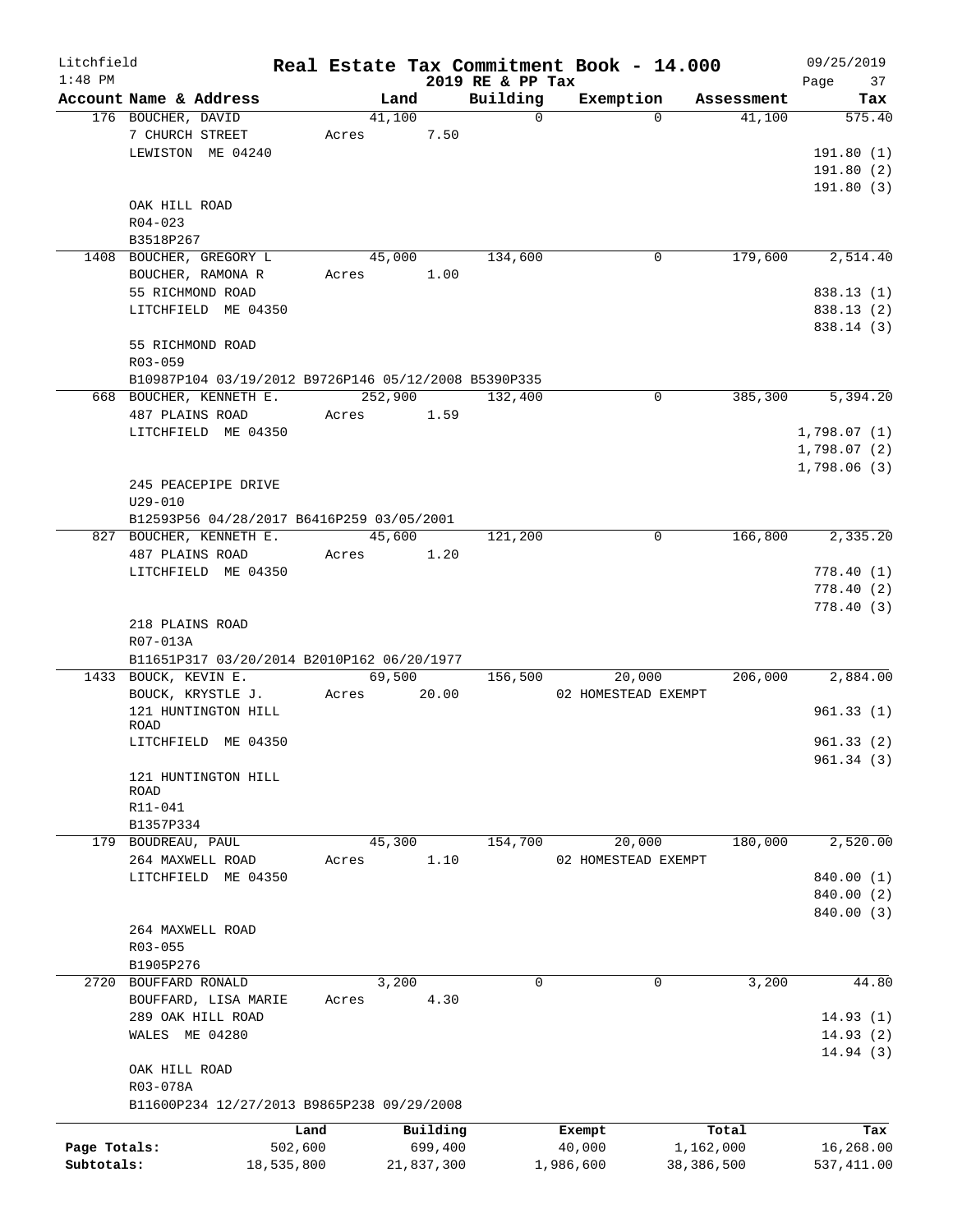# Real Estate Tax Commitment Book - 14.000

Litchfield
1:48 PM

2019 RE & PP Tax

09/25/2019

| Account Name & Address | Land | Building | Exemption | Assessment | Tax |
|---|---|---|---|---|---|
| 176 BOUCHER, DAVID | 41,100 | 0 | 0 | 41,100 | 575.40 |
| 7 CHURCH STREET | Acres 7.50 | | | | |
| LEWISTON ME 04240 | | | | | 191.80 (1) |
| | | | | | 191.80 (2) |
| | | | | | 191.80 (3) |
| OAK HILL ROAD | | | | | |
| R04-023 | | | | | |
| B3518P267 | | | | | |
| 1408 BOUCHER, GREGORY L | 45,000 | 134,600 | 0 | 179,600 | 2,514.40 |
| BOUCHER, RAMONA R | Acres 1.00 | | | | |
| 55 RICHMOND ROAD | | | | | 838.13 (1) |
| LITCHFIELD ME 04350 | | | | | 838.13 (2) |
| | | | | | 838.14 (3) |
| 55 RICHMOND ROAD | | | | | |
| R03-059 | | | | | |
| B10987P104 03/19/2012 B9726P146 05/12/2008 B5390P335 | | | | | |
| 668 BOUCHER, KENNETH E. | 252,900 | 132,400 | 0 | 385,300 | 5,394.20 |
| 487 PLAINS ROAD | Acres 1.59 | | | | |
| LITCHFIELD ME 04350 | | | | | 1,798.07 (1) |
| | | | | | 1,798.07 (2) |
| | | | | | 1,798.06 (3) |
| 245 PEACEPIPE DRIVE | | | | | |
| U29-010 | | | | | |
| B12593P56 04/28/2017 B6416P259 03/05/2001 | | | | | |
| 827 BOUCHER, KENNETH E. | 45,600 | 121,200 | 0 | 166,800 | 2,335.20 |
| 487 PLAINS ROAD | Acres 1.20 | | | | |
| LITCHFIELD ME 04350 | | | | | 778.40 (1) |
| | | | | | 778.40 (2) |
| | | | | | 778.40 (3) |
| 218 PLAINS ROAD | | | | | |
| R07-013A | | | | | |
| B11651P317 03/20/2014 B2010P162 06/20/1977 | | | | | |
| 1433 BOUCK, KEVIN E. | 69,500 | 156,500 | 20,000 | 206,000 | 2,884.00 |
| BOUCK, KRYSTLE J. | Acres 20.00 | | 02 HOMESTEAD EXEMPT | | |
| 121 HUNTINGTON HILL ROAD | | | | | 961.33 (1) |
| LITCHFIELD ME 04350 | | | | | 961.33 (2) |
| | | | | | 961.34 (3) |
| 121 HUNTINGTON HILL ROAD | | | | | |
| R11-041 | | | | | |
| B1357P334 | | | | | |
| 179 BOUDREAU, PAUL | 45,300 | 154,700 | 20,000 | 180,000 | 2,520.00 |
| 264 MAXWELL ROAD | Acres 1.10 | | 02 HOMESTEAD EXEMPT | | |
| LITCHFIELD ME 04350 | | | | | 840.00 (1) |
| | | | | | 840.00 (2) |
| | | | | | 840.00 (3) |
| 264 MAXWELL ROAD | | | | | |
| R03-055 | | | | | |
| B1905P276 | | | | | |
| 2720 BOUFFARD RONALD | 3,200 | 0 | 0 | 3,200 | 44.80 |
| BOUFFARD, LISA MARIE | Acres 4.30 | | | | |
| 289 OAK HILL ROAD | | | | | 14.93 (1) |
| WALES ME 04280 | | | | | 14.93 (2) |
| | | | | | 14.94 (3) |
| OAK HILL ROAD | | | | | |
| R03-078A | | | | | |
| B11600P234 12/27/2013 B9865P238 09/29/2008 | | | | | |

| | Land | Building | Exempt | Total | Tax |
|---|---|---|---|---|---|
| Page Totals: | 502,600 | 699,400 | 40,000 | 1,162,000 | 16,268.00 |
| Subtotals: | 18,535,800 | 21,837,300 | 1,986,600 | 38,386,500 | 537,411.00 |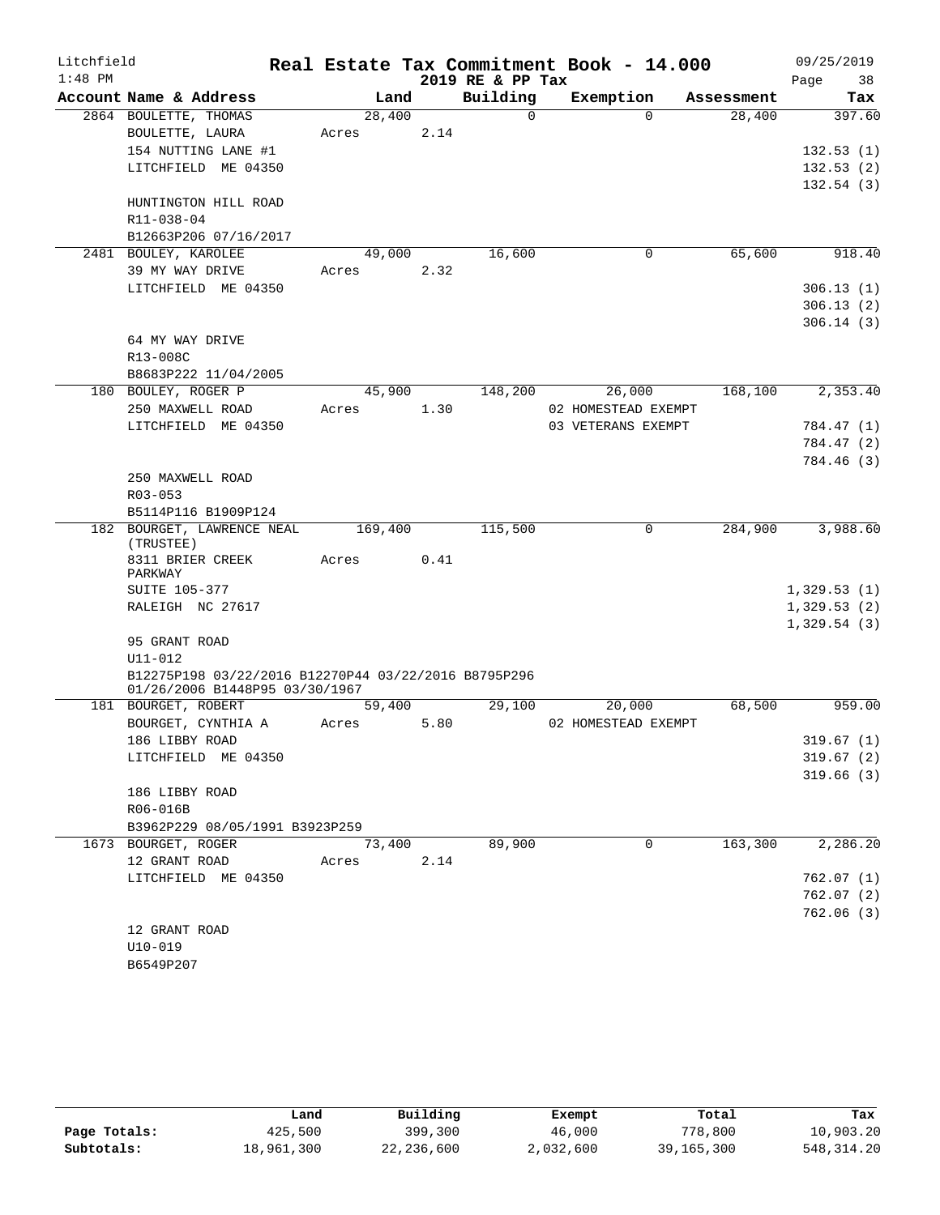Litchfield  
1:48 PM

# Real Estate Tax Commitment Book - 14.000

2019 RE & PP Tax

09/25/2019  
Page 38

| Account Name & Address | Land | Building | Exemption | Assessment | Tax |
|---|---|---|---|---|---|
| 2864 BOULETTE, THOMAS | 28,400 | 0 | 0 | 28,400 | 397.60 |
| BOULETTE, LAURA | Acres 2.14 | | | | |
| 154 NUTTING LANE #1 | | | | | 132.53 (1) |
| LITCHFIELD ME 04350 | | | | | 132.53 (2) |
| | | | | | 132.54 (3) |
| HUNTINGTON HILL ROAD | | | | | |
| R11-038-04 | | | | | |
| B12663P206 07/16/2017 | | | | | |
| 2481 BOULEY, KAROLEE | 49,000 | 16,600 | 0 | 65,600 | 918.40 |
| 39 MY WAY DRIVE | Acres 2.32 | | | | |
| LITCHFIELD ME 04350 | | | | | 306.13 (1) |
| | | | | | 306.13 (2) |
| | | | | | 306.14 (3) |
| 64 MY WAY DRIVE | | | | | |
| R13-008C | | | | | |
| B8683P222 11/04/2005 | | | | | |
| 180 BOULEY, ROGER P | 45,900 | 148,200 | 26,000 | 168,100 | 2,353.40 |
| 250 MAXWELL ROAD | Acres 1.30 | | 02 HOMESTEAD EXEMPT | | |
| LITCHFIELD ME 04350 | | | 03 VETERANS EXEMPT | | 784.47 (1) |
| | | | | | 784.47 (2) |
| | | | | | 784.46 (3) |
| 250 MAXWELL ROAD | | | | | |
| R03-053 | | | | | |
| B5114P116 B1909P124 | | | | | |
| 182 BOURGET, LAWRENCE NEAL (TRUSTEE) | 169,400 | 115,500 | 0 | 284,900 | 3,988.60 |
| 8311 BRIER CREEK PARKWAY | Acres 0.41 | | | | |
| SUITE 105-377 | | | | | 1,329.53 (1) |
| RALEIGH NC 27617 | | | | | 1,329.53 (2) |
| | | | | | 1,329.54 (3) |
| 95 GRANT ROAD | | | | | |
| U11-012 | | | | | |
| B12275P198 03/22/2016 B12270P44 03/22/2016 B8795P296 01/26/2006 B1448P95 03/30/1967 | | | | | |
| 181 BOURGET, ROBERT | 59,400 | 29,100 | 20,000 | 68,500 | 959.00 |
| BOURGET, CYNTHIA A | Acres 5.80 | | 02 HOMESTEAD EXEMPT | | |
| 186 LIBBY ROAD | | | | | 319.67 (1) |
| LITCHFIELD ME 04350 | | | | | 319.67 (2) |
| | | | | | 319.66 (3) |
| 186 LIBBY ROAD | | | | | |
| R06-016B | | | | | |
| B3962P229 08/05/1991 B3923P259 | | | | | |
| 1673 BOURGET, ROGER | 73,400 | 89,900 | 0 | 163,300 | 2,286.20 |
| 12 GRANT ROAD | Acres 2.14 | | | | |
| LITCHFIELD ME 04350 | | | | | 762.07 (1) |
| | | | | | 762.07 (2) |
| | | | | | 762.06 (3) |
| 12 GRANT ROAD | | | | | |
| U10-019 | | | | | |
| B6549P207 | | | | | |

| | Land | Building | Exempt | Total | Tax |
|---|---|---|---|---|---|
| Page Totals: | 425,500 | 399,300 | 46,000 | 778,800 | 10,903.20 |
| Subtotals: | 18,961,300 | 22,236,600 | 2,032,600 | 39,165,300 | 548,314.20 |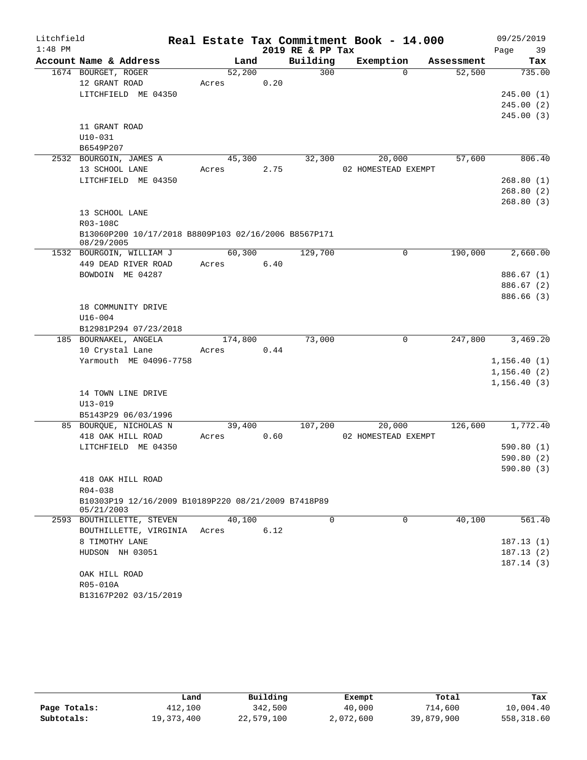# Litchfield — Real Estate Tax Commitment Book - 14.000

2019 RE & PP Tax — 09/25/2019 1:48 PM

| Account Name & Address | Land | Building | Exemption | Assessment | Tax |
|---|---|---|---|---|---|
| 1674 BOURGET, ROGER | 52,200 | 300 | 0 | 52,500 | 735.00 |
| 12 GRANT ROAD | Acres 0.20 | | | | |
| LITCHFIELD ME 04350 | | | | | 245.00 (1) |
| | | | | | 245.00 (2) |
| | | | | | 245.00 (3) |
| 11 GRANT ROAD | | | | | |
| U10-031 | | | | | |
| B6549P207 | | | | | |
| 2532 BOURGOIN, JAMES A | 45,300 | 32,300 | 20,000 | 57,600 | 806.40 |
| 13 SCHOOL LANE | Acres 2.75 | | 02 HOMESTEAD EXEMPT | | |
| LITCHFIELD ME 04350 | | | | | 268.80 (1) |
| | | | | | 268.80 (2) |
| | | | | | 268.80 (3) |
| 13 SCHOOL LANE | | | | | |
| R03-108C | | | | | |
| B13060P200 10/17/2018 B8809P103 02/16/2006 B8567P171 08/29/2005 | | | | | |
| 1532 BOURGOIN, WILLIAM J | 60,300 | 129,700 | 0 | 190,000 | 2,660.00 |
| 449 DEAD RIVER ROAD | Acres 6.40 | | | | |
| BOWDOIN ME 04287 | | | | | 886.67 (1) |
| | | | | | 886.67 (2) |
| | | | | | 886.66 (3) |
| 18 COMMUNITY DRIVE | | | | | |
| U16-004 | | | | | |
| B12981P294 07/23/2018 | | | | | |
| 185 BOURNAKEL, ANGELA | 174,800 | 73,000 | 0 | 247,800 | 3,469.20 |
| 10 Crystal Lane | Acres 0.44 | | | | |
| Yarmouth ME 04096-7758 | | | | | 1,156.40 (1) |
| | | | | | 1,156.40 (2) |
| | | | | | 1,156.40 (3) |
| 14 TOWN LINE DRIVE | | | | | |
| U13-019 | | | | | |
| B5143P29 06/03/1996 | | | | | |
| 85 BOURQUE, NICHOLAS N | 39,400 | 107,200 | 20,000 | 126,600 | 1,772.40 |
| 418 OAK HILL ROAD | Acres 0.60 | | 02 HOMESTEAD EXEMPT | | |
| LITCHFIELD ME 04350 | | | | | 590.80 (1) |
| | | | | | 590.80 (2) |
| | | | | | 590.80 (3) |
| 418 OAK HILL ROAD | | | | | |
| R04-038 | | | | | |
| B10303P19 12/16/2009 B10189P220 08/21/2009 B7418P89 05/21/2003 | | | | | |
| 2593 BOUTHILLETTE, STEVEN | 40,100 | 0 | 0 | 40,100 | 561.40 |
| BOUTHILLETTE, VIRGINIA | Acres 6.12 | | | | |
| 8 TIMOTHY LANE | | | | | 187.13 (1) |
| HUDSON NH 03051 | | | | | 187.13 (2) |
| | | | | | 187.14 (3) |
| OAK HILL ROAD | | | | | |
| R05-010A | | | | | |
| B13167P202 03/15/2019 | | | | | |

| | Land | Building | Exempt | Total | Tax |
|---|---|---|---|---|---|
| Page Totals: | 412,100 | 342,500 | 40,000 | 714,600 | 10,004.40 |
| Subtotals: | 19,373,400 | 22,579,100 | 2,072,600 | 39,879,900 | 558,318.60 |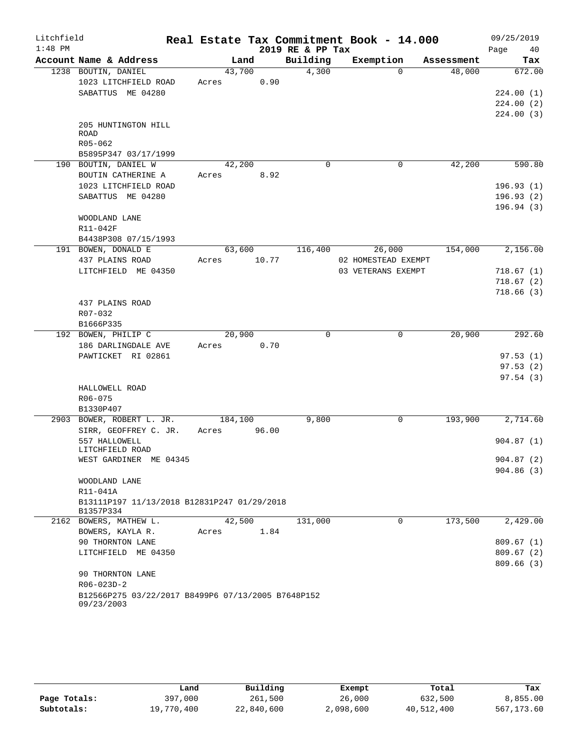# Real Estate Tax Commitment Book - 14.000

Litchfield
1:48 PM

2019 RE & PP Tax

09/25/2019

| Account Name & Address | Land | Building | Exemption | Assessment | Tax |
|---|---|---|---|---|---|
| 1238 BOUTIN, DANIEL<br>1023 LITCHFIELD ROAD<br>SABATTUS ME 04280<br><br>205 HUNTINGTON HILL ROAD<br>R05-062<br>B5895P347 03/17/1999 | 43,700<br>Acres 0.90 | 4,300 | 0 | 48,000 | 672.00<br><br>224.00 (1)<br>224.00 (2)<br>224.00 (3) |
| 190 BOUTIN, DANIEL W<br>BOUTIN CATHERINE A<br>1023 LITCHFIELD ROAD<br>SABATTUS ME 04280<br><br>WOODLAND LANE<br>R11-042F<br>B4438P308 07/15/1993 | 42,200<br>Acres 8.92 | 0 | 0 | 42,200 | 590.80<br><br>196.93 (1)<br>196.93 (2)<br>196.94 (3) |
| 191 BOWEN, DONALD E<br>437 PLAINS ROAD<br>LITCHFIELD ME 04350<br><br>437 PLAINS ROAD<br>R07-032<br>B1666P335 | 63,600<br>Acres 10.77 | 116,400 | 26,000<br>02 HOMESTEAD EXEMPT<br>03 VETERANS EXEMPT | 154,000 | 2,156.00<br><br>718.67 (1)<br>718.67 (2)<br>718.66 (3) |
| 192 BOWEN, PHILIP C<br>186 DARLINGDALE AVE<br>PAWTICKET RI 02861<br><br>HALLOWELL ROAD<br>R06-075<br>B1330P407 | 20,900<br>Acres 0.70 | 0 | 0 | 20,900 | 292.60<br><br>97.53 (1)<br>97.53 (2)<br>97.54 (3) |
| 2903 BOWER, ROBERT L. JR.<br>SIRR, GEOFFREY C. JR.<br>557 HALLOWELL LITCHFIELD ROAD<br>WEST GARDINER ME 04345<br><br>WOODLAND LANE<br>R11-041A<br>B13111P197 11/13/2018 B12831P247 01/29/2018 B1357P334 | 184,100<br>Acres 96.00 | 9,800 | 0 | 193,900 | 2,714.60<br><br>904.87 (1)<br>904.87 (2)<br>904.86 (3) |
| 2162 BOWERS, MATHEW L.<br>BOWERS, KAYLA R.<br>90 THORNTON LANE<br>LITCHFIELD ME 04350<br><br>90 THORNTON LANE<br>R06-023D-2<br>B12566P275 03/22/2017 B8499P6 07/13/2005 B7648P152 09/23/2003 | 42,500<br>Acres 1.84 | 131,000 | 0 | 173,500 | 2,429.00<br><br>809.67 (1)<br>809.67 (2)<br>809.66 (3) |

| | Land | Building | Exempt | Total | Tax |
|---|---|---|---|---|---|
| Page Totals: | 397,000 | 261,500 | 26,000 | 632,500 | 8,855.00 |
| Subtotals: | 19,770,400 | 22,840,600 | 2,098,600 | 40,512,400 | 567,173.60 |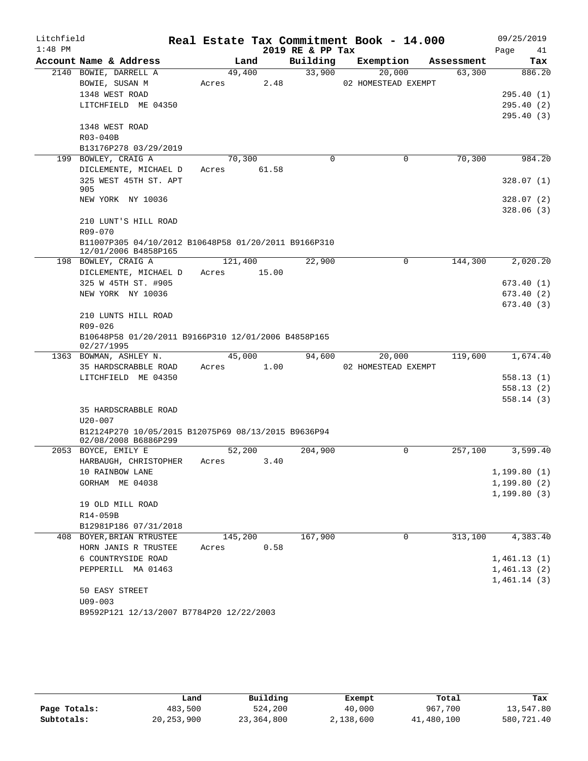Litchfield 1:48 PM

# Real Estate Tax Commitment Book - 14.000

## 2019 RE & PP Tax

09/25/2019

| Account Name & Address | Land | Building | Exemption | Assessment | Tax |
|---|---|---|---|---|---|
| 2140 BOWIE, DARRELL A | 49,400 | 33,900 | 20,000 | 63,300 | 886.20 |
| BOWIE, SUSAN M | Acres 2.48 | | 02 HOMESTEAD EXEMPT | | |
| 1348 WEST ROAD | | | | | 295.40 (1) |
| LITCHFIELD ME 04350 | | | | | 295.40 (2) |
| | | | | | 295.40 (3) |
| 1348 WEST ROAD | | | | | |
| R03-040B | | | | | |
| B13176P278 03/29/2019 | | | | | |
| 199 BOWLEY, CRAIG A | 70,300 | 0 | 0 | 70,300 | 984.20 |
| DICLEMENTE, MICHAEL D | Acres 61.58 | | | | |
| 325 WEST 45TH ST. APT 905 | | | | | 328.07 (1) |
| NEW YORK NY 10036 | | | | | 328.07 (2) |
| | | | | | 328.06 (3) |
| 210 LUNT'S HILL ROAD | | | | | |
| R09-070 | | | | | |
| B11007P305 04/10/2012 B10648P58 01/20/2011 B9166P310 12/01/2006 B4858P165 | | | | | |
| 198 BOWLEY, CRAIG A | 121,400 | 22,900 | 0 | 144,300 | 2,020.20 |
| DICLEMENTE, MICHAEL D | Acres 15.00 | | | | |
| 325 W 45TH ST. #905 | | | | | 673.40 (1) |
| NEW YORK NY 10036 | | | | | 673.40 (2) |
| | | | | | 673.40 (3) |
| 210 LUNTS HILL ROAD | | | | | |
| R09-026 | | | | | |
| B10648P58 01/20/2011 B9166P310 12/01/2006 B4858P165 02/27/1995 | | | | | |
| 1363 BOWMAN, ASHLEY N. | 45,000 | 94,600 | 20,000 | 119,600 | 1,674.40 |
| 35 HARDSCRABBLE ROAD | Acres 1.00 | | 02 HOMESTEAD EXEMPT | | |
| LITCHFIELD ME 04350 | | | | | 558.13 (1) |
| | | | | | 558.13 (2) |
| | | | | | 558.14 (3) |
| 35 HARDSCRABBLE ROAD | | | | | |
| U20-007 | | | | | |
| B12124P270 10/05/2015 B12075P69 08/13/2015 B9636P94 02/08/2008 B6886P299 | | | | | |
| 2053 BOYCE, EMILY E | 52,200 | 204,900 | 0 | 257,100 | 3,599.40 |
| HARBAUGH, CHRISTOPHER | Acres 3.40 | | | | |
| 10 RAINBOW LANE | | | | | 1,199.80 (1) |
| GORHAM ME 04038 | | | | | 1,199.80 (2) |
| | | | | | 1,199.80 (3) |
| 19 OLD MILL ROAD | | | | | |
| R14-059B | | | | | |
| B12981P186 07/31/2018 | | | | | |
| 408 BOYER,BRIAN RTRUSTEE | 145,200 | 167,900 | 0 | 313,100 | 4,383.40 |
| HORN JANIS R TRUSTEE | Acres 0.58 | | | | |
| 6 COUNTRYSIDE ROAD | | | | | 1,461.13 (1) |
| PEPPERILL MA 01463 | | | | | 1,461.13 (2) |
| | | | | | 1,461.14 (3) |
| 50 EASY STREET | | | | | |
| U09-003 | | | | | |
| B9592P121 12/13/2007 B7784P20 12/22/2003 | | | | | |

| | Land | Building | Exempt | Total | Tax |
|---|---|---|---|---|---|
| Page Totals: | 483,500 | 524,200 | 40,000 | 967,700 | 13,547.80 |
| Subtotals: | 20,253,900 | 23,364,800 | 2,138,600 | 41,480,100 | 580,721.40 |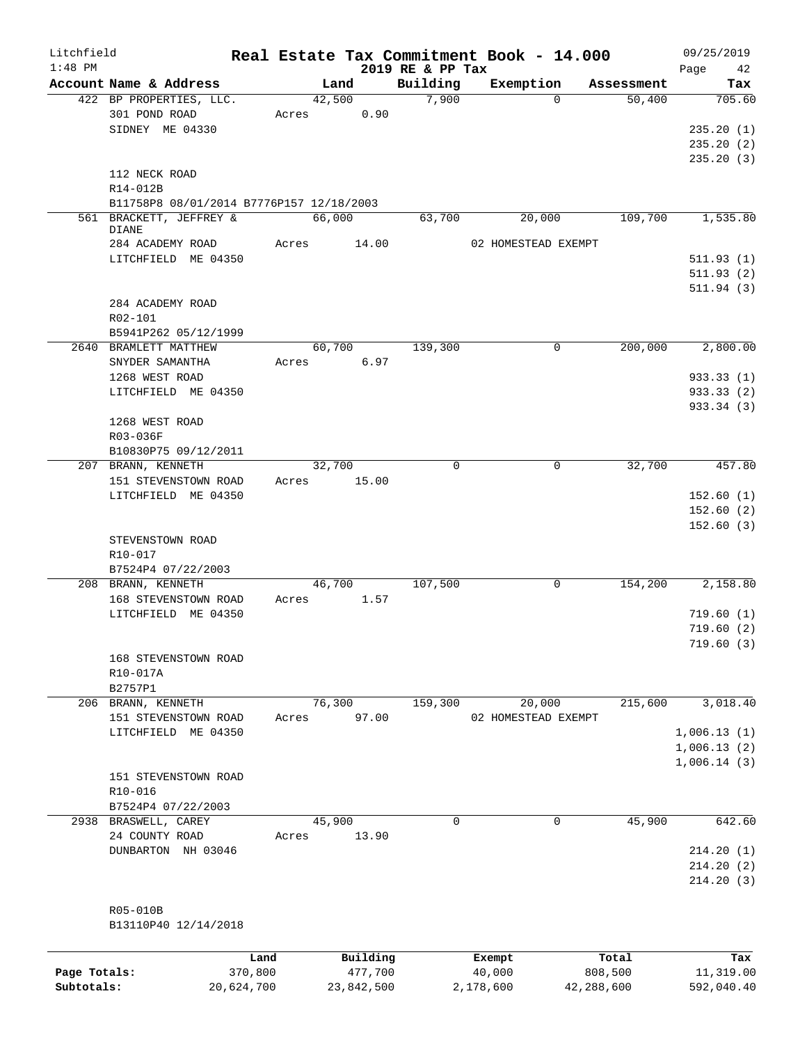# Real Estate Tax Commitment Book - 14.000

Litchfield 1:48 PM — 2019 RE & PP Tax — 09/25/2019

| Account | Name & Address | Land | Building | Exemption | Assessment | Tax |
|---|---|---|---|---|---|---|
| 422 | BP PROPERTIES, LLC.<br>301 POND ROAD<br>SIDNEY ME 04330<br><br>112 NECK ROAD<br>R14-012B<br>B11758P8 08/01/2014 B7776P157 12/18/2003 | 42,500<br>Acres 0.90 | 7,900 | 0 | 50,400 | 705.60<br>235.20 (1)<br>235.20 (2)<br>235.20 (3) |
| 561 | BRACKETT, JEFFREY & DIANE<br>284 ACADEMY ROAD<br>LITCHFIELD ME 04350<br><br>284 ACADEMY ROAD<br>R02-101<br>B5941P262 05/12/1999 | 66,000<br>Acres 14.00 | 63,700 | 20,000<br>02 HOMESTEAD EXEMPT | 109,700 | 1,535.80<br>511.93 (1)<br>511.93 (2)<br>511.94 (3) |
| 2640 | BRAMLETT MATTHEW<br>SNYDER SAMANTHA<br>1268 WEST ROAD<br>LITCHFIELD ME 04350<br><br>1268 WEST ROAD<br>R03-036F<br>B10830P75 09/12/2011 | 60,700<br>Acres 6.97 | 139,300 | 0 | 200,000 | 2,800.00<br>933.33 (1)<br>933.33 (2)<br>933.34 (3) |
| 207 | BRANN, KENNETH<br>151 STEVENSTOWN ROAD<br>LITCHFIELD ME 04350<br><br>STEVENSTOWN ROAD<br>R10-017<br>B7524P4 07/22/2003 | 32,700<br>Acres 15.00 | 0 | 0 | 32,700 | 457.80<br>152.60 (1)<br>152.60 (2)<br>152.60 (3) |
| 208 | BRANN, KENNETH<br>168 STEVENSTOWN ROAD<br>LITCHFIELD ME 04350<br><br>168 STEVENSTOWN ROAD<br>R10-017A<br>B2757P1 | 46,700<br>Acres 1.57 | 107,500 | 0 | 154,200 | 2,158.80<br>719.60 (1)<br>719.60 (2)<br>719.60 (3) |
| 206 | BRANN, KENNETH<br>151 STEVENSTOWN ROAD<br>LITCHFIELD ME 04350<br><br>151 STEVENSTOWN ROAD<br>R10-016<br>B7524P4 07/22/2003 | 76,300<br>Acres 97.00 | 159,300 | 20,000<br>02 HOMESTEAD EXEMPT | 215,600 | 3,018.40<br>1,006.13 (1)<br>1,006.13 (2)<br>1,006.14 (3) |
| 2938 | BRASWELL, CAREY<br>24 COUNTY ROAD<br>DUNBARTON NH 03046<br><br>R05-010B<br>B13110P40 12/14/2018 | 45,900<br>Acres 13.90 | 0 | 0 | 45,900 | 642.60<br>214.20 (1)<br>214.20 (2)<br>214.20 (3) |

| | Land | Building | Exempt | Total | Tax |
|---|---|---|---|---|---|
| Page Totals: | 370,800 | 477,700 | 40,000 | 808,500 | 11,319.00 |
| Subtotals: | 20,624,700 | 23,842,500 | 2,178,600 | 42,288,600 | 592,040.40 |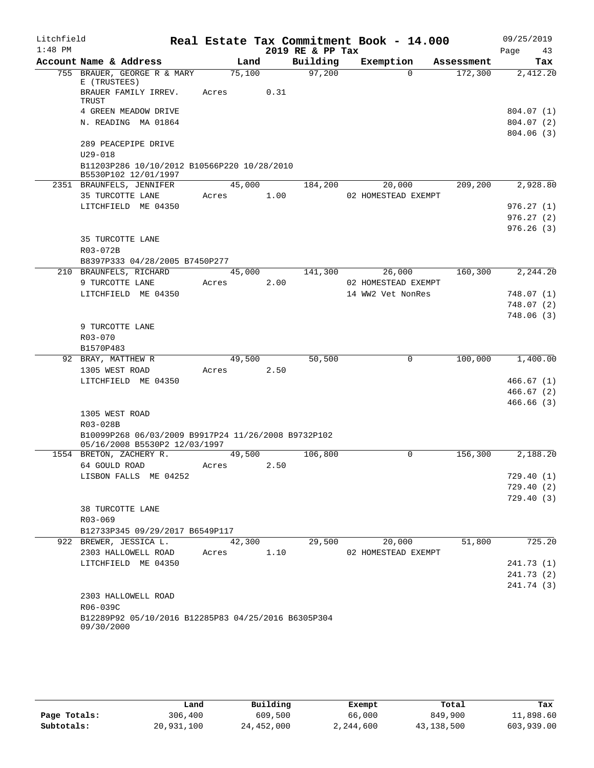Litchfield · Real Estate Tax Commitment Book - 14.000 · 09/25/2019
1:48 PM · 2019 RE & PP Tax · Page 43

| Account Name & Address | Land | Building | Exemption | Assessment | Tax |
|---|---|---|---|---|---|
| 755 BRAUER, GEORGE R & MARY E (TRUSTEES) | 75,100 | 97,200 | 0 | 172,300 | 2,412.20 |
| BRAUER FAMILY IRREV. TRUST | Acres 0.31 | | | | |
| 4 GREEN MEADOW DRIVE | | | | | 804.07 (1) |
| N. READING MA 01864 | | | | | 804.07 (2) |
| | | | | | 804.06 (3) |
| 289 PEACEPIPE DRIVE | | | | | |
| U29-018 | | | | | |
| B11203P286 10/10/2012 B10566P220 10/28/2010 B5530P102 12/01/1997 | | | | | |
| 2351 BRAUNFELS, JENNIFER | 45,000 | 184,200 | 20,000 | 209,200 | 2,928.80 |
| 35 TURCOTTE LANE | Acres 1.00 | | 02 HOMESTEAD EXEMPT | | |
| LITCHFIELD ME 04350 | | | | | 976.27 (1) |
| | | | | | 976.27 (2) |
| | | | | | 976.26 (3) |
| 35 TURCOTTE LANE | | | | | |
| R03-072B | | | | | |
| B8397P333 04/28/2005 B7450P277 | | | | | |
| 210 BRAUNFELS, RICHARD | 45,000 | 141,300 | 26,000 | 160,300 | 2,244.20 |
| 9 TURCOTTE LANE | Acres 2.00 | | 02 HOMESTEAD EXEMPT | | |
| LITCHFIELD ME 04350 | | | 14 WW2 Vet NonRes | | 748.07 (1) |
| | | | | | 748.07 (2) |
| | | | | | 748.06 (3) |
| 9 TURCOTTE LANE | | | | | |
| R03-070 | | | | | |
| B1570P483 | | | | | |
| 92 BRAY, MATTHEW R | 49,500 | 50,500 | 0 | 100,000 | 1,400.00 |
| 1305 WEST ROAD | Acres 2.50 | | | | |
| LITCHFIELD ME 04350 | | | | | 466.67 (1) |
| | | | | | 466.67 (2) |
| | | | | | 466.66 (3) |
| 1305 WEST ROAD | | | | | |
| R03-028B | | | | | |
| B10099P268 06/03/2009 B9917P24 11/26/2008 B9732P102 05/16/2008 B5530P2 12/03/1997 | | | | | |
| 1554 BRETON, ZACHERY R. | 49,500 | 106,800 | 0 | 156,300 | 2,188.20 |
| 64 GOULD ROAD | Acres 2.50 | | | | |
| LISBON FALLS ME 04252 | | | | | 729.40 (1) |
| | | | | | 729.40 (2) |
| | | | | | 729.40 (3) |
| 38 TURCOTTE LANE | | | | | |
| R03-069 | | | | | |
| B12733P345 09/29/2017 B6549P117 | | | | | |
| 922 BREWER, JESSICA L. | 42,300 | 29,500 | 20,000 | 51,800 | 725.20 |
| 2303 HALLOWELL ROAD | Acres 1.10 | | 02 HOMESTEAD EXEMPT | | |
| LITCHFIELD ME 04350 | | | | | 241.73 (1) |
| | | | | | 241.73 (2) |
| | | | | | 241.74 (3) |
| 2303 HALLOWELL ROAD | | | | | |
| R06-039C | | | | | |
| B12289P92 05/10/2016 B12285P83 04/25/2016 B6305P304 09/30/2000 | | | | | |

| | Land | Building | Exempt | Total | Tax |
|---|---|---|---|---|---|
| Page Totals: | 306,400 | 609,500 | 66,000 | 849,900 | 11,898.60 |
| Subtotals: | 20,931,100 | 24,452,000 | 2,244,600 | 43,138,500 | 603,939.00 |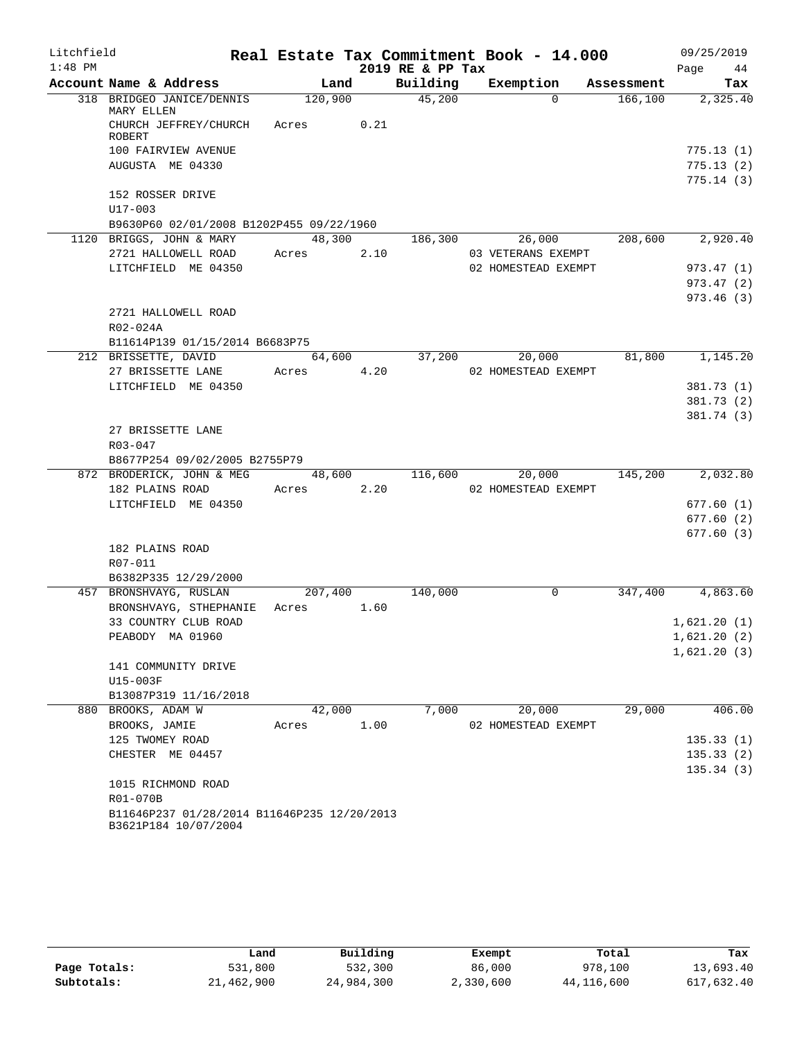Litchfield
1:48 PM

# Real Estate Tax Commitment Book - 14.000

2019 RE & PP Tax

09/25/2019
Page 44

| Account Name & Address | Land | Building | Exemption | Assessment | Tax |
|---|---|---|---|---|---|
| 318 BRIDGEO JANICE/DENNIS MARY ELLEN | 120,900 | 45,200 | 0 | 166,100 | 2,325.40 |
| CHURCH JEFFREY/CHURCH ROBERT | Acres 0.21 | | | | |
| 100 FAIRVIEW AVENUE | | | | | 775.13 (1) |
| AUGUSTA ME 04330 | | | | | 775.13 (2) |
| | | | | | 775.14 (3) |
| 152 ROSSER DRIVE | | | | | |
| U17-003 | | | | | |
| B9630P60 02/01/2008 B1202P455 09/22/1960 | | | | | |
| 1120 BRIGGS, JOHN & MARY | 48,300 | 186,300 | 26,000 | 208,600 | 2,920.40 |
| 2721 HALLOWELL ROAD | Acres 2.10 | | 03 VETERANS EXEMPT | | |
| LITCHFIELD ME 04350 | | | 02 HOMESTEAD EXEMPT | | 973.47 (1) |
| | | | | | 973.47 (2) |
| | | | | | 973.46 (3) |
| 2721 HALLOWELL ROAD | | | | | |
| R02-024A | | | | | |
| B11614P139 01/15/2014 B6683P75 | | | | | |
| 212 BRISSETTE, DAVID | 64,600 | 37,200 | 20,000 | 81,800 | 1,145.20 |
| 27 BRISSETTE LANE | Acres 4.20 | | 02 HOMESTEAD EXEMPT | | |
| LITCHFIELD ME 04350 | | | | | 381.73 (1) |
| | | | | | 381.73 (2) |
| | | | | | 381.74 (3) |
| 27 BRISSETTE LANE | | | | | |
| R03-047 | | | | | |
| B8677P254 09/02/2005 B2755P79 | | | | | |
| 872 BRODERICK, JOHN & MEG | 48,600 | 116,600 | 20,000 | 145,200 | 2,032.80 |
| 182 PLAINS ROAD | Acres 2.20 | | 02 HOMESTEAD EXEMPT | | |
| LITCHFIELD ME 04350 | | | | | 677.60 (1) |
| | | | | | 677.60 (2) |
| | | | | | 677.60 (3) |
| 182 PLAINS ROAD | | | | | |
| R07-011 | | | | | |
| B6382P335 12/29/2000 | | | | | |
| 457 BRONSHVAYG, RUSLAN | 207,400 | 140,000 | 0 | 347,400 | 4,863.60 |
| BRONSHVAYG, STHEPHANIE | Acres 1.60 | | | | |
| 33 COUNTRY CLUB ROAD | | | | | 1,621.20 (1) |
| PEABODY MA 01960 | | | | | 1,621.20 (2) |
| | | | | | 1,621.20 (3) |
| 141 COMMUNITY DRIVE | | | | | |
| U15-003F | | | | | |
| B13087P319 11/16/2018 | | | | | |
| 880 BROOKS, ADAM W | 42,000 | 7,000 | 20,000 | 29,000 | 406.00 |
| BROOKS, JAMIE | Acres 1.00 | | 02 HOMESTEAD EXEMPT | | |
| 125 TWOMEY ROAD | | | | | 135.33 (1) |
| CHESTER ME 04457 | | | | | 135.33 (2) |
| | | | | | 135.34 (3) |
| 1015 RICHMOND ROAD | | | | | |
| R01-070B | | | | | |
| B11646P237 01/28/2014 B11646P235 12/20/2013 B3621P184 10/07/2004 | | | | | |

| | Land | Building | Exempt | Total | Tax |
|---|---|---|---|---|---|
| Page Totals: | 531,800 | 532,300 | 86,000 | 978,100 | 13,693.40 |
| Subtotals: | 21,462,900 | 24,984,300 | 2,330,600 | 44,116,600 | 617,632.40 |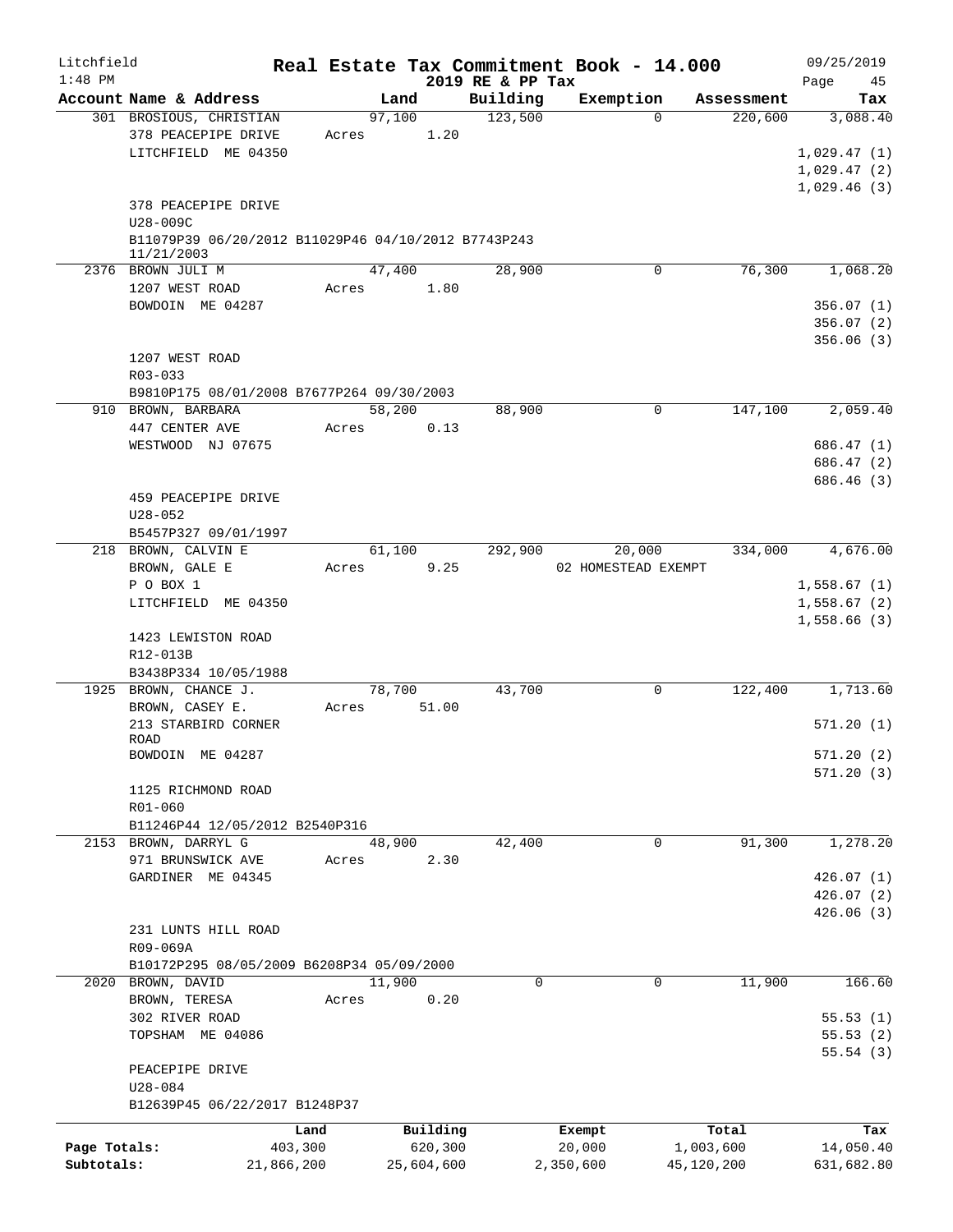Litchfield
1:48 PM

# Real Estate Tax Commitment Book - 14.000

2019 RE & PP Tax

09/25/2019

| Account Name & Address | Land | Building | Exemption | Assessment | Tax |
|---|---|---|---|---|---|
| 301 BROSIOUS, CHRISTIAN | 97,100 | 123,500 | 0 | 220,600 | 3,088.40 |
| 378 PEACEPIPE DRIVE | Acres 1.20 | | | | |
| LITCHFIELD ME 04350 | | | | | 1,029.47 (1) |
| | | | | | 1,029.47 (2) |
| | | | | | 1,029.46 (3) |
| 378 PEACEPIPE DRIVE | | | | | |
| U28-009C | | | | | |
| B11079P39 06/20/2012 B11029P46 04/10/2012 B7743P243 11/21/2003 | | | | | |
| 2376 BROWN JULI M | 47,400 | 28,900 | 0 | 76,300 | 1,068.20 |
| 1207 WEST ROAD | Acres 1.80 | | | | |
| BOWDOIN ME 04287 | | | | | 356.07 (1) |
| | | | | | 356.07 (2) |
| | | | | | 356.06 (3) |
| 1207 WEST ROAD | | | | | |
| R03-033 | | | | | |
| B9810P175 08/01/2008 B7677P264 09/30/2003 | | | | | |
| 910 BROWN, BARBARA | 58,200 | 88,900 | 0 | 147,100 | 2,059.40 |
| 447 CENTER AVE | Acres 0.13 | | | | |
| WESTWOOD NJ 07675 | | | | | 686.47 (1) |
| | | | | | 686.47 (2) |
| | | | | | 686.46 (3) |
| 459 PEACEPIPE DRIVE | | | | | |
| U28-052 | | | | | |
| B5457P327 09/01/1997 | | | | | |
| 218 BROWN, CALVIN E | 61,100 | 292,900 | 20,000 | 334,000 | 4,676.00 |
| BROWN, GALE E | Acres 9.25 | | 02 HOMESTEAD EXEMPT | | |
| P O BOX 1 | | | | | 1,558.67 (1) |
| LITCHFIELD ME 04350 | | | | | 1,558.67 (2) |
| | | | | | 1,558.66 (3) |
| 1423 LEWISTON ROAD | | | | | |
| R12-013B | | | | | |
| B3438P334 10/05/1988 | | | | | |
| 1925 BROWN, CHANCE J. | 78,700 | 43,700 | 0 | 122,400 | 1,713.60 |
| BROWN, CASEY E. | Acres 51.00 | | | | |
| 213 STARBIRD CORNER ROAD | | | | | 571.20 (1) |
| BOWDOIN ME 04287 | | | | | 571.20 (2) |
| | | | | | 571.20 (3) |
| 1125 RICHMOND ROAD | | | | | |
| R01-060 | | | | | |
| B11246P44 12/05/2012 B2540P316 | | | | | |
| 2153 BROWN, DARRYL G | 48,900 | 42,400 | 0 | 91,300 | 1,278.20 |
| 971 BRUNSWICK AVE | Acres 2.30 | | | | |
| GARDINER ME 04345 | | | | | 426.07 (1) |
| | | | | | 426.07 (2) |
| | | | | | 426.06 (3) |
| 231 LUNTS HILL ROAD | | | | | |
| R09-069A | | | | | |
| B10172P295 08/05/2009 B6208P34 05/09/2000 | | | | | |
| 2020 BROWN, DAVID | 11,900 | 0 | 0 | 11,900 | 166.60 |
| BROWN, TERESA | Acres 0.20 | | | | |
| 302 RIVER ROAD | | | | | 55.53 (1) |
| TOPSHAM ME 04086 | | | | | 55.53 (2) |
| | | | | | 55.54 (3) |
| PEACEPIPE DRIVE | | | | | |
| U28-084 | | | | | |
| B12639P45 06/22/2017 B1248P37 | | | | | |

| | Land | Building | Exempt | Total | Tax |
|---|---|---|---|---|---|
| Page Totals: | 403,300 | 620,300 | 20,000 | 1,003,600 | 14,050.40 |
| Subtotals: | 21,866,200 | 25,604,600 | 2,350,600 | 45,120,200 | 631,682.80 |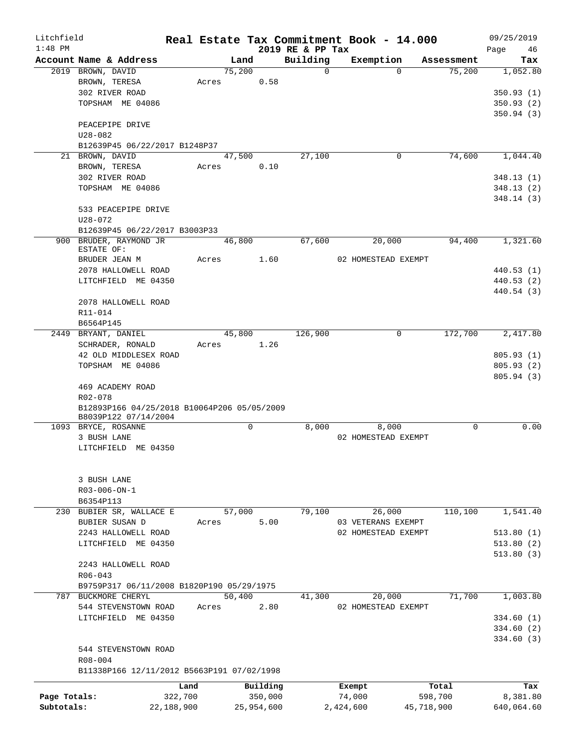Litchfield
1:48 PM

# Real Estate Tax Commitment Book - 14.000

2019 RE & PP Tax

09/25/2019
Page 46

| Account Name & Address | Land | Building | Exemption | Assessment | Tax |
|---|---|---|---|---|---|
| 2019 BROWN, DAVID | 75,200 | 0 | 0 | 75,200 | 1,052.80 |
| BROWN, TERESA | Acres 0.58 | | | | |
| 302 RIVER ROAD | | | | | 350.93 (1) |
| TOPSHAM ME 04086 | | | | | 350.93 (2) |
| | | | | | 350.94 (3) |
| PEACEPIPE DRIVE | | | | | |
| U28-082 | | | | | |
| B12639P45 06/22/2017 B1248P37 | | | | | |
| 21 BROWN, DAVID | 47,500 | 27,100 | 0 | 74,600 | 1,044.40 |
| BROWN, TERESA | Acres 0.10 | | | | |
| 302 RIVER ROAD | | | | | 348.13 (1) |
| TOPSHAM ME 04086 | | | | | 348.13 (2) |
| | | | | | 348.14 (3) |
| 533 PEACEPIPE DRIVE | | | | | |
| U28-072 | | | | | |
| B12639P45 06/22/2017 B3003P33 | | | | | |
| 900 BRUDER, RAYMOND JR ESTATE OF: | 46,800 | 67,600 | 20,000 | 94,400 | 1,321.60 |
| BRUDER JEAN M | Acres 1.60 | | 02 HOMESTEAD EXEMPT | | |
| 2078 HALLOWELL ROAD | | | | | 440.53 (1) |
| LITCHFIELD ME 04350 | | | | | 440.53 (2) |
| | | | | | 440.54 (3) |
| 2078 HALLOWELL ROAD | | | | | |
| R11-014 | | | | | |
| B6564P145 | | | | | |
| 2449 BRYANT, DANIEL | 45,800 | 126,900 | 0 | 172,700 | 2,417.80 |
| SCHRADER, RONALD | Acres 1.26 | | | | |
| 42 OLD MIDDLESEX ROAD | | | | | 805.93 (1) |
| TOPSHAM ME 04086 | | | | | 805.93 (2) |
| | | | | | 805.94 (3) |
| 469 ACADEMY ROAD | | | | | |
| R02-078 | | | | | |
| B12893P166 04/25/2018 B10064P206 05/05/2009 B8039P122 07/14/2004 | | | | | |
| 1093 BRYCE, ROSANNE | 0 | 8,000 | 8,000 | 0 | 0.00 |
| 3 BUSH LANE | | | 02 HOMESTEAD EXEMPT | | |
| LITCHFIELD ME 04350 | | | | | |
| 3 BUSH LANE | | | | | |
| R03-006-ON-1 | | | | | |
| B6354P113 | | | | | |
| 230 BUBIER SR, WALLACE E | 57,000 | 79,100 | 26,000 | 110,100 | 1,541.40 |
| BUBIER SUSAN D | Acres 5.00 | | 03 VETERANS EXEMPT | | |
| 2243 HALLOWELL ROAD | | | 02 HOMESTEAD EXEMPT | | 513.80 (1) |
| LITCHFIELD ME 04350 | | | | | 513.80 (2) |
| | | | | | 513.80 (3) |
| 2243 HALLOWELL ROAD | | | | | |
| R06-043 | | | | | |
| B9759P317 06/11/2008 B1820P190 05/29/1975 | | | | | |
| 787 BUCKMORE CHERYL | 50,400 | 41,300 | 20,000 | 71,700 | 1,003.80 |
| 544 STEVENSTOWN ROAD | Acres 2.80 | | 02 HOMESTEAD EXEMPT | | |
| LITCHFIELD ME 04350 | | | | | 334.60 (1) |
| | | | | | 334.60 (2) |
| | | | | | 334.60 (3) |
| 544 STEVENSTOWN ROAD | | | | | |
| R08-004 | | | | | |
| B11338P166 12/11/2012 B5663P191 07/02/1998 | | | | | |

| | Land | Building | Exempt | Total | Tax |
|---|---|---|---|---|---|
| Page Totals: | 322,700 | 350,000 | 74,000 | 598,700 | 8,381.80 |
| Subtotals: | 22,188,900 | 25,954,600 | 2,424,600 | 45,718,900 | 640,064.60 |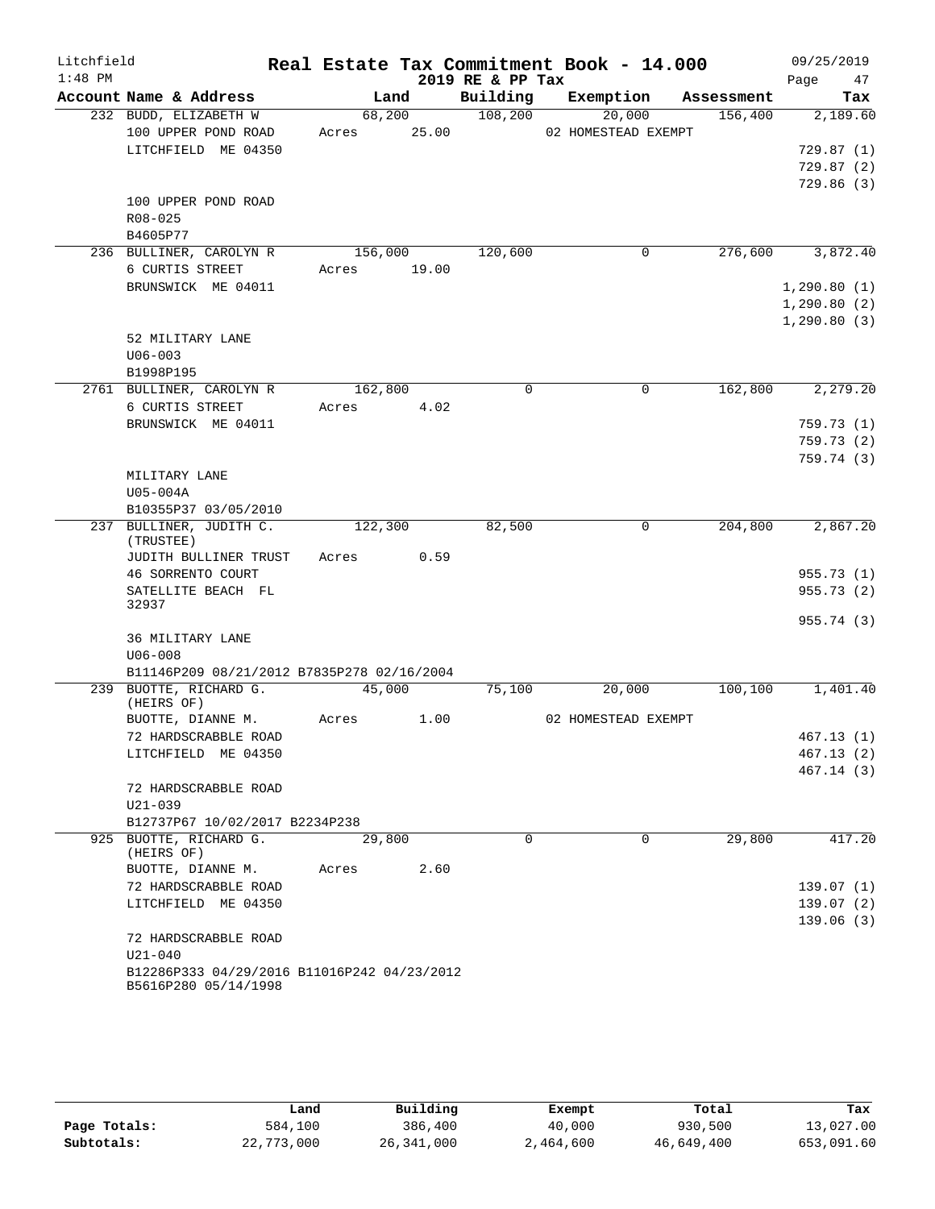Litchfield
1:48 PM

# Real Estate Tax Commitment Book - 14.000

2019 RE & PP Tax

09/25/2019

| Account Name & Address | Land | Building | Exemption | Assessment | Tax |
|---|---|---|---|---|---|
| 232 BUDD, ELIZABETH W | 68,200 | 108,200 | 20,000 | 156,400 | 2,189.60 |
| 100 UPPER POND ROAD | Acres 25.00 | | 02 HOMESTEAD EXEMPT | | |
| LITCHFIELD ME 04350 | | | | | 729.87 (1) |
| | | | | | 729.87 (2) |
| | | | | | 729.86 (3) |
| 100 UPPER POND ROAD | | | | | |
| R08-025 | | | | | |
| B4605P77 | | | | | |
| 236 BULLINER, CAROLYN R | 156,000 | 120,600 | 0 | 276,600 | 3,872.40 |
| 6 CURTIS STREET | Acres 19.00 | | | | |
| BRUNSWICK ME 04011 | | | | | 1,290.80 (1) |
| | | | | | 1,290.80 (2) |
| | | | | | 1,290.80 (3) |
| 52 MILITARY LANE | | | | | |
| U06-003 | | | | | |
| B1998P195 | | | | | |
| 2761 BULLINER, CAROLYN R | 162,800 | 0 | 0 | 162,800 | 2,279.20 |
| 6 CURTIS STREET | Acres 4.02 | | | | |
| BRUNSWICK ME 04011 | | | | | 759.73 (1) |
| | | | | | 759.73 (2) |
| | | | | | 759.74 (3) |
| MILITARY LANE | | | | | |
| U05-004A | | | | | |
| B10355P37 03/05/2010 | | | | | |
| 237 BULLINER, JUDITH C. (TRUSTEE) | 122,300 | 82,500 | 0 | 204,800 | 2,867.20 |
| JUDITH BULLINER TRUST | Acres 0.59 | | | | |
| 46 SORRENTO COURT | | | | | 955.73 (1) |
| SATELLITE BEACH FL 32937 | | | | | 955.73 (2) |
| | | | | | 955.74 (3) |
| 36 MILITARY LANE | | | | | |
| U06-008 | | | | | |
| B11146P209 08/21/2012 B7835P278 02/16/2004 | | | | | |
| 239 BUOTTE, RICHARD G. (HEIRS OF) | 45,000 | 75,100 | 20,000 | 100,100 | 1,401.40 |
| BUOTTE, DIANNE M. | Acres 1.00 | | 02 HOMESTEAD EXEMPT | | |
| 72 HARDSCRABBLE ROAD | | | | | 467.13 (1) |
| LITCHFIELD ME 04350 | | | | | 467.13 (2) |
| | | | | | 467.14 (3) |
| 72 HARDSCRABBLE ROAD | | | | | |
| U21-039 | | | | | |
| B12737P67 10/02/2017 B2234P238 | | | | | |
| 925 BUOTTE, RICHARD G. (HEIRS OF) | 29,800 | 0 | 0 | 29,800 | 417.20 |
| BUOTTE, DIANNE M. | Acres 2.60 | | | | |
| 72 HARDSCRABBLE ROAD | | | | | 139.07 (1) |
| LITCHFIELD ME 04350 | | | | | 139.07 (2) |
| | | | | | 139.06 (3) |
| 72 HARDSCRABBLE ROAD | | | | | |
| U21-040 | | | | | |
| B12286P333 04/29/2016 B11016P242 04/23/2012 B5616P280 05/14/1998 | | | | | |

| | Land | Building | Exempt | Total | Tax |
|---|---|---|---|---|---|
| Page Totals: | 584,100 | 386,400 | 40,000 | 930,500 | 13,027.00 |
| Subtotals: | 22,773,000 | 26,341,000 | 2,464,600 | 46,649,400 | 653,091.60 |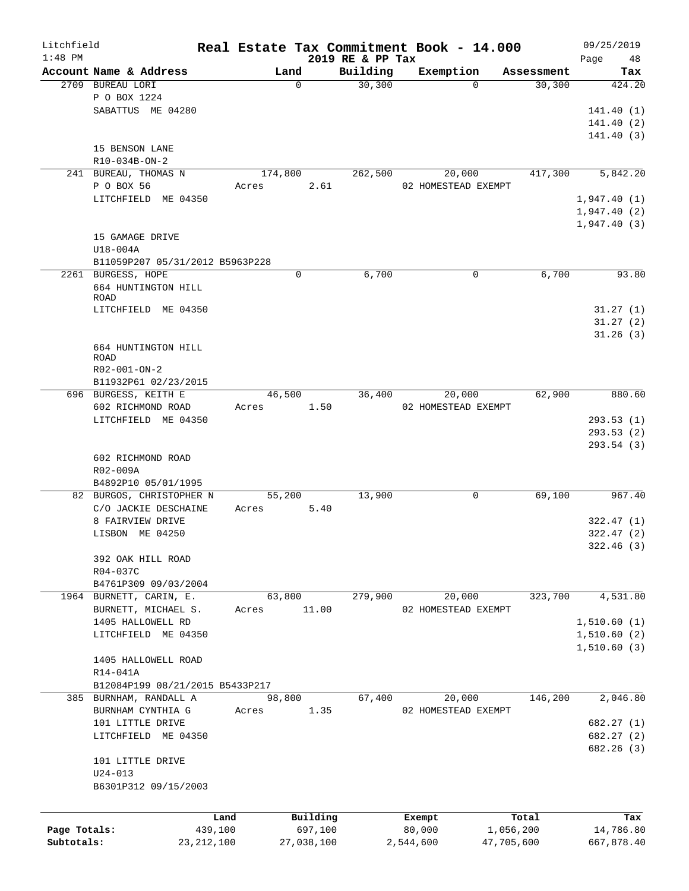Litchfield
1:48 PM

# Real Estate Tax Commitment Book - 14.000

2019 RE & PP Tax

09/25/2019
Page 48

| Account Name & Address | Land | Building | Exemption | Assessment | Tax |
|---|---|---|---|---|---|
| 2709 BUREAU LORI | 0 | 30,300 | 0 | 30,300 | 424.20 |
| P O BOX 1224 | | | | | |
| SABATTUS ME 04280 | | | | | 141.40 (1) |
| | | | | | 141.40 (2) |
| | | | | | 141.40 (3) |
| 15 BENSON LANE | | | | | |
| R10-034B-ON-2 | | | | | |
| 241 BUREAU, THOMAS N | 174,800 | 262,500 | 20,000 | 417,300 | 5,842.20 |
| P O BOX 56 | Acres 2.61 | | 02 HOMESTEAD EXEMPT | | |
| LITCHFIELD ME 04350 | | | | | 1,947.40 (1) |
| | | | | | 1,947.40 (2) |
| | | | | | 1,947.40 (3) |
| 15 GAMAGE DRIVE | | | | | |
| U18-004A | | | | | |
| B11059P207 05/31/2012 B5963P228 | | | | | |
| 2261 BURGESS, HOPE | 0 | 6,700 | 0 | 6,700 | 93.80 |
| 664 HUNTINGTON HILL ROAD | | | | | |
| LITCHFIELD ME 04350 | | | | | 31.27 (1) |
| | | | | | 31.27 (2) |
| | | | | | 31.26 (3) |
| 664 HUNTINGTON HILL ROAD | | | | | |
| R02-001-ON-2 | | | | | |
| B11932P61 02/23/2015 | | | | | |
| 696 BURGESS, KEITH E | 46,500 | 36,400 | 20,000 | 62,900 | 880.60 |
| 602 RICHMOND ROAD | Acres 1.50 | | 02 HOMESTEAD EXEMPT | | |
| LITCHFIELD ME 04350 | | | | | 293.53 (1) |
| | | | | | 293.53 (2) |
| | | | | | 293.54 (3) |
| 602 RICHMOND ROAD | | | | | |
| R02-009A | | | | | |
| B4892P10 05/01/1995 | | | | | |
| 82 BURGOS, CHRISTOPHER N | 55,200 | 13,900 | 0 | 69,100 | 967.40 |
| C/O JACKIE DESCHAINE | Acres 5.40 | | | | |
| 8 FAIRVIEW DRIVE | | | | | 322.47 (1) |
| LISBON ME 04250 | | | | | 322.47 (2) |
| | | | | | 322.46 (3) |
| 392 OAK HILL ROAD | | | | | |
| R04-037C | | | | | |
| B4761P309 09/03/2004 | | | | | |
| 1964 BURNETT, CARIN, E. | 63,800 | 279,900 | 20,000 | 323,700 | 4,531.80 |
| BURNETT, MICHAEL S. | Acres 11.00 | | 02 HOMESTEAD EXEMPT | | |
| 1405 HALLOWELL RD | | | | | 1,510.60 (1) |
| LITCHFIELD ME 04350 | | | | | 1,510.60 (2) |
| | | | | | 1,510.60 (3) |
| 1405 HALLOWELL ROAD | | | | | |
| R14-041A | | | | | |
| B12084P199 08/21/2015 B5433P217 | | | | | |
| 385 BURNHAM, RANDALL A | 98,800 | 67,400 | 20,000 | 146,200 | 2,046.80 |
| BURNHAM CYNTHIA G | Acres 1.35 | | 02 HOMESTEAD EXEMPT | | |
| 101 LITTLE DRIVE | | | | | 682.27 (1) |
| LITCHFIELD ME 04350 | | | | | 682.27 (2) |
| | | | | | 682.26 (3) |
| 101 LITTLE DRIVE | | | | | |
| U24-013 | | | | | |
| B6301P312 09/15/2003 | | | | | |

| | Land | Building | Exempt | Total | Tax |
|---|---|---|---|---|---|
| Page Totals: | 439,100 | 697,100 | 80,000 | 1,056,200 | 14,786.80 |
| Subtotals: | 23,212,100 | 27,038,100 | 2,544,600 | 47,705,600 | 667,878.40 |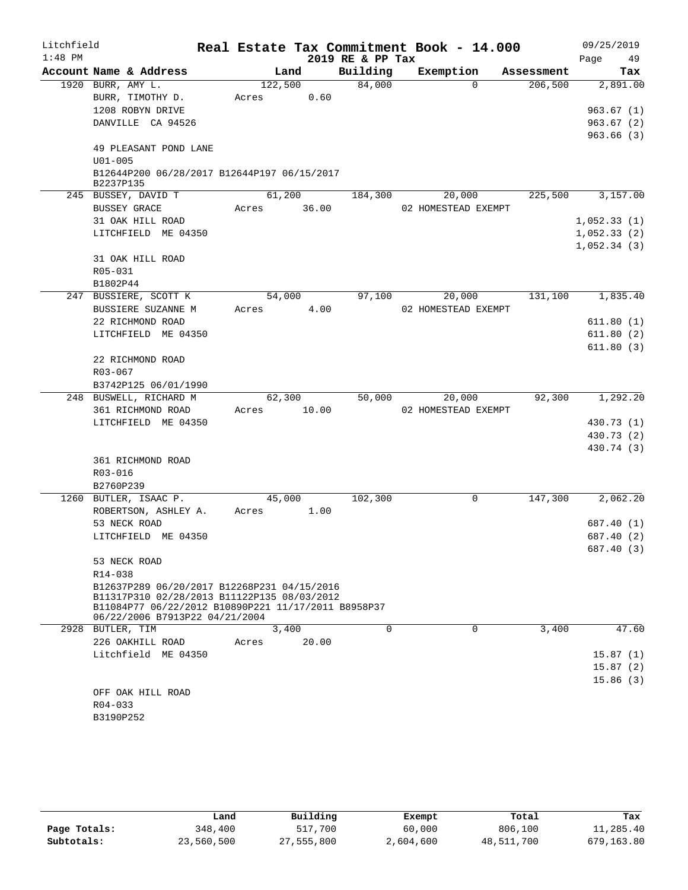Litchfield | Real Estate Tax Commitment Book - 14.000 | 09/25/2019
1:48 PM | 2019 RE & PP Tax | Page 49

| Account | Name & Address | Land | Building | Exemption | Assessment | Tax |
|---|---|---|---|---|---|---|
| 1920 | BURR, AMY L. | 122,500 | 84,000 | 0 | 206,500 | 2,891.00 |
| | BURR, TIMOTHY D. | Acres 0.60 | | | | |
| | 1208 ROBYN DRIVE | | | | | 963.67 (1) |
| | DANVILLE CA 94526 | | | | | 963.67 (2) |
| | | | | | | 963.66 (3) |
| | 49 PLEASANT POND LANE | | | | | |
| | U01-005 | | | | | |
| | B12644P200 06/28/2017 B12644P197 06/15/2017 B2237P135 | | | | | |
| 245 | BUSSEY, DAVID T | 61,200 | 184,300 | 20,000 | 225,500 | 3,157.00 |
| | BUSSEY GRACE | Acres 36.00 | | 02 HOMESTEAD EXEMPT | | |
| | 31 OAK HILL ROAD | | | | | 1,052.33 (1) |
| | LITCHFIELD ME 04350 | | | | | 1,052.33 (2) |
| | | | | | | 1,052.34 (3) |
| | 31 OAK HILL ROAD | | | | | |
| | R05-031 | | | | | |
| | B1802P44 | | | | | |
| 247 | BUSSIERE, SCOTT K | 54,000 | 97,100 | 20,000 | 131,100 | 1,835.40 |
| | BUSSIERE SUZANNE M | Acres 4.00 | | 02 HOMESTEAD EXEMPT | | |
| | 22 RICHMOND ROAD | | | | | 611.80 (1) |
| | LITCHFIELD ME 04350 | | | | | 611.80 (2) |
| | | | | | | 611.80 (3) |
| | 22 RICHMOND ROAD | | | | | |
| | R03-067 | | | | | |
| | B3742P125 06/01/1990 | | | | | |
| 248 | BUSWELL, RICHARD M | 62,300 | 50,000 | 20,000 | 92,300 | 1,292.20 |
| | 361 RICHMOND ROAD | Acres 10.00 | | 02 HOMESTEAD EXEMPT | | |
| | LITCHFIELD ME 04350 | | | | | 430.73 (1) |
| | | | | | | 430.73 (2) |
| | | | | | | 430.74 (3) |
| | 361 RICHMOND ROAD | | | | | |
| | R03-016 | | | | | |
| | B2760P239 | | | | | |
| 1260 | BUTLER, ISAAC P. | 45,000 | 102,300 | 0 | 147,300 | 2,062.20 |
| | ROBERTSON, ASHLEY A. | Acres 1.00 | | | | |
| | 53 NECK ROAD | | | | | 687.40 (1) |
| | LITCHFIELD ME 04350 | | | | | 687.40 (2) |
| | | | | | | 687.40 (3) |
| | 53 NECK ROAD | | | | | |
| | R14-038 | | | | | |
| | B12637P289 06/20/2017 B12268P231 04/15/2016 B11317P310 02/28/2013 B11122P135 08/03/2012 B11084P77 06/22/2012 B10890P221 11/17/2011 B8958P37 06/22/2006 B7913P22 04/21/2004 | | | | | |
| 2928 | BUTLER, TIM | 3,400 | 0 | 0 | 3,400 | 47.60 |
| | 226 OAKHILL ROAD | Acres 20.00 | | | | |
| | Litchfield ME 04350 | | | | | 15.87 (1) |
| | | | | | | 15.87 (2) |
| | | | | | | 15.86 (3) |
| | OFF OAK HILL ROAD | | | | | |
| | R04-033 | | | | | |
| | B3190P252 | | | | | |

| | Land | Building | Exempt | Total | Tax |
|---|---|---|---|---|---|
| Page Totals: | 348,400 | 517,700 | 60,000 | 806,100 | 11,285.40 |
| Subtotals: | 23,560,500 | 27,555,800 | 2,604,600 | 48,511,700 | 679,163.80 |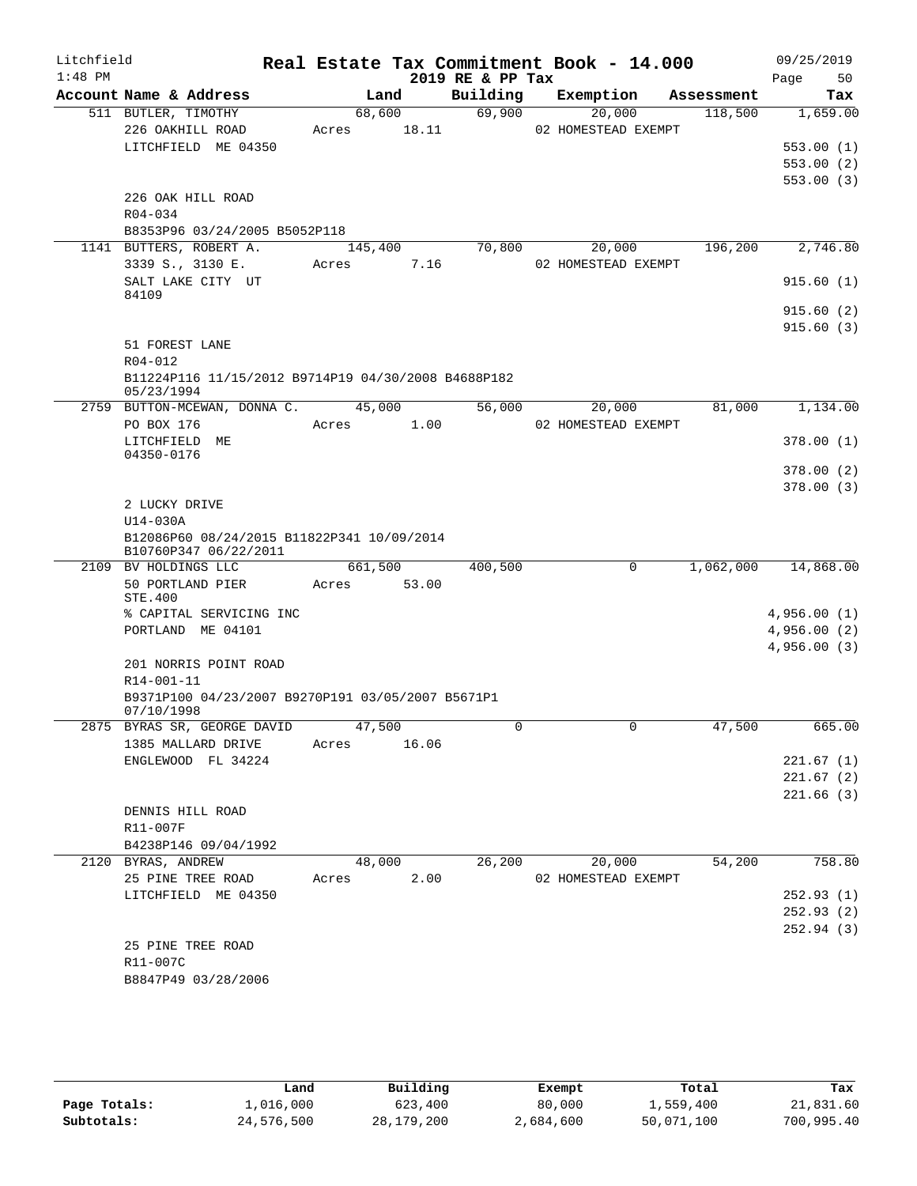Litchfield 1:48 PM

# Real Estate Tax Commitment Book - 14.000

## 2019 RE & PP Tax

09/25/2019

| Account Name & Address | Land | Building | Exemption | Assessment | Tax |
|---|---|---|---|---|---|
| 511 BUTLER, TIMOTHY | 68,600 | 69,900 | 20,000 | 118,500 | 1,659.00 |
| 226 OAKHILL ROAD | Acres 18.11 | | 02 HOMESTEAD EXEMPT | | |
| LITCHFIELD ME 04350 | | | | | 553.00 (1) |
| | | | | | 553.00 (2) |
| | | | | | 553.00 (3) |
| 226 OAK HILL ROAD | | | | | |
| R04-034 | | | | | |
| B8353P96 03/24/2005 B5052P118 | | | | | |
| 1141 BUTTERS, ROBERT A. | 145,400 | 70,800 | 20,000 | 196,200 | 2,746.80 |
| 3339 S., 3130 E. | Acres 7.16 | | 02 HOMESTEAD EXEMPT | | |
| SALT LAKE CITY UT 84109 | | | | | 915.60 (1) |
| | | | | | 915.60 (2) |
| | | | | | 915.60 (3) |
| 51 FOREST LANE | | | | | |
| R04-012 | | | | | |
| B11224P116 11/15/2012 B9714P19 04/30/2008 B4688P182 05/23/1994 | | | | | |
| 2759 BUTTON-MCEWAN, DONNA C. | 45,000 | 56,000 | 20,000 | 81,000 | 1,134.00 |
| PO BOX 176 | Acres 1.00 | | 02 HOMESTEAD EXEMPT | | |
| LITCHFIELD ME 04350-0176 | | | | | 378.00 (1) |
| | | | | | 378.00 (2) |
| | | | | | 378.00 (3) |
| 2 LUCKY DRIVE | | | | | |
| U14-030A | | | | | |
| B12086P60 08/24/2015 B11822P341 10/09/2014 B10760P347 06/22/2011 | | | | | |
| 2109 BV HOLDINGS LLC | 661,500 | 400,500 | 0 | 1,062,000 | 14,868.00 |
| 50 PORTLAND PIER STE.400 | Acres 53.00 | | | | |
| % CAPITAL SERVICING INC | | | | | 4,956.00 (1) |
| PORTLAND ME 04101 | | | | | 4,956.00 (2) |
| | | | | | 4,956.00 (3) |
| 201 NORRIS POINT ROAD | | | | | |
| R14-001-11 | | | | | |
| B9371P100 04/23/2007 B9270P191 03/05/2007 B5671P1 07/10/1998 | | | | | |
| 2875 BYRAS SR, GEORGE DAVID | 47,500 | 0 | 0 | 47,500 | 665.00 |
| 1385 MALLARD DRIVE | Acres 16.06 | | | | |
| ENGLEWOOD FL 34224 | | | | | 221.67 (1) |
| | | | | | 221.67 (2) |
| | | | | | 221.66 (3) |
| DENNIS HILL ROAD | | | | | |
| R11-007F | | | | | |
| B4238P146 09/04/1992 | | | | | |
| 2120 BYRAS, ANDREW | 48,000 | 26,200 | 20,000 | 54,200 | 758.80 |
| 25 PINE TREE ROAD | Acres 2.00 | | 02 HOMESTEAD EXEMPT | | |
| LITCHFIELD ME 04350 | | | | | 252.93 (1) |
| | | | | | 252.93 (2) |
| | | | | | 252.94 (3) |
| 25 PINE TREE ROAD | | | | | |
| R11-007C | | | | | |
| B8847P49 03/28/2006 | | | | | |

| | Land | Building | Exempt | Total | Tax |
|---|---|---|---|---|---|
| Page Totals: | 1,016,000 | 623,400 | 80,000 | 1,559,400 | 21,831.60 |
| Subtotals: | 24,576,500 | 28,179,200 | 2,684,600 | 50,071,100 | 700,995.40 |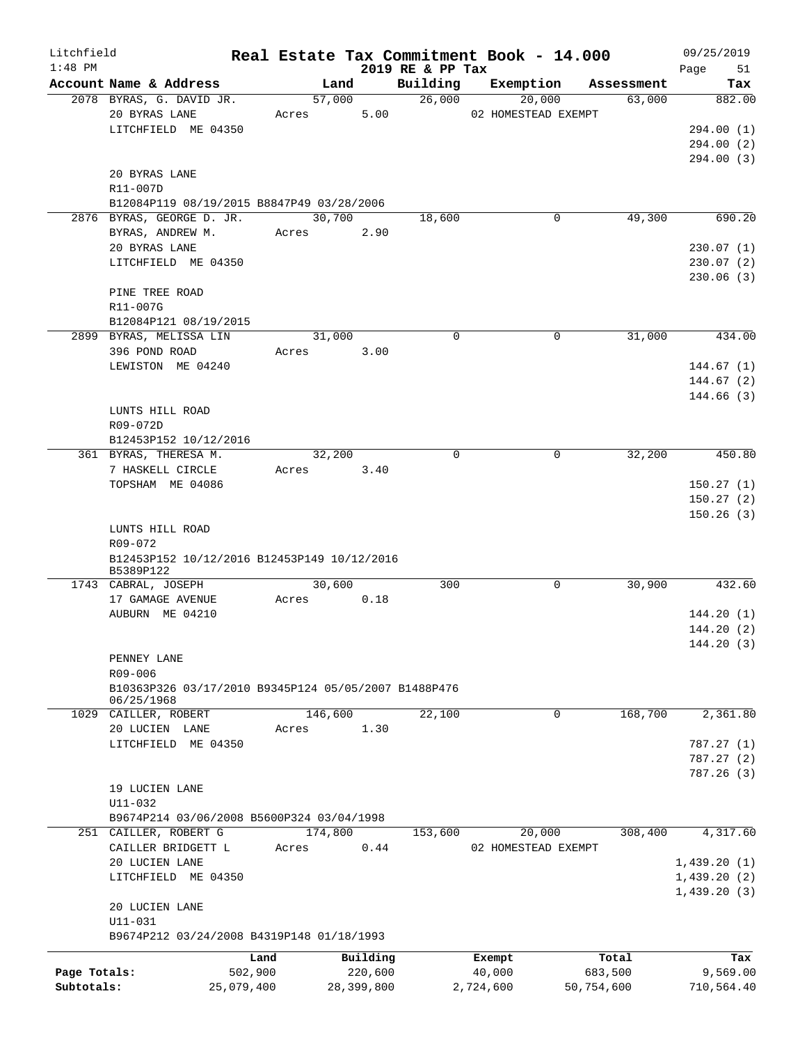# Real Estate Tax Commitment Book - 14.000

Litchfield 1:48 PM — 2019 RE & PP Tax — 09/25/2019

| Account Name & Address | Land | Building | Exemption | Assessment | Tax |
|---|---|---|---|---|---|
| 2078 BYRAS, G. DAVID JR. | 57,000 | 26,000 | 20,000 | 63,000 | 882.00 |
| 20 BYRAS LANE | Acres 5.00 | | 02 HOMESTEAD EXEMPT | | |
| LITCHFIELD ME 04350 | | | | | 294.00 (1) |
| | | | | | 294.00 (2) |
| | | | | | 294.00 (3) |
| 20 BYRAS LANE | | | | | |
| R11-007D | | | | | |
| B12084P119 08/19/2015 B8847P49 03/28/2006 | | | | | |
| 2876 BYRAS, GEORGE D. JR. | 30,700 | 18,600 | 0 | 49,300 | 690.20 |
| BYRAS, ANDREW M. | Acres 2.90 | | | | |
| 20 BYRAS LANE | | | | | 230.07 (1) |
| LITCHFIELD ME 04350 | | | | | 230.07 (2) |
| | | | | | 230.06 (3) |
| PINE TREE ROAD | | | | | |
| R11-007G | | | | | |
| B12084P121 08/19/2015 | | | | | |
| 2899 BYRAS, MELISSA LIN | 31,000 | 0 | 0 | 31,000 | 434.00 |
| 396 POND ROAD | Acres 3.00 | | | | |
| LEWISTON ME 04240 | | | | | 144.67 (1) |
| | | | | | 144.67 (2) |
| | | | | | 144.66 (3) |
| LUNTS HILL ROAD | | | | | |
| R09-072D | | | | | |
| B12453P152 10/12/2016 | | | | | |
| 361 BYRAS, THERESA M. | 32,200 | 0 | 0 | 32,200 | 450.80 |
| 7 HASKELL CIRCLE | Acres 3.40 | | | | |
| TOPSHAM ME 04086 | | | | | 150.27 (1) |
| | | | | | 150.27 (2) |
| | | | | | 150.26 (3) |
| LUNTS HILL ROAD | | | | | |
| R09-072 | | | | | |
| B12453P152 10/12/2016 B12453P149 10/12/2016 B5389P122 | | | | | |
| 1743 CABRAL, JOSEPH | 30,600 | 300 | 0 | 30,900 | 432.60 |
| 17 GAMAGE AVENUE | Acres 0.18 | | | | |
| AUBURN ME 04210 | | | | | 144.20 (1) |
| | | | | | 144.20 (2) |
| | | | | | 144.20 (3) |
| PENNEY LANE | | | | | |
| R09-006 | | | | | |
| B10363P326 03/17/2010 B9345P124 05/05/2007 B1488P476 06/25/1968 | | | | | |
| 1029 CAILLER, ROBERT | 146,600 | 22,100 | 0 | 168,700 | 2,361.80 |
| 20 LUCIEN LANE | Acres 1.30 | | | | |
| LITCHFIELD ME 04350 | | | | | 787.27 (1) |
| | | | | | 787.27 (2) |
| | | | | | 787.26 (3) |
| 19 LUCIEN LANE | | | | | |
| U11-032 | | | | | |
| B9674P214 03/06/2008 B5600P324 03/04/1998 | | | | | |
| 251 CAILLER, ROBERT G | 174,800 | 153,600 | 20,000 | 308,400 | 4,317.60 |
| CAILLER BRIDGETT L | Acres 0.44 | | 02 HOMESTEAD EXEMPT | | |
| 20 LUCIEN LANE | | | | | 1,439.20 (1) |
| LITCHFIELD ME 04350 | | | | | 1,439.20 (2) |
| | | | | | 1,439.20 (3) |
| 20 LUCIEN LANE | | | | | |
| U11-031 | | | | | |
| B9674P212 03/24/2008 B4319P148 01/18/1993 | | | | | |

| | Land | Building | Exempt | Total | Tax |
|---|---|---|---|---|---|
| Page Totals: | 502,900 | 220,600 | 40,000 | 683,500 | 9,569.00 |
| Subtotals: | 25,079,400 | 28,399,800 | 2,724,600 | 50,754,600 | 710,564.40 |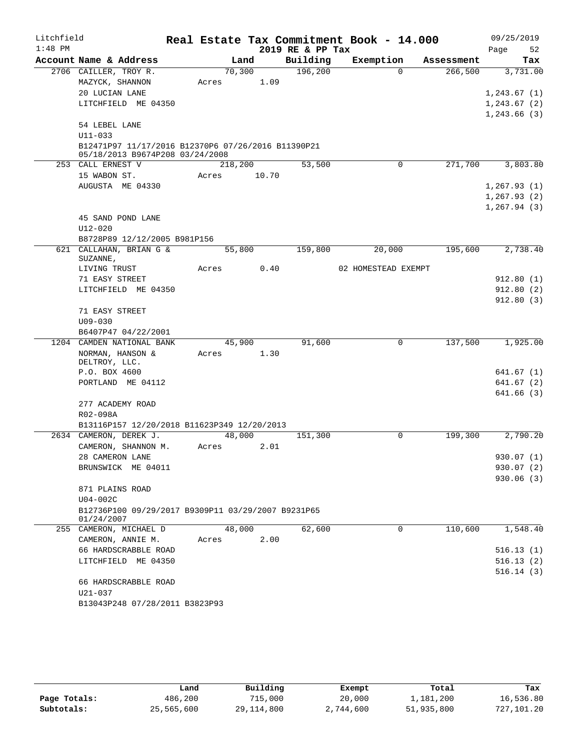Litchfield | Real Estate Tax Commitment Book - 14.000 | 09/25/2019
1:48 PM | 2019 RE & PP Tax

| Account Name & Address | Land | Building | Exemption | Assessment | Tax |
|---|---|---|---|---|---|
| 2706 CAILLER, TROY R. | 70,300 | 196,200 | 0 | 266,500 | 3,731.00 |
| MAZYCK, SHANNON | Acres 1.09 | | | | |
| 20 LUCIAN LANE | | | | | 1,243.67 (1) |
| LITCHFIELD ME 04350 | | | | | 1,243.67 (2) |
| | | | | | 1,243.66 (3) |
| 54 LEBEL LANE | | | | | |
| U11-033 | | | | | |
| B12471P97 11/17/2016 B12370P6 07/26/2016 B11390P21 05/18/2013 B9674P208 03/24/2008 | | | | | |
| 253 CALL ERNEST V | 218,200 | 53,500 | 0 | 271,700 | 3,803.80 |
| 15 WABON ST. | Acres 10.70 | | | | |
| AUGUSTA ME 04330 | | | | | 1,267.93 (1) |
| | | | | | 1,267.93 (2) |
| | | | | | 1,267.94 (3) |
| 45 SAND POND LANE | | | | | |
| U12-020 | | | | | |
| B8728P89 12/12/2005 B981P156 | | | | | |
| 621 CALLAHAN, BRIAN G & SUZANNE, | 55,800 | 159,800 | 20,000 | 195,600 | 2,738.40 |
| LIVING TRUST | Acres 0.40 | | 02 HOMESTEAD EXEMPT | | |
| 71 EASY STREET | | | | | 912.80 (1) |
| LITCHFIELD ME 04350 | | | | | 912.80 (2) |
| | | | | | 912.80 (3) |
| 71 EASY STREET | | | | | |
| U09-030 | | | | | |
| B6407P47 04/22/2001 | | | | | |
| 1204 CAMDEN NATIONAL BANK | 45,900 | 91,600 | 0 | 137,500 | 1,925.00 |
| NORMAN, HANSON & DELTROY, LLC. | Acres 1.30 | | | | |
| P.O. BOX 4600 | | | | | 641.67 (1) |
| PORTLAND ME 04112 | | | | | 641.67 (2) |
| | | | | | 641.66 (3) |
| 277 ACADEMY ROAD | | | | | |
| R02-098A | | | | | |
| B13116P157 12/20/2018 B11623P349 12/20/2013 | | | | | |
| 2634 CAMERON, DEREK J. | 48,000 | 151,300 | 0 | 199,300 | 2,790.20 |
| CAMERON, SHANNON M. | Acres 2.01 | | | | |
| 28 CAMERON LANE | | | | | 930.07 (1) |
| BRUNSWICK ME 04011 | | | | | 930.07 (2) |
| | | | | | 930.06 (3) |
| 871 PLAINS ROAD | | | | | |
| U04-002C | | | | | |
| B12736P100 09/29/2017 B9309P11 03/29/2007 B9231P65 01/24/2007 | | | | | |
| 255 CAMERON, MICHAEL D | 48,000 | 62,600 | 0 | 110,600 | 1,548.40 |
| CAMERON, ANNIE M. | Acres 2.00 | | | | |
| 66 HARDSCRABBLE ROAD | | | | | 516.13 (1) |
| LITCHFIELD ME 04350 | | | | | 516.13 (2) |
| | | | | | 516.14 (3) |
| 66 HARDSCRABBLE ROAD | | | | | |
| U21-037 | | | | | |
| B13043P248 07/28/2011 B3823P93 | | | | | |

| | Land | Building | Exempt | Total | Tax |
|---|---|---|---|---|---|
| Page Totals: | 486,200 | 715,000 | 20,000 | 1,181,200 | 16,536.80 |
| Subtotals: | 25,565,600 | 29,114,800 | 2,744,600 | 51,935,800 | 727,101.20 |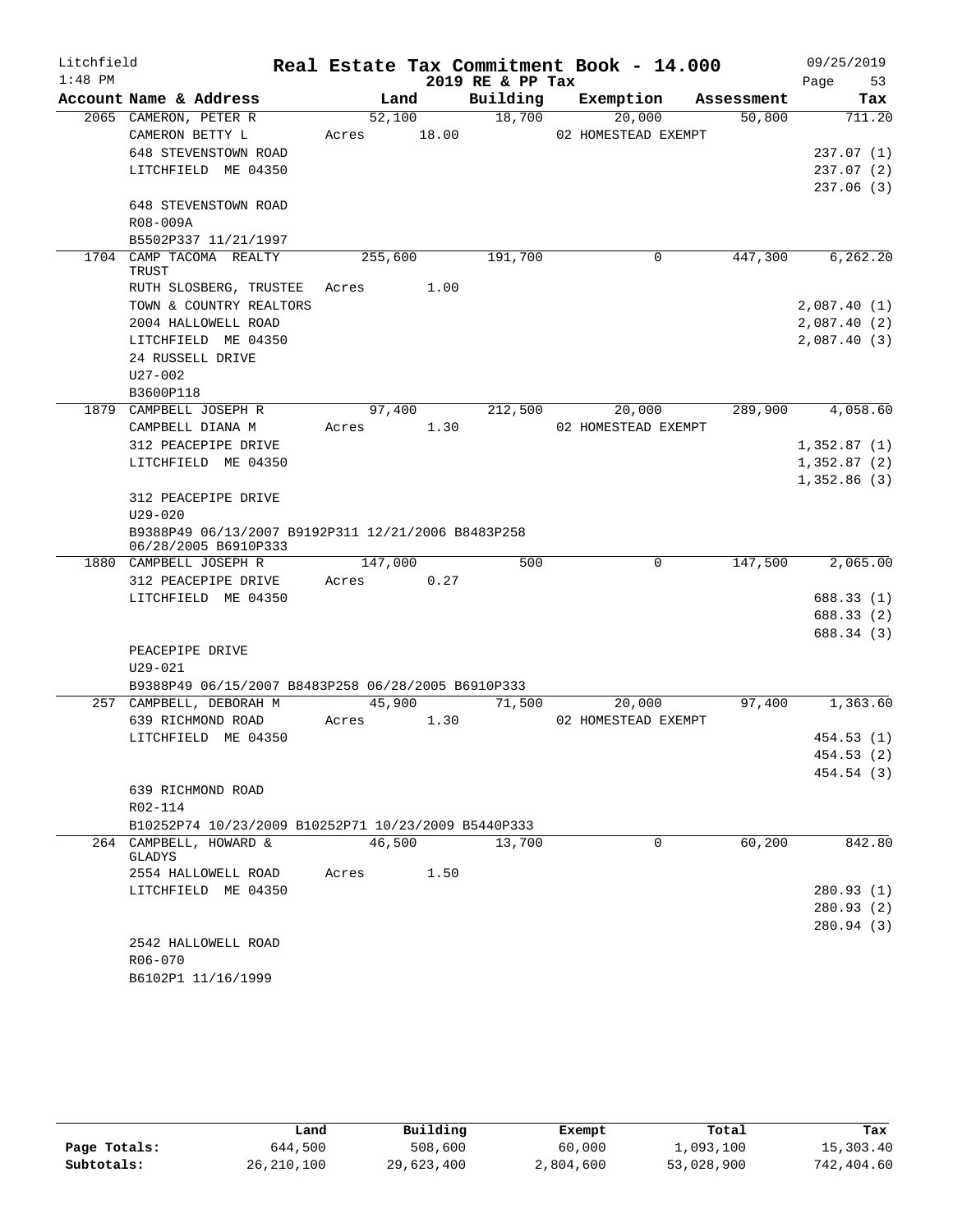Litchfield
1:48 PM

# Real Estate Tax Commitment Book - 14.000

2019 RE & PP Tax

09/25/2019

| Account Name & Address | Land | Building | Exemption | Assessment | Tax |
|---|---|---|---|---|---|
| 2065 CAMERON, PETER R | 52,100 | 18,700 | 20,000 | 50,800 | 711.20 |
| CAMERON BETTY L | Acres 18.00 | | 02 HOMESTEAD EXEMPT | | |
| 648 STEVENSTOWN ROAD | | | | | 237.07 (1) |
| LITCHFIELD ME 04350 | | | | | 237.07 (2) |
| | | | | | 237.06 (3) |
| 648 STEVENSTOWN ROAD | | | | | |
| R08-009A | | | | | |
| B5502P337 11/21/1997 | | | | | |
| 1704 CAMP TACOMA REALTY TRUST | 255,600 | 191,700 | 0 | 447,300 | 6,262.20 |
| RUTH SLOSBERG, TRUSTEE | Acres 1.00 | | | | |
| TOWN & COUNTRY REALTORS | | | | | 2,087.40 (1) |
| 2004 HALLOWELL ROAD | | | | | 2,087.40 (2) |
| LITCHFIELD ME 04350 | | | | | 2,087.40 (3) |
| 24 RUSSELL DRIVE | | | | | |
| U27-002 | | | | | |
| B3600P118 | | | | | |
| 1879 CAMPBELL JOSEPH R | 97,400 | 212,500 | 20,000 | 289,900 | 4,058.60 |
| CAMPBELL DIANA M | Acres 1.30 | | 02 HOMESTEAD EXEMPT | | |
| 312 PEACEPIPE DRIVE | | | | | 1,352.87 (1) |
| LITCHFIELD ME 04350 | | | | | 1,352.87 (2) |
| | | | | | 1,352.86 (3) |
| 312 PEACEPIPE DRIVE | | | | | |
| U29-020 | | | | | |
| B9388P49 06/13/2007 B9192P311 12/21/2006 B8483P258 06/28/2005 B6910P333 | | | | | |
| 1880 CAMPBELL JOSEPH R | 147,000 | 500 | 0 | 147,500 | 2,065.00 |
| 312 PEACEPIPE DRIVE | Acres 0.27 | | | | |
| LITCHFIELD ME 04350 | | | | | 688.33 (1) |
| | | | | | 688.33 (2) |
| | | | | | 688.34 (3) |
| PEACEPIPE DRIVE | | | | | |
| U29-021 | | | | | |
| B9388P49 06/15/2007 B8483P258 06/28/2005 B6910P333 | | | | | |
| 257 CAMPBELL, DEBORAH M | 45,900 | 71,500 | 20,000 | 97,400 | 1,363.60 |
| 639 RICHMOND ROAD | Acres 1.30 | | 02 HOMESTEAD EXEMPT | | |
| LITCHFIELD ME 04350 | | | | | 454.53 (1) |
| | | | | | 454.53 (2) |
| | | | | | 454.54 (3) |
| 639 RICHMOND ROAD | | | | | |
| R02-114 | | | | | |
| B10252P74 10/23/2009 B10252P71 10/23/2009 B5440P333 | | | | | |
| 264 CAMPBELL, HOWARD & GLADYS | 46,500 | 13,700 | 0 | 60,200 | 842.80 |
| 2554 HALLOWELL ROAD | Acres 1.50 | | | | |
| LITCHFIELD ME 04350 | | | | | 280.93 (1) |
| | | | | | 280.93 (2) |
| | | | | | 280.94 (3) |
| 2542 HALLOWELL ROAD | | | | | |
| R06-070 | | | | | |
| B6102P1 11/16/1999 | | | | | |

| | Land | Building | Exempt | Total | Tax |
|---|---|---|---|---|---|
| Page Totals: | 644,500 | 508,600 | 60,000 | 1,093,100 | 15,303.40 |
| Subtotals: | 26,210,100 | 29,623,400 | 2,804,600 | 53,028,900 | 742,404.60 |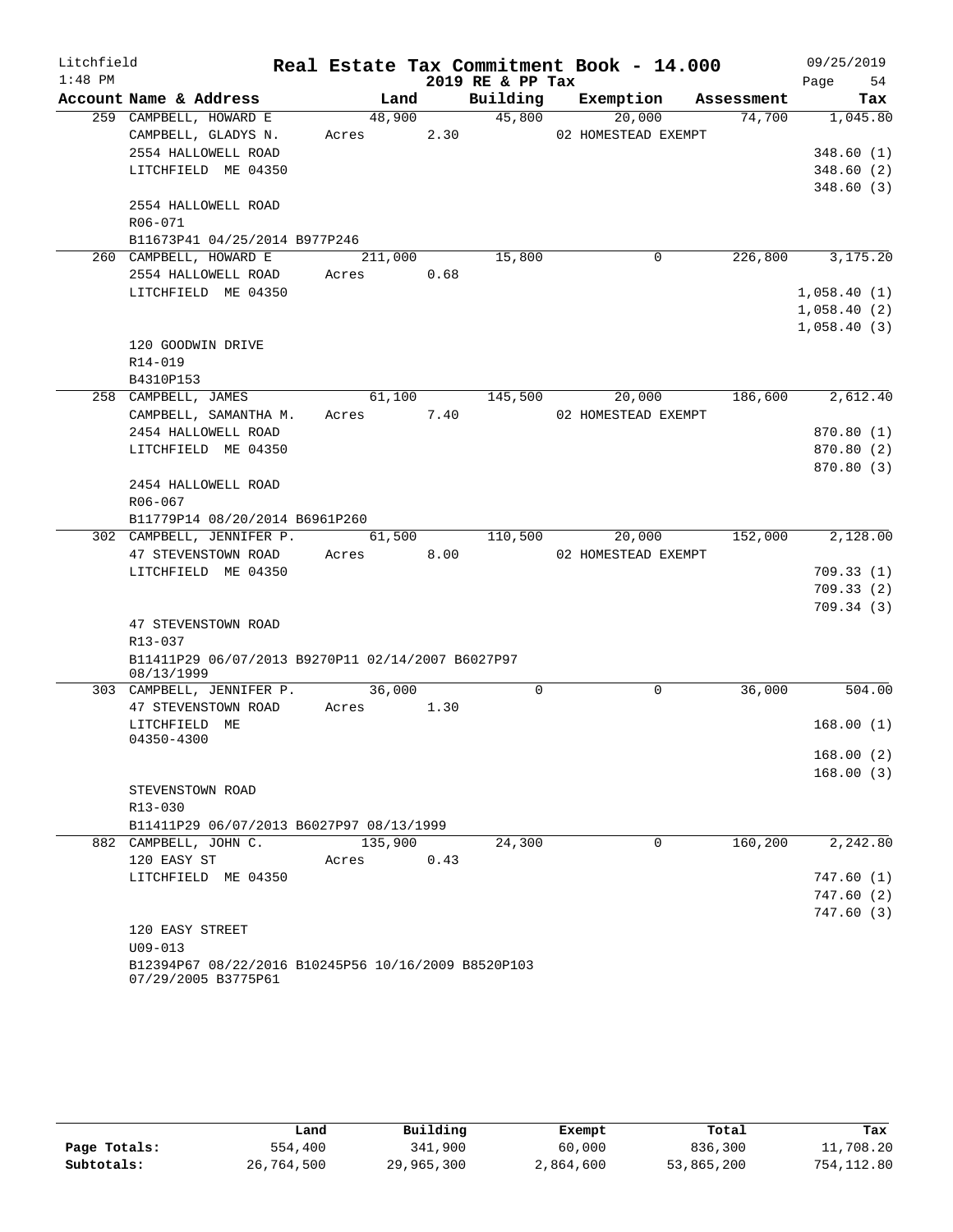# Real Estate Tax Commitment Book - 14.000

Litchfield
1:48 PM

2019 RE & PP Tax

09/25/2019

| Account Name & Address | Land | Building | Exemption | Assessment | Tax |
|---|---|---|---|---|---|
| 259 CAMPBELL, HOWARD E | 48,900 | 45,800 | 20,000 | 74,700 | 1,045.80 |
| CAMPBELL, GLADYS N. | Acres 2.30 | | 02 HOMESTEAD EXEMPT | | |
| 2554 HALLOWELL ROAD | | | | | 348.60 (1) |
| LITCHFIELD ME 04350 | | | | | 348.60 (2) |
| | | | | | 348.60 (3) |
| 2554 HALLOWELL ROAD | | | | | |
| R06-071 | | | | | |
| B11673P41 04/25/2014 B977P246 | | | | | |
| 260 CAMPBELL, HOWARD E | 211,000 | 15,800 | 0 | 226,800 | 3,175.20 |
| 2554 HALLOWELL ROAD | Acres 0.68 | | | | |
| LITCHFIELD ME 04350 | | | | | 1,058.40 (1) |
| | | | | | 1,058.40 (2) |
| | | | | | 1,058.40 (3) |
| 120 GOODWIN DRIVE | | | | | |
| R14-019 | | | | | |
| B4310P153 | | | | | |
| 258 CAMPBELL, JAMES | 61,100 | 145,500 | 20,000 | 186,600 | 2,612.40 |
| CAMPBELL, SAMANTHA M. | Acres 7.40 | | 02 HOMESTEAD EXEMPT | | |
| 2454 HALLOWELL ROAD | | | | | 870.80 (1) |
| LITCHFIELD ME 04350 | | | | | 870.80 (2) |
| | | | | | 870.80 (3) |
| 2454 HALLOWELL ROAD | | | | | |
| R06-067 | | | | | |
| B11779P14 08/20/2014 B6961P260 | | | | | |
| 302 CAMPBELL, JENNIFER P. | 61,500 | 110,500 | 20,000 | 152,000 | 2,128.00 |
| 47 STEVENSTOWN ROAD | Acres 8.00 | | 02 HOMESTEAD EXEMPT | | |
| LITCHFIELD ME 04350 | | | | | 709.33 (1) |
| | | | | | 709.33 (2) |
| | | | | | 709.34 (3) |
| 47 STEVENSTOWN ROAD | | | | | |
| R13-037 | | | | | |
| B11411P29 06/07/2013 B9270P11 02/14/2007 B6027P97 08/13/1999 | | | | | |
| 303 CAMPBELL, JENNIFER P. | 36,000 | 0 | 0 | 36,000 | 504.00 |
| 47 STEVENSTOWN ROAD | Acres 1.30 | | | | |
| LITCHFIELD ME 04350-4300 | | | | | 168.00 (1) |
| | | | | | 168.00 (2) |
| | | | | | 168.00 (3) |
| STEVENSTOWN ROAD | | | | | |
| R13-030 | | | | | |
| B11411P29 06/07/2013 B6027P97 08/13/1999 | | | | | |
| 882 CAMPBELL, JOHN C. | 135,900 | 24,300 | 0 | 160,200 | 2,242.80 |
| 120 EASY ST | Acres 0.43 | | | | |
| LITCHFIELD ME 04350 | | | | | 747.60 (1) |
| | | | | | 747.60 (2) |
| | | | | | 747.60 (3) |
| 120 EASY STREET | | | | | |
| U09-013 | | | | | |
| B12394P67 08/22/2016 B10245P56 10/16/2009 B8520P103 07/29/2005 B3775P61 | | | | | |

| | Land | Building | Exempt | Total | Tax |
|---|---|---|---|---|---|
| Page Totals: | 554,400 | 341,900 | 60,000 | 836,300 | 11,708.20 |
| Subtotals: | 26,764,500 | 29,965,300 | 2,864,600 | 53,865,200 | 754,112.80 |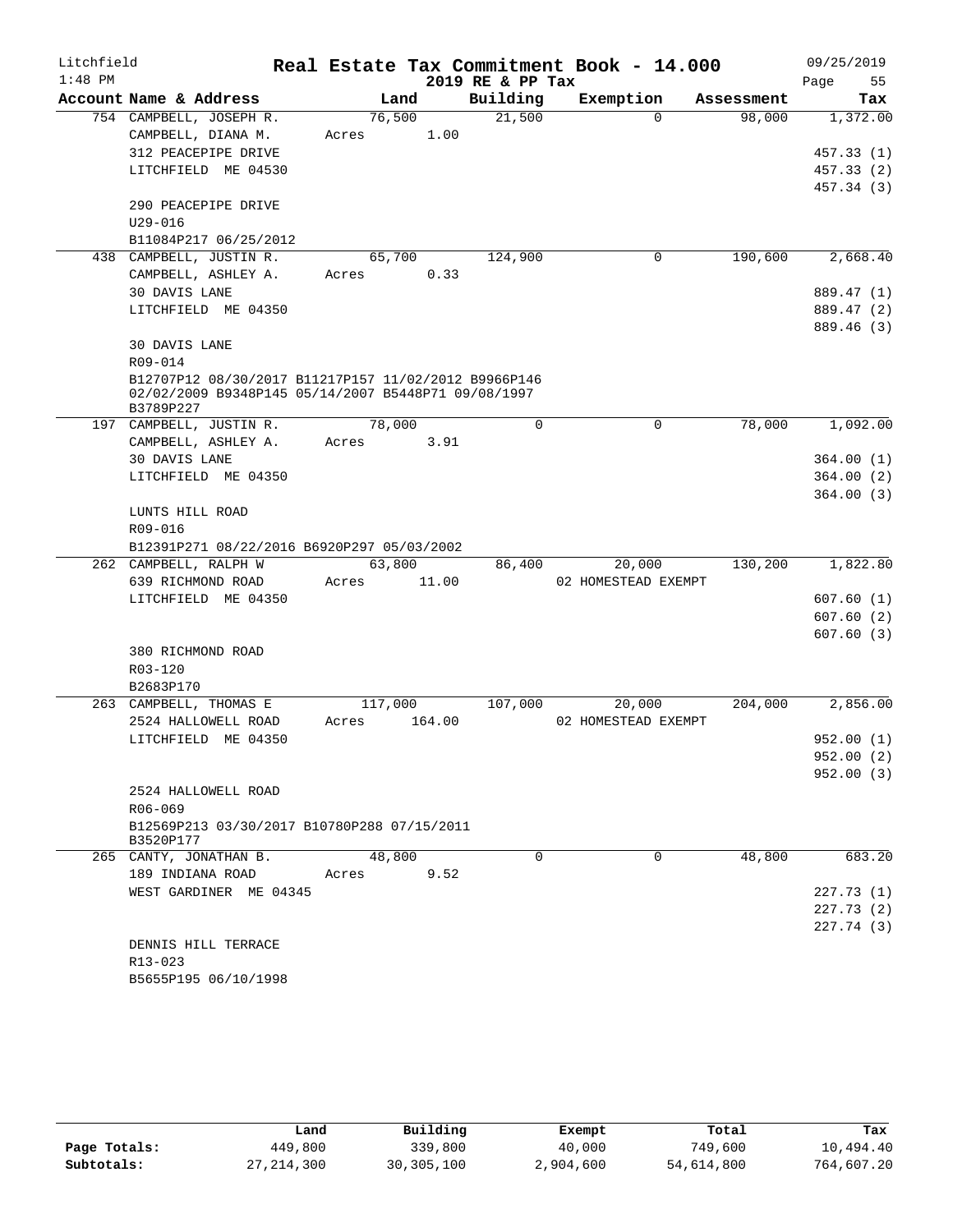# Litchfield — Real Estate Tax Commitment Book - 14.000

1:48 PM — 2019 RE & PP Tax — 09/25/2019

| Account Name & Address | Land | Building | Exemption | Assessment | Tax |
|---|---|---|---|---|---|
| 754 CAMPBELL, JOSEPH R. | 76,500 | 21,500 | 0 | 98,000 | 1,372.00 |
| CAMPBELL, DIANA M. | Acres 1.00 | | | | |
| 312 PEACEPIPE DRIVE | | | | | 457.33 (1) |
| LITCHFIELD ME 04530 | | | | | 457.33 (2) |
| | | | | | 457.34 (3) |
| 290 PEACEPIPE DRIVE | | | | | |
| U29-016 | | | | | |
| B11084P217 06/25/2012 | | | | | |
| 438 CAMPBELL, JUSTIN R. | 65,700 | 124,900 | 0 | 190,600 | 2,668.40 |
| CAMPBELL, ASHLEY A. | Acres 0.33 | | | | |
| 30 DAVIS LANE | | | | | 889.47 (1) |
| LITCHFIELD ME 04350 | | | | | 889.47 (2) |
| | | | | | 889.46 (3) |
| 30 DAVIS LANE | | | | | |
| R09-014 | | | | | |
| B12707P12 08/30/2017 B11217P157 11/02/2012 B9966P146 02/02/2009 B9348P145 05/14/2007 B5448P71 09/08/1997 B3789P227 | | | | | |
| 197 CAMPBELL, JUSTIN R. | 78,000 | 0 | 0 | 78,000 | 1,092.00 |
| CAMPBELL, ASHLEY A. | Acres 3.91 | | | | |
| 30 DAVIS LANE | | | | | 364.00 (1) |
| LITCHFIELD ME 04350 | | | | | 364.00 (2) |
| | | | | | 364.00 (3) |
| LUNTS HILL ROAD | | | | | |
| R09-016 | | | | | |
| B12391P271 08/22/2016 B6920P297 05/03/2002 | | | | | |
| 262 CAMPBELL, RALPH W | 63,800 | 86,400 | 20,000 | 130,200 | 1,822.80 |
| 639 RICHMOND ROAD | Acres 11.00 | | 02 HOMESTEAD EXEMPT | | |
| LITCHFIELD ME 04350 | | | | | 607.60 (1) |
| | | | | | 607.60 (2) |
| | | | | | 607.60 (3) |
| 380 RICHMOND ROAD | | | | | |
| R03-120 | | | | | |
| B2683P170 | | | | | |
| 263 CAMPBELL, THOMAS E | 117,000 | 107,000 | 20,000 | 204,000 | 2,856.00 |
| 2524 HALLOWELL ROAD | Acres 164.00 | | 02 HOMESTEAD EXEMPT | | |
| LITCHFIELD ME 04350 | | | | | 952.00 (1) |
| | | | | | 952.00 (2) |
| | | | | | 952.00 (3) |
| 2524 HALLOWELL ROAD | | | | | |
| R06-069 | | | | | |
| B12569P213 03/30/2017 B10780P288 07/15/2011 B3520P177 | | | | | |
| 265 CANTY, JONATHAN B. | 48,800 | 0 | 0 | 48,800 | 683.20 |
| 189 INDIANA ROAD | Acres 9.52 | | | | |
| WEST GARDINER ME 04345 | | | | | 227.73 (1) |
| | | | | | 227.73 (2) |
| | | | | | 227.74 (3) |
| DENNIS HILL TERRACE | | | | | |
| R13-023 | | | | | |
| B5655P195 06/10/1998 | | | | | |

| | Land | Building | Exempt | Total | Tax |
|---|---|---|---|---|---|
| Page Totals: | 449,800 | 339,800 | 40,000 | 749,600 | 10,494.40 |
| Subtotals: | 27,214,300 | 30,305,100 | 2,904,600 | 54,614,800 | 764,607.20 |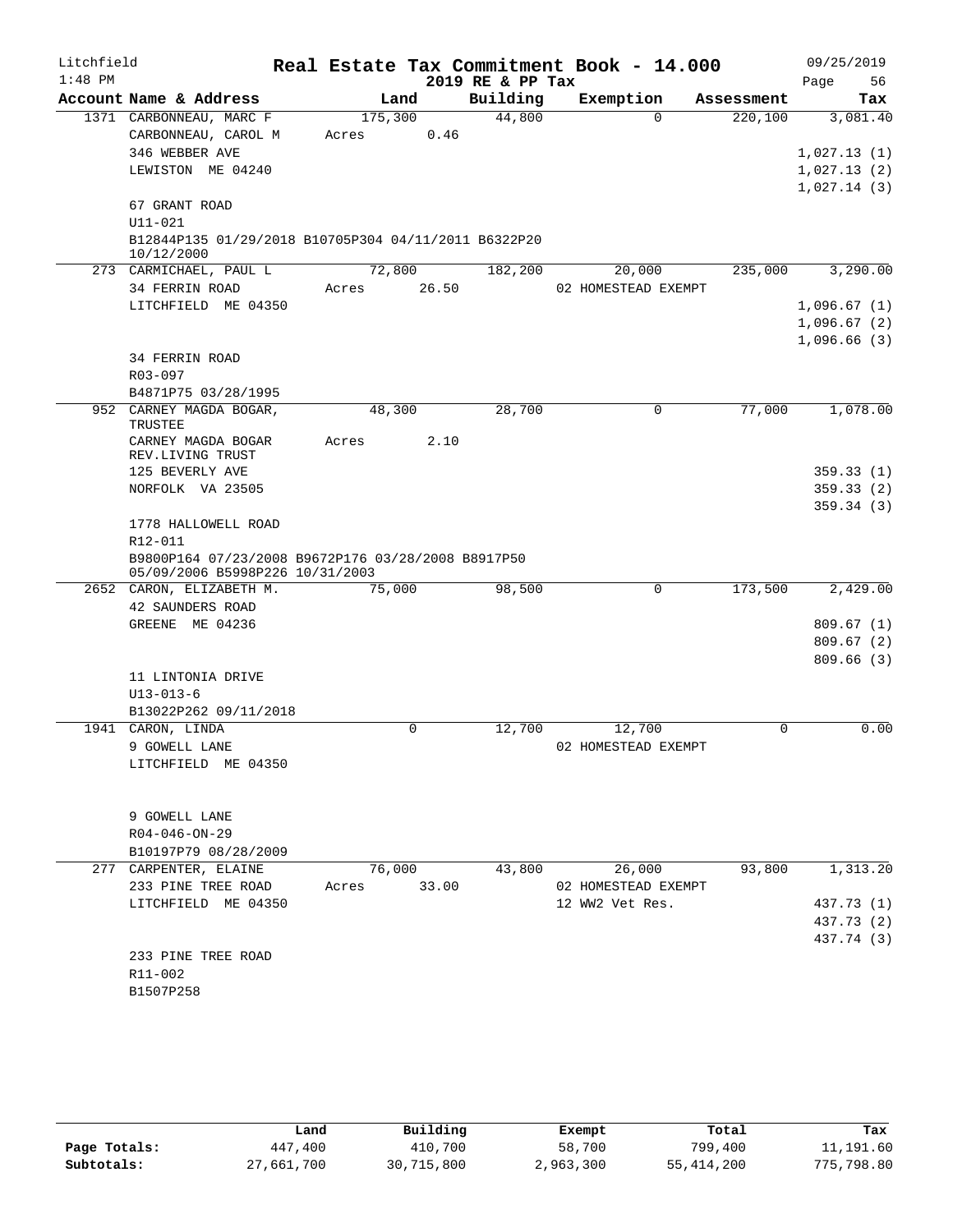Litchfield 1:48 PM

# Real Estate Tax Commitment Book - 14.000

## 2019 RE & PP Tax

09/25/2019 Page 56

| Account Name & Address | Land | Building | Exemption | Assessment | Tax |
|---|---|---|---|---|---|
| 1371 CARBONNEAU, MARC F | 175,300 | 44,800 | 0 | 220,100 | 3,081.40 |
| CARBONNEAU, CAROL M | Acres 0.46 | | | | |
| 346 WEBBER AVE | | | | | 1,027.13 (1) |
| LEWISTON ME 04240 | | | | | 1,027.13 (2) |
| | | | | | 1,027.14 (3) |
| 67 GRANT ROAD | | | | | |
| U11-021 | | | | | |
| B12844P135 01/29/2018 B10705P304 04/11/2011 B6322P20 10/12/2000 | | | | | |
| 273 CARMICHAEL, PAUL L | 72,800 | 182,200 | 20,000 | 235,000 | 3,290.00 |
| 34 FERRIN ROAD | Acres 26.50 | | 02 HOMESTEAD EXEMPT | | |
| LITCHFIELD ME 04350 | | | | | 1,096.67 (1) |
| | | | | | 1,096.67 (2) |
| | | | | | 1,096.66 (3) |
| 34 FERRIN ROAD | | | | | |
| R03-097 | | | | | |
| B4871P75 03/28/1995 | | | | | |
| 952 CARNEY MAGDA BOGAR, TRUSTEE | 48,300 | 28,700 | 0 | 77,000 | 1,078.00 |
| CARNEY MAGDA BOGAR REV.LIVING TRUST | Acres 2.10 | | | | |
| 125 BEVERLY AVE | | | | | 359.33 (1) |
| NORFOLK VA 23505 | | | | | 359.33 (2) |
| | | | | | 359.34 (3) |
| 1778 HALLOWELL ROAD | | | | | |
| R12-011 | | | | | |
| B9800P164 07/23/2008 B9672P176 03/28/2008 B8917P50 05/09/2006 B5998P226 10/31/2003 | | | | | |
| 2652 CARON, ELIZABETH M. | 75,000 | 98,500 | 0 | 173,500 | 2,429.00 |
| 42 SAUNDERS ROAD | | | | | |
| GREENE ME 04236 | | | | | 809.67 (1) |
| | | | | | 809.67 (2) |
| | | | | | 809.66 (3) |
| 11 LINTONIA DRIVE | | | | | |
| U13-013-6 | | | | | |
| B13022P262 09/11/2018 | | | | | |
| 1941 CARON, LINDA | 0 | 12,700 | 12,700 | 0 | 0.00 |
| 9 GOWELL LANE | | | 02 HOMESTEAD EXEMPT | | |
| LITCHFIELD ME 04350 | | | | | |
| 9 GOWELL LANE | | | | | |
| R04-046-ON-29 | | | | | |
| B10197P79 08/28/2009 | | | | | |
| 277 CARPENTER, ELAINE | 76,000 | 43,800 | 26,000 | 93,800 | 1,313.20 |
| 233 PINE TREE ROAD | Acres 33.00 | | 02 HOMESTEAD EXEMPT | | |
| LITCHFIELD ME 04350 | | | 12 WW2 Vet Res. | | 437.73 (1) |
| | | | | | 437.73 (2) |
| | | | | | 437.74 (3) |
| 233 PINE TREE ROAD | | | | | |
| R11-002 | | | | | |
| B1507P258 | | | | | |

| | Land | Building | Exempt | Total | Tax |
|---|---|---|---|---|---|
| Page Totals: | 447,400 | 410,700 | 58,700 | 799,400 | 11,191.60 |
| Subtotals: | 27,661,700 | 30,715,800 | 2,963,300 | 55,414,200 | 775,798.80 |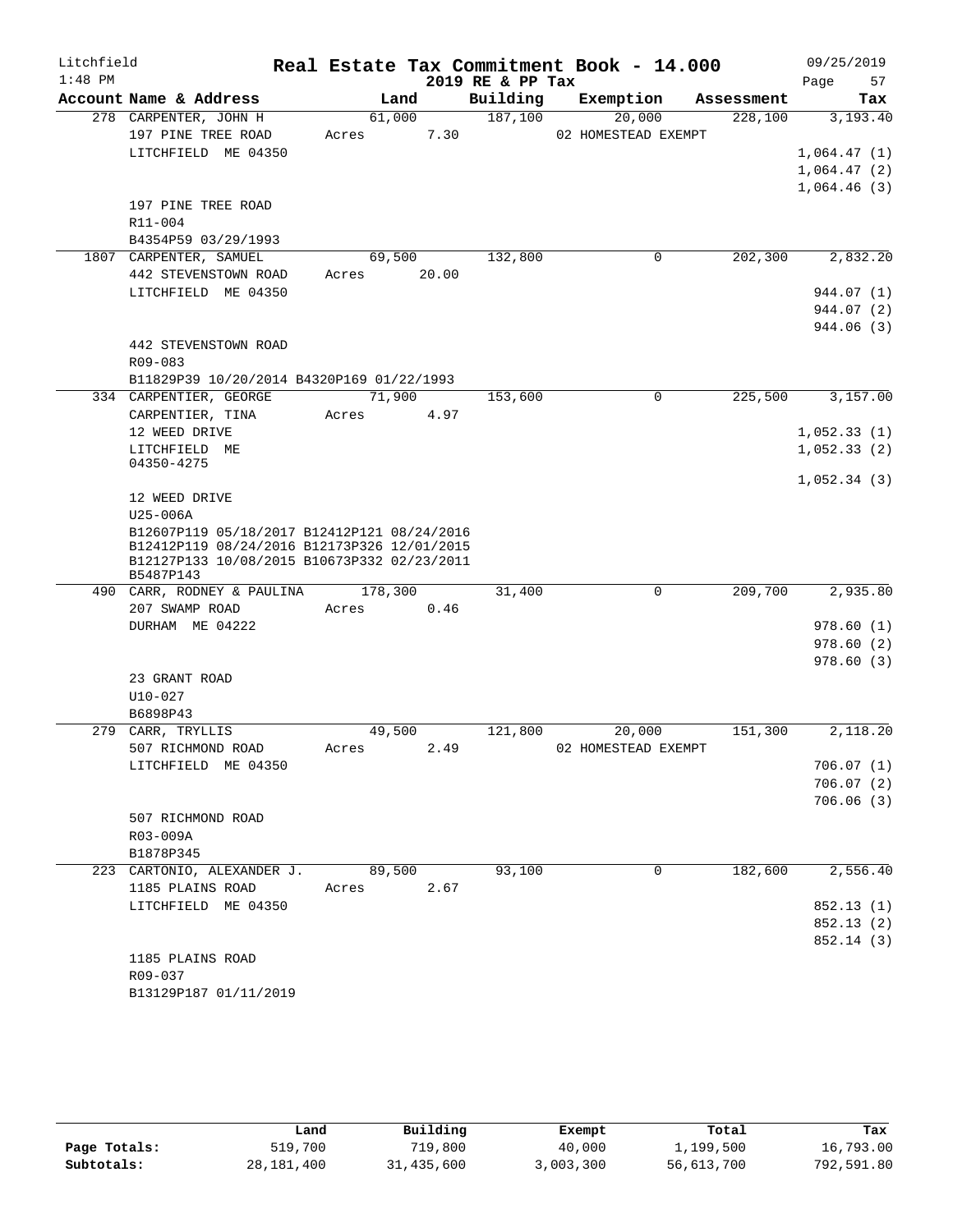# Real Estate Tax Commitment Book - 14.000

Litchfield 1:48 PM — 2019 RE & PP Tax — 09/25/2019

| Account Name & Address | Land | Building | Exemption | Assessment | Tax |
|---|---|---|---|---|---|
| 278 CARPENTER, JOHN H | 61,000 | 187,100 | 20,000 | 228,100 | 3,193.40 |
| 197 PINE TREE ROAD | Acres 7.30 | | 02 HOMESTEAD EXEMPT | | |
| LITCHFIELD ME 04350 | | | | | 1,064.47 (1) |
| | | | | | 1,064.47 (2) |
| | | | | | 1,064.46 (3) |
| 197 PINE TREE ROAD | | | | | |
| R11-004 | | | | | |
| B4354P59 03/29/1993 | | | | | |
| 1807 CARPENTER, SAMUEL | 69,500 | 132,800 | 0 | 202,300 | 2,832.20 |
| 442 STEVENSTOWN ROAD | Acres 20.00 | | | | |
| LITCHFIELD ME 04350 | | | | | 944.07 (1) |
| | | | | | 944.07 (2) |
| | | | | | 944.06 (3) |
| 442 STEVENSTOWN ROAD | | | | | |
| R09-083 | | | | | |
| B11829P39 10/20/2014 B4320P169 01/22/1993 | | | | | |
| 334 CARPENTIER, GEORGE | 71,900 | 153,600 | 0 | 225,500 | 3,157.00 |
| CARPENTIER, TINA | Acres 4.97 | | | | |
| 12 WEED DRIVE | | | | | 1,052.33 (1) |
| LITCHFIELD ME 04350-4275 | | | | | 1,052.33 (2) |
| | | | | | 1,052.34 (3) |
| 12 WEED DRIVE | | | | | |
| U25-006A | | | | | |
| B12607P119 05/18/2017 B12412P121 08/24/2016 B12412P119 08/24/2016 B12173P326 12/01/2015 B12127P133 10/08/2015 B10673P332 02/23/2011 B5487P143 | | | | | |
| 490 CARR, RODNEY & PAULINA | 178,300 | 31,400 | 0 | 209,700 | 2,935.80 |
| 207 SWAMP ROAD | Acres 0.46 | | | | |
| DURHAM ME 04222 | | | | | 978.60 (1) |
| | | | | | 978.60 (2) |
| | | | | | 978.60 (3) |
| 23 GRANT ROAD | | | | | |
| U10-027 | | | | | |
| B6898P43 | | | | | |
| 279 CARR, TRYLLIS | 49,500 | 121,800 | 20,000 | 151,300 | 2,118.20 |
| 507 RICHMOND ROAD | Acres 2.49 | | 02 HOMESTEAD EXEMPT | | |
| LITCHFIELD ME 04350 | | | | | 706.07 (1) |
| | | | | | 706.07 (2) |
| | | | | | 706.06 (3) |
| 507 RICHMOND ROAD | | | | | |
| R03-009A | | | | | |
| B1878P345 | | | | | |
| 223 CARTONIO, ALEXANDER J. | 89,500 | 93,100 | 0 | 182,600 | 2,556.40 |
| 1185 PLAINS ROAD | Acres 2.67 | | | | |
| LITCHFIELD ME 04350 | | | | | 852.13 (1) |
| | | | | | 852.13 (2) |
| | | | | | 852.14 (3) |
| 1185 PLAINS ROAD | | | | | |
| R09-037 | | | | | |
| B13129P187 01/11/2019 | | | | | |

| | Land | Building | Exempt | Total | Tax |
|---|---|---|---|---|---|
| Page Totals: | 519,700 | 719,800 | 40,000 | 1,199,500 | 16,793.00 |
| Subtotals: | 28,181,400 | 31,435,600 | 3,003,300 | 56,613,700 | 792,591.80 |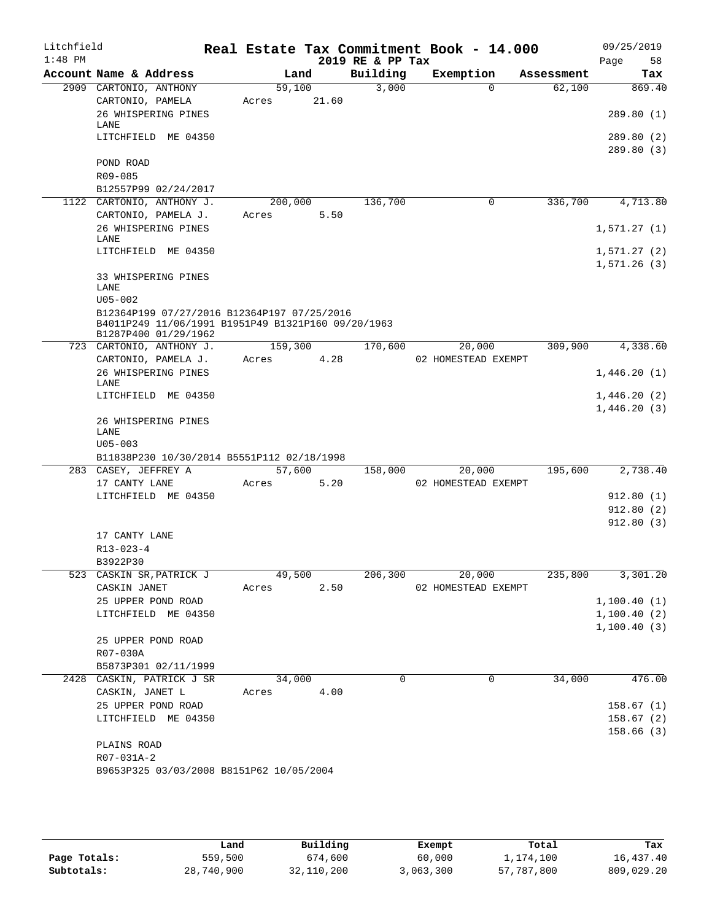# Litchfield — Real Estate Tax Commitment Book - 14.000

2019 RE & PP Tax — 1:48 PM — 09/25/2019

| Account Name & Address | Land | Building | Exemption | Assessment | Tax |
|---|---|---|---|---|---|
| 2909 CARTONIO, ANTHONY | 59,100 | 3,000 | 0 | 62,100 | 869.40 |
| CARTONIO, PAMELA | Acres 21.60 | | | | |
| 26 WHISPERING PINES LANE | | | | | 289.80 (1) |
| LITCHFIELD ME 04350 | | | | | 289.80 (2) |
| | | | | | 289.80 (3) |
| POND ROAD | | | | | |
| R09-085 | | | | | |
| B12557P99 02/24/2017 | | | | | |
| 1122 CARTONIO, ANTHONY J. | 200,000 | 136,700 | 0 | 336,700 | 4,713.80 |
| CARTONIO, PAMELA J. | Acres 5.50 | | | | |
| 26 WHISPERING PINES LANE | | | | | 1,571.27 (1) |
| LITCHFIELD ME 04350 | | | | | 1,571.27 (2) |
| | | | | | 1,571.26 (3) |
| 33 WHISPERING PINES LANE | | | | | |
| U05-002 | | | | | |
| B12364P199 07/27/2016 B12364P197 07/25/2016 B4011P249 11/06/1991 B1951P49 B1321P160 09/20/1963 B1287P400 01/29/1962 | | | | | |
| 723 CARTONIO, ANTHONY J. | 159,300 | 170,600 | 20,000 | 309,900 | 4,338.60 |
| CARTONIO, PAMELA J. | Acres 4.28 | | 02 HOMESTEAD EXEMPT | | |
| 26 WHISPERING PINES LANE | | | | | 1,446.20 (1) |
| LITCHFIELD ME 04350 | | | | | 1,446.20 (2) |
| | | | | | 1,446.20 (3) |
| 26 WHISPERING PINES LANE | | | | | |
| U05-003 | | | | | |
| B11838P230 10/30/2014 B5551P112 02/18/1998 | | | | | |
| 283 CASEY, JEFFREY A | 57,600 | 158,000 | 20,000 | 195,600 | 2,738.40 |
| 17 CANTY LANE | Acres 5.20 | | 02 HOMESTEAD EXEMPT | | |
| LITCHFIELD ME 04350 | | | | | 912.80 (1) |
| | | | | | 912.80 (2) |
| | | | | | 912.80 (3) |
| 17 CANTY LANE | | | | | |
| R13-023-4 | | | | | |
| B3922P30 | | | | | |
| 523 CASKIN SR,PATRICK J | 49,500 | 206,300 | 20,000 | 235,800 | 3,301.20 |
| CASKIN JANET | Acres 2.50 | | 02 HOMESTEAD EXEMPT | | |
| 25 UPPER POND ROAD | | | | | 1,100.40 (1) |
| LITCHFIELD ME 04350 | | | | | 1,100.40 (2) |
| | | | | | 1,100.40 (3) |
| 25 UPPER POND ROAD | | | | | |
| R07-030A | | | | | |
| B5873P301 02/11/1999 | | | | | |
| 2428 CASKIN, PATRICK J SR | 34,000 | 0 | 0 | 34,000 | 476.00 |
| CASKIN, JANET L | Acres 4.00 | | | | |
| 25 UPPER POND ROAD | | | | | 158.67 (1) |
| LITCHFIELD ME 04350 | | | | | 158.67 (2) |
| | | | | | 158.66 (3) |
| PLAINS ROAD | | | | | |
| R07-031A-2 | | | | | |
| B9653P325 03/03/2008 B8151P62 10/05/2004 | | | | | |

| | Land | Building | Exempt | Total | Tax |
|---|---|---|---|---|---|
| Page Totals: | 559,500 | 674,600 | 60,000 | 1,174,100 | 16,437.40 |
| Subtotals: | 28,740,900 | 32,110,200 | 3,063,300 | 57,787,800 | 809,029.20 |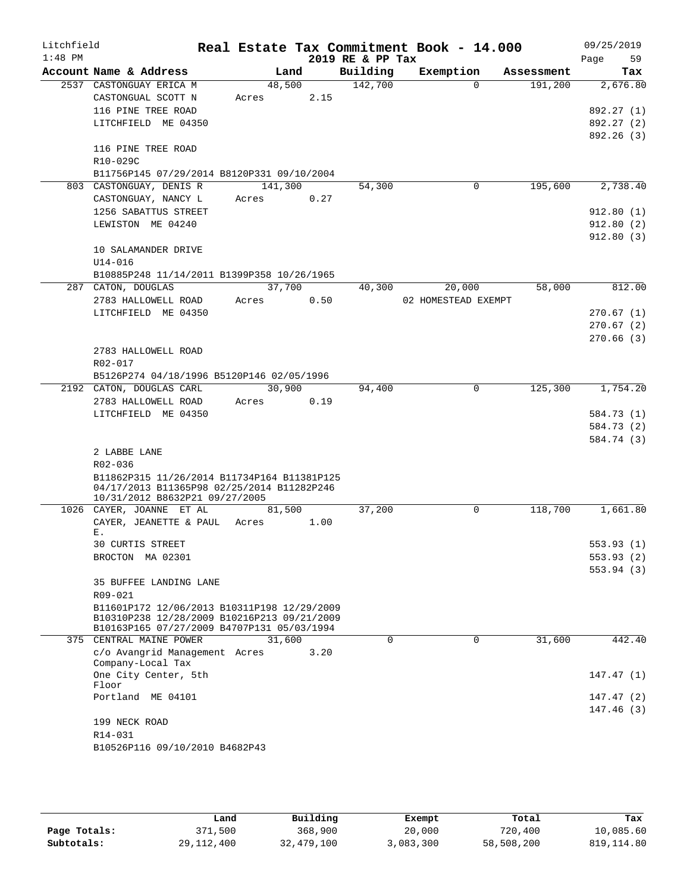# Real Estate Tax Commitment Book - 14.000

Litchfield 1:48 PM — 2019 RE & PP Tax — 09/25/2019

| Account Name & Address | Land | Building | Exemption | Assessment | Tax |
|---|---|---|---|---|---|
| 2537 CASTONGUAY ERICA M | 48,500 | 142,700 | 0 | 191,200 | 2,676.80 |
| CASTONGUAL SCOTT N | Acres 2.15 | | | | |
| 116 PINE TREE ROAD | | | | | 892.27 (1) |
| LITCHFIELD ME 04350 | | | | | 892.27 (2) |
| | | | | | 892.26 (3) |
| 116 PINE TREE ROAD | | | | | |
| R10-029C | | | | | |
| B11756P145 07/29/2014 B8120P331 09/10/2004 | | | | | |
| 803 CASTONGUAY, DENIS R | 141,300 | 54,300 | 0 | 195,600 | 2,738.40 |
| CASTONGUAY, NANCY L | Acres 0.27 | | | | |
| 1256 SABATTUS STREET | | | | | 912.80 (1) |
| LEWISTON ME 04240 | | | | | 912.80 (2) |
| | | | | | 912.80 (3) |
| 10 SALAMANDER DRIVE | | | | | |
| U14-016 | | | | | |
| B10885P248 11/14/2011 B1399P358 10/26/1965 | | | | | |
| 287 CATON, DOUGLAS | 37,700 | 40,300 | 20,000 | 58,000 | 812.00 |
| 2783 HALLOWELL ROAD | Acres 0.50 | | 02 HOMESTEAD EXEMPT | | |
| LITCHFIELD ME 04350 | | | | | 270.67 (1) |
| | | | | | 270.67 (2) |
| | | | | | 270.66 (3) |
| 2783 HALLOWELL ROAD | | | | | |
| R02-017 | | | | | |
| B5126P274 04/18/1996 B5120P146 02/05/1996 | | | | | |
| 2192 CATON, DOUGLAS CARL | 30,900 | 94,400 | 0 | 125,300 | 1,754.20 |
| 2783 HALLOWELL ROAD | Acres 0.19 | | | | |
| LITCHFIELD ME 04350 | | | | | 584.73 (1) |
| | | | | | 584.73 (2) |
| | | | | | 584.74 (3) |
| 2 LABBE LANE | | | | | |
| R02-036 | | | | | |
| B11862P315 11/26/2014 B11734P164 B11381P125 04/17/2013 B11365P98 02/25/2014 B11282P246 10/31/2012 B8632P21 09/27/2005 | | | | | |
| 1026 CAYER, JOANNE ET AL | 81,500 | 37,200 | 0 | 118,700 | 1,661.80 |
| CAYER, JEANETTE & PAUL E. | Acres 1.00 | | | | |
| 30 CURTIS STREET | | | | | 553.93 (1) |
| BROCTON MA 02301 | | | | | 553.93 (2) |
| | | | | | 553.94 (3) |
| 35 BUFFEE LANDING LANE | | | | | |
| R09-021 | | | | | |
| B11601P172 12/06/2013 B10311P198 12/29/2009 B10310P238 12/28/2009 B10216P213 09/21/2009 B10163P165 07/27/2009 B4707P131 05/03/1994 | | | | | |
| 375 CENTRAL MAINE POWER | 31,600 | 0 | 0 | 31,600 | 442.40 |
| c/o Avangrid Management Company-Local Tax | Acres 3.20 | | | | |
| One City Center, 5th Floor | | | | | 147.47 (1) |
| Portland ME 04101 | | | | | 147.47 (2) |
| | | | | | 147.46 (3) |
| 199 NECK ROAD | | | | | |
| R14-031 | | | | | |
| B10526P116 09/10/2010 B4682P43 | | | | | |

| | Land | Building | Exempt | Total | Tax |
|---|---|---|---|---|---|
| Page Totals: | 371,500 | 368,900 | 20,000 | 720,400 | 10,085.60 |
| Subtotals: | 29,112,400 | 32,479,100 | 3,083,300 | 58,508,200 | 819,114.80 |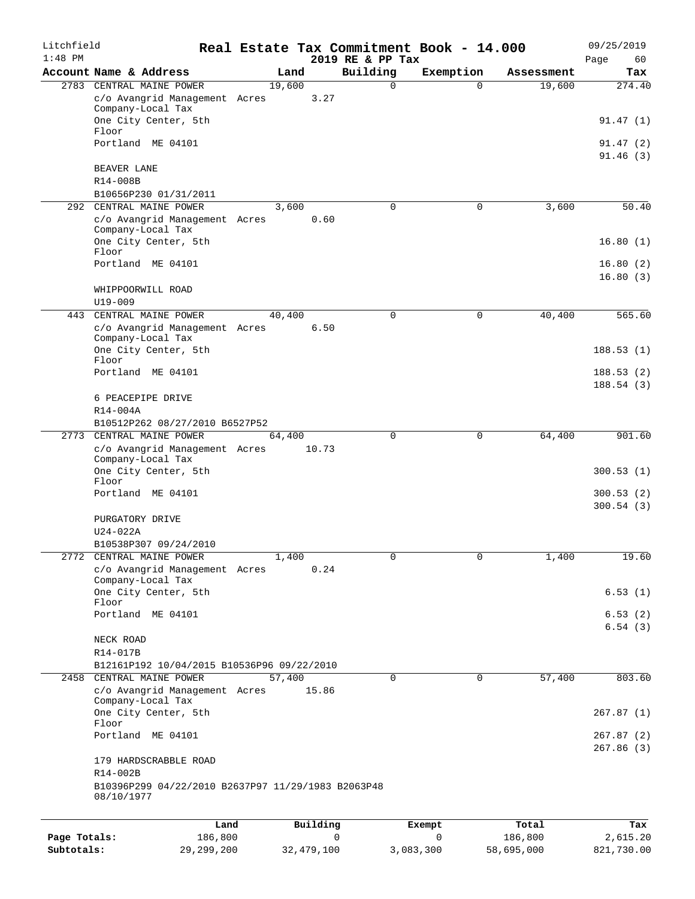# Litchfield — Real Estate Tax Commitment Book - 14.000

2019 RE & PP Tax — 09/25/2019 — 1:48 PM

| Account | Name & Address | Land | Building | Exemption | Assessment | Tax |
|---|---|---|---|---|---|---|
| 2783 | CENTRAL MAINE POWER | 19,600 | 0 | 0 | 19,600 | 274.40 |
| | c/o Avangrid Management Company-Local Tax | Acres 3.27 | | | | |
| | One City Center, 5th Floor | | | | | 91.47 (1) |
| | Portland ME 04101 | | | | | 91.47 (2) |
| | | | | | | 91.46 (3) |
| | BEAVER LANE | | | | | |
| | R14-008B | | | | | |
| | B10656P230 01/31/2011 | | | | | |
| 292 | CENTRAL MAINE POWER | 3,600 | 0 | 0 | 3,600 | 50.40 |
| | c/o Avangrid Management Company-Local Tax | Acres 0.60 | | | | |
| | One City Center, 5th Floor | | | | | 16.80 (1) |
| | Portland ME 04101 | | | | | 16.80 (2) |
| | | | | | | 16.80 (3) |
| | WHIPPOORWILL ROAD | | | | | |
| | U19-009 | | | | | |
| 443 | CENTRAL MAINE POWER | 40,400 | 0 | 0 | 40,400 | 565.60 |
| | c/o Avangrid Management Company-Local Tax | Acres 6.50 | | | | |
| | One City Center, 5th Floor | | | | | 188.53 (1) |
| | Portland ME 04101 | | | | | 188.53 (2) |
| | | | | | | 188.54 (3) |
| | 6 PEACEPIPE DRIVE | | | | | |
| | R14-004A | | | | | |
| | B10512P262 08/27/2010 B6527P52 | | | | | |
| 2773 | CENTRAL MAINE POWER | 64,400 | 0 | 0 | 64,400 | 901.60 |
| | c/o Avangrid Management Company-Local Tax | Acres 10.73 | | | | |
| | One City Center, 5th Floor | | | | | 300.53 (1) |
| | Portland ME 04101 | | | | | 300.53 (2) |
| | | | | | | 300.54 (3) |
| | PURGATORY DRIVE | | | | | |
| | U24-022A | | | | | |
| | B10538P307 09/24/2010 | | | | | |
| 2772 | CENTRAL MAINE POWER | 1,400 | 0 | 0 | 1,400 | 19.60 |
| | c/o Avangrid Management Company-Local Tax | Acres 0.24 | | | | |
| | One City Center, 5th Floor | | | | | 6.53 (1) |
| | Portland ME 04101 | | | | | 6.53 (2) |
| | | | | | | 6.54 (3) |
| | NECK ROAD | | | | | |
| | R14-017B | | | | | |
| | B12161P192 10/04/2015 B10536P96 09/22/2010 | | | | | |
| 2458 | CENTRAL MAINE POWER | 57,400 | 0 | 0 | 57,400 | 803.60 |
| | c/o Avangrid Management Company-Local Tax | Acres 15.86 | | | | |
| | One City Center, 5th Floor | | | | | 267.87 (1) |
| | Portland ME 04101 | | | | | 267.87 (2) |
| | | | | | | 267.86 (3) |
| | 179 HARDSCRABBLE ROAD | | | | | |
| | R14-002B | | | | | |
| | B10396P299 04/22/2010 B2637P97 11/29/1983 B2063P48 08/10/1977 | | | | | |

| | Land | Building | Exempt | Total | Tax |
|---|---|---|---|---|---|
| Page Totals: | 186,800 | 0 | 0 | 186,800 | 2,615.20 |
| Subtotals: | 29,299,200 | 32,479,100 | 3,083,300 | 58,695,000 | 821,730.00 |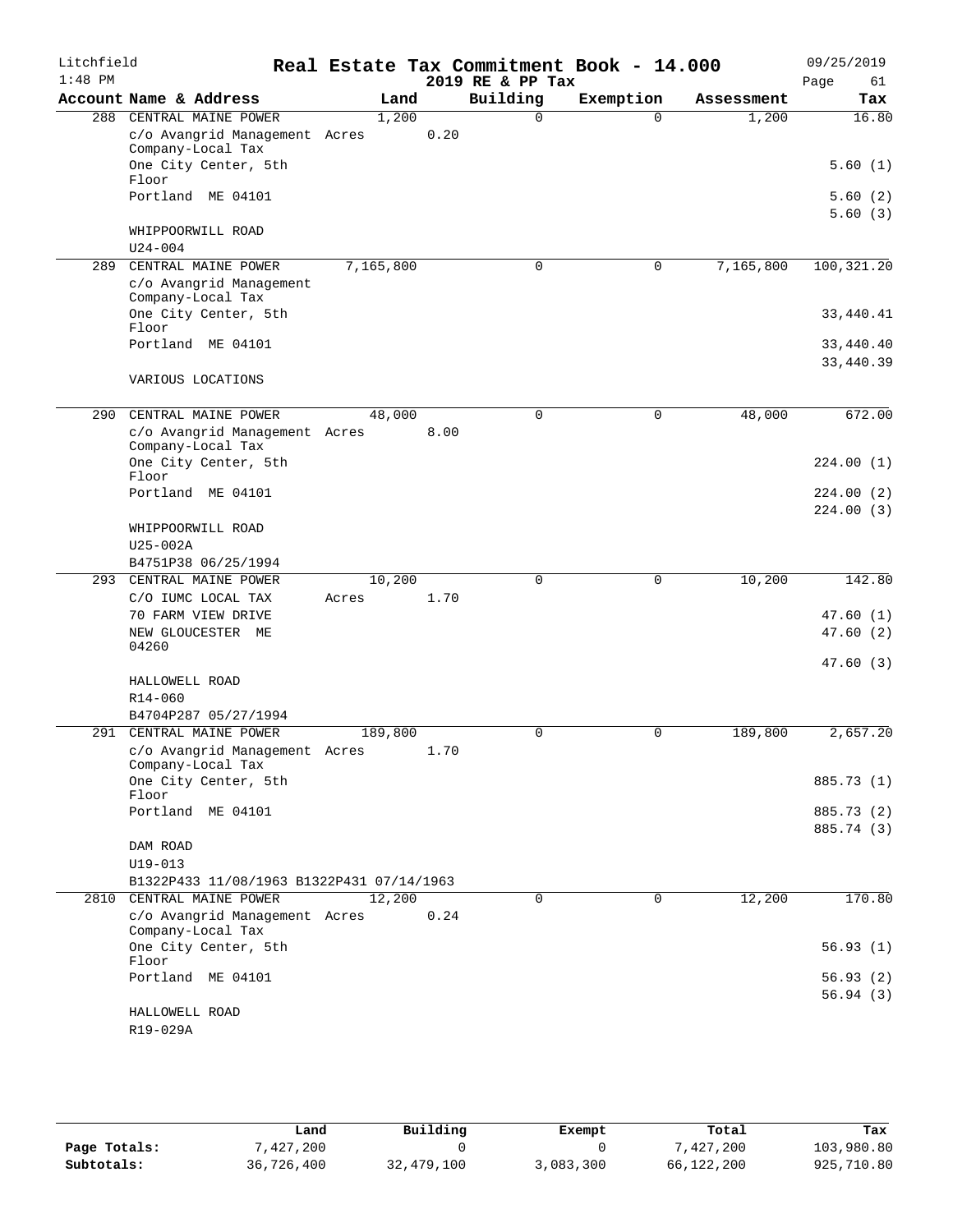Litchfield
1:48 PM

# Real Estate Tax Commitment Book - 14.000

2019 RE & PP Tax

09/25/2019

| Account | Name & Address | Land | Building | Exemption | Assessment | Tax |
|---|---|---|---|---|---|---|
| 288 | CENTRAL MAINE POWER | 1,200 | 0 | 0 | 1,200 | 16.80 |
| | c/o Avangrid Management Company-Local Tax | Acres 0.20 | | | | |
| | One City Center, 5th Floor | | | | | 5.60 (1) |
| | Portland ME 04101 | | | | | 5.60 (2) |
| | | | | | | 5.60 (3) |
| | WHIPPOORWILL ROAD | | | | | |
| | U24-004 | | | | | |
| 289 | CENTRAL MAINE POWER | 7,165,800 | 0 | 0 | 7,165,800 | 100,321.20 |
| | c/o Avangrid Management Company-Local Tax | | | | | |
| | One City Center, 5th Floor | | | | | 33,440.41 |
| | Portland ME 04101 | | | | | 33,440.40 |
| | | | | | | 33,440.39 |
| | VARIOUS LOCATIONS | | | | | |
| 290 | CENTRAL MAINE POWER | 48,000 | 0 | 0 | 48,000 | 672.00 |
| | c/o Avangrid Management Company-Local Tax | Acres 8.00 | | | | |
| | One City Center, 5th Floor | | | | | 224.00 (1) |
| | Portland ME 04101 | | | | | 224.00 (2) |
| | | | | | | 224.00 (3) |
| | WHIPPOORWILL ROAD | | | | | |
| | U25-002A | | | | | |
| | B4751P38 06/25/1994 | | | | | |
| 293 | CENTRAL MAINE POWER | 10,200 | 0 | 0 | 10,200 | 142.80 |
| | C/O IUMC LOCAL TAX | Acres 1.70 | | | | |
| | 70 FARM VIEW DRIVE | | | | | 47.60 (1) |
| | NEW GLOUCESTER ME 04260 | | | | | 47.60 (2) |
| | | | | | | 47.60 (3) |
| | HALLOWELL ROAD | | | | | |
| | R14-060 | | | | | |
| | B4704P287 05/27/1994 | | | | | |
| 291 | CENTRAL MAINE POWER | 189,800 | 0 | 0 | 189,800 | 2,657.20 |
| | c/o Avangrid Management Company-Local Tax | Acres 1.70 | | | | |
| | One City Center, 5th Floor | | | | | 885.73 (1) |
| | Portland ME 04101 | | | | | 885.73 (2) |
| | | | | | | 885.74 (3) |
| | DAM ROAD | | | | | |
| | U19-013 | | | | | |
| | B1322P433 11/08/1963 B1322P431 07/14/1963 | | | | | |
| 2810 | CENTRAL MAINE POWER | 12,200 | 0 | 0 | 12,200 | 170.80 |
| | c/o Avangrid Management Company-Local Tax | Acres 0.24 | | | | |
| | One City Center, 5th Floor | | | | | 56.93 (1) |
| | Portland ME 04101 | | | | | 56.93 (2) |
| | | | | | | 56.94 (3) |
| | HALLOWELL ROAD | | | | | |
| | R19-029A | | | | | |

| | Land | Building | Exempt | Total | Tax |
|---|---|---|---|---|---|
| Page Totals: | 7,427,200 | 0 | 0 | 7,427,200 | 103,980.80 |
| Subtotals: | 36,726,400 | 32,479,100 | 3,083,300 | 66,122,200 | 925,710.80 |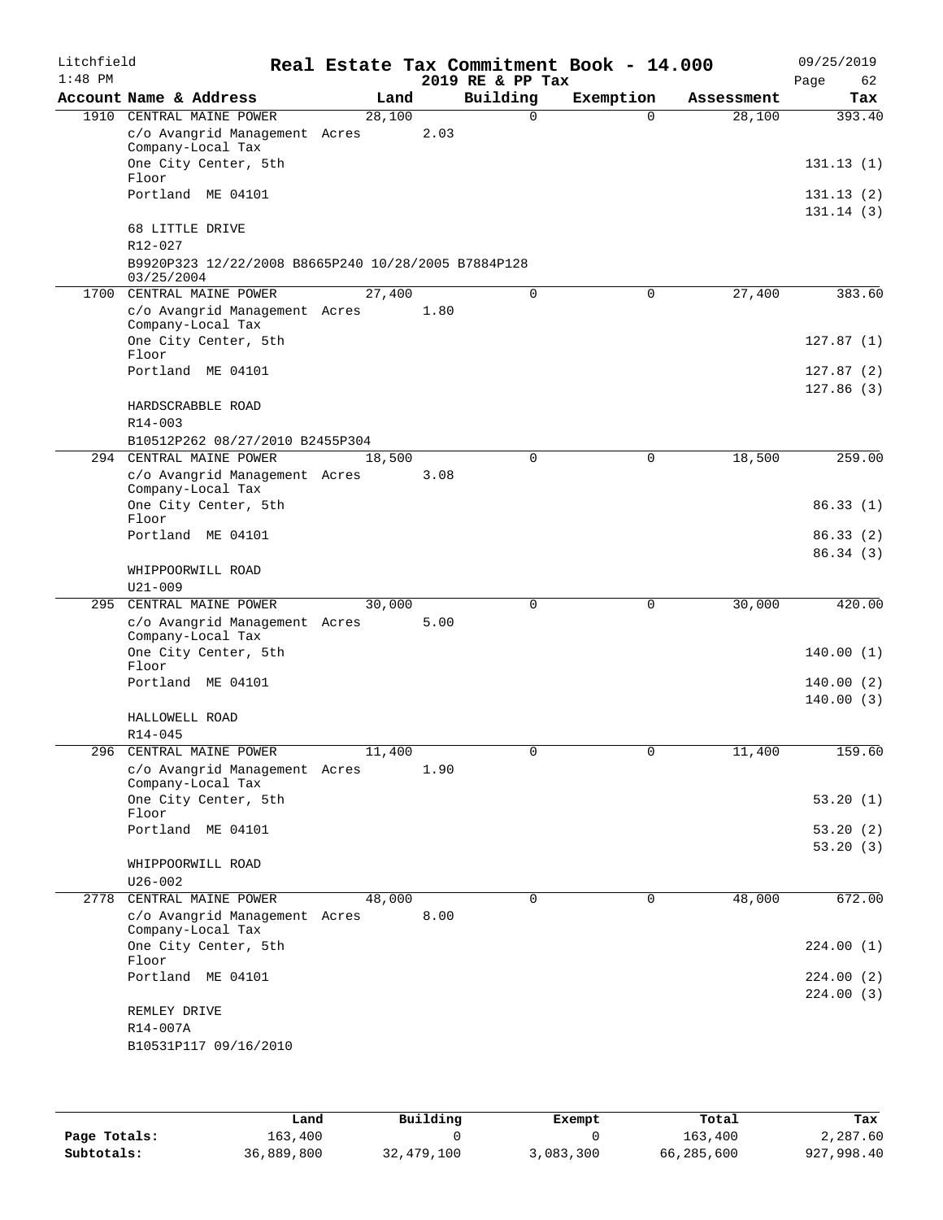Litchfield
1:48 PM

# Real Estate Tax Commitment Book - 14.000
## 2019 RE & PP Tax

09/25/2019
Page 62

| Account Name & Address | Land | Building | Exemption | Assessment | Tax |
|---|---|---|---|---|---|
| 1910 CENTRAL MAINE POWER | 28,100 | 0 | 0 | 28,100 | 393.40 |
| c/o Avangrid Management Company-Local Tax | Acres 2.03 | | | | |
| One City Center, 5th Floor | | | | | 131.13 (1) |
| Portland ME 04101 | | | | | 131.13 (2) |
| | | | | | 131.14 (3) |
| 68 LITTLE DRIVE | | | | | |
| R12-027 | | | | | |
| B9920P323 12/22/2008 B8665P240 10/28/2005 B7884P128 03/25/2004 | | | | | |
| 1700 CENTRAL MAINE POWER | 27,400 | 0 | 0 | 27,400 | 383.60 |
| c/o Avangrid Management Company-Local Tax | Acres 1.80 | | | | |
| One City Center, 5th Floor | | | | | 127.87 (1) |
| Portland ME 04101 | | | | | 127.87 (2) |
| | | | | | 127.86 (3) |
| HARDSCRABBLE ROAD | | | | | |
| R14-003 | | | | | |
| B10512P262 08/27/2010 B2455P304 | | | | | |
| 294 CENTRAL MAINE POWER | 18,500 | 0 | 0 | 18,500 | 259.00 |
| c/o Avangrid Management Company-Local Tax | Acres 3.08 | | | | |
| One City Center, 5th Floor | | | | | 86.33 (1) |
| Portland ME 04101 | | | | | 86.33 (2) |
| | | | | | 86.34 (3) |
| WHIPPOORWILL ROAD | | | | | |
| U21-009 | | | | | |
| 295 CENTRAL MAINE POWER | 30,000 | 0 | 0 | 30,000 | 420.00 |
| c/o Avangrid Management Company-Local Tax | Acres 5.00 | | | | |
| One City Center, 5th Floor | | | | | 140.00 (1) |
| Portland ME 04101 | | | | | 140.00 (2) |
| | | | | | 140.00 (3) |
| HALLOWELL ROAD | | | | | |
| R14-045 | | | | | |
| 296 CENTRAL MAINE POWER | 11,400 | 0 | 0 | 11,400 | 159.60 |
| c/o Avangrid Management Company-Local Tax | Acres 1.90 | | | | |
| One City Center, 5th Floor | | | | | 53.20 (1) |
| Portland ME 04101 | | | | | 53.20 (2) |
| | | | | | 53.20 (3) |
| WHIPPOORWILL ROAD | | | | | |
| U26-002 | | | | | |
| 2778 CENTRAL MAINE POWER | 48,000 | 0 | 0 | 48,000 | 672.00 |
| c/o Avangrid Management Company-Local Tax | Acres 8.00 | | | | |
| One City Center, 5th Floor | | | | | 224.00 (1) |
| Portland ME 04101 | | | | | 224.00 (2) |
| | | | | | 224.00 (3) |
| REMLEY DRIVE | | | | | |
| R14-007A | | | | | |
| B10531P117 09/16/2010 | | | | | |

| | Land | Building | Exempt | Total | Tax |
|---|---|---|---|---|---|
| Page Totals: | 163,400 | 0 | 0 | 163,400 | 2,287.60 |
| Subtotals: | 36,889,800 | 32,479,100 | 3,083,300 | 66,285,600 | 927,998.40 |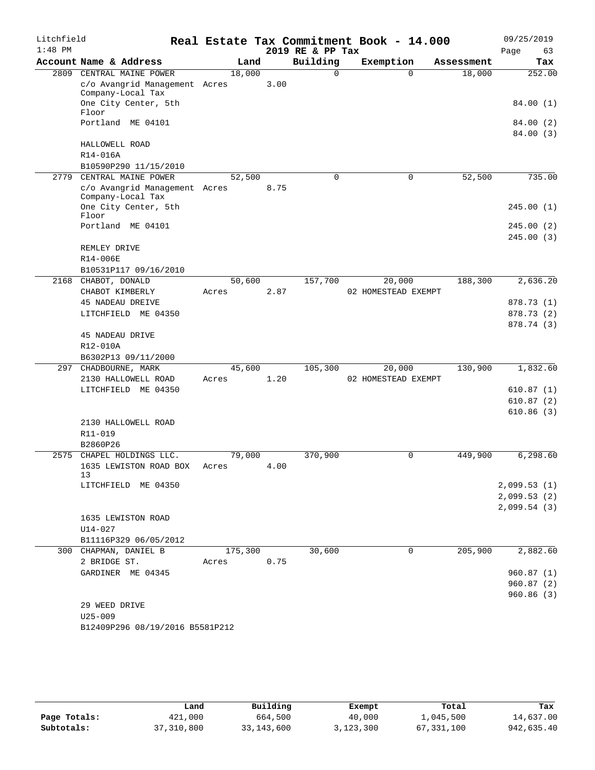Litchfield
1:48 PM

# Real Estate Tax Commitment Book - 14.000
## 2019 RE & PP Tax

09/25/2019

| Account Name & Address | Land | Building | Exemption | Assessment | Tax |
|---|---|---|---|---|---|
| 2809 CENTRAL MAINE POWER | 18,000 | 0 | 0 | 18,000 | 252.00 |
| c/o Avangrid Management Company-Local Tax | Acres 3.00 | | | | |
| One City Center, 5th Floor | | | | | 84.00 (1) |
| Portland ME 04101 | | | | | 84.00 (2) |
| | | | | | 84.00 (3) |
| HALLOWELL ROAD | | | | | |
| R14-016A | | | | | |
| B10590P290 11/15/2010 | | | | | |
| 2779 CENTRAL MAINE POWER | 52,500 | 0 | 0 | 52,500 | 735.00 |
| c/o Avangrid Management Company-Local Tax | Acres 8.75 | | | | |
| One City Center, 5th Floor | | | | | 245.00 (1) |
| Portland ME 04101 | | | | | 245.00 (2) |
| | | | | | 245.00 (3) |
| REMLEY DRIVE | | | | | |
| R14-006E | | | | | |
| B10531P117 09/16/2010 | | | | | |
| 2168 CHABOT, DONALD | 50,600 | 157,700 | 20,000 | 188,300 | 2,636.20 |
| CHABOT KIMBERLY | Acres 2.87 | | 02 HOMESTEAD EXEMPT | | |
| 45 NADEAU DREIVE | | | | | 878.73 (1) |
| LITCHFIELD ME 04350 | | | | | 878.73 (2) |
| | | | | | 878.74 (3) |
| 45 NADEAU DRIVE | | | | | |
| R12-010A | | | | | |
| B6302P13 09/11/2000 | | | | | |
| 297 CHADBOURNE, MARK | 45,600 | 105,300 | 20,000 | 130,900 | 1,832.60 |
| 2130 HALLOWELL ROAD | Acres 1.20 | | 02 HOMESTEAD EXEMPT | | |
| LITCHFIELD ME 04350 | | | | | 610.87 (1) |
| | | | | | 610.87 (2) |
| | | | | | 610.86 (3) |
| 2130 HALLOWELL ROAD | | | | | |
| R11-019 | | | | | |
| B2860P26 | | | | | |
| 2575 CHAPEL HOLDINGS LLC. | 79,000 | 370,900 | 0 | 449,900 | 6,298.60 |
| 1635 LEWISTON ROAD BOX 13 | Acres 4.00 | | | | |
| LITCHFIELD ME 04350 | | | | | 2,099.53 (1) |
| | | | | | 2,099.53 (2) |
| | | | | | 2,099.54 (3) |
| 1635 LEWISTON ROAD | | | | | |
| U14-027 | | | | | |
| B11116P329 06/05/2012 | | | | | |
| 300 CHAPMAN, DANIEL B | 175,300 | 30,600 | 0 | 205,900 | 2,882.60 |
| 2 BRIDGE ST. | Acres 0.75 | | | | |
| GARDINER ME 04345 | | | | | 960.87 (1) |
| | | | | | 960.87 (2) |
| | | | | | 960.86 (3) |
| 29 WEED DRIVE | | | | | |
| U25-009 | | | | | |
| B12409P296 08/19/2016 B5581P212 | | | | | |

| | Land | Building | Exempt | Total | Tax |
|---|---|---|---|---|---|
| **Page Totals:** | 421,000 | 664,500 | 40,000 | 1,045,500 | 14,637.00 |
| **Subtotals:** | 37,310,800 | 33,143,600 | 3,123,300 | 67,331,100 | 942,635.40 |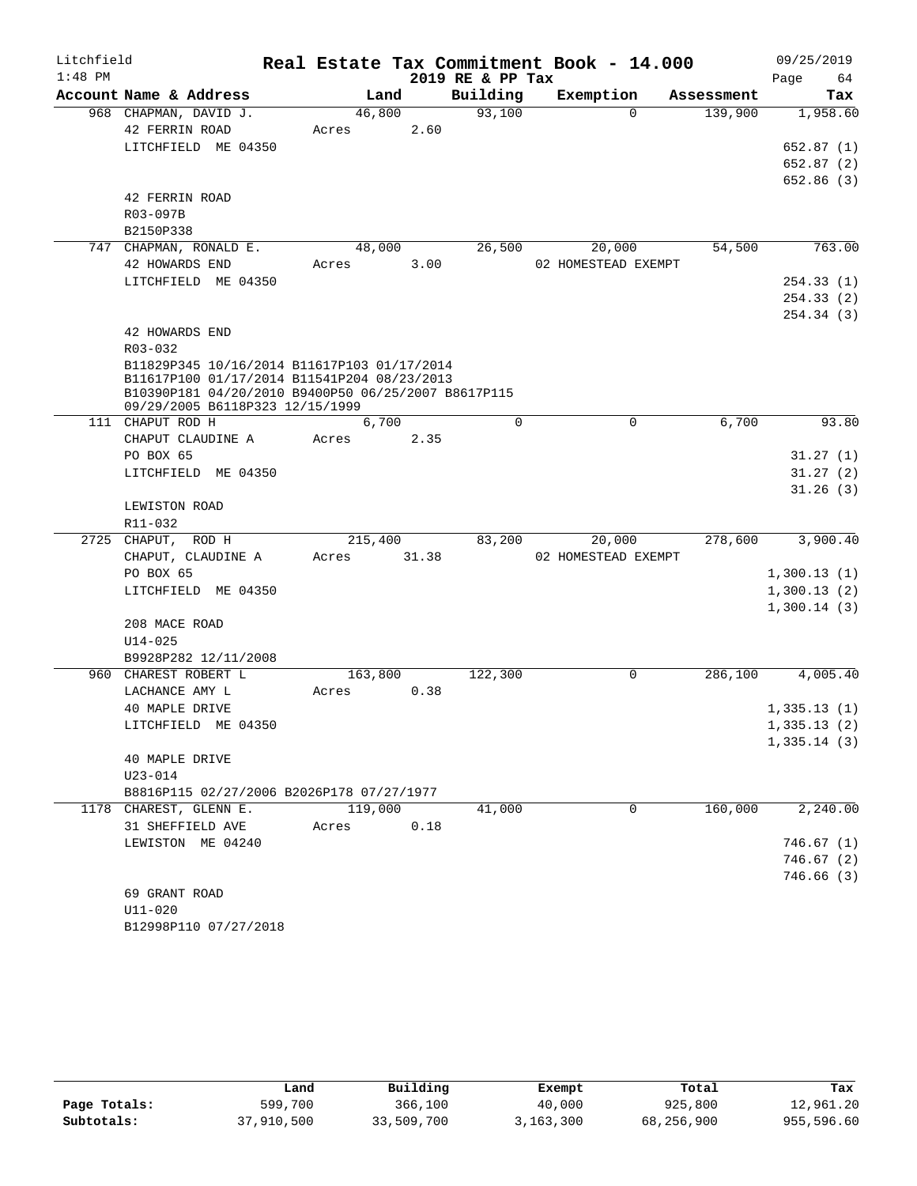Litchfield
1:48 PM

# Real Estate Tax Commitment Book - 14.000

2019 RE & PP Tax

09/25/2019

| Account Name & Address | Land | Building | Exemption | Assessment | Tax |
|---|---|---|---|---|---|
| 968 CHAPMAN, DAVID J. | 46,800 | 93,100 | 0 | 139,900 | 1,958.60 |
| 42 FERRIN ROAD | Acres 2.60 | | | | |
| LITCHFIELD ME 04350 | | | | | 652.87 (1) |
| | | | | | 652.87 (2) |
| | | | | | 652.86 (3) |
| 42 FERRIN ROAD | | | | | |
| R03-097B | | | | | |
| B2150P338 | | | | | |
| 747 CHAPMAN, RONALD E. | 48,000 | 26,500 | 20,000 | 54,500 | 763.00 |
| 42 HOWARDS END | Acres 3.00 | | 02 HOMESTEAD EXEMPT | | |
| LITCHFIELD ME 04350 | | | | | 254.33 (1) |
| | | | | | 254.33 (2) |
| | | | | | 254.34 (3) |
| 42 HOWARDS END | | | | | |
| R03-032 | | | | | |
| B11829P345 10/16/2014 B11617P103 01/17/2014 B11617P100 01/17/2014 B11541P204 08/23/2013 B10390P181 04/20/2010 B9400P50 06/25/2007 B8617P115 09/29/2005 B6118P323 12/15/1999 | | | | | |
| 111 CHAPUT ROD H | 6,700 | 0 | 0 | 6,700 | 93.80 |
| CHAPUT CLAUDINE A | Acres 2.35 | | | | |
| PO BOX 65 | | | | | 31.27 (1) |
| LITCHFIELD ME 04350 | | | | | 31.27 (2) |
| | | | | | 31.26 (3) |
| LEWISTON ROAD | | | | | |
| R11-032 | | | | | |
| 2725 CHAPUT, ROD H | 215,400 | 83,200 | 20,000 | 278,600 | 3,900.40 |
| CHAPUT, CLAUDINE A | Acres 31.38 | | 02 HOMESTEAD EXEMPT | | |
| PO BOX 65 | | | | | 1,300.13 (1) |
| LITCHFIELD ME 04350 | | | | | 1,300.13 (2) |
| | | | | | 1,300.14 (3) |
| 208 MACE ROAD | | | | | |
| U14-025 | | | | | |
| B9928P282 12/11/2008 | | | | | |
| 960 CHAREST ROBERT L | 163,800 | 122,300 | 0 | 286,100 | 4,005.40 |
| LACHANCE AMY L | Acres 0.38 | | | | |
| 40 MAPLE DRIVE | | | | | 1,335.13 (1) |
| LITCHFIELD ME 04350 | | | | | 1,335.13 (2) |
| | | | | | 1,335.14 (3) |
| 40 MAPLE DRIVE | | | | | |
| U23-014 | | | | | |
| B8816P115 02/27/2006 B2026P178 07/27/1977 | | | | | |
| 1178 CHAREST, GLENN E. | 119,000 | 41,000 | 0 | 160,000 | 2,240.00 |
| 31 SHEFFIELD AVE | Acres 0.18 | | | | |
| LEWISTON ME 04240 | | | | | 746.67 (1) |
| | | | | | 746.67 (2) |
| | | | | | 746.66 (3) |
| 69 GRANT ROAD | | | | | |
| U11-020 | | | | | |
| B12998P110 07/27/2018 | | | | | |

| | Land | Building | Exempt | Total | Tax |
|---|---|---|---|---|---|
| Page Totals: | 599,700 | 366,100 | 40,000 | 925,800 | 12,961.20 |
| Subtotals: | 37,910,500 | 33,509,700 | 3,163,300 | 68,256,900 | 955,596.60 |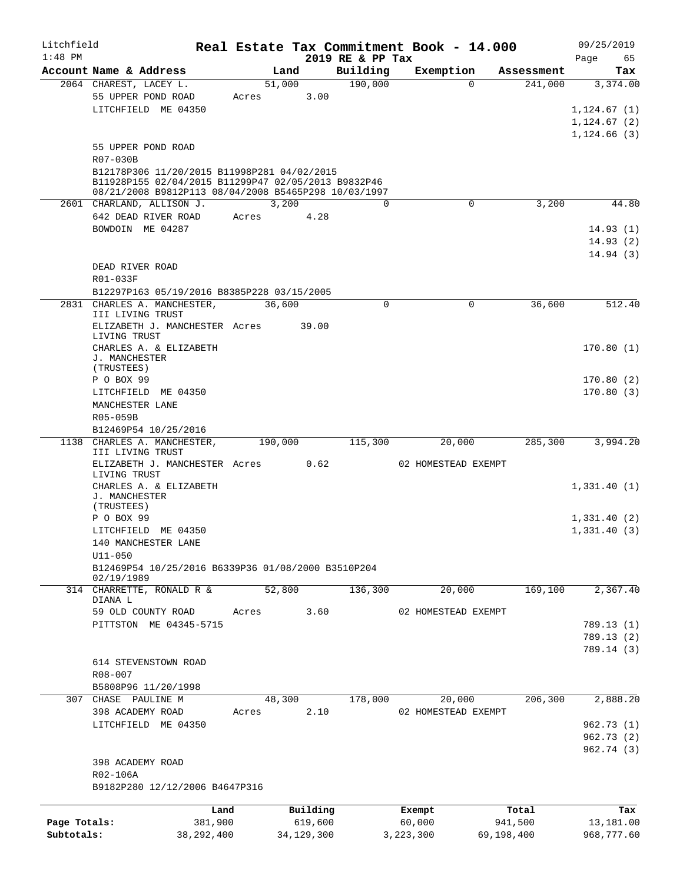Litchfield
1:48 PM

# Real Estate Tax Commitment Book - 14.000

2019 RE & PP Tax

09/25/2019

| Account Name & Address | Land | Building | Exemption | Assessment | Tax |
|---|---|---|---|---|---|
| 2064 CHAREST, LACEY L. | 51,000 | 190,000 | 0 | 241,000 | 3,374.00 |
| 55 UPPER POND ROAD | Acres 3.00 | | | | |
| LITCHFIELD ME 04350 | | | | | 1,124.67 (1) |
| | | | | | 1,124.67 (2) |
| | | | | | 1,124.66 (3) |
| 55 UPPER POND ROAD | | | | | |
| R07-030B | | | | | |
| B12178P306 11/20/2015 B11998P281 04/02/2015 B11928P155 02/04/2015 B11299P47 02/05/2013 B9832P46 08/21/2008 B9812P113 08/04/2008 B5465P298 10/03/1997 | | | | | |
| 2601 CHARLAND, ALLISON J. | 3,200 | 0 | 0 | 3,200 | 44.80 |
| 642 DEAD RIVER ROAD | Acres 4.28 | | | | |
| BOWDOIN ME 04287 | | | | | 14.93 (1) |
| | | | | | 14.93 (2) |
| | | | | | 14.94 (3) |
| DEAD RIVER ROAD | | | | | |
| R01-033F | | | | | |
| B12297P163 05/19/2016 B8385P228 03/15/2005 | | | | | |
| 2831 CHARLES A. MANCHESTER, III LIVING TRUST | 36,600 | 0 | 0 | 36,600 | 512.40 |
| ELIZABETH J. MANCHESTER LIVING TRUST | Acres 39.00 | | | | |
| CHARLES A. & ELIZABETH J. MANCHESTER (TRUSTEES) | | | | | 170.80 (1) |
| P O BOX 99 | | | | | 170.80 (2) |
| LITCHFIELD ME 04350 | | | | | 170.80 (3) |
| MANCHESTER LANE | | | | | |
| R05-059B | | | | | |
| B12469P54 10/25/2016 | | | | | |
| 1138 CHARLES A. MANCHESTER, III LIVING TRUST | 190,000 | 115,300 | 20,000 | 285,300 | 3,994.20 |
| ELIZABETH J. MANCHESTER LIVING TRUST | Acres 0.62 | | 02 HOMESTEAD EXEMPT | | |
| CHARLES A. & ELIZABETH J. MANCHESTER (TRUSTEES) | | | | | 1,331.40 (1) |
| P O BOX 99 | | | | | 1,331.40 (2) |
| LITCHFIELD ME 04350 | | | | | 1,331.40 (3) |
| 140 MANCHESTER LANE | | | | | |
| U11-050 | | | | | |
| B12469P54 10/25/2016 B6339P36 01/08/2000 B3510P204 02/19/1989 | | | | | |
| 314 CHARRETTE, RONALD R & DIANA L | 52,800 | 136,300 | 20,000 | 169,100 | 2,367.40 |
| 59 OLD COUNTY ROAD | Acres 3.60 | | 02 HOMESTEAD EXEMPT | | |
| PITTSTON ME 04345-5715 | | | | | 789.13 (1) |
| | | | | | 789.13 (2) |
| | | | | | 789.14 (3) |
| 614 STEVENSTOWN ROAD | | | | | |
| R08-007 | | | | | |
| B5808P96 11/20/1998 | | | | | |
| 307 CHASE PAULINE M | 48,300 | 178,000 | 20,000 | 206,300 | 2,888.20 |
| 398 ACADEMY ROAD | Acres 2.10 | | 02 HOMESTEAD EXEMPT | | |
| LITCHFIELD ME 04350 | | | | | 962.73 (1) |
| | | | | | 962.73 (2) |
| | | | | | 962.74 (3) |
| 398 ACADEMY ROAD | | | | | |
| R02-106A | | | | | |
| B9182P280 12/12/2006 B4647P316 | | | | | |

| | Land | Building | Exempt | Total | Tax |
|---|---|---|---|---|---|
| Page Totals: | 381,900 | 619,600 | 60,000 | 941,500 | 13,181.00 |
| Subtotals: | 38,292,400 | 34,129,300 | 3,223,300 | 69,198,400 | 968,777.60 |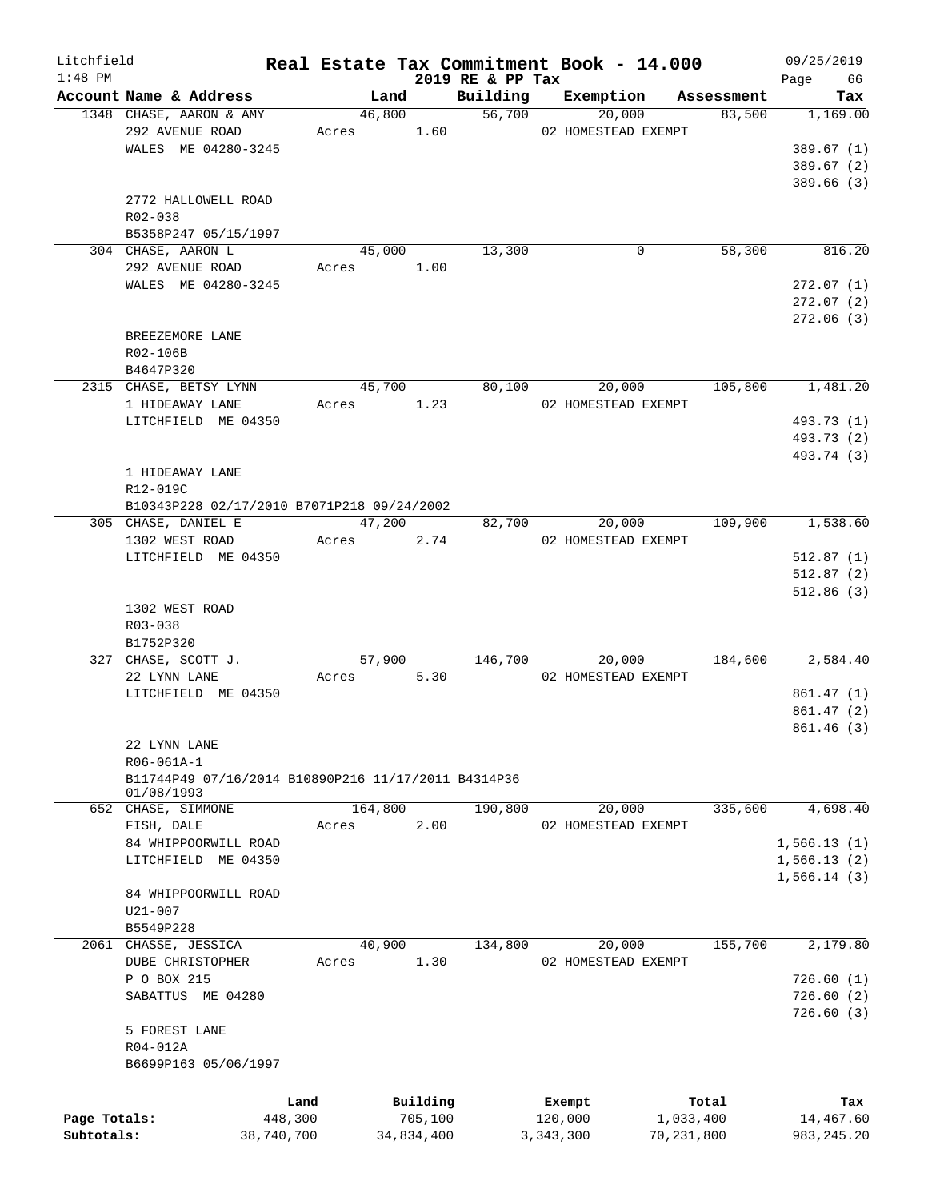Litchfield
1:48 PM

# Real Estate Tax Commitment Book - 14.000

2019 RE & PP Tax

09/25/2019

| Account Name & Address | Land | Building | Exemption | Assessment | Tax |
|---|---|---|---|---|---|
| 1348 CHASE, AARON & AMY | 46,800 | 56,700 | 20,000 | 83,500 | 1,169.00 |
| 292 AVENUE ROAD | Acres 1.60 | | 02 HOMESTEAD EXEMPT | | |
| WALES ME 04280-3245 | | | | | 389.67 (1) |
| | | | | | 389.67 (2) |
| | | | | | 389.66 (3) |
| 2772 HALLOWELL ROAD | | | | | |
| R02-038 | | | | | |
| B5358P247 05/15/1997 | | | | | |
| 304 CHASE, AARON L | 45,000 | 13,300 | 0 | 58,300 | 816.20 |
| 292 AVENUE ROAD | Acres 1.00 | | | | |
| WALES ME 04280-3245 | | | | | 272.07 (1) |
| | | | | | 272.07 (2) |
| | | | | | 272.06 (3) |
| BREEZEMORE LANE | | | | | |
| R02-106B | | | | | |
| B4647P320 | | | | | |
| 2315 CHASE, BETSY LYNN | 45,700 | 80,100 | 20,000 | 105,800 | 1,481.20 |
| 1 HIDEAWAY LANE | Acres 1.23 | | 02 HOMESTEAD EXEMPT | | |
| LITCHFIELD ME 04350 | | | | | 493.73 (1) |
| | | | | | 493.73 (2) |
| | | | | | 493.74 (3) |
| 1 HIDEAWAY LANE | | | | | |
| R12-019C | | | | | |
| B10343P228 02/17/2010 B7071P218 09/24/2002 | | | | | |
| 305 CHASE, DANIEL E | 47,200 | 82,700 | 20,000 | 109,900 | 1,538.60 |
| 1302 WEST ROAD | Acres 2.74 | | 02 HOMESTEAD EXEMPT | | |
| LITCHFIELD ME 04350 | | | | | 512.87 (1) |
| | | | | | 512.87 (2) |
| | | | | | 512.86 (3) |
| 1302 WEST ROAD | | | | | |
| R03-038 | | | | | |
| B1752P320 | | | | | |
| 327 CHASE, SCOTT J. | 57,900 | 146,700 | 20,000 | 184,600 | 2,584.40 |
| 22 LYNN LANE | Acres 5.30 | | 02 HOMESTEAD EXEMPT | | |
| LITCHFIELD ME 04350 | | | | | 861.47 (1) |
| | | | | | 861.47 (2) |
| | | | | | 861.46 (3) |
| 22 LYNN LANE | | | | | |
| R06-061A-1 | | | | | |
| B11744P49 07/16/2014 B10890P216 11/17/2011 B4314P36 01/08/1993 | | | | | |
| 652 CHASE, SIMMONE | 164,800 | 190,800 | 20,000 | 335,600 | 4,698.40 |
| FISH, DALE | Acres 2.00 | | 02 HOMESTEAD EXEMPT | | |
| 84 WHIPPOORWILL ROAD | | | | | 1,566.13 (1) |
| LITCHFIELD ME 04350 | | | | | 1,566.13 (2) |
| | | | | | 1,566.14 (3) |
| 84 WHIPPOORWILL ROAD | | | | | |
| U21-007 | | | | | |
| B5549P228 | | | | | |
| 2061 CHASSE, JESSICA | 40,900 | 134,800 | 20,000 | 155,700 | 2,179.80 |
| DUBE CHRISTOPHER | Acres 1.30 | | 02 HOMESTEAD EXEMPT | | |
| P O BOX 215 | | | | | 726.60 (1) |
| SABATTUS ME 04280 | | | | | 726.60 (2) |
| | | | | | 726.60 (3) |
| 5 FOREST LANE | | | | | |
| R04-012A | | | | | |
| B6699P163 05/06/1997 | | | | | |

| | Land | Building | Exempt | Total | Tax |
|---|---|---|---|---|---|
| Page Totals: | 448,300 | 705,100 | 120,000 | 1,033,400 | 14,467.60 |
| Subtotals: | 38,740,700 | 34,834,400 | 3,343,300 | 70,231,800 | 983,245.20 |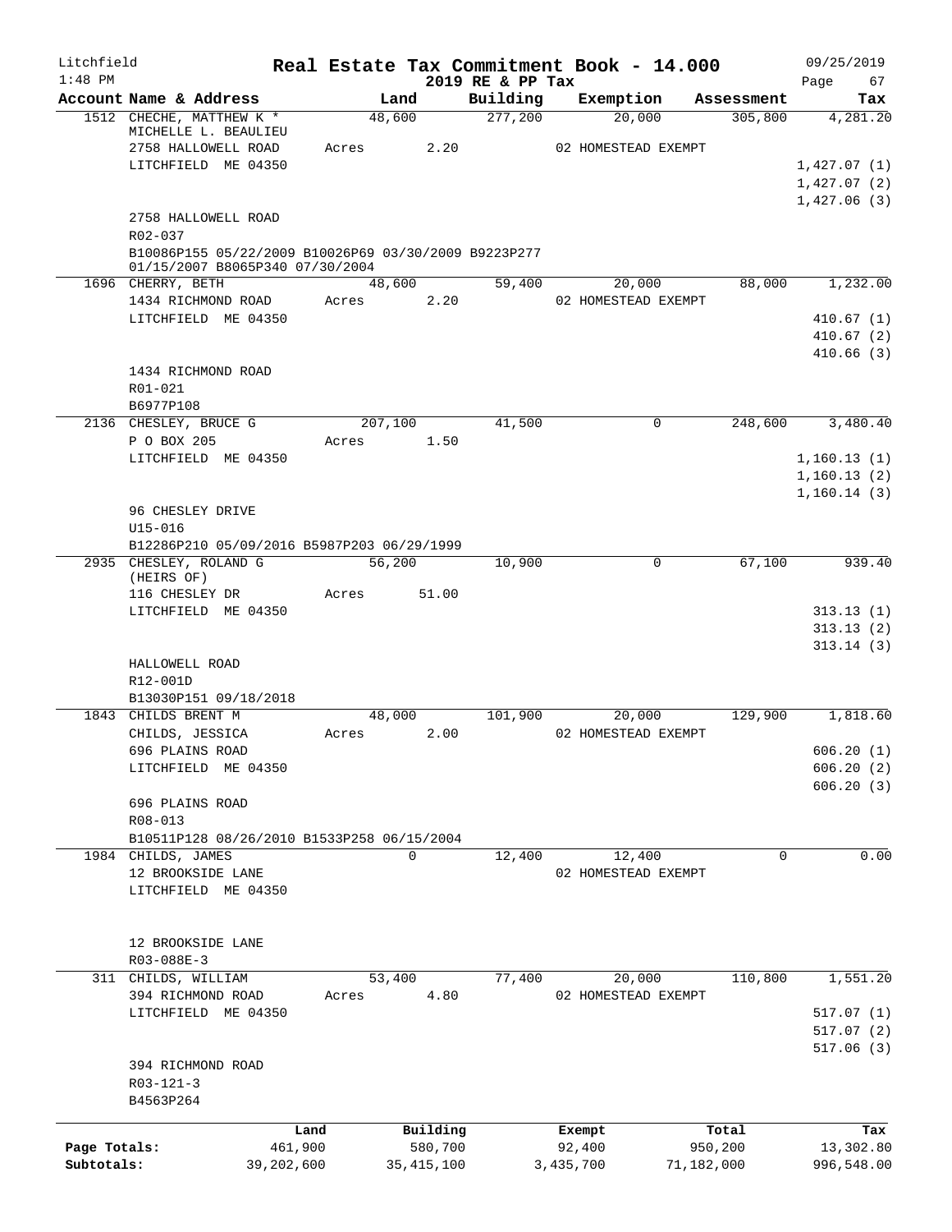Litchfield 1:48 PM

# Real Estate Tax Commitment Book - 14.000

2019 RE & PP Tax

09/25/2019

| Account Name & Address | Land | Building | Exemption | Assessment | Tax |
|---|---|---|---|---|---|
| 1512 CHECHE, MATTHEW K * MICHELLE L. BEAULIEU | 48,600 | 277,200 | 20,000 | 305,800 | 4,281.20 |
| 2758 HALLOWELL ROAD | Acres 2.20 | | 02 HOMESTEAD EXEMPT | | |
| LITCHFIELD ME 04350 | | | | | 1,427.07 (1) |
| | | | | | 1,427.07 (2) |
| | | | | | 1,427.06 (3) |
| 2758 HALLOWELL ROAD | | | | | |
| R02-037 | | | | | |
| B10086P155 05/22/2009 B10026P69 03/30/2009 B9223P277 01/15/2007 B8065P340 07/30/2004 | | | | | |
| 1696 CHERRY, BETH | 48,600 | 59,400 | 20,000 | 88,000 | 1,232.00 |
| 1434 RICHMOND ROAD | Acres 2.20 | | 02 HOMESTEAD EXEMPT | | |
| LITCHFIELD ME 04350 | | | | | 410.67 (1) |
| | | | | | 410.67 (2) |
| | | | | | 410.66 (3) |
| 1434 RICHMOND ROAD | | | | | |
| R01-021 | | | | | |
| B6977P108 | | | | | |
| 2136 CHESLEY, BRUCE G | 207,100 | 41,500 | 0 | 248,600 | 3,480.40 |
| P O BOX 205 | Acres 1.50 | | | | |
| LITCHFIELD ME 04350 | | | | | 1,160.13 (1) |
| | | | | | 1,160.13 (2) |
| | | | | | 1,160.14 (3) |
| 96 CHESLEY DRIVE | | | | | |
| U15-016 | | | | | |
| B12286P210 05/09/2016 B5987P203 06/29/1999 | | | | | |
| 2935 CHESLEY, ROLAND G (HEIRS OF) | 56,200 | 10,900 | 0 | 67,100 | 939.40 |
| 116 CHESLEY DR | Acres 51.00 | | | | |
| LITCHFIELD ME 04350 | | | | | 313.13 (1) |
| | | | | | 313.13 (2) |
| | | | | | 313.14 (3) |
| HALLOWELL ROAD | | | | | |
| R12-001D | | | | | |
| B13030P151 09/18/2018 | | | | | |
| 1843 CHILDS BRENT M | 48,000 | 101,900 | 20,000 | 129,900 | 1,818.60 |
| CHILDS, JESSICA | Acres 2.00 | | 02 HOMESTEAD EXEMPT | | |
| 696 PLAINS ROAD | | | | | 606.20 (1) |
| LITCHFIELD ME 04350 | | | | | 606.20 (2) |
| | | | | | 606.20 (3) |
| 696 PLAINS ROAD | | | | | |
| R08-013 | | | | | |
| B10511P128 08/26/2010 B1533P258 06/15/2004 | | | | | |
| 1984 CHILDS, JAMES | 0 | 12,400 | 12,400 | 0 | 0.00 |
| 12 BROOKSIDE LANE | | | 02 HOMESTEAD EXEMPT | | |
| LITCHFIELD ME 04350 | | | | | |
| 12 BROOKSIDE LANE | | | | | |
| R03-088E-3 | | | | | |
| 311 CHILDS, WILLIAM | 53,400 | 77,400 | 20,000 | 110,800 | 1,551.20 |
| 394 RICHMOND ROAD | Acres 4.80 | | 02 HOMESTEAD EXEMPT | | |
| LITCHFIELD ME 04350 | | | | | 517.07 (1) |
| | | | | | 517.07 (2) |
| | | | | | 517.06 (3) |
| 394 RICHMOND ROAD | | | | | |
| R03-121-3 | | | | | |
| B4563P264 | | | | | |

| | Land | Building | Exempt | Total | Tax |
|---|---|---|---|---|---|
| Page Totals: | 461,900 | 580,700 | 92,400 | 950,200 | 13,302.80 |
| Subtotals: | 39,202,600 | 35,415,100 | 3,435,700 | 71,182,000 | 996,548.00 |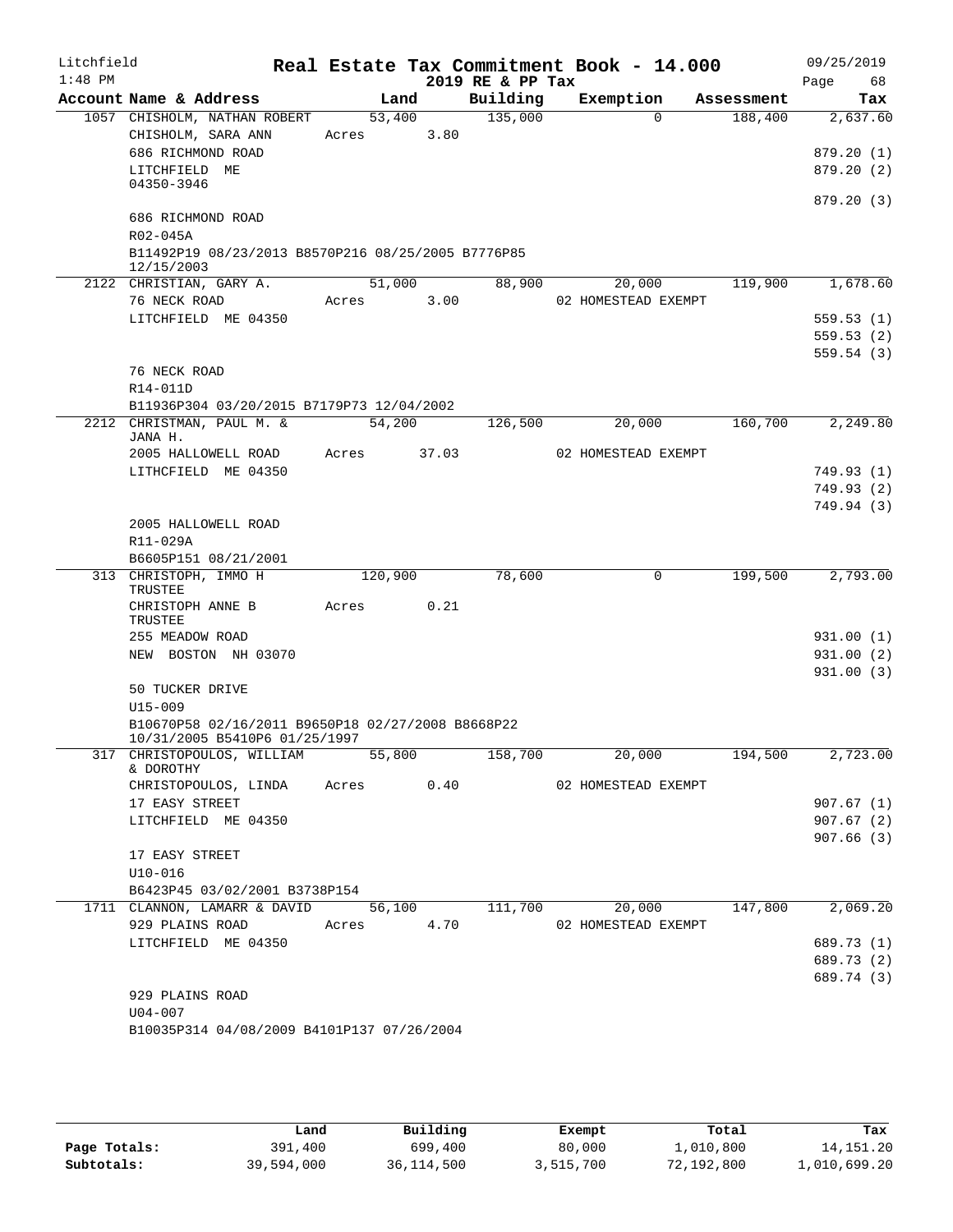Litchfield | Real Estate Tax Commitment Book - 14.000 | 09/25/2019
1:48 PM | 2019 RE & PP Tax | Page 68

| Account Name & Address | Land | Building | Exemption | Assessment | Tax |
|---|---|---|---|---|---|
| 1057 CHISHOLM, NATHAN ROBERT | 53,400 | 135,000 | 0 | 188,400 | 2,637.60 |
| CHISHOLM, SARA ANN | Acres 3.80 | | | | |
| 686 RICHMOND ROAD | | | | | 879.20 (1) |
| LITCHFIELD ME 04350-3946 | | | | | 879.20 (2) |
| | | | | | 879.20 (3) |
| 686 RICHMOND ROAD | | | | | |
| R02-045A | | | | | |
| B11492P19 08/23/2013 B8570P216 08/25/2005 B7776P85 12/15/2003 | | | | | |
| 2122 CHRISTIAN, GARY A. | 51,000 | 88,900 | 20,000 | 119,900 | 1,678.60 |
| 76 NECK ROAD | Acres 3.00 | | 02 HOMESTEAD EXEMPT | | |
| LITCHFIELD ME 04350 | | | | | 559.53 (1) |
| | | | | | 559.53 (2) |
| | | | | | 559.54 (3) |
| 76 NECK ROAD | | | | | |
| R14-011D | | | | | |
| B11936P304 03/20/2015 B7179P73 12/04/2002 | | | | | |
| 2212 CHRISTMAN, PAUL M. & JANA H. | 54,200 | 126,500 | 20,000 | 160,700 | 2,249.80 |
| 2005 HALLOWELL ROAD | Acres 37.03 | | 02 HOMESTEAD EXEMPT | | |
| LITHCFIELD ME 04350 | | | | | 749.93 (1) |
| | | | | | 749.93 (2) |
| | | | | | 749.94 (3) |
| 2005 HALLOWELL ROAD | | | | | |
| R11-029A | | | | | |
| B6605P151 08/21/2001 | | | | | |
| 313 CHRISTOPH, IMMO H TRUSTEE | 120,900 | 78,600 | 0 | 199,500 | 2,793.00 |
| CHRISTOPH ANNE B TRUSTEE | Acres 0.21 | | | | |
| 255 MEADOW ROAD | | | | | 931.00 (1) |
| NEW BOSTON NH 03070 | | | | | 931.00 (2) |
| | | | | | 931.00 (3) |
| 50 TUCKER DRIVE | | | | | |
| U15-009 | | | | | |
| B10670P58 02/16/2011 B9650P18 02/27/2008 B8668P22 10/31/2005 B5410P6 01/25/1997 | | | | | |
| 317 CHRISTOPOULOS, WILLIAM & DOROTHY | 55,800 | 158,700 | 20,000 | 194,500 | 2,723.00 |
| CHRISTOPOULOS, LINDA | Acres 0.40 | | 02 HOMESTEAD EXEMPT | | |
| 17 EASY STREET | | | | | 907.67 (1) |
| LITCHFIELD ME 04350 | | | | | 907.67 (2) |
| | | | | | 907.66 (3) |
| 17 EASY STREET | | | | | |
| U10-016 | | | | | |
| B6423P45 03/02/2001 B3738P154 | | | | | |
| 1711 CLANNON, LAMARR & DAVID | 56,100 | 111,700 | 20,000 | 147,800 | 2,069.20 |
| 929 PLAINS ROAD | Acres 4.70 | | 02 HOMESTEAD EXEMPT | | |
| LITCHFIELD ME 04350 | | | | | 689.73 (1) |
| | | | | | 689.73 (2) |
| | | | | | 689.74 (3) |
| 929 PLAINS ROAD | | | | | |
| U04-007 | | | | | |
| B10035P314 04/08/2009 B4101P137 07/26/2004 | | | | | |

| | Land | Building | Exempt | Total | Tax |
|---|---|---|---|---|---|
| Page Totals: | 391,400 | 699,400 | 80,000 | 1,010,800 | 14,151.20 |
| Subtotals: | 39,594,000 | 36,114,500 | 3,515,700 | 72,192,800 | 1,010,699.20 |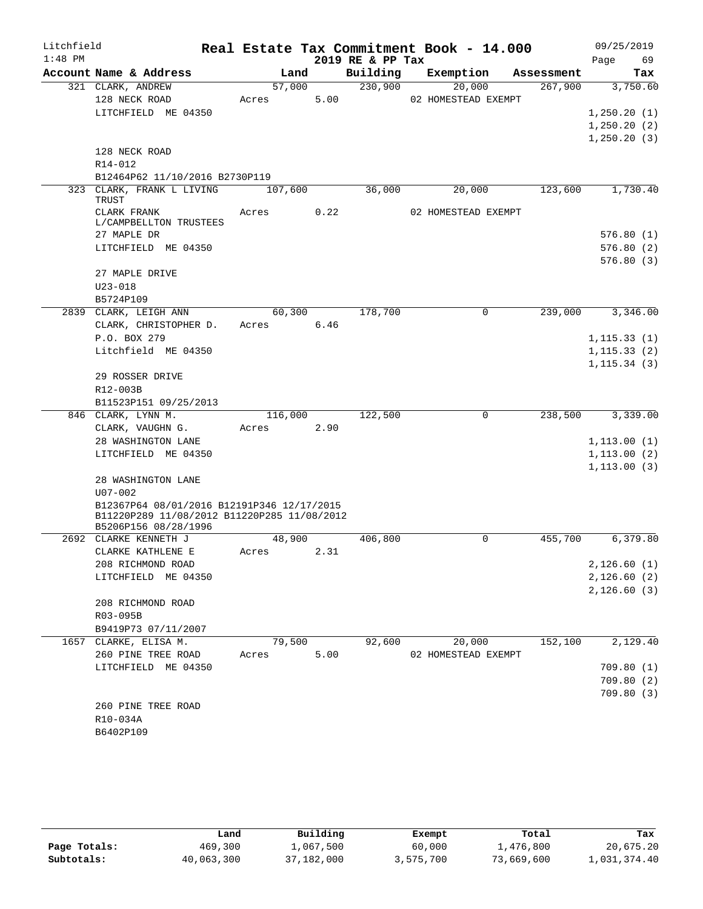Litchfield 1:48 PM

# Real Estate Tax Commitment Book - 14.000

2019 RE & PP Tax

09/25/2019 Page 69

| Account Name & Address | Land | Building | Exemption | Assessment | Tax |
|---|---|---|---|---|---|
| 321 CLARK, ANDREW | 57,000 | 230,900 | 20,000 | 267,900 | 3,750.60 |
| 128 NECK ROAD | Acres 5.00 | | 02 HOMESTEAD EXEMPT | | |
| LITCHFIELD ME 04350 | | | | | 1,250.20 (1) |
| | | | | | 1,250.20 (2) |
| | | | | | 1,250.20 (3) |
| 128 NECK ROAD | | | | | |
| R14-012 | | | | | |
| B12464P62 11/10/2016 B2730P119 | | | | | |
| 323 CLARK, FRANK L LIVING TRUST | 107,600 | 36,000 | 20,000 | 123,600 | 1,730.40 |
| CLARK FRANK L/CAMPBELLTON TRUSTEES | Acres 0.22 | | 02 HOMESTEAD EXEMPT | | |
| 27 MAPLE DR | | | | | 576.80 (1) |
| LITCHFIELD ME 04350 | | | | | 576.80 (2) |
| | | | | | 576.80 (3) |
| 27 MAPLE DRIVE | | | | | |
| U23-018 | | | | | |
| B5724P109 | | | | | |
| 2839 CLARK, LEIGH ANN | 60,300 | 178,700 | 0 | 239,000 | 3,346.00 |
| CLARK, CHRISTOPHER D. | Acres 6.46 | | | | |
| P.O. BOX 279 | | | | | 1,115.33 (1) |
| Litchfield ME 04350 | | | | | 1,115.33 (2) |
| | | | | | 1,115.34 (3) |
| 29 ROSSER DRIVE | | | | | |
| R12-003B | | | | | |
| B11523P151 09/25/2013 | | | | | |
| 846 CLARK, LYNN M. | 116,000 | 122,500 | 0 | 238,500 | 3,339.00 |
| CLARK, VAUGHN G. | Acres 2.90 | | | | |
| 28 WASHINGTON LANE | | | | | 1,113.00 (1) |
| LITCHFIELD ME 04350 | | | | | 1,113.00 (2) |
| | | | | | 1,113.00 (3) |
| 28 WASHINGTON LANE | | | | | |
| U07-002 | | | | | |
| B12367P64 08/01/2016 B12191P346 12/17/2015 B11220P289 11/08/2012 B11220P285 11/08/2012 B5206P156 08/28/1996 | | | | | |
| 2692 CLARKE KENNETH J | 48,900 | 406,800 | 0 | 455,700 | 6,379.80 |
| CLARKE KATHLENE E | Acres 2.31 | | | | |
| 208 RICHMOND ROAD | | | | | 2,126.60 (1) |
| LITCHFIELD ME 04350 | | | | | 2,126.60 (2) |
| | | | | | 2,126.60 (3) |
| 208 RICHMOND ROAD | | | | | |
| R03-095B | | | | | |
| B9419P73 07/11/2007 | | | | | |
| 1657 CLARKE, ELISA M. | 79,500 | 92,600 | 20,000 | 152,100 | 2,129.40 |
| 260 PINE TREE ROAD | Acres 5.00 | | 02 HOMESTEAD EXEMPT | | |
| LITCHFIELD ME 04350 | | | | | 709.80 (1) |
| | | | | | 709.80 (2) |
| | | | | | 709.80 (3) |
| 260 PINE TREE ROAD | | | | | |
| R10-034A | | | | | |
| B6402P109 | | | | | |

| | Land | Building | Exempt | Total | Tax |
|---|---|---|---|---|---|
| Page Totals: | 469,300 | 1,067,500 | 60,000 | 1,476,800 | 20,675.20 |
| Subtotals: | 40,063,300 | 37,182,000 | 3,575,700 | 73,669,600 | 1,031,374.40 |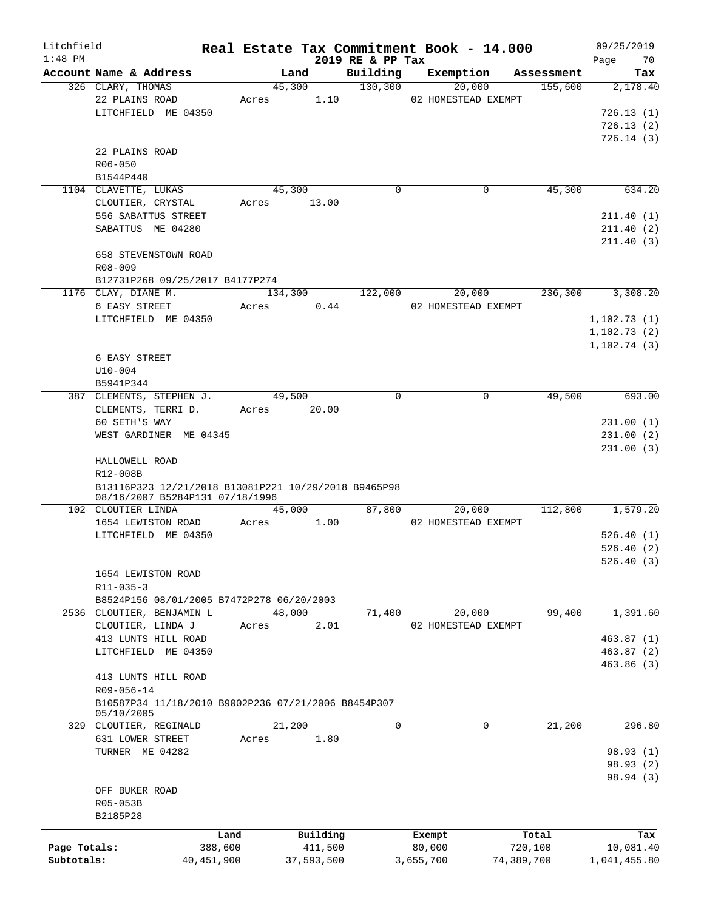Litchfield
1:48 PM

# Real Estate Tax Commitment Book - 14.000

2019 RE & PP Tax

09/25/2019

| Account Name & Address | Land | Building | Exemption | Assessment | Tax |
|---|---|---|---|---|---|
| 326 CLARY, THOMAS | 45,300 | 130,300 | 20,000 | 155,600 | 2,178.40 |
| 22 PLAINS ROAD | Acres 1.10 | | 02 HOMESTEAD EXEMPT | | |
| LITCHFIELD ME 04350 | | | | | 726.13 (1) |
| | | | | | 726.13 (2) |
| | | | | | 726.14 (3) |
| 22 PLAINS ROAD | | | | | |
| R06-050 | | | | | |
| B1544P440 | | | | | |
| 1104 CLAVETTE, LUKAS | 45,300 | 0 | 0 | 45,300 | 634.20 |
| CLOUTIER, CRYSTAL | Acres 13.00 | | | | |
| 556 SABATTUS STREET | | | | | 211.40 (1) |
| SABATTUS ME 04280 | | | | | 211.40 (2) |
| | | | | | 211.40 (3) |
| 658 STEVENSTOWN ROAD | | | | | |
| R08-009 | | | | | |
| B12731P268 09/25/2017 B4177P274 | | | | | |
| 1176 CLAY, DIANE M. | 134,300 | 122,000 | 20,000 | 236,300 | 3,308.20 |
| 6 EASY STREET | Acres 0.44 | | 02 HOMESTEAD EXEMPT | | |
| LITCHFIELD ME 04350 | | | | | 1,102.73 (1) |
| | | | | | 1,102.73 (2) |
| | | | | | 1,102.74 (3) |
| 6 EASY STREET | | | | | |
| U10-004 | | | | | |
| B5941P344 | | | | | |
| 387 CLEMENTS, STEPHEN J. | 49,500 | 0 | 0 | 49,500 | 693.00 |
| CLEMENTS, TERRI D. | Acres 20.00 | | | | |
| 60 SETH'S WAY | | | | | 231.00 (1) |
| WEST GARDINER ME 04345 | | | | | 231.00 (2) |
| | | | | | 231.00 (3) |
| HALLOWELL ROAD | | | | | |
| R12-008B | | | | | |
| B13116P323 12/21/2018 B13081P221 10/29/2018 B9465P98 08/16/2007 B5284P131 07/18/1996 | | | | | |
| 102 CLOUTIER LINDA | 45,000 | 87,800 | 20,000 | 112,800 | 1,579.20 |
| 1654 LEWISTON ROAD | Acres 1.00 | | 02 HOMESTEAD EXEMPT | | |
| LITCHFIELD ME 04350 | | | | | 526.40 (1) |
| | | | | | 526.40 (2) |
| | | | | | 526.40 (3) |
| 1654 LEWISTON ROAD | | | | | |
| R11-035-3 | | | | | |
| B8524P156 08/01/2005 B7472P278 06/20/2003 | | | | | |
| 2536 CLOUTIER, BENJAMIN L | 48,000 | 71,400 | 20,000 | 99,400 | 1,391.60 |
| CLOUTIER, LINDA J | Acres 2.01 | | 02 HOMESTEAD EXEMPT | | |
| 413 LUNTS HILL ROAD | | | | | 463.87 (1) |
| LITCHFIELD ME 04350 | | | | | 463.87 (2) |
| | | | | | 463.86 (3) |
| 413 LUNTS HILL ROAD | | | | | |
| R09-056-14 | | | | | |
| B10587P34 11/18/2010 B9002P236 07/21/2006 B8454P307 05/10/2005 | | | | | |
| 329 CLOUTIER, REGINALD | 21,200 | 0 | 0 | 21,200 | 296.80 |
| 631 LOWER STREET | Acres 1.80 | | | | |
| TURNER ME 04282 | | | | | 98.93 (1) |
| | | | | | 98.93 (2) |
| | | | | | 98.94 (3) |
| OFF BUKER ROAD | | | | | |
| R05-053B | | | | | |
| B2185P28 | | | | | |

| | Land | Building | Exempt | Total | Tax |
|---|---|---|---|---|---|
| Page Totals: | 388,600 | 411,500 | 80,000 | 720,100 | 10,081.40 |
| Subtotals: | 40,451,900 | 37,593,500 | 3,655,700 | 74,389,700 | 1,041,455.80 |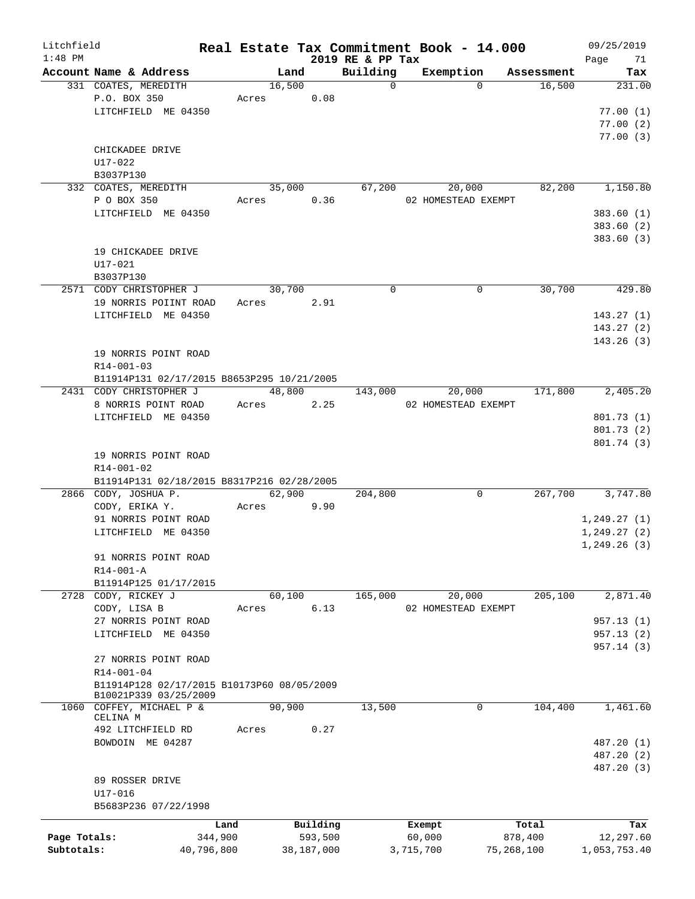Litchfield
1:48 PM

# Real Estate Tax Commitment Book - 14.000

2019 RE & PP Tax

09/25/2019

| Account Name & Address | Land | Building | Exemption | Assessment | Tax |
|---|---|---|---|---|---|
| 331 COATES, MEREDITH | 16,500 | 0 | 0 | 16,500 | 231.00 |
| P.O. BOX 350 | Acres 0.08 | | | | |
| LITCHFIELD ME 04350 | | | | | 77.00 (1) |
| | | | | | 77.00 (2) |
| | | | | | 77.00 (3) |
| CHICKADEE DRIVE | | | | | |
| U17-022 | | | | | |
| B3037P130 | | | | | |
| 332 COATES, MEREDITH | 35,000 | 67,200 | 20,000 | 82,200 | 1,150.80 |
| P O BOX 350 | Acres 0.36 | | 02 HOMESTEAD EXEMPT | | |
| LITCHFIELD ME 04350 | | | | | 383.60 (1) |
| | | | | | 383.60 (2) |
| | | | | | 383.60 (3) |
| 19 CHICKADEE DRIVE | | | | | |
| U17-021 | | | | | |
| B3037P130 | | | | | |
| 2571 CODY CHRISTOPHER J | 30,700 | 0 | 0 | 30,700 | 429.80 |
| 19 NORRIS POIINT ROAD | Acres 2.91 | | | | |
| LITCHFIELD ME 04350 | | | | | 143.27 (1) |
| | | | | | 143.27 (2) |
| | | | | | 143.26 (3) |
| 19 NORRIS POINT ROAD | | | | | |
| R14-001-03 | | | | | |
| B11914P131 02/17/2015 B8653P295 10/21/2005 | | | | | |
| 2431 CODY CHRISTOPHER J | 48,800 | 143,000 | 20,000 | 171,800 | 2,405.20 |
| 8 NORRIS POINT ROAD | Acres 2.25 | | 02 HOMESTEAD EXEMPT | | |
| LITCHFIELD ME 04350 | | | | | 801.73 (1) |
| | | | | | 801.73 (2) |
| | | | | | 801.74 (3) |
| 19 NORRIS POINT ROAD | | | | | |
| R14-001-02 | | | | | |
| B11914P131 02/18/2015 B8317P216 02/28/2005 | | | | | |
| 2866 CODY, JOSHUA P. | 62,900 | 204,800 | 0 | 267,700 | 3,747.80 |
| CODY, ERIKA Y. | Acres 9.90 | | | | |
| 91 NORRIS POINT ROAD | | | | | 1,249.27 (1) |
| LITCHFIELD ME 04350 | | | | | 1,249.27 (2) |
| | | | | | 1,249.26 (3) |
| 91 NORRIS POINT ROAD | | | | | |
| R14-001-A | | | | | |
| B11914P125 01/17/2015 | | | | | |
| 2728 CODY, RICKEY J | 60,100 | 165,000 | 20,000 | 205,100 | 2,871.40 |
| CODY, LISA B | Acres 6.13 | | 02 HOMESTEAD EXEMPT | | |
| 27 NORRIS POINT ROAD | | | | | 957.13 (1) |
| LITCHFIELD ME 04350 | | | | | 957.13 (2) |
| | | | | | 957.14 (3) |
| 27 NORRIS POINT ROAD | | | | | |
| R14-001-04 | | | | | |
| B11914P128 02/17/2015 B10173P60 08/05/2009 B10021P339 03/25/2009 | | | | | |
| 1060 COFFEY, MICHAEL P & CELINA M | 90,900 | 13,500 | 0 | 104,400 | 1,461.60 |
| 492 LITCHFIELD RD | Acres 0.27 | | | | |
| BOWDOIN ME 04287 | | | | | 487.20 (1) |
| | | | | | 487.20 (2) |
| | | | | | 487.20 (3) |
| 89 ROSSER DRIVE | | | | | |
| U17-016 | | | | | |
| B5683P236 07/22/1998 | | | | | |

| | Land | Building | Exempt | Total | Tax |
|---|---|---|---|---|---|
| Page Totals: | 344,900 | 593,500 | 60,000 | 878,400 | 12,297.60 |
| Subtotals: | 40,796,800 | 38,187,000 | 3,715,700 | 75,268,100 | 1,053,753.40 |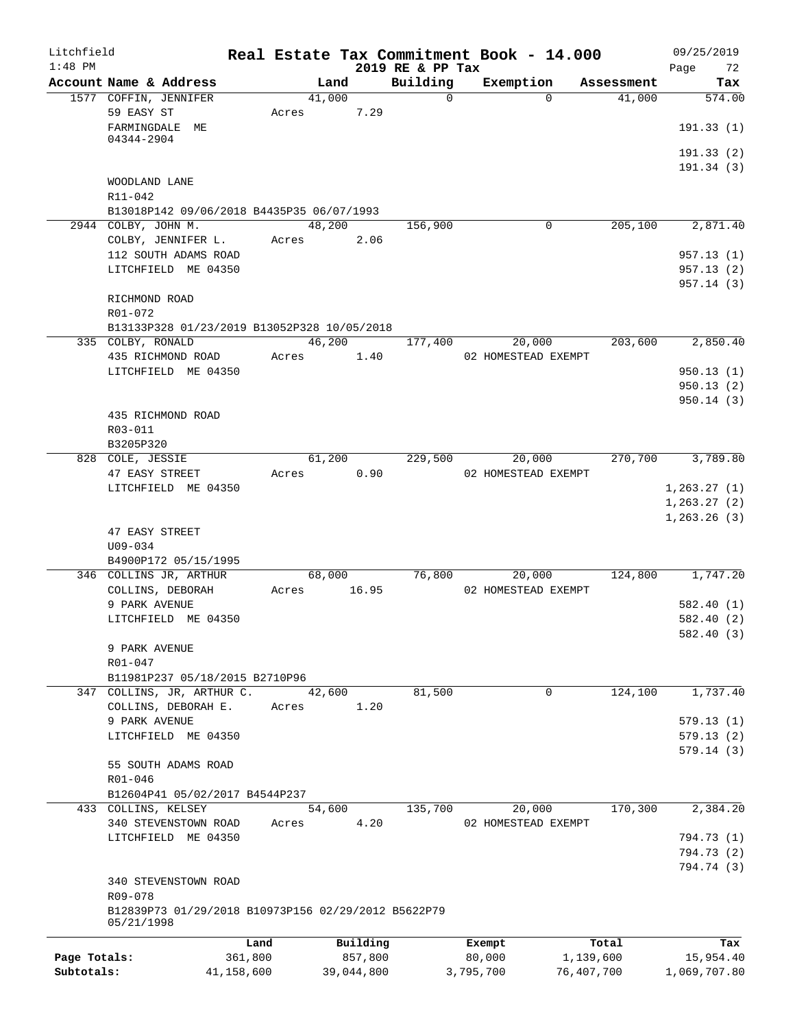Litchfield
1:48 PM

# Real Estate Tax Commitment Book - 14.000

2019 RE & PP Tax

09/25/2019

| Account Name & Address | Land | Building | Exemption | Assessment | Tax |
|---|---|---|---|---|---|
| 1577 COFFIN, JENNIFER | 41,000 | 0 | 0 | 41,000 | 574.00 |
| 59 EASY ST | Acres 7.29 | | | | |
| FARMINGDALE ME 04344-2904 | | | | | 191.33 (1) |
| | | | | | 191.33 (2) |
| | | | | | 191.34 (3) |
| WOODLAND LANE | | | | | |
| R11-042 | | | | | |
| B13018P142 09/06/2018 B4435P35 06/07/1993 | | | | | |
| 2944 COLBY, JOHN M. | 48,200 | 156,900 | 0 | 205,100 | 2,871.40 |
| COLBY, JENNIFER L. | Acres 2.06 | | | | |
| 112 SOUTH ADAMS ROAD | | | | | 957.13 (1) |
| LITCHFIELD ME 04350 | | | | | 957.13 (2) |
| | | | | | 957.14 (3) |
| RICHMOND ROAD | | | | | |
| R01-072 | | | | | |
| B13133P328 01/23/2019 B13052P328 10/05/2018 | | | | | |
| 335 COLBY, RONALD | 46,200 | 177,400 | 20,000 | 203,600 | 2,850.40 |
| 435 RICHMOND ROAD | Acres 1.40 | | 02 HOMESTEAD EXEMPT | | |
| LITCHFIELD ME 04350 | | | | | 950.13 (1) |
| | | | | | 950.13 (2) |
| | | | | | 950.14 (3) |
| 435 RICHMOND ROAD | | | | | |
| R03-011 | | | | | |
| B3205P320 | | | | | |
| 828 COLE, JESSIE | 61,200 | 229,500 | 20,000 | 270,700 | 3,789.80 |
| 47 EASY STREET | Acres 0.90 | | 02 HOMESTEAD EXEMPT | | |
| LITCHFIELD ME 04350 | | | | | 1,263.27 (1) |
| | | | | | 1,263.27 (2) |
| | | | | | 1,263.26 (3) |
| 47 EASY STREET | | | | | |
| U09-034 | | | | | |
| B4900P172 05/15/1995 | | | | | |
| 346 COLLINS JR, ARTHUR | 68,000 | 76,800 | 20,000 | 124,800 | 1,747.20 |
| COLLINS, DEBORAH | Acres 16.95 | | 02 HOMESTEAD EXEMPT | | |
| 9 PARK AVENUE | | | | | 582.40 (1) |
| LITCHFIELD ME 04350 | | | | | 582.40 (2) |
| | | | | | 582.40 (3) |
| 9 PARK AVENUE | | | | | |
| R01-047 | | | | | |
| B11981P237 05/18/2015 B2710P96 | | | | | |
| 347 COLLINS, JR, ARTHUR C. | 42,600 | 81,500 | 0 | 124,100 | 1,737.40 |
| COLLINS, DEBORAH E. | Acres 1.20 | | | | |
| 9 PARK AVENUE | | | | | 579.13 (1) |
| LITCHFIELD ME 04350 | | | | | 579.13 (2) |
| | | | | | 579.14 (3) |
| 55 SOUTH ADAMS ROAD | | | | | |
| R01-046 | | | | | |
| B12604P41 05/02/2017 B4544P237 | | | | | |
| 433 COLLINS, KELSEY | 54,600 | 135,700 | 20,000 | 170,300 | 2,384.20 |
| 340 STEVENSTOWN ROAD | Acres 4.20 | | 02 HOMESTEAD EXEMPT | | |
| LITCHFIELD ME 04350 | | | | | 794.73 (1) |
| | | | | | 794.73 (2) |
| | | | | | 794.74 (3) |
| 340 STEVENSTOWN ROAD | | | | | |
| R09-078 | | | | | |
| B12839P73 01/29/2018 B10973P156 02/29/2012 B5622P79 05/21/1998 | | | | | |

| | Land | Building | Exempt | Total | Tax |
|---|---|---|---|---|---|
| Page Totals: | 361,800 | 857,800 | 80,000 | 1,139,600 | 15,954.40 |
| Subtotals: | 41,158,600 | 39,044,800 | 3,795,700 | 76,407,700 | 1,069,707.80 |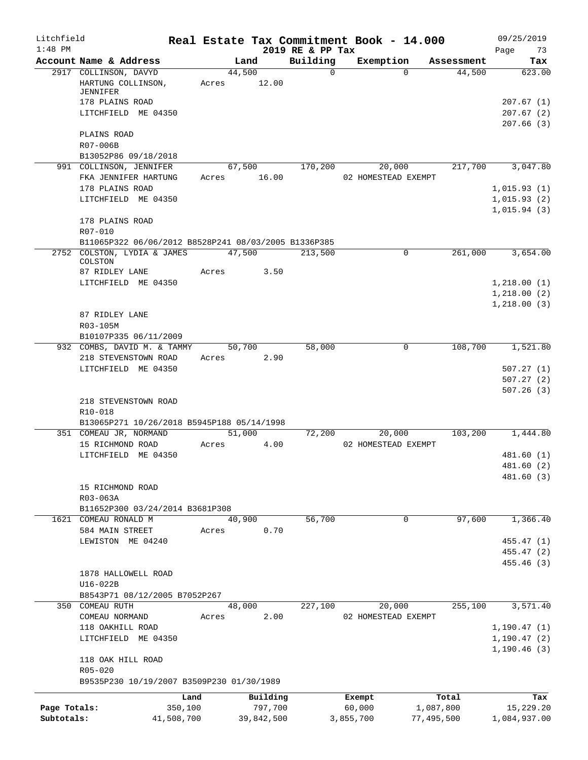Litchfield
1:48 PM

**Real Estate Tax Commitment Book - 14.000**
**2019 RE & PP Tax**

09/25/2019

| Account Name & Address | Land | Building | Exemption | Assessment | Tax |
|---|---|---|---|---|---|
| 2917 COLLINSON, DAVYD | 44,500 | 0 | 0 | 44,500 | 623.00 |
| HARTUNG COLLINSON, JENNIFER | Acres 12.00 | | | | |
| 178 PLAINS ROAD | | | | | 207.67 (1) |
| LITCHFIELD ME 04350 | | | | | 207.67 (2) |
| | | | | | 207.66 (3) |
| PLAINS ROAD | | | | | |
| R07-006B | | | | | |
| B13052P86 09/18/2018 | | | | | |
| 991 COLLINSON, JENNIFER | 67,500 | 170,200 | 20,000 | 217,700 | 3,047.80 |
| FKA JENNIFER HARTUNG | Acres 16.00 | | 02 HOMESTEAD EXEMPT | | |
| 178 PLAINS ROAD | | | | | 1,015.93 (1) |
| LITCHFIELD ME 04350 | | | | | 1,015.93 (2) |
| | | | | | 1,015.94 (3) |
| 178 PLAINS ROAD | | | | | |
| R07-010 | | | | | |
| B11065P322 06/06/2012 B8528P241 08/03/2005 B1336P385 | | | | | |
| 2752 COLSTON, LYDIA & JAMES COLSTON | 47,500 | 213,500 | 0 | 261,000 | 3,654.00 |
| 87 RIDLEY LANE | Acres 3.50 | | | | |
| LITCHFIELD ME 04350 | | | | | 1,218.00 (1) |
| | | | | | 1,218.00 (2) |
| | | | | | 1,218.00 (3) |
| 87 RIDLEY LANE | | | | | |
| R03-105M | | | | | |
| B10107P335 06/11/2009 | | | | | |
| 932 COMBS, DAVID M. & TAMMY | 50,700 | 58,000 | 0 | 108,700 | 1,521.80 |
| 218 STEVENSTOWN ROAD | Acres 2.90 | | | | |
| LITCHFIELD ME 04350 | | | | | 507.27 (1) |
| | | | | | 507.27 (2) |
| | | | | | 507.26 (3) |
| 218 STEVENSTOWN ROAD | | | | | |
| R10-018 | | | | | |
| B13065P271 10/26/2018 B5945P188 05/14/1998 | | | | | |
| 351 COMEAU JR, NORMAND | 51,000 | 72,200 | 20,000 | 103,200 | 1,444.80 |
| 15 RICHMOND ROAD | Acres 4.00 | | 02 HOMESTEAD EXEMPT | | |
| LITCHFIELD ME 04350 | | | | | 481.60 (1) |
| | | | | | 481.60 (2) |
| | | | | | 481.60 (3) |
| 15 RICHMOND ROAD | | | | | |
| R03-063A | | | | | |
| B11652P300 03/24/2014 B3681P308 | | | | | |
| 1621 COMEAU RONALD M | 40,900 | 56,700 | 0 | 97,600 | 1,366.40 |
| 584 MAIN STREET | Acres 0.70 | | | | |
| LEWISTON ME 04240 | | | | | 455.47 (1) |
| | | | | | 455.47 (2) |
| | | | | | 455.46 (3) |
| 1878 HALLOWELL ROAD | | | | | |
| U16-022B | | | | | |
| B8543P71 08/12/2005 B7052P267 | | | | | |
| 350 COMEAU RUTH | 48,000 | 227,100 | 20,000 | 255,100 | 3,571.40 |
| COMEAU NORMAND | Acres 2.00 | | 02 HOMESTEAD EXEMPT | | |
| 118 OAKHILL ROAD | | | | | 1,190.47 (1) |
| LITCHFIELD ME 04350 | | | | | 1,190.47 (2) |
| | | | | | 1,190.46 (3) |
| 118 OAK HILL ROAD | | | | | |
| R05-020 | | | | | |
| B9535P230 10/19/2007 B3509P230 01/30/1989 | | | | | |

| | Land | Building | Exempt | Total | Tax |
|---|---|---|---|---|---|
| Page Totals: | 350,100 | 797,700 | 60,000 | 1,087,800 | 15,229.20 |
| Subtotals: | 41,508,700 | 39,842,500 | 3,855,700 | 77,495,500 | 1,084,937.00 |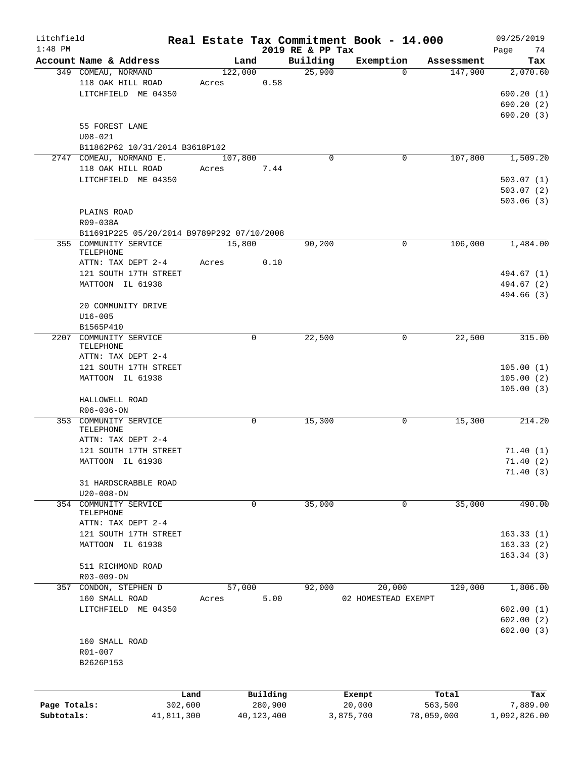Litchfield 1:48 PM

# Real Estate Tax Commitment Book - 14.000

## 2019 RE & PP Tax

09/25/2019

| Account | Name & Address | Land | Building | Exemption | Assessment | Tax |
|---|---|---|---|---|---|---|
| 349 | COMEAU, NORMAND | 122,000 | 25,900 | 0 | 147,900 | 2,070.60 |
| | 118 OAK HILL ROAD | Acres 0.58 | | | | |
| | LITCHFIELD ME 04350 | | | | | 690.20 (1) |
| | | | | | | 690.20 (2) |
| | | | | | | 690.20 (3) |
| | 55 FOREST LANE | | | | | |
| | U08-021 | | | | | |
| | B11862P62 10/31/2014 B3618P102 | | | | | |
| 2747 | COMEAU, NORMAND E. | 107,800 | 0 | 0 | 107,800 | 1,509.20 |
| | 118 OAK HILL ROAD | Acres 7.44 | | | | |
| | LITCHFIELD ME 04350 | | | | | 503.07 (1) |
| | | | | | | 503.07 (2) |
| | | | | | | 503.06 (3) |
| | PLAINS ROAD | | | | | |
| | R09-038A | | | | | |
| | B11691P225 05/20/2014 B9789P292 07/10/2008 | | | | | |
| 355 | COMMUNITY SERVICE TELEPHONE | 15,800 | 90,200 | 0 | 106,000 | 1,484.00 |
| | ATTN: TAX DEPT 2-4 | Acres 0.10 | | | | |
| | 121 SOUTH 17TH STREET | | | | | 494.67 (1) |
| | MATTOON IL 61938 | | | | | 494.67 (2) |
| | | | | | | 494.66 (3) |
| | 20 COMMUNITY DRIVE | | | | | |
| | U16-005 | | | | | |
| | B1565P410 | | | | | |
| 2207 | COMMUNITY SERVICE TELEPHONE | 0 | 22,500 | 0 | 22,500 | 315.00 |
| | ATTN: TAX DEPT 2-4 | | | | | |
| | 121 SOUTH 17TH STREET | | | | | 105.00 (1) |
| | MATTOON IL 61938 | | | | | 105.00 (2) |
| | | | | | | 105.00 (3) |
| | HALLOWELL ROAD | | | | | |
| | R06-036-ON | | | | | |
| 353 | COMMUNITY SERVICE TELEPHONE | 0 | 15,300 | 0 | 15,300 | 214.20 |
| | ATTN: TAX DEPT 2-4 | | | | | |
| | 121 SOUTH 17TH STREET | | | | | 71.40 (1) |
| | MATTOON IL 61938 | | | | | 71.40 (2) |
| | | | | | | 71.40 (3) |
| | 31 HARDSCRABBLE ROAD | | | | | |
| | U20-008-ON | | | | | |
| 354 | COMMUNITY SERVICE TELEPHONE | 0 | 35,000 | 0 | 35,000 | 490.00 |
| | ATTN: TAX DEPT 2-4 | | | | | |
| | 121 SOUTH 17TH STREET | | | | | 163.33 (1) |
| | MATTOON IL 61938 | | | | | 163.33 (2) |
| | | | | | | 163.34 (3) |
| | 511 RICHMOND ROAD | | | | | |
| | R03-009-ON | | | | | |
| 357 | CONDON, STEPHEN D | 57,000 | 92,000 | 20,000 | 129,000 | 1,806.00 |
| | 160 SMALL ROAD | Acres 5.00 | | 02 HOMESTEAD EXEMPT | | |
| | LITCHFIELD ME 04350 | | | | | 602.00 (1) |
| | | | | | | 602.00 (2) |
| | | | | | | 602.00 (3) |
| | 160 SMALL ROAD | | | | | |
| | R01-007 | | | | | |
| | B2626P153 | | | | | |

| | Land | Building | Exempt | Total | Tax |
|---|---|---|---|---|---|
| Page Totals: | 302,600 | 280,900 | 20,000 | 563,500 | 7,889.00 |
| Subtotals: | 41,811,300 | 40,123,400 | 3,875,700 | 78,059,000 | 1,092,826.00 |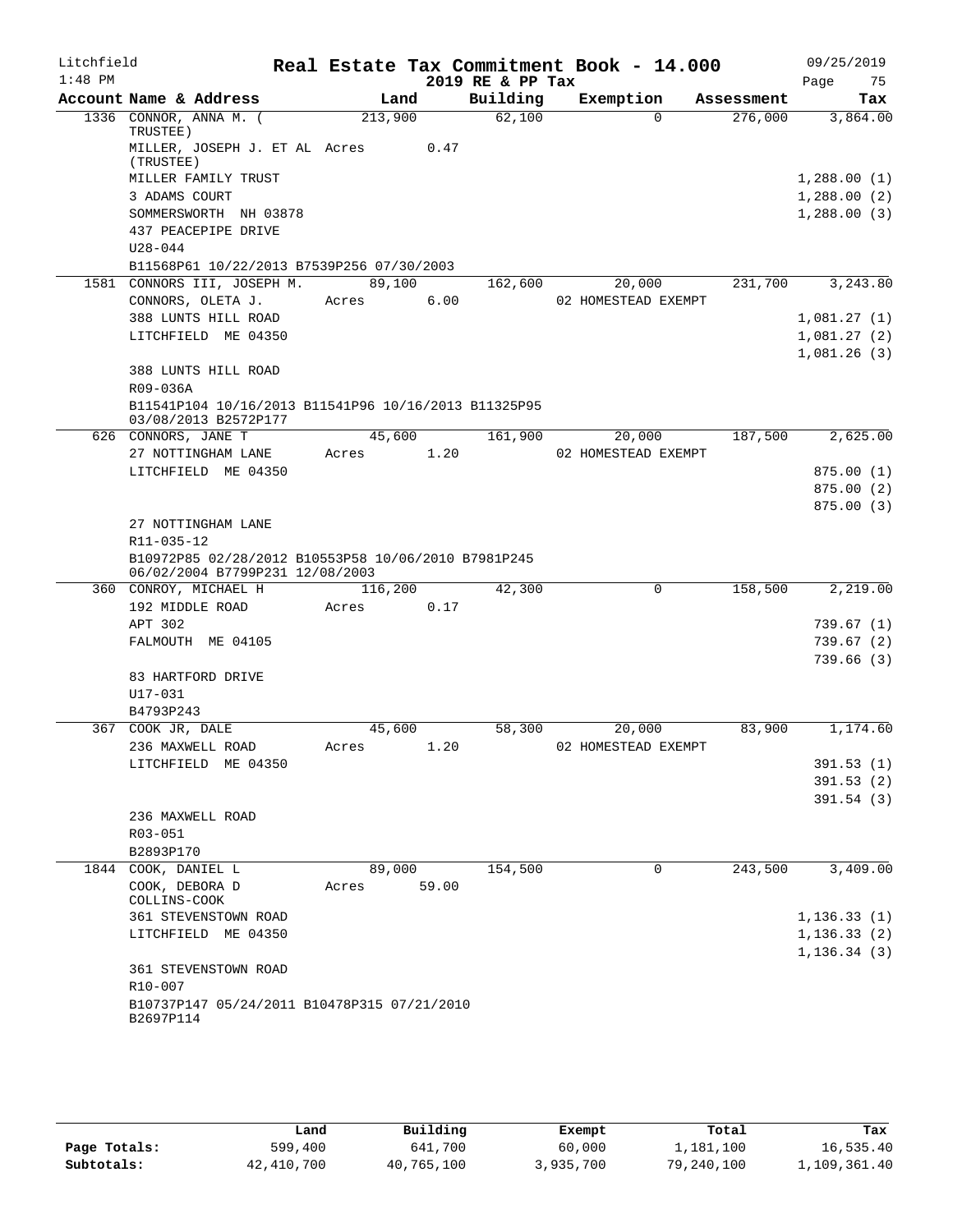# Real Estate Tax Commitment Book - 14.000

Litchfield 1:48 PM — 2019 RE & PP Tax — 09/25/2019 Page 75

| Account Name & Address | Land | Building | Exemption | Assessment | Tax |
|---|---|---|---|---|---|
| 1336 CONNOR, ANNA M. ( TRUSTEE) | 213,900 | 62,100 | 0 | 276,000 | 3,864.00 |
| MILLER, JOSEPH J. ET AL (TRUSTEE) | Acres 0.47 | | | | |
| MILLER FAMILY TRUST | | | | | 1,288.00 (1) |
| 3 ADAMS COURT | | | | | 1,288.00 (2) |
| SOMMERSWORTH NH 03878 | | | | | 1,288.00 (3) |
| 437 PEACEPIPE DRIVE | | | | | |
| U28-044 | | | | | |
| B11568P61 10/22/2013 B7539P256 07/30/2003 | | | | | |
| 1581 CONNORS III, JOSEPH M. | 89,100 | 162,600 | 20,000 | 231,700 | 3,243.80 |
| CONNORS, OLETA J. | Acres 6.00 | | 02 HOMESTEAD EXEMPT | | |
| 388 LUNTS HILL ROAD | | | | | 1,081.27 (1) |
| LITCHFIELD ME 04350 | | | | | 1,081.27 (2) |
| | | | | | 1,081.26 (3) |
| 388 LUNTS HILL ROAD | | | | | |
| R09-036A | | | | | |
| B11541P104 10/16/2013 B11541P96 10/16/2013 B11325P95 03/08/2013 B2572P177 | | | | | |
| 626 CONNORS, JANE T | 45,600 | 161,900 | 20,000 | 187,500 | 2,625.00 |
| 27 NOTTINGHAM LANE | Acres 1.20 | | 02 HOMESTEAD EXEMPT | | |
| LITCHFIELD ME 04350 | | | | | 875.00 (1) |
| | | | | | 875.00 (2) |
| | | | | | 875.00 (3) |
| 27 NOTTINGHAM LANE | | | | | |
| R11-035-12 | | | | | |
| B10972P85 02/28/2012 B10553P58 10/06/2010 B7981P245 06/02/2004 B7799P231 12/08/2003 | | | | | |
| 360 CONROY, MICHAEL H | 116,200 | 42,300 | 0 | 158,500 | 2,219.00 |
| 192 MIDDLE ROAD | Acres 0.17 | | | | |
| APT 302 | | | | | 739.67 (1) |
| FALMOUTH ME 04105 | | | | | 739.67 (2) |
| | | | | | 739.66 (3) |
| 83 HARTFORD DRIVE | | | | | |
| U17-031 | | | | | |
| B4793P243 | | | | | |
| 367 COOK JR, DALE | 45,600 | 58,300 | 20,000 | 83,900 | 1,174.60 |
| 236 MAXWELL ROAD | Acres 1.20 | | 02 HOMESTEAD EXEMPT | | |
| LITCHFIELD ME 04350 | | | | | 391.53 (1) |
| | | | | | 391.53 (2) |
| | | | | | 391.54 (3) |
| 236 MAXWELL ROAD | | | | | |
| R03-051 | | | | | |
| B2893P170 | | | | | |
| 1844 COOK, DANIEL L | 89,000 | 154,500 | 0 | 243,500 | 3,409.00 |
| COOK, DEBORA D COLLINS-COOK | Acres 59.00 | | | | |
| 361 STEVENSTOWN ROAD | | | | | 1,136.33 (1) |
| LITCHFIELD ME 04350 | | | | | 1,136.33 (2) |
| | | | | | 1,136.34 (3) |
| 361 STEVENSTOWN ROAD | | | | | |
| R10-007 | | | | | |
| B10737P147 05/24/2011 B10478P315 07/21/2010 B2697P114 | | | | | |

| | Land | Building | Exempt | Total | Tax |
|---|---|---|---|---|---|
| Page Totals: | 599,400 | 641,700 | 60,000 | 1,181,100 | 16,535.40 |
| Subtotals: | 42,410,700 | 40,765,100 | 3,935,700 | 79,240,100 | 1,109,361.40 |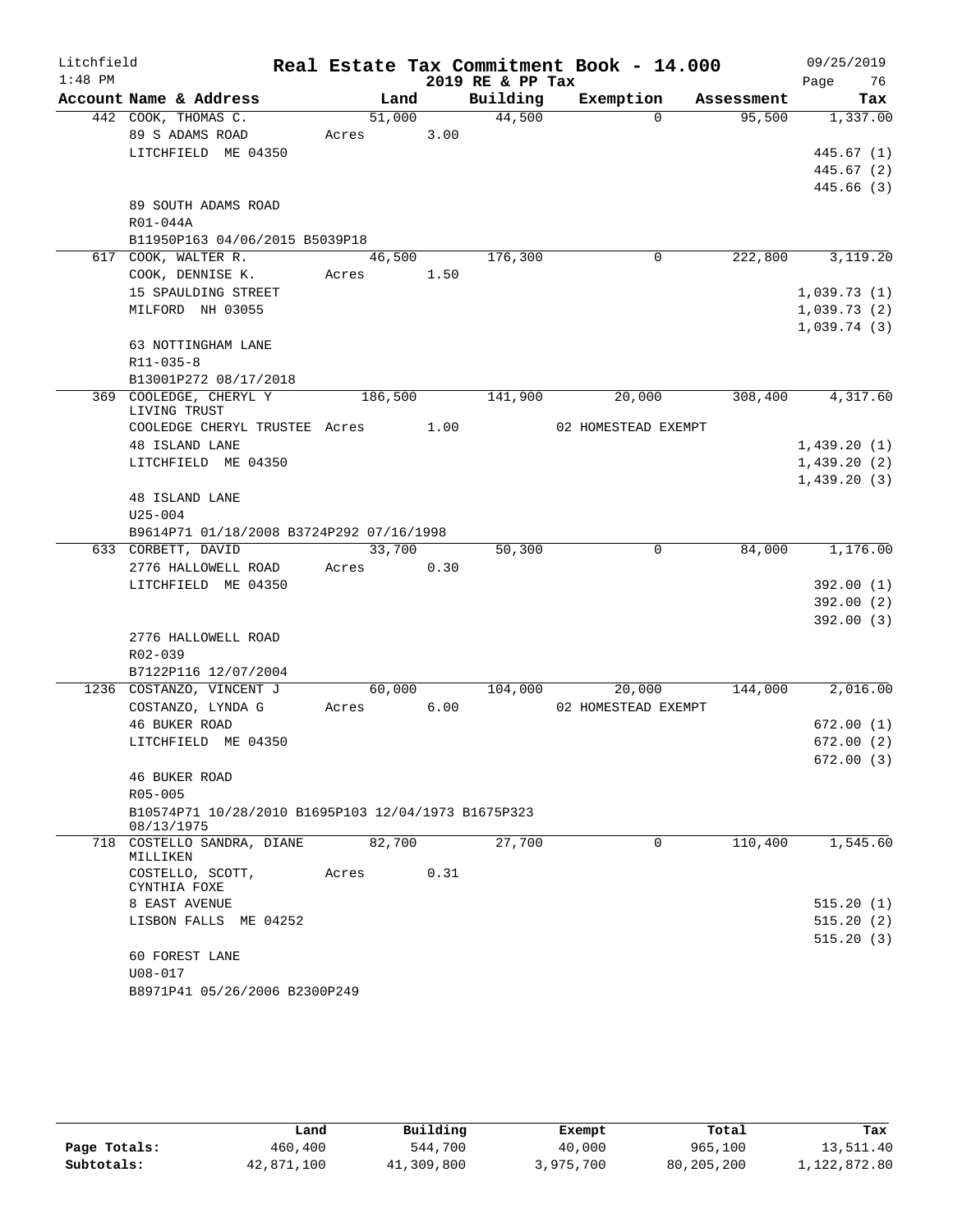Litchfield
1:48 PM

# Real Estate Tax Commitment Book - 14.000

2019 RE & PP Tax

09/25/2019

| Account Name & Address | Land | Building | Exemption | Assessment | Tax |
|---|---|---|---|---|---|
| 442 COOK, THOMAS C. | 51,000 | 44,500 | 0 | 95,500 | 1,337.00 |
| 89 S ADAMS ROAD | Acres 3.00 | | | | |
| LITCHFIELD ME 04350 | | | | | 445.67 (1) |
| | | | | | 445.67 (2) |
| | | | | | 445.66 (3) |
| 89 SOUTH ADAMS ROAD | | | | | |
| R01-044A | | | | | |
| B11950P163 04/06/2015 B5039P18 | | | | | |
| 617 COOK, WALTER R. | 46,500 | 176,300 | 0 | 222,800 | 3,119.20 |
| COOK, DENNISE K. | Acres 1.50 | | | | |
| 15 SPAULDING STREET | | | | | 1,039.73 (1) |
| MILFORD NH 03055 | | | | | 1,039.73 (2) |
| | | | | | 1,039.74 (3) |
| 63 NOTTINGHAM LANE | | | | | |
| R11-035-8 | | | | | |
| B13001P272 08/17/2018 | | | | | |
| 369 COOLEDGE, CHERYL Y LIVING TRUST | 186,500 | 141,900 | 20,000 | 308,400 | 4,317.60 |
| COOLEDGE CHERYL TRUSTEE | Acres 1.00 | | 02 HOMESTEAD EXEMPT | | |
| 48 ISLAND LANE | | | | | 1,439.20 (1) |
| LITCHFIELD ME 04350 | | | | | 1,439.20 (2) |
| | | | | | 1,439.20 (3) |
| 48 ISLAND LANE | | | | | |
| U25-004 | | | | | |
| B9614P71 01/18/2008 B3724P292 07/16/1998 | | | | | |
| 633 CORBETT, DAVID | 33,700 | 50,300 | 0 | 84,000 | 1,176.00 |
| 2776 HALLOWELL ROAD | Acres 0.30 | | | | |
| LITCHFIELD ME 04350 | | | | | 392.00 (1) |
| | | | | | 392.00 (2) |
| | | | | | 392.00 (3) |
| 2776 HALLOWELL ROAD | | | | | |
| R02-039 | | | | | |
| B7122P116 12/07/2004 | | | | | |
| 1236 COSTANZO, VINCENT J | 60,000 | 104,000 | 20,000 | 144,000 | 2,016.00 |
| COSTANZO, LYNDA G | Acres 6.00 | | 02 HOMESTEAD EXEMPT | | |
| 46 BUKER ROAD | | | | | 672.00 (1) |
| LITCHFIELD ME 04350 | | | | | 672.00 (2) |
| | | | | | 672.00 (3) |
| 46 BUKER ROAD | | | | | |
| R05-005 | | | | | |
| B10574P71 10/28/2010 B1695P103 12/04/1973 B1675P323 08/13/1975 | | | | | |
| 718 COSTELLO SANDRA, DIANE MILLIKEN | 82,700 | 27,700 | 0 | 110,400 | 1,545.60 |
| COSTELLO, SCOTT, CYNTHIA FOXE | Acres 0.31 | | | | |
| 8 EAST AVENUE | | | | | 515.20 (1) |
| LISBON FALLS ME 04252 | | | | | 515.20 (2) |
| | | | | | 515.20 (3) |
| 60 FOREST LANE | | | | | |
| U08-017 | | | | | |
| B8971P41 05/26/2006 B2300P249 | | | | | |

| | Land | Building | Exempt | Total | Tax |
|---|---|---|---|---|---|
| Page Totals: | 460,400 | 544,700 | 40,000 | 965,100 | 13,511.40 |
| Subtotals: | 42,871,100 | 41,309,800 | 3,975,700 | 80,205,200 | 1,122,872.80 |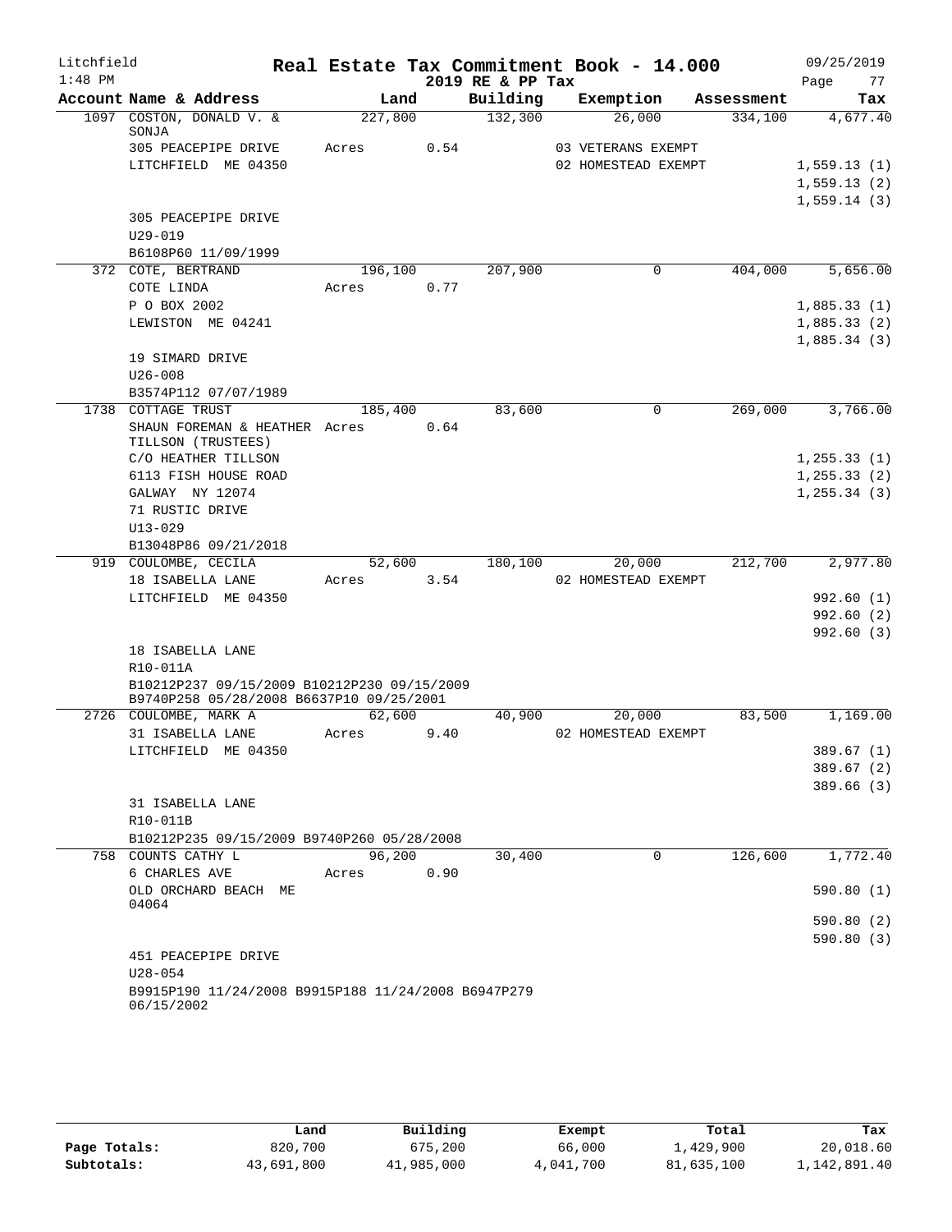Litchfield
1:48 PM

# Real Estate Tax Commitment Book - 14.000

2019 RE & PP Tax

09/25/2019

| Account Name & Address | Land | Building | Exemption | Assessment | Tax |
|---|---|---|---|---|---|
| 1097 COSTON, DONALD V. & SONJA | 227,800 | 132,300 | 26,000 | 334,100 | 4,677.40 |
| 305 PEACEPIPE DRIVE | Acres 0.54 | | 03 VETERANS EXEMPT | | |
| LITCHFIELD ME 04350 | | | 02 HOMESTEAD EXEMPT | | 1,559.13 (1) |
| | | | | | 1,559.13 (2) |
| | | | | | 1,559.14 (3) |
| 305 PEACEPIPE DRIVE | | | | | |
| U29-019 | | | | | |
| B6108P60 11/09/1999 | | | | | |
| 372 COTE, BERTRAND | 196,100 | 207,900 | 0 | 404,000 | 5,656.00 |
| COTE LINDA | Acres 0.77 | | | | |
| P O BOX 2002 | | | | | 1,885.33 (1) |
| LEWISTON ME 04241 | | | | | 1,885.33 (2) |
| | | | | | 1,885.34 (3) |
| 19 SIMARD DRIVE | | | | | |
| U26-008 | | | | | |
| B3574P112 07/07/1989 | | | | | |
| 1738 COTTAGE TRUST | 185,400 | 83,600 | 0 | 269,000 | 3,766.00 |
| SHAUN FOREMAN & HEATHER TILLSON (TRUSTEES) | Acres 0.64 | | | | |
| C/O HEATHER TILLSON | | | | | 1,255.33 (1) |
| 6113 FISH HOUSE ROAD | | | | | 1,255.33 (2) |
| GALWAY NY 12074 | | | | | 1,255.34 (3) |
| 71 RUSTIC DRIVE | | | | | |
| U13-029 | | | | | |
| B13048P86 09/21/2018 | | | | | |
| 919 COULOMBE, CECILA | 52,600 | 180,100 | 20,000 | 212,700 | 2,977.80 |
| 18 ISABELLA LANE | Acres 3.54 | | 02 HOMESTEAD EXEMPT | | |
| LITCHFIELD ME 04350 | | | | | 992.60 (1) |
| | | | | | 992.60 (2) |
| | | | | | 992.60 (3) |
| 18 ISABELLA LANE | | | | | |
| R10-011A | | | | | |
| B10212P237 09/15/2009 B10212P230 09/15/2009 B9740P258 05/28/2008 B6637P10 09/25/2001 | | | | | |
| 2726 COULOMBE, MARK A | 62,600 | 40,900 | 20,000 | 83,500 | 1,169.00 |
| 31 ISABELLA LANE | Acres 9.40 | | 02 HOMESTEAD EXEMPT | | |
| LITCHFIELD ME 04350 | | | | | 389.67 (1) |
| | | | | | 389.67 (2) |
| | | | | | 389.66 (3) |
| 31 ISABELLA LANE | | | | | |
| R10-011B | | | | | |
| B10212P235 09/15/2009 B9740P260 05/28/2008 | | | | | |
| 758 COUNTS CATHY L | 96,200 | 30,400 | 0 | 126,600 | 1,772.40 |
| 6 CHARLES AVE | Acres 0.90 | | | | |
| OLD ORCHARD BEACH ME 04064 | | | | | 590.80 (1) |
| | | | | | 590.80 (2) |
| | | | | | 590.80 (3) |
| 451 PEACEPIPE DRIVE | | | | | |
| U28-054 | | | | | |
| B9915P190 11/24/2008 B9915P188 11/24/2008 B6947P279 06/15/2002 | | | | | |

| | Land | Building | Exempt | Total | Tax |
|---|---|---|---|---|---|
| Page Totals: | 820,700 | 675,200 | 66,000 | 1,429,900 | 20,018.60 |
| Subtotals: | 43,691,800 | 41,985,000 | 4,041,700 | 81,635,100 | 1,142,891.40 |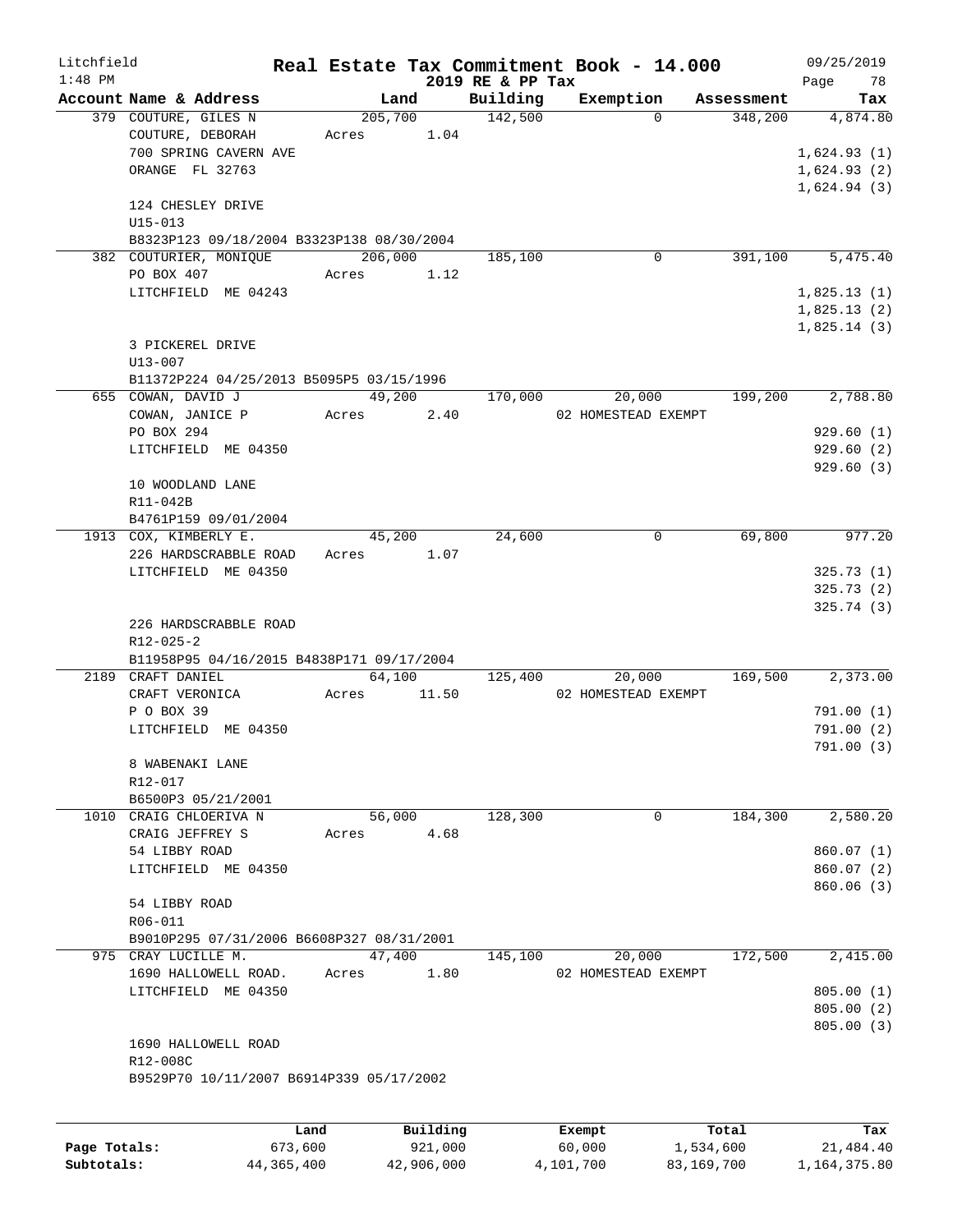# Real Estate Tax Commitment Book - 14.000

Litchfield
1:48 PM

2019 RE & PP Tax

09/25/2019

| Account | Name & Address | Land | Building | Exemption | Assessment | Tax |
|---|---|---|---|---|---|---|
| 379 | COUTURE, GILES N<br>COUTURE, DEBORAH<br>700 SPRING CAVERN AVE<br>ORANGE FL 32763<br><br>124 CHESLEY DRIVE<br>U15-013<br>B8323P123 09/18/2004 B3323P138 08/30/2004 | 205,700<br>Acres 1.04 | 142,500 | 0 | 348,200 | 4,874.80<br>1,624.93 (1)<br>1,624.93 (2)<br>1,624.94 (3) |
| 382 | COUTURIER, MONIQUE<br>PO BOX 407<br>LITCHFIELD ME 04243<br><br>3 PICKEREL DRIVE<br>U13-007<br>B11372P224 04/25/2013 B5095P5 03/15/1996 | 206,000<br>Acres 1.12 | 185,100 | 0 | 391,100 | 5,475.40<br>1,825.13 (1)<br>1,825.13 (2)<br>1,825.14 (3) |
| 655 | COWAN, DAVID J<br>COWAN, JANICE P<br>PO BOX 294<br>LITCHFIELD ME 04350<br><br>10 WOODLAND LANE<br>R11-042B<br>B4761P159 09/01/2004 | 49,200<br>Acres 2.40 | 170,000 | 20,000<br>02 HOMESTEAD EXEMPT | 199,200 | 2,788.80<br>929.60 (1)<br>929.60 (2)<br>929.60 (3) |
| 1913 | COX, KIMBERLY E.<br>226 HARDSCRABBLE ROAD<br>LITCHFIELD ME 04350<br><br>226 HARDSCRABBLE ROAD<br>R12-025-2<br>B11958P95 04/16/2015 B4838P171 09/17/2004 | 45,200<br>Acres 1.07 | 24,600 | 0 | 69,800 | 977.20<br>325.73 (1)<br>325.73 (2)<br>325.74 (3) |
| 2189 | CRAFT DANIEL<br>CRAFT VERONICA<br>P O BOX 39<br>LITCHFIELD ME 04350<br><br>8 WABENAKI LANE<br>R12-017<br>B6500P3 05/21/2001 | 64,100<br>Acres 11.50 | 125,400 | 20,000<br>02 HOMESTEAD EXEMPT | 169,500 | 2,373.00<br>791.00 (1)<br>791.00 (2)<br>791.00 (3) |
| 1010 | CRAIG CHLOERIVA N<br>CRAIG JEFFREY S<br>54 LIBBY ROAD<br>LITCHFIELD ME 04350<br><br>54 LIBBY ROAD<br>R06-011<br>B9010P295 07/31/2006 B6608P327 08/31/2001 | 56,000<br>Acres 4.68 | 128,300 | 0 | 184,300 | 2,580.20<br>860.07 (1)<br>860.07 (2)<br>860.06 (3) |
| 975 | CRAY LUCILLE M.<br>1690 HALLOWELL ROAD.<br>LITCHFIELD ME 04350<br><br>1690 HALLOWELL ROAD<br>R12-008C<br>B9529P70 10/11/2007 B6914P339 05/17/2002 | 47,400<br>Acres 1.80 | 145,100 | 20,000<br>02 HOMESTEAD EXEMPT | 172,500 | 2,415.00<br>805.00 (1)<br>805.00 (2)<br>805.00 (3) |

| | Land | Building | Exempt | Total | Tax |
|---|---|---|---|---|---|
| Page Totals: | 673,600 | 921,000 | 60,000 | 1,534,600 | 21,484.40 |
| Subtotals: | 44,365,400 | 42,906,000 | 4,101,700 | 83,169,700 | 1,164,375.80 |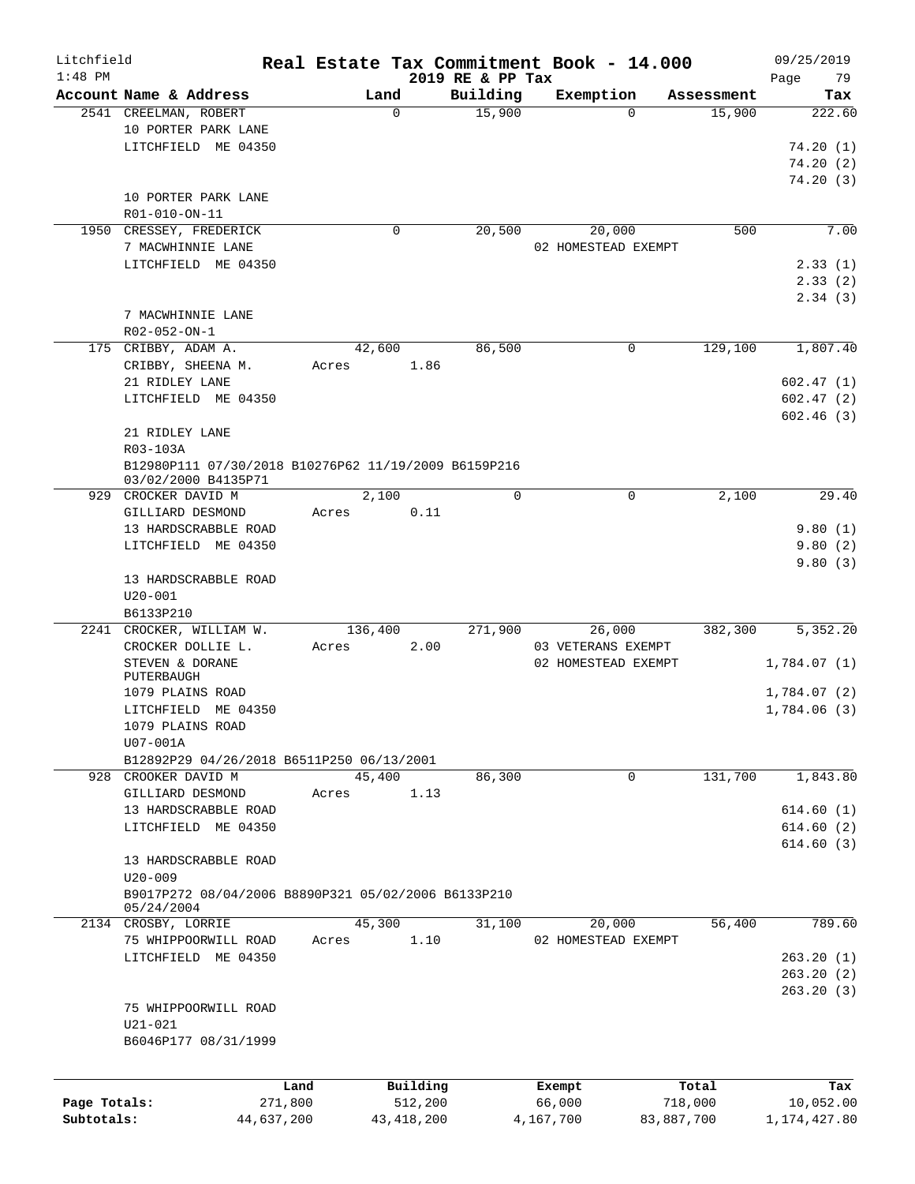Litchfield 1:48 PM

# Real Estate Tax Commitment Book - 14.000

2019 RE & PP Tax

09/25/2019

| Account Name & Address | Land | Building | Exemption | Assessment | Tax |
|---|---|---|---|---|---|
| 2541 CREELMAN, ROBERT | 0 | 15,900 | 0 | 15,900 | 222.60 |
| 10 PORTER PARK LANE | | | | | |
| LITCHFIELD ME 04350 | | | | | 74.20 (1) |
| | | | | | 74.20 (2) |
| | | | | | 74.20 (3) |
| 10 PORTER PARK LANE | | | | | |
| R01-010-ON-11 | | | | | |
| 1950 CRESSEY, FREDERICK | 0 | 20,500 | 20,000 | 500 | 7.00 |
| 7 MACWHINNIE LANE | | | 02 HOMESTEAD EXEMPT | | |
| LITCHFIELD ME 04350 | | | | | 2.33 (1) |
| | | | | | 2.33 (2) |
| | | | | | 2.34 (3) |
| 7 MACWHINNIE LANE | | | | | |
| R02-052-ON-1 | | | | | |
| 175 CRIBBY, ADAM A. | 42,600 | 86,500 | 0 | 129,100 | 1,807.40 |
| CRIBBY, SHEENA M. | Acres 1.86 | | | | |
| 21 RIDLEY LANE | | | | | 602.47 (1) |
| LITCHFIELD ME 04350 | | | | | 602.47 (2) |
| | | | | | 602.46 (3) |
| 21 RIDLEY LANE | | | | | |
| R03-103A | | | | | |
| B12980P111 07/30/2018 B10276P62 11/19/2009 B6159P216 03/02/2000 B4135P71 | | | | | |
| 929 CROCKER DAVID M | 2,100 | 0 | 0 | 2,100 | 29.40 |
| GILLIARD DESMOND | Acres 0.11 | | | | |
| 13 HARDSCRABBLE ROAD | | | | | 9.80 (1) |
| LITCHFIELD ME 04350 | | | | | 9.80 (2) |
| | | | | | 9.80 (3) |
| 13 HARDSCRABBLE ROAD | | | | | |
| U20-001 | | | | | |
| B6133P210 | | | | | |
| 2241 CROCKER, WILLIAM W. | 136,400 | 271,900 | 26,000 | 382,300 | 5,352.20 |
| CROCKER DOLLIE L. | Acres 2.00 | | 03 VETERANS EXEMPT | | |
| STEVEN & DORANE PUTERBAUGH | | | 02 HOMESTEAD EXEMPT | | 1,784.07 (1) |
| 1079 PLAINS ROAD | | | | | 1,784.07 (2) |
| LITCHFIELD ME 04350 | | | | | 1,784.06 (3) |
| 1079 PLAINS ROAD | | | | | |
| U07-001A | | | | | |
| B12892P29 04/26/2018 B6511P250 06/13/2001 | | | | | |
| 928 CROOKER DAVID M | 45,400 | 86,300 | 0 | 131,700 | 1,843.80 |
| GILLIARD DESMOND | Acres 1.13 | | | | |
| 13 HARDSCRABBLE ROAD | | | | | 614.60 (1) |
| LITCHFIELD ME 04350 | | | | | 614.60 (2) |
| | | | | | 614.60 (3) |
| 13 HARDSCRABBLE ROAD | | | | | |
| U20-009 | | | | | |
| B9017P272 08/04/2006 B8890P321 05/02/2006 B6133P210 05/24/2004 | | | | | |
| 2134 CROSBY, LORRIE | 45,300 | 31,100 | 20,000 | 56,400 | 789.60 |
| 75 WHIPPOORWILL ROAD | Acres 1.10 | | 02 HOMESTEAD EXEMPT | | |
| LITCHFIELD ME 04350 | | | | | 263.20 (1) |
| | | | | | 263.20 (2) |
| | | | | | 263.20 (3) |
| 75 WHIPPOORWILL ROAD | | | | | |
| U21-021 | | | | | |
| B6046P177 08/31/1999 | | | | | |

| | Land | Building | Exempt | Total | Tax |
|---|---|---|---|---|---|
| Page Totals: | 271,800 | 512,200 | 66,000 | 718,000 | 10,052.00 |
| Subtotals: | 44,637,200 | 43,418,200 | 4,167,700 | 83,887,700 | 1,174,427.80 |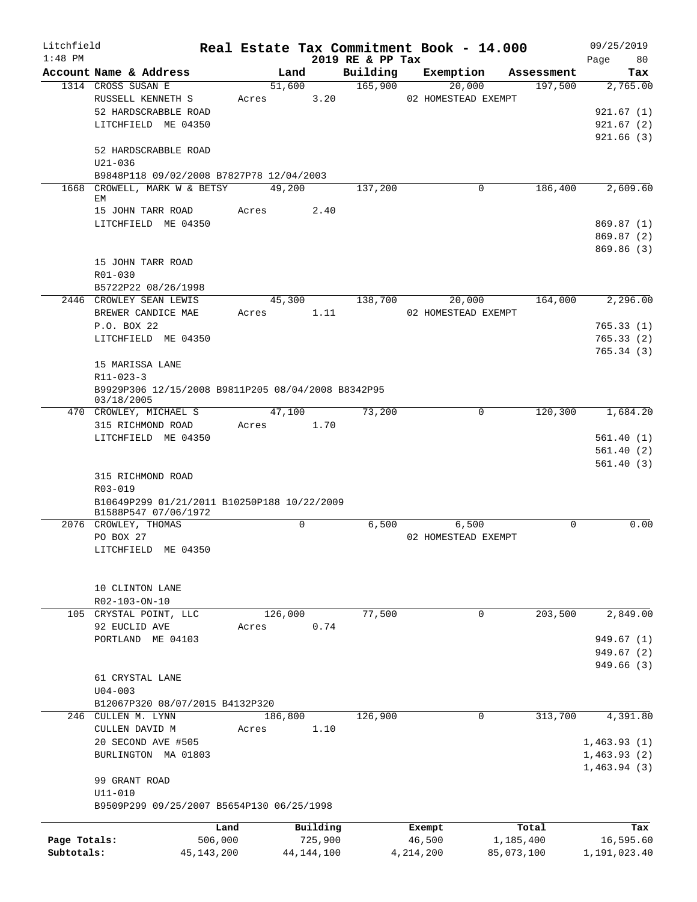# Real Estate Tax Commitment Book - 14.000

Litchfield 1:48 PM — 2019 RE & PP Tax — 09/25/2019

| Account Name & Address | Land | Building | Exemption | Assessment | Tax |
|---|---|---|---|---|---|
| 1314 CROSS SUSAN E | 51,600 | 165,900 | 20,000 | 197,500 | 2,765.00 |
| RUSSELL KENNETH S | Acres 3.20 | | 02 HOMESTEAD EXEMPT | | |
| 52 HARDSCRABBLE ROAD | | | | | 921.67 (1) |
| LITCHFIELD ME 04350 | | | | | 921.67 (2) |
| | | | | | 921.66 (3) |
| 52 HARDSCRABBLE ROAD | | | | | |
| U21-036 | | | | | |
| B9848P118 09/02/2008 B7827P78 12/04/2003 | | | | | |
| 1668 CROWELL, MARK W & BETSY EM | 49,200 | 137,200 | 0 | 186,400 | 2,609.60 |
| 15 JOHN TARR ROAD | Acres 2.40 | | | | |
| LITCHFIELD ME 04350 | | | | | 869.87 (1) |
| | | | | | 869.87 (2) |
| | | | | | 869.86 (3) |
| 15 JOHN TARR ROAD | | | | | |
| R01-030 | | | | | |
| B5722P22 08/26/1998 | | | | | |
| 2446 CROWLEY SEAN LEWIS | 45,300 | 138,700 | 20,000 | 164,000 | 2,296.00 |
| BREWER CANDICE MAE | Acres 1.11 | | 02 HOMESTEAD EXEMPT | | |
| P.O. BOX 22 | | | | | 765.33 (1) |
| LITCHFIELD ME 04350 | | | | | 765.33 (2) |
| | | | | | 765.34 (3) |
| 15 MARISSA LANE | | | | | |
| R11-023-3 | | | | | |
| B9929P306 12/15/2008 B9811P205 08/04/2008 B8342P95 03/18/2005 | | | | | |
| 470 CROWLEY, MICHAEL S | 47,100 | 73,200 | 0 | 120,300 | 1,684.20 |
| 315 RICHMOND ROAD | Acres 1.70 | | | | |
| LITCHFIELD ME 04350 | | | | | 561.40 (1) |
| | | | | | 561.40 (2) |
| | | | | | 561.40 (3) |
| 315 RICHMOND ROAD | | | | | |
| R03-019 | | | | | |
| B10649P299 01/21/2011 B10250P188 10/22/2009 B1588P547 07/06/1972 | | | | | |
| 2076 CROWLEY, THOMAS | 0 | 6,500 | 6,500 | 0 | 0.00 |
| PO BOX 27 | | | 02 HOMESTEAD EXEMPT | | |
| LITCHFIELD ME 04350 | | | | | |
| 10 CLINTON LANE | | | | | |
| R02-103-ON-10 | | | | | |
| 105 CRYSTAL POINT, LLC | 126,000 | 77,500 | 0 | 203,500 | 2,849.00 |
| 92 EUCLID AVE | Acres 0.74 | | | | |
| PORTLAND ME 04103 | | | | | 949.67 (1) |
| | | | | | 949.67 (2) |
| | | | | | 949.66 (3) |
| 61 CRYSTAL LANE | | | | | |
| U04-003 | | | | | |
| B12067P320 08/07/2015 B4132P320 | | | | | |
| 246 CULLEN M. LYNN | 186,800 | 126,900 | 0 | 313,700 | 4,391.80 |
| CULLEN DAVID M | Acres 1.10 | | | | |
| 20 SECOND AVE #505 | | | | | 1,463.93 (1) |
| BURLINGTON MA 01803 | | | | | 1,463.93 (2) |
| | | | | | 1,463.94 (3) |
| 99 GRANT ROAD | | | | | |
| U11-010 | | | | | |
| B9509P299 09/25/2007 B5654P130 06/25/1998 | | | | | |

| | Land | Building | Exempt | Total | Tax |
|---|---|---|---|---|---|
| Page Totals: | 506,000 | 725,900 | 46,500 | 1,185,400 | 16,595.60 |
| Subtotals: | 45,143,200 | 44,144,100 | 4,214,200 | 85,073,100 | 1,191,023.40 |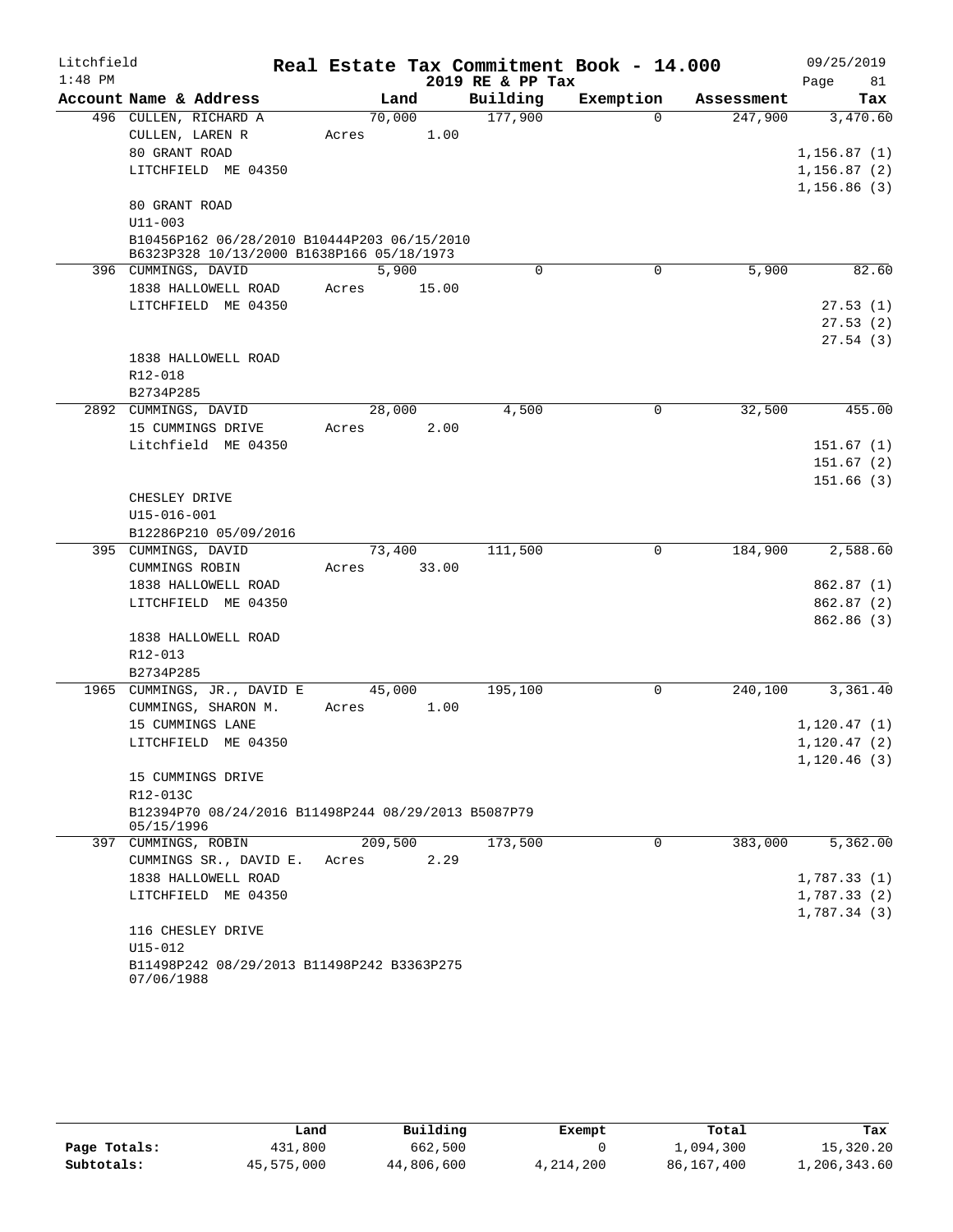Litchfield
1:48 PM

# Real Estate Tax Commitment Book - 14.000

2019 RE & PP Tax

09/25/2019

| Account Name & Address | Land | Building | Exemption | Assessment | Tax |
|---|---|---|---|---|---|
| 496 CULLEN, RICHARD A | 70,000 | 177,900 | 0 | 247,900 | 3,470.60 |
| CULLEN, LAREN R | Acres 1.00 | | | | |
| 80 GRANT ROAD | | | | | 1,156.87 (1) |
| LITCHFIELD ME 04350 | | | | | 1,156.87 (2) |
| | | | | | 1,156.86 (3) |
| 80 GRANT ROAD | | | | | |
| U11-003 | | | | | |
| B10456P162 06/28/2010 B10444P203 06/15/2010 B6323P328 10/13/2000 B1638P166 05/18/1973 | | | | | |
| 396 CUMMINGS, DAVID | 5,900 | 0 | 0 | 5,900 | 82.60 |
| 1838 HALLOWELL ROAD | Acres 15.00 | | | | |
| LITCHFIELD ME 04350 | | | | | 27.53 (1) |
| | | | | | 27.53 (2) |
| | | | | | 27.54 (3) |
| 1838 HALLOWELL ROAD | | | | | |
| R12-018 | | | | | |
| B2734P285 | | | | | |
| 2892 CUMMINGS, DAVID | 28,000 | 4,500 | 0 | 32,500 | 455.00 |
| 15 CUMMINGS DRIVE | Acres 2.00 | | | | |
| Litchfield ME 04350 | | | | | 151.67 (1) |
| | | | | | 151.67 (2) |
| | | | | | 151.66 (3) |
| CHESLEY DRIVE | | | | | |
| U15-016-001 | | | | | |
| B12286P210 05/09/2016 | | | | | |
| 395 CUMMINGS, DAVID | 73,400 | 111,500 | 0 | 184,900 | 2,588.60 |
| CUMMINGS ROBIN | Acres 33.00 | | | | |
| 1838 HALLOWELL ROAD | | | | | 862.87 (1) |
| LITCHFIELD ME 04350 | | | | | 862.87 (2) |
| | | | | | 862.86 (3) |
| 1838 HALLOWELL ROAD | | | | | |
| R12-013 | | | | | |
| B2734P285 | | | | | |
| 1965 CUMMINGS, JR., DAVID E | 45,000 | 195,100 | 0 | 240,100 | 3,361.40 |
| CUMMINGS, SHARON M. | Acres 1.00 | | | | |
| 15 CUMMINGS LANE | | | | | 1,120.47 (1) |
| LITCHFIELD ME 04350 | | | | | 1,120.47 (2) |
| | | | | | 1,120.46 (3) |
| 15 CUMMINGS DRIVE | | | | | |
| R12-013C | | | | | |
| B12394P70 08/24/2016 B11498P244 08/29/2013 B5087P79 05/15/1996 | | | | | |
| 397 CUMMINGS, ROBIN | 209,500 | 173,500 | 0 | 383,000 | 5,362.00 |
| CUMMINGS SR., DAVID E. | Acres 2.29 | | | | |
| 1838 HALLOWELL ROAD | | | | | 1,787.33 (1) |
| LITCHFIELD ME 04350 | | | | | 1,787.33 (2) |
| | | | | | 1,787.34 (3) |
| 116 CHESLEY DRIVE | | | | | |
| U15-012 | | | | | |
| B11498P242 08/29/2013 B11498P242 B3363P275 07/06/1988 | | | | | |

| | Land | Building | Exempt | Total | Tax |
|---|---|---|---|---|---|
| Page Totals: | 431,800 | 662,500 | 0 | 1,094,300 | 15,320.20 |
| Subtotals: | 45,575,000 | 44,806,600 | 4,214,200 | 86,167,400 | 1,206,343.60 |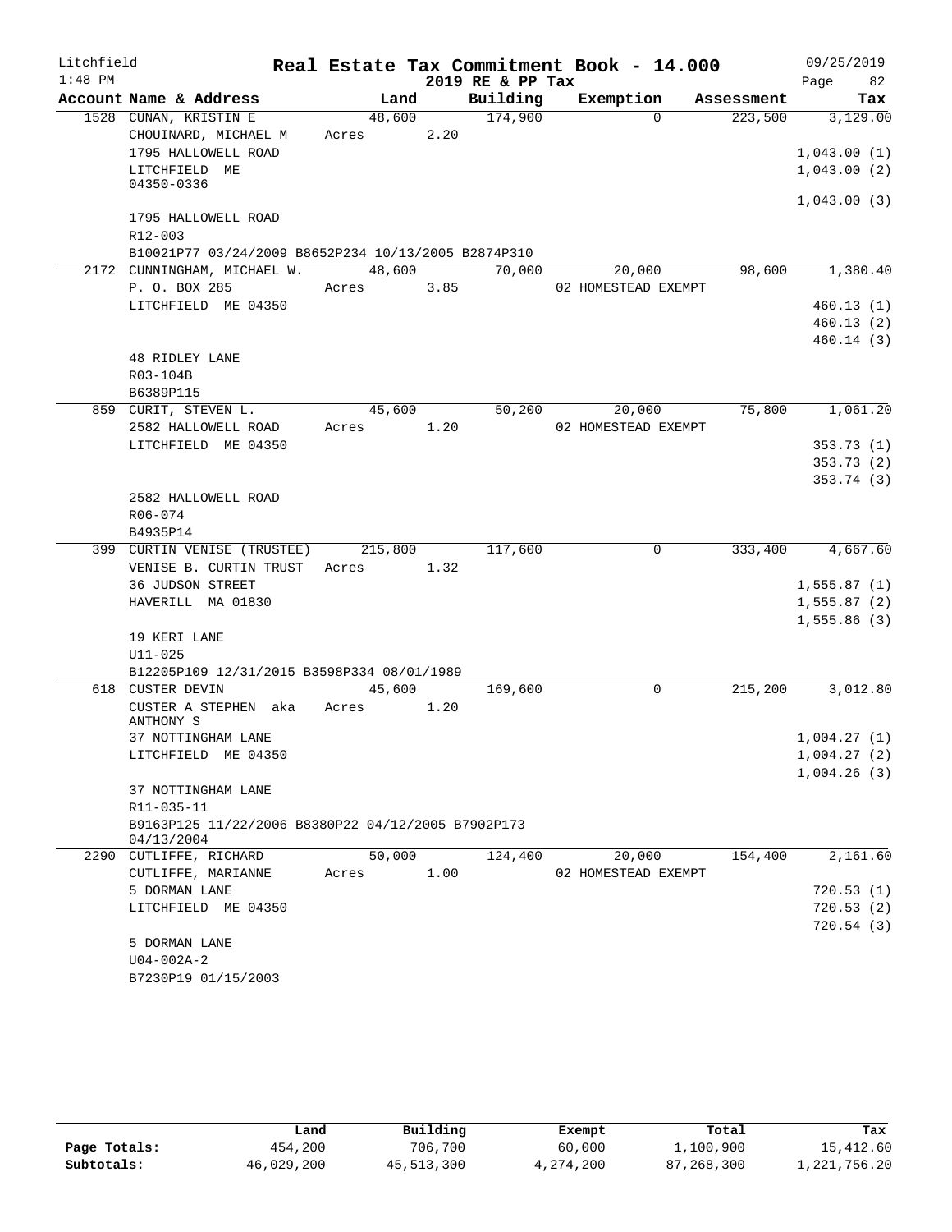Litchfield
1:48 PM

# Real Estate Tax Commitment Book - 14.000
## 2019 RE & PP Tax

09/25/2019

| Account Name & Address | Land | Building | Exemption | Assessment | Tax |
|---|---|---|---|---|---|
| 1528 CUNAN, KRISTIN E | 48,600 | 174,900 | 0 | 223,500 | 3,129.00 |
| CHOUINARD, MICHAEL M | Acres 2.20 | | | | |
| 1795 HALLOWELL ROAD | | | | | 1,043.00 (1) |
| LITCHFIELD ME 04350-0336 | | | | | 1,043.00 (2) |
| | | | | | 1,043.00 (3) |
| 1795 HALLOWELL ROAD | | | | | |
| R12-003 | | | | | |
| B10021P77 03/24/2009 B8652P234 10/13/2005 B2874P310 | | | | | |
| 2172 CUNNINGHAM, MICHAEL W. | 48,600 | 70,000 | 20,000 | 98,600 | 1,380.40 |
| P. O. BOX 285 | Acres 3.85 | | 02 HOMESTEAD EXEMPT | | |
| LITCHFIELD ME 04350 | | | | | 460.13 (1) |
| | | | | | 460.13 (2) |
| | | | | | 460.14 (3) |
| 48 RIDLEY LANE | | | | | |
| R03-104B | | | | | |
| B6389P115 | | | | | |
| 859 CURIT, STEVEN L. | 45,600 | 50,200 | 20,000 | 75,800 | 1,061.20 |
| 2582 HALLOWELL ROAD | Acres 1.20 | | 02 HOMESTEAD EXEMPT | | |
| LITCHFIELD ME 04350 | | | | | 353.73 (1) |
| | | | | | 353.73 (2) |
| | | | | | 353.74 (3) |
| 2582 HALLOWELL ROAD | | | | | |
| R06-074 | | | | | |
| B4935P14 | | | | | |
| 399 CURTIN VENISE (TRUSTEE) | 215,800 | 117,600 | 0 | 333,400 | 4,667.60 |
| VENISE B. CURTIN TRUST | Acres 1.32 | | | | |
| 36 JUDSON STREET | | | | | 1,555.87 (1) |
| HAVERILL MA 01830 | | | | | 1,555.87 (2) |
| | | | | | 1,555.86 (3) |
| 19 KERI LANE | | | | | |
| U11-025 | | | | | |
| B12205P109 12/31/2015 B3598P334 08/01/1989 | | | | | |
| 618 CUSTER DEVIN | 45,600 | 169,600 | 0 | 215,200 | 3,012.80 |
| CUSTER A STEPHEN aka ANTHONY S | Acres 1.20 | | | | |
| 37 NOTTINGHAM LANE | | | | | 1,004.27 (1) |
| LITCHFIELD ME 04350 | | | | | 1,004.27 (2) |
| | | | | | 1,004.26 (3) |
| 37 NOTTINGHAM LANE | | | | | |
| R11-035-11 | | | | | |
| B9163P125 11/22/2006 B8380P22 04/12/2005 B7902P173 04/13/2004 | | | | | |
| 2290 CUTLIFFE, RICHARD | 50,000 | 124,400 | 20,000 | 154,400 | 2,161.60 |
| CUTLIFFE, MARIANNE | Acres 1.00 | | 02 HOMESTEAD EXEMPT | | |
| 5 DORMAN LANE | | | | | 720.53 (1) |
| LITCHFIELD ME 04350 | | | | | 720.53 (2) |
| | | | | | 720.54 (3) |
| 5 DORMAN LANE | | | | | |
| U04-002A-2 | | | | | |
| B7230P19 01/15/2003 | | | | | |

| | Land | Building | Exempt | Total | Tax |
|---|---|---|---|---|---|
| Page Totals: | 454,200 | 706,700 | 60,000 | 1,100,900 | 15,412.60 |
| Subtotals: | 46,029,200 | 45,513,300 | 4,274,200 | 87,268,300 | 1,221,756.20 |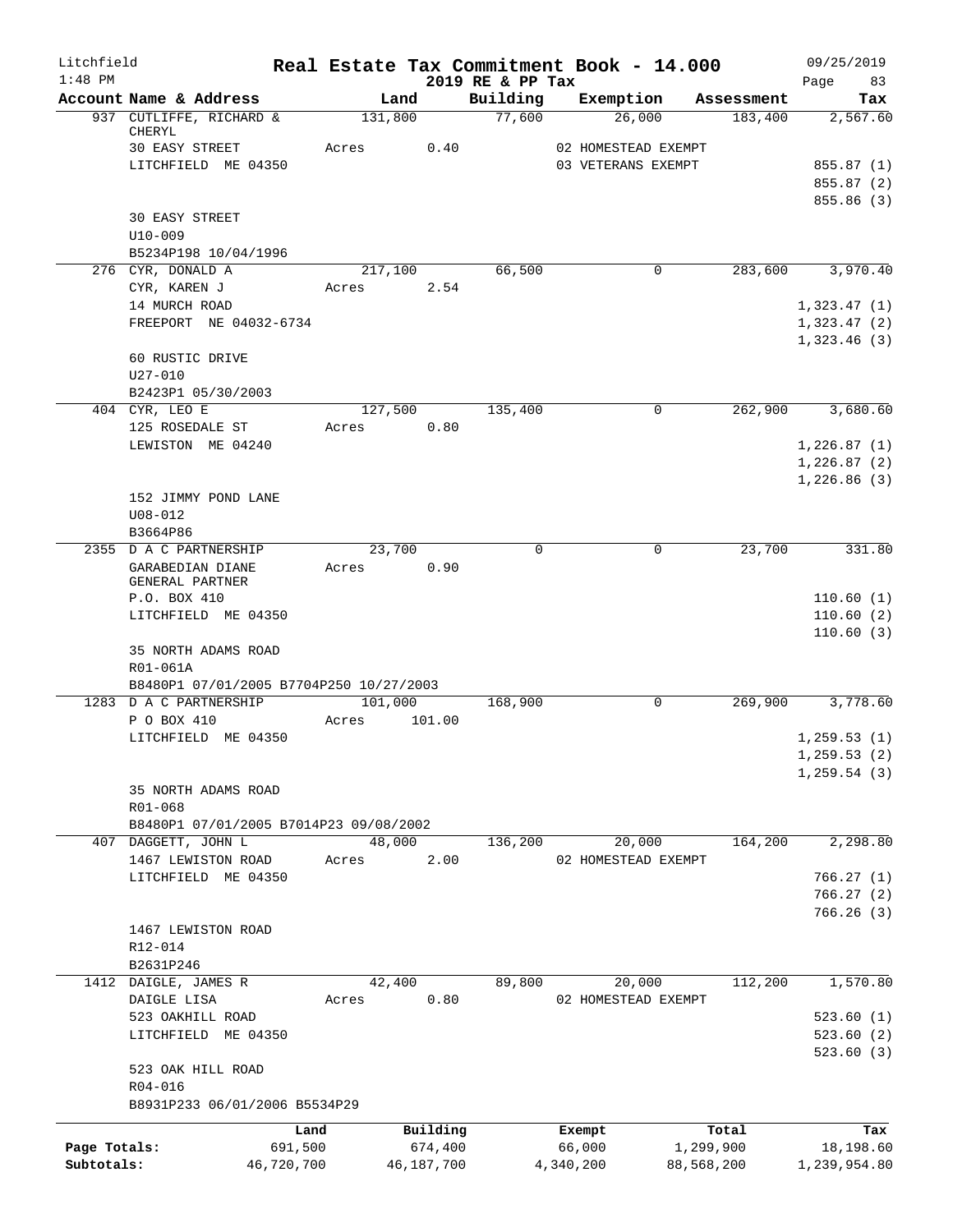Litchfield
1:48 PM

# Real Estate Tax Commitment Book - 14.000

2019 RE & PP Tax

09/25/2019

| Account Name & Address | Land | Building | Exemption | Assessment | Tax |
|---|---|---|---|---|---|
| 937 CUTLIFFE, RICHARD & CHERYL | 131,800 | 77,600 | 26,000 | 183,400 | 2,567.60 |
| 30 EASY STREET | Acres 0.40 | | 02 HOMESTEAD EXEMPT | | |
| LITCHFIELD ME 04350 | | | 03 VETERANS EXEMPT | | 855.87 (1) |
| | | | | | 855.87 (2) |
| | | | | | 855.86 (3) |
| 30 EASY STREET | | | | | |
| U10-009 | | | | | |
| B5234P198 10/04/1996 | | | | | |
| 276 CYR, DONALD A | 217,100 | 66,500 | 0 | 283,600 | 3,970.40 |
| CYR, KAREN J | Acres 2.54 | | | | |
| 14 MURCH ROAD | | | | | 1,323.47 (1) |
| FREEPORT NE 04032-6734 | | | | | 1,323.47 (2) |
| | | | | | 1,323.46 (3) |
| 60 RUSTIC DRIVE | | | | | |
| U27-010 | | | | | |
| B2423P1 05/30/2003 | | | | | |
| 404 CYR, LEO E | 127,500 | 135,400 | 0 | 262,900 | 3,680.60 |
| 125 ROSEDALE ST | Acres 0.80 | | | | |
| LEWISTON ME 04240 | | | | | 1,226.87 (1) |
| | | | | | 1,226.87 (2) |
| | | | | | 1,226.86 (3) |
| 152 JIMMY POND LANE | | | | | |
| U08-012 | | | | | |
| B3664P86 | | | | | |
| 2355 D A C PARTNERSHIP | 23,700 | 0 | 0 | 23,700 | 331.80 |
| GARABEDIAN DIANE GENERAL PARTNER | Acres 0.90 | | | | |
| P.O. BOX 410 | | | | | 110.60 (1) |
| LITCHFIELD ME 04350 | | | | | 110.60 (2) |
| | | | | | 110.60 (3) |
| 35 NORTH ADAMS ROAD | | | | | |
| R01-061A | | | | | |
| B8480P1 07/01/2005 B7704P250 10/27/2003 | | | | | |
| 1283 D A C PARTNERSHIP | 101,000 | 168,900 | 0 | 269,900 | 3,778.60 |
| P O BOX 410 | Acres 101.00 | | | | |
| LITCHFIELD ME 04350 | | | | | 1,259.53 (1) |
| | | | | | 1,259.53 (2) |
| | | | | | 1,259.54 (3) |
| 35 NORTH ADAMS ROAD | | | | | |
| R01-068 | | | | | |
| B8480P1 07/01/2005 B7014P23 09/08/2002 | | | | | |
| 407 DAGGETT, JOHN L | 48,000 | 136,200 | 20,000 | 164,200 | 2,298.80 |
| 1467 LEWISTON ROAD | Acres 2.00 | | 02 HOMESTEAD EXEMPT | | |
| LITCHFIELD ME 04350 | | | | | 766.27 (1) |
| | | | | | 766.27 (2) |
| | | | | | 766.26 (3) |
| 1467 LEWISTON ROAD | | | | | |
| R12-014 | | | | | |
| B2631P246 | | | | | |
| 1412 DAIGLE, JAMES R | 42,400 | 89,800 | 20,000 | 112,200 | 1,570.80 |
| DAIGLE LISA | Acres 0.80 | | 02 HOMESTEAD EXEMPT | | |
| 523 OAKHILL ROAD | | | | | 523.60 (1) |
| LITCHFIELD ME 04350 | | | | | 523.60 (2) |
| | | | | | 523.60 (3) |
| 523 OAK HILL ROAD | | | | | |
| R04-016 | | | | | |
| B8931P233 06/01/2006 B5534P29 | | | | | |

| | Land | Building | Exempt | Total | Tax |
|---|---|---|---|---|---|
| Page Totals: | 691,500 | 674,400 | 66,000 | 1,299,900 | 18,198.60 |
| Subtotals: | 46,720,700 | 46,187,700 | 4,340,200 | 88,568,200 | 1,239,954.80 |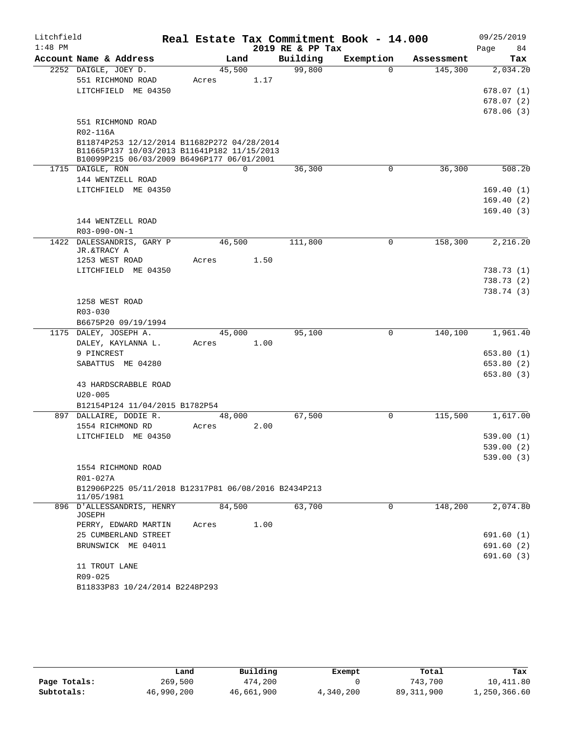Litchfield
1:48 PM

# Real Estate Tax Commitment Book - 14.000

2019 RE & PP Tax

09/25/2019

| Account Name & Address | Land | Building | Exemption | Assessment | Tax |
|---|---|---|---|---|---|
| 2252 DAIGLE, JOEY D. | 45,500 | 99,800 | 0 | 145,300 | 2,034.20 |
| 551 RICHMOND ROAD | Acres 1.17 | | | | |
| LITCHFIELD ME 04350 | | | | | 678.07 (1) |
| | | | | | 678.07 (2) |
| | | | | | 678.06 (3) |
| 551 RICHMOND ROAD | | | | | |
| R02-116A | | | | | |
| B11874P253 12/12/2014 B11682P272 04/28/2014 B11665P137 10/03/2013 B11641P182 11/15/2013 B10099P215 06/03/2009 B6496P177 06/01/2001 | | | | | |
| 1715 DAIGLE, RON | 0 | 36,300 | 0 | 36,300 | 508.20 |
| 144 WENTZELL ROAD | | | | | |
| LITCHFIELD ME 04350 | | | | | 169.40 (1) |
| | | | | | 169.40 (2) |
| | | | | | 169.40 (3) |
| 144 WENTZELL ROAD | | | | | |
| R03-090-ON-1 | | | | | |
| 1422 DALESSANDRIS, GARY P JR.&TRACY A | 46,500 | 111,800 | 0 | 158,300 | 2,216.20 |
| 1253 WEST ROAD | Acres 1.50 | | | | |
| LITCHFIELD ME 04350 | | | | | 738.73 (1) |
| | | | | | 738.73 (2) |
| | | | | | 738.74 (3) |
| 1258 WEST ROAD | | | | | |
| R03-030 | | | | | |
| B6675P20 09/19/1994 | | | | | |
| 1175 DALEY, JOSEPH A. | 45,000 | 95,100 | 0 | 140,100 | 1,961.40 |
| DALEY, KAYLANNA L. | Acres 1.00 | | | | |
| 9 PINCREST | | | | | 653.80 (1) |
| SABATTUS ME 04280 | | | | | 653.80 (2) |
| | | | | | 653.80 (3) |
| 43 HARDSCRABBLE ROAD | | | | | |
| U20-005 | | | | | |
| B12154P124 11/04/2015 B1782P54 | | | | | |
| 897 DALLAIRE, DODIE R. | 48,000 | 67,500 | 0 | 115,500 | 1,617.00 |
| 1554 RICHMOND RD | Acres 2.00 | | | | |
| LITCHFIELD ME 04350 | | | | | 539.00 (1) |
| | | | | | 539.00 (2) |
| | | | | | 539.00 (3) |
| 1554 RICHMOND ROAD | | | | | |
| R01-027A | | | | | |
| B12906P225 05/11/2018 B12317P81 06/08/2016 B2434P213 11/05/1981 | | | | | |
| 896 D'ALLESSANDRIS, HENRY JOSEPH | 84,500 | 63,700 | 0 | 148,200 | 2,074.80 |
| PERRY, EDWARD MARTIN | Acres 1.00 | | | | |
| 25 CUMBERLAND STREET | | | | | 691.60 (1) |
| BRUNSWICK ME 04011 | | | | | 691.60 (2) |
| | | | | | 691.60 (3) |
| 11 TROUT LANE | | | | | |
| R09-025 | | | | | |
| B11833P83 10/24/2014 B2248P293 | | | | | |

| | Land | Building | Exempt | Total | Tax |
|---|---|---|---|---|---|
| Page Totals: | 269,500 | 474,200 | 0 | 743,700 | 10,411.80 |
| Subtotals: | 46,990,200 | 46,661,900 | 4,340,200 | 89,311,900 | 1,250,366.60 |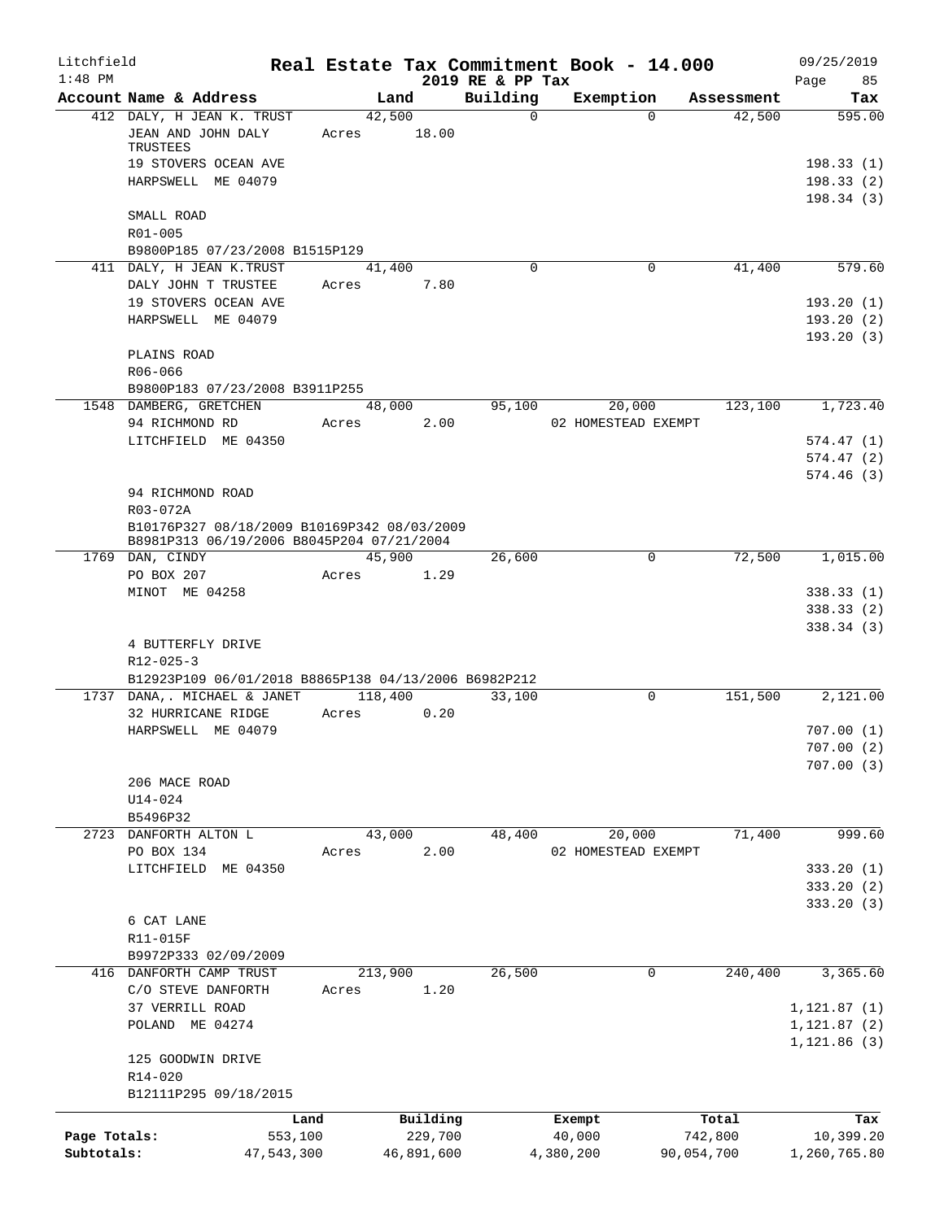Litchfield
1:48 PM

**Real Estate Tax Commitment Book - 14.000**
**2019 RE & PP Tax**

09/25/2019

| Account Name & Address | Land | Building | Exemption | Assessment | Tax |
|---|---|---|---|---|---|
| 412 DALY, H JEAN K. TRUST | 42,500 | 0 | 0 | 42,500 | 595.00 |
| JEAN AND JOHN DALY TRUSTEES | Acres 18.00 | | | | |
| 19 STOVERS OCEAN AVE | | | | | 198.33 (1) |
| HARPSWELL ME 04079 | | | | | 198.33 (2) |
| | | | | | 198.34 (3) |
| SMALL ROAD | | | | | |
| R01-005 | | | | | |
| B9800P185 07/23/2008 B1515P129 | | | | | |
| 411 DALY, H JEAN K.TRUST | 41,400 | 0 | 0 | 41,400 | 579.60 |
| DALY JOHN T TRUSTEE | Acres 7.80 | | | | |
| 19 STOVERS OCEAN AVE | | | | | 193.20 (1) |
| HARPSWELL ME 04079 | | | | | 193.20 (2) |
| | | | | | 193.20 (3) |
| PLAINS ROAD | | | | | |
| R06-066 | | | | | |
| B9800P183 07/23/2008 B3911P255 | | | | | |
| 1548 DAMBERG, GRETCHEN | 48,000 | 95,100 | 20,000 | 123,100 | 1,723.40 |
| 94 RICHMOND RD | Acres 2.00 | | 02 HOMESTEAD EXEMPT | | |
| LITCHFIELD ME 04350 | | | | | 574.47 (1) |
| | | | | | 574.47 (2) |
| | | | | | 574.46 (3) |
| 94 RICHMOND ROAD | | | | | |
| R03-072A | | | | | |
| B10176P327 08/18/2009 B10169P342 08/03/2009 B8981P313 06/19/2006 B8045P204 07/21/2004 | | | | | |
| 1769 DAN, CINDY | 45,900 | 26,600 | 0 | 72,500 | 1,015.00 |
| PO BOX 207 | Acres 1.29 | | | | |
| MINOT ME 04258 | | | | | 338.33 (1) |
| | | | | | 338.33 (2) |
| | | | | | 338.34 (3) |
| 4 BUTTERFLY DRIVE | | | | | |
| R12-025-3 | | | | | |
| B12923P109 06/01/2018 B8865P138 04/13/2006 B6982P212 | | | | | |
| 1737 DANA,. MICHAEL & JANET | 118,400 | 33,100 | 0 | 151,500 | 2,121.00 |
| 32 HURRICANE RIDGE | Acres 0.20 | | | | |
| HARPSWELL ME 04079 | | | | | 707.00 (1) |
| | | | | | 707.00 (2) |
| | | | | | 707.00 (3) |
| 206 MACE ROAD | | | | | |
| U14-024 | | | | | |
| B5496P32 | | | | | |
| 2723 DANFORTH ALTON L | 43,000 | 48,400 | 20,000 | 71,400 | 999.60 |
| PO BOX 134 | Acres 2.00 | | 02 HOMESTEAD EXEMPT | | |
| LITCHFIELD ME 04350 | | | | | 333.20 (1) |
| | | | | | 333.20 (2) |
| | | | | | 333.20 (3) |
| 6 CAT LANE | | | | | |
| R11-015F | | | | | |
| B9972P333 02/09/2009 | | | | | |
| 416 DANFORTH CAMP TRUST | 213,900 | 26,500 | 0 | 240,400 | 3,365.60 |
| C/O STEVE DANFORTH | Acres 1.20 | | | | |
| 37 VERRILL ROAD | | | | | 1,121.87 (1) |
| POLAND ME 04274 | | | | | 1,121.87 (2) |
| | | | | | 1,121.86 (3) |
| 125 GOODWIN DRIVE | | | | | |
| R14-020 | | | | | |
| B12111P295 09/18/2015 | | | | | |

| | Land | Building | Exempt | Total | Tax |
|---|---|---|---|---|---|
| Page Totals: | 553,100 | 229,700 | 40,000 | 742,800 | 10,399.20 |
| Subtotals: | 47,543,300 | 46,891,600 | 4,380,200 | 90,054,700 | 1,260,765.80 |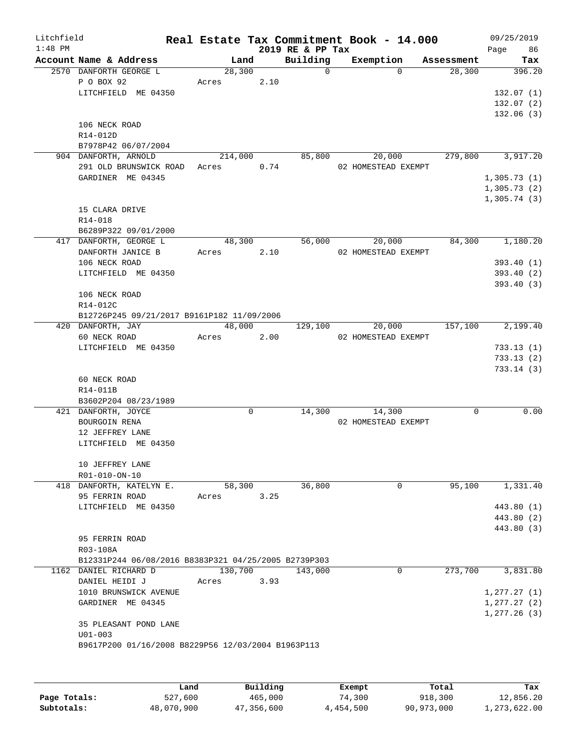Litchfield
1:48 PM

# Real Estate Tax Commitment Book - 14.000

2019 RE & PP Tax

09/25/2019

| Account Name & Address | Land | Building | Exemption | Assessment | Tax |
|---|---|---|---|---|---|
| 2570 DANFORTH GEORGE L | 28,300 | 0 | 0 | 28,300 | 396.20 |
| P O BOX 92 | Acres 2.10 | | | | |
| LITCHFIELD ME 04350 | | | | | 132.07 (1) |
| | | | | | 132.07 (2) |
| | | | | | 132.06 (3) |
| 106 NECK ROAD | | | | | |
| R14-012D | | | | | |
| B7978P42 06/07/2004 | | | | | |
| 904 DANFORTH, ARNOLD | 214,000 | 85,800 | 20,000 | 279,800 | 3,917.20 |
| 291 OLD BRUNSWICK ROAD | Acres 0.74 | | 02 HOMESTEAD EXEMPT | | |
| GARDINER ME 04345 | | | | | 1,305.73 (1) |
| | | | | | 1,305.73 (2) |
| | | | | | 1,305.74 (3) |
| 15 CLARA DRIVE | | | | | |
| R14-018 | | | | | |
| B6289P322 09/01/2000 | | | | | |
| 417 DANFORTH, GEORGE L | 48,300 | 56,000 | 20,000 | 84,300 | 1,180.20 |
| DANFORTH JANICE B | Acres 2.10 | | 02 HOMESTEAD EXEMPT | | |
| 106 NECK ROAD | | | | | 393.40 (1) |
| LITCHFIELD ME 04350 | | | | | 393.40 (2) |
| | | | | | 393.40 (3) |
| 106 NECK ROAD | | | | | |
| R14-012C | | | | | |
| B12726P245 09/21/2017 B9161P182 11/09/2006 | | | | | |
| 420 DANFORTH, JAY | 48,000 | 129,100 | 20,000 | 157,100 | 2,199.40 |
| 60 NECK ROAD | Acres 2.00 | | 02 HOMESTEAD EXEMPT | | |
| LITCHFIELD ME 04350 | | | | | 733.13 (1) |
| | | | | | 733.13 (2) |
| | | | | | 733.14 (3) |
| 60 NECK ROAD | | | | | |
| R14-011B | | | | | |
| B3602P204 08/23/1989 | | | | | |
| 421 DANFORTH, JOYCE | 0 | 14,300 | 14,300 | 0 | 0.00 |
| BOURGOIN RENA | | | 02 HOMESTEAD EXEMPT | | |
| 12 JEFFREY LANE | | | | | |
| LITCHFIELD ME 04350 | | | | | |
| 10 JEFFREY LANE | | | | | |
| R01-010-ON-10 | | | | | |
| 418 DANFORTH, KATELYN E. | 58,300 | 36,800 | 0 | 95,100 | 1,331.40 |
| 95 FERRIN ROAD | Acres 3.25 | | | | |
| LITCHFIELD ME 04350 | | | | | 443.80 (1) |
| | | | | | 443.80 (2) |
| | | | | | 443.80 (3) |
| 95 FERRIN ROAD | | | | | |
| R03-108A | | | | | |
| B12331P244 06/08/2016 B8383P321 04/25/2005 B2739P303 | | | | | |
| 1162 DANIEL RICHARD D | 130,700 | 143,000 | 0 | 273,700 | 3,831.80 |
| DANIEL HEIDI J | Acres 3.93 | | | | |
| 1010 BRUNSWICK AVENUE | | | | | 1,277.27 (1) |
| GARDINER ME 04345 | | | | | 1,277.27 (2) |
| | | | | | 1,277.26 (3) |
| 35 PLEASANT POND LANE | | | | | |
| U01-003 | | | | | |
| B9617P200 01/16/2008 B8229P56 12/03/2004 B1963P113 | | | | | |

| | Land | Building | Exempt | Total | Tax |
|---|---|---|---|---|---|
| Page Totals: | 527,600 | 465,000 | 74,300 | 918,300 | 12,856.20 |
| Subtotals: | 48,070,900 | 47,356,600 | 4,454,500 | 90,973,000 | 1,273,622.00 |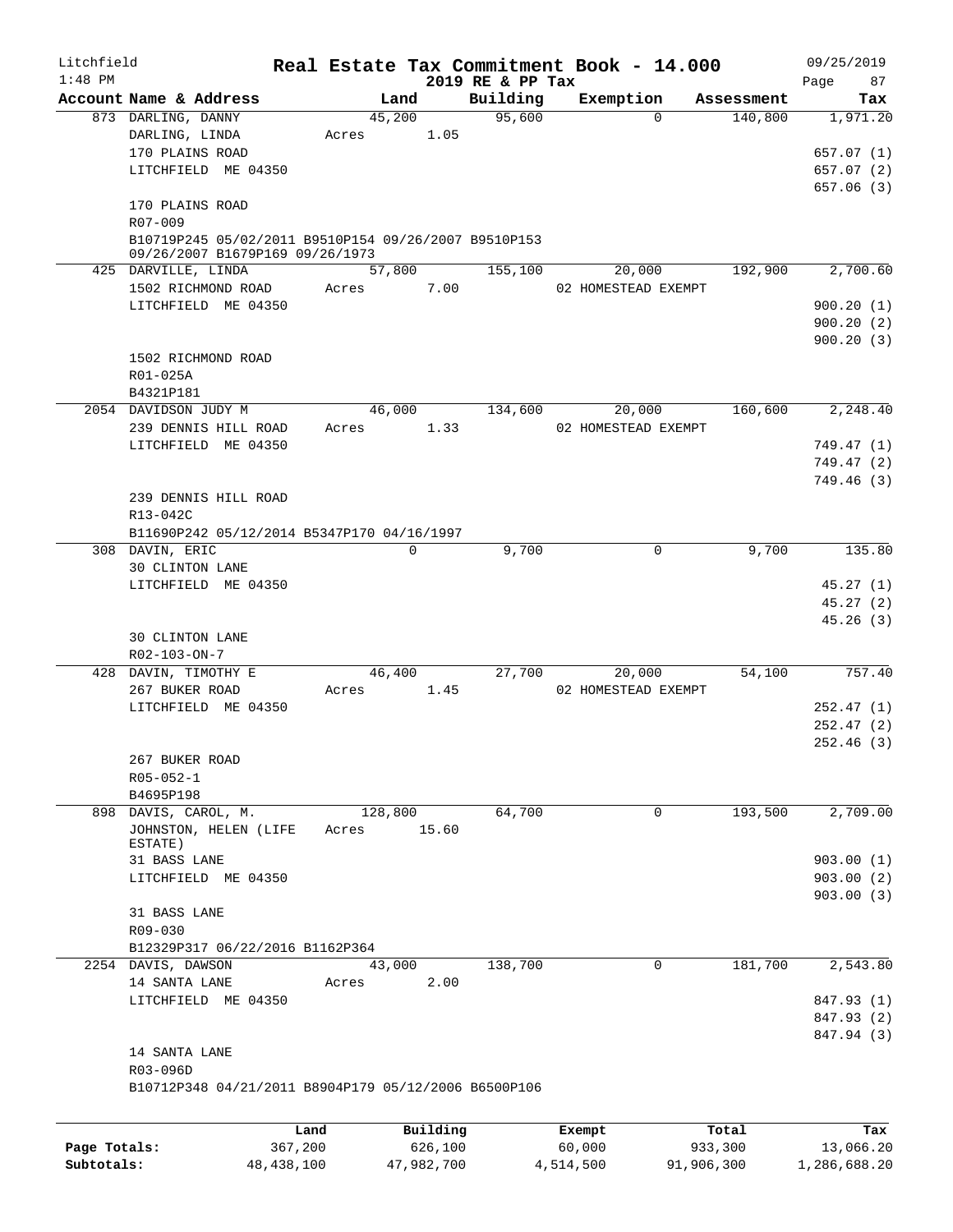Litchfield 1:48 PM

# Real Estate Tax Commitment Book - 14.000

## 2019 RE & PP Tax

09/25/2019

| Account Name & Address | Land | Building | Exemption | Assessment | Tax |
|---|---|---|---|---|---|
| 873 DARLING, DANNY<br>DARLING, LINDA<br>170 PLAINS ROAD<br>LITCHFIELD ME 04350<br><br>170 PLAINS ROAD<br>R07-009<br>B10719P245 05/02/2011 B9510P154 09/26/2007 B9510P153 09/26/2007 B1679P169 09/26/1973 | 45,200<br>Acres 1.05 | 95,600 | 0 | 140,800 | 1,971.20<br><br>657.07 (1)<br>657.07 (2)<br>657.06 (3) |
| 425 DARVILLE, LINDA<br>1502 RICHMOND ROAD<br>LITCHFIELD ME 04350<br><br>1502 RICHMOND ROAD<br>R01-025A<br>B4321P181 | 57,800<br>Acres 7.00 | 155,100 | 20,000<br>02 HOMESTEAD EXEMPT | 192,900 | 2,700.60<br><br>900.20 (1)<br>900.20 (2)<br>900.20 (3) |
| 2054 DAVIDSON JUDY M<br>239 DENNIS HILL ROAD<br>LITCHFIELD ME 04350<br><br>239 DENNIS HILL ROAD<br>R13-042C<br>B11690P242 05/12/2014 B5347P170 04/16/1997 | 46,000<br>Acres 1.33 | 134,600 | 20,000<br>02 HOMESTEAD EXEMPT | 160,600 | 2,248.40<br><br>749.47 (1)<br>749.47 (2)<br>749.46 (3) |
| 308 DAVIN, ERIC<br>30 CLINTON LANE<br>LITCHFIELD ME 04350<br><br>30 CLINTON LANE<br>R02-103-ON-7 | 0 | 9,700 | 0 | 9,700 | 135.80<br><br>45.27 (1)<br>45.27 (2)<br>45.26 (3) |
| 428 DAVIN, TIMOTHY E<br>267 BUKER ROAD<br>LITCHFIELD ME 04350<br><br>267 BUKER ROAD<br>R05-052-1<br>B4695P198 | 46,400<br>Acres 1.45 | 27,700 | 20,000<br>02 HOMESTEAD EXEMPT | 54,100 | 757.40<br><br>252.47 (1)<br>252.47 (2)<br>252.46 (3) |
| 898 DAVIS, CAROL, M.<br>JOHNSTON, HELEN (LIFE ESTATE)<br>31 BASS LANE<br>LITCHFIELD ME 04350<br><br>31 BASS LANE<br>R09-030<br>B12329P317 06/22/2016 B1162P364 | 128,800<br>Acres 15.60 | 64,700 | 0 | 193,500 | 2,709.00<br><br>903.00 (1)<br>903.00 (2)<br>903.00 (3) |
| 2254 DAVIS, DAWSON<br>14 SANTA LANE<br>LITCHFIELD ME 04350<br><br>14 SANTA LANE<br>R03-096D<br>B10712P348 04/21/2011 B8904P179 05/12/2006 B6500P106 | 43,000<br>Acres 2.00 | 138,700 | 0 | 181,700 | 2,543.80<br><br>847.93 (1)<br>847.93 (2)<br>847.94 (3) |

| | Land | Building | Exempt | Total | Tax |
|---|---|---|---|---|---|
| Page Totals: | 367,200 | 626,100 | 60,000 | 933,300 | 13,066.20 |
| Subtotals: | 48,438,100 | 47,982,700 | 4,514,500 | 91,906,300 | 1,286,688.20 |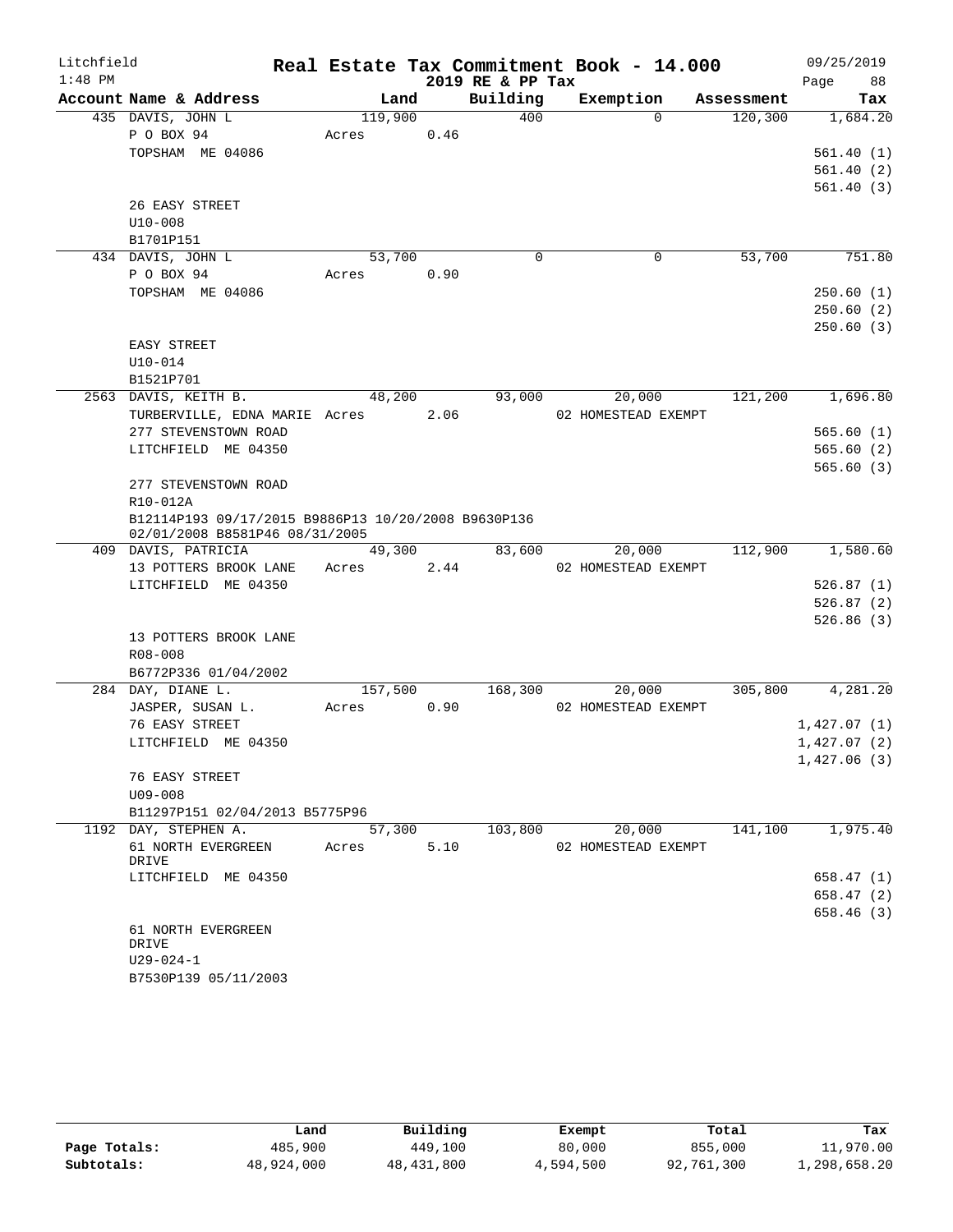Litchfield
1:48 PM

# Real Estate Tax Commitment Book - 14.000

2019 RE & PP Tax

09/25/2019

| Account Name & Address | Land | Building | Exemption | Assessment | Tax |
|---|---|---|---|---|---|
| 435 DAVIS, JOHN L | 119,900 | 400 | 0 | 120,300 | 1,684.20 |
| P O BOX 94 | Acres 0.46 | | | | |
| TOPSHAM ME 04086 | | | | | 561.40 (1) |
| | | | | | 561.40 (2) |
| | | | | | 561.40 (3) |
| 26 EASY STREET | | | | | |
| U10-008 | | | | | |
| B1701P151 | | | | | |
| 434 DAVIS, JOHN L | 53,700 | 0 | 0 | 53,700 | 751.80 |
| P O BOX 94 | Acres 0.90 | | | | |
| TOPSHAM ME 04086 | | | | | 250.60 (1) |
| | | | | | 250.60 (2) |
| | | | | | 250.60 (3) |
| EASY STREET | | | | | |
| U10-014 | | | | | |
| B1521P701 | | | | | |
| 2563 DAVIS, KEITH B. | 48,200 | 93,000 | 20,000 | 121,200 | 1,696.80 |
| TURBERVILLE, EDNA MARIE | Acres 2.06 | | 02 HOMESTEAD EXEMPT | | |
| 277 STEVENSTOWN ROAD | | | | | 565.60 (1) |
| LITCHFIELD ME 04350 | | | | | 565.60 (2) |
| | | | | | 565.60 (3) |
| 277 STEVENSTOWN ROAD | | | | | |
| R10-012A | | | | | |
| B12114P193 09/17/2015 B9886P13 10/20/2008 B9630P136 02/01/2008 B8581P46 08/31/2005 | | | | | |
| 409 DAVIS, PATRICIA | 49,300 | 83,600 | 20,000 | 112,900 | 1,580.60 |
| 13 POTTERS BROOK LANE | Acres 2.44 | | 02 HOMESTEAD EXEMPT | | |
| LITCHFIELD ME 04350 | | | | | 526.87 (1) |
| | | | | | 526.87 (2) |
| | | | | | 526.86 (3) |
| 13 POTTERS BROOK LANE | | | | | |
| R08-008 | | | | | |
| B6772P336 01/04/2002 | | | | | |
| 284 DAY, DIANE L. | 157,500 | 168,300 | 20,000 | 305,800 | 4,281.20 |
| JASPER, SUSAN L. | Acres 0.90 | | 02 HOMESTEAD EXEMPT | | |
| 76 EASY STREET | | | | | 1,427.07 (1) |
| LITCHFIELD ME 04350 | | | | | 1,427.07 (2) |
| | | | | | 1,427.06 (3) |
| 76 EASY STREET | | | | | |
| U09-008 | | | | | |
| B11297P151 02/04/2013 B5775P96 | | | | | |
| 1192 DAY, STEPHEN A. | 57,300 | 103,800 | 20,000 | 141,100 | 1,975.40 |
| 61 NORTH EVERGREEN DRIVE | Acres 5.10 | | 02 HOMESTEAD EXEMPT | | |
| LITCHFIELD ME 04350 | | | | | 658.47 (1) |
| | | | | | 658.47 (2) |
| | | | | | 658.46 (3) |
| 61 NORTH EVERGREEN DRIVE | | | | | |
| U29-024-1 | | | | | |
| B7530P139 05/11/2003 | | | | | |

| | Land | Building | Exempt | Total | Tax |
|---|---|---|---|---|---|
| Page Totals: | 485,900 | 449,100 | 80,000 | 855,000 | 11,970.00 |
| Subtotals: | 48,924,000 | 48,431,800 | 4,594,500 | 92,761,300 | 1,298,658.20 |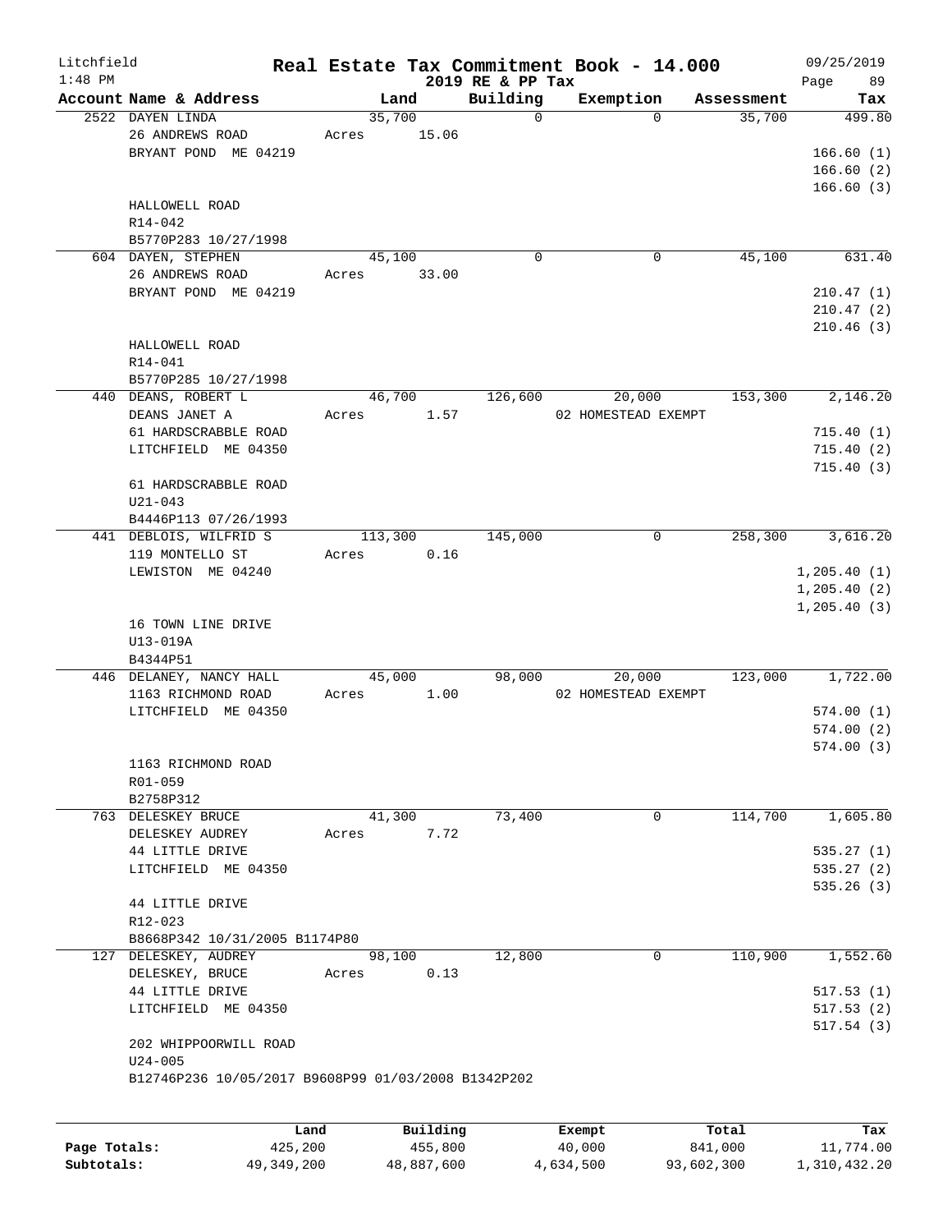Litchfield
1:48 PM

**Real Estate Tax Commitment Book - 14.000**
**2019 RE & PP Tax**

09/25/2019

| Account Name & Address | Land | Building | Exemption | Assessment | Tax |
|---|---|---|---|---|---|
| 2522 DAYEN LINDA<br>26 ANDREWS ROAD<br>BRYANT POND ME 04219<br><br>HALLOWELL ROAD<br>R14-042<br>B5770P283 10/27/1998 | 35,700<br>Acres 15.06 | 0 | 0 | 35,700 | 499.80<br><br>166.60 (1)<br>166.60 (2)<br>166.60 (3) |
| 604 DAYEN, STEPHEN<br>26 ANDREWS ROAD<br>BRYANT POND ME 04219<br><br>HALLOWELL ROAD<br>R14-041<br>B5770P285 10/27/1998 | 45,100<br>Acres 33.00 | 0 | 0 | 45,100 | 631.40<br><br>210.47 (1)<br>210.47 (2)<br>210.46 (3) |
| 440 DEANS, ROBERT L<br>DEANS JANET A<br>61 HARDSCRABBLE ROAD<br>LITCHFIELD ME 04350<br><br>61 HARDSCRABBLE ROAD<br>U21-043<br>B4446P113 07/26/1993 | 46,700<br>Acres 1.57 | 126,600 | 20,000<br>02 HOMESTEAD EXEMPT | 153,300 | 2,146.20<br><br>715.40 (1)<br>715.40 (2)<br>715.40 (3) |
| 441 DEBLOIS, WILFRID S<br>119 MONTELLO ST<br>LEWISTON ME 04240<br><br>16 TOWN LINE DRIVE<br>U13-019A<br>B4344P51 | 113,300<br>Acres 0.16 | 145,000 | 0 | 258,300 | 3,616.20<br><br>1,205.40 (1)<br>1,205.40 (2)<br>1,205.40 (3) |
| 446 DELANEY, NANCY HALL<br>1163 RICHMOND ROAD<br>LITCHFIELD ME 04350<br><br>1163 RICHMOND ROAD<br>R01-059<br>B2758P312 | 45,000<br>Acres 1.00 | 98,000 | 20,000<br>02 HOMESTEAD EXEMPT | 123,000 | 1,722.00<br><br>574.00 (1)<br>574.00 (2)<br>574.00 (3) |
| 763 DELESKEY BRUCE<br>DELESKEY AUDREY<br>44 LITTLE DRIVE<br>LITCHFIELD ME 04350<br><br>44 LITTLE DRIVE<br>R12-023<br>B8668P342 10/31/2005 B1174P80 | 41,300<br>Acres 7.72 | 73,400 | 0 | 114,700 | 1,605.80<br><br>535.27 (1)<br>535.27 (2)<br>535.26 (3) |
| 127 DELESKEY, AUDREY<br>DELESKEY, BRUCE<br>44 LITTLE DRIVE<br>LITCHFIELD ME 04350<br><br>202 WHIPPOORWILL ROAD<br>U24-005<br>B12746P236 10/05/2017 B9608P99 01/03/2008 B1342P202 | 98,100<br>Acres 0.13 | 12,800 | 0 | 110,900 | 1,552.60<br><br>517.53 (1)<br>517.53 (2)<br>517.54 (3) |

| | Land | Building | Exempt | Total | Tax |
|---|---|---|---|---|---|
| **Page Totals:** | 425,200 | 455,800 | 40,000 | 841,000 | 11,774.00 |
| **Subtotals:** | 49,349,200 | 48,887,600 | 4,634,500 | 93,602,300 | 1,310,432.20 |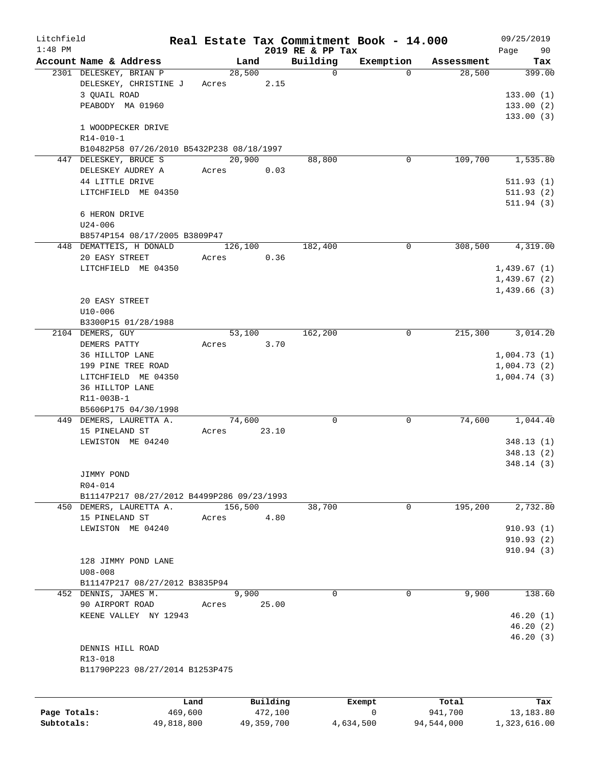Litchfield
1:48 PM

# Real Estate Tax Commitment Book - 14.000

2019 RE & PP Tax

09/25/2019

| Account Name & Address | Land | Building | Exemption | Assessment | Tax |
|---|---|---|---|---|---|
| 2301 DELESKEY, BRIAN P | 28,500 | 0 | 0 | 28,500 | 399.00 |
| DELESKEY, CHRISTINE J | Acres 2.15 | | | | |
| 3 QUAIL ROAD | | | | | 133.00 (1) |
| PEABODY MA 01960 | | | | | 133.00 (2) |
| | | | | | 133.00 (3) |
| 1 WOODPECKER DRIVE | | | | | |
| R14-010-1 | | | | | |
| B10482P58 07/26/2010 B5432P238 08/18/1997 | | | | | |
| 447 DELESKEY, BRUCE S | 20,900 | 88,800 | 0 | 109,700 | 1,535.80 |
| DELESKEY AUDREY A | Acres 0.03 | | | | |
| 44 LITTLE DRIVE | | | | | 511.93 (1) |
| LITCHFIELD ME 04350 | | | | | 511.93 (2) |
| | | | | | 511.94 (3) |
| 6 HERON DRIVE | | | | | |
| U24-006 | | | | | |
| B8574P154 08/17/2005 B3809P47 | | | | | |
| 448 DEMATTEIS, H DONALD | 126,100 | 182,400 | 0 | 308,500 | 4,319.00 |
| 20 EASY STREET | Acres 0.36 | | | | |
| LITCHFIELD ME 04350 | | | | | 1,439.67 (1) |
| | | | | | 1,439.67 (2) |
| | | | | | 1,439.66 (3) |
| 20 EASY STREET | | | | | |
| U10-006 | | | | | |
| B3300P15 01/28/1988 | | | | | |
| 2104 DEMERS, GUY | 53,100 | 162,200 | 0 | 215,300 | 3,014.20 |
| DEMERS PATTY | Acres 3.70 | | | | |
| 36 HILLTOP LANE | | | | | 1,004.73 (1) |
| 199 PINE TREE ROAD | | | | | 1,004.73 (2) |
| LITCHFIELD ME 04350 | | | | | 1,004.74 (3) |
| 36 HILLTOP LANE | | | | | |
| R11-003B-1 | | | | | |
| B5606P175 04/30/1998 | | | | | |
| 449 DEMERS, LAURETTA A. | 74,600 | 0 | 0 | 74,600 | 1,044.40 |
| 15 PINELAND ST | Acres 23.10 | | | | |
| LEWISTON ME 04240 | | | | | 348.13 (1) |
| | | | | | 348.13 (2) |
| | | | | | 348.14 (3) |
| JIMMY POND | | | | | |
| R04-014 | | | | | |
| B11147P217 08/27/2012 B4499P286 09/23/1993 | | | | | |
| 450 DEMERS, LAURETTA A. | 156,500 | 38,700 | 0 | 195,200 | 2,732.80 |
| 15 PINELAND ST | Acres 4.80 | | | | |
| LEWISTON ME 04240 | | | | | 910.93 (1) |
| | | | | | 910.93 (2) |
| | | | | | 910.94 (3) |
| 128 JIMMY POND LANE | | | | | |
| U08-008 | | | | | |
| B11147P217 08/27/2012 B3835P94 | | | | | |
| 452 DENNIS, JAMES M. | 9,900 | 0 | 0 | 9,900 | 138.60 |
| 90 AIRPORT ROAD | Acres 25.00 | | | | |
| KEENE VALLEY NY 12943 | | | | | 46.20 (1) |
| | | | | | 46.20 (2) |
| | | | | | 46.20 (3) |
| DENNIS HILL ROAD | | | | | |
| R13-018 | | | | | |
| B11790P223 08/27/2014 B1253P475 | | | | | |

| | Land | Building | Exempt | Total | Tax |
|---|---|---|---|---|---|
| Page Totals: | 469,600 | 472,100 | 0 | 941,700 | 13,183.80 |
| Subtotals: | 49,818,800 | 49,359,700 | 4,634,500 | 94,544,000 | 1,323,616.00 |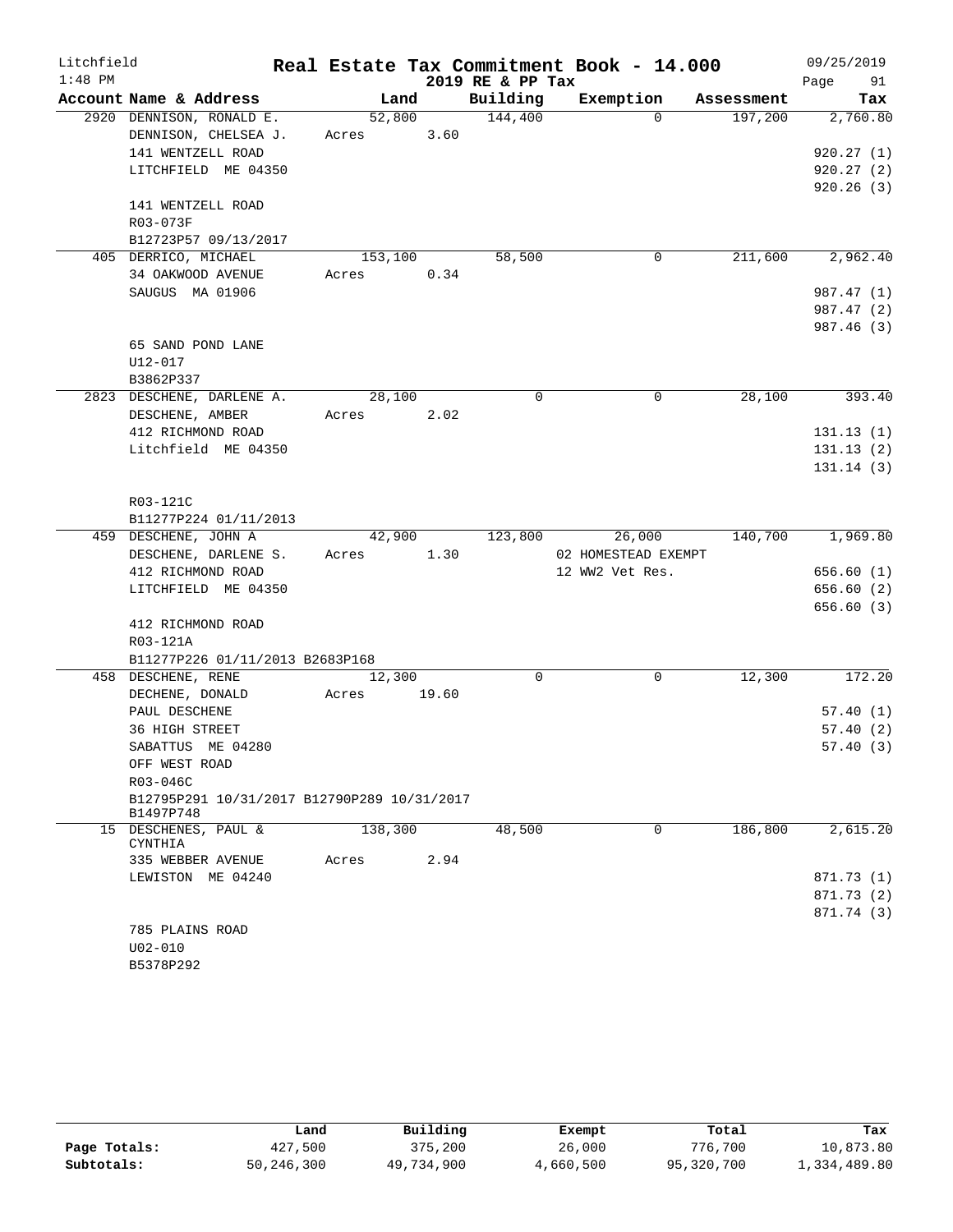Litchfield 1:48 PM

# Real Estate Tax Commitment Book - 14.000

2019 RE & PP Tax

09/25/2019 Page 91

| Account Name & Address | Land | Building | Exemption | Assessment | Tax |
|---|---|---|---|---|---|
| 2920 DENNISON, RONALD E. | 52,800 | 144,400 | 0 | 197,200 | 2,760.80 |
| DENNISON, CHELSEA J. | Acres 3.60 | | | | |
| 141 WENTZELL ROAD | | | | | 920.27 (1) |
| LITCHFIELD ME 04350 | | | | | 920.27 (2) |
| | | | | | 920.26 (3) |
| 141 WENTZELL ROAD | | | | | |
| R03-073F | | | | | |
| B12723P57 09/13/2017 | | | | | |
| 405 DERRICO, MICHAEL | 153,100 | 58,500 | 0 | 211,600 | 2,962.40 |
| 34 OAKWOOD AVENUE | Acres 0.34 | | | | |
| SAUGUS MA 01906 | | | | | 987.47 (1) |
| | | | | | 987.47 (2) |
| | | | | | 987.46 (3) |
| 65 SAND POND LANE | | | | | |
| U12-017 | | | | | |
| B3862P337 | | | | | |
| 2823 DESCHENE, DARLENE A. | 28,100 | 0 | 0 | 28,100 | 393.40 |
| DESCHENE, AMBER | Acres 2.02 | | | | |
| 412 RICHMOND ROAD | | | | | 131.13 (1) |
| Litchfield ME 04350 | | | | | 131.13 (2) |
| | | | | | 131.14 (3) |
| R03-121C | | | | | |
| B11277P224 01/11/2013 | | | | | |
| 459 DESCHENE, JOHN A | 42,900 | 123,800 | 26,000 | 140,700 | 1,969.80 |
| DESCHENE, DARLENE S. | Acres 1.30 | | 02 HOMESTEAD EXEMPT | | |
| 412 RICHMOND ROAD | | | 12 WW2 Vet Res. | | 656.60 (1) |
| LITCHFIELD ME 04350 | | | | | 656.60 (2) |
| | | | | | 656.60 (3) |
| 412 RICHMOND ROAD | | | | | |
| R03-121A | | | | | |
| B11277P226 01/11/2013 B2683P168 | | | | | |
| 458 DESCHENE, RENE | 12,300 | 0 | 0 | 12,300 | 172.20 |
| DECHENE, DONALD | Acres 19.60 | | | | |
| PAUL DESCHENE | | | | | 57.40 (1) |
| 36 HIGH STREET | | | | | 57.40 (2) |
| SABATTUS ME 04280 | | | | | 57.40 (3) |
| OFF WEST ROAD | | | | | |
| R03-046C | | | | | |
| B12795P291 10/31/2017 B12790P289 10/31/2017 B1497P748 | | | | | |
| 15 DESCHENES, PAUL & CYNTHIA | 138,300 | 48,500 | 0 | 186,800 | 2,615.20 |
| 335 WEBBER AVENUE | Acres 2.94 | | | | |
| LEWISTON ME 04240 | | | | | 871.73 (1) |
| | | | | | 871.73 (2) |
| | | | | | 871.74 (3) |
| 785 PLAINS ROAD | | | | | |
| U02-010 | | | | | |
| B5378P292 | | | | | |

| | Land | Building | Exempt | Total | Tax |
|---|---|---|---|---|---|
| Page Totals: | 427,500 | 375,200 | 26,000 | 776,700 | 10,873.80 |
| Subtotals: | 50,246,300 | 49,734,900 | 4,660,500 | 95,320,700 | 1,334,489.80 |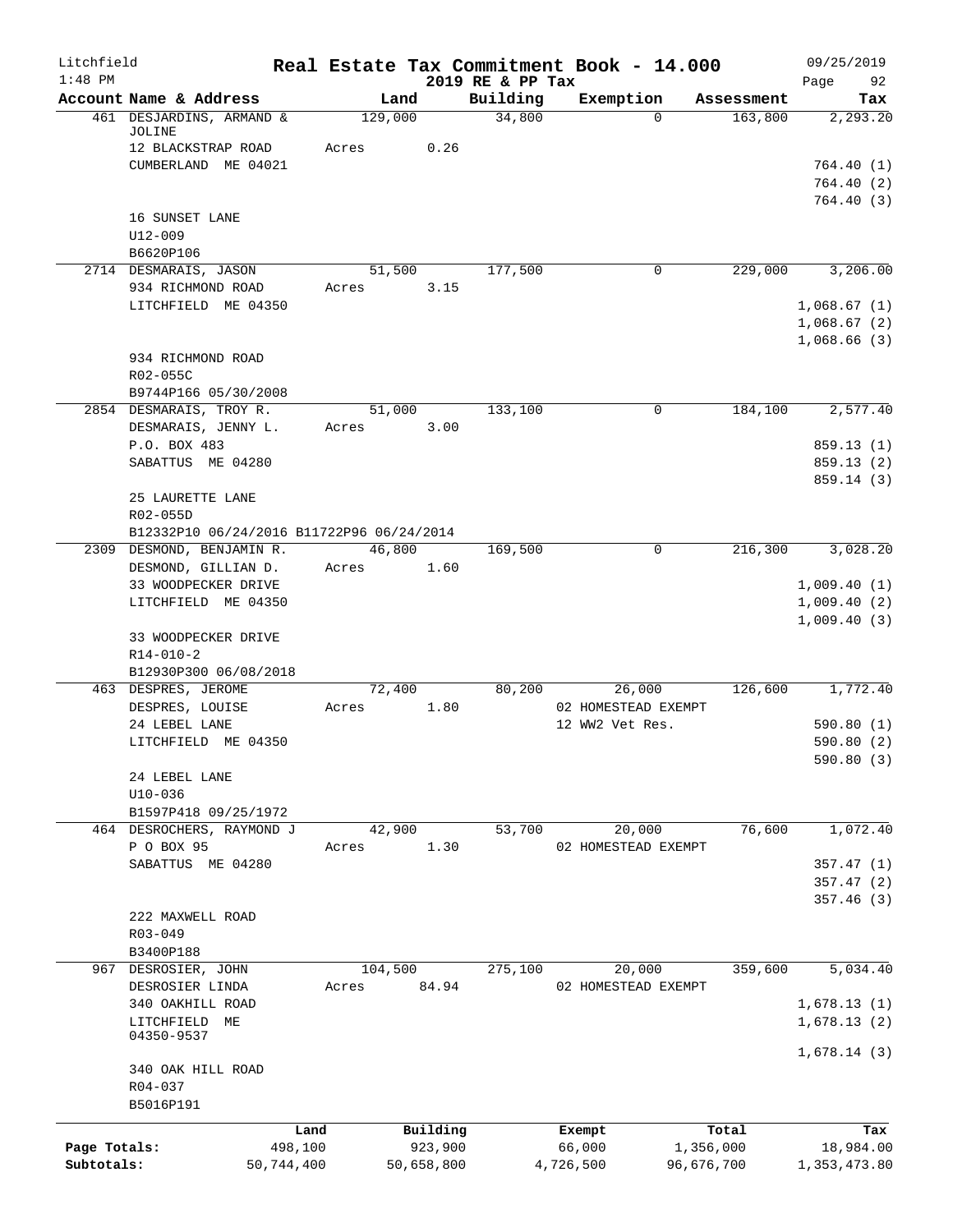# Real Estate Tax Commitment Book - 14.000

Litchfield 1:48 PM — 2019 RE & PP Tax — 09/25/2019

| Account Name & Address | Land | Building | Exemption | Assessment | Tax |
|---|---|---|---|---|---|
| 461 DESJARDINS, ARMAND & JOLINE | 129,000 | 34,800 | 0 | 163,800 | 2,293.20 |
| 12 BLACKSTRAP ROAD | Acres 0.26 | | | | |
| CUMBERLAND ME 04021 | | | | | 764.40 (1) |
| | | | | | 764.40 (2) |
| | | | | | 764.40 (3) |
| 16 SUNSET LANE | | | | | |
| U12-009 | | | | | |
| B6620P106 | | | | | |
| 2714 DESMARAIS, JASON | 51,500 | 177,500 | 0 | 229,000 | 3,206.00 |
| 934 RICHMOND ROAD | Acres 3.15 | | | | |
| LITCHFIELD ME 04350 | | | | | 1,068.67 (1) |
| | | | | | 1,068.67 (2) |
| | | | | | 1,068.66 (3) |
| 934 RICHMOND ROAD | | | | | |
| R02-055C | | | | | |
| B9744P166 05/30/2008 | | | | | |
| 2854 DESMARAIS, TROY R. | 51,000 | 133,100 | 0 | 184,100 | 2,577.40 |
| DESMARAIS, JENNY L. | Acres 3.00 | | | | |
| P.O. BOX 483 | | | | | 859.13 (1) |
| SABATTUS ME 04280 | | | | | 859.13 (2) |
| | | | | | 859.14 (3) |
| 25 LAURETTE LANE | | | | | |
| R02-055D | | | | | |
| B12332P10 06/24/2016 B11722P96 06/24/2014 | | | | | |
| 2309 DESMOND, BENJAMIN R. | 46,800 | 169,500 | 0 | 216,300 | 3,028.20 |
| DESMOND, GILLIAN D. | Acres 1.60 | | | | |
| 33 WOODPECKER DRIVE | | | | | 1,009.40 (1) |
| LITCHFIELD ME 04350 | | | | | 1,009.40 (2) |
| | | | | | 1,009.40 (3) |
| 33 WOODPECKER DRIVE | | | | | |
| R14-010-2 | | | | | |
| B12930P300 06/08/2018 | | | | | |
| 463 DESPRES, JEROME | 72,400 | 80,200 | 26,000 | 126,600 | 1,772.40 |
| DESPRES, LOUISE | Acres 1.80 | | 02 HOMESTEAD EXEMPT | | |
| 24 LEBEL LANE | | | 12 WW2 Vet Res. | | 590.80 (1) |
| LITCHFIELD ME 04350 | | | | | 590.80 (2) |
| | | | | | 590.80 (3) |
| 24 LEBEL LANE | | | | | |
| U10-036 | | | | | |
| B1597P418 09/25/1972 | | | | | |
| 464 DESROCHERS, RAYMOND J | 42,900 | 53,700 | 20,000 | 76,600 | 1,072.40 |
| P O BOX 95 | Acres 1.30 | | 02 HOMESTEAD EXEMPT | | |
| SABATTUS ME 04280 | | | | | 357.47 (1) |
| | | | | | 357.47 (2) |
| | | | | | 357.46 (3) |
| 222 MAXWELL ROAD | | | | | |
| R03-049 | | | | | |
| B3400P188 | | | | | |
| 967 DESROSIER, JOHN | 104,500 | 275,100 | 20,000 | 359,600 | 5,034.40 |
| DESROSIER LINDA | Acres 84.94 | | 02 HOMESTEAD EXEMPT | | |
| 340 OAKHILL ROAD | | | | | 1,678.13 (1) |
| LITCHFIELD ME 04350-9537 | | | | | 1,678.13 (2) |
| | | | | | 1,678.14 (3) |
| 340 OAK HILL ROAD | | | | | |
| R04-037 | | | | | |
| B5016P191 | | | | | |

| | Land | Building | Exempt | Total | Tax |
|---|---|---|---|---|---|
| Page Totals: | 498,100 | 923,900 | 66,000 | 1,356,000 | 18,984.00 |
| Subtotals: | 50,744,400 | 50,658,800 | 4,726,500 | 96,676,700 | 1,353,473.80 |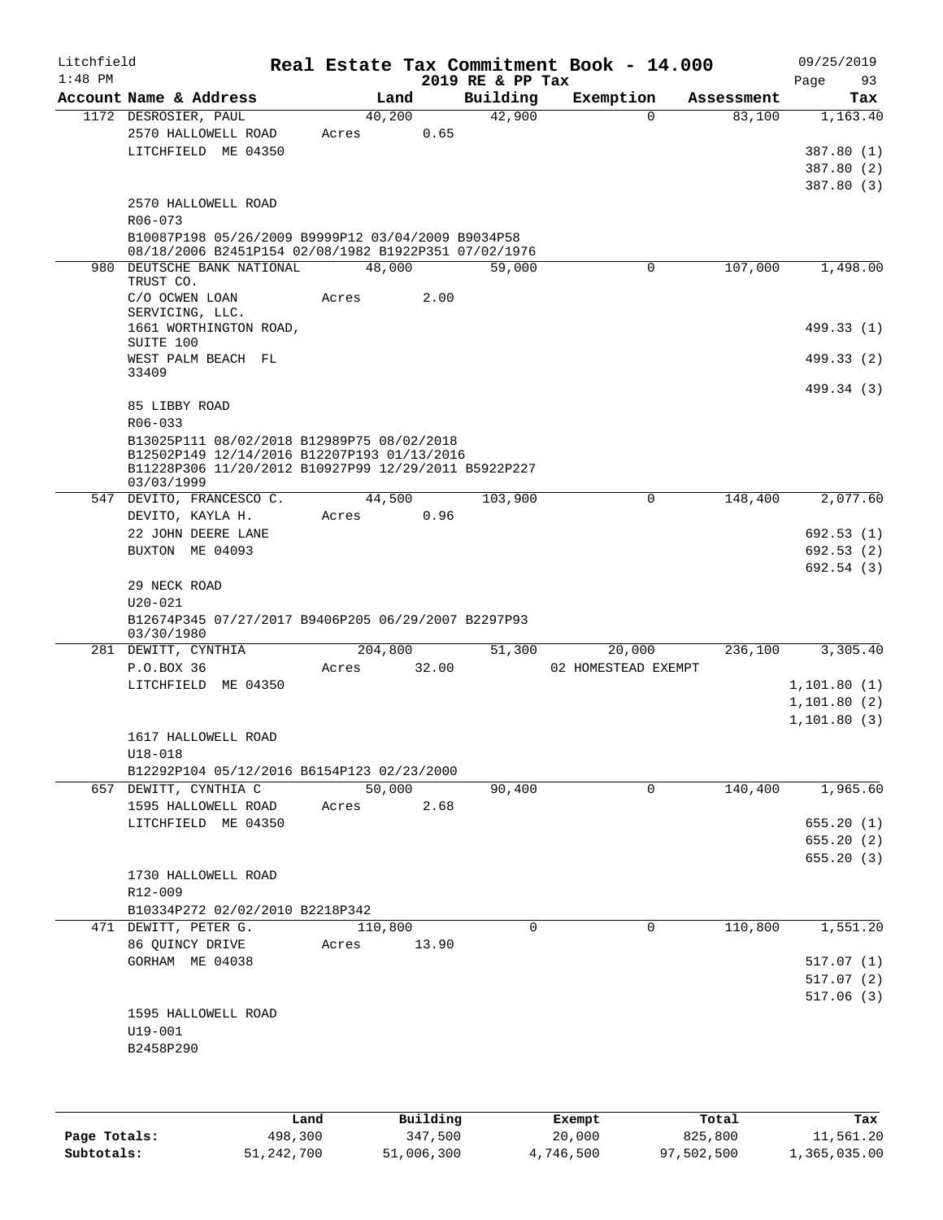Litchfield
1:48 PM

# Real Estate Tax Commitment Book - 14.000

2019 RE & PP Tax

09/25/2019

| Account Name & Address | Land | Building | Exemption | Assessment | Tax |
|---|---|---|---|---|---|
| 1172 DESROSIER, PAUL | 40,200 | 42,900 | 0 | 83,100 | 1,163.40 |
| 2570 HALLOWELL ROAD | Acres 0.65 | | | | |
| LITCHFIELD ME 04350 | | | | | 387.80 (1) |
| | | | | | 387.80 (2) |
| | | | | | 387.80 (3) |
| 2570 HALLOWELL ROAD | | | | | |
| R06-073 | | | | | |
| B10087P198 05/26/2009 B9999P12 03/04/2009 B9034P58 08/18/2006 B2451P154 02/08/1982 B1922P351 07/02/1976 | | | | | |
| 980 DEUTSCHE BANK NATIONAL TRUST CO. | 48,000 | 59,000 | 0 | 107,000 | 1,498.00 |
| C/O OCWEN LOAN SERVICING, LLC. | Acres 2.00 | | | | |
| 1661 WORTHINGTON ROAD, SUITE 100 | | | | | 499.33 (1) |
| WEST PALM BEACH FL 33409 | | | | | 499.33 (2) |
| | | | | | 499.34 (3) |
| 85 LIBBY ROAD | | | | | |
| R06-033 | | | | | |
| B13025P111 08/02/2018 B12989P75 08/02/2018 B12502P149 12/14/2016 B12207P193 01/13/2016 B11228P306 11/20/2012 B10927P99 12/29/2011 B5922P227 03/03/1999 | | | | | |
| 547 DEVITO, FRANCESCO C. | 44,500 | 103,900 | 0 | 148,400 | 2,077.60 |
| DEVITO, KAYLA H. | Acres 0.96 | | | | |
| 22 JOHN DEERE LANE | | | | | 692.53 (1) |
| BUXTON ME 04093 | | | | | 692.53 (2) |
| | | | | | 692.54 (3) |
| 29 NECK ROAD | | | | | |
| U20-021 | | | | | |
| B12674P345 07/27/2017 B9406P205 06/29/2007 B2297P93 03/30/1980 | | | | | |
| 281 DEWITT, CYNTHIA | 204,800 | 51,300 | 20,000 | 236,100 | 3,305.40 |
| P.O.BOX 36 | Acres 32.00 | | 02 HOMESTEAD EXEMPT | | |
| LITCHFIELD ME 04350 | | | | | 1,101.80 (1) |
| | | | | | 1,101.80 (2) |
| | | | | | 1,101.80 (3) |
| 1617 HALLOWELL ROAD | | | | | |
| U18-018 | | | | | |
| B12292P104 05/12/2016 B6154P123 02/23/2000 | | | | | |
| 657 DEWITT, CYNTHIA C | 50,000 | 90,400 | 0 | 140,400 | 1,965.60 |
| 1595 HALLOWELL ROAD | Acres 2.68 | | | | |
| LITCHFIELD ME 04350 | | | | | 655.20 (1) |
| | | | | | 655.20 (2) |
| | | | | | 655.20 (3) |
| 1730 HALLOWELL ROAD | | | | | |
| R12-009 | | | | | |
| B10334P272 02/02/2010 B2218P342 | | | | | |
| 471 DEWITT, PETER G. | 110,800 | 0 | 0 | 110,800 | 1,551.20 |
| 86 QUINCY DRIVE | Acres 13.90 | | | | |
| GORHAM ME 04038 | | | | | 517.07 (1) |
| | | | | | 517.07 (2) |
| | | | | | 517.06 (3) |
| 1595 HALLOWELL ROAD | | | | | |
| U19-001 | | | | | |
| B2458P290 | | | | | |

| | Land | Building | Exempt | Total | Tax |
|---|---|---|---|---|---|
| Page Totals: | 498,300 | 347,500 | 20,000 | 825,800 | 11,561.20 |
| Subtotals: | 51,242,700 | 51,006,300 | 4,746,500 | 97,502,500 | 1,365,035.00 |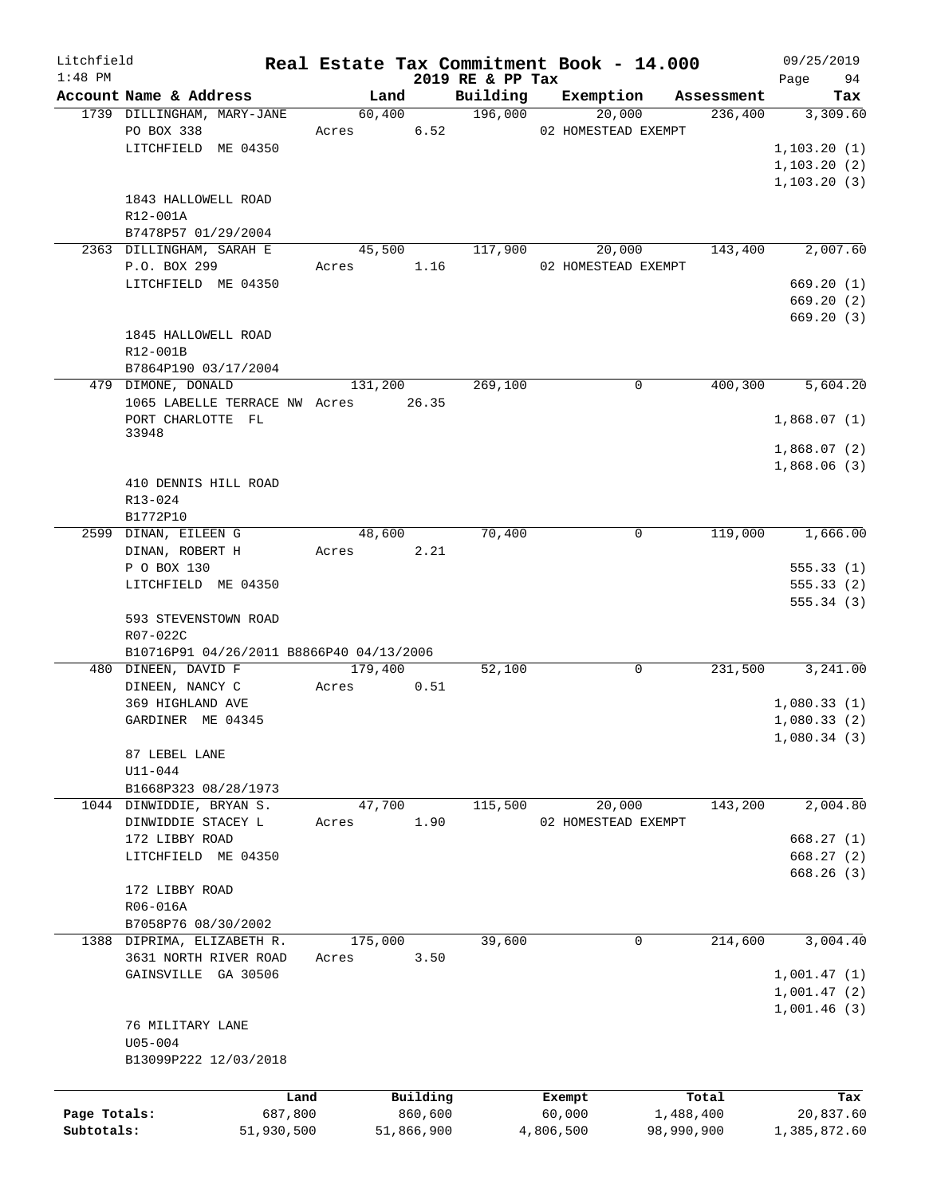Litchfield
1:48 PM

# Real Estate Tax Commitment Book - 14.000

2019 RE & PP Tax

09/25/2019

| Account Name & Address | Land | Building | Exemption | Assessment | Tax |
|---|---|---|---|---|---|
| 1739 DILLINGHAM, MARY-JANE<br>PO BOX 338<br>LITCHFIELD ME 04350<br><br>1843 HALLOWELL ROAD<br>R12-001A<br>B7478P57 01/29/2004 | 60,400<br>Acres 6.52 | 196,000 | 20,000<br>02 HOMESTEAD EXEMPT | 236,400 | 3,309.60<br>1,103.20 (1)<br>1,103.20 (2)<br>1,103.20 (3) |
| 2363 DILLINGHAM, SARAH E<br>P.O. BOX 299<br>LITCHFIELD ME 04350<br><br>1845 HALLOWELL ROAD<br>R12-001B<br>B7864P190 03/17/2004 | 45,500<br>Acres 1.16 | 117,900 | 20,000<br>02 HOMESTEAD EXEMPT | 143,400 | 2,007.60<br>669.20 (1)<br>669.20 (2)<br>669.20 (3) |
| 479 DIMONE, DONALD<br>1065 LABELLE TERRACE NW<br>PORT CHARLOTTE FL 33948<br><br>410 DENNIS HILL ROAD<br>R13-024<br>B1772P10 | 131,200<br>Acres 26.35 | 269,100 | 0 | 400,300 | 5,604.20<br>1,868.07 (1)<br>1,868.07 (2)<br>1,868.06 (3) |
| 2599 DINAN, EILEEN G<br>DINAN, ROBERT H<br>P O BOX 130<br>LITCHFIELD ME 04350<br><br>593 STEVENSTOWN ROAD<br>R07-022C<br>B10716P91 04/26/2011 B8866P40 04/13/2006 | 48,600<br>Acres 2.21 | 70,400 | 0 | 119,000 | 1,666.00<br>555.33 (1)<br>555.33 (2)<br>555.34 (3) |
| 480 DINEEN, DAVID F<br>DINEEN, NANCY C<br>369 HIGHLAND AVE<br>GARDINER ME 04345<br><br>87 LEBEL LANE<br>U11-044<br>B1668P323 08/28/1973 | 179,400<br>Acres 0.51 | 52,100 | 0 | 231,500 | 3,241.00<br>1,080.33 (1)<br>1,080.33 (2)<br>1,080.34 (3) |
| 1044 DINWIDDIE, BRYAN S.<br>DINWIDDIE STACEY L<br>172 LIBBY ROAD<br>LITCHFIELD ME 04350<br><br>172 LIBBY ROAD<br>R06-016A<br>B7058P76 08/30/2002 | 47,700<br>Acres 1.90 | 115,500 | 20,000<br>02 HOMESTEAD EXEMPT | 143,200 | 2,004.80<br>668.27 (1)<br>668.27 (2)<br>668.26 (3) |
| 1388 DIPRIMA, ELIZABETH R.<br>3631 NORTH RIVER ROAD<br>GAINSVILLE GA 30506<br><br>76 MILITARY LANE<br>U05-004<br>B13099P222 12/03/2018 | 175,000<br>Acres 3.50 | 39,600 | 0 | 214,600 | 3,004.40<br>1,001.47 (1)<br>1,001.47 (2)<br>1,001.46 (3) |

| | Land | Building | Exempt | Total | Tax |
|---|---|---|---|---|---|
| Page Totals: | 687,800 | 860,600 | 60,000 | 1,488,400 | 20,837.60 |
| Subtotals: | 51,930,500 | 51,866,900 | 4,806,500 | 98,990,900 | 1,385,872.60 |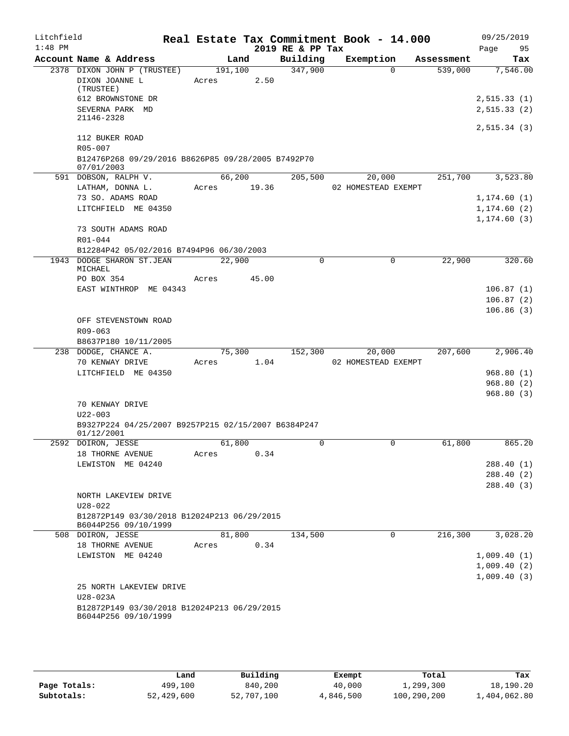Litchfield
1:48 PM

# Real Estate Tax Commitment Book - 14.000

2019 RE & PP Tax

09/25/2019

| Account | Name & Address | Land | Building | Exemption | Assessment | Tax |
|---|---|---|---|---|---|---|
| 2378 | DIXON JOHN P (TRUSTEE)<br>DIXON JOANNE L (TRUSTEE)<br>612 BROWNSTONE DR<br>SEVERNA PARK MD 21146-2328<br><br>112 BUKER ROAD<br>R05-007<br>B12476P268 09/29/2016 B8626P85 09/28/2005 B7492P70 07/01/2003 | 191,100<br>Acres 2.50 | 347,900 | 0 | 539,000 | 7,546.00<br><br>2,515.33 (1)<br>2,515.33 (2)<br>2,515.34 (3) |
| 591 | DOBSON, RALPH V.<br>LATHAM, DONNA L.<br>73 SO. ADAMS ROAD<br>LITCHFIELD ME 04350<br><br>73 SOUTH ADAMS ROAD<br>R01-044<br>B12284P42 05/02/2016 B7494P96 06/30/2003 | 66,200<br>Acres 19.36 | 205,500 | 20,000<br>02 HOMESTEAD EXEMPT | 251,700 | 3,523.80<br><br>1,174.60 (1)<br>1,174.60 (2)<br>1,174.60 (3) |
| 1943 | DODGE SHARON ST.JEAN MICHAEL<br>PO BOX 354<br>EAST WINTHROP ME 04343<br><br>OFF STEVENSTOWN ROAD<br>R09-063<br>B8637P180 10/11/2005 | 22,900<br>Acres 45.00 | 0 | 0 | 22,900 | 320.60<br><br>106.87 (1)<br>106.87 (2)<br>106.86 (3) |
| 238 | DODGE, CHANCE A.<br>70 KENWAY DRIVE<br>LITCHFIELD ME 04350<br><br>70 KENWAY DRIVE<br>U22-003<br>B9327P224 04/25/2007 B9257P215 02/15/2007 B6384P247 01/12/2001 | 75,300<br>Acres 1.04 | 152,300 | 20,000<br>02 HOMESTEAD EXEMPT | 207,600 | 2,906.40<br><br>968.80 (1)<br>968.80 (2)<br>968.80 (3) |
| 2592 | DOIRON, JESSE<br>18 THORNE AVENUE<br>LEWISTON ME 04240<br><br>NORTH LAKEVIEW DRIVE<br>U28-022<br>B12872P149 03/30/2018 B12024P213 06/29/2015 B6044P256 09/10/1999 | 61,800<br>Acres 0.34 | 0 | 0 | 61,800 | 865.20<br><br>288.40 (1)<br>288.40 (2)<br>288.40 (3) |
| 508 | DOIRON, JESSE<br>18 THORNE AVENUE<br>LEWISTON ME 04240<br><br>25 NORTH LAKEVIEW DRIVE<br>U28-023A<br>B12872P149 03/30/2018 B12024P213 06/29/2015 B6044P256 09/10/1999 | 81,800<br>Acres 0.34 | 134,500 | 0 | 216,300 | 3,028.20<br><br>1,009.40 (1)<br>1,009.40 (2)<br>1,009.40 (3) |

| | Land | Building | Exempt | Total | Tax |
|---|---|---|---|---|---|
| Page Totals: | 499,100 | 840,200 | 40,000 | 1,299,300 | 18,190.20 |
| Subtotals: | 52,429,600 | 52,707,100 | 4,846,500 | 100,290,200 | 1,404,062.80 |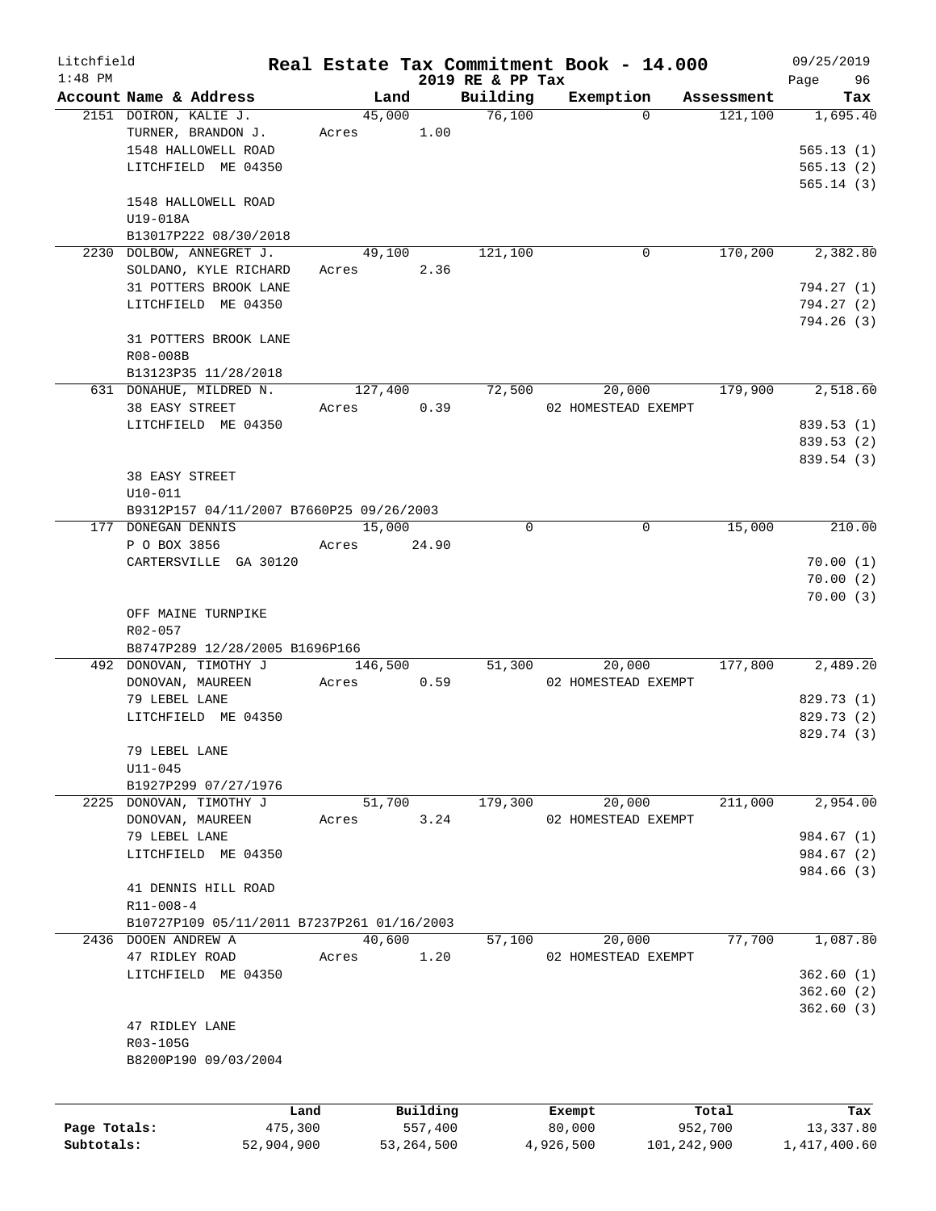Litchfield 1:48 PM

# Real Estate Tax Commitment Book - 14.000

## 2019 RE & PP Tax

09/25/2019

| Account Name & Address | Land | Building | Exemption | Assessment | Tax |
|---|---|---|---|---|---|
| 2151 DOIRON, KALIE J. | 45,000 | 76,100 | 0 | 121,100 | 1,695.40 |
| TURNER, BRANDON J. | Acres 1.00 | | | | |
| 1548 HALLOWELL ROAD | | | | | 565.13 (1) |
| LITCHFIELD ME 04350 | | | | | 565.13 (2) |
| | | | | | 565.14 (3) |
| 1548 HALLOWELL ROAD | | | | | |
| U19-018A | | | | | |
| B13017P222 08/30/2018 | | | | | |
| 2230 DOLBOW, ANNEGRET J. | 49,100 | 121,100 | 0 | 170,200 | 2,382.80 |
| SOLDANO, KYLE RICHARD | Acres 2.36 | | | | |
| 31 POTTERS BROOK LANE | | | | | 794.27 (1) |
| LITCHFIELD ME 04350 | | | | | 794.27 (2) |
| | | | | | 794.26 (3) |
| 31 POTTERS BROOK LANE | | | | | |
| R08-008B | | | | | |
| B13123P35 11/28/2018 | | | | | |
| 631 DONAHUE, MILDRED N. | 127,400 | 72,500 | 20,000 | 179,900 | 2,518.60 |
| 38 EASY STREET | Acres 0.39 | | 02 HOMESTEAD EXEMPT | | |
| LITCHFIELD ME 04350 | | | | | 839.53 (1) |
| | | | | | 839.53 (2) |
| | | | | | 839.54 (3) |
| 38 EASY STREET | | | | | |
| U10-011 | | | | | |
| B9312P157 04/11/2007 B7660P25 09/26/2003 | | | | | |
| 177 DONEGAN DENNIS | 15,000 | 0 | 0 | 15,000 | 210.00 |
| P O BOX 3856 | Acres 24.90 | | | | |
| CARTERSVILLE GA 30120 | | | | | 70.00 (1) |
| | | | | | 70.00 (2) |
| | | | | | 70.00 (3) |
| OFF MAINE TURNPIKE | | | | | |
| R02-057 | | | | | |
| B8747P289 12/28/2005 B1696P166 | | | | | |
| 492 DONOVAN, TIMOTHY J | 146,500 | 51,300 | 20,000 | 177,800 | 2,489.20 |
| DONOVAN, MAUREEN | Acres 0.59 | | 02 HOMESTEAD EXEMPT | | |
| 79 LEBEL LANE | | | | | 829.73 (1) |
| LITCHFIELD ME 04350 | | | | | 829.73 (2) |
| | | | | | 829.74 (3) |
| 79 LEBEL LANE | | | | | |
| U11-045 | | | | | |
| B1927P299 07/27/1976 | | | | | |
| 2225 DONOVAN, TIMOTHY J | 51,700 | 179,300 | 20,000 | 211,000 | 2,954.00 |
| DONOVAN, MAUREEN | Acres 3.24 | | 02 HOMESTEAD EXEMPT | | |
| 79 LEBEL LANE | | | | | 984.67 (1) |
| LITCHFIELD ME 04350 | | | | | 984.67 (2) |
| | | | | | 984.66 (3) |
| 41 DENNIS HILL ROAD | | | | | |
| R11-008-4 | | | | | |
| B10727P109 05/11/2011 B7237P261 01/16/2003 | | | | | |
| 2436 DOOEN ANDREW A | 40,600 | 57,100 | 20,000 | 77,700 | 1,087.80 |
| 47 RIDLEY ROAD | Acres 1.20 | | 02 HOMESTEAD EXEMPT | | |
| LITCHFIELD ME 04350 | | | | | 362.60 (1) |
| | | | | | 362.60 (2) |
| | | | | | 362.60 (3) |
| 47 RIDLEY LANE | | | | | |
| R03-105G | | | | | |
| B8200P190 09/03/2004 | | | | | |

| | Land | Building | Exempt | Total | Tax |
|---|---|---|---|---|---|
| Page Totals: | 475,300 | 557,400 | 80,000 | 952,700 | 13,337.80 |
| Subtotals: | 52,904,900 | 53,264,500 | 4,926,500 | 101,242,900 | 1,417,400.60 |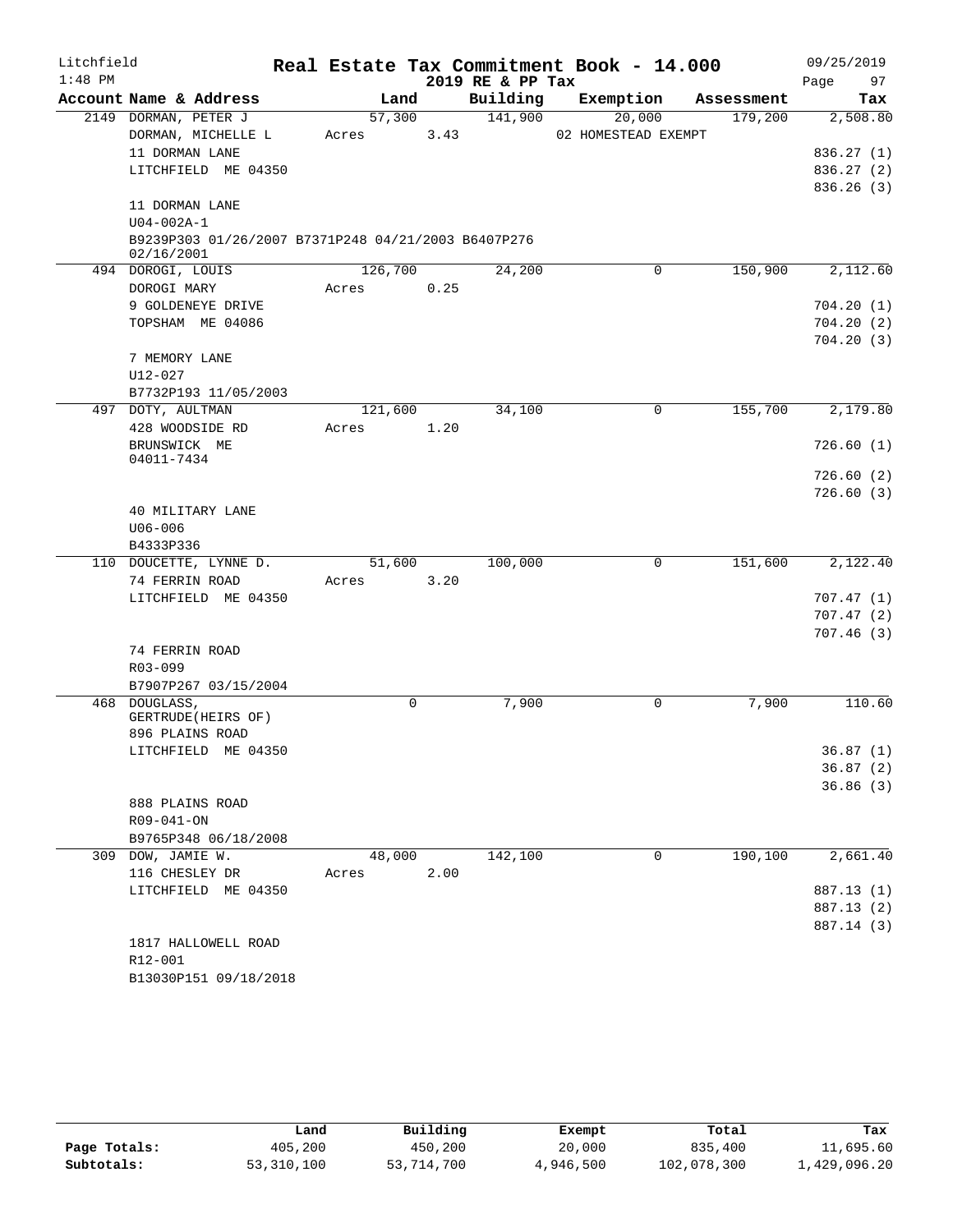Litchfield
1:48 PM

# Real Estate Tax Commitment Book - 14.000

2019 RE & PP Tax

09/25/2019

| Account Name & Address | Land | Building | Exemption | Assessment | Tax |
|---|---|---|---|---|---|
| 2149 DORMAN, PETER J | 57,300 | 141,900 | 20,000 | 179,200 | 2,508.80 |
| DORMAN, MICHELLE L | Acres 3.43 | | 02 HOMESTEAD EXEMPT | | |
| 11 DORMAN LANE | | | | | 836.27 (1) |
| LITCHFIELD ME 04350 | | | | | 836.27 (2) |
| | | | | | 836.26 (3) |
| 11 DORMAN LANE | | | | | |
| U04-002A-1 | | | | | |
| B9239P303 01/26/2007 B7371P248 04/21/2003 B6407P276 02/16/2001 | | | | | |
| 494 DOROGI, LOUIS | 126,700 | 24,200 | 0 | 150,900 | 2,112.60 |
| DOROGI MARY | Acres 0.25 | | | | |
| 9 GOLDENEYE DRIVE | | | | | 704.20 (1) |
| TOPSHAM ME 04086 | | | | | 704.20 (2) |
| | | | | | 704.20 (3) |
| 7 MEMORY LANE | | | | | |
| U12-027 | | | | | |
| B7732P193 11/05/2003 | | | | | |
| 497 DOTY, AULTMAN | 121,600 | 34,100 | 0 | 155,700 | 2,179.80 |
| 428 WOODSIDE RD | Acres 1.20 | | | | |
| BRUNSWICK ME 04011-7434 | | | | | 726.60 (1) |
| | | | | | 726.60 (2) |
| | | | | | 726.60 (3) |
| 40 MILITARY LANE | | | | | |
| U06-006 | | | | | |
| B4333P336 | | | | | |
| 110 DOUCETTE, LYNNE D. | 51,600 | 100,000 | 0 | 151,600 | 2,122.40 |
| 74 FERRIN ROAD | Acres 3.20 | | | | |
| LITCHFIELD ME 04350 | | | | | 707.47 (1) |
| | | | | | 707.47 (2) |
| | | | | | 707.46 (3) |
| 74 FERRIN ROAD | | | | | |
| R03-099 | | | | | |
| B7907P267 03/15/2004 | | | | | |
| 468 DOUGLASS, GERTRUDE(HEIRS OF) | 0 | 7,900 | 0 | 7,900 | 110.60 |
| 896 PLAINS ROAD | | | | | |
| LITCHFIELD ME 04350 | | | | | 36.87 (1) |
| | | | | | 36.87 (2) |
| | | | | | 36.86 (3) |
| 888 PLAINS ROAD | | | | | |
| R09-041-ON | | | | | |
| B9765P348 06/18/2008 | | | | | |
| 309 DOW, JAMIE W. | 48,000 | 142,100 | 0 | 190,100 | 2,661.40 |
| 116 CHESLEY DR | Acres 2.00 | | | | |
| LITCHFIELD ME 04350 | | | | | 887.13 (1) |
| | | | | | 887.13 (2) |
| | | | | | 887.14 (3) |
| 1817 HALLOWELL ROAD | | | | | |
| R12-001 | | | | | |
| B13030P151 09/18/2018 | | | | | |

| | Land | Building | Exempt | Total | Tax |
|---|---|---|---|---|---|
| Page Totals: | 405,200 | 450,200 | 20,000 | 835,400 | 11,695.60 |
| Subtotals: | 53,310,100 | 53,714,700 | 4,946,500 | 102,078,300 | 1,429,096.20 |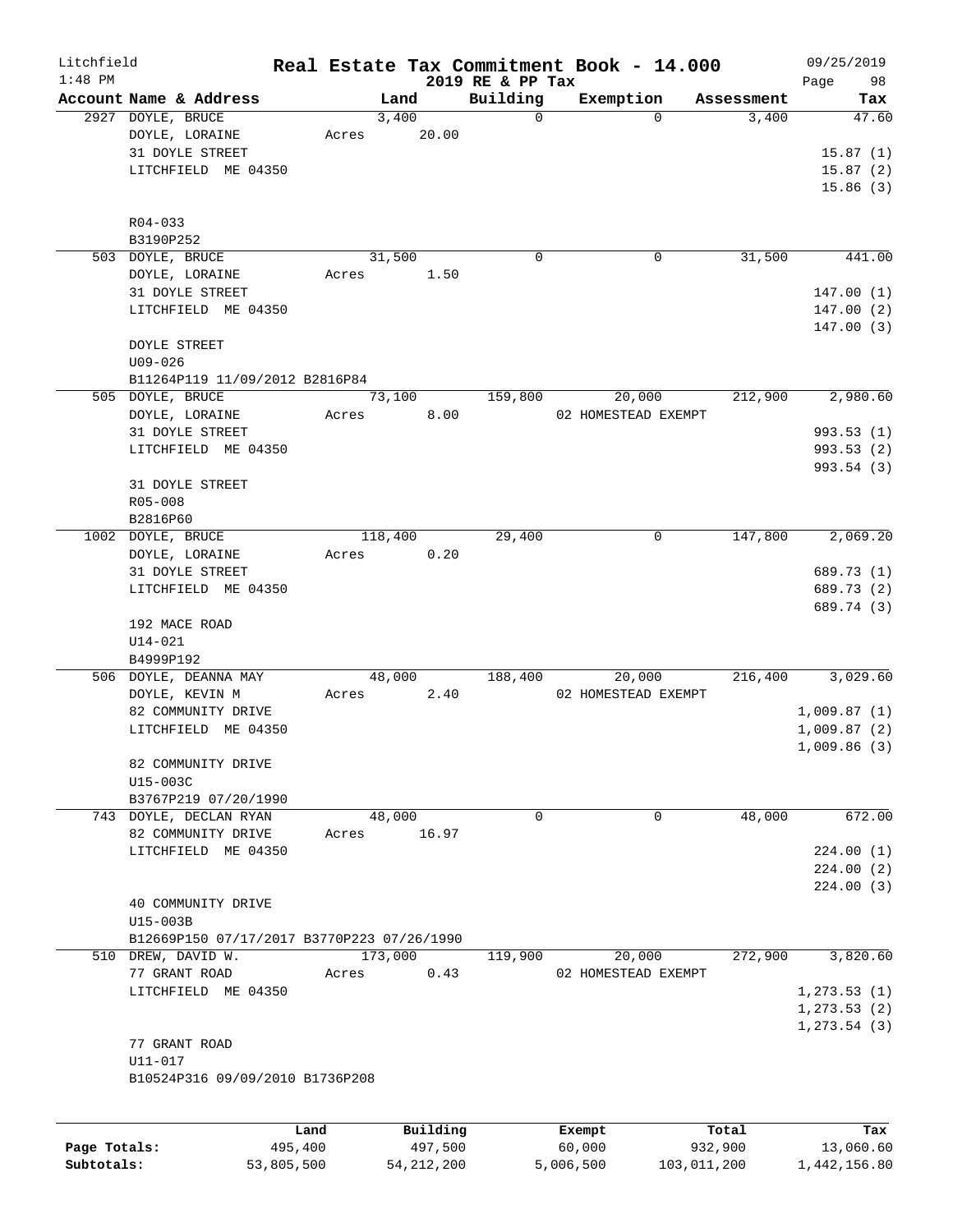Litchfield
1:48 PM

# Real Estate Tax Commitment Book - 14.000
## 2019 RE & PP Tax

09/25/2019

| Account | Name & Address | Land | Building | Exemption | Assessment | Tax |
|---|---|---|---|---|---|---|
| 2927 | DOYLE, BRUCE<br>DOYLE, LORAINE<br>31 DOYLE STREET<br>LITCHFIELD ME 04350<br><br>R04-033<br>B3190P252 | 3,400<br>Acres 20.00 | 0 | 0 | 3,400 | 47.60<br>15.87 (1)<br>15.87 (2)<br>15.86 (3) |
| 503 | DOYLE, BRUCE<br>DOYLE, LORAINE<br>31 DOYLE STREET<br>LITCHFIELD ME 04350<br><br>DOYLE STREET<br>U09-026<br>B11264P119 11/09/2012 B2816P84 | 31,500<br>Acres 1.50 | 0 | 0 | 31,500 | 441.00<br>147.00 (1)<br>147.00 (2)<br>147.00 (3) |
| 505 | DOYLE, BRUCE<br>DOYLE, LORAINE<br>31 DOYLE STREET<br>LITCHFIELD ME 04350<br><br>31 DOYLE STREET<br>R05-008<br>B2816P60 | 73,100<br>Acres 8.00 | 159,800 | 20,000<br>02 HOMESTEAD EXEMPT | 212,900 | 2,980.60<br>993.53 (1)<br>993.53 (2)<br>993.54 (3) |
| 1002 | DOYLE, BRUCE<br>DOYLE, LORAINE<br>31 DOYLE STREET<br>LITCHFIELD ME 04350<br><br>192 MACE ROAD<br>U14-021<br>B4999P192 | 118,400<br>Acres 0.20 | 29,400 | 0 | 147,800 | 2,069.20<br>689.73 (1)<br>689.73 (2)<br>689.74 (3) |
| 506 | DOYLE, DEANNA MAY<br>DOYLE, KEVIN M<br>82 COMMUNITY DRIVE<br>LITCHFIELD ME 04350<br><br>82 COMMUNITY DRIVE<br>U15-003C<br>B3767P219 07/20/1990 | 48,000<br>Acres 2.40 | 188,400 | 20,000<br>02 HOMESTEAD EXEMPT | 216,400 | 3,029.60<br>1,009.87 (1)<br>1,009.87 (2)<br>1,009.86 (3) |
| 743 | DOYLE, DECLAN RYAN<br>82 COMMUNITY DRIVE<br>LITCHFIELD ME 04350<br><br>40 COMMUNITY DRIVE<br>U15-003B<br>B12669P150 07/17/2017 B3770P223 07/26/1990 | 48,000<br>Acres 16.97 | 0 | 0 | 48,000 | 672.00<br>224.00 (1)<br>224.00 (2)<br>224.00 (3) |
| 510 | DREW, DAVID W.<br>77 GRANT ROAD<br>LITCHFIELD ME 04350<br><br>77 GRANT ROAD<br>U11-017<br>B10524P316 09/09/2010 B1736P208 | 173,000<br>Acres 0.43 | 119,900 | 20,000<br>02 HOMESTEAD EXEMPT | 272,900 | 3,820.60<br>1,273.53 (1)<br>1,273.53 (2)<br>1,273.54 (3) |

| | Land | Building | Exempt | Total | Tax |
|---|---|---|---|---|---|
| Page Totals: | 495,400 | 497,500 | 60,000 | 932,900 | 13,060.60 |
| Subtotals: | 53,805,500 | 54,212,200 | 5,006,500 | 103,011,200 | 1,442,156.80 |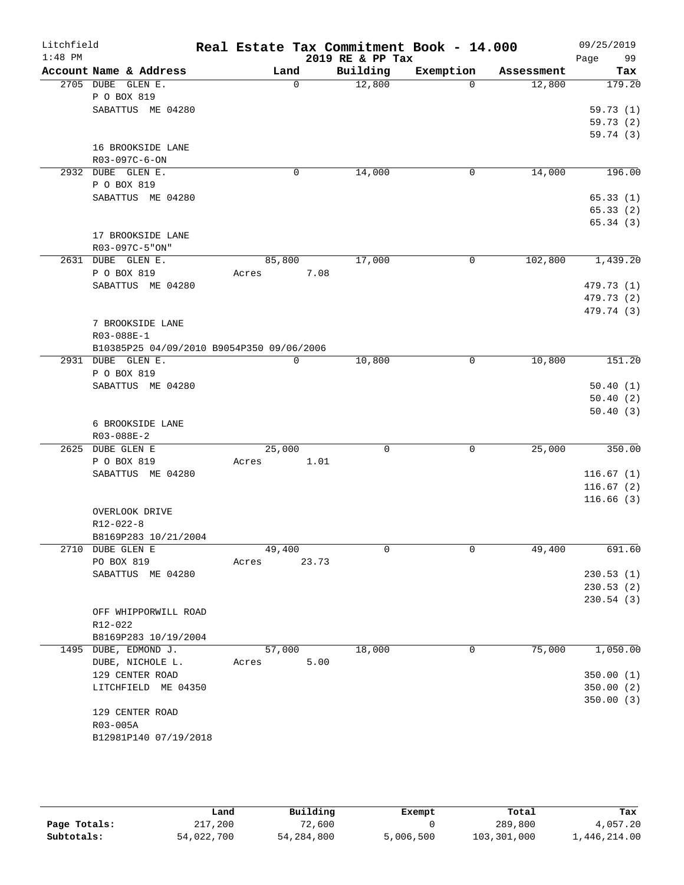Litchfield
1:48 PM

# Real Estate Tax Commitment Book - 14.000

2019 RE & PP Tax

09/25/2019
Page 99

| Account Name & Address | Land | Building | Exemption | Assessment | Tax |
|---|---|---|---|---|---|
| 2705 DUBE GLEN E. | 0 | 12,800 | 0 | 12,800 | 179.20 |
| P O BOX 819 | | | | | |
| SABATTUS ME 04280 | | | | | 59.73 (1) |
| | | | | | 59.73 (2) |
| | | | | | 59.74 (3) |
| 16 BROOKSIDE LANE | | | | | |
| R03-097C-6-ON | | | | | |
| 2932 DUBE GLEN E. | 0 | 14,000 | 0 | 14,000 | 196.00 |
| P O BOX 819 | | | | | |
| SABATTUS ME 04280 | | | | | 65.33 (1) |
| | | | | | 65.33 (2) |
| | | | | | 65.34 (3) |
| 17 BROOKSIDE LANE | | | | | |
| R03-097C-5"ON" | | | | | |
| 2631 DUBE GLEN E. | 85,800 | 17,000 | 0 | 102,800 | 1,439.20 |
| P O BOX 819 | Acres 7.08 | | | | |
| SABATTUS ME 04280 | | | | | 479.73 (1) |
| | | | | | 479.73 (2) |
| | | | | | 479.74 (3) |
| 7 BROOKSIDE LANE | | | | | |
| R03-088E-1 | | | | | |
| B10385P25 04/09/2010 B9054P350 09/06/2006 | | | | | |
| 2931 DUBE GLEN E. | 0 | 10,800 | 0 | 10,800 | 151.20 |
| P O BOX 819 | | | | | |
| SABATTUS ME 04280 | | | | | 50.40 (1) |
| | | | | | 50.40 (2) |
| | | | | | 50.40 (3) |
| 6 BROOKSIDE LANE | | | | | |
| R03-088E-2 | | | | | |
| 2625 DUBE GLEN E | 25,000 | 0 | 0 | 25,000 | 350.00 |
| P O BOX 819 | Acres 1.01 | | | | |
| SABATTUS ME 04280 | | | | | 116.67 (1) |
| | | | | | 116.67 (2) |
| | | | | | 116.66 (3) |
| OVERLOOK DRIVE | | | | | |
| R12-022-8 | | | | | |
| B8169P283 10/21/2004 | | | | | |
| 2710 DUBE GLEN E | 49,400 | 0 | 0 | 49,400 | 691.60 |
| PO BOX 819 | Acres 23.73 | | | | |
| SABATTUS ME 04280 | | | | | 230.53 (1) |
| | | | | | 230.53 (2) |
| | | | | | 230.54 (3) |
| OFF WHIPPORWILL ROAD | | | | | |
| R12-022 | | | | | |
| B8169P283 10/19/2004 | | | | | |
| 1495 DUBE, EDMOND J. | 57,000 | 18,000 | 0 | 75,000 | 1,050.00 |
| DUBE, NICHOLE L. | Acres 5.00 | | | | |
| 129 CENTER ROAD | | | | | 350.00 (1) |
| LITCHFIELD ME 04350 | | | | | 350.00 (2) |
| | | | | | 350.00 (3) |
| 129 CENTER ROAD | | | | | |
| R03-005A | | | | | |
| B12981P140 07/19/2018 | | | | | |

| | Land | Building | Exempt | Total | Tax |
|---|---|---|---|---|---|
| Page Totals: | 217,200 | 72,600 | 0 | 289,800 | 4,057.20 |
| Subtotals: | 54,022,700 | 54,284,800 | 5,006,500 | 103,301,000 | 1,446,214.00 |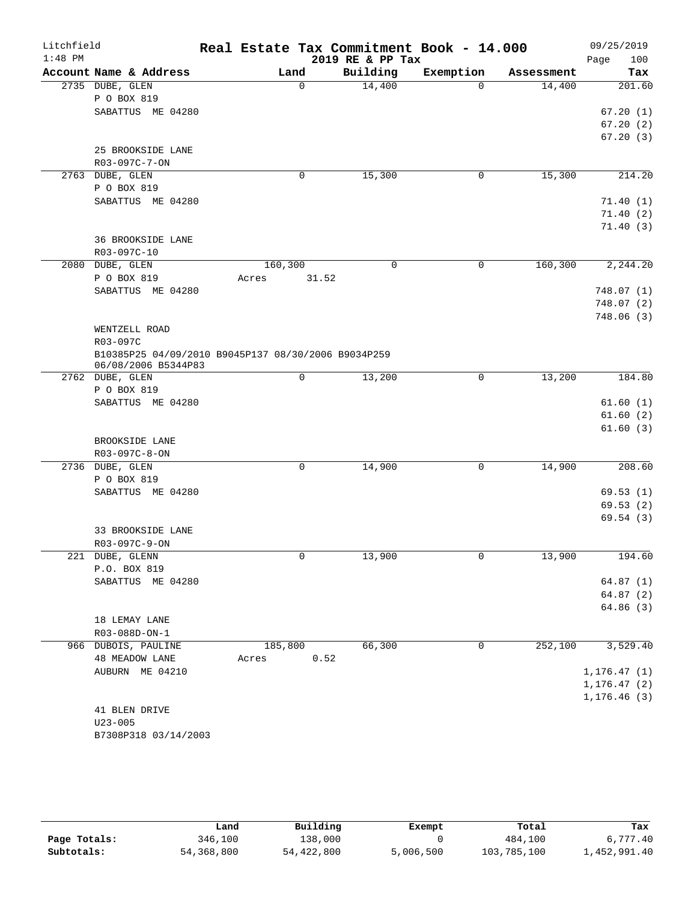# Real Estate Tax Commitment Book - 14.000

Litchfield 1:48 PM — 2019 RE & PP Tax — 09/25/2019

| Account Name & Address | Land | Building | Exemption | Assessment | Tax |
|---|---|---|---|---|---|
| 2735 DUBE, GLEN<br>P O BOX 819<br>SABATTUS ME 04280<br><br>25 BROOKSIDE LANE<br>R03-097C-7-ON | 0 | 14,400 | 0 | 14,400 | 201.60<br>67.20 (1)<br>67.20 (2)<br>67.20 (3) |
| 2763 DUBE, GLEN<br>P O BOX 819<br>SABATTUS ME 04280<br><br>36 BROOKSIDE LANE<br>R03-097C-10 | 0 | 15,300 | 0 | 15,300 | 214.20<br>71.40 (1)<br>71.40 (2)<br>71.40 (3) |
| 2080 DUBE, GLEN<br>P O BOX 819<br>SABATTUS ME 04280<br><br>WENTZELL ROAD<br>R03-097C<br>B10385P25 04/09/2010 B9045P137 08/30/2006 B9034P259 06/08/2006 B5344P83 | 160,300<br>Acres 31.52 | 0 | 0 | 160,300 | 2,244.20<br>748.07 (1)<br>748.07 (2)<br>748.06 (3) |
| 2762 DUBE, GLEN<br>P O BOX 819<br>SABATTUS ME 04280<br><br>BROOKSIDE LANE<br>R03-097C-8-ON | 0 | 13,200 | 0 | 13,200 | 184.80<br>61.60 (1)<br>61.60 (2)<br>61.60 (3) |
| 2736 DUBE, GLEN<br>P O BOX 819<br>SABATTUS ME 04280<br><br>33 BROOKSIDE LANE<br>R03-097C-9-ON | 0 | 14,900 | 0 | 14,900 | 208.60<br>69.53 (1)<br>69.53 (2)<br>69.54 (3) |
| 221 DUBE, GLENN<br>P.O. BOX 819<br>SABATTUS ME 04280<br><br>18 LEMAY LANE<br>R03-088D-ON-1 | 0 | 13,900 | 0 | 13,900 | 194.60<br>64.87 (1)<br>64.87 (2)<br>64.86 (3) |
| 966 DUBOIS, PAULINE<br>48 MEADOW LANE<br>AUBURN ME 04210<br><br>41 BLEN DRIVE<br>U23-005<br>B7308P318 03/14/2003 | 185,800<br>Acres 0.52 | 66,300 | 0 | 252,100 | 3,529.40<br>1,176.47 (1)<br>1,176.47 (2)<br>1,176.46 (3) |

| | Land | Building | Exempt | Total | Tax |
|---|---|---|---|---|---|
| Page Totals: | 346,100 | 138,000 | 0 | 484,100 | 6,777.40 |
| Subtotals: | 54,368,800 | 54,422,800 | 5,006,500 | 103,785,100 | 1,452,991.40 |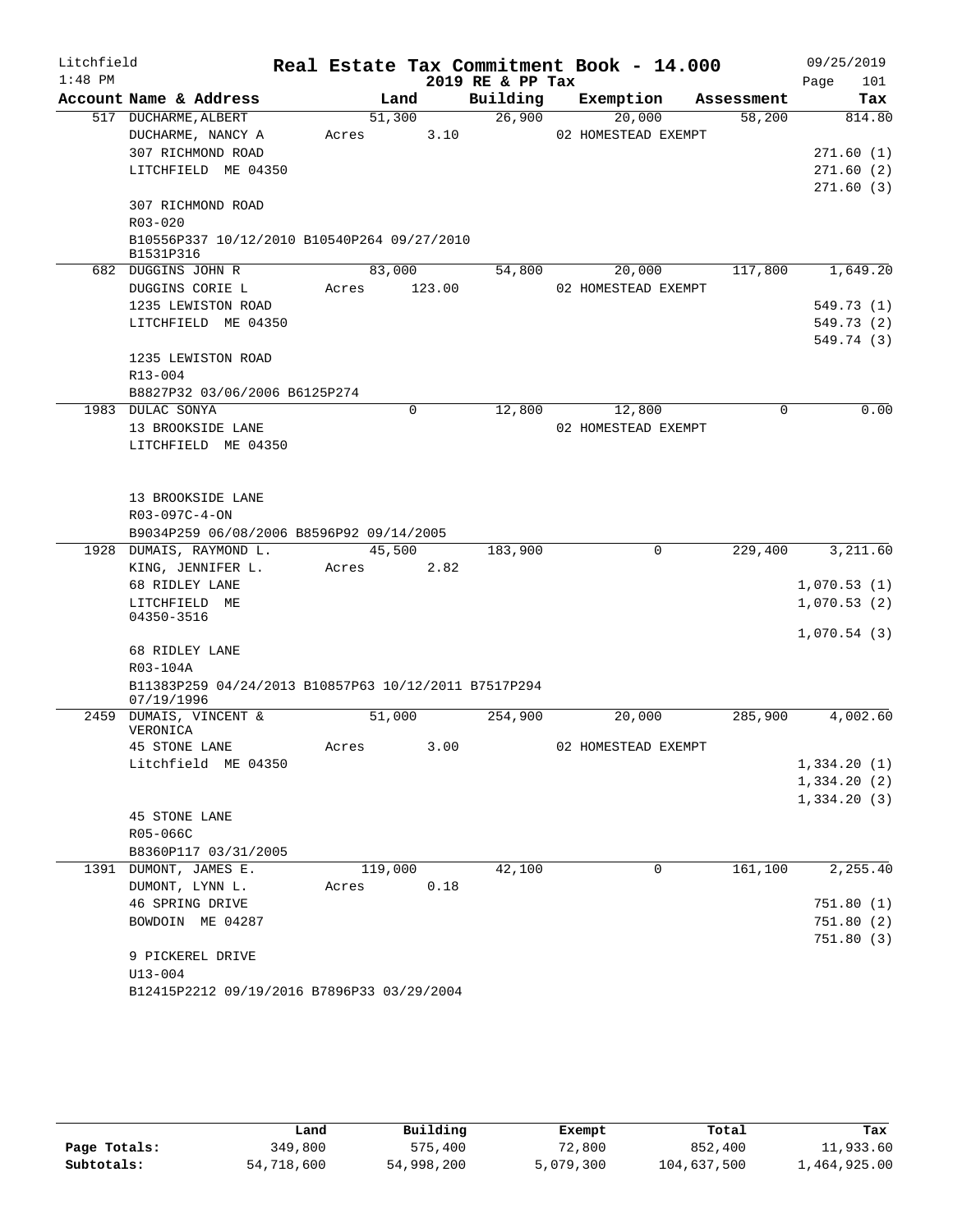Litchfield
1:48 PM

# Real Estate Tax Commitment Book - 14.000

2019 RE & PP Tax

09/25/2019

| Account Name & Address | Land | Building | Exemption | Assessment | Tax |
|---|---|---|---|---|---|
| 517 DUCHARME, ALBERT | 51,300 | 26,900 | 20,000 | 58,200 | 814.80 |
| DUCHARME, NANCY A | Acres 3.10 | | 02 HOMESTEAD EXEMPT | | |
| 307 RICHMOND ROAD | | | | | 271.60 (1) |
| LITCHFIELD ME 04350 | | | | | 271.60 (2) |
| | | | | | 271.60 (3) |
| 307 RICHMOND ROAD | | | | | |
| R03-020 | | | | | |
| B10556P337 10/12/2010 B10540P264 09/27/2010 B1531P316 | | | | | |
| 682 DUGGINS JOHN R | 83,000 | 54,800 | 20,000 | 117,800 | 1,649.20 |
| DUGGINS CORIE L | Acres 123.00 | | 02 HOMESTEAD EXEMPT | | |
| 1235 LEWISTON ROAD | | | | | 549.73 (1) |
| LITCHFIELD ME 04350 | | | | | 549.73 (2) |
| | | | | | 549.74 (3) |
| 1235 LEWISTON ROAD | | | | | |
| R13-004 | | | | | |
| B8827P32 03/06/2006 B6125P274 | | | | | |
| 1983 DULAC SONYA | 0 | 12,800 | 12,800 | 0 | 0.00 |
| 13 BROOKSIDE LANE | | | 02 HOMESTEAD EXEMPT | | |
| LITCHFIELD ME 04350 | | | | | |
| 13 BROOKSIDE LANE | | | | | |
| R03-097C-4-ON | | | | | |
| B9034P259 06/08/2006 B8596P92 09/14/2005 | | | | | |
| 1928 DUMAIS, RAYMOND L. | 45,500 | 183,900 | 0 | 229,400 | 3,211.60 |
| KING, JENNIFER L. | Acres 2.82 | | | | |
| 68 RIDLEY LANE | | | | | 1,070.53 (1) |
| LITCHFIELD ME 04350-3516 | | | | | 1,070.53 (2) |
| | | | | | 1,070.54 (3) |
| 68 RIDLEY LANE | | | | | |
| R03-104A | | | | | |
| B11383P259 04/24/2013 B10857P63 10/12/2011 B7517P294 07/19/1996 | | | | | |
| 2459 DUMAIS, VINCENT & VERONICA | 51,000 | 254,900 | 20,000 | 285,900 | 4,002.60 |
| 45 STONE LANE | Acres 3.00 | | 02 HOMESTEAD EXEMPT | | |
| Litchfield ME 04350 | | | | | 1,334.20 (1) |
| | | | | | 1,334.20 (2) |
| | | | | | 1,334.20 (3) |
| 45 STONE LANE | | | | | |
| R05-066C | | | | | |
| B8360P117 03/31/2005 | | | | | |
| 1391 DUMONT, JAMES E. | 119,000 | 42,100 | 0 | 161,100 | 2,255.40 |
| DUMONT, LYNN L. | Acres 0.18 | | | | |
| 46 SPRING DRIVE | | | | | 751.80 (1) |
| BOWDOIN ME 04287 | | | | | 751.80 (2) |
| | | | | | 751.80 (3) |
| 9 PICKEREL DRIVE | | | | | |
| U13-004 | | | | | |
| B12415P2212 09/19/2016 B7896P33 03/29/2004 | | | | | |

| | Land | Building | Exempt | Total | Tax |
|---|---|---|---|---|---|
| Page Totals: | 349,800 | 575,400 | 72,800 | 852,400 | 11,933.60 |
| Subtotals: | 54,718,600 | 54,998,200 | 5,079,300 | 104,637,500 | 1,464,925.00 |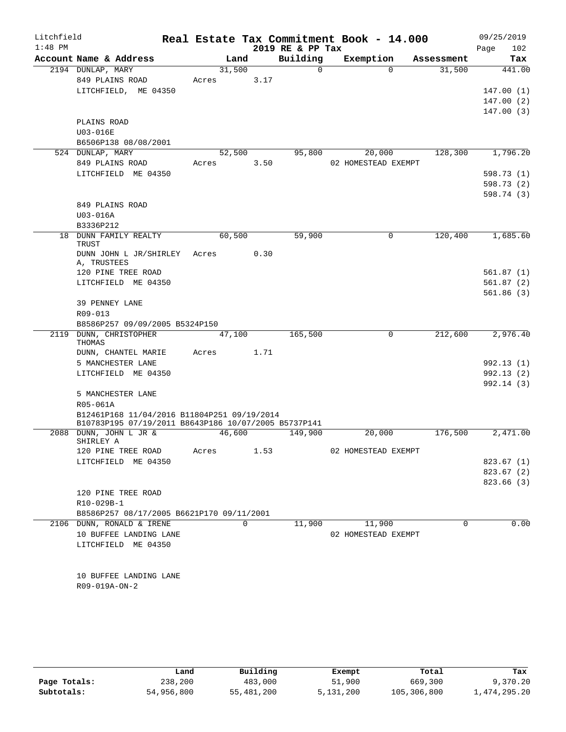Litchfield
1:48 PM

# Real Estate Tax Commitment Book - 14.000
## 2019 RE & PP Tax

09/25/2019

| Account Name & Address | Land | Building | Exemption | Assessment | Tax |
|---|---|---|---|---|---|
| 2194 DUNLAP, MARY | 31,500 | 0 | 0 | 31,500 | 441.00 |
| 849 PLAINS ROAD | Acres 3.17 | | | | |
| LITCHFIELD, ME 04350 | | | | | 147.00 (1) |
| | | | | | 147.00 (2) |
| | | | | | 147.00 (3) |
| PLAINS ROAD | | | | | |
| U03-016E | | | | | |
| B6506P138 08/08/2001 | | | | | |
| 524 DUNLAP, MARY | 52,500 | 95,800 | 20,000 | 128,300 | 1,796.20 |
| 849 PLAINS ROAD | Acres 3.50 | | 02 HOMESTEAD EXEMPT | | |
| LITCHFIELD ME 04350 | | | | | 598.73 (1) |
| | | | | | 598.73 (2) |
| | | | | | 598.74 (3) |
| 849 PLAINS ROAD | | | | | |
| U03-016A | | | | | |
| B3336P212 | | | | | |
| 18 DUNN FAMILY REALTY TRUST | 60,500 | 59,900 | 0 | 120,400 | 1,685.60 |
| DUNN JOHN L JR/SHIRLEY A, TRUSTEES | Acres 0.30 | | | | |
| 120 PINE TREE ROAD | | | | | 561.87 (1) |
| LITCHFIELD ME 04350 | | | | | 561.87 (2) |
| | | | | | 561.86 (3) |
| 39 PENNEY LANE | | | | | |
| R09-013 | | | | | |
| B8586P257 09/09/2005 B5324P150 | | | | | |
| 2119 DUNN, CHRISTOPHER THOMAS | 47,100 | 165,500 | 0 | 212,600 | 2,976.40 |
| DUNN, CHANTEL MARIE | Acres 1.71 | | | | |
| 5 MANCHESTER LANE | | | | | 992.13 (1) |
| LITCHFIELD ME 04350 | | | | | 992.13 (2) |
| | | | | | 992.14 (3) |
| 5 MANCHESTER LANE | | | | | |
| R05-061A | | | | | |
| B12461P168 11/04/2016 B11804P251 09/19/2014 B10783P195 07/19/2011 B8643P186 10/07/2005 B5737P141 | | | | | |
| 2088 DUNN, JOHN L JR & SHIRLEY A | 46,600 | 149,900 | 20,000 | 176,500 | 2,471.00 |
| 120 PINE TREE ROAD | Acres 1.53 | | 02 HOMESTEAD EXEMPT | | |
| LITCHFIELD ME 04350 | | | | | 823.67 (1) |
| | | | | | 823.67 (2) |
| | | | | | 823.66 (3) |
| 120 PINE TREE ROAD | | | | | |
| R10-029B-1 | | | | | |
| B8586P257 08/17/2005 B6621P170 09/11/2001 | | | | | |
| 2106 DUNN, RONALD & IRENE | 0 | 11,900 | 11,900 | 0 | 0.00 |
| 10 BUFFEE LANDING LANE | | | 02 HOMESTEAD EXEMPT | | |
| LITCHFIELD ME 04350 | | | | | |
| 10 BUFFEE LANDING LANE | | | | | |
| R09-019A-ON-2 | | | | | |

| | Land | Building | Exempt | Total | Tax |
|---|---|---|---|---|---|
| Page Totals: | 238,200 | 483,000 | 51,900 | 669,300 | 9,370.20 |
| Subtotals: | 54,956,800 | 55,481,200 | 5,131,200 | 105,306,800 | 1,474,295.20 |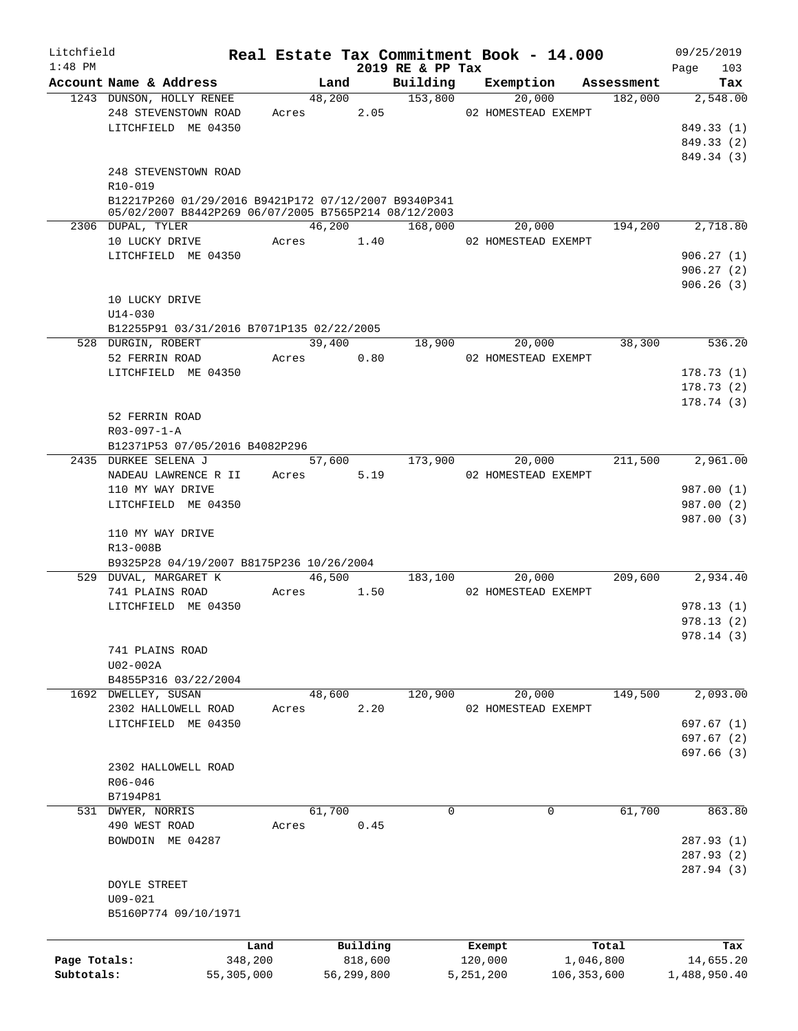Litchfield
1:48 PM

# Real Estate Tax Commitment Book - 14.000

2019 RE & PP Tax

09/25/2019
Page 103

| Account Name & Address | Land | Building | Exemption | Assessment | Tax |
|---|---|---|---|---|---|
| 1243 DUNSON, HOLLY RENEE | 48,200 | 153,800 | 20,000 | 182,000 | 2,548.00 |
| 248 STEVENSTOWN ROAD | Acres 2.05 | | 02 HOMESTEAD EXEMPT | | |
| LITCHFIELD ME 04350 | | | | | 849.33 (1) |
| | | | | | 849.33 (2) |
| | | | | | 849.34 (3) |
| 248 STEVENSTOWN ROAD | | | | | |
| R10-019 | | | | | |
| B12217P260 01/29/2016 B9421P172 07/12/2007 B9340P341 05/02/2007 B8442P269 06/07/2005 B7565P214 08/12/2003 | | | | | |
| 2306 DUPAL, TYLER | 46,200 | 168,000 | 20,000 | 194,200 | 2,718.80 |
| 10 LUCKY DRIVE | Acres 1.40 | | 02 HOMESTEAD EXEMPT | | |
| LITCHFIELD ME 04350 | | | | | 906.27 (1) |
| | | | | | 906.27 (2) |
| | | | | | 906.26 (3) |
| 10 LUCKY DRIVE | | | | | |
| U14-030 | | | | | |
| B12255P91 03/31/2016 B7071P135 02/22/2005 | | | | | |
| 528 DURGIN, ROBERT | 39,400 | 18,900 | 20,000 | 38,300 | 536.20 |
| 52 FERRIN ROAD | Acres 0.80 | | 02 HOMESTEAD EXEMPT | | |
| LITCHFIELD ME 04350 | | | | | 178.73 (1) |
| | | | | | 178.73 (2) |
| | | | | | 178.74 (3) |
| 52 FERRIN ROAD | | | | | |
| R03-097-1-A | | | | | |
| B12371P53 07/05/2016 B4082P296 | | | | | |
| 2435 DURKEE SELENA J | 57,600 | 173,900 | 20,000 | 211,500 | 2,961.00 |
| NADEAU LAWRENCE R II | Acres 5.19 | | 02 HOMESTEAD EXEMPT | | |
| 110 MY WAY DRIVE | | | | | 987.00 (1) |
| LITCHFIELD ME 04350 | | | | | 987.00 (2) |
| | | | | | 987.00 (3) |
| 110 MY WAY DRIVE | | | | | |
| R13-008B | | | | | |
| B9325P28 04/19/2007 B8175P236 10/26/2004 | | | | | |
| 529 DUVAL, MARGARET K | 46,500 | 183,100 | 20,000 | 209,600 | 2,934.40 |
| 741 PLAINS ROAD | Acres 1.50 | | 02 HOMESTEAD EXEMPT | | |
| LITCHFIELD ME 04350 | | | | | 978.13 (1) |
| | | | | | 978.13 (2) |
| | | | | | 978.14 (3) |
| 741 PLAINS ROAD | | | | | |
| U02-002A | | | | | |
| B4855P316 03/22/2004 | | | | | |
| 1692 DWELLEY, SUSAN | 48,600 | 120,900 | 20,000 | 149,500 | 2,093.00 |
| 2302 HALLOWELL ROAD | Acres 2.20 | | 02 HOMESTEAD EXEMPT | | |
| LITCHFIELD ME 04350 | | | | | 697.67 (1) |
| | | | | | 697.67 (2) |
| | | | | | 697.66 (3) |
| 2302 HALLOWELL ROAD | | | | | |
| R06-046 | | | | | |
| B7194P81 | | | | | |
| 531 DWYER, NORRIS | 61,700 | 0 | 0 | 61,700 | 863.80 |
| 490 WEST ROAD | Acres 0.45 | | | | |
| BOWDOIN ME 04287 | | | | | 287.93 (1) |
| | | | | | 287.93 (2) |
| | | | | | 287.94 (3) |
| DOYLE STREET | | | | | |
| U09-021 | | | | | |
| B5160P774 09/10/1971 | | | | | |

| | Land | Building | Exempt | Total | Tax |
|---|---|---|---|---|---|
| Page Totals: | 348,200 | 818,600 | 120,000 | 1,046,800 | 14,655.20 |
| Subtotals: | 55,305,000 | 56,299,800 | 5,251,200 | 106,353,600 | 1,488,950.40 |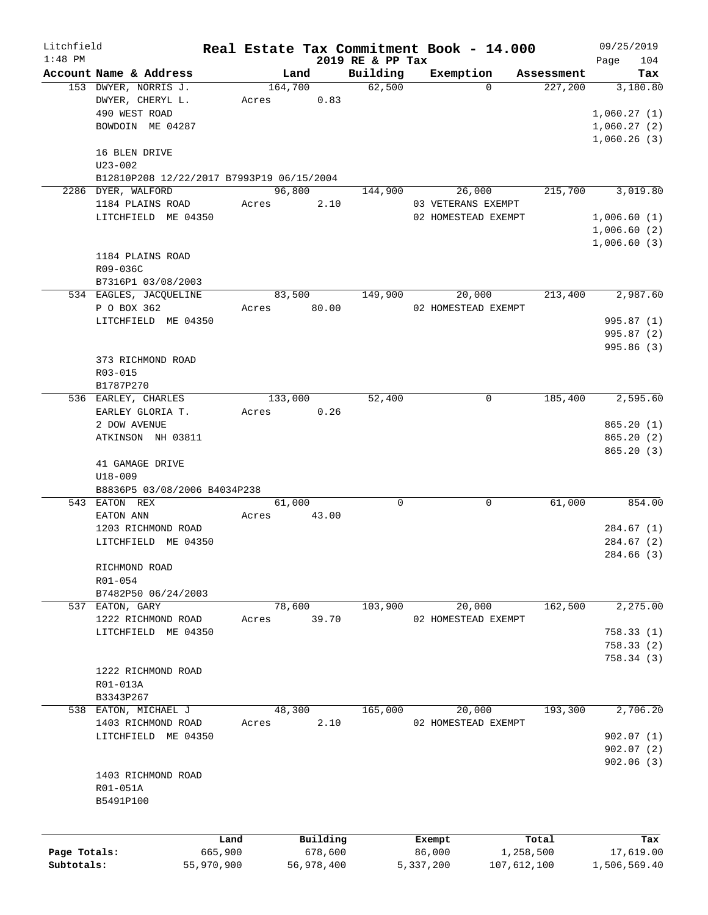Litchfield
1:48 PM

# Real Estate Tax Commitment Book - 14.000

2019 RE & PP Tax

09/25/2019

| Account | Name & Address | Land | Building | Exemption | Assessment | Tax |
|---|---|---|---|---|---|---|
| 153 | DWYER, NORRIS J.<br>DWYER, CHERYL L.<br>490 WEST ROAD<br>BOWDOIN ME 04287<br><br>16 BLEN DRIVE<br>U23-002<br>B12810P208 12/22/2017 B7993P19 06/15/2004 | 164,700<br>Acres 0.83 | 62,500 | 0 | 227,200 | 3,180.80<br><br>1,060.27 (1)<br>1,060.27 (2)<br>1,060.26 (3) |
| 2286 | DYER, WALFORD<br>1184 PLAINS ROAD<br>LITCHFIELD ME 04350<br><br>1184 PLAINS ROAD<br>R09-036C<br>B7316P1 03/08/2003 | 96,800<br>Acres 2.10 | 144,900 | 26,000<br>03 VETERANS EXEMPT<br>02 HOMESTEAD EXEMPT | 215,700 | 3,019.80<br><br>1,006.60 (1)<br>1,006.60 (2)<br>1,006.60 (3) |
| 534 | EAGLES, JACQUELINE<br>P O BOX 362<br>LITCHFIELD ME 04350<br><br>373 RICHMOND ROAD<br>R03-015<br>B1787P270 | 83,500<br>Acres 80.00 | 149,900 | 20,000<br>02 HOMESTEAD EXEMPT | 213,400 | 2,987.60<br><br>995.87 (1)<br>995.87 (2)<br>995.86 (3) |
| 536 | EARLEY, CHARLES<br>EARLEY GLORIA T.<br>2 DOW AVENUE<br>ATKINSON NH 03811<br><br>41 GAMAGE DRIVE<br>U18-009<br>B8836P5 03/08/2006 B4034P238 | 133,000<br>Acres 0.26 | 52,400 | 0 | 185,400 | 2,595.60<br><br>865.20 (1)<br>865.20 (2)<br>865.20 (3) |
| 543 | EATON REX<br>EATON ANN<br>1203 RICHMOND ROAD<br>LITCHFIELD ME 04350<br><br>RICHMOND ROAD<br>R01-054<br>B7482P50 06/24/2003 | 61,000<br>Acres 43.00 | 0 | 0 | 61,000 | 854.00<br><br>284.67 (1)<br>284.67 (2)<br>284.66 (3) |
| 537 | EATON, GARY<br>1222 RICHMOND ROAD<br>LITCHFIELD ME 04350<br><br>1222 RICHMOND ROAD<br>R01-013A<br>B3343P267 | 78,600<br>Acres 39.70 | 103,900 | 20,000<br>02 HOMESTEAD EXEMPT | 162,500 | 2,275.00<br><br>758.33 (1)<br>758.33 (2)<br>758.34 (3) |
| 538 | EATON, MICHAEL J<br>1403 RICHMOND ROAD<br>LITCHFIELD ME 04350<br><br>1403 RICHMOND ROAD<br>R01-051A<br>B5491P100 | 48,300<br>Acres 2.10 | 165,000 | 20,000<br>02 HOMESTEAD EXEMPT | 193,300 | 2,706.20<br><br>902.07 (1)<br>902.07 (2)<br>902.06 (3) |

| | Land | Building | Exempt | Total | Tax |
|---|---|---|---|---|---|
| Page Totals: | 665,900 | 678,600 | 86,000 | 1,258,500 | 17,619.00 |
| Subtotals: | 55,970,900 | 56,978,400 | 5,337,200 | 107,612,100 | 1,506,569.40 |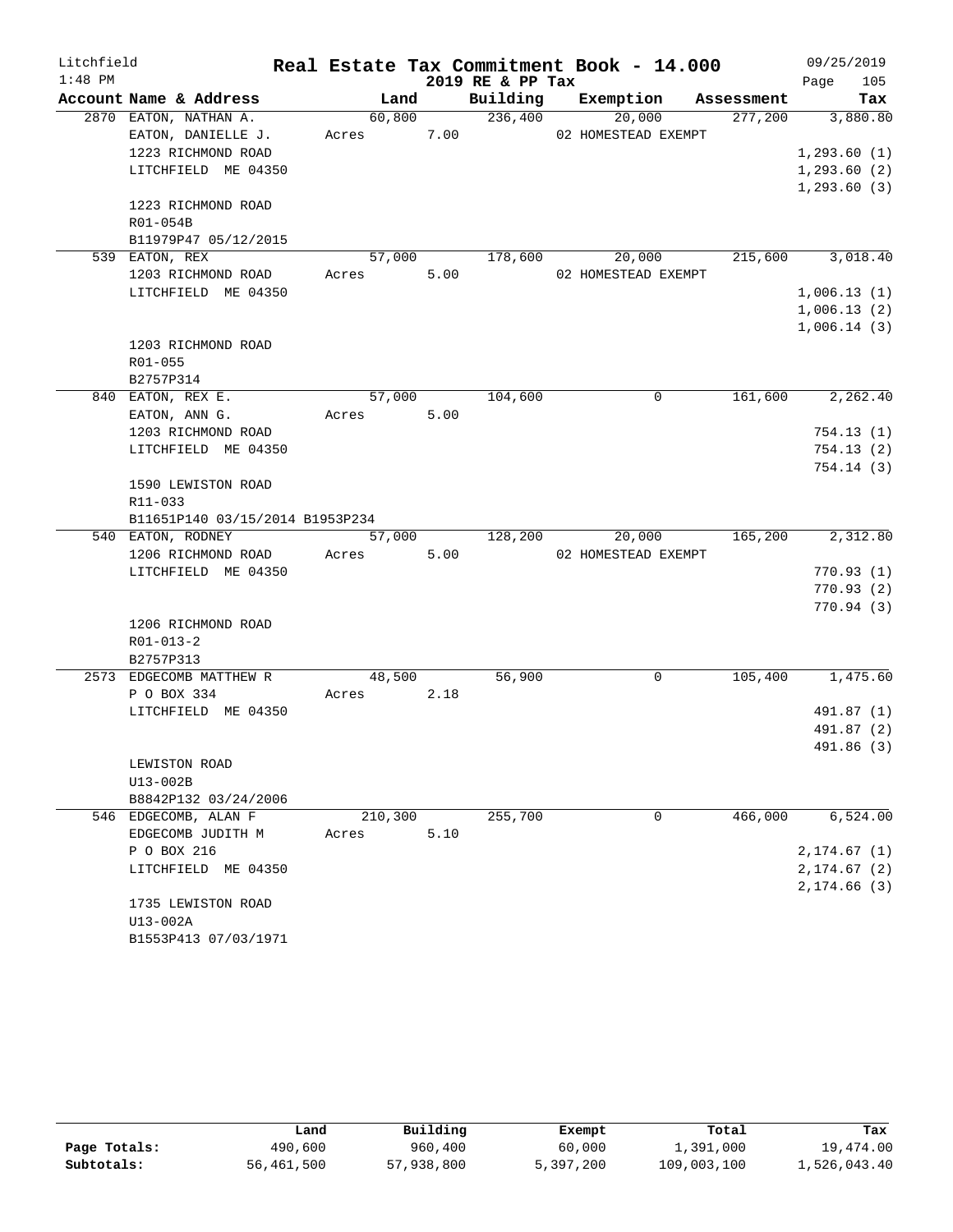# Real Estate Tax Commitment Book - 14.000

Litchfield
1:48 PM
2019 RE & PP Tax
09/25/2019

| Account Name & Address | Land | Building | Exemption | Assessment | Tax |
|---|---|---|---|---|---|
| 2870 EATON, NATHAN A. | 60,800 | 236,400 | 20,000 | 277,200 | 3,880.80 |
| EATON, DANIELLE J. | Acres 7.00 | | 02 HOMESTEAD EXEMPT | | |
| 1223 RICHMOND ROAD | | | | | 1,293.60 (1) |
| LITCHFIELD ME 04350 | | | | | 1,293.60 (2) |
| | | | | | 1,293.60 (3) |
| 1223 RICHMOND ROAD | | | | | |
| R01-054B | | | | | |
| B11979P47 05/12/2015 | | | | | |
| 539 EATON, REX | 57,000 | 178,600 | 20,000 | 215,600 | 3,018.40 |
| 1203 RICHMOND ROAD | Acres 5.00 | | 02 HOMESTEAD EXEMPT | | |
| LITCHFIELD ME 04350 | | | | | 1,006.13 (1) |
| | | | | | 1,006.13 (2) |
| | | | | | 1,006.14 (3) |
| 1203 RICHMOND ROAD | | | | | |
| R01-055 | | | | | |
| B2757P314 | | | | | |
| 840 EATON, REX E. | 57,000 | 104,600 | 0 | 161,600 | 2,262.40 |
| EATON, ANN G. | Acres 5.00 | | | | |
| 1203 RICHMOND ROAD | | | | | 754.13 (1) |
| LITCHFIELD ME 04350 | | | | | 754.13 (2) |
| | | | | | 754.14 (3) |
| 1590 LEWISTON ROAD | | | | | |
| R11-033 | | | | | |
| B11651P140 03/15/2014 B1953P234 | | | | | |
| 540 EATON, RODNEY | 57,000 | 128,200 | 20,000 | 165,200 | 2,312.80 |
| 1206 RICHMOND ROAD | Acres 5.00 | | 02 HOMESTEAD EXEMPT | | |
| LITCHFIELD ME 04350 | | | | | 770.93 (1) |
| | | | | | 770.93 (2) |
| | | | | | 770.94 (3) |
| 1206 RICHMOND ROAD | | | | | |
| R01-013-2 | | | | | |
| B2757P313 | | | | | |
| 2573 EDGECOMB MATTHEW R | 48,500 | 56,900 | 0 | 105,400 | 1,475.60 |
| P O BOX 334 | Acres 2.18 | | | | |
| LITCHFIELD ME 04350 | | | | | 491.87 (1) |
| | | | | | 491.87 (2) |
| | | | | | 491.86 (3) |
| LEWISTON ROAD | | | | | |
| U13-002B | | | | | |
| B8842P132 03/24/2006 | | | | | |
| 546 EDGECOMB, ALAN F | 210,300 | 255,700 | 0 | 466,000 | 6,524.00 |
| EDGECOMB JUDITH M | Acres 5.10 | | | | |
| P O BOX 216 | | | | | 2,174.67 (1) |
| LITCHFIELD ME 04350 | | | | | 2,174.67 (2) |
| | | | | | 2,174.66 (3) |
| 1735 LEWISTON ROAD | | | | | |
| U13-002A | | | | | |
| B1553P413 07/03/1971 | | | | | |

| | Land | Building | Exempt | Total | Tax |
|---|---|---|---|---|---|
| Page Totals: | 490,600 | 960,400 | 60,000 | 1,391,000 | 19,474.00 |
| Subtotals: | 56,461,500 | 57,938,800 | 5,397,200 | 109,003,100 | 1,526,043.40 |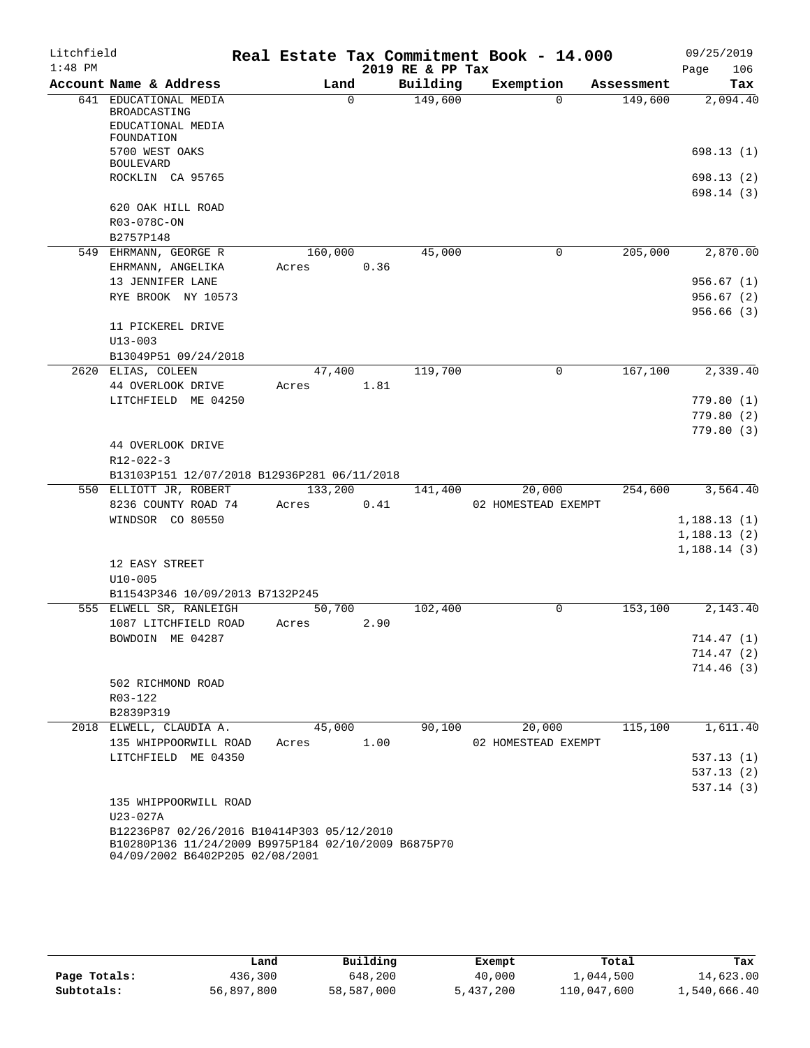Litchfield 1:48 PM

# Real Estate Tax Commitment Book - 14.000

2019 RE & PP Tax

09/25/2019 Page 106

| Account Name & Address | Land | Building | Exemption | Assessment | Tax |
|---|---|---|---|---|---|
| 641 EDUCATIONAL MEDIA BROADCASTING | 0 | 149,600 | 0 | 149,600 | 2,094.40 |
| EDUCATIONAL MEDIA FOUNDATION | | | | | |
| 5700 WEST OAKS BOULEVARD | | | | | 698.13 (1) |
| ROCKLIN CA 95765 | | | | | 698.13 (2) |
| | | | | | 698.14 (3) |
| 620 OAK HILL ROAD | | | | | |
| R03-078C-ON | | | | | |
| B2757P148 | | | | | |
| 549 EHRMANN, GEORGE R | 160,000 | 45,000 | 0 | 205,000 | 2,870.00 |
| EHRMANN, ANGELIKA | Acres 0.36 | | | | |
| 13 JENNIFER LANE | | | | | 956.67 (1) |
| RYE BROOK NY 10573 | | | | | 956.67 (2) |
| | | | | | 956.66 (3) |
| 11 PICKEREL DRIVE | | | | | |
| U13-003 | | | | | |
| B13049P51 09/24/2018 | | | | | |
| 2620 ELIAS, COLEEN | 47,400 | 119,700 | 0 | 167,100 | 2,339.40 |
| 44 OVERLOOK DRIVE | Acres 1.81 | | | | |
| LITCHFIELD ME 04250 | | | | | 779.80 (1) |
| | | | | | 779.80 (2) |
| | | | | | 779.80 (3) |
| 44 OVERLOOK DRIVE | | | | | |
| R12-022-3 | | | | | |
| B13103P151 12/07/2018 B12936P281 06/11/2018 | | | | | |
| 550 ELLIOTT JR, ROBERT | 133,200 | 141,400 | 20,000 | 254,600 | 3,564.40 |
| 8236 COUNTY ROAD 74 | Acres 0.41 | | 02 HOMESTEAD EXEMPT | | |
| WINDSOR CO 80550 | | | | | 1,188.13 (1) |
| | | | | | 1,188.13 (2) |
| | | | | | 1,188.14 (3) |
| 12 EASY STREET | | | | | |
| U10-005 | | | | | |
| B11543P346 10/09/2013 B7132P245 | | | | | |
| 555 ELWELL SR, RANLEIGH | 50,700 | 102,400 | 0 | 153,100 | 2,143.40 |
| 1087 LITCHFIELD ROAD | Acres 2.90 | | | | |
| BOWDOIN ME 04287 | | | | | 714.47 (1) |
| | | | | | 714.47 (2) |
| | | | | | 714.46 (3) |
| 502 RICHMOND ROAD | | | | | |
| R03-122 | | | | | |
| B2839P319 | | | | | |
| 2018 ELWELL, CLAUDIA A. | 45,000 | 90,100 | 20,000 | 115,100 | 1,611.40 |
| 135 WHIPPOORWILL ROAD | Acres 1.00 | | 02 HOMESTEAD EXEMPT | | |
| LITCHFIELD ME 04350 | | | | | 537.13 (1) |
| | | | | | 537.13 (2) |
| | | | | | 537.14 (3) |
| 135 WHIPPOORWILL ROAD | | | | | |
| U23-027A | | | | | |
| B12236P87 02/26/2016 B10414P303 05/12/2010 B10280P136 11/24/2009 B9975P184 02/10/2009 B6875P70 04/09/2002 B6402P205 02/08/2001 | | | | | |

| | Land | Building | Exempt | Total | Tax |
|---|---|---|---|---|---|
| Page Totals: | 436,300 | 648,200 | 40,000 | 1,044,500 | 14,623.00 |
| Subtotals: | 56,897,800 | 58,587,000 | 5,437,200 | 110,047,600 | 1,540,666.40 |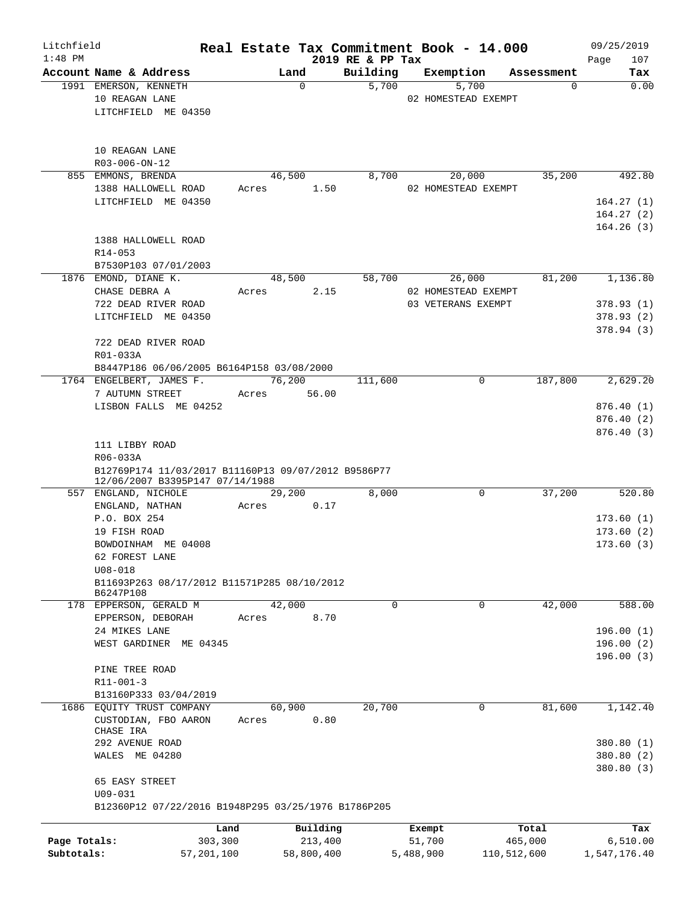Litchfield
1:48 PM

# Real Estate Tax Commitment Book - 14.000
## 2019 RE & PP Tax

09/25/2019
Page 107

| Account Name & Address | Land | Building | Exemption | Assessment | Tax |
|---|---|---|---|---|---|
| 1991 EMERSON, KENNETH<br>10 REAGAN LANE<br>LITCHFIELD ME 04350<br><br>10 REAGAN LANE<br>R03-006-ON-12 | 0 | 5,700 | 5,700<br>02 HOMESTEAD EXEMPT | 0 | 0.00 |
| 855 EMMONS, BRENDA<br>1388 HALLOWELL ROAD<br>LITCHFIELD ME 04350<br><br>1388 HALLOWELL ROAD<br>R14-053<br>B7530P103 07/01/2003 | 46,500<br>Acres 1.50 | 8,700 | 20,000<br>02 HOMESTEAD EXEMPT | 35,200 | 492.80<br>164.27 (1)<br>164.27 (2)<br>164.26 (3) |
| 1876 EMOND, DIANE K.<br>CHASE DEBRA A<br>722 DEAD RIVER ROAD<br>LITCHFIELD ME 04350<br><br>722 DEAD RIVER ROAD<br>R01-033A<br>B8447P186 06/06/2005 B6164P158 03/08/2000 | 48,500<br>Acres 2.15 | 58,700 | 26,000<br>02 HOMESTEAD EXEMPT<br>03 VETERANS EXEMPT | 81,200 | 1,136.80<br>378.93 (1)<br>378.93 (2)<br>378.94 (3) |
| 1764 ENGELBERT, JAMES F.<br>7 AUTUMN STREET<br>LISBON FALLS ME 04252<br><br>111 LIBBY ROAD<br>R06-033A<br>B12769P174 11/03/2017 B11160P13 09/07/2012 B9586P77 12/06/2007 B3395P147 07/14/1988 | 76,200<br>Acres 56.00 | 111,600 | 0 | 187,800 | 2,629.20<br>876.40 (1)<br>876.40 (2)<br>876.40 (3) |
| 557 ENGLAND, NICHOLE<br>ENGLAND, NATHAN<br>P.O. BOX 254<br>19 FISH ROAD<br>BOWDOINHAM ME 04008<br>62 FOREST LANE<br>U08-018<br>B11693P263 08/17/2012 B11571P285 08/10/2012 B6247P108 | 29,200<br>Acres 0.17 | 8,000 | 0 | 37,200 | 520.80<br>173.60 (1)<br>173.60 (2)<br>173.60 (3) |
| 178 EPPERSON, GERALD M<br>EPPERSON, DEBORAH<br>24 MIKES LANE<br>WEST GARDINER ME 04345<br><br>PINE TREE ROAD<br>R11-001-3<br>B13160P333 03/04/2019 | 42,000<br>Acres 8.70 | 0 | 0 | 42,000 | 588.00<br>196.00 (1)<br>196.00 (2)<br>196.00 (3) |
| 1686 EQUITY TRUST COMPANY<br>CUSTODIAN, FBO AARON CHASE IRA<br>292 AVENUE ROAD<br>WALES ME 04280<br><br>65 EASY STREET<br>U09-031<br>B12360P12 07/22/2016 B1948P295 03/25/1976 B1786P205 | 60,900<br>Acres 0.80 | 20,700 | 0 | 81,600 | 1,142.40<br>380.80 (1)<br>380.80 (2)<br>380.80 (3) |

| | Land | Building | Exempt | Total | Tax |
|---|---|---|---|---|---|
| Page Totals: | 303,300 | 213,400 | 51,700 | 465,000 | 6,510.00 |
| Subtotals: | 57,201,100 | 58,800,400 | 5,488,900 | 110,512,600 | 1,547,176.40 |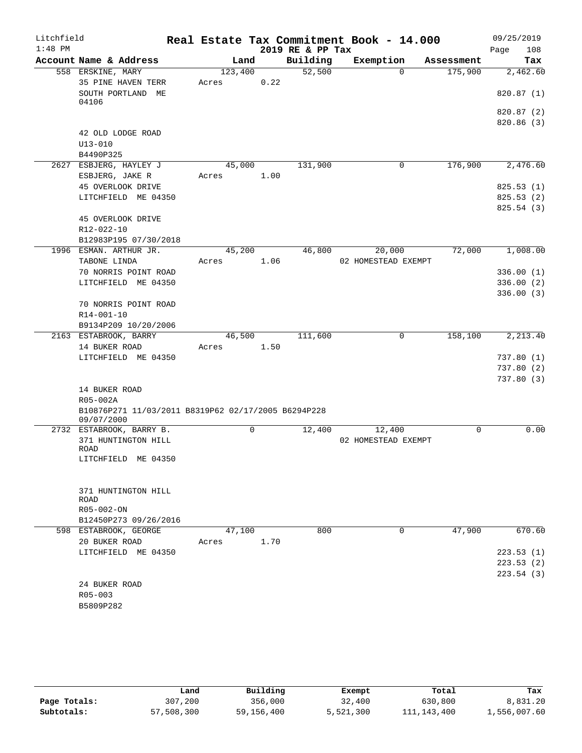# Real Estate Tax Commitment Book - 14.000

Litchfield 1:48 PM — 2019 RE & PP Tax — 09/25/2019

| Account Name & Address | Land | Building | Exemption | Assessment | Tax |
|---|---|---|---|---|---|
| 558 ERSKINE, MARY<br>35 PINE HAVEN TERR<br>SOUTH PORTLAND ME 04106<br><br>42 OLD LODGE ROAD<br>U13-010<br>B4490P325 | 123,400<br>Acres 0.22 | 52,500 | 0 | 175,900 | 2,462.60<br>820.87 (1)<br>820.87 (2)<br>820.86 (3) |
| 2627 ESBJERG, HAYLEY J<br>ESBJERG, JAKE R<br>45 OVERLOOK DRIVE<br>LITCHFIELD ME 04350<br><br>45 OVERLOOK DRIVE<br>R12-022-10<br>B12983P195 07/30/2018 | 45,000<br>Acres 1.00 | 131,900 | 0 | 176,900 | 2,476.60<br>825.53 (1)<br>825.53 (2)<br>825.54 (3) |
| 1996 ESMAN. ARTHUR JR.<br>TABONE LINDA<br>70 NORRIS POINT ROAD<br>LITCHFIELD ME 04350<br><br>70 NORRIS POINT ROAD<br>R14-001-10<br>B9134P209 10/20/2006 | 45,200<br>Acres 1.06 | 46,800 | 20,000<br>02 HOMESTEAD EXEMPT | 72,000 | 1,008.00<br>336.00 (1)<br>336.00 (2)<br>336.00 (3) |
| 2163 ESTABROOK, BARRY<br>14 BUKER ROAD<br>LITCHFIELD ME 04350<br><br>14 BUKER ROAD<br>R05-002A<br>B10876P271 11/03/2011 B8319P62 02/17/2005 B6294P228 09/07/2000 | 46,500<br>Acres 1.50 | 111,600 | 0 | 158,100 | 2,213.40<br>737.80 (1)<br>737.80 (2)<br>737.80 (3) |
| 2732 ESTABROOK, BARRY B.<br>371 HUNTINGTON HILL ROAD<br>LITCHFIELD ME 04350<br><br>371 HUNTINGTON HILL ROAD<br>R05-002-ON<br>B12450P273 09/26/2016 | 0 | 12,400 | 12,400<br>02 HOMESTEAD EXEMPT | 0 | 0.00 |
| 598 ESTABROOK, GEORGE<br>20 BUKER ROAD<br>LITCHFIELD ME 04350<br><br>24 BUKER ROAD<br>R05-003<br>B5809P282 | 47,100<br>Acres 1.70 | 800 | 0 | 47,900 | 670.60<br>223.53 (1)<br>223.53 (2)<br>223.54 (3) |

| | Land | Building | Exempt | Total | Tax |
|---|---|---|---|---|---|
| Page Totals: | 307,200 | 356,000 | 32,400 | 630,800 | 8,831.20 |
| Subtotals: | 57,508,300 | 59,156,400 | 5,521,300 | 111,143,400 | 1,556,007.60 |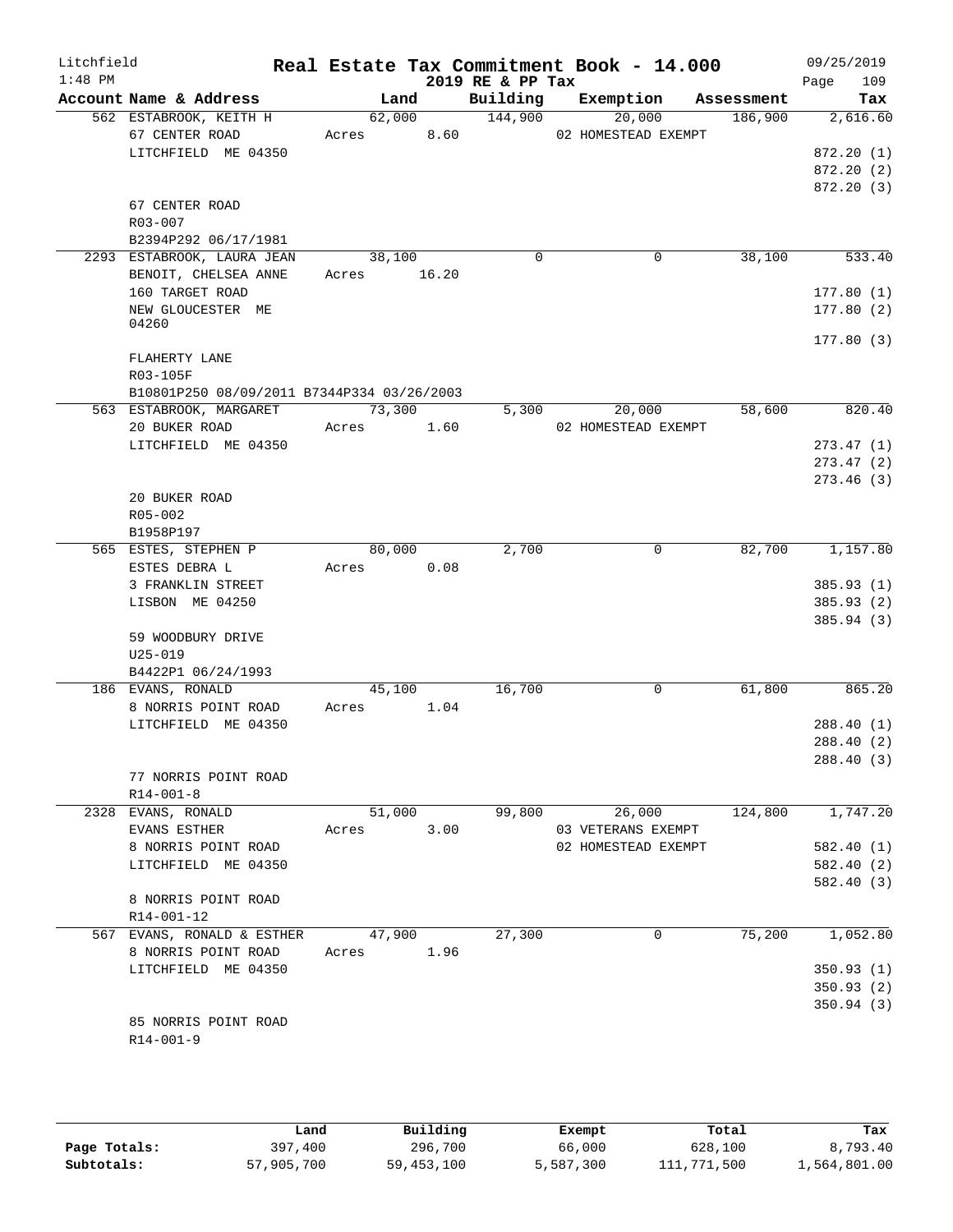Litchfield
1:48 PM

# Real Estate Tax Commitment Book - 14.000

2019 RE & PP Tax

09/25/2019

| Account | Name & Address | Land | Building | Exemption | Assessment | Tax |
|---|---|---|---|---|---|---|
| 562 | ESTABROOK, KEITH H<br>67 CENTER ROAD<br>LITCHFIELD ME 04350<br><br>67 CENTER ROAD<br>R03-007<br>B2394P292 06/17/1981 | 62,000<br>Acres 8.60 | 144,900 | 20,000<br>02 HOMESTEAD EXEMPT | 186,900 | 2,616.60<br>872.20 (1)<br>872.20 (2)<br>872.20 (3) |
| 2293 | ESTABROOK, LAURA JEAN<br>BENOIT, CHELSEA ANNE<br>160 TARGET ROAD<br>NEW GLOUCESTER ME 04260<br><br>FLAHERTY LANE<br>R03-105F<br>B10801P250 08/09/2011 B7344P334 03/26/2003 | 38,100<br>Acres 16.20 | 0 | 0 | 38,100 | 533.40<br>177.80 (1)<br>177.80 (2)<br>177.80 (3) |
| 563 | ESTABROOK, MARGARET<br>20 BUKER ROAD<br>LITCHFIELD ME 04350<br><br>20 BUKER ROAD<br>R05-002<br>B1958P197 | 73,300<br>Acres 1.60 | 5,300 | 20,000<br>02 HOMESTEAD EXEMPT | 58,600 | 820.40<br>273.47 (1)<br>273.47 (2)<br>273.46 (3) |
| 565 | ESTES, STEPHEN P<br>ESTES DEBRA L<br>3 FRANKLIN STREET<br>LISBON ME 04250<br><br>59 WOODBURY DRIVE<br>U25-019<br>B4422P1 06/24/1993 | 80,000<br>Acres 0.08 | 2,700 | 0 | 82,700 | 1,157.80<br>385.93 (1)<br>385.93 (2)<br>385.94 (3) |
| 186 | EVANS, RONALD<br>8 NORRIS POINT ROAD<br>LITCHFIELD ME 04350<br><br>77 NORRIS POINT ROAD<br>R14-001-8 | 45,100<br>Acres 1.04 | 16,700 | 0 | 61,800 | 865.20<br>288.40 (1)<br>288.40 (2)<br>288.40 (3) |
| 2328 | EVANS, RONALD<br>EVANS ESTHER<br>8 NORRIS POINT ROAD<br>LITCHFIELD ME 04350<br><br>8 NORRIS POINT ROAD<br>R14-001-12 | 51,000<br>Acres 3.00 | 99,800 | 26,000<br>03 VETERANS EXEMPT<br>02 HOMESTEAD EXEMPT | 124,800 | 1,747.20<br>582.40 (1)<br>582.40 (2)<br>582.40 (3) |
| 567 | EVANS, RONALD & ESTHER<br>8 NORRIS POINT ROAD<br>LITCHFIELD ME 04350<br><br>85 NORRIS POINT ROAD<br>R14-001-9 | 47,900<br>Acres 1.96 | 27,300 | 0 | 75,200 | 1,052.80<br>350.93 (1)<br>350.93 (2)<br>350.94 (3) |

| | Land | Building | Exempt | Total | Tax |
|---|---|---|---|---|---|
| Page Totals: | 397,400 | 296,700 | 66,000 | 628,100 | 8,793.40 |
| Subtotals: | 57,905,700 | 59,453,100 | 5,587,300 | 111,771,500 | 1,564,801.00 |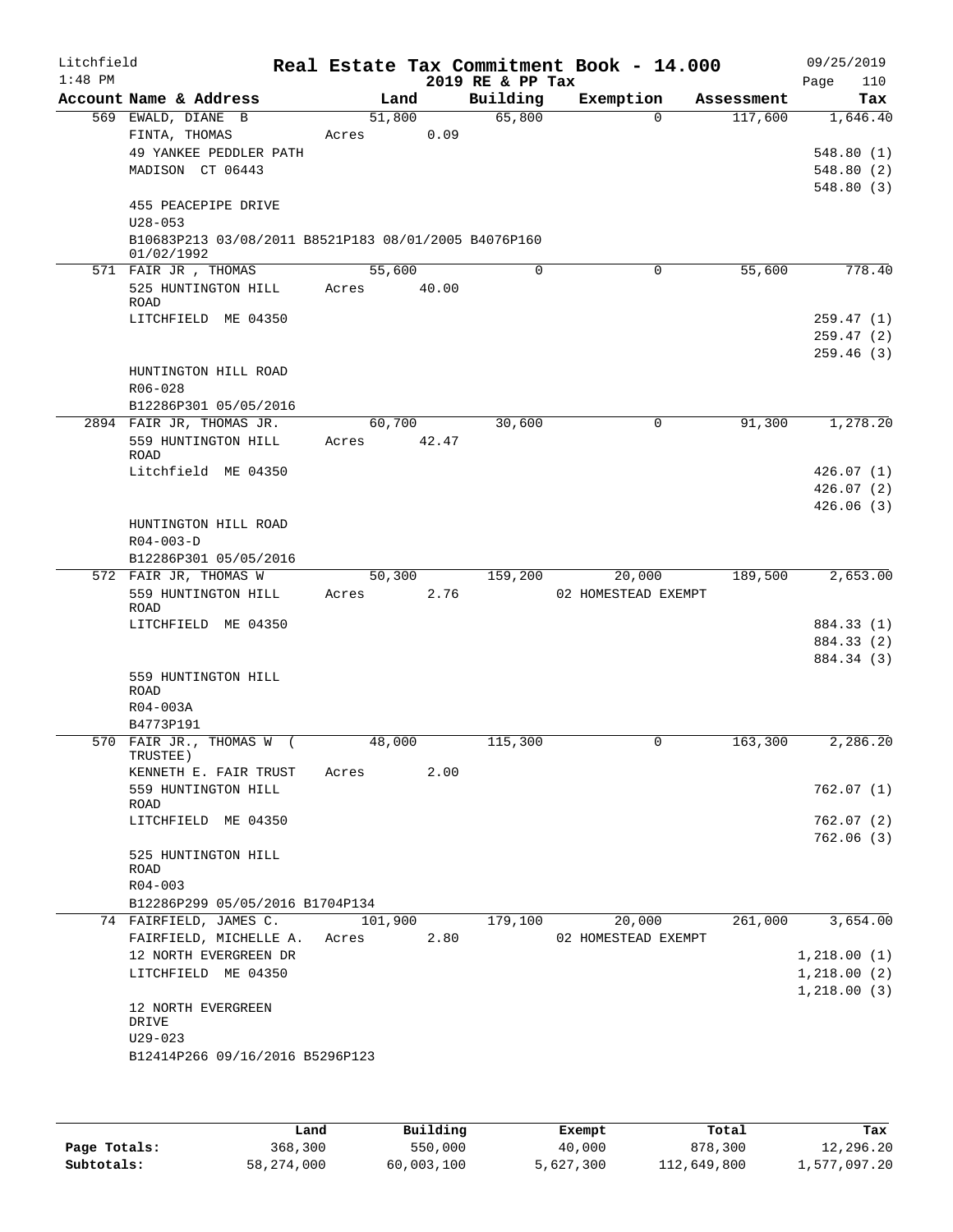Litchfield  
1:48 PM

**Real Estate Tax Commitment Book - 14.000**  
**2019 RE & PP Tax**

09/25/2019

| Account Name & Address | Land | Building | Exemption | Assessment | Tax |
|---|---|---|---|---|---|
| 569 EWALD, DIANE B | 51,800 | 65,800 | 0 | 117,600 | 1,646.40 |
| FINTA, THOMAS | Acres 0.09 | | | | |
| 49 YANKEE PEDDLER PATH | | | | | 548.80 (1) |
| MADISON CT 06443 | | | | | 548.80 (2) |
| | | | | | 548.80 (3) |
| 455 PEACEPIPE DRIVE | | | | | |
| U28-053 | | | | | |
| B10683P213 03/08/2011 B8521P183 08/01/2005 B4076P160 01/02/1992 | | | | | |
| 571 FAIR JR , THOMAS | 55,600 | 0 | 0 | 55,600 | 778.40 |
| 525 HUNTINGTON HILL ROAD | Acres 40.00 | | | | |
| LITCHFIELD ME 04350 | | | | | 259.47 (1) |
| | | | | | 259.47 (2) |
| | | | | | 259.46 (3) |
| HUNTINGTON HILL ROAD | | | | | |
| R06-028 | | | | | |
| B12286P301 05/05/2016 | | | | | |
| 2894 FAIR JR, THOMAS JR. | 60,700 | 30,600 | 0 | 91,300 | 1,278.20 |
| 559 HUNTINGTON HILL ROAD | Acres 42.47 | | | | |
| Litchfield ME 04350 | | | | | 426.07 (1) |
| | | | | | 426.07 (2) |
| | | | | | 426.06 (3) |
| HUNTINGTON HILL ROAD | | | | | |
| R04-003-D | | | | | |
| B12286P301 05/05/2016 | | | | | |
| 572 FAIR JR, THOMAS W | 50,300 | 159,200 | 20,000 | 189,500 | 2,653.00 |
| 559 HUNTINGTON HILL ROAD | Acres 2.76 | | 02 HOMESTEAD EXEMPT | | |
| LITCHFIELD ME 04350 | | | | | 884.33 (1) |
| | | | | | 884.33 (2) |
| | | | | | 884.34 (3) |
| 559 HUNTINGTON HILL ROAD | | | | | |
| R04-003A | | | | | |
| B4773P191 | | | | | |
| 570 FAIR JR., THOMAS W ( TRUSTEE) | 48,000 | 115,300 | 0 | 163,300 | 2,286.20 |
| KENNETH E. FAIR TRUST | Acres 2.00 | | | | |
| 559 HUNTINGTON HILL ROAD | | | | | 762.07 (1) |
| LITCHFIELD ME 04350 | | | | | 762.07 (2) |
| | | | | | 762.06 (3) |
| 525 HUNTINGTON HILL ROAD | | | | | |
| R04-003 | | | | | |
| B12286P299 05/05/2016 B1704P134 | | | | | |
| 74 FAIRFIELD, JAMES C. | 101,900 | 179,100 | 20,000 | 261,000 | 3,654.00 |
| FAIRFIELD, MICHELLE A. | Acres 2.80 | | 02 HOMESTEAD EXEMPT | | |
| 12 NORTH EVERGREEN DR | | | | | 1,218.00 (1) |
| LITCHFIELD ME 04350 | | | | | 1,218.00 (2) |
| | | | | | 1,218.00 (3) |
| 12 NORTH EVERGREEN DRIVE | | | | | |
| U29-023 | | | | | |
| B12414P266 09/16/2016 B5296P123 | | | | | |

| | Land | Building | Exempt | Total | Tax |
|---|---|---|---|---|---|
| Page Totals: | 368,300 | 550,000 | 40,000 | 878,300 | 12,296.20 |
| Subtotals: | 58,274,000 | 60,003,100 | 5,627,300 | 112,649,800 | 1,577,097.20 |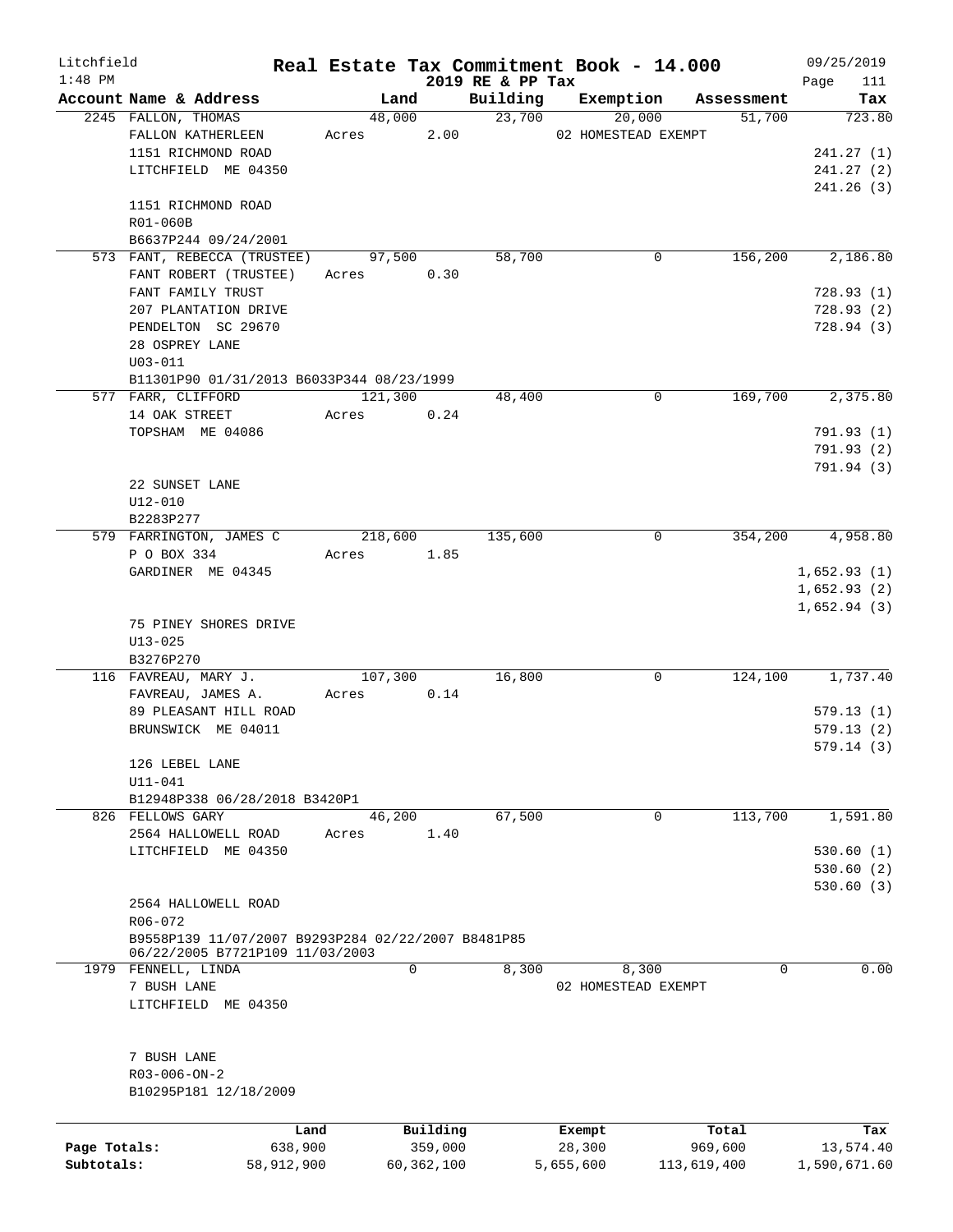Litchfield 1:48 PM

# Real Estate Tax Commitment Book - 14.000

## 2019 RE & PP Tax

09/25/2019 Page 111

| Account Name & Address | Land | Building | Exemption | Assessment | Tax |
|---|---|---|---|---|---|
| 2245 FALLON, THOMAS | 48,000 | 23,700 | 20,000 | 51,700 | 723.80 |
| FALLON KATHERLEEN | Acres 2.00 | | 02 HOMESTEAD EXEMPT | | |
| 1151 RICHMOND ROAD | | | | | 241.27 (1) |
| LITCHFIELD ME 04350 | | | | | 241.27 (2) |
| | | | | | 241.26 (3) |
| 1151 RICHMOND ROAD | | | | | |
| R01-060B | | | | | |
| B6637P244 09/24/2001 | | | | | |
| 573 FANT, REBECCA (TRUSTEE) | 97,500 | 58,700 | 0 | 156,200 | 2,186.80 |
| FANT ROBERT (TRUSTEE) | Acres 0.30 | | | | |
| FANT FAMILY TRUST | | | | | 728.93 (1) |
| 207 PLANTATION DRIVE | | | | | 728.93 (2) |
| PENDELTON SC 29670 | | | | | 728.94 (3) |
| 28 OSPREY LANE | | | | | |
| U03-011 | | | | | |
| B11301P90 01/31/2013 B6033P344 08/23/1999 | | | | | |
| 577 FARR, CLIFFORD | 121,300 | 48,400 | 0 | 169,700 | 2,375.80 |
| 14 OAK STREET | Acres 0.24 | | | | |
| TOPSHAM ME 04086 | | | | | 791.93 (1) |
| | | | | | 791.93 (2) |
| | | | | | 791.94 (3) |
| 22 SUNSET LANE | | | | | |
| U12-010 | | | | | |
| B2283P277 | | | | | |
| 579 FARRINGTON, JAMES C | 218,600 | 135,600 | 0 | 354,200 | 4,958.80 |
| P O BOX 334 | Acres 1.85 | | | | |
| GARDINER ME 04345 | | | | | 1,652.93 (1) |
| | | | | | 1,652.93 (2) |
| | | | | | 1,652.94 (3) |
| 75 PINEY SHORES DRIVE | | | | | |
| U13-025 | | | | | |
| B3276P270 | | | | | |
| 116 FAVREAU, MARY J. | 107,300 | 16,800 | 0 | 124,100 | 1,737.40 |
| FAVREAU, JAMES A. | Acres 0.14 | | | | |
| 89 PLEASANT HILL ROAD | | | | | 579.13 (1) |
| BRUNSWICK ME 04011 | | | | | 579.13 (2) |
| | | | | | 579.14 (3) |
| 126 LEBEL LANE | | | | | |
| U11-041 | | | | | |
| B12948P338 06/28/2018 B3420P1 | | | | | |
| 826 FELLOWS GARY | 46,200 | 67,500 | 0 | 113,700 | 1,591.80 |
| 2564 HALLOWELL ROAD | Acres 1.40 | | | | |
| LITCHFIELD ME 04350 | | | | | 530.60 (1) |
| | | | | | 530.60 (2) |
| | | | | | 530.60 (3) |
| 2564 HALLOWELL ROAD | | | | | |
| R06-072 | | | | | |
| B9558P139 11/07/2007 B9293P284 02/22/2007 B8481P85 06/22/2005 B7721P109 11/03/2003 | | | | | |
| 1979 FENNELL, LINDA | 0 | 8,300 | 8,300 | 0 | 0.00 |
| 7 BUSH LANE | | | 02 HOMESTEAD EXEMPT | | |
| LITCHFIELD ME 04350 | | | | | |
| 7 BUSH LANE | | | | | |
| R03-006-ON-2 | | | | | |
| B10295P181 12/18/2009 | | | | | |

| | Land | Building | Exempt | Total | Tax |
|---|---|---|---|---|---|
| Page Totals: | 638,900 | 359,000 | 28,300 | 969,600 | 13,574.40 |
| Subtotals: | 58,912,900 | 60,362,100 | 5,655,600 | 113,619,400 | 1,590,671.60 |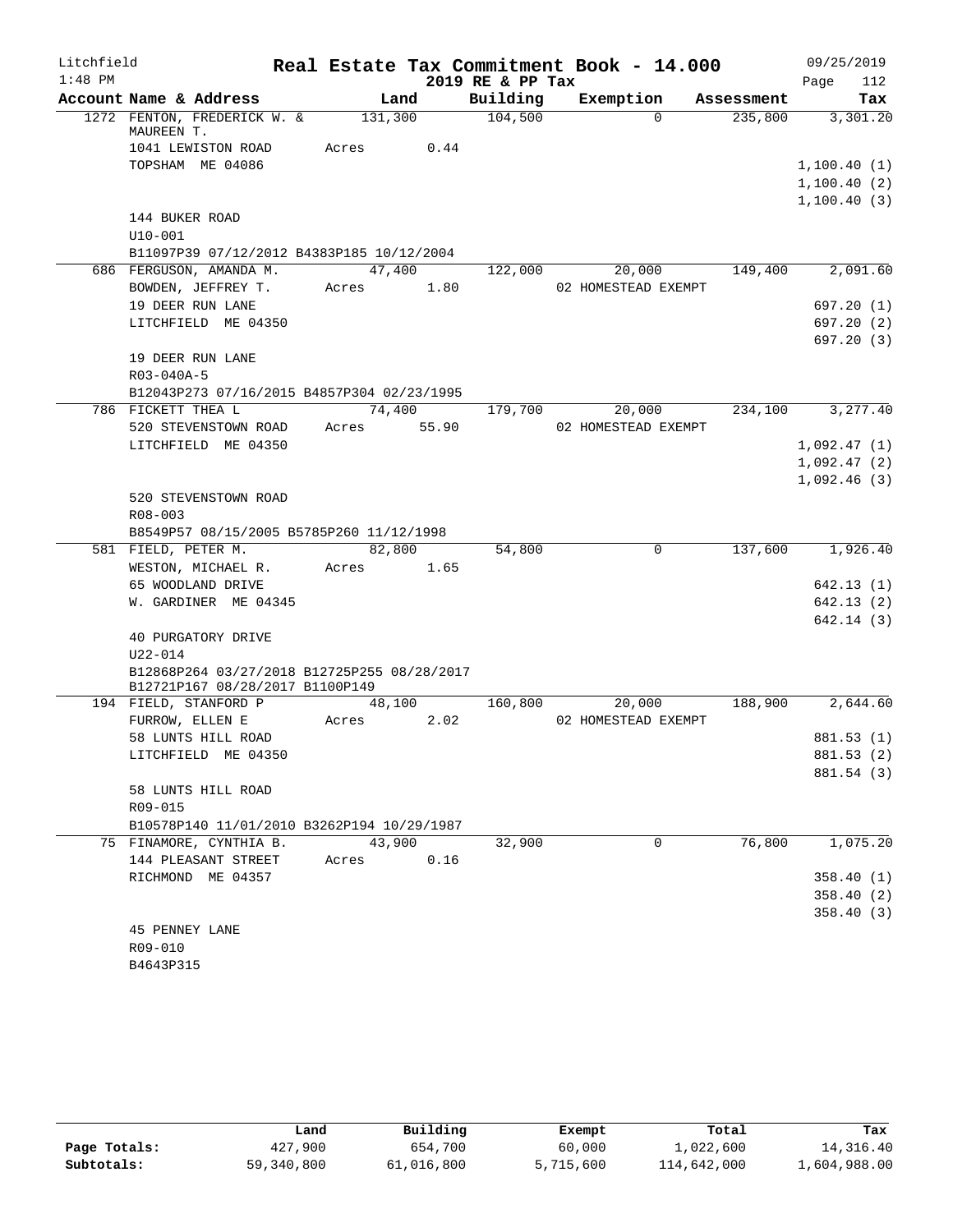Litchfield
1:48 PM

**Real Estate Tax Commitment Book - 14.000**
**2019 RE & PP Tax**

09/25/2019

| Account Name & Address | Land | Building | Exemption | Assessment | Tax |
|---|---|---|---|---|---|
| 1272 FENTON, FREDERICK W. & MAUREEN T. | 131,300 | 104,500 | 0 | 235,800 | 3,301.20 |
| 1041 LEWISTON ROAD | Acres 0.44 | | | | |
| TOPSHAM ME 04086 | | | | | 1,100.40 (1) |
| | | | | | 1,100.40 (2) |
| | | | | | 1,100.40 (3) |
| 144 BUKER ROAD | | | | | |
| U10-001 | | | | | |
| B11097P39 07/12/2012 B4383P185 10/12/2004 | | | | | |
| 686 FERGUSON, AMANDA M. | 47,400 | 122,000 | 20,000 | 149,400 | 2,091.60 |
| BOWDEN, JEFFREY T. | Acres 1.80 | | 02 HOMESTEAD EXEMPT | | |
| 19 DEER RUN LANE | | | | | 697.20 (1) |
| LITCHFIELD ME 04350 | | | | | 697.20 (2) |
| | | | | | 697.20 (3) |
| 19 DEER RUN LANE | | | | | |
| R03-040A-5 | | | | | |
| B12043P273 07/16/2015 B4857P304 02/23/1995 | | | | | |
| 786 FICKETT THEA L | 74,400 | 179,700 | 20,000 | 234,100 | 3,277.40 |
| 520 STEVENSTOWN ROAD | Acres 55.90 | | 02 HOMESTEAD EXEMPT | | |
| LITCHFIELD ME 04350 | | | | | 1,092.47 (1) |
| | | | | | 1,092.47 (2) |
| | | | | | 1,092.46 (3) |
| 520 STEVENSTOWN ROAD | | | | | |
| R08-003 | | | | | |
| B8549P57 08/15/2005 B5785P260 11/12/1998 | | | | | |
| 581 FIELD, PETER M. | 82,800 | 54,800 | 0 | 137,600 | 1,926.40 |
| WESTON, MICHAEL R. | Acres 1.65 | | | | |
| 65 WOODLAND DRIVE | | | | | 642.13 (1) |
| W. GARDINER ME 04345 | | | | | 642.13 (2) |
| | | | | | 642.14 (3) |
| 40 PURGATORY DRIVE | | | | | |
| U22-014 | | | | | |
| B12868P264 03/27/2018 B12725P255 08/28/2017 B12721P167 08/28/2017 B1100P149 | | | | | |
| 194 FIELD, STANFORD P | 48,100 | 160,800 | 20,000 | 188,900 | 2,644.60 |
| FURROW, ELLEN E | Acres 2.02 | | 02 HOMESTEAD EXEMPT | | |
| 58 LUNTS HILL ROAD | | | | | 881.53 (1) |
| LITCHFIELD ME 04350 | | | | | 881.53 (2) |
| | | | | | 881.54 (3) |
| 58 LUNTS HILL ROAD | | | | | |
| R09-015 | | | | | |
| B10578P140 11/01/2010 B3262P194 10/29/1987 | | | | | |
| 75 FINAMORE, CYNTHIA B. | 43,900 | 32,900 | 0 | 76,800 | 1,075.20 |
| 144 PLEASANT STREET | Acres 0.16 | | | | |
| RICHMOND ME 04357 | | | | | 358.40 (1) |
| | | | | | 358.40 (2) |
| | | | | | 358.40 (3) |
| 45 PENNEY LANE | | | | | |
| R09-010 | | | | | |
| B4643P315 | | | | | |

| | Land | Building | Exempt | Total | Tax |
|---|---|---|---|---|---|
| Page Totals: | 427,900 | 654,700 | 60,000 | 1,022,600 | 14,316.40 |
| Subtotals: | 59,340,800 | 61,016,800 | 5,715,600 | 114,642,000 | 1,604,988.00 |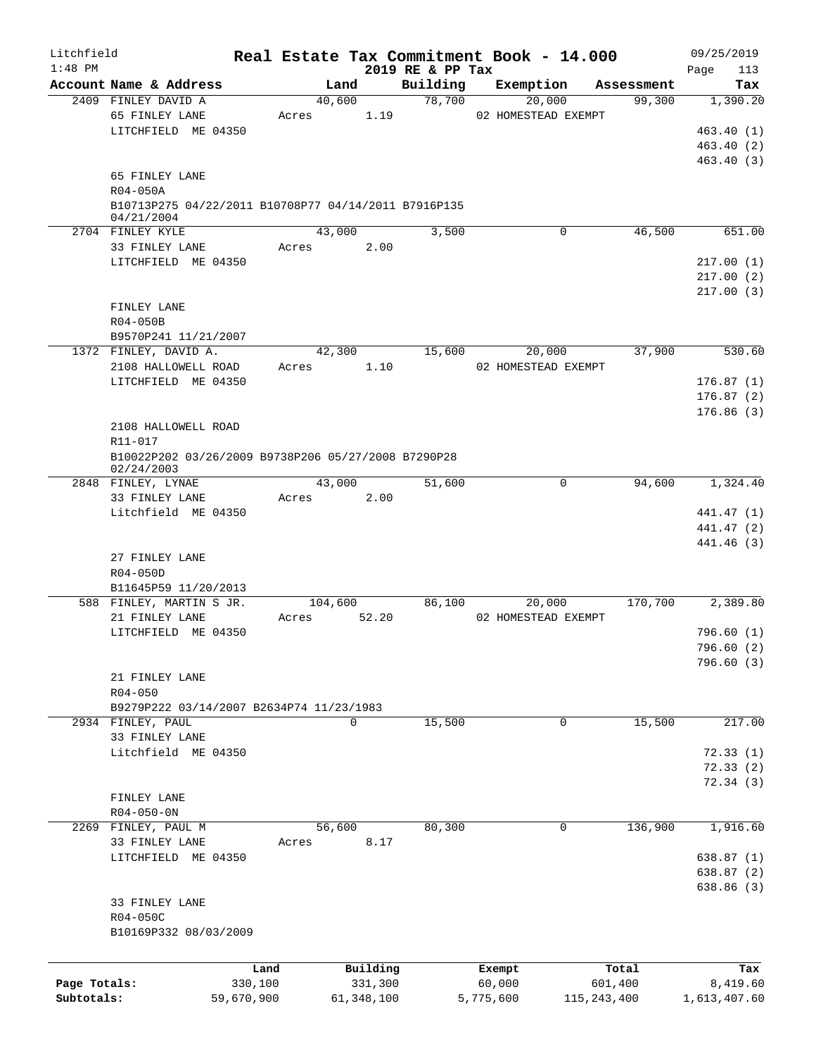Litchfield
1:48 PM

**Real Estate Tax Commitment Book - 14.000**
**2019 RE & PP Tax**

09/25/2019

| Account Name & Address | Land | Building | Exemption | Assessment | Tax |
|---|---|---|---|---|---|
| 2409 FINLEY DAVID A | 40,600 | 78,700 | 20,000 | 99,300 | 1,390.20 |
| 65 FINLEY LANE | Acres 1.19 | | 02 HOMESTEAD EXEMPT | | |
| LITCHFIELD ME 04350 | | | | | 463.40 (1) |
| | | | | | 463.40 (2) |
| | | | | | 463.40 (3) |
| 65 FINLEY LANE | | | | | |
| R04-050A | | | | | |
| B10713P275 04/22/2011 B10708P77 04/14/2011 B7916P135 04/21/2004 | | | | | |
| 2704 FINLEY KYLE | 43,000 | 3,500 | 0 | 46,500 | 651.00 |
| 33 FINLEY LANE | Acres 2.00 | | | | |
| LITCHFIELD ME 04350 | | | | | 217.00 (1) |
| | | | | | 217.00 (2) |
| | | | | | 217.00 (3) |
| FINLEY LANE | | | | | |
| R04-050B | | | | | |
| B9570P241 11/21/2007 | | | | | |
| 1372 FINLEY, DAVID A. | 42,300 | 15,600 | 20,000 | 37,900 | 530.60 |
| 2108 HALLOWELL ROAD | Acres 1.10 | | 02 HOMESTEAD EXEMPT | | |
| LITCHFIELD ME 04350 | | | | | 176.87 (1) |
| | | | | | 176.87 (2) |
| | | | | | 176.86 (3) |
| 2108 HALLOWELL ROAD | | | | | |
| R11-017 | | | | | |
| B10022P202 03/26/2009 B9738P206 05/27/2008 B7290P28 02/24/2003 | | | | | |
| 2848 FINLEY, LYNAE | 43,000 | 51,600 | 0 | 94,600 | 1,324.40 |
| 33 FINLEY LANE | Acres 2.00 | | | | |
| Litchfield ME 04350 | | | | | 441.47 (1) |
| | | | | | 441.47 (2) |
| | | | | | 441.46 (3) |
| 27 FINLEY LANE | | | | | |
| R04-050D | | | | | |
| B11645P59 11/20/2013 | | | | | |
| 588 FINLEY, MARTIN S JR. | 104,600 | 86,100 | 20,000 | 170,700 | 2,389.80 |
| 21 FINLEY LANE | Acres 52.20 | | 02 HOMESTEAD EXEMPT | | |
| LITCHFIELD ME 04350 | | | | | 796.60 (1) |
| | | | | | 796.60 (2) |
| | | | | | 796.60 (3) |
| 21 FINLEY LANE | | | | | |
| R04-050 | | | | | |
| B9279P222 03/14/2007 B2634P74 11/23/1983 | | | | | |
| 2934 FINLEY, PAUL | 0 | 15,500 | 0 | 15,500 | 217.00 |
| 33 FINLEY LANE | | | | | |
| Litchfield ME 04350 | | | | | 72.33 (1) |
| | | | | | 72.33 (2) |
| | | | | | 72.34 (3) |
| FINLEY LANE | | | | | |
| R04-050-0N | | | | | |
| 2269 FINLEY, PAUL M | 56,600 | 80,300 | 0 | 136,900 | 1,916.60 |
| 33 FINLEY LANE | Acres 8.17 | | | | |
| LITCHFIELD ME 04350 | | | | | 638.87 (1) |
| | | | | | 638.87 (2) |
| | | | | | 638.86 (3) |
| 33 FINLEY LANE | | | | | |
| R04-050C | | | | | |
| B10169P332 08/03/2009 | | | | | |

| | Land | Building | Exempt | Total | Tax |
|---|---|---|---|---|---|
| Page Totals: | 330,100 | 331,300 | 60,000 | 601,400 | 8,419.60 |
| Subtotals: | 59,670,900 | 61,348,100 | 5,775,600 | 115,243,400 | 1,613,407.60 |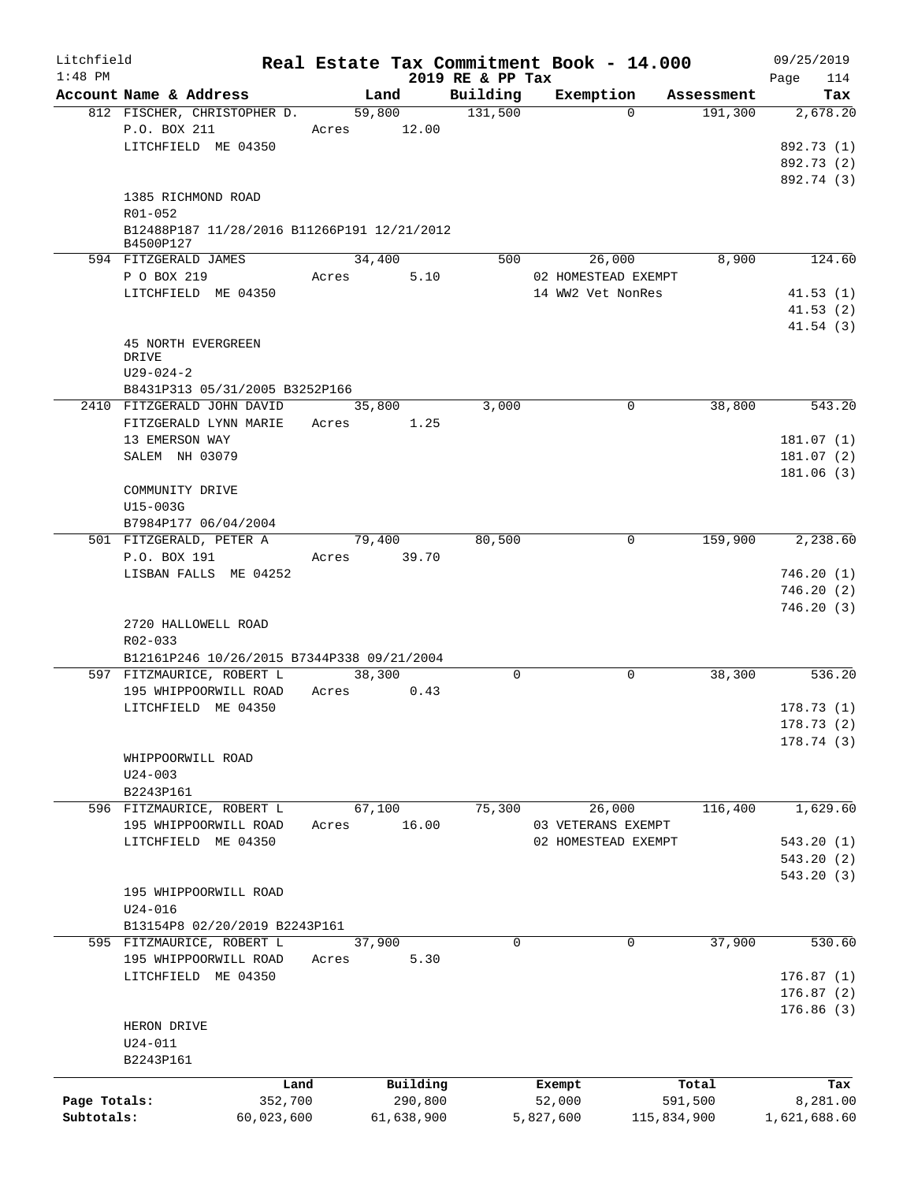# Real Estate Tax Commitment Book - 14.000

Litchfield
1:48 PM

2019 RE & PP Tax

09/25/2019

| Account Name & Address | Land | Building | Exemption | Assessment | Tax |
|---|---|---|---|---|---|
| 812 FISCHER, CHRISTOPHER D. | 59,800 | 131,500 | 0 | 191,300 | 2,678.20 |
| P.O. BOX 211 | Acres 12.00 | | | | |
| LITCHFIELD ME 04350 | | | | | 892.73 (1) |
| | | | | | 892.73 (2) |
| | | | | | 892.74 (3) |
| 1385 RICHMOND ROAD | | | | | |
| R01-052 | | | | | |
| B12488P187 11/28/2016 B11266P191 12/21/2012 B4500P127 | | | | | |
| 594 FITZGERALD JAMES | 34,400 | 500 | 26,000 | 8,900 | 124.60 |
| P O BOX 219 | Acres 5.10 | | 02 HOMESTEAD EXEMPT | | |
| LITCHFIELD ME 04350 | | | 14 WW2 Vet NonRes | | 41.53 (1) |
| | | | | | 41.53 (2) |
| | | | | | 41.54 (3) |
| 45 NORTH EVERGREEN DRIVE | | | | | |
| U29-024-2 | | | | | |
| B8431P313 05/31/2005 B3252P166 | | | | | |
| 2410 FITZGERALD JOHN DAVID | 35,800 | 3,000 | 0 | 38,800 | 543.20 |
| FITZGERALD LYNN MARIE | Acres 1.25 | | | | |
| 13 EMERSON WAY | | | | | 181.07 (1) |
| SALEM NH 03079 | | | | | 181.07 (2) |
| | | | | | 181.06 (3) |
| COMMUNITY DRIVE | | | | | |
| U15-003G | | | | | |
| B7984P177 06/04/2004 | | | | | |
| 501 FITZGERALD, PETER A | 79,400 | 80,500 | 0 | 159,900 | 2,238.60 |
| P.O. BOX 191 | Acres 39.70 | | | | |
| LISBAN FALLS ME 04252 | | | | | 746.20 (1) |
| | | | | | 746.20 (2) |
| | | | | | 746.20 (3) |
| 2720 HALLOWELL ROAD | | | | | |
| R02-033 | | | | | |
| B12161P246 10/26/2015 B7344P338 09/21/2004 | | | | | |
| 597 FITZMAURICE, ROBERT L | 38,300 | 0 | 0 | 38,300 | 536.20 |
| 195 WHIPPOORWILL ROAD | Acres 0.43 | | | | |
| LITCHFIELD ME 04350 | | | | | 178.73 (1) |
| | | | | | 178.73 (2) |
| | | | | | 178.74 (3) |
| WHIPPOORWILL ROAD | | | | | |
| U24-003 | | | | | |
| B2243P161 | | | | | |
| 596 FITZMAURICE, ROBERT L | 67,100 | 75,300 | 26,000 | 116,400 | 1,629.60 |
| 195 WHIPPOORWILL ROAD | Acres 16.00 | | 03 VETERANS EXEMPT | | |
| LITCHFIELD ME 04350 | | | 02 HOMESTEAD EXEMPT | | 543.20 (1) |
| | | | | | 543.20 (2) |
| | | | | | 543.20 (3) |
| 195 WHIPPOORWILL ROAD | | | | | |
| U24-016 | | | | | |
| B13154P8 02/20/2019 B2243P161 | | | | | |
| 595 FITZMAURICE, ROBERT L | 37,900 | 0 | 0 | 37,900 | 530.60 |
| 195 WHIPPOORWILL ROAD | Acres 5.30 | | | | |
| LITCHFIELD ME 04350 | | | | | 176.87 (1) |
| | | | | | 176.87 (2) |
| | | | | | 176.86 (3) |
| HERON DRIVE | | | | | |
| U24-011 | | | | | |
| B2243P161 | | | | | |

| | Land | Building | Exempt | Total | Tax |
|---|---|---|---|---|---|
| Page Totals: | 352,700 | 290,800 | 52,000 | 591,500 | 8,281.00 |
| Subtotals: | 60,023,600 | 61,638,900 | 5,827,600 | 115,834,900 | 1,621,688.60 |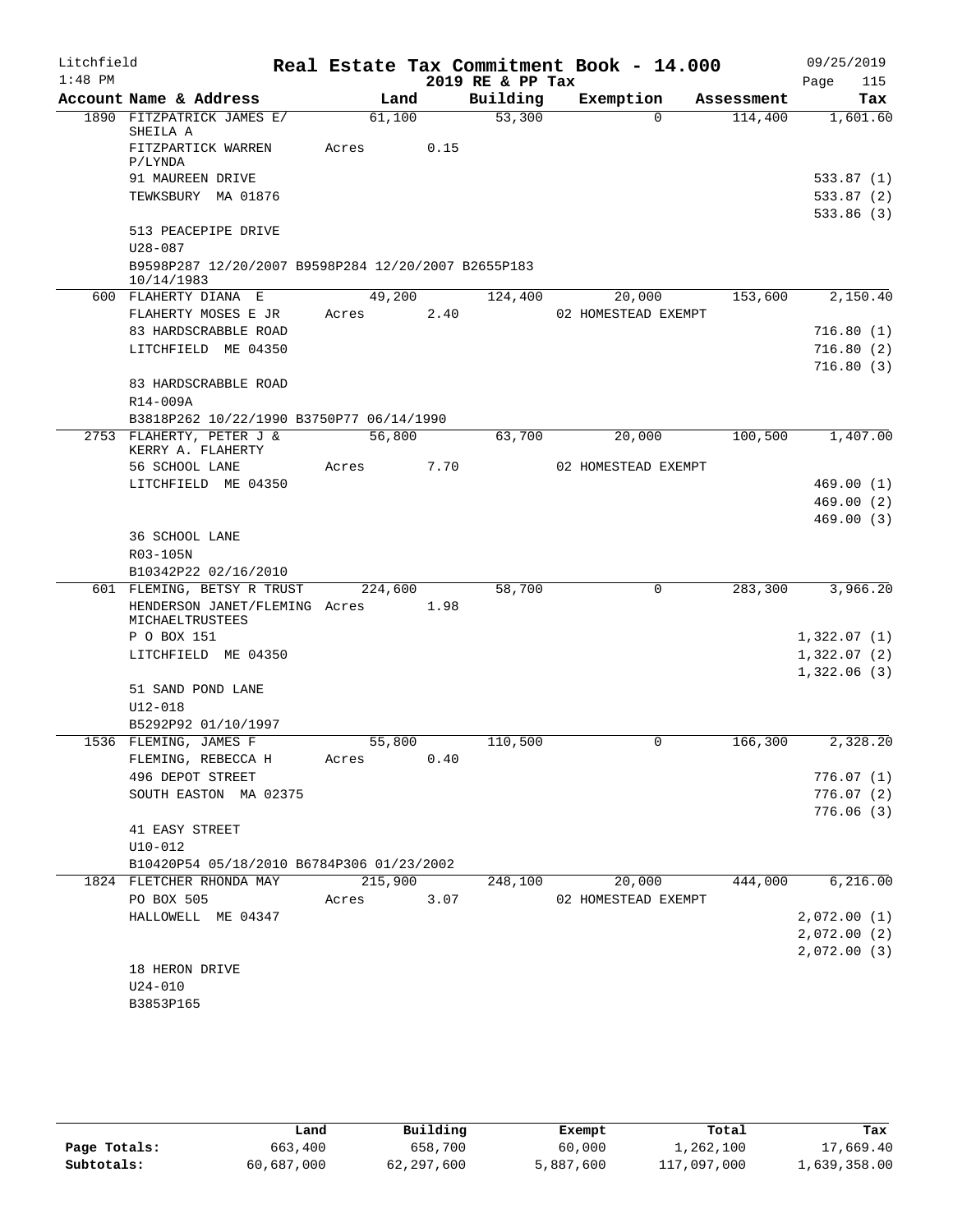Litchfield 1:48 PM

# Real Estate Tax Commitment Book - 14.000

2019 RE & PP Tax

09/25/2019 Page 115

| Account Name & Address | Land | Building | Exemption | Assessment | Tax |
|---|---|---|---|---|---|
| 1890 FITZPATRICK JAMES E/ SHEILA A | 61,100 | 53,300 | 0 | 114,400 | 1,601.60 |
| FITZPARTICK WARREN P/LYNDA | Acres 0.15 | | | | |
| 91 MAUREEN DRIVE | | | | | 533.87 (1) |
| TEWKSBURY MA 01876 | | | | | 533.87 (2) |
| | | | | | 533.86 (3) |
| 513 PEACEPIPE DRIVE | | | | | |
| U28-087 | | | | | |
| B9598P287 12/20/2007 B9598P284 12/20/2007 B2655P183 10/14/1983 | | | | | |
| 600 FLAHERTY DIANA E | 49,200 | 124,400 | 20,000 | 153,600 | 2,150.40 |
| FLAHERTY MOSES E JR | Acres 2.40 | | 02 HOMESTEAD EXEMPT | | |
| 83 HARDSCRABBLE ROAD | | | | | 716.80 (1) |
| LITCHFIELD ME 04350 | | | | | 716.80 (2) |
| | | | | | 716.80 (3) |
| 83 HARDSCRABBLE ROAD | | | | | |
| R14-009A | | | | | |
| B3818P262 10/22/1990 B3750P77 06/14/1990 | | | | | |
| 2753 FLAHERTY, PETER J & KERRY A. FLAHERTY | 56,800 | 63,700 | 20,000 | 100,500 | 1,407.00 |
| 56 SCHOOL LANE | Acres 7.70 | | 02 HOMESTEAD EXEMPT | | |
| LITCHFIELD ME 04350 | | | | | 469.00 (1) |
| | | | | | 469.00 (2) |
| | | | | | 469.00 (3) |
| 36 SCHOOL LANE | | | | | |
| R03-105N | | | | | |
| B10342P22 02/16/2010 | | | | | |
| 601 FLEMING, BETSY R TRUST | 224,600 | 58,700 | 0 | 283,300 | 3,966.20 |
| HENDERSON JANET/FLEMING MICHAELTRUSTEES | Acres 1.98 | | | | |
| P O BOX 151 | | | | | 1,322.07 (1) |
| LITCHFIELD ME 04350 | | | | | 1,322.07 (2) |
| | | | | | 1,322.06 (3) |
| 51 SAND POND LANE | | | | | |
| U12-018 | | | | | |
| B5292P92 01/10/1997 | | | | | |
| 1536 FLEMING, JAMES F | 55,800 | 110,500 | 0 | 166,300 | 2,328.20 |
| FLEMING, REBECCA H | Acres 0.40 | | | | |
| 496 DEPOT STREET | | | | | 776.07 (1) |
| SOUTH EASTON MA 02375 | | | | | 776.07 (2) |
| | | | | | 776.06 (3) |
| 41 EASY STREET | | | | | |
| U10-012 | | | | | |
| B10420P54 05/18/2010 B6784P306 01/23/2002 | | | | | |
| 1824 FLETCHER RHONDA MAY | 215,900 | 248,100 | 20,000 | 444,000 | 6,216.00 |
| PO BOX 505 | Acres 3.07 | | 02 HOMESTEAD EXEMPT | | |
| HALLOWELL ME 04347 | | | | | 2,072.00 (1) |
| | | | | | 2,072.00 (2) |
| | | | | | 2,072.00 (3) |
| 18 HERON DRIVE | | | | | |
| U24-010 | | | | | |
| B3853P165 | | | | | |

| | Land | Building | Exempt | Total | Tax |
|---|---|---|---|---|---|
| Page Totals: | 663,400 | 658,700 | 60,000 | 1,262,100 | 17,669.40 |
| Subtotals: | 60,687,000 | 62,297,600 | 5,887,600 | 117,097,000 | 1,639,358.00 |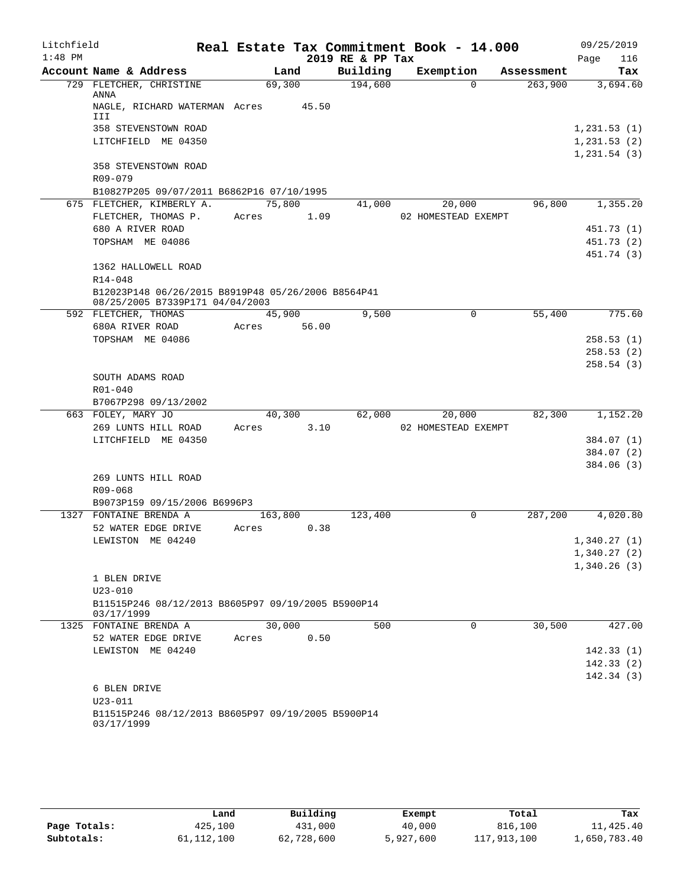# Real Estate Tax Commitment Book - 14.000

Litchfield
1:48 PM

2019 RE & PP Tax

09/25/2019
Page 116

| Account Name & Address | Land | Building | Exemption | Assessment | Tax |
|---|---|---|---|---|---|
| 729 FLETCHER, CHRISTINE ANNA | 69,300 | 194,600 | 0 | 263,900 | 3,694.60 |
| NAGLE, RICHARD WATERMAN III | Acres 45.50 | | | | |
| 358 STEVENSTOWN ROAD | | | | | 1,231.53 (1) |
| LITCHFIELD ME 04350 | | | | | 1,231.53 (2) |
| | | | | | 1,231.54 (3) |
| 358 STEVENSTOWN ROAD | | | | | |
| R09-079 | | | | | |
| B10827P205 09/07/2011 B6862P16 07/10/1995 | | | | | |
| 675 FLETCHER, KIMBERLY A. | 75,800 | 41,000 | 20,000 | 96,800 | 1,355.20 |
| FLETCHER, THOMAS P. | Acres 1.09 | | 02 HOMESTEAD EXEMPT | | |
| 680 A RIVER ROAD | | | | | 451.73 (1) |
| TOPSHAM ME 04086 | | | | | 451.73 (2) |
| | | | | | 451.74 (3) |
| 1362 HALLOWELL ROAD | | | | | |
| R14-048 | | | | | |
| B12023P148 06/26/2015 B8919P48 05/26/2006 B8564P41 08/25/2005 B7339P171 04/04/2003 | | | | | |
| 592 FLETCHER, THOMAS | 45,900 | 9,500 | 0 | 55,400 | 775.60 |
| 680A RIVER ROAD | Acres 56.00 | | | | |
| TOPSHAM ME 04086 | | | | | 258.53 (1) |
| | | | | | 258.53 (2) |
| | | | | | 258.54 (3) |
| SOUTH ADAMS ROAD | | | | | |
| R01-040 | | | | | |
| B7067P298 09/13/2002 | | | | | |
| 663 FOLEY, MARY JO | 40,300 | 62,000 | 20,000 | 82,300 | 1,152.20 |
| 269 LUNTS HILL ROAD | Acres 3.10 | | 02 HOMESTEAD EXEMPT | | |
| LITCHFIELD ME 04350 | | | | | 384.07 (1) |
| | | | | | 384.07 (2) |
| | | | | | 384.06 (3) |
| 269 LUNTS HILL ROAD | | | | | |
| R09-068 | | | | | |
| B9073P159 09/15/2006 B6996P3 | | | | | |
| 1327 FONTAINE BRENDA A | 163,800 | 123,400 | 0 | 287,200 | 4,020.80 |
| 52 WATER EDGE DRIVE | Acres 0.38 | | | | |
| LEWISTON ME 04240 | | | | | 1,340.27 (1) |
| | | | | | 1,340.27 (2) |
| | | | | | 1,340.26 (3) |
| 1 BLEN DRIVE | | | | | |
| U23-010 | | | | | |
| B11515P246 08/12/2013 B8605P97 09/19/2005 B5900P14 03/17/1999 | | | | | |
| 1325 FONTAINE BRENDA A | 30,000 | 500 | 0 | 30,500 | 427.00 |
| 52 WATER EDGE DRIVE | Acres 0.50 | | | | |
| LEWISTON ME 04240 | | | | | 142.33 (1) |
| | | | | | 142.33 (2) |
| | | | | | 142.34 (3) |
| 6 BLEN DRIVE | | | | | |
| U23-011 | | | | | |
| B11515P246 08/12/2013 B8605P97 09/19/2005 B5900P14 03/17/1999 | | | | | |

| | Land | Building | Exempt | Total | Tax |
|---|---|---|---|---|---|
| Page Totals: | 425,100 | 431,000 | 40,000 | 816,100 | 11,425.40 |
| Subtotals: | 61,112,100 | 62,728,600 | 5,927,600 | 117,913,100 | 1,650,783.40 |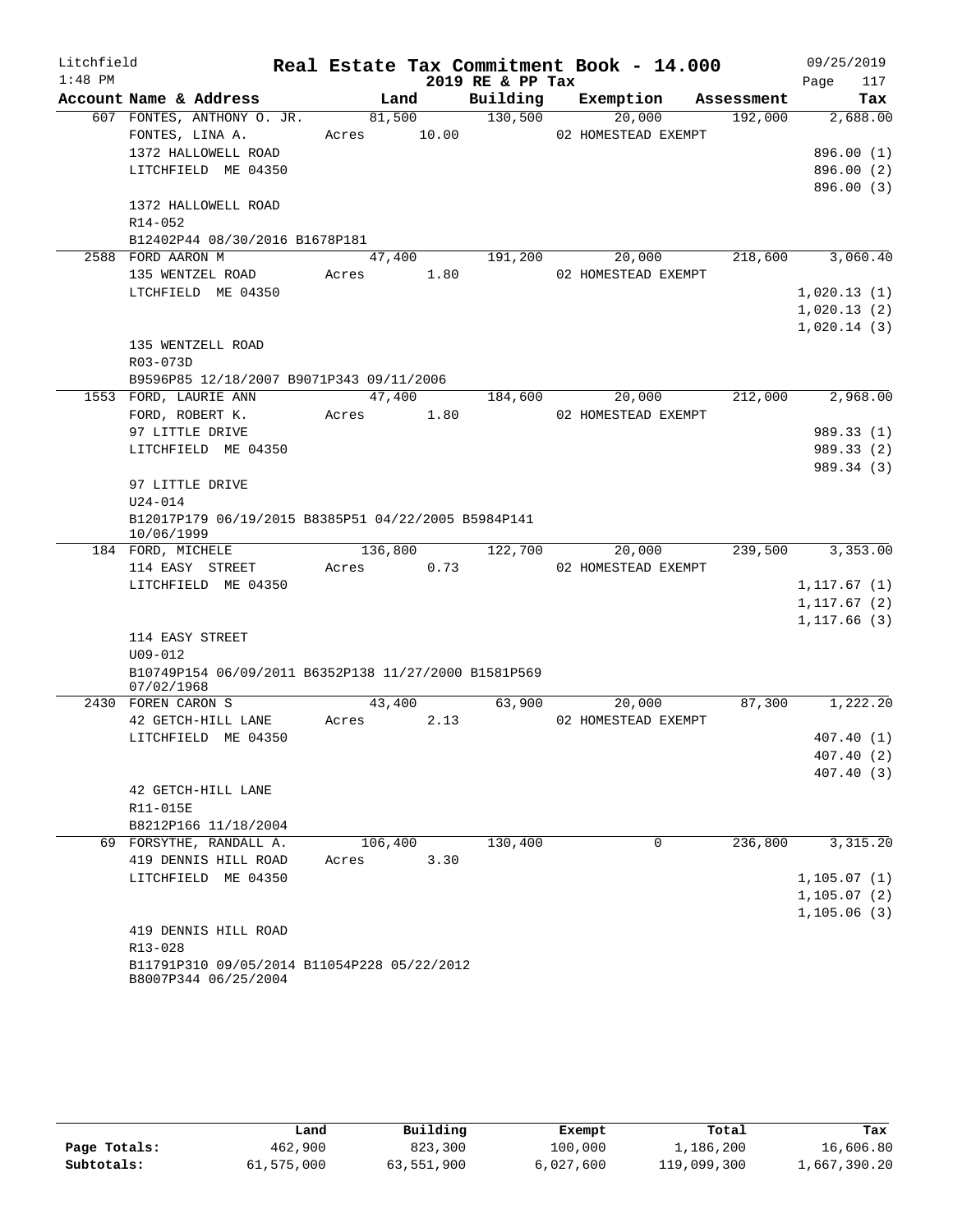Litchfield  
1:48 PM

**Real Estate Tax Commitment Book - 14.000**  
**2019 RE & PP Tax**

09/25/2019  
Page 117

| Account Name & Address | Land | Building | Exemption | Assessment | Tax |
|---|---|---|---|---|---|
| 607 FONTES, ANTHONY O. JR. | 81,500 | 130,500 | 20,000 | 192,000 | 2,688.00 |
| FONTES, LINA A. | Acres 10.00 | | 02 HOMESTEAD EXEMPT | | |
| 1372 HALLOWELL ROAD | | | | | 896.00 (1) |
| LITCHFIELD ME 04350 | | | | | 896.00 (2) |
| | | | | | 896.00 (3) |
| 1372 HALLOWELL ROAD | | | | | |
| R14-052 | | | | | |
| B12402P44 08/30/2016 B1678P181 | | | | | |
| 2588 FORD AARON M | 47,400 | 191,200 | 20,000 | 218,600 | 3,060.40 |
| 135 WENTZEL ROAD | Acres 1.80 | | 02 HOMESTEAD EXEMPT | | |
| LTCHFIELD ME 04350 | | | | | 1,020.13 (1) |
| | | | | | 1,020.13 (2) |
| | | | | | 1,020.14 (3) |
| 135 WENTZELL ROAD | | | | | |
| R03-073D | | | | | |
| B9596P85 12/18/2007 B9071P343 09/11/2006 | | | | | |
| 1553 FORD, LAURIE ANN | 47,400 | 184,600 | 20,000 | 212,000 | 2,968.00 |
| FORD, ROBERT K. | Acres 1.80 | | 02 HOMESTEAD EXEMPT | | |
| 97 LITTLE DRIVE | | | | | 989.33 (1) |
| LITCHFIELD ME 04350 | | | | | 989.33 (2) |
| | | | | | 989.34 (3) |
| 97 LITTLE DRIVE | | | | | |
| U24-014 | | | | | |
| B12017P179 06/19/2015 B8385P51 04/22/2005 B5984P141 10/06/1999 | | | | | |
| 184 FORD, MICHELE | 136,800 | 122,700 | 20,000 | 239,500 | 3,353.00 |
| 114 EASY STREET | Acres 0.73 | | 02 HOMESTEAD EXEMPT | | |
| LITCHFIELD ME 04350 | | | | | 1,117.67 (1) |
| | | | | | 1,117.67 (2) |
| | | | | | 1,117.66 (3) |
| 114 EASY STREET | | | | | |
| U09-012 | | | | | |
| B10749P154 06/09/2011 B6352P138 11/27/2000 B1581P569 07/02/1968 | | | | | |
| 2430 FOREN CARON S | 43,400 | 63,900 | 20,000 | 87,300 | 1,222.20 |
| 42 GETCH-HILL LANE | Acres 2.13 | | 02 HOMESTEAD EXEMPT | | |
| LITCHFIELD ME 04350 | | | | | 407.40 (1) |
| | | | | | 407.40 (2) |
| | | | | | 407.40 (3) |
| 42 GETCH-HILL LANE | | | | | |
| R11-015E | | | | | |
| B8212P166 11/18/2004 | | | | | |
| 69 FORSYTHE, RANDALL A. | 106,400 | 130,400 | 0 | 236,800 | 3,315.20 |
| 419 DENNIS HILL ROAD | Acres 3.30 | | | | |
| LITCHFIELD ME 04350 | | | | | 1,105.07 (1) |
| | | | | | 1,105.07 (2) |
| | | | | | 1,105.06 (3) |
| 419 DENNIS HILL ROAD | | | | | |
| R13-028 | | | | | |
| B11791P310 09/05/2014 B11054P228 05/22/2012 B8007P344 06/25/2004 | | | | | |

| | Land | Building | Exempt | Total | Tax |
|---|---|---|---|---|---|
| **Page Totals:** | 462,900 | 823,300 | 100,000 | 1,186,200 | 16,606.80 |
| **Subtotals:** | 61,575,000 | 63,551,900 | 6,027,600 | 119,099,300 | 1,667,390.20 |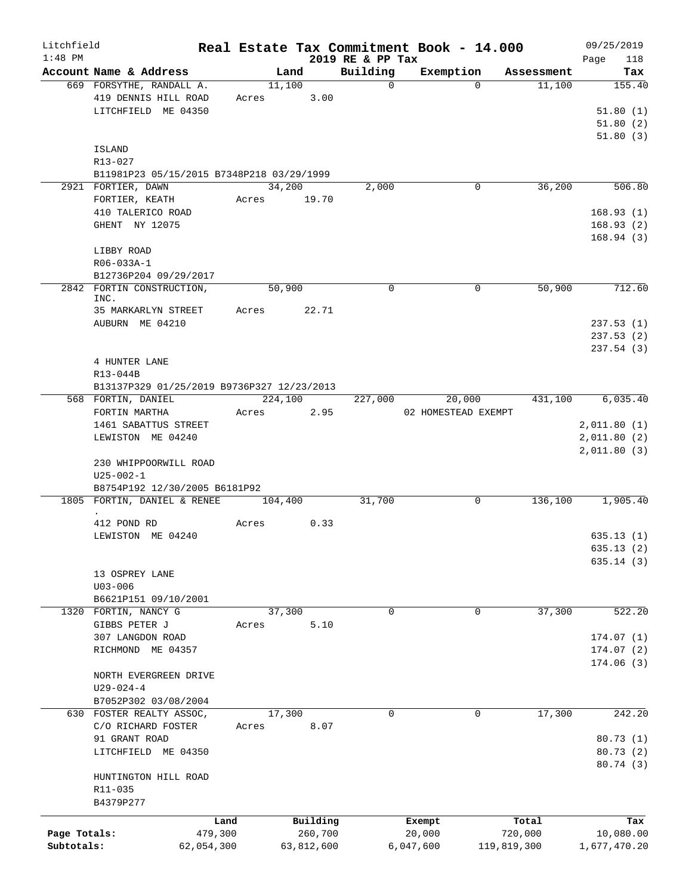# Litchfield — Real Estate Tax Commitment Book - 14.000

1:48 PM — 2019 RE & PP Tax — 09/25/2019

| Account | Name & Address | Land | Building | Exemption | Assessment | Tax |
|---|---|---|---|---|---|---|
| 669 | FORSYTHE, RANDALL A.<br>419 DENNIS HILL ROAD<br>LITCHFIELD ME 04350<br><br>ISLAND<br>R13-027<br>B11981P23 05/15/2015 B7348P218 03/29/1999 | 11,100<br>Acres 3.00 | 0 | 0 | 11,100 | 155.40<br>51.80 (1)<br>51.80 (2)<br>51.80 (3) |
| 2921 | FORTIER, DAWN<br>FORTIER, KEATH<br>410 TALERICO ROAD<br>GHENT NY 12075<br><br>LIBBY ROAD<br>R06-033A-1<br>B12736P204 09/29/2017 | 34,200<br>Acres 19.70 | 2,000 | 0 | 36,200 | 506.80<br>168.93 (1)<br>168.93 (2)<br>168.94 (3) |
| 2842 | FORTIN CONSTRUCTION, INC.<br>35 MARKARLYN STREET<br>AUBURN ME 04210<br><br>4 HUNTER LANE<br>R13-044B<br>B13137P329 01/25/2019 B9736P327 12/23/2013 | 50,900<br>Acres 22.71 | 0 | 0 | 50,900 | 712.60<br>237.53 (1)<br>237.53 (2)<br>237.54 (3) |
| 568 | FORTIN, DANIEL<br>FORTIN MARTHA<br>1461 SABATTUS STREET<br>LEWISTON ME 04240<br><br>230 WHIPPOORWILL ROAD<br>U25-002-1<br>B8754P192 12/30/2005 B6181P92 | 224,100<br>Acres 2.95 | 227,000 | 20,000<br>02 HOMESTEAD EXEMPT | 431,100 | 6,035.40<br>2,011.80 (1)<br>2,011.80 (2)<br>2,011.80 (3) |
| 1805 | FORTIN, DANIEL & RENEE<br>.<br>412 POND RD<br>LEWISTON ME 04240<br><br>13 OSPREY LANE<br>U03-006<br>B6621P151 09/10/2001 | 104,400<br>Acres 0.33 | 31,700 | 0 | 136,100 | 1,905.40<br>635.13 (1)<br>635.13 (2)<br>635.14 (3) |
| 1320 | FORTIN, NANCY G<br>GIBBS PETER J<br>307 LANGDON ROAD<br>RICHMOND ME 04357<br><br>NORTH EVERGREEN DRIVE<br>U29-024-4<br>B7052P302 03/08/2004 | 37,300<br>Acres 5.10 | 0 | 0 | 37,300 | 522.20<br>174.07 (1)<br>174.07 (2)<br>174.06 (3) |
| 630 | FOSTER REALTY ASSOC,<br>C/O RICHARD FOSTER<br>91 GRANT ROAD<br>LITCHFIELD ME 04350<br><br>HUNTINGTON HILL ROAD<br>R11-035<br>B4379P277 | 17,300<br>Acres 8.07 | 0 | 0 | 17,300 | 242.20<br>80.73 (1)<br>80.73 (2)<br>80.74 (3) |

| | Land | Building | Exempt | Total | Tax |
|---|---|---|---|---|---|
| Page Totals: | 479,300 | 260,700 | 20,000 | 720,000 | 10,080.00 |
| Subtotals: | 62,054,300 | 63,812,600 | 6,047,600 | 119,819,300 | 1,677,470.20 |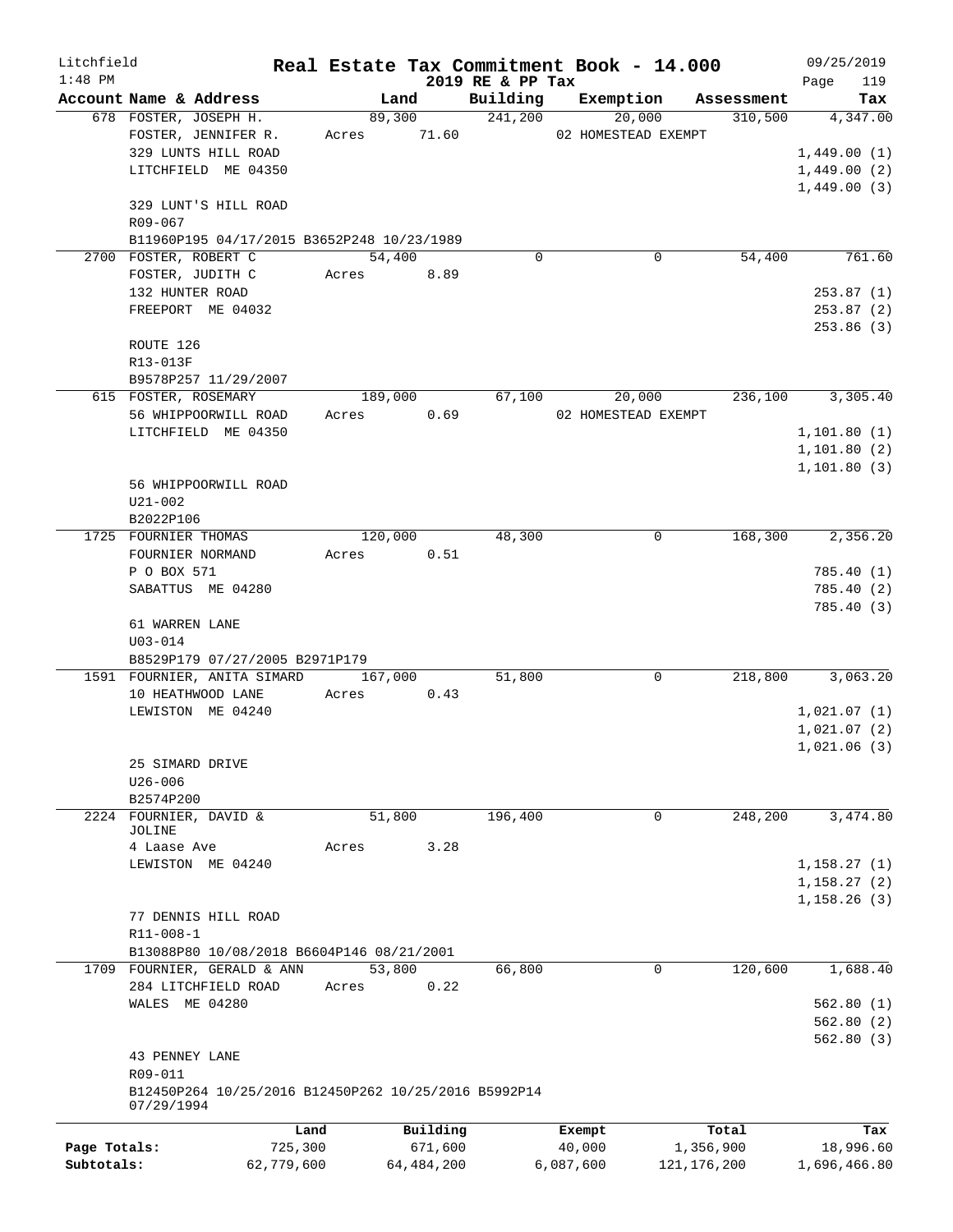# Real Estate Tax Commitment Book - 14.000

Litchfield 1:48 PM — 2019 RE & PP Tax — 09/25/2019

| Account | Name & Address | Land | Building | Exemption | Assessment | Tax |
|---|---|---|---|---|---|---|
| 678 | FOSTER, JOSEPH H.<br>FOSTER, JENNIFER R.<br>329 LUNTS HILL ROAD<br>LITCHFIELD ME 04350<br><br>329 LUNT'S HILL ROAD<br>R09-067<br>B11960P195 04/17/2015 B3652P248 10/23/1989 | 89,300<br>Acres 71.60 | 241,200 | 20,000<br>02 HOMESTEAD EXEMPT | 310,500 | 4,347.00<br><br>1,449.00 (1)<br>1,449.00 (2)<br>1,449.00 (3) |
| 2700 | FOSTER, ROBERT C<br>FOSTER, JUDITH C<br>132 HUNTER ROAD<br>FREEPORT ME 04032<br><br>ROUTE 126<br>R13-013F<br>B9578P257 11/29/2007 | 54,400<br>Acres 8.89 | 0 | 0 | 54,400 | 761.60<br><br>253.87 (1)<br>253.87 (2)<br>253.86 (3) |
| 615 | FOSTER, ROSEMARY<br>56 WHIPPOORWILL ROAD<br>LITCHFIELD ME 04350<br><br>56 WHIPPOORWILL ROAD<br>U21-002<br>B2022P106 | 189,000<br>Acres 0.69 | 67,100 | 20,000<br>02 HOMESTEAD EXEMPT | 236,100 | 3,305.40<br><br>1,101.80 (1)<br>1,101.80 (2)<br>1,101.80 (3) |
| 1725 | FOURNIER THOMAS<br>FOURNIER NORMAND<br>P O BOX 571<br>SABATTUS ME 04280<br><br>61 WARREN LANE<br>U03-014<br>B8529P179 07/27/2005 B2971P179 | 120,000<br>Acres 0.51 | 48,300 | 0 | 168,300 | 2,356.20<br><br>785.40 (1)<br>785.40 (2)<br>785.40 (3) |
| 1591 | FOURNIER, ANITA SIMARD<br>10 HEATHWOOD LANE<br>LEWISTON ME 04240<br><br>25 SIMARD DRIVE<br>U26-006<br>B2574P200 | 167,000<br>Acres 0.43 | 51,800 | 0 | 218,800 | 3,063.20<br><br>1,021.07 (1)<br>1,021.07 (2)<br>1,021.06 (3) |
| 2224 | FOURNIER, DAVID & JOLINE<br>4 Laase Ave<br>LEWISTON ME 04240<br><br>77 DENNIS HILL ROAD<br>R11-008-1<br>B13088P80 10/08/2018 B6604P146 08/21/2001 | 51,800<br>Acres 3.28 | 196,400 | 0 | 248,200 | 3,474.80<br><br>1,158.27 (1)<br>1,158.27 (2)<br>1,158.26 (3) |
| 1709 | FOURNIER, GERALD & ANN<br>284 LITCHFIELD ROAD<br>WALES ME 04280<br><br>43 PENNEY LANE<br>R09-011<br>B12450P264 10/25/2016 B12450P262 10/25/2016 B5992P14 07/29/1994 | 53,800<br>Acres 0.22 | 66,800 | 0 | 120,600 | 1,688.40<br><br>562.80 (1)<br>562.80 (2)<br>562.80 (3) |

| | Land | Building | Exempt | Total | Tax |
|---|---|---|---|---|---|
| Page Totals: | 725,300 | 671,600 | 40,000 | 1,356,900 | 18,996.60 |
| Subtotals: | 62,779,600 | 64,484,200 | 6,087,600 | 121,176,200 | 1,696,466.80 |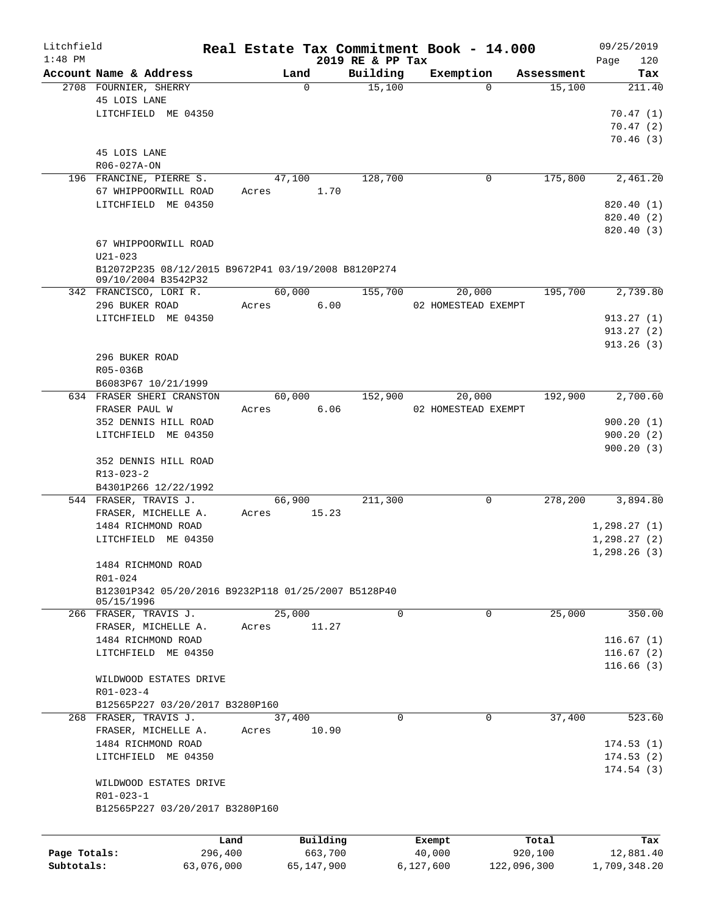Litchfield
1:48 PM

# Real Estate Tax Commitment Book - 14.000

2019 RE & PP Tax

09/25/2019

| Account Name & Address | Land | Building | Exemption | Assessment | Tax |
|---|---|---|---|---|---|
| 2708 FOURNIER, SHERRY | 0 | 15,100 | 0 | 15,100 | 211.40 |
| 45 LOIS LANE | | | | | |
| LITCHFIELD ME 04350 | | | | | 70.47 (1) |
| | | | | | 70.47 (2) |
| | | | | | 70.46 (3) |
| 45 LOIS LANE | | | | | |
| R06-027A-ON | | | | | |
| 196 FRANCINE, PIERRE S. | 47,100 | 128,700 | 0 | 175,800 | 2,461.20 |
| 67 WHIPPOORWILL ROAD | Acres 1.70 | | | | |
| LITCHFIELD ME 04350 | | | | | 820.40 (1) |
| | | | | | 820.40 (2) |
| | | | | | 820.40 (3) |
| 67 WHIPPOORWILL ROAD | | | | | |
| U21-023 | | | | | |
| B12072P235 08/12/2015 B9672P41 03/19/2008 B8120P274 09/10/2004 B3542P32 | | | | | |
| 342 FRANCISCO, LORI R. | 60,000 | 155,700 | 20,000 | 195,700 | 2,739.80 |
| 296 BUKER ROAD | Acres 6.00 | | 02 HOMESTEAD EXEMPT | | |
| LITCHFIELD ME 04350 | | | | | 913.27 (1) |
| | | | | | 913.27 (2) |
| | | | | | 913.26 (3) |
| 296 BUKER ROAD | | | | | |
| R05-036B | | | | | |
| B6083P67 10/21/1999 | | | | | |
| 634 FRASER SHERI CRANSTON | 60,000 | 152,900 | 20,000 | 192,900 | 2,700.60 |
| FRASER PAUL W | Acres 6.06 | | 02 HOMESTEAD EXEMPT | | |
| 352 DENNIS HILL ROAD | | | | | 900.20 (1) |
| LITCHFIELD ME 04350 | | | | | 900.20 (2) |
| | | | | | 900.20 (3) |
| 352 DENNIS HILL ROAD | | | | | |
| R13-023-2 | | | | | |
| B4301P266 12/22/1992 | | | | | |
| 544 FRASER, TRAVIS J. | 66,900 | 211,300 | 0 | 278,200 | 3,894.80 |
| FRASER, MICHELLE A. | Acres 15.23 | | | | |
| 1484 RICHMOND ROAD | | | | | 1,298.27 (1) |
| LITCHFIELD ME 04350 | | | | | 1,298.27 (2) |
| | | | | | 1,298.26 (3) |
| 1484 RICHMOND ROAD | | | | | |
| R01-024 | | | | | |
| B12301P342 05/20/2016 B9232P118 01/25/2007 B5128P40 05/15/1996 | | | | | |
| 266 FRASER, TRAVIS J. | 25,000 | 0 | 0 | 25,000 | 350.00 |
| FRASER, MICHELLE A. | Acres 11.27 | | | | |
| 1484 RICHMOND ROAD | | | | | 116.67 (1) |
| LITCHFIELD ME 04350 | | | | | 116.67 (2) |
| | | | | | 116.66 (3) |
| WILDWOOD ESTATES DRIVE | | | | | |
| R01-023-4 | | | | | |
| B12565P227 03/20/2017 B3280P160 | | | | | |
| 268 FRASER, TRAVIS J. | 37,400 | 0 | 0 | 37,400 | 523.60 |
| FRASER, MICHELLE A. | Acres 10.90 | | | | |
| 1484 RICHMOND ROAD | | | | | 174.53 (1) |
| LITCHFIELD ME 04350 | | | | | 174.53 (2) |
| | | | | | 174.54 (3) |
| WILDWOOD ESTATES DRIVE | | | | | |
| R01-023-1 | | | | | |
| B12565P227 03/20/2017 B3280P160 | | | | | |

| | Land | Building | Exempt | Total | Tax |
|---|---|---|---|---|---|
| Page Totals: | 296,400 | 663,700 | 40,000 | 920,100 | 12,881.40 |
| Subtotals: | 63,076,000 | 65,147,900 | 6,127,600 | 122,096,300 | 1,709,348.20 |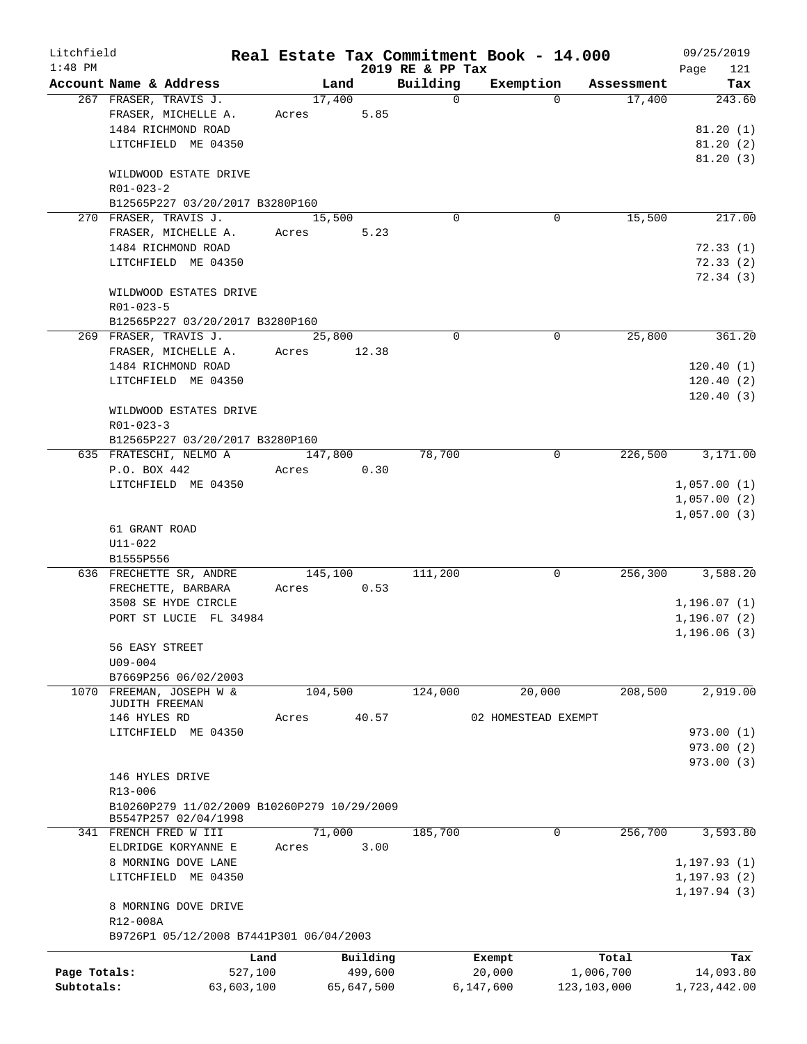# Real Estate Tax Commitment Book - 14.000

Litchfield
1:48 PM

2019 RE & PP Tax

09/25/2019

| Account Name & Address | Land | Building | Exemption | Assessment | Tax |
|---|---|---|---|---|---|
| 267 FRASER, TRAVIS J. | 17,400 | 0 | 0 | 17,400 | 243.60 |
| FRASER, MICHELLE A. | Acres 5.85 | | | | |
| 1484 RICHMOND ROAD | | | | | 81.20 (1) |
| LITCHFIELD ME 04350 | | | | | 81.20 (2) |
| | | | | | 81.20 (3) |
| WILDWOOD ESTATE DRIVE | | | | | |
| R01-023-2 | | | | | |
| B12565P227 03/20/2017 B3280P160 | | | | | |
| 270 FRASER, TRAVIS J. | 15,500 | 0 | 0 | 15,500 | 217.00 |
| FRASER, MICHELLE A. | Acres 5.23 | | | | |
| 1484 RICHMOND ROAD | | | | | 72.33 (1) |
| LITCHFIELD ME 04350 | | | | | 72.33 (2) |
| | | | | | 72.34 (3) |
| WILDWOOD ESTATES DRIVE | | | | | |
| R01-023-5 | | | | | |
| B12565P227 03/20/2017 B3280P160 | | | | | |
| 269 FRASER, TRAVIS J. | 25,800 | 0 | 0 | 25,800 | 361.20 |
| FRASER, MICHELLE A. | Acres 12.38 | | | | |
| 1484 RICHMOND ROAD | | | | | 120.40 (1) |
| LITCHFIELD ME 04350 | | | | | 120.40 (2) |
| | | | | | 120.40 (3) |
| WILDWOOD ESTATES DRIVE | | | | | |
| R01-023-3 | | | | | |
| B12565P227 03/20/2017 B3280P160 | | | | | |
| 635 FRATESCHI, NELMO A | 147,800 | 78,700 | 0 | 226,500 | 3,171.00 |
| P.O. BOX 442 | Acres 0.30 | | | | |
| LITCHFIELD ME 04350 | | | | | 1,057.00 (1) |
| | | | | | 1,057.00 (2) |
| | | | | | 1,057.00 (3) |
| 61 GRANT ROAD | | | | | |
| U11-022 | | | | | |
| B1555P556 | | | | | |
| 636 FRECHETTE SR, ANDRE | 145,100 | 111,200 | 0 | 256,300 | 3,588.20 |
| FRECHETTE, BARBARA | Acres 0.53 | | | | |
| 3508 SE HYDE CIRCLE | | | | | 1,196.07 (1) |
| PORT ST LUCIE FL 34984 | | | | | 1,196.07 (2) |
| | | | | | 1,196.06 (3) |
| 56 EASY STREET | | | | | |
| U09-004 | | | | | |
| B7669P256 06/02/2003 | | | | | |
| 1070 FREEMAN, JOSEPH W & JUDITH FREEMAN | 104,500 | 124,000 | 20,000 | 208,500 | 2,919.00 |
| 146 HYLES RD | Acres 40.57 | | 02 HOMESTEAD EXEMPT | | |
| LITCHFIELD ME 04350 | | | | | 973.00 (1) |
| | | | | | 973.00 (2) |
| | | | | | 973.00 (3) |
| 146 HYLES DRIVE | | | | | |
| R13-006 | | | | | |
| B10260P279 11/02/2009 B10260P279 10/29/2009 B5547P257 02/04/1998 | | | | | |
| 341 FRENCH FRED W III | 71,000 | 185,700 | 0 | 256,700 | 3,593.80 |
| ELDRIDGE KORYANNE E | Acres 3.00 | | | | |
| 8 MORNING DOVE LANE | | | | | 1,197.93 (1) |
| LITCHFIELD ME 04350 | | | | | 1,197.93 (2) |
| | | | | | 1,197.94 (3) |
| 8 MORNING DOVE DRIVE | | | | | |
| R12-008A | | | | | |
| B9726P1 05/12/2008 B7441P301 06/04/2003 | | | | | |

| | Land | Building | Exempt | Total | Tax |
|---|---|---|---|---|---|
| Page Totals: | 527,100 | 499,600 | 20,000 | 1,006,700 | 14,093.80 |
| Subtotals: | 63,603,100 | 65,647,500 | 6,147,600 | 123,103,000 | 1,723,442.00 |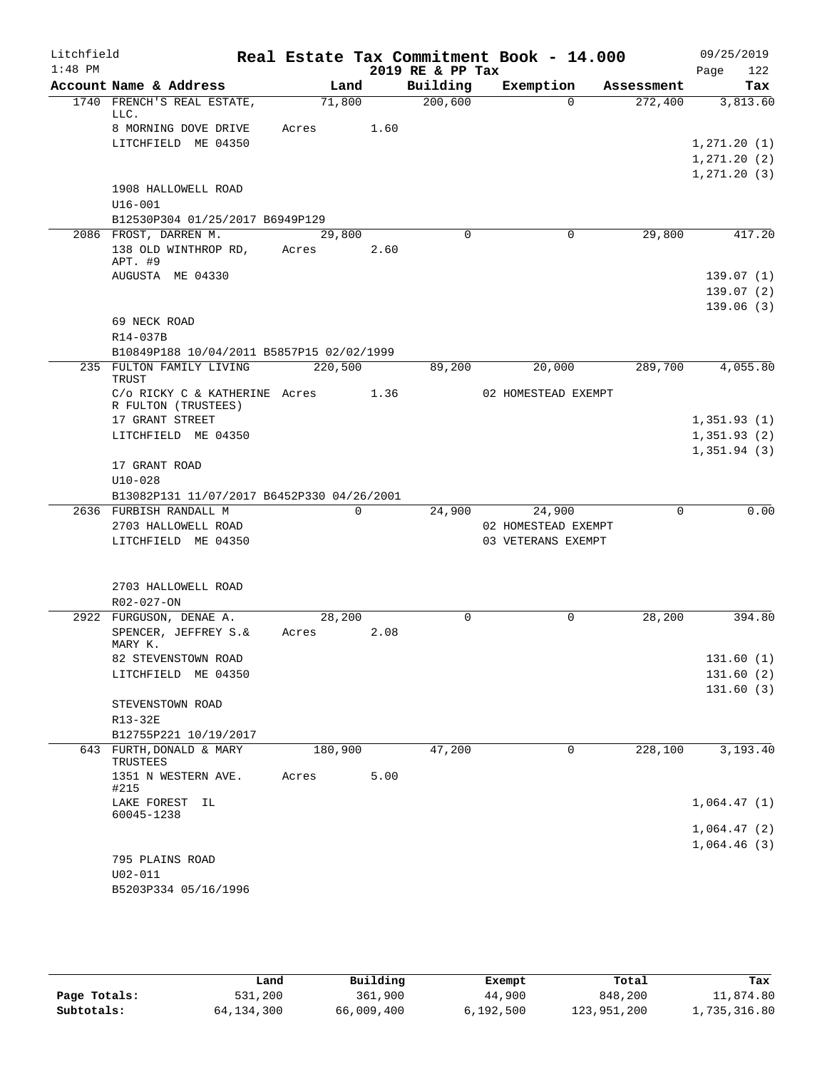Litchfield
1:48 PM

# Real Estate Tax Commitment Book - 14.000

2019 RE & PP Tax

09/25/2019

| Account Name & Address | Land | Building | Exemption | Assessment | Tax |
|---|---|---|---|---|---|
| 1740 FRENCH'S REAL ESTATE, LLC. | 71,800 | 200,600 | 0 | 272,400 | 3,813.60 |
| 8 MORNING DOVE DRIVE | Acres 1.60 | | | | |
| LITCHFIELD ME 04350 | | | | | 1,271.20 (1) |
| | | | | | 1,271.20 (2) |
| | | | | | 1,271.20 (3) |
| 1908 HALLOWELL ROAD | | | | | |
| U16-001 | | | | | |
| B12530P304 01/25/2017 B6949P129 | | | | | |
| 2086 FROST, DARREN M. | 29,800 | 0 | 0 | 29,800 | 417.20 |
| 138 OLD WINTHROP RD, APT. #9 | Acres 2.60 | | | | |
| AUGUSTA ME 04330 | | | | | 139.07 (1) |
| | | | | | 139.07 (2) |
| | | | | | 139.06 (3) |
| 69 NECK ROAD | | | | | |
| R14-037B | | | | | |
| B10849P188 10/04/2011 B5857P15 02/02/1999 | | | | | |
| 235 FULTON FAMILY LIVING TRUST | 220,500 | 89,200 | 20,000 | 289,700 | 4,055.80 |
| C/o RICKY C & KATHERINE R FULTON (TRUSTEES) | Acres 1.36 | | 02 HOMESTEAD EXEMPT | | |
| 17 GRANT STREET | | | | | 1,351.93 (1) |
| LITCHFIELD ME 04350 | | | | | 1,351.93 (2) |
| | | | | | 1,351.94 (3) |
| 17 GRANT ROAD | | | | | |
| U10-028 | | | | | |
| B13082P131 11/07/2017 B6452P330 04/26/2001 | | | | | |
| 2636 FURBISH RANDALL M | 0 | 24,900 | 24,900 | 0 | 0.00 |
| 2703 HALLOWELL ROAD | | | 02 HOMESTEAD EXEMPT | | |
| LITCHFIELD ME 04350 | | | 03 VETERANS EXEMPT | | |
| 2703 HALLOWELL ROAD | | | | | |
| R02-027-ON | | | | | |
| 2922 FURGUSON, DENAE A. | 28,200 | 0 | 0 | 28,200 | 394.80 |
| SPENCER, JEFFREY S.& MARY K. | Acres 2.08 | | | | |
| 82 STEVENSTOWN ROAD | | | | | 131.60 (1) |
| LITCHFIELD ME 04350 | | | | | 131.60 (2) |
| | | | | | 131.60 (3) |
| STEVENSTOWN ROAD | | | | | |
| R13-32E | | | | | |
| B12755P221 10/19/2017 | | | | | |
| 643 FURTH,DONALD & MARY TRUSTEES | 180,900 | 47,200 | 0 | 228,100 | 3,193.40 |
| 1351 N WESTERN AVE. #215 | Acres 5.00 | | | | |
| LAKE FOREST IL 60045-1238 | | | | | 1,064.47 (1) |
| | | | | | 1,064.47 (2) |
| | | | | | 1,064.46 (3) |
| 795 PLAINS ROAD | | | | | |
| U02-011 | | | | | |
| B5203P334 05/16/1996 | | | | | |

| | Land | Building | Exempt | Total | Tax |
|---|---|---|---|---|---|
| Page Totals: | 531,200 | 361,900 | 44,900 | 848,200 | 11,874.80 |
| Subtotals: | 64,134,300 | 66,009,400 | 6,192,500 | 123,951,200 | 1,735,316.80 |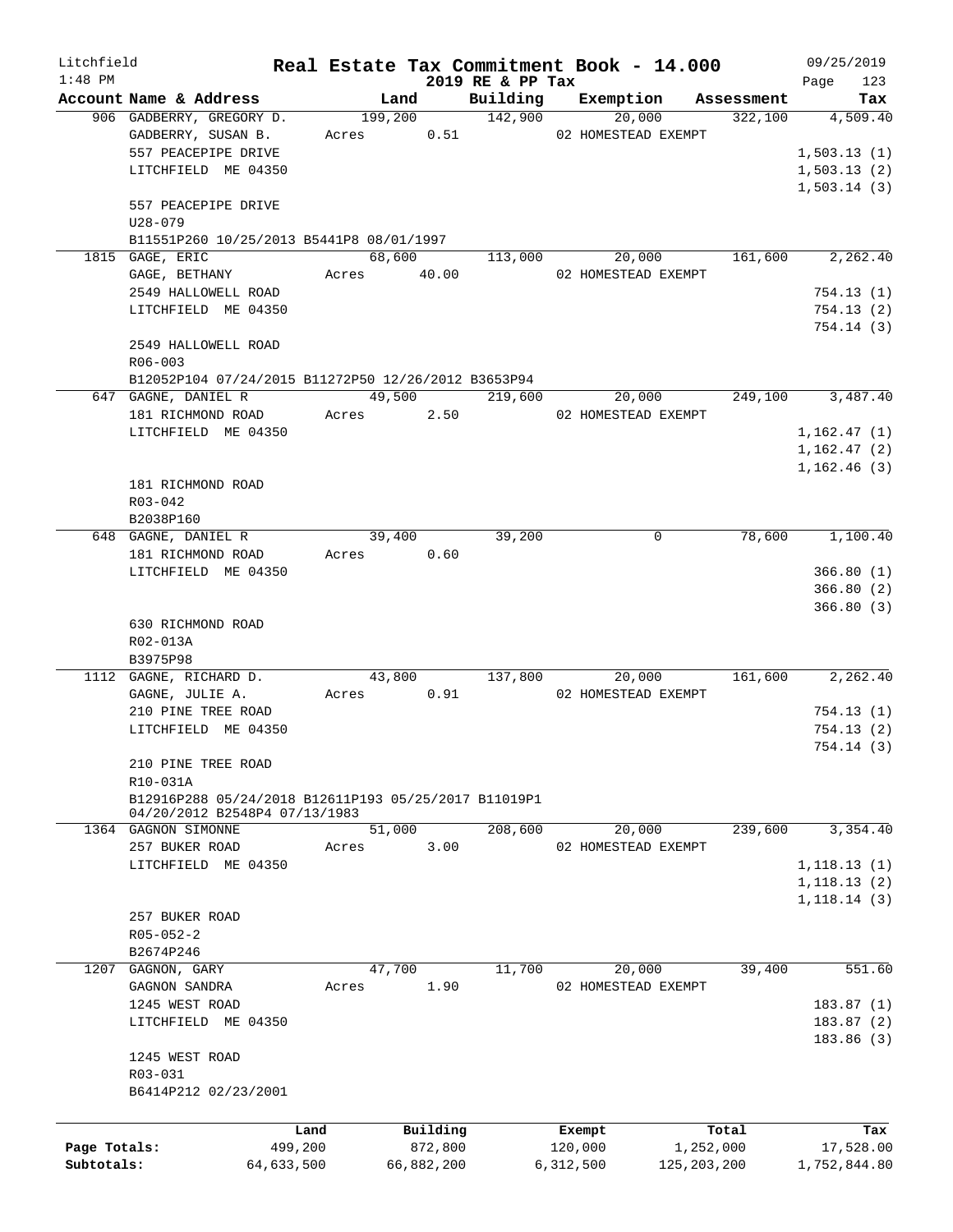Litchfield
1:48 PM

# Real Estate Tax Commitment Book - 14.000
## 2019 RE & PP Tax

09/25/2019

| Account Name & Address | Land | Building | Exemption | Assessment | Tax |
|---|---|---|---|---|---|
| 906 GADBERRY, GREGORY D.<br>GADBERRY, SUSAN B.<br>557 PEACEPIPE DRIVE<br>LITCHFIELD ME 04350<br><br>557 PEACEPIPE DRIVE<br>U28-079<br>B11551P260 10/25/2013 B5441P8 08/01/1997 | 199,200<br>Acres 0.51 | 142,900 | 20,000<br>02 HOMESTEAD EXEMPT | 322,100 | 4,509.40<br><br>1,503.13 (1)<br>1,503.13 (2)<br>1,503.14 (3) |
| 1815 GAGE, ERIC<br>GAGE, BETHANY<br>2549 HALLOWELL ROAD<br>LITCHFIELD ME 04350<br><br>2549 HALLOWELL ROAD<br>R06-003<br>B12052P104 07/24/2015 B11272P50 12/26/2012 B3653P94 | 68,600<br>Acres 40.00 | 113,000 | 20,000<br>02 HOMESTEAD EXEMPT | 161,600 | 2,262.40<br><br>754.13 (1)<br>754.13 (2)<br>754.14 (3) |
| 647 GAGNE, DANIEL R<br>181 RICHMOND ROAD<br>LITCHFIELD ME 04350<br><br>181 RICHMOND ROAD<br>R03-042<br>B2038P160 | 49,500<br>Acres 2.50 | 219,600 | 20,000<br>02 HOMESTEAD EXEMPT | 249,100 | 3,487.40<br><br>1,162.47 (1)<br>1,162.47 (2)<br>1,162.46 (3) |
| 648 GAGNE, DANIEL R<br>181 RICHMOND ROAD<br>LITCHFIELD ME 04350<br><br>630 RICHMOND ROAD<br>R02-013A<br>B3975P98 | 39,400<br>Acres 0.60 | 39,200 | 0 | 78,600 | 1,100.40<br><br>366.80 (1)<br>366.80 (2)<br>366.80 (3) |
| 1112 GAGNE, RICHARD D.<br>GAGNE, JULIE A.<br>210 PINE TREE ROAD<br>LITCHFIELD ME 04350<br><br>210 PINE TREE ROAD<br>R10-031A<br>B12916P288 05/24/2018 B12611P193 05/25/2017 B11019P1 04/20/2012 B2548P4 07/13/1983 | 43,800<br>Acres 0.91 | 137,800 | 20,000<br>02 HOMESTEAD EXEMPT | 161,600 | 2,262.40<br><br>754.13 (1)<br>754.13 (2)<br>754.14 (3) |
| 1364 GAGNON SIMONNE<br>257 BUKER ROAD<br>LITCHFIELD ME 04350<br><br>257 BUKER ROAD<br>R05-052-2<br>B2674P246 | 51,000<br>Acres 3.00 | 208,600 | 20,000<br>02 HOMESTEAD EXEMPT | 239,600 | 3,354.40<br><br>1,118.13 (1)<br>1,118.13 (2)<br>1,118.14 (3) |
| 1207 GAGNON, GARY<br>GAGNON SANDRA<br>1245 WEST ROAD<br>LITCHFIELD ME 04350<br><br>1245 WEST ROAD<br>R03-031<br>B6414P212 02/23/2001 | 47,700<br>Acres 1.90 | 11,700 | 20,000<br>02 HOMESTEAD EXEMPT | 39,400 | 551.60<br><br>183.87 (1)<br>183.87 (2)<br>183.86 (3) |

| | Land | Building | Exempt | Total | Tax |
|---|---|---|---|---|---|
| Page Totals: | 499,200 | 872,800 | 120,000 | 1,252,000 | 17,528.00 |
| Subtotals: | 64,633,500 | 66,882,200 | 6,312,500 | 125,203,200 | 1,752,844.80 |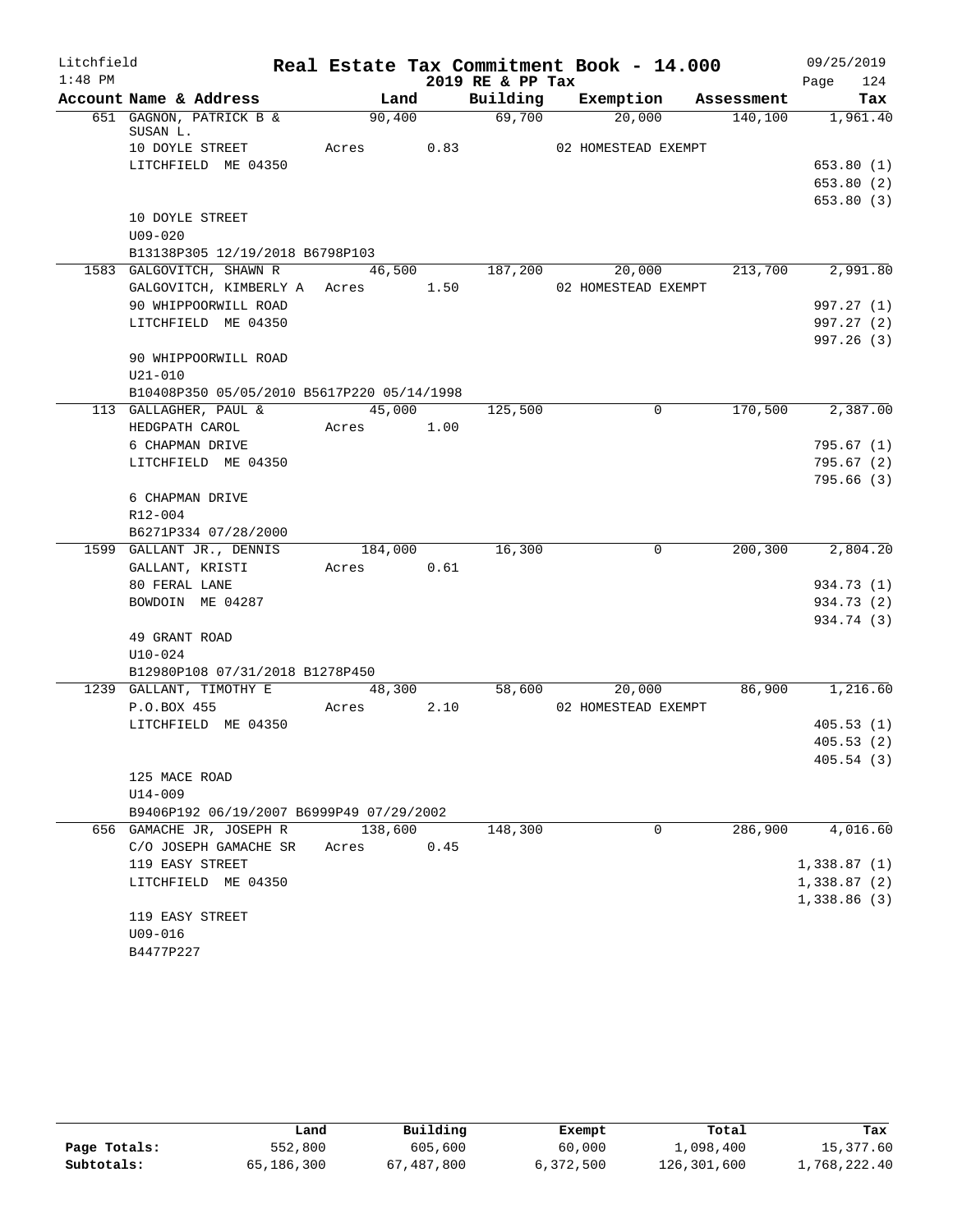Litchfield 1:48 PM

# Real Estate Tax Commitment Book - 14.000

## 2019 RE & PP Tax

09/25/2019 Page 124

| Account Name & Address | Land | Building | Exemption | Assessment | Tax |
|---|---|---|---|---|---|
| 651 GAGNON, PATRICK B & SUSAN L. | 90,400 | 69,700 | 20,000 | 140,100 | 1,961.40 |
| 10 DOYLE STREET | Acres 0.83 | | 02 HOMESTEAD EXEMPT | | |
| LITCHFIELD ME 04350 | | | | | 653.80 (1) |
| | | | | | 653.80 (2) |
| | | | | | 653.80 (3) |
| 10 DOYLE STREET | | | | | |
| U09-020 | | | | | |
| B13138P305 12/19/2018 B6798P103 | | | | | |
| 1583 GALGOVITCH, SHAWN R | 46,500 | 187,200 | 20,000 | 213,700 | 2,991.80 |
| GALGOVITCH, KIMBERLY A | Acres 1.50 | | 02 HOMESTEAD EXEMPT | | |
| 90 WHIPPOORWILL ROAD | | | | | 997.27 (1) |
| LITCHFIELD ME 04350 | | | | | 997.27 (2) |
| | | | | | 997.26 (3) |
| 90 WHIPPOORWILL ROAD | | | | | |
| U21-010 | | | | | |
| B10408P350 05/05/2010 B5617P220 05/14/1998 | | | | | |
| 113 GALLAGHER, PAUL & | 45,000 | 125,500 | 0 | 170,500 | 2,387.00 |
| HEDGPATH CAROL | Acres 1.00 | | | | |
| 6 CHAPMAN DRIVE | | | | | 795.67 (1) |
| LITCHFIELD ME 04350 | | | | | 795.67 (2) |
| | | | | | 795.66 (3) |
| 6 CHAPMAN DRIVE | | | | | |
| R12-004 | | | | | |
| B6271P334 07/28/2000 | | | | | |
| 1599 GALLANT JR., DENNIS | 184,000 | 16,300 | 0 | 200,300 | 2,804.20 |
| GALLANT, KRISTI | Acres 0.61 | | | | |
| 80 FERAL LANE | | | | | 934.73 (1) |
| BOWDOIN ME 04287 | | | | | 934.73 (2) |
| | | | | | 934.74 (3) |
| 49 GRANT ROAD | | | | | |
| U10-024 | | | | | |
| B12980P108 07/31/2018 B1278P450 | | | | | |
| 1239 GALLANT, TIMOTHY E | 48,300 | 58,600 | 20,000 | 86,900 | 1,216.60 |
| P.O.BOX 455 | Acres 2.10 | | 02 HOMESTEAD EXEMPT | | |
| LITCHFIELD ME 04350 | | | | | 405.53 (1) |
| | | | | | 405.53 (2) |
| | | | | | 405.54 (3) |
| 125 MACE ROAD | | | | | |
| U14-009 | | | | | |
| B9406P192 06/19/2007 B6999P49 07/29/2002 | | | | | |
| 656 GAMACHE JR, JOSEPH R | 138,600 | 148,300 | 0 | 286,900 | 4,016.60 |
| C/O JOSEPH GAMACHE SR | Acres 0.45 | | | | |
| 119 EASY STREET | | | | | 1,338.87 (1) |
| LITCHFIELD ME 04350 | | | | | 1,338.87 (2) |
| | | | | | 1,338.86 (3) |
| 119 EASY STREET | | | | | |
| U09-016 | | | | | |
| B4477P227 | | | | | |

| | Land | Building | Exempt | Total | Tax |
|---|---|---|---|---|---|
| Page Totals: | 552,800 | 605,600 | 60,000 | 1,098,400 | 15,377.60 |
| Subtotals: | 65,186,300 | 67,487,800 | 6,372,500 | 126,301,600 | 1,768,222.40 |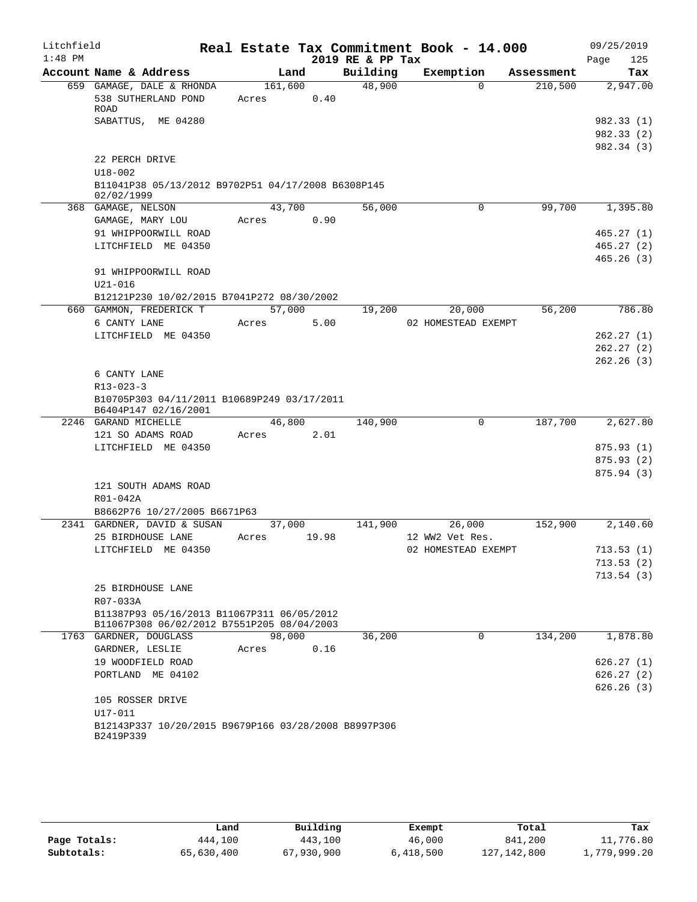Litchfield
1:48 PM

# Real Estate Tax Commitment Book - 14.000
## 2019 RE & PP Tax

09/25/2019

| Account Name & Address | Land | Building | Exemption | Assessment | Tax |
|---|---|---|---|---|---|
| 659 GAMAGE, DALE & RHONDA | 161,600 | 48,900 | 0 | 210,500 | 2,947.00 |
| 538 SUTHERLAND POND ROAD | Acres 0.40 | | | | |
| SABATTUS, ME 04280 | | | | | 982.33 (1) |
| | | | | | 982.33 (2) |
| | | | | | 982.34 (3) |
| 22 PERCH DRIVE | | | | | |
| U18-002 | | | | | |
| B11041P38 05/13/2012 B9702P51 04/17/2008 B6308P145 02/02/1999 | | | | | |
| 368 GAMAGE, NELSON | 43,700 | 56,000 | 0 | 99,700 | 1,395.80 |
| GAMAGE, MARY LOU | Acres 0.90 | | | | |
| 91 WHIPPOORWILL ROAD | | | | | 465.27 (1) |
| LITCHFIELD ME 04350 | | | | | 465.27 (2) |
| | | | | | 465.26 (3) |
| 91 WHIPPOORWILL ROAD | | | | | |
| U21-016 | | | | | |
| B12121P230 10/02/2015 B7041P272 08/30/2002 | | | | | |
| 660 GAMMON, FREDERICK T | 57,000 | 19,200 | 20,000 | 56,200 | 786.80 |
| 6 CANTY LANE | Acres 5.00 | | 02 HOMESTEAD EXEMPT | | |
| LITCHFIELD ME 04350 | | | | | 262.27 (1) |
| | | | | | 262.27 (2) |
| | | | | | 262.26 (3) |
| 6 CANTY LANE | | | | | |
| R13-023-3 | | | | | |
| B10705P303 04/11/2011 B10689P249 03/17/2011 B6404P147 02/16/2001 | | | | | |
| 2246 GARAND MICHELLE | 46,800 | 140,900 | 0 | 187,700 | 2,627.80 |
| 121 SO ADAMS ROAD | Acres 2.01 | | | | |
| LITCHFIELD ME 04350 | | | | | 875.93 (1) |
| | | | | | 875.93 (2) |
| | | | | | 875.94 (3) |
| 121 SOUTH ADAMS ROAD | | | | | |
| R01-042A | | | | | |
| B8662P76 10/27/2005 B6671P63 | | | | | |
| 2341 GARDNER, DAVID & SUSAN | 37,000 | 141,900 | 26,000 | 152,900 | 2,140.60 |
| 25 BIRDHOUSE LANE | Acres 19.98 | | 12 WW2 Vet Res. | | |
| LITCHFIELD ME 04350 | | | 02 HOMESTEAD EXEMPT | | 713.53 (1) |
| | | | | | 713.53 (2) |
| | | | | | 713.54 (3) |
| 25 BIRDHOUSE LANE | | | | | |
| R07-033A | | | | | |
| B11387P93 05/16/2013 B11067P311 06/05/2012 B11067P308 06/02/2012 B7551P205 08/04/2003 | | | | | |
| 1763 GARDNER, DOUGLASS | 98,000 | 36,200 | 0 | 134,200 | 1,878.80 |
| GARDNER, LESLIE | Acres 0.16 | | | | |
| 19 WOODFIELD ROAD | | | | | 626.27 (1) |
| PORTLAND ME 04102 | | | | | 626.27 (2) |
| | | | | | 626.26 (3) |
| 105 ROSSER DRIVE | | | | | |
| U17-011 | | | | | |
| B12143P337 10/20/2015 B9679P166 03/28/2008 B8997P306 B2419P339 | | | | | |

| | Land | Building | Exempt | Total | Tax |
|---|---|---|---|---|---|
| Page Totals: | 444,100 | 443,100 | 46,000 | 841,200 | 11,776.80 |
| Subtotals: | 65,630,400 | 67,930,900 | 6,418,500 | 127,142,800 | 1,779,999.20 |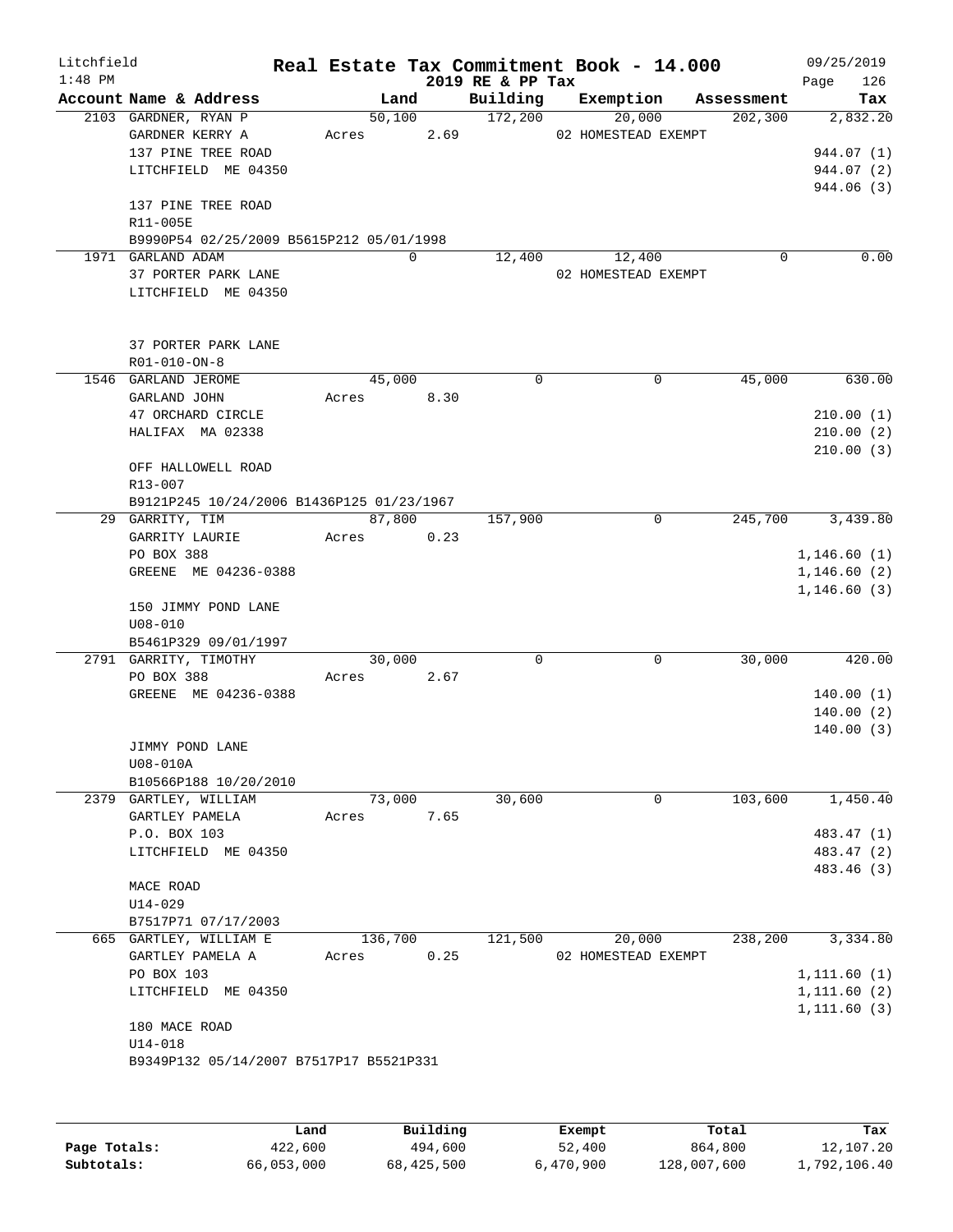Litchfield
1:48 PM

# Real Estate Tax Commitment Book - 14.000

2019 RE & PP Tax

09/25/2019

| Account Name & Address | Land | Building | Exemption | Assessment | Tax |
|---|---|---|---|---|---|
| 2103 GARDNER, RYAN P | 50,100 | 172,200 | 20,000 | 202,300 | 2,832.20 |
| GARDNER KERRY A | Acres 2.69 | | 02 HOMESTEAD EXEMPT | | |
| 137 PINE TREE ROAD | | | | | 944.07 (1) |
| LITCHFIELD ME 04350 | | | | | 944.07 (2) |
| | | | | | 944.06 (3) |
| 137 PINE TREE ROAD | | | | | |
| R11-005E | | | | | |
| B9990P54 02/25/2009 B5615P212 05/01/1998 | | | | | |
| 1971 GARLAND ADAM | 0 | 12,400 | 12,400 | 0 | 0.00 |
| 37 PORTER PARK LANE | | | 02 HOMESTEAD EXEMPT | | |
| LITCHFIELD ME 04350 | | | | | |
| 37 PORTER PARK LANE | | | | | |
| R01-010-ON-8 | | | | | |
| 1546 GARLAND JEROME | 45,000 | 0 | 0 | 45,000 | 630.00 |
| GARLAND JOHN | Acres 8.30 | | | | |
| 47 ORCHARD CIRCLE | | | | | 210.00 (1) |
| HALIFAX MA 02338 | | | | | 210.00 (2) |
| | | | | | 210.00 (3) |
| OFF HALLOWELL ROAD | | | | | |
| R13-007 | | | | | |
| B9121P245 10/24/2006 B1436P125 01/23/1967 | | | | | |
| 29 GARRITY, TIM | 87,800 | 157,900 | 0 | 245,700 | 3,439.80 |
| GARRITY LAURIE | Acres 0.23 | | | | |
| PO BOX 388 | | | | | 1,146.60 (1) |
| GREENE ME 04236-0388 | | | | | 1,146.60 (2) |
| | | | | | 1,146.60 (3) |
| 150 JIMMY POND LANE | | | | | |
| U08-010 | | | | | |
| B5461P329 09/01/1997 | | | | | |
| 2791 GARRITY, TIMOTHY | 30,000 | 0 | 0 | 30,000 | 420.00 |
| PO BOX 388 | Acres 2.67 | | | | |
| GREENE ME 04236-0388 | | | | | 140.00 (1) |
| | | | | | 140.00 (2) |
| | | | | | 140.00 (3) |
| JIMMY POND LANE | | | | | |
| U08-010A | | | | | |
| B10566P188 10/20/2010 | | | | | |
| 2379 GARTLEY, WILLIAM | 73,000 | 30,600 | 0 | 103,600 | 1,450.40 |
| GARTLEY PAMELA | Acres 7.65 | | | | |
| P.O. BOX 103 | | | | | 483.47 (1) |
| LITCHFIELD ME 04350 | | | | | 483.47 (2) |
| | | | | | 483.46 (3) |
| MACE ROAD | | | | | |
| U14-029 | | | | | |
| B7517P71 07/17/2003 | | | | | |
| 665 GARTLEY, WILLIAM E | 136,700 | 121,500 | 20,000 | 238,200 | 3,334.80 |
| GARTLEY PAMELA A | Acres 0.25 | | 02 HOMESTEAD EXEMPT | | |
| PO BOX 103 | | | | | 1,111.60 (1) |
| LITCHFIELD ME 04350 | | | | | 1,111.60 (2) |
| | | | | | 1,111.60 (3) |
| 180 MACE ROAD | | | | | |
| U14-018 | | | | | |
| B9349P132 05/14/2007 B7517P17 B5521P331 | | | | | |

| | Land | Building | Exempt | Total | Tax |
|---|---|---|---|---|---|
| Page Totals: | 422,600 | 494,600 | 52,400 | 864,800 | 12,107.20 |
| Subtotals: | 66,053,000 | 68,425,500 | 6,470,900 | 128,007,600 | 1,792,106.40 |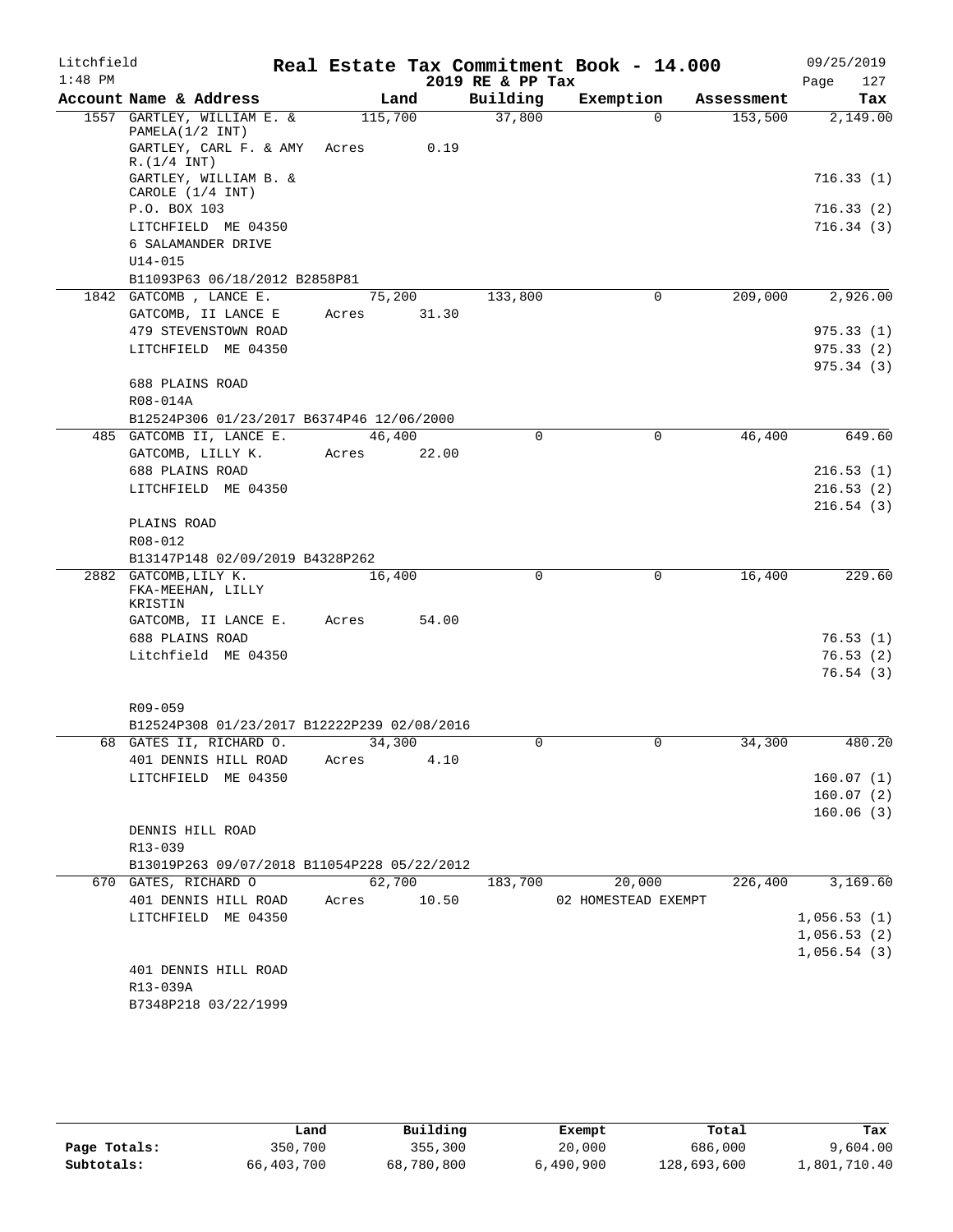Litchfield 1:48 PM

# Real Estate Tax Commitment Book - 14.000

2019 RE & PP Tax

09/25/2019 Page 127

| Account Name & Address | Land | Building | Exemption | Assessment | Tax |
|---|---|---|---|---|---|
| 1557 GARTLEY, WILLIAM E. & PAMELA(1/2 INT) | 115,700 | 37,800 | 0 | 153,500 | 2,149.00 |
| GARTLEY, CARL F. & AMY R.(1/4 INT) | Acres 0.19 | | | | |
| GARTLEY, WILLIAM B. & CAROLE (1/4 INT) | | | | | 716.33 (1) |
| P.O. BOX 103 | | | | | 716.33 (2) |
| LITCHFIELD ME 04350 | | | | | 716.34 (3) |
| 6 SALAMANDER DRIVE | | | | | |
| U14-015 | | | | | |
| B11093P63 06/18/2012 B2858P81 | | | | | |
| 1842 GATCOMB , LANCE E. | 75,200 | 133,800 | 0 | 209,000 | 2,926.00 |
| GATCOMB, II LANCE E | Acres 31.30 | | | | |
| 479 STEVENSTOWN ROAD | | | | | 975.33 (1) |
| LITCHFIELD ME 04350 | | | | | 975.33 (2) |
| | | | | | 975.34 (3) |
| 688 PLAINS ROAD | | | | | |
| R08-014A | | | | | |
| B12524P306 01/23/2017 B6374P46 12/06/2000 | | | | | |
| 485 GATCOMB II, LANCE E. | 46,400 | 0 | 0 | 46,400 | 649.60 |
| GATCOMB, LILLY K. | Acres 22.00 | | | | |
| 688 PLAINS ROAD | | | | | 216.53 (1) |
| LITCHFIELD ME 04350 | | | | | 216.53 (2) |
| | | | | | 216.54 (3) |
| PLAINS ROAD | | | | | |
| R08-012 | | | | | |
| B13147P148 02/09/2019 B4328P262 | | | | | |
| 2882 GATCOMB,LILY K. FKA-MEEHAN, LILLY KRISTIN | 16,400 | 0 | 0 | 16,400 | 229.60 |
| GATCOMB, II LANCE E. | Acres 54.00 | | | | |
| 688 PLAINS ROAD | | | | | 76.53 (1) |
| Litchfield ME 04350 | | | | | 76.53 (2) |
| | | | | | 76.54 (3) |
| R09-059 | | | | | |
| B12524P308 01/23/2017 B12222P239 02/08/2016 | | | | | |
| 68 GATES II, RICHARD O. | 34,300 | 0 | 0 | 34,300 | 480.20 |
| 401 DENNIS HILL ROAD | Acres 4.10 | | | | |
| LITCHFIELD ME 04350 | | | | | 160.07 (1) |
| | | | | | 160.07 (2) |
| | | | | | 160.06 (3) |
| DENNIS HILL ROAD | | | | | |
| R13-039 | | | | | |
| B13019P263 09/07/2018 B11054P228 05/22/2012 | | | | | |
| 670 GATES, RICHARD O | 62,700 | 183,700 | 20,000 | 226,400 | 3,169.60 |
| 401 DENNIS HILL ROAD | Acres 10.50 | | 02 HOMESTEAD EXEMPT | | |
| LITCHFIELD ME 04350 | | | | | 1,056.53 (1) |
| | | | | | 1,056.53 (2) |
| | | | | | 1,056.54 (3) |
| 401 DENNIS HILL ROAD | | | | | |
| R13-039A | | | | | |
| B7348P218 03/22/1999 | | | | | |

| | Land | Building | Exempt | Total | Tax |
|---|---|---|---|---|---|
| Page Totals: | 350,700 | 355,300 | 20,000 | 686,000 | 9,604.00 |
| Subtotals: | 66,403,700 | 68,780,800 | 6,490,900 | 128,693,600 | 1,801,710.40 |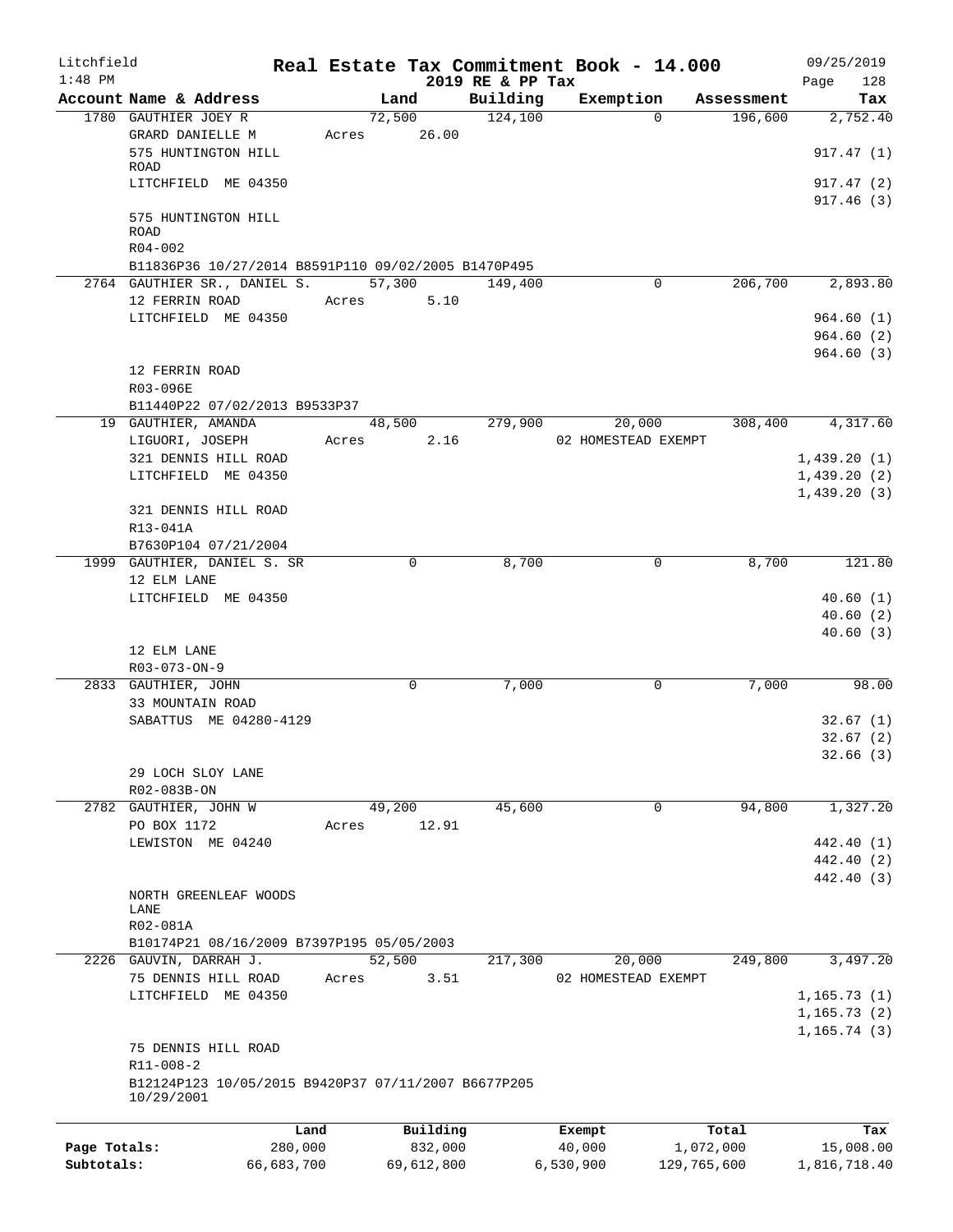Litchfield 1:48 PM

**Real Estate Tax Commitment Book - 14.000**
**2019 RE & PP Tax**

09/25/2019 Page 128

| Account Name & Address | Land | Building | Exemption | Assessment | Tax |
|---|---|---|---|---|---|
| 1780 GAUTHIER JOEY R | 72,500 | 124,100 | 0 | 196,600 | 2,752.40 |
| GRARD DANIELLE M | Acres 26.00 | | | | |
| 575 HUNTINGTON HILL ROAD | | | | | 917.47 (1) |
| LITCHFIELD ME 04350 | | | | | 917.47 (2) |
| | | | | | 917.46 (3) |
| 575 HUNTINGTON HILL ROAD | | | | | |
| R04-002 | | | | | |
| B11836P36 10/27/2014 B8591P110 09/02/2005 B1470P495 | | | | | |
| 2764 GAUTHIER SR., DANIEL S. | 57,300 | 149,400 | 0 | 206,700 | 2,893.80 |
| 12 FERRIN ROAD | Acres 5.10 | | | | |
| LITCHFIELD ME 04350 | | | | | 964.60 (1) |
| | | | | | 964.60 (2) |
| | | | | | 964.60 (3) |
| 12 FERRIN ROAD | | | | | |
| R03-096E | | | | | |
| B11440P22 07/02/2013 B9533P37 | | | | | |
| 19 GAUTHIER, AMANDA | 48,500 | 279,900 | 20,000 | 308,400 | 4,317.60 |
| LIGUORI, JOSEPH | Acres 2.16 | | 02 HOMESTEAD EXEMPT | | |
| 321 DENNIS HILL ROAD | | | | | 1,439.20 (1) |
| LITCHFIELD ME 04350 | | | | | 1,439.20 (2) |
| | | | | | 1,439.20 (3) |
| 321 DENNIS HILL ROAD | | | | | |
| R13-041A | | | | | |
| B7630P104 07/21/2004 | | | | | |
| 1999 GAUTHIER, DANIEL S. SR | 0 | 8,700 | 0 | 8,700 | 121.80 |
| 12 ELM LANE | | | | | |
| LITCHFIELD ME 04350 | | | | | 40.60 (1) |
| | | | | | 40.60 (2) |
| | | | | | 40.60 (3) |
| 12 ELM LANE | | | | | |
| R03-073-ON-9 | | | | | |
| 2833 GAUTHIER, JOHN | 0 | 7,000 | 0 | 7,000 | 98.00 |
| 33 MOUNTAIN ROAD | | | | | |
| SABATTUS ME 04280-4129 | | | | | 32.67 (1) |
| | | | | | 32.67 (2) |
| | | | | | 32.66 (3) |
| 29 LOCH SLOY LANE | | | | | |
| R02-083B-ON | | | | | |
| 2782 GAUTHIER, JOHN W | 49,200 | 45,600 | 0 | 94,800 | 1,327.20 |
| PO BOX 1172 | Acres 12.91 | | | | |
| LEWISTON ME 04240 | | | | | 442.40 (1) |
| | | | | | 442.40 (2) |
| | | | | | 442.40 (3) |
| NORTH GREENLEAF WOODS LANE | | | | | |
| R02-081A | | | | | |
| B10174P21 08/16/2009 B7397P195 05/05/2003 | | | | | |
| 2226 GAUVIN, DARRAH J. | 52,500 | 217,300 | 20,000 | 249,800 | 3,497.20 |
| 75 DENNIS HILL ROAD | Acres 3.51 | | 02 HOMESTEAD EXEMPT | | |
| LITCHFIELD ME 04350 | | | | | 1,165.73 (1) |
| | | | | | 1,165.73 (2) |
| | | | | | 1,165.74 (3) |
| 75 DENNIS HILL ROAD | | | | | |
| R11-008-2 | | | | | |
| B12124P123 10/05/2015 B9420P37 07/11/2007 B6677P205 10/29/2001 | | | | | |

| | Land | Building | Exempt | Total | Tax |
|---|---|---|---|---|---|
| Page Totals: | 280,000 | 832,000 | 40,000 | 1,072,000 | 15,008.00 |
| Subtotals: | 66,683,700 | 69,612,800 | 6,530,900 | 129,765,600 | 1,816,718.40 |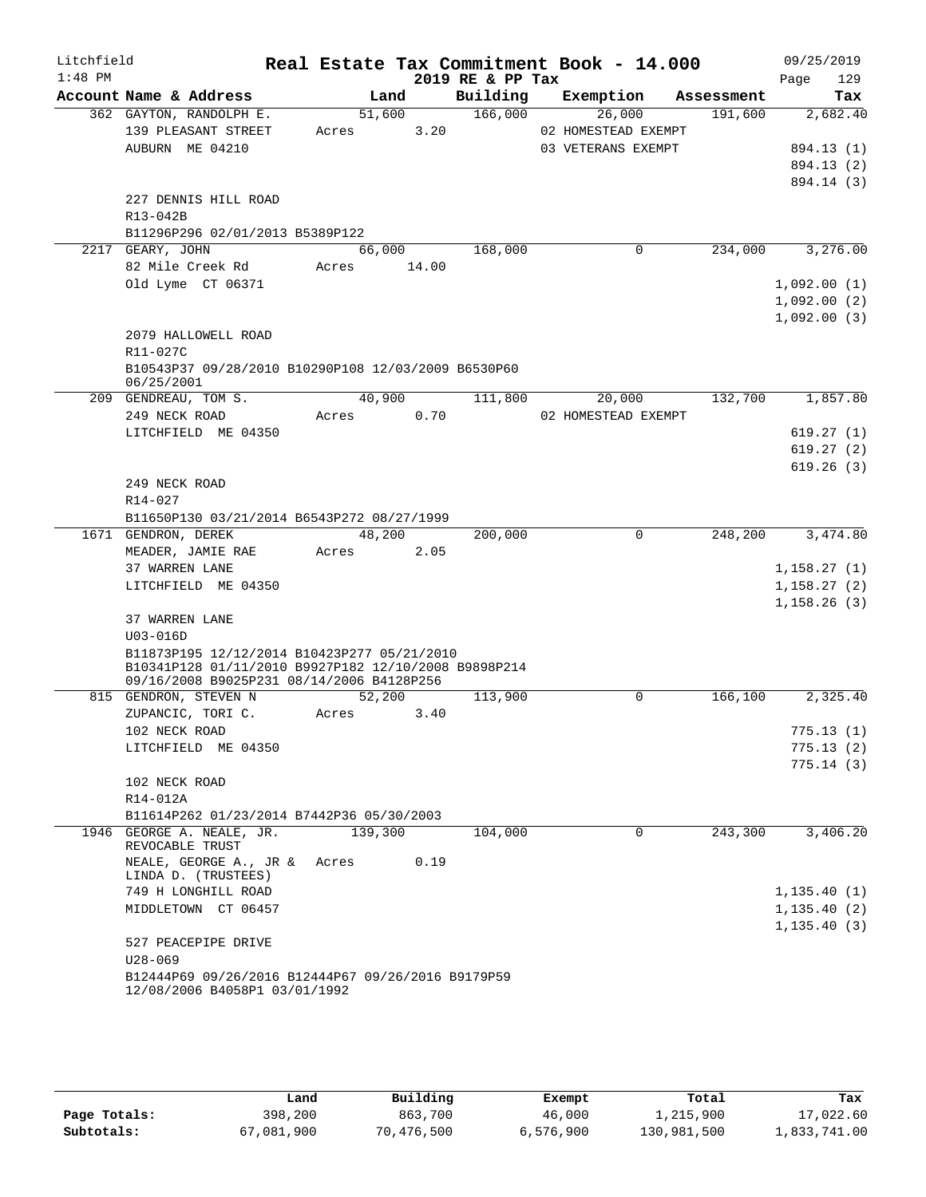Litchfield
1:48 PM

**Real Estate Tax Commitment Book - 14.000**
**2019 RE & PP Tax**

09/25/2019

| Account Name & Address | Land | Building | Exemption | Assessment | Tax |
|---|---|---|---|---|---|
| 362 GAYTON, RANDOLPH E. | 51,600 | 166,000 | 26,000 | 191,600 | 2,682.40 |
| 139 PLEASANT STREET | Acres 3.20 | | 02 HOMESTEAD EXEMPT | | |
| AUBURN ME 04210 | | | 03 VETERANS EXEMPT | | 894.13 (1) |
| | | | | | 894.13 (2) |
| | | | | | 894.14 (3) |
| 227 DENNIS HILL ROAD | | | | | |
| R13-042B | | | | | |
| B11296P296 02/01/2013 B5389P122 | | | | | |
| 2217 GEARY, JOHN | 66,000 | 168,000 | 0 | 234,000 | 3,276.00 |
| 82 Mile Creek Rd | Acres 14.00 | | | | |
| Old Lyme CT 06371 | | | | | 1,092.00 (1) |
| | | | | | 1,092.00 (2) |
| | | | | | 1,092.00 (3) |
| 2079 HALLOWELL ROAD | | | | | |
| R11-027C | | | | | |
| B10543P37 09/28/2010 B10290P108 12/03/2009 B6530P60 06/25/2001 | | | | | |
| 209 GENDREAU, TOM S. | 40,900 | 111,800 | 20,000 | 132,700 | 1,857.80 |
| 249 NECK ROAD | Acres 0.70 | | 02 HOMESTEAD EXEMPT | | |
| LITCHFIELD ME 04350 | | | | | 619.27 (1) |
| | | | | | 619.27 (2) |
| | | | | | 619.26 (3) |
| 249 NECK ROAD | | | | | |
| R14-027 | | | | | |
| B11650P130 03/21/2014 B6543P272 08/27/1999 | | | | | |
| 1671 GENDRON, DEREK | 48,200 | 200,000 | 0 | 248,200 | 3,474.80 |
| MEADER, JAMIE RAE | Acres 2.05 | | | | |
| 37 WARREN LANE | | | | | 1,158.27 (1) |
| LITCHFIELD ME 04350 | | | | | 1,158.27 (2) |
| | | | | | 1,158.26 (3) |
| 37 WARREN LANE | | | | | |
| U03-016D | | | | | |
| B11873P195 12/12/2014 B10423P277 05/21/2010 B10341P128 01/11/2010 B9927P182 12/10/2008 B9898P214 09/16/2008 B9025P231 08/14/2006 B4128P256 | | | | | |
| 815 GENDRON, STEVEN N | 52,200 | 113,900 | 0 | 166,100 | 2,325.40 |
| ZUPANCIC, TORI C. | Acres 3.40 | | | | |
| 102 NECK ROAD | | | | | 775.13 (1) |
| LITCHFIELD ME 04350 | | | | | 775.13 (2) |
| | | | | | 775.14 (3) |
| 102 NECK ROAD | | | | | |
| R14-012A | | | | | |
| B11614P262 01/23/2014 B7442P36 05/30/2003 | | | | | |
| 1946 GEORGE A. NEALE, JR. REVOCABLE TRUST | 139,300 | 104,000 | 0 | 243,300 | 3,406.20 |
| NEALE, GEORGE A., JR & LINDA D. (TRUSTEES) | Acres 0.19 | | | | |
| 749 H LONGHILL ROAD | | | | | 1,135.40 (1) |
| MIDDLETOWN CT 06457 | | | | | 1,135.40 (2) |
| | | | | | 1,135.40 (3) |
| 527 PEACEPIPE DRIVE | | | | | |
| U28-069 | | | | | |
| B12444P69 09/26/2016 B12444P67 09/26/2016 B9179P59 12/08/2006 B4058P1 03/01/1992 | | | | | |

| | Land | Building | Exempt | Total | Tax |
|---|---|---|---|---|---|
| Page Totals: | 398,200 | 863,700 | 46,000 | 1,215,900 | 17,022.60 |
| Subtotals: | 67,081,900 | 70,476,500 | 6,576,900 | 130,981,500 | 1,833,741.00 |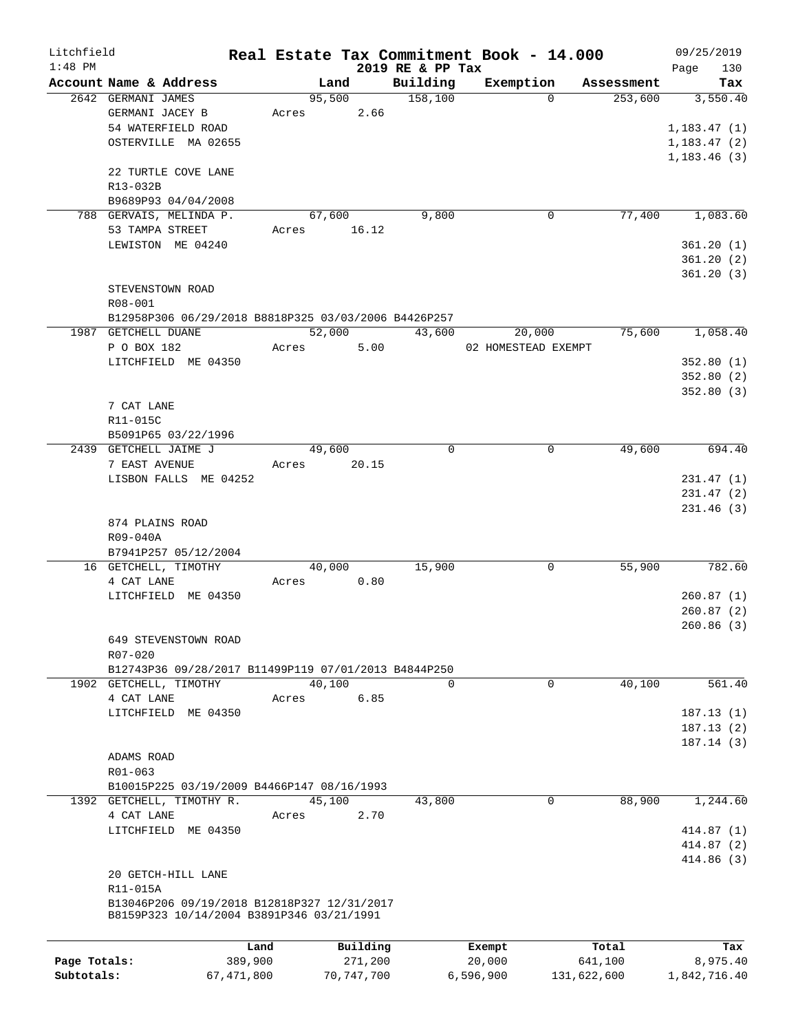Litchfield
1:48 PM

**Real Estate Tax Commitment Book - 14.000**
**2019 RE & PP Tax**

09/25/2019

| Account | Name & Address | Land | Building | Exemption | Assessment | Tax |
|---|---|---|---|---|---|---|
| 2642 | GERMANI JAMES | 95,500 | 158,100 | 0 | 253,600 | 3,550.40 |
| | GERMANI JACEY B | Acres 2.66 | | | | |
| | 54 WATERFIELD ROAD | | | | | 1,183.47 (1) |
| | OSTERVILLE MA 02655 | | | | | 1,183.47 (2) |
| | | | | | | 1,183.46 (3) |
| | 22 TURTLE COVE LANE | | | | | |
| | R13-032B | | | | | |
| | B9689P93 04/04/2008 | | | | | |
| 788 | GERVAIS, MELINDA P. | 67,600 | 9,800 | 0 | 77,400 | 1,083.60 |
| | 53 TAMPA STREET | Acres 16.12 | | | | |
| | LEWISTON ME 04240 | | | | | 361.20 (1) |
| | | | | | | 361.20 (2) |
| | | | | | | 361.20 (3) |
| | STEVENSTOWN ROAD | | | | | |
| | R08-001 | | | | | |
| | B12958P306 06/29/2018 B8818P325 03/03/2006 B4426P257 | | | | | |
| 1987 | GETCHELL DUANE | 52,000 | 43,600 | 20,000 | 75,600 | 1,058.40 |
| | P O BOX 182 | Acres 5.00 | | 02 HOMESTEAD EXEMPT | | |
| | LITCHFIELD ME 04350 | | | | | 352.80 (1) |
| | | | | | | 352.80 (2) |
| | | | | | | 352.80 (3) |
| | 7 CAT LANE | | | | | |
| | R11-015C | | | | | |
| | B5091P65 03/22/1996 | | | | | |
| 2439 | GETCHELL JAIME J | 49,600 | 0 | 0 | 49,600 | 694.40 |
| | 7 EAST AVENUE | Acres 20.15 | | | | |
| | LISBON FALLS ME 04252 | | | | | 231.47 (1) |
| | | | | | | 231.47 (2) |
| | | | | | | 231.46 (3) |
| | 874 PLAINS ROAD | | | | | |
| | R09-040A | | | | | |
| | B7941P257 05/12/2004 | | | | | |
| 16 | GETCHELL, TIMOTHY | 40,000 | 15,900 | 0 | 55,900 | 782.60 |
| | 4 CAT LANE | Acres 0.80 | | | | |
| | LITCHFIELD ME 04350 | | | | | 260.87 (1) |
| | | | | | | 260.87 (2) |
| | | | | | | 260.86 (3) |
| | 649 STEVENSTOWN ROAD | | | | | |
| | R07-020 | | | | | |
| | B12743P36 09/28/2017 B11499P119 07/01/2013 B4844P250 | | | | | |
| 1902 | GETCHELL, TIMOTHY | 40,100 | 0 | 0 | 40,100 | 561.40 |
| | 4 CAT LANE | Acres 6.85 | | | | |
| | LITCHFIELD ME 04350 | | | | | 187.13 (1) |
| | | | | | | 187.13 (2) |
| | | | | | | 187.14 (3) |
| | ADAMS ROAD | | | | | |
| | R01-063 | | | | | |
| | B10015P225 03/19/2009 B4466P147 08/16/1993 | | | | | |
| 1392 | GETCHELL, TIMOTHY R. | 45,100 | 43,800 | 0 | 88,900 | 1,244.60 |
| | 4 CAT LANE | Acres 2.70 | | | | |
| | LITCHFIELD ME 04350 | | | | | 414.87 (1) |
| | | | | | | 414.87 (2) |
| | | | | | | 414.86 (3) |
| | 20 GETCH-HILL LANE | | | | | |
| | R11-015A | | | | | |
| | B13046P206 09/19/2018 B12818P327 12/31/2017 | | | | | |
| | B8159P323 10/14/2004 B3891P346 03/21/1991 | | | | | |

| | Land | Building | Exempt | Total | Tax |
|---|---|---|---|---|---|
| Page Totals: | 389,900 | 271,200 | 20,000 | 641,100 | 8,975.40 |
| Subtotals: | 67,471,800 | 70,747,700 | 6,596,900 | 131,622,600 | 1,842,716.40 |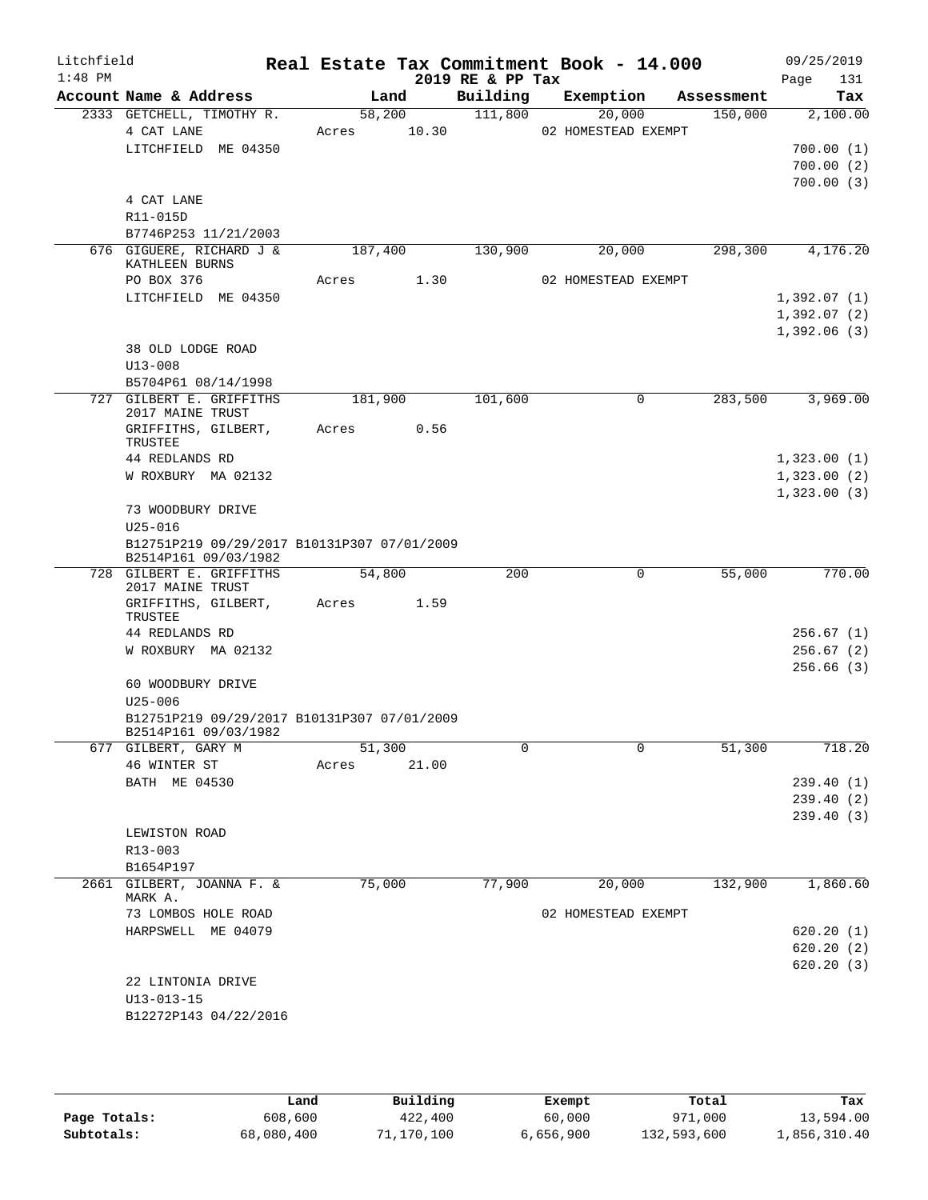Litchfield
1:48 PM

# Real Estate Tax Commitment Book - 14.000
## 2019 RE & PP Tax

09/25/2019
Page 131

| Account Name & Address | Land | Building | Exemption | Assessment | Tax |
|---|---|---|---|---|---|
| 2333 GETCHELL, TIMOTHY R. | 58,200 | 111,800 | 20,000 | 150,000 | 2,100.00 |
| 4 CAT LANE | Acres 10.30 | | 02 HOMESTEAD EXEMPT | | |
| LITCHFIELD ME 04350 | | | | | 700.00 (1) |
| | | | | | 700.00 (2) |
| | | | | | 700.00 (3) |
| 4 CAT LANE | | | | | |
| R11-015D | | | | | |
| B7746P253 11/21/2003 | | | | | |
| 676 GIGUERE, RICHARD J & KATHLEEN BURNS | 187,400 | 130,900 | 20,000 | 298,300 | 4,176.20 |
| PO BOX 376 | Acres 1.30 | | 02 HOMESTEAD EXEMPT | | |
| LITCHFIELD ME 04350 | | | | | 1,392.07 (1) |
| | | | | | 1,392.07 (2) |
| | | | | | 1,392.06 (3) |
| 38 OLD LODGE ROAD | | | | | |
| U13-008 | | | | | |
| B5704P61 08/14/1998 | | | | | |
| 727 GILBERT E. GRIFFITHS 2017 MAINE TRUST | 181,900 | 101,600 | 0 | 283,500 | 3,969.00 |
| GRIFFITHS, GILBERT, TRUSTEE | Acres 0.56 | | | | |
| 44 REDLANDS RD | | | | | 1,323.00 (1) |
| W ROXBURY MA 02132 | | | | | 1,323.00 (2) |
| | | | | | 1,323.00 (3) |
| 73 WOODBURY DRIVE | | | | | |
| U25-016 | | | | | |
| B12751P219 09/29/2017 B10131P307 07/01/2009 B2514P161 09/03/1982 | | | | | |
| 728 GILBERT E. GRIFFITHS 2017 MAINE TRUST | 54,800 | 200 | 0 | 55,000 | 770.00 |
| GRIFFITHS, GILBERT, TRUSTEE | Acres 1.59 | | | | |
| 44 REDLANDS RD | | | | | 256.67 (1) |
| W ROXBURY MA 02132 | | | | | 256.67 (2) |
| | | | | | 256.66 (3) |
| 60 WOODBURY DRIVE | | | | | |
| U25-006 | | | | | |
| B12751P219 09/29/2017 B10131P307 07/01/2009 B2514P161 09/03/1982 | | | | | |
| 677 GILBERT, GARY M | 51,300 | 0 | 0 | 51,300 | 718.20 |
| 46 WINTER ST | Acres 21.00 | | | | |
| BATH ME 04530 | | | | | 239.40 (1) |
| | | | | | 239.40 (2) |
| | | | | | 239.40 (3) |
| LEWISTON ROAD | | | | | |
| R13-003 | | | | | |
| B1654P197 | | | | | |
| 2661 GILBERT, JOANNA F. & MARK A. | 75,000 | 77,900 | 20,000 | 132,900 | 1,860.60 |
| 73 LOMBOS HOLE ROAD | | | 02 HOMESTEAD EXEMPT | | |
| HARPSWELL ME 04079 | | | | | 620.20 (1) |
| | | | | | 620.20 (2) |
| | | | | | 620.20 (3) |
| 22 LINTONIA DRIVE | | | | | |
| U13-013-15 | | | | | |
| B12272P143 04/22/2016 | | | | | |

| | Land | Building | Exempt | Total | Tax |
|---|---|---|---|---|---|
| Page Totals: | 608,600 | 422,400 | 60,000 | 971,000 | 13,594.00 |
| Subtotals: | 68,080,400 | 71,170,100 | 6,656,900 | 132,593,600 | 1,856,310.40 |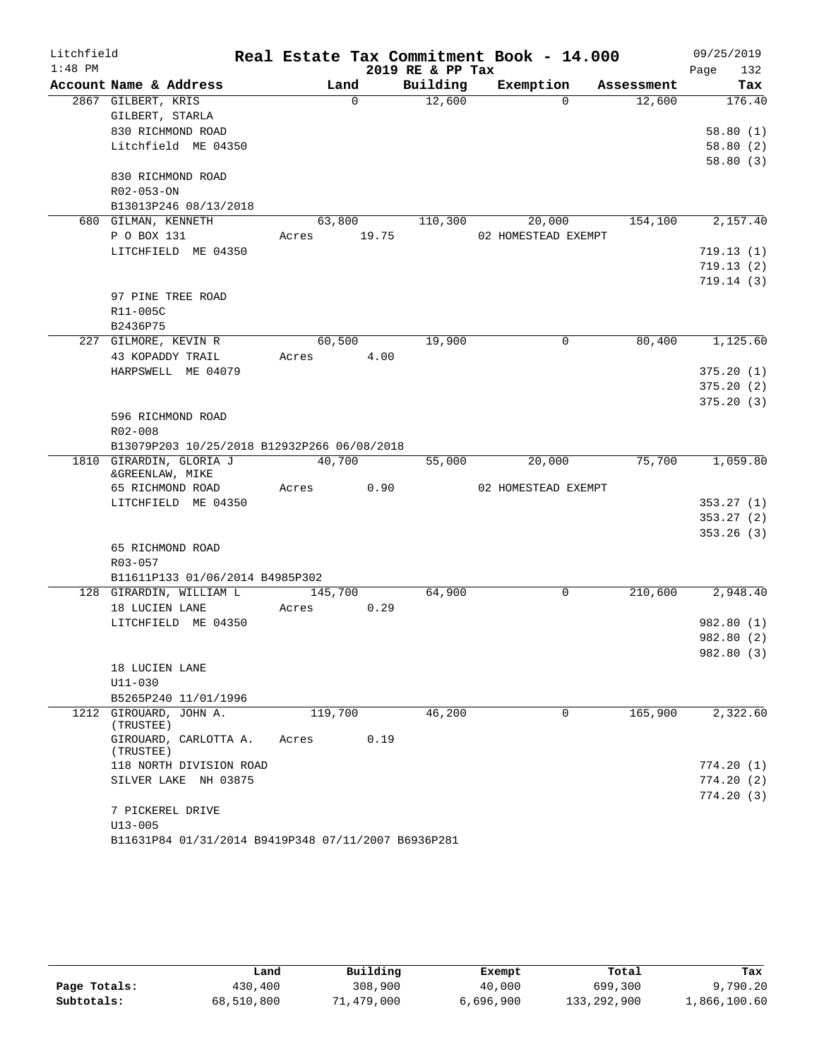Litchfield
1:48 PM

# Real Estate Tax Commitment Book - 14.000
## 2019 RE & PP Tax

09/25/2019

| Account Name & Address | Land | Building | Exemption | Assessment | Tax |
|---|---|---|---|---|---|
| 2867 GILBERT, KRIS<br>GILBERT, STARLA<br>830 RICHMOND ROAD<br>Litchfield ME 04350<br><br>830 RICHMOND ROAD<br>R02-053-ON<br>B13013P246 08/13/2018 | 0 | 12,600 | 0 | 12,600 | 176.40<br><br>58.80 (1)<br>58.80 (2)<br>58.80 (3) |
| 680 GILMAN, KENNETH<br>P O BOX 131<br>LITCHFIELD ME 04350<br><br>97 PINE TREE ROAD<br>R11-005C<br>B2436P75 | 63,800<br>Acres 19.75 | 110,300 | 20,000<br>02 HOMESTEAD EXEMPT | 154,100 | 2,157.40<br><br>719.13 (1)<br>719.13 (2)<br>719.14 (3) |
| 227 GILMORE, KEVIN R<br>43 KOPADDY TRAIL<br>HARPSWELL ME 04079<br><br>596 RICHMOND ROAD<br>R02-008<br>B13079P203 10/25/2018 B12932P266 06/08/2018 | 60,500<br>Acres 4.00 | 19,900 | 0 | 80,400 | 1,125.60<br><br>375.20 (1)<br>375.20 (2)<br>375.20 (3) |
| 1810 GIRARDIN, GLORIA J<br>&GREENLAW, MIKE<br>65 RICHMOND ROAD<br>LITCHFIELD ME 04350<br><br>65 RICHMOND ROAD<br>R03-057<br>B11611P133 01/06/2014 B4985P302 | 40,700<br>Acres 0.90 | 55,000 | 20,000<br>02 HOMESTEAD EXEMPT | 75,700 | 1,059.80<br><br>353.27 (1)<br>353.27 (2)<br>353.26 (3) |
| 128 GIRARDIN, WILLIAM L<br>18 LUCIEN LANE<br>LITCHFIELD ME 04350<br><br>18 LUCIEN LANE<br>U11-030<br>B5265P240 11/01/1996 | 145,700<br>Acres 0.29 | 64,900 | 0 | 210,600 | 2,948.40<br><br>982.80 (1)<br>982.80 (2)<br>982.80 (3) |
| 1212 GIROUARD, JOHN A. (TRUSTEE)<br>GIROUARD, CARLOTTA A. (TRUSTEE)<br>118 NORTH DIVISION ROAD<br>SILVER LAKE NH 03875<br><br>7 PICKEREL DRIVE<br>U13-005<br>B11631P84 01/31/2014 B9419P348 07/11/2007 B6936P281 | 119,700<br>Acres 0.19 | 46,200 | 0 | 165,900 | 2,322.60<br><br>774.20 (1)<br>774.20 (2)<br>774.20 (3) |

| | Land | Building | Exempt | Total | Tax |
|---|---|---|---|---|---|
| Page Totals: | 430,400 | 308,900 | 40,000 | 699,300 | 9,790.20 |
| Subtotals: | 68,510,800 | 71,479,000 | 6,696,900 | 133,292,900 | 1,866,100.60 |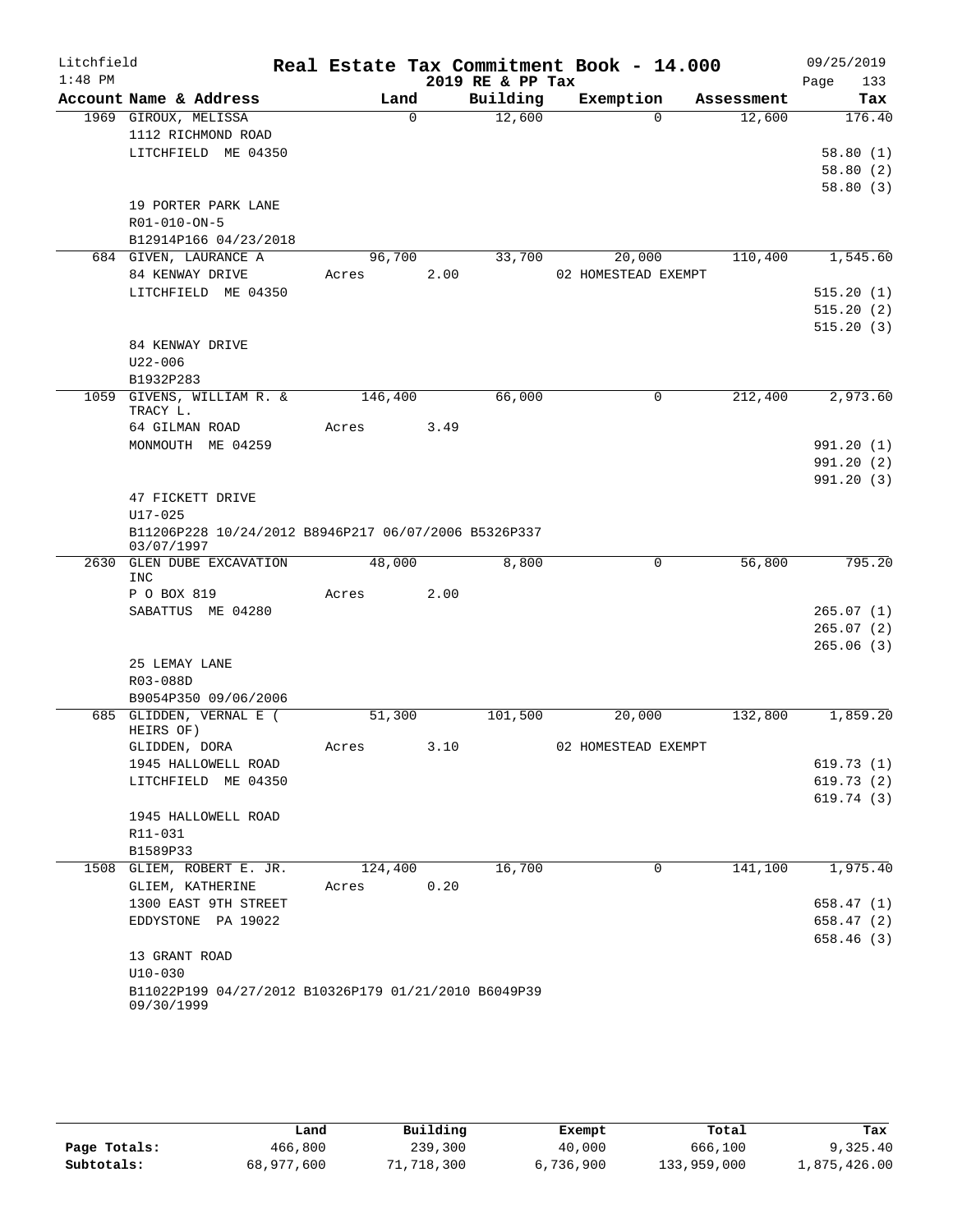Litchfield
1:48 PM

# Real Estate Tax Commitment Book - 14.000

2019 RE & PP Tax

09/25/2019

| Account Name & Address | Land | Building | Exemption | Assessment | Tax |
|---|---|---|---|---|---|
| 1969 GIROUX, MELISSA | 0 | 12,600 | 0 | 12,600 | 176.40 |
| 1112 RICHMOND ROAD | | | | | |
| LITCHFIELD ME 04350 | | | | | 58.80 (1) |
| | | | | | 58.80 (2) |
| | | | | | 58.80 (3) |
| 19 PORTER PARK LANE | | | | | |
| R01-010-ON-5 | | | | | |
| B12914P166 04/23/2018 | | | | | |
| 684 GIVEN, LAURANCE A | 96,700 | 33,700 | 20,000 | 110,400 | 1,545.60 |
| 84 KENWAY DRIVE | Acres 2.00 | | 02 HOMESTEAD EXEMPT | | |
| LITCHFIELD ME 04350 | | | | | 515.20 (1) |
| | | | | | 515.20 (2) |
| | | | | | 515.20 (3) |
| 84 KENWAY DRIVE | | | | | |
| U22-006 | | | | | |
| B1932P283 | | | | | |
| 1059 GIVENS, WILLIAM R. & TRACY L. | 146,400 | 66,000 | 0 | 212,400 | 2,973.60 |
| 64 GILMAN ROAD | Acres 3.49 | | | | |
| MONMOUTH ME 04259 | | | | | 991.20 (1) |
| | | | | | 991.20 (2) |
| | | | | | 991.20 (3) |
| 47 FICKETT DRIVE | | | | | |
| U17-025 | | | | | |
| B11206P228 10/24/2012 B8946P217 06/07/2006 B5326P337 03/07/1997 | | | | | |
| 2630 GLEN DUBE EXCAVATION INC | 48,000 | 8,800 | 0 | 56,800 | 795.20 |
| P O BOX 819 | Acres 2.00 | | | | |
| SABATTUS ME 04280 | | | | | 265.07 (1) |
| | | | | | 265.07 (2) |
| | | | | | 265.06 (3) |
| 25 LEMAY LANE | | | | | |
| R03-088D | | | | | |
| B9054P350 09/06/2006 | | | | | |
| 685 GLIDDEN, VERNAL E ( HEIRS OF) | 51,300 | 101,500 | 20,000 | 132,800 | 1,859.20 |
| GLIDDEN, DORA | Acres 3.10 | | 02 HOMESTEAD EXEMPT | | |
| 1945 HALLOWELL ROAD | | | | | 619.73 (1) |
| LITCHFIELD ME 04350 | | | | | 619.73 (2) |
| | | | | | 619.74 (3) |
| 1945 HALLOWELL ROAD | | | | | |
| R11-031 | | | | | |
| B1589P33 | | | | | |
| 1508 GLIEM, ROBERT E. JR. | 124,400 | 16,700 | 0 | 141,100 | 1,975.40 |
| GLIEM, KATHERINE | Acres 0.20 | | | | |
| 1300 EAST 9TH STREET | | | | | 658.47 (1) |
| EDDYSTONE PA 19022 | | | | | 658.47 (2) |
| | | | | | 658.46 (3) |
| 13 GRANT ROAD | | | | | |
| U10-030 | | | | | |
| B11022P199 04/27/2012 B10326P179 01/21/2010 B6049P39 09/30/1999 | | | | | |

| | Land | Building | Exempt | Total | Tax |
|---|---|---|---|---|---|
| Page Totals: | 466,800 | 239,300 | 40,000 | 666,100 | 9,325.40 |
| Subtotals: | 68,977,600 | 71,718,300 | 6,736,900 | 133,959,000 | 1,875,426.00 |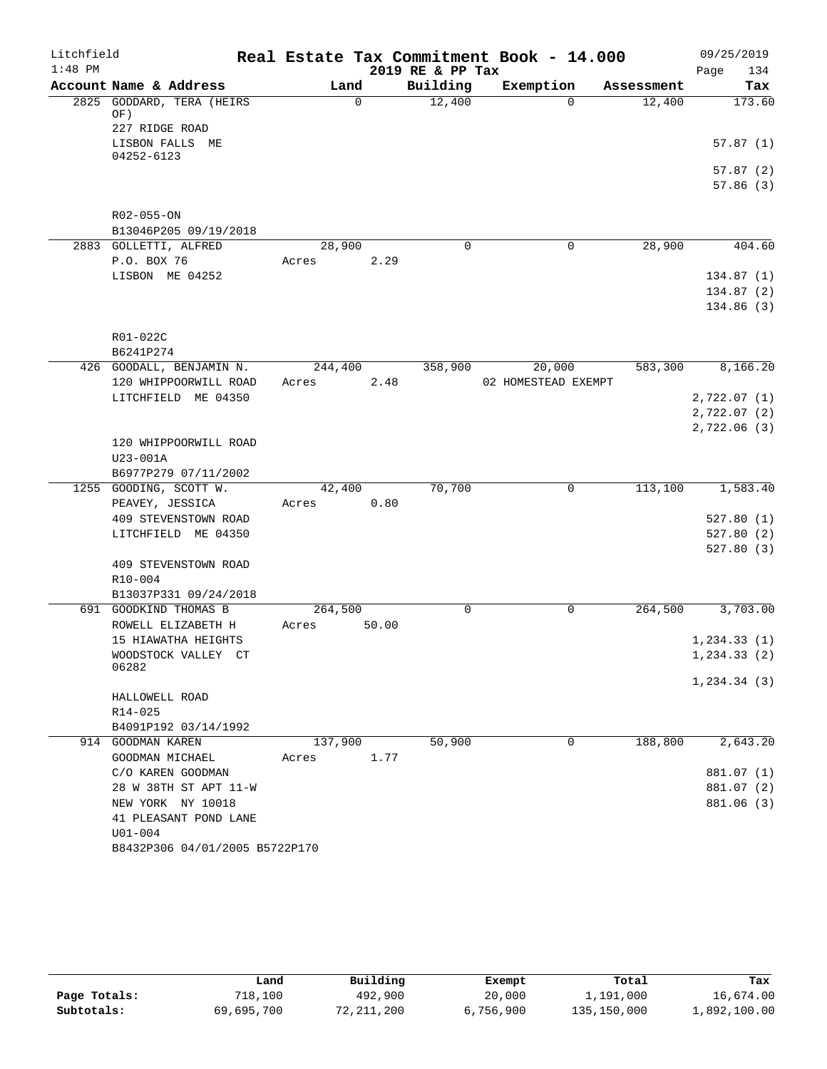Litchfield
1:48 PM

# Real Estate Tax Commitment Book - 14.000

2019 RE & PP Tax

09/25/2019

| Account Name & Address | Land | Building | Exemption | Assessment | Tax |
|---|---|---|---|---|---|
| 2825 GODDARD, TERA (HEIRS OF) | 0 | 12,400 | 0 | 12,400 | 173.60 |
| 227 RIDGE ROAD | | | | | |
| LISBON FALLS ME 04252-6123 | | | | | 57.87 (1) |
| | | | | | 57.87 (2) |
| | | | | | 57.86 (3) |
| R02-055-ON | | | | | |
| B13046P205 09/19/2018 | | | | | |
| 2883 GOLLETTI, ALFRED | 28,900 | 0 | 0 | 28,900 | 404.60 |
| P.O. BOX 76 | Acres 2.29 | | | | |
| LISBON ME 04252 | | | | | 134.87 (1) |
| | | | | | 134.87 (2) |
| | | | | | 134.86 (3) |
| R01-022C | | | | | |
| B6241P274 | | | | | |
| 426 GOODALL, BENJAMIN N. | 244,400 | 358,900 | 20,000 | 583,300 | 8,166.20 |
| 120 WHIPPOORWILL ROAD | Acres 2.48 | | 02 HOMESTEAD EXEMPT | | |
| LITCHFIELD ME 04350 | | | | | 2,722.07 (1) |
| | | | | | 2,722.07 (2) |
| | | | | | 2,722.06 (3) |
| 120 WHIPPOORWILL ROAD | | | | | |
| U23-001A | | | | | |
| B6977P279 07/11/2002 | | | | | |
| 1255 GOODING, SCOTT W. | 42,400 | 70,700 | 0 | 113,100 | 1,583.40 |
| PEAVEY, JESSICA | Acres 0.80 | | | | |
| 409 STEVENSTOWN ROAD | | | | | 527.80 (1) |
| LITCHFIELD ME 04350 | | | | | 527.80 (2) |
| | | | | | 527.80 (3) |
| 409 STEVENSTOWN ROAD | | | | | |
| R10-004 | | | | | |
| B13037P331 09/24/2018 | | | | | |
| 691 GOODKIND THOMAS B | 264,500 | 0 | 0 | 264,500 | 3,703.00 |
| ROWELL ELIZABETH H | Acres 50.00 | | | | |
| 15 HIAWATHA HEIGHTS | | | | | 1,234.33 (1) |
| WOODSTOCK VALLEY CT 06282 | | | | | 1,234.33 (2) |
| | | | | | 1,234.34 (3) |
| HALLOWELL ROAD | | | | | |
| R14-025 | | | | | |
| B4091P192 03/14/1992 | | | | | |
| 914 GOODMAN KAREN | 137,900 | 50,900 | 0 | 188,800 | 2,643.20 |
| GOODMAN MICHAEL | Acres 1.77 | | | | |
| C/O KAREN GOODMAN | | | | | 881.07 (1) |
| 28 W 38TH ST APT 11-W | | | | | 881.07 (2) |
| NEW YORK NY 10018 | | | | | 881.06 (3) |
| 41 PLEASANT POND LANE | | | | | |
| U01-004 | | | | | |
| B8432P306 04/01/2005 B5722P170 | | | | | |

| | Land | Building | Exempt | Total | Tax |
|---|---|---|---|---|---|
| Page Totals: | 718,100 | 492,900 | 20,000 | 1,191,000 | 16,674.00 |
| Subtotals: | 69,695,700 | 72,211,200 | 6,756,900 | 135,150,000 | 1,892,100.00 |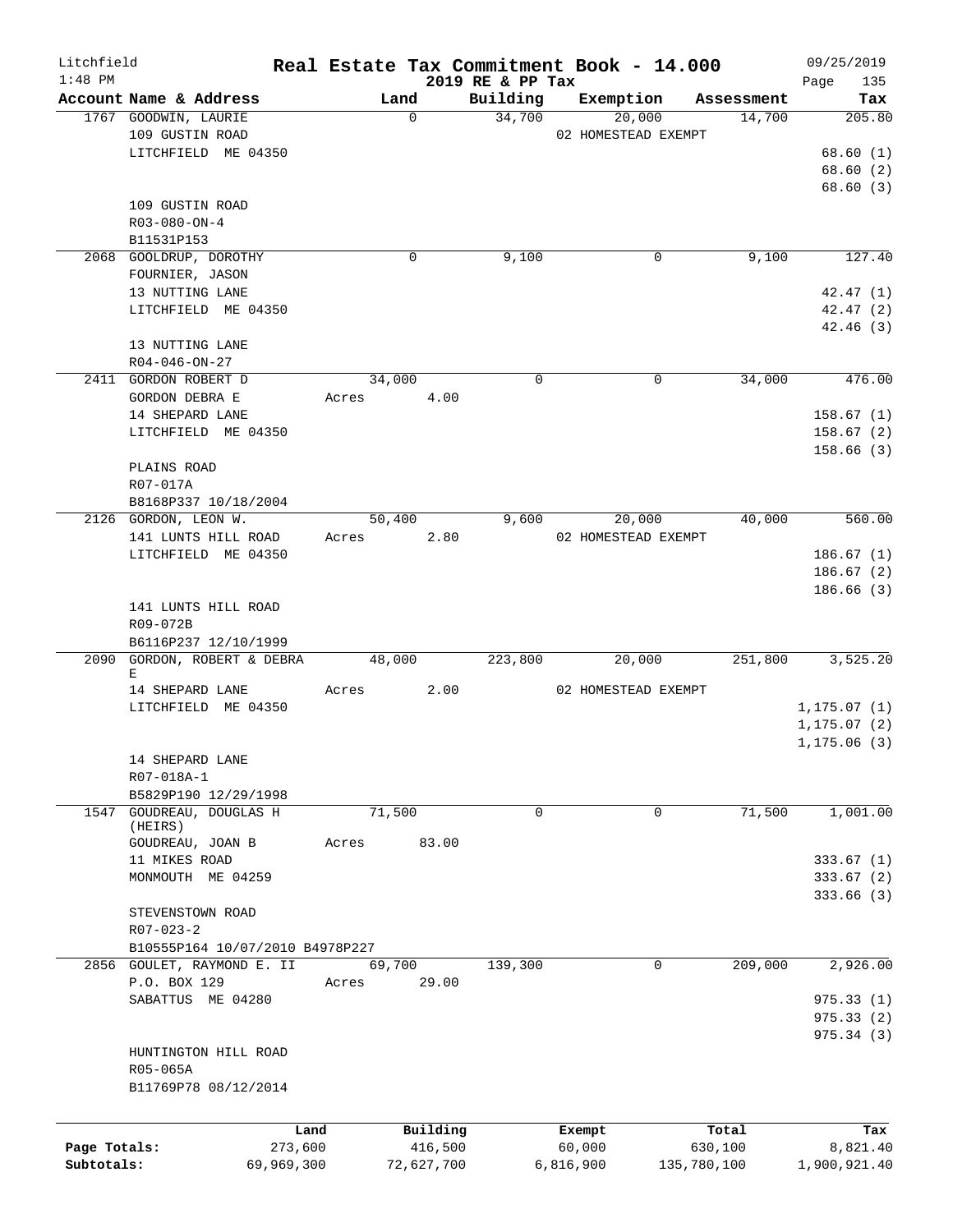# Real Estate Tax Commitment Book - 14.000

Litchfield 1:48 PM — 2019 RE & PP Tax — 09/25/2019

| Account | Name & Address | Land | Building | Exemption | Assessment | Tax |
|---|---|---|---|---|---|---|
| 1767 | GOODWIN, LAURIE<br>109 GUSTIN ROAD<br>LITCHFIELD ME 04350<br><br>109 GUSTIN ROAD<br>R03-080-ON-4<br>B11531P153 | 0 | 34,700 | 20,000<br>02 HOMESTEAD EXEMPT | 14,700 | 205.80<br>68.60 (1)<br>68.60 (2)<br>68.60 (3) |
| 2068 | GOOLDRUP, DOROTHY<br>FOURNIER, JASON<br>13 NUTTING LANE<br>LITCHFIELD ME 04350<br><br>13 NUTTING LANE<br>R04-046-ON-27 | 0 | 9,100 | 0 | 9,100 | 127.40<br>42.47 (1)<br>42.47 (2)<br>42.46 (3) |
| 2411 | GORDON ROBERT D<br>GORDON DEBRA E<br>14 SHEPARD LANE<br>LITCHFIELD ME 04350<br><br>PLAINS ROAD<br>R07-017A<br>B8168P337 10/18/2004 | 34,000<br>Acres 4.00 | 0 | 0 | 34,000 | 476.00<br>158.67 (1)<br>158.67 (2)<br>158.66 (3) |
| 2126 | GORDON, LEON W.<br>141 LUNTS HILL ROAD<br>LITCHFIELD ME 04350<br><br>141 LUNTS HILL ROAD<br>R09-072B<br>B6116P237 12/10/1999 | 50,400<br>Acres 2.80 | 9,600 | 20,000<br>02 HOMESTEAD EXEMPT | 40,000 | 560.00<br>186.67 (1)<br>186.67 (2)<br>186.66 (3) |
| 2090 | GORDON, ROBERT & DEBRA E<br>14 SHEPARD LANE<br>LITCHFIELD ME 04350<br><br>14 SHEPARD LANE<br>R07-018A-1<br>B5829P190 12/29/1998 | 48,000<br>Acres 2.00 | 223,800 | 20,000<br>02 HOMESTEAD EXEMPT | 251,800 | 3,525.20<br>1,175.07 (1)<br>1,175.07 (2)<br>1,175.06 (3) |
| 1547 | GOUDREAU, DOUGLAS H (HEIRS)<br>GOUDREAU, JOAN B<br>11 MIKES ROAD<br>MONMOUTH ME 04259<br><br>STEVENSTOWN ROAD<br>R07-023-2<br>B10555P164 10/07/2010 B4978P227 | 71,500<br>Acres 83.00 | 0 | 0 | 71,500 | 1,001.00<br>333.67 (1)<br>333.67 (2)<br>333.66 (3) |
| 2856 | GOULET, RAYMOND E. II<br>P.O. BOX 129<br>SABATTUS ME 04280<br><br>HUNTINGTON HILL ROAD<br>R05-065A<br>B11769P78 08/12/2014 | 69,700<br>Acres 29.00 | 139,300 | 0 | 209,000 | 2,926.00<br>975.33 (1)<br>975.33 (2)<br>975.34 (3) |

| | Land | Building | Exempt | Total | Tax |
|---|---|---|---|---|---|
| Page Totals: | 273,600 | 416,500 | 60,000 | 630,100 | 8,821.40 |
| Subtotals: | 69,969,300 | 72,627,700 | 6,816,900 | 135,780,100 | 1,900,921.40 |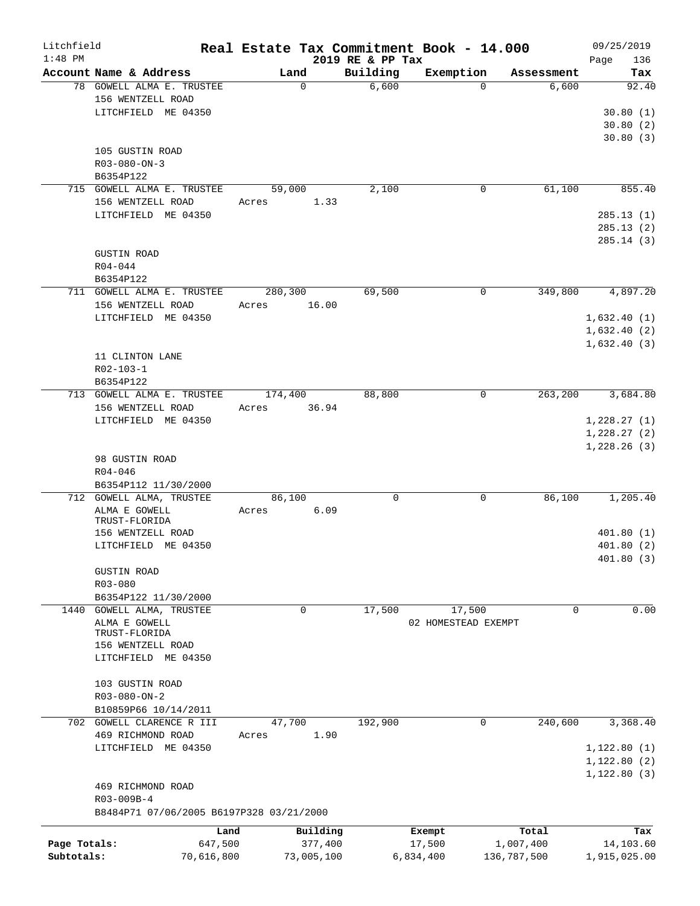Litchfield
1:48 PM

# Real Estate Tax Commitment Book - 14.000

2019 RE & PP Tax

09/25/2019

| Account Name & Address | Land | Building | Exemption | Assessment | Tax |
|---|---|---|---|---|---|
| 78 GOWELL ALMA E. TRUSTEE<br>156 WENTZELL ROAD<br>LITCHFIELD ME 04350<br><br>105 GUSTIN ROAD<br>R03-080-ON-3<br>B6354P122 | 0 | 6,600 | 0 | 6,600 | 92.40<br>30.80 (1)<br>30.80 (2)<br>30.80 (3) |
| 715 GOWELL ALMA E. TRUSTEE<br>156 WENTZELL ROAD<br>LITCHFIELD ME 04350<br><br>GUSTIN ROAD<br>R04-044<br>B6354P122 | 59,000<br>Acres 1.33 | 2,100 | 0 | 61,100 | 855.40<br>285.13 (1)<br>285.13 (2)<br>285.14 (3) |
| 711 GOWELL ALMA E. TRUSTEE<br>156 WENTZELL ROAD<br>LITCHFIELD ME 04350<br><br>11 CLINTON LANE<br>R02-103-1<br>B6354P122 | 280,300<br>Acres 16.00 | 69,500 | 0 | 349,800 | 4,897.20<br>1,632.40 (1)<br>1,632.40 (2)<br>1,632.40 (3) |
| 713 GOWELL ALMA E. TRUSTEE<br>156 WENTZELL ROAD<br>LITCHFIELD ME 04350<br><br>98 GUSTIN ROAD<br>R04-046<br>B6354P112 11/30/2000 | 174,400<br>Acres 36.94 | 88,800 | 0 | 263,200 | 3,684.80<br>1,228.27 (1)<br>1,228.27 (2)<br>1,228.26 (3) |
| 712 GOWELL ALMA, TRUSTEE<br>ALMA E GOWELL<br>TRUST-FLORIDA<br>156 WENTZELL ROAD<br>LITCHFIELD ME 04350<br><br>GUSTIN ROAD<br>R03-080<br>B6354P122 11/30/2000 | 86,100<br>Acres 6.09 | 0 | 0 | 86,100 | 1,205.40<br>401.80 (1)<br>401.80 (2)<br>401.80 (3) |
| 1440 GOWELL ALMA, TRUSTEE<br>ALMA E GOWELL<br>TRUST-FLORIDA<br>156 WENTZELL ROAD<br>LITCHFIELD ME 04350<br><br>103 GUSTIN ROAD<br>R03-080-ON-2<br>B10859P66 10/14/2011 | 0 | 17,500 | 17,500<br>02 HOMESTEAD EXEMPT | 0 | 0.00 |
| 702 GOWELL CLARENCE R III<br>469 RICHMOND ROAD<br>LITCHFIELD ME 04350<br><br>469 RICHMOND ROAD<br>R03-009B-4<br>B8484P71 07/06/2005 B6197P328 03/21/2000 | 47,700<br>Acres 1.90 | 192,900 | 0 | 240,600 | 3,368.40<br>1,122.80 (1)<br>1,122.80 (2)<br>1,122.80 (3) |

| | Land | Building | Exempt | Total | Tax |
|---|---|---|---|---|---|
| Page Totals: | 647,500 | 377,400 | 17,500 | 1,007,400 | 14,103.60 |
| Subtotals: | 70,616,800 | 73,005,100 | 6,834,400 | 136,787,500 | 1,915,025.00 |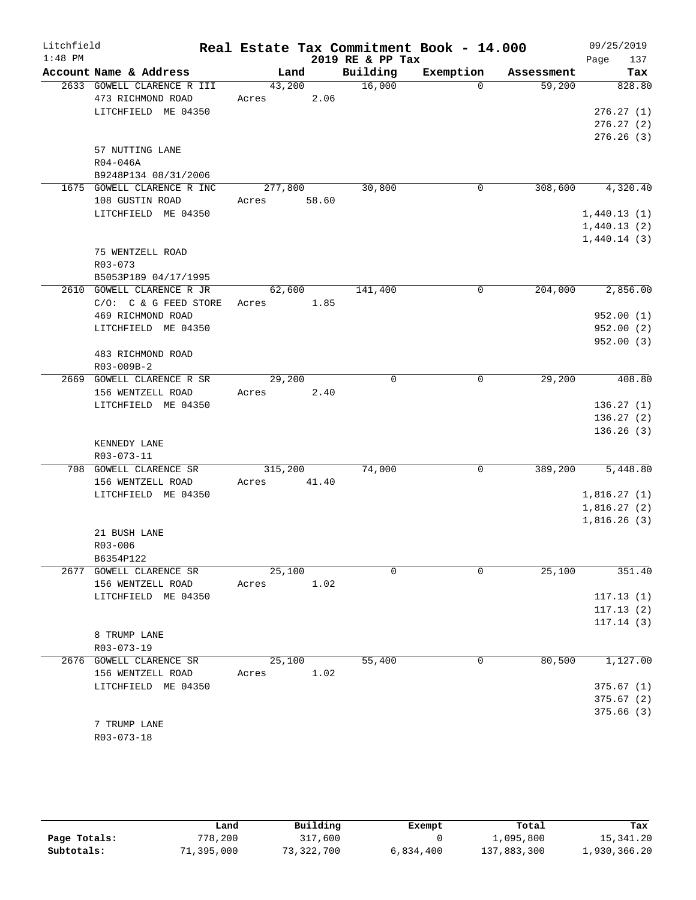Litchfield
1:48 PM

# Real Estate Tax Commitment Book - 14.000

2019 RE & PP Tax

09/25/2019

| Account | Name & Address | Land | Building | Exemption | Assessment | Tax |
|---|---|---|---|---|---|---|
| 2633 | GOWELL CLARENCE R III<br>473 RICHMOND ROAD<br>LITCHFIELD ME 04350<br><br>57 NUTTING LANE<br>R04-046A<br>B9248P134 08/31/2006 | 43,200<br>Acres 2.06 | 16,000 | 0 | 59,200 | 828.80<br>276.27 (1)<br>276.27 (2)<br>276.26 (3) |
| 1675 | GOWELL CLARENCE R INC<br>108 GUSTIN ROAD<br>LITCHFIELD ME 04350<br><br>75 WENTZELL ROAD<br>R03-073<br>B5053P189 04/17/1995 | 277,800<br>Acres 58.60 | 30,800 | 0 | 308,600 | 4,320.40<br>1,440.13 (1)<br>1,440.13 (2)<br>1,440.14 (3) |
| 2610 | GOWELL CLARENCE R JR<br>C/O: C & G FEED STORE<br>469 RICHMOND ROAD<br>LITCHFIELD ME 04350<br><br>483 RICHMOND ROAD<br>R03-009B-2 | 62,600<br>Acres 1.85 | 141,400 | 0 | 204,000 | 2,856.00<br>952.00 (1)<br>952.00 (2)<br>952.00 (3) |
| 2669 | GOWELL CLARENCE R SR<br>156 WENTZELL ROAD<br>LITCHFIELD ME 04350<br><br>KENNEDY LANE<br>R03-073-11 | 29,200<br>Acres 2.40 | 0 | 0 | 29,200 | 408.80<br>136.27 (1)<br>136.27 (2)<br>136.26 (3) |
| 708 | GOWELL CLARENCE SR<br>156 WENTZELL ROAD<br>LITCHFIELD ME 04350<br><br>21 BUSH LANE<br>R03-006<br>B6354P122 | 315,200<br>Acres 41.40 | 74,000 | 0 | 389,200 | 5,448.80<br>1,816.27 (1)<br>1,816.27 (2)<br>1,816.26 (3) |
| 2677 | GOWELL CLARENCE SR<br>156 WENTZELL ROAD<br>LITCHFIELD ME 04350<br><br>8 TRUMP LANE<br>R03-073-19 | 25,100<br>Acres 1.02 | 0 | 0 | 25,100 | 351.40<br>117.13 (1)<br>117.13 (2)<br>117.14 (3) |
| 2676 | GOWELL CLARENCE SR<br>156 WENTZELL ROAD<br>LITCHFIELD ME 04350<br><br>7 TRUMP LANE<br>R03-073-18 | 25,100<br>Acres 1.02 | 55,400 | 0 | 80,500 | 1,127.00<br>375.67 (1)<br>375.67 (2)<br>375.66 (3) |

| | Land | Building | Exempt | Total | Tax |
|---|---|---|---|---|---|
| Page Totals: | 778,200 | 317,600 | 0 | 1,095,800 | 15,341.20 |
| Subtotals: | 71,395,000 | 73,322,700 | 6,834,400 | 137,883,300 | 1,930,366.20 |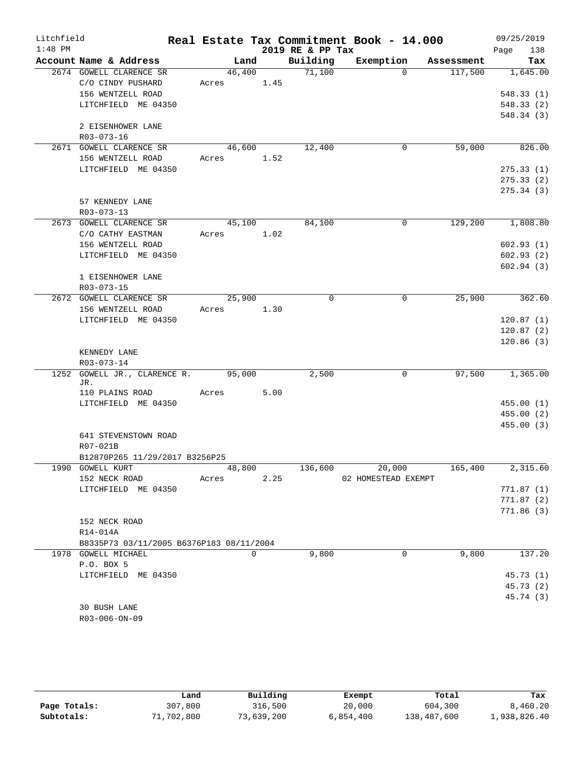Litchfield 1:48 PM

# Real Estate Tax Commitment Book - 14.000

2019 RE & PP Tax

09/25/2019 Page 138

| Account Name & Address | Land | | Building | Exemption | Assessment | Tax |
|---|---|---|---|---|---|---|
| 2674 GOWELL CLARENCE SR | 46,400 | | 71,100 | 0 | 117,500 | 1,645.00 |
| C/O CINDY PUSHARD | Acres | 1.45 | | | | |
| 156 WENTZELL ROAD | | | | | | 548.33 (1) |
| LITCHFIELD ME 04350 | | | | | | 548.33 (2) |
| | | | | | | 548.34 (3) |
| 2 EISENHOWER LANE | | | | | | |
| R03-073-16 | | | | | | |
| 2671 GOWELL CLARENCE SR | 46,600 | | 12,400 | 0 | 59,000 | 826.00 |
| 156 WENTZELL ROAD | Acres | 1.52 | | | | |
| LITCHFIELD ME 04350 | | | | | | 275.33 (1) |
| | | | | | | 275.33 (2) |
| | | | | | | 275.34 (3) |
| 57 KENNEDY LANE | | | | | | |
| R03-073-13 | | | | | | |
| 2673 GOWELL CLARENCE SR | 45,100 | | 84,100 | 0 | 129,200 | 1,808.80 |
| C/O CATHY EASTMAN | Acres | 1.02 | | | | |
| 156 WENTZELL ROAD | | | | | | 602.93 (1) |
| LITCHFIELD ME 04350 | | | | | | 602.93 (2) |
| | | | | | | 602.94 (3) |
| 1 EISENHOWER LANE | | | | | | |
| R03-073-15 | | | | | | |
| 2672 GOWELL CLARENCE SR | 25,900 | | 0 | 0 | 25,900 | 362.60 |
| 156 WENTZELL ROAD | Acres | 1.30 | | | | |
| LITCHFIELD ME 04350 | | | | | | 120.87 (1) |
| | | | | | | 120.87 (2) |
| | | | | | | 120.86 (3) |
| KENNEDY LANE | | | | | | |
| R03-073-14 | | | | | | |
| 1252 GOWELL JR., CLARENCE R. JR. | 95,000 | | 2,500 | 0 | 97,500 | 1,365.00 |
| 110 PLAINS ROAD | Acres | 5.00 | | | | |
| LITCHFIELD ME 04350 | | | | | | 455.00 (1) |
| | | | | | | 455.00 (2) |
| | | | | | | 455.00 (3) |
| 641 STEVENSTOWN ROAD | | | | | | |
| R07-021B | | | | | | |
| B12870P265 11/29/2017 B3256P25 | | | | | | |
| 1990 GOWELL KURT | 48,800 | | 136,600 | 20,000 | 165,400 | 2,315.60 |
| 152 NECK ROAD | Acres | 2.25 | | 02 HOMESTEAD EXEMPT | | |
| LITCHFIELD ME 04350 | | | | | | 771.87 (1) |
| | | | | | | 771.87 (2) |
| | | | | | | 771.86 (3) |
| 152 NECK ROAD | | | | | | |
| R14-014A | | | | | | |
| B8335P73 03/11/2005 B6376P183 08/11/2004 | | | | | | |
| 1978 GOWELL MICHAEL | 0 | | 9,800 | 0 | 9,800 | 137.20 |
| P.O. BOX 5 | | | | | | |
| LITCHFIELD ME 04350 | | | | | | 45.73 (1) |
| | | | | | | 45.73 (2) |
| | | | | | | 45.74 (3) |
| 30 BUSH LANE | | | | | | |
| R03-006-ON-09 | | | | | | |

| | Land | Building | Exempt | Total | Tax |
|---|---|---|---|---|---|
| Page Totals: | 307,800 | 316,500 | 20,000 | 604,300 | 8,460.20 |
| Subtotals: | 71,702,800 | 73,639,200 | 6,854,400 | 138,487,600 | 1,938,826.40 |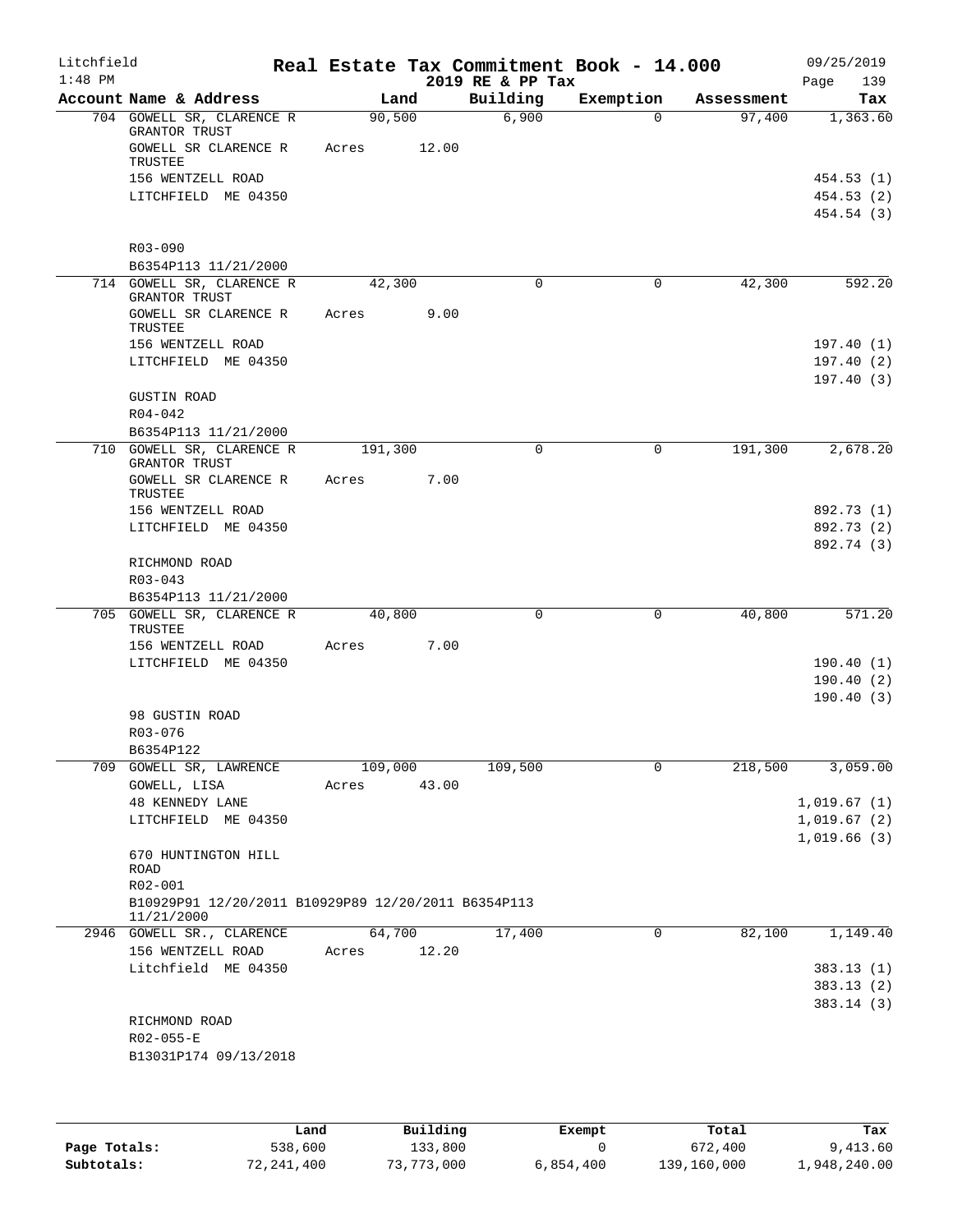Litchfield
1:48 PM

# Real Estate Tax Commitment Book - 14.000
## 2019 RE & PP Tax

09/25/2019

| Account Name & Address | Land | Building | Exemption | Assessment | Tax |
|---|---|---|---|---|---|
| 704 GOWELL SR, CLARENCE R GRANTOR TRUST | 90,500 | 6,900 | 0 | 97,400 | 1,363.60 |
| GOWELL SR CLARENCE R TRUSTEE | Acres 12.00 | | | | |
| 156 WENTZELL ROAD | | | | | 454.53 (1) |
| LITCHFIELD ME 04350 | | | | | 454.53 (2) |
| | | | | | 454.54 (3) |
| R03-090 | | | | | |
| B6354P113 11/21/2000 | | | | | |
| 714 GOWELL SR, CLARENCE R GRANTOR TRUST | 42,300 | 0 | 0 | 42,300 | 592.20 |
| GOWELL SR CLARENCE R TRUSTEE | Acres 9.00 | | | | |
| 156 WENTZELL ROAD | | | | | 197.40 (1) |
| LITCHFIELD ME 04350 | | | | | 197.40 (2) |
| | | | | | 197.40 (3) |
| GUSTIN ROAD | | | | | |
| R04-042 | | | | | |
| B6354P113 11/21/2000 | | | | | |
| 710 GOWELL SR, CLARENCE R GRANTOR TRUST | 191,300 | 0 | 0 | 191,300 | 2,678.20 |
| GOWELL SR CLARENCE R TRUSTEE | Acres 7.00 | | | | |
| 156 WENTZELL ROAD | | | | | 892.73 (1) |
| LITCHFIELD ME 04350 | | | | | 892.73 (2) |
| | | | | | 892.74 (3) |
| RICHMOND ROAD | | | | | |
| R03-043 | | | | | |
| B6354P113 11/21/2000 | | | | | |
| 705 GOWELL SR, CLARENCE R TRUSTEE | 40,800 | 0 | 0 | 40,800 | 571.20 |
| 156 WENTZELL ROAD | Acres 7.00 | | | | |
| LITCHFIELD ME 04350 | | | | | 190.40 (1) |
| | | | | | 190.40 (2) |
| | | | | | 190.40 (3) |
| 98 GUSTIN ROAD | | | | | |
| R03-076 | | | | | |
| B6354P122 | | | | | |
| 709 GOWELL SR, LAWRENCE | 109,000 | 109,500 | 0 | 218,500 | 3,059.00 |
| GOWELL, LISA | Acres 43.00 | | | | |
| 48 KENNEDY LANE | | | | | 1,019.67 (1) |
| LITCHFIELD ME 04350 | | | | | 1,019.67 (2) |
| | | | | | 1,019.66 (3) |
| 670 HUNTINGTON HILL ROAD | | | | | |
| R02-001 | | | | | |
| B10929P91 12/20/2011 B10929P89 12/20/2011 B6354P113 11/21/2000 | | | | | |
| 2946 GOWELL SR., CLARENCE | 64,700 | 17,400 | 0 | 82,100 | 1,149.40 |
| 156 WENTZELL ROAD | Acres 12.20 | | | | |
| Litchfield ME 04350 | | | | | 383.13 (1) |
| | | | | | 383.13 (2) |
| | | | | | 383.14 (3) |
| RICHMOND ROAD | | | | | |
| R02-055-E | | | | | |
| B13031P174 09/13/2018 | | | | | |

| | Land | Building | Exempt | Total | Tax |
|---|---|---|---|---|---|
| Page Totals: | 538,600 | 133,800 | 0 | 672,400 | 9,413.60 |
| Subtotals: | 72,241,400 | 73,773,000 | 6,854,400 | 139,160,000 | 1,948,240.00 |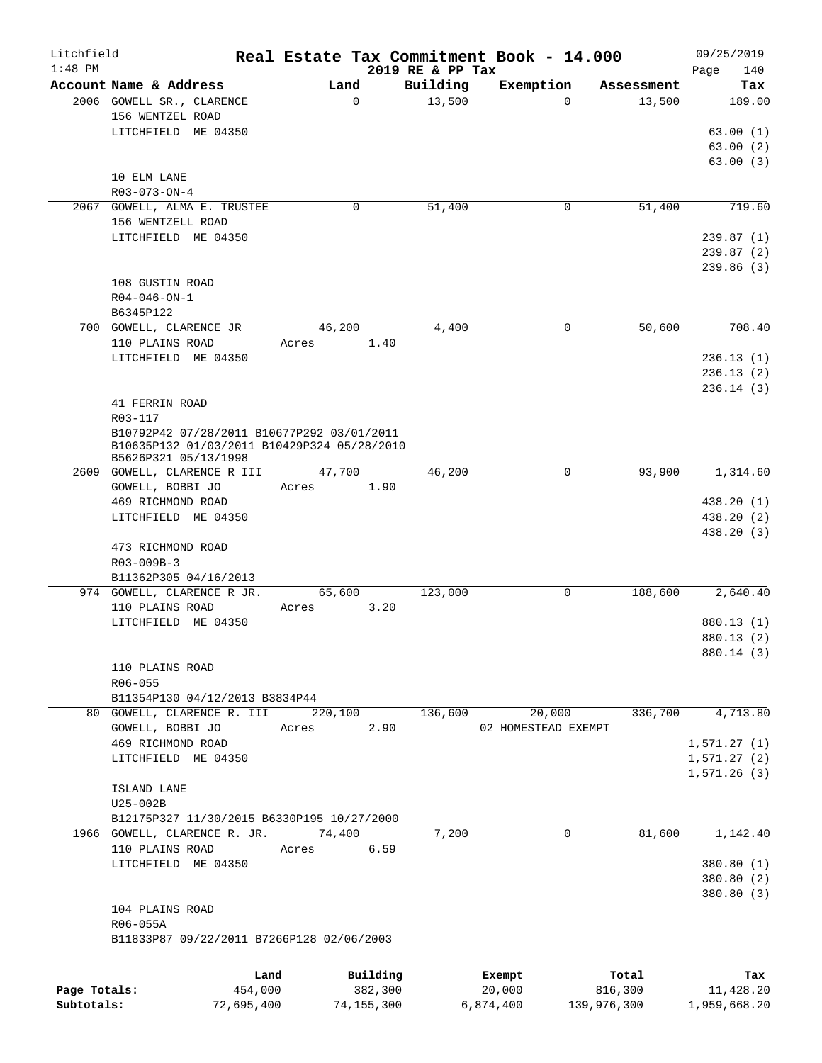# Litchfield — Real Estate Tax Commitment Book - 14.000

1:48 PM — 2019 RE & PP Tax — 09/25/2019

| Account Name & Address | Land | Building | Exemption | Assessment | Tax |
|---|---|---|---|---|---|
| 2006 GOWELL SR., CLARENCE<br>156 WENTZEL ROAD<br>LITCHFIELD ME 04350<br><br>10 ELM LANE<br>R03-073-ON-4 | 0 | 13,500 | 0 | 13,500 | 189.00<br>63.00 (1)<br>63.00 (2)<br>63.00 (3) |
| 2067 GOWELL, ALMA E. TRUSTEE<br>156 WENTZELL ROAD<br>LITCHFIELD ME 04350<br><br>108 GUSTIN ROAD<br>R04-046-ON-1<br>B6345P122 | 0 | 51,400 | 0 | 51,400 | 719.60<br>239.87 (1)<br>239.87 (2)<br>239.86 (3) |
| 700 GOWELL, CLARENCE JR<br>110 PLAINS ROAD<br>LITCHFIELD ME 04350<br><br>41 FERRIN ROAD<br>R03-117<br>B10792P42 07/28/2011 B10677P292 03/01/2011<br>B10635P132 01/03/2011 B10429P324 05/28/2010<br>B5626P321 05/13/1998 | 46,200<br>Acres 1.40 | 4,400 | 0 | 50,600 | 708.40<br>236.13 (1)<br>236.13 (2)<br>236.14 (3) |
| 2609 GOWELL, CLARENCE R III<br>GOWELL, BOBBI JO<br>469 RICHMOND ROAD<br>LITCHFIELD ME 04350<br><br>473 RICHMOND ROAD<br>R03-009B-3<br>B11362P305 04/16/2013 | 47,700<br>Acres 1.90 | 46,200 | 0 | 93,900 | 1,314.60<br>438.20 (1)<br>438.20 (2)<br>438.20 (3) |
| 974 GOWELL, CLARENCE R JR.<br>110 PLAINS ROAD<br>LITCHFIELD ME 04350<br><br>110 PLAINS ROAD<br>R06-055<br>B11354P130 04/12/2013 B3834P44 | 65,600<br>Acres 3.20 | 123,000 | 0 | 188,600 | 2,640.40<br>880.13 (1)<br>880.13 (2)<br>880.14 (3) |
| 80 GOWELL, CLARENCE R. III<br>GOWELL, BOBBI JO<br>469 RICHMOND ROAD<br>LITCHFIELD ME 04350<br><br>ISLAND LANE<br>U25-002B<br>B12175P327 11/30/2015 B6330P195 10/27/2000 | 220,100<br>Acres 2.90 | 136,600 | 20,000<br>02 HOMESTEAD EXEMPT | 336,700 | 4,713.80<br>1,571.27 (1)<br>1,571.27 (2)<br>1,571.26 (3) |
| 1966 GOWELL, CLARENCE R. JR.<br>110 PLAINS ROAD<br>LITCHFIELD ME 04350<br><br>104 PLAINS ROAD<br>R06-055A<br>B11833P87 09/22/2011 B7266P128 02/06/2003 | 74,400<br>Acres 6.59 | 7,200 | 0 | 81,600 | 1,142.40<br>380.80 (1)<br>380.80 (2)<br>380.80 (3) |

| | Land | Building | Exempt | Total | Tax |
|---|---|---|---|---|---|
| Page Totals: | 454,000 | 382,300 | 20,000 | 816,300 | 11,428.20 |
| Subtotals: | 72,695,400 | 74,155,300 | 6,874,400 | 139,976,300 | 1,959,668.20 |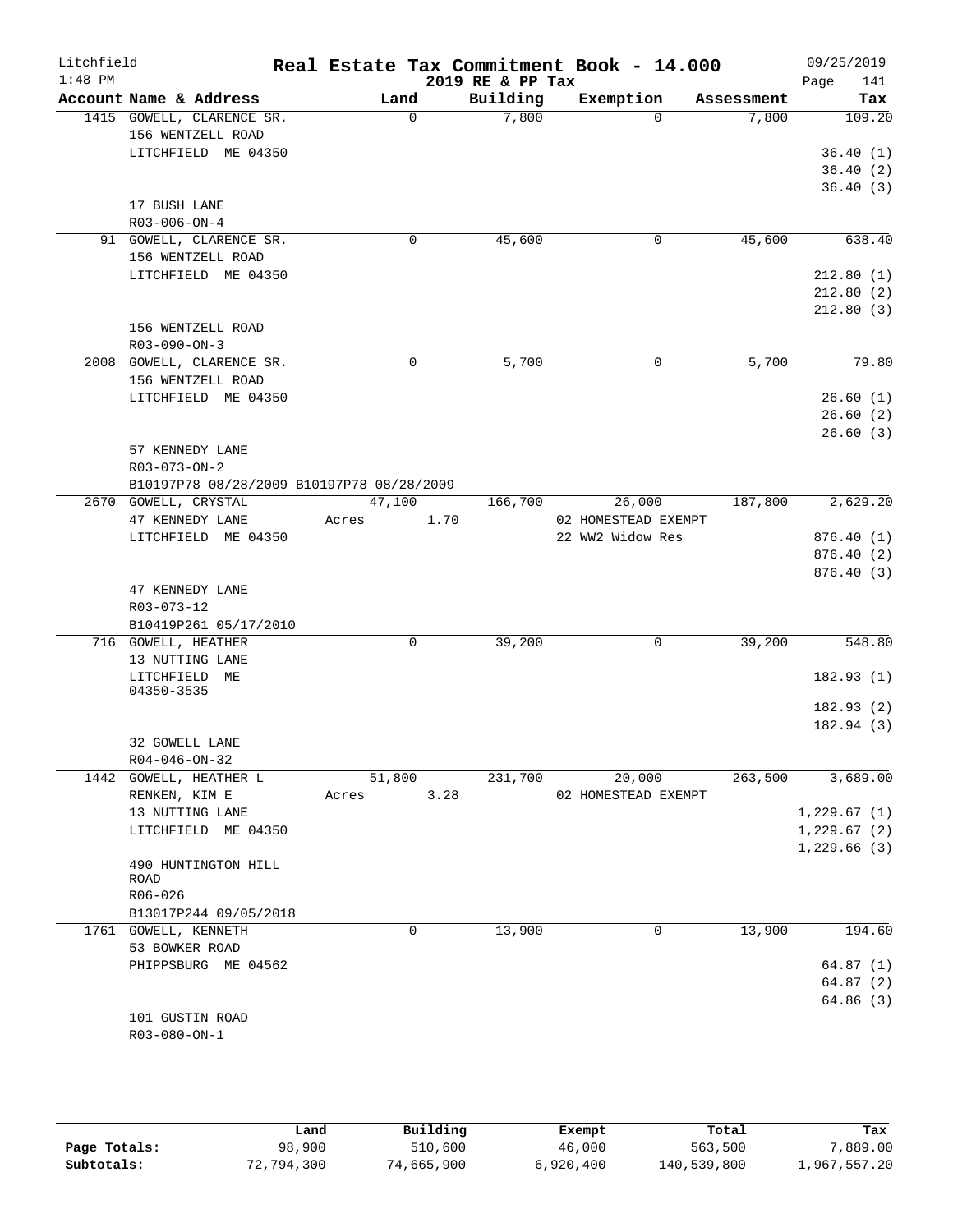# Real Estate Tax Commitment Book - 14.000

Litchfield
1:48 PM

2019 RE & PP Tax

09/25/2019

| Account Name & Address | Land | Building | Exemption | Assessment | Tax |
|---|---|---|---|---|---|
| 1415 GOWELL, CLARENCE SR. | 0 | 7,800 | 0 | 7,800 | 109.20 |
| 156 WENTZELL ROAD | | | | | |
| LITCHFIELD ME 04350 | | | | | 36.40 (1) |
| | | | | | 36.40 (2) |
| | | | | | 36.40 (3) |
| 17 BUSH LANE | | | | | |
| R03-006-ON-4 | | | | | |
| 91 GOWELL, CLARENCE SR. | 0 | 45,600 | 0 | 45,600 | 638.40 |
| 156 WENTZELL ROAD | | | | | |
| LITCHFIELD ME 04350 | | | | | 212.80 (1) |
| | | | | | 212.80 (2) |
| | | | | | 212.80 (3) |
| 156 WENTZELL ROAD | | | | | |
| R03-090-ON-3 | | | | | |
| 2008 GOWELL, CLARENCE SR. | 0 | 5,700 | 0 | 5,700 | 79.80 |
| 156 WENTZELL ROAD | | | | | |
| LITCHFIELD ME 04350 | | | | | 26.60 (1) |
| | | | | | 26.60 (2) |
| | | | | | 26.60 (3) |
| 57 KENNEDY LANE | | | | | |
| R03-073-ON-2 | | | | | |
| B10197P78 08/28/2009 B10197P78 08/28/2009 | | | | | |
| 2670 GOWELL, CRYSTAL | 47,100 | 166,700 | 26,000 | 187,800 | 2,629.20 |
| 47 KENNEDY LANE | Acres 1.70 | | 02 HOMESTEAD EXEMPT | | |
| LITCHFIELD ME 04350 | | | 22 WW2 Widow Res | | 876.40 (1) |
| | | | | | 876.40 (2) |
| | | | | | 876.40 (3) |
| 47 KENNEDY LANE | | | | | |
| R03-073-12 | | | | | |
| B10419P261 05/17/2010 | | | | | |
| 716 GOWELL, HEATHER | 0 | 39,200 | 0 | 39,200 | 548.80 |
| 13 NUTTING LANE | | | | | |
| LITCHFIELD ME 04350-3535 | | | | | 182.93 (1) |
| | | | | | 182.93 (2) |
| | | | | | 182.94 (3) |
| 32 GOWELL LANE | | | | | |
| R04-046-ON-32 | | | | | |
| 1442 GOWELL, HEATHER L | 51,800 | 231,700 | 20,000 | 263,500 | 3,689.00 |
| RENKEN, KIM E | Acres 3.28 | | 02 HOMESTEAD EXEMPT | | |
| 13 NUTTING LANE | | | | | 1,229.67 (1) |
| LITCHFIELD ME 04350 | | | | | 1,229.67 (2) |
| | | | | | 1,229.66 (3) |
| 490 HUNTINGTON HILL ROAD | | | | | |
| R06-026 | | | | | |
| B13017P244 09/05/2018 | | | | | |
| 1761 GOWELL, KENNETH | 0 | 13,900 | 0 | 13,900 | 194.60 |
| 53 BOWKER ROAD | | | | | |
| PHIPPSBURG ME 04562 | | | | | 64.87 (1) |
| | | | | | 64.87 (2) |
| | | | | | 64.86 (3) |
| 101 GUSTIN ROAD | | | | | |
| R03-080-ON-1 | | | | | |

| | Land | Building | Exempt | Total | Tax |
|---|---|---|---|---|---|
| Page Totals: | 98,900 | 510,600 | 46,000 | 563,500 | 7,889.00 |
| Subtotals: | 72,794,300 | 74,665,900 | 6,920,400 | 140,539,800 | 1,967,557.20 |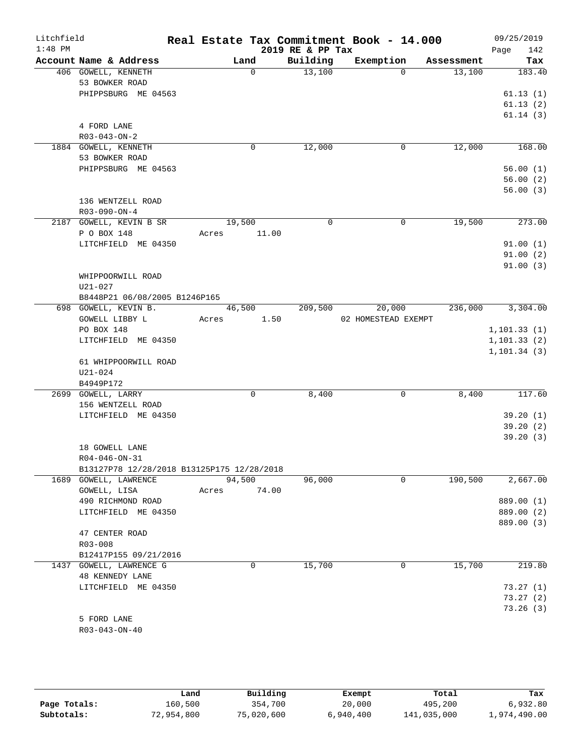Litchfield
1:48 PM

# Real Estate Tax Commitment Book - 14.000

2019 RE & PP Tax

09/25/2019

| Account Name & Address | Land | Building | Exemption | Assessment | Tax |
|---|---|---|---|---|---|
| 406 GOWELL, KENNETH | 0 | 13,100 | 0 | 13,100 | 183.40 |
| 53 BOWKER ROAD | | | | | |
| PHIPPSBURG ME 04563 | | | | | 61.13 (1) |
| | | | | | 61.13 (2) |
| | | | | | 61.14 (3) |
| 4 FORD LANE | | | | | |
| R03-043-ON-2 | | | | | |
| 1884 GOWELL, KENNETH | 0 | 12,000 | 0 | 12,000 | 168.00 |
| 53 BOWKER ROAD | | | | | |
| PHIPPSBURG ME 04563 | | | | | 56.00 (1) |
| | | | | | 56.00 (2) |
| | | | | | 56.00 (3) |
| 136 WENTZELL ROAD | | | | | |
| R03-090-ON-4 | | | | | |
| 2187 GOWELL, KEVIN B SR | 19,500 | 0 | 0 | 19,500 | 273.00 |
| P O BOX 148 | Acres 11.00 | | | | |
| LITCHFIELD ME 04350 | | | | | 91.00 (1) |
| | | | | | 91.00 (2) |
| | | | | | 91.00 (3) |
| WHIPPOORWILL ROAD | | | | | |
| U21-027 | | | | | |
| B8448P21 06/08/2005 B1246P165 | | | | | |
| 698 GOWELL, KEVIN B. | 46,500 | 209,500 | 20,000 | 236,000 | 3,304.00 |
| GOWELL LIBBY L | Acres 1.50 | | 02 HOMESTEAD EXEMPT | | |
| PO BOX 148 | | | | | 1,101.33 (1) |
| LITCHFIELD ME 04350 | | | | | 1,101.33 (2) |
| | | | | | 1,101.34 (3) |
| 61 WHIPPOORWILL ROAD | | | | | |
| U21-024 | | | | | |
| B4949P172 | | | | | |
| 2699 GOWELL, LARRY | 0 | 8,400 | 0 | 8,400 | 117.60 |
| 156 WENTZELL ROAD | | | | | |
| LITCHFIELD ME 04350 | | | | | 39.20 (1) |
| | | | | | 39.20 (2) |
| | | | | | 39.20 (3) |
| 18 GOWELL LANE | | | | | |
| R04-046-ON-31 | | | | | |
| B13127P78 12/28/2018 B13125P175 12/28/2018 | | | | | |
| 1689 GOWELL, LAWRENCE | 94,500 | 96,000 | 0 | 190,500 | 2,667.00 |
| GOWELL, LISA | Acres 74.00 | | | | |
| 490 RICHMOND ROAD | | | | | 889.00 (1) |
| LITCHFIELD ME 04350 | | | | | 889.00 (2) |
| | | | | | 889.00 (3) |
| 47 CENTER ROAD | | | | | |
| R03-008 | | | | | |
| B12417P155 09/21/2016 | | | | | |
| 1437 GOWELL, LAWRENCE G | 0 | 15,700 | 0 | 15,700 | 219.80 |
| 48 KENNEDY LANE | | | | | |
| LITCHFIELD ME 04350 | | | | | 73.27 (1) |
| | | | | | 73.27 (2) |
| | | | | | 73.26 (3) |
| 5 FORD LANE | | | | | |
| R03-043-ON-40 | | | | | |

| | Land | Building | Exempt | Total | Tax |
|---|---|---|---|---|---|
| Page Totals: | 160,500 | 354,700 | 20,000 | 495,200 | 6,932.80 |
| Subtotals: | 72,954,800 | 75,020,600 | 6,940,400 | 141,035,000 | 1,974,490.00 |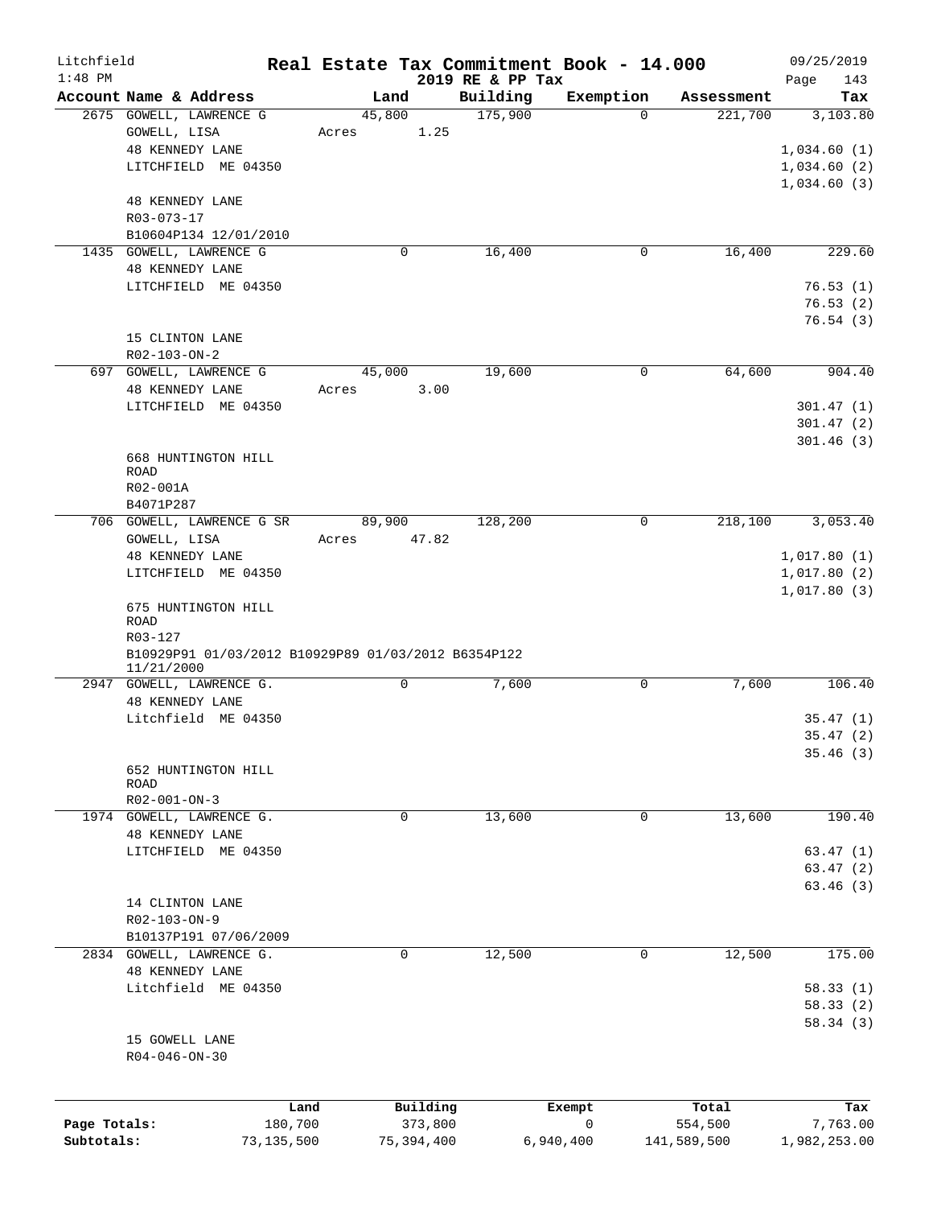Litchfield
1:48 PM

# Real Estate Tax Commitment Book - 14.000
## 2019 RE & PP Tax

09/25/2019

| Account | Name & Address | Land | Building | Exemption | Assessment | Tax |
|---|---|---|---|---|---|---|
| 2675 | GOWELL, LAWRENCE G<br>GOWELL, LISA<br>48 KENNEDY LANE<br>LITCHFIELD ME 04350<br><br>48 KENNEDY LANE<br>R03-073-17<br>B10604P134 12/01/2010 | 45,800<br>Acres 1.25 | 175,900 | 0 | 221,700 | 3,103.80<br><br>1,034.60 (1)<br>1,034.60 (2)<br>1,034.60 (3) |
| 1435 | GOWELL, LAWRENCE G<br>48 KENNEDY LANE<br>LITCHFIELD ME 04350<br><br>15 CLINTON LANE<br>R02-103-ON-2 | 0 | 16,400 | 0 | 16,400 | 229.60<br><br>76.53 (1)<br>76.53 (2)<br>76.54 (3) |
| 697 | GOWELL, LAWRENCE G<br>48 KENNEDY LANE<br>LITCHFIELD ME 04350<br><br>668 HUNTINGTON HILL ROAD<br>R02-001A<br>B4071P287 | 45,000<br>Acres 3.00 | 19,600 | 0 | 64,600 | 904.40<br><br>301.47 (1)<br>301.47 (2)<br>301.46 (3) |
| 706 | GOWELL, LAWRENCE G SR<br>GOWELL, LISA<br>48 KENNEDY LANE<br>LITCHFIELD ME 04350<br><br>675 HUNTINGTON HILL ROAD<br>R03-127<br>B10929P91 01/03/2012 B10929P89 01/03/2012 B6354P122 11/21/2000 | 89,900<br>Acres 47.82 | 128,200 | 0 | 218,100 | 3,053.40<br><br>1,017.80 (1)<br>1,017.80 (2)<br>1,017.80 (3) |
| 2947 | GOWELL, LAWRENCE G.<br>48 KENNEDY LANE<br>Litchfield ME 04350<br><br>652 HUNTINGTON HILL ROAD<br>R02-001-ON-3 | 0 | 7,600 | 0 | 7,600 | 106.40<br><br>35.47 (1)<br>35.47 (2)<br>35.46 (3) |
| 1974 | GOWELL, LAWRENCE G.<br>48 KENNEDY LANE<br>LITCHFIELD ME 04350<br><br>14 CLINTON LANE<br>R02-103-ON-9<br>B10137P191 07/06/2009 | 0 | 13,600 | 0 | 13,600 | 190.40<br><br>63.47 (1)<br>63.47 (2)<br>63.46 (3) |
| 2834 | GOWELL, LAWRENCE G.<br>48 KENNEDY LANE<br>Litchfield ME 04350<br><br>15 GOWELL LANE<br>R04-046-ON-30 | 0 | 12,500 | 0 | 12,500 | 175.00<br><br>58.33 (1)<br>58.33 (2)<br>58.34 (3) |

|  | Land | Building | Exempt | Total | Tax |
|---|---|---|---|---|---|
| Page Totals: | 180,700 | 373,800 | 0 | 554,500 | 7,763.00 |
| Subtotals: | 73,135,500 | 75,394,400 | 6,940,400 | 141,589,500 | 1,982,253.00 |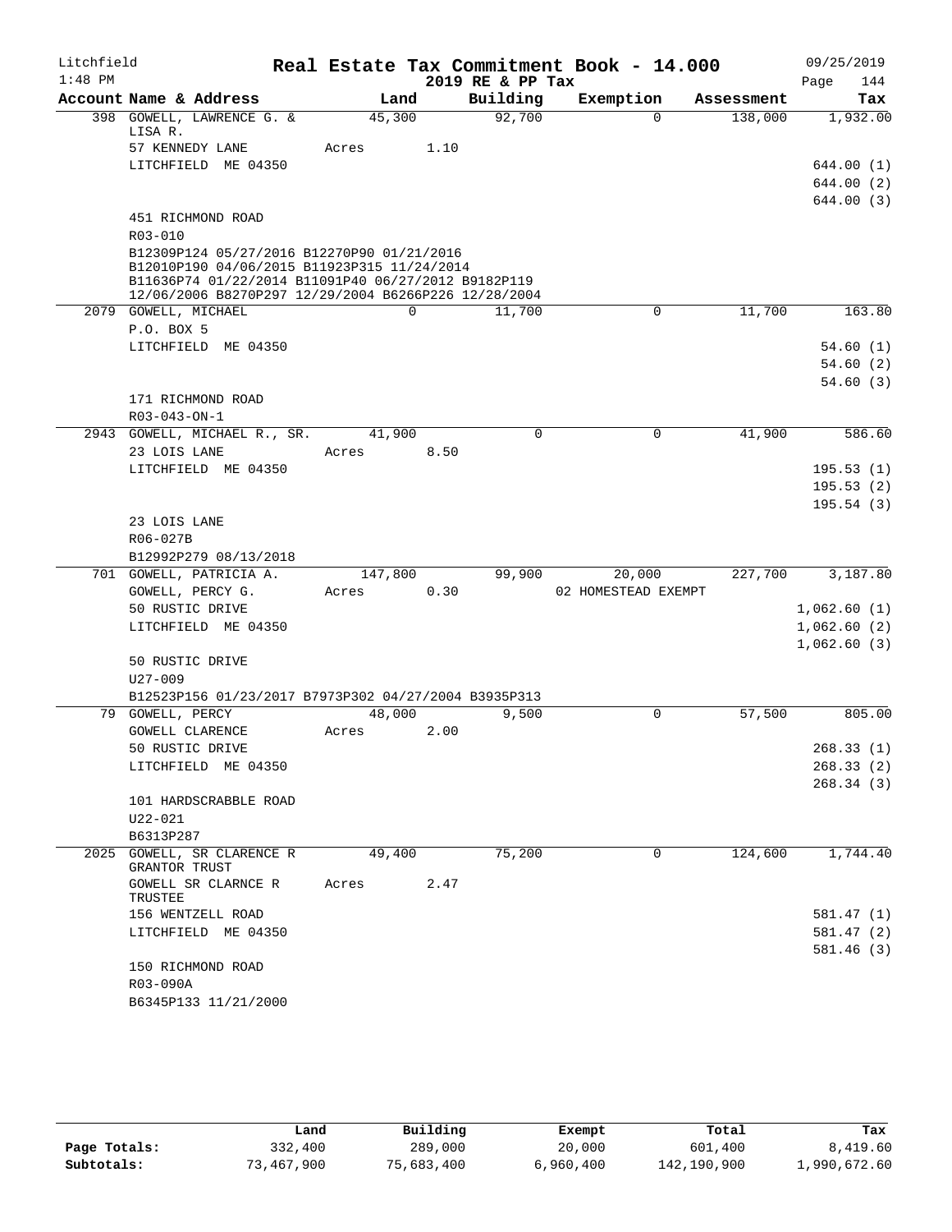Litchfield
1:48 PM

# Real Estate Tax Commitment Book - 14.000
## 2019 RE & PP Tax

09/25/2019
Page 144

| Account Name & Address | Land | Building | Exemption | Assessment | Tax |
|---|---|---|---|---|---|
| 398 GOWELL, LAWRENCE G. & LISA R. | 45,300 | 92,700 | 0 | 138,000 | 1,932.00 |
| 57 KENNEDY LANE | Acres 1.10 | | | | |
| LITCHFIELD ME 04350 | | | | | 644.00 (1) |
| | | | | | 644.00 (2) |
| | | | | | 644.00 (3) |
| 451 RICHMOND ROAD | | | | | |
| R03-010 | | | | | |
| B12309P124 05/27/2016 B12270P90 01/21/2016 B12010P190 04/06/2015 B11923P315 11/24/2014 B11636P74 01/22/2014 B11091P40 06/27/2012 B9182P119 12/06/2006 B8270P297 12/29/2004 B6266P226 12/28/2004 | | | | | |
| 2079 GOWELL, MICHAEL | 0 | 11,700 | 0 | 11,700 | 163.80 |
| P.O. BOX 5 | | | | | |
| LITCHFIELD ME 04350 | | | | | 54.60 (1) |
| | | | | | 54.60 (2) |
| | | | | | 54.60 (3) |
| 171 RICHMOND ROAD | | | | | |
| R03-043-ON-1 | | | | | |
| 2943 GOWELL, MICHAEL R., SR. | 41,900 | 0 | 0 | 41,900 | 586.60 |
| 23 LOIS LANE | Acres 8.50 | | | | |
| LITCHFIELD ME 04350 | | | | | 195.53 (1) |
| | | | | | 195.53 (2) |
| | | | | | 195.54 (3) |
| 23 LOIS LANE | | | | | |
| R06-027B | | | | | |
| B12992P279 08/13/2018 | | | | | |
| 701 GOWELL, PATRICIA A. | 147,800 | 99,900 | 20,000 | 227,700 | 3,187.80 |
| GOWELL, PERCY G. | Acres 0.30 | | 02 HOMESTEAD EXEMPT | | |
| 50 RUSTIC DRIVE | | | | | 1,062.60 (1) |
| LITCHFIELD ME 04350 | | | | | 1,062.60 (2) |
| | | | | | 1,062.60 (3) |
| 50 RUSTIC DRIVE | | | | | |
| U27-009 | | | | | |
| B12523P156 01/23/2017 B7973P302 04/27/2004 B3935P313 | | | | | |
| 79 GOWELL, PERCY | 48,000 | 9,500 | 0 | 57,500 | 805.00 |
| GOWELL CLARENCE | Acres 2.00 | | | | |
| 50 RUSTIC DRIVE | | | | | 268.33 (1) |
| LITCHFIELD ME 04350 | | | | | 268.33 (2) |
| | | | | | 268.34 (3) |
| 101 HARDSCRABBLE ROAD | | | | | |
| U22-021 | | | | | |
| B6313P287 | | | | | |
| 2025 GOWELL, SR CLARENCE R GRANTOR TRUST | 49,400 | 75,200 | 0 | 124,600 | 1,744.40 |
| GOWELL SR CLARNCE R TRUSTEE | Acres 2.47 | | | | |
| 156 WENTZELL ROAD | | | | | 581.47 (1) |
| LITCHFIELD ME 04350 | | | | | 581.47 (2) |
| | | | | | 581.46 (3) |
| 150 RICHMOND ROAD | | | | | |
| R03-090A | | | | | |
| B6345P133 11/21/2000 | | | | | |

| | Land | Building | Exempt | Total | Tax |
|---|---|---|---|---|---|
| Page Totals: | 332,400 | 289,000 | 20,000 | 601,400 | 8,419.60 |
| Subtotals: | 73,467,900 | 75,683,400 | 6,960,400 | 142,190,900 | 1,990,672.60 |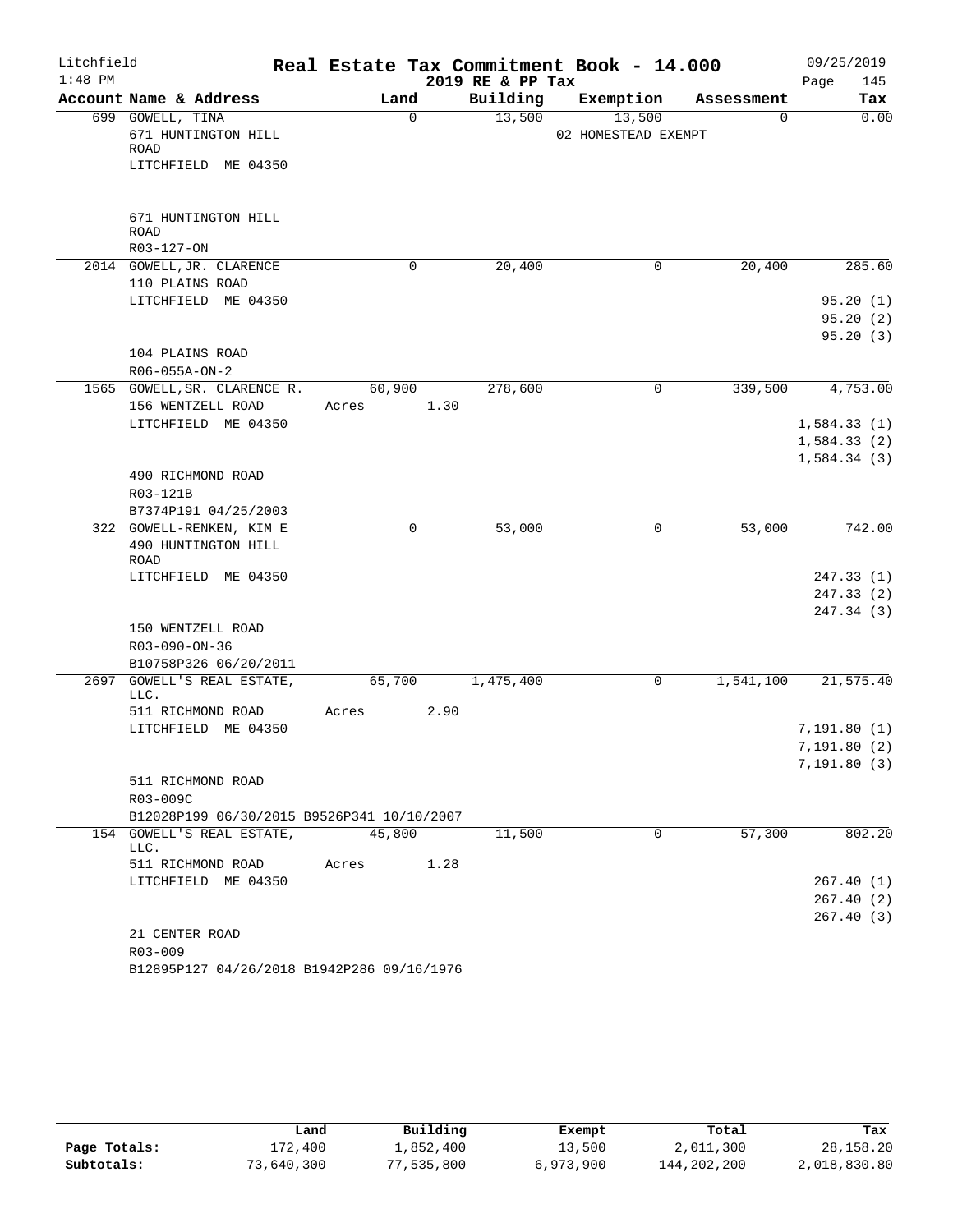Litchfield
1:48 PM

# Real Estate Tax Commitment Book - 14.000

2019 RE & PP Tax

09/25/2019

| Account Name & Address | Land | Building | Exemption | Assessment | Tax |
|---|---|---|---|---|---|
| 699 GOWELL, TINA<br>671 HUNTINGTON HILL ROAD<br>LITCHFIELD ME 04350<br><br>671 HUNTINGTON HILL ROAD<br>R03-127-ON | 0 | 13,500 | 13,500<br>02 HOMESTEAD EXEMPT | 0 | 0.00 |
| 2014 GOWELL,JR. CLARENCE<br>110 PLAINS ROAD<br>LITCHFIELD ME 04350<br><br>104 PLAINS ROAD<br>R06-055A-ON-2 | 0 | 20,400 | 0 | 20,400 | 285.60<br>95.20 (1)<br>95.20 (2)<br>95.20 (3) |
| 1565 GOWELL,SR. CLARENCE R.<br>156 WENTZELL ROAD<br>LITCHFIELD ME 04350<br><br>490 RICHMOND ROAD<br>R03-121B<br>B7374P191 04/25/2003 | 60,900<br>Acres 1.30 | 278,600 | 0 | 339,500 | 4,753.00<br>1,584.33 (1)<br>1,584.33 (2)<br>1,584.34 (3) |
| 322 GOWELL-RENKEN, KIM E<br>490 HUNTINGTON HILL ROAD<br>LITCHFIELD ME 04350<br><br>150 WENTZELL ROAD<br>R03-090-ON-36<br>B10758P326 06/20/2011 | 0 | 53,000 | 0 | 53,000 | 742.00<br>247.33 (1)<br>247.33 (2)<br>247.34 (3) |
| 2697 GOWELL'S REAL ESTATE, LLC.<br>511 RICHMOND ROAD<br>LITCHFIELD ME 04350<br><br>511 RICHMOND ROAD<br>R03-009C<br>B12028P199 06/30/2015 B9526P341 10/10/2007 | 65,700<br>Acres 2.90 | 1,475,400 | 0 | 1,541,100 | 21,575.40<br>7,191.80 (1)<br>7,191.80 (2)<br>7,191.80 (3) |
| 154 GOWELL'S REAL ESTATE, LLC.<br>511 RICHMOND ROAD<br>LITCHFIELD ME 04350<br><br>21 CENTER ROAD<br>R03-009<br>B12895P127 04/26/2018 B1942P286 09/16/1976 | 45,800<br>Acres 1.28 | 11,500 | 0 | 57,300 | 802.20<br>267.40 (1)<br>267.40 (2)<br>267.40 (3) |

| | Land | Building | Exempt | Total | Tax |
|---|---|---|---|---|---|
| Page Totals: | 172,400 | 1,852,400 | 13,500 | 2,011,300 | 28,158.20 |
| Subtotals: | 73,640,300 | 77,535,800 | 6,973,900 | 144,202,200 | 2,018,830.80 |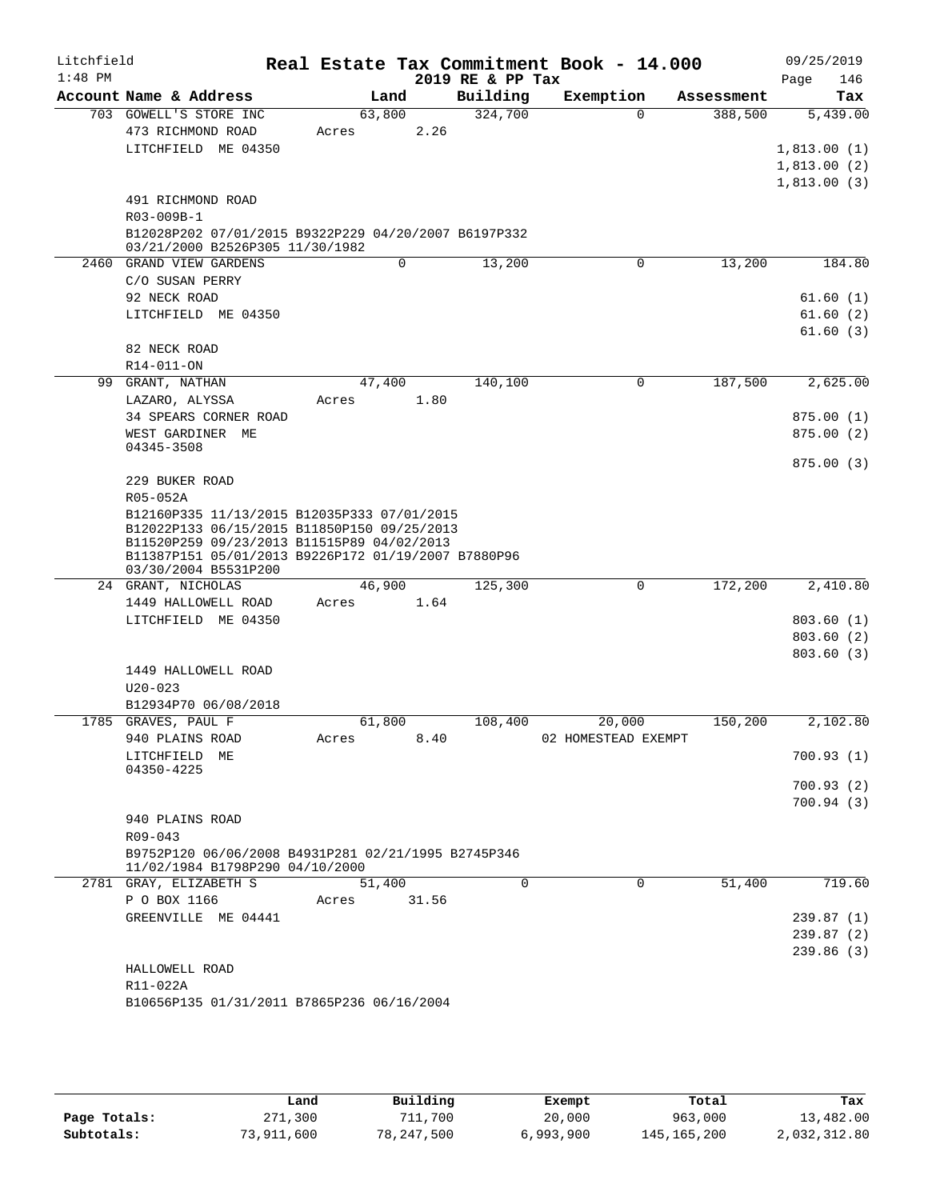Litchfield 1:48 PM

# Real Estate Tax Commitment Book - 14.000
## 2019 RE & PP Tax

09/25/2019 Page 146

| Account Name & Address | Land | Building | Exemption | Assessment | Tax |
|---|---|---|---|---|---|
| 703 GOWELL'S STORE INC | 63,800 | 324,700 | 0 | 388,500 | 5,439.00 |
| 473 RICHMOND ROAD | Acres 2.26 | | | | |
| LITCHFIELD ME 04350 | | | | | 1,813.00 (1) |
| | | | | | 1,813.00 (2) |
| | | | | | 1,813.00 (3) |
| 491 RICHMOND ROAD | | | | | |
| R03-009B-1 | | | | | |
| B12028P202 07/01/2015 B9322P229 04/20/2007 B6197P332 03/21/2000 B2526P305 11/30/1982 | | | | | |
| 2460 GRAND VIEW GARDENS | 0 | 13,200 | 0 | 13,200 | 184.80 |
| C/O SUSAN PERRY | | | | | |
| 92 NECK ROAD | | | | | 61.60 (1) |
| LITCHFIELD ME 04350 | | | | | 61.60 (2) |
| | | | | | 61.60 (3) |
| 82 NECK ROAD | | | | | |
| R14-011-ON | | | | | |
| 99 GRANT, NATHAN | 47,400 | 140,100 | 0 | 187,500 | 2,625.00 |
| LAZARO, ALYSSA | Acres 1.80 | | | | |
| 34 SPEARS CORNER ROAD | | | | | 875.00 (1) |
| WEST GARDINER ME 04345-3508 | | | | | 875.00 (2) |
| | | | | | 875.00 (3) |
| 229 BUKER ROAD | | | | | |
| R05-052A | | | | | |
| B12160P335 11/13/2015 B12035P333 07/01/2015 B12022P133 06/15/2015 B11850P150 09/25/2013 B11520P259 09/23/2013 B11515P89 04/02/2013 B11387P151 05/01/2013 B9226P172 01/19/2007 B7880P96 03/30/2004 B5531P200 | | | | | |
| 24 GRANT, NICHOLAS | 46,900 | 125,300 | 0 | 172,200 | 2,410.80 |
| 1449 HALLOWELL ROAD | Acres 1.64 | | | | |
| LITCHFIELD ME 04350 | | | | | 803.60 (1) |
| | | | | | 803.60 (2) |
| | | | | | 803.60 (3) |
| 1449 HALLOWELL ROAD | | | | | |
| U20-023 | | | | | |
| B12934P70 06/08/2018 | | | | | |
| 1785 GRAVES, PAUL F | 61,800 | 108,400 | 20,000 | 150,200 | 2,102.80 |
| 940 PLAINS ROAD | Acres 8.40 | | 02 HOMESTEAD EXEMPT | | |
| LITCHFIELD ME 04350-4225 | | | | | 700.93 (1) |
| | | | | | 700.93 (2) |
| | | | | | 700.94 (3) |
| 940 PLAINS ROAD | | | | | |
| R09-043 | | | | | |
| B9752P120 06/06/2008 B4931P281 02/21/1995 B2745P346 11/02/1984 B1798P290 04/10/2000 | | | | | |
| 2781 GRAY, ELIZABETH S | 51,400 | 0 | 0 | 51,400 | 719.60 |
| P O BOX 1166 | Acres 31.56 | | | | |
| GREENVILLE ME 04441 | | | | | 239.87 (1) |
| | | | | | 239.87 (2) |
| | | | | | 239.86 (3) |
| HALLOWELL ROAD | | | | | |
| R11-022A | | | | | |
| B10656P135 01/31/2011 B7865P236 06/16/2004 | | | | | |

| | Land | Building | Exempt | Total | Tax |
|---|---|---|---|---|---|
| Page Totals: | 271,300 | 711,700 | 20,000 | 963,000 | 13,482.00 |
| Subtotals: | 73,911,600 | 78,247,500 | 6,993,900 | 145,165,200 | 2,032,312.80 |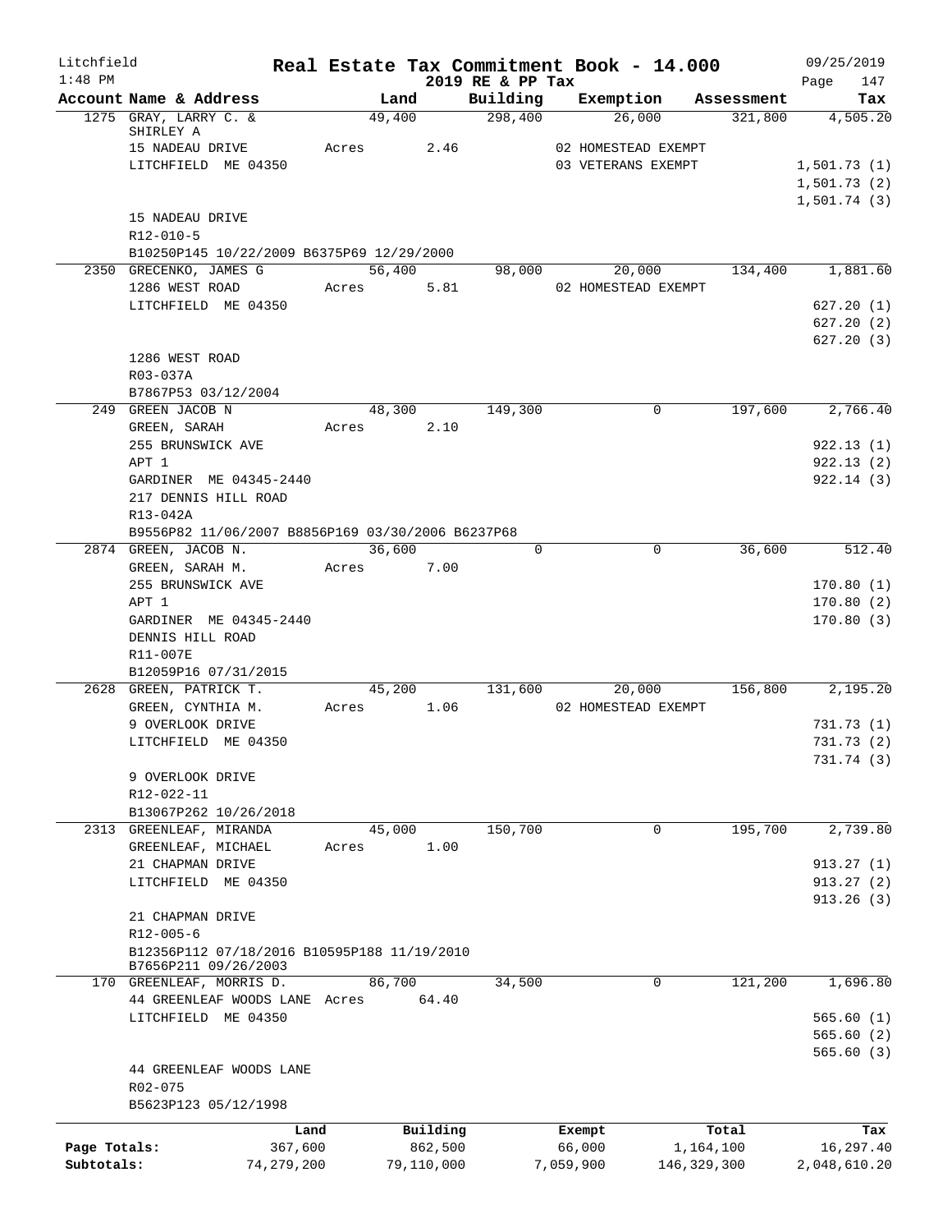Litchfield 1:48 PM

# Real Estate Tax Commitment Book - 14.000

2019 RE & PP Tax

09/25/2019

| Account | Name & Address | Land | Building | Exemption | Assessment | Tax |
|---|---|---|---|---|---|---|
| 1275 | GRAY, LARRY C. & SHIRLEY A | 49,400 | 298,400 | 26,000 | 321,800 | 4,505.20 |
| | 15 NADEAU DRIVE | Acres 2.46 | | 02 HOMESTEAD EXEMPT | | |
| | LITCHFIELD ME 04350 | | | 03 VETERANS EXEMPT | | 1,501.73 (1) |
| | | | | | | 1,501.73 (2) |
| | | | | | | 1,501.74 (3) |
| | 15 NADEAU DRIVE | | | | | |
| | R12-010-5 | | | | | |
| | B10250P145 10/22/2009 B6375P69 12/29/2000 | | | | | |
| 2350 | GRECENKO, JAMES G | 56,400 | 98,000 | 20,000 | 134,400 | 1,881.60 |
| | 1286 WEST ROAD | Acres 5.81 | | 02 HOMESTEAD EXEMPT | | |
| | LITCHFIELD ME 04350 | | | | | 627.20 (1) |
| | | | | | | 627.20 (2) |
| | | | | | | 627.20 (3) |
| | 1286 WEST ROAD | | | | | |
| | R03-037A | | | | | |
| | B7867P53 03/12/2004 | | | | | |
| 249 | GREEN JACOB N | 48,300 | 149,300 | 0 | 197,600 | 2,766.40 |
| | GREEN, SARAH | Acres 2.10 | | | | |
| | 255 BRUNSWICK AVE | | | | | 922.13 (1) |
| | APT 1 | | | | | 922.13 (2) |
| | GARDINER ME 04345-2440 | | | | | 922.14 (3) |
| | 217 DENNIS HILL ROAD | | | | | |
| | R13-042A | | | | | |
| | B9556P82 11/06/2007 B8856P169 03/30/2006 B6237P68 | | | | | |
| 2874 | GREEN, JACOB N. | 36,600 | 0 | 0 | 36,600 | 512.40 |
| | GREEN, SARAH M. | Acres 7.00 | | | | |
| | 255 BRUNSWICK AVE | | | | | 170.80 (1) |
| | APT 1 | | | | | 170.80 (2) |
| | GARDINER ME 04345-2440 | | | | | 170.80 (3) |
| | DENNIS HILL ROAD | | | | | |
| | R11-007E | | | | | |
| | B12059P16 07/31/2015 | | | | | |
| 2628 | GREEN, PATRICK T. | 45,200 | 131,600 | 20,000 | 156,800 | 2,195.20 |
| | GREEN, CYNTHIA M. | Acres 1.06 | | 02 HOMESTEAD EXEMPT | | |
| | 9 OVERLOOK DRIVE | | | | | 731.73 (1) |
| | LITCHFIELD ME 04350 | | | | | 731.73 (2) |
| | | | | | | 731.74 (3) |
| | 9 OVERLOOK DRIVE | | | | | |
| | R12-022-11 | | | | | |
| | B13067P262 10/26/2018 | | | | | |
| 2313 | GREENLEAF, MIRANDA | 45,000 | 150,700 | 0 | 195,700 | 2,739.80 |
| | GREENLEAF, MICHAEL | Acres 1.00 | | | | |
| | 21 CHAPMAN DRIVE | | | | | 913.27 (1) |
| | LITCHFIELD ME 04350 | | | | | 913.27 (2) |
| | | | | | | 913.26 (3) |
| | 21 CHAPMAN DRIVE | | | | | |
| | R12-005-6 | | | | | |
| | B12356P112 07/18/2016 B10595P188 11/19/2010 B7656P211 09/26/2003 | | | | | |
| 170 | GREENLEAF, MORRIS D. | 86,700 | 34,500 | 0 | 121,200 | 1,696.80 |
| | 44 GREENLEAF WOODS LANE | Acres 64.40 | | | | |
| | LITCHFIELD ME 04350 | | | | | 565.60 (1) |
| | | | | | | 565.60 (2) |
| | | | | | | 565.60 (3) |
| | 44 GREENLEAF WOODS LANE | | | | | |
| | R02-075 | | | | | |
| | B5623P123 05/12/1998 | | | | | |

| | Land | Building | Exempt | Total | Tax |
|---|---|---|---|---|---|
| Page Totals: | 367,600 | 862,500 | 66,000 | 1,164,100 | 16,297.40 |
| Subtotals: | 74,279,200 | 79,110,000 | 7,059,900 | 146,329,300 | 2,048,610.20 |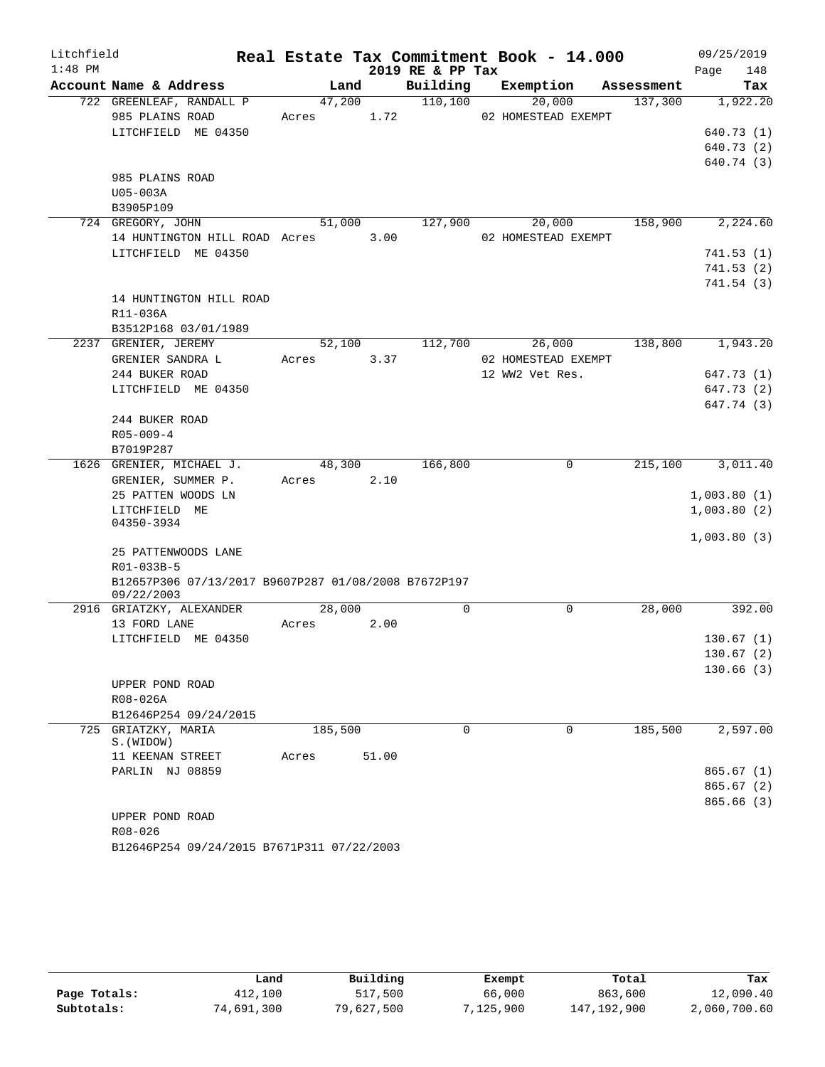Litchfield 1:48 PM

# Real Estate Tax Commitment Book - 14.000

## 2019 RE & PP Tax

09/25/2019 Page 148

| Account | Name & Address | Land | Building | Exemption | Assessment | Tax |
|---|---|---|---|---|---|---|
| 722 | GREENLEAF, RANDALL P | 47,200 | 110,100 | 20,000 | 137,300 | 1,922.20 |
| | 985 PLAINS ROAD | Acres 1.72 | | 02 HOMESTEAD EXEMPT | | |
| | LITCHFIELD ME 04350 | | | | | 640.73 (1) |
| | | | | | | 640.73 (2) |
| | | | | | | 640.74 (3) |
| | 985 PLAINS ROAD | | | | | |
| | U05-003A | | | | | |
| | B3905P109 | | | | | |
| 724 | GREGORY, JOHN | 51,000 | 127,900 | 20,000 | 158,900 | 2,224.60 |
| | 14 HUNTINGTON HILL ROAD | Acres 3.00 | | 02 HOMESTEAD EXEMPT | | |
| | LITCHFIELD ME 04350 | | | | | 741.53 (1) |
| | | | | | | 741.53 (2) |
| | | | | | | 741.54 (3) |
| | 14 HUNTINGTON HILL ROAD | | | | | |
| | R11-036A | | | | | |
| | B3512P168 03/01/1989 | | | | | |
| 2237 | GRENIER, JEREMY | 52,100 | 112,700 | 26,000 | 138,800 | 1,943.20 |
| | GRENIER SANDRA L | Acres 3.37 | | 02 HOMESTEAD EXEMPT | | |
| | 244 BUKER ROAD | | | 12 WW2 Vet Res. | | 647.73 (1) |
| | LITCHFIELD ME 04350 | | | | | 647.73 (2) |
| | | | | | | 647.74 (3) |
| | 244 BUKER ROAD | | | | | |
| | R05-009-4 | | | | | |
| | B7019P287 | | | | | |
| 1626 | GRENIER, MICHAEL J. | 48,300 | 166,800 | 0 | 215,100 | 3,011.40 |
| | GRENIER, SUMMER P. | Acres 2.10 | | | | |
| | 25 PATTEN WOODS LN | | | | | 1,003.80 (1) |
| | LITCHFIELD ME 04350-3934 | | | | | 1,003.80 (2) |
| | | | | | | 1,003.80 (3) |
| | 25 PATTENWOODS LANE | | | | | |
| | R01-033B-5 | | | | | |
| | B12657P306 07/13/2017 B9607P287 01/08/2008 B7672P197 09/22/2003 | | | | | |
| 2916 | GRIATZKY, ALEXANDER | 28,000 | 0 | 0 | 28,000 | 392.00 |
| | 13 FORD LANE | Acres 2.00 | | | | |
| | LITCHFIELD ME 04350 | | | | | 130.67 (1) |
| | | | | | | 130.67 (2) |
| | | | | | | 130.66 (3) |
| | UPPER POND ROAD | | | | | |
| | R08-026A | | | | | |
| | B12646P254 09/24/2015 | | | | | |
| 725 | GRIATZKY, MARIA S.(WIDOW) | 185,500 | 0 | 0 | 185,500 | 2,597.00 |
| | 11 KEENAN STREET | Acres 51.00 | | | | |
| | PARLIN NJ 08859 | | | | | 865.67 (1) |
| | | | | | | 865.67 (2) |
| | | | | | | 865.66 (3) |
| | UPPER POND ROAD | | | | | |
| | R08-026 | | | | | |
| | B12646P254 09/24/2015 B7671P311 07/22/2003 | | | | | |

| | Land | Building | Exempt | Total | Tax |
|---|---|---|---|---|---|
| Page Totals: | 412,100 | 517,500 | 66,000 | 863,600 | 12,090.40 |
| Subtotals: | 74,691,300 | 79,627,500 | 7,125,900 | 147,192,900 | 2,060,700.60 |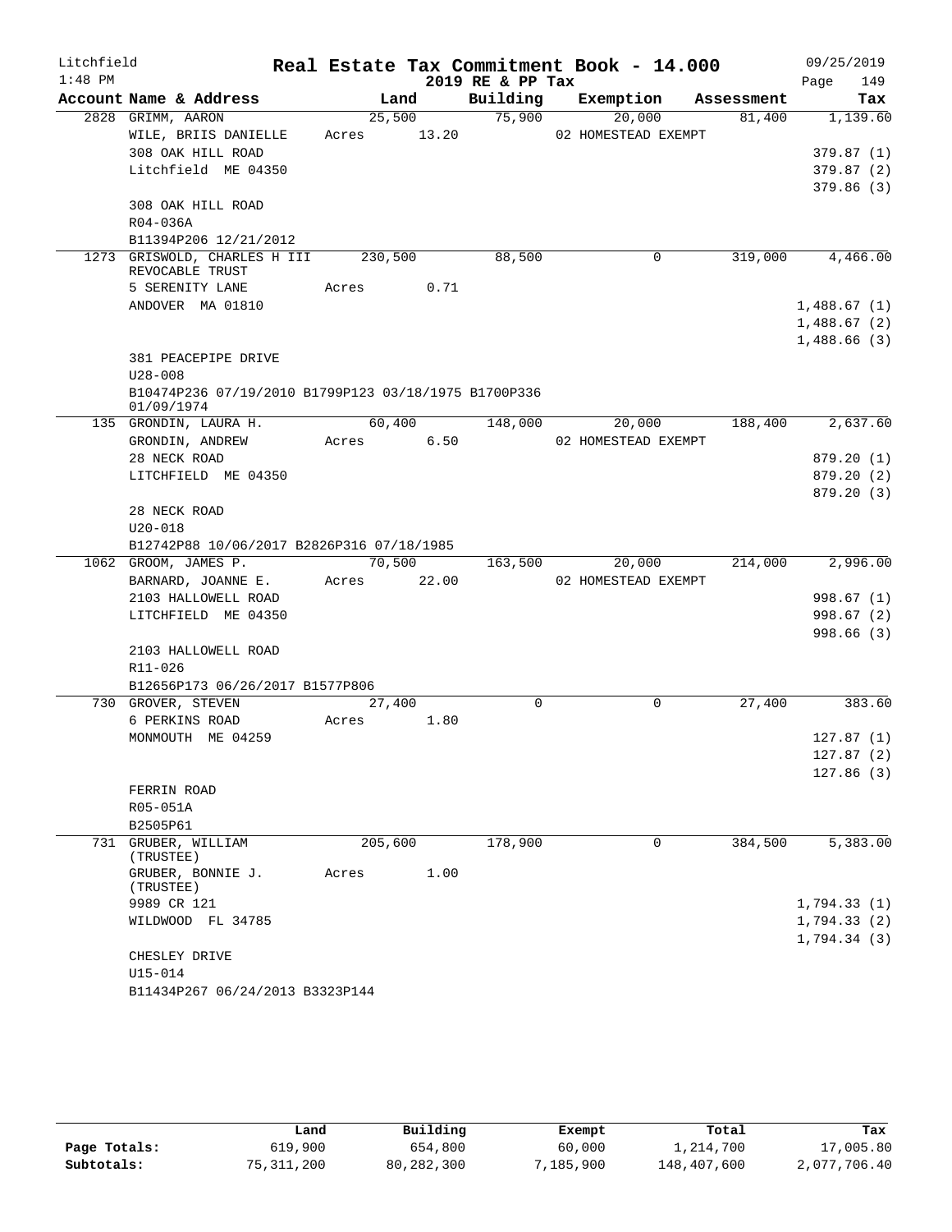Litchfield 1:48 PM

# Real Estate Tax Commitment Book - 14.000

2019 RE & PP Tax

09/25/2019 Page 149

| Account Name & Address | Land | Building | Exemption | Assessment | Tax |
|---|---|---|---|---|---|
| 2828 GRIMM, AARON | 25,500 | 75,900 | 20,000 | 81,400 | 1,139.60 |
| WILE, BRIIS DANIELLE | Acres 13.20 | | 02 HOMESTEAD EXEMPT | | |
| 308 OAK HILL ROAD | | | | | 379.87 (1) |
| Litchfield ME 04350 | | | | | 379.87 (2) |
| | | | | | 379.86 (3) |
| 308 OAK HILL ROAD | | | | | |
| R04-036A | | | | | |
| B11394P206 12/21/2012 | | | | | |
| 1273 GRISWOLD, CHARLES H III REVOCABLE TRUST | 230,500 | 88,500 | 0 | 319,000 | 4,466.00 |
| 5 SERENITY LANE | Acres 0.71 | | | | |
| ANDOVER MA 01810 | | | | | 1,488.67 (1) |
| | | | | | 1,488.67 (2) |
| | | | | | 1,488.66 (3) |
| 381 PEACEPIPE DRIVE | | | | | |
| U28-008 | | | | | |
| B10474P236 07/19/2010 B1799P123 03/18/1975 B1700P336 01/09/1974 | | | | | |
| 135 GRONDIN, LAURA H. | 60,400 | 148,000 | 20,000 | 188,400 | 2,637.60 |
| GRONDIN, ANDREW | Acres 6.50 | | 02 HOMESTEAD EXEMPT | | |
| 28 NECK ROAD | | | | | 879.20 (1) |
| LITCHFIELD ME 04350 | | | | | 879.20 (2) |
| | | | | | 879.20 (3) |
| 28 NECK ROAD | | | | | |
| U20-018 | | | | | |
| B12742P88 10/06/2017 B2826P316 07/18/1985 | | | | | |
| 1062 GROOM, JAMES P. | 70,500 | 163,500 | 20,000 | 214,000 | 2,996.00 |
| BARNARD, JOANNE E. | Acres 22.00 | | 02 HOMESTEAD EXEMPT | | |
| 2103 HALLOWELL ROAD | | | | | 998.67 (1) |
| LITCHFIELD ME 04350 | | | | | 998.67 (2) |
| | | | | | 998.66 (3) |
| 2103 HALLOWELL ROAD | | | | | |
| R11-026 | | | | | |
| B12656P173 06/26/2017 B1577P806 | | | | | |
| 730 GROVER, STEVEN | 27,400 | 0 | 0 | 27,400 | 383.60 |
| 6 PERKINS ROAD | Acres 1.80 | | | | |
| MONMOUTH ME 04259 | | | | | 127.87 (1) |
| | | | | | 127.87 (2) |
| | | | | | 127.86 (3) |
| FERRIN ROAD | | | | | |
| R05-051A | | | | | |
| B2505P61 | | | | | |
| 731 GRUBER, WILLIAM (TRUSTEE) | 205,600 | 178,900 | 0 | 384,500 | 5,383.00 |
| GRUBER, BONNIE J. (TRUSTEE) | Acres 1.00 | | | | |
| 9989 CR 121 | | | | | 1,794.33 (1) |
| WILDWOOD FL 34785 | | | | | 1,794.33 (2) |
| | | | | | 1,794.34 (3) |
| CHESLEY DRIVE | | | | | |
| U15-014 | | | | | |
| B11434P267 06/24/2013 B3323P144 | | | | | |

| | Land | Building | Exempt | Total | Tax |
|---|---|---|---|---|---|
| Page Totals: | 619,900 | 654,800 | 60,000 | 1,214,700 | 17,005.80 |
| Subtotals: | 75,311,200 | 80,282,300 | 7,185,900 | 148,407,600 | 2,077,706.40 |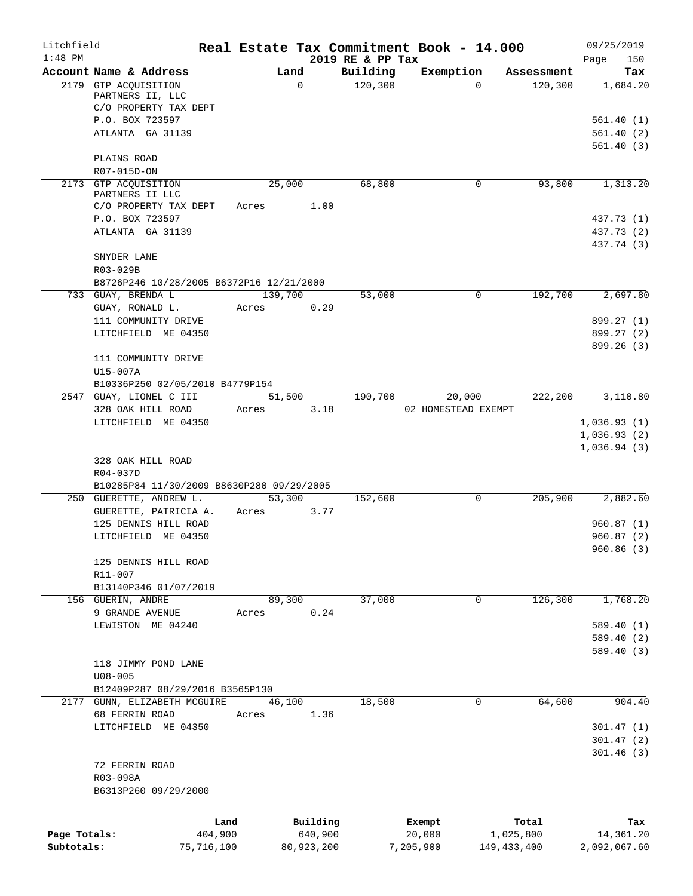# Real Estate Tax Commitment Book - 14.000

Litchfield 1:48 PM — 2019 RE & PP Tax — 09/25/2019 Page 150

| Account Name & Address | Land | Building | Exemption | Assessment | Tax |
|---|---|---|---|---|---|
| 2179 GTP ACQUISITION PARTNERS II, LLC<br>C/O PROPERTY TAX DEPT<br>P.O. BOX 723597<br>ATLANTA GA 31139<br><br>PLAINS ROAD<br>R07-015D-ON | 0 | 120,300 | 0 | 120,300 | 1,684.20<br><br>561.40 (1)<br>561.40 (2)<br>561.40 (3) |
| 2173 GTP ACQUISITION PARTNERS II LLC<br>C/O PROPERTY TAX DEPT<br>P.O. BOX 723597<br>ATLANTA GA 31139<br><br>SNYDER LANE<br>R03-029B<br>B8726P246 10/28/2005 B6372P16 12/21/2000 | 25,000<br>Acres 1.00 | 68,800 | 0 | 93,800 | 1,313.20<br><br>437.73 (1)<br>437.73 (2)<br>437.74 (3) |
| 733 GUAY, BRENDA L<br>GUAY, RONALD L.<br>111 COMMUNITY DRIVE<br>LITCHFIELD ME 04350<br><br>111 COMMUNITY DRIVE<br>U15-007A<br>B10336P250 02/05/2010 B4779P154 | 139,700<br>Acres 0.29 | 53,000 | 0 | 192,700 | 2,697.80<br><br>899.27 (1)<br>899.27 (2)<br>899.26 (3) |
| 2547 GUAY, LIONEL C III<br>328 OAK HILL ROAD<br>LITCHFIELD ME 04350<br><br>328 OAK HILL ROAD<br>R04-037D<br>B10285P84 11/30/2009 B8630P280 09/29/2005 | 51,500<br>Acres 3.18 | 190,700 | 20,000<br>02 HOMESTEAD EXEMPT | 222,200 | 3,110.80<br><br>1,036.93 (1)<br>1,036.93 (2)<br>1,036.94 (3) |
| 250 GUERETTE, ANDREW L.<br>GUERETTE, PATRICIA A.<br>125 DENNIS HILL ROAD<br>LITCHFIELD ME 04350<br><br>125 DENNIS HILL ROAD<br>R11-007<br>B13140P346 01/07/2019 | 53,300<br>Acres 3.77 | 152,600 | 0 | 205,900 | 2,882.60<br><br>960.87 (1)<br>960.87 (2)<br>960.86 (3) |
| 156 GUERIN, ANDRE<br>9 GRANDE AVENUE<br>LEWISTON ME 04240<br><br>118 JIMMY POND LANE<br>U08-005<br>B12409P287 08/29/2016 B3565P130 | 89,300<br>Acres 0.24 | 37,000 | 0 | 126,300 | 1,768.20<br><br>589.40 (1)<br>589.40 (2)<br>589.40 (3) |
| 2177 GUNN, ELIZABETH MCGUIRE<br>68 FERRIN ROAD<br>LITCHFIELD ME 04350<br><br>72 FERRIN ROAD<br>R03-098A<br>B6313P260 09/29/2000 | 46,100<br>Acres 1.36 | 18,500 | 0 | 64,600 | 904.40<br><br>301.47 (1)<br>301.47 (2)<br>301.46 (3) |

| | Land | Building | Exempt | Total | Tax |
|---|---|---|---|---|---|
| Page Totals: | 404,900 | 640,900 | 20,000 | 1,025,800 | 14,361.20 |
| Subtotals: | 75,716,100 | 80,923,200 | 7,205,900 | 149,433,400 | 2,092,067.60 |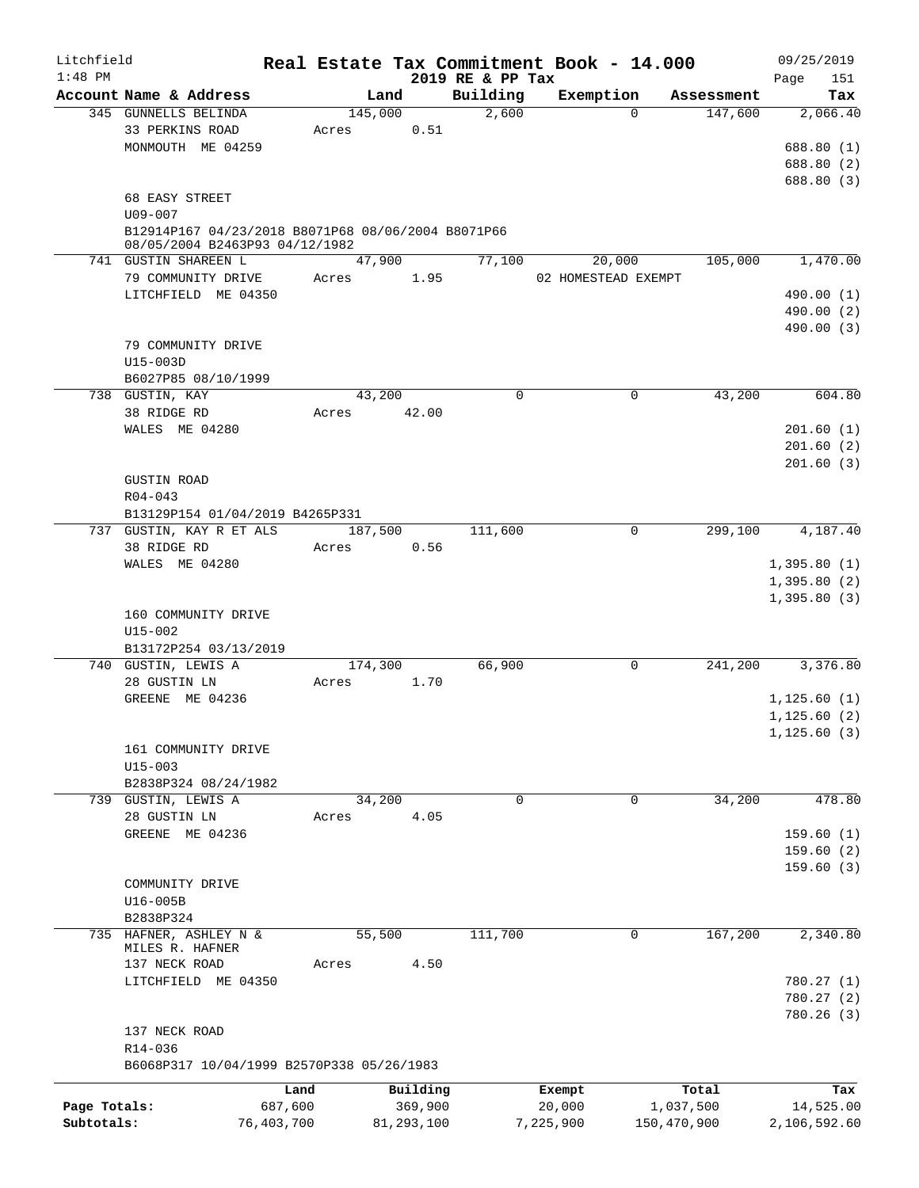Litchfield
1:48 PM

# Real Estate Tax Commitment Book - 14.000

2019 RE & PP Tax

09/25/2019

| Account Name & Address | Land | Building | Exemption | Assessment | Tax |
|---|---|---|---|---|---|
| 345 GUNNELLS BELINDA | 145,000 | 2,600 | 0 | 147,600 | 2,066.40 |
| 33 PERKINS ROAD | Acres 0.51 | | | | |
| MONMOUTH ME 04259 | | | | | 688.80 (1) |
| | | | | | 688.80 (2) |
| | | | | | 688.80 (3) |
| 68 EASY STREET | | | | | |
| U09-007 | | | | | |
| B12914P167 04/23/2018 B8071P68 08/06/2004 B8071P66 08/05/2004 B2463P93 04/12/1982 | | | | | |
| 741 GUSTIN SHAREEN L | 47,900 | 77,100 | 20,000 | 105,000 | 1,470.00 |
| 79 COMMUNITY DRIVE | Acres 1.95 | | 02 HOMESTEAD EXEMPT | | |
| LITCHFIELD ME 04350 | | | | | 490.00 (1) |
| | | | | | 490.00 (2) |
| | | | | | 490.00 (3) |
| 79 COMMUNITY DRIVE | | | | | |
| U15-003D | | | | | |
| B6027P85 08/10/1999 | | | | | |
| 738 GUSTIN, KAY | 43,200 | 0 | 0 | 43,200 | 604.80 |
| 38 RIDGE RD | Acres 42.00 | | | | |
| WALES ME 04280 | | | | | 201.60 (1) |
| | | | | | 201.60 (2) |
| | | | | | 201.60 (3) |
| GUSTIN ROAD | | | | | |
| R04-043 | | | | | |
| B13129P154 01/04/2019 B4265P331 | | | | | |
| 737 GUSTIN, KAY R ET ALS | 187,500 | 111,600 | 0 | 299,100 | 4,187.40 |
| 38 RIDGE RD | Acres 0.56 | | | | |
| WALES ME 04280 | | | | | 1,395.80 (1) |
| | | | | | 1,395.80 (2) |
| | | | | | 1,395.80 (3) |
| 160 COMMUNITY DRIVE | | | | | |
| U15-002 | | | | | |
| B13172P254 03/13/2019 | | | | | |
| 740 GUSTIN, LEWIS A | 174,300 | 66,900 | 0 | 241,200 | 3,376.80 |
| 28 GUSTIN LN | Acres 1.70 | | | | |
| GREENE ME 04236 | | | | | 1,125.60 (1) |
| | | | | | 1,125.60 (2) |
| | | | | | 1,125.60 (3) |
| 161 COMMUNITY DRIVE | | | | | |
| U15-003 | | | | | |
| B2838P324 08/24/1982 | | | | | |
| 739 GUSTIN, LEWIS A | 34,200 | 0 | 0 | 34,200 | 478.80 |
| 28 GUSTIN LN | Acres 4.05 | | | | |
| GREENE ME 04236 | | | | | 159.60 (1) |
| | | | | | 159.60 (2) |
| | | | | | 159.60 (3) |
| COMMUNITY DRIVE | | | | | |
| U16-005B | | | | | |
| B2838P324 | | | | | |
| 735 HAFNER, ASHLEY N & MILES R. HAFNER | 55,500 | 111,700 | 0 | 167,200 | 2,340.80 |
| 137 NECK ROAD | Acres 4.50 | | | | |
| LITCHFIELD ME 04350 | | | | | 780.27 (1) |
| | | | | | 780.27 (2) |
| | | | | | 780.26 (3) |
| 137 NECK ROAD | | | | | |
| R14-036 | | | | | |
| B6068P317 10/04/1999 B2570P338 05/26/1983 | | | | | |

| | Land | Building | Exempt | Total | Tax |
|---|---|---|---|---|---|
| Page Totals: | 687,600 | 369,900 | 20,000 | 1,037,500 | 14,525.00 |
| Subtotals: | 76,403,700 | 81,293,100 | 7,225,900 | 150,470,900 | 2,106,592.60 |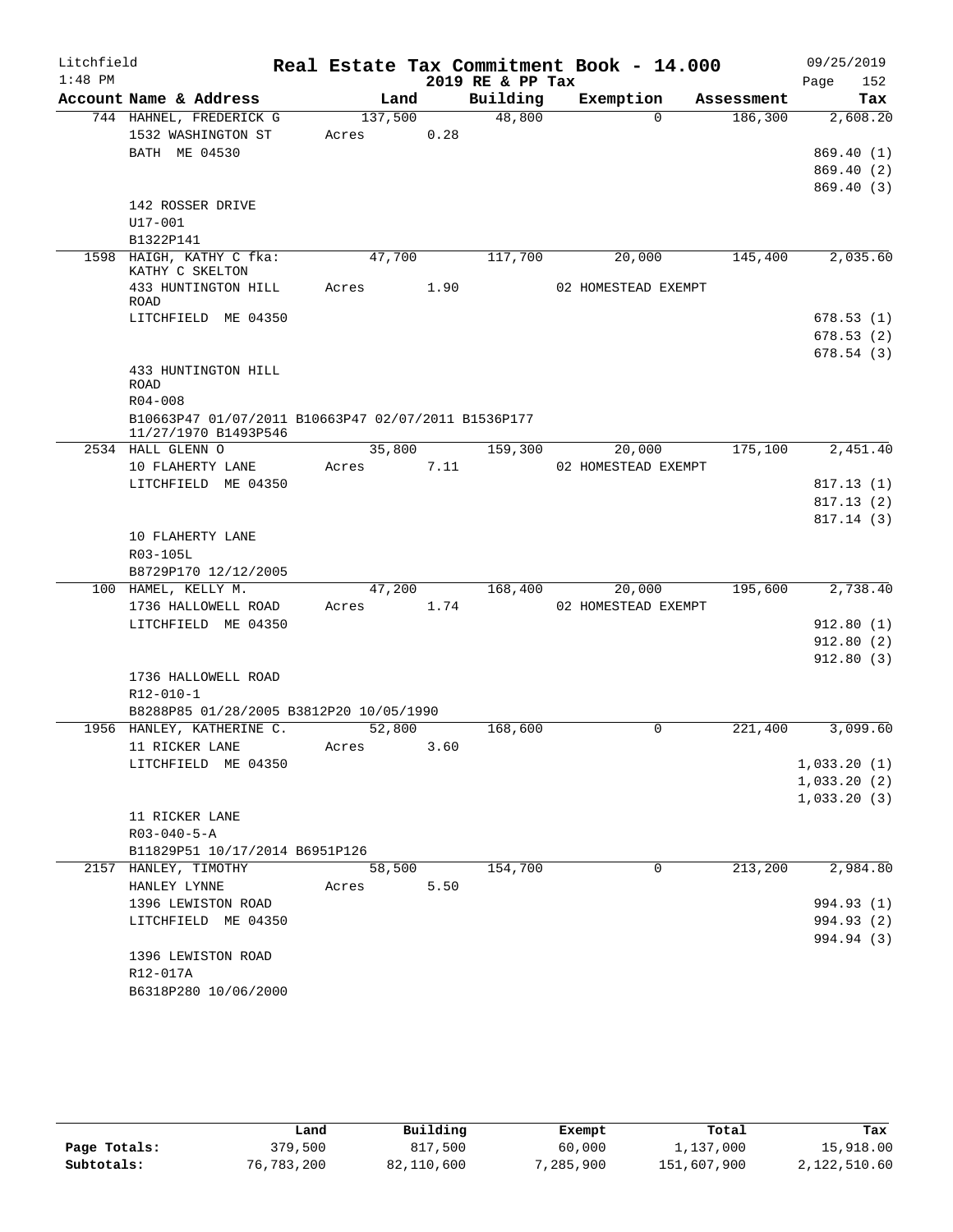Litchfield 1:48 PM

# Real Estate Tax Commitment Book - 14.000

2019 RE & PP Tax

09/25/2019 Page 152

| Account Name & Address | Land | Building | Exemption | Assessment | Tax |
|---|---|---|---|---|---|
| 744 HAHNEL, FREDERICK G | 137,500 | 48,800 | 0 | 186,300 | 2,608.20 |
| 1532 WASHINGTON ST | Acres 0.28 | | | | |
| BATH ME 04530 | | | | | 869.40 (1) |
| | | | | | 869.40 (2) |
| | | | | | 869.40 (3) |
| 142 ROSSER DRIVE | | | | | |
| U17-001 | | | | | |
| B1322P141 | | | | | |
| 1598 HAIGH, KATHY C fka: KATHY C SKELTON | 47,700 | 117,700 | 20,000 | 145,400 | 2,035.60 |
| 433 HUNTINGTON HILL ROAD | Acres 1.90 | | 02 HOMESTEAD EXEMPT | | |
| LITCHFIELD ME 04350 | | | | | 678.53 (1) |
| | | | | | 678.53 (2) |
| | | | | | 678.54 (3) |
| 433 HUNTINGTON HILL ROAD | | | | | |
| R04-008 | | | | | |
| B10663P47 01/07/2011 B10663P47 02/07/2011 B1536P177 11/27/1970 B1493P546 | | | | | |
| 2534 HALL GLENN O | 35,800 | 159,300 | 20,000 | 175,100 | 2,451.40 |
| 10 FLAHERTY LANE | Acres 7.11 | | 02 HOMESTEAD EXEMPT | | |
| LITCHFIELD ME 04350 | | | | | 817.13 (1) |
| | | | | | 817.13 (2) |
| | | | | | 817.14 (3) |
| 10 FLAHERTY LANE | | | | | |
| R03-105L | | | | | |
| B8729P170 12/12/2005 | | | | | |
| 100 HAMEL, KELLY M. | 47,200 | 168,400 | 20,000 | 195,600 | 2,738.40 |
| 1736 HALLOWELL ROAD | Acres 1.74 | | 02 HOMESTEAD EXEMPT | | |
| LITCHFIELD ME 04350 | | | | | 912.80 (1) |
| | | | | | 912.80 (2) |
| | | | | | 912.80 (3) |
| 1736 HALLOWELL ROAD | | | | | |
| R12-010-1 | | | | | |
| B8288P85 01/28/2005 B3812P20 10/05/1990 | | | | | |
| 1956 HANLEY, KATHERINE C. | 52,800 | 168,600 | 0 | 221,400 | 3,099.60 |
| 11 RICKER LANE | Acres 3.60 | | | | |
| LITCHFIELD ME 04350 | | | | | 1,033.20 (1) |
| | | | | | 1,033.20 (2) |
| | | | | | 1,033.20 (3) |
| 11 RICKER LANE | | | | | |
| R03-040-5-A | | | | | |
| B11829P51 10/17/2014 B6951P126 | | | | | |
| 2157 HANLEY, TIMOTHY | 58,500 | 154,700 | 0 | 213,200 | 2,984.80 |
| HANLEY LYNNE | Acres 5.50 | | | | |
| 1396 LEWISTON ROAD | | | | | 994.93 (1) |
| LITCHFIELD ME 04350 | | | | | 994.93 (2) |
| | | | | | 994.94 (3) |
| 1396 LEWISTON ROAD | | | | | |
| R12-017A | | | | | |
| B6318P280 10/06/2000 | | | | | |

| | Land | Building | Exempt | Total | Tax |
|---|---|---|---|---|---|
| Page Totals: | 379,500 | 817,500 | 60,000 | 1,137,000 | 15,918.00 |
| Subtotals: | 76,783,200 | 82,110,600 | 7,285,900 | 151,607,900 | 2,122,510.60 |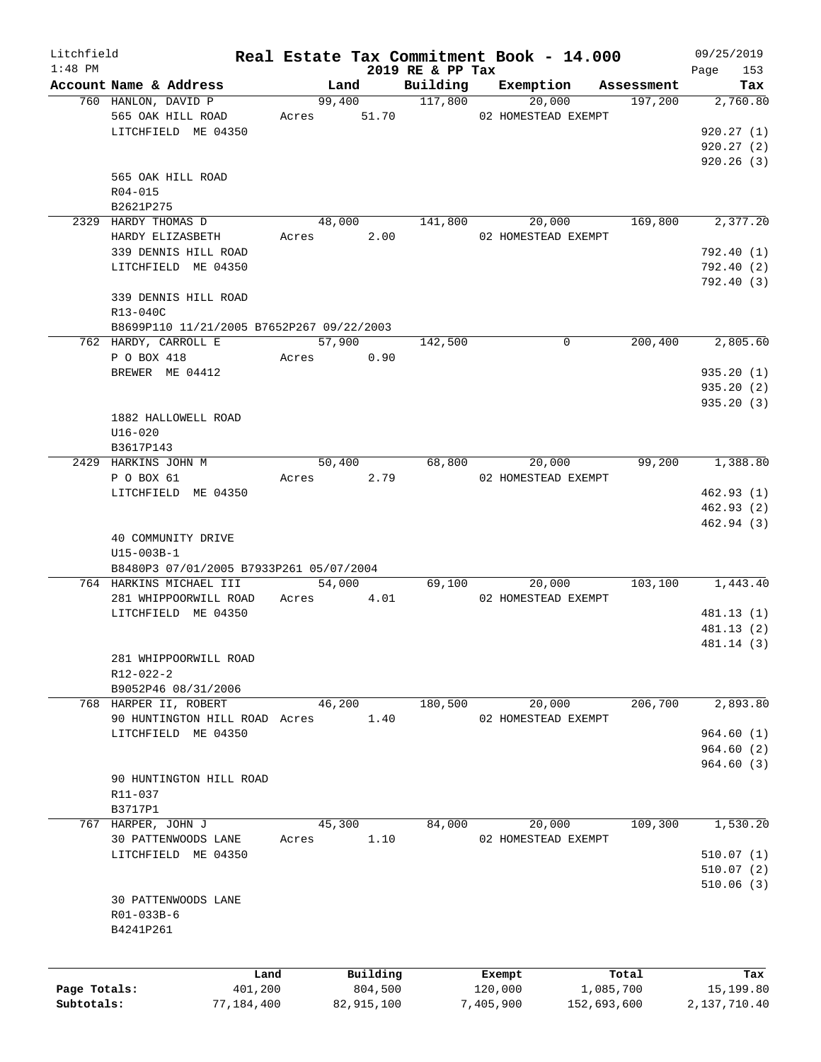Litchfield 1:48 PM

# Real Estate Tax Commitment Book - 14.000
## 2019 RE & PP Tax

09/25/2019

| Account Name & Address | Land | Building | Exemption | Assessment | Tax |
|---|---|---|---|---|---|
| 760 HANLON, DAVID P | 99,400 | 117,800 | 20,000 | 197,200 | 2,760.80 |
| 565 OAK HILL ROAD | Acres 51.70 | | 02 HOMESTEAD EXEMPT | | |
| LITCHFIELD ME 04350 | | | | | 920.27 (1) |
| | | | | | 920.27 (2) |
| | | | | | 920.26 (3) |
| 565 OAK HILL ROAD | | | | | |
| R04-015 | | | | | |
| B2621P275 | | | | | |
| 2329 HARDY THOMAS D | 48,000 | 141,800 | 20,000 | 169,800 | 2,377.20 |
| HARDY ELIZASBETH | Acres 2.00 | | 02 HOMESTEAD EXEMPT | | |
| 339 DENNIS HILL ROAD | | | | | 792.40 (1) |
| LITCHFIELD ME 04350 | | | | | 792.40 (2) |
| | | | | | 792.40 (3) |
| 339 DENNIS HILL ROAD | | | | | |
| R13-040C | | | | | |
| B8699P110 11/21/2005 B7652P267 09/22/2003 | | | | | |
| 762 HARDY, CARROLL E | 57,900 | 142,500 | 0 | 200,400 | 2,805.60 |
| P O BOX 418 | Acres 0.90 | | | | |
| BREWER ME 04412 | | | | | 935.20 (1) |
| | | | | | 935.20 (2) |
| | | | | | 935.20 (3) |
| 1882 HALLOWELL ROAD | | | | | |
| U16-020 | | | | | |
| B3617P143 | | | | | |
| 2429 HARKINS JOHN M | 50,400 | 68,800 | 20,000 | 99,200 | 1,388.80 |
| P O BOX 61 | Acres 2.79 | | 02 HOMESTEAD EXEMPT | | |
| LITCHFIELD ME 04350 | | | | | 462.93 (1) |
| | | | | | 462.93 (2) |
| | | | | | 462.94 (3) |
| 40 COMMUNITY DRIVE | | | | | |
| U15-003B-1 | | | | | |
| B8480P3 07/01/2005 B7933P261 05/07/2004 | | | | | |
| 764 HARKINS MICHAEL III | 54,000 | 69,100 | 20,000 | 103,100 | 1,443.40 |
| 281 WHIPPOORWILL ROAD | Acres 4.01 | | 02 HOMESTEAD EXEMPT | | |
| LITCHFIELD ME 04350 | | | | | 481.13 (1) |
| | | | | | 481.13 (2) |
| | | | | | 481.14 (3) |
| 281 WHIPPOORWILL ROAD | | | | | |
| R12-022-2 | | | | | |
| B9052P46 08/31/2006 | | | | | |
| 768 HARPER II, ROBERT | 46,200 | 180,500 | 20,000 | 206,700 | 2,893.80 |
| 90 HUNTINGTON HILL ROAD | Acres 1.40 | | 02 HOMESTEAD EXEMPT | | |
| LITCHFIELD ME 04350 | | | | | 964.60 (1) |
| | | | | | 964.60 (2) |
| | | | | | 964.60 (3) |
| 90 HUNTINGTON HILL ROAD | | | | | |
| R11-037 | | | | | |
| B3717P1 | | | | | |
| 767 HARPER, JOHN J | 45,300 | 84,000 | 20,000 | 109,300 | 1,530.20 |
| 30 PATTENWOODS LANE | Acres 1.10 | | 02 HOMESTEAD EXEMPT | | |
| LITCHFIELD ME 04350 | | | | | 510.07 (1) |
| | | | | | 510.07 (2) |
| | | | | | 510.06 (3) |
| 30 PATTENWOODS LANE | | | | | |
| R01-033B-6 | | | | | |
| B4241P261 | | | | | |

| | Land | Building | Exempt | Total | Tax |
|---|---|---|---|---|---|
| Page Totals: | 401,200 | 804,500 | 120,000 | 1,085,700 | 15,199.80 |
| Subtotals: | 77,184,400 | 82,915,100 | 7,405,900 | 152,693,600 | 2,137,710.40 |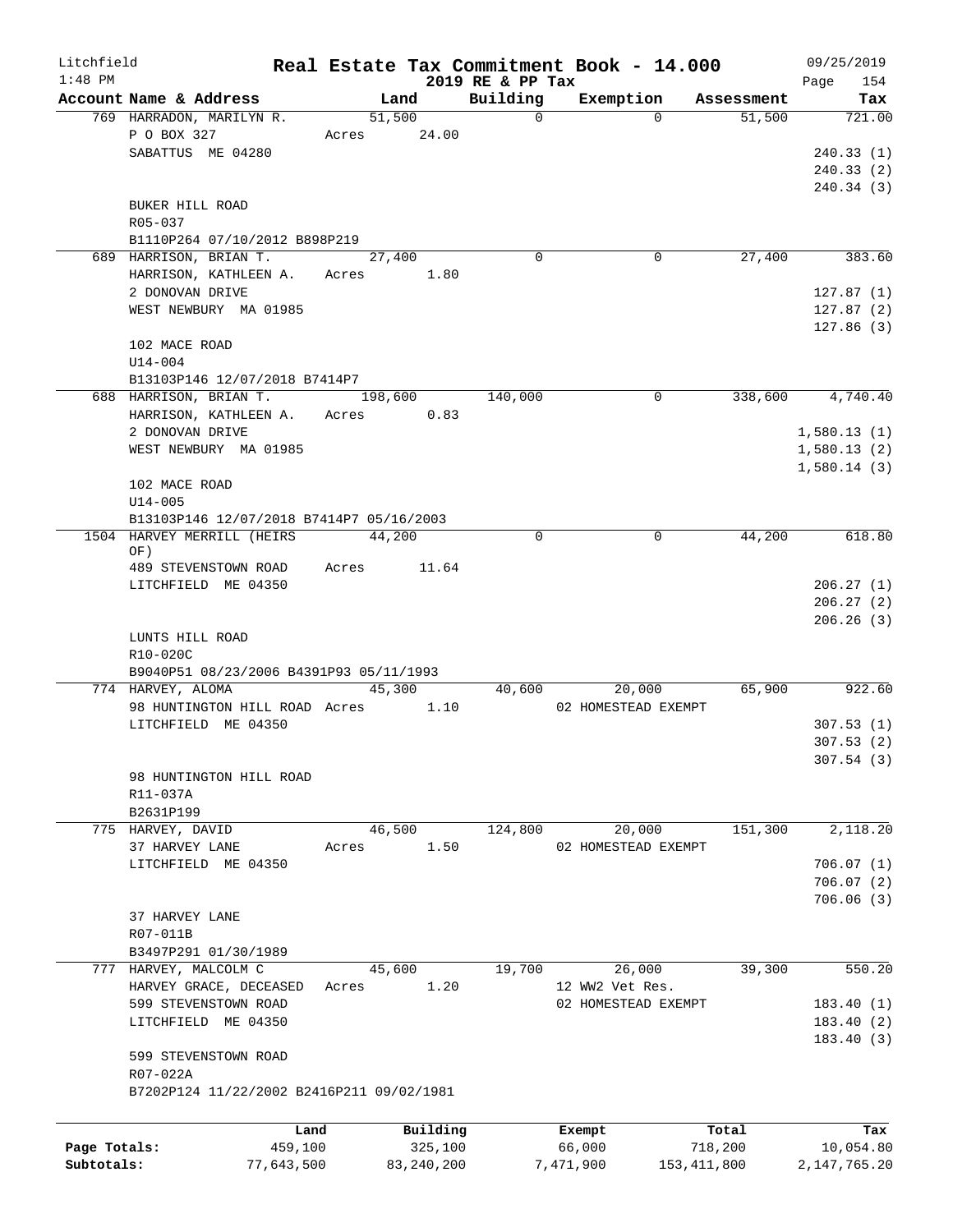Litchfield
1:48 PM

# Real Estate Tax Commitment Book - 14.000

2019 RE & PP Tax

09/25/2019
Page 154

| Account Name & Address | Land | Building | Exemption | Assessment | Tax |
|---|---|---|---|---|---|
| 769 HARRADON, MARILYN R. | 51,500 | 0 | 0 | 51,500 | 721.00 |
| P O BOX 327 | Acres 24.00 | | | | |
| SABATTUS ME 04280 | | | | | 240.33 (1) |
| | | | | | 240.33 (2) |
| | | | | | 240.34 (3) |
| BUKER HILL ROAD | | | | | |
| R05-037 | | | | | |
| B1110P264 07/10/2012 B898P219 | | | | | |
| 689 HARRISON, BRIAN T. | 27,400 | 0 | 0 | 27,400 | 383.60 |
| HARRISON, KATHLEEN A. | Acres 1.80 | | | | |
| 2 DONOVAN DRIVE | | | | | 127.87 (1) |
| WEST NEWBURY MA 01985 | | | | | 127.87 (2) |
| | | | | | 127.86 (3) |
| 102 MACE ROAD | | | | | |
| U14-004 | | | | | |
| B13103P146 12/07/2018 B7414P7 | | | | | |
| 688 HARRISON, BRIAN T. | 198,600 | 140,000 | 0 | 338,600 | 4,740.40 |
| HARRISON, KATHLEEN A. | Acres 0.83 | | | | |
| 2 DONOVAN DRIVE | | | | | 1,580.13 (1) |
| WEST NEWBURY MA 01985 | | | | | 1,580.13 (2) |
| | | | | | 1,580.14 (3) |
| 102 MACE ROAD | | | | | |
| U14-005 | | | | | |
| B13103P146 12/07/2018 B7414P7 05/16/2003 | | | | | |
| 1504 HARVEY MERRILL (HEIRS OF) | 44,200 | 0 | 0 | 44,200 | 618.80 |
| 489 STEVENSTOWN ROAD | Acres 11.64 | | | | |
| LITCHFIELD ME 04350 | | | | | 206.27 (1) |
| | | | | | 206.27 (2) |
| | | | | | 206.26 (3) |
| LUNTS HILL ROAD | | | | | |
| R10-020C | | | | | |
| B9040P51 08/23/2006 B4391P93 05/11/1993 | | | | | |
| 774 HARVEY, ALOMA | 45,300 | 40,600 | 20,000 | 65,900 | 922.60 |
| 98 HUNTINGTON HILL ROAD | Acres 1.10 | | 02 HOMESTEAD EXEMPT | | |
| LITCHFIELD ME 04350 | | | | | 307.53 (1) |
| | | | | | 307.53 (2) |
| | | | | | 307.54 (3) |
| 98 HUNTINGTON HILL ROAD | | | | | |
| R11-037A | | | | | |
| B2631P199 | | | | | |
| 775 HARVEY, DAVID | 46,500 | 124,800 | 20,000 | 151,300 | 2,118.20 |
| 37 HARVEY LANE | Acres 1.50 | | 02 HOMESTEAD EXEMPT | | |
| LITCHFIELD ME 04350 | | | | | 706.07 (1) |
| | | | | | 706.07 (2) |
| | | | | | 706.06 (3) |
| 37 HARVEY LANE | | | | | |
| R07-011B | | | | | |
| B3497P291 01/30/1989 | | | | | |
| 777 HARVEY, MALCOLM C | 45,600 | 19,700 | 26,000 | 39,300 | 550.20 |
| HARVEY GRACE, DECEASED | Acres 1.20 | | 12 WW2 Vet Res. | | |
| 599 STEVENSTOWN ROAD | | | 02 HOMESTEAD EXEMPT | | 183.40 (1) |
| LITCHFIELD ME 04350 | | | | | 183.40 (2) |
| | | | | | 183.40 (3) |
| 599 STEVENSTOWN ROAD | | | | | |
| R07-022A | | | | | |
| B7202P124 11/22/2002 B2416P211 09/02/1981 | | | | | |

| | Land | Building | Exempt | Total | Tax |
|---|---|---|---|---|---|
| Page Totals: | 459,100 | 325,100 | 66,000 | 718,200 | 10,054.80 |
| Subtotals: | 77,643,500 | 83,240,200 | 7,471,900 | 153,411,800 | 2,147,765.20 |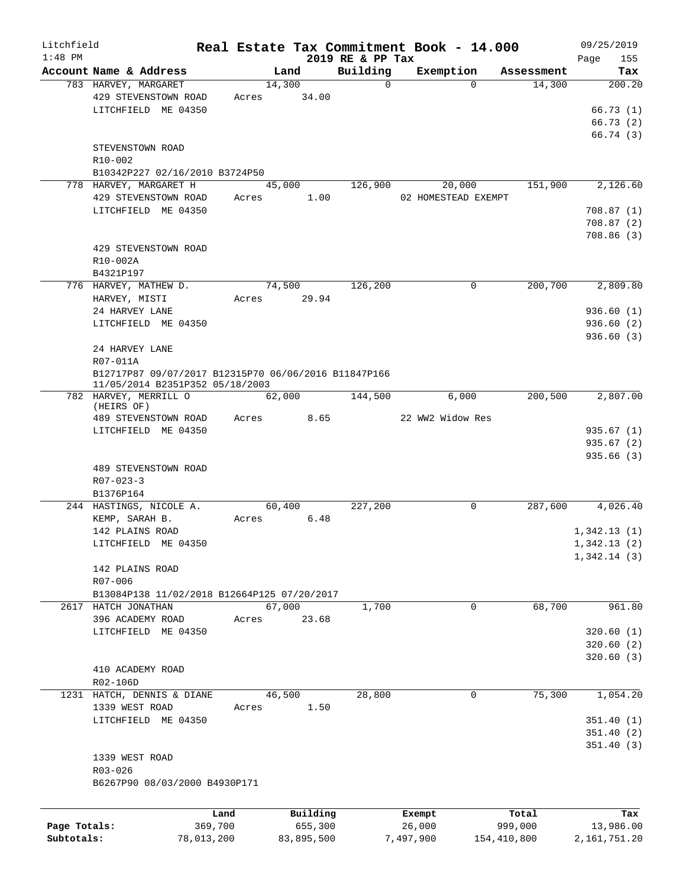Litchfield
1:48 PM

# Real Estate Tax Commitment Book - 14.000

2019 RE & PP Tax

09/25/2019
Page 155

| Account Name & Address | Land | Building | Exemption | Assessment | Tax |
|---|---|---|---|---|---|
| 783 HARVEY, MARGARET H<br>429 STEVENSTOWN ROAD<br>LITCHFIELD ME 04350<br><br>STEVENSTOWN ROAD<br>R10-002<br>B10342P227 02/16/2010 B3724P50 | 14,300<br>Acres 34.00 | 0 | 0 | 14,300 | 200.20<br><br>66.73 (1)<br>66.73 (2)<br>66.74 (3) |
| 778 HARVEY, MARGARET H<br>429 STEVENSTOWN ROAD<br>LITCHFIELD ME 04350<br><br>429 STEVENSTOWN ROAD<br>R10-002A<br>B4321P197 | 45,000<br>Acres 1.00 | 126,900 | 20,000<br>02 HOMESTEAD EXEMPT | 151,900 | 2,126.60<br><br>708.87 (1)<br>708.87 (2)<br>708.86 (3) |
| 776 HARVEY, MATHEW D.<br>HARVEY, MISTI<br>24 HARVEY LANE<br>LITCHFIELD ME 04350<br><br>24 HARVEY LANE<br>R07-011A<br>B12717P87 09/07/2017 B12315P70 06/06/2016 B11847P166 11/05/2014 B2351P352 05/18/2003 | 74,500<br>Acres 29.94 | 126,200 | 0 | 200,700 | 2,809.80<br><br>936.60 (1)<br>936.60 (2)<br>936.60 (3) |
| 782 HARVEY, MERRILL O (HEIRS OF)<br>489 STEVENSTOWN ROAD<br>LITCHFIELD ME 04350<br><br>489 STEVENSTOWN ROAD<br>R07-023-3<br>B1376P164 | 62,000<br>Acres 8.65 | 144,500 | 6,000<br>22 WW2 Widow Res | 200,500 | 2,807.00<br><br>935.67 (1)<br>935.67 (2)<br>935.66 (3) |
| 244 HASTINGS, NICOLE A.<br>KEMP, SARAH B.<br>142 PLAINS ROAD<br>LITCHFIELD ME 04350<br><br>142 PLAINS ROAD<br>R07-006<br>B13084P138 11/02/2018 B12664P125 07/20/2017 | 60,400<br>Acres 6.48 | 227,200 | 0 | 287,600 | 4,026.40<br><br>1,342.13 (1)<br>1,342.13 (2)<br>1,342.14 (3) |
| 2617 HATCH JONATHAN<br>396 ACADEMY ROAD<br>LITCHFIELD ME 04350<br><br>410 ACADEMY ROAD<br>R02-106D | 67,000<br>Acres 23.68 | 1,700 | 0 | 68,700 | 961.80<br><br>320.60 (1)<br>320.60 (2)<br>320.60 (3) |
| 1231 HATCH, DENNIS & DIANE<br>1339 WEST ROAD<br>LITCHFIELD ME 04350<br><br>1339 WEST ROAD<br>R03-026<br>B6267P90 08/03/2000 B4930P171 | 46,500<br>Acres 1.50 | 28,800 | 0 | 75,300 | 1,054.20<br><br>351.40 (1)<br>351.40 (2)<br>351.40 (3) |

| | Land | Building | Exempt | Total | Tax |
|---|---|---|---|---|---|
| Page Totals: | 369,700 | 655,300 | 26,000 | 999,000 | 13,986.00 |
| Subtotals: | 78,013,200 | 83,895,500 | 7,497,900 | 154,410,800 | 2,161,751.20 |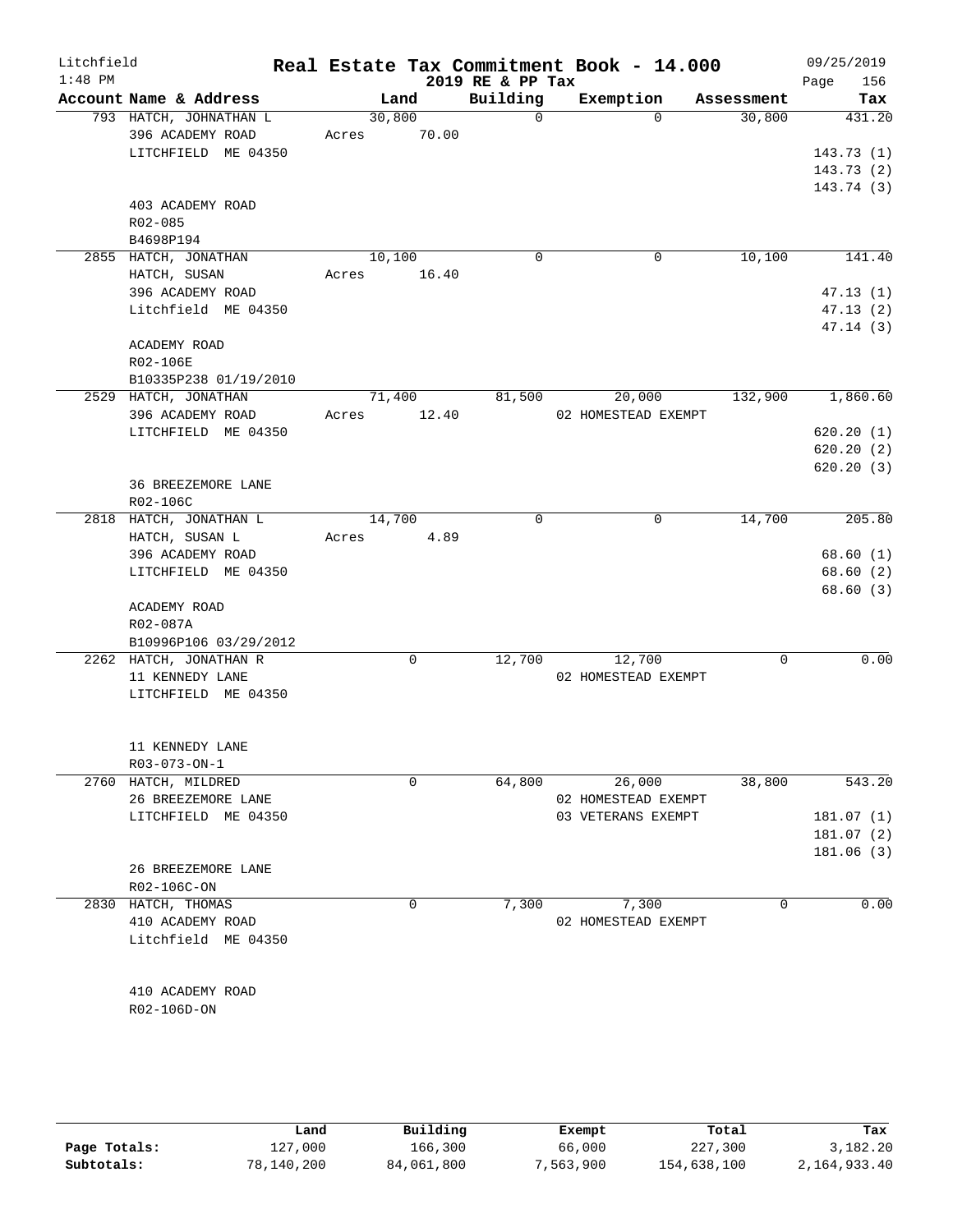Litchfield
1:48 PM

# Real Estate Tax Commitment Book - 14.000
## 2019 RE & PP Tax

09/25/2019

| Account Name & Address | Land | Building | Exemption | Assessment | Tax |
|---|---|---|---|---|---|
| 793 HATCH, JOHNATHAN L | 30,800 | 0 | 0 | 30,800 | 431.20 |
| 396 ACADEMY ROAD | Acres 70.00 | | | | |
| LITCHFIELD ME 04350 | | | | | 143.73 (1) |
| | | | | | 143.73 (2) |
| | | | | | 143.74 (3) |
| 403 ACADEMY ROAD | | | | | |
| R02-085 | | | | | |
| B4698P194 | | | | | |
| 2855 HATCH, JONATHAN | 10,100 | 0 | 0 | 10,100 | 141.40 |
| HATCH, SUSAN | Acres 16.40 | | | | |
| 396 ACADEMY ROAD | | | | | 47.13 (1) |
| Litchfield ME 04350 | | | | | 47.13 (2) |
| | | | | | 47.14 (3) |
| ACADEMY ROAD | | | | | |
| R02-106E | | | | | |
| B10335P238 01/19/2010 | | | | | |
| 2529 HATCH, JONATHAN | 71,400 | 81,500 | 20,000 | 132,900 | 1,860.60 |
| 396 ACADEMY ROAD | Acres 12.40 | | 02 HOMESTEAD EXEMPT | | |
| LITCHFIELD ME 04350 | | | | | 620.20 (1) |
| | | | | | 620.20 (2) |
| | | | | | 620.20 (3) |
| 36 BREEZEMORE LANE | | | | | |
| R02-106C | | | | | |
| 2818 HATCH, JONATHAN L | 14,700 | 0 | 0 | 14,700 | 205.80 |
| HATCH, SUSAN L | Acres 4.89 | | | | |
| 396 ACADEMY ROAD | | | | | 68.60 (1) |
| LITCHFIELD ME 04350 | | | | | 68.60 (2) |
| | | | | | 68.60 (3) |
| ACADEMY ROAD | | | | | |
| R02-087A | | | | | |
| B10996P106 03/29/2012 | | | | | |
| 2262 HATCH, JONATHAN R | 0 | 12,700 | 12,700 | 0 | 0.00 |
| 11 KENNEDY LANE | | | 02 HOMESTEAD EXEMPT | | |
| LITCHFIELD ME 04350 | | | | | |
| 11 KENNEDY LANE | | | | | |
| R03-073-ON-1 | | | | | |
| 2760 HATCH, MILDRED | 0 | 64,800 | 26,000 | 38,800 | 543.20 |
| 26 BREEZEMORE LANE | | | 02 HOMESTEAD EXEMPT | | |
| LITCHFIELD ME 04350 | | | 03 VETERANS EXEMPT | | 181.07 (1) |
| | | | | | 181.07 (2) |
| | | | | | 181.06 (3) |
| 26 BREEZEMORE LANE | | | | | |
| R02-106C-ON | | | | | |
| 2830 HATCH, THOMAS | 0 | 7,300 | 7,300 | 0 | 0.00 |
| 410 ACADEMY ROAD | | | 02 HOMESTEAD EXEMPT | | |
| Litchfield ME 04350 | | | | | |
| 410 ACADEMY ROAD | | | | | |
| R02-106D-ON | | | | | |

| | Land | Building | Exempt | Total | Tax |
|---|---|---|---|---|---|
| Page Totals: | 127,000 | 166,300 | 66,000 | 227,300 | 3,182.20 |
| Subtotals: | 78,140,200 | 84,061,800 | 7,563,900 | 154,638,100 | 2,164,933.40 |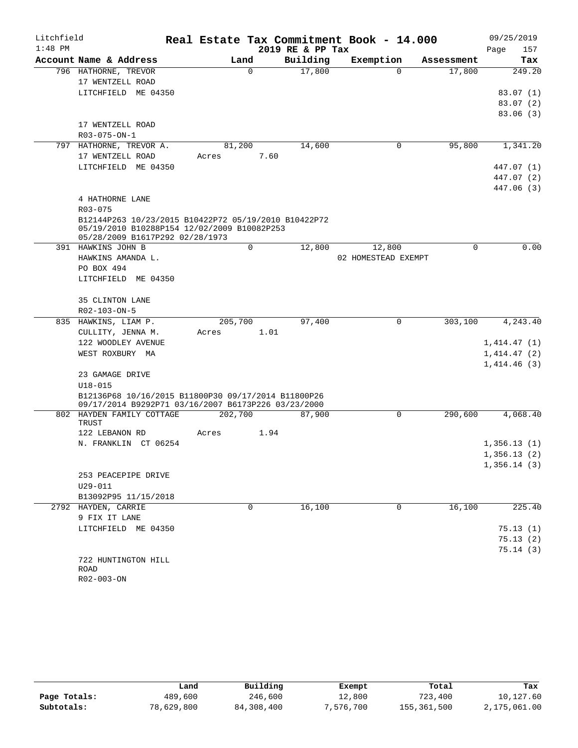Litchfield
1:48 PM

# Real Estate Tax Commitment Book - 14.000

2019 RE & PP Tax

09/25/2019

| Account Name & Address | Land | Building | Exemption | Assessment | Tax |
|---|---|---|---|---|---|
| 796 HATHORNE, TREVOR | 0 | 17,800 | 0 | 17,800 | 249.20 |
| 17 WENTZELL ROAD | | | | | |
| LITCHFIELD ME 04350 | | | | | 83.07 (1) |
| | | | | | 83.07 (2) |
| | | | | | 83.06 (3) |
| 17 WENTZELL ROAD | | | | | |
| R03-075-ON-1 | | | | | |
| 797 HATHORNE, TREVOR A. | 81,200 | 14,600 | 0 | 95,800 | 1,341.20 |
| 17 WENTZELL ROAD | Acres 7.60 | | | | |
| LITCHFIELD ME 04350 | | | | | 447.07 (1) |
| | | | | | 447.07 (2) |
| | | | | | 447.06 (3) |
| 4 HATHORNE LANE | | | | | |
| R03-075 | | | | | |
| B12144P263 10/23/2015 B10422P72 05/19/2010 B10422P72 05/19/2010 B10288P154 12/02/2009 B10082P253 05/28/2009 B1617P292 02/28/1973 | | | | | |
| 391 HAWKINS JOHN B | 0 | 12,800 | 12,800 | 0 | 0.00 |
| HAWKINS AMANDA L. | | | 02 HOMESTEAD EXEMPT | | |
| PO BOX 494 | | | | | |
| LITCHFIELD ME 04350 | | | | | |
| 35 CLINTON LANE | | | | | |
| R02-103-ON-5 | | | | | |
| 835 HAWKINS, LIAM P. | 205,700 | 97,400 | 0 | 303,100 | 4,243.40 |
| CULLITY, JENNA M. | Acres 1.01 | | | | |
| 122 WOODLEY AVENUE | | | | | 1,414.47 (1) |
| WEST ROXBURY MA | | | | | 1,414.47 (2) |
| | | | | | 1,414.46 (3) |
| 23 GAMAGE DRIVE | | | | | |
| U18-015 | | | | | |
| B12136P68 10/16/2015 B11800P30 09/17/2014 B11800P26 09/17/2014 B9292P71 03/16/2007 B6173P226 03/23/2000 | | | | | |
| 802 HAYDEN FAMILY COTTAGE TRUST | 202,700 | 87,900 | 0 | 290,600 | 4,068.40 |
| 122 LEBANON RD | Acres 1.94 | | | | |
| N. FRANKLIN CT 06254 | | | | | 1,356.13 (1) |
| | | | | | 1,356.13 (2) |
| | | | | | 1,356.14 (3) |
| 253 PEACEPIPE DRIVE | | | | | |
| U29-011 | | | | | |
| B13092P95 11/15/2018 | | | | | |
| 2792 HAYDEN, CARRIE | 0 | 16,100 | 0 | 16,100 | 225.40 |
| 9 FIX IT LANE | | | | | |
| LITCHFIELD ME 04350 | | | | | 75.13 (1) |
| | | | | | 75.13 (2) |
| | | | | | 75.14 (3) |
| 722 HUNTINGTON HILL ROAD | | | | | |
| R02-003-ON | | | | | |

| | Land | Building | Exempt | Total | Tax |
|---|---|---|---|---|---|
| **Page Totals:** | 489,600 | 246,600 | 12,800 | 723,400 | 10,127.60 |
| **Subtotals:** | 78,629,800 | 84,308,400 | 7,576,700 | 155,361,500 | 2,175,061.00 |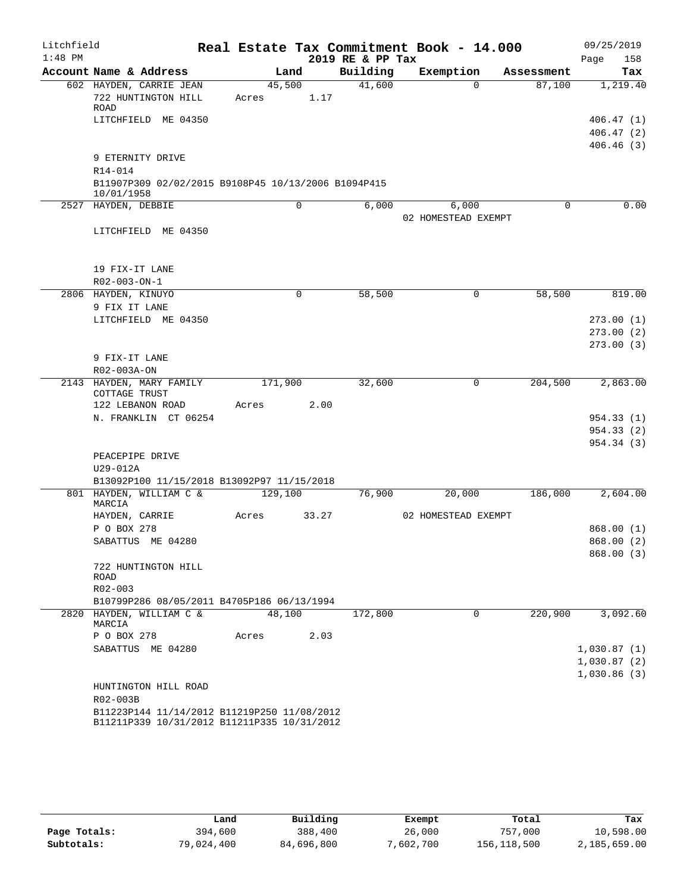Litchfield
1:48 PM

# Real Estate Tax Commitment Book - 14.000
## 2019 RE & PP Tax

09/25/2019

| Account Name & Address | Land | Building | Exemption | Assessment | Tax |
|---|---|---|---|---|---|
| 602 HAYDEN, CARRIE JEAN | 45,500 | 41,600 | 0 | 87,100 | 1,219.40 |
| 722 HUNTINGTON HILL ROAD | Acres 1.17 | | | | |
| LITCHFIELD ME 04350 | | | | | 406.47 (1) |
| | | | | | 406.47 (2) |
| | | | | | 406.46 (3) |
| 9 ETERNITY DRIVE | | | | | |
| R14-014 | | | | | |
| B11907P309 02/02/2015 B9108P45 10/13/2006 B1094P415 10/01/1958 | | | | | |
| 2527 HAYDEN, DEBBIE | 0 | 6,000 | 6,000 | 0 | 0.00 |
| | | | 02 HOMESTEAD EXEMPT | | |
| LITCHFIELD ME 04350 | | | | | |
| 19 FIX-IT LANE | | | | | |
| R02-003-ON-1 | | | | | |
| 2806 HAYDEN, KINUYO | 0 | 58,500 | 0 | 58,500 | 819.00 |
| 9 FIX IT LANE | | | | | |
| LITCHFIELD ME 04350 | | | | | 273.00 (1) |
| | | | | | 273.00 (2) |
| | | | | | 273.00 (3) |
| 9 FIX-IT LANE | | | | | |
| R02-003A-ON | | | | | |
| 2143 HAYDEN, MARY FAMILY COTTAGE TRUST | 171,900 | 32,600 | 0 | 204,500 | 2,863.00 |
| 122 LEBANON ROAD | Acres 2.00 | | | | |
| N. FRANKLIN CT 06254 | | | | | 954.33 (1) |
| | | | | | 954.33 (2) |
| | | | | | 954.34 (3) |
| PEACEPIPE DRIVE | | | | | |
| U29-012A | | | | | |
| B13092P100 11/15/2018 B13092P97 11/15/2018 | | | | | |
| 801 HAYDEN, WILLIAM C & MARCIA | 129,100 | 76,900 | 20,000 | 186,000 | 2,604.00 |
| HAYDEN, CARRIE | Acres 33.27 | | 02 HOMESTEAD EXEMPT | | |
| P O BOX 278 | | | | | 868.00 (1) |
| SABATTUS ME 04280 | | | | | 868.00 (2) |
| | | | | | 868.00 (3) |
| 722 HUNTINGTON HILL ROAD | | | | | |
| R02-003 | | | | | |
| B10799P286 08/05/2011 B4705P186 06/13/1994 | | | | | |
| 2820 HAYDEN, WILLIAM C & MARCIA | 48,100 | 172,800 | 0 | 220,900 | 3,092.60 |
| P O BOX 278 | Acres 2.03 | | | | |
| SABATTUS ME 04280 | | | | | 1,030.87 (1) |
| | | | | | 1,030.87 (2) |
| | | | | | 1,030.86 (3) |
| HUNTINGTON HILL ROAD | | | | | |
| R02-003B | | | | | |
| B11223P144 11/14/2012 B11219P250 11/08/2012 B11211P339 10/31/2012 B11211P335 10/31/2012 | | | | | |

| | Land | Building | Exempt | Total | Tax |
|---|---|---|---|---|---|
| Page Totals: | 394,600 | 388,400 | 26,000 | 757,000 | 10,598.00 |
| Subtotals: | 79,024,400 | 84,696,800 | 7,602,700 | 156,118,500 | 2,185,659.00 |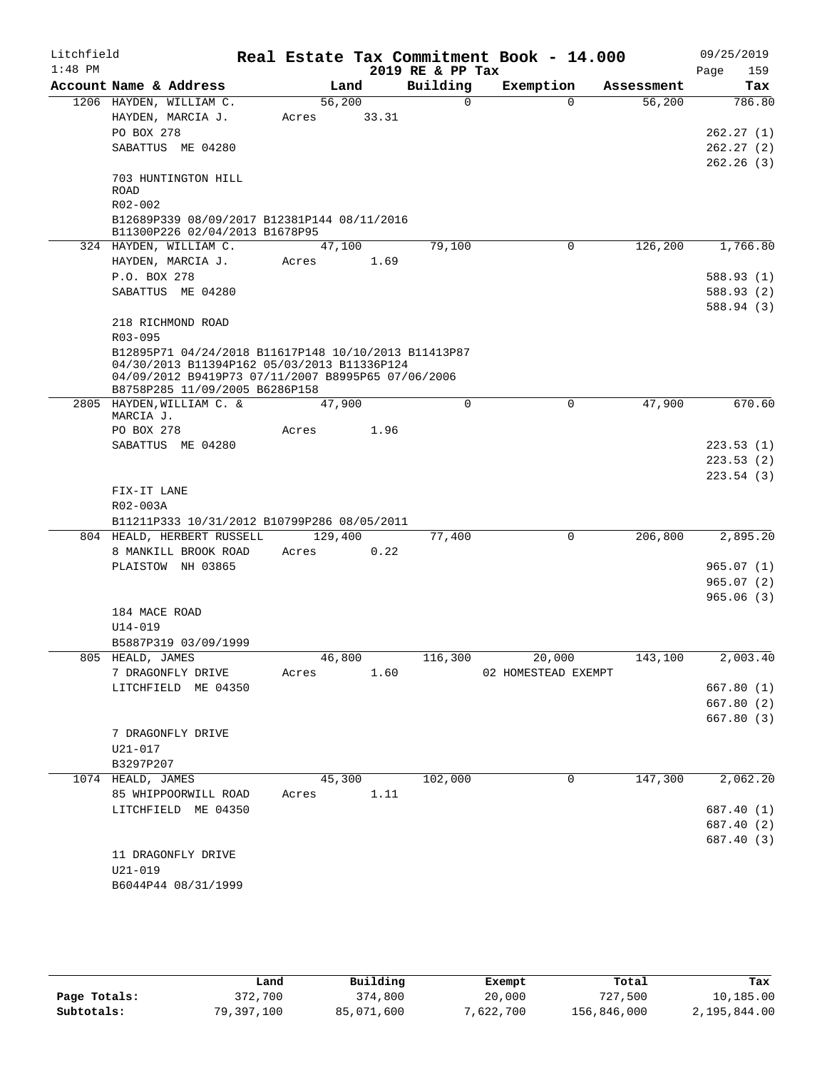Litchfield 1:48 PM

# Real Estate Tax Commitment Book - 14.000

## 2019 RE & PP Tax

09/25/2019

| Account Name & Address | Land | Building | Exemption | Assessment | Tax |
|---|---|---|---|---|---|
| 1206 HAYDEN, WILLIAM C. | 56,200 | 0 | 0 | 56,200 | 786.80 |
| HAYDEN, MARCIA J. | Acres 33.31 | | | | |
| PO BOX 278 | | | | | 262.27 (1) |
| SABATTUS ME 04280 | | | | | 262.27 (2) |
| | | | | | 262.26 (3) |
| 703 HUNTINGTON HILL ROAD | | | | | |
| R02-002 | | | | | |
| B12689P339 08/09/2017 B12381P144 08/11/2016 B11300P226 02/04/2013 B1678P95 | | | | | |
| 324 HAYDEN, WILLIAM C. | 47,100 | 79,100 | 0 | 126,200 | 1,766.80 |
| HAYDEN, MARCIA J. | Acres 1.69 | | | | |
| P.O. BOX 278 | | | | | 588.93 (1) |
| SABATTUS ME 04280 | | | | | 588.93 (2) |
| | | | | | 588.94 (3) |
| 218 RICHMOND ROAD | | | | | |
| R03-095 | | | | | |
| B12895P71 04/24/2018 B11617P148 10/10/2013 B11413P87 04/30/2013 B11394P162 05/03/2013 B11336P124 04/09/2012 B9419P73 07/11/2007 B8995P65 07/06/2006 B8758P285 11/09/2005 B6286P158 | | | | | |
| 2805 HAYDEN,WILLIAM C. & MARCIA J. | 47,900 | 0 | 0 | 47,900 | 670.60 |
| PO BOX 278 | Acres 1.96 | | | | |
| SABATTUS ME 04280 | | | | | 223.53 (1) |
| | | | | | 223.53 (2) |
| | | | | | 223.54 (3) |
| FIX-IT LANE | | | | | |
| R02-003A | | | | | |
| B11211P333 10/31/2012 B10799P286 08/05/2011 | | | | | |
| 804 HEALD, HERBERT RUSSELL | 129,400 | 77,400 | 0 | 206,800 | 2,895.20 |
| 8 MANKILL BROOK ROAD | Acres 0.22 | | | | |
| PLAISTOW NH 03865 | | | | | 965.07 (1) |
| | | | | | 965.07 (2) |
| | | | | | 965.06 (3) |
| 184 MACE ROAD | | | | | |
| U14-019 | | | | | |
| B5887P319 03/09/1999 | | | | | |
| 805 HEALD, JAMES | 46,800 | 116,300 | 20,000 | 143,100 | 2,003.40 |
| 7 DRAGONFLY DRIVE | Acres 1.60 | | 02 HOMESTEAD EXEMPT | | |
| LITCHFIELD ME 04350 | | | | | 667.80 (1) |
| | | | | | 667.80 (2) |
| | | | | | 667.80 (3) |
| 7 DRAGONFLY DRIVE | | | | | |
| U21-017 | | | | | |
| B3297P207 | | | | | |
| 1074 HEALD, JAMES | 45,300 | 102,000 | 0 | 147,300 | 2,062.20 |
| 85 WHIPPOORWILL ROAD | Acres 1.11 | | | | |
| LITCHFIELD ME 04350 | | | | | 687.40 (1) |
| | | | | | 687.40 (2) |
| | | | | | 687.40 (3) |
| 11 DRAGONFLY DRIVE | | | | | |
| U21-019 | | | | | |
| B6044P44 08/31/1999 | | | | | |

| | Land | Building | Exempt | Total | Tax |
|---|---|---|---|---|---|
| Page Totals: | 372,700 | 374,800 | 20,000 | 727,500 | 10,185.00 |
| Subtotals: | 79,397,100 | 85,071,600 | 7,622,700 | 156,846,000 | 2,195,844.00 |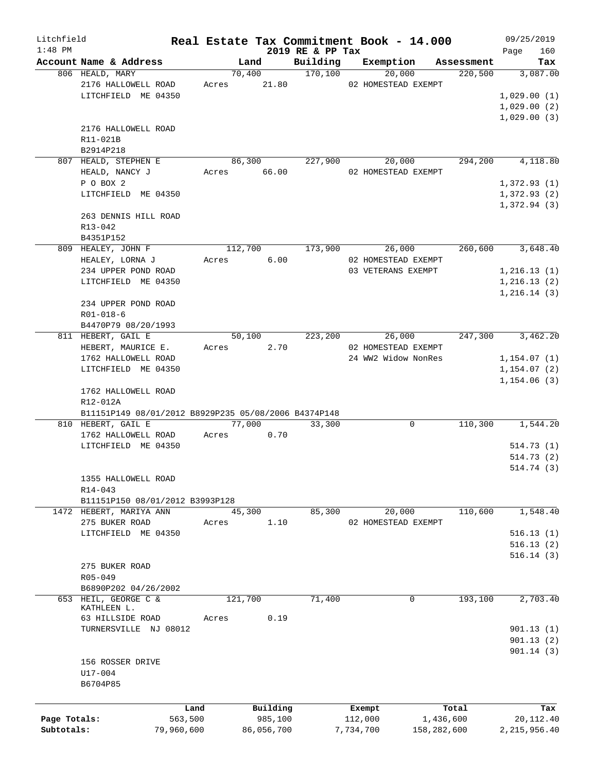Litchfield 1:48 PM

# Real Estate Tax Commitment Book - 14.000

2019 RE & PP Tax

09/25/2019

| Account Name & Address | Land | Building | Exemption | Assessment | Tax |
|---|---|---|---|---|---|
| 806 HEALD, MARY | 70,400 | 170,100 | 20,000 | 220,500 | 3,087.00 |
| 2176 HALLOWELL ROAD | Acres 21.80 | | 02 HOMESTEAD EXEMPT | | |
| LITCHFIELD ME 04350 | | | | | 1,029.00 (1) |
| | | | | | 1,029.00 (2) |
| | | | | | 1,029.00 (3) |
| 2176 HALLOWELL ROAD | | | | | |
| R11-021B | | | | | |
| B2914P218 | | | | | |
| 807 HEALD, STEPHEN E | 86,300 | 227,900 | 20,000 | 294,200 | 4,118.80 |
| HEALD, NANCY J | Acres 66.00 | | 02 HOMESTEAD EXEMPT | | |
| P O BOX 2 | | | | | 1,372.93 (1) |
| LITCHFIELD ME 04350 | | | | | 1,372.93 (2) |
| | | | | | 1,372.94 (3) |
| 263 DENNIS HILL ROAD | | | | | |
| R13-042 | | | | | |
| B4351P152 | | | | | |
| 809 HEALEY, JOHN F | 112,700 | 173,900 | 26,000 | 260,600 | 3,648.40 |
| HEALEY, LORNA J | Acres 6.00 | | 02 HOMESTEAD EXEMPT | | |
| 234 UPPER POND ROAD | | | 03 VETERANS EXEMPT | | 1,216.13 (1) |
| LITCHFIELD ME 04350 | | | | | 1,216.13 (2) |
| | | | | | 1,216.14 (3) |
| 234 UPPER POND ROAD | | | | | |
| R01-018-6 | | | | | |
| B4470P79 08/20/1993 | | | | | |
| 811 HEBERT, GAIL E | 50,100 | 223,200 | 26,000 | 247,300 | 3,462.20 |
| HEBERT, MAURICE E. | Acres 2.70 | | 02 HOMESTEAD EXEMPT | | |
| 1762 HALLOWELL ROAD | | | 24 WW2 Widow NonRes | | 1,154.07 (1) |
| LITCHFIELD ME 04350 | | | | | 1,154.07 (2) |
| | | | | | 1,154.06 (3) |
| 1762 HALLOWELL ROAD | | | | | |
| R12-012A | | | | | |
| B11151P149 08/01/2012 B8929P235 05/08/2006 B4374P148 | | | | | |
| 810 HEBERT, GAIL E | 77,000 | 33,300 | 0 | 110,300 | 1,544.20 |
| 1762 HALLOWELL ROAD | Acres 0.70 | | | | |
| LITCHFIELD ME 04350 | | | | | 514.73 (1) |
| | | | | | 514.73 (2) |
| | | | | | 514.74 (3) |
| 1355 HALLOWELL ROAD | | | | | |
| R14-043 | | | | | |
| B11151P150 08/01/2012 B3993P128 | | | | | |
| 1472 HEBERT, MARIYA ANN | 45,300 | 85,300 | 20,000 | 110,600 | 1,548.40 |
| 275 BUKER ROAD | Acres 1.10 | | 02 HOMESTEAD EXEMPT | | |
| LITCHFIELD ME 04350 | | | | | 516.13 (1) |
| | | | | | 516.13 (2) |
| | | | | | 516.14 (3) |
| 275 BUKER ROAD | | | | | |
| R05-049 | | | | | |
| B6890P202 04/26/2002 | | | | | |
| 653 HEIL, GEORGE C & KATHLEEN L. | 121,700 | 71,400 | 0 | 193,100 | 2,703.40 |
| 63 HILLSIDE ROAD | Acres 0.19 | | | | |
| TURNERSVILLE NJ 08012 | | | | | 901.13 (1) |
| | | | | | 901.13 (2) |
| | | | | | 901.14 (3) |
| 156 ROSSER DRIVE | | | | | |
| U17-004 | | | | | |
| B6704P85 | | | | | |

| | Land | Building | Exempt | Total | Tax |
|---|---|---|---|---|---|
| Page Totals: | 563,500 | 985,100 | 112,000 | 1,436,600 | 20,112.40 |
| Subtotals: | 79,960,600 | 86,056,700 | 7,734,700 | 158,282,600 | 2,215,956.40 |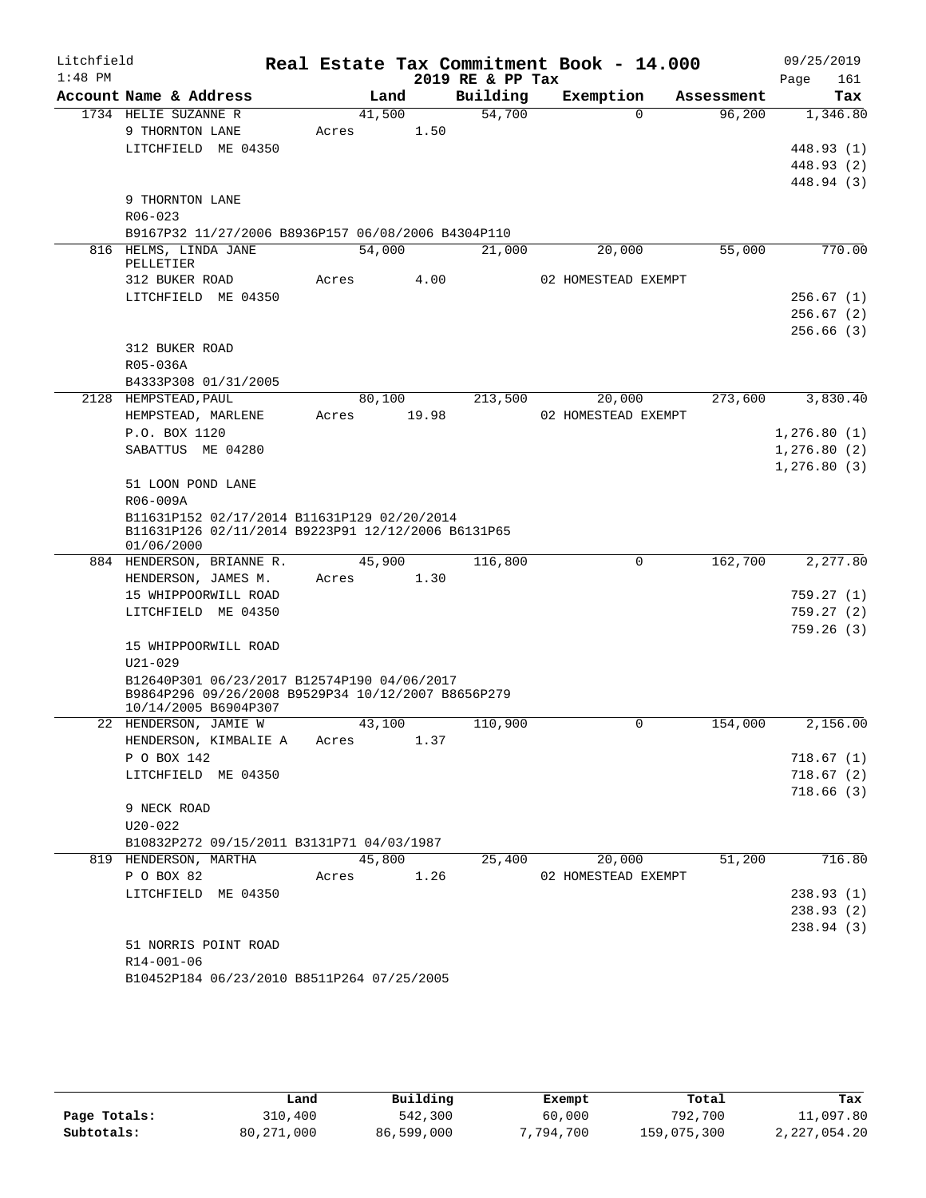Litchfield
1:48 PM

# Real Estate Tax Commitment Book - 14.000

2019 RE & PP Tax

09/25/2019

| Account Name & Address | Land | Building | Exemption | Assessment | Tax |
|---|---|---|---|---|---|
| 1734 HELIE SUZANNE R | 41,500 | 54,700 | 0 | 96,200 | 1,346.80 |
| 9 THORNTON LANE | Acres 1.50 | | | | |
| LITCHFIELD ME 04350 | | | | | 448.93 (1) |
| | | | | | 448.93 (2) |
| | | | | | 448.94 (3) |
| 9 THORNTON LANE | | | | | |
| R06-023 | | | | | |
| B9167P32 11/27/2006 B8936P157 06/08/2006 B4304P110 | | | | | |
| 816 HELMS, LINDA JANE PELLETIER | 54,000 | 21,000 | 20,000 | 55,000 | 770.00 |
| 312 BUKER ROAD | Acres 4.00 | | 02 HOMESTEAD EXEMPT | | |
| LITCHFIELD ME 04350 | | | | | 256.67 (1) |
| | | | | | 256.67 (2) |
| | | | | | 256.66 (3) |
| 312 BUKER ROAD | | | | | |
| R05-036A | | | | | |
| B4333P308 01/31/2005 | | | | | |
| 2128 HEMPSTEAD,PAUL | 80,100 | 213,500 | 20,000 | 273,600 | 3,830.40 |
| HEMPSTEAD, MARLENE | Acres 19.98 | | 02 HOMESTEAD EXEMPT | | |
| P.O. BOX 1120 | | | | | 1,276.80 (1) |
| SABATTUS ME 04280 | | | | | 1,276.80 (2) |
| | | | | | 1,276.80 (3) |
| 51 LOON POND LANE | | | | | |
| R06-009A | | | | | |
| B11631P152 02/17/2014 B11631P129 02/20/2014 B11631P126 02/11/2014 B9223P91 12/12/2006 B6131P65 01/06/2000 | | | | | |
| 884 HENDERSON, BRIANNE R. | 45,900 | 116,800 | 0 | 162,700 | 2,277.80 |
| HENDERSON, JAMES M. | Acres 1.30 | | | | |
| 15 WHIPPOORWILL ROAD | | | | | 759.27 (1) |
| LITCHFIELD ME 04350 | | | | | 759.27 (2) |
| | | | | | 759.26 (3) |
| 15 WHIPPOORWILL ROAD | | | | | |
| U21-029 | | | | | |
| B12640P301 06/23/2017 B12574P190 04/06/2017 B9864P296 09/26/2008 B9529P34 10/12/2007 B8656P279 10/14/2005 B6904P307 | | | | | |
| 22 HENDERSON, JAMIE W | 43,100 | 110,900 | 0 | 154,000 | 2,156.00 |
| HENDERSON, KIMBALIE A | Acres 1.37 | | | | |
| P O BOX 142 | | | | | 718.67 (1) |
| LITCHFIELD ME 04350 | | | | | 718.67 (2) |
| | | | | | 718.66 (3) |
| 9 NECK ROAD | | | | | |
| U20-022 | | | | | |
| B10832P272 09/15/2011 B3131P71 04/03/1987 | | | | | |
| 819 HENDERSON, MARTHA | 45,800 | 25,400 | 20,000 | 51,200 | 716.80 |
| P O BOX 82 | Acres 1.26 | | 02 HOMESTEAD EXEMPT | | |
| LITCHFIELD ME 04350 | | | | | 238.93 (1) |
| | | | | | 238.93 (2) |
| | | | | | 238.94 (3) |
| 51 NORRIS POINT ROAD | | | | | |
| R14-001-06 | | | | | |
| B10452P184 06/23/2010 B8511P264 07/25/2005 | | | | | |

| | Land | Building | Exempt | Total | Tax |
|---|---|---|---|---|---|
| Page Totals: | 310,400 | 542,300 | 60,000 | 792,700 | 11,097.80 |
| Subtotals: | 80,271,000 | 86,599,000 | 7,794,700 | 159,075,300 | 2,227,054.20 |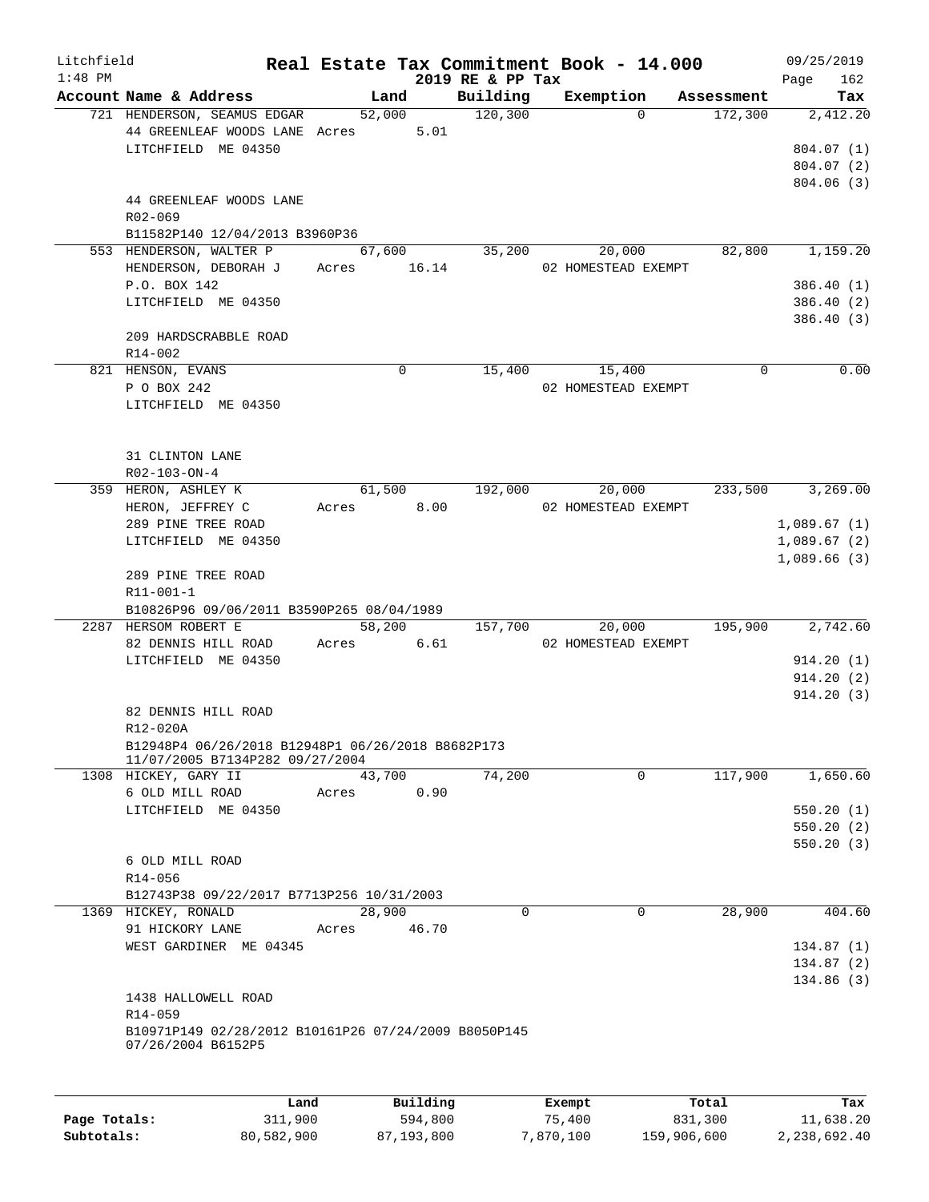Litchfield 1:48 PM

# Real Estate Tax Commitment Book - 14.000

2019 RE & PP Tax

09/25/2019 Page 162

| Account Name & Address | Land | Building | Exemption | Assessment | Tax |
|---|---|---|---|---|---|
| 721 HENDERSON, SEAMUS EDGAR | 52,000 | 120,300 | 0 | 172,300 | 2,412.20 |
| 44 GREENLEAF WOODS LANE | Acres 5.01 | | | | |
| LITCHFIELD ME 04350 | | | | | 804.07 (1) |
| | | | | | 804.07 (2) |
| | | | | | 804.06 (3) |
| 44 GREENLEAF WOODS LANE | | | | | |
| R02-069 | | | | | |
| B11582P140 12/04/2013 B3960P36 | | | | | |
| 553 HENDERSON, WALTER P | 67,600 | 35,200 | 20,000 | 82,800 | 1,159.20 |
| HENDERSON, DEBORAH J | Acres 16.14 | | 02 HOMESTEAD EXEMPT | | |
| P.O. BOX 142 | | | | | 386.40 (1) |
| LITCHFIELD ME 04350 | | | | | 386.40 (2) |
| | | | | | 386.40 (3) |
| 209 HARDSCRABBLE ROAD | | | | | |
| R14-002 | | | | | |
| 821 HENSON, EVANS | 0 | 15,400 | 15,400 | 0 | 0.00 |
| P O BOX 242 | | | 02 HOMESTEAD EXEMPT | | |
| LITCHFIELD ME 04350 | | | | | |
| 31 CLINTON LANE | | | | | |
| R02-103-ON-4 | | | | | |
| 359 HERON, ASHLEY K | 61,500 | 192,000 | 20,000 | 233,500 | 3,269.00 |
| HERON, JEFFREY C | Acres 8.00 | | 02 HOMESTEAD EXEMPT | | |
| 289 PINE TREE ROAD | | | | | 1,089.67 (1) |
| LITCHFIELD ME 04350 | | | | | 1,089.67 (2) |
| | | | | | 1,089.66 (3) |
| 289 PINE TREE ROAD | | | | | |
| R11-001-1 | | | | | |
| B10826P96 09/06/2011 B3590P265 08/04/1989 | | | | | |
| 2287 HERSOM ROBERT E | 58,200 | 157,700 | 20,000 | 195,900 | 2,742.60 |
| 82 DENNIS HILL ROAD | Acres 6.61 | | 02 HOMESTEAD EXEMPT | | |
| LITCHFIELD ME 04350 | | | | | 914.20 (1) |
| | | | | | 914.20 (2) |
| | | | | | 914.20 (3) |
| 82 DENNIS HILL ROAD | | | | | |
| R12-020A | | | | | |
| B12948P4 06/26/2018 B12948P1 06/26/2018 B8682P173 11/07/2005 B7134P282 09/27/2004 | | | | | |
| 1308 HICKEY, GARY II | 43,700 | 74,200 | 0 | 117,900 | 1,650.60 |
| 6 OLD MILL ROAD | Acres 0.90 | | | | |
| LITCHFIELD ME 04350 | | | | | 550.20 (1) |
| | | | | | 550.20 (2) |
| | | | | | 550.20 (3) |
| 6 OLD MILL ROAD | | | | | |
| R14-056 | | | | | |
| B12743P38 09/22/2017 B7713P256 10/31/2003 | | | | | |
| 1369 HICKEY, RONALD | 28,900 | 0 | 0 | 28,900 | 404.60 |
| 91 HICKORY LANE | Acres 46.70 | | | | |
| WEST GARDINER ME 04345 | | | | | 134.87 (1) |
| | | | | | 134.87 (2) |
| | | | | | 134.86 (3) |
| 1438 HALLOWELL ROAD | | | | | |
| R14-059 | | | | | |
| B10971P149 02/28/2012 B10161P26 07/24/2009 B8050P145 07/26/2004 B6152P5 | | | | | |

| | Land | Building | Exempt | Total | Tax |
|---|---|---|---|---|---|
| Page Totals: | 311,900 | 594,800 | 75,400 | 831,300 | 11,638.20 |
| Subtotals: | 80,582,900 | 87,193,800 | 7,870,100 | 159,906,600 | 2,238,692.40 |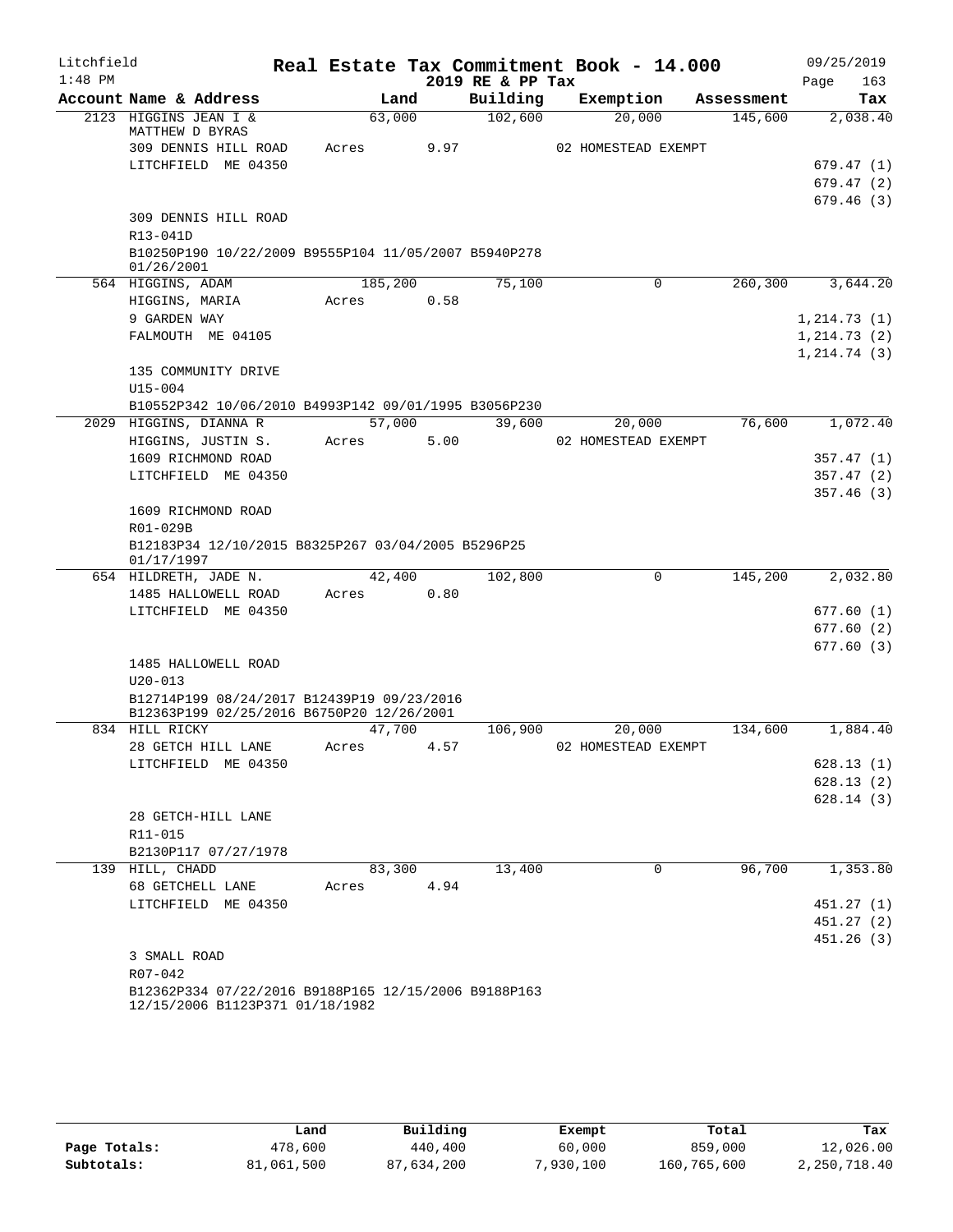Litchfield
1:48 PM

# Real Estate Tax Commitment Book - 14.000
## 2019 RE & PP Tax

09/25/2019

| Account Name & Address | Land | Building | Exemption | Assessment | Tax |
|---|---|---|---|---|---|
| 2123 HIGGINS JEAN I & MATTHEW D BYRAS | 63,000 | 102,600 | 20,000 | 145,600 | 2,038.40 |
| 309 DENNIS HILL ROAD | Acres 9.97 | | 02 HOMESTEAD EXEMPT | | |
| LITCHFIELD ME 04350 | | | | | 679.47 (1) |
| | | | | | 679.47 (2) |
| | | | | | 679.46 (3) |
| 309 DENNIS HILL ROAD | | | | | |
| R13-041D | | | | | |
| B10250P190 10/22/2009 B9555P104 11/05/2007 B5940P278 01/26/2001 | | | | | |
| 564 HIGGINS, ADAM | 185,200 | 75,100 | 0 | 260,300 | 3,644.20 |
| HIGGINS, MARIA | Acres 0.58 | | | | |
| 9 GARDEN WAY | | | | | 1,214.73 (1) |
| FALMOUTH ME 04105 | | | | | 1,214.73 (2) |
| | | | | | 1,214.74 (3) |
| 135 COMMUNITY DRIVE | | | | | |
| U15-004 | | | | | |
| B10552P342 10/06/2010 B4993P142 09/01/1995 B3056P230 | | | | | |
| 2029 HIGGINS, DIANNA R | 57,000 | 39,600 | 20,000 | 76,600 | 1,072.40 |
| HIGGINS, JUSTIN S. | Acres 5.00 | | 02 HOMESTEAD EXEMPT | | |
| 1609 RICHMOND ROAD | | | | | 357.47 (1) |
| LITCHFIELD ME 04350 | | | | | 357.47 (2) |
| | | | | | 357.46 (3) |
| 1609 RICHMOND ROAD | | | | | |
| R01-029B | | | | | |
| B12183P34 12/10/2015 B8325P267 03/04/2005 B5296P25 01/17/1997 | | | | | |
| 654 HILDRETH, JADE N. | 42,400 | 102,800 | 0 | 145,200 | 2,032.80 |
| 1485 HALLOWELL ROAD | Acres 0.80 | | | | |
| LITCHFIELD ME 04350 | | | | | 677.60 (1) |
| | | | | | 677.60 (2) |
| | | | | | 677.60 (3) |
| 1485 HALLOWELL ROAD | | | | | |
| U20-013 | | | | | |
| B12714P199 08/24/2017 B12439P19 09/23/2016 B12363P199 02/25/2016 B6750P20 12/26/2001 | | | | | |
| 834 HILL RICKY | 47,700 | 106,900 | 20,000 | 134,600 | 1,884.40 |
| 28 GETCH HILL LANE | Acres 4.57 | | 02 HOMESTEAD EXEMPT | | |
| LITCHFIELD ME 04350 | | | | | 628.13 (1) |
| | | | | | 628.13 (2) |
| | | | | | 628.14 (3) |
| 28 GETCH-HILL LANE | | | | | |
| R11-015 | | | | | |
| B2130P117 07/27/1978 | | | | | |
| 139 HILL, CHADD | 83,300 | 13,400 | 0 | 96,700 | 1,353.80 |
| 68 GETCHELL LANE | Acres 4.94 | | | | |
| LITCHFIELD ME 04350 | | | | | 451.27 (1) |
| | | | | | 451.27 (2) |
| | | | | | 451.26 (3) |
| 3 SMALL ROAD | | | | | |
| R07-042 | | | | | |
| B12362P334 07/22/2016 B9188P165 12/15/2006 B9188P163 12/15/2006 B1123P371 01/18/1982 | | | | | |

| | Land | Building | Exempt | Total | Tax |
|---|---|---|---|---|---|
| Page Totals: | 478,600 | 440,400 | 60,000 | 859,000 | 12,026.00 |
| Subtotals: | 81,061,500 | 87,634,200 | 7,930,100 | 160,765,600 | 2,250,718.40 |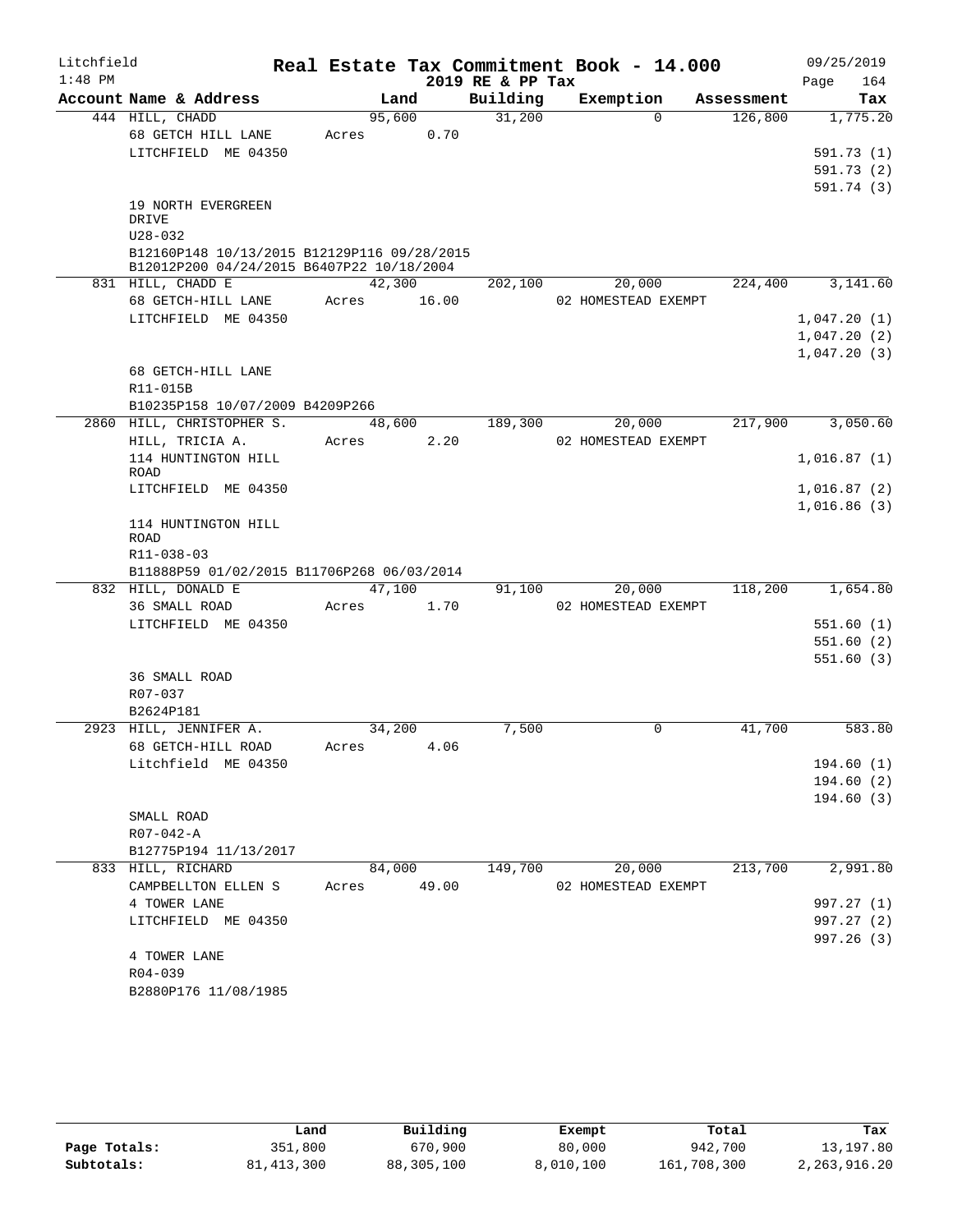Litchfield
1:48 PM

# Real Estate Tax Commitment Book - 14.000

2019 RE & PP Tax

09/25/2019
Page 164

| Account Name & Address | Land | Building | Exemption | Assessment | Tax |
|---|---|---|---|---|---|
| 444 HILL, CHADD<br>68 GETCH HILL LANE<br>LITCHFIELD ME 04350<br><br>19 NORTH EVERGREEN DRIVE<br>U28-032<br>B12160P148 10/13/2015 B12129P116 09/28/2015<br>B12012P200 04/24/2015 B6407P22 10/18/2004 | 95,600<br>Acres 0.70 | 31,200 | 0 | 126,800 | 1,775.20<br><br>591.73 (1)<br>591.73 (2)<br>591.74 (3) |
| 831 HILL, CHADD E<br>68 GETCH-HILL LANE<br>LITCHFIELD ME 04350<br><br>68 GETCH-HILL LANE<br>R11-015B<br>B10235P158 10/07/2009 B4209P266 | 42,300<br>Acres 16.00 | 202,100 | 20,000<br>02 HOMESTEAD EXEMPT | 224,400 | 3,141.60<br><br>1,047.20 (1)<br>1,047.20 (2)<br>1,047.20 (3) |
| 2860 HILL, CHRISTOPHER S.<br>HILL, TRICIA A.<br>114 HUNTINGTON HILL ROAD<br>LITCHFIELD ME 04350<br><br>114 HUNTINGTON HILL ROAD<br>R11-038-03<br>B11888P59 01/02/2015 B11706P268 06/03/2014 | 48,600<br>Acres 2.20 | 189,300 | 20,000<br>02 HOMESTEAD EXEMPT | 217,900 | 3,050.60<br><br>1,016.87 (1)<br>1,016.87 (2)<br>1,016.86 (3) |
| 832 HILL, DONALD E<br>36 SMALL ROAD<br>LITCHFIELD ME 04350<br><br>36 SMALL ROAD<br>R07-037<br>B2624P181 | 47,100<br>Acres 1.70 | 91,100 | 20,000<br>02 HOMESTEAD EXEMPT | 118,200 | 1,654.80<br><br>551.60 (1)<br>551.60 (2)<br>551.60 (3) |
| 2923 HILL, JENNIFER A.<br>68 GETCH-HILL ROAD<br>Litchfield ME 04350<br><br>SMALL ROAD<br>R07-042-A<br>B12775P194 11/13/2017 | 34,200<br>Acres 4.06 | 7,500 | 0 | 41,700 | 583.80<br><br>194.60 (1)<br>194.60 (2)<br>194.60 (3) |
| 833 HILL, RICHARD<br>CAMPBELLTON ELLEN S<br>4 TOWER LANE<br>LITCHFIELD ME 04350<br><br>4 TOWER LANE<br>R04-039<br>B2880P176 11/08/1985 | 84,000<br>Acres 49.00 | 149,700 | 20,000<br>02 HOMESTEAD EXEMPT | 213,700 | 2,991.80<br><br>997.27 (1)<br>997.27 (2)<br>997.26 (3) |

| | Land | Building | Exempt | Total | Tax |
|---|---|---|---|---|---|
| Page Totals: | 351,800 | 670,900 | 80,000 | 942,700 | 13,197.80 |
| Subtotals: | 81,413,300 | 88,305,100 | 8,010,100 | 161,708,300 | 2,263,916.20 |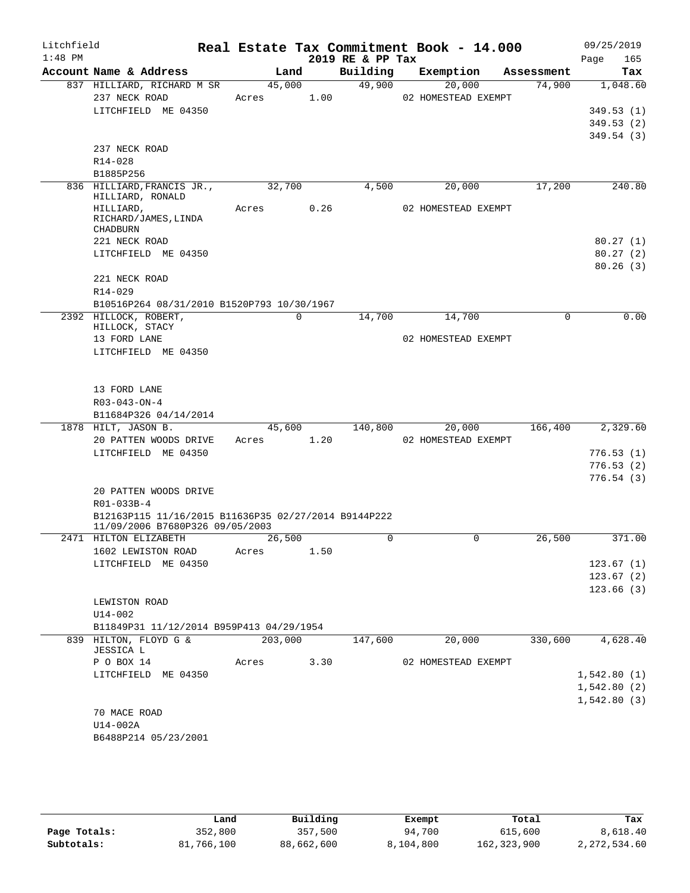# Real Estate Tax Commitment Book - 14.000

Litchfield
1:48 PM

2019 RE & PP Tax

09/25/2019

| Account Name & Address | Land | Building | Exemption | Assessment | Tax |
|---|---|---|---|---|---|
| 837 HILLIARD, RICHARD M SR | 45,000 | 49,900 | 20,000 | 74,900 | 1,048.60 |
| 237 NECK ROAD | Acres 1.00 | | 02 HOMESTEAD EXEMPT | | |
| LITCHFIELD ME 04350 | | | | | 349.53 (1) |
| | | | | | 349.53 (2) |
| | | | | | 349.54 (3) |
| 237 NECK ROAD | | | | | |
| R14-028 | | | | | |
| B1885P256 | | | | | |
| 836 HILLIARD, FRANCIS JR., HILLIARD, RONALD | 32,700 | 4,500 | 20,000 | 17,200 | 240.80 |
| HILLIARD, RICHARD/JAMES, LINDA CHADBURN | Acres 0.26 | | 02 HOMESTEAD EXEMPT | | |
| 221 NECK ROAD | | | | | 80.27 (1) |
| LITCHFIELD ME 04350 | | | | | 80.27 (2) |
| | | | | | 80.26 (3) |
| 221 NECK ROAD | | | | | |
| R14-029 | | | | | |
| B10516P264 08/31/2010 B1520P793 10/30/1967 | | | | | |
| 2392 HILLOCK, ROBERT, HILLOCK, STACY | 0 | 14,700 | 14,700 | 0 | 0.00 |
| 13 FORD LANE | | | 02 HOMESTEAD EXEMPT | | |
| LITCHFIELD ME 04350 | | | | | |
| 13 FORD LANE | | | | | |
| R03-043-ON-4 | | | | | |
| B11684P326 04/14/2014 | | | | | |
| 1878 HILT, JASON B. | 45,600 | 140,800 | 20,000 | 166,400 | 2,329.60 |
| 20 PATTEN WOODS DRIVE | Acres 1.20 | | 02 HOMESTEAD EXEMPT | | |
| LITCHFIELD ME 04350 | | | | | 776.53 (1) |
| | | | | | 776.53 (2) |
| | | | | | 776.54 (3) |
| 20 PATTEN WOODS DRIVE | | | | | |
| R01-033B-4 | | | | | |
| B12163P115 11/16/2015 B11636P35 02/27/2014 B9144P222 11/09/2006 B7680P326 09/05/2003 | | | | | |
| 2471 HILTON ELIZABETH | 26,500 | 0 | 0 | 26,500 | 371.00 |
| 1602 LEWISTON ROAD | Acres 1.50 | | | | |
| LITCHFIELD ME 04350 | | | | | 123.67 (1) |
| | | | | | 123.67 (2) |
| | | | | | 123.66 (3) |
| LEWISTON ROAD | | | | | |
| U14-002 | | | | | |
| B11849P31 11/12/2014 B959P413 04/29/1954 | | | | | |
| 839 HILTON, FLOYD G & JESSICA L | 203,000 | 147,600 | 20,000 | 330,600 | 4,628.40 |
| P O BOX 14 | Acres 3.30 | | 02 HOMESTEAD EXEMPT | | |
| LITCHFIELD ME 04350 | | | | | 1,542.80 (1) |
| | | | | | 1,542.80 (2) |
| | | | | | 1,542.80 (3) |
| 70 MACE ROAD | | | | | |
| U14-002A | | | | | |
| B6488P214 05/23/2001 | | | | | |

| | Land | Building | Exempt | Total | Tax |
|---|---|---|---|---|---|
| Page Totals: | 352,800 | 357,500 | 94,700 | 615,600 | 8,618.40 |
| Subtotals: | 81,766,100 | 88,662,600 | 8,104,800 | 162,323,900 | 2,272,534.60 |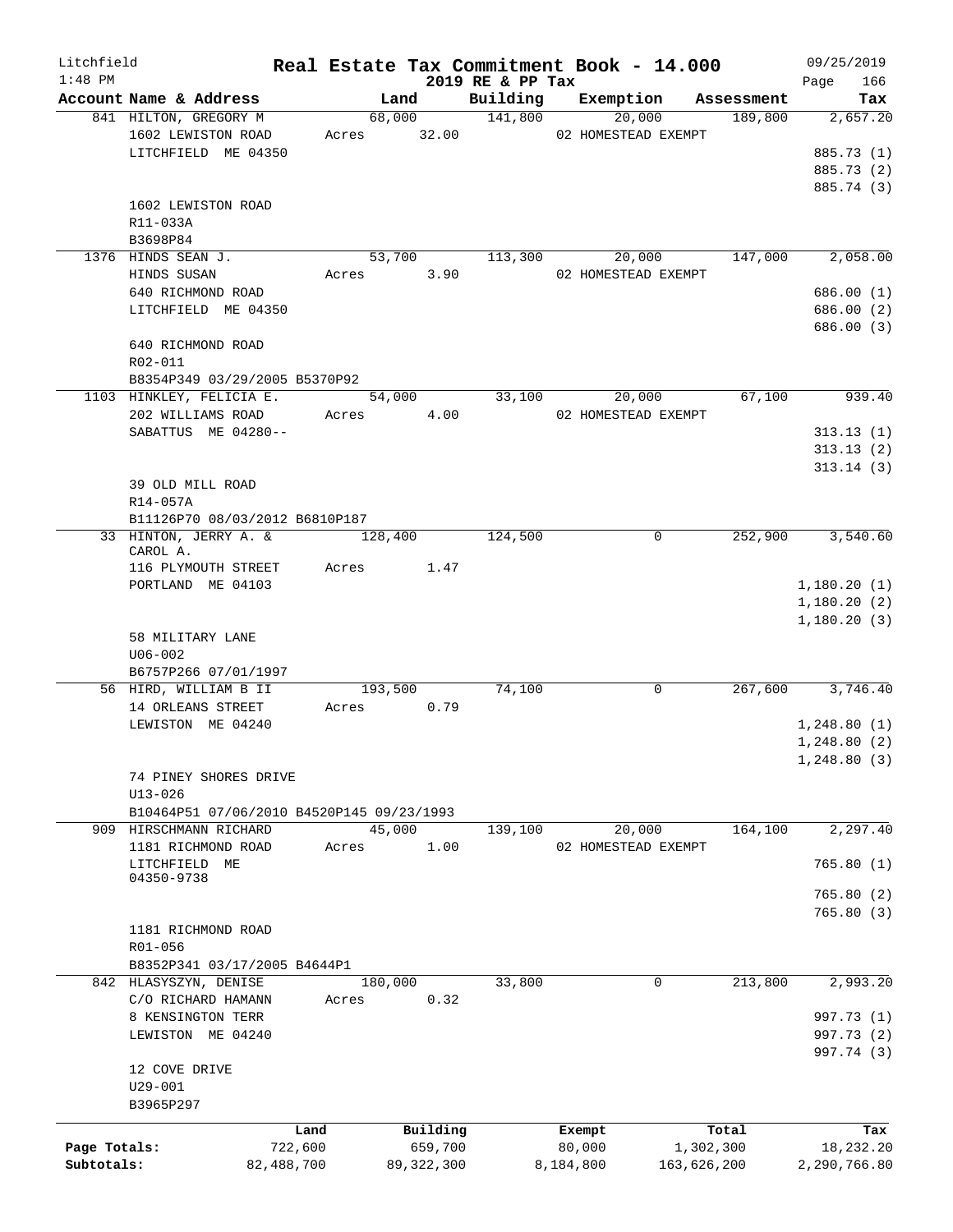Litchfield 1:48 PM

**Real Estate Tax Commitment Book - 14.000**
**2019 RE & PP Tax**

09/25/2019

| Account Name & Address | Land | Building | Exemption | Assessment | Tax |
|---|---|---|---|---|---|
| 841 HILTON, GREGORY M | 68,000 | 141,800 | 20,000 | 189,800 | 2,657.20 |
| 1602 LEWISTON ROAD | Acres 32.00 | | 02 HOMESTEAD EXEMPT | | |
| LITCHFIELD ME 04350 | | | | | 885.73 (1) |
| | | | | | 885.73 (2) |
| | | | | | 885.74 (3) |
| 1602 LEWISTON ROAD | | | | | |
| R11-033A | | | | | |
| B3698P84 | | | | | |
| 1376 HINDS SEAN J. | 53,700 | 113,300 | 20,000 | 147,000 | 2,058.00 |
| HINDS SUSAN | Acres 3.90 | | 02 HOMESTEAD EXEMPT | | |
| 640 RICHMOND ROAD | | | | | 686.00 (1) |
| LITCHFIELD ME 04350 | | | | | 686.00 (2) |
| | | | | | 686.00 (3) |
| 640 RICHMOND ROAD | | | | | |
| R02-011 | | | | | |
| B8354P349 03/29/2005 B5370P92 | | | | | |
| 1103 HINKLEY, FELICIA E. | 54,000 | 33,100 | 20,000 | 67,100 | 939.40 |
| 202 WILLIAMS ROAD | Acres 4.00 | | 02 HOMESTEAD EXEMPT | | |
| SABATTUS ME 04280-- | | | | | 313.13 (1) |
| | | | | | 313.13 (2) |
| | | | | | 313.14 (3) |
| 39 OLD MILL ROAD | | | | | |
| R14-057A | | | | | |
| B11126P70 08/03/2012 B6810P187 | | | | | |
| 33 HINTON, JERRY A. & CAROL A. | 128,400 | 124,500 | 0 | 252,900 | 3,540.60 |
| 116 PLYMOUTH STREET | Acres 1.47 | | | | |
| PORTLAND ME 04103 | | | | | 1,180.20 (1) |
| | | | | | 1,180.20 (2) |
| | | | | | 1,180.20 (3) |
| 58 MILITARY LANE | | | | | |
| U06-002 | | | | | |
| B6757P266 07/01/1997 | | | | | |
| 56 HIRD, WILLIAM B II | 193,500 | 74,100 | 0 | 267,600 | 3,746.40 |
| 14 ORLEANS STREET | Acres 0.79 | | | | |
| LEWISTON ME 04240 | | | | | 1,248.80 (1) |
| | | | | | 1,248.80 (2) |
| | | | | | 1,248.80 (3) |
| 74 PINEY SHORES DRIVE | | | | | |
| U13-026 | | | | | |
| B10464P51 07/06/2010 B4520P145 09/23/1993 | | | | | |
| 909 HIRSCHMANN RICHARD | 45,000 | 139,100 | 20,000 | 164,100 | 2,297.40 |
| 1181 RICHMOND ROAD | Acres 1.00 | | 02 HOMESTEAD EXEMPT | | |
| LITCHFIELD ME 04350-9738 | | | | | 765.80 (1) |
| | | | | | 765.80 (2) |
| | | | | | 765.80 (3) |
| 1181 RICHMOND ROAD | | | | | |
| R01-056 | | | | | |
| B8352P341 03/17/2005 B4644P1 | | | | | |
| 842 HLASYSZYN, DENISE | 180,000 | 33,800 | 0 | 213,800 | 2,993.20 |
| C/O RICHARD HAMANN | Acres 0.32 | | | | |
| 8 KENSINGTON TERR | | | | | 997.73 (1) |
| LEWISTON ME 04240 | | | | | 997.73 (2) |
| | | | | | 997.74 (3) |
| 12 COVE DRIVE | | | | | |
| U29-001 | | | | | |
| B3965P297 | | | | | |

| | Land | Building | Exempt | Total | Tax |
|---|---|---|---|---|---|
| Page Totals: | 722,600 | 659,700 | 80,000 | 1,302,300 | 18,232.20 |
| Subtotals: | 82,488,700 | 89,322,300 | 8,184,800 | 163,626,200 | 2,290,766.80 |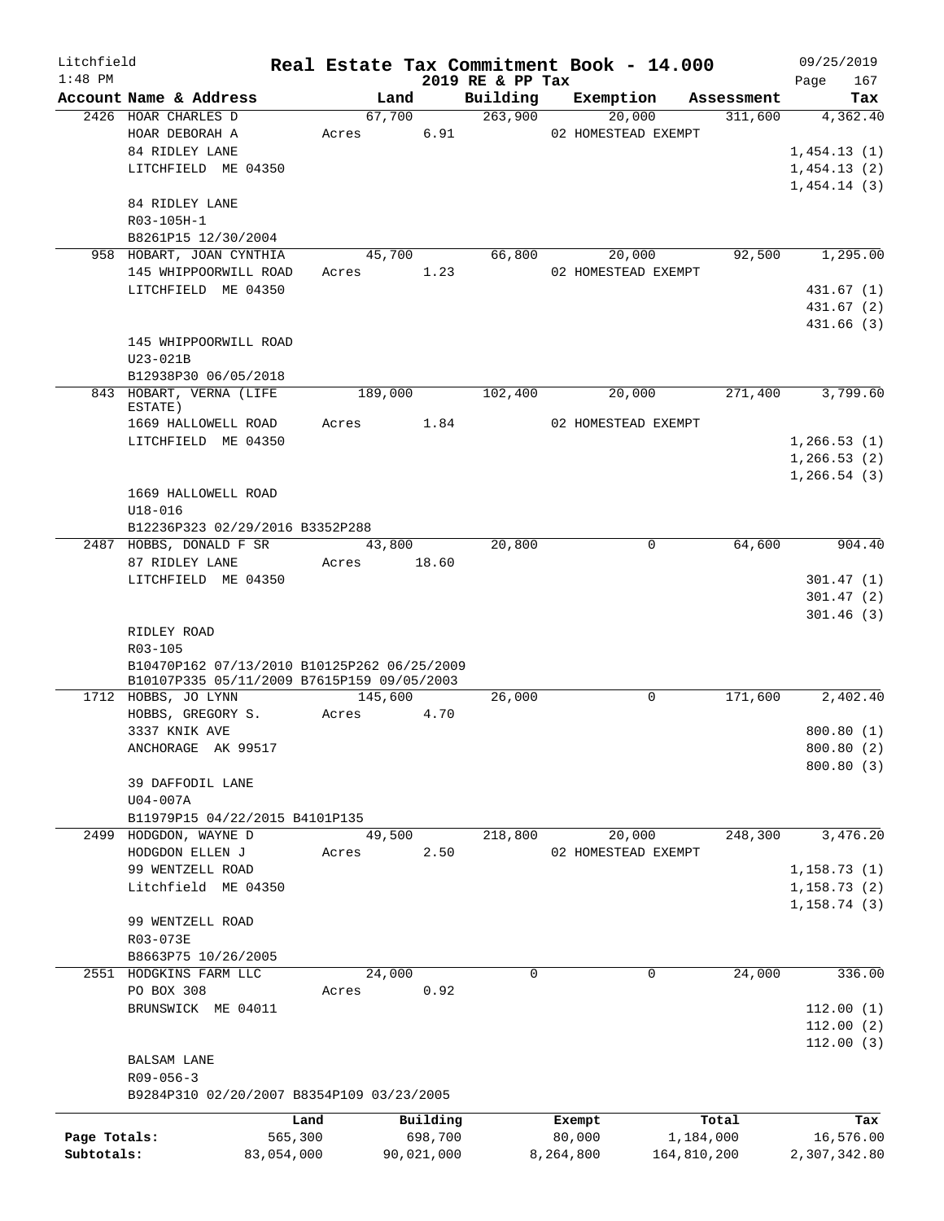# Litchfield — Real Estate Tax Commitment Book - 14.000 — 2019 RE & PP Tax

1:48 PM — 09/25/2019

| Account Name & Address | Land | Building | Exemption | Assessment | Tax |
|---|---|---|---|---|---|
| 2426 HOAR CHARLES D | 67,700 | 263,900 | 20,000 | 311,600 | 4,362.40 |
| HOAR DEBORAH A | Acres 6.91 | | 02 HOMESTEAD EXEMPT | | |
| 84 RIDLEY LANE | | | | | 1,454.13 (1) |
| LITCHFIELD ME 04350 | | | | | 1,454.13 (2) |
| | | | | | 1,454.14 (3) |
| 84 RIDLEY LANE | | | | | |
| R03-105H-1 | | | | | |
| B8261P15 12/30/2004 | | | | | |
| 958 HOBART, JOAN CYNTHIA | 45,700 | 66,800 | 20,000 | 92,500 | 1,295.00 |
| 145 WHIPPOORWILL ROAD | Acres 1.23 | | 02 HOMESTEAD EXEMPT | | |
| LITCHFIELD ME 04350 | | | | | 431.67 (1) |
| | | | | | 431.67 (2) |
| | | | | | 431.66 (3) |
| 145 WHIPPOORWILL ROAD | | | | | |
| U23-021B | | | | | |
| B12938P30 06/05/2018 | | | | | |
| 843 HOBART, VERNA (LIFE ESTATE) | 189,000 | 102,400 | 20,000 | 271,400 | 3,799.60 |
| 1669 HALLOWELL ROAD | Acres 1.84 | | 02 HOMESTEAD EXEMPT | | |
| LITCHFIELD ME 04350 | | | | | 1,266.53 (1) |
| | | | | | 1,266.53 (2) |
| | | | | | 1,266.54 (3) |
| 1669 HALLOWELL ROAD | | | | | |
| U18-016 | | | | | |
| B12236P323 02/29/2016 B3352P288 | | | | | |
| 2487 HOBBS, DONALD F SR | 43,800 | 20,800 | 0 | 64,600 | 904.40 |
| 87 RIDLEY LANE | Acres 18.60 | | | | |
| LITCHFIELD ME 04350 | | | | | 301.47 (1) |
| | | | | | 301.47 (2) |
| | | | | | 301.46 (3) |
| RIDLEY ROAD | | | | | |
| R03-105 | | | | | |
| B10470P162 07/13/2010 B10125P262 06/25/2009 | | | | | |
| B10107P335 05/11/2009 B7615P159 09/05/2003 | | | | | |
| 1712 HOBBS, JO LYNN | 145,600 | 26,000 | 0 | 171,600 | 2,402.40 |
| HOBBS, GREGORY S. | Acres 4.70 | | | | |
| 3337 KNIK AVE | | | | | 800.80 (1) |
| ANCHORAGE AK 99517 | | | | | 800.80 (2) |
| | | | | | 800.80 (3) |
| 39 DAFFODIL LANE | | | | | |
| U04-007A | | | | | |
| B11979P15 04/22/2015 B4101P135 | | | | | |
| 2499 HODGDON, WAYNE D | 49,500 | 218,800 | 20,000 | 248,300 | 3,476.20 |
| HODGDON ELLEN J | Acres 2.50 | | 02 HOMESTEAD EXEMPT | | |
| 99 WENTZELL ROAD | | | | | 1,158.73 (1) |
| Litchfield ME 04350 | | | | | 1,158.73 (2) |
| | | | | | 1,158.74 (3) |
| 99 WENTZELL ROAD | | | | | |
| R03-073E | | | | | |
| B8663P75 10/26/2005 | | | | | |
| 2551 HODGKINS FARM LLC | 24,000 | 0 | 0 | 24,000 | 336.00 |
| PO BOX 308 | Acres 0.92 | | | | |
| BRUNSWICK ME 04011 | | | | | 112.00 (1) |
| | | | | | 112.00 (2) |
| | | | | | 112.00 (3) |
| BALSAM LANE | | | | | |
| R09-056-3 | | | | | |
| B9284P310 02/20/2007 B8354P109 03/23/2005 | | | | | |

| | Land | Building | Exempt | Total | Tax |
|---|---|---|---|---|---|
| Page Totals: | 565,300 | 698,700 | 80,000 | 1,184,000 | 16,576.00 |
| Subtotals: | 83,054,000 | 90,021,000 | 8,264,800 | 164,810,200 | 2,307,342.80 |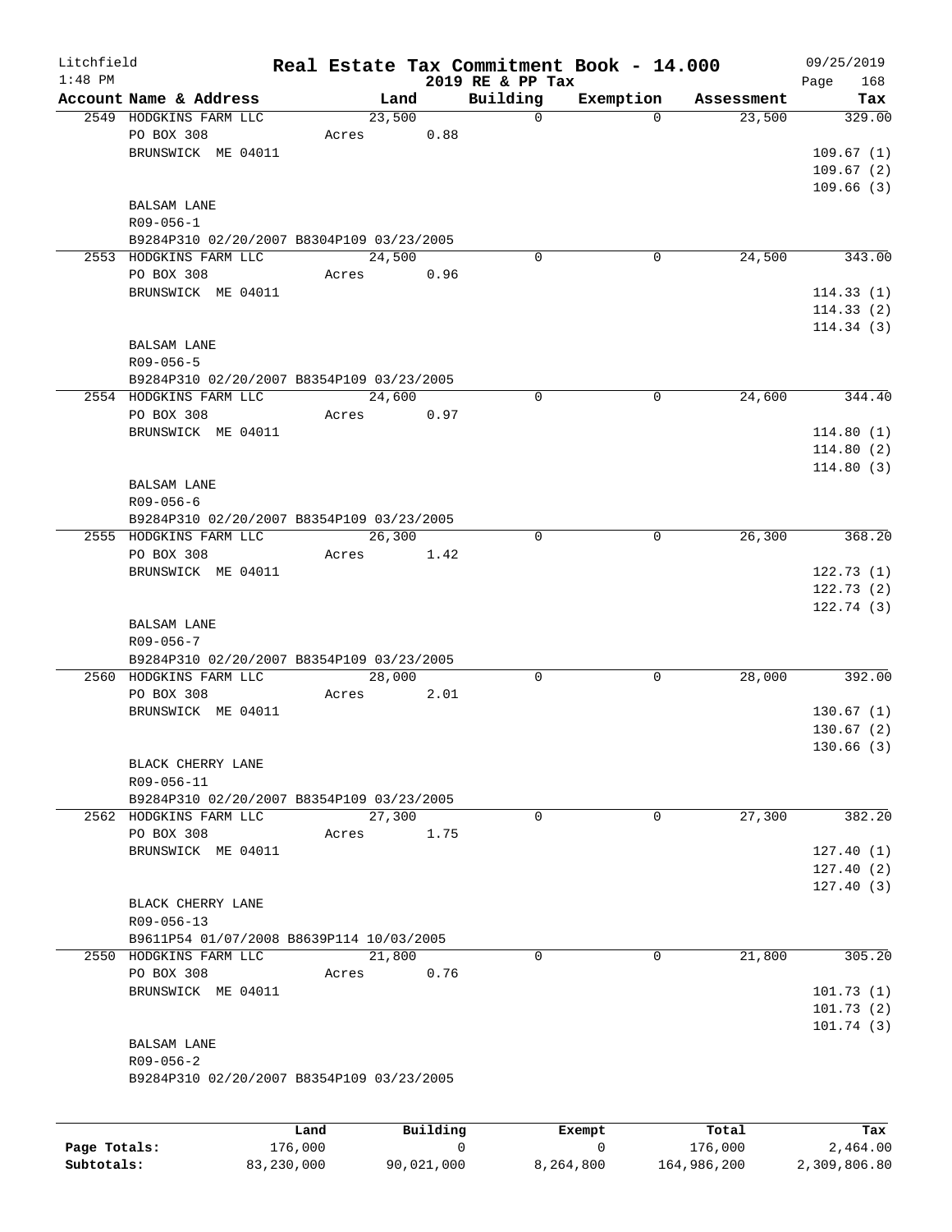Litchfield
1:48 PM

# Real Estate Tax Commitment Book - 14.000

2019 RE & PP Tax

09/25/2019

| Account Name & Address | Land | Building | Exemption | Assessment | Tax |
|---|---|---|---|---|---|
| 2549 HODGKINS FARM LLC | 23,500 | 0 | 0 | 23,500 | 329.00 |
| PO BOX 308 | Acres 0.88 | | | | |
| BRUNSWICK ME 04011 | | | | | 109.67 (1) |
| | | | | | 109.67 (2) |
| | | | | | 109.66 (3) |
| BALSAM LANE | | | | | |
| R09-056-1 | | | | | |
| B9284P310 02/20/2007 B8304P109 03/23/2005 | | | | | |
| 2553 HODGKINS FARM LLC | 24,500 | 0 | 0 | 24,500 | 343.00 |
| PO BOX 308 | Acres 0.96 | | | | |
| BRUNSWICK ME 04011 | | | | | 114.33 (1) |
| | | | | | 114.33 (2) |
| | | | | | 114.34 (3) |
| BALSAM LANE | | | | | |
| R09-056-5 | | | | | |
| B9284P310 02/20/2007 B8354P109 03/23/2005 | | | | | |
| 2554 HODGKINS FARM LLC | 24,600 | 0 | 0 | 24,600 | 344.40 |
| PO BOX 308 | Acres 0.97 | | | | |
| BRUNSWICK ME 04011 | | | | | 114.80 (1) |
| | | | | | 114.80 (2) |
| | | | | | 114.80 (3) |
| BALSAM LANE | | | | | |
| R09-056-6 | | | | | |
| B9284P310 02/20/2007 B8354P109 03/23/2005 | | | | | |
| 2555 HODGKINS FARM LLC | 26,300 | 0 | 0 | 26,300 | 368.20 |
| PO BOX 308 | Acres 1.42 | | | | |
| BRUNSWICK ME 04011 | | | | | 122.73 (1) |
| | | | | | 122.73 (2) |
| | | | | | 122.74 (3) |
| BALSAM LANE | | | | | |
| R09-056-7 | | | | | |
| B9284P310 02/20/2007 B8354P109 03/23/2005 | | | | | |
| 2560 HODGKINS FARM LLC | 28,000 | 0 | 0 | 28,000 | 392.00 |
| PO BOX 308 | Acres 2.01 | | | | |
| BRUNSWICK ME 04011 | | | | | 130.67 (1) |
| | | | | | 130.67 (2) |
| | | | | | 130.66 (3) |
| BLACK CHERRY LANE | | | | | |
| R09-056-11 | | | | | |
| B9284P310 02/20/2007 B8354P109 03/23/2005 | | | | | |
| 2562 HODGKINS FARM LLC | 27,300 | 0 | 0 | 27,300 | 382.20 |
| PO BOX 308 | Acres 1.75 | | | | |
| BRUNSWICK ME 04011 | | | | | 127.40 (1) |
| | | | | | 127.40 (2) |
| | | | | | 127.40 (3) |
| BLACK CHERRY LANE | | | | | |
| R09-056-13 | | | | | |
| B9611P54 01/07/2008 B8639P114 10/03/2005 | | | | | |
| 2550 HODGKINS FARM LLC | 21,800 | 0 | 0 | 21,800 | 305.20 |
| PO BOX 308 | Acres 0.76 | | | | |
| BRUNSWICK ME 04011 | | | | | 101.73 (1) |
| | | | | | 101.73 (2) |
| | | | | | 101.74 (3) |
| BALSAM LANE | | | | | |
| R09-056-2 | | | | | |
| B9284P310 02/20/2007 B8354P109 03/23/2005 | | | | | |

| | Land | Building | Exempt | Total | Tax |
|---|---|---|---|---|---|
| Page Totals: | 176,000 | 0 | 0 | 176,000 | 2,464.00 |
| Subtotals: | 83,230,000 | 90,021,000 | 8,264,800 | 164,986,200 | 2,309,806.80 |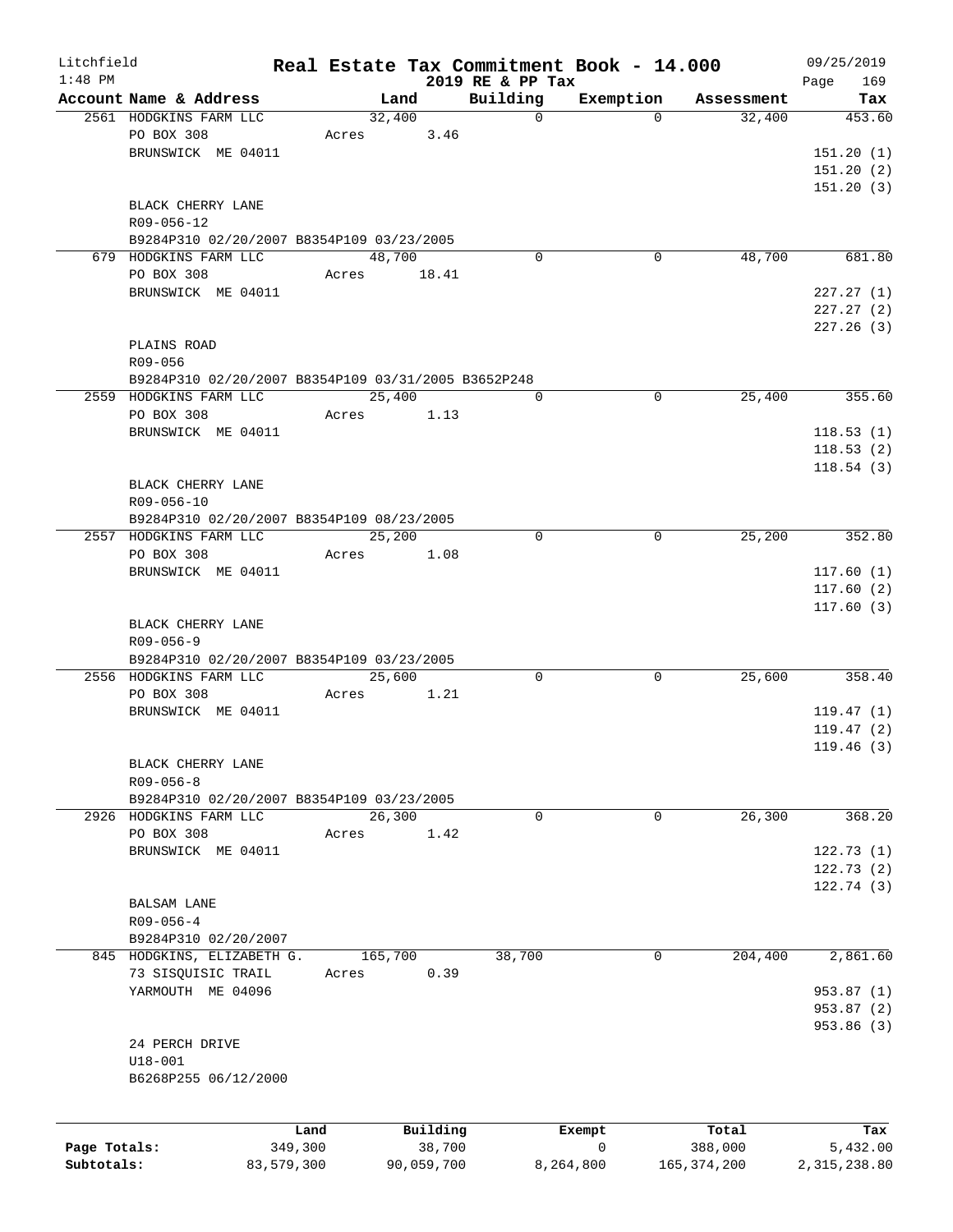Litchfield
1:48 PM

# Real Estate Tax Commitment Book - 14.000
## 2019 RE & PP Tax

09/25/2019

| Account | Name & Address | Land | Building | Exemption | Assessment | Tax |
|---|---|---|---|---|---|---|
| 2561 | HODGKINS FARM LLC<br>PO BOX 308<br>BRUNSWICK ME 04011<br><br>BLACK CHERRY LANE<br>R09-056-12<br>B9284P310 02/20/2007 B8354P109 03/23/2005 | 32,400<br>Acres 3.46 | 0 | 0 | 32,400 | 453.60<br>151.20 (1)<br>151.20 (2)<br>151.20 (3) |
| 679 | HODGKINS FARM LLC<br>PO BOX 308<br>BRUNSWICK ME 04011<br><br>PLAINS ROAD<br>R09-056<br>B9284P310 02/20/2007 B8354P109 03/31/2005 B3652P248 | 48,700<br>Acres 18.41 | 0 | 0 | 48,700 | 681.80<br>227.27 (1)<br>227.27 (2)<br>227.26 (3) |
| 2559 | HODGKINS FARM LLC<br>PO BOX 308<br>BRUNSWICK ME 04011<br><br>BLACK CHERRY LANE<br>R09-056-10<br>B9284P310 02/20/2007 B8354P109 08/23/2005 | 25,400<br>Acres 1.13 | 0 | 0 | 25,400 | 355.60<br>118.53 (1)<br>118.53 (2)<br>118.54 (3) |
| 2557 | HODGKINS FARM LLC<br>PO BOX 308<br>BRUNSWICK ME 04011<br><br>BLACK CHERRY LANE<br>R09-056-9<br>B9284P310 02/20/2007 B8354P109 03/23/2005 | 25,200<br>Acres 1.08 | 0 | 0 | 25,200 | 352.80<br>117.60 (1)<br>117.60 (2)<br>117.60 (3) |
| 2556 | HODGKINS FARM LLC<br>PO BOX 308<br>BRUNSWICK ME 04011<br><br>BLACK CHERRY LANE<br>R09-056-8<br>B9284P310 02/20/2007 B8354P109 03/23/2005 | 25,600<br>Acres 1.21 | 0 | 0 | 25,600 | 358.40<br>119.47 (1)<br>119.47 (2)<br>119.46 (3) |
| 2926 | HODGKINS FARM LLC<br>PO BOX 308<br>BRUNSWICK ME 04011<br><br>BALSAM LANE<br>R09-056-4<br>B9284P310 02/20/2007 | 26,300<br>Acres 1.42 | 0 | 0 | 26,300 | 368.20<br>122.73 (1)<br>122.73 (2)<br>122.74 (3) |
| 845 | HODGKINS, ELIZABETH G.<br>73 SISQUISIC TRAIL<br>YARMOUTH ME 04096<br><br>24 PERCH DRIVE<br>U18-001<br>B6268P255 06/12/2000 | 165,700<br>Acres 0.39 | 38,700 | 0 | 204,400 | 2,861.60<br>953.87 (1)<br>953.87 (2)<br>953.86 (3) |

| | Land | Building | Exempt | Total | Tax |
|---|---|---|---|---|---|
| Page Totals: | 349,300 | 38,700 | 0 | 388,000 | 5,432.00 |
| Subtotals: | 83,579,300 | 90,059,700 | 8,264,800 | 165,374,200 | 2,315,238.80 |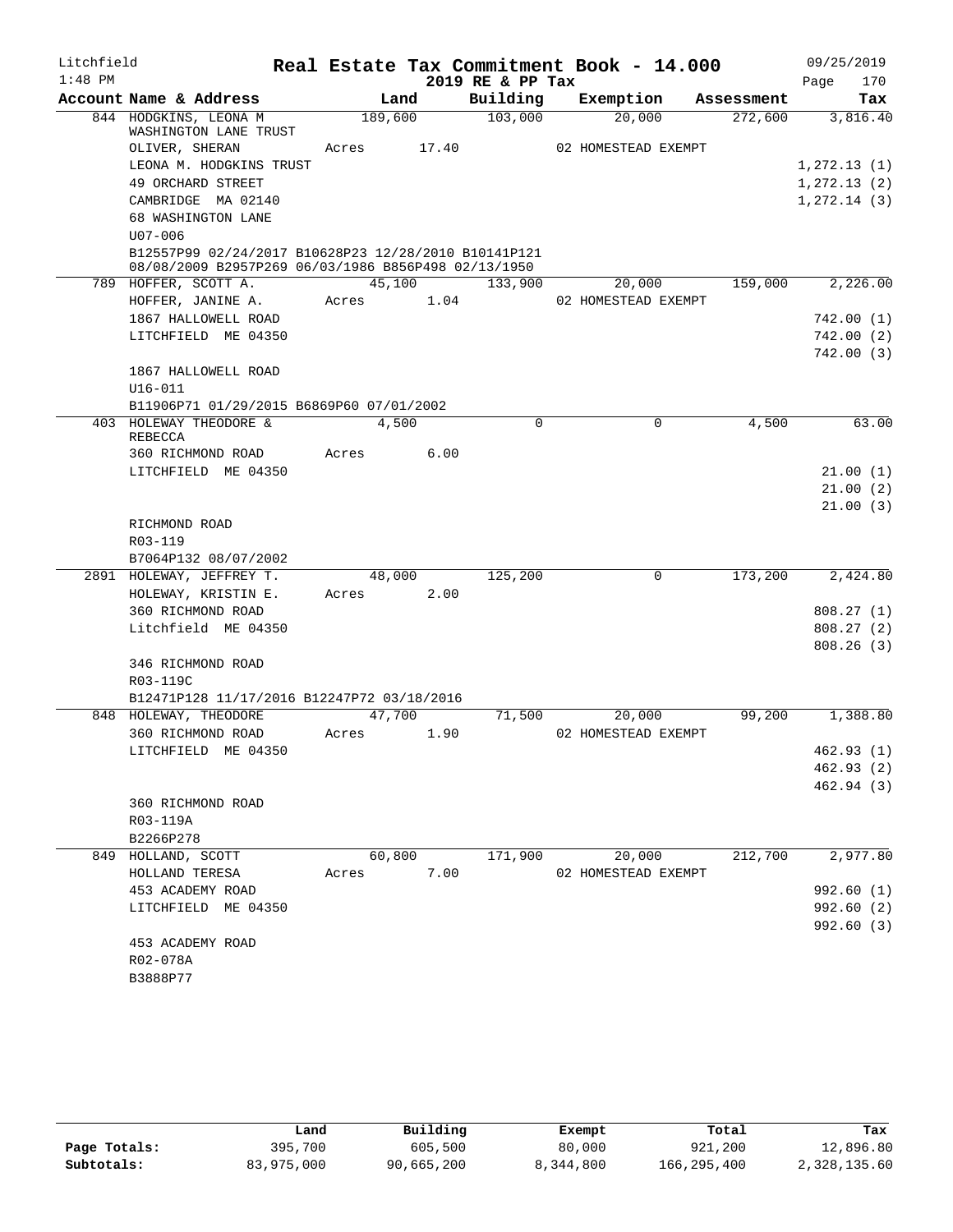Litchfield  Real Estate Tax Commitment Book - 14.000  09/25/2019
1:48 PM  2019 RE & PP Tax  Page 170

| Account Name & Address | Land | Building | Exemption | Assessment | Tax |
|---|---|---|---|---|---|
| 844 HODGKINS, LEONA M WASHINGTON LANE TRUST | 189,600 | 103,000 | 20,000 | 272,600 | 3,816.40 |
| OLIVER, SHERAN | Acres 17.40 | | 02 HOMESTEAD EXEMPT | | |
| LEONA M. HODGKINS TRUST | | | | | 1,272.13 (1) |
| 49 ORCHARD STREET | | | | | 1,272.13 (2) |
| CAMBRIDGE MA 02140 | | | | | 1,272.14 (3) |
| 68 WASHINGTON LANE | | | | | |
| U07-006 | | | | | |
| B12557P99 02/24/2017 B10628P23 12/28/2010 B10141P121 08/08/2009 B2957P269 06/03/1986 B856P498 02/13/1950 | | | | | |
| 789 HOFFER, SCOTT A. | 45,100 | 133,900 | 20,000 | 159,000 | 2,226.00 |
| HOFFER, JANINE A. | Acres 1.04 | | 02 HOMESTEAD EXEMPT | | |
| 1867 HALLOWELL ROAD | | | | | 742.00 (1) |
| LITCHFIELD ME 04350 | | | | | 742.00 (2) |
| | | | | | 742.00 (3) |
| 1867 HALLOWELL ROAD | | | | | |
| U16-011 | | | | | |
| B11906P71 01/29/2015 B6869P60 07/01/2002 | | | | | |
| 403 HOLEWAY THEODORE & REBECCA | 4,500 | 0 | 0 | 4,500 | 63.00 |
| 360 RICHMOND ROAD | Acres 6.00 | | | | |
| LITCHFIELD ME 04350 | | | | | 21.00 (1) |
| | | | | | 21.00 (2) |
| | | | | | 21.00 (3) |
| RICHMOND ROAD | | | | | |
| R03-119 | | | | | |
| B7064P132 08/07/2002 | | | | | |
| 2891 HOLEWAY, JEFFREY T. | 48,000 | 125,200 | 0 | 173,200 | 2,424.80 |
| HOLEWAY, KRISTIN E. | Acres 2.00 | | | | |
| 360 RICHMOND ROAD | | | | | 808.27 (1) |
| Litchfield ME 04350 | | | | | 808.27 (2) |
| | | | | | 808.26 (3) |
| 346 RICHMOND ROAD | | | | | |
| R03-119C | | | | | |
| B12471P128 11/17/2016 B12247P72 03/18/2016 | | | | | |
| 848 HOLEWAY, THEODORE | 47,700 | 71,500 | 20,000 | 99,200 | 1,388.80 |
| 360 RICHMOND ROAD | Acres 1.90 | | 02 HOMESTEAD EXEMPT | | |
| LITCHFIELD ME 04350 | | | | | 462.93 (1) |
| | | | | | 462.93 (2) |
| | | | | | 462.94 (3) |
| 360 RICHMOND ROAD | | | | | |
| R03-119A | | | | | |
| B2266P278 | | | | | |
| 849 HOLLAND, SCOTT | 60,800 | 171,900 | 20,000 | 212,700 | 2,977.80 |
| HOLLAND TERESA | Acres 7.00 | | 02 HOMESTEAD EXEMPT | | |
| 453 ACADEMY ROAD | | | | | 992.60 (1) |
| LITCHFIELD ME 04350 | | | | | 992.60 (2) |
| | | | | | 992.60 (3) |
| 453 ACADEMY ROAD | | | | | |
| R02-078A | | | | | |
| B3888P77 | | | | | |

| | Land | Building | Exempt | Total | Tax |
|---|---|---|---|---|---|
| Page Totals: | 395,700 | 605,500 | 80,000 | 921,200 | 12,896.80 |
| Subtotals: | 83,975,000 | 90,665,200 | 8,344,800 | 166,295,400 | 2,328,135.60 |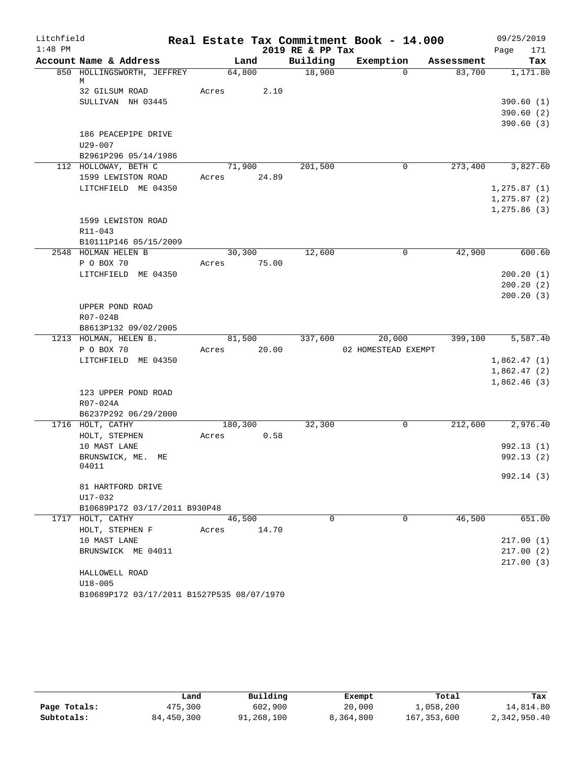Litchfield
1:48 PM

# Real Estate Tax Commitment Book - 14.000

2019 RE & PP Tax

09/25/2019

| Account Name & Address | Land | Building | Exemption | Assessment | Tax |
|---|---|---|---|---|---|
| 850 HOLLINGSWORTH, JEFFREY M | 64,800 | 18,900 | 0 | 83,700 | 1,171.80 |
| 32 GILSUM ROAD | Acres 2.10 | | | | |
| SULLIVAN NH 03445 | | | | | 390.60 (1) |
| | | | | | 390.60 (2) |
| | | | | | 390.60 (3) |
| 186 PEACEPIPE DRIVE | | | | | |
| U29-007 | | | | | |
| B2961P296 05/14/1986 | | | | | |
| 112 HOLLOWAY, BETH C | 71,900 | 201,500 | 0 | 273,400 | 3,827.60 |
| 1599 LEWISTON ROAD | Acres 24.89 | | | | |
| LITCHFIELD ME 04350 | | | | | 1,275.87 (1) |
| | | | | | 1,275.87 (2) |
| | | | | | 1,275.86 (3) |
| 1599 LEWISTON ROAD | | | | | |
| R11-043 | | | | | |
| B10111P146 05/15/2009 | | | | | |
| 2548 HOLMAN HELEN B | 30,300 | 12,600 | 0 | 42,900 | 600.60 |
| P O BOX 70 | Acres 75.00 | | | | |
| LITCHFIELD ME 04350 | | | | | 200.20 (1) |
| | | | | | 200.20 (2) |
| | | | | | 200.20 (3) |
| UPPER POND ROAD | | | | | |
| R07-024B | | | | | |
| B8613P132 09/02/2005 | | | | | |
| 1213 HOLMAN, HELEN B. | 81,500 | 337,600 | 20,000 | 399,100 | 5,587.40 |
| P O BOX 70 | Acres 20.00 | | 02 HOMESTEAD EXEMPT | | |
| LITCHFIELD ME 04350 | | | | | 1,862.47 (1) |
| | | | | | 1,862.47 (2) |
| | | | | | 1,862.46 (3) |
| 123 UPPER POND ROAD | | | | | |
| R07-024A | | | | | |
| B6237P292 06/29/2000 | | | | | |
| 1716 HOLT, CATHY | 180,300 | 32,300 | 0 | 212,600 | 2,976.40 |
| HOLT, STEPHEN | Acres 0.58 | | | | |
| 10 MAST LANE | | | | | 992.13 (1) |
| BRUNSWICK, ME. ME 04011 | | | | | 992.13 (2) |
| | | | | | 992.14 (3) |
| 81 HARTFORD DRIVE | | | | | |
| U17-032 | | | | | |
| B10689P172 03/17/2011 B930P48 | | | | | |
| 1717 HOLT, CATHY | 46,500 | 0 | 0 | 46,500 | 651.00 |
| HOLT, STEPHEN F | Acres 14.70 | | | | |
| 10 MAST LANE | | | | | 217.00 (1) |
| BRUNSWICK ME 04011 | | | | | 217.00 (2) |
| | | | | | 217.00 (3) |
| HALLOWELL ROAD | | | | | |
| U18-005 | | | | | |
| B10689P172 03/17/2011 B1527P535 08/07/1970 | | | | | |

| | Land | Building | Exempt | Total | Tax |
|---|---|---|---|---|---|
| Page Totals: | 475,300 | 602,900 | 20,000 | 1,058,200 | 14,814.80 |
| Subtotals: | 84,450,300 | 91,268,100 | 8,364,800 | 167,353,600 | 2,342,950.40 |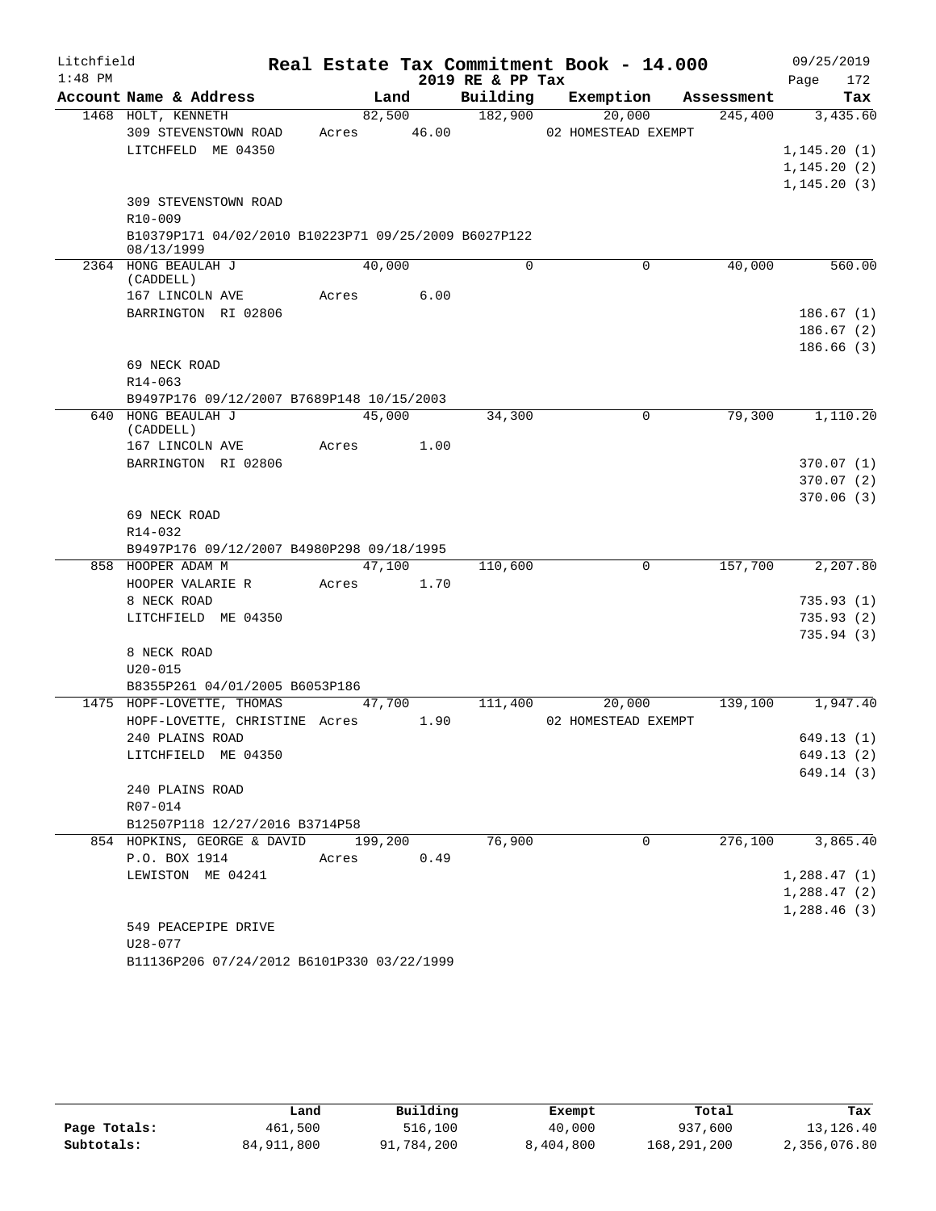Litchfield 1:48 PM

# Real Estate Tax Commitment Book - 14.000

## 2019 RE & PP Tax

09/25/2019 Page 172

| Account Name & Address | Land | Building | Exemption | Assessment | Tax |
|---|---|---|---|---|---|
| 1468 HOLT, KENNETH | 82,500 | 182,900 | 20,000 | 245,400 | 3,435.60 |
| 309 STEVENSTOWN ROAD | Acres 46.00 | | 02 HOMESTEAD EXEMPT | | |
| LITCHFELD ME 04350 | | | | | 1,145.20 (1) |
| | | | | | 1,145.20 (2) |
| | | | | | 1,145.20 (3) |
| 309 STEVENSTOWN ROAD | | | | | |
| R10-009 | | | | | |
| B10379P171 04/02/2010 B10223P71 09/25/2009 B6027P122 08/13/1999 | | | | | |
| 2364 HONG BEAULAH J (CADDELL) | 40,000 | 0 | 0 | 40,000 | 560.00 |
| 167 LINCOLN AVE | Acres 6.00 | | | | |
| BARRINGTON RI 02806 | | | | | 186.67 (1) |
| | | | | | 186.67 (2) |
| | | | | | 186.66 (3) |
| 69 NECK ROAD | | | | | |
| R14-063 | | | | | |
| B9497P176 09/12/2007 B7689P148 10/15/2003 | | | | | |
| 640 HONG BEAULAH J (CADDELL) | 45,000 | 34,300 | 0 | 79,300 | 1,110.20 |
| 167 LINCOLN AVE | Acres 1.00 | | | | |
| BARRINGTON RI 02806 | | | | | 370.07 (1) |
| | | | | | 370.07 (2) |
| | | | | | 370.06 (3) |
| 69 NECK ROAD | | | | | |
| R14-032 | | | | | |
| B9497P176 09/12/2007 B4980P298 09/18/1995 | | | | | |
| 858 HOOPER ADAM M | 47,100 | 110,600 | 0 | 157,700 | 2,207.80 |
| HOOPER VALARIE R | Acres 1.70 | | | | |
| 8 NECK ROAD | | | | | 735.93 (1) |
| LITCHFIELD ME 04350 | | | | | 735.93 (2) |
| | | | | | 735.94 (3) |
| 8 NECK ROAD | | | | | |
| U20-015 | | | | | |
| B8355P261 04/01/2005 B6053P186 | | | | | |
| 1475 HOPF-LOVETTE, THOMAS | 47,700 | 111,400 | 20,000 | 139,100 | 1,947.40 |
| HOPF-LOVETTE, CHRISTINE | Acres 1.90 | | 02 HOMESTEAD EXEMPT | | |
| 240 PLAINS ROAD | | | | | 649.13 (1) |
| LITCHFIELD ME 04350 | | | | | 649.13 (2) |
| | | | | | 649.14 (3) |
| 240 PLAINS ROAD | | | | | |
| R07-014 | | | | | |
| B12507P118 12/27/2016 B3714P58 | | | | | |
| 854 HOPKINS, GEORGE & DAVID | 199,200 | 76,900 | 0 | 276,100 | 3,865.40 |
| P.O. BOX 1914 | Acres 0.49 | | | | |
| LEWISTON ME 04241 | | | | | 1,288.47 (1) |
| | | | | | 1,288.47 (2) |
| | | | | | 1,288.46 (3) |
| 549 PEACEPIPE DRIVE | | | | | |
| U28-077 | | | | | |
| B11136P206 07/24/2012 B6101P330 03/22/1999 | | | | | |

| | Land | Building | Exempt | Total | Tax |
|---|---|---|---|---|---|
| Page Totals: | 461,500 | 516,100 | 40,000 | 937,600 | 13,126.40 |
| Subtotals: | 84,911,800 | 91,784,200 | 8,404,800 | 168,291,200 | 2,356,076.80 |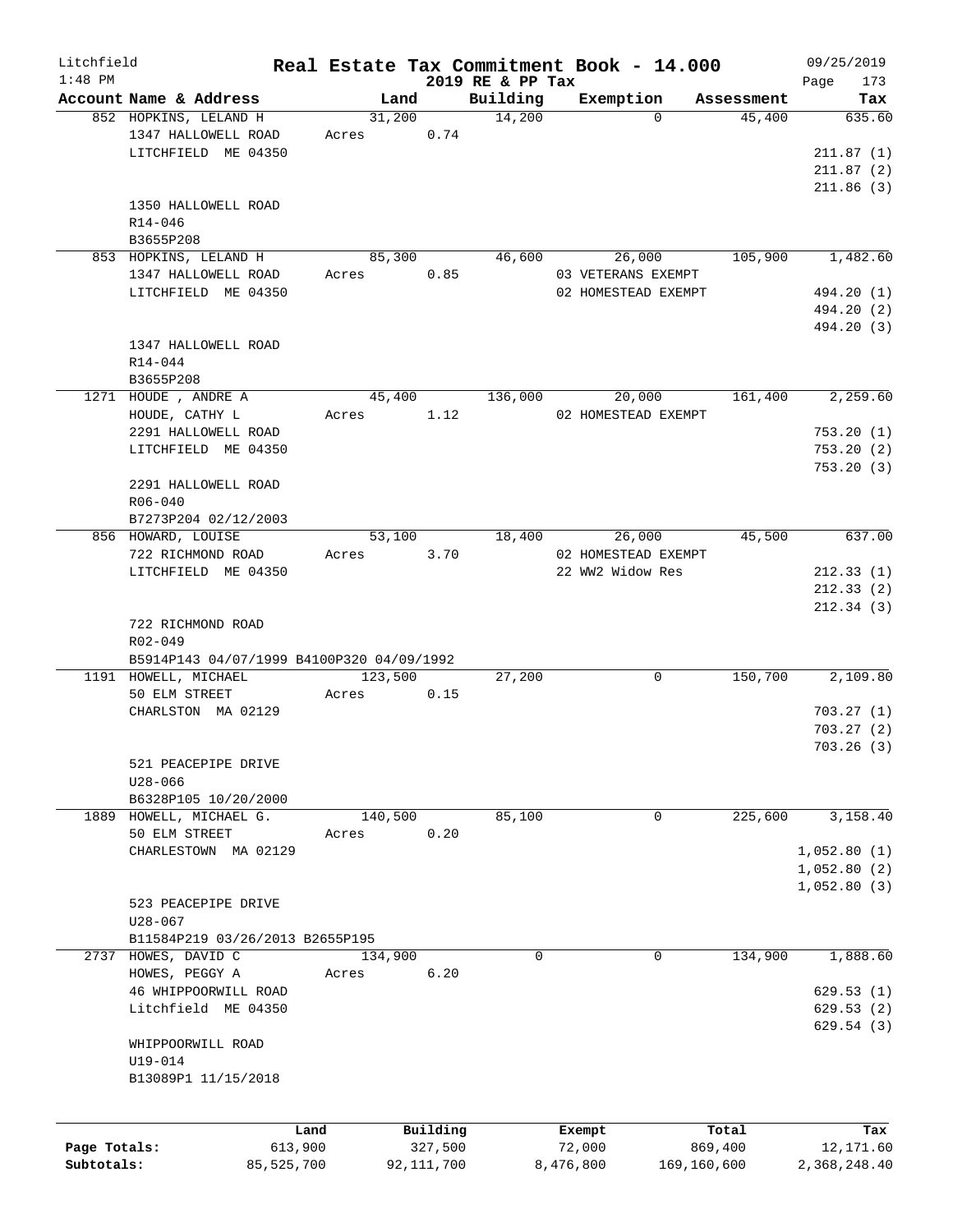# Litchfield — Real Estate Tax Commitment Book - 14.000 — 2019 RE & PP Tax

1:48 PM — 09/25/2019

| Account Name & Address | Land | Building | Exemption | Assessment | Tax |
|---|---|---|---|---|---|
| 852 HOPKINS, LELAND H<br>1347 HALLOWELL ROAD<br>LITCHFIELD ME 04350<br><br>1350 HALLOWELL ROAD<br>R14-046<br>B3655P208 | 31,200<br>Acres 0.74 | 14,200 | 0 | 45,400 | 635.60<br><br>211.87 (1)<br>211.87 (2)<br>211.86 (3) |
| 853 HOPKINS, LELAND H<br>1347 HALLOWELL ROAD<br>LITCHFIELD ME 04350<br><br>1347 HALLOWELL ROAD<br>R14-044<br>B3655P208 | 85,300<br>Acres 0.85 | 46,600 | 26,000<br>03 VETERANS EXEMPT<br>02 HOMESTEAD EXEMPT | 105,900 | 1,482.60<br><br>494.20 (1)<br>494.20 (2)<br>494.20 (3) |
| 1271 HOUDE , ANDRE A<br>HOUDE, CATHY L<br>2291 HALLOWELL ROAD<br>LITCHFIELD ME 04350<br><br>2291 HALLOWELL ROAD<br>R06-040<br>B7273P204 02/12/2003 | 45,400<br>Acres 1.12 | 136,000 | 20,000<br>02 HOMESTEAD EXEMPT | 161,400 | 2,259.60<br><br>753.20 (1)<br>753.20 (2)<br>753.20 (3) |
| 856 HOWARD, LOUISE<br>722 RICHMOND ROAD<br>LITCHFIELD ME 04350<br><br>722 RICHMOND ROAD<br>R02-049<br>B5914P143 04/07/1999 B4100P320 04/09/1992 | 53,100<br>Acres 3.70 | 18,400 | 26,000<br>02 HOMESTEAD EXEMPT<br>22 WW2 Widow Res | 45,500 | 637.00<br><br>212.33 (1)<br>212.33 (2)<br>212.34 (3) |
| 1191 HOWELL, MICHAEL<br>50 ELM STREET<br>CHARLSTON MA 02129<br><br>521 PEACEPIPE DRIVE<br>U28-066<br>B6328P105 10/20/2000 | 123,500<br>Acres 0.15 | 27,200 | 0 | 150,700 | 2,109.80<br><br>703.27 (1)<br>703.27 (2)<br>703.26 (3) |
| 1889 HOWELL, MICHAEL G.<br>50 ELM STREET<br>CHARLESTOWN MA 02129<br><br>523 PEACEPIPE DRIVE<br>U28-067<br>B11584P219 03/26/2013 B2655P195 | 140,500<br>Acres 0.20 | 85,100 | 0 | 225,600 | 3,158.40<br><br>1,052.80 (1)<br>1,052.80 (2)<br>1,052.80 (3) |
| 2737 HOWES, DAVID C<br>HOWES, PEGGY A<br>46 WHIPPOORWILL ROAD<br>Litchfield ME 04350<br><br>WHIPPOORWILL ROAD<br>U19-014<br>B13089P1 11/15/2018 | 134,900<br>Acres 6.20 | 0 | 0 | 134,900 | 1,888.60<br><br>629.53 (1)<br>629.53 (2)<br>629.54 (3) |

| | Land | Building | Exempt | Total | Tax |
|---|---|---|---|---|---|
| Page Totals: | 613,900 | 327,500 | 72,000 | 869,400 | 12,171.60 |
| Subtotals: | 85,525,700 | 92,111,700 | 8,476,800 | 169,160,600 | 2,368,248.40 |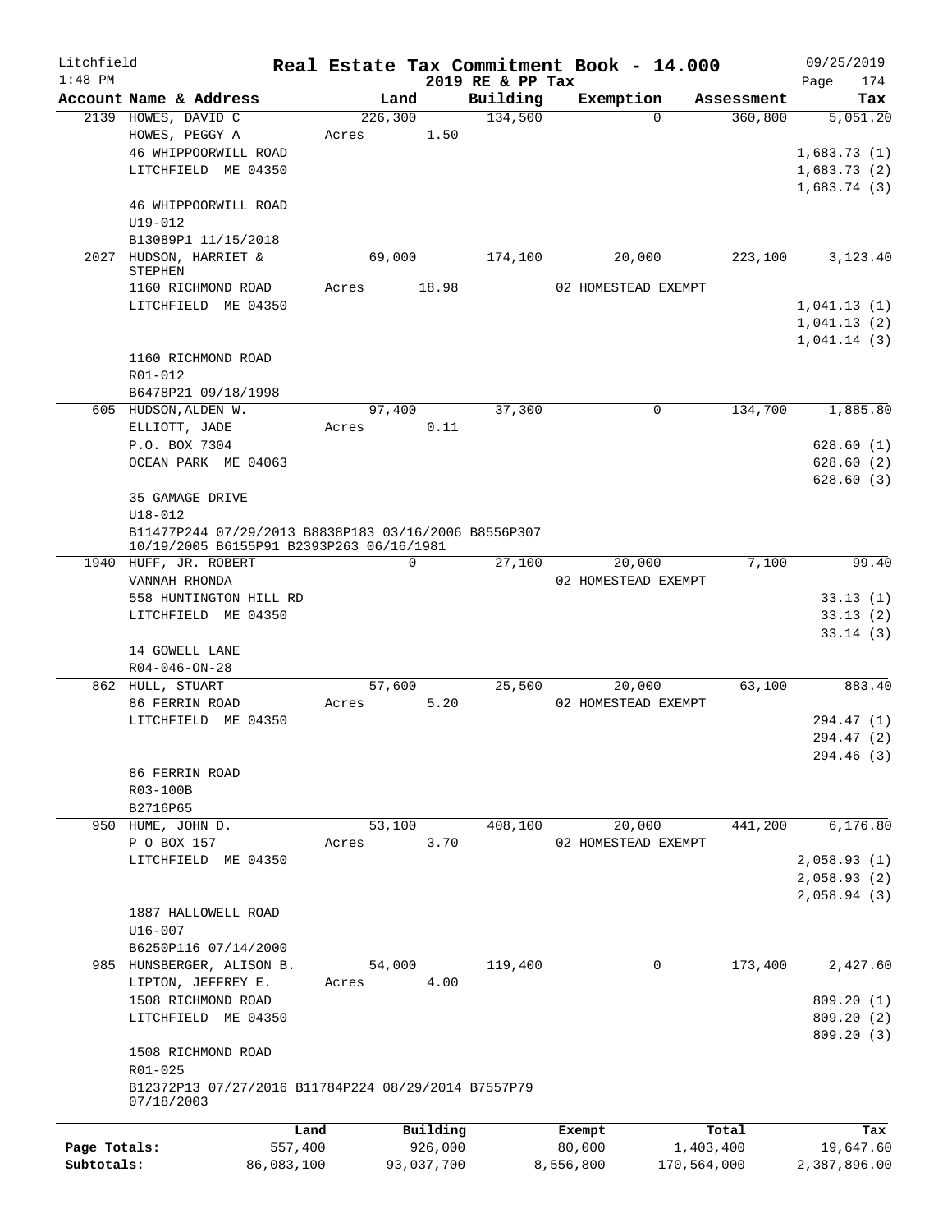Litchfield
1:48 PM

# Real Estate Tax Commitment Book - 14.000

2019 RE & PP Tax

09/25/2019
Page 174

| Account Name & Address | Land | Building | Exemption | Assessment | Tax |
|---|---|---|---|---|---|
| 2139 HOWES, DAVID C | 226,300 | 134,500 | 0 | 360,800 | 5,051.20 |
| HOWES, PEGGY A | Acres 1.50 | | | | |
| 46 WHIPPOORWILL ROAD | | | | | 1,683.73 (1) |
| LITCHFIELD ME 04350 | | | | | 1,683.73 (2) |
| | | | | | 1,683.74 (3) |
| 46 WHIPPOORWILL ROAD | | | | | |
| U19-012 | | | | | |
| B13089P1 11/15/2018 | | | | | |
| 2027 HUDSON, HARRIET & STEPHEN | 69,000 | 174,100 | 20,000 | 223,100 | 3,123.40 |
| 1160 RICHMOND ROAD | Acres 18.98 | | 02 HOMESTEAD EXEMPT | | |
| LITCHFIELD ME 04350 | | | | | 1,041.13 (1) |
| | | | | | 1,041.13 (2) |
| | | | | | 1,041.14 (3) |
| 1160 RICHMOND ROAD | | | | | |
| R01-012 | | | | | |
| B6478P21 09/18/1998 | | | | | |
| 605 HUDSON, ALDEN W. | 97,400 | 37,300 | 0 | 134,700 | 1,885.80 |
| ELLIOTT, JADE | Acres 0.11 | | | | |
| P.O. BOX 7304 | | | | | 628.60 (1) |
| OCEAN PARK ME 04063 | | | | | 628.60 (2) |
| | | | | | 628.60 (3) |
| 35 GAMAGE DRIVE | | | | | |
| U18-012 | | | | | |
| B11477P244 07/29/2013 B8838P183 03/16/2006 B8556P307 10/19/2005 B6155P91 B2393P263 06/16/1981 | | | | | |
| 1940 HUFF, JR. ROBERT | 0 | 27,100 | 20,000 | 7,100 | 99.40 |
| VANNAH RHONDA | | | 02 HOMESTEAD EXEMPT | | |
| 558 HUNTINGTON HILL RD | | | | | 33.13 (1) |
| LITCHFIELD ME 04350 | | | | | 33.13 (2) |
| | | | | | 33.14 (3) |
| 14 GOWELL LANE | | | | | |
| R04-046-ON-28 | | | | | |
| 862 HULL, STUART | 57,600 | 25,500 | 20,000 | 63,100 | 883.40 |
| 86 FERRIN ROAD | Acres 5.20 | | 02 HOMESTEAD EXEMPT | | |
| LITCHFIELD ME 04350 | | | | | 294.47 (1) |
| | | | | | 294.47 (2) |
| | | | | | 294.46 (3) |
| 86 FERRIN ROAD | | | | | |
| R03-100B | | | | | |
| B2716P65 | | | | | |
| 950 HUME, JOHN D. | 53,100 | 408,100 | 20,000 | 441,200 | 6,176.80 |
| P O BOX 157 | Acres 3.70 | | 02 HOMESTEAD EXEMPT | | |
| LITCHFIELD ME 04350 | | | | | 2,058.93 (1) |
| | | | | | 2,058.93 (2) |
| | | | | | 2,058.94 (3) |
| 1887 HALLOWELL ROAD | | | | | |
| U16-007 | | | | | |
| B6250P116 07/14/2000 | | | | | |
| 985 HUNSBERGER, ALISON B. | 54,000 | 119,400 | 0 | 173,400 | 2,427.60 |
| LIPTON, JEFFREY E. | Acres 4.00 | | | | |
| 1508 RICHMOND ROAD | | | | | 809.20 (1) |
| LITCHFIELD ME 04350 | | | | | 809.20 (2) |
| | | | | | 809.20 (3) |
| 1508 RICHMOND ROAD | | | | | |
| R01-025 | | | | | |
| B12372P13 07/27/2016 B11784P224 08/29/2014 B7557P79 07/18/2003 | | | | | |

| | Land | Building | Exempt | Total | Tax |
|---|---|---|---|---|---|
| Page Totals: | 557,400 | 926,000 | 80,000 | 1,403,400 | 19,647.60 |
| Subtotals: | 86,083,100 | 93,037,700 | 8,556,800 | 170,564,000 | 2,387,896.00 |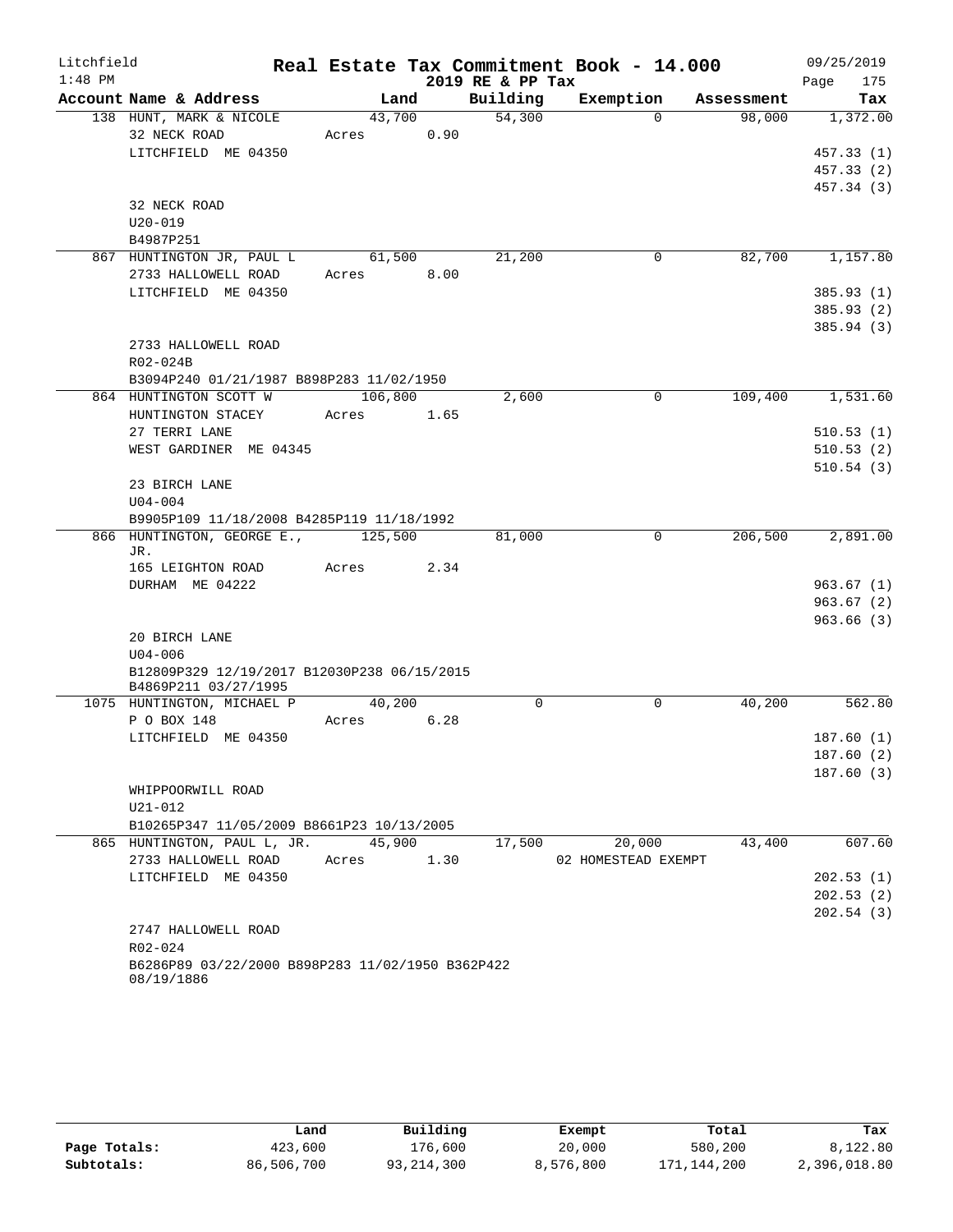Litchfield
1:48 PM

# Real Estate Tax Commitment Book - 14.000

2019 RE & PP Tax

09/25/2019
Page 175

| Account Name & Address | Land | Building | Exemption | Assessment | Tax |
|---|---|---|---|---|---|
| 138 HUNT, MARK & NICOLE | 43,700 | 54,300 | 0 | 98,000 | 1,372.00 |
| 32 NECK ROAD | Acres 0.90 | | | | |
| LITCHFIELD ME 04350 | | | | | 457.33 (1) |
| | | | | | 457.33 (2) |
| | | | | | 457.34 (3) |
| 32 NECK ROAD | | | | | |
| U20-019 | | | | | |
| B4987P251 | | | | | |
| 867 HUNTINGTON JR, PAUL L | 61,500 | 21,200 | 0 | 82,700 | 1,157.80 |
| 2733 HALLOWELL ROAD | Acres 8.00 | | | | |
| LITCHFIELD ME 04350 | | | | | 385.93 (1) |
| | | | | | 385.93 (2) |
| | | | | | 385.94 (3) |
| 2733 HALLOWELL ROAD | | | | | |
| R02-024B | | | | | |
| B3094P240 01/21/1987 B898P283 11/02/1950 | | | | | |
| 864 HUNTINGTON SCOTT W | 106,800 | 2,600 | 0 | 109,400 | 1,531.60 |
| HUNTINGTON STACEY | Acres 1.65 | | | | |
| 27 TERRI LANE | | | | | 510.53 (1) |
| WEST GARDINER ME 04345 | | | | | 510.53 (2) |
| | | | | | 510.54 (3) |
| 23 BIRCH LANE | | | | | |
| U04-004 | | | | | |
| B9905P109 11/18/2008 B4285P119 11/18/1992 | | | | | |
| 866 HUNTINGTON, GEORGE E., JR. | 125,500 | 81,000 | 0 | 206,500 | 2,891.00 |
| 165 LEIGHTON ROAD | Acres 2.34 | | | | |
| DURHAM ME 04222 | | | | | 963.67 (1) |
| | | | | | 963.67 (2) |
| | | | | | 963.66 (3) |
| 20 BIRCH LANE | | | | | |
| U04-006 | | | | | |
| B12809P329 12/19/2017 B12030P238 06/15/2015 B4869P211 03/27/1995 | | | | | |
| 1075 HUNTINGTON, MICHAEL P | 40,200 | 0 | 0 | 40,200 | 562.80 |
| P O BOX 148 | Acres 6.28 | | | | |
| LITCHFIELD ME 04350 | | | | | 187.60 (1) |
| | | | | | 187.60 (2) |
| | | | | | 187.60 (3) |
| WHIPPOORWILL ROAD | | | | | |
| U21-012 | | | | | |
| B10265P347 11/05/2009 B8661P23 10/13/2005 | | | | | |
| 865 HUNTINGTON, PAUL L, JR. | 45,900 | 17,500 | 20,000 | 43,400 | 607.60 |
| 2733 HALLOWELL ROAD | Acres 1.30 | | 02 HOMESTEAD EXEMPT | | |
| LITCHFIELD ME 04350 | | | | | 202.53 (1) |
| | | | | | 202.53 (2) |
| | | | | | 202.54 (3) |
| 2747 HALLOWELL ROAD | | | | | |
| R02-024 | | | | | |
| B6286P89 03/22/2000 B898P283 11/02/1950 B362P422 08/19/1886 | | | | | |

| | Land | Building | Exempt | Total | Tax |
|---|---|---|---|---|---|
| Page Totals: | 423,600 | 176,600 | 20,000 | 580,200 | 8,122.80 |
| Subtotals: | 86,506,700 | 93,214,300 | 8,576,800 | 171,144,200 | 2,396,018.80 |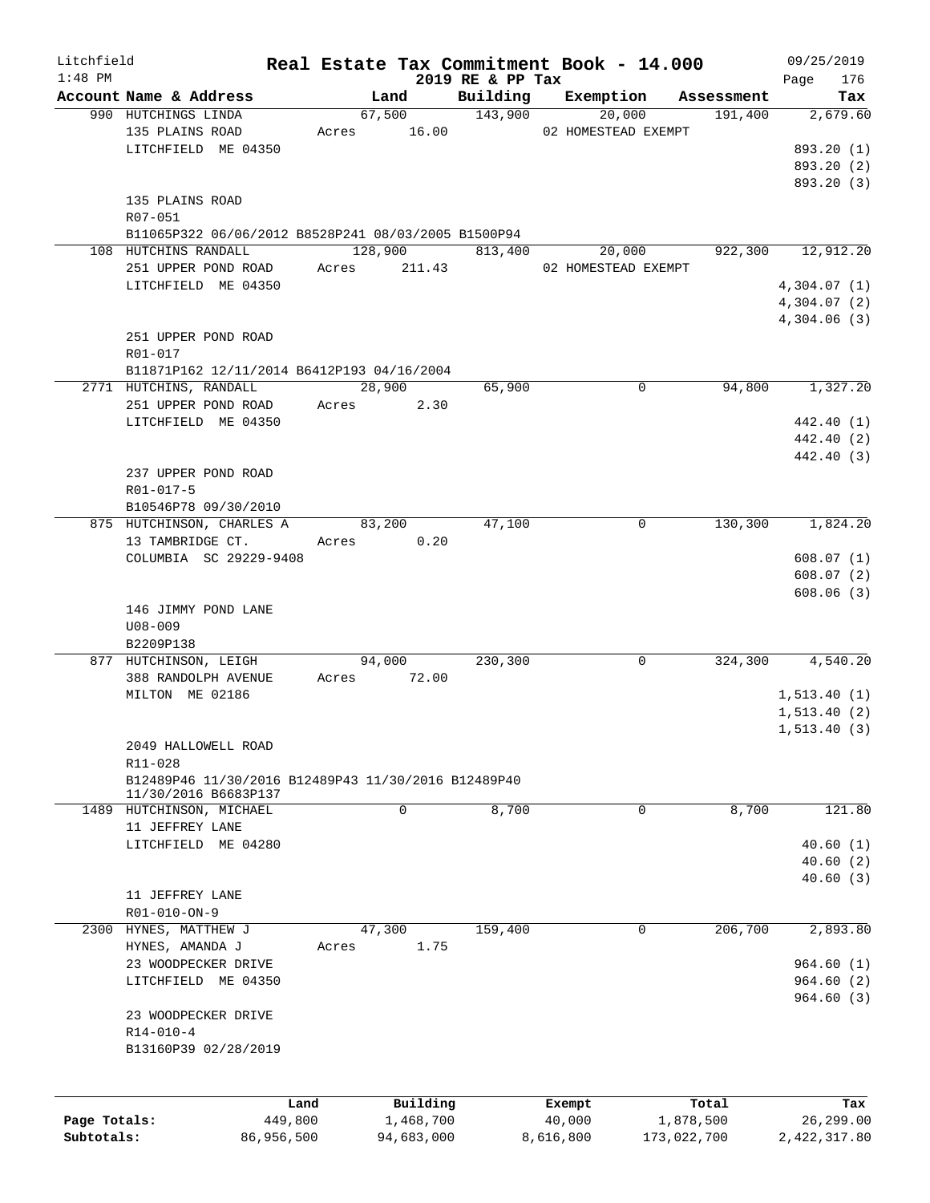Litchfield
1:48 PM

**Real Estate Tax Commitment Book - 14.000**
**2019 RE & PP Tax**

09/25/2019

| Account Name & Address | Land | Building | Exemption | Assessment | Tax |
|---|---|---|---|---|---|
| 990 HUTCHINGS LINDA | 67,500 | 143,900 | 20,000 | 191,400 | 2,679.60 |
| 135 PLAINS ROAD | Acres 16.00 | | 02 HOMESTEAD EXEMPT | | |
| LITCHFIELD ME 04350 | | | | | 893.20 (1) |
| | | | | | 893.20 (2) |
| | | | | | 893.20 (3) |
| 135 PLAINS ROAD | | | | | |
| R07-051 | | | | | |
| B11065P322 06/06/2012 B8528P241 08/03/2005 B1500P94 | | | | | |
| 108 HUTCHINS RANDALL | 128,900 | 813,400 | 20,000 | 922,300 | 12,912.20 |
| 251 UPPER POND ROAD | Acres 211.43 | | 02 HOMESTEAD EXEMPT | | |
| LITCHFIELD ME 04350 | | | | | 4,304.07 (1) |
| | | | | | 4,304.07 (2) |
| | | | | | 4,304.06 (3) |
| 251 UPPER POND ROAD | | | | | |
| R01-017 | | | | | |
| B11871P162 12/11/2014 B6412P193 04/16/2004 | | | | | |
| 2771 HUTCHINS, RANDALL | 28,900 | 65,900 | 0 | 94,800 | 1,327.20 |
| 251 UPPER POND ROAD | Acres 2.30 | | | | |
| LITCHFIELD ME 04350 | | | | | 442.40 (1) |
| | | | | | 442.40 (2) |
| | | | | | 442.40 (3) |
| 237 UPPER POND ROAD | | | | | |
| R01-017-5 | | | | | |
| B10546P78 09/30/2010 | | | | | |
| 875 HUTCHINSON, CHARLES A | 83,200 | 47,100 | 0 | 130,300 | 1,824.20 |
| 13 TAMBRIDGE CT. | Acres 0.20 | | | | |
| COLUMBIA SC 29229-9408 | | | | | 608.07 (1) |
| | | | | | 608.07 (2) |
| | | | | | 608.06 (3) |
| 146 JIMMY POND LANE | | | | | |
| U08-009 | | | | | |
| B2209P138 | | | | | |
| 877 HUTCHINSON, LEIGH | 94,000 | 230,300 | 0 | 324,300 | 4,540.20 |
| 388 RANDOLPH AVENUE | Acres 72.00 | | | | |
| MILTON ME 02186 | | | | | 1,513.40 (1) |
| | | | | | 1,513.40 (2) |
| | | | | | 1,513.40 (3) |
| 2049 HALLOWELL ROAD | | | | | |
| R11-028 | | | | | |
| B12489P46 11/30/2016 B12489P43 11/30/2016 B12489P40 11/30/2016 B6683P137 | | | | | |
| 1489 HUTCHINSON, MICHAEL | 0 | 8,700 | 0 | 8,700 | 121.80 |
| 11 JEFFREY LANE | | | | | |
| LITCHFIELD ME 04280 | | | | | 40.60 (1) |
| | | | | | 40.60 (2) |
| | | | | | 40.60 (3) |
| 11 JEFFREY LANE | | | | | |
| R01-010-ON-9 | | | | | |
| 2300 HYNES, MATTHEW J | 47,300 | 159,400 | 0 | 206,700 | 2,893.80 |
| HYNES, AMANDA J | Acres 1.75 | | | | |
| 23 WOODPECKER DRIVE | | | | | 964.60 (1) |
| LITCHFIELD ME 04350 | | | | | 964.60 (2) |
| | | | | | 964.60 (3) |
| 23 WOODPECKER DRIVE | | | | | |
| R14-010-4 | | | | | |
| B13160P39 02/28/2019 | | | | | |

| | Land | Building | Exempt | Total | Tax |
|---|---|---|---|---|---|
| Page Totals: | 449,800 | 1,468,700 | 40,000 | 1,878,500 | 26,299.00 |
| Subtotals: | 86,956,500 | 94,683,000 | 8,616,800 | 173,022,700 | 2,422,317.80 |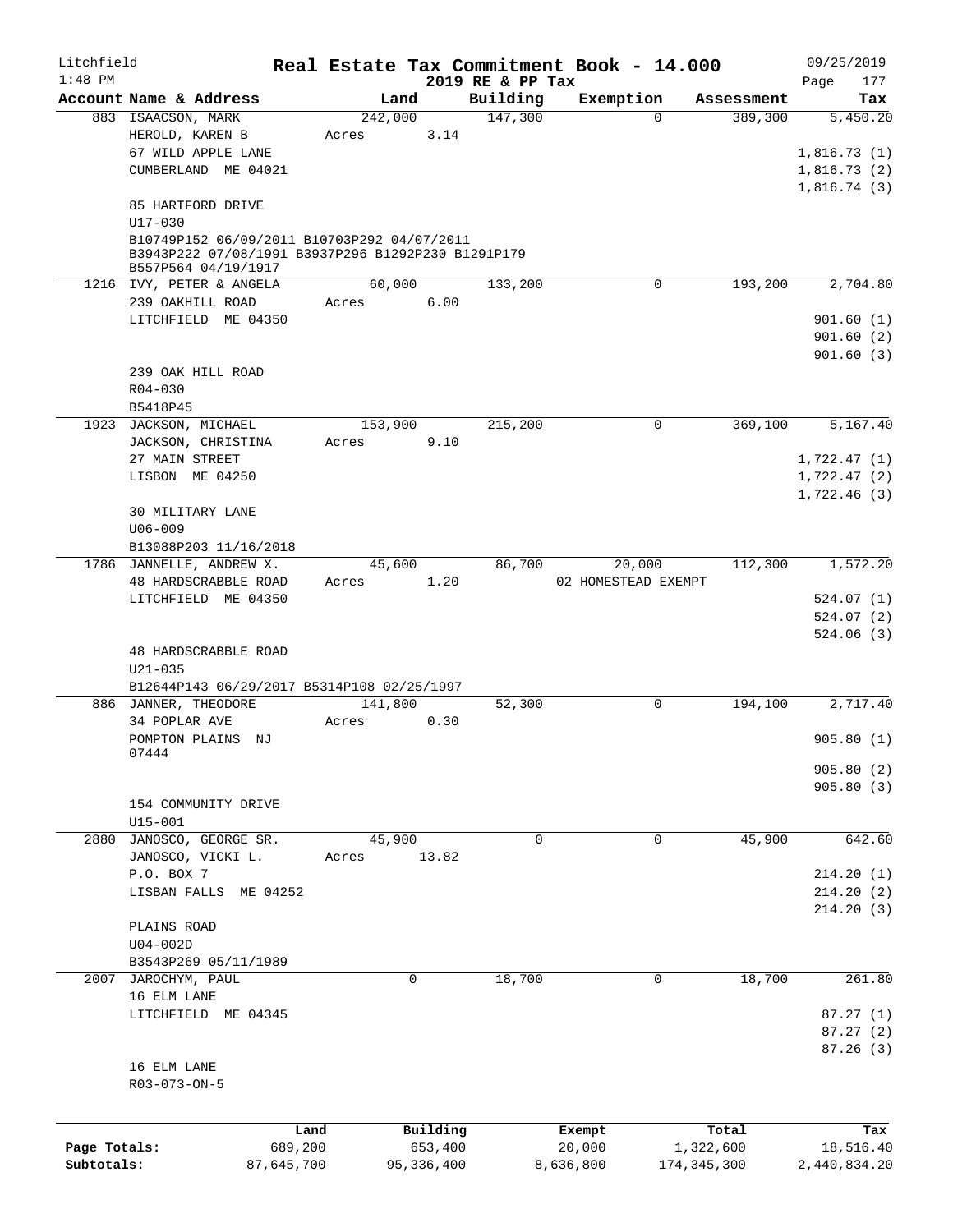Litchfield
1:48 PM

# Real Estate Tax Commitment Book - 14.000

2019 RE & PP Tax

09/25/2019

| Account | Name & Address | Land | Building | Exemption | Assessment | Tax |
|---|---|---|---|---|---|---|
| 883 | ISAACSON, MARK | 242,000 | 147,300 | 0 | 389,300 | 5,450.20 |
| | HEROLD, KAREN B | Acres 3.14 | | | | |
| | 67 WILD APPLE LANE | | | | | 1,816.73 (1) |
| | CUMBERLAND ME 04021 | | | | | 1,816.73 (2) |
| | | | | | | 1,816.74 (3) |
| | 85 HARTFORD DRIVE | | | | | |
| | U17-030 | | | | | |
| | B10749P152 06/09/2011 B10703P292 04/07/2011 B3943P222 07/08/1991 B3937P296 B1292P230 B1291P179 B557P564 04/19/1917 | | | | | |
| 1216 | IVY, PETER & ANGELA | 60,000 | 133,200 | 0 | 193,200 | 2,704.80 |
| | 239 OAKHILL ROAD | Acres 6.00 | | | | |
| | LITCHFIELD ME 04350 | | | | | 901.60 (1) |
| | | | | | | 901.60 (2) |
| | | | | | | 901.60 (3) |
| | 239 OAK HILL ROAD | | | | | |
| | R04-030 | | | | | |
| | B5418P45 | | | | | |
| 1923 | JACKSON, MICHAEL | 153,900 | 215,200 | 0 | 369,100 | 5,167.40 |
| | JACKSON, CHRISTINA | Acres 9.10 | | | | |
| | 27 MAIN STREET | | | | | 1,722.47 (1) |
| | LISBON ME 04250 | | | | | 1,722.47 (2) |
| | | | | | | 1,722.46 (3) |
| | 30 MILITARY LANE | | | | | |
| | U06-009 | | | | | |
| | B13088P203 11/16/2018 | | | | | |
| 1786 | JANNELLE, ANDREW X. | 45,600 | 86,700 | 20,000 | 112,300 | 1,572.20 |
| | 48 HARDSCRABBLE ROAD | Acres 1.20 | | 02 HOMESTEAD EXEMPT | | |
| | LITCHFIELD ME 04350 | | | | | 524.07 (1) |
| | | | | | | 524.07 (2) |
| | | | | | | 524.06 (3) |
| | 48 HARDSCRABBLE ROAD | | | | | |
| | U21-035 | | | | | |
| | B12644P143 06/29/2017 B5314P108 02/25/1997 | | | | | |
| 886 | JANNER, THEODORE | 141,800 | 52,300 | 0 | 194,100 | 2,717.40 |
| | 34 POPLAR AVE | Acres 0.30 | | | | |
| | POMPTON PLAINS NJ 07444 | | | | | 905.80 (1) |
| | | | | | | 905.80 (2) |
| | | | | | | 905.80 (3) |
| | 154 COMMUNITY DRIVE | | | | | |
| | U15-001 | | | | | |
| 2880 | JANOSCO, GEORGE SR. | 45,900 | 0 | 0 | 45,900 | 642.60 |
| | JANOSCO, VICKI L. | Acres 13.82 | | | | |
| | P.O. BOX 7 | | | | | 214.20 (1) |
| | LISBAN FALLS ME 04252 | | | | | 214.20 (2) |
| | | | | | | 214.20 (3) |
| | PLAINS ROAD | | | | | |
| | U04-002D | | | | | |
| | B3543P269 05/11/1989 | | | | | |
| 2007 | JAROCHYM, PAUL | 0 | 18,700 | 0 | 18,700 | 261.80 |
| | 16 ELM LANE | | | | | |
| | LITCHFIELD ME 04345 | | | | | 87.27 (1) |
| | | | | | | 87.27 (2) |
| | | | | | | 87.26 (3) |
| | 16 ELM LANE | | | | | |
| | R03-073-ON-5 | | | | | |

| | Land | Building | Exempt | Total | Tax |
|---|---|---|---|---|---|
| Page Totals: | 689,200 | 653,400 | 20,000 | 1,322,600 | 18,516.40 |
| Subtotals: | 87,645,700 | 95,336,400 | 8,636,800 | 174,345,300 | 2,440,834.20 |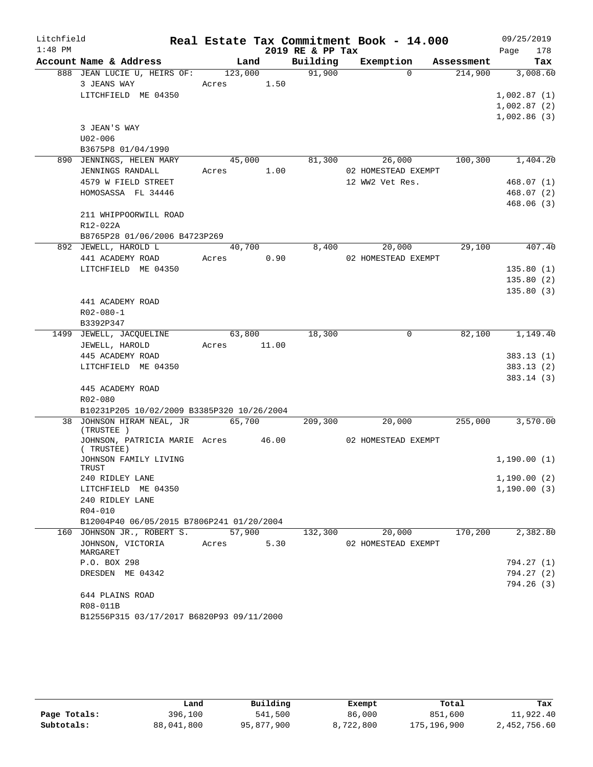# Real Estate Tax Commitment Book - 14.000

Litchfield 1:48 PM — 2019 RE & PP Tax — 09/25/2019

| Account Name & Address | Land | Building | Exemption | Assessment | Tax |
|---|---|---|---|---|---|
| 888 JEAN LUCIE U, HEIRS OF: | 123,000 | 91,900 | 0 | 214,900 | 3,008.60 |
| 3 JEANS WAY | Acres 1.50 | | | | |
| LITCHFIELD ME 04350 | | | | | 1,002.87 (1) |
| | | | | | 1,002.87 (2) |
| | | | | | 1,002.86 (3) |
| 3 JEAN'S WAY | | | | | |
| U02-006 | | | | | |
| B3675P8 01/04/1990 | | | | | |
| 890 JENNINGS, HELEN MARY | 45,000 | 81,300 | 26,000 | 100,300 | 1,404.20 |
| JENNINGS RANDALL | Acres 1.00 | | 02 HOMESTEAD EXEMPT | | |
| 4579 W FIELD STREET | | | 12 WW2 Vet Res. | | 468.07 (1) |
| HOMOSASSA FL 34446 | | | | | 468.07 (2) |
| | | | | | 468.06 (3) |
| 211 WHIPPOORWILL ROAD | | | | | |
| R12-022A | | | | | |
| B8765P28 01/06/2006 B4723P269 | | | | | |
| 892 JEWELL, HAROLD L | 40,700 | 8,400 | 20,000 | 29,100 | 407.40 |
| 441 ACADEMY ROAD | Acres 0.90 | | 02 HOMESTEAD EXEMPT | | |
| LITCHFIELD ME 04350 | | | | | 135.80 (1) |
| | | | | | 135.80 (2) |
| | | | | | 135.80 (3) |
| 441 ACADEMY ROAD | | | | | |
| R02-080-1 | | | | | |
| B3392P347 | | | | | |
| 1499 JEWELL, JACQUELINE | 63,800 | 18,300 | 0 | 82,100 | 1,149.40 |
| JEWELL, HAROLD | Acres 11.00 | | | | |
| 445 ACADEMY ROAD | | | | | 383.13 (1) |
| LITCHFIELD ME 04350 | | | | | 383.13 (2) |
| | | | | | 383.14 (3) |
| 445 ACADEMY ROAD | | | | | |
| R02-080 | | | | | |
| B10231P205 10/02/2009 B3385P320 10/26/2004 | | | | | |
| 38 JOHNSON HIRAM NEAL, JR (TRUSTEE ) | 65,700 | 209,300 | 20,000 | 255,000 | 3,570.00 |
| JOHNSON, PATRICIA MARIE ( TRUSTEE) | Acres 46.00 | | 02 HOMESTEAD EXEMPT | | |
| JOHNSON FAMILY LIVING TRUST | | | | | 1,190.00 (1) |
| 240 RIDLEY LANE | | | | | 1,190.00 (2) |
| LITCHFIELD ME 04350 | | | | | 1,190.00 (3) |
| 240 RIDLEY LANE | | | | | |
| R04-010 | | | | | |
| B12004P40 06/05/2015 B7806P241 01/20/2004 | | | | | |
| 160 JOHNSON JR., ROBERT S. | 57,900 | 132,300 | 20,000 | 170,200 | 2,382.80 |
| JOHNSON, VICTORIA MARGARET | Acres 5.30 | | 02 HOMESTEAD EXEMPT | | |
| P.O. BOX 298 | | | | | 794.27 (1) |
| DRESDEN ME 04342 | | | | | 794.27 (2) |
| | | | | | 794.26 (3) |
| 644 PLAINS ROAD | | | | | |
| R08-011B | | | | | |
| B12556P315 03/17/2017 B6820P93 09/11/2000 | | | | | |

| | Land | Building | Exempt | Total | Tax |
|---|---|---|---|---|---|
| Page Totals: | 396,100 | 541,500 | 86,000 | 851,600 | 11,922.40 |
| Subtotals: | 88,041,800 | 95,877,900 | 8,722,800 | 175,196,900 | 2,452,756.60 |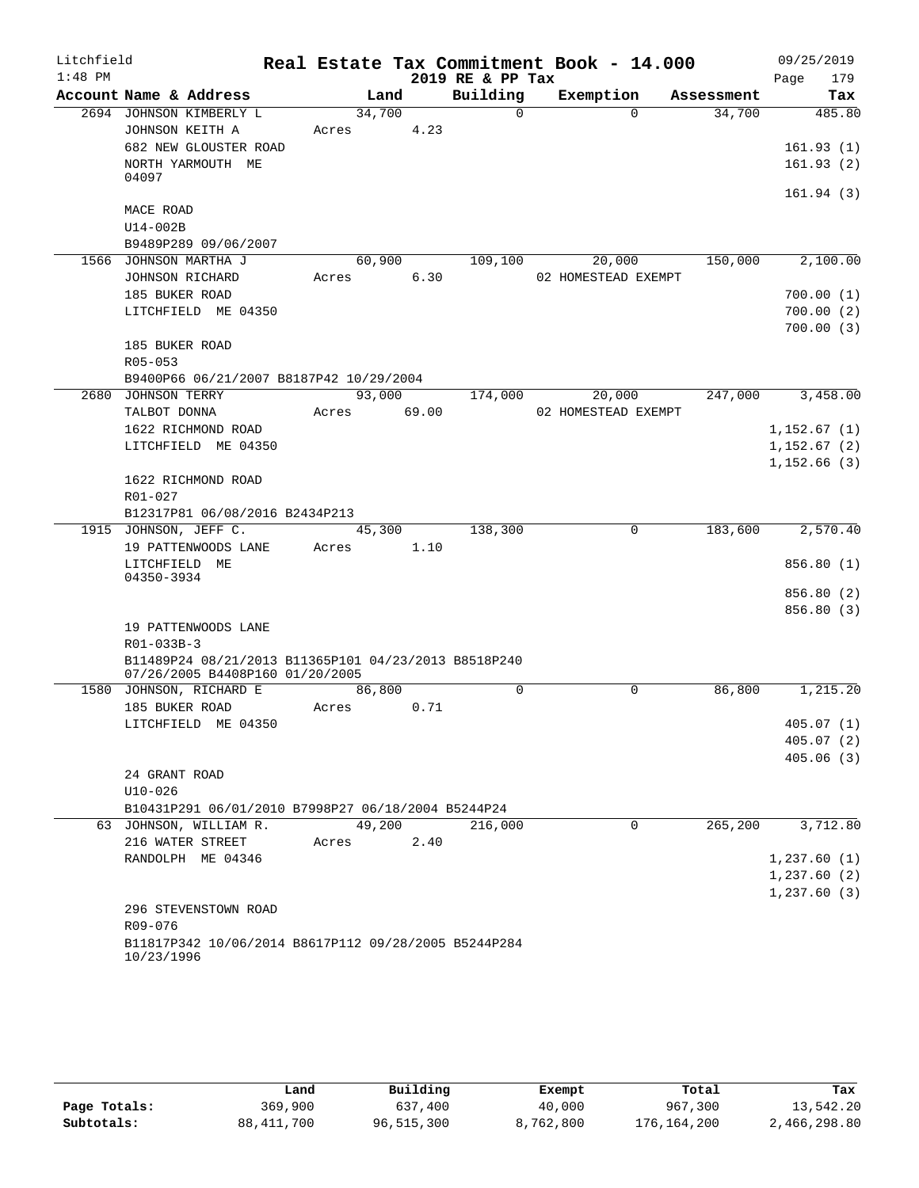Litchfield
1:48 PM

# Real Estate Tax Commitment Book - 14.000
## 2019 RE & PP Tax

09/25/2019

| Account Name & Address | Land | Building | Exemption | Assessment | Tax |
|---|---|---|---|---|---|
| 2694 JOHNSON KIMBERLY L | 34,700 | 0 | 0 | 34,700 | 485.80 |
| JOHNSON KEITH A | Acres 4.23 | | | | |
| 682 NEW GLOUSTER ROAD | | | | | 161.93 (1) |
| NORTH YARMOUTH ME 04097 | | | | | 161.93 (2) |
| | | | | | 161.94 (3) |
| MACE ROAD | | | | | |
| U14-002B | | | | | |
| B9489P289 09/06/2007 | | | | | |
| 1566 JOHNSON MARTHA J | 60,900 | 109,100 | 20,000 | 150,000 | 2,100.00 |
| JOHNSON RICHARD | Acres 6.30 | | 02 HOMESTEAD EXEMPT | | |
| 185 BUKER ROAD | | | | | 700.00 (1) |
| LITCHFIELD ME 04350 | | | | | 700.00 (2) |
| | | | | | 700.00 (3) |
| 185 BUKER ROAD | | | | | |
| R05-053 | | | | | |
| B9400P66 06/21/2007 B8187P42 10/29/2004 | | | | | |
| 2680 JOHNSON TERRY | 93,000 | 174,000 | 20,000 | 247,000 | 3,458.00 |
| TALBOT DONNA | Acres 69.00 | | 02 HOMESTEAD EXEMPT | | |
| 1622 RICHMOND ROAD | | | | | 1,152.67 (1) |
| LITCHFIELD ME 04350 | | | | | 1,152.67 (2) |
| | | | | | 1,152.66 (3) |
| 1622 RICHMOND ROAD | | | | | |
| R01-027 | | | | | |
| B12317P81 06/08/2016 B2434P213 | | | | | |
| 1915 JOHNSON, JEFF C. | 45,300 | 138,300 | 0 | 183,600 | 2,570.40 |
| 19 PATTENWOODS LANE | Acres 1.10 | | | | |
| LITCHFIELD ME 04350-3934 | | | | | 856.80 (1) |
| | | | | | 856.80 (2) |
| | | | | | 856.80 (3) |
| 19 PATTENWOODS LANE | | | | | |
| R01-033B-3 | | | | | |
| B11489P24 08/21/2013 B11365P101 04/23/2013 B8518P240 07/26/2005 B4408P160 01/20/2005 | | | | | |
| 1580 JOHNSON, RICHARD E | 86,800 | 0 | 0 | 86,800 | 1,215.20 |
| 185 BUKER ROAD | Acres 0.71 | | | | |
| LITCHFIELD ME 04350 | | | | | 405.07 (1) |
| | | | | | 405.07 (2) |
| | | | | | 405.06 (3) |
| 24 GRANT ROAD | | | | | |
| U10-026 | | | | | |
| B10431P291 06/01/2010 B7998P27 06/18/2004 B5244P24 | | | | | |
| 63 JOHNSON, WILLIAM R. | 49,200 | 216,000 | 0 | 265,200 | 3,712.80 |
| 216 WATER STREET | Acres 2.40 | | | | |
| RANDOLPH ME 04346 | | | | | 1,237.60 (1) |
| | | | | | 1,237.60 (2) |
| | | | | | 1,237.60 (3) |
| 296 STEVENSTOWN ROAD | | | | | |
| R09-076 | | | | | |
| B11817P342 10/06/2014 B8617P112 09/28/2005 B5244P284 10/23/1996 | | | | | |

| | Land | Building | Exempt | Total | Tax |
|---|---|---|---|---|---|
| Page Totals: | 369,900 | 637,400 | 40,000 | 967,300 | 13,542.20 |
| Subtotals: | 88,411,700 | 96,515,300 | 8,762,800 | 176,164,200 | 2,466,298.80 |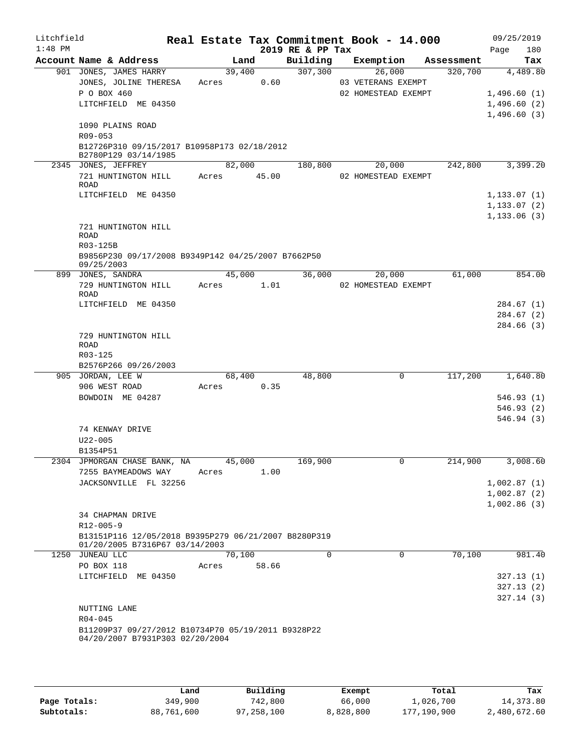Litchfield

**Real Estate Tax Commitment Book - 14.000**

2019 RE & PP Tax

09/25/2019

| Account Name & Address | Land | Building | Exemption | Assessment | Tax |
|---|---|---|---|---|---|
| 901 JONES, JAMES HARRY | 39,400 | 307,300 | 26,000 | 320,700 | 4,489.80 |
| JONES, JOLINE THERESA | Acres 0.60 | | 03 VETERANS EXEMPT | | |
| P O BOX 460 | | | 02 HOMESTEAD EXEMPT | | 1,496.60 (1) |
| LITCHFIELD ME 04350 | | | | | 1,496.60 (2) |
| | | | | | 1,496.60 (3) |
| 1090 PLAINS ROAD | | | | | |
| R09-053 | | | | | |
| B12726P310 09/15/2017 B10958P173 02/18/2012 B2780P129 03/14/1985 | | | | | |
| 2345 JONES, JEFFREY | 82,000 | 180,800 | 20,000 | 242,800 | 3,399.20 |
| 721 HUNTINGTON HILL ROAD | Acres 45.00 | | 02 HOMESTEAD EXEMPT | | |
| LITCHFIELD ME 04350 | | | | | 1,133.07 (1) |
| | | | | | 1,133.07 (2) |
| | | | | | 1,133.06 (3) |
| 721 HUNTINGTON HILL ROAD | | | | | |
| R03-125B | | | | | |
| B9856P230 09/17/2008 B9349P142 04/25/2007 B7662P50 09/25/2003 | | | | | |
| 899 JONES, SANDRA | 45,000 | 36,000 | 20,000 | 61,000 | 854.00 |
| 729 HUNTINGTON HILL ROAD | Acres 1.01 | | 02 HOMESTEAD EXEMPT | | |
| LITCHFIELD ME 04350 | | | | | 284.67 (1) |
| | | | | | 284.67 (2) |
| | | | | | 284.66 (3) |
| 729 HUNTINGTON HILL ROAD | | | | | |
| R03-125 | | | | | |
| B2576P266 09/26/2003 | | | | | |
| 905 JORDAN, LEE W | 68,400 | 48,800 | 0 | 117,200 | 1,640.80 |
| 906 WEST ROAD | Acres 0.35 | | | | |
| BOWDOIN ME 04287 | | | | | 546.93 (1) |
| | | | | | 546.93 (2) |
| | | | | | 546.94 (3) |
| 74 KENWAY DRIVE | | | | | |
| U22-005 | | | | | |
| B1354P51 | | | | | |
| 2304 JPMORGAN CHASE BANK, NA | 45,000 | 169,900 | 0 | 214,900 | 3,008.60 |
| 7255 BAYMEADOWS WAY | Acres 1.00 | | | | |
| JACKSONVILLE FL 32256 | | | | | 1,002.87 (1) |
| | | | | | 1,002.87 (2) |
| | | | | | 1,002.86 (3) |
| 34 CHAPMAN DRIVE | | | | | |
| R12-005-9 | | | | | |
| B13151P116 12/05/2018 B9395P279 06/21/2007 B8280P319 01/20/2005 B7316P67 03/14/2003 | | | | | |
| 1250 JUNEAU LLC | 70,100 | 0 | 0 | 70,100 | 981.40 |
| PO BOX 118 | Acres 58.66 | | | | |
| LITCHFIELD ME 04350 | | | | | 327.13 (1) |
| | | | | | 327.13 (2) |
| | | | | | 327.14 (3) |
| NUTTING LANE | | | | | |
| R04-045 | | | | | |
| B11209P37 09/27/2012 B10734P70 05/19/2011 B9328P22 04/20/2007 B7931P303 02/20/2004 | | | | | |

| | Land | Building | Exempt | Total | Tax |
|---|---|---|---|---|---|
| Page Totals: | 349,900 | 742,800 | 66,000 | 1,026,700 | 14,373.80 |
| Subtotals: | 88,761,600 | 97,258,100 | 8,828,800 | 177,190,900 | 2,480,672.60 |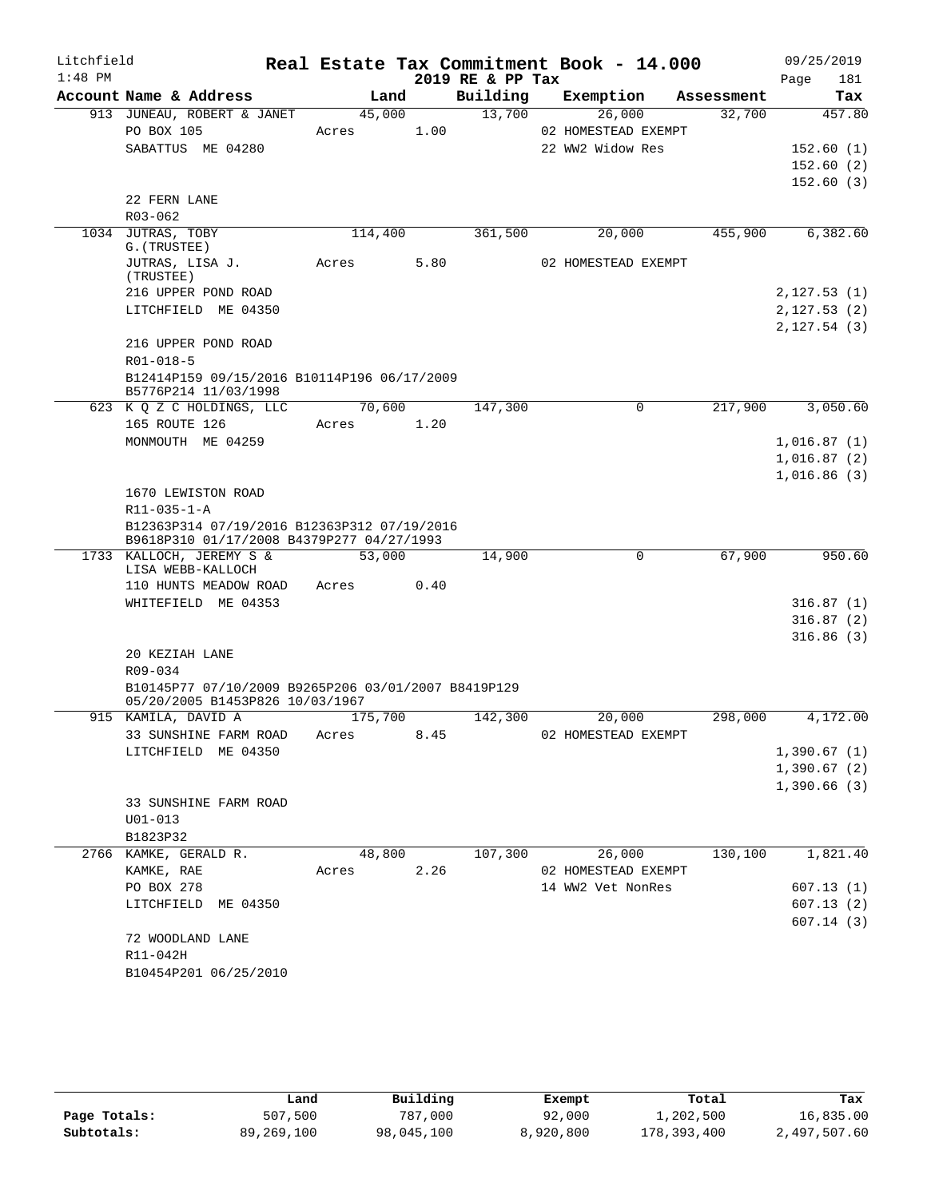Litchfield 1:48 PM

# Real Estate Tax Commitment Book - 14.000

2019 RE & PP Tax

09/25/2019 Page 181

| Account Name & Address | Land | Building | Exemption | Assessment | Tax |
|---|---|---|---|---|---|
| 913 JUNEAU, ROBERT & JANET | 45,000 | 13,700 | 26,000 | 32,700 | 457.80 |
| PO BOX 105 | Acres 1.00 | | 02 HOMESTEAD EXEMPT | | |
| SABATTUS ME 04280 | | | 22 WW2 Widow Res | | 152.60 (1) |
| | | | | | 152.60 (2) |
| | | | | | 152.60 (3) |
| 22 FERN LANE | | | | | |
| R03-062 | | | | | |
| 1034 JUTRAS, TOBY G.(TRUSTEE) | 114,400 | 361,500 | 20,000 | 455,900 | 6,382.60 |
| JUTRAS, LISA J. (TRUSTEE) | Acres 5.80 | | 02 HOMESTEAD EXEMPT | | |
| 216 UPPER POND ROAD | | | | | 2,127.53 (1) |
| LITCHFIELD ME 04350 | | | | | 2,127.53 (2) |
| | | | | | 2,127.54 (3) |
| 216 UPPER POND ROAD | | | | | |
| R01-018-5 | | | | | |
| B12414P159 09/15/2016 B10114P196 06/17/2009 B5776P214 11/03/1998 | | | | | |
| 623 K Q Z C HOLDINGS, LLC | 70,600 | 147,300 | 0 | 217,900 | 3,050.60 |
| 165 ROUTE 126 | Acres 1.20 | | | | |
| MONMOUTH ME 04259 | | | | | 1,016.87 (1) |
| | | | | | 1,016.87 (2) |
| | | | | | 1,016.86 (3) |
| 1670 LEWISTON ROAD | | | | | |
| R11-035-1-A | | | | | |
| B12363P314 07/19/2016 B12363P312 07/19/2016 B9618P310 01/17/2008 B4379P277 04/27/1993 | | | | | |
| 1733 KALLOCH, JEREMY S & LISA WEBB-KALLOCH | 53,000 | 14,900 | 0 | 67,900 | 950.60 |
| 110 HUNTS MEADOW ROAD | Acres 0.40 | | | | |
| WHITEFIELD ME 04353 | | | | | 316.87 (1) |
| | | | | | 316.87 (2) |
| | | | | | 316.86 (3) |
| 20 KEZIAH LANE | | | | | |
| R09-034 | | | | | |
| B10145P77 07/10/2009 B9265P206 03/01/2007 B8419P129 05/20/2005 B1453P826 10/03/1967 | | | | | |
| 915 KAMILA, DAVID A | 175,700 | 142,300 | 20,000 | 298,000 | 4,172.00 |
| 33 SUNSHINE FARM ROAD | Acres 8.45 | | 02 HOMESTEAD EXEMPT | | |
| LITCHFIELD ME 04350 | | | | | 1,390.67 (1) |
| | | | | | 1,390.67 (2) |
| | | | | | 1,390.66 (3) |
| 33 SUNSHINE FARM ROAD | | | | | |
| U01-013 | | | | | |
| B1823P32 | | | | | |
| 2766 KAMKE, GERALD R. | 48,800 | 107,300 | 26,000 | 130,100 | 1,821.40 |
| KAMKE, RAE | Acres 2.26 | | 02 HOMESTEAD EXEMPT | | |
| PO BOX 278 | | | 14 WW2 Vet NonRes | | 607.13 (1) |
| LITCHFIELD ME 04350 | | | | | 607.13 (2) |
| | | | | | 607.14 (3) |
| 72 WOODLAND LANE | | | | | |
| R11-042H | | | | | |
| B10454P201 06/25/2010 | | | | | |

| | Land | Building | Exempt | Total | Tax |
|---|---|---|---|---|---|
| Page Totals: | 507,500 | 787,000 | 92,000 | 1,202,500 | 16,835.00 |
| Subtotals: | 89,269,100 | 98,045,100 | 8,920,800 | 178,393,400 | 2,497,507.60 |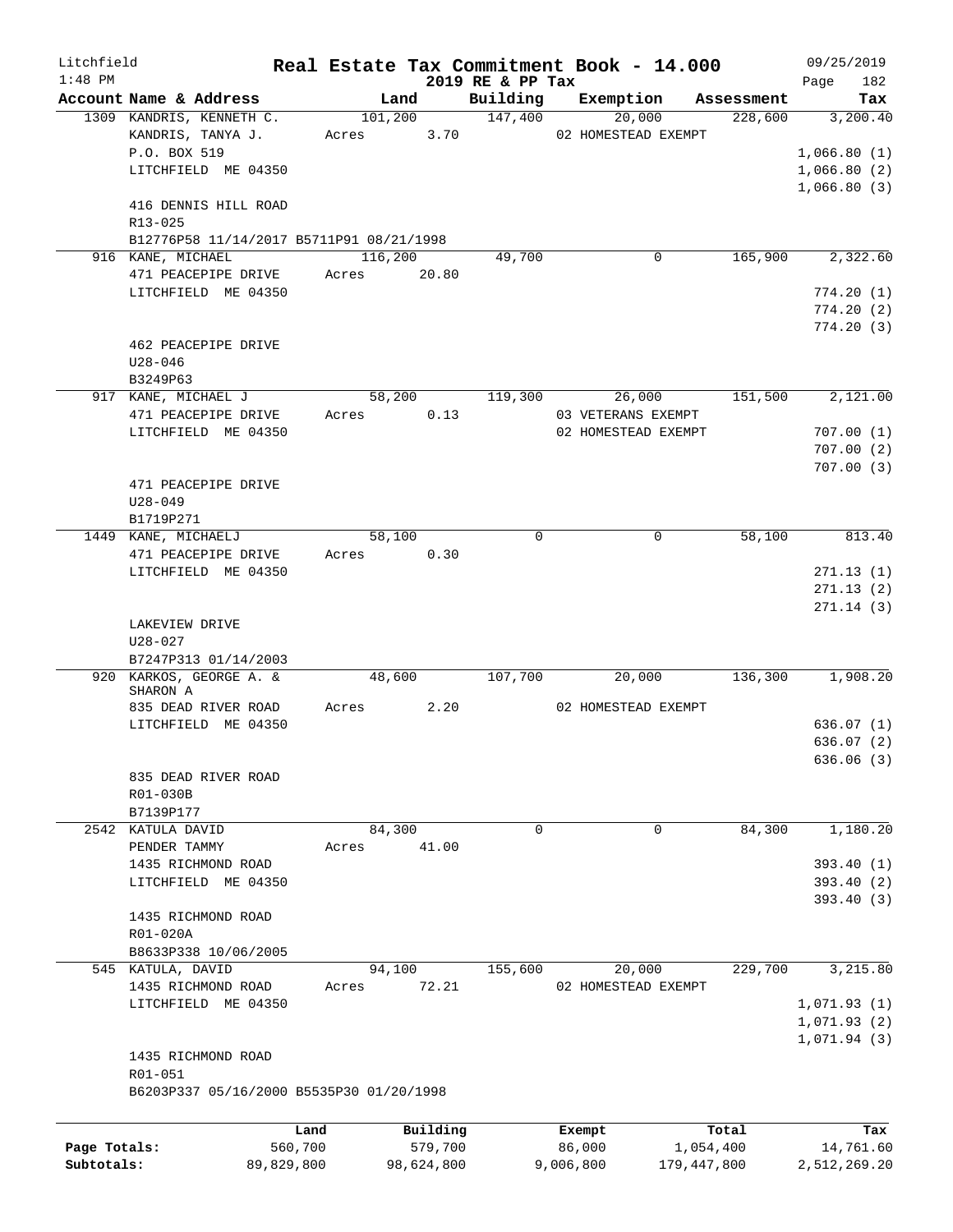Litchfield
1:48 PM

# Real Estate Tax Commitment Book - 14.000

2019 RE & PP Tax

09/25/2019

| Account Name & Address | Land | Building | Exemption | Assessment | Tax |
|---|---|---|---|---|---|
| 1309 KANDRIS, KENNETH C. | 101,200 | 147,400 | 20,000 | 228,600 | 3,200.40 |
| KANDRIS, TANYA J. | Acres 3.70 | | 02 HOMESTEAD EXEMPT | | |
| P.O. BOX 519 | | | | | 1,066.80 (1) |
| LITCHFIELD ME 04350 | | | | | 1,066.80 (2) |
| | | | | | 1,066.80 (3) |
| 416 DENNIS HILL ROAD | | | | | |
| R13-025 | | | | | |
| B12776P58 11/14/2017 B5711P91 08/21/1998 | | | | | |
| 916 KANE, MICHAEL | 116,200 | 49,700 | 0 | 165,900 | 2,322.60 |
| 471 PEACEPIPE DRIVE | Acres 20.80 | | | | |
| LITCHFIELD ME 04350 | | | | | 774.20 (1) |
| | | | | | 774.20 (2) |
| | | | | | 774.20 (3) |
| 462 PEACEPIPE DRIVE | | | | | |
| U28-046 | | | | | |
| B3249P63 | | | | | |
| 917 KANE, MICHAEL J | 58,200 | 119,300 | 26,000 | 151,500 | 2,121.00 |
| 471 PEACEPIPE DRIVE | Acres 0.13 | | 03 VETERANS EXEMPT | | |
| LITCHFIELD ME 04350 | | | 02 HOMESTEAD EXEMPT | | 707.00 (1) |
| | | | | | 707.00 (2) |
| | | | | | 707.00 (3) |
| 471 PEACEPIPE DRIVE | | | | | |
| U28-049 | | | | | |
| B1719P271 | | | | | |
| 1449 KANE, MICHAELJ | 58,100 | 0 | 0 | 58,100 | 813.40 |
| 471 PEACEPIPE DRIVE | Acres 0.30 | | | | |
| LITCHFIELD ME 04350 | | | | | 271.13 (1) |
| | | | | | 271.13 (2) |
| | | | | | 271.14 (3) |
| LAKEVIEW DRIVE | | | | | |
| U28-027 | | | | | |
| B7247P313 01/14/2003 | | | | | |
| 920 KARKOS, GEORGE A. & SHARON A | 48,600 | 107,700 | 20,000 | 136,300 | 1,908.20 |
| 835 DEAD RIVER ROAD | Acres 2.20 | | 02 HOMESTEAD EXEMPT | | |
| LITCHFIELD ME 04350 | | | | | 636.07 (1) |
| | | | | | 636.07 (2) |
| | | | | | 636.06 (3) |
| 835 DEAD RIVER ROAD | | | | | |
| R01-030B | | | | | |
| B7139P177 | | | | | |
| 2542 KATULA DAVID | 84,300 | 0 | 0 | 84,300 | 1,180.20 |
| PENDER TAMMY | Acres 41.00 | | | | |
| 1435 RICHMOND ROAD | | | | | 393.40 (1) |
| LITCHFIELD ME 04350 | | | | | 393.40 (2) |
| | | | | | 393.40 (3) |
| 1435 RICHMOND ROAD | | | | | |
| R01-020A | | | | | |
| B8633P338 10/06/2005 | | | | | |
| 545 KATULA, DAVID | 94,100 | 155,600 | 20,000 | 229,700 | 3,215.80 |
| 1435 RICHMOND ROAD | Acres 72.21 | | 02 HOMESTEAD EXEMPT | | |
| LITCHFIELD ME 04350 | | | | | 1,071.93 (1) |
| | | | | | 1,071.93 (2) |
| | | | | | 1,071.94 (3) |
| 1435 RICHMOND ROAD | | | | | |
| R01-051 | | | | | |
| B6203P337 05/16/2000 B5535P30 01/20/1998 | | | | | |

| | Land | Building | Exempt | Total | Tax |
|---|---|---|---|---|---|
| Page Totals: | 560,700 | 579,700 | 86,000 | 1,054,400 | 14,761.60 |
| Subtotals: | 89,829,800 | 98,624,800 | 9,006,800 | 179,447,800 | 2,512,269.20 |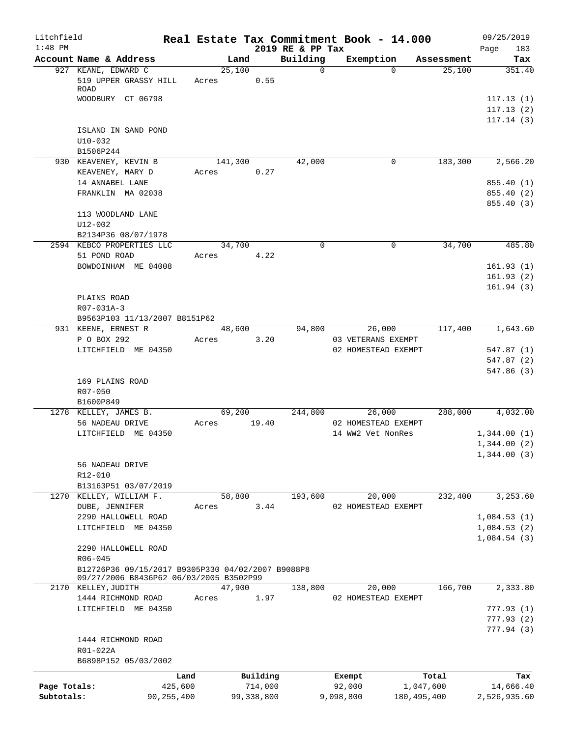Litchfield
1:48 PM

# Real Estate Tax Commitment Book - 14.000

## 2019 RE & PP Tax

09/25/2019

| Account Name & Address | Land | Building | Exemption | Assessment | Tax |
|---|---|---|---|---|---|
| 927 KEANE, EDWARD C | 25,100 | 0 | 0 | 25,100 | 351.40 |
| 519 UPPER GRASSY HILL ROAD | Acres 0.55 | | | | |
| WOODBURY CT 06798 | | | | | 117.13 (1) |
| | | | | | 117.13 (2) |
| | | | | | 117.14 (3) |
| ISLAND IN SAND POND | | | | | |
| U10-032 | | | | | |
| B1506P244 | | | | | |
| 930 KEAVENEY, KEVIN B | 141,300 | 42,000 | 0 | 183,300 | 2,566.20 |
| KEAVENEY, MARY D | Acres 0.27 | | | | |
| 14 ANNABEL LANE | | | | | 855.40 (1) |
| FRANKLIN MA 02038 | | | | | 855.40 (2) |
| | | | | | 855.40 (3) |
| 113 WOODLAND LANE | | | | | |
| U12-002 | | | | | |
| B2134P36 08/07/1978 | | | | | |
| 2594 KEBCO PROPERTIES LLC | 34,700 | 0 | 0 | 34,700 | 485.80 |
| 51 POND ROAD | Acres 4.22 | | | | |
| BOWDOINHAM ME 04008 | | | | | 161.93 (1) |
| | | | | | 161.93 (2) |
| | | | | | 161.94 (3) |
| PLAINS ROAD | | | | | |
| R07-031A-3 | | | | | |
| B9563P103 11/13/2007 B8151P62 | | | | | |
| 931 KEENE, ERNEST R | 48,600 | 94,800 | 26,000 | 117,400 | 1,643.60 |
| P O BOX 292 | Acres 3.20 | | 03 VETERANS EXEMPT | | |
| LITCHFIELD ME 04350 | | | 02 HOMESTEAD EXEMPT | | 547.87 (1) |
| | | | | | 547.87 (2) |
| | | | | | 547.86 (3) |
| 169 PLAINS ROAD | | | | | |
| R07-050 | | | | | |
| B1600P849 | | | | | |
| 1278 KELLEY, JAMES B. | 69,200 | 244,800 | 26,000 | 288,000 | 4,032.00 |
| 56 NADEAU DRIVE | Acres 19.40 | | 02 HOMESTEAD EXEMPT | | |
| LITCHFIELD ME 04350 | | | 14 WW2 Vet NonRes | | 1,344.00 (1) |
| | | | | | 1,344.00 (2) |
| | | | | | 1,344.00 (3) |
| 56 NADEAU DRIVE | | | | | |
| R12-010 | | | | | |
| B13163P51 03/07/2019 | | | | | |
| 1270 KELLEY, WILLIAM F. | 58,800 | 193,600 | 20,000 | 232,400 | 3,253.60 |
| DUBE, JENNIFER | Acres 3.44 | | 02 HOMESTEAD EXEMPT | | |
| 2290 HALLOWELL ROAD | | | | | 1,084.53 (1) |
| LITCHFIELD ME 04350 | | | | | 1,084.53 (2) |
| | | | | | 1,084.54 (3) |
| 2290 HALLOWELL ROAD | | | | | |
| R06-045 | | | | | |
| B12726P36 09/15/2017 B9305P330 04/02/2007 B9088P8 09/27/2006 B8436P62 06/03/2005 B3502P99 | | | | | |
| 2170 KELLEY,JUDITH | 47,900 | 138,800 | 20,000 | 166,700 | 2,333.80 |
| 1444 RICHMOND ROAD | Acres 1.97 | | 02 HOMESTEAD EXEMPT | | |
| LITCHFIELD ME 04350 | | | | | 777.93 (1) |
| | | | | | 777.93 (2) |
| | | | | | 777.94 (3) |
| 1444 RICHMOND ROAD | | | | | |
| R01-022A | | | | | |
| B6898P152 05/03/2002 | | | | | |

| | Land | Building | Exempt | Total | Tax |
|---|---|---|---|---|---|
| Page Totals: | 425,600 | 714,000 | 92,000 | 1,047,600 | 14,666.40 |
| Subtotals: | 90,255,400 | 99,338,800 | 9,098,800 | 180,495,400 | 2,526,935.60 |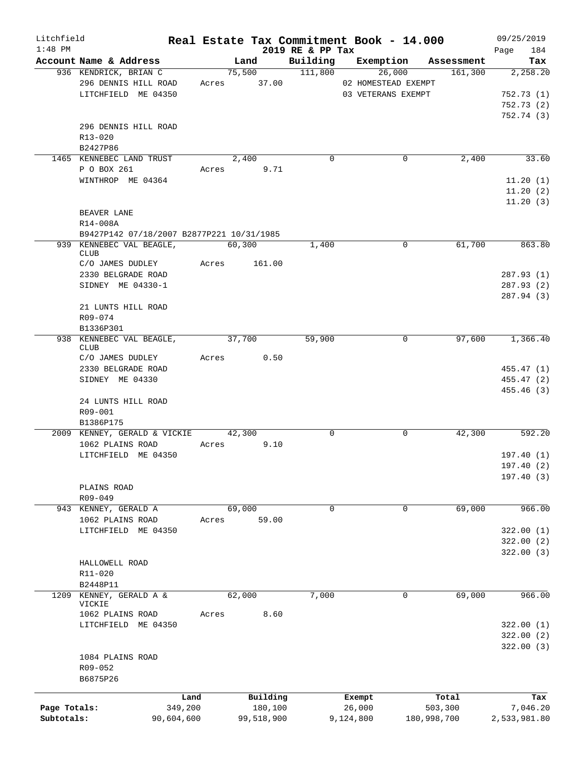Litchfield
1:48 PM

# Real Estate Tax Commitment Book - 14.000

2019 RE & PP Tax

09/25/2019
Page 184

| Account Name & Address | Land | Building | Exemption | Assessment | Tax |
|---|---|---|---|---|---|
| 936 KENDRICK, BRIAN C | 75,500 | 111,800 | 26,000 | 161,300 | 2,258.20 |
| 296 DENNIS HILL ROAD | Acres 37.00 | | 02 HOMESTEAD EXEMPT | | |
| LITCHFIELD ME 04350 | | | 03 VETERANS EXEMPT | | 752.73 (1) |
| | | | | | 752.73 (2) |
| | | | | | 752.74 (3) |
| 296 DENNIS HILL ROAD | | | | | |
| R13-020 | | | | | |
| B2427P86 | | | | | |
| 1465 KENNEBEC LAND TRUST | 2,400 | 0 | 0 | 2,400 | 33.60 |
| P O BOX 261 | Acres 9.71 | | | | |
| WINTHROP ME 04364 | | | | | 11.20 (1) |
| | | | | | 11.20 (2) |
| | | | | | 11.20 (3) |
| BEAVER LANE | | | | | |
| R14-008A | | | | | |
| B9427P142 07/18/2007 B2877P221 10/31/1985 | | | | | |
| 939 KENNEBEC VAL BEAGLE, CLUB | 60,300 | 1,400 | 0 | 61,700 | 863.80 |
| C/O JAMES DUDLEY | Acres 161.00 | | | | |
| 2330 BELGRADE ROAD | | | | | 287.93 (1) |
| SIDNEY ME 04330-1 | | | | | 287.93 (2) |
| | | | | | 287.94 (3) |
| 21 LUNTS HILL ROAD | | | | | |
| R09-074 | | | | | |
| B1336P301 | | | | | |
| 938 KENNEBEC VAL BEAGLE, CLUB | 37,700 | 59,900 | 0 | 97,600 | 1,366.40 |
| C/O JAMES DUDLEY | Acres 0.50 | | | | |
| 2330 BELGRADE ROAD | | | | | 455.47 (1) |
| SIDNEY ME 04330 | | | | | 455.47 (2) |
| | | | | | 455.46 (3) |
| 24 LUNTS HILL ROAD | | | | | |
| R09-001 | | | | | |
| B1386P175 | | | | | |
| 2009 KENNEY, GERALD & VICKIE | 42,300 | 0 | 0 | 42,300 | 592.20 |
| 1062 PLAINS ROAD | Acres 9.10 | | | | |
| LITCHFIELD ME 04350 | | | | | 197.40 (1) |
| | | | | | 197.40 (2) |
| | | | | | 197.40 (3) |
| PLAINS ROAD | | | | | |
| R09-049 | | | | | |
| 943 KENNEY, GERALD A | 69,000 | 0 | 0 | 69,000 | 966.00 |
| 1062 PLAINS ROAD | Acres 59.00 | | | | |
| LITCHFIELD ME 04350 | | | | | 322.00 (1) |
| | | | | | 322.00 (2) |
| | | | | | 322.00 (3) |
| HALLOWELL ROAD | | | | | |
| R11-020 | | | | | |
| B2448P11 | | | | | |
| 1209 KENNEY, GERALD A & VICKIE | 62,000 | 7,000 | 0 | 69,000 | 966.00 |
| 1062 PLAINS ROAD | Acres 8.60 | | | | |
| LITCHFIELD ME 04350 | | | | | 322.00 (1) |
| | | | | | 322.00 (2) |
| | | | | | 322.00 (3) |
| 1084 PLAINS ROAD | | | | | |
| R09-052 | | | | | |
| B6875P26 | | | | | |

| | Land | Building | Exempt | Total | Tax |
|---|---|---|---|---|---|
| Page Totals: | 349,200 | 180,100 | 26,000 | 503,300 | 7,046.20 |
| Subtotals: | 90,604,600 | 99,518,900 | 9,124,800 | 180,998,700 | 2,533,981.80 |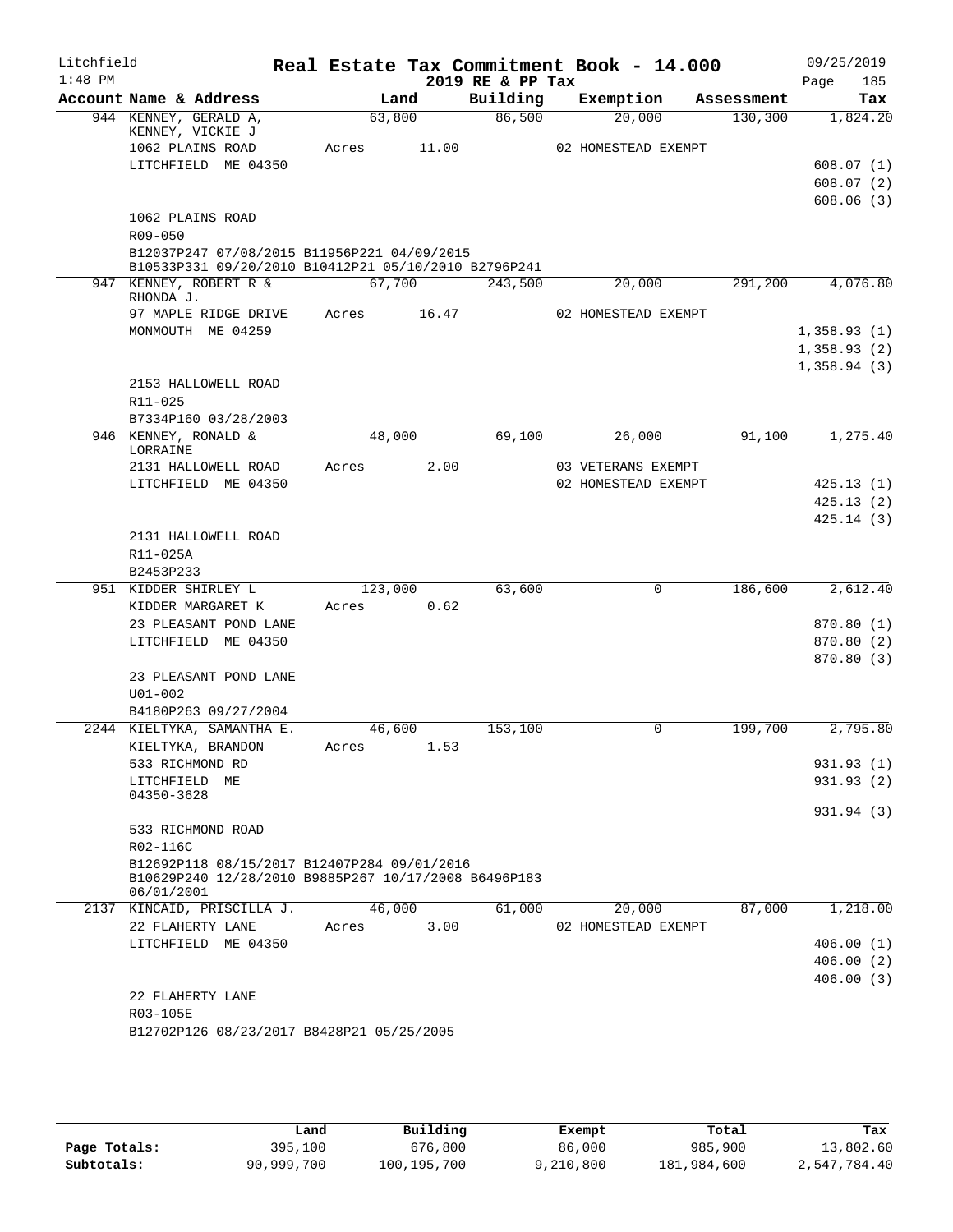Litchfield
1:48 PM

# Real Estate Tax Commitment Book - 14.000

2019 RE & PP Tax

09/25/2019

| Account Name & Address | Land | Building | Exemption | Assessment | Tax |
|---|---|---|---|---|---|
| 944 KENNEY, GERALD A, KENNEY, VICKIE J | 63,800 | 86,500 | 20,000 | 130,300 | 1,824.20 |
| 1062 PLAINS ROAD | Acres 11.00 | | 02 HOMESTEAD EXEMPT | | |
| LITCHFIELD ME 04350 | | | | | 608.07 (1) |
| | | | | | 608.07 (2) |
| | | | | | 608.06 (3) |
| 1062 PLAINS ROAD | | | | | |
| R09-050 | | | | | |
| B12037P247 07/08/2015 B11956P221 04/09/2015 B10533P331 09/20/2010 B10412P21 05/10/2010 B2796P241 | | | | | |
| 947 KENNEY, ROBERT R & RHONDA J. | 67,700 | 243,500 | 20,000 | 291,200 | 4,076.80 |
| 97 MAPLE RIDGE DRIVE | Acres 16.47 | | 02 HOMESTEAD EXEMPT | | |
| MONMOUTH ME 04259 | | | | | 1,358.93 (1) |
| | | | | | 1,358.93 (2) |
| | | | | | 1,358.94 (3) |
| 2153 HALLOWELL ROAD | | | | | |
| R11-025 | | | | | |
| B7334P160 03/28/2003 | | | | | |
| 946 KENNEY, RONALD & LORRAINE | 48,000 | 69,100 | 26,000 | 91,100 | 1,275.40 |
| 2131 HALLOWELL ROAD | Acres 2.00 | | 03 VETERANS EXEMPT | | |
| LITCHFIELD ME 04350 | | | 02 HOMESTEAD EXEMPT | | 425.13 (1) |
| | | | | | 425.13 (2) |
| | | | | | 425.14 (3) |
| 2131 HALLOWELL ROAD | | | | | |
| R11-025A | | | | | |
| B2453P233 | | | | | |
| 951 KIDDER SHIRLEY L | 123,000 | 63,600 | 0 | 186,600 | 2,612.40 |
| KIDDER MARGARET K | Acres 0.62 | | | | |
| 23 PLEASANT POND LANE | | | | | 870.80 (1) |
| LITCHFIELD ME 04350 | | | | | 870.80 (2) |
| | | | | | 870.80 (3) |
| 23 PLEASANT POND LANE | | | | | |
| U01-002 | | | | | |
| B4180P263 09/27/2004 | | | | | |
| 2244 KIELTYKA, SAMANTHA E. | 46,600 | 153,100 | 0 | 199,700 | 2,795.80 |
| KIELTYKA, BRANDON | Acres 1.53 | | | | |
| 533 RICHMOND RD | | | | | 931.93 (1) |
| LITCHFIELD ME 04350-3628 | | | | | 931.93 (2) |
| | | | | | 931.94 (3) |
| 533 RICHMOND ROAD | | | | | |
| R02-116C | | | | | |
| B12692P118 08/15/2017 B12407P284 09/01/2016 B10629P240 12/28/2010 B9885P267 10/17/2008 B6496P183 06/01/2001 | | | | | |
| 2137 KINCAID, PRISCILLA J. | 46,000 | 61,000 | 20,000 | 87,000 | 1,218.00 |
| 22 FLAHERTY LANE | Acres 3.00 | | 02 HOMESTEAD EXEMPT | | |
| LITCHFIELD ME 04350 | | | | | 406.00 (1) |
| | | | | | 406.00 (2) |
| | | | | | 406.00 (3) |
| 22 FLAHERTY LANE | | | | | |
| R03-105E | | | | | |
| B12702P126 08/23/2017 B8428P21 05/25/2005 | | | | | |

| | Land | Building | Exempt | Total | Tax |
|---|---|---|---|---|---|
| Page Totals: | 395,100 | 676,800 | 86,000 | 985,900 | 13,802.60 |
| Subtotals: | 90,999,700 | 100,195,700 | 9,210,800 | 181,984,600 | 2,547,784.40 |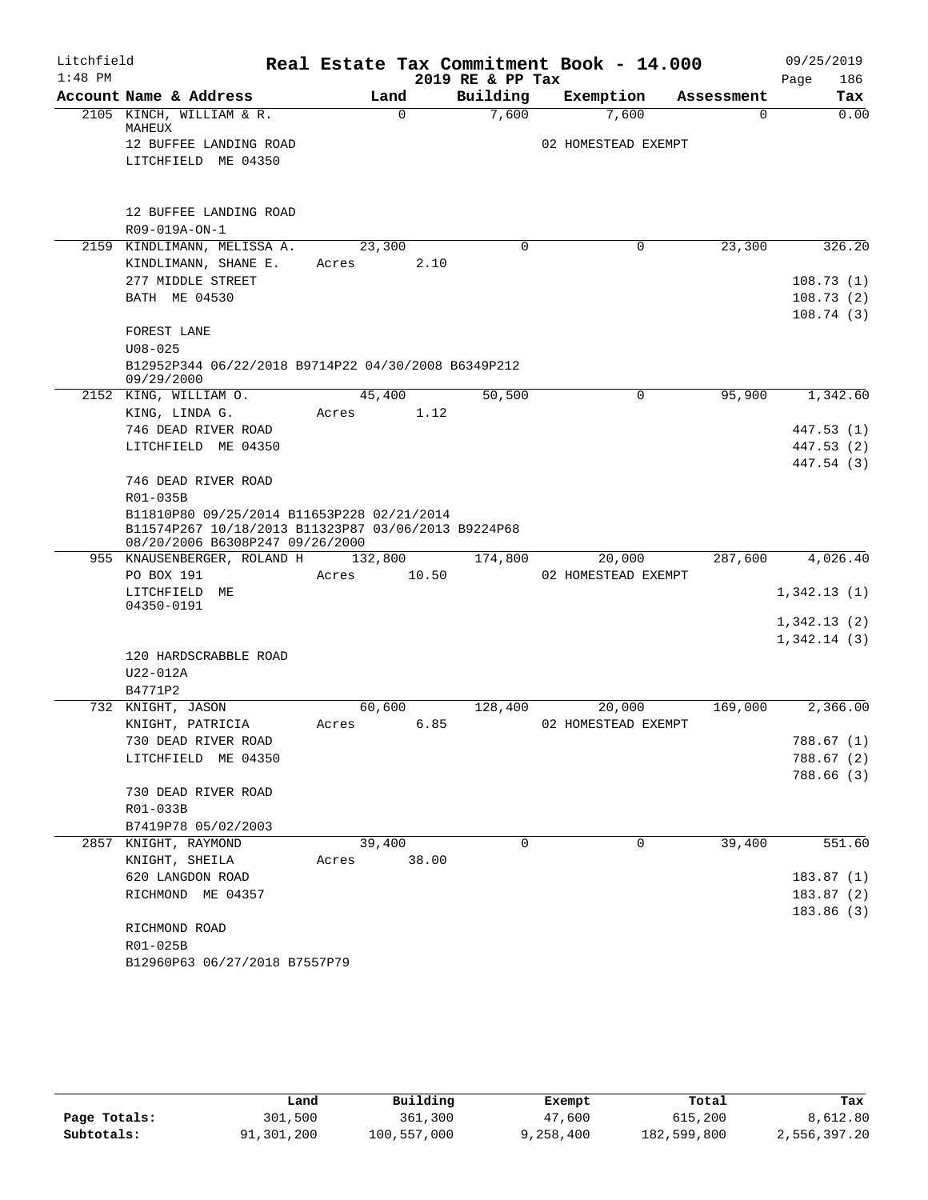Litchfield
1:48 PM

**Real Estate Tax Commitment Book - 14.000**
**2019 RE & PP Tax**

09/25/2019
Page 186

| Account Name & Address | Land | Building | Exemption | Assessment | Tax |
|---|---|---|---|---|---|
| 2105 KINCH, WILLIAM & R. MAHEUX | 0 | 7,600 | 7,600 | 0 | 0.00 |
| 12 BUFFEE LANDING ROAD | | | 02 HOMESTEAD EXEMPT | | |
| LITCHFIELD ME 04350 | | | | | |
| 12 BUFFEE LANDING ROAD | | | | | |
| R09-019A-ON-1 | | | | | |
| 2159 KINDLIMANN, MELISSA A. | 23,300 | 0 | 0 | 23,300 | 326.20 |
| KINDLIMANN, SHANE E. | Acres 2.10 | | | | |
| 277 MIDDLE STREET | | | | | 108.73 (1) |
| BATH ME 04530 | | | | | 108.73 (2) |
| | | | | | 108.74 (3) |
| FOREST LANE | | | | | |
| U08-025 | | | | | |
| B12952P344 06/22/2018 B9714P22 04/30/2008 B6349P212 09/29/2000 | | | | | |
| 2152 KING, WILLIAM O. | 45,400 | 50,500 | 0 | 95,900 | 1,342.60 |
| KING, LINDA G. | Acres 1.12 | | | | |
| 746 DEAD RIVER ROAD | | | | | 447.53 (1) |
| LITCHFIELD ME 04350 | | | | | 447.53 (2) |
| | | | | | 447.54 (3) |
| 746 DEAD RIVER ROAD | | | | | |
| R01-035B | | | | | |
| B11810P80 09/25/2014 B11653P228 02/21/2014 B11574P267 10/18/2013 B11323P87 03/06/2013 B9224P68 08/20/2006 B6308P247 09/26/2000 | | | | | |
| 955 KNAUSENBERGER, ROLAND H | 132,800 | 174,800 | 20,000 | 287,600 | 4,026.40 |
| PO BOX 191 | Acres 10.50 | | 02 HOMESTEAD EXEMPT | | |
| LITCHFIELD ME 04350-0191 | | | | | 1,342.13 (1) |
| | | | | | 1,342.13 (2) |
| | | | | | 1,342.14 (3) |
| 120 HARDSCRABBLE ROAD | | | | | |
| U22-012A | | | | | |
| B4771P2 | | | | | |
| 732 KNIGHT, JASON | 60,600 | 128,400 | 20,000 | 169,000 | 2,366.00 |
| KNIGHT, PATRICIA | Acres 6.85 | | 02 HOMESTEAD EXEMPT | | |
| 730 DEAD RIVER ROAD | | | | | 788.67 (1) |
| LITCHFIELD ME 04350 | | | | | 788.67 (2) |
| | | | | | 788.66 (3) |
| 730 DEAD RIVER ROAD | | | | | |
| R01-033B | | | | | |
| B7419P78 05/02/2003 | | | | | |
| 2857 KNIGHT, RAYMOND | 39,400 | 0 | 0 | 39,400 | 551.60 |
| KNIGHT, SHEILA | Acres 38.00 | | | | |
| 620 LANGDON ROAD | | | | | 183.87 (1) |
| RICHMOND ME 04357 | | | | | 183.87 (2) |
| | | | | | 183.86 (3) |
| RICHMOND ROAD | | | | | |
| R01-025B | | | | | |
| B12960P63 06/27/2018 B7557P79 | | | | | |

| | Land | Building | Exempt | Total | Tax |
|---|---|---|---|---|---|
| **Page Totals:** | 301,500 | 361,300 | 47,600 | 615,200 | 8,612.80 |
| **Subtotals:** | 91,301,200 | 100,557,000 | 9,258,400 | 182,599,800 | 2,556,397.20 |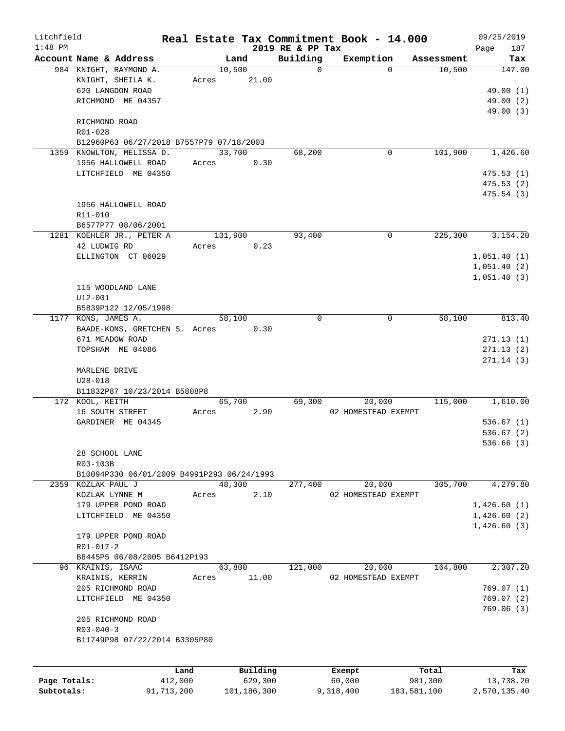Litchfield
1:48 PM

# Real Estate Tax Commitment Book - 14.000

2019 RE & PP Tax

09/25/2019

| Account Name & Address | Land | Building | Exemption | Assessment | Tax |
|---|---|---|---|---|---|
| 984 KNIGHT, RAYMOND A. | 10,500 | 0 | 0 | 10,500 | 147.00 |
| KNIGHT, SHEILA K. | Acres 21.00 | | | | |
| 620 LANGDON ROAD | | | | | 49.00 (1) |
| RICHMOND ME 04357 | | | | | 49.00 (2) |
| | | | | | 49.00 (3) |
| RICHMOND ROAD | | | | | |
| R01-028 | | | | | |
| B12960P63 06/27/2018 B7557P79 07/18/2003 | | | | | |
| 1359 KNOWLTON, MELISSA D. | 33,700 | 68,200 | 0 | 101,900 | 1,426.60 |
| 1956 HALLOWELL ROAD | Acres 0.30 | | | | |
| LITCHFIELD ME 04350 | | | | | 475.53 (1) |
| | | | | | 475.53 (2) |
| | | | | | 475.54 (3) |
| 1956 HALLOWELL ROAD | | | | | |
| R11-010 | | | | | |
| B6577P77 08/06/2001 | | | | | |
| 1281 KOEHLER JR., PETER A | 131,900 | 93,400 | 0 | 225,300 | 3,154.20 |
| 42 LUDWIG RD | Acres 0.23 | | | | |
| ELLINGTON CT 06029 | | | | | 1,051.40 (1) |
| | | | | | 1,051.40 (2) |
| | | | | | 1,051.40 (3) |
| 115 WOODLAND LANE | | | | | |
| U12-001 | | | | | |
| B5839P122 12/05/1998 | | | | | |
| 1177 KONS, JAMES A. | 58,100 | 0 | 0 | 58,100 | 813.40 |
| BAADE-KONS, GRETCHEN S. | Acres 0.30 | | | | |
| 671 MEADOW ROAD | | | | | 271.13 (1) |
| TOPSHAM ME 04086 | | | | | 271.13 (2) |
| | | | | | 271.14 (3) |
| MARLENE DRIVE | | | | | |
| U28-018 | | | | | |
| B11832P87 10/23/2014 B5808P8 | | | | | |
| 172 KOOL, KEITH | 65,700 | 69,300 | 20,000 | 115,000 | 1,610.00 |
| 16 SOUTH STREET | Acres 2.90 | | 02 HOMESTEAD EXEMPT | | |
| GARDINER ME 04345 | | | | | 536.67 (1) |
| | | | | | 536.67 (2) |
| | | | | | 536.66 (3) |
| 28 SCHOOL LANE | | | | | |
| R03-103B | | | | | |
| B10094P330 06/01/2009 B4991P293 06/24/1993 | | | | | |
| 2359 KOZLAK PAUL J | 48,300 | 277,400 | 20,000 | 305,700 | 4,279.80 |
| KOZLAK LYNNE M | Acres 2.10 | | 02 HOMESTEAD EXEMPT | | |
| 179 UPPER POND ROAD | | | | | 1,426.60 (1) |
| LITCHFIELD ME 04350 | | | | | 1,426.60 (2) |
| | | | | | 1,426.60 (3) |
| 179 UPPER POND ROAD | | | | | |
| R01-017-2 | | | | | |
| B8445P5 06/08/2005 B6412P193 | | | | | |
| 96 KRAINIS, ISAAC | 63,800 | 121,000 | 20,000 | 164,800 | 2,307.20 |
| KRAINIS, KERRIN | Acres 11.00 | | 02 HOMESTEAD EXEMPT | | |
| 205 RICHMOND ROAD | | | | | 769.07 (1) |
| LITCHFIELD ME 04350 | | | | | 769.07 (2) |
| | | | | | 769.06 (3) |
| 205 RICHMOND ROAD | | | | | |
| R03-040-3 | | | | | |
| B11749P98 07/22/2014 B3305P80 | | | | | |

| | Land | Building | Exempt | Total | Tax |
|---|---|---|---|---|---|
| Page Totals: | 412,000 | 629,300 | 60,000 | 981,300 | 13,738.20 |
| Subtotals: | 91,713,200 | 101,186,300 | 9,318,400 | 183,581,100 | 2,570,135.40 |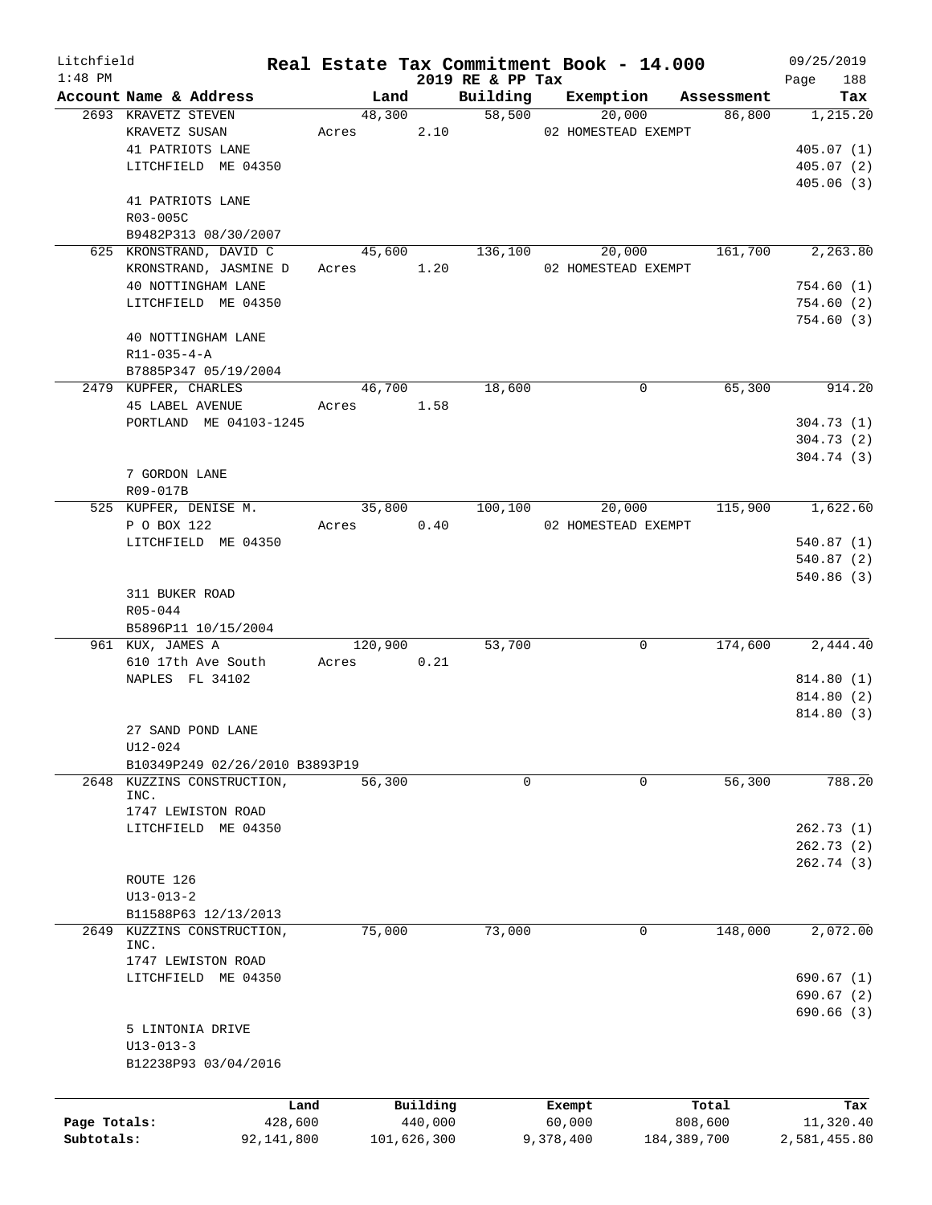Litchfield
1:48 PM

# Real Estate Tax Commitment Book - 14.000

2019 RE & PP Tax

09/25/2019

| Account Name & Address | Land | Building | Exemption | Assessment | Tax |
|---|---|---|---|---|---|
| 2693 KRAVETZ STEVEN | 48,300 | 58,500 | 20,000 | 86,800 | 1,215.20 |
| KRAVETZ SUSAN | Acres 2.10 | | 02 HOMESTEAD EXEMPT | | |
| 41 PATRIOTS LANE | | | | | 405.07 (1) |
| LITCHFIELD ME 04350 | | | | | 405.07 (2) |
| | | | | | 405.06 (3) |
| 41 PATRIOTS LANE | | | | | |
| R03-005C | | | | | |
| B9482P313 08/30/2007 | | | | | |
| 625 KRONSTRAND, DAVID C | 45,600 | 136,100 | 20,000 | 161,700 | 2,263.80 |
| KRONSTRAND, JASMINE D | Acres 1.20 | | 02 HOMESTEAD EXEMPT | | |
| 40 NOTTINGHAM LANE | | | | | 754.60 (1) |
| LITCHFIELD ME 04350 | | | | | 754.60 (2) |
| | | | | | 754.60 (3) |
| 40 NOTTINGHAM LANE | | | | | |
| R11-035-4-A | | | | | |
| B7885P347 05/19/2004 | | | | | |
| 2479 KUPFER, CHARLES | 46,700 | 18,600 | 0 | 65,300 | 914.20 |
| 45 LABEL AVENUE | Acres 1.58 | | | | |
| PORTLAND ME 04103-1245 | | | | | 304.73 (1) |
| | | | | | 304.73 (2) |
| | | | | | 304.74 (3) |
| 7 GORDON LANE | | | | | |
| R09-017B | | | | | |
| 525 KUPFER, DENISE M. | 35,800 | 100,100 | 20,000 | 115,900 | 1,622.60 |
| P O BOX 122 | Acres 0.40 | | 02 HOMESTEAD EXEMPT | | |
| LITCHFIELD ME 04350 | | | | | 540.87 (1) |
| | | | | | 540.87 (2) |
| | | | | | 540.86 (3) |
| 311 BUKER ROAD | | | | | |
| R05-044 | | | | | |
| B5896P11 10/15/2004 | | | | | |
| 961 KUX, JAMES A | 120,900 | 53,700 | 0 | 174,600 | 2,444.40 |
| 610 17th Ave South | Acres 0.21 | | | | |
| NAPLES FL 34102 | | | | | 814.80 (1) |
| | | | | | 814.80 (2) |
| | | | | | 814.80 (3) |
| 27 SAND POND LANE | | | | | |
| U12-024 | | | | | |
| B10349P249 02/26/2010 B3893P19 | | | | | |
| 2648 KUZZINS CONSTRUCTION, INC. | 56,300 | 0 | 0 | 56,300 | 788.20 |
| 1747 LEWISTON ROAD | | | | | |
| LITCHFIELD ME 04350 | | | | | 262.73 (1) |
| | | | | | 262.73 (2) |
| | | | | | 262.74 (3) |
| ROUTE 126 | | | | | |
| U13-013-2 | | | | | |
| B11588P63 12/13/2013 | | | | | |
| 2649 KUZZINS CONSTRUCTION, INC. | 75,000 | 73,000 | 0 | 148,000 | 2,072.00 |
| 1747 LEWISTON ROAD | | | | | |
| LITCHFIELD ME 04350 | | | | | 690.67 (1) |
| | | | | | 690.67 (2) |
| | | | | | 690.66 (3) |
| 5 LINTONIA DRIVE | | | | | |
| U13-013-3 | | | | | |
| B12238P93 03/04/2016 | | | | | |

| | Land | Building | Exempt | Total | Tax |
|---|---|---|---|---|---|
| Page Totals: | 428,600 | 440,000 | 60,000 | 808,600 | 11,320.40 |
| Subtotals: | 92,141,800 | 101,626,300 | 9,378,400 | 184,389,700 | 2,581,455.80 |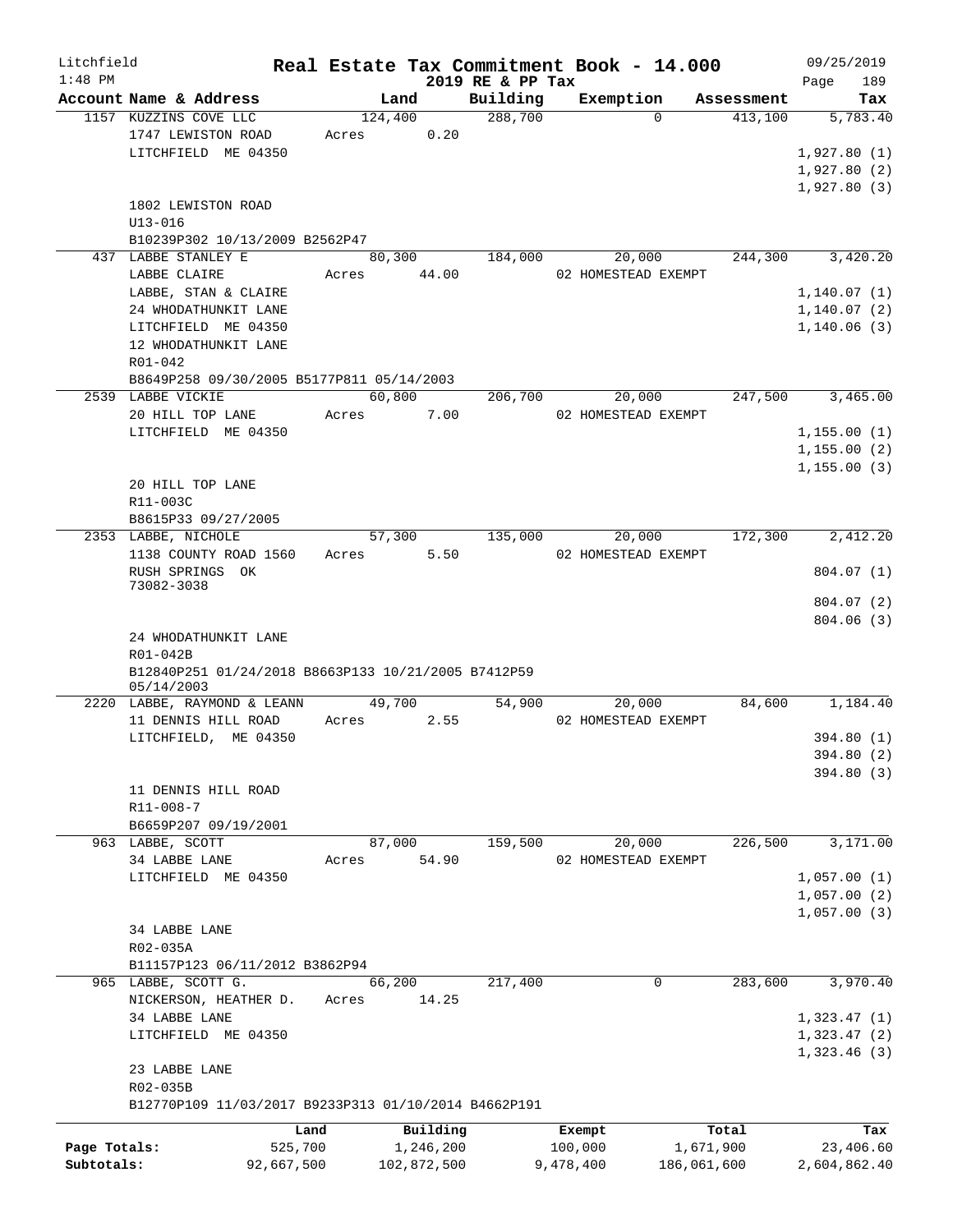Litchfield 1:48 PM

**Real Estate Tax Commitment Book - 14.000**
**2019 RE & PP Tax**

09/25/2019

| Account Name & Address | Land | Building | Exemption | Assessment | Tax |
|---|---|---|---|---|---|
| 1157 KUZZINS COVE LLC<br>1747 LEWISTON ROAD<br>LITCHFIELD ME 04350<br><br>1802 LEWISTON ROAD<br>U13-016<br>B10239P302 10/13/2009 B2562P47 | 124,400<br>Acres 0.20 | 288,700 | 0 | 413,100 | 5,783.40<br>1,927.80 (1)<br>1,927.80 (2)<br>1,927.80 (3) |
| 437 LABBE STANLEY E<br>LABBE CLAIRE<br>LABBE, STAN & CLAIRE<br>24 WHODATHUNKIT LANE<br>LITCHFIELD ME 04350<br>12 WHODATHUNKIT LANE<br>R01-042<br>B8649P258 09/30/2005 B5177P811 05/14/2003 | 80,300<br>Acres 44.00 | 184,000 | 20,000<br>02 HOMESTEAD EXEMPT | 244,300 | 3,420.20<br>1,140.07 (1)<br>1,140.07 (2)<br>1,140.06 (3) |
| 2539 LABBE VICKIE<br>20 HILL TOP LANE<br>LITCHFIELD ME 04350<br><br>20 HILL TOP LANE<br>R11-003C<br>B8615P33 09/27/2005 | 60,800<br>Acres 7.00 | 206,700 | 20,000<br>02 HOMESTEAD EXEMPT | 247,500 | 3,465.00<br>1,155.00 (1)<br>1,155.00 (2)<br>1,155.00 (3) |
| 2353 LABBE, NICHOLE<br>1138 COUNTY ROAD 1560<br>RUSH SPRINGS OK<br>73082-3038<br><br>24 WHODATHUNKIT LANE<br>R01-042B<br>B12840P251 01/24/2018 B8663P133 10/21/2005 B7412P59 05/14/2003 | 57,300<br>Acres 5.50 | 135,000 | 20,000<br>02 HOMESTEAD EXEMPT | 172,300 | 2,412.20<br>804.07 (1)<br>804.07 (2)<br>804.06 (3) |
| 2220 LABBE, RAYMOND & LEANN<br>11 DENNIS HILL ROAD<br>LITCHFIELD, ME 04350<br><br>11 DENNIS HILL ROAD<br>R11-008-7<br>B6659P207 09/19/2001 | 49,700<br>Acres 2.55 | 54,900 | 20,000<br>02 HOMESTEAD EXEMPT | 84,600 | 1,184.40<br>394.80 (1)<br>394.80 (2)<br>394.80 (3) |
| 963 LABBE, SCOTT<br>34 LABBE LANE<br>LITCHFIELD ME 04350<br><br>34 LABBE LANE<br>R02-035A<br>B11157P123 06/11/2012 B3862P94 | 87,000<br>Acres 54.90 | 159,500 | 20,000<br>02 HOMESTEAD EXEMPT | 226,500 | 3,171.00<br>1,057.00 (1)<br>1,057.00 (2)<br>1,057.00 (3) |
| 965 LABBE, SCOTT G.<br>NICKERSON, HEATHER D.<br>34 LABBE LANE<br>LITCHFIELD ME 04350<br><br>23 LABBE LANE<br>R02-035B<br>B12770P109 11/03/2017 B9233P313 01/10/2014 B4662P191 | 66,200<br>Acres 14.25 | 217,400 | 0 | 283,600 | 3,970.40<br>1,323.47 (1)<br>1,323.47 (2)<br>1,323.46 (3) |

| | Land | Building | Exempt | Total | Tax |
|---|---|---|---|---|---|
| Page Totals: | 525,700 | 1,246,200 | 100,000 | 1,671,900 | 23,406.60 |
| Subtotals: | 92,667,500 | 102,872,500 | 9,478,400 | 186,061,600 | 2,604,862.40 |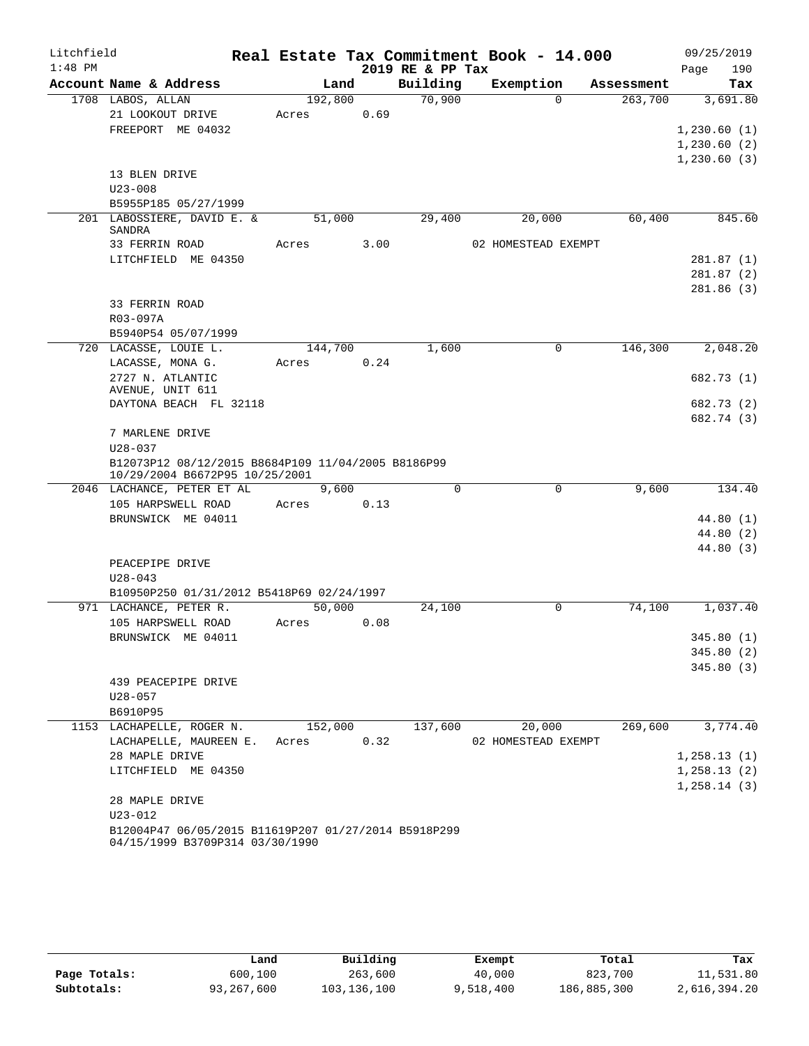Litchfield
1:48 PM

# Real Estate Tax Commitment Book - 14.000

2019 RE & PP Tax

09/25/2019

| Account Name & Address | Land | Building | Exemption | Assessment | Tax |
|---|---|---|---|---|---|
| 1708 LABOS, ALLAN | 192,800 | 70,900 | 0 | 263,700 | 3,691.80 |
| 21 LOOKOUT DRIVE | Acres 0.69 | | | | |
| FREEPORT ME 04032 | | | | | 1,230.60 (1) |
| | | | | | 1,230.60 (2) |
| | | | | | 1,230.60 (3) |
| 13 BLEN DRIVE | | | | | |
| U23-008 | | | | | |
| B5955P185 05/27/1999 | | | | | |
| 201 LABOSSIERE, DAVID E. & SANDRA | 51,000 | 29,400 | 20,000 | 60,400 | 845.60 |
| 33 FERRIN ROAD | Acres 3.00 | | 02 HOMESTEAD EXEMPT | | |
| LITCHFIELD ME 04350 | | | | | 281.87 (1) |
| | | | | | 281.87 (2) |
| | | | | | 281.86 (3) |
| 33 FERRIN ROAD | | | | | |
| R03-097A | | | | | |
| B5940P54 05/07/1999 | | | | | |
| 720 LACASSE, LOUIE L. | 144,700 | 1,600 | 0 | 146,300 | 2,048.20 |
| LACASSE, MONA G. | Acres 0.24 | | | | |
| 2727 N. ATLANTIC AVENUE, UNIT 611 | | | | | 682.73 (1) |
| DAYTONA BEACH FL 32118 | | | | | 682.73 (2) |
| | | | | | 682.74 (3) |
| 7 MARLENE DRIVE | | | | | |
| U28-037 | | | | | |
| B12073P12 08/12/2015 B8684P109 11/04/2005 B8186P99 10/29/2004 B6672P95 10/25/2001 | | | | | |
| 2046 LACHANCE, PETER ET AL | 9,600 | 0 | 0 | 9,600 | 134.40 |
| 105 HARPSWELL ROAD | Acres 0.13 | | | | |
| BRUNSWICK ME 04011 | | | | | 44.80 (1) |
| | | | | | 44.80 (2) |
| | | | | | 44.80 (3) |
| PEACEPIPE DRIVE | | | | | |
| U28-043 | | | | | |
| B10950P250 01/31/2012 B5418P69 02/24/1997 | | | | | |
| 971 LACHANCE, PETER R. | 50,000 | 24,100 | 0 | 74,100 | 1,037.40 |
| 105 HARPSWELL ROAD | Acres 0.08 | | | | |
| BRUNSWICK ME 04011 | | | | | 345.80 (1) |
| | | | | | 345.80 (2) |
| | | | | | 345.80 (3) |
| 439 PEACEPIPE DRIVE | | | | | |
| U28-057 | | | | | |
| B6910P95 | | | | | |
| 1153 LACHAPELLE, ROGER N. | 152,000 | 137,600 | 20,000 | 269,600 | 3,774.40 |
| LACHAPELLE, MAUREEN E. | Acres 0.32 | | 02 HOMESTEAD EXEMPT | | |
| 28 MAPLE DRIVE | | | | | 1,258.13 (1) |
| LITCHFIELD ME 04350 | | | | | 1,258.13 (2) |
| | | | | | 1,258.14 (3) |
| 28 MAPLE DRIVE | | | | | |
| U23-012 | | | | | |
| B12004P47 06/05/2015 B11619P207 01/27/2014 B5918P299 04/15/1999 B3709P314 03/30/1990 | | | | | |

| | Land | Building | Exempt | Total | Tax |
|---|---|---|---|---|---|
| Page Totals: | 600,100 | 263,600 | 40,000 | 823,700 | 11,531.80 |
| Subtotals: | 93,267,600 | 103,136,100 | 9,518,400 | 186,885,300 | 2,616,394.20 |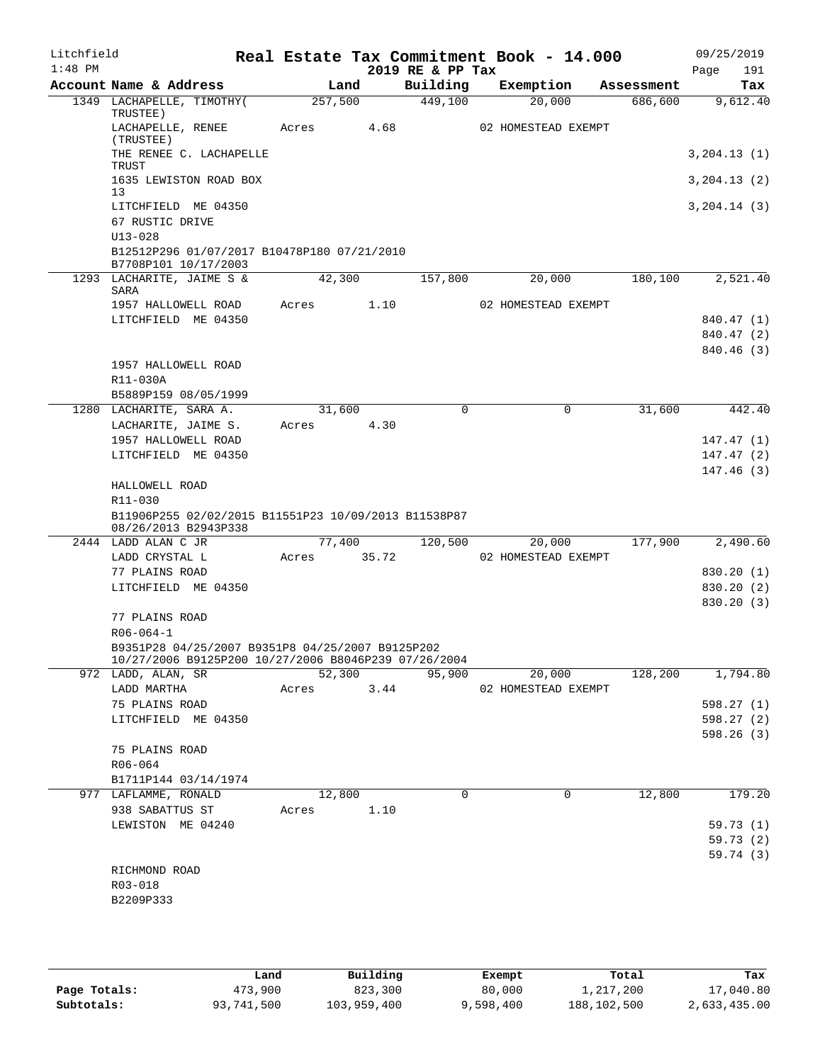Litchfield 1:48 PM

# Real Estate Tax Commitment Book - 14.000

2019 RE & PP Tax

09/25/2019 Page 191

| Account Name & Address | Land | Building | Exemption | Assessment | Tax |
|---|---|---|---|---|---|
| 1349 LACHAPELLE, TIMOTHY( TRUSTEE) | 257,500 | 449,100 | 20,000 | 686,600 | 9,612.40 |
| LACHAPELLE, RENEE (TRUSTEE) | Acres 4.68 | | 02 HOMESTEAD EXEMPT | | |
| THE RENEE C. LACHAPELLE TRUST | | | | | 3,204.13 (1) |
| 1635 LEWISTON ROAD BOX 13 | | | | | 3,204.13 (2) |
| LITCHFIELD ME 04350 | | | | | 3,204.14 (3) |
| 67 RUSTIC DRIVE | | | | | |
| U13-028 | | | | | |
| B12512P296 01/07/2017 B10478P180 07/21/2010 B7708P101 10/17/2003 | | | | | |
| 1293 LACHARITE, JAIME S & SARA | 42,300 | 157,800 | 20,000 | 180,100 | 2,521.40 |
| 1957 HALLOWELL ROAD | Acres 1.10 | | 02 HOMESTEAD EXEMPT | | |
| LITCHFIELD ME 04350 | | | | | 840.47 (1) |
| | | | | | 840.47 (2) |
| | | | | | 840.46 (3) |
| 1957 HALLOWELL ROAD | | | | | |
| R11-030A | | | | | |
| B5889P159 08/05/1999 | | | | | |
| 1280 LACHARITE, SARA A. | 31,600 | 0 | 0 | 31,600 | 442.40 |
| LACHARITE, JAIME S. | Acres 4.30 | | | | |
| 1957 HALLOWELL ROAD | | | | | 147.47 (1) |
| LITCHFIELD ME 04350 | | | | | 147.47 (2) |
| | | | | | 147.46 (3) |
| HALLOWELL ROAD | | | | | |
| R11-030 | | | | | |
| B11906P255 02/02/2015 B11551P23 10/09/2013 B11538P87 08/26/2013 B2943P338 | | | | | |
| 2444 LADD ALAN C JR | 77,400 | 120,500 | 20,000 | 177,900 | 2,490.60 |
| LADD CRYSTAL L | Acres 35.72 | | 02 HOMESTEAD EXEMPT | | |
| 77 PLAINS ROAD | | | | | 830.20 (1) |
| LITCHFIELD ME 04350 | | | | | 830.20 (2) |
| | | | | | 830.20 (3) |
| 77 PLAINS ROAD | | | | | |
| R06-064-1 | | | | | |
| B9351P28 04/25/2007 B9351P8 04/25/2007 B9125P202 10/27/2006 B9125P200 10/27/2006 B8046P239 07/26/2004 | | | | | |
| 972 LADD, ALAN, SR | 52,300 | 95,900 | 20,000 | 128,200 | 1,794.80 |
| LADD MARTHA | Acres 3.44 | | 02 HOMESTEAD EXEMPT | | |
| 75 PLAINS ROAD | | | | | 598.27 (1) |
| LITCHFIELD ME 04350 | | | | | 598.27 (2) |
| | | | | | 598.26 (3) |
| 75 PLAINS ROAD | | | | | |
| R06-064 | | | | | |
| B1711P144 03/14/1974 | | | | | |
| 977 LAFLAMME, RONALD | 12,800 | 0 | 0 | 12,800 | 179.20 |
| 938 SABATTUS ST | Acres 1.10 | | | | |
| LEWISTON ME 04240 | | | | | 59.73 (1) |
| | | | | | 59.73 (2) |
| | | | | | 59.74 (3) |
| RICHMOND ROAD | | | | | |
| R03-018 | | | | | |
| B2209P333 | | | | | |

| | Land | Building | Exempt | Total | Tax |
|---|---|---|---|---|---|
| Page Totals: | 473,900 | 823,300 | 80,000 | 1,217,200 | 17,040.80 |
| Subtotals: | 93,741,500 | 103,959,400 | 9,598,400 | 188,102,500 | 2,633,435.00 |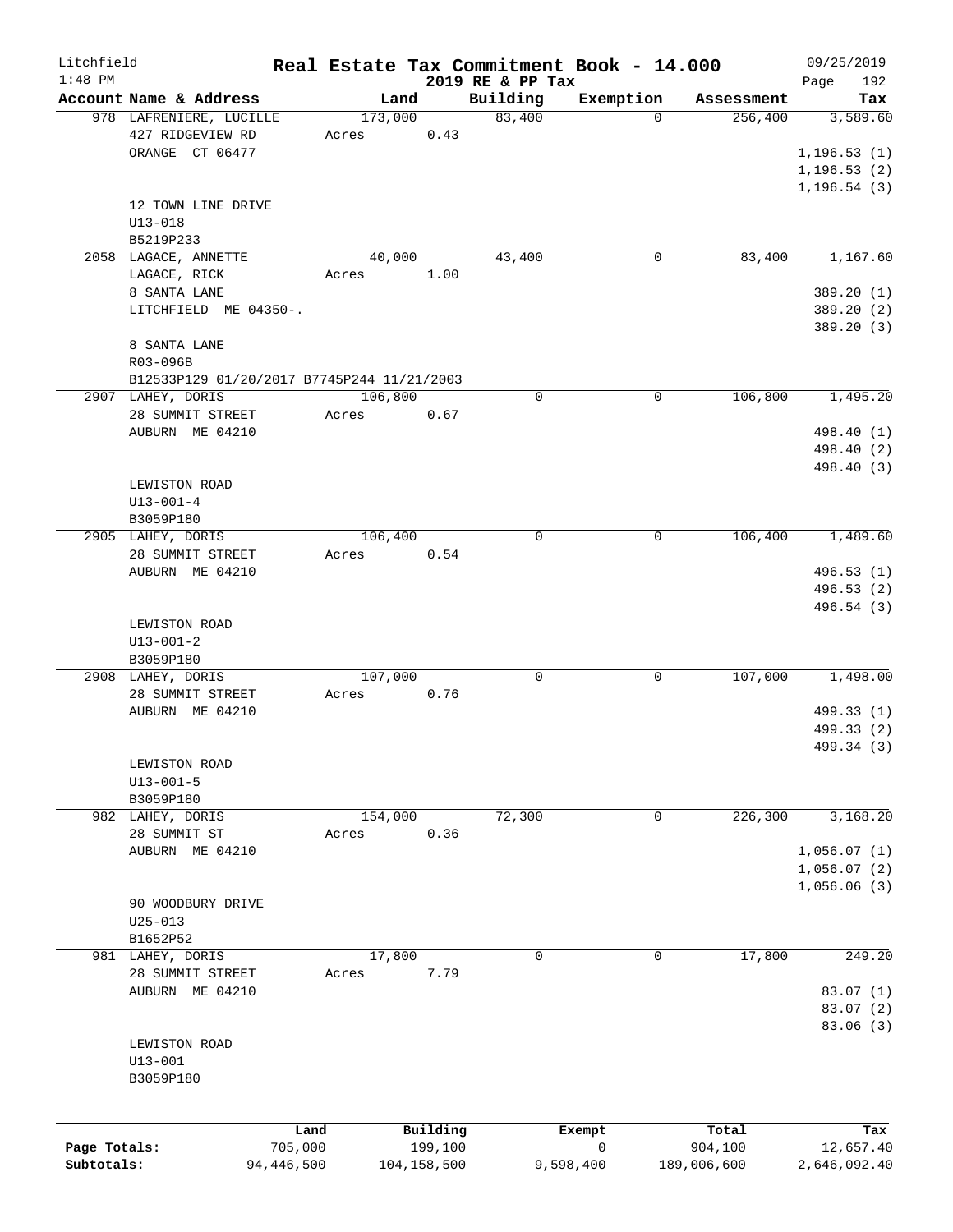Litchfield
1:48 PM

# Real Estate Tax Commitment Book - 14.000
## 2019 RE & PP Tax

09/25/2019

| Account Name & Address | Land | Building | Exemption | Assessment | Tax |
|---|---|---|---|---|---|
| 978 LAFRENIERE, LUCILLE | 173,000 | 83,400 | 0 | 256,400 | 3,589.60 |
| 427 RIDGEVIEW RD | Acres 0.43 | | | | |
| ORANGE CT 06477 | | | | | 1,196.53 (1) |
| | | | | | 1,196.53 (2) |
| | | | | | 1,196.54 (3) |
| 12 TOWN LINE DRIVE | | | | | |
| U13-018 | | | | | |
| B5219P233 | | | | | |
| 2058 LAGACE, ANNETTE | 40,000 | 43,400 | 0 | 83,400 | 1,167.60 |
| LAGACE, RICK | Acres 1.00 | | | | |
| 8 SANTA LANE | | | | | 389.20 (1) |
| LITCHFIELD ME 04350-. | | | | | 389.20 (2) |
| | | | | | 389.20 (3) |
| 8 SANTA LANE | | | | | |
| R03-096B | | | | | |
| B12533P129 01/20/2017 B7745P244 11/21/2003 | | | | | |
| 2907 LAHEY, DORIS | 106,800 | 0 | 0 | 106,800 | 1,495.20 |
| 28 SUMMIT STREET | Acres 0.67 | | | | |
| AUBURN ME 04210 | | | | | 498.40 (1) |
| | | | | | 498.40 (2) |
| | | | | | 498.40 (3) |
| LEWISTON ROAD | | | | | |
| U13-001-4 | | | | | |
| B3059P180 | | | | | |
| 2905 LAHEY, DORIS | 106,400 | 0 | 0 | 106,400 | 1,489.60 |
| 28 SUMMIT STREET | Acres 0.54 | | | | |
| AUBURN ME 04210 | | | | | 496.53 (1) |
| | | | | | 496.53 (2) |
| | | | | | 496.54 (3) |
| LEWISTON ROAD | | | | | |
| U13-001-2 | | | | | |
| B3059P180 | | | | | |
| 2908 LAHEY, DORIS | 107,000 | 0 | 0 | 107,000 | 1,498.00 |
| 28 SUMMIT STREET | Acres 0.76 | | | | |
| AUBURN ME 04210 | | | | | 499.33 (1) |
| | | | | | 499.33 (2) |
| | | | | | 499.34 (3) |
| LEWISTON ROAD | | | | | |
| U13-001-5 | | | | | |
| B3059P180 | | | | | |
| 982 LAHEY, DORIS | 154,000 | 72,300 | 0 | 226,300 | 3,168.20 |
| 28 SUMMIT ST | Acres 0.36 | | | | |
| AUBURN ME 04210 | | | | | 1,056.07 (1) |
| | | | | | 1,056.07 (2) |
| | | | | | 1,056.06 (3) |
| 90 WOODBURY DRIVE | | | | | |
| U25-013 | | | | | |
| B1652P52 | | | | | |
| 981 LAHEY, DORIS | 17,800 | 0 | 0 | 17,800 | 249.20 |
| 28 SUMMIT STREET | Acres 7.79 | | | | |
| AUBURN ME 04210 | | | | | 83.07 (1) |
| | | | | | 83.07 (2) |
| | | | | | 83.06 (3) |
| LEWISTON ROAD | | | | | |
| U13-001 | | | | | |
| B3059P180 | | | | | |

| | Land | Building | Exempt | Total | Tax |
|---|---|---|---|---|---|
| Page Totals: | 705,000 | 199,100 | 0 | 904,100 | 12,657.40 |
| Subtotals: | 94,446,500 | 104,158,500 | 9,598,400 | 189,006,600 | 2,646,092.40 |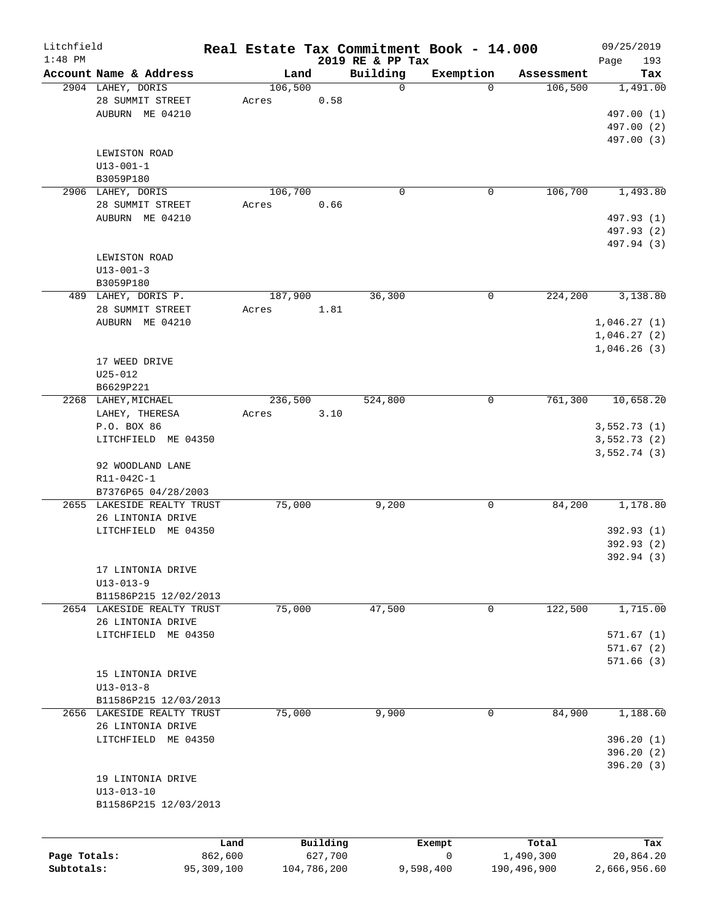Litchfield

1:48 PM

# Real Estate Tax Commitment Book - 14.000

## 2019 RE & PP Tax

09/25/2019

| Account Name & Address | Land | Building | Exemption | Assessment | Tax |
|---|---|---|---|---|---|
| 2904 LAHEY, DORIS<br>28 SUMMIT STREET<br>AUBURN ME 04210<br><br>LEWISTON ROAD<br>U13-001-1<br>B3059P180 | 106,500<br>Acres 0.58 | 0 | 0 | 106,500 | 1,491.00<br>497.00 (1)<br>497.00 (2)<br>497.00 (3) |
| 2906 LAHEY, DORIS<br>28 SUMMIT STREET<br>AUBURN ME 04210<br><br>LEWISTON ROAD<br>U13-001-3<br>B3059P180 | 106,700<br>Acres 0.66 | 0 | 0 | 106,700 | 1,493.80<br>497.93 (1)<br>497.93 (2)<br>497.94 (3) |
| 489 LAHEY, DORIS P.<br>28 SUMMIT STREET<br>AUBURN ME 04210<br><br>17 WEED DRIVE<br>U25-012<br>B6629P221 | 187,900<br>Acres 1.81 | 36,300 | 0 | 224,200 | 3,138.80<br>1,046.27 (1)<br>1,046.27 (2)<br>1,046.26 (3) |
| 2268 LAHEY, MICHAEL<br>LAHEY, THERESA<br>P.O. BOX 86<br>LITCHFIELD ME 04350<br><br>92 WOODLAND LANE<br>R11-042C-1<br>B7376P65 04/28/2003 | 236,500<br>Acres 3.10 | 524,800 | 0 | 761,300 | 10,658.20<br>3,552.73 (1)<br>3,552.73 (2)<br>3,552.74 (3) |
| 2655 LAKESIDE REALTY TRUST<br>26 LINTONIA DRIVE<br>LITCHFIELD ME 04350<br><br>17 LINTONIA DRIVE<br>U13-013-9<br>B11586P215 12/02/2013 | 75,000 | 9,200 | 0 | 84,200 | 1,178.80<br>392.93 (1)<br>392.93 (2)<br>392.94 (3) |
| 2654 LAKESIDE REALTY TRUST<br>26 LINTONIA DRIVE<br>LITCHFIELD ME 04350<br><br>15 LINTONIA DRIVE<br>U13-013-8<br>B11586P215 12/03/2013 | 75,000 | 47,500 | 0 | 122,500 | 1,715.00<br>571.67 (1)<br>571.67 (2)<br>571.66 (3) |
| 2656 LAKESIDE REALTY TRUST<br>26 LINTONIA DRIVE<br>LITCHFIELD ME 04350<br><br>19 LINTONIA DRIVE<br>U13-013-10<br>B11586P215 12/03/2013 | 75,000 | 9,900 | 0 | 84,900 | 1,188.60<br>396.20 (1)<br>396.20 (2)<br>396.20 (3) |

| | Land | Building | Exempt | Total | Tax |
|---|---|---|---|---|---|
| Page Totals: | 862,600 | 627,700 | 0 | 1,490,300 | 20,864.20 |
| Subtotals: | 95,309,100 | 104,786,200 | 9,598,400 | 190,496,900 | 2,666,956.60 |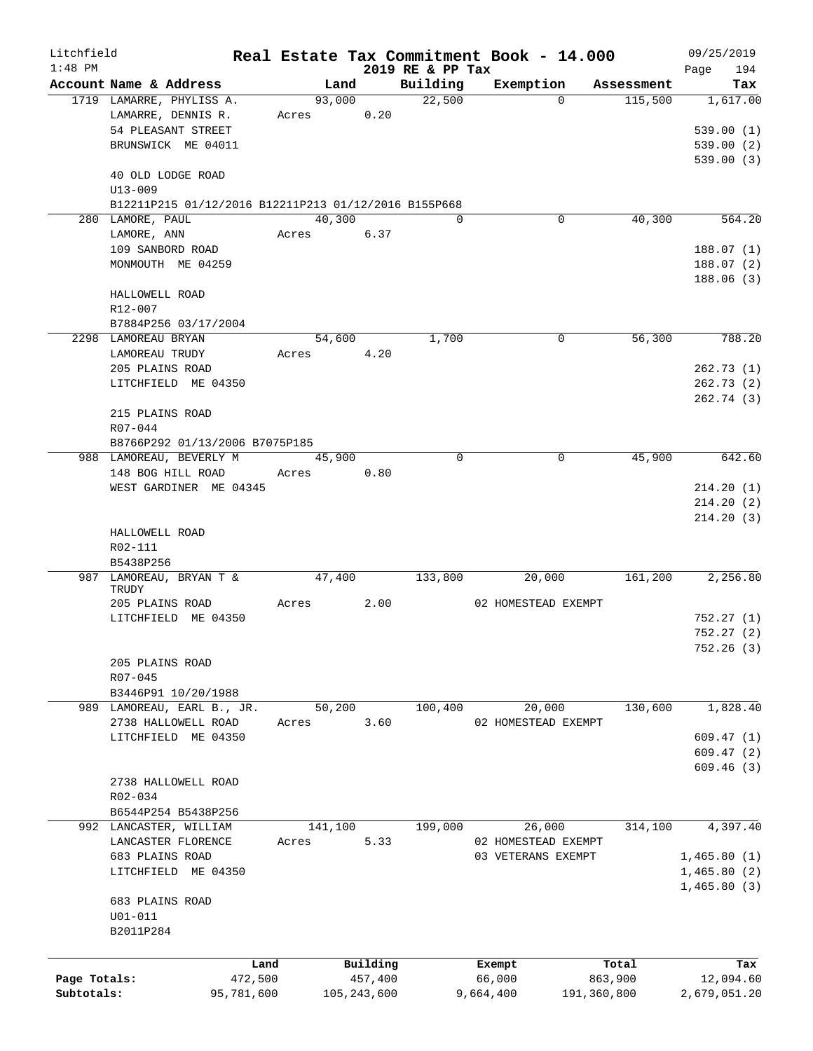Litchfield
1:48 PM

# Real Estate Tax Commitment Book - 14.000

2019 RE & PP Tax

09/25/2019

| Account Name & Address | Land | Building | Exemption | Assessment | Tax |
|---|---|---|---|---|---|
| 1719 LAMARRE, PHYLISS A.<br>LAMARRE, DENNIS R.<br>54 PLEASANT STREET<br>BRUNSWICK ME 04011<br><br>40 OLD LODGE ROAD<br>U13-009<br>B12211P215 01/12/2016 B12211P213 01/12/2016 B155P668 | 93,000<br>Acres 0.20 | 22,500 | 0 | 115,500 | 1,617.00<br><br>539.00 (1)<br>539.00 (2)<br>539.00 (3) |
| 280 LAMORE, PAUL<br>LAMORE, ANN<br>109 SANBORD ROAD<br>MONMOUTH ME 04259<br><br>HALLOWELL ROAD<br>R12-007<br>B7884P256 03/17/2004 | 40,300<br>Acres 6.37 | 0 | 0 | 40,300 | 564.20<br><br>188.07 (1)<br>188.07 (2)<br>188.06 (3) |
| 2298 LAMOREAU BRYAN<br>LAMOREAU TRUDY<br>205 PLAINS ROAD<br>LITCHFIELD ME 04350<br><br>215 PLAINS ROAD<br>R07-044<br>B8766P292 01/13/2006 B7075P185 | 54,600<br>Acres 4.20 | 1,700 | 0 | 56,300 | 788.20<br><br>262.73 (1)<br>262.73 (2)<br>262.74 (3) |
| 988 LAMOREAU, BEVERLY M<br>148 BOG HILL ROAD<br>WEST GARDINER ME 04345<br><br>HALLOWELL ROAD<br>R02-111<br>B5438P256 | 45,900<br>Acres 0.80 | 0 | 0 | 45,900 | 642.60<br><br>214.20 (1)<br>214.20 (2)<br>214.20 (3) |
| 987 LAMOREAU, BRYAN T &<br>TRUDY<br>205 PLAINS ROAD<br>LITCHFIELD ME 04350<br><br>205 PLAINS ROAD<br>R07-045<br>B3446P91 10/20/1988 | 47,400<br>Acres 2.00 | 133,800 | 20,000<br>02 HOMESTEAD EXEMPT | 161,200 | 2,256.80<br><br>752.27 (1)<br>752.27 (2)<br>752.26 (3) |
| 989 LAMOREAU, EARL B., JR.<br>2738 HALLOWELL ROAD<br>LITCHFIELD ME 04350<br><br>2738 HALLOWELL ROAD<br>R02-034<br>B6544P254 B5438P256 | 50,200<br>Acres 3.60 | 100,400 | 20,000<br>02 HOMESTEAD EXEMPT | 130,600 | 1,828.40<br><br>609.47 (1)<br>609.47 (2)<br>609.46 (3) |
| 992 LANCASTER, WILLIAM<br>LANCASTER FLORENCE<br>683 PLAINS ROAD<br>LITCHFIELD ME 04350<br><br>683 PLAINS ROAD<br>U01-011<br>B2011P284 | 141,100<br>Acres 5.33 | 199,000 | 26,000<br>02 HOMESTEAD EXEMPT<br>03 VETERANS EXEMPT | 314,100 | 4,397.40<br><br>1,465.80 (1)<br>1,465.80 (2)<br>1,465.80 (3) |

| | Land | Building | Exempt | Total | Tax |
|---|---|---|---|---|---|
| Page Totals: | 472,500 | 457,400 | 66,000 | 863,900 | 12,094.60 |
| Subtotals: | 95,781,600 | 105,243,600 | 9,664,400 | 191,360,800 | 2,679,051.20 |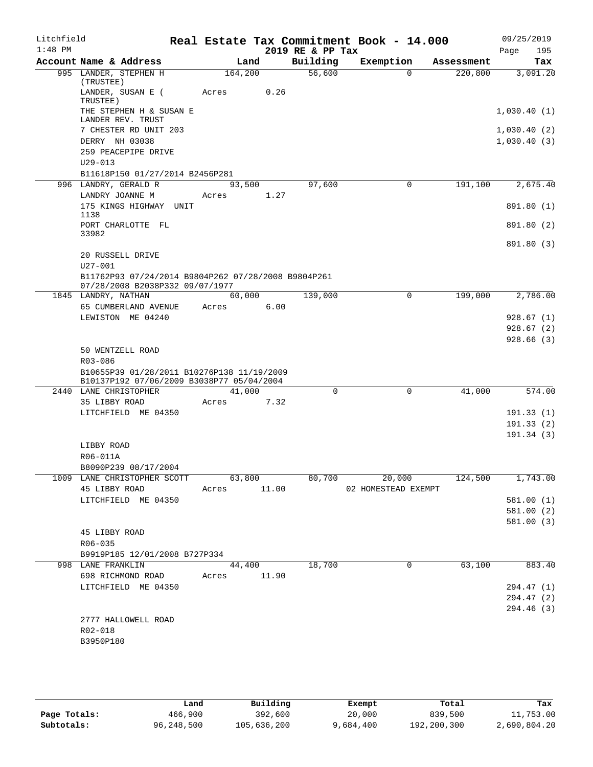Litchfield 1:48 PM

# Real Estate Tax Commitment Book - 14.000

2019 RE & PP Tax

09/25/2019 Page 195

| Account Name & Address | Land | Building | Exemption | Assessment | Tax |
|---|---|---|---|---|---|
| 995 LANDER, STEPHEN H (TRUSTEE) | 164,200 | 56,600 | 0 | 220,800 | 3,091.20 |
| LANDER, SUSAN E ( TRUSTEE) | Acres 0.26 | | | | |
| THE STEPHEN H & SUSAN E LANDER REV. TRUST | | | | | 1,030.40 (1) |
| 7 CHESTER RD UNIT 203 | | | | | 1,030.40 (2) |
| DERRY NH 03038 | | | | | 1,030.40 (3) |
| 259 PEACEPIPE DRIVE | | | | | |
| U29-013 | | | | | |
| B11618P150 01/27/2014 B2456P281 | | | | | |
| 996 LANDRY, GERALD R | 93,500 | 97,600 | 0 | 191,100 | 2,675.40 |
| LANDRY JOANNE M | Acres 1.27 | | | | |
| 175 KINGS HIGHWAY UNIT 1138 | | | | | 891.80 (1) |
| PORT CHARLOTTE FL 33982 | | | | | 891.80 (2) |
| | | | | | 891.80 (3) |
| 20 RUSSELL DRIVE | | | | | |
| U27-001 | | | | | |
| B11762P93 07/24/2014 B9804P262 07/28/2008 B9804P261 07/28/2008 B2038P332 09/07/1977 | | | | | |
| 1845 LANDRY, NATHAN | 60,000 | 139,000 | 0 | 199,000 | 2,786.00 |
| 65 CUMBERLAND AVENUE | Acres 6.00 | | | | |
| LEWISTON ME 04240 | | | | | 928.67 (1) |
| | | | | | 928.67 (2) |
| | | | | | 928.66 (3) |
| 50 WENTZELL ROAD | | | | | |
| R03-086 | | | | | |
| B10655P39 01/28/2011 B10276P138 11/19/2009 B10137P192 07/06/2009 B3038P77 05/04/2004 | | | | | |
| 2440 LANE CHRISTOPHER | 41,000 | 0 | 0 | 41,000 | 574.00 |
| 35 LIBBY ROAD | Acres 7.32 | | | | |
| LITCHFIELD ME 04350 | | | | | 191.33 (1) |
| | | | | | 191.33 (2) |
| | | | | | 191.34 (3) |
| LIBBY ROAD | | | | | |
| R06-011A | | | | | |
| B8090P239 08/17/2004 | | | | | |
| 1009 LANE CHRISTOPHER SCOTT | 63,800 | 80,700 | 20,000 | 124,500 | 1,743.00 |
| 45 LIBBY ROAD | Acres 11.00 | | 02 HOMESTEAD EXEMPT | | |
| LITCHFIELD ME 04350 | | | | | 581.00 (1) |
| | | | | | 581.00 (2) |
| | | | | | 581.00 (3) |
| 45 LIBBY ROAD | | | | | |
| R06-035 | | | | | |
| B9919P185 12/01/2008 B727P334 | | | | | |
| 998 LANE FRANKLIN | 44,400 | 18,700 | 0 | 63,100 | 883.40 |
| 698 RICHMOND ROAD | Acres 11.90 | | | | |
| LITCHFIELD ME 04350 | | | | | 294.47 (1) |
| | | | | | 294.47 (2) |
| | | | | | 294.46 (3) |
| 2777 HALLOWELL ROAD | | | | | |
| R02-018 | | | | | |
| B3950P180 | | | | | |

| | Land | Building | Exempt | Total | Tax |
|---|---|---|---|---|---|
| Page Totals: | 466,900 | 392,600 | 20,000 | 839,500 | 11,753.00 |
| Subtotals: | 96,248,500 | 105,636,200 | 9,684,400 | 192,200,300 | 2,690,804.20 |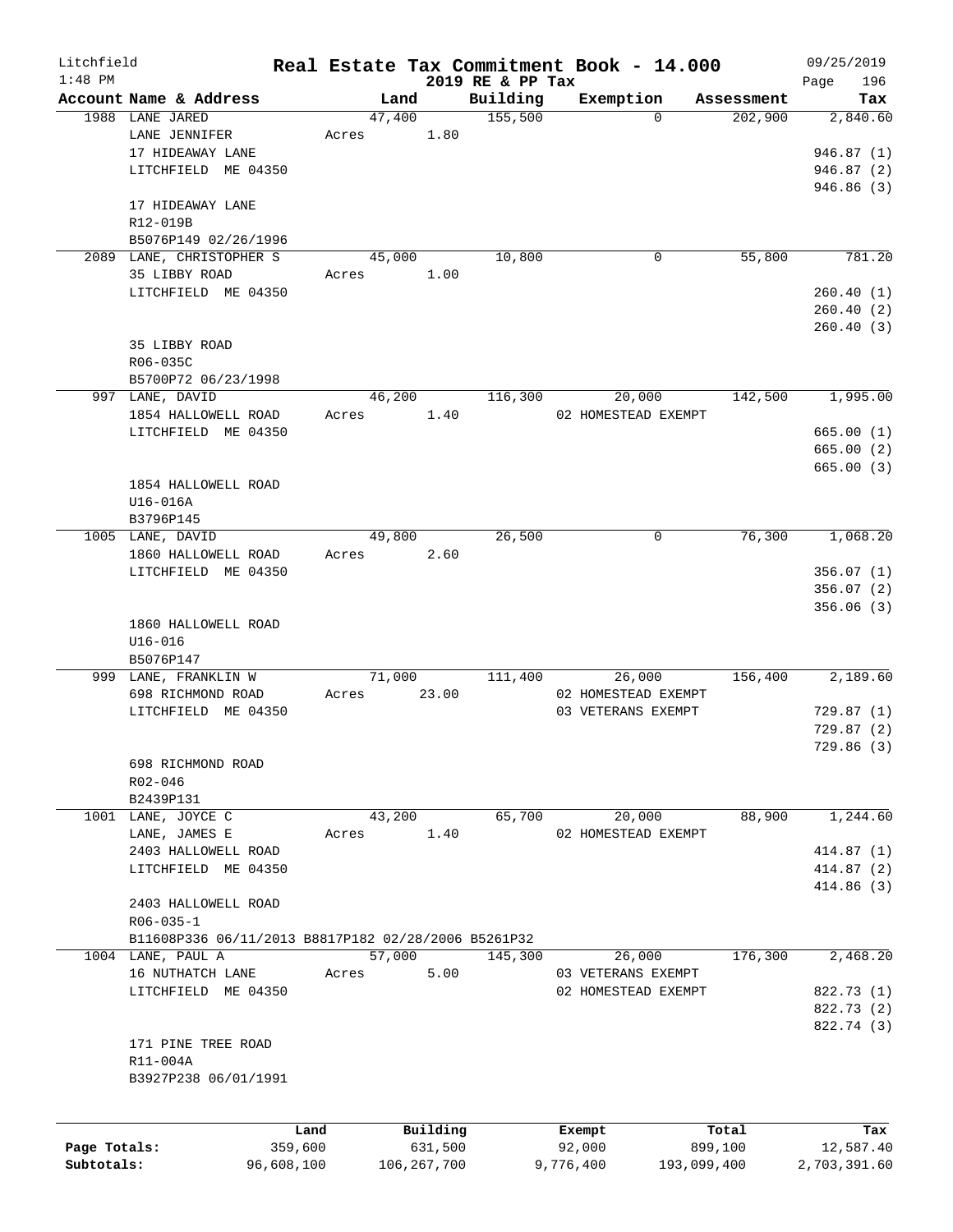# Real Estate Tax Commitment Book - 14.000

Litchfield 1:48 PM — 2019 RE & PP Tax — 09/25/2019

| Account Name & Address | Land | Building | Exemption | Assessment | Tax |
|---|---|---|---|---|---|
| 1988 LANE JARED | 47,400 | 155,500 | 0 | 202,900 | 2,840.60 |
| LANE JENNIFER | Acres 1.80 | | | | |
| 17 HIDEAWAY LANE | | | | | 946.87 (1) |
| LITCHFIELD ME 04350 | | | | | 946.87 (2) |
| | | | | | 946.86 (3) |
| 17 HIDEAWAY LANE | | | | | |
| R12-019B | | | | | |
| B5076P149 02/26/1996 | | | | | |
| 2089 LANE, CHRISTOPHER S | 45,000 | 10,800 | 0 | 55,800 | 781.20 |
| 35 LIBBY ROAD | Acres 1.00 | | | | |
| LITCHFIELD ME 04350 | | | | | 260.40 (1) |
| | | | | | 260.40 (2) |
| | | | | | 260.40 (3) |
| 35 LIBBY ROAD | | | | | |
| R06-035C | | | | | |
| B5700P72 06/23/1998 | | | | | |
| 997 LANE, DAVID | 46,200 | 116,300 | 20,000 | 142,500 | 1,995.00 |
| 1854 HALLOWELL ROAD | Acres 1.40 | | 02 HOMESTEAD EXEMPT | | |
| LITCHFIELD ME 04350 | | | | | 665.00 (1) |
| | | | | | 665.00 (2) |
| | | | | | 665.00 (3) |
| 1854 HALLOWELL ROAD | | | | | |
| U16-016A | | | | | |
| B3796P145 | | | | | |
| 1005 LANE, DAVID | 49,800 | 26,500 | 0 | 76,300 | 1,068.20 |
| 1860 HALLOWELL ROAD | Acres 2.60 | | | | |
| LITCHFIELD ME 04350 | | | | | 356.07 (1) |
| | | | | | 356.07 (2) |
| | | | | | 356.06 (3) |
| 1860 HALLOWELL ROAD | | | | | |
| U16-016 | | | | | |
| B5076P147 | | | | | |
| 999 LANE, FRANKLIN W | 71,000 | 111,400 | 26,000 | 156,400 | 2,189.60 |
| 698 RICHMOND ROAD | Acres 23.00 | | 02 HOMESTEAD EXEMPT | | |
| LITCHFIELD ME 04350 | | | 03 VETERANS EXEMPT | | 729.87 (1) |
| | | | | | 729.87 (2) |
| | | | | | 729.86 (3) |
| 698 RICHMOND ROAD | | | | | |
| R02-046 | | | | | |
| B2439P131 | | | | | |
| 1001 LANE, JOYCE C | 43,200 | 65,700 | 20,000 | 88,900 | 1,244.60 |
| LANE, JAMES E | Acres 1.40 | | 02 HOMESTEAD EXEMPT | | |
| 2403 HALLOWELL ROAD | | | | | 414.87 (1) |
| LITCHFIELD ME 04350 | | | | | 414.87 (2) |
| | | | | | 414.86 (3) |
| 2403 HALLOWELL ROAD | | | | | |
| R06-035-1 | | | | | |
| B11608P336 06/11/2013 B8817P182 02/28/2006 B5261P32 | | | | | |
| 1004 LANE, PAUL A | 57,000 | 145,300 | 26,000 | 176,300 | 2,468.20 |
| 16 NUTHATCH LANE | Acres 5.00 | | 03 VETERANS EXEMPT | | |
| LITCHFIELD ME 04350 | | | 02 HOMESTEAD EXEMPT | | 822.73 (1) |
| | | | | | 822.73 (2) |
| | | | | | 822.74 (3) |
| 171 PINE TREE ROAD | | | | | |
| R11-004A | | | | | |
| B3927P238 06/01/1991 | | | | | |

| | Land | Building | Exempt | Total | Tax |
|---|---|---|---|---|---|
| Page Totals: | 359,600 | 631,500 | 92,000 | 899,100 | 12,587.40 |
| Subtotals: | 96,608,100 | 106,267,700 | 9,776,400 | 193,099,400 | 2,703,391.60 |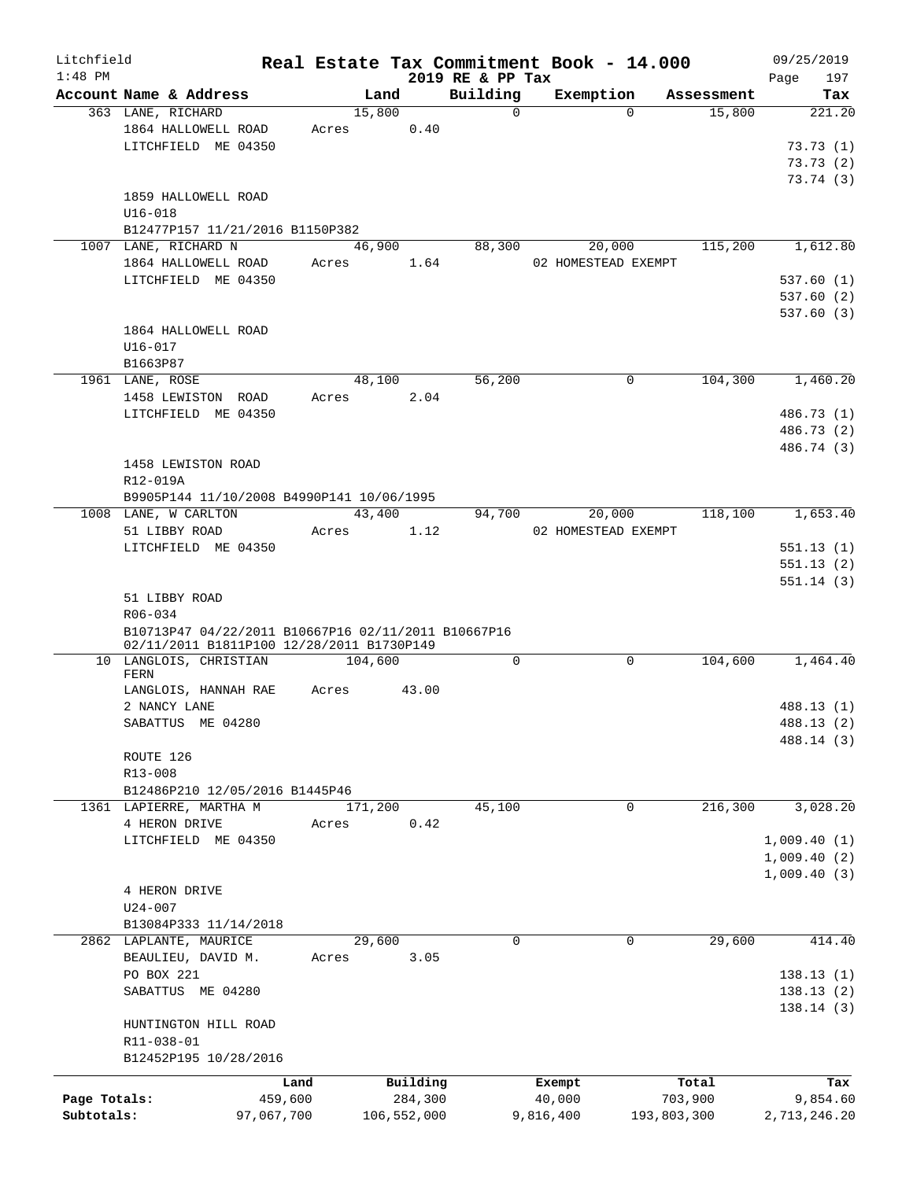Litchfield
1:48 PM

# Real Estate Tax Commitment Book - 14.000
## 2019 RE & PP Tax

09/25/2019

| Account | Name & Address | Land | Building | Exemption | Assessment | Tax |
|---|---|---|---|---|---|---|
| 363 | LANE, RICHARD<br>1864 HALLOWELL ROAD<br>LITCHFIELD ME 04350<br><br>1859 HALLOWELL ROAD<br>U16-018<br>B12477P157 11/21/2016 B1150P382 | 15,800<br>Acres 0.40 | 0 | 0 | 15,800 | 221.20<br>73.73 (1)<br>73.73 (2)<br>73.74 (3) |
| 1007 | LANE, RICHARD N<br>1864 HALLOWELL ROAD<br>LITCHFIELD ME 04350<br><br>1864 HALLOWELL ROAD<br>U16-017<br>B1663P87 | 46,900<br>Acres 1.64 | 88,300 | 20,000<br>02 HOMESTEAD EXEMPT | 115,200 | 1,612.80<br>537.60 (1)<br>537.60 (2)<br>537.60 (3) |
| 1961 | LANE, ROSE<br>1458 LEWISTON ROAD<br>LITCHFIELD ME 04350<br><br>1458 LEWISTON ROAD<br>R12-019A<br>B9905P144 11/10/2008 B4990P141 10/06/1995 | 48,100<br>Acres 2.04 | 56,200 | 0 | 104,300 | 1,460.20<br>486.73 (1)<br>486.73 (2)<br>486.74 (3) |
| 1008 | LANE, W CARLTON<br>51 LIBBY ROAD<br>LITCHFIELD ME 04350<br><br>51 LIBBY ROAD<br>R06-034<br>B10713P47 04/22/2011 B10667P16 02/11/2011 B10667P16 02/11/2011 B1811P100 12/28/2011 B1730P149 | 43,400<br>Acres 1.12 | 94,700 | 20,000<br>02 HOMESTEAD EXEMPT | 118,100 | 1,653.40<br>551.13 (1)<br>551.13 (2)<br>551.14 (3) |
| 10 | LANGLOIS, CHRISTIAN FERN<br>LANGLOIS, HANNAH RAE<br>2 NANCY LANE<br>SABATTUS ME 04280<br><br>ROUTE 126<br>R13-008<br>B12486P210 12/05/2016 B1445P46 | 104,600<br>Acres 43.00 | 0 | 0 | 104,600 | 1,464.40<br>488.13 (1)<br>488.13 (2)<br>488.14 (3) |
| 1361 | LAPIERRE, MARTHA M<br>4 HERON DRIVE<br>LITCHFIELD ME 04350<br><br>4 HERON DRIVE<br>U24-007<br>B13084P333 11/14/2018 | 171,200<br>Acres 0.42 | 45,100 | 0 | 216,300 | 3,028.20<br>1,009.40 (1)<br>1,009.40 (2)<br>1,009.40 (3) |
| 2862 | LAPLANTE, MAURICE<br>BEAULIEU, DAVID M.<br>PO BOX 221<br>SABATTUS ME 04280<br><br>HUNTINGTON HILL ROAD<br>R11-038-01<br>B12452P195 10/28/2016 | 29,600<br>Acres 3.05 | 0 | 0 | 29,600 | 414.40<br>138.13 (1)<br>138.13 (2)<br>138.14 (3) |

| | Land | Building | Exempt | Total | Tax |
|---|---|---|---|---|---|
| Page Totals: | 459,600 | 284,300 | 40,000 | 703,900 | 9,854.60 |
| Subtotals: | 97,067,700 | 106,552,000 | 9,816,400 | 193,803,300 | 2,713,246.20 |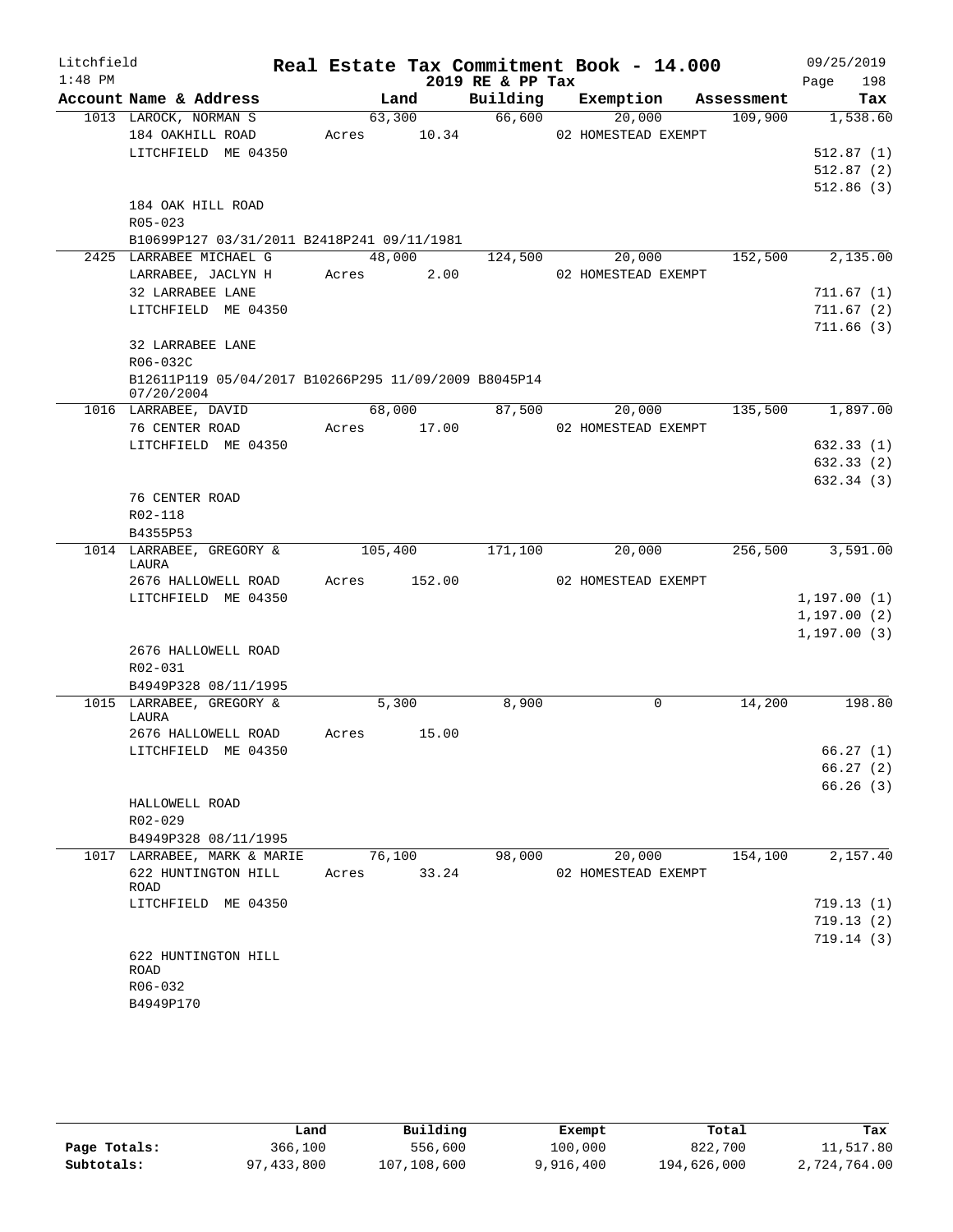Litchfield
1:48 PM

# Real Estate Tax Commitment Book - 14.000

2019 RE & PP Tax

09/25/2019

| Account | Name & Address | Land | Building | Exemption | Assessment | Tax |
|---|---|---|---|---|---|---|
| 1013 | LAROCK, NORMAN S | 63,300 | 66,600 | 20,000 | 109,900 | 1,538.60 |
| | 184 OAKHILL ROAD | Acres 10.34 | | 02 HOMESTEAD EXEMPT | | |
| | LITCHFIELD ME 04350 | | | | | 512.87 (1) |
| | | | | | | 512.87 (2) |
| | | | | | | 512.86 (3) |
| | 184 OAK HILL ROAD | | | | | |
| | R05-023 | | | | | |
| | B10699P127 03/31/2011 B2418P241 09/11/1981 | | | | | |
| 2425 | LARRABEE MICHAEL G | 48,000 | 124,500 | 20,000 | 152,500 | 2,135.00 |
| | LARRABEE, JACLYN H | Acres 2.00 | | 02 HOMESTEAD EXEMPT | | |
| | 32 LARRABEE LANE | | | | | 711.67 (1) |
| | LITCHFIELD ME 04350 | | | | | 711.67 (2) |
| | | | | | | 711.66 (3) |
| | 32 LARRABEE LANE | | | | | |
| | R06-032C | | | | | |
| | B12611P119 05/04/2017 B10266P295 11/09/2009 B8045P14 07/20/2004 | | | | | |
| 1016 | LARRABEE, DAVID | 68,000 | 87,500 | 20,000 | 135,500 | 1,897.00 |
| | 76 CENTER ROAD | Acres 17.00 | | 02 HOMESTEAD EXEMPT | | |
| | LITCHFIELD ME 04350 | | | | | 632.33 (1) |
| | | | | | | 632.33 (2) |
| | | | | | | 632.34 (3) |
| | 76 CENTER ROAD | | | | | |
| | R02-118 | | | | | |
| | B4355P53 | | | | | |
| 1014 | LARRABEE, GREGORY & LAURA | 105,400 | 171,100 | 20,000 | 256,500 | 3,591.00 |
| | 2676 HALLOWELL ROAD | Acres 152.00 | | 02 HOMESTEAD EXEMPT | | |
| | LITCHFIELD ME 04350 | | | | | 1,197.00 (1) |
| | | | | | | 1,197.00 (2) |
| | | | | | | 1,197.00 (3) |
| | 2676 HALLOWELL ROAD | | | | | |
| | R02-031 | | | | | |
| | B4949P328 08/11/1995 | | | | | |
| 1015 | LARRABEE, GREGORY & LAURA | 5,300 | 8,900 | 0 | 14,200 | 198.80 |
| | 2676 HALLOWELL ROAD | Acres 15.00 | | | | |
| | LITCHFIELD ME 04350 | | | | | 66.27 (1) |
| | | | | | | 66.27 (2) |
| | | | | | | 66.26 (3) |
| | HALLOWELL ROAD | | | | | |
| | R02-029 | | | | | |
| | B4949P328 08/11/1995 | | | | | |
| 1017 | LARRABEE, MARK & MARIE | 76,100 | 98,000 | 20,000 | 154,100 | 2,157.40 |
| | 622 HUNTINGTON HILL ROAD | Acres 33.24 | | 02 HOMESTEAD EXEMPT | | |
| | LITCHFIELD ME 04350 | | | | | 719.13 (1) |
| | | | | | | 719.13 (2) |
| | | | | | | 719.14 (3) |
| | 622 HUNTINGTON HILL ROAD | | | | | |
| | R06-032 | | | | | |
| | B4949P170 | | | | | |

| | Land | Building | Exempt | Total | Tax |
|---|---|---|---|---|---|
| Page Totals: | 366,100 | 556,600 | 100,000 | 822,700 | 11,517.80 |
| Subtotals: | 97,433,800 | 107,108,600 | 9,916,400 | 194,626,000 | 2,724,764.00 |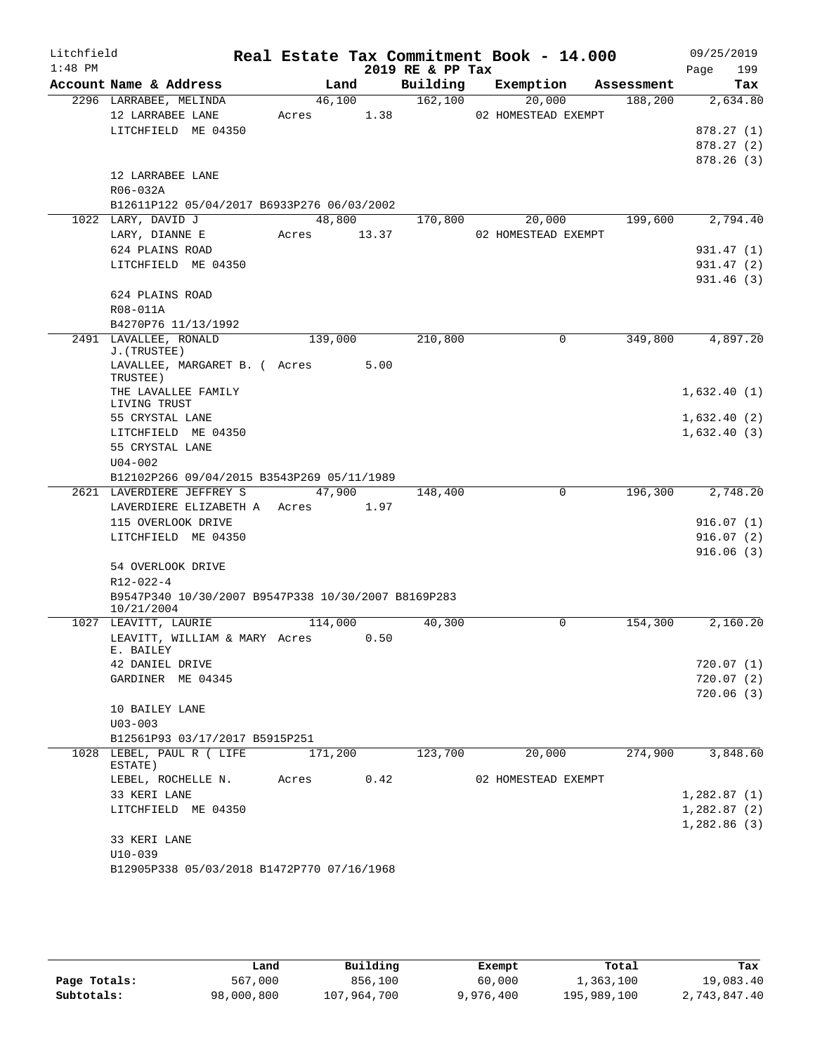Litchfield 1:48 PM

# Real Estate Tax Commitment Book - 14.000

## 2019 RE & PP Tax

09/25/2019 Page 199

| Account Name & Address | Land | Building | Exemption | Assessment | Tax |
|---|---|---|---|---|---|
| 2296 LARRABEE, MELINDA | 46,100 | 162,100 | 20,000 | 188,200 | 2,634.80 |
| 12 LARRABEE LANE | Acres 1.38 | | 02 HOMESTEAD EXEMPT | | |
| LITCHFIELD ME 04350 | | | | | 878.27 (1) |
| | | | | | 878.27 (2) |
| | | | | | 878.26 (3) |
| 12 LARRABEE LANE | | | | | |
| R06-032A | | | | | |
| B12611P122 05/04/2017 B6933P276 06/03/2002 | | | | | |
| 1022 LARY, DAVID J | 48,800 | 170,800 | 20,000 | 199,600 | 2,794.40 |
| LARY, DIANNE E | Acres 13.37 | | 02 HOMESTEAD EXEMPT | | |
| 624 PLAINS ROAD | | | | | 931.47 (1) |
| LITCHFIELD ME 04350 | | | | | 931.47 (2) |
| | | | | | 931.46 (3) |
| 624 PLAINS ROAD | | | | | |
| R08-011A | | | | | |
| B4270P76 11/13/1992 | | | | | |
| 2491 LAVALLEE, RONALD J.(TRUSTEE) | 139,000 | 210,800 | 0 | 349,800 | 4,897.20 |
| LAVALLEE, MARGARET B. ( TRUSTEE) | Acres 5.00 | | | | |
| THE LAVALLEE FAMILY LIVING TRUST | | | | | 1,632.40 (1) |
| 55 CRYSTAL LANE | | | | | 1,632.40 (2) |
| LITCHFIELD ME 04350 | | | | | 1,632.40 (3) |
| 55 CRYSTAL LANE | | | | | |
| U04-002 | | | | | |
| B12102P266 09/04/2015 B3543P269 05/11/1989 | | | | | |
| 2621 LAVERDIERE JEFFREY S | 47,900 | 148,400 | 0 | 196,300 | 2,748.20 |
| LAVERDIERE ELIZABETH A | Acres 1.97 | | | | |
| 115 OVERLOOK DRIVE | | | | | 916.07 (1) |
| LITCHFIELD ME 04350 | | | | | 916.07 (2) |
| | | | | | 916.06 (3) |
| 54 OVERLOOK DRIVE | | | | | |
| R12-022-4 | | | | | |
| B9547P340 10/30/2007 B9547P338 10/30/2007 B8169P283 10/21/2004 | | | | | |
| 1027 LEAVITT, LAURIE | 114,000 | 40,300 | 0 | 154,300 | 2,160.20 |
| LEAVITT, WILLIAM & MARY E. BAILEY | Acres 0.50 | | | | |
| 42 DANIEL DRIVE | | | | | 720.07 (1) |
| GARDINER ME 04345 | | | | | 720.07 (2) |
| | | | | | 720.06 (3) |
| 10 BAILEY LANE | | | | | |
| U03-003 | | | | | |
| B12561P93 03/17/2017 B5915P251 | | | | | |
| 1028 LEBEL, PAUL R ( LIFE ESTATE) | 171,200 | 123,700 | 20,000 | 274,900 | 3,848.60 |
| LEBEL, ROCHELLE N. | Acres 0.42 | | 02 HOMESTEAD EXEMPT | | |
| 33 KERI LANE | | | | | 1,282.87 (1) |
| LITCHFIELD ME 04350 | | | | | 1,282.87 (2) |
| | | | | | 1,282.86 (3) |
| 33 KERI LANE | | | | | |
| U10-039 | | | | | |
| B12905P338 05/03/2018 B1472P770 07/16/1968 | | | | | |

| | Land | Building | Exempt | Total | Tax |
|---|---|---|---|---|---|
| Page Totals: | 567,000 | 856,100 | 60,000 | 1,363,100 | 19,083.40 |
| Subtotals: | 98,000,800 | 107,964,700 | 9,976,400 | 195,989,100 | 2,743,847.40 |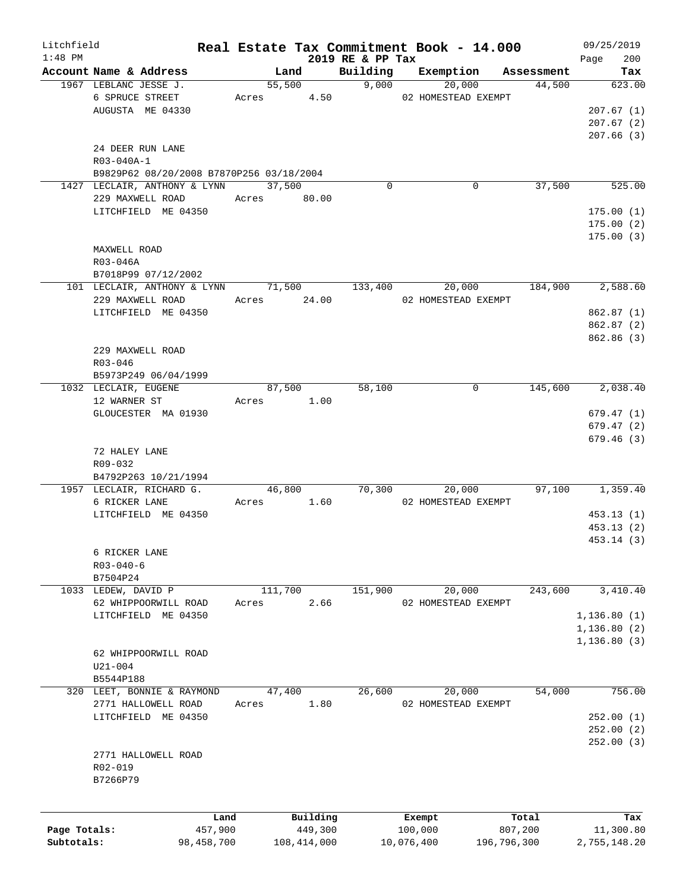# Real Estate Tax Commitment Book - 14.000

Litchfield
1:48 PM

2019 RE & PP Tax

09/25/2019

| Account Name & Address | Land | Building | Exemption | Assessment | Tax |
|---|---|---|---|---|---|
| 1967 LEBLANC JESSE J. | 55,500 | 9,000 | 20,000 | 44,500 | 623.00 |
| 6 SPRUCE STREET | Acres 4.50 | | 02 HOMESTEAD EXEMPT | | |
| AUGUSTA ME 04330 | | | | | 207.67 (1) |
| | | | | | 207.67 (2) |
| | | | | | 207.66 (3) |
| 24 DEER RUN LANE | | | | | |
| R03-040A-1 | | | | | |
| B9829P62 08/20/2008 B7870P256 03/18/2004 | | | | | |
| 1427 LECLAIR, ANTHONY & LYNN | 37,500 | 0 | 0 | 37,500 | 525.00 |
| 229 MAXWELL ROAD | Acres 80.00 | | | | |
| LITCHFIELD ME 04350 | | | | | 175.00 (1) |
| | | | | | 175.00 (2) |
| | | | | | 175.00 (3) |
| MAXWELL ROAD | | | | | |
| R03-046A | | | | | |
| B7018P99 07/12/2002 | | | | | |
| 101 LECLAIR, ANTHONY & LYNN | 71,500 | 133,400 | 20,000 | 184,900 | 2,588.60 |
| 229 MAXWELL ROAD | Acres 24.00 | | 02 HOMESTEAD EXEMPT | | |
| LITCHFIELD ME 04350 | | | | | 862.87 (1) |
| | | | | | 862.87 (2) |
| | | | | | 862.86 (3) |
| 229 MAXWELL ROAD | | | | | |
| R03-046 | | | | | |
| B5973P249 06/04/1999 | | | | | |
| 1032 LECLAIR, EUGENE | 87,500 | 58,100 | 0 | 145,600 | 2,038.40 |
| 12 WARNER ST | Acres 1.00 | | | | |
| GLOUCESTER MA 01930 | | | | | 679.47 (1) |
| | | | | | 679.47 (2) |
| | | | | | 679.46 (3) |
| 72 HALEY LANE | | | | | |
| R09-032 | | | | | |
| B4792P263 10/21/1994 | | | | | |
| 1957 LECLAIR, RICHARD G. | 46,800 | 70,300 | 20,000 | 97,100 | 1,359.40 |
| 6 RICKER LANE | Acres 1.60 | | 02 HOMESTEAD EXEMPT | | |
| LITCHFIELD ME 04350 | | | | | 453.13 (1) |
| | | | | | 453.13 (2) |
| | | | | | 453.14 (3) |
| 6 RICKER LANE | | | | | |
| R03-040-6 | | | | | |
| B7504P24 | | | | | |
| 1033 LEDEW, DAVID P | 111,700 | 151,900 | 20,000 | 243,600 | 3,410.40 |
| 62 WHIPPOORWILL ROAD | Acres 2.66 | | 02 HOMESTEAD EXEMPT | | |
| LITCHFIELD ME 04350 | | | | | 1,136.80 (1) |
| | | | | | 1,136.80 (2) |
| | | | | | 1,136.80 (3) |
| 62 WHIPPOORWILL ROAD | | | | | |
| U21-004 | | | | | |
| B5544P188 | | | | | |
| 320 LEET, BONNIE & RAYMOND | 47,400 | 26,600 | 20,000 | 54,000 | 756.00 |
| 2771 HALLOWELL ROAD | Acres 1.80 | | 02 HOMESTEAD EXEMPT | | |
| LITCHFIELD ME 04350 | | | | | 252.00 (1) |
| | | | | | 252.00 (2) |
| | | | | | 252.00 (3) |
| 2771 HALLOWELL ROAD | | | | | |
| R02-019 | | | | | |
| B7266P79 | | | | | |

| | Land | Building | Exempt | Total | Tax |
|---|---|---|---|---|---|
| Page Totals: | 457,900 | 449,300 | 100,000 | 807,200 | 11,300.80 |
| Subtotals: | 98,458,700 | 108,414,000 | 10,076,400 | 196,796,300 | 2,755,148.20 |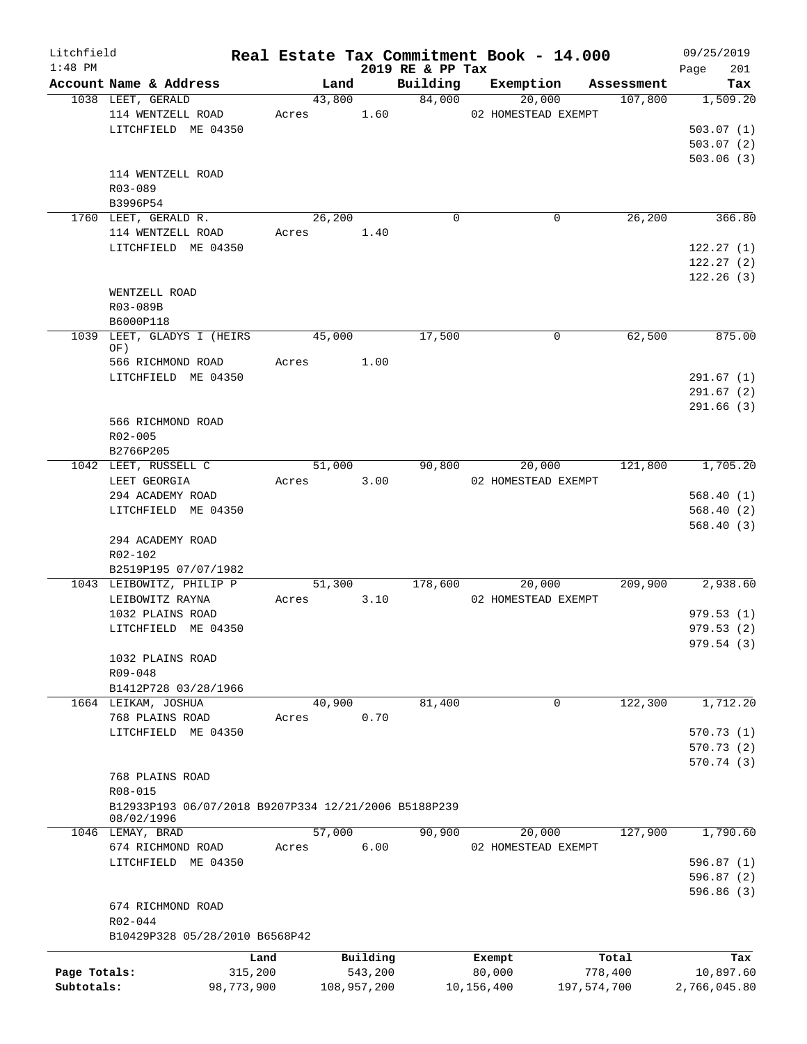Litchfield
1:48 PM

# Real Estate Tax Commitment Book - 14.000
## 2019 RE & PP Tax

09/25/2019

| Account Name & Address | Land | Building | Exemption | Assessment | Tax |
|---|---|---|---|---|---|
| 1038 LEET, GERALD | 43,800 | 84,000 | 20,000 | 107,800 | 1,509.20 |
| 114 WENTZELL ROAD | Acres 1.60 | | 02 HOMESTEAD EXEMPT | | |
| LITCHFIELD ME 04350 | | | | | 503.07 (1) |
| | | | | | 503.07 (2) |
| | | | | | 503.06 (3) |
| 114 WENTZELL ROAD | | | | | |
| R03-089 | | | | | |
| B3996P54 | | | | | |
| 1760 LEET, GERALD R. | 26,200 | 0 | 0 | 26,200 | 366.80 |
| 114 WENTZELL ROAD | Acres 1.40 | | | | |
| LITCHFIELD ME 04350 | | | | | 122.27 (1) |
| | | | | | 122.27 (2) |
| | | | | | 122.26 (3) |
| WENTZELL ROAD | | | | | |
| R03-089B | | | | | |
| B6000P118 | | | | | |
| 1039 LEET, GLADYS I (HEIRS OF) | 45,000 | 17,500 | 0 | 62,500 | 875.00 |
| 566 RICHMOND ROAD | Acres 1.00 | | | | |
| LITCHFIELD ME 04350 | | | | | 291.67 (1) |
| | | | | | 291.67 (2) |
| | | | | | 291.66 (3) |
| 566 RICHMOND ROAD | | | | | |
| R02-005 | | | | | |
| B2766P205 | | | | | |
| 1042 LEET, RUSSELL C | 51,000 | 90,800 | 20,000 | 121,800 | 1,705.20 |
| LEET GEORGIA | Acres 3.00 | | 02 HOMESTEAD EXEMPT | | |
| 294 ACADEMY ROAD | | | | | 568.40 (1) |
| LITCHFIELD ME 04350 | | | | | 568.40 (2) |
| | | | | | 568.40 (3) |
| 294 ACADEMY ROAD | | | | | |
| R02-102 | | | | | |
| B2519P195 07/07/1982 | | | | | |
| 1043 LEIBOWITZ, PHILIP P | 51,300 | 178,600 | 20,000 | 209,900 | 2,938.60 |
| LEIBOWITZ RAYNA | Acres 3.10 | | 02 HOMESTEAD EXEMPT | | |
| 1032 PLAINS ROAD | | | | | 979.53 (1) |
| LITCHFIELD ME 04350 | | | | | 979.53 (2) |
| | | | | | 979.54 (3) |
| 1032 PLAINS ROAD | | | | | |
| R09-048 | | | | | |
| B1412P728 03/28/1966 | | | | | |
| 1664 LEIKAM, JOSHUA | 40,900 | 81,400 | 0 | 122,300 | 1,712.20 |
| 768 PLAINS ROAD | Acres 0.70 | | | | |
| LITCHFIELD ME 04350 | | | | | 570.73 (1) |
| | | | | | 570.73 (2) |
| | | | | | 570.74 (3) |
| 768 PLAINS ROAD | | | | | |
| R08-015 | | | | | |
| B12933P193 06/07/2018 B9207P334 12/21/2006 B5188P239 08/02/1996 | | | | | |
| 1046 LEMAY, BRAD | 57,000 | 90,900 | 20,000 | 127,900 | 1,790.60 |
| 674 RICHMOND ROAD | Acres 6.00 | | 02 HOMESTEAD EXEMPT | | |
| LITCHFIELD ME 04350 | | | | | 596.87 (1) |
| | | | | | 596.87 (2) |
| | | | | | 596.86 (3) |
| 674 RICHMOND ROAD | | | | | |
| R02-044 | | | | | |
| B10429P328 05/28/2010 B6568P42 | | | | | |

| | Land | Building | Exempt | Total | Tax |
|---|---|---|---|---|---|
| Page Totals: | 315,200 | 543,200 | 80,000 | 778,400 | 10,897.60 |
| Subtotals: | 98,773,900 | 108,957,200 | 10,156,400 | 197,574,700 | 2,766,045.80 |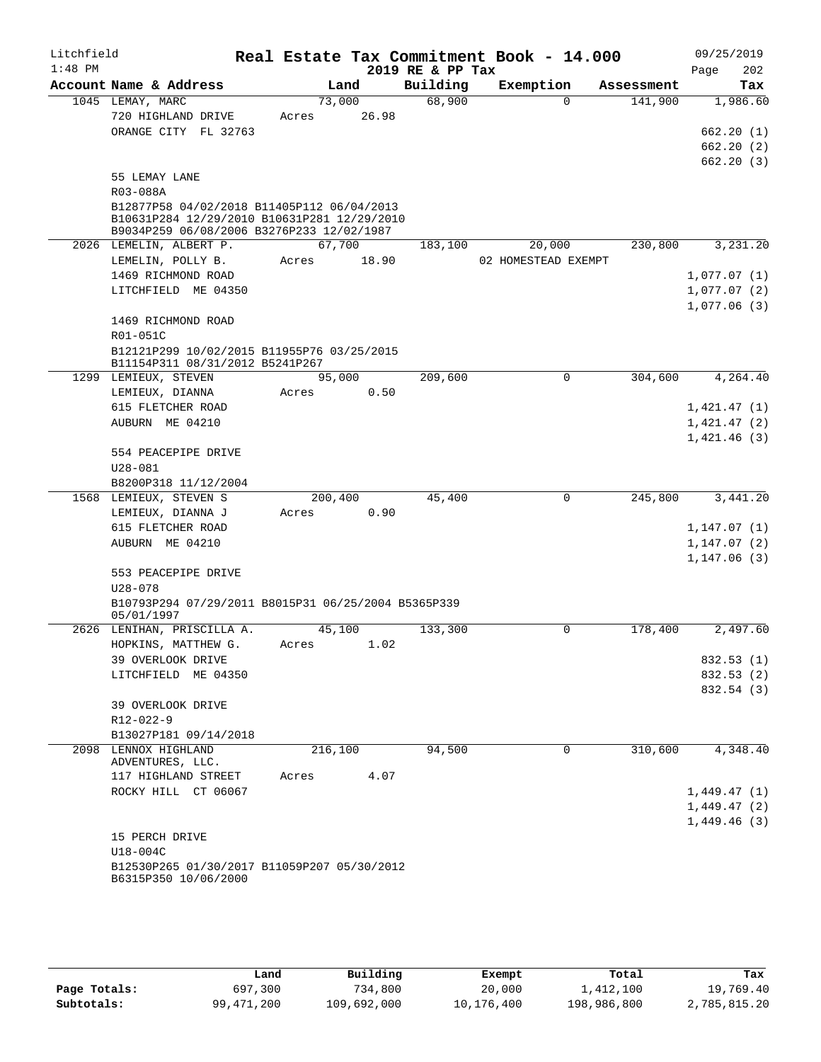Litchfield
1:48 PM

# Real Estate Tax Commitment Book - 14.000

2019 RE & PP Tax

09/25/2019

| Account | Name & Address | Land | Building | Exemption | Assessment | Tax |
|---|---|---|---|---|---|---|
| 1045 | LEMAY, MARC<br>720 HIGHLAND DRIVE<br>ORANGE CITY FL 32763<br><br>55 LEMAY LANE<br>R03-088A<br>B12877P58 04/02/2018 B11405P112 06/04/2013 B10631P284 12/29/2010 B10631P281 12/29/2010 B9034P259 06/08/2006 B3276P233 12/02/1987 | 73,000<br>Acres 26.98 | 68,900 | 0 | 141,900 | 1,986.60<br>662.20 (1)<br>662.20 (2)<br>662.20 (3) |
| 2026 | LEMELIN, ALBERT P.<br>LEMELIN, POLLY B.<br>1469 RICHMOND ROAD<br>LITCHFIELD ME 04350<br><br>1469 RICHMOND ROAD<br>R01-051C<br>B12121P299 10/02/2015 B11955P76 03/25/2015 B11154P311 08/31/2012 B5241P267 | 67,700<br>Acres 18.90 | 183,100 | 20,000<br>02 HOMESTEAD EXEMPT | 230,800 | 3,231.20<br>1,077.07 (1)<br>1,077.07 (2)<br>1,077.06 (3) |
| 1299 | LEMIEUX, STEVEN<br>LEMIEUX, DIANNA<br>615 FLETCHER ROAD<br>AUBURN ME 04210<br><br>554 PEACEPIPE DRIVE<br>U28-081<br>B8200P318 11/12/2004 | 95,000<br>Acres 0.50 | 209,600 | 0 | 304,600 | 4,264.40<br>1,421.47 (1)<br>1,421.47 (2)<br>1,421.46 (3) |
| 1568 | LEMIEUX, STEVEN S<br>LEMIEUX, DIANNA J<br>615 FLETCHER ROAD<br>AUBURN ME 04210<br><br>553 PEACEPIPE DRIVE<br>U28-078<br>B10793P294 07/29/2011 B8015P31 06/25/2004 B5365P339 05/01/1997 | 200,400<br>Acres 0.90 | 45,400 | 0 | 245,800 | 3,441.20<br>1,147.07 (1)<br>1,147.07 (2)<br>1,147.06 (3) |
| 2626 | LENIHAN, PRISCILLA A.<br>HOPKINS, MATTHEW G.<br>39 OVERLOOK DRIVE<br>LITCHFIELD ME 04350<br><br>39 OVERLOOK DRIVE<br>R12-022-9<br>B13027P181 09/14/2018 | 45,100<br>Acres 1.02 | 133,300 | 0 | 178,400 | 2,497.60<br>832.53 (1)<br>832.53 (2)<br>832.54 (3) |
| 2098 | LENNOX HIGHLAND ADVENTURES, LLC.<br>117 HIGHLAND STREET<br>ROCKY HILL CT 06067<br><br>15 PERCH DRIVE<br>U18-004C<br>B12530P265 01/30/2017 B11059P207 05/30/2012 B6315P350 10/06/2000 | 216,100<br>Acres 4.07 | 94,500 | 0 | 310,600 | 4,348.40<br>1,449.47 (1)<br>1,449.47 (2)<br>1,449.46 (3) |

| | Land | Building | Exempt | Total | Tax |
|---|---|---|---|---|---|
| Page Totals: | 697,300 | 734,800 | 20,000 | 1,412,100 | 19,769.40 |
| Subtotals: | 99,471,200 | 109,692,000 | 10,176,400 | 198,986,800 | 2,785,815.20 |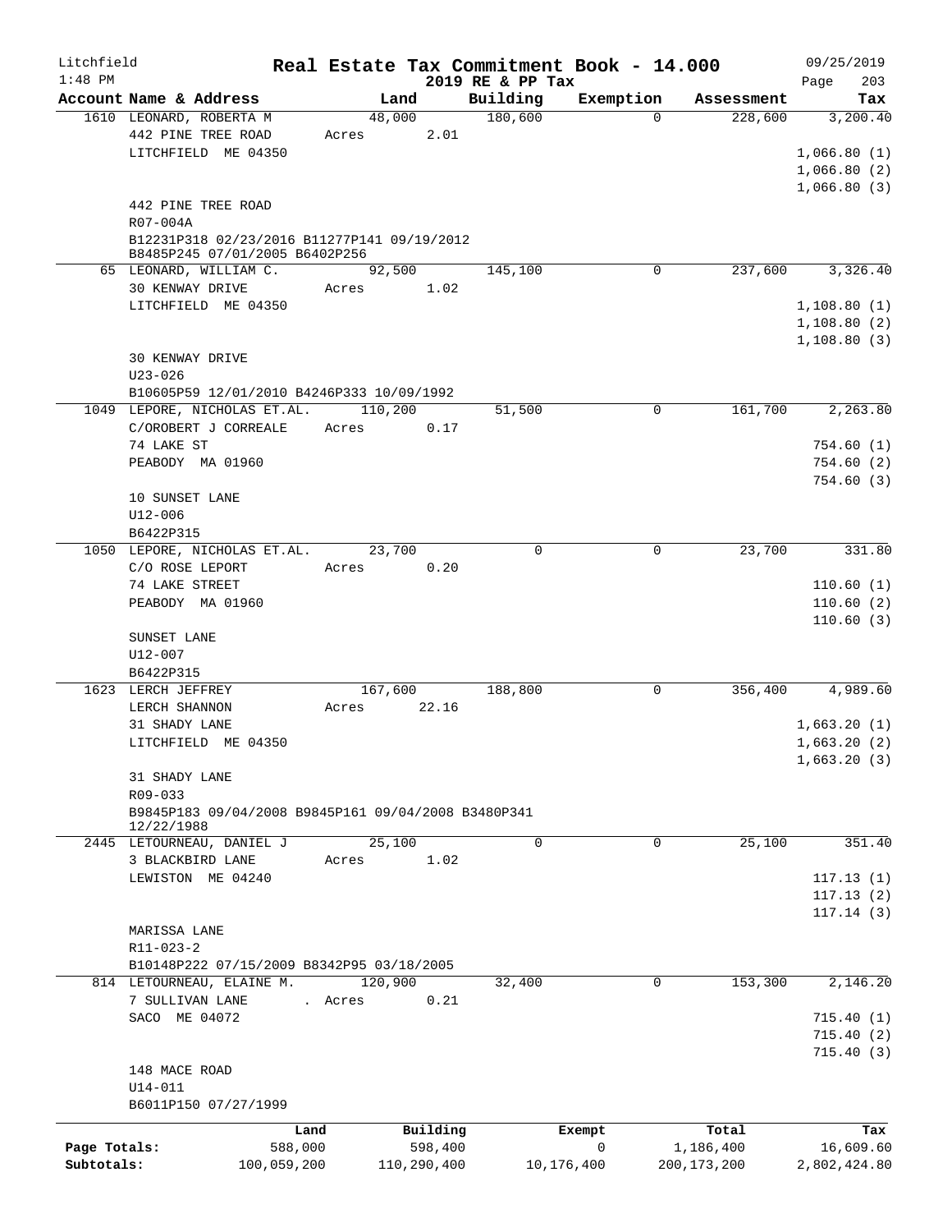Litchfield 1:48 PM

# Real Estate Tax Commitment Book - 14.000
## 2019 RE & PP Tax

09/25/2019 Page 203

| Account Name & Address | Land | Building | Exemption | Assessment | Tax |
|---|---|---|---|---|---|
| 1610 LEONARD, ROBERTA M<br>442 PINE TREE ROAD<br>LITCHFIELD ME 04350<br><br>442 PINE TREE ROAD<br>R07-004A<br>B12231P318 02/23/2016 B11277P141 09/19/2012 B8485P245 07/01/2005 B6402P256 | 48,000<br>Acres 2.01 | 180,600 | 0 | 228,600 | 3,200.40<br>1,066.80 (1)<br>1,066.80 (2)<br>1,066.80 (3) |
| 65 LEONARD, WILLIAM C.<br>30 KENWAY DRIVE<br>LITCHFIELD ME 04350<br><br>30 KENWAY DRIVE<br>U23-026<br>B10605P59 12/01/2010 B4246P333 10/09/1992 | 92,500<br>Acres 1.02 | 145,100 | 0 | 237,600 | 3,326.40<br>1,108.80 (1)<br>1,108.80 (2)<br>1,108.80 (3) |
| 1049 LEPORE, NICHOLAS ET.AL.<br>C/OROBERT J CORREALE<br>74 LAKE ST<br>PEABODY MA 01960<br><br>10 SUNSET LANE<br>U12-006<br>B6422P315 | 110,200<br>Acres 0.17 | 51,500 | 0 | 161,700 | 2,263.80<br>754.60 (1)<br>754.60 (2)<br>754.60 (3) |
| 1050 LEPORE, NICHOLAS ET.AL.<br>C/O ROSE LEPORT<br>74 LAKE STREET<br>PEABODY MA 01960<br><br>SUNSET LANE<br>U12-007<br>B6422P315 | 23,700<br>Acres 0.20 | 0 | 0 | 23,700 | 331.80<br>110.60 (1)<br>110.60 (2)<br>110.60 (3) |
| 1623 LERCH JEFFREY<br>LERCH SHANNON<br>31 SHADY LANE<br>LITCHFIELD ME 04350<br><br>31 SHADY LANE<br>R09-033<br>B9845P183 09/04/2008 B9845P161 09/04/2008 B3480P341 12/22/1988 | 167,600<br>Acres 22.16 | 188,800 | 0 | 356,400 | 4,989.60<br>1,663.20 (1)<br>1,663.20 (2)<br>1,663.20 (3) |
| 2445 LETOURNEAU, DANIEL J<br>3 BLACKBIRD LANE<br>LEWISTON ME 04240<br><br>MARISSA LANE<br>R11-023-2<br>B10148P222 07/15/2009 B8342P95 03/18/2005 | 25,100<br>Acres 1.02 | 0 | 0 | 25,100 | 351.40<br>117.13 (1)<br>117.13 (2)<br>117.14 (3) |
| 814 LETOURNEAU, ELAINE M.<br>7 SULLIVAN LANE<br>SACO ME 04072<br><br>148 MACE ROAD<br>U14-011<br>B6011P150 07/27/1999 | 120,900<br>. Acres 0.21 | 32,400 | 0 | 153,300 | 2,146.20<br>715.40 (1)<br>715.40 (2)<br>715.40 (3) |

| | Land | Building | Exempt | Total | Tax |
|---|---|---|---|---|---|
| Page Totals: | 588,000 | 598,400 | 0 | 1,186,400 | 16,609.60 |
| Subtotals: | 100,059,200 | 110,290,400 | 10,176,400 | 200,173,200 | 2,802,424.80 |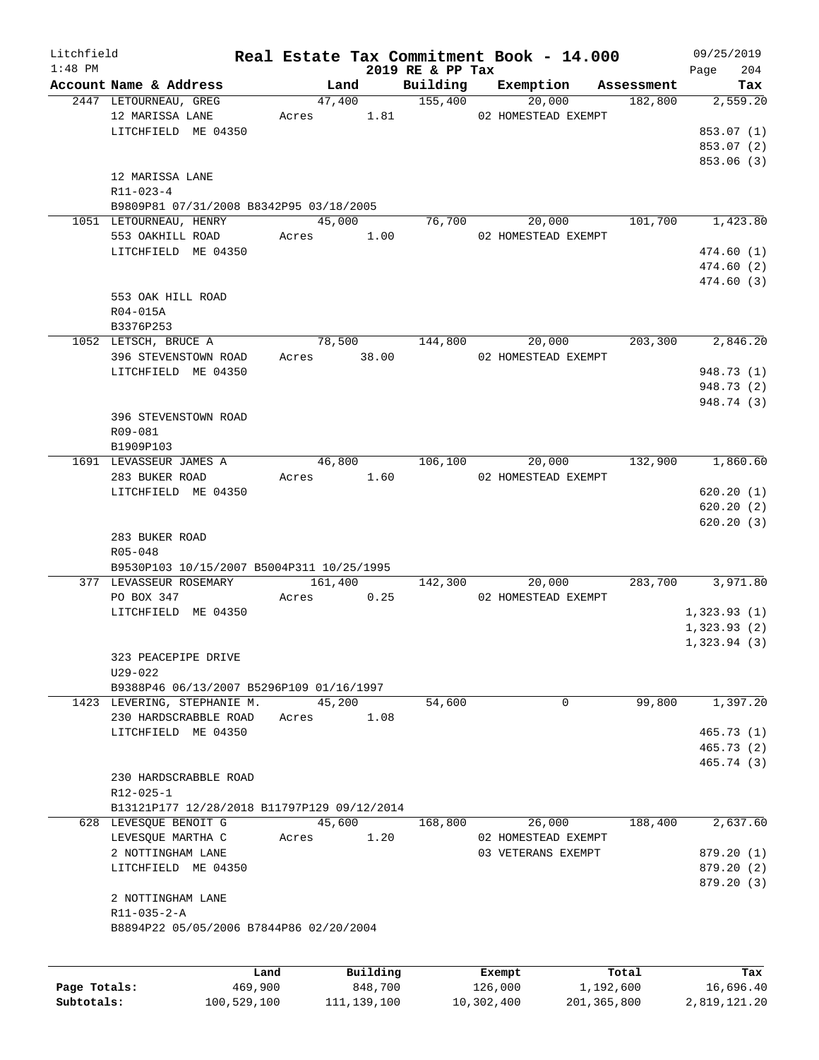Litchfield
1:48 PM

# Real Estate Tax Commitment Book - 14.000

2019 RE & PP Tax

09/25/2019

| Account Name & Address | Land | Building | Exemption | Assessment | Tax |
|---|---|---|---|---|---|
| 2447 LETOURNEAU, GREG | 47,400 | 155,400 | 20,000 | 182,800 | 2,559.20 |
| 12 MARISSA LANE | Acres 1.81 | | 02 HOMESTEAD EXEMPT | | |
| LITCHFIELD ME 04350 | | | | | 853.07 (1) |
| | | | | | 853.07 (2) |
| | | | | | 853.06 (3) |
| 12 MARISSA LANE | | | | | |
| R11-023-4 | | | | | |
| B9809P81 07/31/2008 B8342P95 03/18/2005 | | | | | |
| 1051 LETOURNEAU, HENRY | 45,000 | 76,700 | 20,000 | 101,700 | 1,423.80 |
| 553 OAKHILL ROAD | Acres 1.00 | | 02 HOMESTEAD EXEMPT | | |
| LITCHFIELD ME 04350 | | | | | 474.60 (1) |
| | | | | | 474.60 (2) |
| | | | | | 474.60 (3) |
| 553 OAK HILL ROAD | | | | | |
| R04-015A | | | | | |
| B3376P253 | | | | | |
| 1052 LETSCH, BRUCE A | 78,500 | 144,800 | 20,000 | 203,300 | 2,846.20 |
| 396 STEVENSTOWN ROAD | Acres 38.00 | | 02 HOMESTEAD EXEMPT | | |
| LITCHFIELD ME 04350 | | | | | 948.73 (1) |
| | | | | | 948.73 (2) |
| | | | | | 948.74 (3) |
| 396 STEVENSTOWN ROAD | | | | | |
| R09-081 | | | | | |
| B1909P103 | | | | | |
| 1691 LEVASSEUR JAMES A | 46,800 | 106,100 | 20,000 | 132,900 | 1,860.60 |
| 283 BUKER ROAD | Acres 1.60 | | 02 HOMESTEAD EXEMPT | | |
| LITCHFIELD ME 04350 | | | | | 620.20 (1) |
| | | | | | 620.20 (2) |
| | | | | | 620.20 (3) |
| 283 BUKER ROAD | | | | | |
| R05-048 | | | | | |
| B9530P103 10/15/2007 B5004P311 10/25/1995 | | | | | |
| 377 LEVASSEUR ROSEMARY | 161,400 | 142,300 | 20,000 | 283,700 | 3,971.80 |
| PO BOX 347 | Acres 0.25 | | 02 HOMESTEAD EXEMPT | | |
| LITCHFIELD ME 04350 | | | | | 1,323.93 (1) |
| | | | | | 1,323.93 (2) |
| | | | | | 1,323.94 (3) |
| 323 PEACEPIPE DRIVE | | | | | |
| U29-022 | | | | | |
| B9388P46 06/13/2007 B5296P109 01/16/1997 | | | | | |
| 1423 LEVERING, STEPHANIE M. | 45,200 | 54,600 | 0 | 99,800 | 1,397.20 |
| 230 HARDSCRABBLE ROAD | Acres 1.08 | | | | |
| LITCHFIELD ME 04350 | | | | | 465.73 (1) |
| | | | | | 465.73 (2) |
| | | | | | 465.74 (3) |
| 230 HARDSCRABBLE ROAD | | | | | |
| R12-025-1 | | | | | |
| B13121P177 12/28/2018 B11797P129 09/12/2014 | | | | | |
| 628 LEVESQUE BENOIT G | 45,600 | 168,800 | 26,000 | 188,400 | 2,637.60 |
| LEVESQUE MARTHA C | Acres 1.20 | | 02 HOMESTEAD EXEMPT | | |
| 2 NOTTINGHAM LANE | | | 03 VETERANS EXEMPT | | 879.20 (1) |
| LITCHFIELD ME 04350 | | | | | 879.20 (2) |
| | | | | | 879.20 (3) |
| 2 NOTTINGHAM LANE | | | | | |
| R11-035-2-A | | | | | |
| B8894P22 05/05/2006 B7844P86 02/20/2004 | | | | | |

| | Land | Building | Exempt | Total | Tax |
|---|---|---|---|---|---|
| Page Totals: | 469,900 | 848,700 | 126,000 | 1,192,600 | 16,696.40 |
| Subtotals: | 100,529,100 | 111,139,100 | 10,302,400 | 201,365,800 | 2,819,121.20 |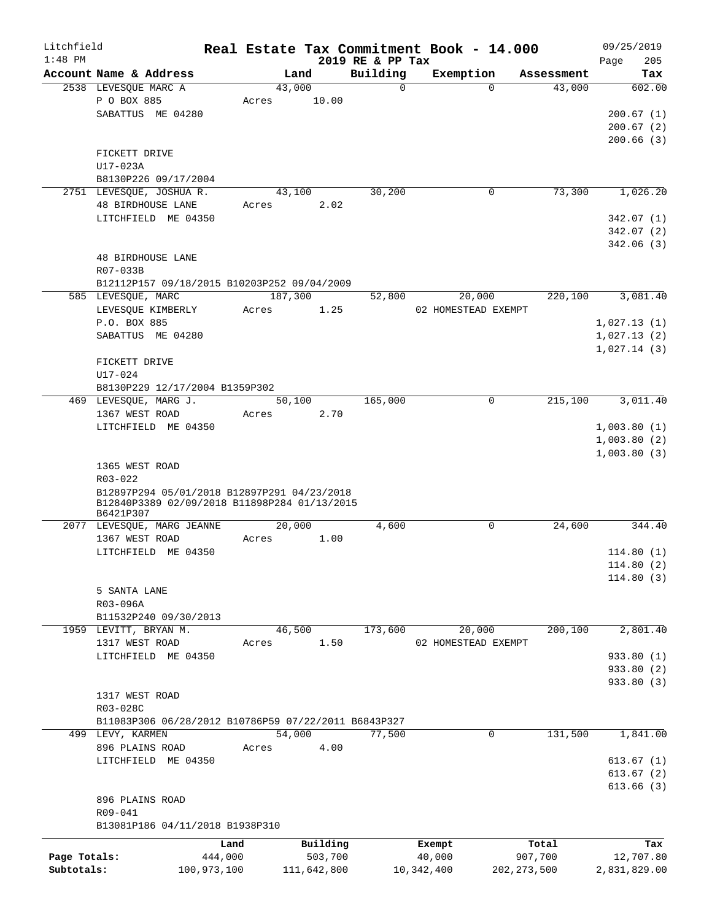Litchfield
1:48 PM

**Real Estate Tax Commitment Book - 14.000**
**2019 RE & PP Tax**

09/25/2019

| Account Name & Address | Land | Building | Exemption | Assessment | Tax |
|---|---|---|---|---|---|
| 2538 LEVESQUE MARC A | 43,000 | 0 | 0 | 43,000 | 602.00 |
| P O BOX 885 | Acres 10.00 | | | | |
| SABATTUS ME 04280 | | | | | 200.67 (1) |
| | | | | | 200.67 (2) |
| | | | | | 200.66 (3) |
| FICKETT DRIVE | | | | | |
| U17-023A | | | | | |
| B8130P226 09/17/2004 | | | | | |
| 2751 LEVESQUE, JOSHUA R. | 43,100 | 30,200 | 0 | 73,300 | 1,026.20 |
| 48 BIRDHOUSE LANE | Acres 2.02 | | | | |
| LITCHFIELD ME 04350 | | | | | 342.07 (1) |
| | | | | | 342.07 (2) |
| | | | | | 342.06 (3) |
| 48 BIRDHOUSE LANE | | | | | |
| R07-033B | | | | | |
| B12112P157 09/18/2015 B10203P252 09/04/2009 | | | | | |
| 585 LEVESQUE, MARC | 187,300 | 52,800 | 20,000 | 220,100 | 3,081.40 |
| LEVESQUE KIMBERLY | Acres 1.25 | | 02 HOMESTEAD EXEMPT | | |
| P.O. BOX 885 | | | | | 1,027.13 (1) |
| SABATTUS ME 04280 | | | | | 1,027.13 (2) |
| | | | | | 1,027.14 (3) |
| FICKETT DRIVE | | | | | |
| U17-024 | | | | | |
| B8130P229 12/17/2004 B1359P302 | | | | | |
| 469 LEVESQUE, MARG J. | 50,100 | 165,000 | 0 | 215,100 | 3,011.40 |
| 1367 WEST ROAD | Acres 2.70 | | | | |
| LITCHFIELD ME 04350 | | | | | 1,003.80 (1) |
| | | | | | 1,003.80 (2) |
| | | | | | 1,003.80 (3) |
| 1365 WEST ROAD | | | | | |
| R03-022 | | | | | |
| B12897P294 05/01/2018 B12897P291 04/23/2018 B12840P3389 02/09/2018 B11898P284 01/13/2015 B6421P307 | | | | | |
| 2077 LEVESQUE, MARG JEANNE | 20,000 | 4,600 | 0 | 24,600 | 344.40 |
| 1367 WEST ROAD | Acres 1.00 | | | | |
| LITCHFIELD ME 04350 | | | | | 114.80 (1) |
| | | | | | 114.80 (2) |
| | | | | | 114.80 (3) |
| 5 SANTA LANE | | | | | |
| R03-096A | | | | | |
| B11532P240 09/30/2013 | | | | | |
| 1959 LEVITT, BRYAN M. | 46,500 | 173,600 | 20,000 | 200,100 | 2,801.40 |
| 1317 WEST ROAD | Acres 1.50 | | 02 HOMESTEAD EXEMPT | | |
| LITCHFIELD ME 04350 | | | | | 933.80 (1) |
| | | | | | 933.80 (2) |
| | | | | | 933.80 (3) |
| 1317 WEST ROAD | | | | | |
| R03-028C | | | | | |
| B11083P306 06/28/2012 B10786P59 07/22/2011 B6843P327 | | | | | |
| 499 LEVY, KARMEN | 54,000 | 77,500 | 0 | 131,500 | 1,841.00 |
| 896 PLAINS ROAD | Acres 4.00 | | | | |
| LITCHFIELD ME 04350 | | | | | 613.67 (1) |
| | | | | | 613.67 (2) |
| | | | | | 613.66 (3) |
| 896 PLAINS ROAD | | | | | |
| R09-041 | | | | | |
| B13081P186 04/11/2018 B1938P310 | | | | | |

| | Land | Building | Exempt | Total | Tax |
|---|---|---|---|---|---|
| Page Totals: | 444,000 | 503,700 | 40,000 | 907,700 | 12,707.80 |
| Subtotals: | 100,973,100 | 111,642,800 | 10,342,400 | 202,273,500 | 2,831,829.00 |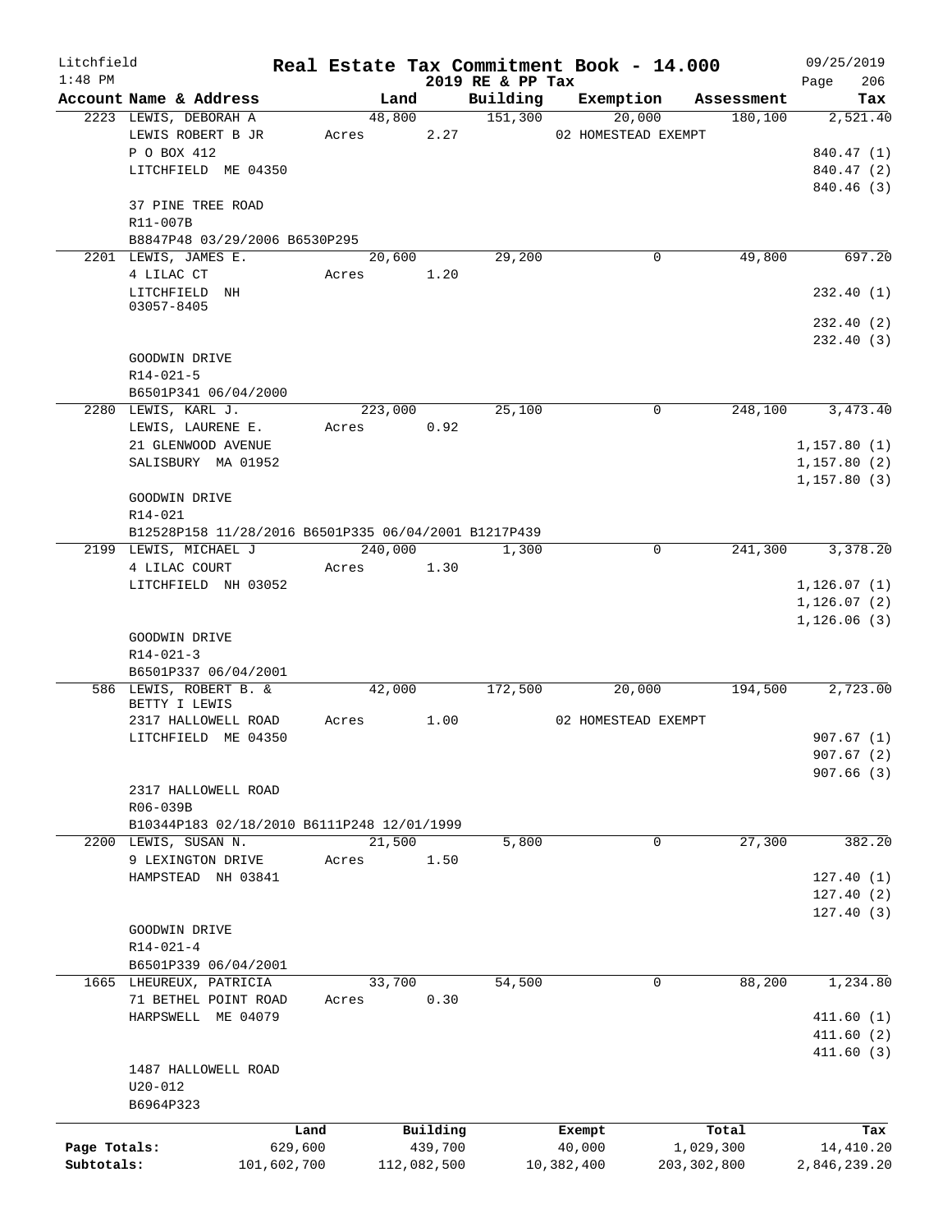Litchfield
1:48 PM

# Real Estate Tax Commitment Book - 14.000

2019 RE & PP Tax

09/25/2019

| Account | Name & Address | Land | Building | Exemption | Assessment | Tax |
|---|---|---|---|---|---|---|
| 2223 | LEWIS, DEBORAH A | 48,800 | 151,300 | 20,000 | 180,100 | 2,521.40 |
| | LEWIS ROBERT B JR | Acres 2.27 | | 02 HOMESTEAD EXEMPT | | |
| | P O BOX 412 | | | | | 840.47 (1) |
| | LITCHFIELD ME 04350 | | | | | 840.47 (2) |
| | | | | | | 840.46 (3) |
| | 37 PINE TREE ROAD | | | | | |
| | R11-007B | | | | | |
| | B8847P48 03/29/2006 B6530P295 | | | | | |
| 2201 | LEWIS, JAMES E. | 20,600 | 29,200 | 0 | 49,800 | 697.20 |
| | 4 LILAC CT | Acres 1.20 | | | | |
| | LITCHFIELD NH 03057-8405 | | | | | 232.40 (1) |
| | | | | | | 232.40 (2) |
| | | | | | | 232.40 (3) |
| | GOODWIN DRIVE | | | | | |
| | R14-021-5 | | | | | |
| | B6501P341 06/04/2000 | | | | | |
| 2280 | LEWIS, KARL J. | 223,000 | 25,100 | 0 | 248,100 | 3,473.40 |
| | LEWIS, LAURENE E. | Acres 0.92 | | | | |
| | 21 GLENWOOD AVENUE | | | | | 1,157.80 (1) |
| | SALISBURY MA 01952 | | | | | 1,157.80 (2) |
| | | | | | | 1,157.80 (3) |
| | GOODWIN DRIVE | | | | | |
| | R14-021 | | | | | |
| | B12528P158 11/28/2016 B6501P335 06/04/2001 B1217P439 | | | | | |
| 2199 | LEWIS, MICHAEL J | 240,000 | 1,300 | 0 | 241,300 | 3,378.20 |
| | 4 LILAC COURT | Acres 1.30 | | | | |
| | LITCHFIELD NH 03052 | | | | | 1,126.07 (1) |
| | | | | | | 1,126.07 (2) |
| | | | | | | 1,126.06 (3) |
| | GOODWIN DRIVE | | | | | |
| | R14-021-3 | | | | | |
| | B6501P337 06/04/2001 | | | | | |
| 586 | LEWIS, ROBERT B. & BETTY I LEWIS | 42,000 | 172,500 | 20,000 | 194,500 | 2,723.00 |
| | 2317 HALLOWELL ROAD | Acres 1.00 | | 02 HOMESTEAD EXEMPT | | |
| | LITCHFIELD ME 04350 | | | | | 907.67 (1) |
| | | | | | | 907.67 (2) |
| | | | | | | 907.66 (3) |
| | 2317 HALLOWELL ROAD | | | | | |
| | R06-039B | | | | | |
| | B10344P183 02/18/2010 B6111P248 12/01/1999 | | | | | |
| 2200 | LEWIS, SUSAN N. | 21,500 | 5,800 | 0 | 27,300 | 382.20 |
| | 9 LEXINGTON DRIVE | Acres 1.50 | | | | |
| | HAMPSTEAD NH 03841 | | | | | 127.40 (1) |
| | | | | | | 127.40 (2) |
| | | | | | | 127.40 (3) |
| | GOODWIN DRIVE | | | | | |
| | R14-021-4 | | | | | |
| | B6501P339 06/04/2001 | | | | | |
| 1665 | LHEUREUX, PATRICIA | 33,700 | 54,500 | 0 | 88,200 | 1,234.80 |
| | 71 BETHEL POINT ROAD | Acres 0.30 | | | | |
| | HARPSWELL ME 04079 | | | | | 411.60 (1) |
| | | | | | | 411.60 (2) |
| | | | | | | 411.60 (3) |
| | 1487 HALLOWELL ROAD | | | | | |
| | U20-012 | | | | | |
| | B6964P323 | | | | | |

| | Land | Building | Exempt | Total | Tax |
|---|---|---|---|---|---|
| Page Totals: | 629,600 | 439,700 | 40,000 | 1,029,300 | 14,410.20 |
| Subtotals: | 101,602,700 | 112,082,500 | 10,382,400 | 203,302,800 | 2,846,239.20 |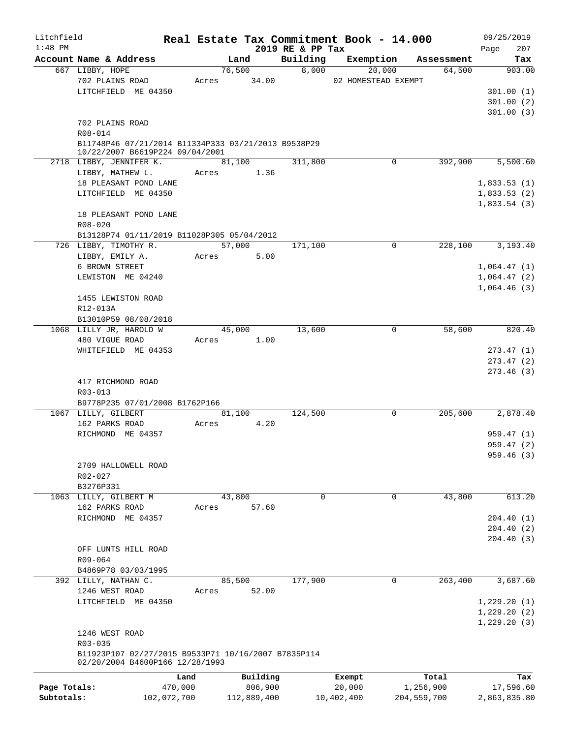Litchfield
1:48 PM

# Real Estate Tax Commitment Book - 14.000

2019 RE & PP Tax

09/25/2019

| Account Name & Address | Land | Building | Exemption | Assessment | Tax |
|---|---|---|---|---|---|
| 667 LIBBY, HOPE | 76,500 | 8,000 | 20,000 | 64,500 | 903.00 |
| 702 PLAINS ROAD | Acres 34.00 | | 02 HOMESTEAD EXEMPT | | |
| LITCHFIELD ME 04350 | | | | | 301.00 (1) |
| | | | | | 301.00 (2) |
| | | | | | 301.00 (3) |
| 702 PLAINS ROAD | | | | | |
| R08-014 | | | | | |
| B11748P46 07/21/2014 B11334P333 03/21/2013 B9538P29 10/22/2007 B6619P224 09/04/2001 | | | | | |
| 2718 LIBBY, JENNIFER K. | 81,100 | 311,800 | 0 | 392,900 | 5,500.60 |
| LIBBY, MATHEW L. | Acres 1.36 | | | | |
| 18 PLEASANT POND LANE | | | | | 1,833.53 (1) |
| LITCHFIELD ME 04350 | | | | | 1,833.53 (2) |
| | | | | | 1,833.54 (3) |
| 18 PLEASANT POND LANE | | | | | |
| R08-020 | | | | | |
| B13128P74 01/11/2019 B11028P305 05/04/2012 | | | | | |
| 726 LIBBY, TIMOTHY R. | 57,000 | 171,100 | 0 | 228,100 | 3,193.40 |
| LIBBY, EMILY A. | Acres 5.00 | | | | |
| 6 BROWN STREET | | | | | 1,064.47 (1) |
| LEWISTON ME 04240 | | | | | 1,064.47 (2) |
| | | | | | 1,064.46 (3) |
| 1455 LEWISTON ROAD | | | | | |
| R12-013A | | | | | |
| B13010P59 08/08/2018 | | | | | |
| 1068 LILLY JR, HAROLD W | 45,000 | 13,600 | 0 | 58,600 | 820.40 |
| 480 VIGUE ROAD | Acres 1.00 | | | | |
| WHITEFIELD ME 04353 | | | | | 273.47 (1) |
| | | | | | 273.47 (2) |
| | | | | | 273.46 (3) |
| 417 RICHMOND ROAD | | | | | |
| R03-013 | | | | | |
| B9778P235 07/01/2008 B1762P166 | | | | | |
| 1067 LILLY, GILBERT | 81,100 | 124,500 | 0 | 205,600 | 2,878.40 |
| 162 PARKS ROAD | Acres 4.20 | | | | |
| RICHMOND ME 04357 | | | | | 959.47 (1) |
| | | | | | 959.47 (2) |
| | | | | | 959.46 (3) |
| 2709 HALLOWELL ROAD | | | | | |
| R02-027 | | | | | |
| B3276P331 | | | | | |
| 1063 LILLY, GILBERT M | 43,800 | 0 | 0 | 43,800 | 613.20 |
| 162 PARKS ROAD | Acres 57.60 | | | | |
| RICHMOND ME 04357 | | | | | 204.40 (1) |
| | | | | | 204.40 (2) |
| | | | | | 204.40 (3) |
| OFF LUNTS HILL ROAD | | | | | |
| R09-064 | | | | | |
| B4869P78 03/03/1995 | | | | | |
| 392 LILLY, NATHAN C. | 85,500 | 177,900 | 0 | 263,400 | 3,687.60 |
| 1246 WEST ROAD | Acres 52.00 | | | | |
| LITCHFIELD ME 04350 | | | | | 1,229.20 (1) |
| | | | | | 1,229.20 (2) |
| | | | | | 1,229.20 (3) |
| 1246 WEST ROAD | | | | | |
| R03-035 | | | | | |
| B11923P107 02/27/2015 B9533P71 10/16/2007 B7835P114 02/20/2004 B4600P166 12/28/1993 | | | | | |

| | Land | Building | Exempt | Total | Tax |
|---|---|---|---|---|---|
| Page Totals: | 470,000 | 806,900 | 20,000 | 1,256,900 | 17,596.60 |
| Subtotals: | 102,072,700 | 112,889,400 | 10,402,400 | 204,559,700 | 2,863,835.80 |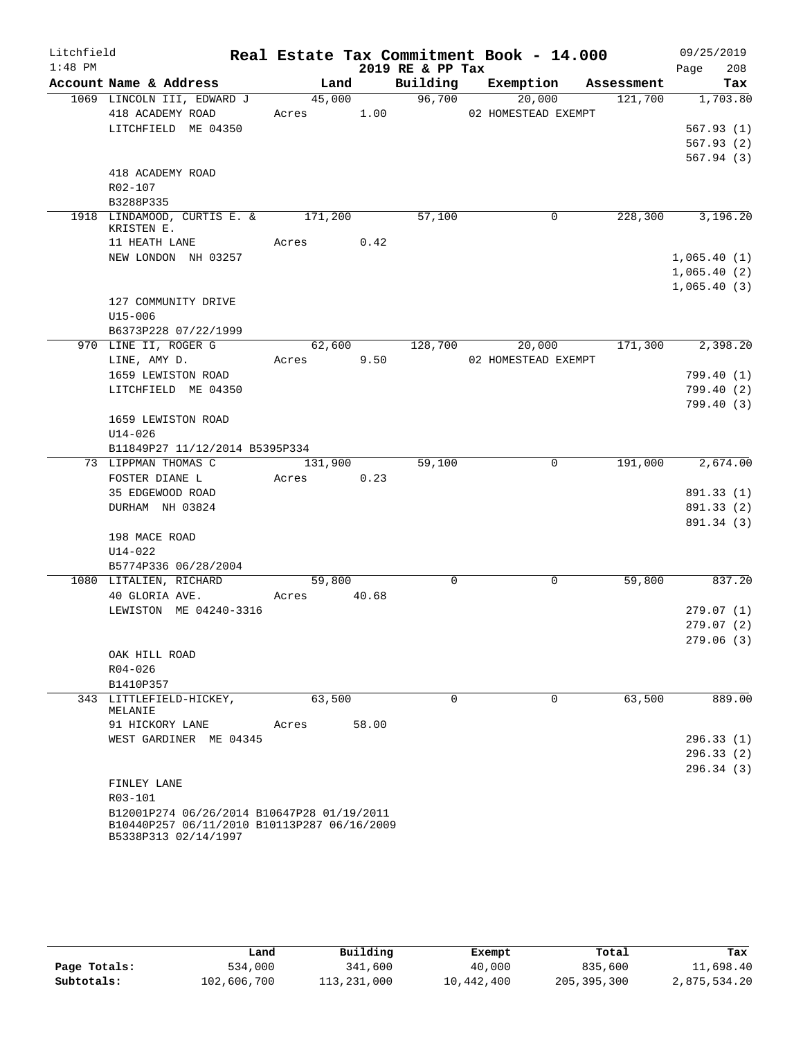Litchfield
1:48 PM

# Real Estate Tax Commitment Book - 14.000
## 2019 RE & PP Tax

09/25/2019

| Account Name & Address | Land | Building | Exemption | Assessment | Tax |
|---|---|---|---|---|---|
| 1069 LINCOLN III, EDWARD J | 45,000 | 96,700 | 20,000 | 121,700 | 1,703.80 |
| 418 ACADEMY ROAD | Acres 1.00 | | 02 HOMESTEAD EXEMPT | | |
| LITCHFIELD ME 04350 | | | | | 567.93 (1) |
| | | | | | 567.93 (2) |
| | | | | | 567.94 (3) |
| 418 ACADEMY ROAD | | | | | |
| R02-107 | | | | | |
| B3288P335 | | | | | |
| 1918 LINDAMOOD, CURTIS E. & KRISTEN E. | 171,200 | 57,100 | 0 | 228,300 | 3,196.20 |
| 11 HEATH LANE | Acres 0.42 | | | | |
| NEW LONDON NH 03257 | | | | | 1,065.40 (1) |
| | | | | | 1,065.40 (2) |
| | | | | | 1,065.40 (3) |
| 127 COMMUNITY DRIVE | | | | | |
| U15-006 | | | | | |
| B6373P228 07/22/1999 | | | | | |
| 970 LINE II, ROGER G | 62,600 | 128,700 | 20,000 | 171,300 | 2,398.20 |
| LINE, AMY D. | Acres 9.50 | | 02 HOMESTEAD EXEMPT | | |
| 1659 LEWISTON ROAD | | | | | 799.40 (1) |
| LITCHFIELD ME 04350 | | | | | 799.40 (2) |
| | | | | | 799.40 (3) |
| 1659 LEWISTON ROAD | | | | | |
| U14-026 | | | | | |
| B11849P27 11/12/2014 B5395P334 | | | | | |
| 73 LIPPMAN THOMAS C | 131,900 | 59,100 | 0 | 191,000 | 2,674.00 |
| FOSTER DIANE L | Acres 0.23 | | | | |
| 35 EDGEWOOD ROAD | | | | | 891.33 (1) |
| DURHAM NH 03824 | | | | | 891.33 (2) |
| | | | | | 891.34 (3) |
| 198 MACE ROAD | | | | | |
| U14-022 | | | | | |
| B5774P336 06/28/2004 | | | | | |
| 1080 LITALIEN, RICHARD | 59,800 | 0 | 0 | 59,800 | 837.20 |
| 40 GLORIA AVE. | Acres 40.68 | | | | |
| LEWISTON ME 04240-3316 | | | | | 279.07 (1) |
| | | | | | 279.07 (2) |
| | | | | | 279.06 (3) |
| OAK HILL ROAD | | | | | |
| R04-026 | | | | | |
| B1410P357 | | | | | |
| 343 LITTLEFIELD-HICKEY, MELANIE | 63,500 | 0 | 0 | 63,500 | 889.00 |
| 91 HICKORY LANE | Acres 58.00 | | | | |
| WEST GARDINER ME 04345 | | | | | 296.33 (1) |
| | | | | | 296.33 (2) |
| | | | | | 296.34 (3) |
| FINLEY LANE | | | | | |
| R03-101 | | | | | |
| B12001P274 06/26/2014 B10647P28 01/19/2011 B10440P257 06/11/2010 B10113P287 06/16/2009 B5338P313 02/14/1997 | | | | | |

| | Land | Building | Exempt | Total | Tax |
|---|---|---|---|---|---|
| Page Totals: | 534,000 | 341,600 | 40,000 | 835,600 | 11,698.40 |
| Subtotals: | 102,606,700 | 113,231,000 | 10,442,400 | 205,395,300 | 2,875,534.20 |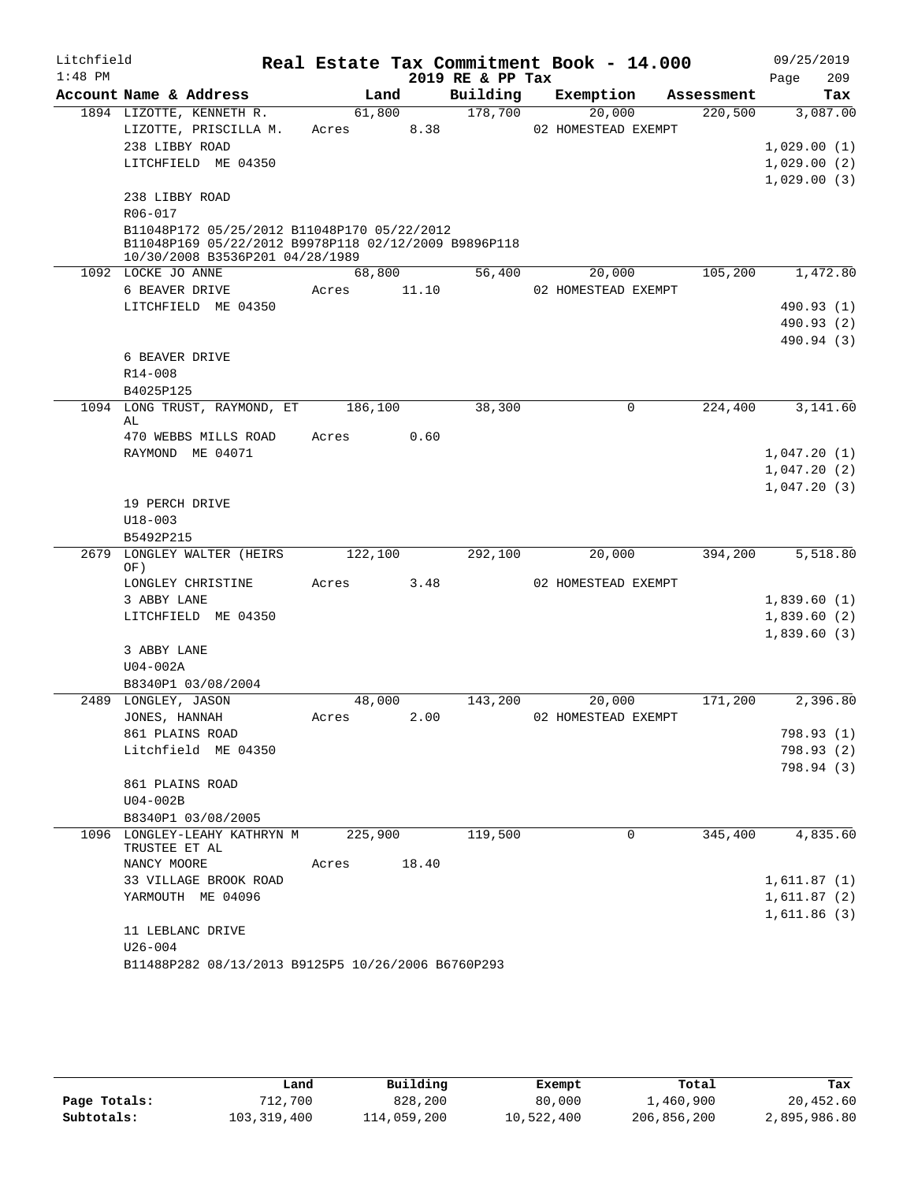Litchfield 1:48 PM

# Real Estate Tax Commitment Book - 14.000

2019 RE & PP Tax

09/25/2019 Page 209

| Account Name & Address | Land | Building | Exemption | Assessment | Tax |
|---|---|---|---|---|---|
| 1894 LIZOTTE, KENNETH R. | 61,800 | 178,700 | 20,000 | 220,500 | 3,087.00 |
| LIZOTTE, PRISCILLA M. | Acres 8.38 | | 02 HOMESTEAD EXEMPT | | |
| 238 LIBBY ROAD | | | | | 1,029.00 (1) |
| LITCHFIELD ME 04350 | | | | | 1,029.00 (2) |
| | | | | | 1,029.00 (3) |
| 238 LIBBY ROAD | | | | | |
| R06-017 | | | | | |
| B11048P172 05/25/2012 B11048P170 05/22/2012 B11048P169 05/22/2012 B9978P118 02/12/2009 B9896P118 10/30/2008 B3536P201 04/28/1989 | | | | | |
| 1092 LOCKE JO ANNE | 68,800 | 56,400 | 20,000 | 105,200 | 1,472.80 |
| 6 BEAVER DRIVE | Acres 11.10 | | 02 HOMESTEAD EXEMPT | | |
| LITCHFIELD ME 04350 | | | | | 490.93 (1) |
| | | | | | 490.93 (2) |
| | | | | | 490.94 (3) |
| 6 BEAVER DRIVE | | | | | |
| R14-008 | | | | | |
| B4025P125 | | | | | |
| 1094 LONG TRUST, RAYMOND, ET AL | 186,100 | 38,300 | 0 | 224,400 | 3,141.60 |
| 470 WEBBS MILLS ROAD | Acres 0.60 | | | | |
| RAYMOND ME 04071 | | | | | 1,047.20 (1) |
| | | | | | 1,047.20 (2) |
| | | | | | 1,047.20 (3) |
| 19 PERCH DRIVE | | | | | |
| U18-003 | | | | | |
| B5492P215 | | | | | |
| 2679 LONGLEY WALTER (HEIRS OF) | 122,100 | 292,100 | 20,000 | 394,200 | 5,518.80 |
| LONGLEY CHRISTINE | Acres 3.48 | | 02 HOMESTEAD EXEMPT | | |
| 3 ABBY LANE | | | | | 1,839.60 (1) |
| LITCHFIELD ME 04350 | | | | | 1,839.60 (2) |
| | | | | | 1,839.60 (3) |
| 3 ABBY LANE | | | | | |
| U04-002A | | | | | |
| B8340P1 03/08/2004 | | | | | |
| 2489 LONGLEY, JASON | 48,000 | 143,200 | 20,000 | 171,200 | 2,396.80 |
| JONES, HANNAH | Acres 2.00 | | 02 HOMESTEAD EXEMPT | | |
| 861 PLAINS ROAD | | | | | 798.93 (1) |
| Litchfield ME 04350 | | | | | 798.93 (2) |
| | | | | | 798.94 (3) |
| 861 PLAINS ROAD | | | | | |
| U04-002B | | | | | |
| B8340P1 03/08/2005 | | | | | |
| 1096 LONGLEY-LEAHY KATHRYN M TRUSTEE ET AL | 225,900 | 119,500 | 0 | 345,400 | 4,835.60 |
| NANCY MOORE | Acres 18.40 | | | | |
| 33 VILLAGE BROOK ROAD | | | | | 1,611.87 (1) |
| YARMOUTH ME 04096 | | | | | 1,611.87 (2) |
| | | | | | 1,611.86 (3) |
| 11 LEBLANC DRIVE | | | | | |
| U26-004 | | | | | |
| B11488P282 08/13/2013 B9125P5 10/26/2006 B6760P293 | | | | | |

| | Land | Building | Exempt | Total | Tax |
|---|---|---|---|---|---|
| Page Totals: | 712,700 | 828,200 | 80,000 | 1,460,900 | 20,452.60 |
| Subtotals: | 103,319,400 | 114,059,200 | 10,522,400 | 206,856,200 | 2,895,986.80 |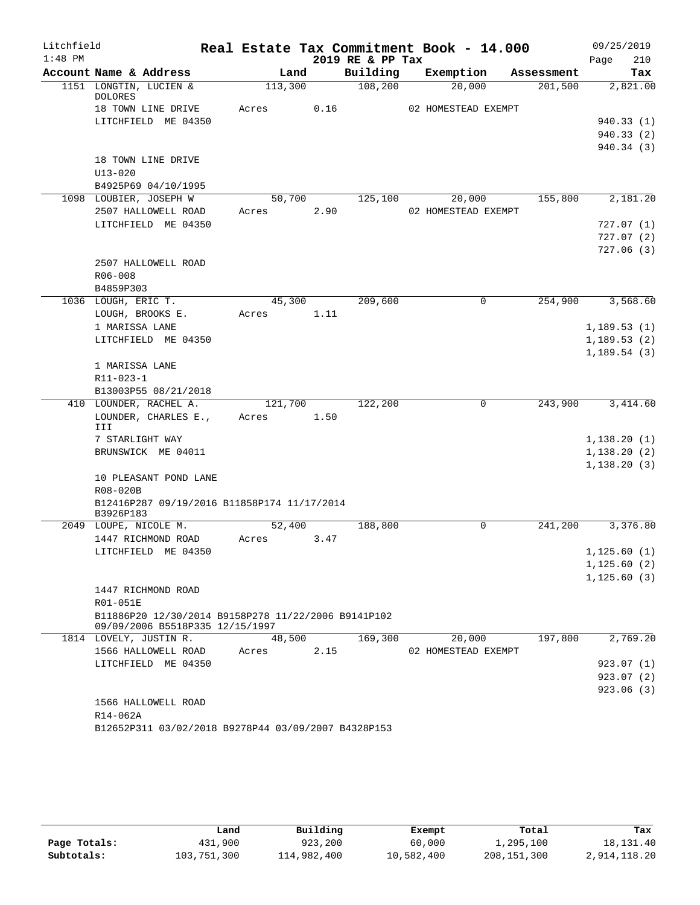Litchfield
1:48 PM

# Real Estate Tax Commitment Book - 14.000

2019 RE & PP Tax

09/25/2019

| Account Name & Address | Land | Building | Exemption | Assessment | Tax |
|---|---|---|---|---|---|
| 1151 LONGTIN, LUCIEN & DOLORES | 113,300 | 108,200 | 20,000 | 201,500 | 2,821.00 |
| 18 TOWN LINE DRIVE | Acres 0.16 | | 02 HOMESTEAD EXEMPT | | |
| LITCHFIELD ME 04350 | | | | | 940.33 (1) |
| | | | | | 940.33 (2) |
| | | | | | 940.34 (3) |
| 18 TOWN LINE DRIVE | | | | | |
| U13-020 | | | | | |
| B4925P69 04/10/1995 | | | | | |
| 1098 LOUBIER, JOSEPH W | 50,700 | 125,100 | 20,000 | 155,800 | 2,181.20 |
| 2507 HALLOWELL ROAD | Acres 2.90 | | 02 HOMESTEAD EXEMPT | | |
| LITCHFIELD ME 04350 | | | | | 727.07 (1) |
| | | | | | 727.07 (2) |
| | | | | | 727.06 (3) |
| 2507 HALLOWELL ROAD | | | | | |
| R06-008 | | | | | |
| B4859P303 | | | | | |
| 1036 LOUGH, ERIC T. | 45,300 | 209,600 | 0 | 254,900 | 3,568.60 |
| LOUGH, BROOKS E. | Acres 1.11 | | | | |
| 1 MARISSA LANE | | | | | 1,189.53 (1) |
| LITCHFIELD ME 04350 | | | | | 1,189.53 (2) |
| | | | | | 1,189.54 (3) |
| 1 MARISSA LANE | | | | | |
| R11-023-1 | | | | | |
| B13003P55 08/21/2018 | | | | | |
| 410 LOUNDER, RACHEL A. | 121,700 | 122,200 | 0 | 243,900 | 3,414.60 |
| LOUNDER, CHARLES E., III | Acres 1.50 | | | | |
| 7 STARLIGHT WAY | | | | | 1,138.20 (1) |
| BRUNSWICK ME 04011 | | | | | 1,138.20 (2) |
| | | | | | 1,138.20 (3) |
| 10 PLEASANT POND LANE | | | | | |
| R08-020B | | | | | |
| B12416P287 09/19/2016 B11858P174 11/17/2014 B3926P183 | | | | | |
| 2049 LOUPE, NICOLE M. | 52,400 | 188,800 | 0 | 241,200 | 3,376.80 |
| 1447 RICHMOND ROAD | Acres 3.47 | | | | |
| LITCHFIELD ME 04350 | | | | | 1,125.60 (1) |
| | | | | | 1,125.60 (2) |
| | | | | | 1,125.60 (3) |
| 1447 RICHMOND ROAD | | | | | |
| R01-051E | | | | | |
| B11886P20 12/30/2014 B9158P278 11/22/2006 B9141P102 09/09/2006 B5518P335 12/15/1997 | | | | | |
| 1814 LOVELY, JUSTIN R. | 48,500 | 169,300 | 20,000 | 197,800 | 2,769.20 |
| 1566 HALLOWELL ROAD | Acres 2.15 | | 02 HOMESTEAD EXEMPT | | |
| LITCHFIELD ME 04350 | | | | | 923.07 (1) |
| | | | | | 923.07 (2) |
| | | | | | 923.06 (3) |
| 1566 HALLOWELL ROAD | | | | | |
| R14-062A | | | | | |
| B12652P311 03/02/2018 B9278P44 03/09/2007 B4328P153 | | | | | |

| | Land | Building | Exempt | Total | Tax |
|---|---|---|---|---|---|
| Page Totals: | 431,900 | 923,200 | 60,000 | 1,295,100 | 18,131.40 |
| Subtotals: | 103,751,300 | 114,982,400 | 10,582,400 | 208,151,300 | 2,914,118.20 |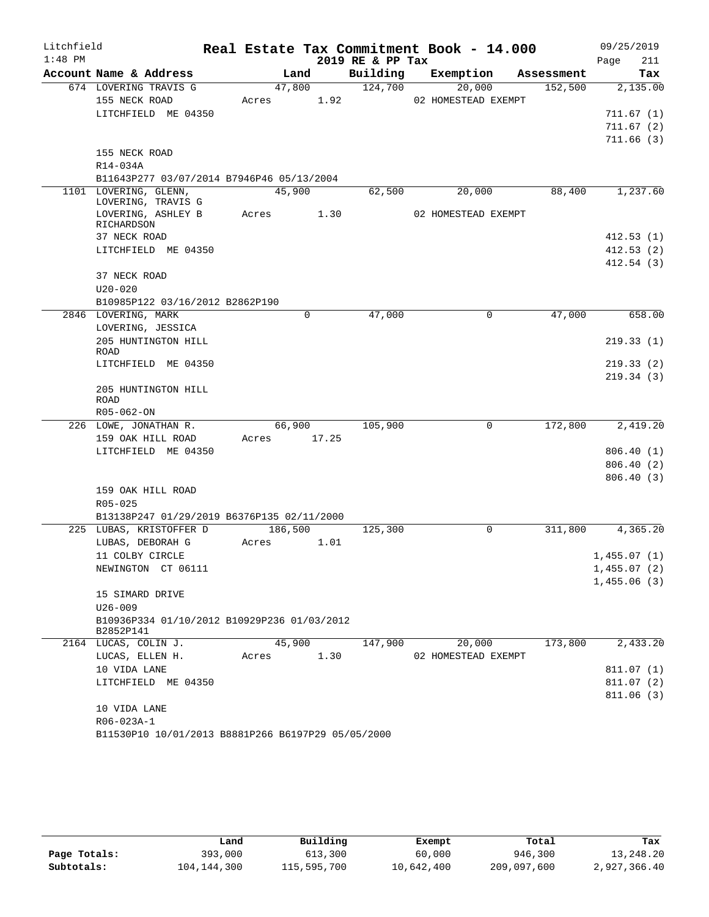Litchfield 1:48 PM

# Real Estate Tax Commitment Book - 14.000

2019 RE & PP Tax

09/25/2019 Page 211

| Account Name & Address | Land | Building | Exemption | Assessment | Tax |
|---|---|---|---|---|---|
| 674 LOVERING TRAVIS G | 47,800 | 124,700 | 20,000 | 152,500 | 2,135.00 |
| 155 NECK ROAD | Acres 1.92 | | 02 HOMESTEAD EXEMPT | | |
| LITCHFIELD ME 04350 | | | | | 711.67 (1) |
| | | | | | 711.67 (2) |
| | | | | | 711.66 (3) |
| 155 NECK ROAD | | | | | |
| R14-034A | | | | | |
| B11643P277 03/07/2014 B7946P46 05/13/2004 | | | | | |
| 1101 LOVERING, GLENN, LOVERING, TRAVIS G | 45,900 | 62,500 | 20,000 | 88,400 | 1,237.60 |
| LOVERING, ASHLEY B RICHARDSON | Acres 1.30 | | 02 HOMESTEAD EXEMPT | | |
| 37 NECK ROAD | | | | | 412.53 (1) |
| LITCHFIELD ME 04350 | | | | | 412.53 (2) |
| | | | | | 412.54 (3) |
| 37 NECK ROAD | | | | | |
| U20-020 | | | | | |
| B10985P122 03/16/2012 B2862P190 | | | | | |
| 2846 LOVERING, MARK | 0 | 47,000 | 0 | 47,000 | 658.00 |
| LOVERING, JESSICA | | | | | |
| 205 HUNTINGTON HILL ROAD | | | | | 219.33 (1) |
| LITCHFIELD ME 04350 | | | | | 219.33 (2) |
| | | | | | 219.34 (3) |
| 205 HUNTINGTON HILL ROAD | | | | | |
| R05-062-ON | | | | | |
| 226 LOWE, JONATHAN R. | 66,900 | 105,900 | 0 | 172,800 | 2,419.20 |
| 159 OAK HILL ROAD | Acres 17.25 | | | | |
| LITCHFIELD ME 04350 | | | | | 806.40 (1) |
| | | | | | 806.40 (2) |
| | | | | | 806.40 (3) |
| 159 OAK HILL ROAD | | | | | |
| R05-025 | | | | | |
| B13138P247 01/29/2019 B6376P135 02/11/2000 | | | | | |
| 225 LUBAS, KRISTOFFER D | 186,500 | 125,300 | 0 | 311,800 | 4,365.20 |
| LUBAS, DEBORAH G | Acres 1.01 | | | | |
| 11 COLBY CIRCLE | | | | | 1,455.07 (1) |
| NEWINGTON CT 06111 | | | | | 1,455.07 (2) |
| | | | | | 1,455.06 (3) |
| 15 SIMARD DRIVE | | | | | |
| U26-009 | | | | | |
| B10936P334 01/10/2012 B10929P236 01/03/2012 B2852P141 | | | | | |
| 2164 LUCAS, COLIN J. | 45,900 | 147,900 | 20,000 | 173,800 | 2,433.20 |
| LUCAS, ELLEN H. | Acres 1.30 | | 02 HOMESTEAD EXEMPT | | |
| 10 VIDA LANE | | | | | 811.07 (1) |
| LITCHFIELD ME 04350 | | | | | 811.07 (2) |
| | | | | | 811.06 (3) |
| 10 VIDA LANE | | | | | |
| R06-023A-1 | | | | | |
| B11530P10 10/01/2013 B8881P266 B6197P29 05/05/2000 | | | | | |

| | Land | Building | Exempt | Total | Tax |
|---|---|---|---|---|---|
| Page Totals: | 393,000 | 613,300 | 60,000 | 946,300 | 13,248.20 |
| Subtotals: | 104,144,300 | 115,595,700 | 10,642,400 | 209,097,600 | 2,927,366.40 |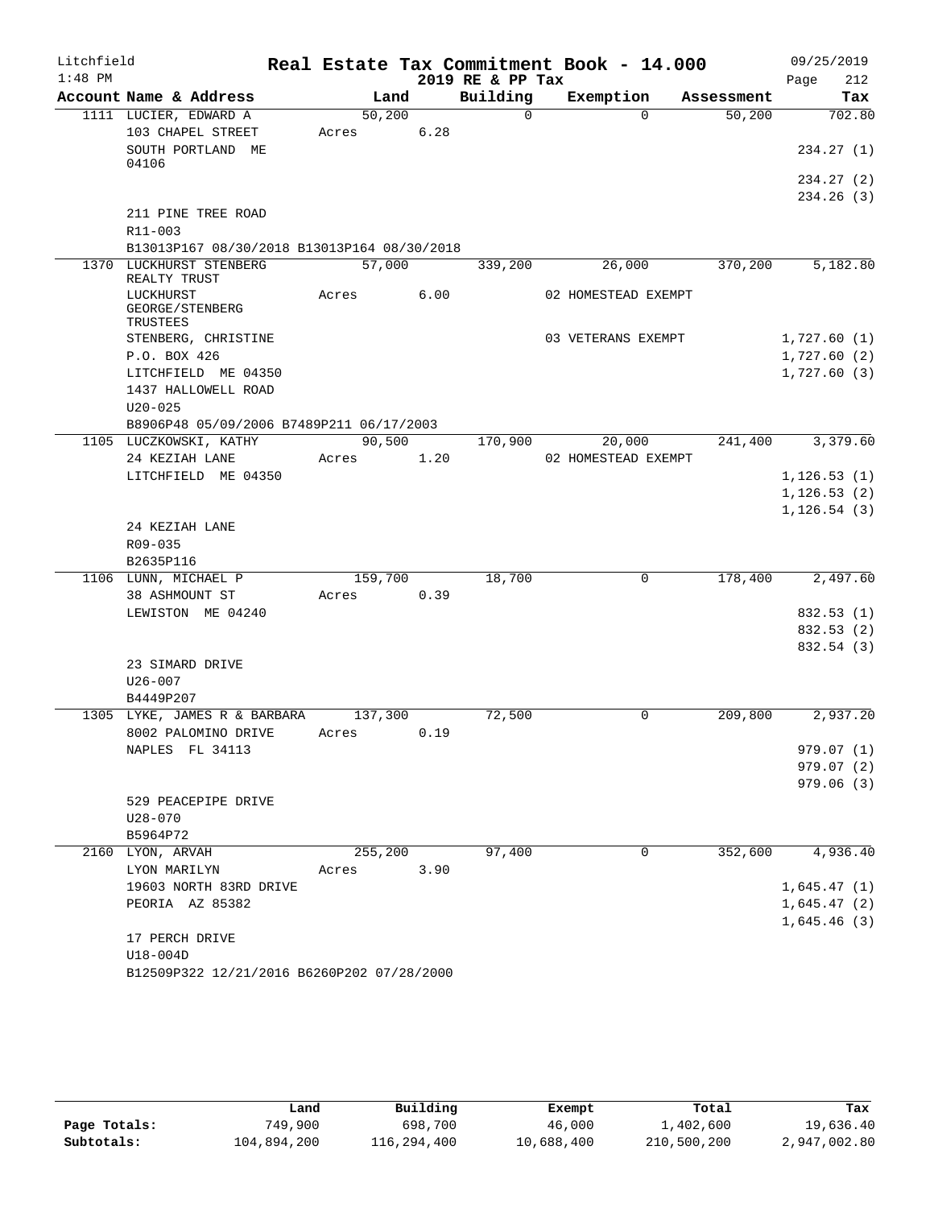Litchfield  
1:48 PM

# Real Estate Tax Commitment Book - 14.000

2019 RE & PP Tax

09/25/2019  
Page 212

| Account Name & Address | Land | Building | Exemption | Assessment | Tax |
|---|---|---|---|---|---|
| 1111 LUCIER, EDWARD A | 50,200 | 0 | 0 | 50,200 | 702.80 |
| 103 CHAPEL STREET | Acres 6.28 | | | | |
| SOUTH PORTLAND ME 04106 | | | | | 234.27 (1) |
| | | | | | 234.27 (2) |
| | | | | | 234.26 (3) |
| 211 PINE TREE ROAD | | | | | |
| R11-003 | | | | | |
| B13013P167 08/30/2018 B13013P164 08/30/2018 | | | | | |
| 1370 LUCKHURST STENBERG REALTY TRUST | 57,000 | 339,200 | 26,000 | 370,200 | 5,182.80 |
| LUCKHURST GEORGE/STENBERG TRUSTEES | Acres 6.00 | | 02 HOMESTEAD EXEMPT | | |
| STENBERG, CHRISTINE | | | 03 VETERANS EXEMPT | | 1,727.60 (1) |
| P.O. BOX 426 | | | | | 1,727.60 (2) |
| LITCHFIELD ME 04350 | | | | | 1,727.60 (3) |
| 1437 HALLOWELL ROAD | | | | | |
| U20-025 | | | | | |
| B8906P48 05/09/2006 B7489P211 06/17/2003 | | | | | |
| 1105 LUCZKOWSKI, KATHY | 90,500 | 170,900 | 20,000 | 241,400 | 3,379.60 |
| 24 KEZIAH LANE | Acres 1.20 | | 02 HOMESTEAD EXEMPT | | |
| LITCHFIELD ME 04350 | | | | | 1,126.53 (1) |
| | | | | | 1,126.53 (2) |
| | | | | | 1,126.54 (3) |
| 24 KEZIAH LANE | | | | | |
| R09-035 | | | | | |
| B2635P116 | | | | | |
| 1106 LUNN, MICHAEL P | 159,700 | 18,700 | 0 | 178,400 | 2,497.60 |
| 38 ASHMOUNT ST | Acres 0.39 | | | | |
| LEWISTON ME 04240 | | | | | 832.53 (1) |
| | | | | | 832.53 (2) |
| | | | | | 832.54 (3) |
| 23 SIMARD DRIVE | | | | | |
| U26-007 | | | | | |
| B4449P207 | | | | | |
| 1305 LYKE, JAMES R & BARBARA | 137,300 | 72,500 | 0 | 209,800 | 2,937.20 |
| 8002 PALOMINO DRIVE | Acres 0.19 | | | | |
| NAPLES FL 34113 | | | | | 979.07 (1) |
| | | | | | 979.07 (2) |
| | | | | | 979.06 (3) |
| 529 PEACEPIPE DRIVE | | | | | |
| U28-070 | | | | | |
| B5964P72 | | | | | |
| 2160 LYON, ARVAH | 255,200 | 97,400 | 0 | 352,600 | 4,936.40 |
| LYON MARILYN | Acres 3.90 | | | | |
| 19603 NORTH 83RD DRIVE | | | | | 1,645.47 (1) |
| PEORIA AZ 85382 | | | | | 1,645.47 (2) |
| | | | | | 1,645.46 (3) |
| 17 PERCH DRIVE | | | | | |
| U18-004D | | | | | |
| B12509P322 12/21/2016 B6260P202 07/28/2000 | | | | | |

| | Land | Building | Exempt | Total | Tax |
|---|---|---|---|---|---|
| Page Totals: | 749,900 | 698,700 | 46,000 | 1,402,600 | 19,636.40 |
| Subtotals: | 104,894,200 | 116,294,400 | 10,688,400 | 210,500,200 | 2,947,002.80 |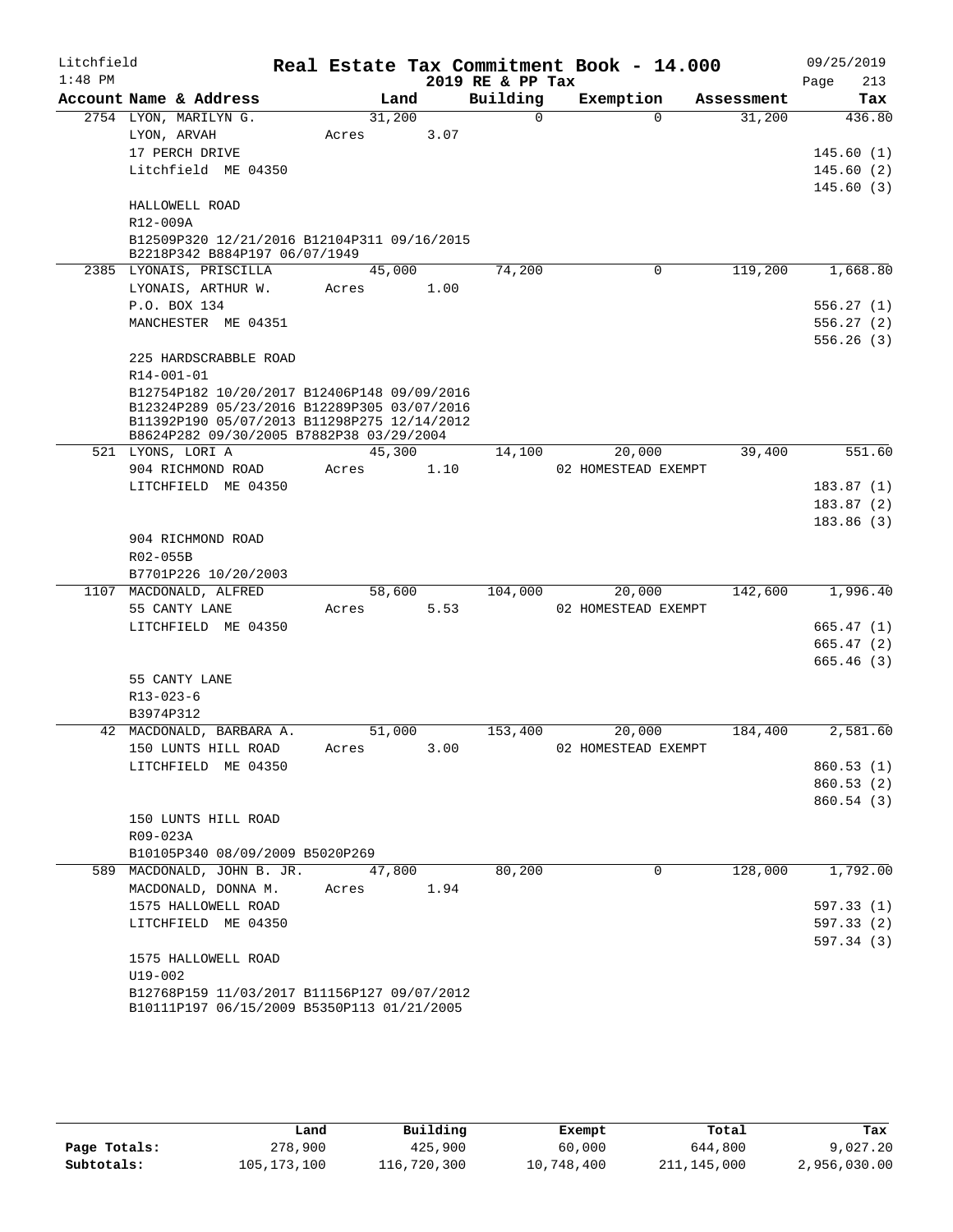Litchfield
1:48 PM

# Real Estate Tax Commitment Book - 14.000

2019 RE & PP Tax

09/25/2019

| Account Name & Address | Land | Building | Exemption | Assessment | Tax |
|---|---|---|---|---|---|
| 2754 LYON, MARILYN G. | 31,200 | 0 | 0 | 31,200 | 436.80 |
| LYON, ARVAH | Acres 3.07 | | | | |
| 17 PERCH DRIVE | | | | | 145.60 (1) |
| Litchfield ME 04350 | | | | | 145.60 (2) |
| | | | | | 145.60 (3) |
| HALLOWELL ROAD | | | | | |
| R12-009A | | | | | |
| B12509P320 12/21/2016 B12104P311 09/16/2015 B2218P342 B884P197 06/07/1949 | | | | | |
| 2385 LYONAIS, PRISCILLA | 45,000 | 74,200 | 0 | 119,200 | 1,668.80 |
| LYONAIS, ARTHUR W. | Acres 1.00 | | | | |
| P.O. BOX 134 | | | | | 556.27 (1) |
| MANCHESTER ME 04351 | | | | | 556.27 (2) |
| | | | | | 556.26 (3) |
| 225 HARDSCRABBLE ROAD | | | | | |
| R14-001-01 | | | | | |
| B12754P182 10/20/2017 B12406P148 09/09/2016 B12324P289 05/23/2016 B12289P305 03/07/2016 B11392P190 05/07/2013 B11298P275 12/14/2012 B8624P282 09/30/2005 B7882P38 03/29/2004 | | | | | |
| 521 LYONS, LORI A | 45,300 | 14,100 | 20,000 | 39,400 | 551.60 |
| 904 RICHMOND ROAD | Acres 1.10 | | 02 HOMESTEAD EXEMPT | | |
| LITCHFIELD ME 04350 | | | | | 183.87 (1) |
| | | | | | 183.87 (2) |
| | | | | | 183.86 (3) |
| 904 RICHMOND ROAD | | | | | |
| R02-055B | | | | | |
| B7701P226 10/20/2003 | | | | | |
| 1107 MACDONALD, ALFRED | 58,600 | 104,000 | 20,000 | 142,600 | 1,996.40 |
| 55 CANTY LANE | Acres 5.53 | | 02 HOMESTEAD EXEMPT | | |
| LITCHFIELD ME 04350 | | | | | 665.47 (1) |
| | | | | | 665.47 (2) |
| | | | | | 665.46 (3) |
| 55 CANTY LANE | | | | | |
| R13-023-6 | | | | | |
| B3974P312 | | | | | |
| 42 MACDONALD, BARBARA A. | 51,000 | 153,400 | 20,000 | 184,400 | 2,581.60 |
| 150 LUNTS HILL ROAD | Acres 3.00 | | 02 HOMESTEAD EXEMPT | | |
| LITCHFIELD ME 04350 | | | | | 860.53 (1) |
| | | | | | 860.53 (2) |
| | | | | | 860.54 (3) |
| 150 LUNTS HILL ROAD | | | | | |
| R09-023A | | | | | |
| B10105P340 08/09/2009 B5020P269 | | | | | |
| 589 MACDONALD, JOHN B. JR. | 47,800 | 80,200 | 0 | 128,000 | 1,792.00 |
| MACDONALD, DONNA M. | Acres 1.94 | | | | |
| 1575 HALLOWELL ROAD | | | | | 597.33 (1) |
| LITCHFIELD ME 04350 | | | | | 597.33 (2) |
| | | | | | 597.34 (3) |
| 1575 HALLOWELL ROAD | | | | | |
| U19-002 | | | | | |
| B12768P159 11/03/2017 B11156P127 09/07/2012 B10111P197 06/15/2009 B5350P113 01/21/2005 | | | | | |

| | Land | Building | Exempt | Total | Tax |
|---|---|---|---|---|---|
| Page Totals: | 278,900 | 425,900 | 60,000 | 644,800 | 9,027.20 |
| Subtotals: | 105,173,100 | 116,720,300 | 10,748,400 | 211,145,000 | 2,956,030.00 |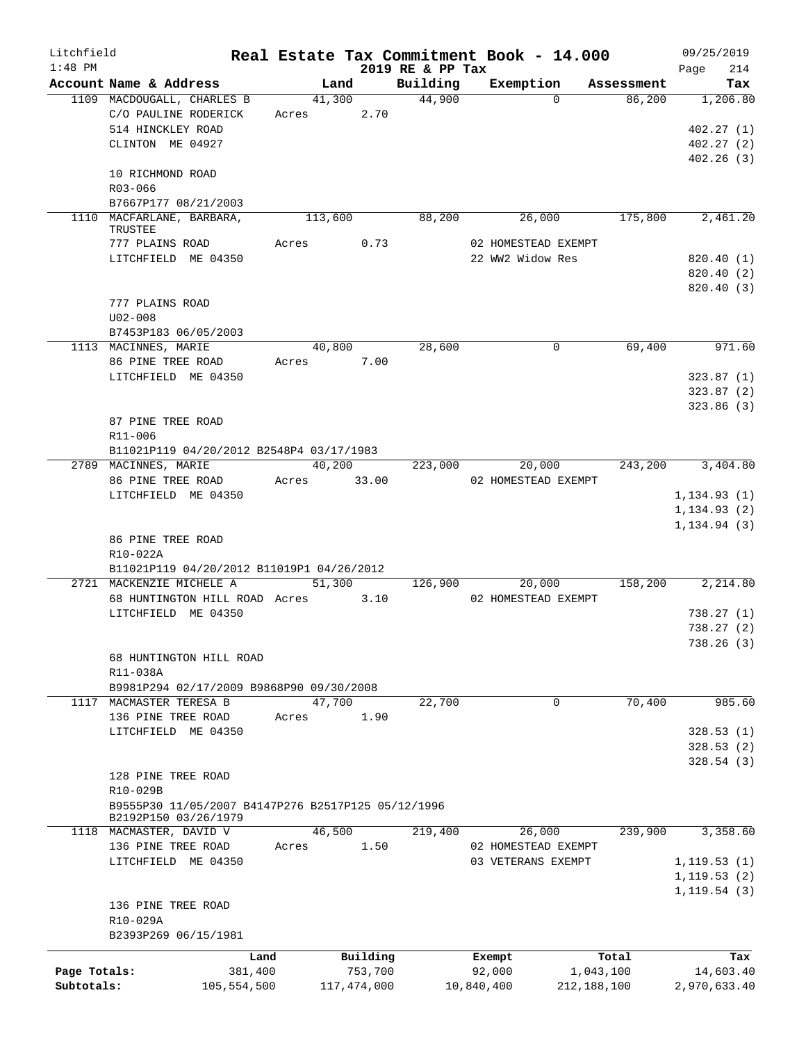Litchfield 1:48 PM

# Real Estate Tax Commitment Book - 14.000

2019 RE & PP Tax

09/25/2019

| Account Name & Address | Land | Building | Exemption | Assessment | Tax |
|---|---|---|---|---|---|
| 1109 MACDOUGALL, CHARLES B | 41,300 | 44,900 | 0 | 86,200 | 1,206.80 |
| C/O PAULINE RODERICK | Acres 2.70 | | | | |
| 514 HINCKLEY ROAD | | | | | 402.27 (1) |
| CLINTON ME 04927 | | | | | 402.27 (2) |
| | | | | | 402.26 (3) |
| 10 RICHMOND ROAD | | | | | |
| R03-066 | | | | | |
| B7667P177 08/21/2003 | | | | | |
| 1110 MACFARLANE, BARBARA, TRUSTEE | 113,600 | 88,200 | 26,000 | 175,800 | 2,461.20 |
| 777 PLAINS ROAD | Acres 0.73 | | 02 HOMESTEAD EXEMPT | | |
| LITCHFIELD ME 04350 | | | 22 WW2 Widow Res | | 820.40 (1) |
| | | | | | 820.40 (2) |
| | | | | | 820.40 (3) |
| 777 PLAINS ROAD | | | | | |
| U02-008 | | | | | |
| B7453P183 06/05/2003 | | | | | |
| 1113 MACINNES, MARIE | 40,800 | 28,600 | 0 | 69,400 | 971.60 |
| 86 PINE TREE ROAD | Acres 7.00 | | | | |
| LITCHFIELD ME 04350 | | | | | 323.87 (1) |
| | | | | | 323.87 (2) |
| | | | | | 323.86 (3) |
| 87 PINE TREE ROAD | | | | | |
| R11-006 | | | | | |
| B11021P119 04/20/2012 B2548P4 03/17/1983 | | | | | |
| 2789 MACINNES, MARIE | 40,200 | 223,000 | 20,000 | 243,200 | 3,404.80 |
| 86 PINE TREE ROAD | Acres 33.00 | | 02 HOMESTEAD EXEMPT | | |
| LITCHFIELD ME 04350 | | | | | 1,134.93 (1) |
| | | | | | 1,134.93 (2) |
| | | | | | 1,134.94 (3) |
| 86 PINE TREE ROAD | | | | | |
| R10-022A | | | | | |
| B11021P119 04/20/2012 B11019P1 04/26/2012 | | | | | |
| 2721 MACKENZIE MICHELE A | 51,300 | 126,900 | 20,000 | 158,200 | 2,214.80 |
| 68 HUNTINGTON HILL ROAD | Acres 3.10 | | 02 HOMESTEAD EXEMPT | | |
| LITCHFIELD ME 04350 | | | | | 738.27 (1) |
| | | | | | 738.27 (2) |
| | | | | | 738.26 (3) |
| 68 HUNTINGTON HILL ROAD | | | | | |
| R11-038A | | | | | |
| B9981P294 02/17/2009 B9868P90 09/30/2008 | | | | | |
| 1117 MACMASTER TERESA B | 47,700 | 22,700 | 0 | 70,400 | 985.60 |
| 136 PINE TREE ROAD | Acres 1.90 | | | | |
| LITCHFIELD ME 04350 | | | | | 328.53 (1) |
| | | | | | 328.53 (2) |
| | | | | | 328.54 (3) |
| 128 PINE TREE ROAD | | | | | |
| R10-029B | | | | | |
| B9555P30 11/05/2007 B4147P276 B2517P125 05/12/1996 B2192P150 03/26/1979 | | | | | |
| 1118 MACMASTER, DAVID V | 46,500 | 219,400 | 26,000 | 239,900 | 3,358.60 |
| 136 PINE TREE ROAD | Acres 1.50 | | 02 HOMESTEAD EXEMPT | | |
| LITCHFIELD ME 04350 | | | 03 VETERANS EXEMPT | | 1,119.53 (1) |
| | | | | | 1,119.53 (2) |
| | | | | | 1,119.54 (3) |
| 136 PINE TREE ROAD | | | | | |
| R10-029A | | | | | |
| B2393P269 06/15/1981 | | | | | |

| | Land | Building | Exempt | Total | Tax |
|---|---|---|---|---|---|
| Page Totals: | 381,400 | 753,700 | 92,000 | 1,043,100 | 14,603.40 |
| Subtotals: | 105,554,500 | 117,474,000 | 10,840,400 | 212,188,100 | 2,970,633.40 |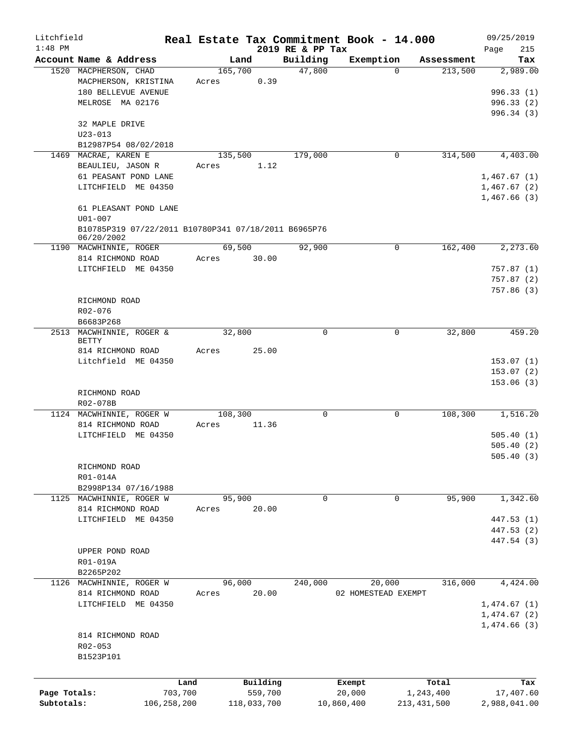Litchfield
1:48 PM

# Real Estate Tax Commitment Book - 14.000

2019 RE & PP Tax

09/25/2019

| Account | Name & Address | Land | Building | Exemption | Assessment | Tax |
|---|---|---|---|---|---|---|
| 1520 | MACPHERSON, CHAD<br>MACPHERSON, KRISTINA<br>180 BELLEVUE AVENUE<br>MELROSE MA 02176<br><br>32 MAPLE DRIVE<br>U23-013<br>B12987P54 08/02/2018 | 165,700<br>Acres 0.39 | 47,800 | 0 | 213,500 | 2,989.00<br><br>996.33 (1)<br>996.33 (2)<br>996.34 (3) |
| 1469 | MACRAE, KAREN E<br>BEAULIEU, JASON R<br>61 PEASANT POND LANE<br>LITCHFIELD ME 04350<br><br>61 PLEASANT POND LANE<br>U01-007<br>B10785P319 07/22/2011 B10780P341 07/18/2011 B6965P76 06/20/2002 | 135,500<br>Acres 1.12 | 179,000 | 0 | 314,500 | 4,403.00<br><br>1,467.67 (1)<br>1,467.67 (2)<br>1,467.66 (3) |
| 1190 | MACWHINNIE, ROGER<br>814 RICHMOND ROAD<br>LITCHFIELD ME 04350<br><br>RICHMOND ROAD<br>R02-076<br>B6683P268 | 69,500<br>Acres 30.00 | 92,900 | 0 | 162,400 | 2,273.60<br><br>757.87 (1)<br>757.87 (2)<br>757.86 (3) |
| 2513 | MACWHINNIE, ROGER & BETTY<br>814 RICHMOND ROAD<br>Litchfield ME 04350<br><br>RICHMOND ROAD<br>R02-078B | 32,800<br>Acres 25.00 | 0 | 0 | 32,800 | 459.20<br><br>153.07 (1)<br>153.07 (2)<br>153.06 (3) |
| 1124 | MACWHINNIE, ROGER W<br>814 RICHMOND ROAD<br>LITCHFIELD ME 04350<br><br>RICHMOND ROAD<br>R01-014A<br>B2998P134 07/16/1988 | 108,300<br>Acres 11.36 | 0 | 0 | 108,300 | 1,516.20<br><br>505.40 (1)<br>505.40 (2)<br>505.40 (3) |
| 1125 | MACWHINNIE, ROGER W<br>814 RICHMOND ROAD<br>LITCHFIELD ME 04350<br><br>UPPER POND ROAD<br>R01-019A<br>B2265P202 | 95,900<br>Acres 20.00 | 0 | 0 | 95,900 | 1,342.60<br><br>447.53 (1)<br>447.53 (2)<br>447.54 (3) |
| 1126 | MACWHINNIE, ROGER W<br>814 RICHMOND ROAD<br>LITCHFIELD ME 04350<br><br>814 RICHMOND ROAD<br>R02-053<br>B1523P101 | 96,000<br>Acres 20.00 | 240,000 | 20,000<br>02 HOMESTEAD EXEMPT | 316,000 | 4,424.00<br><br>1,474.67 (1)<br>1,474.67 (2)<br>1,474.66 (3) |

| | Land | Building | Exempt | Total | Tax |
|---|---|---|---|---|---|
| Page Totals: | 703,700 | 559,700 | 20,000 | 1,243,400 | 17,407.60 |
| Subtotals: | 106,258,200 | 118,033,700 | 10,860,400 | 213,431,500 | 2,988,041.00 |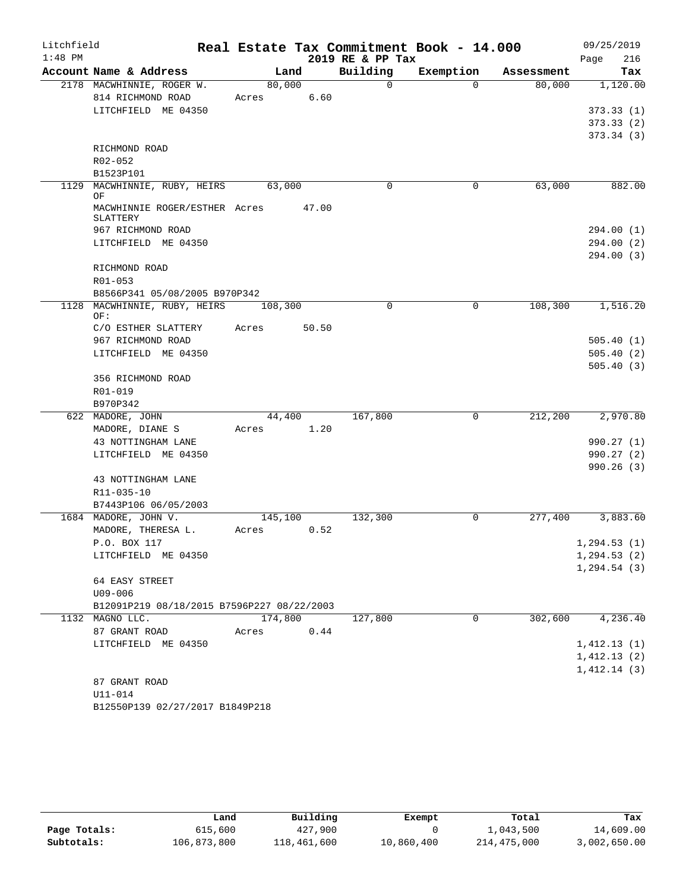Litchfield 1:48 PM

# Real Estate Tax Commitment Book - 14.000
## 2019 RE & PP Tax

09/25/2019 Page 216

| Account Name & Address | Land | Building | Exemption | Assessment | Tax |
|---|---|---|---|---|---|
| 2178 MACWHINNIE, ROGER W. | 80,000 | 0 | 0 | 80,000 | 1,120.00 |
| 814 RICHMOND ROAD | Acres 6.60 | | | | |
| LITCHFIELD ME 04350 | | | | | 373.33 (1) |
| | | | | | 373.33 (2) |
| | | | | | 373.34 (3) |
| RICHMOND ROAD | | | | | |
| R02-052 | | | | | |
| B1523P101 | | | | | |
| 1129 MACWHINNIE, RUBY, HEIRS OF | 63,000 | 0 | 0 | 63,000 | 882.00 |
| MACWHINNIE ROGER/ESTHER SLATTERY | Acres 47.00 | | | | |
| 967 RICHMOND ROAD | | | | | 294.00 (1) |
| LITCHFIELD ME 04350 | | | | | 294.00 (2) |
| | | | | | 294.00 (3) |
| RICHMOND ROAD | | | | | |
| R01-053 | | | | | |
| B8566P341 05/08/2005 B970P342 | | | | | |
| 1128 MACWHINNIE, RUBY, HEIRS OF: | 108,300 | 0 | 0 | 108,300 | 1,516.20 |
| C/O ESTHER SLATTERY | Acres 50.50 | | | | |
| 967 RICHMOND ROAD | | | | | 505.40 (1) |
| LITCHFIELD ME 04350 | | | | | 505.40 (2) |
| | | | | | 505.40 (3) |
| 356 RICHMOND ROAD | | | | | |
| R01-019 | | | | | |
| B970P342 | | | | | |
| 622 MADORE, JOHN | 44,400 | 167,800 | 0 | 212,200 | 2,970.80 |
| MADORE, DIANE S | Acres 1.20 | | | | |
| 43 NOTTINGHAM LANE | | | | | 990.27 (1) |
| LITCHFIELD ME 04350 | | | | | 990.27 (2) |
| | | | | | 990.26 (3) |
| 43 NOTTINGHAM LANE | | | | | |
| R11-035-10 | | | | | |
| B7443P106 06/05/2003 | | | | | |
| 1684 MADORE, JOHN V. | 145,100 | 132,300 | 0 | 277,400 | 3,883.60 |
| MADORE, THERESA L. | Acres 0.52 | | | | |
| P.O. BOX 117 | | | | | 1,294.53 (1) |
| LITCHFIELD ME 04350 | | | | | 1,294.53 (2) |
| | | | | | 1,294.54 (3) |
| 64 EASY STREET | | | | | |
| U09-006 | | | | | |
| B12091P219 08/18/2015 B7596P227 08/22/2003 | | | | | |
| 1132 MAGNO LLC. | 174,800 | 127,800 | 0 | 302,600 | 4,236.40 |
| 87 GRANT ROAD | Acres 0.44 | | | | |
| LITCHFIELD ME 04350 | | | | | 1,412.13 (1) |
| | | | | | 1,412.13 (2) |
| | | | | | 1,412.14 (3) |
| 87 GRANT ROAD | | | | | |
| U11-014 | | | | | |
| B12550P139 02/27/2017 B1849P218 | | | | | |

| | Land | Building | Exempt | Total | Tax |
|---|---|---|---|---|---|
| Page Totals: | 615,600 | 427,900 | 0 | 1,043,500 | 14,609.00 |
| Subtotals: | 106,873,800 | 118,461,600 | 10,860,400 | 214,475,000 | 3,002,650.00 |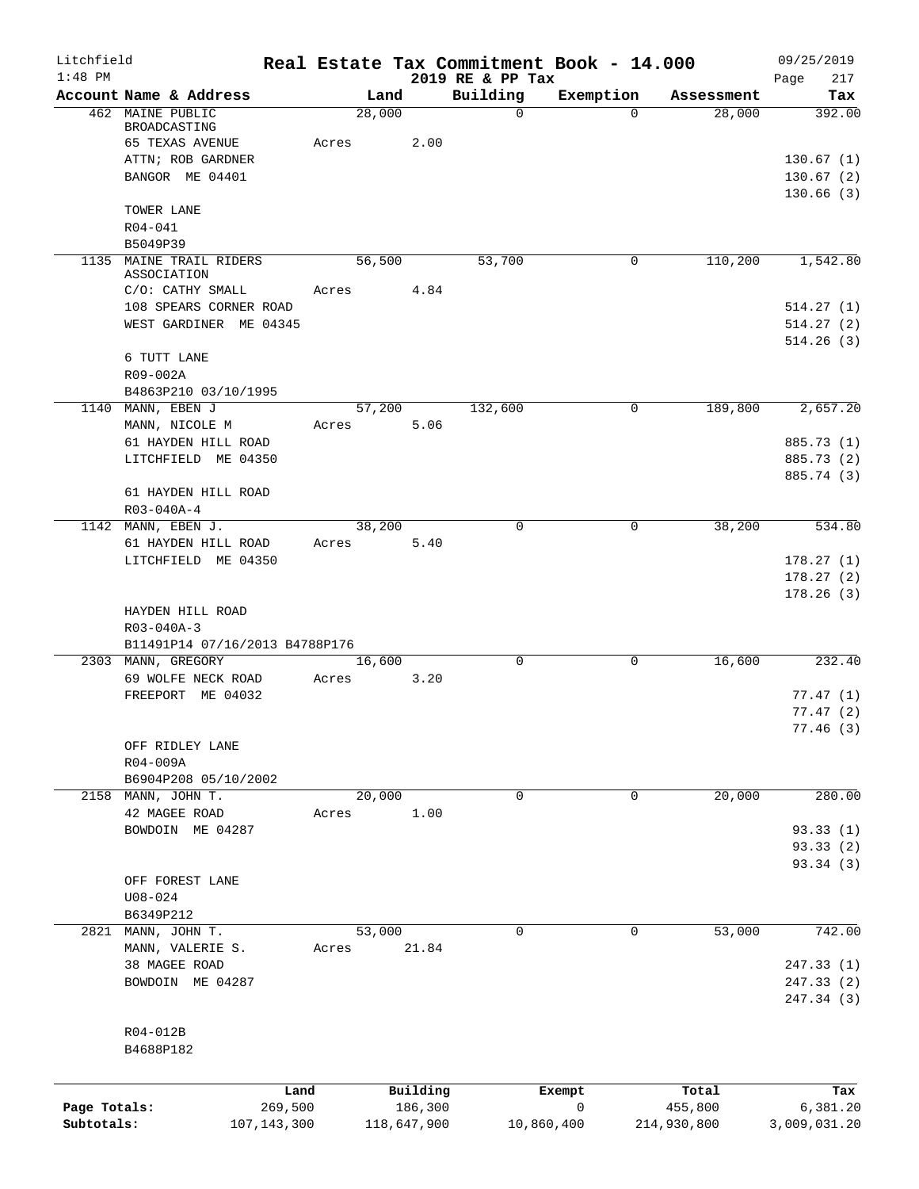Litchfield
1:48 PM

# Real Estate Tax Commitment Book - 14.000

2019 RE & PP Tax

09/25/2019

| Account | Name & Address | Land | Building | Exemption | Assessment | Tax |
|---|---|---|---|---|---|---|
| 462 | MAINE PUBLIC BROADCASTING<br>65 TEXAS AVENUE<br>ATTN; ROB GARDNER<br>BANGOR ME 04401<br><br>TOWER LANE<br>R04-041<br>B5049P39 | 28,000<br>Acres 2.00 | 0 | 0 | 28,000 | 392.00<br><br>130.67 (1)<br>130.67 (2)<br>130.66 (3) |
| 1135 | MAINE TRAIL RIDERS ASSOCIATION<br>C/O: CATHY SMALL<br>108 SPEARS CORNER ROAD<br>WEST GARDINER ME 04345<br><br>6 TUTT LANE<br>R09-002A<br>B4863P210 03/10/1995 | 56,500<br>Acres 4.84 | 53,700 | 0 | 110,200 | 1,542.80<br><br>514.27 (1)<br>514.27 (2)<br>514.26 (3) |
| 1140 | MANN, EBEN J<br>MANN, NICOLE M<br>61 HAYDEN HILL ROAD<br>LITCHFIELD ME 04350<br><br>61 HAYDEN HILL ROAD<br>R03-040A-4 | 57,200<br>Acres 5.06 | 132,600 | 0 | 189,800 | 2,657.20<br><br>885.73 (1)<br>885.73 (2)<br>885.74 (3) |
| 1142 | MANN, EBEN J.<br>61 HAYDEN HILL ROAD<br>LITCHFIELD ME 04350<br><br>HAYDEN HILL ROAD<br>R03-040A-3<br>B11491P14 07/16/2013 B4788P176 | 38,200<br>Acres 5.40 | 0 | 0 | 38,200 | 534.80<br><br>178.27 (1)<br>178.27 (2)<br>178.26 (3) |
| 2303 | MANN, GREGORY<br>69 WOLFE NECK ROAD<br>FREEPORT ME 04032<br><br>OFF RIDLEY LANE<br>R04-009A<br>B6904P208 05/10/2002 | 16,600<br>Acres 3.20 | 0 | 0 | 16,600 | 232.40<br><br>77.47 (1)<br>77.47 (2)<br>77.46 (3) |
| 2158 | MANN, JOHN T.<br>42 MAGEE ROAD<br>BOWDOIN ME 04287<br><br>OFF FOREST LANE<br>U08-024<br>B6349P212 | 20,000<br>Acres 1.00 | 0 | 0 | 20,000 | 280.00<br><br>93.33 (1)<br>93.33 (2)<br>93.34 (3) |
| 2821 | MANN, JOHN T.<br>MANN, VALERIE S.<br>38 MAGEE ROAD<br>BOWDOIN ME 04287<br><br>R04-012B<br>B4688P182 | 53,000<br>Acres 21.84 | 0 | 0 | 53,000 | 742.00<br><br>247.33 (1)<br>247.33 (2)<br>247.34 (3) |

| | Land | Building | Exempt | Total | Tax |
|---|---|---|---|---|---|
| Page Totals: | 269,500 | 186,300 | 0 | 455,800 | 6,381.20 |
| Subtotals: | 107,143,300 | 118,647,900 | 10,860,400 | 214,930,800 | 3,009,031.20 |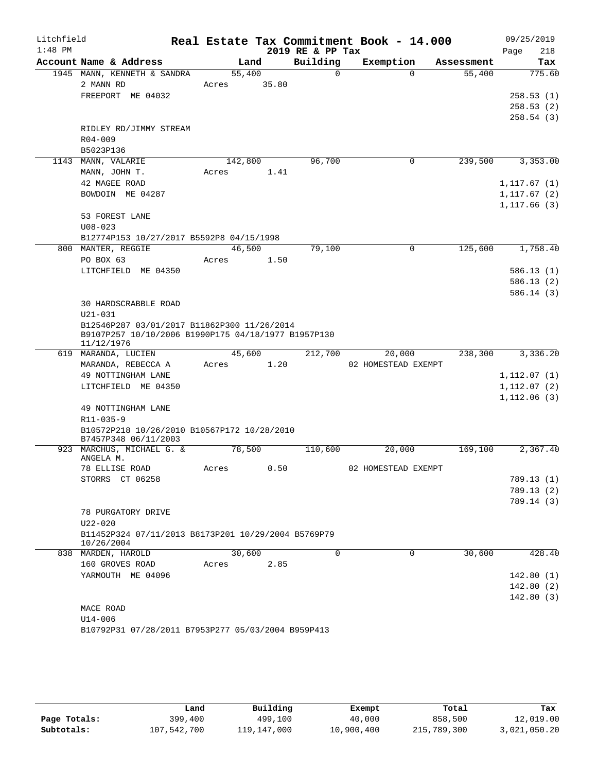Litchfield 1:48 PM

# Real Estate Tax Commitment Book - 14.000

2019 RE & PP Tax

09/25/2019 Page 218

| Account Name & Address | Land | Building | Exemption | Assessment | Tax |
|---|---|---|---|---|---|
| 1945 MANN, KENNETH & SANDRA | 55,400 | 0 | 0 | 55,400 | 775.60 |
| 2 MANN RD | Acres 35.80 | | | | |
| FREEPORT ME 04032 | | | | | 258.53 (1) |
| | | | | | 258.53 (2) |
| | | | | | 258.54 (3) |
| RIDLEY RD/JIMMY STREAM | | | | | |
| R04-009 | | | | | |
| B5023P136 | | | | | |
| 1143 MANN, VALARIE | 142,800 | 96,700 | 0 | 239,500 | 3,353.00 |
| MANN, JOHN T. | Acres 1.41 | | | | |
| 42 MAGEE ROAD | | | | | 1,117.67 (1) |
| BOWDOIN ME 04287 | | | | | 1,117.67 (2) |
| | | | | | 1,117.66 (3) |
| 53 FOREST LANE | | | | | |
| U08-023 | | | | | |
| B12774P153 10/27/2017 B5592P8 04/15/1998 | | | | | |
| 800 MANTER, REGGIE | 46,500 | 79,100 | 0 | 125,600 | 1,758.40 |
| PO BOX 63 | Acres 1.50 | | | | |
| LITCHFIELD ME 04350 | | | | | 586.13 (1) |
| | | | | | 586.13 (2) |
| | | | | | 586.14 (3) |
| 30 HARDSCRABBLE ROAD | | | | | |
| U21-031 | | | | | |
| B12546P287 03/01/2017 B11862P300 11/26/2014 B9107P257 10/10/2006 B1990P175 04/18/1977 B1957P130 11/12/1976 | | | | | |
| 619 MARANDA, LUCIEN | 45,600 | 212,700 | 20,000 | 238,300 | 3,336.20 |
| MARANDA, REBECCA A | Acres 1.20 | | 02 HOMESTEAD EXEMPT | | |
| 49 NOTTINGHAM LANE | | | | | 1,112.07 (1) |
| LITCHFIELD ME 04350 | | | | | 1,112.07 (2) |
| | | | | | 1,112.06 (3) |
| 49 NOTTINGHAM LANE | | | | | |
| R11-035-9 | | | | | |
| B10572P218 10/26/2010 B10567P172 10/28/2010 B7457P348 06/11/2003 | | | | | |
| 923 MARCHUS, MICHAEL G. & ANGELA M. | 78,500 | 110,600 | 20,000 | 169,100 | 2,367.40 |
| 78 ELLISE ROAD | Acres 0.50 | | 02 HOMESTEAD EXEMPT | | |
| STORRS CT 06258 | | | | | 789.13 (1) |
| | | | | | 789.13 (2) |
| | | | | | 789.14 (3) |
| 78 PURGATORY DRIVE | | | | | |
| U22-020 | | | | | |
| B11452P324 07/11/2013 B8173P201 10/29/2004 B5769P79 10/26/2004 | | | | | |
| 838 MARDEN, HAROLD | 30,600 | 0 | 0 | 30,600 | 428.40 |
| 160 GROVES ROAD | Acres 2.85 | | | | |
| YARMOUTH ME 04096 | | | | | 142.80 (1) |
| | | | | | 142.80 (2) |
| | | | | | 142.80 (3) |
| MACE ROAD | | | | | |
| U14-006 | | | | | |
| B10792P31 07/28/2011 B7953P277 05/03/2004 B959P413 | | | | | |

| | Land | Building | Exempt | Total | Tax |
|---|---|---|---|---|---|
| Page Totals: | 399,400 | 499,100 | 40,000 | 858,500 | 12,019.00 |
| Subtotals: | 107,542,700 | 119,147,000 | 10,900,400 | 215,789,300 | 3,021,050.20 |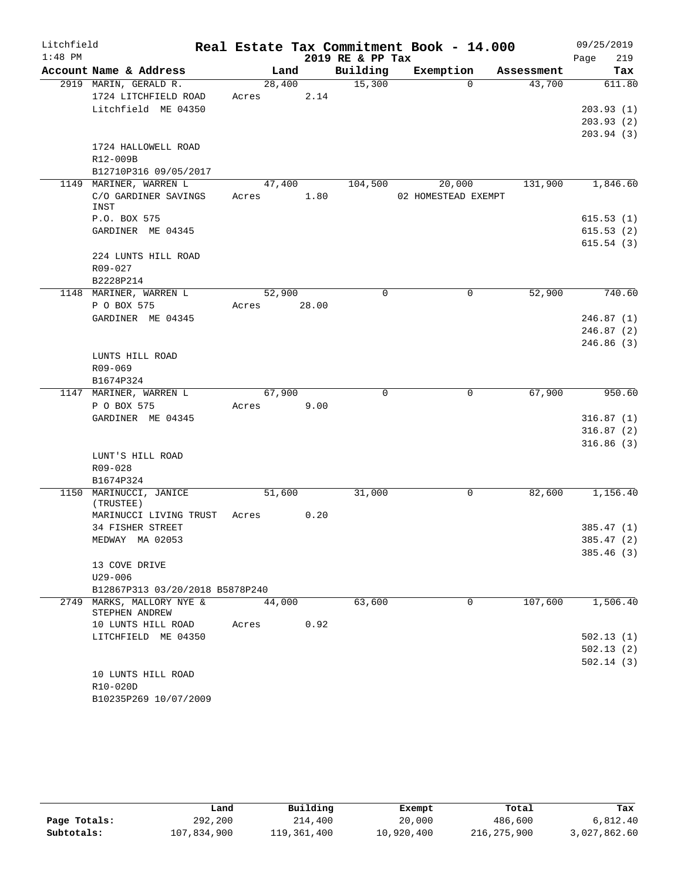Litchfield 1:48 PM

# Real Estate Tax Commitment Book - 14.000

2019 RE & PP Tax

09/25/2019 Page 219

| Account Name & Address | Land | Building | Exemption | Assessment | Tax |
|---|---|---|---|---|---|
| 2919 MARIN, GERALD R. | 28,400 | 15,300 | 0 | 43,700 | 611.80 |
| 1724 LITCHFIELD ROAD | Acres 2.14 | | | | |
| Litchfield ME 04350 | | | | | 203.93 (1) |
| | | | | | 203.93 (2) |
| | | | | | 203.94 (3) |
| 1724 HALLOWELL ROAD | | | | | |
| R12-009B | | | | | |
| B12710P316 09/05/2017 | | | | | |
| 1149 MARINER, WARREN L | 47,400 | 104,500 | 20,000 | 131,900 | 1,846.60 |
| C/O GARDINER SAVINGS INST | Acres 1.80 | | 02 HOMESTEAD EXEMPT | | |
| P.O. BOX 575 | | | | | 615.53 (1) |
| GARDINER ME 04345 | | | | | 615.53 (2) |
| | | | | | 615.54 (3) |
| 224 LUNTS HILL ROAD | | | | | |
| R09-027 | | | | | |
| B2228P214 | | | | | |
| 1148 MARINER, WARREN L | 52,900 | 0 | 0 | 52,900 | 740.60 |
| P O BOX 575 | Acres 28.00 | | | | |
| GARDINER ME 04345 | | | | | 246.87 (1) |
| | | | | | 246.87 (2) |
| | | | | | 246.86 (3) |
| LUNTS HILL ROAD | | | | | |
| R09-069 | | | | | |
| B1674P324 | | | | | |
| 1147 MARINER, WARREN L | 67,900 | 0 | 0 | 67,900 | 950.60 |
| P O BOX 575 | Acres 9.00 | | | | |
| GARDINER ME 04345 | | | | | 316.87 (1) |
| | | | | | 316.87 (2) |
| | | | | | 316.86 (3) |
| LUNT'S HILL ROAD | | | | | |
| R09-028 | | | | | |
| B1674P324 | | | | | |
| 1150 MARINUCCI, JANICE (TRUSTEE) | 51,600 | 31,000 | 0 | 82,600 | 1,156.40 |
| MARINUCCI LIVING TRUST | Acres 0.20 | | | | |
| 34 FISHER STREET | | | | | 385.47 (1) |
| MEDWAY MA 02053 | | | | | 385.47 (2) |
| | | | | | 385.46 (3) |
| 13 COVE DRIVE | | | | | |
| U29-006 | | | | | |
| B12867P313 03/20/2018 B5878P240 | | | | | |
| 2749 MARKS, MALLORY NYE & STEPHEN ANDREW | 44,000 | 63,600 | 0 | 107,600 | 1,506.40 |
| 10 LUNTS HILL ROAD | Acres 0.92 | | | | |
| LITCHFIELD ME 04350 | | | | | 502.13 (1) |
| | | | | | 502.13 (2) |
| | | | | | 502.14 (3) |
| 10 LUNTS HILL ROAD | | | | | |
| R10-020D | | | | | |
| B10235P269 10/07/2009 | | | | | |

| | Land | Building | Exempt | Total | Tax |
|---|---|---|---|---|---|
| Page Totals: | 292,200 | 214,400 | 20,000 | 486,600 | 6,812.40 |
| Subtotals: | 107,834,900 | 119,361,400 | 10,920,400 | 216,275,900 | 3,027,862.60 |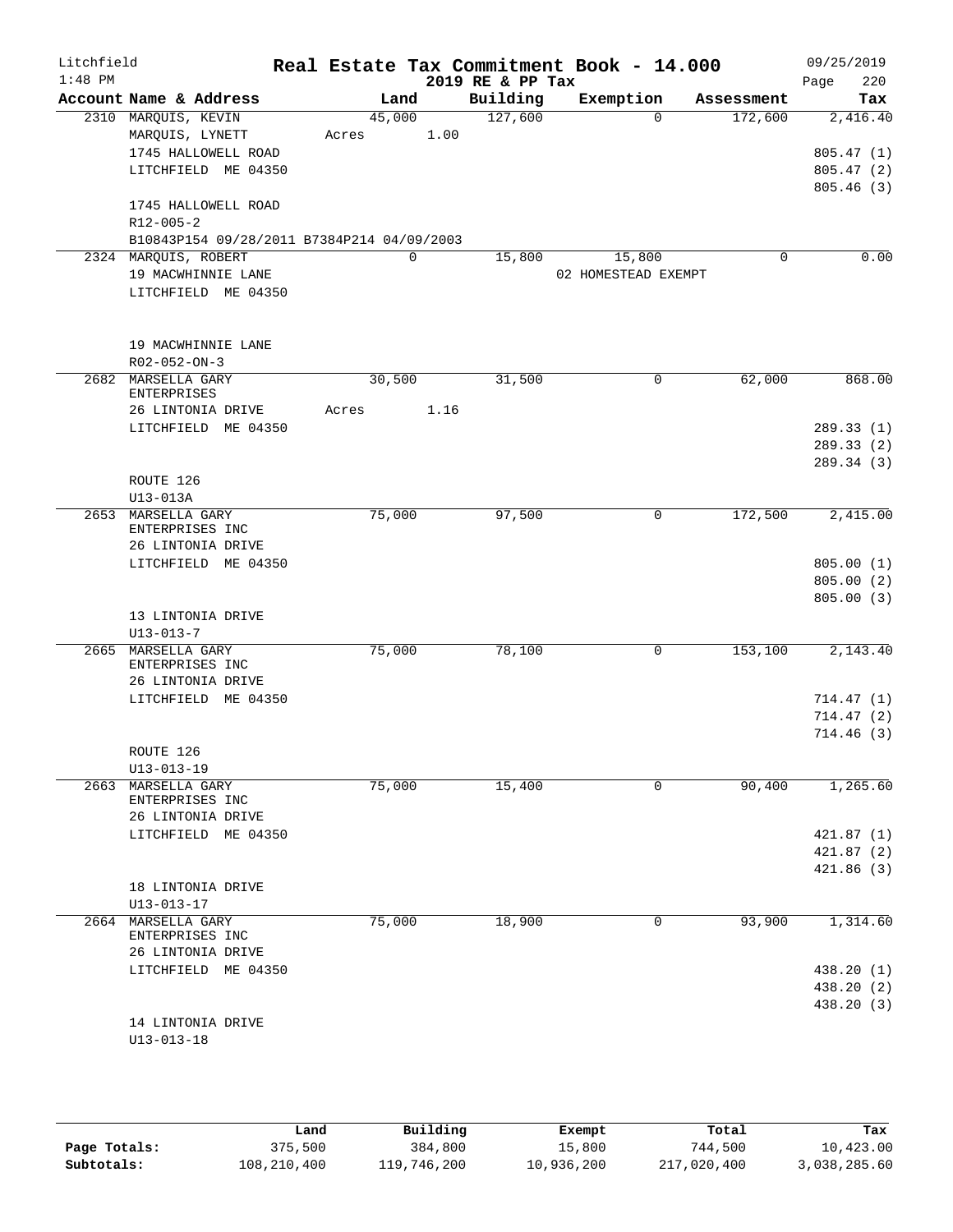Litchfield
1:48 PM

# Real Estate Tax Commitment Book - 14.000
## 2019 RE & PP Tax

09/25/2019

| Account Name & Address | Land | Building | Exemption | Assessment | Tax |
|---|---|---|---|---|---|
| 2310 MARQUIS, KEVIN | 45,000 | 127,600 | 0 | 172,600 | 2,416.40 |
| MARQUIS, LYNETT | Acres 1.00 | | | | |
| 1745 HALLOWELL ROAD | | | | | 805.47 (1) |
| LITCHFIELD ME 04350 | | | | | 805.47 (2) |
| | | | | | 805.46 (3) |
| 1745 HALLOWELL ROAD | | | | | |
| R12-005-2 | | | | | |
| B10843P154 09/28/2011 B7384P214 04/09/2003 | | | | | |
| 2324 MARQUIS, ROBERT | 0 | 15,800 | 15,800 | 0 | 0.00 |
| 19 MACWHINNIE LANE | | | 02 HOMESTEAD EXEMPT | | |
| LITCHFIELD ME 04350 | | | | | |
| 19 MACWHINNIE LANE | | | | | |
| R02-052-ON-3 | | | | | |
| 2682 MARSELLA GARY ENTERPRISES | 30,500 | 31,500 | 0 | 62,000 | 868.00 |
| 26 LINTONIA DRIVE | Acres 1.16 | | | | |
| LITCHFIELD ME 04350 | | | | | 289.33 (1) |
| | | | | | 289.33 (2) |
| | | | | | 289.34 (3) |
| ROUTE 126 | | | | | |
| U13-013A | | | | | |
| 2653 MARSELLA GARY ENTERPRISES INC | 75,000 | 97,500 | 0 | 172,500 | 2,415.00 |
| 26 LINTONIA DRIVE | | | | | |
| LITCHFIELD ME 04350 | | | | | 805.00 (1) |
| | | | | | 805.00 (2) |
| | | | | | 805.00 (3) |
| 13 LINTONIA DRIVE | | | | | |
| U13-013-7 | | | | | |
| 2665 MARSELLA GARY ENTERPRISES INC | 75,000 | 78,100 | 0 | 153,100 | 2,143.40 |
| 26 LINTONIA DRIVE | | | | | |
| LITCHFIELD ME 04350 | | | | | 714.47 (1) |
| | | | | | 714.47 (2) |
| | | | | | 714.46 (3) |
| ROUTE 126 | | | | | |
| U13-013-19 | | | | | |
| 2663 MARSELLA GARY ENTERPRISES INC | 75,000 | 15,400 | 0 | 90,400 | 1,265.60 |
| 26 LINTONIA DRIVE | | | | | |
| LITCHFIELD ME 04350 | | | | | 421.87 (1) |
| | | | | | 421.87 (2) |
| | | | | | 421.86 (3) |
| 18 LINTONIA DRIVE | | | | | |
| U13-013-17 | | | | | |
| 2664 MARSELLA GARY ENTERPRISES INC | 75,000 | 18,900 | 0 | 93,900 | 1,314.60 |
| 26 LINTONIA DRIVE | | | | | |
| LITCHFIELD ME 04350 | | | | | 438.20 (1) |
| | | | | | 438.20 (2) |
| | | | | | 438.20 (3) |
| 14 LINTONIA DRIVE | | | | | |
| U13-013-18 | | | | | |

| | Land | Building | Exempt | Total | Tax |
|---|---|---|---|---|---|
| Page Totals: | 375,500 | 384,800 | 15,800 | 744,500 | 10,423.00 |
| Subtotals: | 108,210,400 | 119,746,200 | 10,936,200 | 217,020,400 | 3,038,285.60 |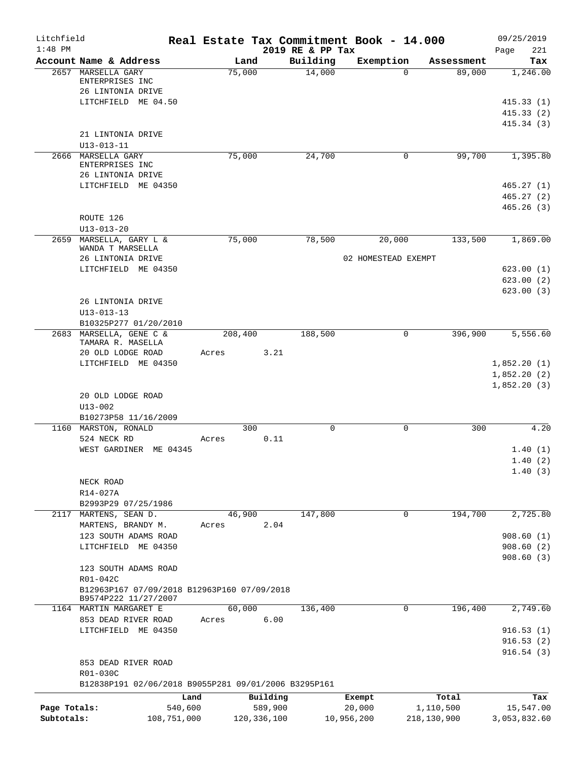Litchfield 1:48 PM

# Real Estate Tax Commitment Book - 14.000

2019 RE & PP Tax

09/25/2019

| Account Name & Address | Land | Building | Exemption | Assessment | Tax |
|---|---|---|---|---|---|
| 2657 MARSELLA GARY ENTERPRISES INC | 75,000 | 14,000 | 0 | 89,000 | 1,246.00 |
| 26 LINTONIA DRIVE | | | | | |
| LITCHFIELD ME 04.50 | | | | | 415.33 (1) |
| | | | | | 415.33 (2) |
| | | | | | 415.34 (3) |
| 21 LINTONIA DRIVE | | | | | |
| U13-013-11 | | | | | |
| 2666 MARSELLA GARY ENTERPRISES INC | 75,000 | 24,700 | 0 | 99,700 | 1,395.80 |
| 26 LINTONIA DRIVE | | | | | |
| LITCHFIELD ME 04350 | | | | | 465.27 (1) |
| | | | | | 465.27 (2) |
| | | | | | 465.26 (3) |
| ROUTE 126 | | | | | |
| U13-013-20 | | | | | |
| 2659 MARSELLA, GARY L & WANDA T MARSELLA | 75,000 | 78,500 | 20,000 | 133,500 | 1,869.00 |
| 26 LINTONIA DRIVE | | | 02 HOMESTEAD EXEMPT | | |
| LITCHFIELD ME 04350 | | | | | 623.00 (1) |
| | | | | | 623.00 (2) |
| | | | | | 623.00 (3) |
| 26 LINTONIA DRIVE | | | | | |
| U13-013-13 | | | | | |
| B10325P277 01/20/2010 | | | | | |
| 2683 MARSELLA, GENE C & TAMARA R. MASELLA | 208,400 | 188,500 | 0 | 396,900 | 5,556.60 |
| 20 OLD LODGE ROAD | Acres 3.21 | | | | |
| LITCHFIELD ME 04350 | | | | | 1,852.20 (1) |
| | | | | | 1,852.20 (2) |
| | | | | | 1,852.20 (3) |
| 20 OLD LODGE ROAD | | | | | |
| U13-002 | | | | | |
| B10273P58 11/16/2009 | | | | | |
| 1160 MARSTON, RONALD | 300 | 0 | 0 | 300 | 4.20 |
| 524 NECK RD | Acres 0.11 | | | | |
| WEST GARDINER ME 04345 | | | | | 1.40 (1) |
| | | | | | 1.40 (2) |
| | | | | | 1.40 (3) |
| NECK ROAD | | | | | |
| R14-027A | | | | | |
| B2993P29 07/25/1986 | | | | | |
| 2117 MARTENS, SEAN D. | 46,900 | 147,800 | 0 | 194,700 | 2,725.80 |
| MARTENS, BRANDY M. | Acres 2.04 | | | | |
| 123 SOUTH ADAMS ROAD | | | | | 908.60 (1) |
| LITCHFIELD ME 04350 | | | | | 908.60 (2) |
| | | | | | 908.60 (3) |
| 123 SOUTH ADAMS ROAD | | | | | |
| R01-042C | | | | | |
| B12963P167 07/09/2018 B12963P160 07/09/2018 B9574P222 11/27/2007 | | | | | |
| 1164 MARTIN MARGARET E | 60,000 | 136,400 | 0 | 196,400 | 2,749.60 |
| 853 DEAD RIVER ROAD | Acres 6.00 | | | | |
| LITCHFIELD ME 04350 | | | | | 916.53 (1) |
| | | | | | 916.53 (2) |
| | | | | | 916.54 (3) |
| 853 DEAD RIVER ROAD | | | | | |
| R01-030C | | | | | |
| B12838P191 02/06/2018 B9055P281 09/01/2006 B3295P161 | | | | | |

| | Land | Building | Exempt | Total | Tax |
|---|---|---|---|---|---|
| Page Totals: | 540,600 | 589,900 | 20,000 | 1,110,500 | 15,547.00 |
| Subtotals: | 108,751,000 | 120,336,100 | 10,956,200 | 218,130,900 | 3,053,832.60 |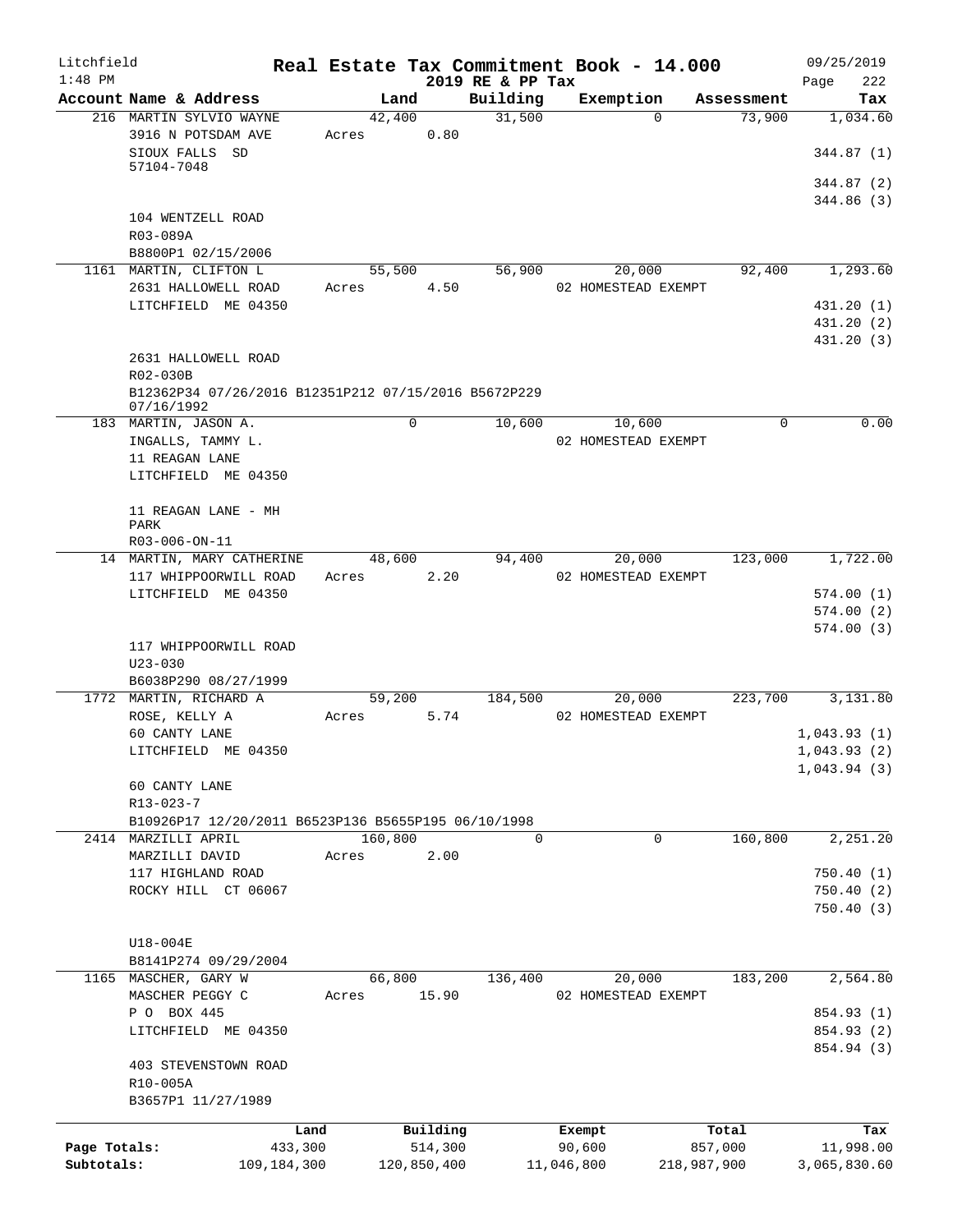Litchfield 1:48 PM

# Real Estate Tax Commitment Book - 14.000

2019 RE & PP Tax

09/25/2019 Page 222

| Account Name & Address | Land | Building | Exemption | Assessment | Tax |
|---|---|---|---|---|---|
| 216 MARTIN SYLVIO WAYNE<br>3916 N POTSDAM AVE<br>SIOUX FALLS SD<br>57104-7048<br><br>104 WENTZELL ROAD<br>R03-089A<br>B8800P1 02/15/2006 | 42,400<br>Acres 0.80 | 31,500 | 0 | 73,900 | 1,034.60<br>344.87 (1)<br>344.87 (2)<br>344.86 (3) |
| 1161 MARTIN, CLIFTON L<br>2631 HALLOWELL ROAD<br>LITCHFIELD ME 04350<br><br>2631 HALLOWELL ROAD<br>R02-030B<br>B12362P34 07/26/2016 B12351P212 07/15/2016 B5672P229 07/16/1992 | 55,500<br>Acres 4.50 | 56,900 | 20,000<br>02 HOMESTEAD EXEMPT | 92,400 | 1,293.60<br>431.20 (1)<br>431.20 (2)<br>431.20 (3) |
| 183 MARTIN, JASON A.<br>INGALLS, TAMMY L.<br>11 REAGAN LANE<br>LITCHFIELD ME 04350<br><br>11 REAGAN LANE - MH PARK<br>R03-006-ON-11 | 0 | 10,600 | 10,600<br>02 HOMESTEAD EXEMPT | 0 | 0.00 |
| 14 MARTIN, MARY CATHERINE<br>117 WHIPPOORWILL ROAD<br>LITCHFIELD ME 04350<br><br>117 WHIPPOORWILL ROAD<br>U23-030<br>B6038P290 08/27/1999 | 48,600<br>Acres 2.20 | 94,400 | 20,000<br>02 HOMESTEAD EXEMPT | 123,000 | 1,722.00<br>574.00 (1)<br>574.00 (2)<br>574.00 (3) |
| 1772 MARTIN, RICHARD A<br>ROSE, KELLY A<br>60 CANTY LANE<br>LITCHFIELD ME 04350<br><br>60 CANTY LANE<br>R13-023-7<br>B10926P17 12/20/2011 B6523P136 B5655P195 06/10/1998 | 59,200<br>Acres 5.74 | 184,500 | 20,000<br>02 HOMESTEAD EXEMPT | 223,700 | 3,131.80<br>1,043.93 (1)<br>1,043.93 (2)<br>1,043.94 (3) |
| 2414 MARZILLI APRIL<br>MARZILLI DAVID<br>117 HIGHLAND ROAD<br>ROCKY HILL CT 06067<br><br>U18-004E<br>B8141P274 09/29/2004 | 160,800<br>Acres 2.00 | 0 | 0 | 160,800 | 2,251.20<br>750.40 (1)<br>750.40 (2)<br>750.40 (3) |
| 1165 MASCHER, GARY W<br>MASCHER PEGGY C<br>P O BOX 445<br>LITCHFIELD ME 04350<br><br>403 STEVENSTOWN ROAD<br>R10-005A<br>B3657P1 11/27/1989 | 66,800<br>Acres 15.90 | 136,400 | 20,000<br>02 HOMESTEAD EXEMPT | 183,200 | 2,564.80<br>854.93 (1)<br>854.93 (2)<br>854.94 (3) |

| | Land | Building | Exempt | Total | Tax |
|---|---|---|---|---|---|
| Page Totals: | 433,300 | 514,300 | 90,600 | 857,000 | 11,998.00 |
| Subtotals: | 109,184,300 | 120,850,400 | 11,046,800 | 218,987,900 | 3,065,830.60 |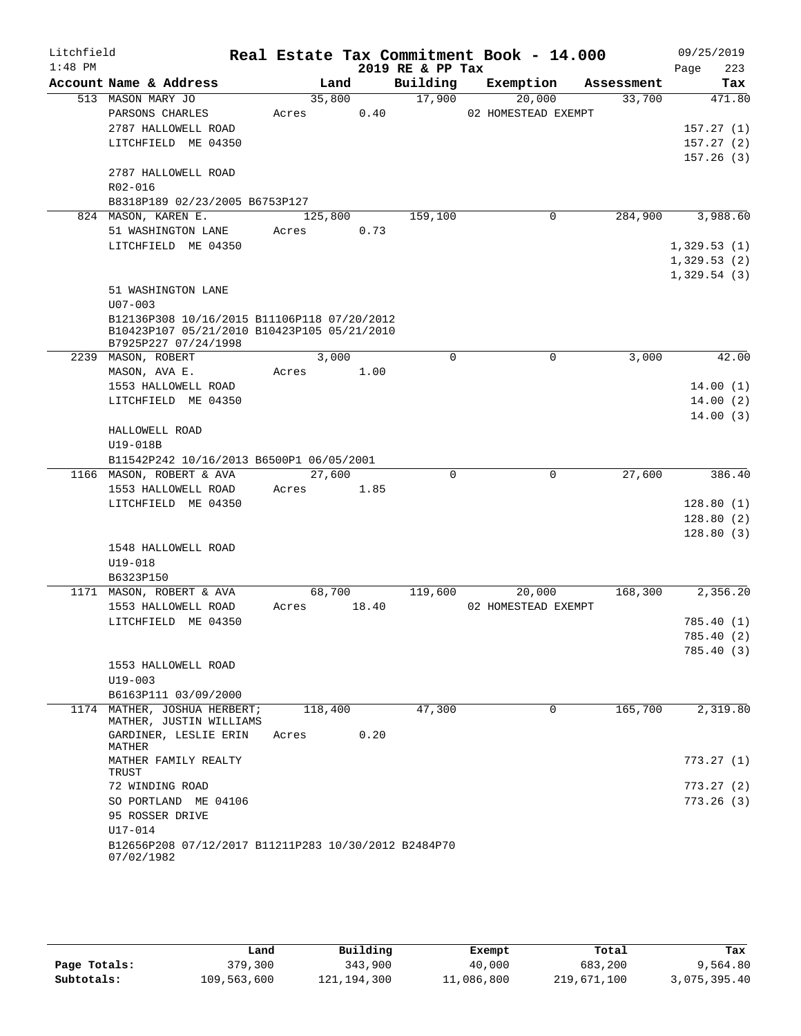Litchfield 1:48 PM

# Real Estate Tax Commitment Book - 14.000

2019 RE & PP Tax

09/25/2019

| Account Name & Address | Land | Building | Exemption | Assessment | Tax |
|---|---|---|---|---|---|
| 513 MASON MARY JO | 35,800 | 17,900 | 20,000 | 33,700 | 471.80 |
| PARSONS CHARLES | Acres 0.40 | | 02 HOMESTEAD EXEMPT | | |
| 2787 HALLOWELL ROAD | | | | | 157.27 (1) |
| LITCHFIELD ME 04350 | | | | | 157.27 (2) |
| | | | | | 157.26 (3) |
| 2787 HALLOWELL ROAD | | | | | |
| R02-016 | | | | | |
| B8318P189 02/23/2005 B6753P127 | | | | | |
| 824 MASON, KAREN E. | 125,800 | 159,100 | 0 | 284,900 | 3,988.60 |
| 51 WASHINGTON LANE | Acres 0.73 | | | | |
| LITCHFIELD ME 04350 | | | | | 1,329.53 (1) |
| | | | | | 1,329.53 (2) |
| | | | | | 1,329.54 (3) |
| 51 WASHINGTON LANE | | | | | |
| U07-003 | | | | | |
| B12136P308 10/16/2015 B11106P118 07/20/2012 B10423P107 05/21/2010 B10423P105 05/21/2010 B7925P227 07/24/1998 | | | | | |
| 2239 MASON, ROBERT | 3,000 | 0 | 0 | 3,000 | 42.00 |
| MASON, AVA E. | Acres 1.00 | | | | |
| 1553 HALLOWELL ROAD | | | | | 14.00 (1) |
| LITCHFIELD ME 04350 | | | | | 14.00 (2) |
| | | | | | 14.00 (3) |
| HALLOWELL ROAD | | | | | |
| U19-018B | | | | | |
| B11542P242 10/16/2013 B6500P1 06/05/2001 | | | | | |
| 1166 MASON, ROBERT & AVA | 27,600 | 0 | 0 | 27,600 | 386.40 |
| 1553 HALLOWELL ROAD | Acres 1.85 | | | | |
| LITCHFIELD ME 04350 | | | | | 128.80 (1) |
| | | | | | 128.80 (2) |
| | | | | | 128.80 (3) |
| 1548 HALLOWELL ROAD | | | | | |
| U19-018 | | | | | |
| B6323P150 | | | | | |
| 1171 MASON, ROBERT & AVA | 68,700 | 119,600 | 20,000 | 168,300 | 2,356.20 |
| 1553 HALLOWELL ROAD | Acres 18.40 | | 02 HOMESTEAD EXEMPT | | |
| LITCHFIELD ME 04350 | | | | | 785.40 (1) |
| | | | | | 785.40 (2) |
| | | | | | 785.40 (3) |
| 1553 HALLOWELL ROAD | | | | | |
| U19-003 | | | | | |
| B6163P111 03/09/2000 | | | | | |
| 1174 MATHER, JOSHUA HERBERT; MATHER, JUSTIN WILLIAMS | 118,400 | 47,300 | 0 | 165,700 | 2,319.80 |
| GARDINER, LESLIE ERIN MATHER | Acres 0.20 | | | | |
| MATHER FAMILY REALTY TRUST | | | | | 773.27 (1) |
| 72 WINDING ROAD | | | | | 773.27 (2) |
| SO PORTLAND ME 04106 | | | | | 773.26 (3) |
| 95 ROSSER DRIVE | | | | | |
| U17-014 | | | | | |
| B12656P208 07/12/2017 B11211P283 10/30/2012 B2484P70 07/02/1982 | | | | | |

| | Land | Building | Exempt | Total | Tax |
|---|---|---|---|---|---|
| Page Totals: | 379,300 | 343,900 | 40,000 | 683,200 | 9,564.80 |
| Subtotals: | 109,563,600 | 121,194,300 | 11,086,800 | 219,671,100 | 3,075,395.40 |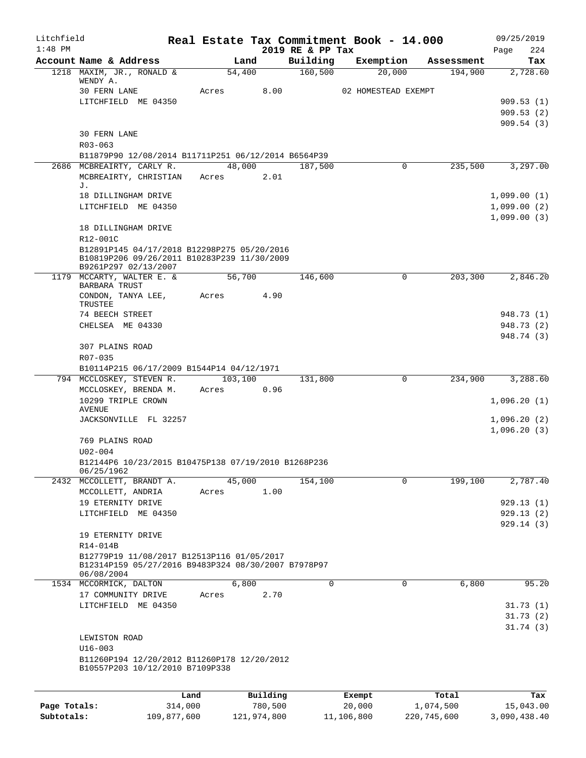Litchfield 1:48 PM

# Real Estate Tax Commitment Book - 14.000

## 2019 RE & PP Tax

09/25/2019 Page 224

| Account Name & Address | Land | Building | Exemption | Assessment | Tax |
|---|---|---|---|---|---|
| 1218 MAXIM, JR., RONALD & WENDY A. | 54,400 | 160,500 | 20,000 | 194,900 | 2,728.60 |
| 30 FERN LANE | Acres 8.00 | | 02 HOMESTEAD EXEMPT | | |
| LITCHFIELD ME 04350 | | | | | 909.53 (1) |
| | | | | | 909.53 (2) |
| | | | | | 909.54 (3) |
| 30 FERN LANE | | | | | |
| R03-063 | | | | | |
| B11879P90 12/08/2014 B11711P251 06/12/2014 B6564P39 | | | | | |
| 2686 MCBREAIRTY, CARLY R. | 48,000 | 187,500 | 0 | 235,500 | 3,297.00 |
| MCBREAIRTY, CHRISTIAN J. | Acres 2.01 | | | | |
| 18 DILLINGHAM DRIVE | | | | | 1,099.00 (1) |
| LITCHFIELD ME 04350 | | | | | 1,099.00 (2) |
| | | | | | 1,099.00 (3) |
| 18 DILLINGHAM DRIVE | | | | | |
| R12-001C | | | | | |
| B12891P145 04/17/2018 B12298P275 05/20/2016 B10819P206 09/26/2011 B10283P239 11/30/2009 B9261P297 02/13/2007 | | | | | |
| 1179 MCCARTY, WALTER E. & BARBARA TRUST | 56,700 | 146,600 | 0 | 203,300 | 2,846.20 |
| CONDON, TANYA LEE, TRUSTEE | Acres 4.90 | | | | |
| 74 BEECH STREET | | | | | 948.73 (1) |
| CHELSEA ME 04330 | | | | | 948.73 (2) |
| | | | | | 948.74 (3) |
| 307 PLAINS ROAD | | | | | |
| R07-035 | | | | | |
| B10114P215 06/17/2009 B1544P14 04/12/1971 | | | | | |
| 794 MCCLOSKEY, STEVEN R. | 103,100 | 131,800 | 0 | 234,900 | 3,288.60 |
| MCCLOSKEY, BRENDA M. | Acres 0.96 | | | | |
| 10299 TRIPLE CROWN AVENUE | | | | | 1,096.20 (1) |
| JACKSONVILLE FL 32257 | | | | | 1,096.20 (2) |
| | | | | | 1,096.20 (3) |
| 769 PLAINS ROAD | | | | | |
| U02-004 | | | | | |
| B12144P6 10/23/2015 B10475P138 07/19/2010 B1268P236 06/25/1962 | | | | | |
| 2432 MCCOLLETT, BRANDT A. | 45,000 | 154,100 | 0 | 199,100 | 2,787.40 |
| MCCOLLETT, ANDRIA | Acres 1.00 | | | | |
| 19 ETERNITY DRIVE | | | | | 929.13 (1) |
| LITCHFIELD ME 04350 | | | | | 929.13 (2) |
| | | | | | 929.14 (3) |
| 19 ETERNITY DRIVE | | | | | |
| R14-014B | | | | | |
| B12779P19 11/08/2017 B12513P116 01/05/2017 B12314P159 05/27/2016 B9483P324 08/30/2007 B7978P97 06/08/2004 | | | | | |
| 1534 MCCORMICK, DALTON | 6,800 | 0 | 0 | 6,800 | 95.20 |
| 17 COMMUNITY DRIVE | Acres 2.70 | | | | |
| LITCHFIELD ME 04350 | | | | | 31.73 (1) |
| | | | | | 31.73 (2) |
| | | | | | 31.74 (3) |
| LEWISTON ROAD | | | | | |
| U16-003 | | | | | |
| B11260P194 12/20/2012 B11260P178 12/20/2012 B10557P203 10/12/2010 B7109P338 | | | | | |

| | Land | Building | Exempt | Total | Tax |
|---|---|---|---|---|---|
| Page Totals: | 314,000 | 780,500 | 20,000 | 1,074,500 | 15,043.00 |
| Subtotals: | 109,877,600 | 121,974,800 | 11,106,800 | 220,745,600 | 3,090,438.40 |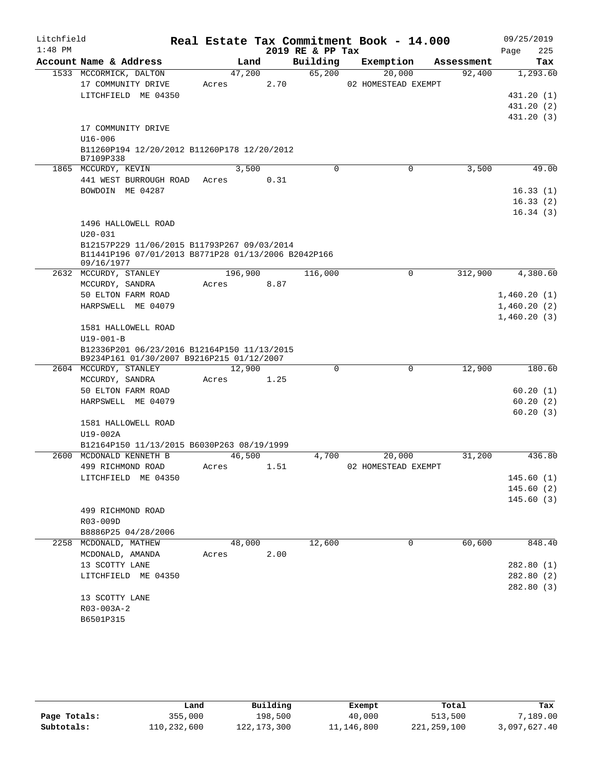Litchfield
1:48 PM

# Real Estate Tax Commitment Book - 14.000

2019 RE & PP Tax

09/25/2019

| Account | Name & Address | Land | Building | Exemption | Assessment | Tax |
|---|---|---|---|---|---|---|
| 1533 | MCCORMICK, DALTON<br>17 COMMUNITY DRIVE<br>LITCHFIELD ME 04350<br><br>17 COMMUNITY DRIVE<br>U16-006<br>B11260P194 12/20/2012 B11260P178 12/20/2012<br>B7109P338 | 47,200<br>Acres 2.70 | 65,200 | 20,000<br>02 HOMESTEAD EXEMPT | 92,400 | 1,293.60<br>431.20 (1)<br>431.20 (2)<br>431.20 (3) |
| 1865 | MCCURDY, KEVIN<br>441 WEST BURROUGH ROAD<br>BOWDOIN ME 04287<br><br>1496 HALLOWELL ROAD<br>U20-031<br>B12157P229 11/06/2015 B11793P267 09/03/2014<br>B11441P196 07/01/2013 B8771P28 01/13/2006 B2042P166<br>09/16/1977 | 3,500<br>Acres 0.31 | 0 | 0 | 3,500 | 49.00<br>16.33 (1)<br>16.33 (2)<br>16.34 (3) |
| 2632 | MCCURDY, STANLEY<br>MCCURDY, SANDRA<br>50 ELTON FARM ROAD<br>HARPSWELL ME 04079<br><br>1581 HALLOWELL ROAD<br>U19-001-B<br>B12336P201 06/23/2016 B12164P150 11/13/2015<br>B9234P161 01/30/2007 B9216P215 01/12/2007 | 196,900<br>Acres 8.87 | 116,000 | 0 | 312,900 | 4,380.60<br>1,460.20 (1)<br>1,460.20 (2)<br>1,460.20 (3) |
| 2604 | MCCURDY, STANLEY<br>MCCURDY, SANDRA<br>50 ELTON FARM ROAD<br>HARPSWELL ME 04079<br><br>1581 HALLOWELL ROAD<br>U19-002A<br>B12164P150 11/13/2015 B6030P263 08/19/1999 | 12,900<br>Acres 1.25 | 0 | 0 | 12,900 | 180.60<br>60.20 (1)<br>60.20 (2)<br>60.20 (3) |
| 2600 | MCDONALD KENNETH B<br>499 RICHMOND ROAD<br>LITCHFIELD ME 04350<br><br>499 RICHMOND ROAD<br>R03-009D<br>B8886P25 04/28/2006 | 46,500<br>Acres 1.51 | 4,700 | 20,000<br>02 HOMESTEAD EXEMPT | 31,200 | 436.80<br>145.60 (1)<br>145.60 (2)<br>145.60 (3) |
| 2258 | MCDONALD, MATHEW<br>MCDONALD, AMANDA<br>13 SCOTTY LANE<br>LITCHFIELD ME 04350<br><br>13 SCOTTY LANE<br>R03-003A-2<br>B6501P315 | 48,000<br>Acres 2.00 | 12,600 | 0 | 60,600 | 848.40<br>282.80 (1)<br>282.80 (2)<br>282.80 (3) |

| | Land | Building | Exempt | Total | Tax |
|---|---|---|---|---|---|
| Page Totals: | 355,000 | 198,500 | 40,000 | 513,500 | 7,189.00 |
| Subtotals: | 110,232,600 | 122,173,300 | 11,146,800 | 221,259,100 | 3,097,627.40 |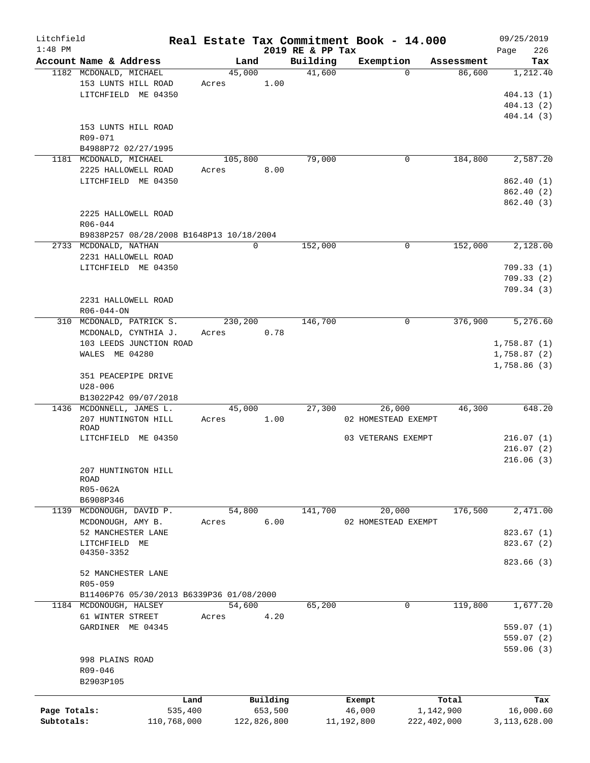Litchfield
1:48 PM

# Real Estate Tax Commitment Book - 14.000

2019 RE & PP Tax

09/25/2019

| Account Name & Address | Land | Building | Exemption | Assessment | Tax |
|---|---|---|---|---|---|
| 1182 MCDONALD, MICHAEL | 45,000 | 41,600 | 0 | 86,600 | 1,212.40 |
| 153 LUNTS HILL ROAD | Acres 1.00 | | | | |
| LITCHFIELD ME 04350 | | | | | 404.13 (1) |
| | | | | | 404.13 (2) |
| | | | | | 404.14 (3) |
| 153 LUNTS HILL ROAD | | | | | |
| R09-071 | | | | | |
| B4988P72 02/27/1995 | | | | | |
| 1181 MCDONALD, MICHAEL | 105,800 | 79,000 | 0 | 184,800 | 2,587.20 |
| 2225 HALLOWELL ROAD | Acres 8.00 | | | | |
| LITCHFIELD ME 04350 | | | | | 862.40 (1) |
| | | | | | 862.40 (2) |
| | | | | | 862.40 (3) |
| 2225 HALLOWELL ROAD | | | | | |
| R06-044 | | | | | |
| B9838P257 08/28/2008 B1648P13 10/18/2004 | | | | | |
| 2733 MCDONALD, NATHAN | 0 | 152,000 | 0 | 152,000 | 2,128.00 |
| 2231 HALLOWELL ROAD | | | | | |
| LITCHFIELD ME 04350 | | | | | 709.33 (1) |
| | | | | | 709.33 (2) |
| | | | | | 709.34 (3) |
| 2231 HALLOWELL ROAD | | | | | |
| R06-044-ON | | | | | |
| 310 MCDONALD, PATRICK S. | 230,200 | 146,700 | 0 | 376,900 | 5,276.60 |
| MCDONALD, CYNTHIA J. | Acres 0.78 | | | | |
| 103 LEEDS JUNCTION ROAD | | | | | 1,758.87 (1) |
| WALES ME 04280 | | | | | 1,758.87 (2) |
| | | | | | 1,758.86 (3) |
| 351 PEACEPIPE DRIVE | | | | | |
| U28-006 | | | | | |
| B13022P42 09/07/2018 | | | | | |
| 1436 MCDONNELL, JAMES L. | 45,000 | 27,300 | 26,000 | 46,300 | 648.20 |
| 207 HUNTINGTON HILL ROAD | Acres 1.00 | | 02 HOMESTEAD EXEMPT | | |
| LITCHFIELD ME 04350 | | | 03 VETERANS EXEMPT | | 216.07 (1) |
| | | | | | 216.07 (2) |
| | | | | | 216.06 (3) |
| 207 HUNTINGTON HILL ROAD | | | | | |
| R05-062A | | | | | |
| B6908P346 | | | | | |
| 1139 MCDONOUGH, DAVID P. | 54,800 | 141,700 | 20,000 | 176,500 | 2,471.00 |
| MCDONOUGH, AMY B. | Acres 6.00 | | 02 HOMESTEAD EXEMPT | | |
| 52 MANCHESTER LANE | | | | | 823.67 (1) |
| LITCHFIELD ME 04350-3352 | | | | | 823.67 (2) |
| | | | | | 823.66 (3) |
| 52 MANCHESTER LANE | | | | | |
| R05-059 | | | | | |
| B11406P76 05/30/2013 B6339P36 01/08/2000 | | | | | |
| 1184 MCDONOUGH, HALSEY | 54,600 | 65,200 | 0 | 119,800 | 1,677.20 |
| 61 WINTER STREET | Acres 4.20 | | | | |
| GARDINER ME 04345 | | | | | 559.07 (1) |
| | | | | | 559.07 (2) |
| | | | | | 559.06 (3) |
| 998 PLAINS ROAD | | | | | |
| R09-046 | | | | | |
| B2903P105 | | | | | |

| | Land | Building | Exempt | Total | Tax |
|---|---|---|---|---|---|
| Page Totals: | 535,400 | 653,500 | 46,000 | 1,142,900 | 16,000.60 |
| Subtotals: | 110,768,000 | 122,826,800 | 11,192,800 | 222,402,000 | 3,113,628.00 |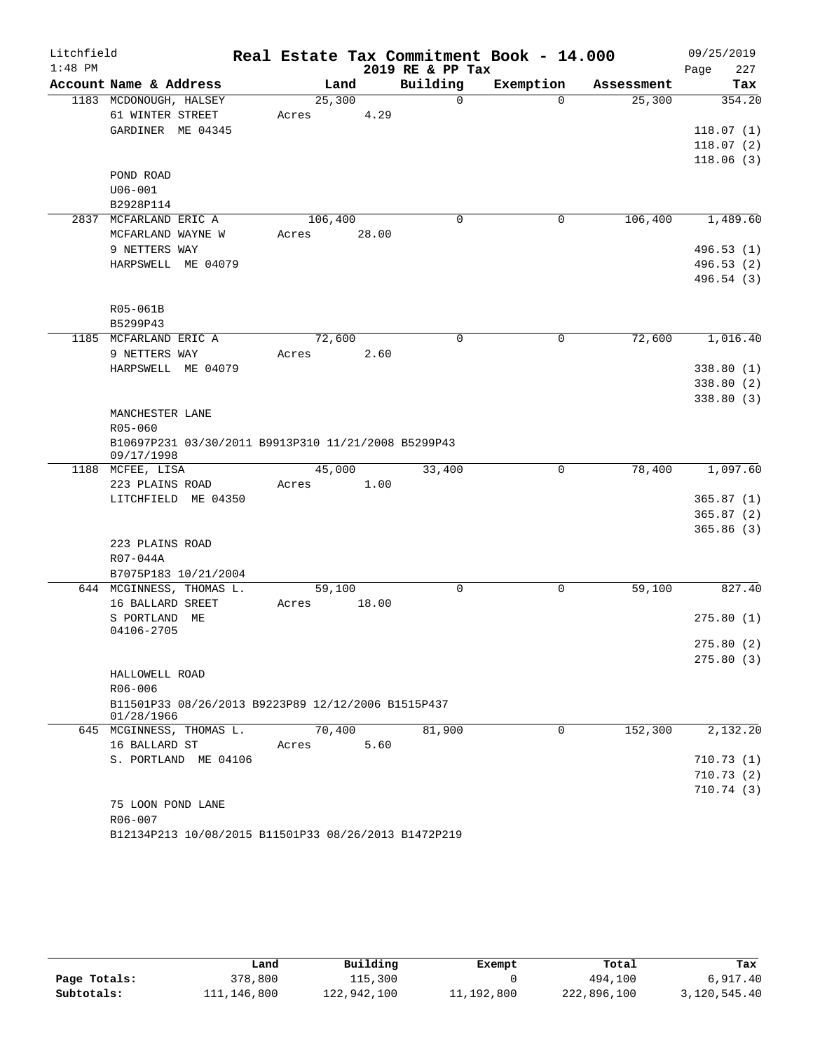Litchfield 1:48 PM

# Real Estate Tax Commitment Book - 14.000

2019 RE & PP Tax

09/25/2019

| Account Name & Address | Land | Building | Exemption | Assessment | Tax |
|---|---|---|---|---|---|
| 1183 MCDONOUGH, HALSEY<br>61 WINTER STREET<br>GARDINER ME 04345<br><br>POND ROAD<br>U06-001<br>B2928P114 | 25,300<br>Acres 4.29 | 0 | 0 | 25,300 | 354.20<br>118.07 (1)<br>118.07 (2)<br>118.06 (3) |
| 2837 MCFARLAND ERIC A<br>MCFARLAND WAYNE W<br>9 NETTERS WAY<br>HARPSWELL ME 04079<br><br>R05-061B<br>B5299P43 | 106,400<br>Acres 28.00 | 0 | 0 | 106,400 | 1,489.60<br>496.53 (1)<br>496.53 (2)<br>496.54 (3) |
| 1185 MCFARLAND ERIC A<br>9 NETTERS WAY<br>HARPSWELL ME 04079<br><br>MANCHESTER LANE<br>R05-060<br>B10697P231 03/30/2011 B9913P310 11/21/2008 B5299P43 09/17/1998 | 72,600<br>Acres 2.60 | 0 | 0 | 72,600 | 1,016.40<br>338.80 (1)<br>338.80 (2)<br>338.80 (3) |
| 1188 MCFEE, LISA<br>223 PLAINS ROAD<br>LITCHFIELD ME 04350<br><br>223 PLAINS ROAD<br>R07-044A<br>B7075P183 10/21/2004 | 45,000<br>Acres 1.00 | 33,400 | 0 | 78,400 | 1,097.60<br>365.87 (1)<br>365.87 (2)<br>365.86 (3) |
| 644 MCGINNESS, THOMAS L.<br>16 BALLARD SREET<br>S PORTLAND ME 04106-2705<br><br>HALLOWELL ROAD<br>R06-006<br>B11501P33 08/26/2013 B9223P89 12/12/2006 B1515P437 01/28/1966 | 59,100<br>Acres 18.00 | 0 | 0 | 59,100 | 827.40<br>275.80 (1)<br>275.80 (2)<br>275.80 (3) |
| 645 MCGINNESS, THOMAS L.<br>16 BALLARD ST<br>S. PORTLAND ME 04106<br><br>75 LOON POND LANE<br>R06-007<br>B12134P213 10/08/2015 B11501P33 08/26/2013 B1472P219 | 70,400<br>Acres 5.60 | 81,900 | 0 | 152,300 | 2,132.20<br>710.73 (1)<br>710.73 (2)<br>710.74 (3) |

| | Land | Building | Exempt | Total | Tax |
|---|---|---|---|---|---|
| Page Totals: | 378,800 | 115,300 | 0 | 494,100 | 6,917.40 |
| Subtotals: | 111,146,800 | 122,942,100 | 11,192,800 | 222,896,100 | 3,120,545.40 |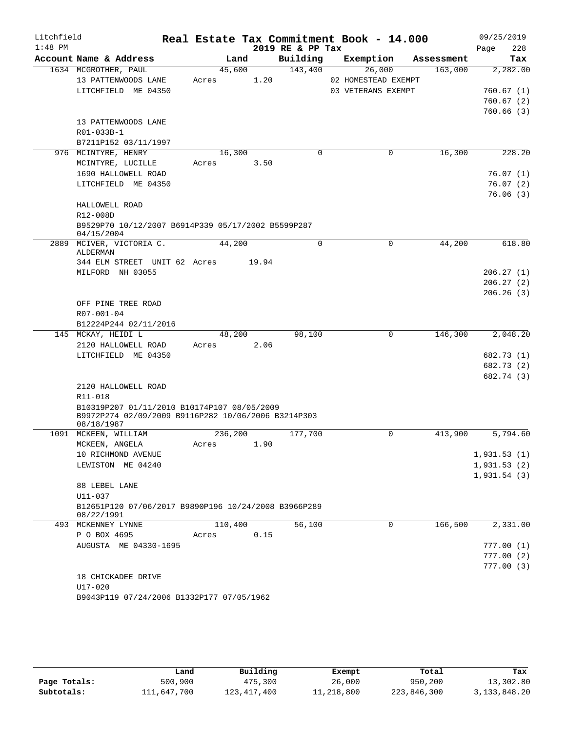Litchfield 1:48 PM

# Real Estate Tax Commitment Book - 14.000

## 2019 RE & PP Tax

09/25/2019 Page 228

| Account Name & Address | Land | Building | Exemption | Assessment | Tax |
|---|---|---|---|---|---|
| 1634 MCGROTHER, PAUL | 45,600 | 143,400 | 26,000 | 163,000 | 2,282.00 |
| 13 PATTENWOODS LANE | Acres 1.20 | | 02 HOMESTEAD EXEMPT | | |
| LITCHFIELD ME 04350 | | | 03 VETERANS EXEMPT | | 760.67 (1) |
| | | | | | 760.67 (2) |
| | | | | | 760.66 (3) |
| 13 PATTENWOODS LANE | | | | | |
| R01-033B-1 | | | | | |
| B7211P152 03/11/1997 | | | | | |
| 976 MCINTYRE, HENRY | 16,300 | 0 | 0 | 16,300 | 228.20 |
| MCINTYRE, LUCILLE | Acres 3.50 | | | | |
| 1690 HALLOWELL ROAD | | | | | 76.07 (1) |
| LITCHFIELD ME 04350 | | | | | 76.07 (2) |
| | | | | | 76.06 (3) |
| HALLOWELL ROAD | | | | | |
| R12-008D | | | | | |
| B9529P70 10/12/2007 B6914P339 05/17/2002 B5599P287 04/15/2004 | | | | | |
| 2889 MCIVER, VICTORIA C. ALDERMAN | 44,200 | 0 | 0 | 44,200 | 618.80 |
| 344 ELM STREET UNIT 62 | Acres 19.94 | | | | |
| MILFORD NH 03055 | | | | | 206.27 (1) |
| | | | | | 206.27 (2) |
| | | | | | 206.26 (3) |
| OFF PINE TREE ROAD | | | | | |
| R07-001-04 | | | | | |
| B12224P244 02/11/2016 | | | | | |
| 145 MCKAY, HEIDI L | 48,200 | 98,100 | 0 | 146,300 | 2,048.20 |
| 2120 HALLOWELL ROAD | Acres 2.06 | | | | |
| LITCHFIELD ME 04350 | | | | | 682.73 (1) |
| | | | | | 682.73 (2) |
| | | | | | 682.74 (3) |
| 2120 HALLOWELL ROAD | | | | | |
| R11-018 | | | | | |
| B10319P207 01/11/2010 B10174P107 08/05/2009 B9972P274 02/09/2009 B9116P282 10/06/2006 B3214P303 08/18/1987 | | | | | |
| 1091 MCKEEN, WILLIAM | 236,200 | 177,700 | 0 | 413,900 | 5,794.60 |
| MCKEEN, ANGELA | Acres 1.90 | | | | |
| 10 RICHMOND AVENUE | | | | | 1,931.53 (1) |
| LEWISTON ME 04240 | | | | | 1,931.53 (2) |
| | | | | | 1,931.54 (3) |
| 88 LEBEL LANE | | | | | |
| U11-037 | | | | | |
| B12651P120 07/06/2017 B9890P196 10/24/2008 B3966P289 08/22/1991 | | | | | |
| 493 MCKENNEY LYNNE | 110,400 | 56,100 | 0 | 166,500 | 2,331.00 |
| P O BOX 4695 | Acres 0.15 | | | | |
| AUGUSTA ME 04330-1695 | | | | | 777.00 (1) |
| | | | | | 777.00 (2) |
| | | | | | 777.00 (3) |
| 18 CHICKADEE DRIVE | | | | | |
| U17-020 | | | | | |
| B9043P119 07/24/2006 B1332P177 07/05/1962 | | | | | |

| | Land | Building | Exempt | Total | Tax |
|---|---|---|---|---|---|
| Page Totals: | 500,900 | 475,300 | 26,000 | 950,200 | 13,302.80 |
| Subtotals: | 111,647,700 | 123,417,400 | 11,218,800 | 223,846,300 | 3,133,848.20 |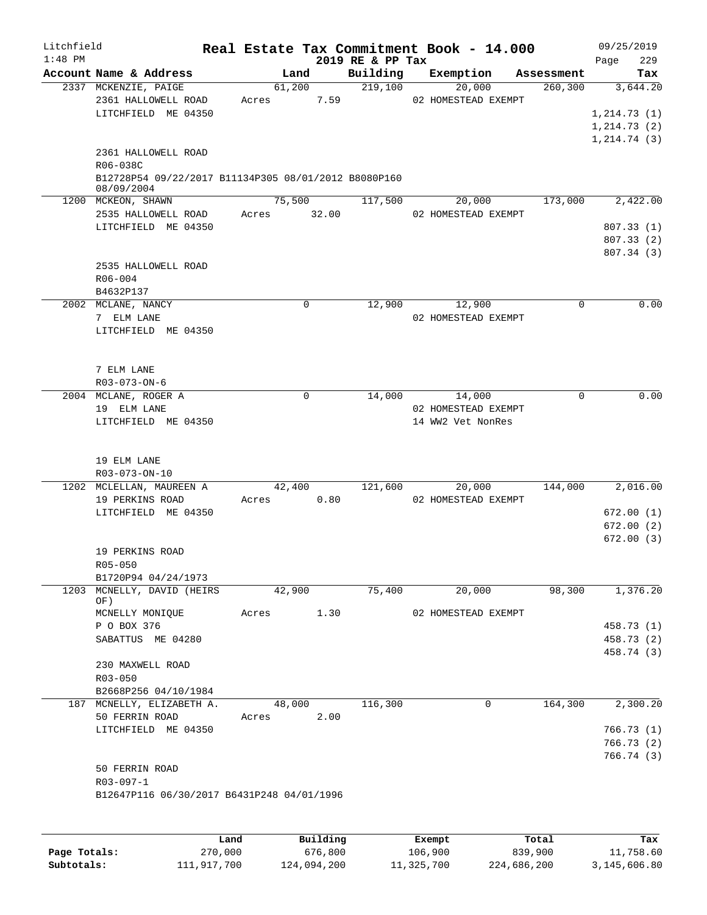# Real Estate Tax Commitment Book - 14.000

Litchfield 1:48 PM — 2019 RE & PP Tax — 09/25/2019

| Account Name & Address | Land | Building | Exemption | Assessment | Tax |
|---|---|---|---|---|---|
| 2337 MCKENZIE, PAIGE | 61,200 | 219,100 | 20,000 | 260,300 | 3,644.20 |
| 2361 HALLOWELL ROAD | Acres 7.59 | | 02 HOMESTEAD EXEMPT | | |
| LITCHFIELD ME 04350 | | | | | 1,214.73 (1) |
| | | | | | 1,214.73 (2) |
| | | | | | 1,214.74 (3) |
| 2361 HALLOWELL ROAD | | | | | |
| R06-038C | | | | | |
| B12728P54 09/22/2017 B11134P305 08/01/2012 B8080P160 08/09/2004 | | | | | |
| 1200 MCKEON, SHAWN | 75,500 | 117,500 | 20,000 | 173,000 | 2,422.00 |
| 2535 HALLOWELL ROAD | Acres 32.00 | | 02 HOMESTEAD EXEMPT | | |
| LITCHFIELD ME 04350 | | | | | 807.33 (1) |
| | | | | | 807.33 (2) |
| | | | | | 807.34 (3) |
| 2535 HALLOWELL ROAD | | | | | |
| R06-004 | | | | | |
| B4632P137 | | | | | |
| 2002 MCLANE, NANCY | 0 | 12,900 | 12,900 | 0 | 0.00 |
| 7 ELM LANE | | | 02 HOMESTEAD EXEMPT | | |
| LITCHFIELD ME 04350 | | | | | |
| 7 ELM LANE | | | | | |
| R03-073-ON-6 | | | | | |
| 2004 MCLANE, ROGER A | 0 | 14,000 | 14,000 | 0 | 0.00 |
| 19 ELM LANE | | | 02 HOMESTEAD EXEMPT | | |
| LITCHFIELD ME 04350 | | | 14 WW2 Vet NonRes | | |
| 19 ELM LANE | | | | | |
| R03-073-ON-10 | | | | | |
| 1202 MCLELLAN, MAUREEN A | 42,400 | 121,600 | 20,000 | 144,000 | 2,016.00 |
| 19 PERKINS ROAD | Acres 0.80 | | 02 HOMESTEAD EXEMPT | | |
| LITCHFIELD ME 04350 | | | | | 672.00 (1) |
| | | | | | 672.00 (2) |
| | | | | | 672.00 (3) |
| 19 PERKINS ROAD | | | | | |
| R05-050 | | | | | |
| B1720P94 04/24/1973 | | | | | |
| 1203 MCNELLY, DAVID (HEIRS OF) | 42,900 | 75,400 | 20,000 | 98,300 | 1,376.20 |
| MCNELLY MONIQUE | Acres 1.30 | | 02 HOMESTEAD EXEMPT | | |
| P O BOX 376 | | | | | 458.73 (1) |
| SABATTUS ME 04280 | | | | | 458.73 (2) |
| | | | | | 458.74 (3) |
| 230 MAXWELL ROAD | | | | | |
| R03-050 | | | | | |
| B2668P256 04/10/1984 | | | | | |
| 187 MCNELLY, ELIZABETH A. | 48,000 | 116,300 | 0 | 164,300 | 2,300.20 |
| 50 FERRIN ROAD | Acres 2.00 | | | | |
| LITCHFIELD ME 04350 | | | | | 766.73 (1) |
| | | | | | 766.73 (2) |
| | | | | | 766.74 (3) |
| 50 FERRIN ROAD | | | | | |
| R03-097-1 | | | | | |
| B12647P116 06/30/2017 B6431P248 04/01/1996 | | | | | |

| | Land | Building | Exempt | Total | Tax |
|---|---|---|---|---|---|
| Page Totals: | 270,000 | 676,800 | 106,900 | 839,900 | 11,758.60 |
| Subtotals: | 111,917,700 | 124,094,200 | 11,325,700 | 224,686,200 | 3,145,606.80 |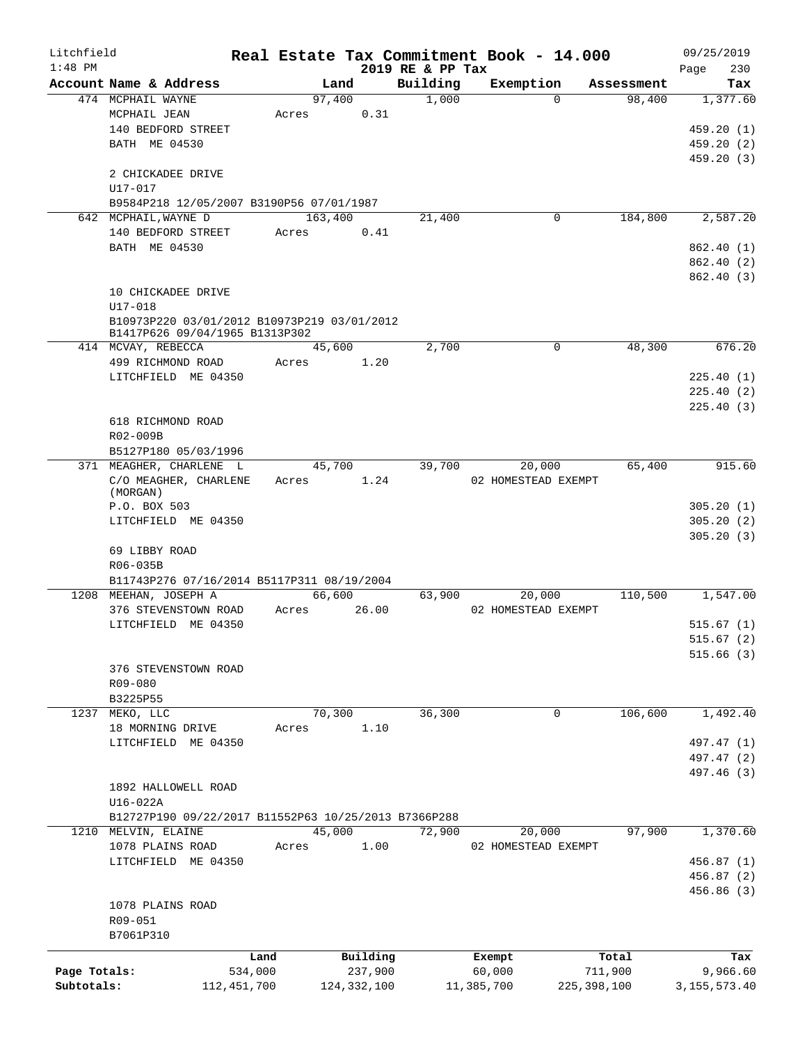Litchfield
1:48 PM

# Real Estate Tax Commitment Book - 14.000

2019 RE & PP Tax

09/25/2019

| Account Name & Address | Land | Building | Exemption | Assessment | Tax |
|---|---|---|---|---|---|
| 474 MCPHAIL WAYNE | 97,400 | 1,000 | 0 | 98,400 | 1,377.60 |
| MCPHAIL JEAN | Acres 0.31 | | | | |
| 140 BEDFORD STREET | | | | | 459.20 (1) |
| BATH ME 04530 | | | | | 459.20 (2) |
| | | | | | 459.20 (3) |
| 2 CHICKADEE DRIVE | | | | | |
| U17-017 | | | | | |
| B9584P218 12/05/2007 B3190P56 07/01/1987 | | | | | |
| 642 MCPHAIL,WAYNE D | 163,400 | 21,400 | 0 | 184,800 | 2,587.20 |
| 140 BEDFORD STREET | Acres 0.41 | | | | |
| BATH ME 04530 | | | | | 862.40 (1) |
| | | | | | 862.40 (2) |
| | | | | | 862.40 (3) |
| 10 CHICKADEE DRIVE | | | | | |
| U17-018 | | | | | |
| B10973P220 03/01/2012 B10973P219 03/01/2012 B1417P626 09/04/1965 B1313P302 | | | | | |
| 414 MCVAY, REBECCA | 45,600 | 2,700 | 0 | 48,300 | 676.20 |
| 499 RICHMOND ROAD | Acres 1.20 | | | | |
| LITCHFIELD ME 04350 | | | | | 225.40 (1) |
| | | | | | 225.40 (2) |
| | | | | | 225.40 (3) |
| 618 RICHMOND ROAD | | | | | |
| R02-009B | | | | | |
| B5127P180 05/03/1996 | | | | | |
| 371 MEAGHER, CHARLENE L | 45,700 | 39,700 | 20,000 | 65,400 | 915.60 |
| C/O MEAGHER, CHARLENE (MORGAN) | Acres 1.24 | | 02 HOMESTEAD EXEMPT | | |
| P.O. BOX 503 | | | | | 305.20 (1) |
| LITCHFIELD ME 04350 | | | | | 305.20 (2) |
| | | | | | 305.20 (3) |
| 69 LIBBY ROAD | | | | | |
| R06-035B | | | | | |
| B11743P276 07/16/2014 B5117P311 08/19/2004 | | | | | |
| 1208 MEEHAN, JOSEPH A | 66,600 | 63,900 | 20,000 | 110,500 | 1,547.00 |
| 376 STEVENSTOWN ROAD | Acres 26.00 | | 02 HOMESTEAD EXEMPT | | |
| LITCHFIELD ME 04350 | | | | | 515.67 (1) |
| | | | | | 515.67 (2) |
| | | | | | 515.66 (3) |
| 376 STEVENSTOWN ROAD | | | | | |
| R09-080 | | | | | |
| B3225P55 | | | | | |
| 1237 MEKO, LLC | 70,300 | 36,300 | 0 | 106,600 | 1,492.40 |
| 18 MORNING DRIVE | Acres 1.10 | | | | |
| LITCHFIELD ME 04350 | | | | | 497.47 (1) |
| | | | | | 497.47 (2) |
| | | | | | 497.46 (3) |
| 1892 HALLOWELL ROAD | | | | | |
| U16-022A | | | | | |
| B12727P190 09/22/2017 B11552P63 10/25/2013 B7366P288 | | | | | |
| 1210 MELVIN, ELAINE | 45,000 | 72,900 | 20,000 | 97,900 | 1,370.60 |
| 1078 PLAINS ROAD | Acres 1.00 | | 02 HOMESTEAD EXEMPT | | |
| LITCHFIELD ME 04350 | | | | | 456.87 (1) |
| | | | | | 456.87 (2) |
| | | | | | 456.86 (3) |
| 1078 PLAINS ROAD | | | | | |
| R09-051 | | | | | |
| B7061P310 | | | | | |

| | Land | Building | Exempt | Total | Tax |
|---|---|---|---|---|---|
| Page Totals: | 534,000 | 237,900 | 60,000 | 711,900 | 9,966.60 |
| Subtotals: | 112,451,700 | 124,332,100 | 11,385,700 | 225,398,100 | 3,155,573.40 |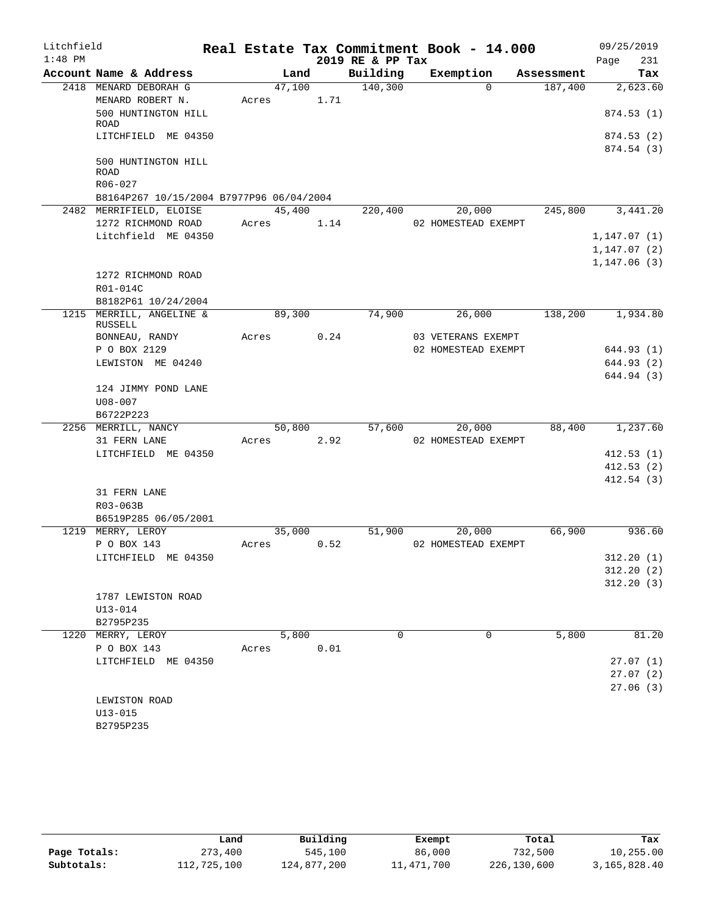Litchfield
1:48 PM

# Real Estate Tax Commitment Book - 14.000
2019 RE & PP Tax

09/25/2019
Page 231

| Account Name & Address | Land | Building | Exemption | Assessment | Tax |
|---|---|---|---|---|---|
| 2418 MENARD DEBORAH G | 47,100 | 140,300 | 0 | 187,400 | 2,623.60 |
| MENARD ROBERT N. | Acres 1.71 | | | | |
| 500 HUNTINGTON HILL ROAD | | | | | 874.53 (1) |
| LITCHFIELD ME 04350 | | | | | 874.53 (2) |
| | | | | | 874.54 (3) |
| 500 HUNTINGTON HILL ROAD | | | | | |
| R06-027 | | | | | |
| B8164P267 10/15/2004 B7977P96 06/04/2004 | | | | | |
| 2482 MERRIFIELD, ELOISE | 45,400 | 220,400 | 20,000 | 245,800 | 3,441.20 |
| 1272 RICHMOND ROAD | Acres 1.14 | | 02 HOMESTEAD EXEMPT | | |
| Litchfield ME 04350 | | | | | 1,147.07 (1) |
| | | | | | 1,147.07 (2) |
| | | | | | 1,147.06 (3) |
| 1272 RICHMOND ROAD | | | | | |
| R01-014C | | | | | |
| B8182P61 10/24/2004 | | | | | |
| 1215 MERRILL, ANGELINE & RUSSELL | 89,300 | 74,900 | 26,000 | 138,200 | 1,934.80 |
| BONNEAU, RANDY | Acres 0.24 | | 03 VETERANS EXEMPT | | |
| P O BOX 2129 | | | 02 HOMESTEAD EXEMPT | | 644.93 (1) |
| LEWISTON ME 04240 | | | | | 644.93 (2) |
| | | | | | 644.94 (3) |
| 124 JIMMY POND LANE | | | | | |
| U08-007 | | | | | |
| B6722P223 | | | | | |
| 2256 MERRILL, NANCY | 50,800 | 57,600 | 20,000 | 88,400 | 1,237.60 |
| 31 FERN LANE | Acres 2.92 | | 02 HOMESTEAD EXEMPT | | |
| LITCHFIELD ME 04350 | | | | | 412.53 (1) |
| | | | | | 412.53 (2) |
| | | | | | 412.54 (3) |
| 31 FERN LANE | | | | | |
| R03-063B | | | | | |
| B6519P285 06/05/2001 | | | | | |
| 1219 MERRY, LEROY | 35,000 | 51,900 | 20,000 | 66,900 | 936.60 |
| P O BOX 143 | Acres 0.52 | | 02 HOMESTEAD EXEMPT | | |
| LITCHFIELD ME 04350 | | | | | 312.20 (1) |
| | | | | | 312.20 (2) |
| | | | | | 312.20 (3) |
| 1787 LEWISTON ROAD | | | | | |
| U13-014 | | | | | |
| B2795P235 | | | | | |
| 1220 MERRY, LEROY | 5,800 | 0 | 0 | 5,800 | 81.20 |
| P O BOX 143 | Acres 0.01 | | | | |
| LITCHFIELD ME 04350 | | | | | 27.07 (1) |
| | | | | | 27.07 (2) |
| | | | | | 27.06 (3) |
| LEWISTON ROAD | | | | | |
| U13-015 | | | | | |
| B2795P235 | | | | | |

| | Land | Building | Exempt | Total | Tax |
|---|---|---|---|---|---|
| Page Totals: | 273,400 | 545,100 | 86,000 | 732,500 | 10,255.00 |
| Subtotals: | 112,725,100 | 124,877,200 | 11,471,700 | 226,130,600 | 3,165,828.40 |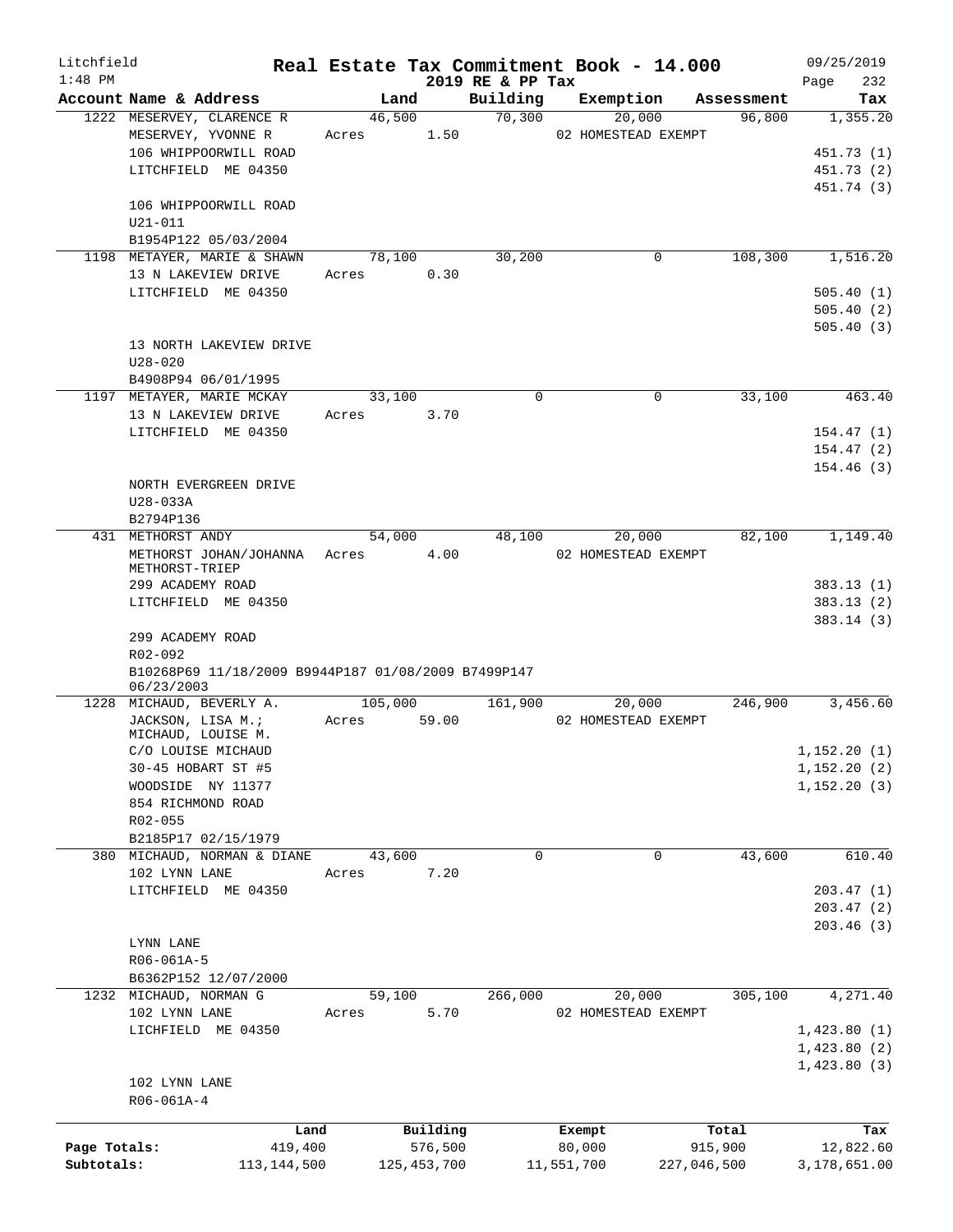Litchfield
1:48 PM

# Real Estate Tax Commitment Book - 14.000
## 2019 RE & PP Tax

09/25/2019

| Account Name & Address | Land | Building | Exemption | Assessment | Tax |
|---|---|---|---|---|---|
| 1222 MESERVEY, CLARENCE R | 46,500 | 70,300 | 20,000 | 96,800 | 1,355.20 |
| MESERVEY, YVONNE R | Acres 1.50 | | 02 HOMESTEAD EXEMPT | | |
| 106 WHIPPOORWILL ROAD | | | | | 451.73 (1) |
| LITCHFIELD ME 04350 | | | | | 451.73 (2) |
| | | | | | 451.74 (3) |
| 106 WHIPPOORWILL ROAD | | | | | |
| U21-011 | | | | | |
| B1954P122 05/03/2004 | | | | | |
| 1198 METAYER, MARIE & SHAWN | 78,100 | 30,200 | 0 | 108,300 | 1,516.20 |
| 13 N LAKEVIEW DRIVE | Acres 0.30 | | | | |
| LITCHFIELD ME 04350 | | | | | 505.40 (1) |
| | | | | | 505.40 (2) |
| | | | | | 505.40 (3) |
| 13 NORTH LAKEVIEW DRIVE | | | | | |
| U28-020 | | | | | |
| B4908P94 06/01/1995 | | | | | |
| 1197 METAYER, MARIE MCKAY | 33,100 | 0 | 0 | 33,100 | 463.40 |
| 13 N LAKEVIEW DRIVE | Acres 3.70 | | | | |
| LITCHFIELD ME 04350 | | | | | 154.47 (1) |
| | | | | | 154.47 (2) |
| | | | | | 154.46 (3) |
| NORTH EVERGREEN DRIVE | | | | | |
| U28-033A | | | | | |
| B2794P136 | | | | | |
| 431 METHORST ANDY | 54,000 | 48,100 | 20,000 | 82,100 | 1,149.40 |
| METHORST JOHAN/JOHANNA METHORST-TRIEP | Acres 4.00 | | 02 HOMESTEAD EXEMPT | | |
| 299 ACADEMY ROAD | | | | | 383.13 (1) |
| LITCHFIELD ME 04350 | | | | | 383.13 (2) |
| | | | | | 383.14 (3) |
| 299 ACADEMY ROAD | | | | | |
| R02-092 | | | | | |
| B10268P69 11/18/2009 B9944P187 01/08/2009 B7499P147 06/23/2003 | | | | | |
| 1228 MICHAUD, BEVERLY A. | 105,000 | 161,900 | 20,000 | 246,900 | 3,456.60 |
| JACKSON, LISA M.; MICHAUD, LOUISE M. | Acres 59.00 | | 02 HOMESTEAD EXEMPT | | |
| C/O LOUISE MICHAUD | | | | | 1,152.20 (1) |
| 30-45 HOBART ST #5 | | | | | 1,152.20 (2) |
| WOODSIDE NY 11377 | | | | | 1,152.20 (3) |
| 854 RICHMOND ROAD | | | | | |
| R02-055 | | | | | |
| B2185P17 02/15/1979 | | | | | |
| 380 MICHAUD, NORMAN & DIANE | 43,600 | 0 | 0 | 43,600 | 610.40 |
| 102 LYNN LANE | Acres 7.20 | | | | |
| LITCHFIELD ME 04350 | | | | | 203.47 (1) |
| | | | | | 203.47 (2) |
| | | | | | 203.46 (3) |
| LYNN LANE | | | | | |
| R06-061A-5 | | | | | |
| B6362P152 12/07/2000 | | | | | |
| 1232 MICHAUD, NORMAN G | 59,100 | 266,000 | 20,000 | 305,100 | 4,271.40 |
| 102 LYNN LANE | Acres 5.70 | | 02 HOMESTEAD EXEMPT | | |
| LICHFIELD ME 04350 | | | | | 1,423.80 (1) |
| | | | | | 1,423.80 (2) |
| | | | | | 1,423.80 (3) |
| 102 LYNN LANE | | | | | |
| R06-061A-4 | | | | | |

| | Land | Building | Exempt | Total | Tax |
|---|---|---|---|---|---|
| Page Totals: | 419,400 | 576,500 | 80,000 | 915,900 | 12,822.60 |
| Subtotals: | 113,144,500 | 125,453,700 | 11,551,700 | 227,046,500 | 3,178,651.00 |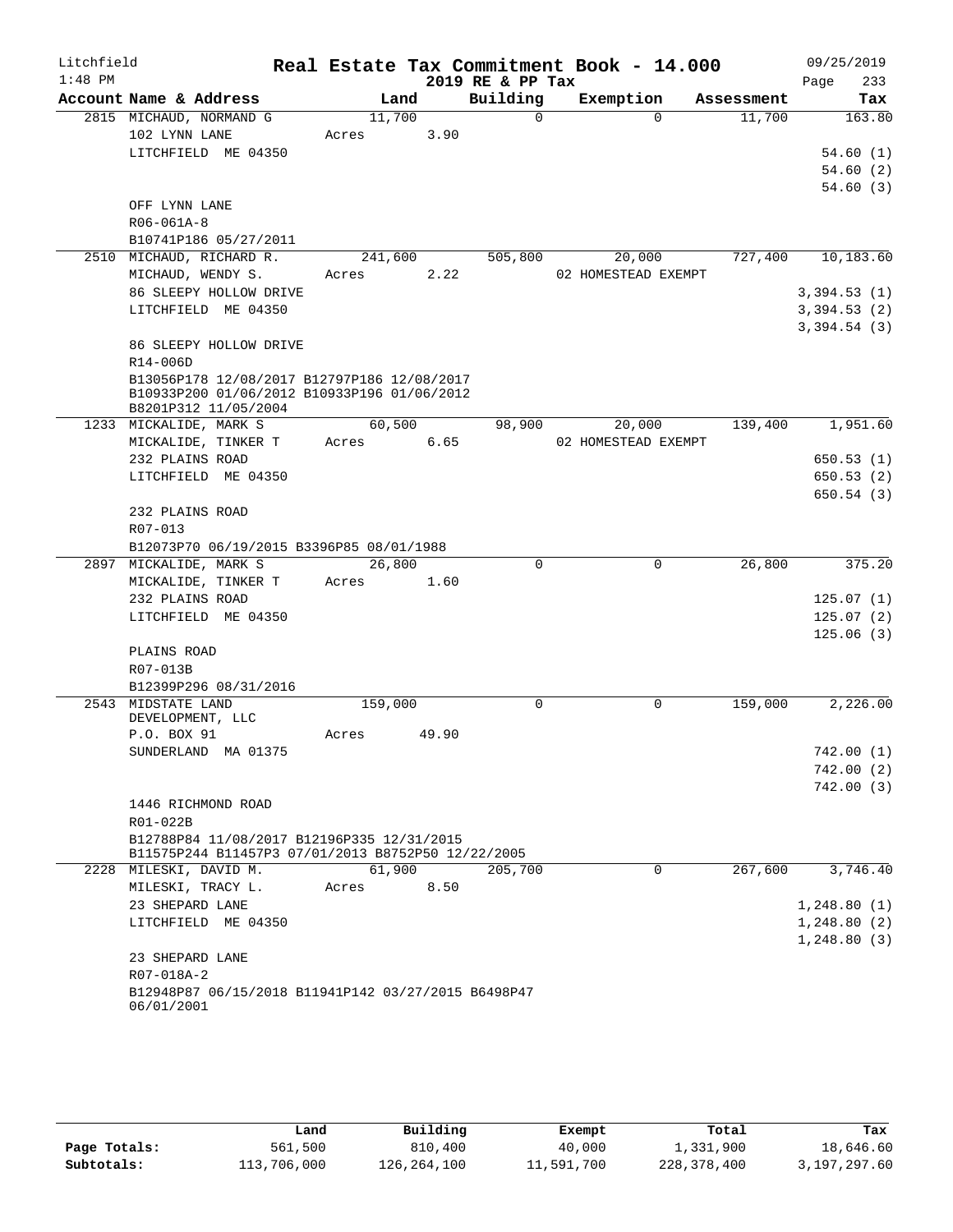Litchfield
1:48 PM

# Real Estate Tax Commitment Book - 14.000

2019 RE & PP Tax

09/25/2019

| Account Name & Address | Land | Building | Exemption | Assessment | Tax |
|---|---|---|---|---|---|
| 2815 MICHAUD, NORMAND G | 11,700 | 0 | 0 | 11,700 | 163.80 |
| 102 LYNN LANE | Acres 3.90 | | | | |
| LITCHFIELD ME 04350 | | | | | 54.60 (1) |
| | | | | | 54.60 (2) |
| | | | | | 54.60 (3) |
| OFF LYNN LANE | | | | | |
| R06-061A-8 | | | | | |
| B10741P186 05/27/2011 | | | | | |
| 2510 MICHAUD, RICHARD R. | 241,600 | 505,800 | 20,000 | 727,400 | 10,183.60 |
| MICHAUD, WENDY S. | Acres 2.22 | | 02 HOMESTEAD EXEMPT | | |
| 86 SLEEPY HOLLOW DRIVE | | | | | 3,394.53 (1) |
| LITCHFIELD ME 04350 | | | | | 3,394.53 (2) |
| | | | | | 3,394.54 (3) |
| 86 SLEEPY HOLLOW DRIVE | | | | | |
| R14-006D | | | | | |
| B13056P178 12/08/2017 B12797P186 12/08/2017 B10933P200 01/06/2012 B10933P196 01/06/2012 B8201P312 11/05/2004 | | | | | |
| 1233 MICKALIDE, MARK S | 60,500 | 98,900 | 20,000 | 139,400 | 1,951.60 |
| MICKALIDE, TINKER T | Acres 6.65 | | 02 HOMESTEAD EXEMPT | | |
| 232 PLAINS ROAD | | | | | 650.53 (1) |
| LITCHFIELD ME 04350 | | | | | 650.53 (2) |
| | | | | | 650.54 (3) |
| 232 PLAINS ROAD | | | | | |
| R07-013 | | | | | |
| B12073P70 06/19/2015 B3396P85 08/01/1988 | | | | | |
| 2897 MICKALIDE, MARK S | 26,800 | 0 | 0 | 26,800 | 375.20 |
| MICKALIDE, TINKER T | Acres 1.60 | | | | |
| 232 PLAINS ROAD | | | | | 125.07 (1) |
| LITCHFIELD ME 04350 | | | | | 125.07 (2) |
| | | | | | 125.06 (3) |
| PLAINS ROAD | | | | | |
| R07-013B | | | | | |
| B12399P296 08/31/2016 | | | | | |
| 2543 MIDSTATE LAND DEVELOPMENT, LLC | 159,000 | 0 | 0 | 159,000 | 2,226.00 |
| P.O. BOX 91 | Acres 49.90 | | | | |
| SUNDERLAND MA 01375 | | | | | 742.00 (1) |
| | | | | | 742.00 (2) |
| | | | | | 742.00 (3) |
| 1446 RICHMOND ROAD | | | | | |
| R01-022B | | | | | |
| B12788P84 11/08/2017 B12196P335 12/31/2015 B11575P244 B11457P3 07/01/2013 B8752P50 12/22/2005 | | | | | |
| 2228 MILESKI, DAVID M. | 61,900 | 205,700 | 0 | 267,600 | 3,746.40 |
| MILESKI, TRACY L. | Acres 8.50 | | | | |
| 23 SHEPARD LANE | | | | | 1,248.80 (1) |
| LITCHFIELD ME 04350 | | | | | 1,248.80 (2) |
| | | | | | 1,248.80 (3) |
| 23 SHEPARD LANE | | | | | |
| R07-018A-2 | | | | | |
| B12948P87 06/15/2018 B11941P142 03/27/2015 B6498P47 06/01/2001 | | | | | |

| | Land | Building | Exempt | Total | Tax |
|---|---|---|---|---|---|
| Page Totals: | 561,500 | 810,400 | 40,000 | 1,331,900 | 18,646.60 |
| Subtotals: | 113,706,000 | 126,264,100 | 11,591,700 | 228,378,400 | 3,197,297.60 |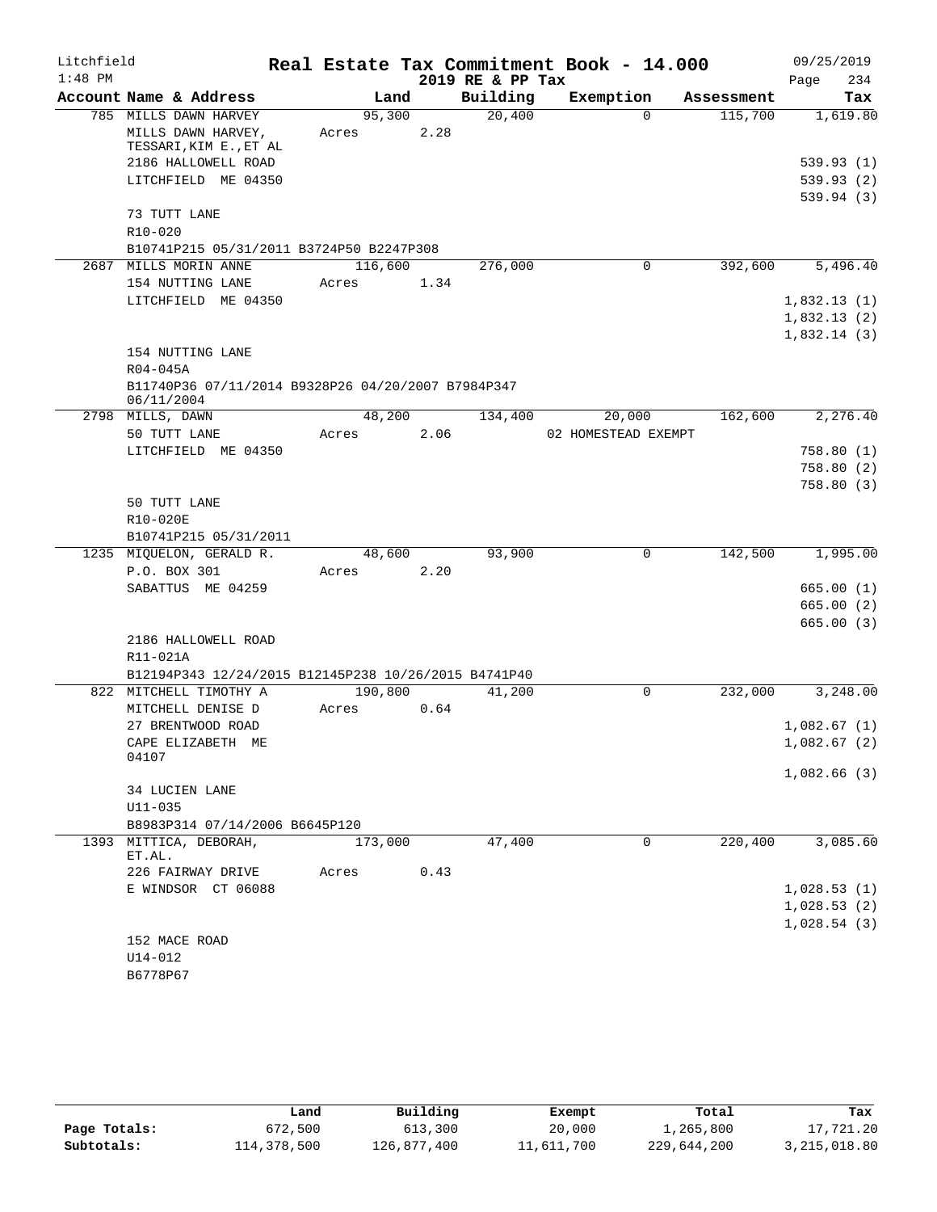Litchfield
1:48 PM

# Real Estate Tax Commitment Book - 14.000
2019 RE & PP Tax

09/25/2019
Page 234

| Account Name & Address | Land | Building | Exemption | Assessment | Tax |
|---|---|---|---|---|---|
| 785 MILLS DAWN HARVEY | 95,300 | 20,400 | 0 | 115,700 | 1,619.80 |
| MILLS DAWN HARVEY, TESSARI,KIM E.,ET AL | Acres 2.28 | | | | |
| 2186 HALLOWELL ROAD | | | | | 539.93 (1) |
| LITCHFIELD ME 04350 | | | | | 539.93 (2) |
| | | | | | 539.94 (3) |
| 73 TUTT LANE | | | | | |
| R10-020 | | | | | |
| B10741P215 05/31/2011 B3724P50 B2247P308 | | | | | |
| 2687 MILLS MORIN ANNE | 116,600 | 276,000 | 0 | 392,600 | 5,496.40 |
| 154 NUTTING LANE | Acres 1.34 | | | | |
| LITCHFIELD ME 04350 | | | | | 1,832.13 (1) |
| | | | | | 1,832.13 (2) |
| | | | | | 1,832.14 (3) |
| 154 NUTTING LANE | | | | | |
| R04-045A | | | | | |
| B11740P36 07/11/2014 B9328P26 04/20/2007 B7984P347 06/11/2004 | | | | | |
| 2798 MILLS, DAWN | 48,200 | 134,400 | 20,000 | 162,600 | 2,276.40 |
| 50 TUTT LANE | Acres 2.06 | | 02 HOMESTEAD EXEMPT | | |
| LITCHFIELD ME 04350 | | | | | 758.80 (1) |
| | | | | | 758.80 (2) |
| | | | | | 758.80 (3) |
| 50 TUTT LANE | | | | | |
| R10-020E | | | | | |
| B10741P215 05/31/2011 | | | | | |
| 1235 MIQUELON, GERALD R. | 48,600 | 93,900 | 0 | 142,500 | 1,995.00 |
| P.O. BOX 301 | Acres 2.20 | | | | |
| SABATTUS ME 04259 | | | | | 665.00 (1) |
| | | | | | 665.00 (2) |
| | | | | | 665.00 (3) |
| 2186 HALLOWELL ROAD | | | | | |
| R11-021A | | | | | |
| B12194P343 12/24/2015 B12145P238 10/26/2015 B4741P40 | | | | | |
| 822 MITCHELL TIMOTHY A | 190,800 | 41,200 | 0 | 232,000 | 3,248.00 |
| MITCHELL DENISE D | Acres 0.64 | | | | |
| 27 BRENTWOOD ROAD | | | | | 1,082.67 (1) |
| CAPE ELIZABETH ME 04107 | | | | | 1,082.67 (2) |
| | | | | | 1,082.66 (3) |
| 34 LUCIEN LANE | | | | | |
| U11-035 | | | | | |
| B8983P314 07/14/2006 B6645P120 | | | | | |
| 1393 MITTICA, DEBORAH, ET.AL. | 173,000 | 47,400 | 0 | 220,400 | 3,085.60 |
| 226 FAIRWAY DRIVE | Acres 0.43 | | | | |
| E WINDSOR CT 06088 | | | | | 1,028.53 (1) |
| | | | | | 1,028.53 (2) |
| | | | | | 1,028.54 (3) |
| 152 MACE ROAD | | | | | |
| U14-012 | | | | | |
| B6778P67 | | | | | |

| | Land | Building | Exempt | Total | Tax |
|---|---|---|---|---|---|
| Page Totals: | 672,500 | 613,300 | 20,000 | 1,265,800 | 17,721.20 |
| Subtotals: | 114,378,500 | 126,877,400 | 11,611,700 | 229,644,200 | 3,215,018.80 |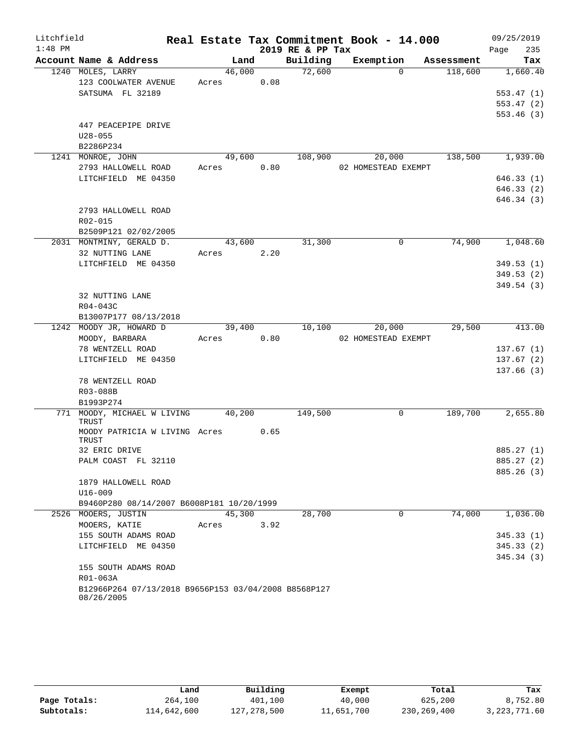# Real Estate Tax Commitment Book - 14.000

Litchfield 1:48 PM — 2019 RE & PP Tax — 09/25/2019

| Account Name & Address | Land | Building | Exemption | Assessment | Tax |
|---|---|---|---|---|---|
| 1240 MOLES, LARRY<br>123 COOLWATER AVENUE<br>SATSUMA FL 32189<br><br>447 PEACEPIPE DRIVE<br>U28-055<br>B2286P234 | 46,000<br>Acres 0.08 | 72,600 | 0 | 118,600 | 1,660.40<br>553.47 (1)<br>553.47 (2)<br>553.46 (3) |
| 1241 MONROE, JOHN<br>2793 HALLOWELL ROAD<br>LITCHFIELD ME 04350<br><br>2793 HALLOWELL ROAD<br>R02-015<br>B2509P121 02/02/2005 | 49,600<br>Acres 0.80 | 108,900 | 20,000<br>02 HOMESTEAD EXEMPT | 138,500 | 1,939.00<br>646.33 (1)<br>646.33 (2)<br>646.34 (3) |
| 2031 MONTMINY, GERALD D.<br>32 NUTTING LANE<br>LITCHFIELD ME 04350<br><br>32 NUTTING LANE<br>R04-043C<br>B13007P177 08/13/2018 | 43,600<br>Acres 2.20 | 31,300 | 0 | 74,900 | 1,048.60<br>349.53 (1)<br>349.53 (2)<br>349.54 (3) |
| 1242 MOODY JR, HOWARD D<br>MOODY, BARBARA<br>78 WENTZELL ROAD<br>LITCHFIELD ME 04350<br><br>78 WENTZELL ROAD<br>R03-088B<br>B1993P274 | 39,400<br>Acres 0.80 | 10,100 | 20,000<br>02 HOMESTEAD EXEMPT | 29,500 | 413.00<br>137.67 (1)<br>137.67 (2)<br>137.66 (3) |
| 771 MOODY, MICHAEL W LIVING TRUST<br>MOODY PATRICIA W LIVING TRUST<br>32 ERIC DRIVE<br>PALM COAST FL 32110<br><br>1879 HALLOWELL ROAD<br>U16-009<br>B9460P280 08/14/2007 B6008P181 10/20/1999 | 40,200<br>Acres 0.65 | 149,500 | 0 | 189,700 | 2,655.80<br>885.27 (1)<br>885.27 (2)<br>885.26 (3) |
| 2526 MOOERS, JUSTIN<br>MOOERS, KATIE<br>155 SOUTH ADAMS ROAD<br>LITCHFIELD ME 04350<br><br>155 SOUTH ADAMS ROAD<br>R01-063A<br>B12966P264 07/13/2018 B9656P153 03/04/2008 B8568P127 08/26/2005 | 45,300<br>Acres 3.92 | 28,700 | 0 | 74,000 | 1,036.00<br>345.33 (1)<br>345.33 (2)<br>345.34 (3) |

| | Land | Building | Exempt | Total | Tax |
|---|---|---|---|---|---|
| Page Totals: | 264,100 | 401,100 | 40,000 | 625,200 | 8,752.80 |
| Subtotals: | 114,642,600 | 127,278,500 | 11,651,700 | 230,269,400 | 3,223,771.60 |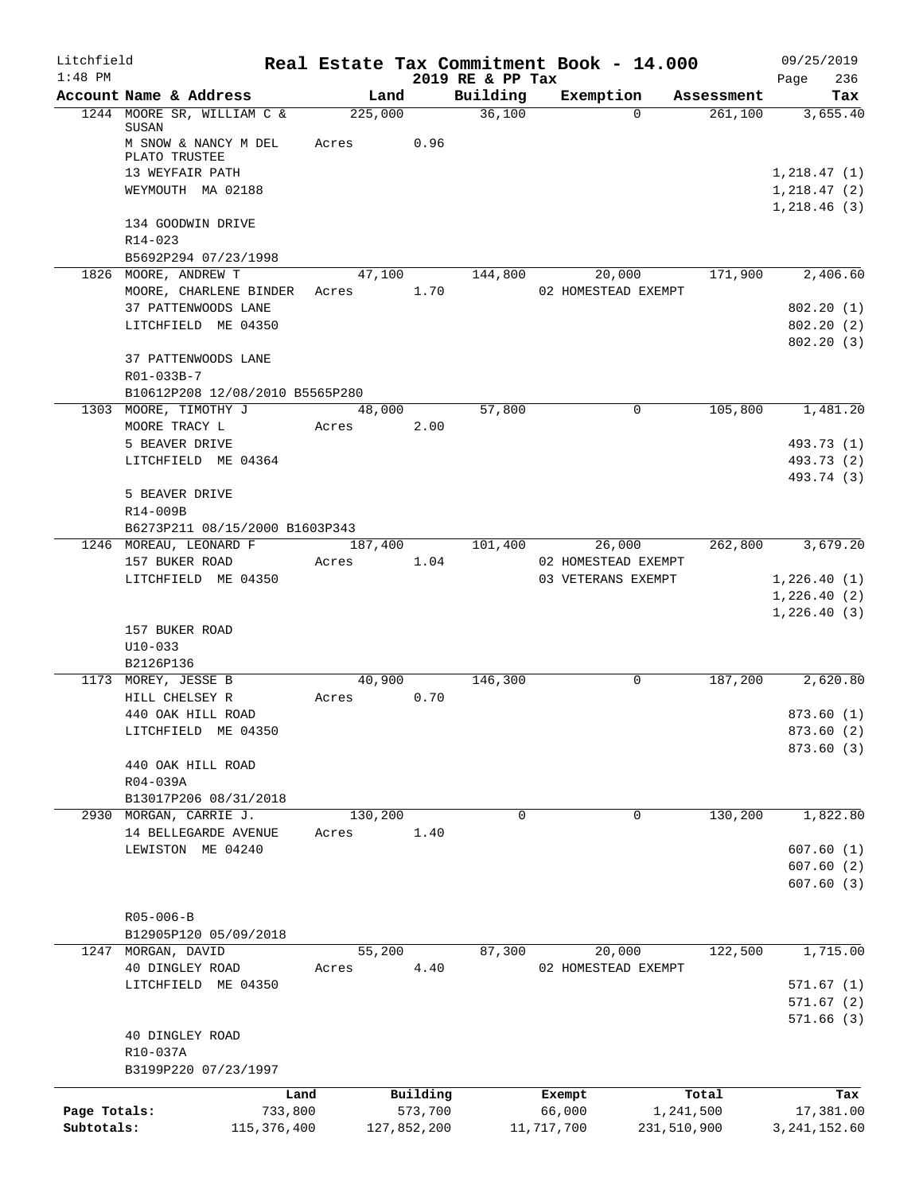Litchfield
1:48 PM

# Real Estate Tax Commitment Book - 14.000

## 2019 RE & PP Tax

09/25/2019

| Account Name & Address | Land | Building | Exemption | Assessment | Tax |
|---|---|---|---|---|---|
| 1244 MOORE SR, WILLIAM C & SUSAN | 225,000 | 36,100 | 0 | 261,100 | 3,655.40 |
| M SNOW & NANCY M DEL PLATO TRUSTEE | Acres 0.96 | | | | |
| 13 WEYFAIR PATH | | | | | 1,218.47 (1) |
| WEYMOUTH MA 02188 | | | | | 1,218.47 (2) |
| | | | | | 1,218.46 (3) |
| 134 GOODWIN DRIVE | | | | | |
| R14-023 | | | | | |
| B5692P294 07/23/1998 | | | | | |
| 1826 MOORE, ANDREW T | 47,100 | 144,800 | 20,000 | 171,900 | 2,406.60 |
| MOORE, CHARLENE BINDER | Acres 1.70 | | 02 HOMESTEAD EXEMPT | | |
| 37 PATTENWOODS LANE | | | | | 802.20 (1) |
| LITCHFIELD ME 04350 | | | | | 802.20 (2) |
| | | | | | 802.20 (3) |
| 37 PATTENWOODS LANE | | | | | |
| R01-033B-7 | | | | | |
| B10612P208 12/08/2010 B5565P280 | | | | | |
| 1303 MOORE, TIMOTHY J | 48,000 | 57,800 | 0 | 105,800 | 1,481.20 |
| MOORE TRACY L | Acres 2.00 | | | | |
| 5 BEAVER DRIVE | | | | | 493.73 (1) |
| LITCHFIELD ME 04364 | | | | | 493.73 (2) |
| | | | | | 493.74 (3) |
| 5 BEAVER DRIVE | | | | | |
| R14-009B | | | | | |
| B6273P211 08/15/2000 B1603P343 | | | | | |
| 1246 MOREAU, LEONARD F | 187,400 | 101,400 | 26,000 | 262,800 | 3,679.20 |
| 157 BUKER ROAD | Acres 1.04 | | 02 HOMESTEAD EXEMPT | | |
| LITCHFIELD ME 04350 | | | 03 VETERANS EXEMPT | | 1,226.40 (1) |
| | | | | | 1,226.40 (2) |
| | | | | | 1,226.40 (3) |
| 157 BUKER ROAD | | | | | |
| U10-033 | | | | | |
| B2126P136 | | | | | |
| 1173 MOREY, JESSE B | 40,900 | 146,300 | 0 | 187,200 | 2,620.80 |
| HILL CHELSEY R | Acres 0.70 | | | | |
| 440 OAK HILL ROAD | | | | | 873.60 (1) |
| LITCHFIELD ME 04350 | | | | | 873.60 (2) |
| | | | | | 873.60 (3) |
| 440 OAK HILL ROAD | | | | | |
| R04-039A | | | | | |
| B13017P206 08/31/2018 | | | | | |
| 2930 MORGAN, CARRIE J. | 130,200 | 0 | 0 | 130,200 | 1,822.80 |
| 14 BELLEGARDE AVENUE | Acres 1.40 | | | | |
| LEWISTON ME 04240 | | | | | 607.60 (1) |
| | | | | | 607.60 (2) |
| | | | | | 607.60 (3) |
| R05-006-B | | | | | |
| B12905P120 05/09/2018 | | | | | |
| 1247 MORGAN, DAVID | 55,200 | 87,300 | 20,000 | 122,500 | 1,715.00 |
| 40 DINGLEY ROAD | Acres 4.40 | | 02 HOMESTEAD EXEMPT | | |
| LITCHFIELD ME 04350 | | | | | 571.67 (1) |
| | | | | | 571.67 (2) |
| | | | | | 571.66 (3) |
| 40 DINGLEY ROAD | | | | | |
| R10-037A | | | | | |
| B3199P220 07/23/1997 | | | | | |

| | Land | Building | Exempt | Total | Tax |
|---|---|---|---|---|---|
| Page Totals: | 733,800 | 573,700 | 66,000 | 1,241,500 | 17,381.00 |
| Subtotals: | 115,376,400 | 127,852,200 | 11,717,700 | 231,510,900 | 3,241,152.60 |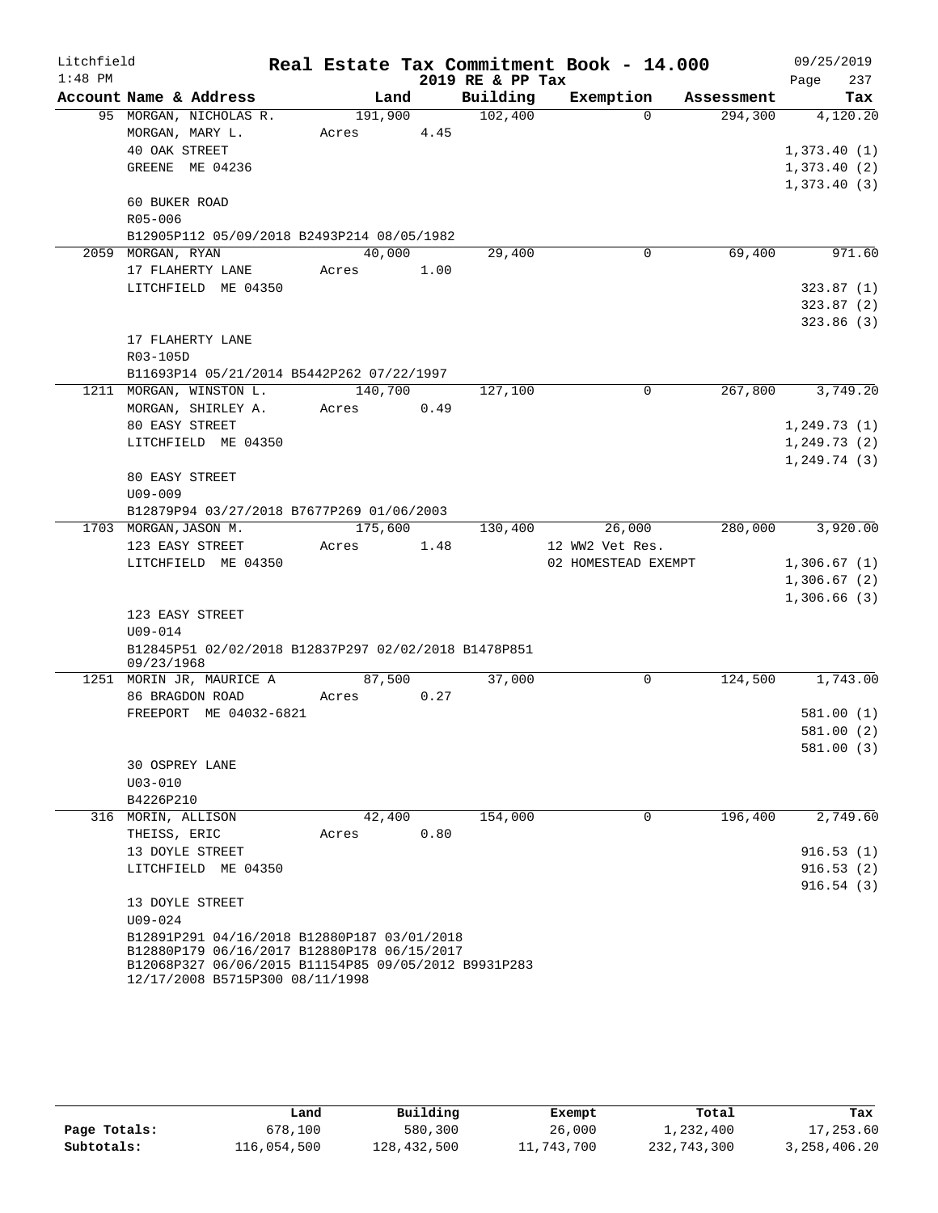Litchfield 1:48 PM

# Real Estate Tax Commitment Book - 14.000

2019 RE & PP Tax

09/25/2019

| Account | Name & Address | Land | Building | Exemption | Assessment | Tax |
|---|---|---|---|---|---|---|
| 95 | MORGAN, NICHOLAS R. | 191,900 | 102,400 | 0 | 294,300 | 4,120.20 |
| | MORGAN, MARY L. | Acres 4.45 | | | | |
| | 40 OAK STREET | | | | | 1,373.40 (1) |
| | GREENE ME 04236 | | | | | 1,373.40 (2) |
| | | | | | | 1,373.40 (3) |
| | 60 BUKER ROAD | | | | | |
| | R05-006 | | | | | |
| | B12905P112 05/09/2018 B2493P214 08/05/1982 | | | | | |
| 2059 | MORGAN, RYAN | 40,000 | 29,400 | 0 | 69,400 | 971.60 |
| | 17 FLAHERTY LANE | Acres 1.00 | | | | |
| | LITCHFIELD ME 04350 | | | | | 323.87 (1) |
| | | | | | | 323.87 (2) |
| | | | | | | 323.86 (3) |
| | 17 FLAHERTY LANE | | | | | |
| | R03-105D | | | | | |
| | B11693P14 05/21/2014 B5442P262 07/22/1997 | | | | | |
| 1211 | MORGAN, WINSTON L. | 140,700 | 127,100 | 0 | 267,800 | 3,749.20 |
| | MORGAN, SHIRLEY A. | Acres 0.49 | | | | |
| | 80 EASY STREET | | | | | 1,249.73 (1) |
| | LITCHFIELD ME 04350 | | | | | 1,249.73 (2) |
| | | | | | | 1,249.74 (3) |
| | 80 EASY STREET | | | | | |
| | U09-009 | | | | | |
| | B12879P94 03/27/2018 B7677P269 01/06/2003 | | | | | |
| 1703 | MORGAN,JASON M. | 175,600 | 130,400 | 26,000 | 280,000 | 3,920.00 |
| | 123 EASY STREET | Acres 1.48 | | 12 WW2 Vet Res. | | |
| | LITCHFIELD ME 04350 | | | 02 HOMESTEAD EXEMPT | | 1,306.67 (1) |
| | | | | | | 1,306.67 (2) |
| | | | | | | 1,306.66 (3) |
| | 123 EASY STREET | | | | | |
| | U09-014 | | | | | |
| | B12845P51 02/02/2018 B12837P297 02/02/2018 B1478P851 09/23/1968 | | | | | |
| 1251 | MORIN JR, MAURICE A | 87,500 | 37,000 | 0 | 124,500 | 1,743.00 |
| | 86 BRAGDON ROAD | Acres 0.27 | | | | |
| | FREEPORT ME 04032-6821 | | | | | 581.00 (1) |
| | | | | | | 581.00 (2) |
| | | | | | | 581.00 (3) |
| | 30 OSPREY LANE | | | | | |
| | U03-010 | | | | | |
| | B4226P210 | | | | | |
| 316 | MORIN, ALLISON | 42,400 | 154,000 | 0 | 196,400 | 2,749.60 |
| | THEISS, ERIC | Acres 0.80 | | | | |
| | 13 DOYLE STREET | | | | | 916.53 (1) |
| | LITCHFIELD ME 04350 | | | | | 916.53 (2) |
| | | | | | | 916.54 (3) |
| | 13 DOYLE STREET | | | | | |
| | U09-024 | | | | | |
| | B12891P291 04/16/2018 B12880P187 03/01/2018 B12880P179 06/16/2017 B12880P178 06/15/2017 B12068P327 06/06/2015 B11154P85 09/05/2012 B9931P283 12/17/2008 B5715P300 08/11/1998 | | | | | |

| | Land | Building | Exempt | Total | Tax |
|---|---|---|---|---|---|
| Page Totals: | 678,100 | 580,300 | 26,000 | 1,232,400 | 17,253.60 |
| Subtotals: | 116,054,500 | 128,432,500 | 11,743,700 | 232,743,300 | 3,258,406.20 |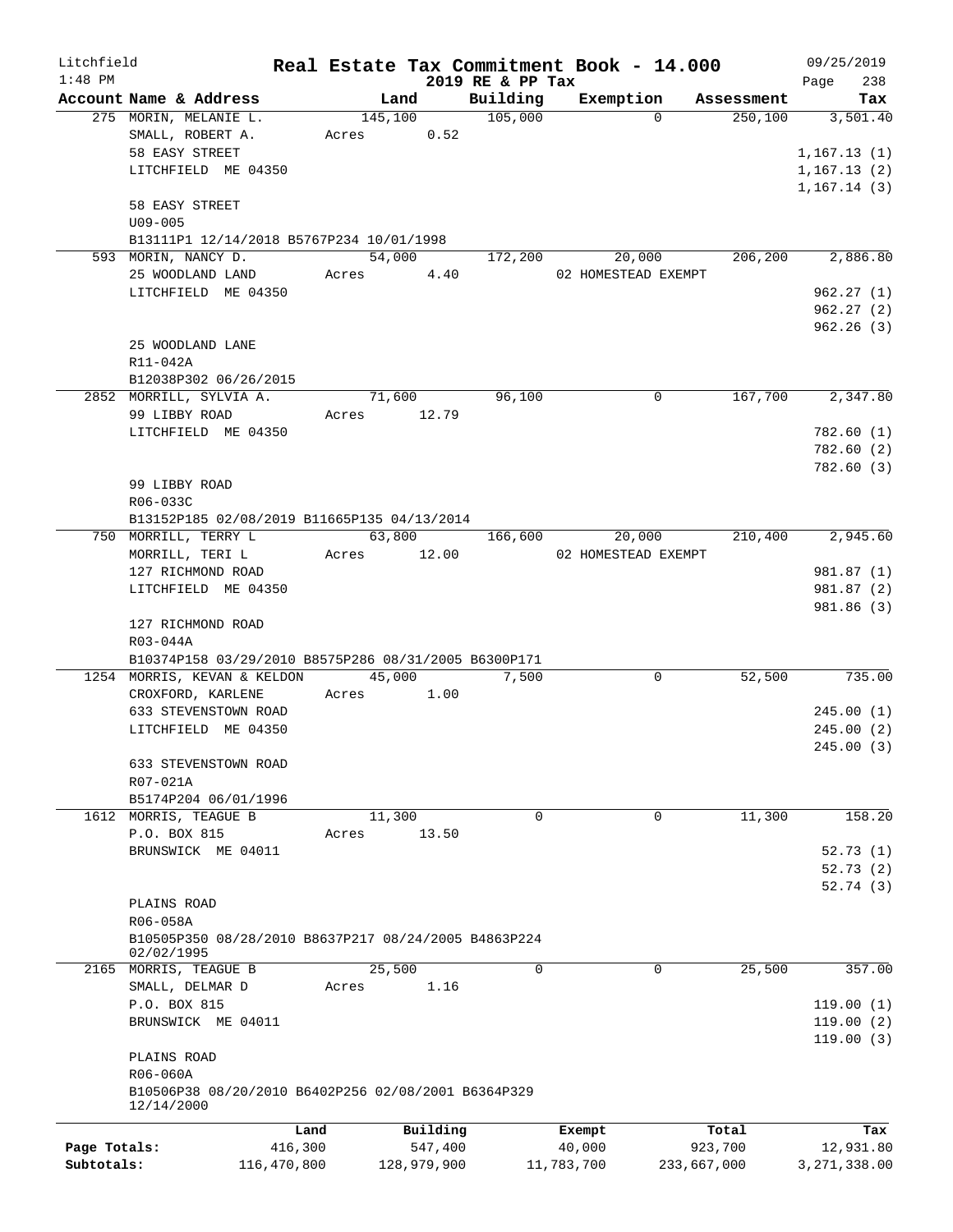Litchfield | | Real Estate Tax Commitment Book - 14.000 | 09/25/2019
1:48 PM | | 2019 RE & PP Tax | Page 238

| Account Name & Address | Land | Building | Exemption | Assessment | Tax |
|---|---|---|---|---|---|
| 275 MORIN, MELANIE L. | 145,100 | 105,000 | 0 | 250,100 | 3,501.40 |
| SMALL, ROBERT A. | Acres 0.52 | | | | |
| 58 EASY STREET | | | | | 1,167.13 (1) |
| LITCHFIELD ME 04350 | | | | | 1,167.13 (2) |
| | | | | | 1,167.14 (3) |
| 58 EASY STREET | | | | | |
| U09-005 | | | | | |
| B13111P1 12/14/2018 B5767P234 10/01/1998 | | | | | |
| 593 MORIN, NANCY D. | 54,000 | 172,200 | 20,000 | 206,200 | 2,886.80 |
| 25 WOODLAND LAND | Acres 4.40 | | 02 HOMESTEAD EXEMPT | | |
| LITCHFIELD ME 04350 | | | | | 962.27 (1) |
| | | | | | 962.27 (2) |
| | | | | | 962.26 (3) |
| 25 WOODLAND LANE | | | | | |
| R11-042A | | | | | |
| B12038P302 06/26/2015 | | | | | |
| 2852 MORRILL, SYLVIA A. | 71,600 | 96,100 | 0 | 167,700 | 2,347.80 |
| 99 LIBBY ROAD | Acres 12.79 | | | | |
| LITCHFIELD ME 04350 | | | | | 782.60 (1) |
| | | | | | 782.60 (2) |
| | | | | | 782.60 (3) |
| 99 LIBBY ROAD | | | | | |
| R06-033C | | | | | |
| B13152P185 02/08/2019 B11665P135 04/13/2014 | | | | | |
| 750 MORRILL, TERRY L | 63,800 | 166,600 | 20,000 | 210,400 | 2,945.60 |
| MORRILL, TERI L | Acres 12.00 | | 02 HOMESTEAD EXEMPT | | |
| 127 RICHMOND ROAD | | | | | 981.87 (1) |
| LITCHFIELD ME 04350 | | | | | 981.87 (2) |
| | | | | | 981.86 (3) |
| 127 RICHMOND ROAD | | | | | |
| R03-044A | | | | | |
| B10374P158 03/29/2010 B8575P286 08/31/2005 B6300P171 | | | | | |
| 1254 MORRIS, KEVAN & KELDON | 45,000 | 7,500 | 0 | 52,500 | 735.00 |
| CROXFORD, KARLENE | Acres 1.00 | | | | |
| 633 STEVENSTOWN ROAD | | | | | 245.00 (1) |
| LITCHFIELD ME 04350 | | | | | 245.00 (2) |
| | | | | | 245.00 (3) |
| 633 STEVENSTOWN ROAD | | | | | |
| R07-021A | | | | | |
| B5174P204 06/01/1996 | | | | | |
| 1612 MORRIS, TEAGUE B | 11,300 | 0 | 0 | 11,300 | 158.20 |
| P.O. BOX 815 | Acres 13.50 | | | | |
| BRUNSWICK ME 04011 | | | | | 52.73 (1) |
| | | | | | 52.73 (2) |
| | | | | | 52.74 (3) |
| PLAINS ROAD | | | | | |
| R06-058A | | | | | |
| B10505P350 08/28/2010 B8637P217 08/24/2005 B4863P224 02/02/1995 | | | | | |
| 2165 MORRIS, TEAGUE B | 25,500 | 0 | 0 | 25,500 | 357.00 |
| SMALL, DELMAR D | Acres 1.16 | | | | |
| P.O. BOX 815 | | | | | 119.00 (1) |
| BRUNSWICK ME 04011 | | | | | 119.00 (2) |
| | | | | | 119.00 (3) |
| PLAINS ROAD | | | | | |
| R06-060A | | | | | |
| B10506P38 08/20/2010 B6402P256 02/08/2001 B6364P329 12/14/2000 | | | | | |

| | Land | Building | Exempt | Total | Tax |
|---|---|---|---|---|---|
| Page Totals: | 416,300 | 547,400 | 40,000 | 923,700 | 12,931.80 |
| Subtotals: | 116,470,800 | 128,979,900 | 11,783,700 | 233,667,000 | 3,271,338.00 |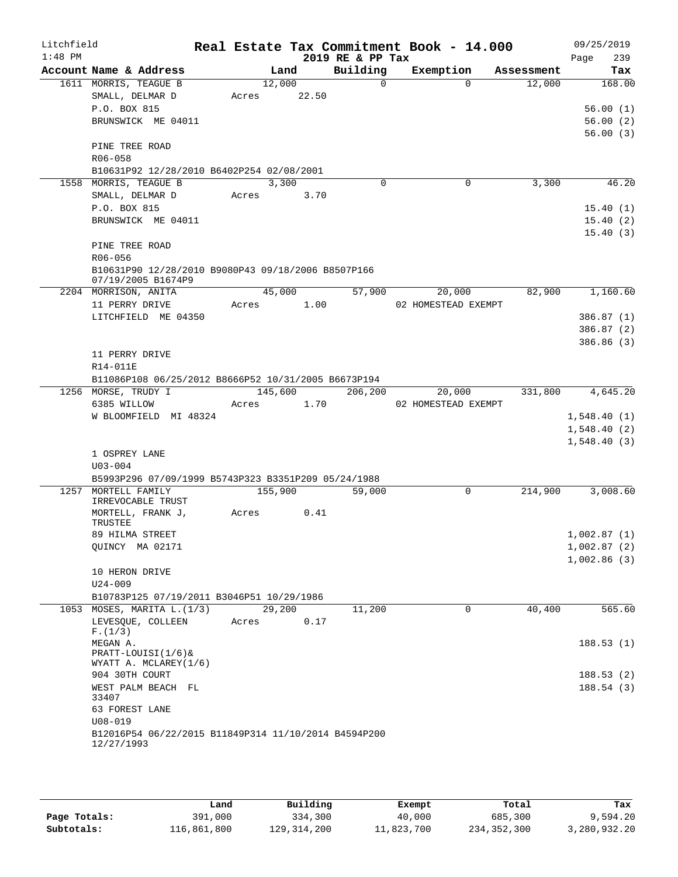# Real Estate Tax Commitment Book - 14.000

Litchfield 1:48 PM — 2019 RE & PP Tax — 09/25/2019

| Account Name & Address | Land | Building | Exemption | Assessment | Tax |
|---|---|---|---|---|---|
| 1611 MORRIS, TEAGUE B | 12,000 | 0 | 0 | 12,000 | 168.00 |
| SMALL, DELMAR D | Acres 22.50 | | | | |
| P.O. BOX 815 | | | | | 56.00 (1) |
| BRUNSWICK ME 04011 | | | | | 56.00 (2) |
| | | | | | 56.00 (3) |
| PINE TREE ROAD | | | | | |
| R06-058 | | | | | |
| B10631P92 12/28/2010 B6402P254 02/08/2001 | | | | | |
| 1558 MORRIS, TEAGUE B | 3,300 | 0 | 0 | 3,300 | 46.20 |
| SMALL, DELMAR D | Acres 3.70 | | | | |
| P.O. BOX 815 | | | | | 15.40 (1) |
| BRUNSWICK ME 04011 | | | | | 15.40 (2) |
| | | | | | 15.40 (3) |
| PINE TREE ROAD | | | | | |
| R06-056 | | | | | |
| B10631P90 12/28/2010 B9080P43 09/18/2006 B8507P166 07/19/2005 B1674P9 | | | | | |
| 2204 MORRISON, ANITA | 45,000 | 57,900 | 20,000 | 82,900 | 1,160.60 |
| 11 PERRY DRIVE | Acres 1.00 | | 02 HOMESTEAD EXEMPT | | |
| LITCHFIELD ME 04350 | | | | | 386.87 (1) |
| | | | | | 386.87 (2) |
| | | | | | 386.86 (3) |
| 11 PERRY DRIVE | | | | | |
| R14-011E | | | | | |
| B11086P108 06/25/2012 B8666P52 10/31/2005 B6673P194 | | | | | |
| 1256 MORSE, TRUDY I | 145,600 | 206,200 | 20,000 | 331,800 | 4,645.20 |
| 6385 WILLOW | Acres 1.70 | | 02 HOMESTEAD EXEMPT | | |
| W BLOOMFIELD MI 48324 | | | | | 1,548.40 (1) |
| | | | | | 1,548.40 (2) |
| | | | | | 1,548.40 (3) |
| 1 OSPREY LANE | | | | | |
| U03-004 | | | | | |
| B5993P296 07/09/1999 B5743P323 B3351P209 05/24/1988 | | | | | |
| 1257 MORTELL FAMILY IRREVOCABLE TRUST | 155,900 | 59,000 | 0 | 214,900 | 3,008.60 |
| MORTELL, FRANK J, TRUSTEE | Acres 0.41 | | | | |
| 89 HILMA STREET | | | | | 1,002.87 (1) |
| QUINCY MA 02171 | | | | | 1,002.87 (2) |
| | | | | | 1,002.86 (3) |
| 10 HERON DRIVE | | | | | |
| U24-009 | | | | | |
| B10783P125 07/19/2011 B3046P51 10/29/1986 | | | | | |
| 1053 MOSES, MARITA L.(1/3) | 29,200 | 11,200 | 0 | 40,400 | 565.60 |
| LEVESQUE, COLLEEN F.(1/3) | Acres 0.17 | | | | |
| MEGAN A. PRATT-LOUISI(1/6)& WYATT A. MCLAREY(1/6) | | | | | 188.53 (1) |
| 904 30TH COURT | | | | | 188.53 (2) |
| WEST PALM BEACH FL 33407 | | | | | 188.54 (3) |
| 63 FOREST LANE | | | | | |
| U08-019 | | | | | |
| B12016P54 06/22/2015 B11849P314 11/10/2014 B4594P200 12/27/1993 | | | | | |

| | Land | Building | Exempt | Total | Tax |
|---|---|---|---|---|---|
| Page Totals: | 391,000 | 334,300 | 40,000 | 685,300 | 9,594.20 |
| Subtotals: | 116,861,800 | 129,314,200 | 11,823,700 | 234,352,300 | 3,280,932.20 |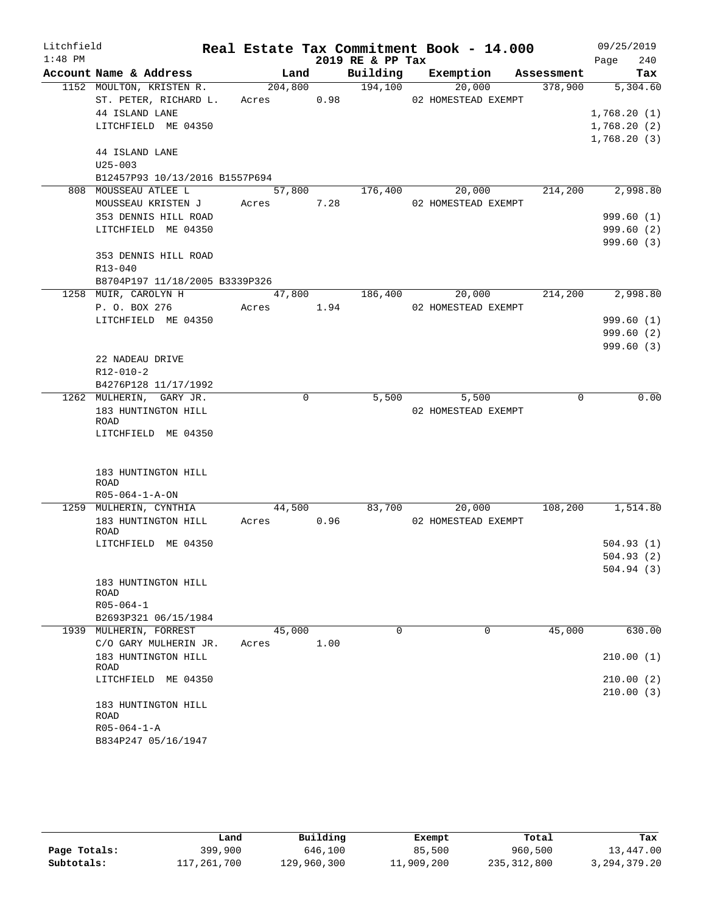Litchfield 1:48 PM

# Real Estate Tax Commitment Book - 14.000

2019 RE & PP Tax

09/25/2019 Page 240

| Account Name & Address | Land | Building | Exemption | Assessment | Tax |
|---|---|---|---|---|---|
| 1152 MOULTON, KRISTEN R. | 204,800 | 194,100 | 20,000 | 378,900 | 5,304.60 |
| ST. PETER, RICHARD L. | Acres 0.98 | | 02 HOMESTEAD EXEMPT | | |
| 44 ISLAND LANE | | | | | 1,768.20 (1) |
| LITCHFIELD ME 04350 | | | | | 1,768.20 (2) |
| | | | | | 1,768.20 (3) |
| 44 ISLAND LANE | | | | | |
| U25-003 | | | | | |
| B12457P93 10/13/2016 B1557P694 | | | | | |
| 808 MOUSSEAU ATLEE L | 57,800 | 176,400 | 20,000 | 214,200 | 2,998.80 |
| MOUSSEAU KRISTEN J | Acres 7.28 | | 02 HOMESTEAD EXEMPT | | |
| 353 DENNIS HILL ROAD | | | | | 999.60 (1) |
| LITCHFIELD ME 04350 | | | | | 999.60 (2) |
| | | | | | 999.60 (3) |
| 353 DENNIS HILL ROAD | | | | | |
| R13-040 | | | | | |
| B8704P197 11/18/2005 B3339P326 | | | | | |
| 1258 MUIR, CAROLYN H | 47,800 | 186,400 | 20,000 | 214,200 | 2,998.80 |
| P. O. BOX 276 | Acres 1.94 | | 02 HOMESTEAD EXEMPT | | |
| LITCHFIELD ME 04350 | | | | | 999.60 (1) |
| | | | | | 999.60 (2) |
| | | | | | 999.60 (3) |
| 22 NADEAU DRIVE | | | | | |
| R12-010-2 | | | | | |
| B4276P128 11/17/1992 | | | | | |
| 1262 MULHERIN, GARY JR. | 0 | 5,500 | 5,500 | 0 | 0.00 |
| 183 HUNTINGTON HILL ROAD | | | 02 HOMESTEAD EXEMPT | | |
| LITCHFIELD ME 04350 | | | | | |
| 183 HUNTINGTON HILL ROAD | | | | | |
| R05-064-1-A-ON | | | | | |
| 1259 MULHERIN, CYNTHIA | 44,500 | 83,700 | 20,000 | 108,200 | 1,514.80 |
| 183 HUNTINGTON HILL ROAD | Acres 0.96 | | 02 HOMESTEAD EXEMPT | | |
| LITCHFIELD ME 04350 | | | | | 504.93 (1) |
| | | | | | 504.93 (2) |
| | | | | | 504.94 (3) |
| 183 HUNTINGTON HILL ROAD | | | | | |
| R05-064-1 | | | | | |
| B2693P321 06/15/1984 | | | | | |
| 1939 MULHERIN, FORREST | 45,000 | 0 | 0 | 45,000 | 630.00 |
| C/O GARY MULHERIN JR. | Acres 1.00 | | | | |
| 183 HUNTINGTON HILL ROAD | | | | | 210.00 (1) |
| LITCHFIELD ME 04350 | | | | | 210.00 (2) |
| | | | | | 210.00 (3) |
| 183 HUNTINGTON HILL ROAD | | | | | |
| R05-064-1-A | | | | | |
| B834P247 05/16/1947 | | | | | |

| | Land | Building | Exempt | Total | Tax |
|---|---|---|---|---|---|
| Page Totals: | 399,900 | 646,100 | 85,500 | 960,500 | 13,447.00 |
| Subtotals: | 117,261,700 | 129,960,300 | 11,909,200 | 235,312,800 | 3,294,379.20 |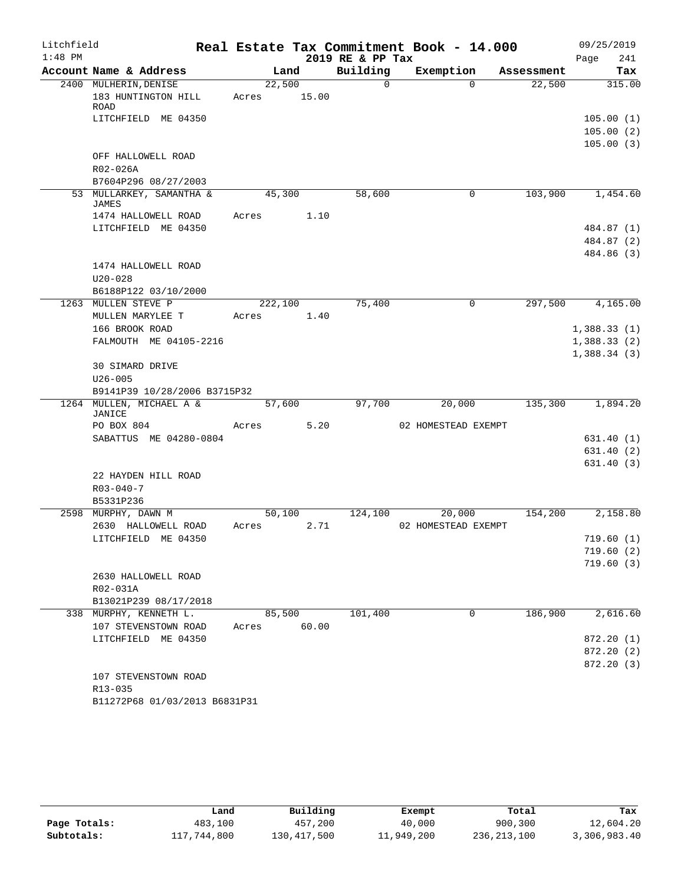Litchfield 1:48 PM

# Real Estate Tax Commitment Book - 14.000
## 2019 RE & PP Tax

09/25/2019 Page 241

| Account Name & Address | Land | Building | Exemption | Assessment | Tax |
|---|---|---|---|---|---|
| 2400 MULHERIN, DENISE | 22,500 | 0 | 0 | 22,500 | 315.00 |
| 183 HUNTINGTON HILL ROAD | Acres 15.00 | | | | |
| LITCHFIELD ME 04350 | | | | | 105.00 (1) |
| | | | | | 105.00 (2) |
| | | | | | 105.00 (3) |
| OFF HALLOWELL ROAD | | | | | |
| R02-026A | | | | | |
| B7604P296 08/27/2003 | | | | | |
| 53 MULLARKEY, SAMANTHA & JAMES | 45,300 | 58,600 | 0 | 103,900 | 1,454.60 |
| 1474 HALLOWELL ROAD | Acres 1.10 | | | | |
| LITCHFIELD ME 04350 | | | | | 484.87 (1) |
| | | | | | 484.87 (2) |
| | | | | | 484.86 (3) |
| 1474 HALLOWELL ROAD | | | | | |
| U20-028 | | | | | |
| B6188P122 03/10/2000 | | | | | |
| 1263 MULLEN STEVE P | 222,100 | 75,400 | 0 | 297,500 | 4,165.00 |
| MULLEN MARYLEE T | Acres 1.40 | | | | |
| 166 BROOK ROAD | | | | | 1,388.33 (1) |
| FALMOUTH ME 04105-2216 | | | | | 1,388.33 (2) |
| | | | | | 1,388.34 (3) |
| 30 SIMARD DRIVE | | | | | |
| U26-005 | | | | | |
| B9141P39 10/28/2006 B3715P32 | | | | | |
| 1264 MULLEN, MICHAEL A & JANICE | 57,600 | 97,700 | 20,000 | 135,300 | 1,894.20 |
| PO BOX 804 | Acres 5.20 | | 02 HOMESTEAD EXEMPT | | |
| SABATTUS ME 04280-0804 | | | | | 631.40 (1) |
| | | | | | 631.40 (2) |
| | | | | | 631.40 (3) |
| 22 HAYDEN HILL ROAD | | | | | |
| R03-040-7 | | | | | |
| B5331P236 | | | | | |
| 2598 MURPHY, DAWN M | 50,100 | 124,100 | 20,000 | 154,200 | 2,158.80 |
| 2630 HALLOWELL ROAD | Acres 2.71 | | 02 HOMESTEAD EXEMPT | | |
| LITCHFIELD ME 04350 | | | | | 719.60 (1) |
| | | | | | 719.60 (2) |
| | | | | | 719.60 (3) |
| 2630 HALLOWELL ROAD | | | | | |
| R02-031A | | | | | |
| B13021P239 08/17/2018 | | | | | |
| 338 MURPHY, KENNETH L. | 85,500 | 101,400 | 0 | 186,900 | 2,616.60 |
| 107 STEVENSTOWN ROAD | Acres 60.00 | | | | |
| LITCHFIELD ME 04350 | | | | | 872.20 (1) |
| | | | | | 872.20 (2) |
| | | | | | 872.20 (3) |
| 107 STEVENSTOWN ROAD | | | | | |
| R13-035 | | | | | |
| B11272P68 01/03/2013 B6831P31 | | | | | |

| | Land | Building | Exempt | Total | Tax |
|---|---|---|---|---|---|
| Page Totals: | 483,100 | 457,200 | 40,000 | 900,300 | 12,604.20 |
| Subtotals: | 117,744,800 | 130,417,500 | 11,949,200 | 236,213,100 | 3,306,983.40 |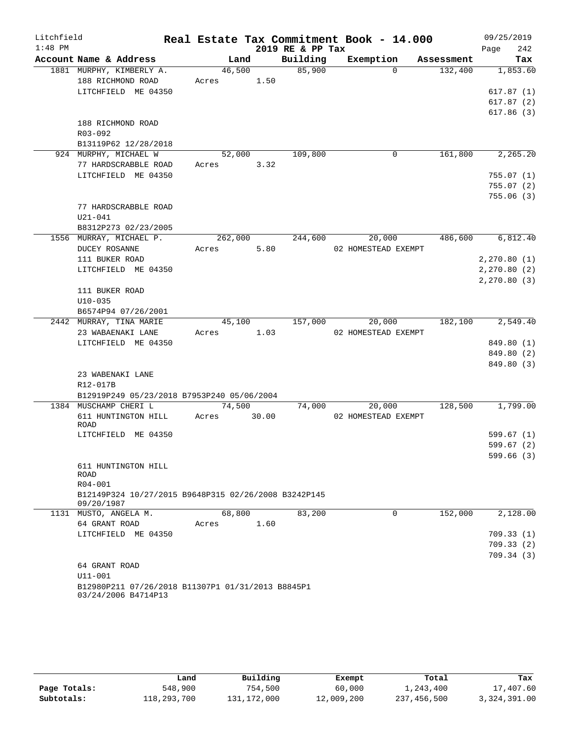Litchfield 1:48 PM

# Real Estate Tax Commitment Book - 14.000
## 2019 RE & PP Tax

09/25/2019 Page 242

| Account Name & Address | Land | Building | Exemption | Assessment | Tax |
|---|---|---|---|---|---|
| 1881 MURPHY, KIMBERLY A. | 46,500 | 85,900 | 0 | 132,400 | 1,853.60 |
| 188 RICHMOND ROAD | Acres 1.50 | | | | |
| LITCHFIELD ME 04350 | | | | | 617.87 (1) |
| | | | | | 617.87 (2) |
| | | | | | 617.86 (3) |
| 188 RICHMOND ROAD | | | | | |
| R03-092 | | | | | |
| B13119P62 12/28/2018 | | | | | |
| 924 MURPHY, MICHAEL W | 52,000 | 109,800 | 0 | 161,800 | 2,265.20 |
| 77 HARDSCRABBLE ROAD | Acres 3.32 | | | | |
| LITCHFIELD ME 04350 | | | | | 755.07 (1) |
| | | | | | 755.07 (2) |
| | | | | | 755.06 (3) |
| 77 HARDSCRABBLE ROAD | | | | | |
| U21-041 | | | | | |
| B8312P273 02/23/2005 | | | | | |
| 1556 MURRAY, MICHAEL P. | 262,000 | 244,600 | 20,000 | 486,600 | 6,812.40 |
| DUCEY ROSANNE | Acres 5.80 | | 02 HOMESTEAD EXEMPT | | |
| 111 BUKER ROAD | | | | | 2,270.80 (1) |
| LITCHFIELD ME 04350 | | | | | 2,270.80 (2) |
| | | | | | 2,270.80 (3) |
| 111 BUKER ROAD | | | | | |
| U10-035 | | | | | |
| B6574P94 07/26/2001 | | | | | |
| 2442 MURRAY, TINA MARIE | 45,100 | 157,000 | 20,000 | 182,100 | 2,549.40 |
| 23 WABAENAKI LANE | Acres 1.03 | | 02 HOMESTEAD EXEMPT | | |
| LITCHFIELD ME 04350 | | | | | 849.80 (1) |
| | | | | | 849.80 (2) |
| | | | | | 849.80 (3) |
| 23 WABENAKI LANE | | | | | |
| R12-017B | | | | | |
| B12919P249 05/23/2018 B7953P240 05/06/2004 | | | | | |
| 1384 MUSCHAMP CHERI L | 74,500 | 74,000 | 20,000 | 128,500 | 1,799.00 |
| 611 HUNTINGTON HILL ROAD | Acres 30.00 | | 02 HOMESTEAD EXEMPT | | |
| LITCHFIELD ME 04350 | | | | | 599.67 (1) |
| | | | | | 599.67 (2) |
| | | | | | 599.66 (3) |
| 611 HUNTINGTON HILL ROAD | | | | | |
| R04-001 | | | | | |
| B12149P324 10/27/2015 B9648P315 02/26/2008 B3242P145 09/20/1987 | | | | | |
| 1131 MUSTO, ANGELA M. | 68,800 | 83,200 | 0 | 152,000 | 2,128.00 |
| 64 GRANT ROAD | Acres 1.60 | | | | |
| LITCHFIELD ME 04350 | | | | | 709.33 (1) |
| | | | | | 709.33 (2) |
| | | | | | 709.34 (3) |
| 64 GRANT ROAD | | | | | |
| U11-001 | | | | | |
| B12980P211 07/26/2018 B11307P1 01/31/2013 B8845P1 03/24/2006 B4714P13 | | | | | |

| | Land | Building | Exempt | Total | Tax |
|---|---|---|---|---|---|
| Page Totals: | 548,900 | 754,500 | 60,000 | 1,243,400 | 17,407.60 |
| Subtotals: | 118,293,700 | 131,172,000 | 12,009,200 | 237,456,500 | 3,324,391.00 |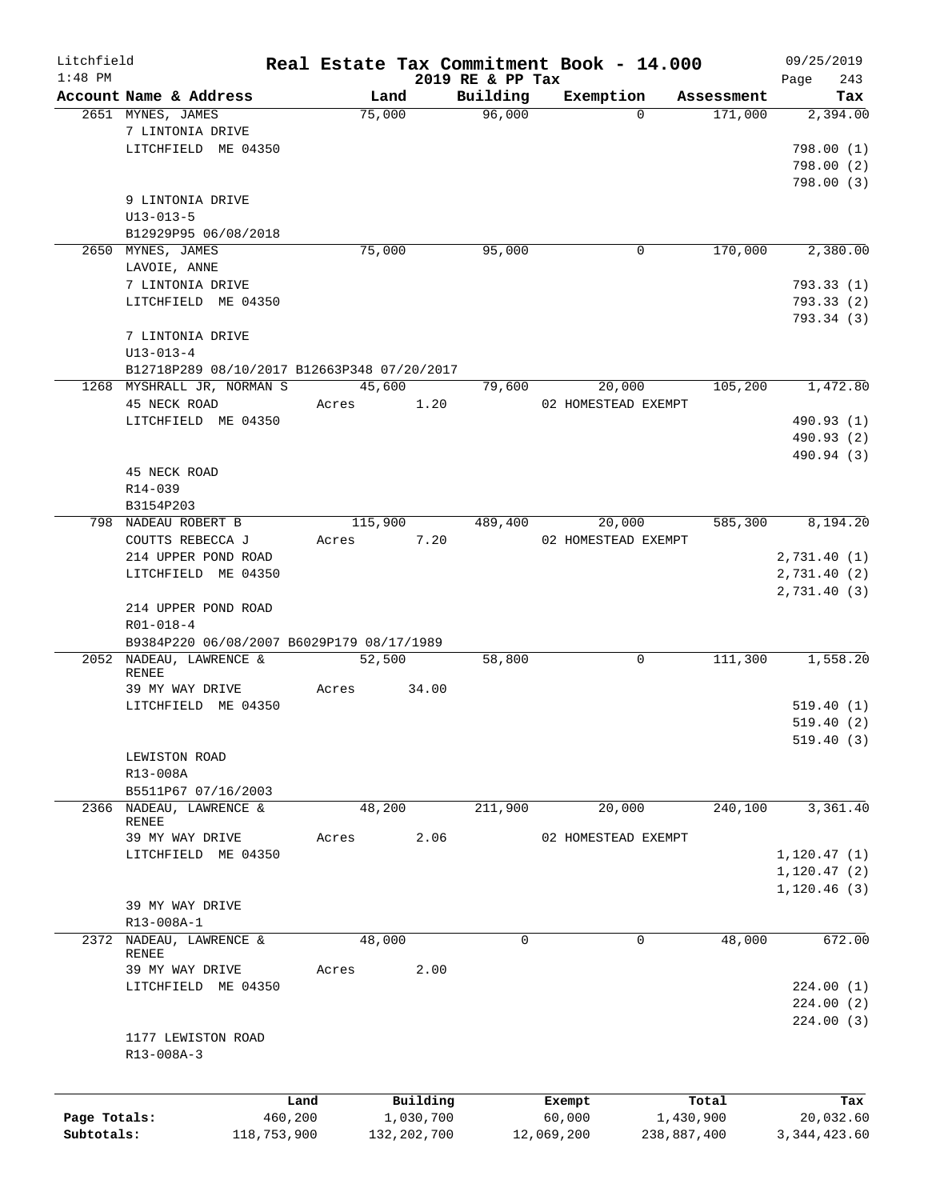# Real Estate Tax Commitment Book - 14.000

Litchfield
1:48 PM

2019 RE & PP Tax

09/25/2019

| Account Name & Address | Land | Building | Exemption | Assessment | Tax |
|---|---|---|---|---|---|
| 2651 MYNES, JAMES | 75,000 | 96,000 | 0 | 171,000 | 2,394.00 |
| 7 LINTONIA DRIVE | | | | | |
| LITCHFIELD ME 04350 | | | | | 798.00 (1) |
| | | | | | 798.00 (2) |
| | | | | | 798.00 (3) |
| 9 LINTONIA DRIVE | | | | | |
| U13-013-5 | | | | | |
| B12929P95 06/08/2018 | | | | | |
| 2650 MYNES, JAMES | 75,000 | 95,000 | 0 | 170,000 | 2,380.00 |
| LAVOIE, ANNE | | | | | |
| 7 LINTONIA DRIVE | | | | | 793.33 (1) |
| LITCHFIELD ME 04350 | | | | | 793.33 (2) |
| | | | | | 793.34 (3) |
| 7 LINTONIA DRIVE | | | | | |
| U13-013-4 | | | | | |
| B12718P289 08/10/2017 B12663P348 07/20/2017 | | | | | |
| 1268 MYSHRALL JR, NORMAN S | 45,600 | 79,600 | 20,000 | 105,200 | 1,472.80 |
| 45 NECK ROAD | Acres 1.20 | | 02 HOMESTEAD EXEMPT | | |
| LITCHFIELD ME 04350 | | | | | 490.93 (1) |
| | | | | | 490.93 (2) |
| | | | | | 490.94 (3) |
| 45 NECK ROAD | | | | | |
| R14-039 | | | | | |
| B3154P203 | | | | | |
| 798 NADEAU ROBERT B | 115,900 | 489,400 | 20,000 | 585,300 | 8,194.20 |
| COUTTS REBECCA J | Acres 7.20 | | 02 HOMESTEAD EXEMPT | | |
| 214 UPPER POND ROAD | | | | | 2,731.40 (1) |
| LITCHFIELD ME 04350 | | | | | 2,731.40 (2) |
| | | | | | 2,731.40 (3) |
| 214 UPPER POND ROAD | | | | | |
| R01-018-4 | | | | | |
| B9384P220 06/08/2007 B6029P179 08/17/1989 | | | | | |
| 2052 NADEAU, LAWRENCE & RENEE | 52,500 | 58,800 | 0 | 111,300 | 1,558.20 |
| 39 MY WAY DRIVE | Acres 34.00 | | | | |
| LITCHFIELD ME 04350 | | | | | 519.40 (1) |
| | | | | | 519.40 (2) |
| | | | | | 519.40 (3) |
| LEWISTON ROAD | | | | | |
| R13-008A | | | | | |
| B5511P67 07/16/2003 | | | | | |
| 2366 NADEAU, LAWRENCE & RENEE | 48,200 | 211,900 | 20,000 | 240,100 | 3,361.40 |
| 39 MY WAY DRIVE | Acres 2.06 | | 02 HOMESTEAD EXEMPT | | |
| LITCHFIELD ME 04350 | | | | | 1,120.47 (1) |
| | | | | | 1,120.47 (2) |
| | | | | | 1,120.46 (3) |
| 39 MY WAY DRIVE | | | | | |
| R13-008A-1 | | | | | |
| 2372 NADEAU, LAWRENCE & RENEE | 48,000 | 0 | 0 | 48,000 | 672.00 |
| 39 MY WAY DRIVE | Acres 2.00 | | | | |
| LITCHFIELD ME 04350 | | | | | 224.00 (1) |
| | | | | | 224.00 (2) |
| | | | | | 224.00 (3) |
| 1177 LEWISTON ROAD | | | | | |
| R13-008A-3 | | | | | |

| | Land | Building | Exempt | Total | Tax |
|---|---|---|---|---|---|
| Page Totals: | 460,200 | 1,030,700 | 60,000 | 1,430,900 | 20,032.60 |
| Subtotals: | 118,753,900 | 132,202,700 | 12,069,200 | 238,887,400 | 3,344,423.60 |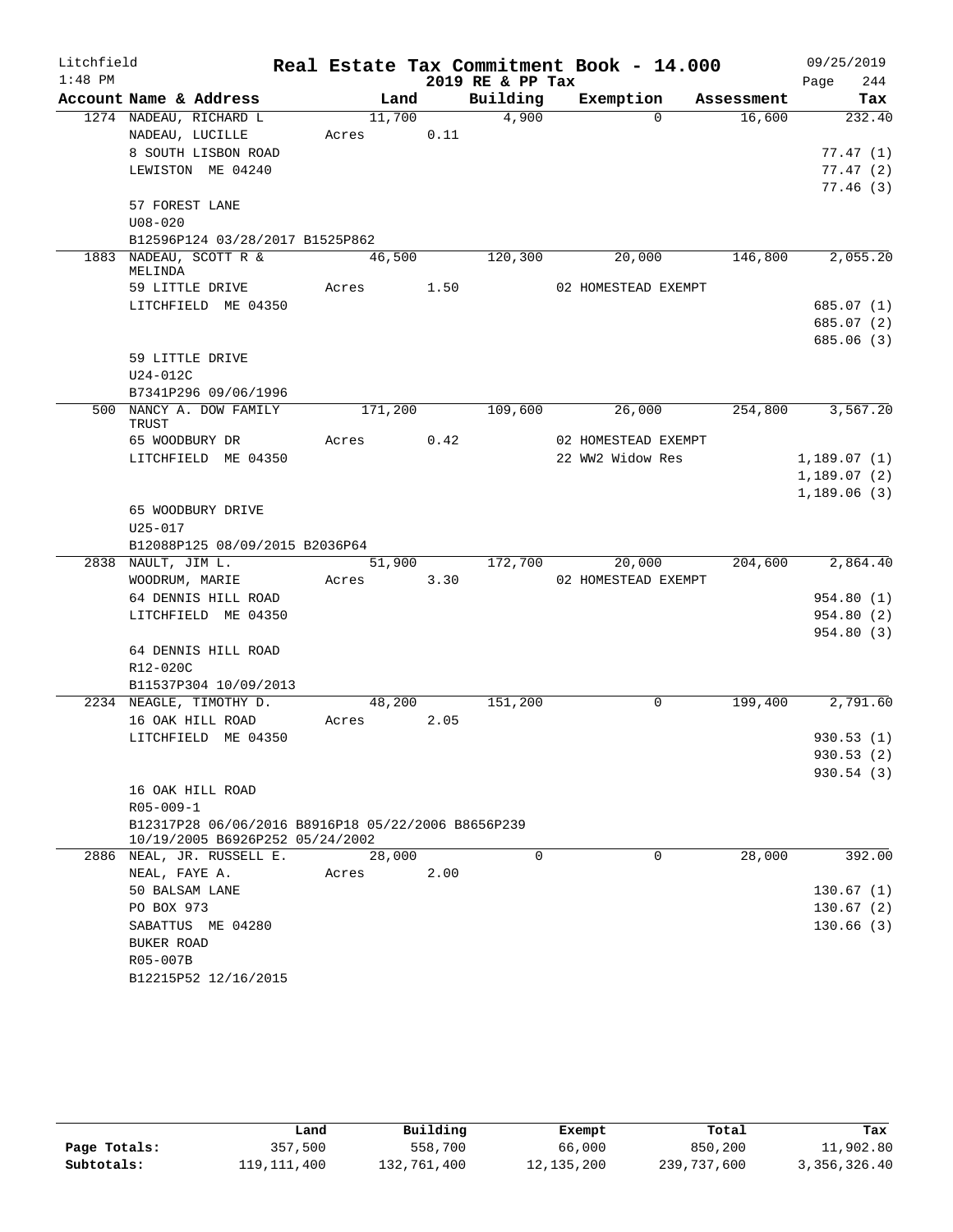Litchfield 1:48 PM

# Real Estate Tax Commitment Book - 14.000

## 2019 RE & PP Tax

09/25/2019 Page 244

| Account Name & Address | Land | Building | Exemption | Assessment | Tax |
|---|---|---|---|---|---|
| 1274 NADEAU, RICHARD L | 11,700 | 4,900 | 0 | 16,600 | 232.40 |
| NADEAU, LUCILLE | Acres 0.11 | | | | |
| 8 SOUTH LISBON ROAD | | | | | 77.47 (1) |
| LEWISTON ME 04240 | | | | | 77.47 (2) |
| | | | | | 77.46 (3) |
| 57 FOREST LANE | | | | | |
| U08-020 | | | | | |
| B12596P124 03/28/2017 B1525P862 | | | | | |
| 1883 NADEAU, SCOTT R & MELINDA | 46,500 | 120,300 | 20,000 | 146,800 | 2,055.20 |
| 59 LITTLE DRIVE | Acres 1.50 | | 02 HOMESTEAD EXEMPT | | |
| LITCHFIELD ME 04350 | | | | | 685.07 (1) |
| | | | | | 685.07 (2) |
| | | | | | 685.06 (3) |
| 59 LITTLE DRIVE | | | | | |
| U24-012C | | | | | |
| B7341P296 09/06/1996 | | | | | |
| 500 NANCY A. DOW FAMILY TRUST | 171,200 | 109,600 | 26,000 | 254,800 | 3,567.20 |
| 65 WOODBURY DR | Acres 0.42 | | 02 HOMESTEAD EXEMPT | | |
| LITCHFIELD ME 04350 | | | 22 WW2 Widow Res | | 1,189.07 (1) |
| | | | | | 1,189.07 (2) |
| | | | | | 1,189.06 (3) |
| 65 WOODBURY DRIVE | | | | | |
| U25-017 | | | | | |
| B12088P125 08/09/2015 B2036P64 | | | | | |
| 2838 NAULT, JIM L. | 51,900 | 172,700 | 20,000 | 204,600 | 2,864.40 |
| WOODRUM, MARIE | Acres 3.30 | | 02 HOMESTEAD EXEMPT | | |
| 64 DENNIS HILL ROAD | | | | | 954.80 (1) |
| LITCHFIELD ME 04350 | | | | | 954.80 (2) |
| | | | | | 954.80 (3) |
| 64 DENNIS HILL ROAD | | | | | |
| R12-020C | | | | | |
| B11537P304 10/09/2013 | | | | | |
| 2234 NEAGLE, TIMOTHY D. | 48,200 | 151,200 | 0 | 199,400 | 2,791.60 |
| 16 OAK HILL ROAD | Acres 2.05 | | | | |
| LITCHFIELD ME 04350 | | | | | 930.53 (1) |
| | | | | | 930.53 (2) |
| | | | | | 930.54 (3) |
| 16 OAK HILL ROAD | | | | | |
| R05-009-1 | | | | | |
| B12317P28 06/06/2016 B8916P18 05/22/2006 B8656P239 10/19/2005 B6926P252 05/24/2002 | | | | | |
| 2886 NEAL, JR. RUSSELL E. | 28,000 | 0 | 0 | 28,000 | 392.00 |
| NEAL, FAYE A. | Acres 2.00 | | | | |
| 50 BALSAM LANE | | | | | 130.67 (1) |
| PO BOX 973 | | | | | 130.67 (2) |
| SABATTUS ME 04280 | | | | | 130.66 (3) |
| BUKER ROAD | | | | | |
| R05-007B | | | | | |
| B12215P52 12/16/2015 | | | | | |

| | Land | Building | Exempt | Total | Tax |
|---|---|---|---|---|---|
| Page Totals: | 357,500 | 558,700 | 66,000 | 850,200 | 11,902.80 |
| Subtotals: | 119,111,400 | 132,761,400 | 12,135,200 | 239,737,600 | 3,356,326.40 |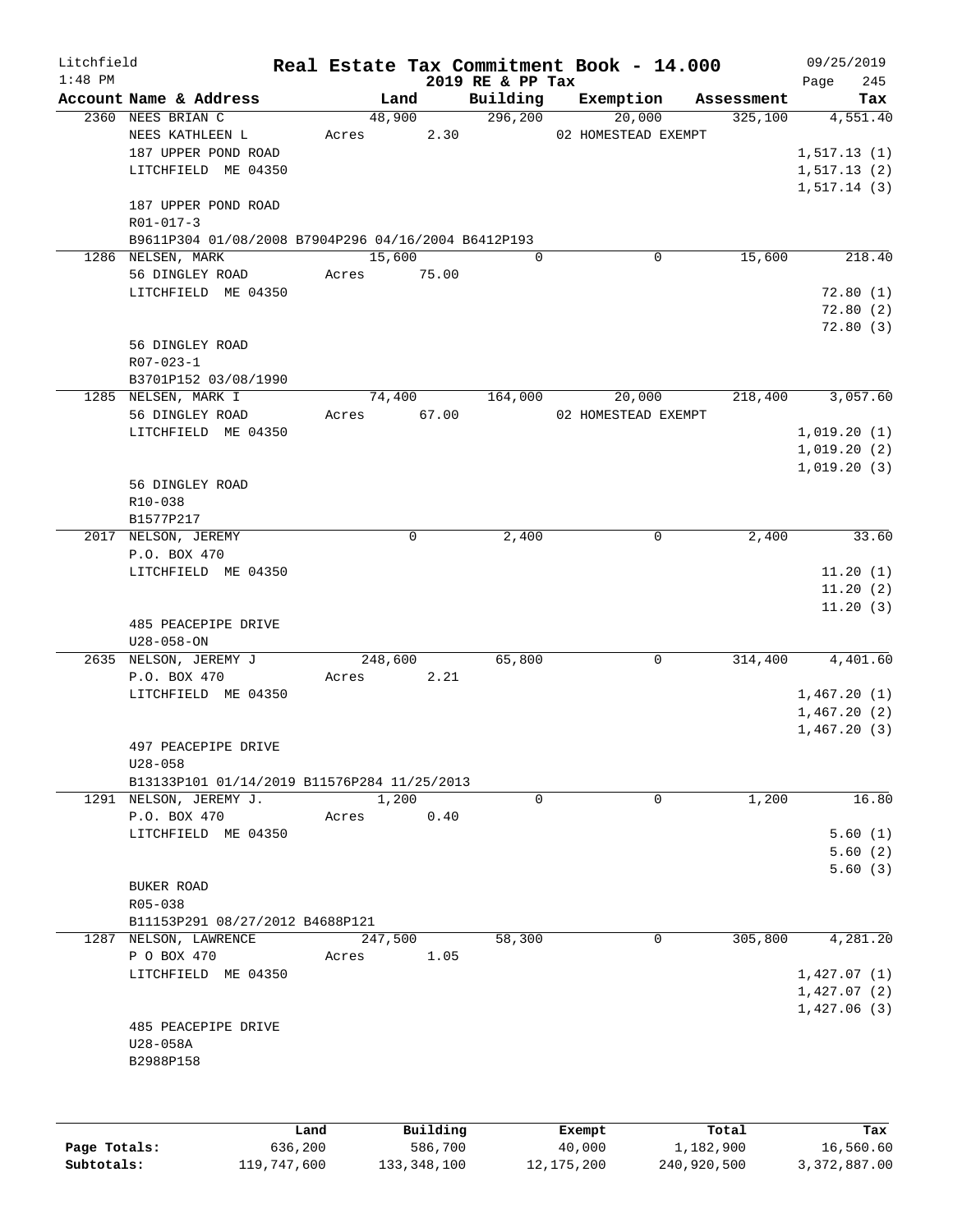Litchfield
1:48 PM

# Real Estate Tax Commitment Book - 14.000

2019 RE & PP Tax

09/25/2019

| Account Name & Address | Land | Building | Exemption | Assessment | Tax |
|---|---|---|---|---|---|
| 2360 NEES BRIAN C | 48,900 | 296,200 | 20,000 | 325,100 | 4,551.40 |
| NEES KATHLEEN L | Acres 2.30 | | 02 HOMESTEAD EXEMPT | | |
| 187 UPPER POND ROAD | | | | | 1,517.13 (1) |
| LITCHFIELD ME 04350 | | | | | 1,517.13 (2) |
| | | | | | 1,517.14 (3) |
| 187 UPPER POND ROAD | | | | | |
| R01-017-3 | | | | | |
| B9611P304 01/08/2008 B7904P296 04/16/2004 B6412P193 | | | | | |
| 1286 NELSEN, MARK | 15,600 | 0 | 0 | 15,600 | 218.40 |
| 56 DINGLEY ROAD | Acres 75.00 | | | | |
| LITCHFIELD ME 04350 | | | | | 72.80 (1) |
| | | | | | 72.80 (2) |
| | | | | | 72.80 (3) |
| 56 DINGLEY ROAD | | | | | |
| R07-023-1 | | | | | |
| B3701P152 03/08/1990 | | | | | |
| 1285 NELSEN, MARK I | 74,400 | 164,000 | 20,000 | 218,400 | 3,057.60 |
| 56 DINGLEY ROAD | Acres 67.00 | | 02 HOMESTEAD EXEMPT | | |
| LITCHFIELD ME 04350 | | | | | 1,019.20 (1) |
| | | | | | 1,019.20 (2) |
| | | | | | 1,019.20 (3) |
| 56 DINGLEY ROAD | | | | | |
| R10-038 | | | | | |
| B1577P217 | | | | | |
| 2017 NELSON, JEREMY | 0 | 2,400 | 0 | 2,400 | 33.60 |
| P.O. BOX 470 | | | | | |
| LITCHFIELD ME 04350 | | | | | 11.20 (1) |
| | | | | | 11.20 (2) |
| | | | | | 11.20 (3) |
| 485 PEACEPIPE DRIVE | | | | | |
| U28-058-ON | | | | | |
| 2635 NELSON, JEREMY J | 248,600 | 65,800 | 0 | 314,400 | 4,401.60 |
| P.O. BOX 470 | Acres 2.21 | | | | |
| LITCHFIELD ME 04350 | | | | | 1,467.20 (1) |
| | | | | | 1,467.20 (2) |
| | | | | | 1,467.20 (3) |
| 497 PEACEPIPE DRIVE | | | | | |
| U28-058 | | | | | |
| B13133P101 01/14/2019 B11576P284 11/25/2013 | | | | | |
| 1291 NELSON, JEREMY J. | 1,200 | 0 | 0 | 1,200 | 16.80 |
| P.O. BOX 470 | Acres 0.40 | | | | |
| LITCHFIELD ME 04350 | | | | | 5.60 (1) |
| | | | | | 5.60 (2) |
| | | | | | 5.60 (3) |
| BUKER ROAD | | | | | |
| R05-038 | | | | | |
| B11153P291 08/27/2012 B4688P121 | | | | | |
| 1287 NELSON, LAWRENCE | 247,500 | 58,300 | 0 | 305,800 | 4,281.20 |
| P O BOX 470 | Acres 1.05 | | | | |
| LITCHFIELD ME 04350 | | | | | 1,427.07 (1) |
| | | | | | 1,427.07 (2) |
| | | | | | 1,427.06 (3) |
| 485 PEACEPIPE DRIVE | | | | | |
| U28-058A | | | | | |
| B2988P158 | | | | | |

| | Land | Building | Exempt | Total | Tax |
|---|---|---|---|---|---|
| Page Totals: | 636,200 | 586,700 | 40,000 | 1,182,900 | 16,560.60 |
| Subtotals: | 119,747,600 | 133,348,100 | 12,175,200 | 240,920,500 | 3,372,887.00 |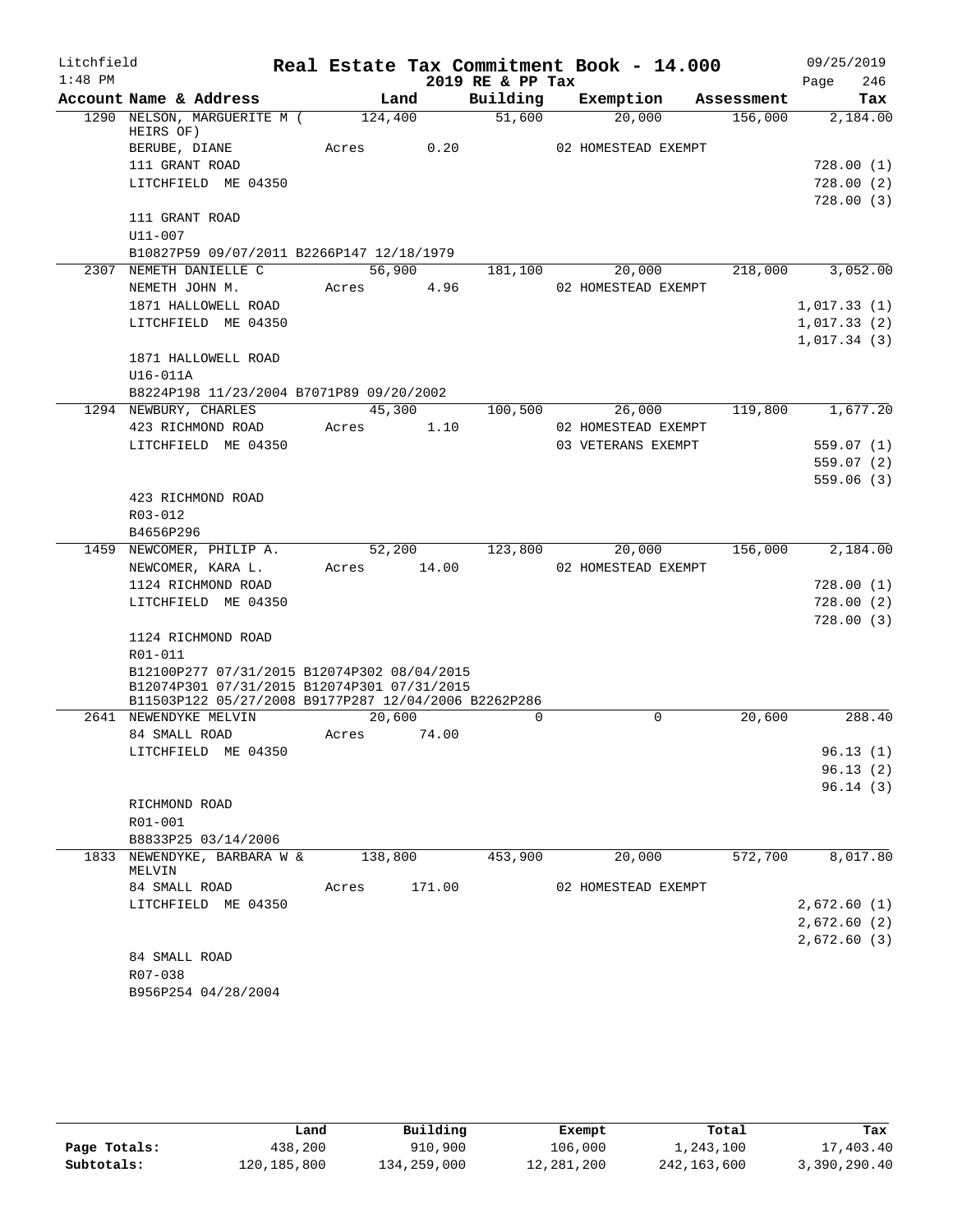Litchfield
1:48 PM

# Real Estate Tax Commitment Book - 14.000
## 2019 RE & PP Tax

09/25/2019

| Account | Name & Address | Land | Building | Exemption | Assessment | Tax |
|---|---|---|---|---|---|---|
| 1290 | NELSON, MARGUERITE M ( HEIRS OF) | 124,400 | 51,600 | 20,000 | 156,000 | 2,184.00 |
| | BERUBE, DIANE | Acres 0.20 | | 02 HOMESTEAD EXEMPT | | |
| | 111 GRANT ROAD | | | | | 728.00 (1) |
| | LITCHFIELD ME 04350 | | | | | 728.00 (2) |
| | | | | | | 728.00 (3) |
| | 111 GRANT ROAD | | | | | |
| | U11-007 | | | | | |
| | B10827P59 09/07/2011 B2266P147 12/18/1979 | | | | | |
| 2307 | NEMETH DANIELLE C | 56,900 | 181,100 | 20,000 | 218,000 | 3,052.00 |
| | NEMETH JOHN M. | Acres 4.96 | | 02 HOMESTEAD EXEMPT | | |
| | 1871 HALLOWELL ROAD | | | | | 1,017.33 (1) |
| | LITCHFIELD ME 04350 | | | | | 1,017.33 (2) |
| | | | | | | 1,017.34 (3) |
| | 1871 HALLOWELL ROAD | | | | | |
| | U16-011A | | | | | |
| | B8224P198 11/23/2004 B7071P89 09/20/2002 | | | | | |
| 1294 | NEWBURY, CHARLES | 45,300 | 100,500 | 26,000 | 119,800 | 1,677.20 |
| | 423 RICHMOND ROAD | Acres 1.10 | | 02 HOMESTEAD EXEMPT | | |
| | LITCHFIELD ME 04350 | | | 03 VETERANS EXEMPT | | 559.07 (1) |
| | | | | | | 559.07 (2) |
| | | | | | | 559.06 (3) |
| | 423 RICHMOND ROAD | | | | | |
| | R03-012 | | | | | |
| | B4656P296 | | | | | |
| 1459 | NEWCOMER, PHILIP A. | 52,200 | 123,800 | 20,000 | 156,000 | 2,184.00 |
| | NEWCOMER, KARA L. | Acres 14.00 | | 02 HOMESTEAD EXEMPT | | |
| | 1124 RICHMOND ROAD | | | | | 728.00 (1) |
| | LITCHFIELD ME 04350 | | | | | 728.00 (2) |
| | | | | | | 728.00 (3) |
| | 1124 RICHMOND ROAD | | | | | |
| | R01-011 | | | | | |
| | B12100P277 07/31/2015 B12074P302 08/04/2015 B12074P301 07/31/2015 B12074P301 07/31/2015 B11503P122 05/27/2008 B9177P287 12/04/2006 B2262P286 | | | | | |
| 2641 | NEWENDYKE MELVIN | 20,600 | 0 | 0 | 20,600 | 288.40 |
| | 84 SMALL ROAD | Acres 74.00 | | | | |
| | LITCHFIELD ME 04350 | | | | | 96.13 (1) |
| | | | | | | 96.13 (2) |
| | | | | | | 96.14 (3) |
| | RICHMOND ROAD | | | | | |
| | R01-001 | | | | | |
| | B8833P25 03/14/2006 | | | | | |
| 1833 | NEWENDYKE, BARBARA W & MELVIN | 138,800 | 453,900 | 20,000 | 572,700 | 8,017.80 |
| | 84 SMALL ROAD | Acres 171.00 | | 02 HOMESTEAD EXEMPT | | |
| | LITCHFIELD ME 04350 | | | | | 2,672.60 (1) |
| | | | | | | 2,672.60 (2) |
| | | | | | | 2,672.60 (3) |
| | 84 SMALL ROAD | | | | | |
| | R07-038 | | | | | |
| | B956P254 04/28/2004 | | | | | |

| | Land | Building | Exempt | Total | Tax |
|---|---|---|---|---|---|
| Page Totals: | 438,200 | 910,900 | 106,000 | 1,243,100 | 17,403.40 |
| Subtotals: | 120,185,800 | 134,259,000 | 12,281,200 | 242,163,600 | 3,390,290.40 |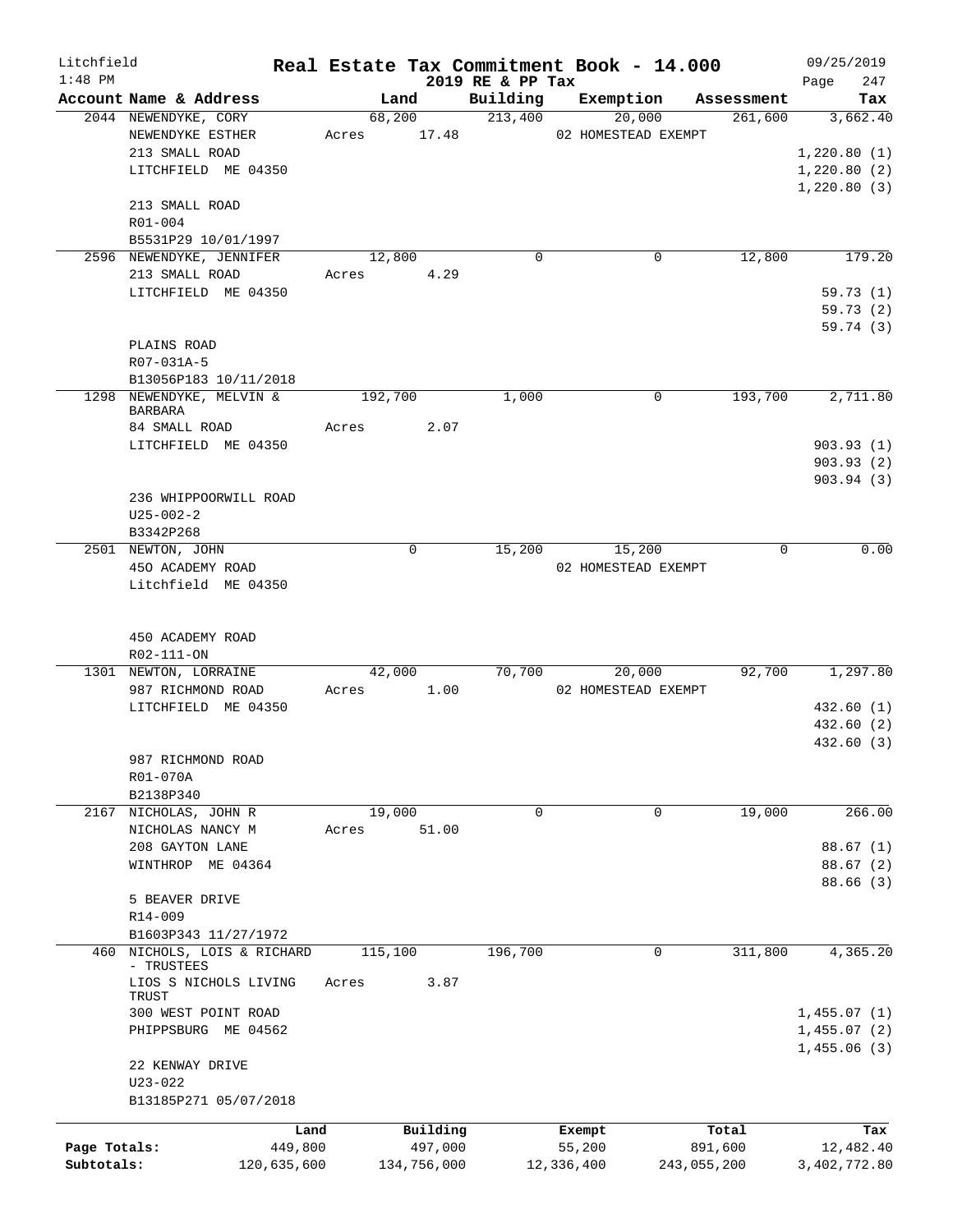Litchfield
1:48 PM

# Real Estate Tax Commitment Book - 14.000

## 2019 RE & PP Tax

09/25/2019

| Account Name & Address | Land | Building | Exemption | Assessment | Tax |
|---|---|---|---|---|---|
| 2044 NEWENDYKE, CORY | 68,200 | 213,400 | 20,000 | 261,600 | 3,662.40 |
| NEWENDYKE ESTHER | Acres 17.48 | | 02 HOMESTEAD EXEMPT | | |
| 213 SMALL ROAD | | | | | 1,220.80 (1) |
| LITCHFIELD ME 04350 | | | | | 1,220.80 (2) |
| | | | | | 1,220.80 (3) |
| 213 SMALL ROAD | | | | | |
| R01-004 | | | | | |
| B5531P29 10/01/1997 | | | | | |
| 2596 NEWENDYKE, JENNIFER | 12,800 | 0 | 0 | 12,800 | 179.20 |
| 213 SMALL ROAD | Acres 4.29 | | | | |
| LITCHFIELD ME 04350 | | | | | 59.73 (1) |
| | | | | | 59.73 (2) |
| | | | | | 59.74 (3) |
| PLAINS ROAD | | | | | |
| R07-031A-5 | | | | | |
| B13056P183 10/11/2018 | | | | | |
| 1298 NEWENDYKE, MELVIN & BARBARA | 192,700 | 1,000 | 0 | 193,700 | 2,711.80 |
| 84 SMALL ROAD | Acres 2.07 | | | | |
| LITCHFIELD ME 04350 | | | | | 903.93 (1) |
| | | | | | 903.93 (2) |
| | | | | | 903.94 (3) |
| 236 WHIPPOORWILL ROAD | | | | | |
| U25-002-2 | | | | | |
| B3342P268 | | | | | |
| 2501 NEWTON, JOHN | 0 | 15,200 | 15,200 | 0 | 0.00 |
| 450 ACADEMY ROAD | | | 02 HOMESTEAD EXEMPT | | |
| Litchfield ME 04350 | | | | | |
| 450 ACADEMY ROAD | | | | | |
| R02-111-ON | | | | | |
| 1301 NEWTON, LORRAINE | 42,000 | 70,700 | 20,000 | 92,700 | 1,297.80 |
| 987 RICHMOND ROAD | Acres 1.00 | | 02 HOMESTEAD EXEMPT | | |
| LITCHFIELD ME 04350 | | | | | 432.60 (1) |
| | | | | | 432.60 (2) |
| | | | | | 432.60 (3) |
| 987 RICHMOND ROAD | | | | | |
| R01-070A | | | | | |
| B2138P340 | | | | | |
| 2167 NICHOLAS, JOHN R | 19,000 | 0 | 0 | 19,000 | 266.00 |
| NICHOLAS NANCY M | Acres 51.00 | | | | |
| 208 GAYTON LANE | | | | | 88.67 (1) |
| WINTHROP ME 04364 | | | | | 88.67 (2) |
| | | | | | 88.66 (3) |
| 5 BEAVER DRIVE | | | | | |
| R14-009 | | | | | |
| B1603P343 11/27/1972 | | | | | |
| 460 NICHOLS, LOIS & RICHARD - TRUSTEES | 115,100 | 196,700 | 0 | 311,800 | 4,365.20 |
| LIOS S NICHOLS LIVING TRUST | Acres 3.87 | | | | |
| 300 WEST POINT ROAD | | | | | 1,455.07 (1) |
| PHIPPSBURG ME 04562 | | | | | 1,455.07 (2) |
| | | | | | 1,455.06 (3) |
| 22 KENWAY DRIVE | | | | | |
| U23-022 | | | | | |
| B13185P271 05/07/2018 | | | | | |

| | Land | Building | Exempt | Total | Tax |
|---|---|---|---|---|---|
| Page Totals: | 449,800 | 497,000 | 55,200 | 891,600 | 12,482.40 |
| Subtotals: | 120,635,600 | 134,756,000 | 12,336,400 | 243,055,200 | 3,402,772.80 |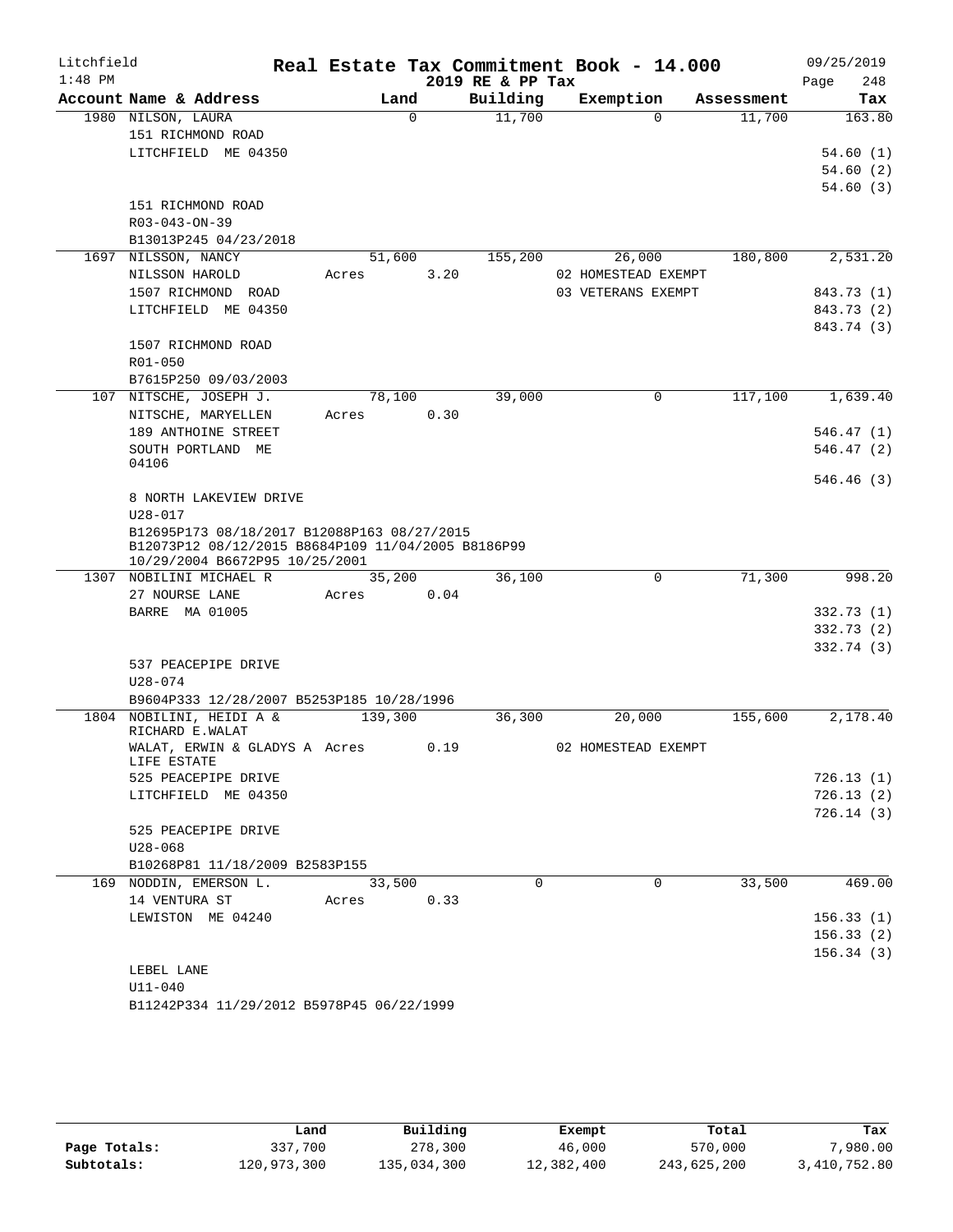Litchfield 1:48 PM

# Real Estate Tax Commitment Book - 14.000

2019 RE & PP Tax

09/25/2019 Page 248

| Account Name & Address | Land | Building | Exemption | Assessment | Tax |
|---|---|---|---|---|---|
| 1980 NILSON, LAURA | 0 | 11,700 | 0 | 11,700 | 163.80 |
| 151 RICHMOND ROAD | | | | | |
| LITCHFIELD ME 04350 | | | | | 54.60 (1) |
| | | | | | 54.60 (2) |
| | | | | | 54.60 (3) |
| 151 RICHMOND ROAD | | | | | |
| R03-043-ON-39 | | | | | |
| B13013P245 04/23/2018 | | | | | |
| 1697 NILSSON, NANCY | 51,600 | 155,200 | 26,000 | 180,800 | 2,531.20 |
| NILSSON HAROLD | Acres 3.20 | | 02 HOMESTEAD EXEMPT | | |
| 1507 RICHMOND ROAD | | | 03 VETERANS EXEMPT | | 843.73 (1) |
| LITCHFIELD ME 04350 | | | | | 843.73 (2) |
| | | | | | 843.74 (3) |
| 1507 RICHMOND ROAD | | | | | |
| R01-050 | | | | | |
| B7615P250 09/03/2003 | | | | | |
| 107 NITSCHE, JOSEPH J. | 78,100 | 39,000 | 0 | 117,100 | 1,639.40 |
| NITSCHE, MARYELLEN | Acres 0.30 | | | | |
| 189 ANTHOINE STREET | | | | | 546.47 (1) |
| SOUTH PORTLAND ME 04106 | | | | | 546.47 (2) |
| | | | | | 546.46 (3) |
| 8 NORTH LAKEVIEW DRIVE | | | | | |
| U28-017 | | | | | |
| B12695P173 08/18/2017 B12088P163 08/27/2015 B12073P12 08/12/2015 B8684P109 11/04/2005 B8186P99 10/29/2004 B6672P95 10/25/2001 | | | | | |
| 1307 NOBILINI MICHAEL R | 35,200 | 36,100 | 0 | 71,300 | 998.20 |
| 27 NOURSE LANE | Acres 0.04 | | | | |
| BARRE MA 01005 | | | | | 332.73 (1) |
| | | | | | 332.73 (2) |
| | | | | | 332.74 (3) |
| 537 PEACEPIPE DRIVE | | | | | |
| U28-074 | | | | | |
| B9604P333 12/28/2007 B5253P185 10/28/1996 | | | | | |
| 1804 NOBILINI, HEIDI A & RICHARD E.WALAT | 139,300 | 36,300 | 20,000 | 155,600 | 2,178.40 |
| WALAT, ERWIN & GLADYS A LIFE ESTATE | Acres 0.19 | | 02 HOMESTEAD EXEMPT | | |
| 525 PEACEPIPE DRIVE | | | | | 726.13 (1) |
| LITCHFIELD ME 04350 | | | | | 726.13 (2) |
| | | | | | 726.14 (3) |
| 525 PEACEPIPE DRIVE | | | | | |
| U28-068 | | | | | |
| B10268P81 11/18/2009 B2583P155 | | | | | |
| 169 NODDIN, EMERSON L. | 33,500 | 0 | 0 | 33,500 | 469.00 |
| 14 VENTURA ST | Acres 0.33 | | | | |
| LEWISTON ME 04240 | | | | | 156.33 (1) |
| | | | | | 156.33 (2) |
| | | | | | 156.34 (3) |
| LEBEL LANE | | | | | |
| U11-040 | | | | | |
| B11242P334 11/29/2012 B5978P45 06/22/1999 | | | | | |

| | Land | Building | Exempt | Total | Tax |
|---|---|---|---|---|---|
| Page Totals: | 337,700 | 278,300 | 46,000 | 570,000 | 7,980.00 |
| Subtotals: | 120,973,300 | 135,034,300 | 12,382,400 | 243,625,200 | 3,410,752.80 |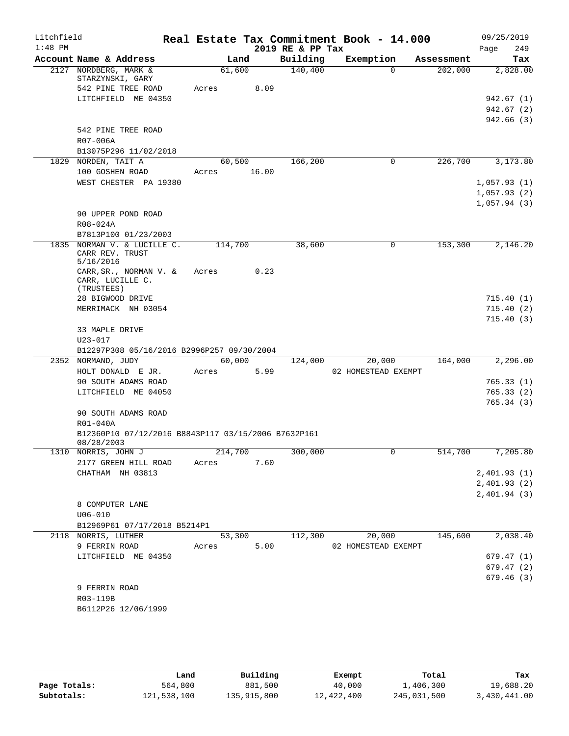Litchfield
1:48 PM

# Real Estate Tax Commitment Book - 14.000

2019 RE & PP Tax

09/25/2019
Page 249

| Account Name & Address | Land | Building | Exemption | Assessment | Tax |
|---|---|---|---|---|---|
| 2127 NORDBERG, MARK & STARZYNSKI, GARY | 61,600 | 140,400 | 0 | 202,000 | 2,828.00 |
| 542 PINE TREE ROAD | Acres 8.09 | | | | |
| LITCHFIELD ME 04350 | | | | | 942.67 (1) |
| | | | | | 942.67 (2) |
| | | | | | 942.66 (3) |
| 542 PINE TREE ROAD | | | | | |
| R07-006A | | | | | |
| B13075P296 11/02/2018 | | | | | |
| 1829 NORDEN, TAIT A | 60,500 | 166,200 | 0 | 226,700 | 3,173.80 |
| 100 GOSHEN ROAD | Acres 16.00 | | | | |
| WEST CHESTER PA 19380 | | | | | 1,057.93 (1) |
| | | | | | 1,057.93 (2) |
| | | | | | 1,057.94 (3) |
| 90 UPPER POND ROAD | | | | | |
| R08-024A | | | | | |
| B7813P100 01/23/2003 | | | | | |
| 1835 NORMAN V. & LUCILLE C. CARR REV. TRUST 5/16/2016 | 114,700 | 38,600 | 0 | 153,300 | 2,146.20 |
| CARR,SR., NORMAN V. & CARR, LUCILLE C. (TRUSTEES) | Acres 0.23 | | | | |
| 28 BIGWOOD DRIVE | | | | | 715.40 (1) |
| MERRIMACK NH 03054 | | | | | 715.40 (2) |
| | | | | | 715.40 (3) |
| 33 MAPLE DRIVE | | | | | |
| U23-017 | | | | | |
| B12297P308 05/16/2016 B2996P257 09/30/2004 | | | | | |
| 2352 NORMAND, JUDY | 60,000 | 124,000 | 20,000 | 164,000 | 2,296.00 |
| HOLT DONALD E JR. | Acres 5.99 | | 02 HOMESTEAD EXEMPT | | |
| 90 SOUTH ADAMS ROAD | | | | | 765.33 (1) |
| LITCHFIELD ME 04050 | | | | | 765.33 (2) |
| | | | | | 765.34 (3) |
| 90 SOUTH ADAMS ROAD | | | | | |
| R01-040A | | | | | |
| B12360P10 07/12/2016 B8843P117 03/15/2006 B7632P161 08/28/2003 | | | | | |
| 1310 NORRIS, JOHN J | 214,700 | 300,000 | 0 | 514,700 | 7,205.80 |
| 2177 GREEN HILL ROAD | Acres 7.60 | | | | |
| CHATHAM NH 03813 | | | | | 2,401.93 (1) |
| | | | | | 2,401.93 (2) |
| | | | | | 2,401.94 (3) |
| 8 COMPUTER LANE | | | | | |
| U06-010 | | | | | |
| B12969P61 07/17/2018 B5214P1 | | | | | |
| 2118 NORRIS, LUTHER | 53,300 | 112,300 | 20,000 | 145,600 | 2,038.40 |
| 9 FERRIN ROAD | Acres 5.00 | | 02 HOMESTEAD EXEMPT | | |
| LITCHFIELD ME 04350 | | | | | 679.47 (1) |
| | | | | | 679.47 (2) |
| | | | | | 679.46 (3) |
| 9 FERRIN ROAD | | | | | |
| R03-119B | | | | | |
| B6112P26 12/06/1999 | | | | | |

| | Land | Building | Exempt | Total | Tax |
|---|---|---|---|---|---|
| Page Totals: | 564,800 | 881,500 | 40,000 | 1,406,300 | 19,688.20 |
| Subtotals: | 121,538,100 | 135,915,800 | 12,422,400 | 245,031,500 | 3,430,441.00 |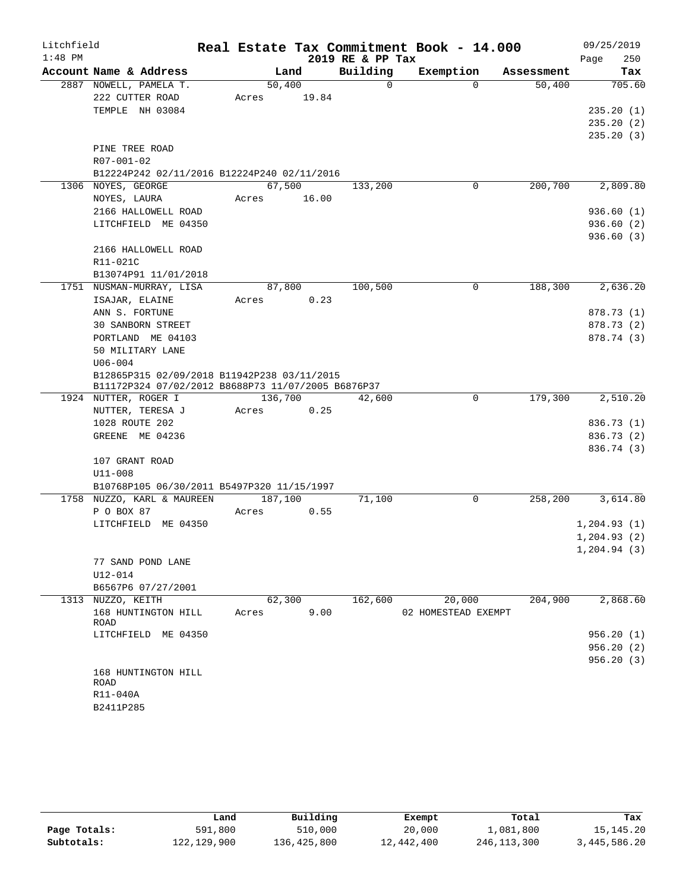Litchfield 1:48 PM

# Real Estate Tax Commitment Book - 14.000

2019 RE & PP Tax

09/25/2019 Page 250

| Account Name & Address | Land | Building | Exemption | Assessment | Tax |
|---|---|---|---|---|---|
| 2887 NOWELL, PAMELA T. | 50,400 | 0 | 0 | 50,400 | 705.60 |
| 222 CUTTER ROAD | Acres 19.84 | | | | |
| TEMPLE NH 03084 | | | | | 235.20 (1) |
| | | | | | 235.20 (2) |
| | | | | | 235.20 (3) |
| PINE TREE ROAD | | | | | |
| R07-001-02 | | | | | |
| B12224P242 02/11/2016 B12224P240 02/11/2016 | | | | | |
| 1306 NOYES, GEORGE | 67,500 | 133,200 | 0 | 200,700 | 2,809.80 |
| NOYES, LAURA | Acres 16.00 | | | | |
| 2166 HALLOWELL ROAD | | | | | 936.60 (1) |
| LITCHFIELD ME 04350 | | | | | 936.60 (2) |
| | | | | | 936.60 (3) |
| 2166 HALLOWELL ROAD | | | | | |
| R11-021C | | | | | |
| B13074P91 11/01/2018 | | | | | |
| 1751 NUSMAN-MURRAY, LISA | 87,800 | 100,500 | 0 | 188,300 | 2,636.20 |
| ISAJAR, ELAINE | Acres 0.23 | | | | |
| ANN S. FORTUNE | | | | | 878.73 (1) |
| 30 SANBORN STREET | | | | | 878.73 (2) |
| PORTLAND ME 04103 | | | | | 878.74 (3) |
| 50 MILITARY LANE | | | | | |
| U06-004 | | | | | |
| B12865P315 02/09/2018 B11942P238 03/11/2015 | | | | | |
| B11172P324 07/02/2012 B8688P73 11/07/2005 B6876P37 | | | | | |
| 1924 NUTTER, ROGER I | 136,700 | 42,600 | 0 | 179,300 | 2,510.20 |
| NUTTER, TERESA J | Acres 0.25 | | | | |
| 1028 ROUTE 202 | | | | | 836.73 (1) |
| GREENE ME 04236 | | | | | 836.73 (2) |
| | | | | | 836.74 (3) |
| 107 GRANT ROAD | | | | | |
| U11-008 | | | | | |
| B10768P105 06/30/2011 B5497P320 11/15/1997 | | | | | |
| 1758 NUZZO, KARL & MAUREEN | 187,100 | 71,100 | 0 | 258,200 | 3,614.80 |
| P O BOX 87 | Acres 0.55 | | | | |
| LITCHFIELD ME 04350 | | | | | 1,204.93 (1) |
| | | | | | 1,204.93 (2) |
| | | | | | 1,204.94 (3) |
| 77 SAND POND LANE | | | | | |
| U12-014 | | | | | |
| B6567P6 07/27/2001 | | | | | |
| 1313 NUZZO, KEITH | 62,300 | 162,600 | 20,000 | 204,900 | 2,868.60 |
| 168 HUNTINGTON HILL ROAD | Acres 9.00 | | 02 HOMESTEAD EXEMPT | | |
| LITCHFIELD ME 04350 | | | | | 956.20 (1) |
| | | | | | 956.20 (2) |
| | | | | | 956.20 (3) |
| 168 HUNTINGTON HILL ROAD | | | | | |
| R11-040A | | | | | |
| B2411P285 | | | | | |

| | Land | Building | Exempt | Total | Tax |
|---|---|---|---|---|---|
| Page Totals: | 591,800 | 510,000 | 20,000 | 1,081,800 | 15,145.20 |
| Subtotals: | 122,129,900 | 136,425,800 | 12,442,400 | 246,113,300 | 3,445,586.20 |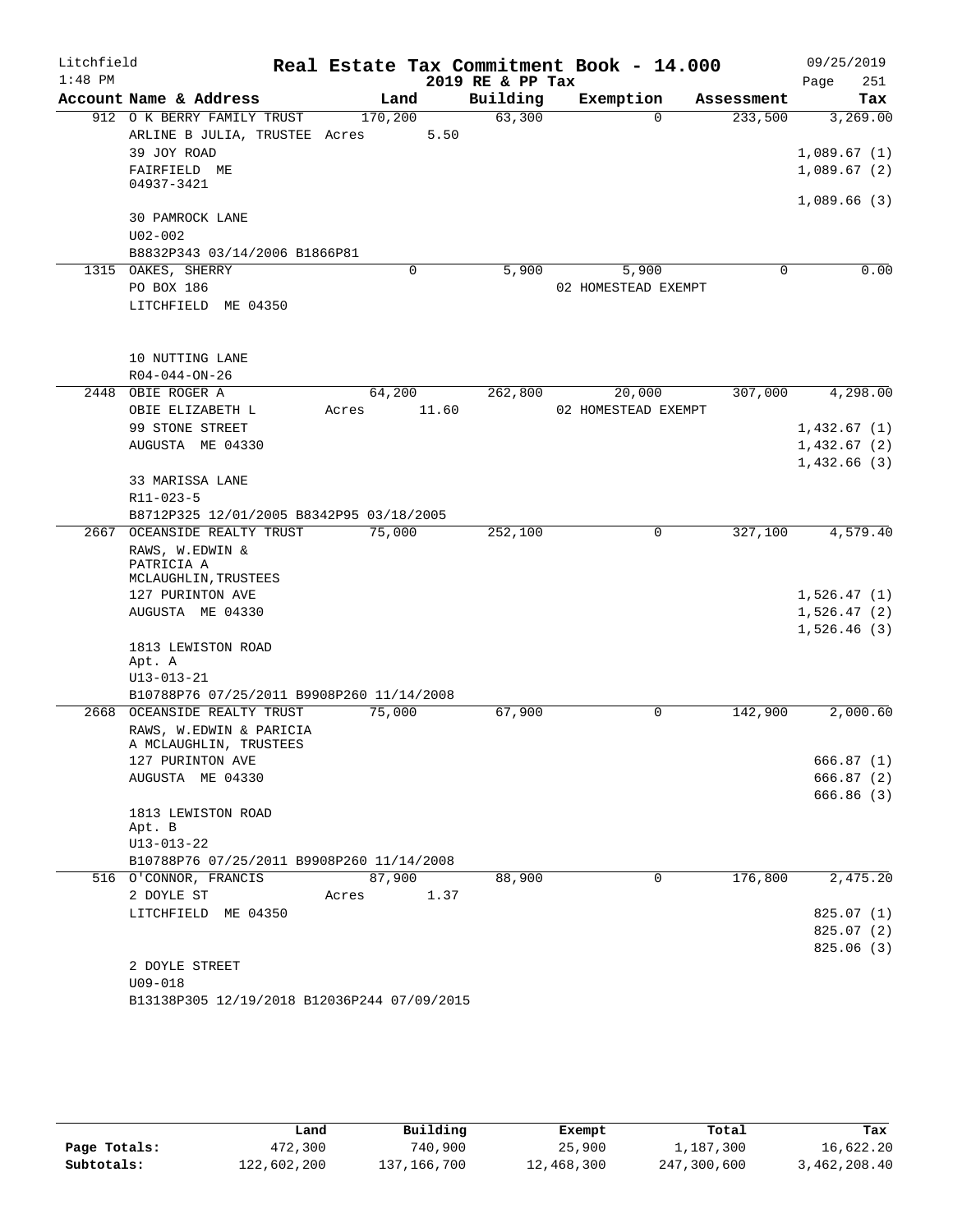Litchfield 1:48 PM

# Real Estate Tax Commitment Book - 14.000

2019 RE & PP Tax

09/25/2019

| Account Name & Address | Land | Building | Exemption | Assessment | Tax |
|---|---|---|---|---|---|
| 912 O K BERRY FAMILY TRUST | 170,200 | 63,300 | 0 | 233,500 | 3,269.00 |
| ARLINE B JULIA, TRUSTEE Acres 5.50 | | | | | |
| 39 JOY ROAD | | | | | 1,089.67 (1) |
| FAIRFIELD ME 04937-3421 | | | | | 1,089.67 (2) |
| | | | | | 1,089.66 (3) |
| 30 PAMROCK LANE | | | | | |
| U02-002 | | | | | |
| B8832P343 03/14/2006 B1866P81 | | | | | |
| 1315 OAKES, SHERRY | 0 | 5,900 | 5,900 | 0 | 0.00 |
| PO BOX 186 | | | 02 HOMESTEAD EXEMPT | | |
| LITCHFIELD ME 04350 | | | | | |
| 10 NUTTING LANE | | | | | |
| R04-044-ON-26 | | | | | |
| 2448 OBIE ROGER A | 64,200 | 262,800 | 20,000 | 307,000 | 4,298.00 |
| OBIE ELIZABETH L Acres 11.60 | | | 02 HOMESTEAD EXEMPT | | |
| 99 STONE STREET | | | | | 1,432.67 (1) |
| AUGUSTA ME 04330 | | | | | 1,432.67 (2) |
| | | | | | 1,432.66 (3) |
| 33 MARISSA LANE | | | | | |
| R11-023-5 | | | | | |
| B8712P325 12/01/2005 B8342P95 03/18/2005 | | | | | |
| 2667 OCEANSIDE REALTY TRUST | 75,000 | 252,100 | 0 | 327,100 | 4,579.40 |
| RAWS, W.EDWIN & PATRICIA A MCLAUGHLIN, TRUSTEES | | | | | |
| 127 PURINTON AVE | | | | | 1,526.47 (1) |
| AUGUSTA ME 04330 | | | | | 1,526.47 (2) |
| | | | | | 1,526.46 (3) |
| 1813 LEWISTON ROAD Apt. A | | | | | |
| U13-013-21 | | | | | |
| B10788P76 07/25/2011 B9908P260 11/14/2008 | | | | | |
| 2668 OCEANSIDE REALTY TRUST | 75,000 | 67,900 | 0 | 142,900 | 2,000.60 |
| RAWS, W.EDWIN & PARICIA A MCLAUGHLIN, TRUSTEES | | | | | |
| 127 PURINTON AVE | | | | | 666.87 (1) |
| AUGUSTA ME 04330 | | | | | 666.87 (2) |
| | | | | | 666.86 (3) |
| 1813 LEWISTON ROAD Apt. B | | | | | |
| U13-013-22 | | | | | |
| B10788P76 07/25/2011 B9908P260 11/14/2008 | | | | | |
| 516 O'CONNOR, FRANCIS | 87,900 | 88,900 | 0 | 176,800 | 2,475.20 |
| 2 DOYLE ST Acres 1.37 | | | | | |
| LITCHFIELD ME 04350 | | | | | 825.07 (1) |
| | | | | | 825.07 (2) |
| | | | | | 825.06 (3) |
| 2 DOYLE STREET | | | | | |
| U09-018 | | | | | |
| B13138P305 12/19/2018 B12036P244 07/09/2015 | | | | | |

| | Land | Building | Exempt | Total | Tax |
|---|---|---|---|---|---|
| Page Totals: | 472,300 | 740,900 | 25,900 | 1,187,300 | 16,622.20 |
| Subtotals: | 122,602,200 | 137,166,700 | 12,468,300 | 247,300,600 | 3,462,208.40 |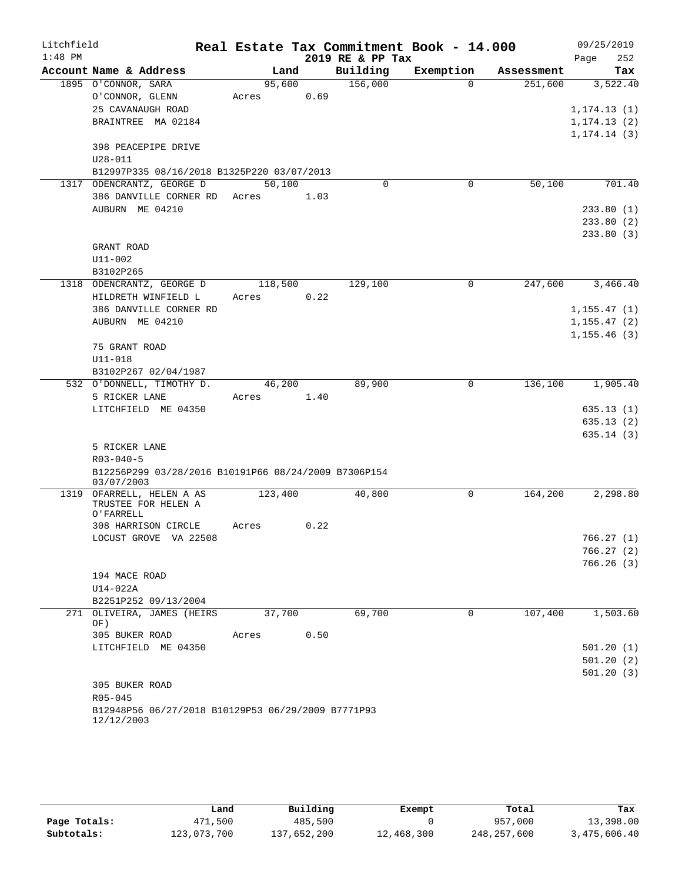Litchfield
1:48 PM

# Real Estate Tax Commitment Book - 14.000

2019 RE & PP Tax

09/25/2019

| Account Name & Address | Land | Building | Exemption | Assessment | Tax |
|---|---|---|---|---|---|
| 1895 O'CONNOR, SARA | 95,600 | 156,000 | 0 | 251,600 | 3,522.40 |
| O'CONNOR, GLENN | Acres 0.69 | | | | |
| 25 CAVANAUGH ROAD | | | | | 1,174.13 (1) |
| BRAINTREE MA 02184 | | | | | 1,174.13 (2) |
| | | | | | 1,174.14 (3) |
| 398 PEACEPIPE DRIVE | | | | | |
| U28-011 | | | | | |
| B12997P335 08/16/2018 B1325P220 03/07/2013 | | | | | |
| 1317 ODENCRANTZ, GEORGE D | 50,100 | 0 | 0 | 50,100 | 701.40 |
| 386 DANVILLE CORNER RD | Acres 1.03 | | | | |
| AUBURN ME 04210 | | | | | 233.80 (1) |
| | | | | | 233.80 (2) |
| | | | | | 233.80 (3) |
| GRANT ROAD | | | | | |
| U11-002 | | | | | |
| B3102P265 | | | | | |
| 1318 ODENCRANTZ, GEORGE D | 118,500 | 129,100 | 0 | 247,600 | 3,466.40 |
| HILDRETH WINFIELD L | Acres 0.22 | | | | |
| 386 DANVILLE CORNER RD | | | | | 1,155.47 (1) |
| AUBURN ME 04210 | | | | | 1,155.47 (2) |
| | | | | | 1,155.46 (3) |
| 75 GRANT ROAD | | | | | |
| U11-018 | | | | | |
| B3102P267 02/04/1987 | | | | | |
| 532 O'DONNELL, TIMOTHY D. | 46,200 | 89,900 | 0 | 136,100 | 1,905.40 |
| 5 RICKER LANE | Acres 1.40 | | | | |
| LITCHFIELD ME 04350 | | | | | 635.13 (1) |
| | | | | | 635.13 (2) |
| | | | | | 635.14 (3) |
| 5 RICKER LANE | | | | | |
| R03-040-5 | | | | | |
| B12256P299 03/28/2016 B10191P66 08/24/2009 B7306P154 03/07/2003 | | | | | |
| 1319 OFARRELL, HELEN A AS TRUSTEE FOR HELEN A O'FARRELL | 123,400 | 40,800 | 0 | 164,200 | 2,298.80 |
| 308 HARRISON CIRCLE | Acres 0.22 | | | | |
| LOCUST GROVE VA 22508 | | | | | 766.27 (1) |
| | | | | | 766.27 (2) |
| | | | | | 766.26 (3) |
| 194 MACE ROAD | | | | | |
| U14-022A | | | | | |
| B2251P252 09/13/2004 | | | | | |
| 271 OLIVEIRA, JAMES (HEIRS OF) | 37,700 | 69,700 | 0 | 107,400 | 1,503.60 |
| 305 BUKER ROAD | Acres 0.50 | | | | |
| LITCHFIELD ME 04350 | | | | | 501.20 (1) |
| | | | | | 501.20 (2) |
| | | | | | 501.20 (3) |
| 305 BUKER ROAD | | | | | |
| R05-045 | | | | | |
| B12948P56 06/27/2018 B10129P53 06/29/2009 B7771P93 12/12/2003 | | | | | |

| | Land | Building | Exempt | Total | Tax |
|---|---|---|---|---|---|
| Page Totals: | 471,500 | 485,500 | 0 | 957,000 | 13,398.00 |
| Subtotals: | 123,073,700 | 137,652,200 | 12,468,300 | 248,257,600 | 3,475,606.40 |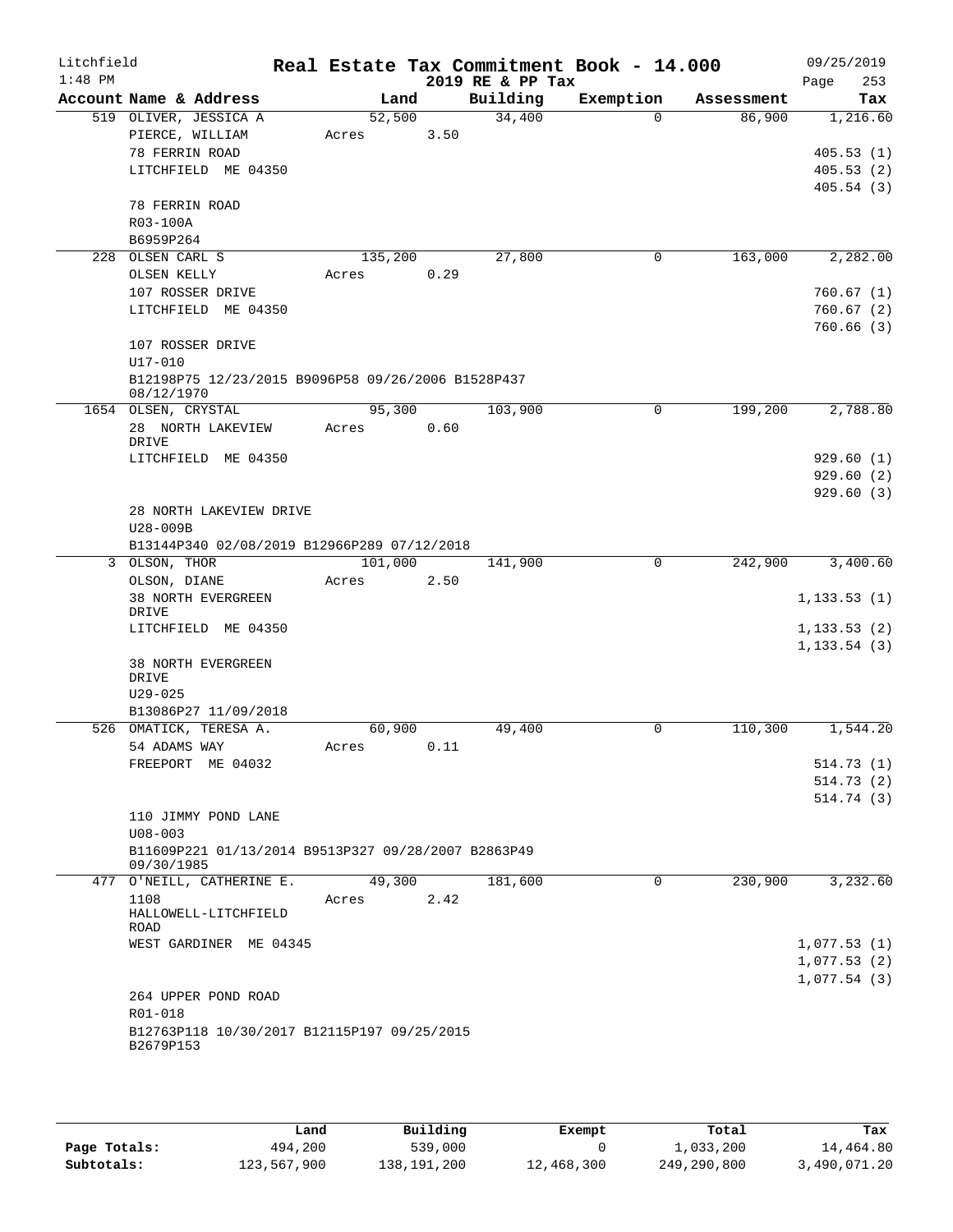Litchfield
1:48 PM

# Real Estate Tax Commitment Book - 14.000

2019 RE & PP Tax

09/25/2019

| Account Name & Address | Land | Building | Exemption | Assessment | Tax |
|---|---|---|---|---|---|
| 519 OLIVER, JESSICA A | 52,500 | 34,400 | 0 | 86,900 | 1,216.60 |
| PIERCE, WILLIAM | Acres 3.50 | | | | |
| 78 FERRIN ROAD | | | | | 405.53 (1) |
| LITCHFIELD ME 04350 | | | | | 405.53 (2) |
| | | | | | 405.54 (3) |
| 78 FERRIN ROAD | | | | | |
| R03-100A | | | | | |
| B6959P264 | | | | | |
| 228 OLSEN CARL S | 135,200 | 27,800 | 0 | 163,000 | 2,282.00 |
| OLSEN KELLY | Acres 0.29 | | | | |
| 107 ROSSER DRIVE | | | | | 760.67 (1) |
| LITCHFIELD ME 04350 | | | | | 760.67 (2) |
| | | | | | 760.66 (3) |
| 107 ROSSER DRIVE | | | | | |
| U17-010 | | | | | |
| B12198P75 12/23/2015 B9096P58 09/26/2006 B1528P437 08/12/1970 | | | | | |
| 1654 OLSEN, CRYSTAL | 95,300 | 103,900 | 0 | 199,200 | 2,788.80 |
| 28 NORTH LAKEVIEW DRIVE | Acres 0.60 | | | | |
| LITCHFIELD ME 04350 | | | | | 929.60 (1) |
| | | | | | 929.60 (2) |
| | | | | | 929.60 (3) |
| 28 NORTH LAKEVIEW DRIVE | | | | | |
| U28-009B | | | | | |
| B13144P340 02/08/2019 B12966P289 07/12/2018 | | | | | |
| 3 OLSON, THOR | 101,000 | 141,900 | 0 | 242,900 | 3,400.60 |
| OLSON, DIANE | Acres 2.50 | | | | |
| 38 NORTH EVERGREEN DRIVE | | | | | 1,133.53 (1) |
| LITCHFIELD ME 04350 | | | | | 1,133.53 (2) |
| | | | | | 1,133.54 (3) |
| 38 NORTH EVERGREEN DRIVE | | | | | |
| U29-025 | | | | | |
| B13086P27 11/09/2018 | | | | | |
| 526 OMATICK, TERESA A. | 60,900 | 49,400 | 0 | 110,300 | 1,544.20 |
| 54 ADAMS WAY | Acres 0.11 | | | | |
| FREEPORT ME 04032 | | | | | 514.73 (1) |
| | | | | | 514.73 (2) |
| | | | | | 514.74 (3) |
| 110 JIMMY POND LANE | | | | | |
| U08-003 | | | | | |
| B11609P221 01/13/2014 B9513P327 09/28/2007 B2863P49 09/30/1985 | | | | | |
| 477 O'NEILL, CATHERINE E. | 49,300 | 181,600 | 0 | 230,900 | 3,232.60 |
| 1108 HALLOWELL-LITCHFIELD ROAD | Acres 2.42 | | | | |
| WEST GARDINER ME 04345 | | | | | 1,077.53 (1) |
| | | | | | 1,077.53 (2) |
| | | | | | 1,077.54 (3) |
| 264 UPPER POND ROAD | | | | | |
| R01-018 | | | | | |
| B12763P118 10/30/2017 B12115P197 09/25/2015 B2679P153 | | | | | |

| | Land | Building | Exempt | Total | Tax |
|---|---|---|---|---|---|
| Page Totals: | 494,200 | 539,000 | 0 | 1,033,200 | 14,464.80 |
| Subtotals: | 123,567,900 | 138,191,200 | 12,468,300 | 249,290,800 | 3,490,071.20 |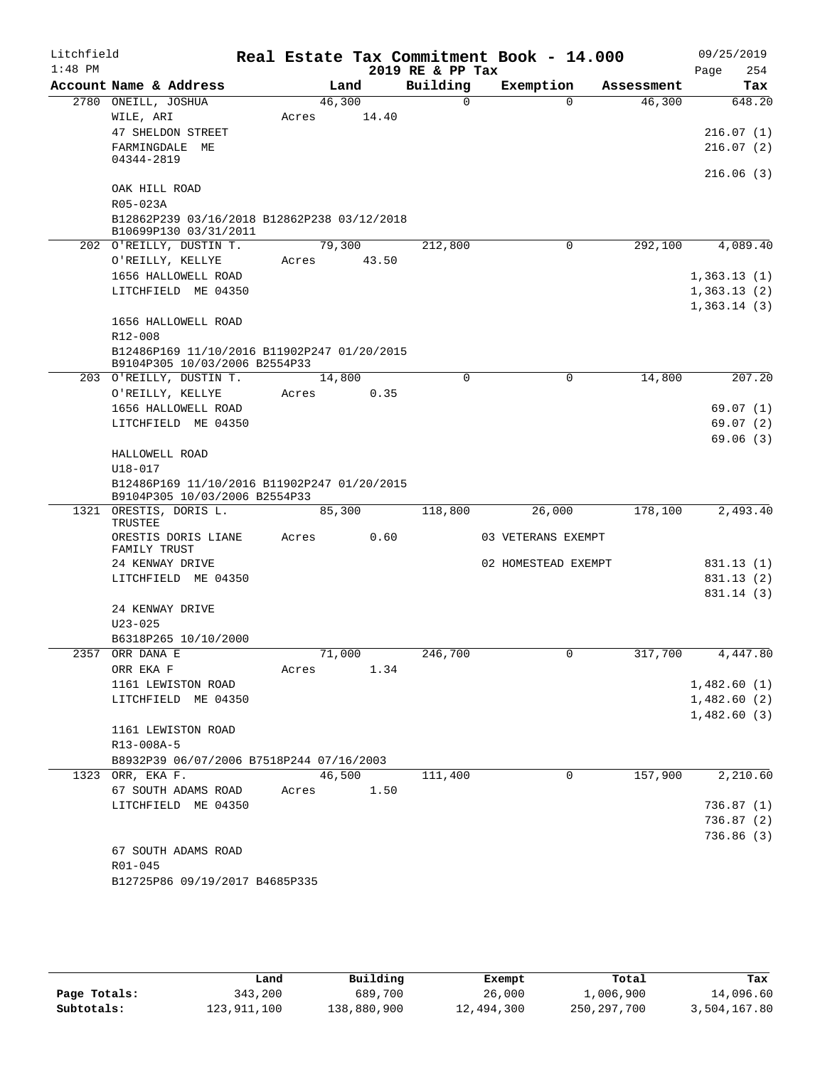Litchfield
1:48 PM

# Real Estate Tax Commitment Book - 14.000

2019 RE & PP Tax

09/25/2019
Page 254

| Account Name & Address | Land | Building | Exemption | Assessment | Tax |
|---|---|---|---|---|---|
| 2780 ONEILL, JOSHUA | 46,300 | 0 | 0 | 46,300 | 648.20 |
| WILE, ARI | Acres 14.40 | | | | |
| 47 SHELDON STREET | | | | | 216.07 (1) |
| FARMINGDALE ME 04344-2819 | | | | | 216.07 (2) |
| | | | | | 216.06 (3) |
| OAK HILL ROAD | | | | | |
| R05-023A | | | | | |
| B12862P239 03/16/2018 B12862P238 03/12/2018 B10699P130 03/31/2011 | | | | | |
| 202 O'REILLY, DUSTIN T. | 79,300 | 212,800 | 0 | 292,100 | 4,089.40 |
| O'REILLY, KELLYE | Acres 43.50 | | | | |
| 1656 HALLOWELL ROAD | | | | | 1,363.13 (1) |
| LITCHFIELD ME 04350 | | | | | 1,363.13 (2) |
| | | | | | 1,363.14 (3) |
| 1656 HALLOWELL ROAD | | | | | |
| R12-008 | | | | | |
| B12486P169 11/10/2016 B11902P247 01/20/2015 B9104P305 10/03/2006 B2554P33 | | | | | |
| 203 O'REILLY, DUSTIN T. | 14,800 | 0 | 0 | 14,800 | 207.20 |
| O'REILLY, KELLYE | Acres 0.35 | | | | |
| 1656 HALLOWELL ROAD | | | | | 69.07 (1) |
| LITCHFIELD ME 04350 | | | | | 69.07 (2) |
| | | | | | 69.06 (3) |
| HALLOWELL ROAD | | | | | |
| U18-017 | | | | | |
| B12486P169 11/10/2016 B11902P247 01/20/2015 B9104P305 10/03/2006 B2554P33 | | | | | |
| 1321 ORESTIS, DORIS L. TRUSTEE | 85,300 | 118,800 | 26,000 | 178,100 | 2,493.40 |
| ORESTIS DORIS LIANE FAMILY TRUST | Acres 0.60 | | 03 VETERANS EXEMPT | | |
| 24 KENWAY DRIVE | | | 02 HOMESTEAD EXEMPT | | 831.13 (1) |
| LITCHFIELD ME 04350 | | | | | 831.13 (2) |
| | | | | | 831.14 (3) |
| 24 KENWAY DRIVE | | | | | |
| U23-025 | | | | | |
| B6318P265 10/10/2000 | | | | | |
| 2357 ORR DANA E | 71,000 | 246,700 | 0 | 317,700 | 4,447.80 |
| ORR EKA F | Acres 1.34 | | | | |
| 1161 LEWISTON ROAD | | | | | 1,482.60 (1) |
| LITCHFIELD ME 04350 | | | | | 1,482.60 (2) |
| | | | | | 1,482.60 (3) |
| 1161 LEWISTON ROAD | | | | | |
| R13-008A-5 | | | | | |
| B8932P39 06/07/2006 B7518P244 07/16/2003 | | | | | |
| 1323 ORR, EKA F. | 46,500 | 111,400 | 0 | 157,900 | 2,210.60 |
| 67 SOUTH ADAMS ROAD | Acres 1.50 | | | | |
| LITCHFIELD ME 04350 | | | | | 736.87 (1) |
| | | | | | 736.87 (2) |
| | | | | | 736.86 (3) |
| 67 SOUTH ADAMS ROAD | | | | | |
| R01-045 | | | | | |
| B12725P86 09/19/2017 B4685P335 | | | | | |

| | Land | Building | Exempt | Total | Tax |
|---|---|---|---|---|---|
| Page Totals: | 343,200 | 689,700 | 26,000 | 1,006,900 | 14,096.60 |
| Subtotals: | 123,911,100 | 138,880,900 | 12,494,300 | 250,297,700 | 3,504,167.80 |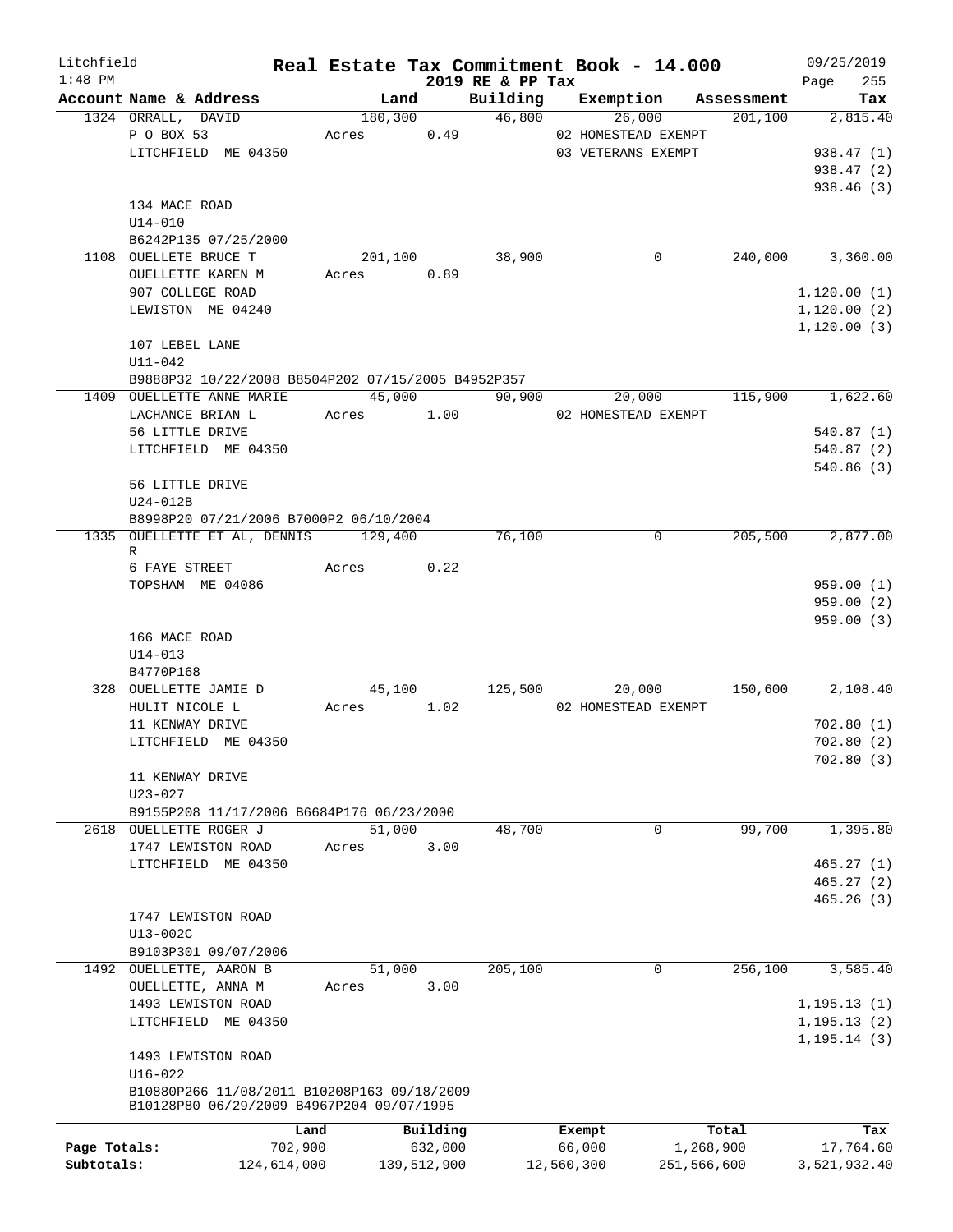Litchfield
1:48 PM

# Real Estate Tax Commitment Book - 14.000

2019 RE & PP Tax

09/25/2019
Page 255

| Account Name & Address | Land | Building | Exemption | Assessment | Tax |
|---|---|---|---|---|---|
| 1324 ORRALL, DAVID | 180,300 | 46,800 | 26,000 | 201,100 | 2,815.40 |
| P O BOX 53 | Acres 0.49 | | 02 HOMESTEAD EXEMPT | | |
| LITCHFIELD ME 04350 | | | 03 VETERANS EXEMPT | | 938.47 (1) |
| | | | | | 938.47 (2) |
| | | | | | 938.46 (3) |
| 134 MACE ROAD | | | | | |
| U14-010 | | | | | |
| B6242P135 07/25/2000 | | | | | |
| 1108 OUELLETE BRUCE T | 201,100 | 38,900 | 0 | 240,000 | 3,360.00 |
| OUELLETTE KAREN M | Acres 0.89 | | | | |
| 907 COLLEGE ROAD | | | | | 1,120.00 (1) |
| LEWISTON ME 04240 | | | | | 1,120.00 (2) |
| | | | | | 1,120.00 (3) |
| 107 LEBEL LANE | | | | | |
| U11-042 | | | | | |
| B9888P32 10/22/2008 B8504P202 07/15/2005 B4952P357 | | | | | |
| 1409 OUELLETTE ANNE MARIE | 45,000 | 90,900 | 20,000 | 115,900 | 1,622.60 |
| LACHANCE BRIAN L | Acres 1.00 | | 02 HOMESTEAD EXEMPT | | |
| 56 LITTLE DRIVE | | | | | 540.87 (1) |
| LITCHFIELD ME 04350 | | | | | 540.87 (2) |
| | | | | | 540.86 (3) |
| 56 LITTLE DRIVE | | | | | |
| U24-012B | | | | | |
| B8998P20 07/21/2006 B7000P2 06/10/2004 | | | | | |
| 1335 OUELLETTE ET AL, DENNIS R | 129,400 | 76,100 | 0 | 205,500 | 2,877.00 |
| 6 FAYE STREET | Acres 0.22 | | | | |
| TOPSHAM ME 04086 | | | | | 959.00 (1) |
| | | | | | 959.00 (2) |
| | | | | | 959.00 (3) |
| 166 MACE ROAD | | | | | |
| U14-013 | | | | | |
| B4770P168 | | | | | |
| 328 OUELLETTE JAMIE D | 45,100 | 125,500 | 20,000 | 150,600 | 2,108.40 |
| HULIT NICOLE L | Acres 1.02 | | 02 HOMESTEAD EXEMPT | | |
| 11 KENWAY DRIVE | | | | | 702.80 (1) |
| LITCHFIELD ME 04350 | | | | | 702.80 (2) |
| | | | | | 702.80 (3) |
| 11 KENWAY DRIVE | | | | | |
| U23-027 | | | | | |
| B9155P208 11/17/2006 B6684P176 06/23/2000 | | | | | |
| 2618 OUELLETTE ROGER J | 51,000 | 48,700 | 0 | 99,700 | 1,395.80 |
| 1747 LEWISTON ROAD | Acres 3.00 | | | | |
| LITCHFIELD ME 04350 | | | | | 465.27 (1) |
| | | | | | 465.27 (2) |
| | | | | | 465.26 (3) |
| 1747 LEWISTON ROAD | | | | | |
| U13-002C | | | | | |
| B9103P301 09/07/2006 | | | | | |
| 1492 OUELLETTE, AARON B | 51,000 | 205,100 | 0 | 256,100 | 3,585.40 |
| OUELLETTE, ANNA M | Acres 3.00 | | | | |
| 1493 LEWISTON ROAD | | | | | 1,195.13 (1) |
| LITCHFIELD ME 04350 | | | | | 1,195.13 (2) |
| | | | | | 1,195.14 (3) |
| 1493 LEWISTON ROAD | | | | | |
| U16-022 | | | | | |
| B10880P266 11/08/2011 B10208P163 09/18/2009 | | | | | |
| B10128P80 06/29/2009 B4967P204 09/07/1995 | | | | | |

| | Land | Building | Exempt | Total | Tax |
|---|---|---|---|---|---|
| Page Totals: | 702,900 | 632,000 | 66,000 | 1,268,900 | 17,764.60 |
| Subtotals: | 124,614,000 | 139,512,900 | 12,560,300 | 251,566,600 | 3,521,932.40 |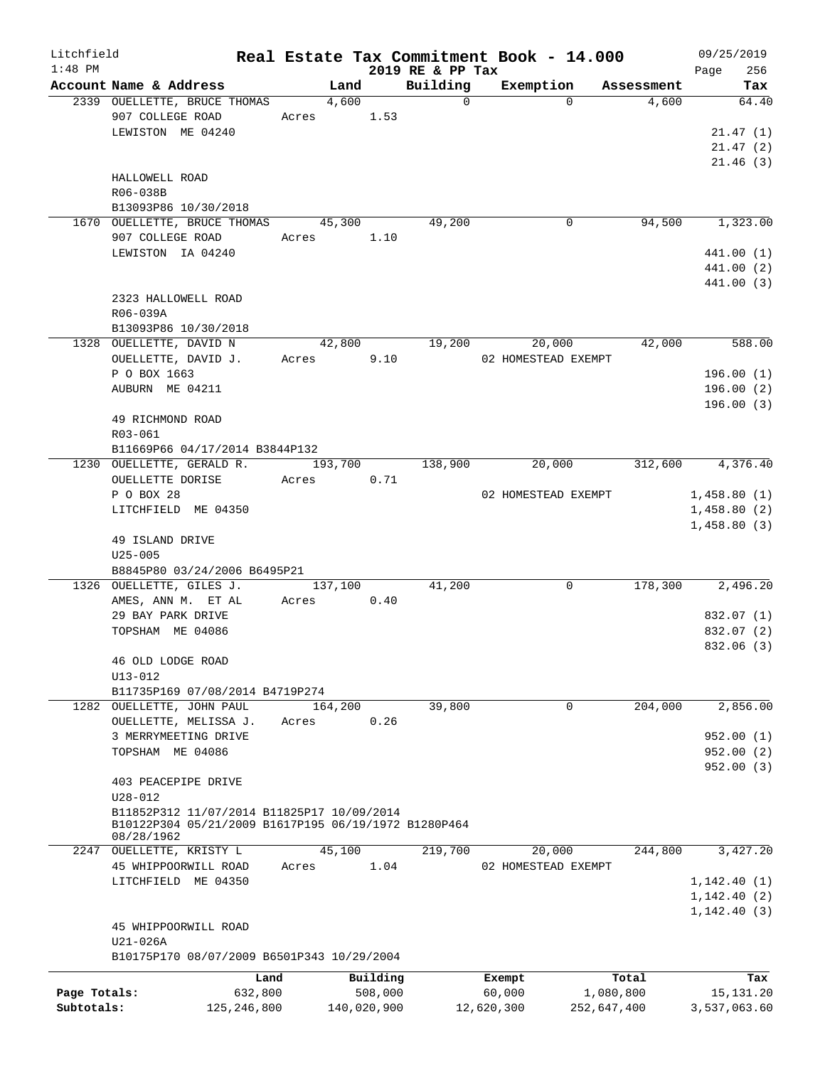Litchfield
1:48 PM

# Real Estate Tax Commitment Book - 14.000

2019 RE & PP Tax

09/25/2019

| Account Name & Address | Land | Building | Exemption | Assessment | Tax |
|---|---|---|---|---|---|
| 2339 OUELLETTE, BRUCE THOMAS | 4,600 | 0 | 0 | 4,600 | 64.40 |
| 907 COLLEGE ROAD | Acres 1.53 | | | | |
| LEWISTON ME 04240 | | | | | 21.47 (1) |
| | | | | | 21.47 (2) |
| | | | | | 21.46 (3) |
| HALLOWELL ROAD | | | | | |
| R06-038B | | | | | |
| B13093P86 10/30/2018 | | | | | |
| 1670 OUELLETTE, BRUCE THOMAS | 45,300 | 49,200 | 0 | 94,500 | 1,323.00 |
| 907 COLLEGE ROAD | Acres 1.10 | | | | |
| LEWISTON IA 04240 | | | | | 441.00 (1) |
| | | | | | 441.00 (2) |
| | | | | | 441.00 (3) |
| 2323 HALLOWELL ROAD | | | | | |
| R06-039A | | | | | |
| B13093P86 10/30/2018 | | | | | |
| 1328 OUELLETTE, DAVID N | 42,800 | 19,200 | 20,000 | 42,000 | 588.00 |
| OUELLETTE, DAVID J. | Acres 9.10 | | 02 HOMESTEAD EXEMPT | | |
| P O BOX 1663 | | | | | 196.00 (1) |
| AUBURN ME 04211 | | | | | 196.00 (2) |
| | | | | | 196.00 (3) |
| 49 RICHMOND ROAD | | | | | |
| R03-061 | | | | | |
| B11669P66 04/17/2014 B3844P132 | | | | | |
| 1230 OUELLETTE, GERALD R. | 193,700 | 138,900 | 20,000 | 312,600 | 4,376.40 |
| OUELLETTE DORISE | Acres 0.71 | | | | |
| P O BOX 28 | | | 02 HOMESTEAD EXEMPT | | 1,458.80 (1) |
| LITCHFIELD ME 04350 | | | | | 1,458.80 (2) |
| | | | | | 1,458.80 (3) |
| 49 ISLAND DRIVE | | | | | |
| U25-005 | | | | | |
| B8845P80 03/24/2006 B6495P21 | | | | | |
| 1326 OUELLETTE, GILES J. | 137,100 | 41,200 | 0 | 178,300 | 2,496.20 |
| AMES, ANN M. ET AL | Acres 0.40 | | | | |
| 29 BAY PARK DRIVE | | | | | 832.07 (1) |
| TOPSHAM ME 04086 | | | | | 832.07 (2) |
| | | | | | 832.06 (3) |
| 46 OLD LODGE ROAD | | | | | |
| U13-012 | | | | | |
| B11735P169 07/08/2014 B4719P274 | | | | | |
| 1282 OUELLETTE, JOHN PAUL | 164,200 | 39,800 | 0 | 204,000 | 2,856.00 |
| OUELLETTE, MELISSA J. | Acres 0.26 | | | | |
| 3 MERRYMEETING DRIVE | | | | | 952.00 (1) |
| TOPSHAM ME 04086 | | | | | 952.00 (2) |
| | | | | | 952.00 (3) |
| 403 PEACEPIPE DRIVE | | | | | |
| U28-012 | | | | | |
| B11852P312 11/07/2014 B11825P17 10/09/2014 B10122P304 05/21/2009 B1617P195 06/19/1972 B1280P464 08/28/1962 | | | | | |
| 2247 OUELLETTE, KRISTY L | 45,100 | 219,700 | 20,000 | 244,800 | 3,427.20 |
| 45 WHIPPOORWILL ROAD | Acres 1.04 | | 02 HOMESTEAD EXEMPT | | |
| LITCHFIELD ME 04350 | | | | | 1,142.40 (1) |
| | | | | | 1,142.40 (2) |
| | | | | | 1,142.40 (3) |
| 45 WHIPPOORWILL ROAD | | | | | |
| U21-026A | | | | | |
| B10175P170 08/07/2009 B6501P343 10/29/2004 | | | | | |

| | Land | Building | Exempt | Total | Tax |
|---|---|---|---|---|---|
| Page Totals: | 632,800 | 508,000 | 60,000 | 1,080,800 | 15,131.20 |
| Subtotals: | 125,246,800 | 140,020,900 | 12,620,300 | 252,647,400 | 3,537,063.60 |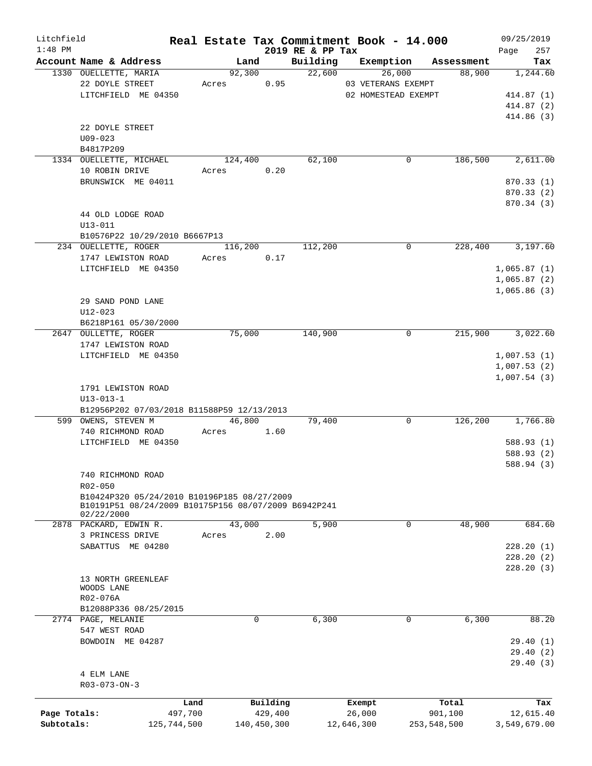Litchfield
1:48 PM

# Real Estate Tax Commitment Book - 14.000
## 2019 RE & PP Tax

09/25/2019
Page 257

| Account Name & Address | Land | Building | Exemption | Assessment | Tax |
|---|---|---|---|---|---|
| 1330 OUELLETTE, MARIA | 92,300 | 22,600 | 26,000 | 88,900 | 1,244.60 |
| 22 DOYLE STREET | Acres 0.95 | | 03 VETERANS EXEMPT | | |
| LITCHFIELD ME 04350 | | | 02 HOMESTEAD EXEMPT | | 414.87 (1) |
| | | | | | 414.87 (2) |
| | | | | | 414.86 (3) |
| 22 DOYLE STREET | | | | | |
| U09-023 | | | | | |
| B4817P209 | | | | | |
| 1334 OUELLETTE, MICHAEL | 124,400 | 62,100 | 0 | 186,500 | 2,611.00 |
| 10 ROBIN DRIVE | Acres 0.20 | | | | |
| BRUNSWICK ME 04011 | | | | | 870.33 (1) |
| | | | | | 870.33 (2) |
| | | | | | 870.34 (3) |
| 44 OLD LODGE ROAD | | | | | |
| U13-011 | | | | | |
| B10576P22 10/29/2010 B6667P13 | | | | | |
| 234 OUELLETTE, ROGER | 116,200 | 112,200 | 0 | 228,400 | 3,197.60 |
| 1747 LEWISTON ROAD | Acres 0.17 | | | | |
| LITCHFIELD ME 04350 | | | | | 1,065.87 (1) |
| | | | | | 1,065.87 (2) |
| | | | | | 1,065.86 (3) |
| 29 SAND POND LANE | | | | | |
| U12-023 | | | | | |
| B6218P161 05/30/2000 | | | | | |
| 2647 OULLETTE, ROGER | 75,000 | 140,900 | 0 | 215,900 | 3,022.60 |
| 1747 LEWISTON ROAD | | | | | |
| LITCHFIELD ME 04350 | | | | | 1,007.53 (1) |
| | | | | | 1,007.53 (2) |
| | | | | | 1,007.54 (3) |
| 1791 LEWISTON ROAD | | | | | |
| U13-013-1 | | | | | |
| B12956P202 07/03/2018 B11588P59 12/13/2013 | | | | | |
| 599 OWENS, STEVEN M | 46,800 | 79,400 | 0 | 126,200 | 1,766.80 |
| 740 RICHMOND ROAD | Acres 1.60 | | | | |
| LITCHFIELD ME 04350 | | | | | 588.93 (1) |
| | | | | | 588.93 (2) |
| | | | | | 588.94 (3) |
| 740 RICHMOND ROAD | | | | | |
| R02-050 | | | | | |
| B10424P320 05/24/2010 B10196P185 08/27/2009 B10191P51 08/24/2009 B10175P156 08/07/2009 B6942P241 02/22/2000 | | | | | |
| 2878 PACKARD, EDWIN R. | 43,000 | 5,900 | 0 | 48,900 | 684.60 |
| 3 PRINCESS DRIVE | Acres 2.00 | | | | |
| SABATTUS ME 04280 | | | | | 228.20 (1) |
| | | | | | 228.20 (2) |
| | | | | | 228.20 (3) |
| 13 NORTH GREENLEAF WOODS LANE | | | | | |
| R02-076A | | | | | |
| B12088P336 08/25/2015 | | | | | |
| 2774 PAGE, MELANIE | 0 | 6,300 | 0 | 6,300 | 88.20 |
| 547 WEST ROAD | | | | | |
| BOWDOIN ME 04287 | | | | | 29.40 (1) |
| | | | | | 29.40 (2) |
| | | | | | 29.40 (3) |
| 4 ELM LANE | | | | | |
| R03-073-ON-3 | | | | | |

| | Land | Building | Exempt | Total | Tax |
|---|---|---|---|---|---|
| Page Totals: | 497,700 | 429,400 | 26,000 | 901,100 | 12,615.40 |
| Subtotals: | 125,744,500 | 140,450,300 | 12,646,300 | 253,548,500 | 3,549,679.00 |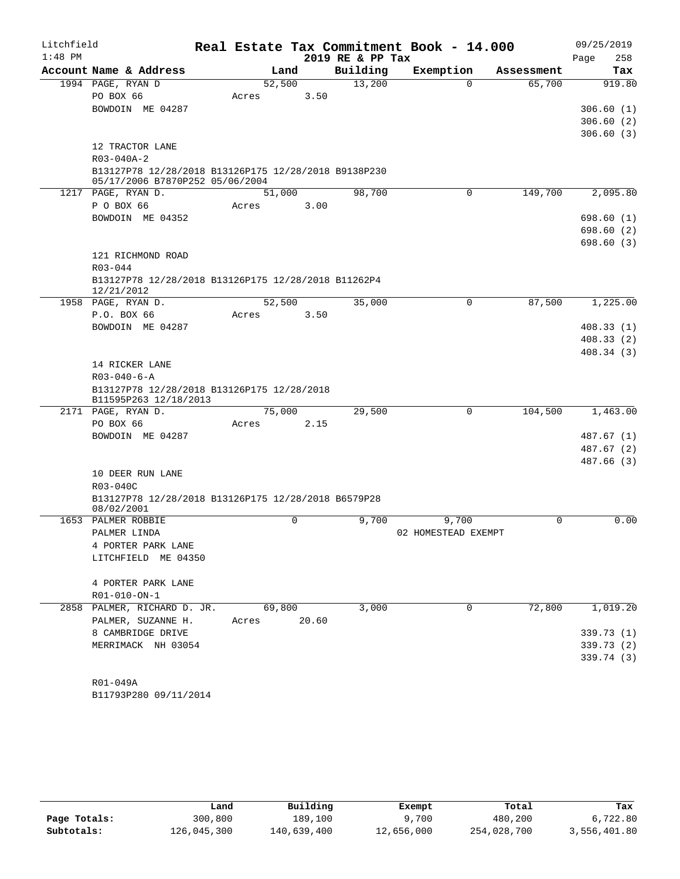Litchfield 1:48 PM

# Real Estate Tax Commitment Book - 14.000

2019 RE & PP Tax

09/25/2019 Page 258

| Account Name & Address | Land | Building | Exemption | Assessment | Tax |
|---|---|---|---|---|---|
| 1994 PAGE, RYAN D | 52,500 | 13,200 | 0 | 65,700 | 919.80 |
| PO BOX 66 | Acres 3.50 | | | | |
| BOWDOIN ME 04287 | | | | | 306.60 (1) |
| | | | | | 306.60 (2) |
| | | | | | 306.60 (3) |
| 12 TRACTOR LANE | | | | | |
| R03-040A-2 | | | | | |
| B13127P78 12/28/2018 B13126P175 12/28/2018 B9138P230 05/17/2006 B7870P252 05/06/2004 | | | | | |
| 1217 PAGE, RYAN D. | 51,000 | 98,700 | 0 | 149,700 | 2,095.80 |
| P O BOX 66 | Acres 3.00 | | | | |
| BOWDOIN ME 04352 | | | | | 698.60 (1) |
| | | | | | 698.60 (2) |
| | | | | | 698.60 (3) |
| 121 RICHMOND ROAD | | | | | |
| R03-044 | | | | | |
| B13127P78 12/28/2018 B13126P175 12/28/2018 B11262P4 12/21/2012 | | | | | |
| 1958 PAGE, RYAN D. | 52,500 | 35,000 | 0 | 87,500 | 1,225.00 |
| P.O. BOX 66 | Acres 3.50 | | | | |
| BOWDOIN ME 04287 | | | | | 408.33 (1) |
| | | | | | 408.33 (2) |
| | | | | | 408.34 (3) |
| 14 RICKER LANE | | | | | |
| R03-040-6-A | | | | | |
| B13127P78 12/28/2018 B13126P175 12/28/2018 B11595P263 12/18/2013 | | | | | |
| 2171 PAGE, RYAN D. | 75,000 | 29,500 | 0 | 104,500 | 1,463.00 |
| PO BOX 66 | Acres 2.15 | | | | |
| BOWDOIN ME 04287 | | | | | 487.67 (1) |
| | | | | | 487.67 (2) |
| | | | | | 487.66 (3) |
| 10 DEER RUN LANE | | | | | |
| R03-040C | | | | | |
| B13127P78 12/28/2018 B13126P175 12/28/2018 B6579P28 08/02/2001 | | | | | |
| 1653 PALMER ROBBIE | 0 | 9,700 | 9,700 | 0 | 0.00 |
| PALMER LINDA | | | 02 HOMESTEAD EXEMPT | | |
| 4 PORTER PARK LANE | | | | | |
| LITCHFIELD ME 04350 | | | | | |
| 4 PORTER PARK LANE | | | | | |
| R01-010-ON-1 | | | | | |
| 2858 PALMER, RICHARD D. JR. | 69,800 | 3,000 | 0 | 72,800 | 1,019.20 |
| PALMER, SUZANNE H. | Acres 20.60 | | | | |
| 8 CAMBRIDGE DRIVE | | | | | 339.73 (1) |
| MERRIMACK NH 03054 | | | | | 339.73 (2) |
| | | | | | 339.74 (3) |
| R01-049A | | | | | |
| B11793P280 09/11/2014 | | | | | |

| | Land | Building | Exempt | Total | Tax |
|---|---|---|---|---|---|
| Page Totals: | 300,800 | 189,100 | 9,700 | 480,200 | 6,722.80 |
| Subtotals: | 126,045,300 | 140,639,400 | 12,656,000 | 254,028,700 | 3,556,401.80 |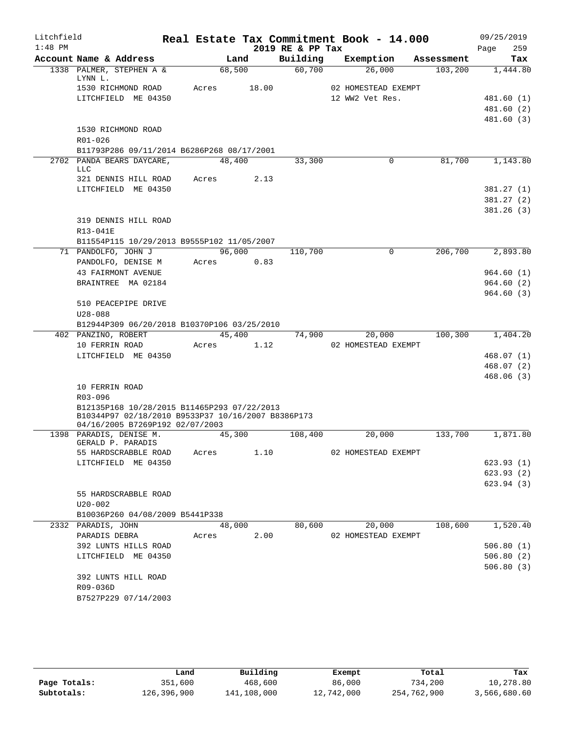Litchfield
1:48 PM

# Real Estate Tax Commitment Book - 14.000

2019 RE & PP Tax

09/25/2019
Page 259

| Account Name & Address | Land | Building | Exemption | Assessment | Tax |
|---|---|---|---|---|---|
| 1338 PALMER, STEPHEN A & LYNN L. | 68,500 | 60,700 | 26,000 | 103,200 | 1,444.80 |
| 1530 RICHMOND ROAD | Acres 18.00 | | 02 HOMESTEAD EXEMPT | | |
| LITCHFIELD ME 04350 | | | 12 WW2 Vet Res. | | 481.60 (1) |
| | | | | | 481.60 (2) |
| | | | | | 481.60 (3) |
| 1530 RICHMOND ROAD | | | | | |
| R01-026 | | | | | |
| B11793P286 09/11/2014 B6286P268 08/17/2001 | | | | | |
| 2702 PANDA BEARS DAYCARE, LLC | 48,400 | 33,300 | 0 | 81,700 | 1,143.80 |
| 321 DENNIS HILL ROAD | Acres 2.13 | | | | |
| LITCHFIELD ME 04350 | | | | | 381.27 (1) |
| | | | | | 381.27 (2) |
| | | | | | 381.26 (3) |
| 319 DENNIS HILL ROAD | | | | | |
| R13-041E | | | | | |
| B11554P115 10/29/2013 B9555P102 11/05/2007 | | | | | |
| 71 PANDOLFO, JOHN J | 96,000 | 110,700 | 0 | 206,700 | 2,893.80 |
| PANDOLFO, DENISE M | Acres 0.83 | | | | |
| 43 FAIRMONT AVENUE | | | | | 964.60 (1) |
| BRAINTREE MA 02184 | | | | | 964.60 (2) |
| | | | | | 964.60 (3) |
| 510 PEACEPIPE DRIVE | | | | | |
| U28-088 | | | | | |
| B12944P309 06/20/2018 B10370P106 03/25/2010 | | | | | |
| 402 PANZINO, ROBERT | 45,400 | 74,900 | 20,000 | 100,300 | 1,404.20 |
| 10 FERRIN ROAD | Acres 1.12 | | 02 HOMESTEAD EXEMPT | | |
| LITCHFIELD ME 04350 | | | | | 468.07 (1) |
| | | | | | 468.07 (2) |
| | | | | | 468.06 (3) |
| 10 FERRIN ROAD | | | | | |
| R03-096 | | | | | |
| B12135P168 10/28/2015 B11465P293 07/22/2013 B10344P97 02/18/2010 B9533P37 10/16/2007 B8386P173 04/16/2005 B7269P192 02/07/2003 | | | | | |
| 1398 PARADIS, DENISE M. GERALD P. PARADIS | 45,300 | 108,400 | 20,000 | 133,700 | 1,871.80 |
| 55 HARDSCRABBLE ROAD | Acres 1.10 | | 02 HOMESTEAD EXEMPT | | |
| LITCHFIELD ME 04350 | | | | | 623.93 (1) |
| | | | | | 623.93 (2) |
| | | | | | 623.94 (3) |
| 55 HARDSCRABBLE ROAD | | | | | |
| U20-002 | | | | | |
| B10036P260 04/08/2009 B5441P338 | | | | | |
| 2332 PARADIS, JOHN | 48,000 | 80,600 | 20,000 | 108,600 | 1,520.40 |
| PARADIS DEBRA | Acres 2.00 | | 02 HOMESTEAD EXEMPT | | |
| 392 LUNTS HILLS ROAD | | | | | 506.80 (1) |
| LITCHFIELD ME 04350 | | | | | 506.80 (2) |
| | | | | | 506.80 (3) |
| 392 LUNTS HILL ROAD | | | | | |
| R09-036D | | | | | |
| B7527P229 07/14/2003 | | | | | |

| | Land | Building | Exempt | Total | Tax |
|---|---|---|---|---|---|
| Page Totals: | 351,600 | 468,600 | 86,000 | 734,200 | 10,278.80 |
| Subtotals: | 126,396,900 | 141,108,000 | 12,742,000 | 254,762,900 | 3,566,680.60 |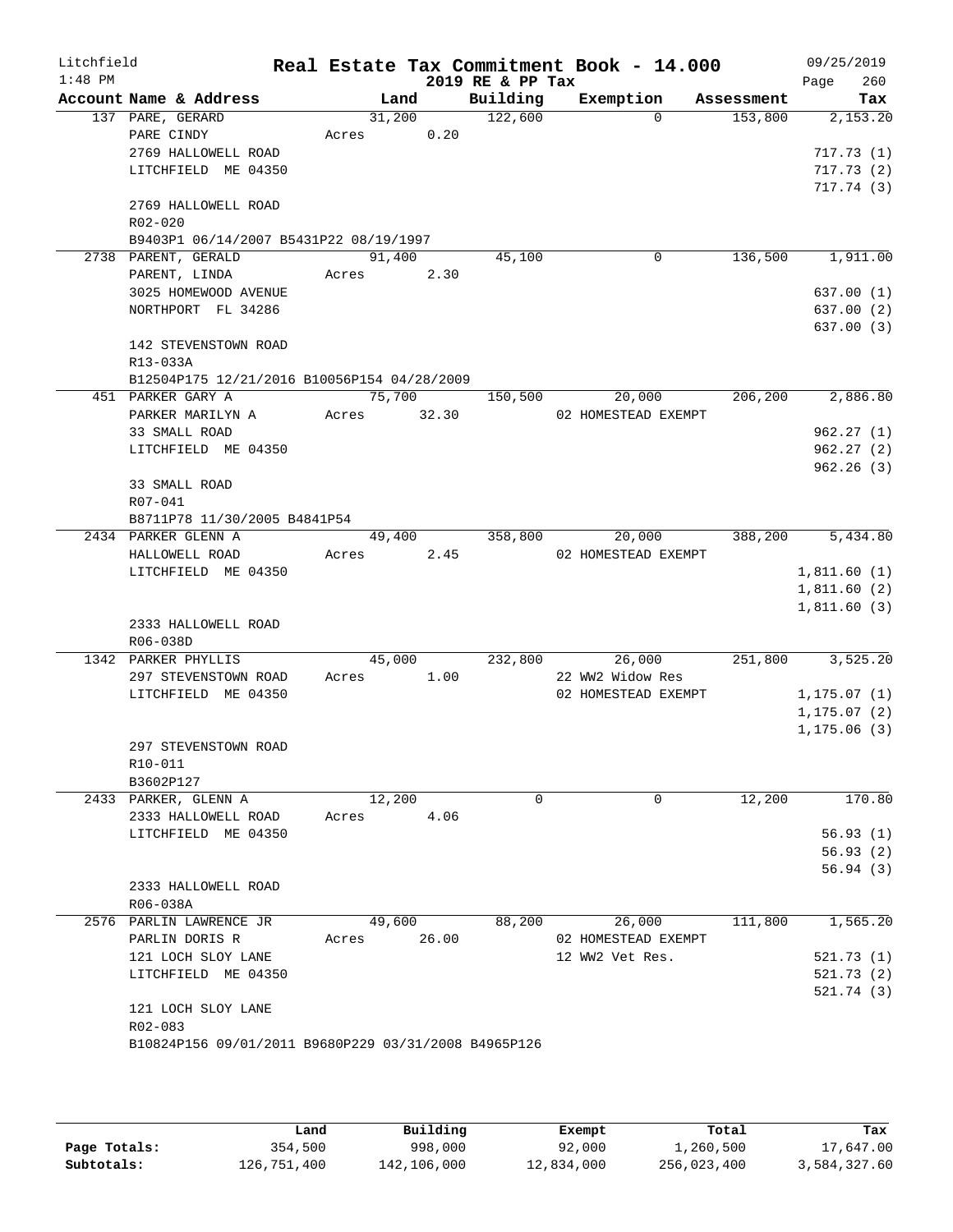Litchfield 1:48 PM

# Real Estate Tax Commitment Book - 14.000

2019 RE & PP Tax

09/25/2019

| Account Name & Address | Land | Building | Exemption | Assessment | Tax |
|---|---|---|---|---|---|
| 137 PARE, GERARD | 31,200 | 122,600 | 0 | 153,800 | 2,153.20 |
| PARE CINDY | Acres 0.20 | | | | |
| 2769 HALLOWELL ROAD | | | | | 717.73 (1) |
| LITCHFIELD ME 04350 | | | | | 717.73 (2) |
| | | | | | 717.74 (3) |
| 2769 HALLOWELL ROAD | | | | | |
| R02-020 | | | | | |
| B9403P1 06/14/2007 B5431P22 08/19/1997 | | | | | |
| 2738 PARENT, GERALD | 91,400 | 45,100 | 0 | 136,500 | 1,911.00 |
| PARENT, LINDA | Acres 2.30 | | | | |
| 3025 HOMEWOOD AVENUE | | | | | 637.00 (1) |
| NORTHPORT FL 34286 | | | | | 637.00 (2) |
| | | | | | 637.00 (3) |
| 142 STEVENSTOWN ROAD | | | | | |
| R13-033A | | | | | |
| B12504P175 12/21/2016 B10056P154 04/28/2009 | | | | | |
| 451 PARKER GARY A | 75,700 | 150,500 | 20,000 | 206,200 | 2,886.80 |
| PARKER MARILYN A | Acres 32.30 | | 02 HOMESTEAD EXEMPT | | |
| 33 SMALL ROAD | | | | | 962.27 (1) |
| LITCHFIELD ME 04350 | | | | | 962.27 (2) |
| | | | | | 962.26 (3) |
| 33 SMALL ROAD | | | | | |
| R07-041 | | | | | |
| B8711P78 11/30/2005 B4841P54 | | | | | |
| 2434 PARKER GLENN A | 49,400 | 358,800 | 20,000 | 388,200 | 5,434.80 |
| HALLOWELL ROAD | Acres 2.45 | | 02 HOMESTEAD EXEMPT | | |
| LITCHFIELD ME 04350 | | | | | 1,811.60 (1) |
| | | | | | 1,811.60 (2) |
| | | | | | 1,811.60 (3) |
| 2333 HALLOWELL ROAD | | | | | |
| R06-038D | | | | | |
| 1342 PARKER PHYLLIS | 45,000 | 232,800 | 26,000 | 251,800 | 3,525.20 |
| 297 STEVENSTOWN ROAD | Acres 1.00 | | 22 WW2 Widow Res | | |
| LITCHFIELD ME 04350 | | | 02 HOMESTEAD EXEMPT | | 1,175.07 (1) |
| | | | | | 1,175.07 (2) |
| | | | | | 1,175.06 (3) |
| 297 STEVENSTOWN ROAD | | | | | |
| R10-011 | | | | | |
| B3602P127 | | | | | |
| 2433 PARKER, GLENN A | 12,200 | 0 | 0 | 12,200 | 170.80 |
| 2333 HALLOWELL ROAD | Acres 4.06 | | | | |
| LITCHFIELD ME 04350 | | | | | 56.93 (1) |
| | | | | | 56.93 (2) |
| | | | | | 56.94 (3) |
| 2333 HALLOWELL ROAD | | | | | |
| R06-038A | | | | | |
| 2576 PARLIN LAWRENCE JR | 49,600 | 88,200 | 26,000 | 111,800 | 1,565.20 |
| PARLIN DORIS R | Acres 26.00 | | 02 HOMESTEAD EXEMPT | | |
| 121 LOCH SLOY LANE | | | 12 WW2 Vet Res. | | 521.73 (1) |
| LITCHFIELD ME 04350 | | | | | 521.73 (2) |
| | | | | | 521.74 (3) |
| 121 LOCH SLOY LANE | | | | | |
| R02-083 | | | | | |
| B10824P156 09/01/2011 B9680P229 03/31/2008 B4965P126 | | | | | |

| | Land | Building | Exempt | Total | Tax |
|---|---|---|---|---|---|
| Page Totals: | 354,500 | 998,000 | 92,000 | 1,260,500 | 17,647.00 |
| Subtotals: | 126,751,400 | 142,106,000 | 12,834,000 | 256,023,400 | 3,584,327.60 |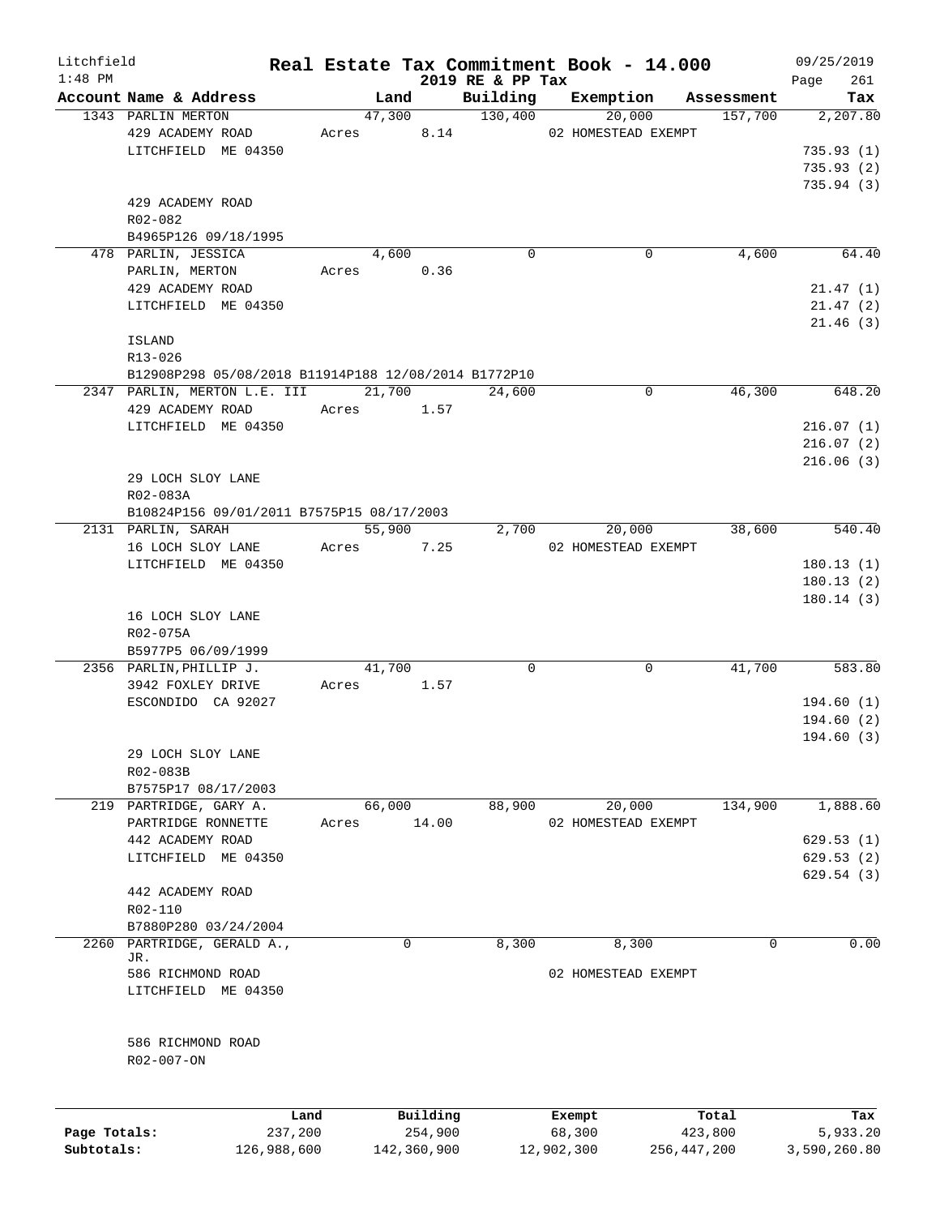Litchfield
1:48 PM

# Real Estate Tax Commitment Book - 14.000
## 2019 RE & PP Tax

09/25/2019

| Account Name & Address | Land | Building | Exemption | Assessment | Tax |
|---|---|---|---|---|---|
| 1343 PARLIN MERTON | 47,300 | 130,400 | 20,000 | 157,700 | 2,207.80 |
| 429 ACADEMY ROAD | Acres 8.14 | | 02 HOMESTEAD EXEMPT | | |
| LITCHFIELD ME 04350 | | | | | 735.93 (1) |
| | | | | | 735.93 (2) |
| | | | | | 735.94 (3) |
| 429 ACADEMY ROAD | | | | | |
| R02-082 | | | | | |
| B4965P126 09/18/1995 | | | | | |
| 478 PARLIN, JESSICA | 4,600 | 0 | 0 | 4,600 | 64.40 |
| PARLIN, MERTON | Acres 0.36 | | | | |
| 429 ACADEMY ROAD | | | | | 21.47 (1) |
| LITCHFIELD ME 04350 | | | | | 21.47 (2) |
| | | | | | 21.46 (3) |
| ISLAND | | | | | |
| R13-026 | | | | | |
| B12908P298 05/08/2018 B11914P188 12/08/2014 B1772P10 | | | | | |
| 2347 PARLIN, MERTON L.E. III | 21,700 | 24,600 | 0 | 46,300 | 648.20 |
| 429 ACADEMY ROAD | Acres 1.57 | | | | |
| LITCHFIELD ME 04350 | | | | | 216.07 (1) |
| | | | | | 216.07 (2) |
| | | | | | 216.06 (3) |
| 29 LOCH SLOY LANE | | | | | |
| R02-083A | | | | | |
| B10824P156 09/01/2011 B7575P15 08/17/2003 | | | | | |
| 2131 PARLIN, SARAH | 55,900 | 2,700 | 20,000 | 38,600 | 540.40 |
| 16 LOCH SLOY LANE | Acres 7.25 | | 02 HOMESTEAD EXEMPT | | |
| LITCHFIELD ME 04350 | | | | | 180.13 (1) |
| | | | | | 180.13 (2) |
| | | | | | 180.14 (3) |
| 16 LOCH SLOY LANE | | | | | |
| R02-075A | | | | | |
| B5977P5 06/09/1999 | | | | | |
| 2356 PARLIN,PHILLIP J. | 41,700 | 0 | 0 | 41,700 | 583.80 |
| 3942 FOXLEY DRIVE | Acres 1.57 | | | | |
| ESCONDIDO CA 92027 | | | | | 194.60 (1) |
| | | | | | 194.60 (2) |
| | | | | | 194.60 (3) |
| 29 LOCH SLOY LANE | | | | | |
| R02-083B | | | | | |
| B7575P17 08/17/2003 | | | | | |
| 219 PARTRIDGE, GARY A. | 66,000 | 88,900 | 20,000 | 134,900 | 1,888.60 |
| PARTRIDGE RONNETTE | Acres 14.00 | | 02 HOMESTEAD EXEMPT | | |
| 442 ACADEMY ROAD | | | | | 629.53 (1) |
| LITCHFIELD ME 04350 | | | | | 629.53 (2) |
| | | | | | 629.54 (3) |
| 442 ACADEMY ROAD | | | | | |
| R02-110 | | | | | |
| B7880P280 03/24/2004 | | | | | |
| 2260 PARTRIDGE, GERALD A., JR. | 0 | 8,300 | 8,300 | 0 | 0.00 |
| 586 RICHMOND ROAD | | | 02 HOMESTEAD EXEMPT | | |
| LITCHFIELD ME 04350 | | | | | |
| 586 RICHMOND ROAD | | | | | |
| R02-007-ON | | | | | |

| | Land | Building | Exempt | Total | Tax |
|---|---|---|---|---|---|
| Page Totals: | 237,200 | 254,900 | 68,300 | 423,800 | 5,933.20 |
| Subtotals: | 126,988,600 | 142,360,900 | 12,902,300 | 256,447,200 | 3,590,260.80 |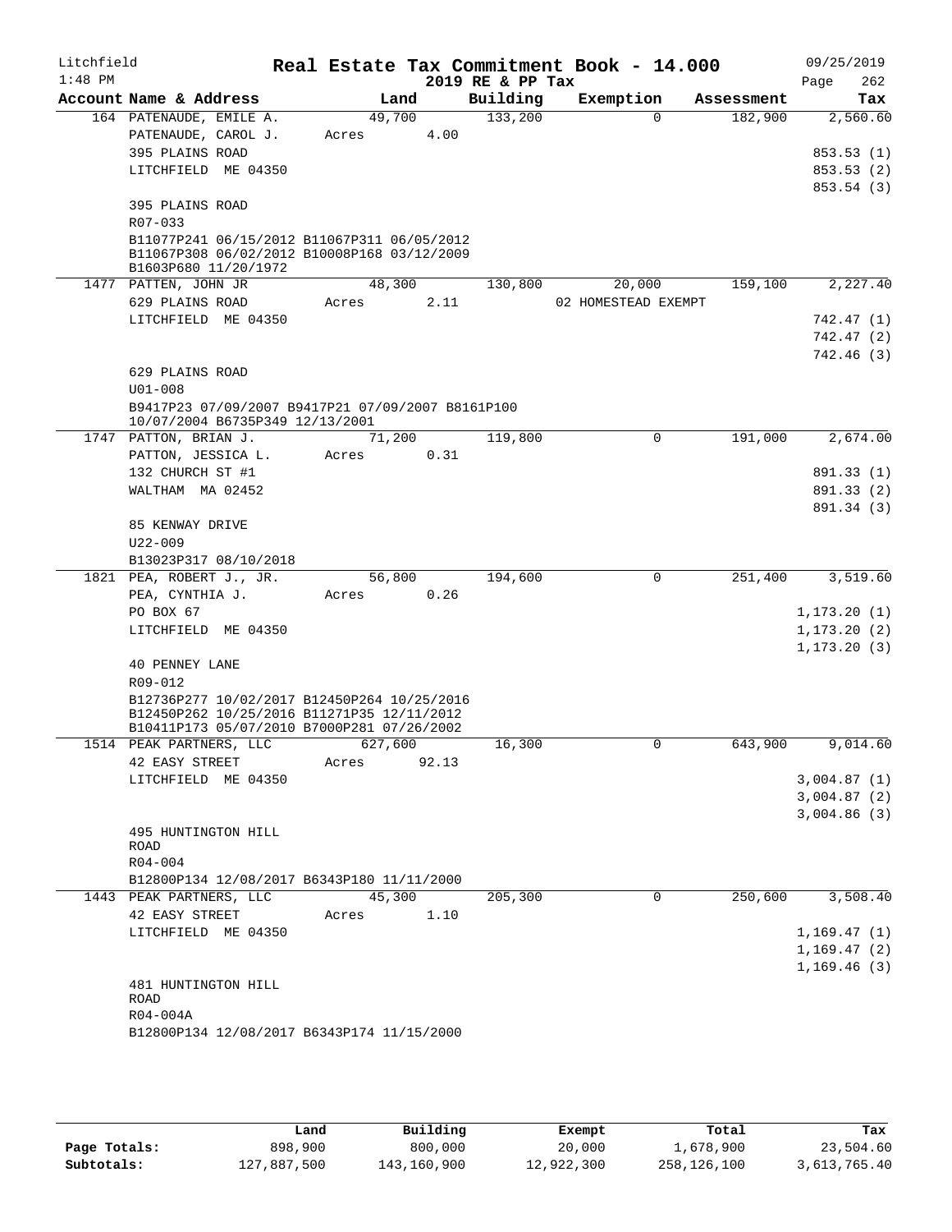Litchfield
1:48 PM

# Real Estate Tax Commitment Book - 14.000

2019 RE & PP Tax

09/25/2019

| Account Name & Address | Land | Building | Exemption | Assessment | Tax |
|---|---|---|---|---|---|
| 164 PATENAUDE, EMILE A. | 49,700 | 133,200 | 0 | 182,900 | 2,560.60 |
| PATENAUDE, CAROL J. | Acres 4.00 | | | | |
| 395 PLAINS ROAD | | | | | 853.53 (1) |
| LITCHFIELD ME 04350 | | | | | 853.53 (2) |
| | | | | | 853.54 (3) |
| 395 PLAINS ROAD | | | | | |
| R07-033 | | | | | |
| B11077P241 06/15/2012 B11067P311 06/05/2012 B11067P308 06/02/2012 B10008P168 03/12/2009 B1603P680 11/20/1972 | | | | | |
| 1477 PATTEN, JOHN JR | 48,300 | 130,800 | 20,000 | 159,100 | 2,227.40 |
| 629 PLAINS ROAD | Acres 2.11 | | 02 HOMESTEAD EXEMPT | | |
| LITCHFIELD ME 04350 | | | | | 742.47 (1) |
| | | | | | 742.47 (2) |
| | | | | | 742.46 (3) |
| 629 PLAINS ROAD | | | | | |
| U01-008 | | | | | |
| B9417P23 07/09/2007 B9417P21 07/09/2007 B8161P100 10/07/2004 B6735P349 12/13/2001 | | | | | |
| 1747 PATTON, BRIAN J. | 71,200 | 119,800 | 0 | 191,000 | 2,674.00 |
| PATTON, JESSICA L. | Acres 0.31 | | | | |
| 132 CHURCH ST #1 | | | | | 891.33 (1) |
| WALTHAM MA 02452 | | | | | 891.33 (2) |
| | | | | | 891.34 (3) |
| 85 KENWAY DRIVE | | | | | |
| U22-009 | | | | | |
| B13023P317 08/10/2018 | | | | | |
| 1821 PEA, ROBERT J., JR. | 56,800 | 194,600 | 0 | 251,400 | 3,519.60 |
| PEA, CYNTHIA J. | Acres 0.26 | | | | |
| PO BOX 67 | | | | | 1,173.20 (1) |
| LITCHFIELD ME 04350 | | | | | 1,173.20 (2) |
| | | | | | 1,173.20 (3) |
| 40 PENNEY LANE | | | | | |
| R09-012 | | | | | |
| B12736P277 10/02/2017 B12450P264 10/25/2016 B12450P262 10/25/2016 B11271P35 12/11/2012 B10411P173 05/07/2010 B7000P281 07/26/2002 | | | | | |
| 1514 PEAK PARTNERS, LLC | 627,600 | 16,300 | 0 | 643,900 | 9,014.60 |
| 42 EASY STREET | Acres 92.13 | | | | |
| LITCHFIELD ME 04350 | | | | | 3,004.87 (1) |
| | | | | | 3,004.87 (2) |
| | | | | | 3,004.86 (3) |
| 495 HUNTINGTON HILL ROAD | | | | | |
| R04-004 | | | | | |
| B12800P134 12/08/2017 B6343P180 11/11/2000 | | | | | |
| 1443 PEAK PARTNERS, LLC | 45,300 | 205,300 | 0 | 250,600 | 3,508.40 |
| 42 EASY STREET | Acres 1.10 | | | | |
| LITCHFIELD ME 04350 | | | | | 1,169.47 (1) |
| | | | | | 1,169.47 (2) |
| | | | | | 1,169.46 (3) |
| 481 HUNTINGTON HILL ROAD | | | | | |
| R04-004A | | | | | |
| B12800P134 12/08/2017 B6343P174 11/15/2000 | | | | | |

| | Land | Building | Exempt | Total | Tax |
|---|---|---|---|---|---|
| Page Totals: | 898,900 | 800,000 | 20,000 | 1,678,900 | 23,504.60 |
| Subtotals: | 127,887,500 | 143,160,900 | 12,922,300 | 258,126,100 | 3,613,765.40 |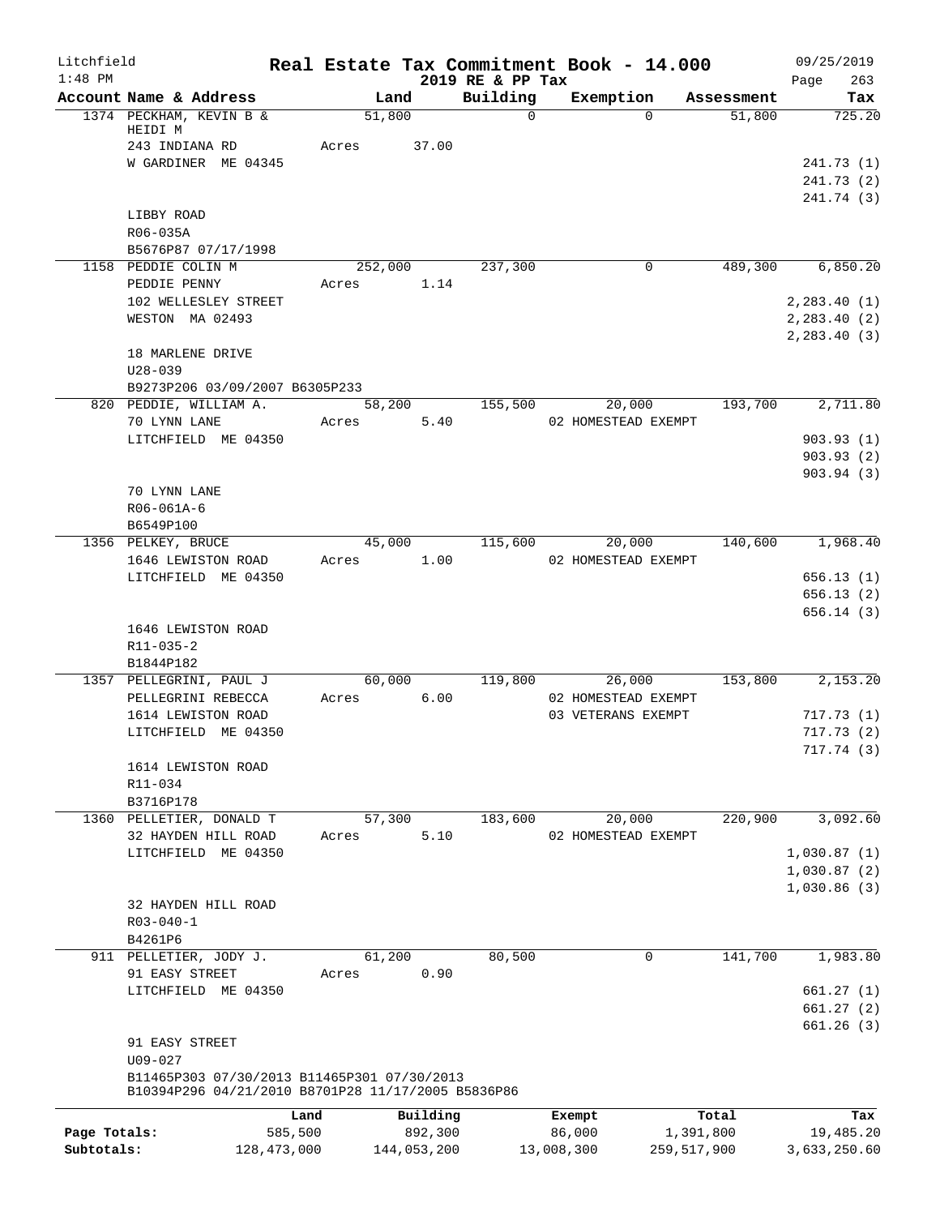# Real Estate Tax Commitment Book - 14.000

Litchfield
1:48 PM

2019 RE & PP Tax

09/25/2019

| Account Name & Address | Land | Building | Exemption | Assessment | Tax |
|---|---|---|---|---|---|
| 1374 PECKHAM, KEVIN B & HEIDI M | 51,800 | 0 | 0 | 51,800 | 725.20 |
| 243 INDIANA RD | Acres 37.00 | | | | |
| W GARDINER ME 04345 | | | | | 241.73 (1) |
| | | | | | 241.73 (2) |
| | | | | | 241.74 (3) |
| LIBBY ROAD | | | | | |
| R06-035A | | | | | |
| B5676P87 07/17/1998 | | | | | |
| 1158 PEDDIE COLIN M | 252,000 | 237,300 | 0 | 489,300 | 6,850.20 |
| PEDDIE PENNY | Acres 1.14 | | | | |
| 102 WELLESLEY STREET | | | | | 2,283.40 (1) |
| WESTON MA 02493 | | | | | 2,283.40 (2) |
| | | | | | 2,283.40 (3) |
| 18 MARLENE DRIVE | | | | | |
| U28-039 | | | | | |
| B9273P206 03/09/2007 B6305P233 | | | | | |
| 820 PEDDIE, WILLIAM A. | 58,200 | 155,500 | 20,000 | 193,700 | 2,711.80 |
| 70 LYNN LANE | Acres 5.40 | | 02 HOMESTEAD EXEMPT | | |
| LITCHFIELD ME 04350 | | | | | 903.93 (1) |
| | | | | | 903.93 (2) |
| | | | | | 903.94 (3) |
| 70 LYNN LANE | | | | | |
| R06-061A-6 | | | | | |
| B6549P100 | | | | | |
| 1356 PELKEY, BRUCE | 45,000 | 115,600 | 20,000 | 140,600 | 1,968.40 |
| 1646 LEWISTON ROAD | Acres 1.00 | | 02 HOMESTEAD EXEMPT | | |
| LITCHFIELD ME 04350 | | | | | 656.13 (1) |
| | | | | | 656.13 (2) |
| | | | | | 656.14 (3) |
| 1646 LEWISTON ROAD | | | | | |
| R11-035-2 | | | | | |
| B1844P182 | | | | | |
| 1357 PELLEGRINI, PAUL J | 60,000 | 119,800 | 26,000 | 153,800 | 2,153.20 |
| PELLEGRINI REBECCA | Acres 6.00 | | 02 HOMESTEAD EXEMPT | | |
| 1614 LEWISTON ROAD | | | 03 VETERANS EXEMPT | | 717.73 (1) |
| LITCHFIELD ME 04350 | | | | | 717.73 (2) |
| | | | | | 717.74 (3) |
| 1614 LEWISTON ROAD | | | | | |
| R11-034 | | | | | |
| B3716P178 | | | | | |
| 1360 PELLETIER, DONALD T | 57,300 | 183,600 | 20,000 | 220,900 | 3,092.60 |
| 32 HAYDEN HILL ROAD | Acres 5.10 | | 02 HOMESTEAD EXEMPT | | |
| LITCHFIELD ME 04350 | | | | | 1,030.87 (1) |
| | | | | | 1,030.87 (2) |
| | | | | | 1,030.86 (3) |
| 32 HAYDEN HILL ROAD | | | | | |
| R03-040-1 | | | | | |
| B4261P6 | | | | | |
| 911 PELLETIER, JODY J. | 61,200 | 80,500 | 0 | 141,700 | 1,983.80 |
| 91 EASY STREET | Acres 0.90 | | | | |
| LITCHFIELD ME 04350 | | | | | 661.27 (1) |
| | | | | | 661.27 (2) |
| | | | | | 661.26 (3) |
| 91 EASY STREET | | | | | |
| U09-027 | | | | | |
| B11465P303 07/30/2013 B11465P301 07/30/2013 | | | | | |
| B10394P296 04/21/2010 B8701P28 11/17/2005 B5836P86 | | | | | |

| | Land | Building | Exempt | Total | Tax |
|---|---|---|---|---|---|
| Page Totals: | 585,500 | 892,300 | 86,000 | 1,391,800 | 19,485.20 |
| Subtotals: | 128,473,000 | 144,053,200 | 13,008,300 | 259,517,900 | 3,633,250.60 |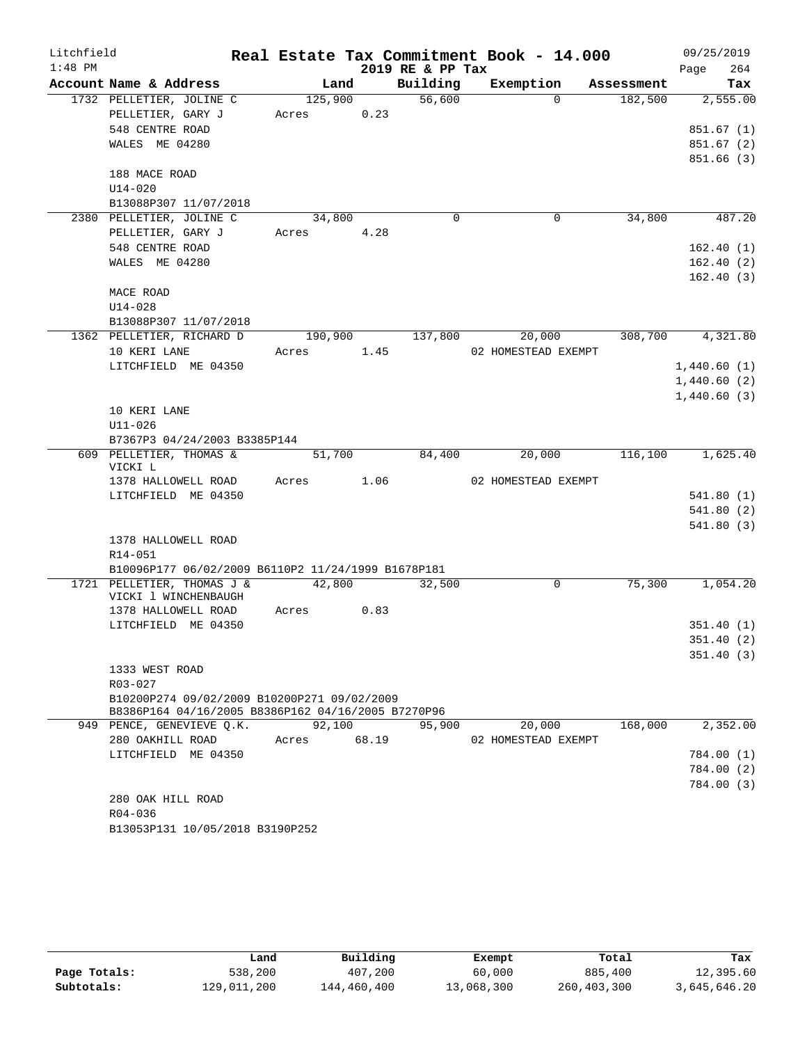Litchfield 1:48 PM

**Real Estate Tax Commitment Book - 14.000**

2019 RE & PP Tax

09/25/2019 Page 264

| Account Name & Address | Land | Building | Exemption | Assessment | Tax |
|---|---|---|---|---|---|
| 1732 PELLETIER, JOLINE C | 125,900 | 56,600 | 0 | 182,500 | 2,555.00 |
| PELLETIER, GARY J | Acres 0.23 | | | | |
| 548 CENTRE ROAD | | | | | 851.67 (1) |
| WALES ME 04280 | | | | | 851.67 (2) |
| | | | | | 851.66 (3) |
| 188 MACE ROAD | | | | | |
| U14-020 | | | | | |
| B13088P307 11/07/2018 | | | | | |
| 2380 PELLETIER, JOLINE C | 34,800 | 0 | 0 | 34,800 | 487.20 |
| PELLETIER, GARY J | Acres 4.28 | | | | |
| 548 CENTRE ROAD | | | | | 162.40 (1) |
| WALES ME 04280 | | | | | 162.40 (2) |
| | | | | | 162.40 (3) |
| MACE ROAD | | | | | |
| U14-028 | | | | | |
| B13088P307 11/07/2018 | | | | | |
| 1362 PELLETIER, RICHARD D | 190,900 | 137,800 | 20,000 | 308,700 | 4,321.80 |
| 10 KERI LANE | Acres 1.45 | | 02 HOMESTEAD EXEMPT | | |
| LITCHFIELD ME 04350 | | | | | 1,440.60 (1) |
| | | | | | 1,440.60 (2) |
| | | | | | 1,440.60 (3) |
| 10 KERI LANE | | | | | |
| U11-026 | | | | | |
| B7367P3 04/24/2003 B3385P144 | | | | | |
| 609 PELLETIER, THOMAS & VICKI L | 51,700 | 84,400 | 20,000 | 116,100 | 1,625.40 |
| 1378 HALLOWELL ROAD | Acres 1.06 | | 02 HOMESTEAD EXEMPT | | |
| LITCHFIELD ME 04350 | | | | | 541.80 (1) |
| | | | | | 541.80 (2) |
| | | | | | 541.80 (3) |
| 1378 HALLOWELL ROAD | | | | | |
| R14-051 | | | | | |
| B10096P177 06/02/2009 B6110P2 11/24/1999 B1678P181 | | | | | |
| 1721 PELLETIER, THOMAS J & VICKI l WINCHENBAUGH | 42,800 | 32,500 | 0 | 75,300 | 1,054.20 |
| 1378 HALLOWELL ROAD | Acres 0.83 | | | | |
| LITCHFIELD ME 04350 | | | | | 351.40 (1) |
| | | | | | 351.40 (2) |
| | | | | | 351.40 (3) |
| 1333 WEST ROAD | | | | | |
| R03-027 | | | | | |
| B10200P274 09/02/2009 B10200P271 09/02/2009 B8386P164 04/16/2005 B8386P162 04/16/2005 B7270P96 | | | | | |
| 949 PENCE, GENEVIEVE Q.K. | 92,100 | 95,900 | 20,000 | 168,000 | 2,352.00 |
| 280 OAKHILL ROAD | Acres 68.19 | | 02 HOMESTEAD EXEMPT | | |
| LITCHFIELD ME 04350 | | | | | 784.00 (1) |
| | | | | | 784.00 (2) |
| | | | | | 784.00 (3) |
| 280 OAK HILL ROAD | | | | | |
| R04-036 | | | | | |
| B13053P131 10/05/2018 B3190P252 | | | | | |

| | Land | Building | Exempt | Total | Tax |
|---|---|---|---|---|---|
| Page Totals: | 538,200 | 407,200 | 60,000 | 885,400 | 12,395.60 |
| Subtotals: | 129,011,200 | 144,460,400 | 13,068,300 | 260,403,300 | 3,645,646.20 |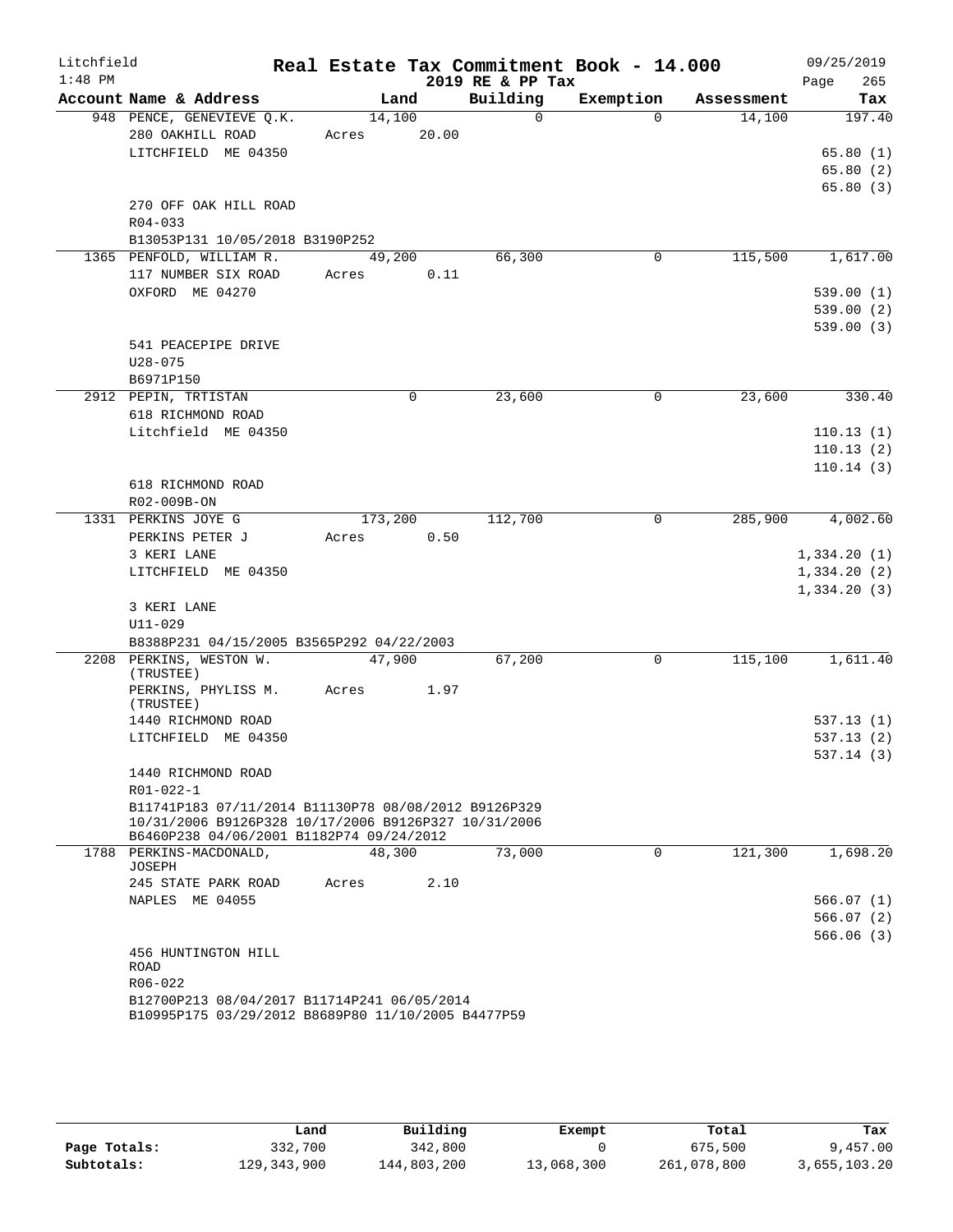Litchfield
1:48 PM

**Real Estate Tax Commitment Book - 14.000**
**2019 RE & PP Tax**

09/25/2019
Page 265

| Account | Name & Address | Land | Building | Exemption | Assessment | Tax |
|---|---|---|---|---|---|---|
| 948 | PENCE, GENEVIEVE Q.K. | 14,100 | 0 | 0 | 14,100 | 197.40 |
| | 280 OAKHILL ROAD | Acres 20.00 | | | | |
| | LITCHFIELD ME 04350 | | | | | 65.80 (1) |
| | | | | | | 65.80 (2) |
| | | | | | | 65.80 (3) |
| | 270 OFF OAK HILL ROAD | | | | | |
| | R04-033 | | | | | |
| | B13053P131 10/05/2018 B3190P252 | | | | | |
| 1365 | PENFOLD, WILLIAM R. | 49,200 | 66,300 | 0 | 115,500 | 1,617.00 |
| | 117 NUMBER SIX ROAD | Acres 0.11 | | | | |
| | OXFORD ME 04270 | | | | | 539.00 (1) |
| | | | | | | 539.00 (2) |
| | | | | | | 539.00 (3) |
| | 541 PEACEPIPE DRIVE | | | | | |
| | U28-075 | | | | | |
| | B6971P150 | | | | | |
| 2912 | PEPIN, TRTISTAN | 0 | 23,600 | 0 | 23,600 | 330.40 |
| | 618 RICHMOND ROAD | | | | | |
| | Litchfield ME 04350 | | | | | 110.13 (1) |
| | | | | | | 110.13 (2) |
| | | | | | | 110.14 (3) |
| | 618 RICHMOND ROAD | | | | | |
| | R02-009B-ON | | | | | |
| 1331 | PERKINS JOYE G | 173,200 | 112,700 | 0 | 285,900 | 4,002.60 |
| | PERKINS PETER J | Acres 0.50 | | | | |
| | 3 KERI LANE | | | | | 1,334.20 (1) |
| | LITCHFIELD ME 04350 | | | | | 1,334.20 (2) |
| | | | | | | 1,334.20 (3) |
| | 3 KERI LANE | | | | | |
| | U11-029 | | | | | |
| | B8388P231 04/15/2005 B3565P292 04/22/2003 | | | | | |
| 2208 | PERKINS, WESTON W. (TRUSTEE) | 47,900 | 67,200 | 0 | 115,100 | 1,611.40 |
| | PERKINS, PHYLISS M. (TRUSTEE) | Acres 1.97 | | | | |
| | 1440 RICHMOND ROAD | | | | | 537.13 (1) |
| | LITCHFIELD ME 04350 | | | | | 537.13 (2) |
| | | | | | | 537.14 (3) |
| | 1440 RICHMOND ROAD | | | | | |
| | R01-022-1 | | | | | |
| | B11741P183 07/11/2014 B11130P78 08/08/2012 B9126P329 10/31/2006 B9126P328 10/17/2006 B9126P327 10/31/2006 B6460P238 04/06/2001 B1182P74 09/24/2012 | | | | | |
| 1788 | PERKINS-MACDONALD, JOSEPH | 48,300 | 73,000 | 0 | 121,300 | 1,698.20 |
| | 245 STATE PARK ROAD | Acres 2.10 | | | | |
| | NAPLES ME 04055 | | | | | 566.07 (1) |
| | | | | | | 566.07 (2) |
| | | | | | | 566.06 (3) |
| | 456 HUNTINGTON HILL ROAD | | | | | |
| | R06-022 | | | | | |
| | B12700P213 08/04/2017 B11714P241 06/05/2014 B10995P175 03/29/2012 B8689P80 11/10/2005 B4477P59 | | | | | |

| | Land | Building | Exempt | Total | Tax |
|---|---|---|---|---|---|
| Page Totals: | 332,700 | 342,800 | 0 | 675,500 | 9,457.00 |
| Subtotals: | 129,343,900 | 144,803,200 | 13,068,300 | 261,078,800 | 3,655,103.20 |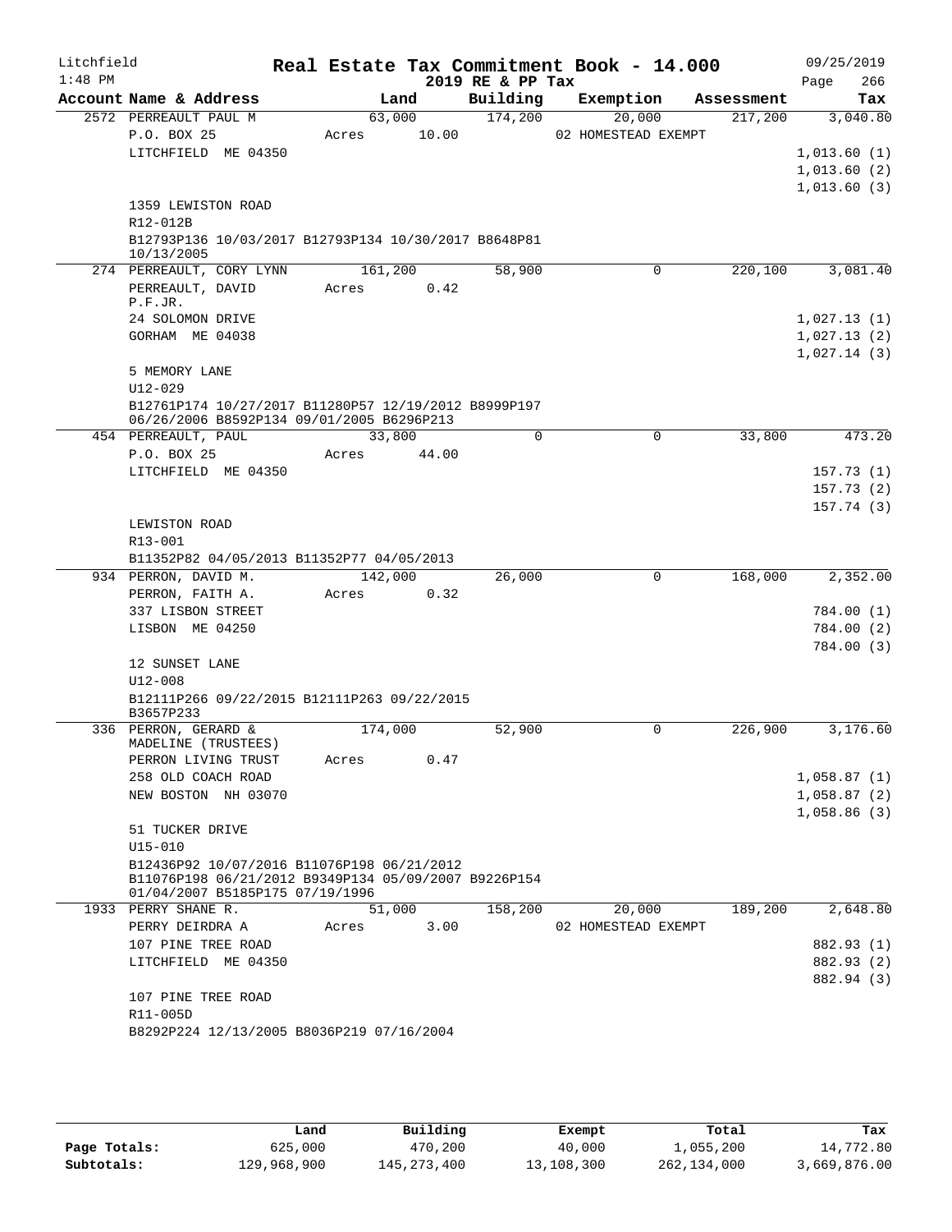Litchfield
1:48 PM

# Real Estate Tax Commitment Book - 14.000

2019 RE & PP Tax

09/25/2019

| Account Name & Address | Land | Building | Exemption | Assessment | Tax |
|---|---|---|---|---|---|
| 2572 PERREAULT PAUL M | 63,000 | 174,200 | 20,000 | 217,200 | 3,040.80 |
| P.O. BOX 25 | Acres 10.00 | | 02 HOMESTEAD EXEMPT | | |
| LITCHFIELD ME 04350 | | | | | 1,013.60 (1) |
| | | | | | 1,013.60 (2) |
| | | | | | 1,013.60 (3) |
| 1359 LEWISTON ROAD | | | | | |
| R12-012B | | | | | |
| B12793P136 10/03/2017 B12793P134 10/30/2017 B8648P81 10/13/2005 | | | | | |
| 274 PERREAULT, CORY LYNN | 161,200 | 58,900 | 0 | 220,100 | 3,081.40 |
| PERREAULT, DAVID P.F.JR. | Acres 0.42 | | | | |
| 24 SOLOMON DRIVE | | | | | 1,027.13 (1) |
| GORHAM ME 04038 | | | | | 1,027.13 (2) |
| | | | | | 1,027.14 (3) |
| 5 MEMORY LANE | | | | | |
| U12-029 | | | | | |
| B12761P174 10/27/2017 B11280P57 12/19/2012 B8999P197 06/26/2006 B8592P134 09/01/2005 B6296P213 | | | | | |
| 454 PERREAULT, PAUL | 33,800 | 0 | 0 | 33,800 | 473.20 |
| P.O. BOX 25 | Acres 44.00 | | | | |
| LITCHFIELD ME 04350 | | | | | 157.73 (1) |
| | | | | | 157.73 (2) |
| | | | | | 157.74 (3) |
| LEWISTON ROAD | | | | | |
| R13-001 | | | | | |
| B11352P82 04/05/2013 B11352P77 04/05/2013 | | | | | |
| 934 PERRON, DAVID M. | 142,000 | 26,000 | 0 | 168,000 | 2,352.00 |
| PERRON, FAITH A. | Acres 0.32 | | | | |
| 337 LISBON STREET | | | | | 784.00 (1) |
| LISBON ME 04250 | | | | | 784.00 (2) |
| | | | | | 784.00 (3) |
| 12 SUNSET LANE | | | | | |
| U12-008 | | | | | |
| B12111P266 09/22/2015 B12111P263 09/22/2015 B3657P233 | | | | | |
| 336 PERRON, GERARD & MADELINE (TRUSTEES) | 174,000 | 52,900 | 0 | 226,900 | 3,176.60 |
| PERRON LIVING TRUST | Acres 0.47 | | | | |
| 258 OLD COACH ROAD | | | | | 1,058.87 (1) |
| NEW BOSTON NH 03070 | | | | | 1,058.87 (2) |
| | | | | | 1,058.86 (3) |
| 51 TUCKER DRIVE | | | | | |
| U15-010 | | | | | |
| B12436P92 10/07/2016 B11076P198 06/21/2012 B11076P198 06/21/2012 B9349P134 05/09/2007 B9226P154 01/04/2007 B5185P175 07/19/1996 | | | | | |
| 1933 PERRY SHANE R. | 51,000 | 158,200 | 20,000 | 189,200 | 2,648.80 |
| PERRY DEIRDRA A | Acres 3.00 | | 02 HOMESTEAD EXEMPT | | |
| 107 PINE TREE ROAD | | | | | 882.93 (1) |
| LITCHFIELD ME 04350 | | | | | 882.93 (2) |
| | | | | | 882.94 (3) |
| 107 PINE TREE ROAD | | | | | |
| R11-005D | | | | | |
| B8292P224 12/13/2005 B8036P219 07/16/2004 | | | | | |

| | Land | Building | Exempt | Total | Tax |
|---|---|---|---|---|---|
| Page Totals: | 625,000 | 470,200 | 40,000 | 1,055,200 | 14,772.80 |
| Subtotals: | 129,968,900 | 145,273,400 | 13,108,300 | 262,134,000 | 3,669,876.00 |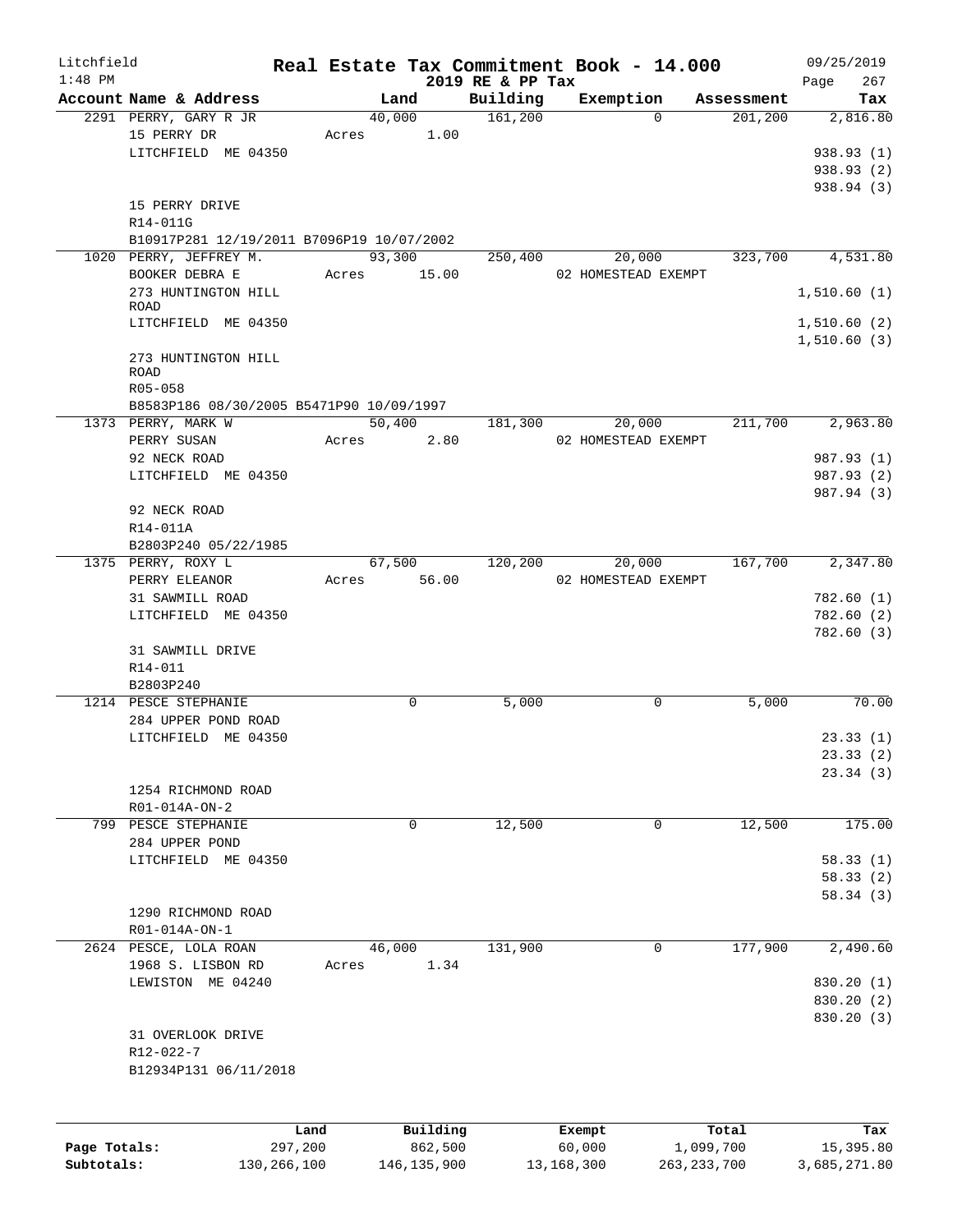Litchfield
1:48 PM

# Real Estate Tax Commitment Book - 14.000

## 2019 RE & PP Tax

09/25/2019
Page 267

| Account Name & Address | Land | Building | Exemption | Assessment | Tax |
|---|---|---|---|---|---|
| 2291 PERRY, GARY R JR | 40,000 | 161,200 | 0 | 201,200 | 2,816.80 |
| 15 PERRY DR | Acres 1.00 | | | | |
| LITCHFIELD ME 04350 | | | | | 938.93 (1) |
| | | | | | 938.93 (2) |
| | | | | | 938.94 (3) |
| 15 PERRY DRIVE | | | | | |
| R14-011G | | | | | |
| B10917P281 12/19/2011 B7096P19 10/07/2002 | | | | | |
| 1020 PERRY, JEFFREY M. | 93,300 | 250,400 | 20,000 | 323,700 | 4,531.80 |
| BOOKER DEBRA E | Acres 15.00 | | 02 HOMESTEAD EXEMPT | | |
| 273 HUNTINGTON HILL ROAD | | | | | 1,510.60 (1) |
| LITCHFIELD ME 04350 | | | | | 1,510.60 (2) |
| | | | | | 1,510.60 (3) |
| 273 HUNTINGTON HILL ROAD | | | | | |
| R05-058 | | | | | |
| B8583P186 08/30/2005 B5471P90 10/09/1997 | | | | | |
| 1373 PERRY, MARK W | 50,400 | 181,300 | 20,000 | 211,700 | 2,963.80 |
| PERRY SUSAN | Acres 2.80 | | 02 HOMESTEAD EXEMPT | | |
| 92 NECK ROAD | | | | | 987.93 (1) |
| LITCHFIELD ME 04350 | | | | | 987.93 (2) |
| | | | | | 987.94 (3) |
| 92 NECK ROAD | | | | | |
| R14-011A | | | | | |
| B2803P240 05/22/1985 | | | | | |
| 1375 PERRY, ROXY L | 67,500 | 120,200 | 20,000 | 167,700 | 2,347.80 |
| PERRY ELEANOR | Acres 56.00 | | 02 HOMESTEAD EXEMPT | | |
| 31 SAWMILL ROAD | | | | | 782.60 (1) |
| LITCHFIELD ME 04350 | | | | | 782.60 (2) |
| | | | | | 782.60 (3) |
| 31 SAWMILL DRIVE | | | | | |
| R14-011 | | | | | |
| B2803P240 | | | | | |
| 1214 PESCE STEPHANIE | 0 | 5,000 | 0 | 5,000 | 70.00 |
| 284 UPPER POND ROAD | | | | | |
| LITCHFIELD ME 04350 | | | | | 23.33 (1) |
| | | | | | 23.33 (2) |
| | | | | | 23.34 (3) |
| 1254 RICHMOND ROAD | | | | | |
| R01-014A-ON-2 | | | | | |
| 799 PESCE STEPHANIE | 0 | 12,500 | 0 | 12,500 | 175.00 |
| 284 UPPER POND | | | | | |
| LITCHFIELD ME 04350 | | | | | 58.33 (1) |
| | | | | | 58.33 (2) |
| | | | | | 58.34 (3) |
| 1290 RICHMOND ROAD | | | | | |
| R01-014A-ON-1 | | | | | |
| 2624 PESCE, LOLA ROAN | 46,000 | 131,900 | 0 | 177,900 | 2,490.60 |
| 1968 S. LISBON RD | Acres 1.34 | | | | |
| LEWISTON ME 04240 | | | | | 830.20 (1) |
| | | | | | 830.20 (2) |
| | | | | | 830.20 (3) |
| 31 OVERLOOK DRIVE | | | | | |
| R12-022-7 | | | | | |
| B12934P131 06/11/2018 | | | | | |

| | Land | Building | Exempt | Total | Tax |
|---|---|---|---|---|---|
| Page Totals: | 297,200 | 862,500 | 60,000 | 1,099,700 | 15,395.80 |
| Subtotals: | 130,266,100 | 146,135,900 | 13,168,300 | 263,233,700 | 3,685,271.80 |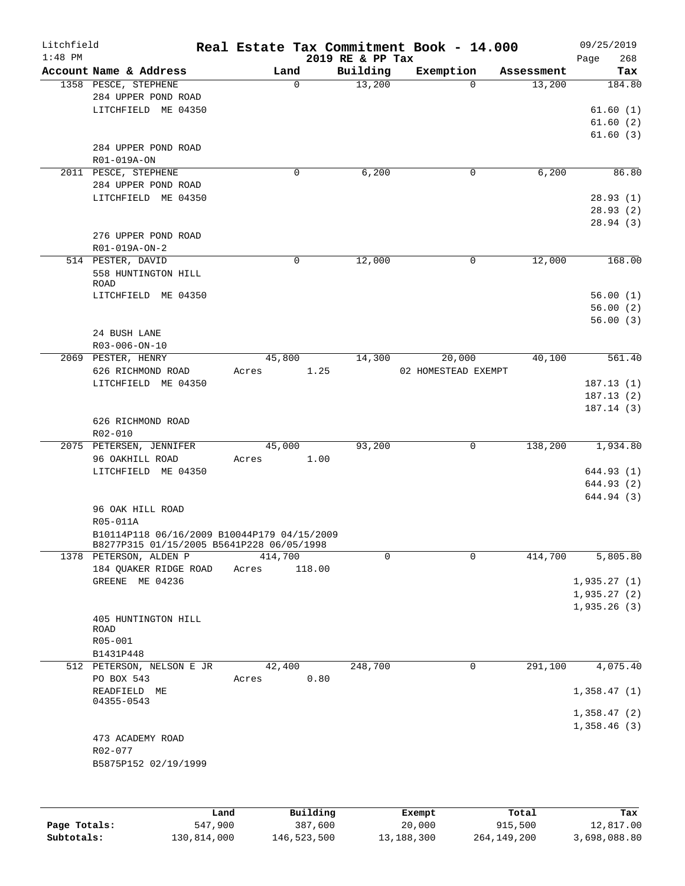Litchfield
1:48 PM

# Real Estate Tax Commitment Book - 14.000

2019 RE & PP Tax

09/25/2019

| Account Name & Address | Land | Building | Exemption | Assessment | Tax |
|---|---|---|---|---|---|
| 1358 PESCE, STEPHENE<br>284 UPPER POND ROAD<br>LITCHFIELD ME 04350<br><br>284 UPPER POND ROAD<br>R01-019A-ON | 0 | 13,200 | 0 | 13,200 | 184.80<br>61.60 (1)<br>61.60 (2)<br>61.60 (3) |
| 2011 PESCE, STEPHENE<br>284 UPPER POND ROAD<br>LITCHFIELD ME 04350<br><br>276 UPPER POND ROAD<br>R01-019A-ON-2 | 0 | 6,200 | 0 | 6,200 | 86.80<br>28.93 (1)<br>28.93 (2)<br>28.94 (3) |
| 514 PESTER, DAVID<br>558 HUNTINGTON HILL ROAD<br>LITCHFIELD ME 04350<br><br>24 BUSH LANE<br>R03-006-ON-10 | 0 | 12,000 | 0 | 12,000 | 168.00<br>56.00 (1)<br>56.00 (2)<br>56.00 (3) |
| 2069 PESTER, HENRY<br>626 RICHMOND ROAD<br>LITCHFIELD ME 04350<br><br>626 RICHMOND ROAD<br>R02-010 | 45,800<br>Acres 1.25 | 14,300 | 20,000<br>02 HOMESTEAD EXEMPT | 40,100 | 561.40<br>187.13 (1)<br>187.13 (2)<br>187.14 (3) |
| 2075 PETERSEN, JENNIFER<br>96 OAKHILL ROAD<br>LITCHFIELD ME 04350<br><br>96 OAK HILL ROAD<br>R05-011A<br>B10114P118 06/16/2009 B10044P179 04/15/2009 B8277P315 01/15/2005 B5641P228 06/05/1998 | 45,000<br>Acres 1.00 | 93,200 | 0 | 138,200 | 1,934.80<br>644.93 (1)<br>644.93 (2)<br>644.94 (3) |
| 1378 PETERSON, ALDEN P<br>184 QUAKER RIDGE ROAD<br>GREENE ME 04236<br><br>405 HUNTINGTON HILL ROAD<br>R05-001<br>B1431P448 | 414,700<br>Acres 118.00 | 0 | 0 | 414,700 | 5,805.80<br>1,935.27 (1)<br>1,935.27 (2)<br>1,935.26 (3) |
| 512 PETERSON, NELSON E JR<br>PO BOX 543<br>READFIELD ME 04355-0543<br><br>473 ACADEMY ROAD<br>R02-077<br>B5875P152 02/19/1999 | 42,400<br>Acres 0.80 | 248,700 | 0 | 291,100 | 4,075.40<br>1,358.47 (1)<br>1,358.47 (2)<br>1,358.46 (3) |

| | Land | Building | Exempt | Total | Tax |
|---|---|---|---|---|---|
| Page Totals: | 547,900 | 387,600 | 20,000 | 915,500 | 12,817.00 |
| Subtotals: | 130,814,000 | 146,523,500 | 13,188,300 | 264,149,200 | 3,698,088.80 |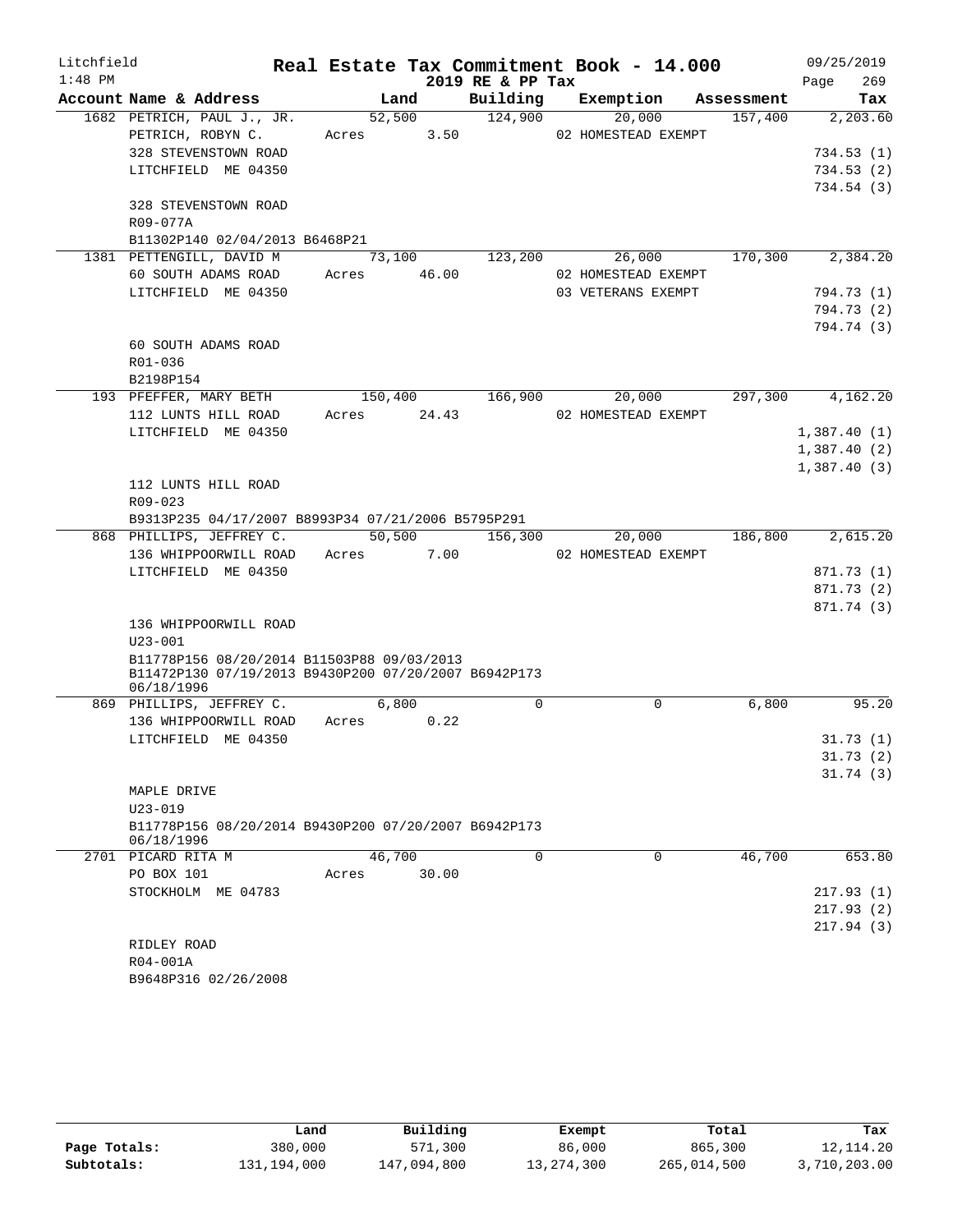Litchfield
1:48 PM

# Real Estate Tax Commitment Book - 14.000

2019 RE & PP Tax

09/25/2019

| Account Name & Address | Land | Building | Exemption | Assessment | Tax |
|---|---|---|---|---|---|
| 1682 PETRICH, PAUL J., JR. | 52,500 | 124,900 | 20,000 | 157,400 | 2,203.60 |
| PETRICH, ROBYN C. | Acres 3.50 | | 02 HOMESTEAD EXEMPT | | |
| 328 STEVENSTOWN ROAD | | | | | 734.53 (1) |
| LITCHFIELD ME 04350 | | | | | 734.53 (2) |
| | | | | | 734.54 (3) |
| 328 STEVENSTOWN ROAD | | | | | |
| R09-077A | | | | | |
| B11302P140 02/04/2013 B6468P21 | | | | | |
| 1381 PETTENGILL, DAVID M | 73,100 | 123,200 | 26,000 | 170,300 | 2,384.20 |
| 60 SOUTH ADAMS ROAD | Acres 46.00 | | 02 HOMESTEAD EXEMPT | | |
| LITCHFIELD ME 04350 | | | 03 VETERANS EXEMPT | | 794.73 (1) |
| | | | | | 794.73 (2) |
| | | | | | 794.74 (3) |
| 60 SOUTH ADAMS ROAD | | | | | |
| R01-036 | | | | | |
| B2198P154 | | | | | |
| 193 PFEFFER, MARY BETH | 150,400 | 166,900 | 20,000 | 297,300 | 4,162.20 |
| 112 LUNTS HILL ROAD | Acres 24.43 | | 02 HOMESTEAD EXEMPT | | |
| LITCHFIELD ME 04350 | | | | | 1,387.40 (1) |
| | | | | | 1,387.40 (2) |
| | | | | | 1,387.40 (3) |
| 112 LUNTS HILL ROAD | | | | | |
| R09-023 | | | | | |
| B9313P235 04/17/2007 B8993P34 07/21/2006 B5795P291 | | | | | |
| 868 PHILLIPS, JEFFREY C. | 50,500 | 156,300 | 20,000 | 186,800 | 2,615.20 |
| 136 WHIPPOORWILL ROAD | Acres 7.00 | | 02 HOMESTEAD EXEMPT | | |
| LITCHFIELD ME 04350 | | | | | 871.73 (1) |
| | | | | | 871.73 (2) |
| | | | | | 871.74 (3) |
| 136 WHIPPOORWILL ROAD | | | | | |
| U23-001 | | | | | |
| B11778P156 08/20/2014 B11503P88 09/03/2013 B11472P130 07/19/2013 B9430P200 07/20/2007 B6942P173 06/18/1996 | | | | | |
| 869 PHILLIPS, JEFFREY C. | 6,800 | 0 | 0 | 6,800 | 95.20 |
| 136 WHIPPOORWILL ROAD | Acres 0.22 | | | | |
| LITCHFIELD ME 04350 | | | | | 31.73 (1) |
| | | | | | 31.73 (2) |
| | | | | | 31.74 (3) |
| MAPLE DRIVE | | | | | |
| U23-019 | | | | | |
| B11778P156 08/20/2014 B9430P200 07/20/2007 B6942P173 06/18/1996 | | | | | |
| 2701 PICARD RITA M | 46,700 | 0 | 0 | 46,700 | 653.80 |
| PO BOX 101 | Acres 30.00 | | | | |
| STOCKHOLM ME 04783 | | | | | 217.93 (1) |
| | | | | | 217.93 (2) |
| | | | | | 217.94 (3) |
| RIDLEY ROAD | | | | | |
| R04-001A | | | | | |
| B9648P316 02/26/2008 | | | | | |

| | Land | Building | Exempt | Total | Tax |
|---|---|---|---|---|---|
| Page Totals: | 380,000 | 571,300 | 86,000 | 865,300 | 12,114.20 |
| Subtotals: | 131,194,000 | 147,094,800 | 13,274,300 | 265,014,500 | 3,710,203.00 |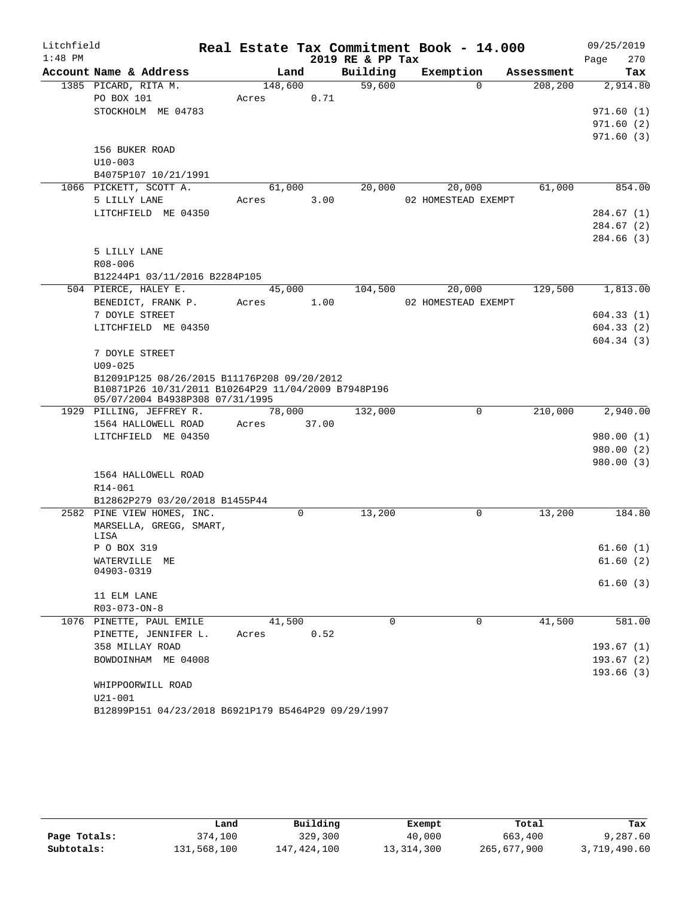Litchfield 1:48 PM

# Real Estate Tax Commitment Book - 14.000

## 2019 RE & PP Tax

09/25/2019

| Account Name & Address | Land | Building | Exemption | Assessment | Tax |
|---|---|---|---|---|---|
| 1385 PICARD, RITA M. | 148,600 | 59,600 | 0 | 208,200 | 2,914.80 |
| PO BOX 101 | Acres 0.71 | | | | |
| STOCKHOLM ME 04783 | | | | | 971.60 (1) |
| | | | | | 971.60 (2) |
| | | | | | 971.60 (3) |
| 156 BUKER ROAD | | | | | |
| U10-003 | | | | | |
| B4075P107 10/21/1991 | | | | | |
| 1066 PICKETT, SCOTT A. | 61,000 | 20,000 | 20,000 | 61,000 | 854.00 |
| 5 LILLY LANE | Acres 3.00 | | 02 HOMESTEAD EXEMPT | | |
| LITCHFIELD ME 04350 | | | | | 284.67 (1) |
| | | | | | 284.67 (2) |
| | | | | | 284.66 (3) |
| 5 LILLY LANE | | | | | |
| R08-006 | | | | | |
| B12244P1 03/11/2016 B2284P105 | | | | | |
| 504 PIERCE, HALEY E. | 45,000 | 104,500 | 20,000 | 129,500 | 1,813.00 |
| BENEDICT, FRANK P. | Acres 1.00 | | 02 HOMESTEAD EXEMPT | | |
| 7 DOYLE STREET | | | | | 604.33 (1) |
| LITCHFIELD ME 04350 | | | | | 604.33 (2) |
| | | | | | 604.34 (3) |
| 7 DOYLE STREET | | | | | |
| U09-025 | | | | | |
| B12091P125 08/26/2015 B11176P208 09/20/2012 B10871P26 10/31/2011 B10264P29 11/04/2009 B7948P196 05/07/2004 B4938P308 07/31/1995 | | | | | |
| 1929 PILLING, JEFFREY R. | 78,000 | 132,000 | 0 | 210,000 | 2,940.00 |
| 1564 HALLOWELL ROAD | Acres 37.00 | | | | |
| LITCHFIELD ME 04350 | | | | | 980.00 (1) |
| | | | | | 980.00 (2) |
| | | | | | 980.00 (3) |
| 1564 HALLOWELL ROAD | | | | | |
| R14-061 | | | | | |
| B12862P279 03/20/2018 B1455P44 | | | | | |
| 2582 PINE VIEW HOMES, INC. | 0 | 13,200 | 0 | 13,200 | 184.80 |
| MARSELLA, GREGG, SMART, LISA | | | | | |
| P O BOX 319 | | | | | 61.60 (1) |
| WATERVILLE ME 04903-0319 | | | | | 61.60 (2) |
| | | | | | 61.60 (3) |
| 11 ELM LANE | | | | | |
| R03-073-ON-8 | | | | | |
| 1076 PINETTE, PAUL EMILE | 41,500 | 0 | 0 | 41,500 | 581.00 |
| PINETTE, JENNIFER L. | Acres 0.52 | | | | |
| 358 MILLAY ROAD | | | | | 193.67 (1) |
| BOWDOINHAM ME 04008 | | | | | 193.67 (2) |
| | | | | | 193.66 (3) |
| WHIPPOORWILL ROAD | | | | | |
| U21-001 | | | | | |
| B12899P151 04/23/2018 B6921P179 B5464P29 09/29/1997 | | | | | |

| | Land | Building | Exempt | Total | Tax |
|---|---|---|---|---|---|
| Page Totals: | 374,100 | 329,300 | 40,000 | 663,400 | 9,287.60 |
| Subtotals: | 131,568,100 | 147,424,100 | 13,314,300 | 265,677,900 | 3,719,490.60 |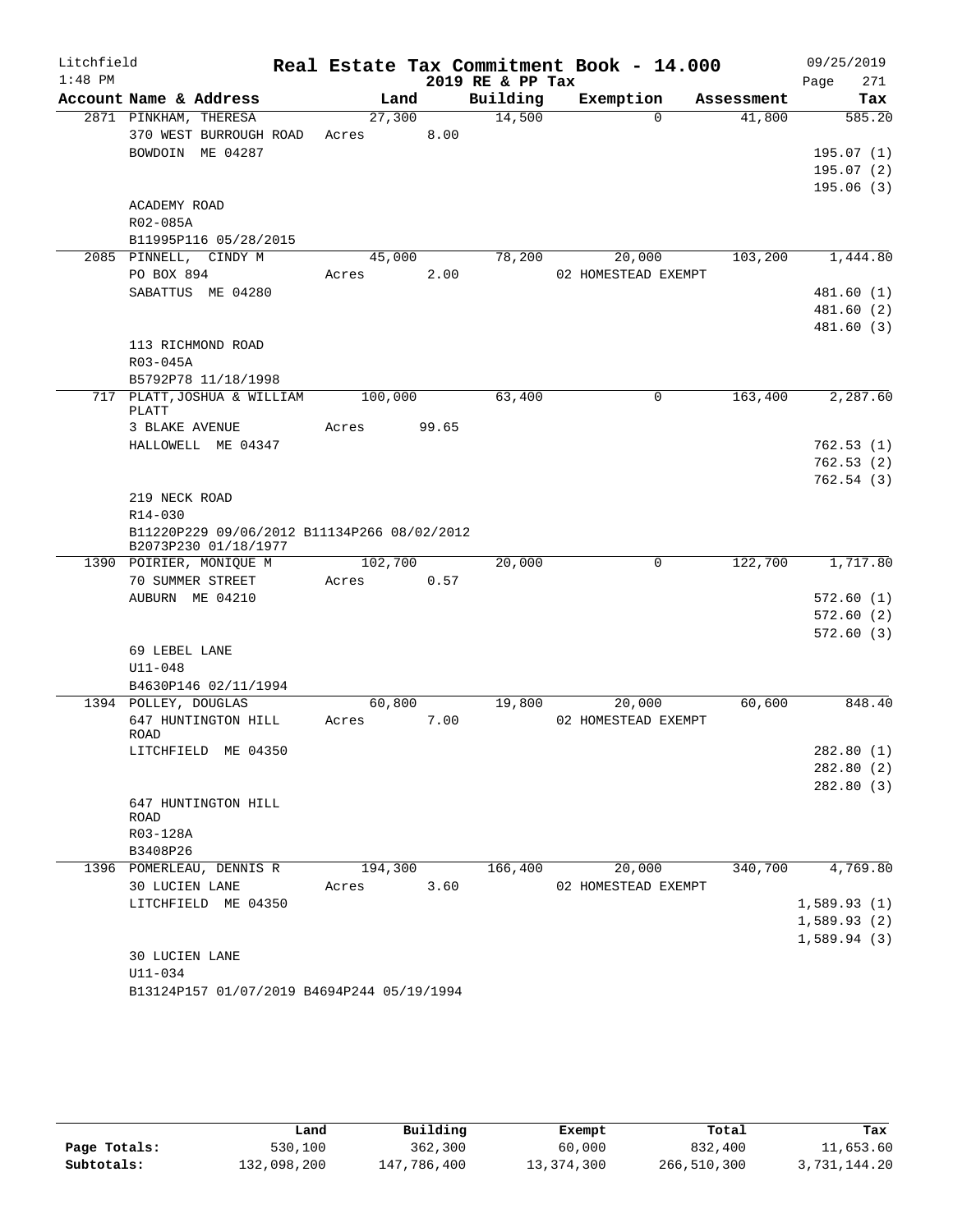Litchfield  
1:48 PM

# Real Estate Tax Commitment Book - 14.000

2019 RE & PP Tax

09/25/2019

| Account Name & Address | Land | Building | Exemption | Assessment | Tax |
|---|---|---|---|---|---|
| 2871 PINKHAM, THERESA | 27,300 | 14,500 | 0 | 41,800 | 585.20 |
| 370 WEST BURROUGH ROAD | Acres 8.00 | | | | |
| BOWDOIN ME 04287 | | | | | 195.07 (1) |
| | | | | | 195.07 (2) |
| | | | | | 195.06 (3) |
| ACADEMY ROAD | | | | | |
| R02-085A | | | | | |
| B11995P116 05/28/2015 | | | | | |
| 2085 PINNELL, CINDY M | 45,000 | 78,200 | 20,000 | 103,200 | 1,444.80 |
| PO BOX 894 | Acres 2.00 | | 02 HOMESTEAD EXEMPT | | |
| SABATTUS ME 04280 | | | | | 481.60 (1) |
| | | | | | 481.60 (2) |
| | | | | | 481.60 (3) |
| 113 RICHMOND ROAD | | | | | |
| R03-045A | | | | | |
| B5792P78 11/18/1998 | | | | | |
| 717 PLATT, JOSHUA & WILLIAM PLATT | 100,000 | 63,400 | 0 | 163,400 | 2,287.60 |
| 3 BLAKE AVENUE | Acres 99.65 | | | | |
| HALLOWELL ME 04347 | | | | | 762.53 (1) |
| | | | | | 762.53 (2) |
| | | | | | 762.54 (3) |
| 219 NECK ROAD | | | | | |
| R14-030 | | | | | |
| B11220P229 09/06/2012 B11134P266 08/02/2012 B2073P230 01/18/1977 | | | | | |
| 1390 POIRIER, MONIQUE M | 102,700 | 20,000 | 0 | 122,700 | 1,717.80 |
| 70 SUMMER STREET | Acres 0.57 | | | | |
| AUBURN ME 04210 | | | | | 572.60 (1) |
| | | | | | 572.60 (2) |
| | | | | | 572.60 (3) |
| 69 LEBEL LANE | | | | | |
| U11-048 | | | | | |
| B4630P146 02/11/1994 | | | | | |
| 1394 POLLEY, DOUGLAS | 60,800 | 19,800 | 20,000 | 60,600 | 848.40 |
| 647 HUNTINGTON HILL ROAD | Acres 7.00 | | 02 HOMESTEAD EXEMPT | | |
| LITCHFIELD ME 04350 | | | | | 282.80 (1) |
| | | | | | 282.80 (2) |
| | | | | | 282.80 (3) |
| 647 HUNTINGTON HILL ROAD | | | | | |
| R03-128A | | | | | |
| B3408P26 | | | | | |
| 1396 POMERLEAU, DENNIS R | 194,300 | 166,400 | 20,000 | 340,700 | 4,769.80 |
| 30 LUCIEN LANE | Acres 3.60 | | 02 HOMESTEAD EXEMPT | | |
| LITCHFIELD ME 04350 | | | | | 1,589.93 (1) |
| | | | | | 1,589.93 (2) |
| | | | | | 1,589.94 (3) |
| 30 LUCIEN LANE | | | | | |
| U11-034 | | | | | |
| B13124P157 01/07/2019 B4694P244 05/19/1994 | | | | | |

| | Land | Building | Exempt | Total | Tax |
|---|---|---|---|---|---|
| Page Totals: | 530,100 | 362,300 | 60,000 | 832,400 | 11,653.60 |
| Subtotals: | 132,098,200 | 147,786,400 | 13,374,300 | 266,510,300 | 3,731,144.20 |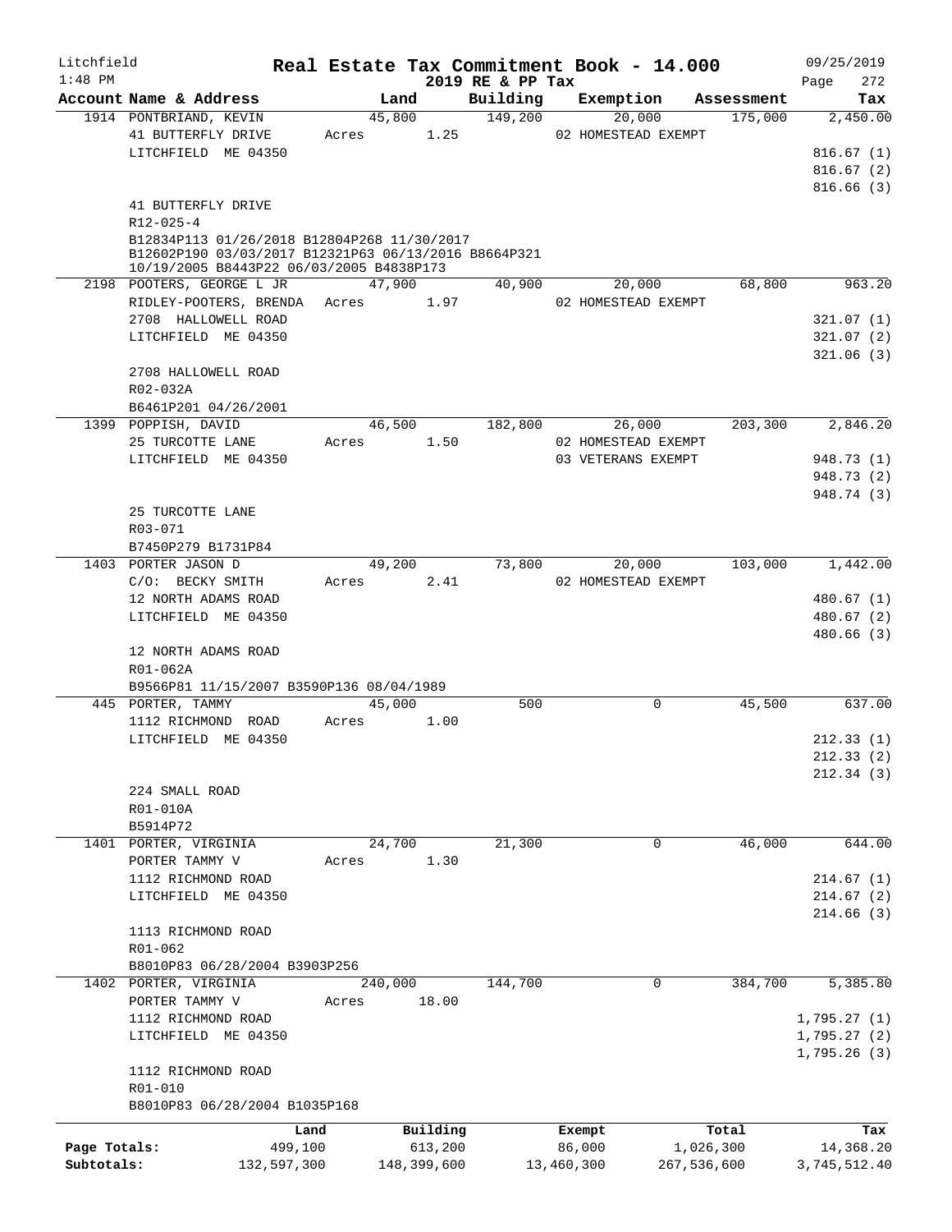Litchfield
1:48 PM

# Real Estate Tax Commitment Book - 14.000

2019 RE & PP Tax

09/25/2019
Page 272

| Account Name & Address | Land | Building | Exemption | Assessment | Tax |
|---|---|---|---|---|---|
| 1914 PONTBRIAND, KEVIN | 45,800 | 149,200 | 20,000 | 175,000 | 2,450.00 |
| 41 BUTTERFLY DRIVE | Acres 1.25 | | 02 HOMESTEAD EXEMPT | | |
| LITCHFIELD ME 04350 | | | | | 816.67 (1) |
| | | | | | 816.67 (2) |
| | | | | | 816.66 (3) |
| 41 BUTTERFLY DRIVE | | | | | |
| R12-025-4 | | | | | |
| B12834P113 01/26/2018 B12804P268 11/30/2017 B12602P190 03/03/2017 B12321P63 06/13/2016 B8664P321 10/19/2005 B8443P22 06/03/2005 B4838P173 | | | | | |
| 2198 POOTERS, GEORGE L JR | 47,900 | 40,900 | 20,000 | 68,800 | 963.20 |
| RIDLEY-POOTERS, BRENDA | Acres 1.97 | | 02 HOMESTEAD EXEMPT | | |
| 2708 HALLOWELL ROAD | | | | | 321.07 (1) |
| LITCHFIELD ME 04350 | | | | | 321.07 (2) |
| | | | | | 321.06 (3) |
| 2708 HALLOWELL ROAD | | | | | |
| R02-032A | | | | | |
| B6461P201 04/26/2001 | | | | | |
| 1399 POPPISH, DAVID | 46,500 | 182,800 | 26,000 | 203,300 | 2,846.20 |
| 25 TURCOTTE LANE | Acres 1.50 | | 02 HOMESTEAD EXEMPT | | |
| LITCHFIELD ME 04350 | | | 03 VETERANS EXEMPT | | 948.73 (1) |
| | | | | | 948.73 (2) |
| | | | | | 948.74 (3) |
| 25 TURCOTTE LANE | | | | | |
| R03-071 | | | | | |
| B7450P279 B1731P84 | | | | | |
| 1403 PORTER JASON D | 49,200 | 73,800 | 20,000 | 103,000 | 1,442.00 |
| C/O: BECKY SMITH | Acres 2.41 | | 02 HOMESTEAD EXEMPT | | |
| 12 NORTH ADAMS ROAD | | | | | 480.67 (1) |
| LITCHFIELD ME 04350 | | | | | 480.67 (2) |
| | | | | | 480.66 (3) |
| 12 NORTH ADAMS ROAD | | | | | |
| R01-062A | | | | | |
| B9566P81 11/15/2007 B3590P136 08/04/1989 | | | | | |
| 445 PORTER, TAMMY | 45,000 | 500 | 0 | 45,500 | 637.00 |
| 1112 RICHMOND ROAD | Acres 1.00 | | | | |
| LITCHFIELD ME 04350 | | | | | 212.33 (1) |
| | | | | | 212.33 (2) |
| | | | | | 212.34 (3) |
| 224 SMALL ROAD | | | | | |
| R01-010A | | | | | |
| B5914P72 | | | | | |
| 1401 PORTER, VIRGINIA | 24,700 | 21,300 | 0 | 46,000 | 644.00 |
| PORTER TAMMY V | Acres 1.30 | | | | |
| 1112 RICHMOND ROAD | | | | | 214.67 (1) |
| LITCHFIELD ME 04350 | | | | | 214.67 (2) |
| | | | | | 214.66 (3) |
| 1113 RICHMOND ROAD | | | | | |
| R01-062 | | | | | |
| B8010P83 06/28/2004 B3903P256 | | | | | |
| 1402 PORTER, VIRGINIA | 240,000 | 144,700 | 0 | 384,700 | 5,385.80 |
| PORTER TAMMY V | Acres 18.00 | | | | |
| 1112 RICHMOND ROAD | | | | | 1,795.27 (1) |
| LITCHFIELD ME 04350 | | | | | 1,795.27 (2) |
| | | | | | 1,795.26 (3) |
| 1112 RICHMOND ROAD | | | | | |
| R01-010 | | | | | |
| B8010P83 06/28/2004 B1035P168 | | | | | |

| | Land | Building | Exempt | Total | Tax |
|---|---|---|---|---|---|
| Page Totals: | 499,100 | 613,200 | 86,000 | 1,026,300 | 14,368.20 |
| Subtotals: | 132,597,300 | 148,399,600 | 13,460,300 | 267,536,600 | 3,745,512.40 |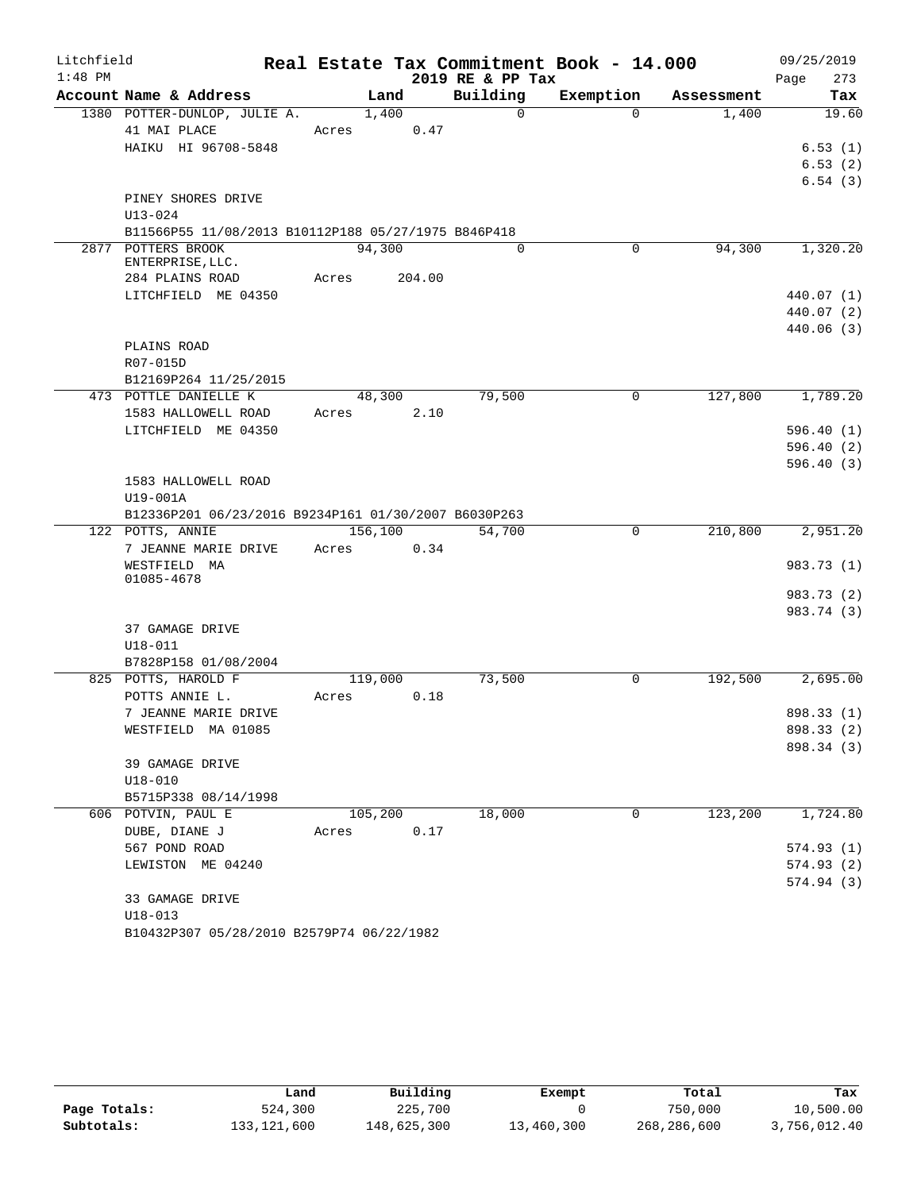Litchfield
1:48 PM

# Real Estate Tax Commitment Book - 14.000
## 2019 RE & PP Tax

09/25/2019

| Account | Name & Address | Land | Building | Exemption | Assessment | Tax |
|---|---|---|---|---|---|---|
| 1380 | POTTER-DUNLOP, JULIE A. | 1,400 | 0 | 0 | 1,400 | 19.60 |
| | 41 MAI PLACE | Acres 0.47 | | | | |
| | HAIKU HI 96708-5848 | | | | | 6.53 (1) |
| | | | | | | 6.53 (2) |
| | | | | | | 6.54 (3) |
| | PINEY SHORES DRIVE | | | | | |
| | U13-024 | | | | | |
| | B11566P55 11/08/2013 B10112P188 05/27/1975 B846P418 | | | | | |
| 2877 | POTTERS BROOK ENTERPRISE,LLC. | 94,300 | 0 | 0 | 94,300 | 1,320.20 |
| | 284 PLAINS ROAD | Acres 204.00 | | | | |
| | LITCHFIELD ME 04350 | | | | | 440.07 (1) |
| | | | | | | 440.07 (2) |
| | | | | | | 440.06 (3) |
| | PLAINS ROAD | | | | | |
| | R07-015D | | | | | |
| | B12169P264 11/25/2015 | | | | | |
| 473 | POTTLE DANIELLE K | 48,300 | 79,500 | 0 | 127,800 | 1,789.20 |
| | 1583 HALLOWELL ROAD | Acres 2.10 | | | | |
| | LITCHFIELD ME 04350 | | | | | 596.40 (1) |
| | | | | | | 596.40 (2) |
| | | | | | | 596.40 (3) |
| | 1583 HALLOWELL ROAD | | | | | |
| | U19-001A | | | | | |
| | B12336P201 06/23/2016 B9234P161 01/30/2007 B6030P263 | | | | | |
| 122 | POTTS, ANNIE | 156,100 | 54,700 | 0 | 210,800 | 2,951.20 |
| | 7 JEANNE MARIE DRIVE | Acres 0.34 | | | | |
| | WESTFIELD MA 01085-4678 | | | | | 983.73 (1) |
| | | | | | | 983.73 (2) |
| | | | | | | 983.74 (3) |
| | 37 GAMAGE DRIVE | | | | | |
| | U18-011 | | | | | |
| | B7828P158 01/08/2004 | | | | | |
| 825 | POTTS, HAROLD F | 119,000 | 73,500 | 0 | 192,500 | 2,695.00 |
| | POTTS ANNIE L. | Acres 0.18 | | | | |
| | 7 JEANNE MARIE DRIVE | | | | | 898.33 (1) |
| | WESTFIELD MA 01085 | | | | | 898.33 (2) |
| | | | | | | 898.34 (3) |
| | 39 GAMAGE DRIVE | | | | | |
| | U18-010 | | | | | |
| | B5715P338 08/14/1998 | | | | | |
| 606 | POTVIN, PAUL E | 105,200 | 18,000 | 0 | 123,200 | 1,724.80 |
| | DUBE, DIANE J | Acres 0.17 | | | | |
| | 567 POND ROAD | | | | | 574.93 (1) |
| | LEWISTON ME 04240 | | | | | 574.93 (2) |
| | | | | | | 574.94 (3) |
| | 33 GAMAGE DRIVE | | | | | |
| | U18-013 | | | | | |
| | B10432P307 05/28/2010 B2579P74 06/22/1982 | | | | | |

| | Land | Building | Exempt | Total | Tax |
|---|---|---|---|---|---|
| Page Totals: | 524,300 | 225,700 | 0 | 750,000 | 10,500.00 |
| Subtotals: | 133,121,600 | 148,625,300 | 13,460,300 | 268,286,600 | 3,756,012.40 |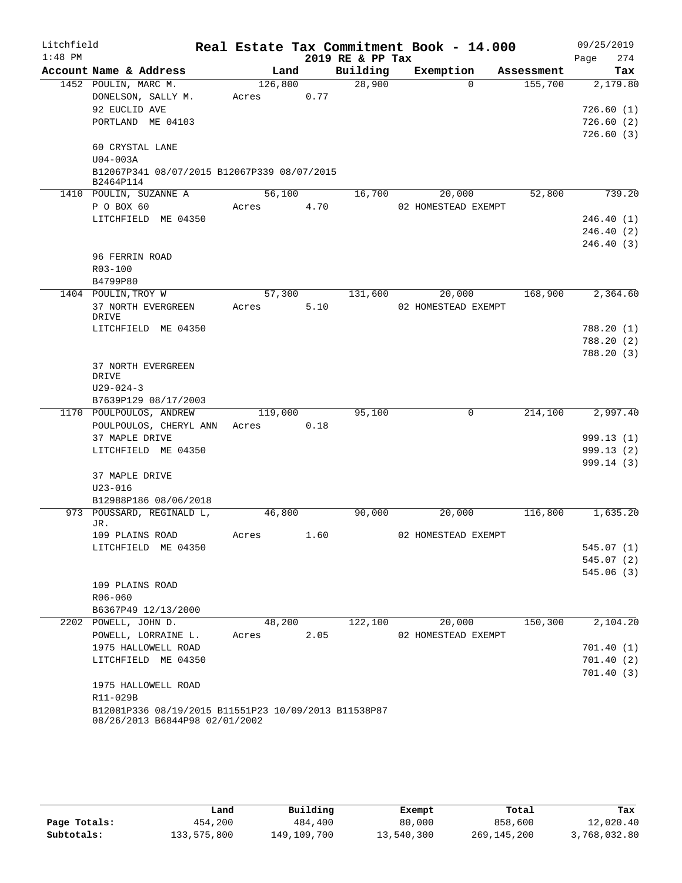Litchfield 1:48 PM

# Real Estate Tax Commitment Book - 14.000

2019 RE & PP Tax

09/25/2019 Page 274

| Account | Name & Address | Land | Building | Exemption | Assessment | Tax |
|---|---|---|---|---|---|---|
| 1452 | POULIN, MARC M. | 126,800 | 28,900 | 0 | 155,700 | 2,179.80 |
| | DONELSON, SALLY M. | Acres 0.77 | | | | |
| | 92 EUCLID AVE | | | | | 726.60 (1) |
| | PORTLAND ME 04103 | | | | | 726.60 (2) |
| | | | | | | 726.60 (3) |
| | 60 CRYSTAL LANE | | | | | |
| | U04-003A | | | | | |
| | B12067P341 08/07/2015 B12067P339 08/07/2015 B2464P114 | | | | | |
| 1410 | POULIN, SUZANNE A | 56,100 | 16,700 | 20,000 | 52,800 | 739.20 |
| | P O BOX 60 | Acres 4.70 | | 02 HOMESTEAD EXEMPT | | |
| | LITCHFIELD ME 04350 | | | | | 246.40 (1) |
| | | | | | | 246.40 (2) |
| | | | | | | 246.40 (3) |
| | 96 FERRIN ROAD | | | | | |
| | R03-100 | | | | | |
| | B4799P80 | | | | | |
| 1404 | POULIN,TROY W | 57,300 | 131,600 | 20,000 | 168,900 | 2,364.60 |
| | 37 NORTH EVERGREEN DRIVE | Acres 5.10 | | 02 HOMESTEAD EXEMPT | | |
| | LITCHFIELD ME 04350 | | | | | 788.20 (1) |
| | | | | | | 788.20 (2) |
| | | | | | | 788.20 (3) |
| | 37 NORTH EVERGREEN DRIVE | | | | | |
| | U29-024-3 | | | | | |
| | B7639P129 08/17/2003 | | | | | |
| 1170 | POULPOULOS, ANDREW | 119,000 | 95,100 | 0 | 214,100 | 2,997.40 |
| | POULPOULOS, CHERYL ANN | Acres 0.18 | | | | |
| | 37 MAPLE DRIVE | | | | | 999.13 (1) |
| | LITCHFIELD ME 04350 | | | | | 999.13 (2) |
| | | | | | | 999.14 (3) |
| | 37 MAPLE DRIVE | | | | | |
| | U23-016 | | | | | |
| | B12988P186 08/06/2018 | | | | | |
| 973 | POUSSARD, REGINALD L, JR. | 46,800 | 90,000 | 20,000 | 116,800 | 1,635.20 |
| | 109 PLAINS ROAD | Acres 1.60 | | 02 HOMESTEAD EXEMPT | | |
| | LITCHFIELD ME 04350 | | | | | 545.07 (1) |
| | | | | | | 545.07 (2) |
| | | | | | | 545.06 (3) |
| | 109 PLAINS ROAD | | | | | |
| | R06-060 | | | | | |
| | B6367P49 12/13/2000 | | | | | |
| 2202 | POWELL, JOHN D. | 48,200 | 122,100 | 20,000 | 150,300 | 2,104.20 |
| | POWELL, LORRAINE L. | Acres 2.05 | | 02 HOMESTEAD EXEMPT | | |
| | 1975 HALLOWELL ROAD | | | | | 701.40 (1) |
| | LITCHFIELD ME 04350 | | | | | 701.40 (2) |
| | | | | | | 701.40 (3) |
| | 1975 HALLOWELL ROAD | | | | | |
| | R11-029B | | | | | |
| | B12081P336 08/19/2015 B11551P23 10/09/2013 B11538P87 08/26/2013 B6844P98 02/01/2002 | | | | | |

| | Land | Building | Exempt | Total | Tax |
|---|---|---|---|---|---|
| Page Totals: | 454,200 | 484,400 | 80,000 | 858,600 | 12,020.40 |
| Subtotals: | 133,575,800 | 149,109,700 | 13,540,300 | 269,145,200 | 3,768,032.80 |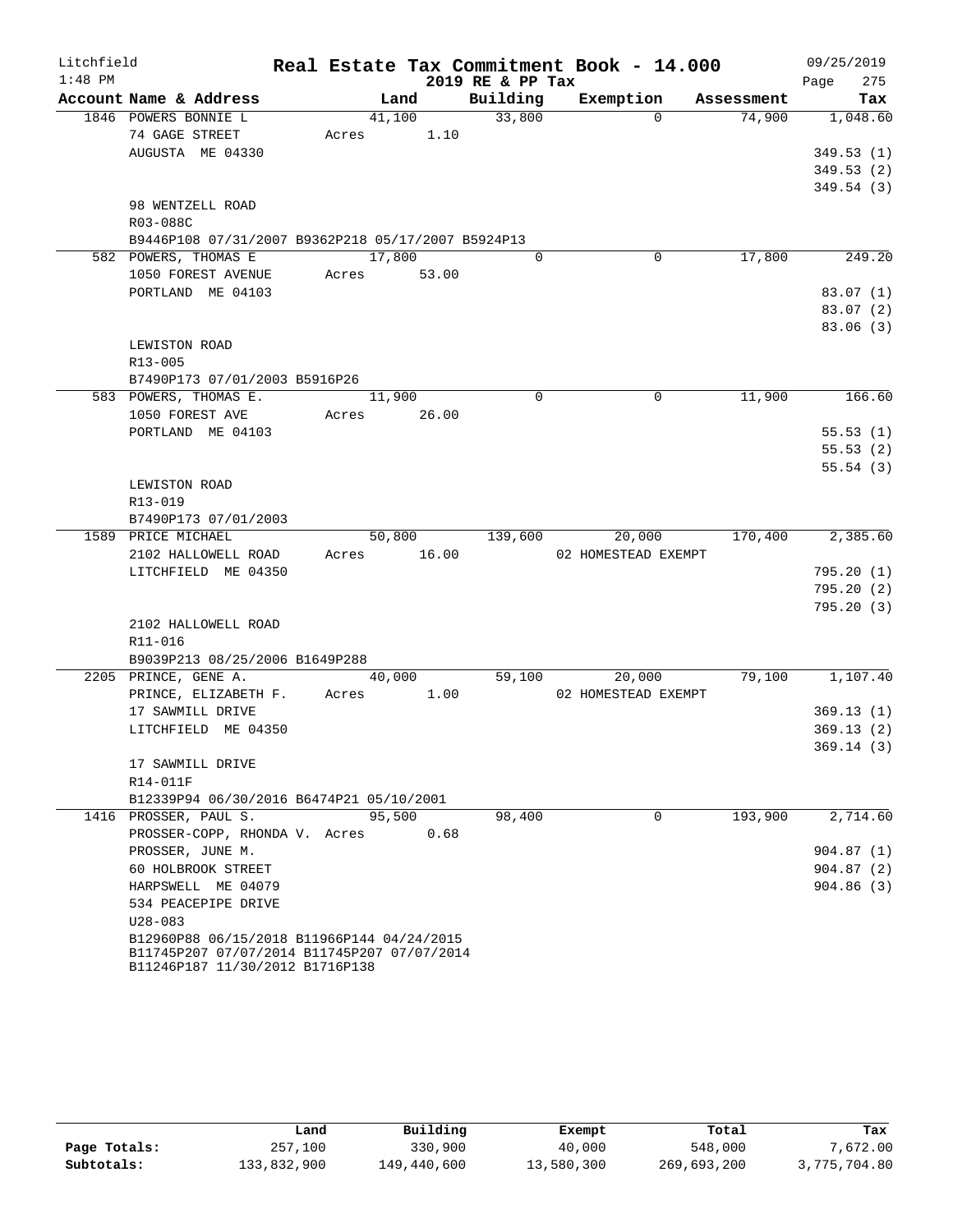Litchfield 1:48 PM

# Real Estate Tax Commitment Book - 14.000

## 2019 RE & PP Tax

09/25/2019 Page 275

| Account Name & Address | Land | Building | Exemption | Assessment | Tax |
|---|---|---|---|---|---|
| 1846 POWERS BONNIE L | 41,100 | 33,800 | 0 | 74,900 | 1,048.60 |
| 74 GAGE STREET | Acres 1.10 | | | | |
| AUGUSTA ME 04330 | | | | | 349.53 (1) |
| | | | | | 349.53 (2) |
| | | | | | 349.54 (3) |
| 98 WENTZELL ROAD | | | | | |
| R03-088C | | | | | |
| B9446P108 07/31/2007 B9362P218 05/17/2007 B5924P13 | | | | | |
| 582 POWERS, THOMAS E | 17,800 | 0 | 0 | 17,800 | 249.20 |
| 1050 FOREST AVENUE | Acres 53.00 | | | | |
| PORTLAND ME 04103 | | | | | 83.07 (1) |
| | | | | | 83.07 (2) |
| | | | | | 83.06 (3) |
| LEWISTON ROAD | | | | | |
| R13-005 | | | | | |
| B7490P173 07/01/2003 B5916P26 | | | | | |
| 583 POWERS, THOMAS E. | 11,900 | 0 | 0 | 11,900 | 166.60 |
| 1050 FOREST AVE | Acres 26.00 | | | | |
| PORTLAND ME 04103 | | | | | 55.53 (1) |
| | | | | | 55.53 (2) |
| | | | | | 55.54 (3) |
| LEWISTON ROAD | | | | | |
| R13-019 | | | | | |
| B7490P173 07/01/2003 | | | | | |
| 1589 PRICE MICHAEL | 50,800 | 139,600 | 20,000 | 170,400 | 2,385.60 |
| 2102 HALLOWELL ROAD | Acres 16.00 | | 02 HOMESTEAD EXEMPT | | |
| LITCHFIELD ME 04350 | | | | | 795.20 (1) |
| | | | | | 795.20 (2) |
| | | | | | 795.20 (3) |
| 2102 HALLOWELL ROAD | | | | | |
| R11-016 | | | | | |
| B9039P213 08/25/2006 B1649P288 | | | | | |
| 2205 PRINCE, GENE A. | 40,000 | 59,100 | 20,000 | 79,100 | 1,107.40 |
| PRINCE, ELIZABETH F. | Acres 1.00 | | 02 HOMESTEAD EXEMPT | | |
| 17 SAWMILL DRIVE | | | | | 369.13 (1) |
| LITCHFIELD ME 04350 | | | | | 369.13 (2) |
| | | | | | 369.14 (3) |
| 17 SAWMILL DRIVE | | | | | |
| R14-011F | | | | | |
| B12339P94 06/30/2016 B6474P21 05/10/2001 | | | | | |
| 1416 PROSSER, PAUL S. | 95,500 | 98,400 | 0 | 193,900 | 2,714.60 |
| PROSSER-COPP, RHONDA V. | Acres 0.68 | | | | |
| PROSSER, JUNE M. | | | | | 904.87 (1) |
| 60 HOLBROOK STREET | | | | | 904.87 (2) |
| HARPSWELL ME 04079 | | | | | 904.86 (3) |
| 534 PEACEPIPE DRIVE | | | | | |
| U28-083 | | | | | |
| B12960P88 06/15/2018 B11966P144 04/24/2015 B11745P207 07/07/2014 B11745P207 07/07/2014 B11246P187 11/30/2012 B1716P138 | | | | | |

| | Land | Building | Exempt | Total | Tax |
|---|---|---|---|---|---|
| Page Totals: | 257,100 | 330,900 | 40,000 | 548,000 | 7,672.00 |
| Subtotals: | 133,832,900 | 149,440,600 | 13,580,300 | 269,693,200 | 3,775,704.80 |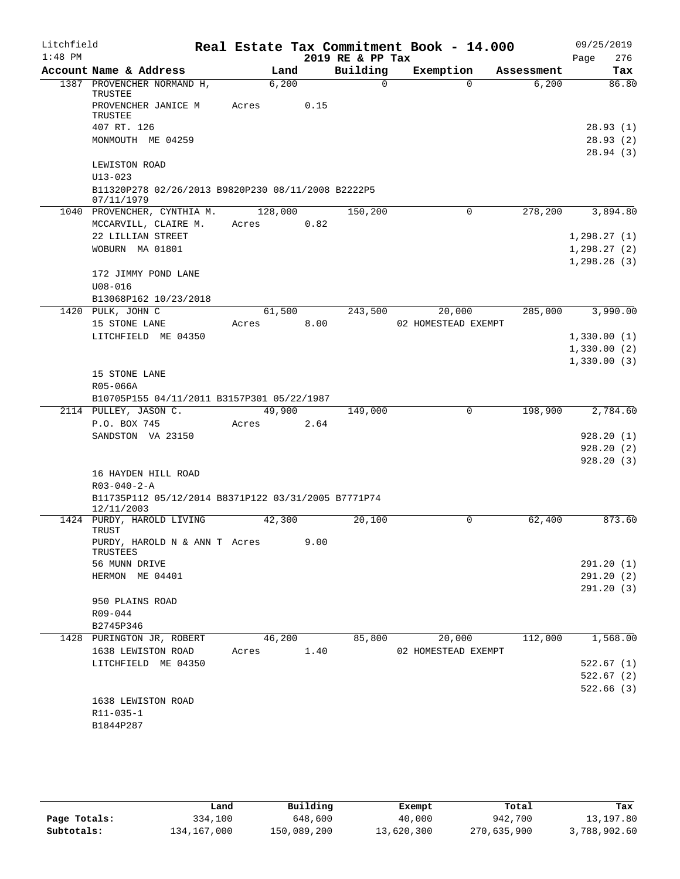Litchfield
1:48 PM

# Real Estate Tax Commitment Book - 14.000

2019 RE & PP Tax

09/25/2019
Page 276

| Account Name & Address | Land | Building | Exemption | Assessment | Tax |
|---|---|---|---|---|---|
| 1387 PROVENCHER NORMAND H, TRUSTEE | 6,200 | 0 | 0 | 6,200 | 86.80 |
| PROVENCHER JANICE M TRUSTEE | Acres 0.15 | | | | |
| 407 RT. 126 | | | | | 28.93 (1) |
| MONMOUTH ME 04259 | | | | | 28.93 (2) |
| | | | | | 28.94 (3) |
| LEWISTON ROAD | | | | | |
| U13-023 | | | | | |
| B11320P278 02/26/2013 B9820P230 08/11/2008 B2222P5 07/11/1979 | | | | | |
| 1040 PROVENCHER, CYNTHIA M. | 128,000 | 150,200 | 0 | 278,200 | 3,894.80 |
| MCCARVILL, CLAIRE M. | Acres 0.82 | | | | |
| 22 LILLIAN STREET | | | | | 1,298.27 (1) |
| WOBURN MA 01801 | | | | | 1,298.27 (2) |
| | | | | | 1,298.26 (3) |
| 172 JIMMY POND LANE | | | | | |
| U08-016 | | | | | |
| B13068P162 10/23/2018 | | | | | |
| 1420 PULK, JOHN C | 61,500 | 243,500 | 20,000 | 285,000 | 3,990.00 |
| 15 STONE LANE | Acres 8.00 | | 02 HOMESTEAD EXEMPT | | |
| LITCHFIELD ME 04350 | | | | | 1,330.00 (1) |
| | | | | | 1,330.00 (2) |
| | | | | | 1,330.00 (3) |
| 15 STONE LANE | | | | | |
| R05-066A | | | | | |
| B10705P155 04/11/2011 B3157P301 05/22/1987 | | | | | |
| 2114 PULLEY, JASON C. | 49,900 | 149,000 | 0 | 198,900 | 2,784.60 |
| P.O. BOX 745 | Acres 2.64 | | | | |
| SANDSTON VA 23150 | | | | | 928.20 (1) |
| | | | | | 928.20 (2) |
| | | | | | 928.20 (3) |
| 16 HAYDEN HILL ROAD | | | | | |
| R03-040-2-A | | | | | |
| B11735P112 05/12/2014 B8371P122 03/31/2005 B7771P74 12/11/2003 | | | | | |
| 1424 PURDY, HAROLD LIVING TRUST | 42,300 | 20,100 | 0 | 62,400 | 873.60 |
| PURDY, HAROLD N & ANN T TRUSTEES | Acres 9.00 | | | | |
| 56 MUNN DRIVE | | | | | 291.20 (1) |
| HERMON ME 04401 | | | | | 291.20 (2) |
| | | | | | 291.20 (3) |
| 950 PLAINS ROAD | | | | | |
| R09-044 | | | | | |
| B2745P346 | | | | | |
| 1428 PURINGTON JR, ROBERT | 46,200 | 85,800 | 20,000 | 112,000 | 1,568.00 |
| 1638 LEWISTON ROAD | Acres 1.40 | | 02 HOMESTEAD EXEMPT | | |
| LITCHFIELD ME 04350 | | | | | 522.67 (1) |
| | | | | | 522.67 (2) |
| | | | | | 522.66 (3) |
| 1638 LEWISTON ROAD | | | | | |
| R11-035-1 | | | | | |
| B1844P287 | | | | | |

| | Land | Building | Exempt | Total | Tax |
|---|---|---|---|---|---|
| Page Totals: | 334,100 | 648,600 | 40,000 | 942,700 | 13,197.80 |
| Subtotals: | 134,167,000 | 150,089,200 | 13,620,300 | 270,635,900 | 3,788,902.60 |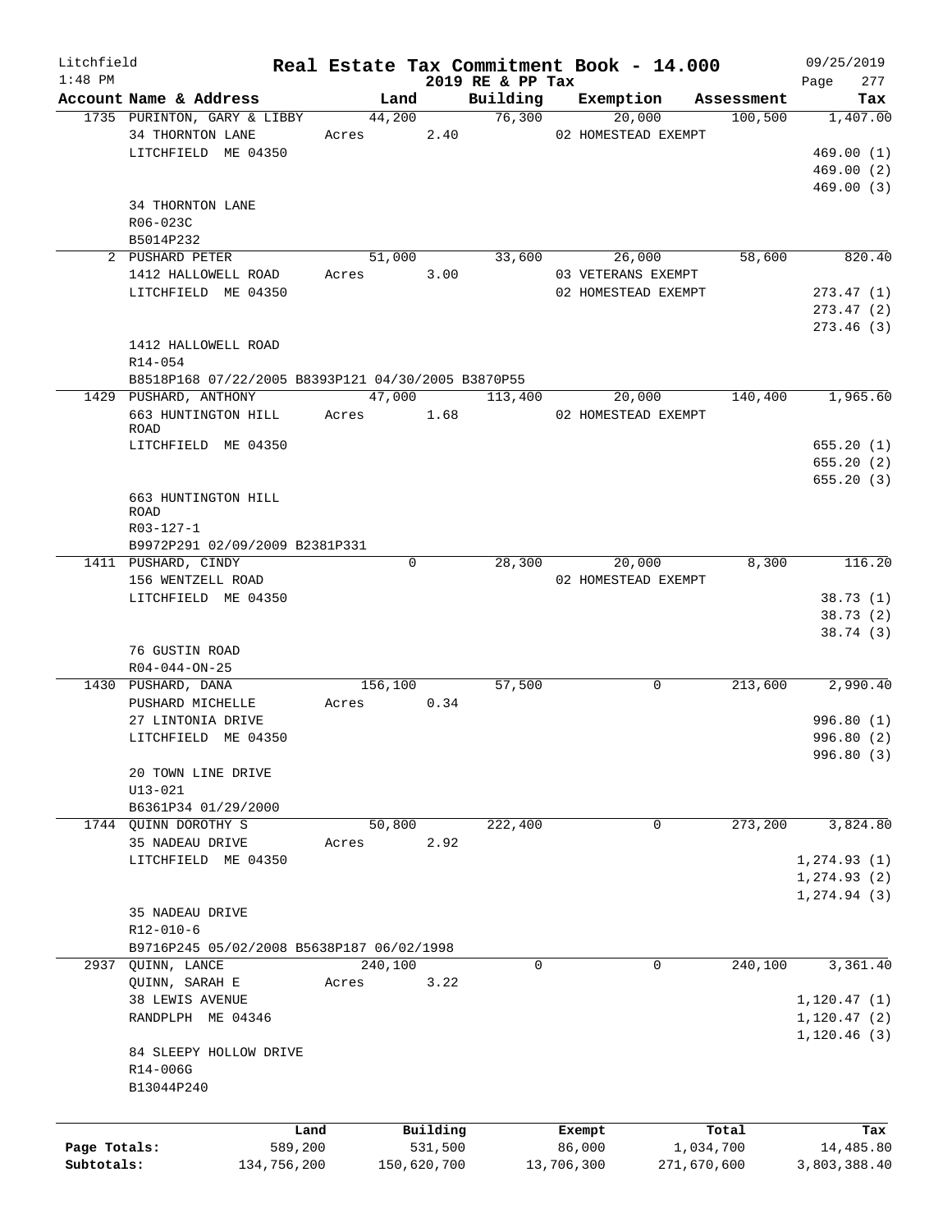Litchfield
1:48 PM

# Real Estate Tax Commitment Book - 14.000
## 2019 RE & PP Tax

09/25/2019
Page 277

| Account Name & Address | Land | Building | Exemption | Assessment | Tax |
|---|---|---|---|---|---|
| 1735 PURINTON, GARY & LIBBY | 44,200 | 76,300 | 20,000 | 100,500 | 1,407.00 |
| 34 THORNTON LANE | Acres 2.40 | | 02 HOMESTEAD EXEMPT | | |
| LITCHFIELD ME 04350 | | | | | 469.00 (1) |
| | | | | | 469.00 (2) |
| | | | | | 469.00 (3) |
| 34 THORNTON LANE | | | | | |
| R06-023C | | | | | |
| B5014P232 | | | | | |
| 2 PUSHARD PETER | 51,000 | 33,600 | 26,000 | 58,600 | 820.40 |
| 1412 HALLOWELL ROAD | Acres 3.00 | | 03 VETERANS EXEMPT | | |
| LITCHFIELD ME 04350 | | | 02 HOMESTEAD EXEMPT | | 273.47 (1) |
| | | | | | 273.47 (2) |
| | | | | | 273.46 (3) |
| 1412 HALLOWELL ROAD | | | | | |
| R14-054 | | | | | |
| B8518P168 07/22/2005 B8393P121 04/30/2005 B3870P55 | | | | | |
| 1429 PUSHARD, ANTHONY | 47,000 | 113,400 | 20,000 | 140,400 | 1,965.60 |
| 663 HUNTINGTON HILL ROAD | Acres 1.68 | | 02 HOMESTEAD EXEMPT | | |
| LITCHFIELD ME 04350 | | | | | 655.20 (1) |
| | | | | | 655.20 (2) |
| | | | | | 655.20 (3) |
| 663 HUNTINGTON HILL ROAD | | | | | |
| R03-127-1 | | | | | |
| B9972P291 02/09/2009 B2381P331 | | | | | |
| 1411 PUSHARD, CINDY | 0 | 28,300 | 20,000 | 8,300 | 116.20 |
| 156 WENTZELL ROAD | | | 02 HOMESTEAD EXEMPT | | |
| LITCHFIELD ME 04350 | | | | | 38.73 (1) |
| | | | | | 38.73 (2) |
| | | | | | 38.74 (3) |
| 76 GUSTIN ROAD | | | | | |
| R04-044-ON-25 | | | | | |
| 1430 PUSHARD, DANA | 156,100 | 57,500 | 0 | 213,600 | 2,990.40 |
| PUSHARD MICHELLE | Acres 0.34 | | | | |
| 27 LINTONIA DRIVE | | | | | 996.80 (1) |
| LITCHFIELD ME 04350 | | | | | 996.80 (2) |
| | | | | | 996.80 (3) |
| 20 TOWN LINE DRIVE | | | | | |
| U13-021 | | | | | |
| B6361P34 01/29/2000 | | | | | |
| 1744 QUINN DOROTHY S | 50,800 | 222,400 | 0 | 273,200 | 3,824.80 |
| 35 NADEAU DRIVE | Acres 2.92 | | | | |
| LITCHFIELD ME 04350 | | | | | 1,274.93 (1) |
| | | | | | 1,274.93 (2) |
| | | | | | 1,274.94 (3) |
| 35 NADEAU DRIVE | | | | | |
| R12-010-6 | | | | | |
| B9716P245 05/02/2008 B5638P187 06/02/1998 | | | | | |
| 2937 QUINN, LANCE | 240,100 | 0 | 0 | 240,100 | 3,361.40 |
| QUINN, SARAH E | Acres 3.22 | | | | |
| 38 LEWIS AVENUE | | | | | 1,120.47 (1) |
| RANDPLPH ME 04346 | | | | | 1,120.47 (2) |
| | | | | | 1,120.46 (3) |
| 84 SLEEPY HOLLOW DRIVE | | | | | |
| R14-006G | | | | | |
| B13044P240 | | | | | |

| | Land | Building | Exempt | Total | Tax |
|---|---|---|---|---|---|
| Page Totals: | 589,200 | 531,500 | 86,000 | 1,034,700 | 14,485.80 |
| Subtotals: | 134,756,200 | 150,620,700 | 13,706,300 | 271,670,600 | 3,803,388.40 |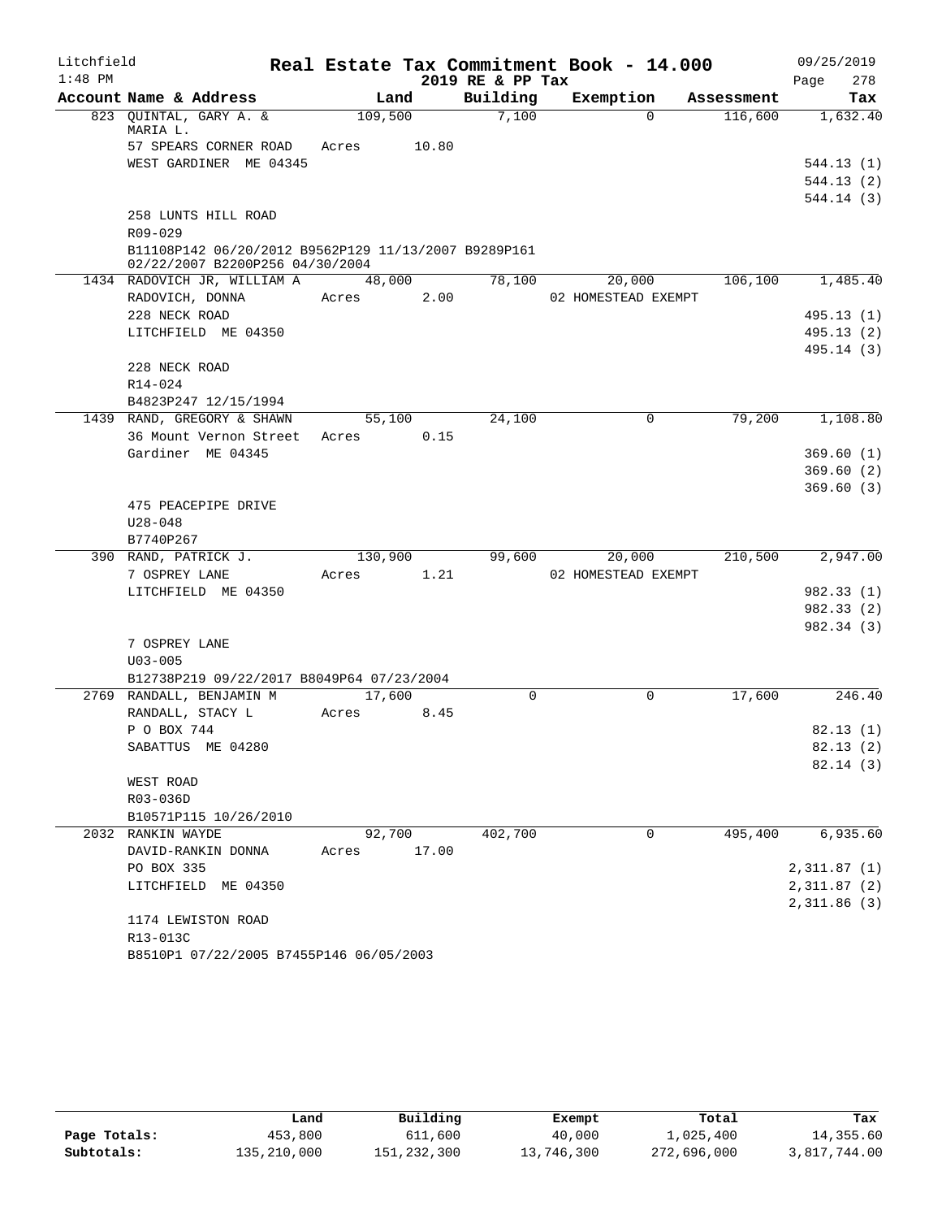Litchfield 1:48 PM

# Real Estate Tax Commitment Book - 14.000

2019 RE & PP Tax

09/25/2019 Page 278

| Account Name & Address | Land | Building | Exemption | Assessment | Tax |
|---|---|---|---|---|---|
| 823 QUINTAL, GARY A. & MARIA L. | 109,500 | 7,100 | 0 | 116,600 | 1,632.40 |
| 57 SPEARS CORNER ROAD | Acres 10.80 | | | | |
| WEST GARDINER ME 04345 | | | | | 544.13 (1) |
| | | | | | 544.13 (2) |
| | | | | | 544.14 (3) |
| 258 LUNTS HILL ROAD | | | | | |
| R09-029 | | | | | |
| B11108P142 06/20/2012 B9562P129 11/13/2007 B9289P161 02/22/2007 B2200P256 04/30/2004 | | | | | |
| 1434 RADOVICH JR, WILLIAM A | 48,000 | 78,100 | 20,000 | 106,100 | 1,485.40 |
| RADOVICH, DONNA | Acres 2.00 | | 02 HOMESTEAD EXEMPT | | |
| 228 NECK ROAD | | | | | 495.13 (1) |
| LITCHFIELD ME 04350 | | | | | 495.13 (2) |
| | | | | | 495.14 (3) |
| 228 NECK ROAD | | | | | |
| R14-024 | | | | | |
| B4823P247 12/15/1994 | | | | | |
| 1439 RAND, GREGORY & SHAWN | 55,100 | 24,100 | 0 | 79,200 | 1,108.80 |
| 36 Mount Vernon Street | Acres 0.15 | | | | |
| Gardiner ME 04345 | | | | | 369.60 (1) |
| | | | | | 369.60 (2) |
| | | | | | 369.60 (3) |
| 475 PEACEPIPE DRIVE | | | | | |
| U28-048 | | | | | |
| B7740P267 | | | | | |
| 390 RAND, PATRICK J. | 130,900 | 99,600 | 20,000 | 210,500 | 2,947.00 |
| 7 OSPREY LANE | Acres 1.21 | | 02 HOMESTEAD EXEMPT | | |
| LITCHFIELD ME 04350 | | | | | 982.33 (1) |
| | | | | | 982.33 (2) |
| | | | | | 982.34 (3) |
| 7 OSPREY LANE | | | | | |
| U03-005 | | | | | |
| B12738P219 09/22/2017 B8049P64 07/23/2004 | | | | | |
| 2769 RANDALL, BENJAMIN M | 17,600 | 0 | 0 | 17,600 | 246.40 |
| RANDALL, STACY L | Acres 8.45 | | | | |
| P O BOX 744 | | | | | 82.13 (1) |
| SABATTUS ME 04280 | | | | | 82.13 (2) |
| | | | | | 82.14 (3) |
| WEST ROAD | | | | | |
| R03-036D | | | | | |
| B10571P115 10/26/2010 | | | | | |
| 2032 RANKIN WAYDE | 92,700 | 402,700 | 0 | 495,400 | 6,935.60 |
| DAVID-RANKIN DONNA | Acres 17.00 | | | | |
| PO BOX 335 | | | | | 2,311.87 (1) |
| LITCHFIELD ME 04350 | | | | | 2,311.87 (2) |
| | | | | | 2,311.86 (3) |
| 1174 LEWISTON ROAD | | | | | |
| R13-013C | | | | | |
| B8510P1 07/22/2005 B7455P146 06/05/2003 | | | | | |

| | Land | Building | Exempt | Total | Tax |
|---|---|---|---|---|---|
| Page Totals: | 453,800 | 611,600 | 40,000 | 1,025,400 | 14,355.60 |
| Subtotals: | 135,210,000 | 151,232,300 | 13,746,300 | 272,696,000 | 3,817,744.00 |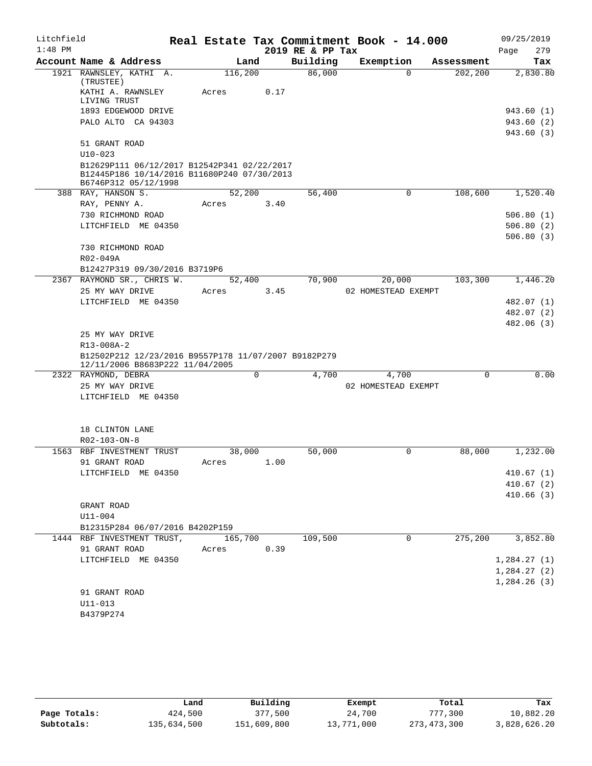Litchfield 1:48 PM

# Real Estate Tax Commitment Book - 14.000

2019 RE & PP Tax

09/25/2019

| Account Name & Address | Land | Building | Exemption | Assessment | Tax |
|---|---|---|---|---|---|
| 1921 RAWNSLEY, KATHI A. (TRUSTEE) | 116,200 | 86,000 | 0 | 202,200 | 2,830.80 |
| KATHI A. RAWNSLEY LIVING TRUST | Acres 0.17 | | | | |
| 1893 EDGEWOOD DRIVE | | | | | 943.60 (1) |
| PALO ALTO CA 94303 | | | | | 943.60 (2) |
| | | | | | 943.60 (3) |
| 51 GRANT ROAD | | | | | |
| U10-023 | | | | | |
| B12629P111 06/12/2017 B12542P341 02/22/2017 B12445P186 10/14/2016 B11680P240 07/30/2013 B6746P312 05/12/1998 | | | | | |
| 388 RAY, HANSON S. | 52,200 | 56,400 | 0 | 108,600 | 1,520.40 |
| RAY, PENNY A. | Acres 3.40 | | | | |
| 730 RICHMOND ROAD | | | | | 506.80 (1) |
| LITCHFIELD ME 04350 | | | | | 506.80 (2) |
| | | | | | 506.80 (3) |
| 730 RICHMOND ROAD | | | | | |
| R02-049A | | | | | |
| B12427P319 09/30/2016 B3719P6 | | | | | |
| 2367 RAYMOND SR., CHRIS W. | 52,400 | 70,900 | 20,000 | 103,300 | 1,446.20 |
| 25 MY WAY DRIVE | Acres 3.45 | | 02 HOMESTEAD EXEMPT | | |
| LITCHFIELD ME 04350 | | | | | 482.07 (1) |
| | | | | | 482.07 (2) |
| | | | | | 482.06 (3) |
| 25 MY WAY DRIVE | | | | | |
| R13-008A-2 | | | | | |
| B12502P212 12/23/2016 B9557P178 11/07/2007 B9182P279 12/11/2006 B8683P222 11/04/2005 | | | | | |
| 2322 RAYMOND, DEBRA | 0 | 4,700 | 4,700 | 0 | 0.00 |
| 25 MY WAY DRIVE | | | 02 HOMESTEAD EXEMPT | | |
| LITCHFIELD ME 04350 | | | | | |
| 18 CLINTON LANE | | | | | |
| R02-103-ON-8 | | | | | |
| 1563 RBF INVESTMENT TRUST | 38,000 | 50,000 | 0 | 88,000 | 1,232.00 |
| 91 GRANT ROAD | Acres 1.00 | | | | |
| LITCHFIELD ME 04350 | | | | | 410.67 (1) |
| | | | | | 410.67 (2) |
| | | | | | 410.66 (3) |
| GRANT ROAD | | | | | |
| U11-004 | | | | | |
| B12315P284 06/07/2016 B4202P159 | | | | | |
| 1444 RBF INVESTMENT TRUST, | 165,700 | 109,500 | 0 | 275,200 | 3,852.80 |
| 91 GRANT ROAD | Acres 0.39 | | | | |
| LITCHFIELD ME 04350 | | | | | 1,284.27 (1) |
| | | | | | 1,284.27 (2) |
| | | | | | 1,284.26 (3) |
| 91 GRANT ROAD | | | | | |
| U11-013 | | | | | |
| B4379P274 | | | | | |

| | Land | Building | Exempt | Total | Tax |
|---|---|---|---|---|---|
| Page Totals: | 424,500 | 377,500 | 24,700 | 777,300 | 10,882.20 |
| Subtotals: | 135,634,500 | 151,609,800 | 13,771,000 | 273,473,300 | 3,828,626.20 |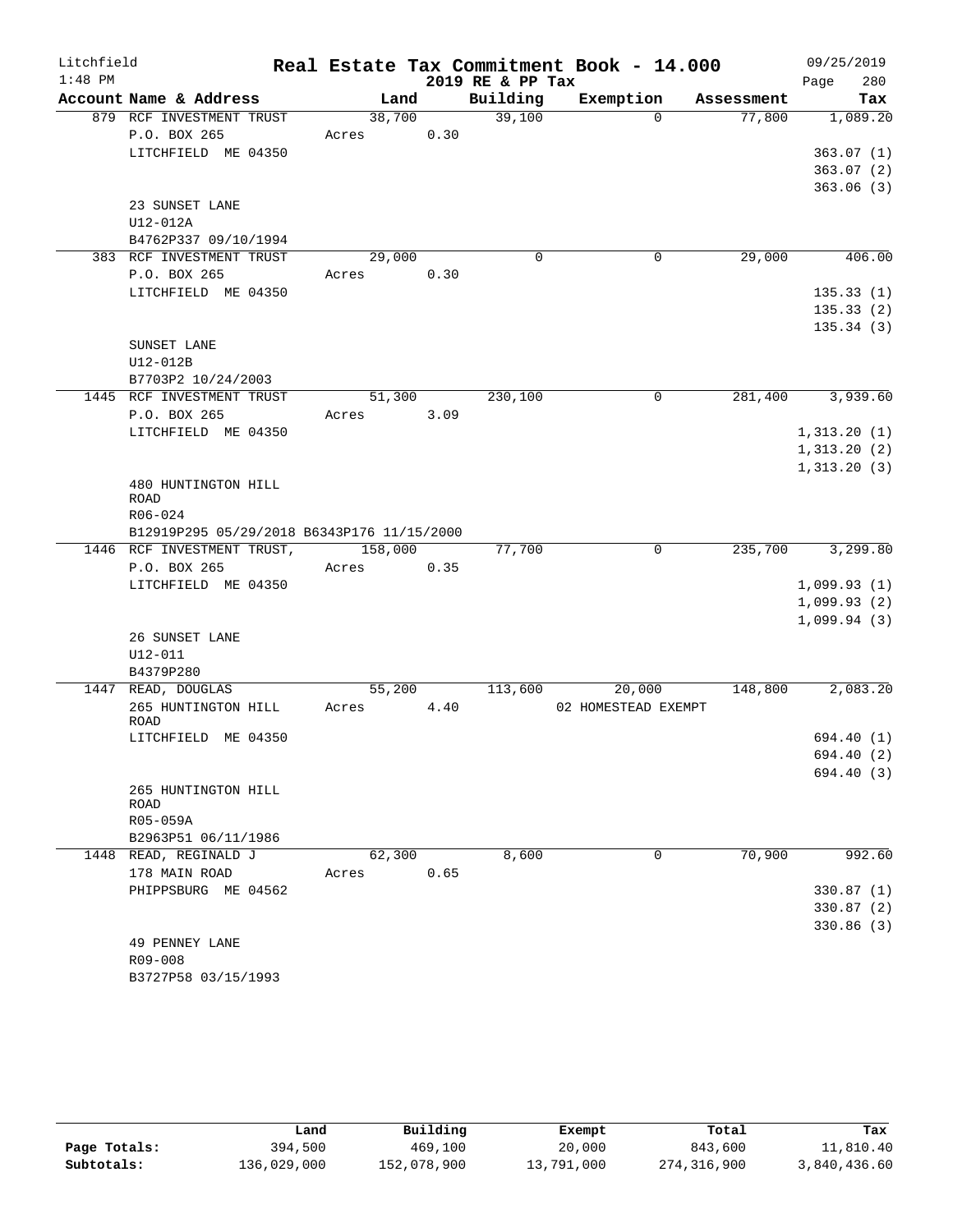Litchfield
1:48 PM

# Real Estate Tax Commitment Book - 14.000

2019 RE & PP Tax

09/25/2019

| Account Name & Address | Land | Building | Exemption | Assessment | Tax |
|---|---|---|---|---|---|
| 879 RCF INVESTMENT TRUST | 38,700 | 39,100 | 0 | 77,800 | 1,089.20 |
| P.O. BOX 265 | Acres 0.30 | | | | |
| LITCHFIELD ME 04350 | | | | | 363.07 (1) |
| | | | | | 363.07 (2) |
| | | | | | 363.06 (3) |
| 23 SUNSET LANE | | | | | |
| U12-012A | | | | | |
| B4762P337 09/10/1994 | | | | | |
| 383 RCF INVESTMENT TRUST | 29,000 | 0 | 0 | 29,000 | 406.00 |
| P.O. BOX 265 | Acres 0.30 | | | | |
| LITCHFIELD ME 04350 | | | | | 135.33 (1) |
| | | | | | 135.33 (2) |
| | | | | | 135.34 (3) |
| SUNSET LANE | | | | | |
| U12-012B | | | | | |
| B7703P2 10/24/2003 | | | | | |
| 1445 RCF INVESTMENT TRUST | 51,300 | 230,100 | 0 | 281,400 | 3,939.60 |
| P.O. BOX 265 | Acres 3.09 | | | | |
| LITCHFIELD ME 04350 | | | | | 1,313.20 (1) |
| | | | | | 1,313.20 (2) |
| | | | | | 1,313.20 (3) |
| 480 HUNTINGTON HILL ROAD | | | | | |
| R06-024 | | | | | |
| B12919P295 05/29/2018 B6343P176 11/15/2000 | | | | | |
| 1446 RCF INVESTMENT TRUST, | 158,000 | 77,700 | 0 | 235,700 | 3,299.80 |
| P.O. BOX 265 | Acres 0.35 | | | | |
| LITCHFIELD ME 04350 | | | | | 1,099.93 (1) |
| | | | | | 1,099.93 (2) |
| | | | | | 1,099.94 (3) |
| 26 SUNSET LANE | | | | | |
| U12-011 | | | | | |
| B4379P280 | | | | | |
| 1447 READ, DOUGLAS | 55,200 | 113,600 | 20,000 | 148,800 | 2,083.20 |
| 265 HUNTINGTON HILL ROAD | Acres 4.40 | | 02 HOMESTEAD EXEMPT | | |
| LITCHFIELD ME 04350 | | | | | 694.40 (1) |
| | | | | | 694.40 (2) |
| | | | | | 694.40 (3) |
| 265 HUNTINGTON HILL ROAD | | | | | |
| R05-059A | | | | | |
| B2963P51 06/11/1986 | | | | | |
| 1448 READ, REGINALD J | 62,300 | 8,600 | 0 | 70,900 | 992.60 |
| 178 MAIN ROAD | Acres 0.65 | | | | |
| PHIPPSBURG ME 04562 | | | | | 330.87 (1) |
| | | | | | 330.87 (2) |
| | | | | | 330.86 (3) |
| 49 PENNEY LANE | | | | | |
| R09-008 | | | | | |
| B3727P58 03/15/1993 | | | | | |

| | Land | Building | Exempt | Total | Tax |
|---|---|---|---|---|---|
| Page Totals: | 394,500 | 469,100 | 20,000 | 843,600 | 11,810.40 |
| Subtotals: | 136,029,000 | 152,078,900 | 13,791,000 | 274,316,900 | 3,840,436.60 |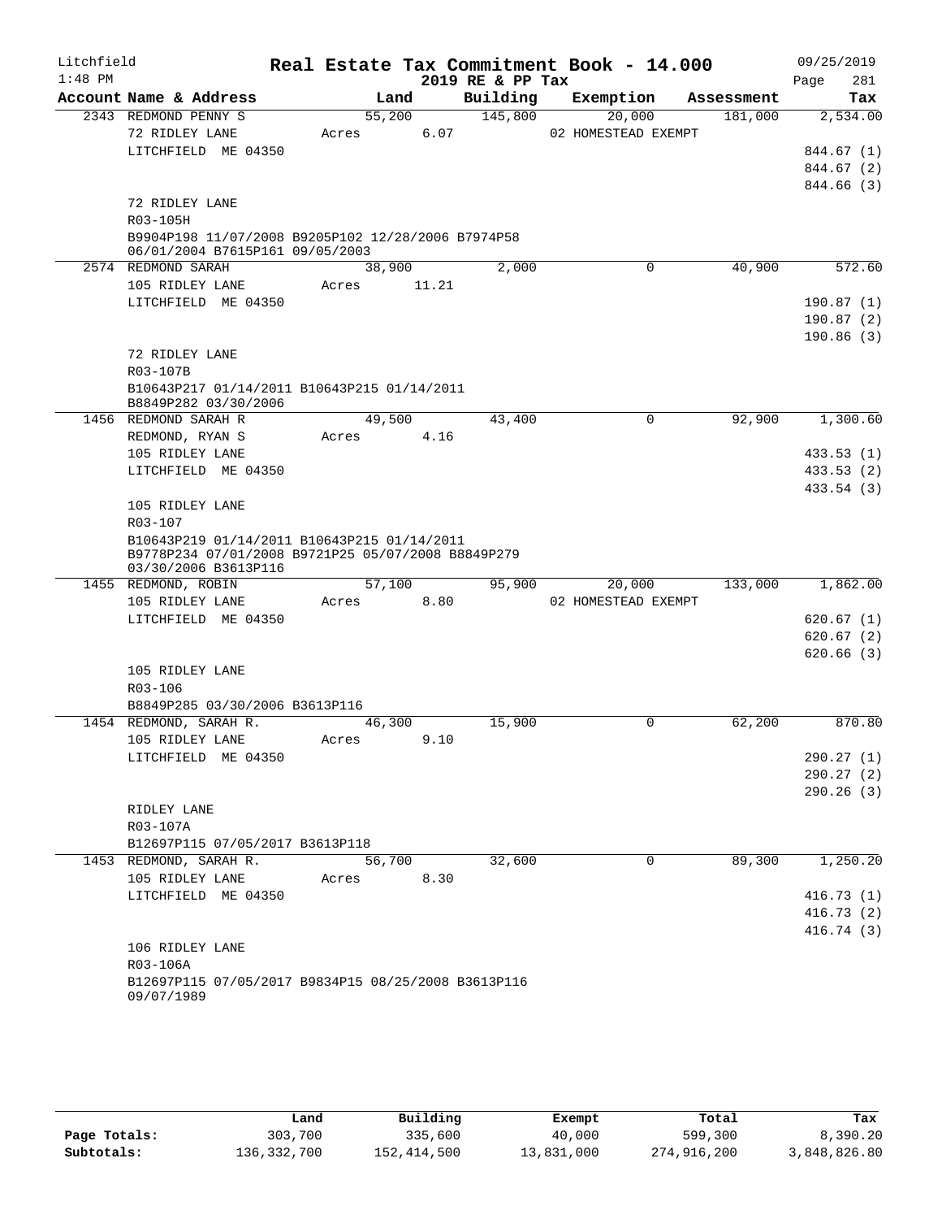Litchfield 1:48 PM

# Real Estate Tax Commitment Book - 14.000

2019 RE & PP Tax

09/25/2019 Page 281

| Account Name & Address | Land | Building | Exemption | Assessment | Tax |
|---|---|---|---|---|---|
| 2343 REDMOND PENNY S | 55,200 | 145,800 | 20,000 | 181,000 | 2,534.00 |
| 72 RIDLEY LANE | Acres 6.07 | | 02 HOMESTEAD EXEMPT | | |
| LITCHFIELD ME 04350 | | | | | 844.67 (1) |
| | | | | | 844.67 (2) |
| | | | | | 844.66 (3) |
| 72 RIDLEY LANE | | | | | |
| R03-105H | | | | | |
| B9904P198 11/07/2008 B9205P102 12/28/2006 B7974P58 06/01/2004 B7615P161 09/05/2003 | | | | | |
| 2574 REDMOND SARAH | 38,900 | 2,000 | 0 | 40,900 | 572.60 |
| 105 RIDLEY LANE | Acres 11.21 | | | | |
| LITCHFIELD ME 04350 | | | | | 190.87 (1) |
| | | | | | 190.87 (2) |
| | | | | | 190.86 (3) |
| 72 RIDLEY LANE | | | | | |
| R03-107B | | | | | |
| B10643P217 01/14/2011 B10643P215 01/14/2011 B8849P282 03/30/2006 | | | | | |
| 1456 REDMOND SARAH R | 49,500 | 43,400 | 0 | 92,900 | 1,300.60 |
| REDMOND, RYAN S | Acres 4.16 | | | | |
| 105 RIDLEY LANE | | | | | 433.53 (1) |
| LITCHFIELD ME 04350 | | | | | 433.53 (2) |
| | | | | | 433.54 (3) |
| 105 RIDLEY LANE | | | | | |
| R03-107 | | | | | |
| B10643P219 01/14/2011 B10643P215 01/14/2011 B9778P234 07/01/2008 B9721P25 05/07/2008 B8849P279 03/30/2006 B3613P116 | | | | | |
| 1455 REDMOND, ROBIN | 57,100 | 95,900 | 20,000 | 133,000 | 1,862.00 |
| 105 RIDLEY LANE | Acres 8.80 | | 02 HOMESTEAD EXEMPT | | |
| LITCHFIELD ME 04350 | | | | | 620.67 (1) |
| | | | | | 620.67 (2) |
| | | | | | 620.66 (3) |
| 105 RIDLEY LANE | | | | | |
| R03-106 | | | | | |
| B8849P285 03/30/2006 B3613P116 | | | | | |
| 1454 REDMOND, SARAH R. | 46,300 | 15,900 | 0 | 62,200 | 870.80 |
| 105 RIDLEY LANE | Acres 9.10 | | | | |
| LITCHFIELD ME 04350 | | | | | 290.27 (1) |
| | | | | | 290.27 (2) |
| | | | | | 290.26 (3) |
| RIDLEY LANE | | | | | |
| R03-107A | | | | | |
| B12697P115 07/05/2017 B3613P118 | | | | | |
| 1453 REDMOND, SARAH R. | 56,700 | 32,600 | 0 | 89,300 | 1,250.20 |
| 105 RIDLEY LANE | Acres 8.30 | | | | |
| LITCHFIELD ME 04350 | | | | | 416.73 (1) |
| | | | | | 416.73 (2) |
| | | | | | 416.74 (3) |
| 106 RIDLEY LANE | | | | | |
| R03-106A | | | | | |
| B12697P115 07/05/2017 B9834P15 08/25/2008 B3613P116 09/07/1989 | | | | | |

| | Land | Building | Exempt | Total | Tax |
|---|---|---|---|---|---|
| Page Totals: | 303,700 | 335,600 | 40,000 | 599,300 | 8,390.20 |
| Subtotals: | 136,332,700 | 152,414,500 | 13,831,000 | 274,916,200 | 3,848,826.80 |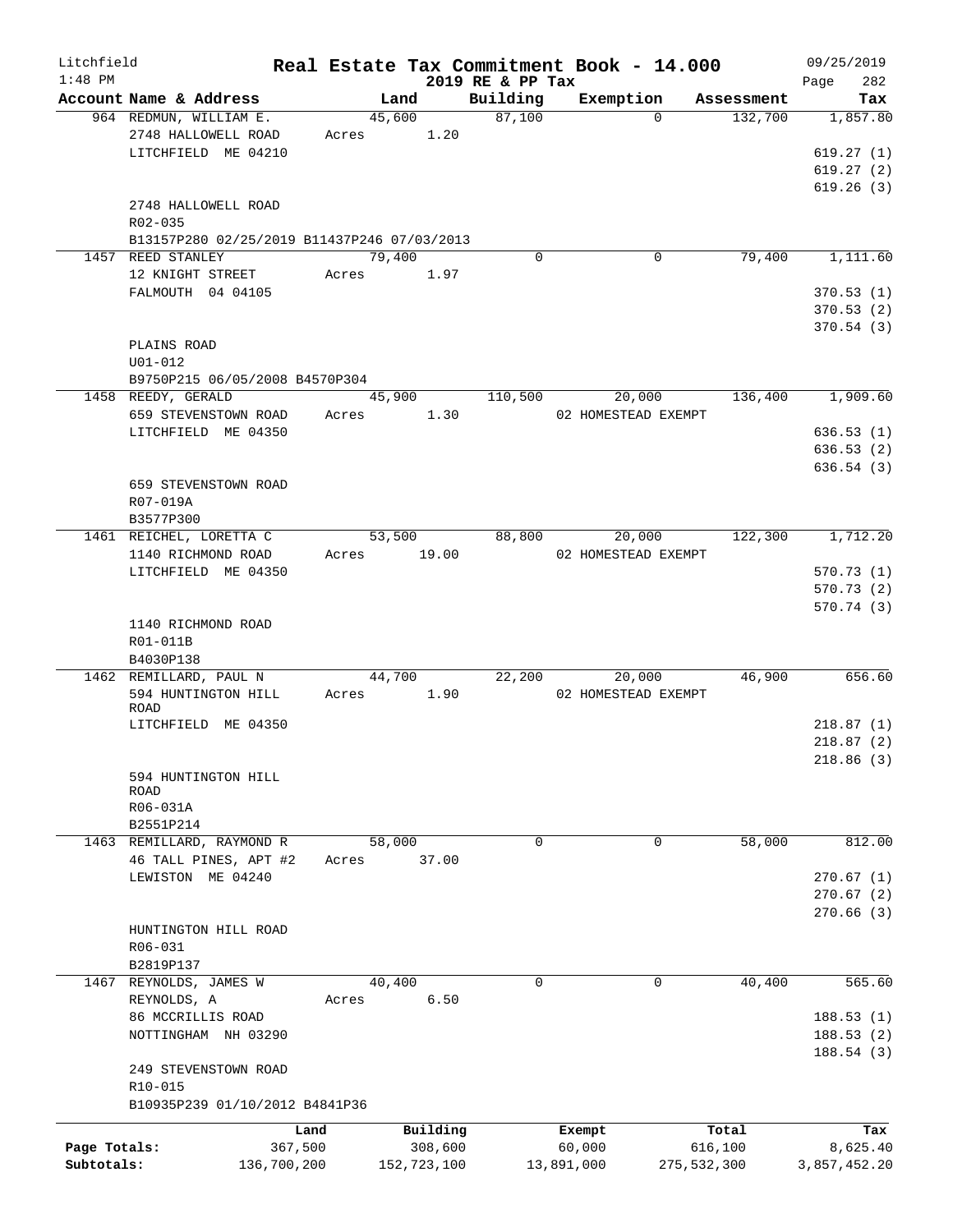Litchfield
1:48 PM

**Real Estate Tax Commitment Book - 14.000**
**2019 RE & PP Tax**

09/25/2019
Page 282

| Account | Name & Address | Land | Building | Exemption | Assessment | Tax |
|---|---|---|---|---|---|---|
| 964 | REDMUN, WILLIAM E.<br>2748 HALLOWELL ROAD<br>LITCHFIELD ME 04210<br><br>2748 HALLOWELL ROAD<br>R02-035<br>B13157P280 02/25/2019 B11437P246 07/03/2013 | 45,600<br>Acres 1.20 | 87,100 | 0 | 132,700 | 1,857.80<br>619.27 (1)<br>619.27 (2)<br>619.26 (3) |
| 1457 | REED STANLEY<br>12 KNIGHT STREET<br>FALMOUTH 04 04105<br><br>PLAINS ROAD<br>U01-012<br>B9750P215 06/05/2008 B4570P304 | 79,400<br>Acres 1.97 | 0 | 0 | 79,400 | 1,111.60<br>370.53 (1)<br>370.53 (2)<br>370.54 (3) |
| 1458 | REEDY, GERALD<br>659 STEVENSTOWN ROAD<br>LITCHFIELD ME 04350<br><br>659 STEVENSTOWN ROAD<br>R07-019A<br>B3577P300 | 45,900<br>Acres 1.30 | 110,500 | 20,000<br>02 HOMESTEAD EXEMPT | 136,400 | 1,909.60<br>636.53 (1)<br>636.53 (2)<br>636.54 (3) |
| 1461 | REICHEL, LORETTA C<br>1140 RICHMOND ROAD<br>LITCHFIELD ME 04350<br><br>1140 RICHMOND ROAD<br>R01-011B<br>B4030P138 | 53,500<br>Acres 19.00 | 88,800 | 20,000<br>02 HOMESTEAD EXEMPT | 122,300 | 1,712.20<br>570.73 (1)<br>570.73 (2)<br>570.74 (3) |
| 1462 | REMILLARD, PAUL N<br>594 HUNTINGTON HILL ROAD<br>LITCHFIELD ME 04350<br><br>594 HUNTINGTON HILL ROAD<br>R06-031A<br>B2551P214 | 44,700<br>Acres 1.90 | 22,200 | 20,000<br>02 HOMESTEAD EXEMPT | 46,900 | 656.60<br>218.87 (1)<br>218.87 (2)<br>218.86 (3) |
| 1463 | REMILLARD, RAYMOND R<br>46 TALL PINES, APT #2<br>LEWISTON ME 04240<br><br>HUNTINGTON HILL ROAD<br>R06-031<br>B2819P137 | 58,000<br>Acres 37.00 | 0 | 0 | 58,000 | 812.00<br>270.67 (1)<br>270.67 (2)<br>270.66 (3) |
| 1467 | REYNOLDS, JAMES W<br>REYNOLDS, A<br>86 MCCRILLIS ROAD<br>NOTTINGHAM NH 03290<br><br>249 STEVENSTOWN ROAD<br>R10-015<br>B10935P239 01/10/2012 B4841P36 | 40,400<br>Acres 6.50 | 0 | 0 | 40,400 | 565.60<br>188.53 (1)<br>188.53 (2)<br>188.54 (3) |

| | Land | Building | Exempt | Total | Tax |
|---|---|---|---|---|---|
| Page Totals: | 367,500 | 308,600 | 60,000 | 616,100 | 8,625.40 |
| Subtotals: | 136,700,200 | 152,723,100 | 13,891,000 | 275,532,300 | 3,857,452.20 |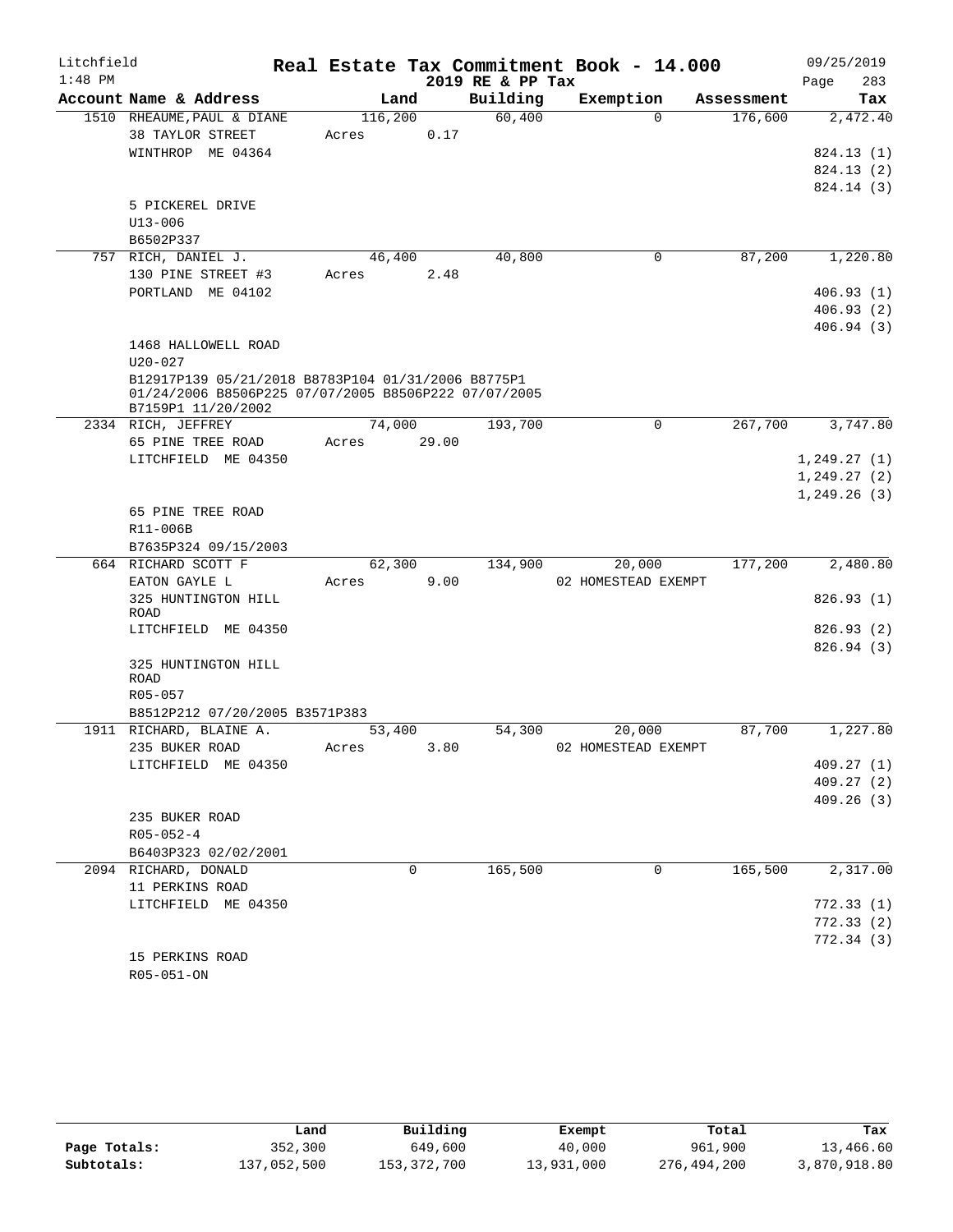Litchfield 1:48 PM

# Real Estate Tax Commitment Book - 14.000

2019 RE & PP Tax

09/25/2019

| Account Name & Address | Land | Building | Exemption | Assessment | Tax |
|---|---|---|---|---|---|
| 1510 RHEAUME,PAUL & DIANE | 116,200 | 60,400 | 0 | 176,600 | 2,472.40 |
| 38 TAYLOR STREET | Acres 0.17 | | | | |
| WINTHROP ME 04364 | | | | | 824.13 (1) |
| | | | | | 824.13 (2) |
| | | | | | 824.14 (3) |
| 5 PICKEREL DRIVE | | | | | |
| U13-006 | | | | | |
| B6502P337 | | | | | |
| 757 RICH, DANIEL J. | 46,400 | 40,800 | 0 | 87,200 | 1,220.80 |
| 130 PINE STREET #3 | Acres 2.48 | | | | |
| PORTLAND ME 04102 | | | | | 406.93 (1) |
| | | | | | 406.93 (2) |
| | | | | | 406.94 (3) |
| 1468 HALLOWELL ROAD | | | | | |
| U20-027 | | | | | |
| B12917P139 05/21/2018 B8783P104 01/31/2006 B8775P1 01/24/2006 B8506P225 07/07/2005 B8506P222 07/07/2005 B7159P1 11/20/2002 | | | | | |
| 2334 RICH, JEFFREY | 74,000 | 193,700 | 0 | 267,700 | 3,747.80 |
| 65 PINE TREE ROAD | Acres 29.00 | | | | |
| LITCHFIELD ME 04350 | | | | | 1,249.27 (1) |
| | | | | | 1,249.27 (2) |
| | | | | | 1,249.26 (3) |
| 65 PINE TREE ROAD | | | | | |
| R11-006B | | | | | |
| B7635P324 09/15/2003 | | | | | |
| 664 RICHARD SCOTT F | 62,300 | 134,900 | 20,000 | 177,200 | 2,480.80 |
| EATON GAYLE L | Acres 9.00 | | 02 HOMESTEAD EXEMPT | | |
| 325 HUNTINGTON HILL ROAD | | | | | 826.93 (1) |
| LITCHFIELD ME 04350 | | | | | 826.93 (2) |
| | | | | | 826.94 (3) |
| 325 HUNTINGTON HILL ROAD | | | | | |
| R05-057 | | | | | |
| B8512P212 07/20/2005 B3571P383 | | | | | |
| 1911 RICHARD, BLAINE A. | 53,400 | 54,300 | 20,000 | 87,700 | 1,227.80 |
| 235 BUKER ROAD | Acres 3.80 | | 02 HOMESTEAD EXEMPT | | |
| LITCHFIELD ME 04350 | | | | | 409.27 (1) |
| | | | | | 409.27 (2) |
| | | | | | 409.26 (3) |
| 235 BUKER ROAD | | | | | |
| R05-052-4 | | | | | |
| B6403P323 02/02/2001 | | | | | |
| 2094 RICHARD, DONALD | 0 | 165,500 | 0 | 165,500 | 2,317.00 |
| 11 PERKINS ROAD | | | | | |
| LITCHFIELD ME 04350 | | | | | 772.33 (1) |
| | | | | | 772.33 (2) |
| | | | | | 772.34 (3) |
| 15 PERKINS ROAD | | | | | |
| R05-051-ON | | | | | |

| | Land | Building | Exempt | Total | Tax |
|---|---|---|---|---|---|
| Page Totals: | 352,300 | 649,600 | 40,000 | 961,900 | 13,466.60 |
| Subtotals: | 137,052,500 | 153,372,700 | 13,931,000 | 276,494,200 | 3,870,918.80 |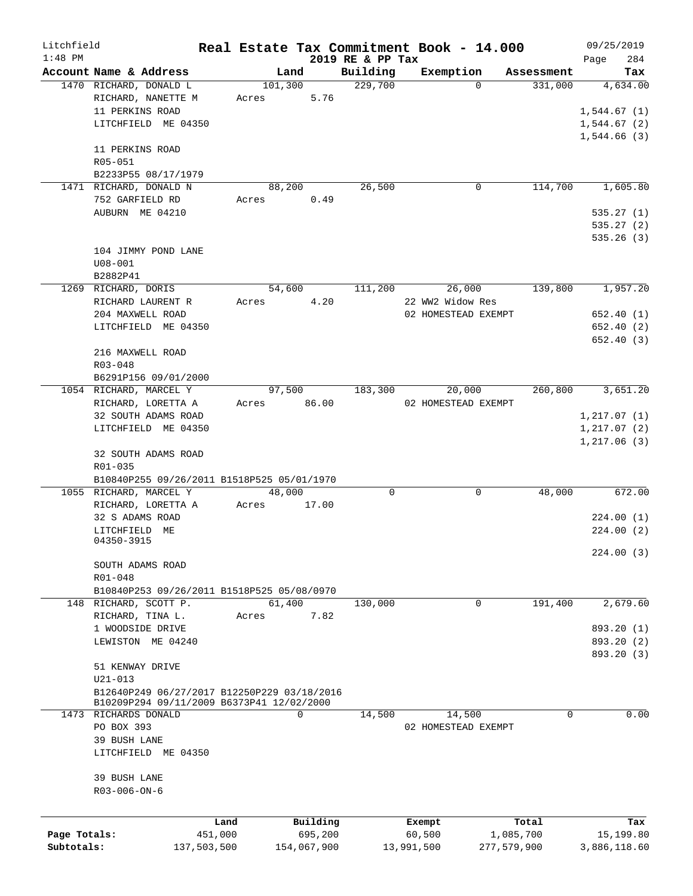Litchfield 1:48 PM

# Real Estate Tax Commitment Book - 14.000

2019 RE & PP Tax

09/25/2019 Page 284

| Account Name & Address | Land | Building | Exemption | Assessment | Tax |
|---|---|---|---|---|---|
| 1470 RICHARD, DONALD L | 101,300 | 229,700 | 0 | 331,000 | 4,634.00 |
| RICHARD, NANETTE M | Acres 5.76 | | | | |
| 11 PERKINS ROAD | | | | | 1,544.67 (1) |
| LITCHFIELD ME 04350 | | | | | 1,544.67 (2) |
| | | | | | 1,544.66 (3) |
| 11 PERKINS ROAD | | | | | |
| R05-051 | | | | | |
| B2233P55 08/17/1979 | | | | | |
| 1471 RICHARD, DONALD N | 88,200 | 26,500 | 0 | 114,700 | 1,605.80 |
| 752 GARFIELD RD | Acres 0.49 | | | | |
| AUBURN ME 04210 | | | | | 535.27 (1) |
| | | | | | 535.27 (2) |
| | | | | | 535.26 (3) |
| 104 JIMMY POND LANE | | | | | |
| U08-001 | | | | | |
| B2882P41 | | | | | |
| 1269 RICHARD, DORIS | 54,600 | 111,200 | 26,000 | 139,800 | 1,957.20 |
| RICHARD LAURENT R | Acres 4.20 | | 22 WW2 Widow Res | | |
| 204 MAXWELL ROAD | | | 02 HOMESTEAD EXEMPT | | 652.40 (1) |
| LITCHFIELD ME 04350 | | | | | 652.40 (2) |
| | | | | | 652.40 (3) |
| 216 MAXWELL ROAD | | | | | |
| R03-048 | | | | | |
| B6291P156 09/01/2000 | | | | | |
| 1054 RICHARD, MARCEL Y | 97,500 | 183,300 | 20,000 | 260,800 | 3,651.20 |
| RICHARD, LORETTA A | Acres 86.00 | | 02 HOMESTEAD EXEMPT | | |
| 32 SOUTH ADAMS ROAD | | | | | 1,217.07 (1) |
| LITCHFIELD ME 04350 | | | | | 1,217.07 (2) |
| | | | | | 1,217.06 (3) |
| 32 SOUTH ADAMS ROAD | | | | | |
| R01-035 | | | | | |
| B10840P255 09/26/2011 B1518P525 05/01/1970 | | | | | |
| 1055 RICHARD, MARCEL Y | 48,000 | 0 | 0 | 48,000 | 672.00 |
| RICHARD, LORETTA A | Acres 17.00 | | | | |
| 32 S ADAMS ROAD | | | | | 224.00 (1) |
| LITCHFIELD ME 04350-3915 | | | | | 224.00 (2) |
| | | | | | 224.00 (3) |
| SOUTH ADAMS ROAD | | | | | |
| R01-048 | | | | | |
| B10840P253 09/26/2011 B1518P525 05/08/0970 | | | | | |
| 148 RICHARD, SCOTT P. | 61,400 | 130,000 | 0 | 191,400 | 2,679.60 |
| RICHARD, TINA L. | Acres 7.82 | | | | |
| 1 WOODSIDE DRIVE | | | | | 893.20 (1) |
| LEWISTON ME 04240 | | | | | 893.20 (2) |
| | | | | | 893.20 (3) |
| 51 KENWAY DRIVE | | | | | |
| U21-013 | | | | | |
| B12640P249 06/27/2017 B12250P229 03/18/2016 | | | | | |
| B10209P294 09/11/2009 B6373P41 12/02/2000 | | | | | |
| 1473 RICHARDS DONALD | 0 | 14,500 | 14,500 | 0 | 0.00 |
| PO BOX 393 | | | 02 HOMESTEAD EXEMPT | | |
| 39 BUSH LANE | | | | | |
| LITCHFIELD ME 04350 | | | | | |
| 39 BUSH LANE | | | | | |
| R03-006-ON-6 | | | | | |

| | Land | Building | Exempt | Total | Tax |
|---|---|---|---|---|---|
| Page Totals: | 451,000 | 695,200 | 60,500 | 1,085,700 | 15,199.80 |
| Subtotals: | 137,503,500 | 154,067,900 | 13,991,500 | 277,579,900 | 3,886,118.60 |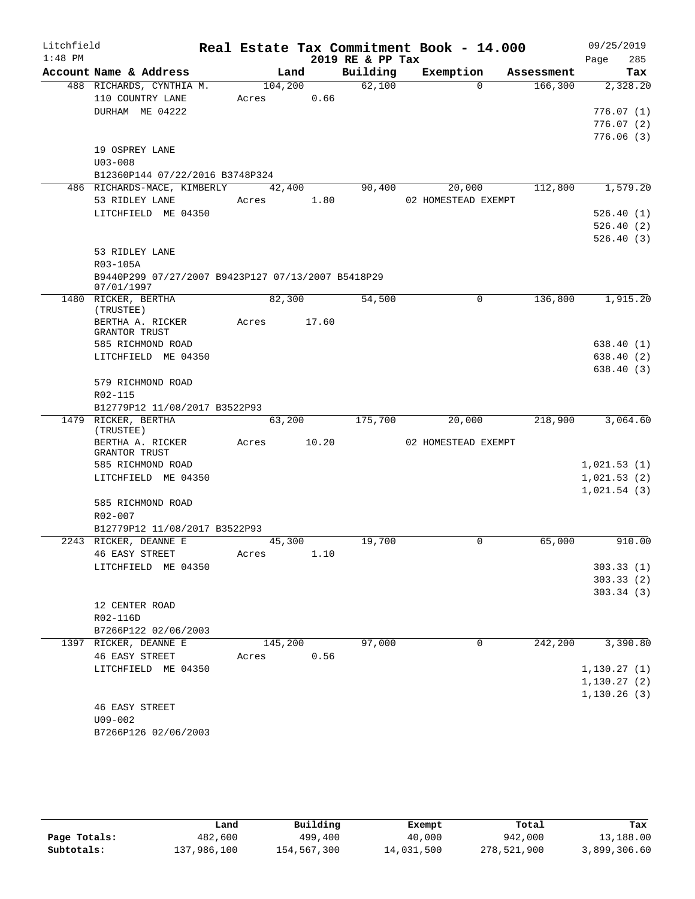Litchfield 1:48 PM

# Real Estate Tax Commitment Book - 14.000

2019 RE & PP Tax

09/25/2019 Page 285

| Account Name & Address | Land | Building | Exemption | Assessment | Tax |
|---|---|---|---|---|---|
| 488 RICHARDS, CYNTHIA M. | 104,200 | 62,100 | 0 | 166,300 | 2,328.20 |
| 110 COUNTRY LANE | Acres 0.66 | | | | |
| DURHAM ME 04222 | | | | | 776.07 (1) |
| | | | | | 776.07 (2) |
| | | | | | 776.06 (3) |
| 19 OSPREY LANE | | | | | |
| U03-008 | | | | | |
| B12360P144 07/22/2016 B3748P324 | | | | | |
| 486 RICHARDS-MACE, KIMBERLY | 42,400 | 90,400 | 20,000 | 112,800 | 1,579.20 |
| 53 RIDLEY LANE | Acres 1.80 | | 02 HOMESTEAD EXEMPT | | |
| LITCHFIELD ME 04350 | | | | | 526.40 (1) |
| | | | | | 526.40 (2) |
| | | | | | 526.40 (3) |
| 53 RIDLEY LANE | | | | | |
| R03-105A | | | | | |
| B9440P299 07/27/2007 B9423P127 07/13/2007 B5418P29 07/01/1997 | | | | | |
| 1480 RICKER, BERTHA (TRUSTEE) | 82,300 | 54,500 | 0 | 136,800 | 1,915.20 |
| BERTHA A. RICKER GRANTOR TRUST | Acres 17.60 | | | | |
| 585 RICHMOND ROAD | | | | | 638.40 (1) |
| LITCHFIELD ME 04350 | | | | | 638.40 (2) |
| | | | | | 638.40 (3) |
| 579 RICHMOND ROAD | | | | | |
| R02-115 | | | | | |
| B12779P12 11/08/2017 B3522P93 | | | | | |
| 1479 RICKER, BERTHA (TRUSTEE) | 63,200 | 175,700 | 20,000 | 218,900 | 3,064.60 |
| BERTHA A. RICKER GRANTOR TRUST | Acres 10.20 | | 02 HOMESTEAD EXEMPT | | |
| 585 RICHMOND ROAD | | | | | 1,021.53 (1) |
| LITCHFIELD ME 04350 | | | | | 1,021.53 (2) |
| | | | | | 1,021.54 (3) |
| 585 RICHMOND ROAD | | | | | |
| R02-007 | | | | | |
| B12779P12 11/08/2017 B3522P93 | | | | | |
| 2243 RICKER, DEANNE E | 45,300 | 19,700 | 0 | 65,000 | 910.00 |
| 46 EASY STREET | Acres 1.10 | | | | |
| LITCHFIELD ME 04350 | | | | | 303.33 (1) |
| | | | | | 303.33 (2) |
| | | | | | 303.34 (3) |
| 12 CENTER ROAD | | | | | |
| R02-116D | | | | | |
| B7266P122 02/06/2003 | | | | | |
| 1397 RICKER, DEANNE E | 145,200 | 97,000 | 0 | 242,200 | 3,390.80 |
| 46 EASY STREET | Acres 0.56 | | | | |
| LITCHFIELD ME 04350 | | | | | 1,130.27 (1) |
| | | | | | 1,130.27 (2) |
| | | | | | 1,130.26 (3) |
| 46 EASY STREET | | | | | |
| U09-002 | | | | | |
| B7266P126 02/06/2003 | | | | | |

| | Land | Building | Exempt | Total | Tax |
|---|---|---|---|---|---|
| Page Totals: | 482,600 | 499,400 | 40,000 | 942,000 | 13,188.00 |
| Subtotals: | 137,986,100 | 154,567,300 | 14,031,500 | 278,521,900 | 3,899,306.60 |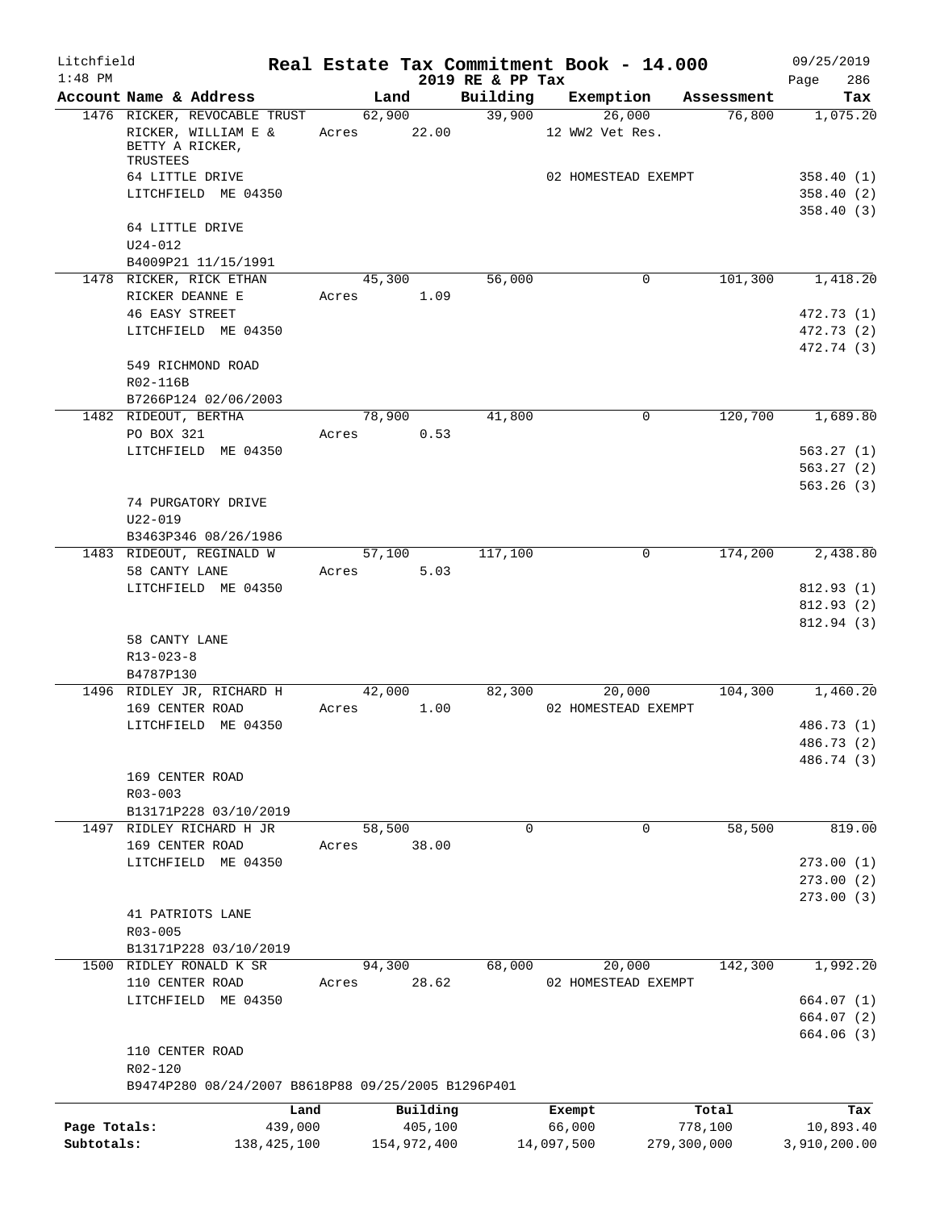Litchfield
1:48 PM

**Real Estate Tax Commitment Book - 14.000**
**2019 RE & PP Tax**

09/25/2019
Page 286

| Account Name & Address | Land | Building | Exemption | Assessment | Tax |
|---|---|---|---|---|---|
| 1476 RICKER, REVOCABLE TRUST | 62,900 | 39,900 | 26,000 | 76,800 | 1,075.20 |
| RICKER, WILLIAM E & BETTY A RICKER, TRUSTEES | Acres 22.00 | | 12 WW2 Vet Res. | | |
| 64 LITTLE DRIVE | | | 02 HOMESTEAD EXEMPT | | 358.40 (1) |
| LITCHFIELD ME 04350 | | | | | 358.40 (2) |
| | | | | | 358.40 (3) |
| 64 LITTLE DRIVE | | | | | |
| U24-012 | | | | | |
| B4009P21 11/15/1991 | | | | | |
| 1478 RICKER, RICK ETHAN | 45,300 | 56,000 | 0 | 101,300 | 1,418.20 |
| RICKER DEANNE E | Acres 1.09 | | | | |
| 46 EASY STREET | | | | | 472.73 (1) |
| LITCHFIELD ME 04350 | | | | | 472.73 (2) |
| | | | | | 472.74 (3) |
| 549 RICHMOND ROAD | | | | | |
| R02-116B | | | | | |
| B7266P124 02/06/2003 | | | | | |
| 1482 RIDEOUT, BERTHA | 78,900 | 41,800 | 0 | 120,700 | 1,689.80 |
| PO BOX 321 | Acres 0.53 | | | | |
| LITCHFIELD ME 04350 | | | | | 563.27 (1) |
| | | | | | 563.27 (2) |
| | | | | | 563.26 (3) |
| 74 PURGATORY DRIVE | | | | | |
| U22-019 | | | | | |
| B3463P346 08/26/1986 | | | | | |
| 1483 RIDEOUT, REGINALD W | 57,100 | 117,100 | 0 | 174,200 | 2,438.80 |
| 58 CANTY LANE | Acres 5.03 | | | | |
| LITCHFIELD ME 04350 | | | | | 812.93 (1) |
| | | | | | 812.93 (2) |
| | | | | | 812.94 (3) |
| 58 CANTY LANE | | | | | |
| R13-023-8 | | | | | |
| B4787P130 | | | | | |
| 1496 RIDLEY JR, RICHARD H | 42,000 | 82,300 | 20,000 | 104,300 | 1,460.20 |
| 169 CENTER ROAD | Acres 1.00 | | 02 HOMESTEAD EXEMPT | | |
| LITCHFIELD ME 04350 | | | | | 486.73 (1) |
| | | | | | 486.73 (2) |
| | | | | | 486.74 (3) |
| 169 CENTER ROAD | | | | | |
| R03-003 | | | | | |
| B13171P228 03/10/2019 | | | | | |
| 1497 RIDLEY RICHARD H JR | 58,500 | 0 | 0 | 58,500 | 819.00 |
| 169 CENTER ROAD | Acres 38.00 | | | | |
| LITCHFIELD ME 04350 | | | | | 273.00 (1) |
| | | | | | 273.00 (2) |
| | | | | | 273.00 (3) |
| 41 PATRIOTS LANE | | | | | |
| R03-005 | | | | | |
| B13171P228 03/10/2019 | | | | | |
| 1500 RIDLEY RONALD K SR | 94,300 | 68,000 | 20,000 | 142,300 | 1,992.20 |
| 110 CENTER ROAD | Acres 28.62 | | 02 HOMESTEAD EXEMPT | | |
| LITCHFIELD ME 04350 | | | | | 664.07 (1) |
| | | | | | 664.07 (2) |
| | | | | | 664.06 (3) |
| 110 CENTER ROAD | | | | | |
| R02-120 | | | | | |
| B9474P280 08/24/2007 B8618P88 09/25/2005 B1296P401 | | | | | |

| | Land | Building | Exempt | Total | Tax |
|---|---|---|---|---|---|
| Page Totals: | 439,000 | 405,100 | 66,000 | 778,100 | 10,893.40 |
| Subtotals: | 138,425,100 | 154,972,400 | 14,097,500 | 279,300,000 | 3,910,200.00 |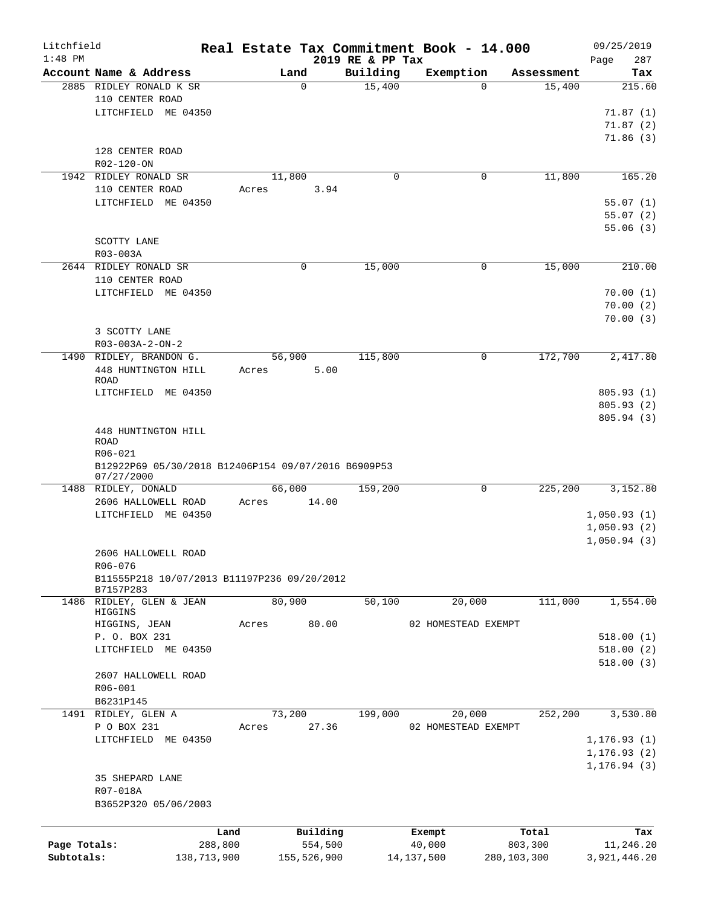# Real Estate Tax Commitment Book - 14.000

Litchfield 1:48 PM — 2019 RE & PP Tax — 09/25/2019

| Account Name & Address | Land | Building | Exemption | Assessment | Tax |
|---|---|---|---|---|---|
| 2885 RIDLEY RONALD K SR<br>110 CENTER ROAD<br>LITCHFIELD ME 04350<br><br>128 CENTER ROAD<br>R02-120-ON | 0 | 15,400 | 0 | 15,400 | 215.60<br>71.87 (1)<br>71.87 (2)<br>71.86 (3) |
| 1942 RIDLEY RONALD SR<br>110 CENTER ROAD<br>LITCHFIELD ME 04350<br><br>SCOTTY LANE<br>R03-003A | 11,800<br>Acres 3.94 | 0 | 0 | 11,800 | 165.20<br>55.07 (1)<br>55.07 (2)<br>55.06 (3) |
| 2644 RIDLEY RONALD SR<br>110 CENTER ROAD<br>LITCHFIELD ME 04350<br><br>3 SCOTTY LANE<br>R03-003A-2-ON-2 | 0 | 15,000 | 0 | 15,000 | 210.00<br>70.00 (1)<br>70.00 (2)<br>70.00 (3) |
| 1490 RIDLEY, BRANDON G.<br>448 HUNTINGTON HILL ROAD<br>LITCHFIELD ME 04350<br><br>448 HUNTINGTON HILL ROAD<br>R06-021<br>B12922P69 05/30/2018 B12406P154 09/07/2016 B6909P53 07/27/2000 | 56,900<br>Acres 5.00 | 115,800 | 0 | 172,700 | 2,417.80<br>805.93 (1)<br>805.93 (2)<br>805.94 (3) |
| 1488 RIDLEY, DONALD<br>2606 HALLOWELL ROAD<br>LITCHFIELD ME 04350<br><br>2606 HALLOWELL ROAD<br>R06-076<br>B11555P218 10/07/2013 B11197P236 09/20/2012 B7157P283 | 66,000<br>Acres 14.00 | 159,200 | 0 | 225,200 | 3,152.80<br>1,050.93 (1)<br>1,050.93 (2)<br>1,050.94 (3) |
| 1486 RIDLEY, GLEN & JEAN HIGGINS<br>HIGGINS, JEAN<br>P. O. BOX 231<br>LITCHFIELD ME 04350<br><br>2607 HALLOWELL ROAD<br>R06-001<br>B6231P145 | 80,900<br>Acres 80.00 | 50,100 | 20,000<br>02 HOMESTEAD EXEMPT | 111,000 | 1,554.00<br>518.00 (1)<br>518.00 (2)<br>518.00 (3) |
| 1491 RIDLEY, GLEN A<br>P O BOX 231<br>LITCHFIELD ME 04350<br><br>35 SHEPARD LANE<br>R07-018A<br>B3652P320 05/06/2003 | 73,200<br>Acres 27.36 | 199,000 | 20,000<br>02 HOMESTEAD EXEMPT | 252,200 | 3,530.80<br>1,176.93 (1)<br>1,176.93 (2)<br>1,176.94 (3) |

| | Land | Building | Exempt | Total | Tax |
|---|---|---|---|---|---|
| Page Totals: | 288,800 | 554,500 | 40,000 | 803,300 | 11,246.20 |
| Subtotals: | 138,713,900 | 155,526,900 | 14,137,500 | 280,103,300 | 3,921,446.20 |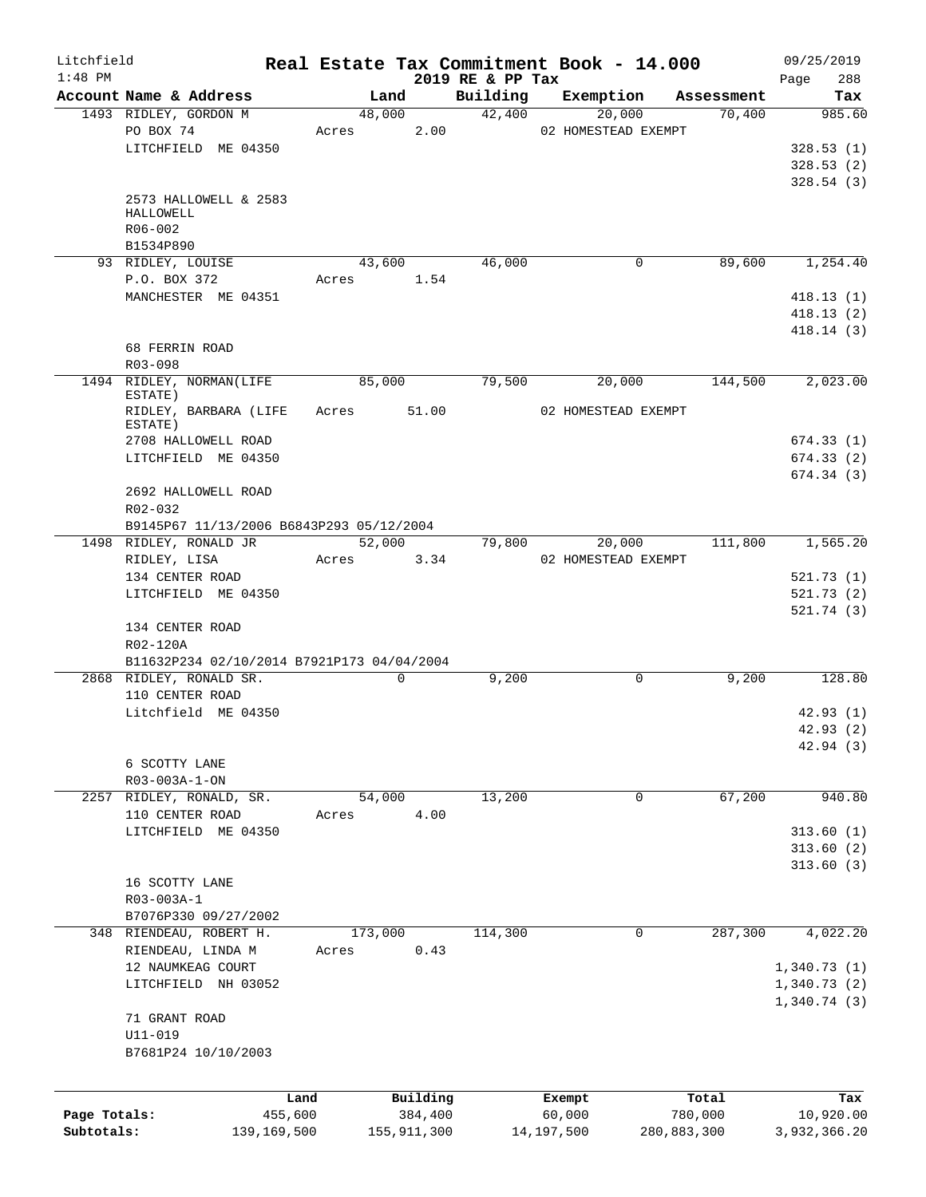# Real Estate Tax Commitment Book - 14.000

Litchfield 1:48 PM — 2019 RE & PP Tax — 09/25/2019

| Account Name & Address | Land | Building | Exemption | Assessment | Tax |
|---|---|---|---|---|---|
| 1493 RIDLEY, GORDON M | 48,000 | 42,400 | 20,000 | 70,400 | 985.60 |
| PO BOX 74 | Acres 2.00 | | 02 HOMESTEAD EXEMPT | | |
| LITCHFIELD ME 04350 | | | | | 328.53 (1) |
| | | | | | 328.53 (2) |
| | | | | | 328.54 (3) |
| 2573 HALLOWELL & 2583 HALLOWELL | | | | | |
| R06-002 | | | | | |
| B1534P890 | | | | | |
| 93 RIDLEY, LOUISE | 43,600 | 46,000 | 0 | 89,600 | 1,254.40 |
| P.O. BOX 372 | Acres 1.54 | | | | |
| MANCHESTER ME 04351 | | | | | 418.13 (1) |
| | | | | | 418.13 (2) |
| | | | | | 418.14 (3) |
| 68 FERRIN ROAD | | | | | |
| R03-098 | | | | | |
| 1494 RIDLEY, NORMAN(LIFE ESTATE) | 85,000 | 79,500 | 20,000 | 144,500 | 2,023.00 |
| RIDLEY, BARBARA (LIFE ESTATE) | Acres 51.00 | | 02 HOMESTEAD EXEMPT | | |
| 2708 HALLOWELL ROAD | | | | | 674.33 (1) |
| LITCHFIELD ME 04350 | | | | | 674.33 (2) |
| | | | | | 674.34 (3) |
| 2692 HALLOWELL ROAD | | | | | |
| R02-032 | | | | | |
| B9145P67 11/13/2006 B6843P293 05/12/2004 | | | | | |
| 1498 RIDLEY, RONALD JR | 52,000 | 79,800 | 20,000 | 111,800 | 1,565.20 |
| RIDLEY, LISA | Acres 3.34 | | 02 HOMESTEAD EXEMPT | | |
| 134 CENTER ROAD | | | | | 521.73 (1) |
| LITCHFIELD ME 04350 | | | | | 521.73 (2) |
| | | | | | 521.74 (3) |
| 134 CENTER ROAD | | | | | |
| R02-120A | | | | | |
| B11632P234 02/10/2014 B7921P173 04/04/2004 | | | | | |
| 2868 RIDLEY, RONALD SR. | 0 | 9,200 | 0 | 9,200 | 128.80 |
| 110 CENTER ROAD | | | | | |
| Litchfield ME 04350 | | | | | 42.93 (1) |
| | | | | | 42.93 (2) |
| | | | | | 42.94 (3) |
| 6 SCOTTY LANE | | | | | |
| R03-003A-1-ON | | | | | |
| 2257 RIDLEY, RONALD, SR. | 54,000 | 13,200 | 0 | 67,200 | 940.80 |
| 110 CENTER ROAD | Acres 4.00 | | | | |
| LITCHFIELD ME 04350 | | | | | 313.60 (1) |
| | | | | | 313.60 (2) |
| | | | | | 313.60 (3) |
| 16 SCOTTY LANE | | | | | |
| R03-003A-1 | | | | | |
| B7076P330 09/27/2002 | | | | | |
| 348 RIENDEAU, ROBERT H. | 173,000 | 114,300 | 0 | 287,300 | 4,022.20 |
| RIENDEAU, LINDA M | Acres 0.43 | | | | |
| 12 NAUMKEAG COURT | | | | | 1,340.73 (1) |
| LITCHFIELD NH 03052 | | | | | 1,340.73 (2) |
| | | | | | 1,340.74 (3) |
| 71 GRANT ROAD | | | | | |
| U11-019 | | | | | |
| B7681P24 10/10/2003 | | | | | |

| | Land | Building | Exempt | Total | Tax |
|---|---|---|---|---|---|
| Page Totals: | 455,600 | 384,400 | 60,000 | 780,000 | 10,920.00 |
| Subtotals: | 139,169,500 | 155,911,300 | 14,197,500 | 280,883,300 | 3,932,366.20 |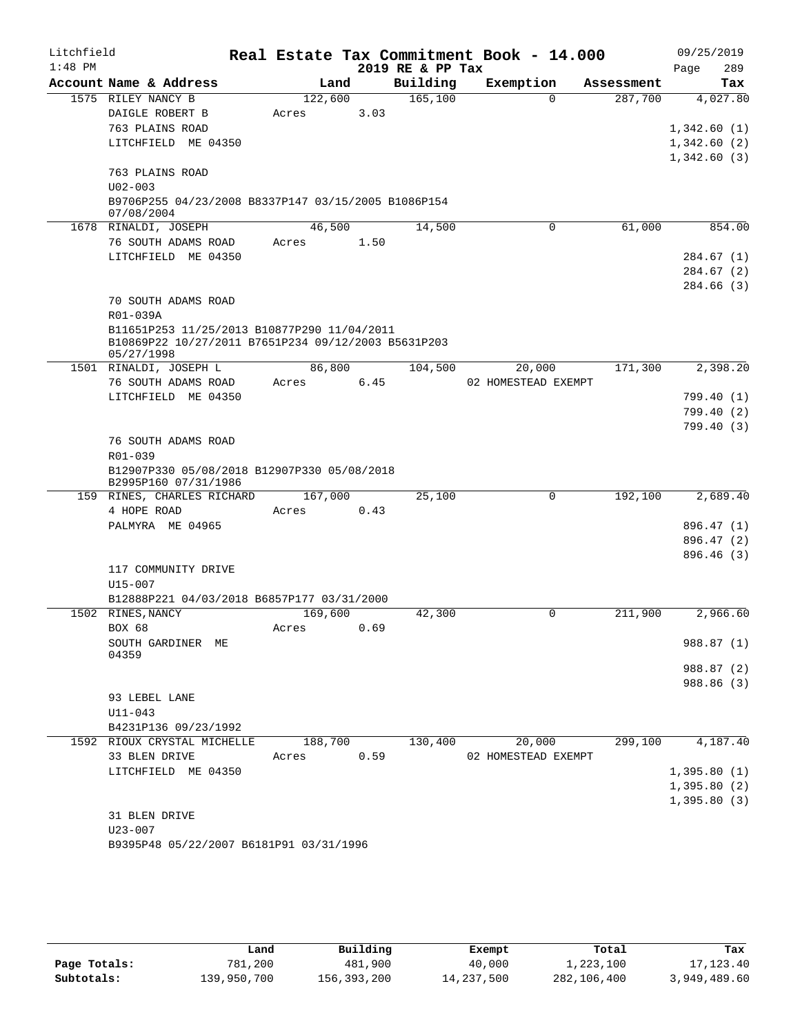Litchfield
1:48 PM

# Real Estate Tax Commitment Book - 14.000

2019 RE & PP Tax

09/25/2019

| Account Name & Address | Land | Building | Exemption | Assessment | Tax |
|---|---|---|---|---|---|
| 1575 RILEY NANCY B | 122,600 | 165,100 | 0 | 287,700 | 4,027.80 |
| DAIGLE ROBERT B | Acres 3.03 | | | | |
| 763 PLAINS ROAD | | | | | 1,342.60 (1) |
| LITCHFIELD ME 04350 | | | | | 1,342.60 (2) |
| | | | | | 1,342.60 (3) |
| 763 PLAINS ROAD | | | | | |
| U02-003 | | | | | |
| B9706P255 04/23/2008 B8337P147 03/15/2005 B1086P154 07/08/2004 | | | | | |
| 1678 RINALDI, JOSEPH | 46,500 | 14,500 | 0 | 61,000 | 854.00 |
| 76 SOUTH ADAMS ROAD | Acres 1.50 | | | | |
| LITCHFIELD ME 04350 | | | | | 284.67 (1) |
| | | | | | 284.67 (2) |
| | | | | | 284.66 (3) |
| 70 SOUTH ADAMS ROAD | | | | | |
| R01-039A | | | | | |
| B11651P253 11/25/2013 B10877P290 11/04/2011 B10869P22 10/27/2011 B7651P234 09/12/2003 B5631P203 05/27/1998 | | | | | |
| 1501 RINALDI, JOSEPH L | 86,800 | 104,500 | 20,000 | 171,300 | 2,398.20 |
| 76 SOUTH ADAMS ROAD | Acres 6.45 | | 02 HOMESTEAD EXEMPT | | |
| LITCHFIELD ME 04350 | | | | | 799.40 (1) |
| | | | | | 799.40 (2) |
| | | | | | 799.40 (3) |
| 76 SOUTH ADAMS ROAD | | | | | |
| R01-039 | | | | | |
| B12907P330 05/08/2018 B12907P330 05/08/2018 B2995P160 07/31/1986 | | | | | |
| 159 RINES, CHARLES RICHARD | 167,000 | 25,100 | 0 | 192,100 | 2,689.40 |
| 4 HOPE ROAD | Acres 0.43 | | | | |
| PALMYRA ME 04965 | | | | | 896.47 (1) |
| | | | | | 896.47 (2) |
| | | | | | 896.46 (3) |
| 117 COMMUNITY DRIVE | | | | | |
| U15-007 | | | | | |
| B12888P221 04/03/2018 B6857P177 03/31/2000 | | | | | |
| 1502 RINES, NANCY | 169,600 | 42,300 | 0 | 211,900 | 2,966.60 |
| BOX 68 | Acres 0.69 | | | | |
| SOUTH GARDINER ME 04359 | | | | | 988.87 (1) |
| | | | | | 988.87 (2) |
| | | | | | 988.86 (3) |
| 93 LEBEL LANE | | | | | |
| U11-043 | | | | | |
| B4231P136 09/23/1992 | | | | | |
| 1592 RIOUX CRYSTAL MICHELLE | 188,700 | 130,400 | 20,000 | 299,100 | 4,187.40 |
| 33 BLEN DRIVE | Acres 0.59 | | 02 HOMESTEAD EXEMPT | | |
| LITCHFIELD ME 04350 | | | | | 1,395.80 (1) |
| | | | | | 1,395.80 (2) |
| | | | | | 1,395.80 (3) |
| 31 BLEN DRIVE | | | | | |
| U23-007 | | | | | |
| B9395P48 05/22/2007 B6181P91 03/31/1996 | | | | | |

| | Land | Building | Exempt | Total | Tax |
|---|---|---|---|---|---|
| Page Totals: | 781,200 | 481,900 | 40,000 | 1,223,100 | 17,123.40 |
| Subtotals: | 139,950,700 | 156,393,200 | 14,237,500 | 282,106,400 | 3,949,489.60 |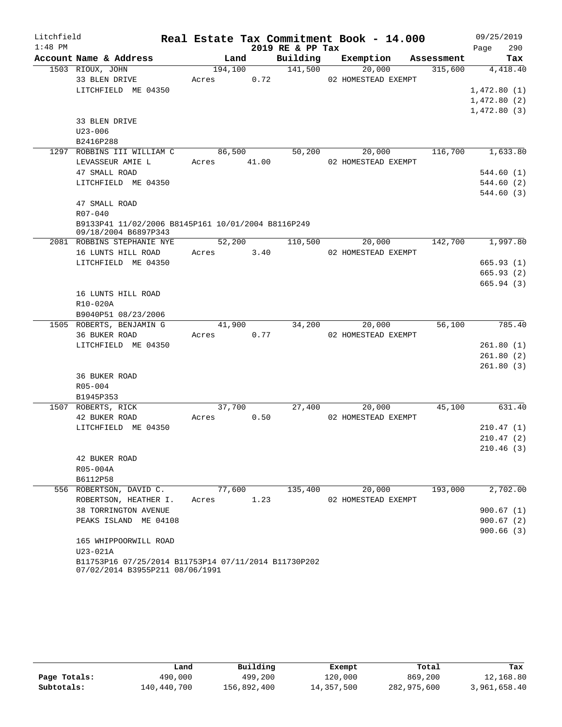Litchfield
1:48 PM

# Real Estate Tax Commitment Book - 14.000
## 2019 RE & PP Tax

09/25/2019

| Account Name & Address | Land | Building | Exemption | Assessment | Tax |
|---|---|---|---|---|---|
| 1503 RIOUX, JOHN | 194,100 | 141,500 | 20,000 | 315,600 | 4,418.40 |
| 33 BLEN DRIVE | Acres 0.72 | | 02 HOMESTEAD EXEMPT | | |
| LITCHFIELD ME 04350 | | | | | 1,472.80 (1) |
| | | | | | 1,472.80 (2) |
| | | | | | 1,472.80 (3) |
| 33 BLEN DRIVE | | | | | |
| U23-006 | | | | | |
| B2416P288 | | | | | |
| 1297 ROBBINS III WILLIAM C | 86,500 | 50,200 | 20,000 | 116,700 | 1,633.80 |
| LEVASSEUR AMIE L | Acres 41.00 | | 02 HOMESTEAD EXEMPT | | |
| 47 SMALL ROAD | | | | | 544.60 (1) |
| LITCHFIELD ME 04350 | | | | | 544.60 (2) |
| | | | | | 544.60 (3) |
| 47 SMALL ROAD | | | | | |
| R07-040 | | | | | |
| B9133P41 11/02/2006 B8145P161 10/01/2004 B8116P249 09/18/2004 B6897P343 | | | | | |
| 2081 ROBBINS STEPHANIE NYE | 52,200 | 110,500 | 20,000 | 142,700 | 1,997.80 |
| 16 LUNTS HILL ROAD | Acres 3.40 | | 02 HOMESTEAD EXEMPT | | |
| LITCHFIELD ME 04350 | | | | | 665.93 (1) |
| | | | | | 665.93 (2) |
| | | | | | 665.94 (3) |
| 16 LUNTS HILL ROAD | | | | | |
| R10-020A | | | | | |
| B9040P51 08/23/2006 | | | | | |
| 1505 ROBERTS, BENJAMIN G | 41,900 | 34,200 | 20,000 | 56,100 | 785.40 |
| 36 BUKER ROAD | Acres 0.77 | | 02 HOMESTEAD EXEMPT | | |
| LITCHFIELD ME 04350 | | | | | 261.80 (1) |
| | | | | | 261.80 (2) |
| | | | | | 261.80 (3) |
| 36 BUKER ROAD | | | | | |
| R05-004 | | | | | |
| B1945P353 | | | | | |
| 1507 ROBERTS, RICK | 37,700 | 27,400 | 20,000 | 45,100 | 631.40 |
| 42 BUKER ROAD | Acres 0.50 | | 02 HOMESTEAD EXEMPT | | |
| LITCHFIELD ME 04350 | | | | | 210.47 (1) |
| | | | | | 210.47 (2) |
| | | | | | 210.46 (3) |
| 42 BUKER ROAD | | | | | |
| R05-004A | | | | | |
| B6112P58 | | | | | |
| 556 ROBERTSON, DAVID C. | 77,600 | 135,400 | 20,000 | 193,000 | 2,702.00 |
| ROBERTSON, HEATHER I. | Acres 1.23 | | 02 HOMESTEAD EXEMPT | | |
| 38 TORRINGTON AVENUE | | | | | 900.67 (1) |
| PEAKS ISLAND ME 04108 | | | | | 900.67 (2) |
| | | | | | 900.66 (3) |
| 165 WHIPPOORWILL ROAD | | | | | |
| U23-021A | | | | | |
| B11753P16 07/25/2014 B11753P14 07/11/2014 B11730P202 07/02/2014 B3955P211 08/06/1991 | | | | | |

| | Land | Building | Exempt | Total | Tax |
|---|---|---|---|---|---|
| Page Totals: | 490,000 | 499,200 | 120,000 | 869,200 | 12,168.80 |
| Subtotals: | 140,440,700 | 156,892,400 | 14,357,500 | 282,975,600 | 3,961,658.40 |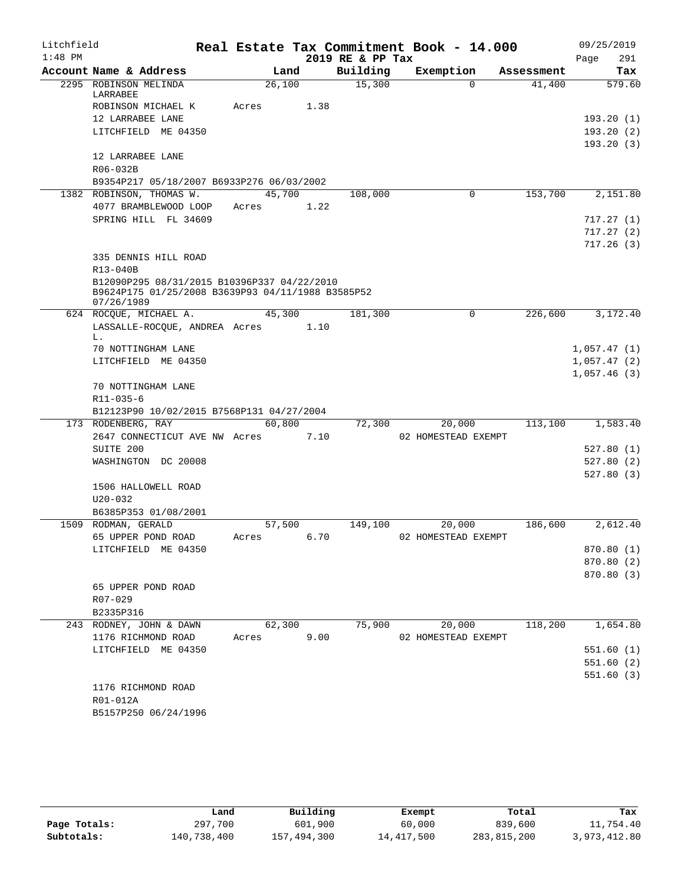# Litchfield — Real Estate Tax Commitment Book - 14.000 — 2019 RE & PP Tax

1:48 PM — 09/25/2019

| Account Name & Address | Land | Building | Exemption | Assessment | Tax |
|---|---|---|---|---|---|
| 2295 ROBINSON MELINDA LARRABEE | 26,100 | 15,300 | 0 | 41,400 | 579.60 |
| ROBINSON MICHAEL K | Acres 1.38 | | | | |
| 12 LARRABEE LANE | | | | | 193.20 (1) |
| LITCHFIELD ME 04350 | | | | | 193.20 (2) |
| | | | | | 193.20 (3) |
| 12 LARRABEE LANE | | | | | |
| R06-032B | | | | | |
| B9354P217 05/18/2007 B6933P276 06/03/2002 | | | | | |
| 1382 ROBINSON, THOMAS W. | 45,700 | 108,000 | 0 | 153,700 | 2,151.80 |
| 4077 BRAMBLEWOOD LOOP | Acres 1.22 | | | | |
| SPRING HILL FL 34609 | | | | | 717.27 (1) |
| | | | | | 717.27 (2) |
| | | | | | 717.26 (3) |
| 335 DENNIS HILL ROAD | | | | | |
| R13-040B | | | | | |
| B12090P295 08/31/2015 B10396P337 04/22/2010 B9624P175 01/25/2008 B3639P93 04/11/1988 B3585P52 07/26/1989 | | | | | |
| 624 ROCQUE, MICHAEL A. | 45,300 | 181,300 | 0 | 226,600 | 3,172.40 |
| LASSALLE-ROCQUE, ANDREA L. | Acres 1.10 | | | | |
| 70 NOTTINGHAM LANE | | | | | 1,057.47 (1) |
| LITCHFIELD ME 04350 | | | | | 1,057.47 (2) |
| | | | | | 1,057.46 (3) |
| 70 NOTTINGHAM LANE | | | | | |
| R11-035-6 | | | | | |
| B12123P90 10/02/2015 B7568P131 04/27/2004 | | | | | |
| 173 RODENBERG, RAY | 60,800 | 72,300 | 20,000 | 113,100 | 1,583.40 |
| 2647 CONNECTICUT AVE NW | Acres 7.10 | | 02 HOMESTEAD EXEMPT | | |
| SUITE 200 | | | | | 527.80 (1) |
| WASHINGTON DC 20008 | | | | | 527.80 (2) |
| | | | | | 527.80 (3) |
| 1506 HALLOWELL ROAD | | | | | |
| U20-032 | | | | | |
| B6385P353 01/08/2001 | | | | | |
| 1509 RODMAN, GERALD | 57,500 | 149,100 | 20,000 | 186,600 | 2,612.40 |
| 65 UPPER POND ROAD | Acres 6.70 | | 02 HOMESTEAD EXEMPT | | |
| LITCHFIELD ME 04350 | | | | | 870.80 (1) |
| | | | | | 870.80 (2) |
| | | | | | 870.80 (3) |
| 65 UPPER POND ROAD | | | | | |
| R07-029 | | | | | |
| B2335P316 | | | | | |
| 243 RODNEY, JOHN & DAWN | 62,300 | 75,900 | 20,000 | 118,200 | 1,654.80 |
| 1176 RICHMOND ROAD | Acres 9.00 | | 02 HOMESTEAD EXEMPT | | |
| LITCHFIELD ME 04350 | | | | | 551.60 (1) |
| | | | | | 551.60 (2) |
| | | | | | 551.60 (3) |
| 1176 RICHMOND ROAD | | | | | |
| R01-012A | | | | | |
| B5157P250 06/24/1996 | | | | | |

| | Land | Building | Exempt | Total | Tax |
|---|---|---|---|---|---|
| Page Totals: | 297,700 | 601,900 | 60,000 | 839,600 | 11,754.40 |
| Subtotals: | 140,738,400 | 157,494,300 | 14,417,500 | 283,815,200 | 3,973,412.80 |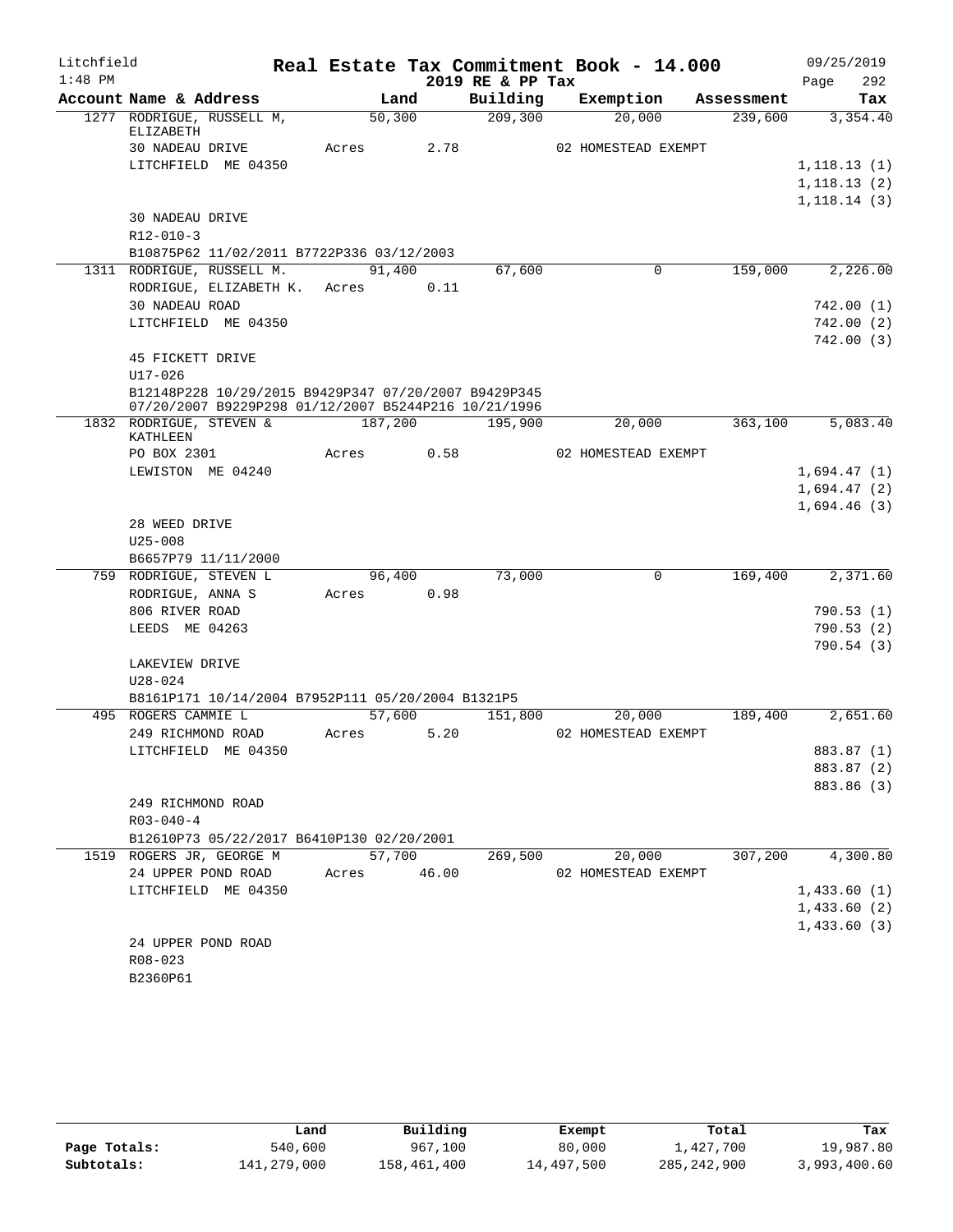Litchfield | Real Estate Tax Commitment Book - 14.000 | 09/25/2019
1:48 PM | 2019 RE & PP Tax | Page 292

| Account Name & Address | Land | Building | Exemption | Assessment | Tax |
|---|---|---|---|---|---|
| 1277 RODRIGUE, RUSSELL M, ELIZABETH | 50,300 | 209,300 | 20,000 | 239,600 | 3,354.40 |
| 30 NADEAU DRIVE | Acres 2.78 | | 02 HOMESTEAD EXEMPT | | |
| LITCHFIELD ME 04350 | | | | | 1,118.13 (1) |
| | | | | | 1,118.13 (2) |
| | | | | | 1,118.14 (3) |
| 30 NADEAU DRIVE | | | | | |
| R12-010-3 | | | | | |
| B10875P62 11/02/2011 B7722P336 03/12/2003 | | | | | |
| 1311 RODRIGUE, RUSSELL M. | 91,400 | 67,600 | 0 | 159,000 | 2,226.00 |
| RODRIGUE, ELIZABETH K. | Acres 0.11 | | | | |
| 30 NADEAU ROAD | | | | | 742.00 (1) |
| LITCHFIELD ME 04350 | | | | | 742.00 (2) |
| | | | | | 742.00 (3) |
| 45 FICKETT DRIVE | | | | | |
| U17-026 | | | | | |
| B12148P228 10/29/2015 B9429P347 07/20/2007 B9429P345 07/20/2007 B9229P298 01/12/2007 B5244P216 10/21/1996 | | | | | |
| 1832 RODRIGUE, STEVEN & KATHLEEN | 187,200 | 195,900 | 20,000 | 363,100 | 5,083.40 |
| PO BOX 2301 | Acres 0.58 | | 02 HOMESTEAD EXEMPT | | |
| LEWISTON ME 04240 | | | | | 1,694.47 (1) |
| | | | | | 1,694.47 (2) |
| | | | | | 1,694.46 (3) |
| 28 WEED DRIVE | | | | | |
| U25-008 | | | | | |
| B6657P79 11/11/2000 | | | | | |
| 759 RODRIGUE, STEVEN L | 96,400 | 73,000 | 0 | 169,400 | 2,371.60 |
| RODRIGUE, ANNA S | Acres 0.98 | | | | |
| 806 RIVER ROAD | | | | | 790.53 (1) |
| LEEDS ME 04263 | | | | | 790.53 (2) |
| | | | | | 790.54 (3) |
| LAKEVIEW DRIVE | | | | | |
| U28-024 | | | | | |
| B8161P171 10/14/2004 B7952P111 05/20/2004 B1321P5 | | | | | |
| 495 ROGERS CAMMIE L | 57,600 | 151,800 | 20,000 | 189,400 | 2,651.60 |
| 249 RICHMOND ROAD | Acres 5.20 | | 02 HOMESTEAD EXEMPT | | |
| LITCHFIELD ME 04350 | | | | | 883.87 (1) |
| | | | | | 883.87 (2) |
| | | | | | 883.86 (3) |
| 249 RICHMOND ROAD | | | | | |
| R03-040-4 | | | | | |
| B12610P73 05/22/2017 B6410P130 02/20/2001 | | | | | |
| 1519 ROGERS JR, GEORGE M | 57,700 | 269,500 | 20,000 | 307,200 | 4,300.80 |
| 24 UPPER POND ROAD | Acres 46.00 | | 02 HOMESTEAD EXEMPT | | |
| LITCHFIELD ME 04350 | | | | | 1,433.60 (1) |
| | | | | | 1,433.60 (2) |
| | | | | | 1,433.60 (3) |
| 24 UPPER POND ROAD | | | | | |
| R08-023 | | | | | |
| B2360P61 | | | | | |

| | Land | Building | Exempt | Total | Tax |
|---|---|---|---|---|---|
| Page Totals: | 540,600 | 967,100 | 80,000 | 1,427,700 | 19,987.80 |
| Subtotals: | 141,279,000 | 158,461,400 | 14,497,500 | 285,242,900 | 3,993,400.60 |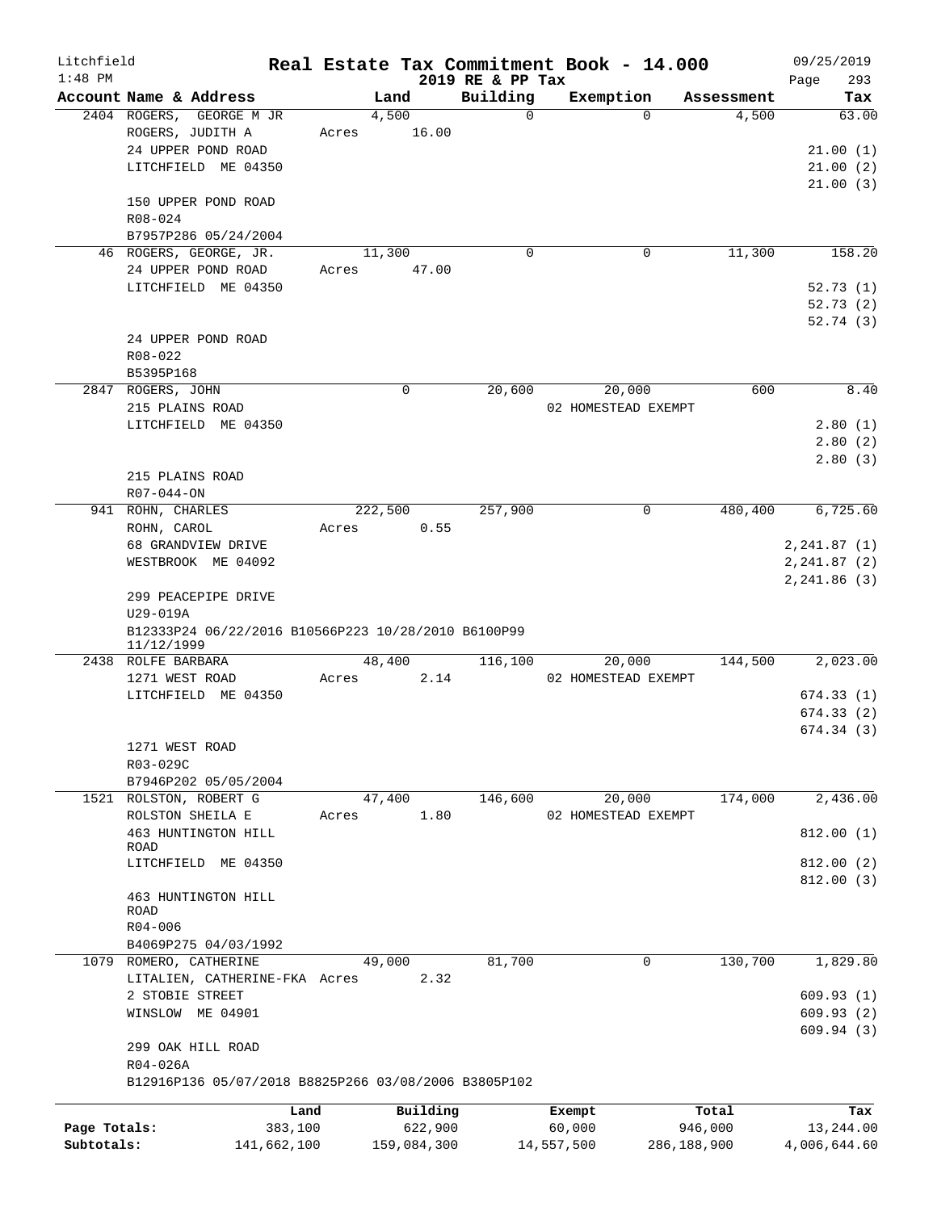Litchfield 1:48 PM

# Real Estate Tax Commitment Book - 14.000

## 2019 RE & PP Tax

09/25/2019 Page 293

| Account Name & Address | Land | Building | Exemption | Assessment | Tax |
|---|---|---|---|---|---|
| 2404 ROGERS, GEORGE M JR | 4,500 | 0 | 0 | 4,500 | 63.00 |
| ROGERS, JUDITH A | Acres 16.00 | | | | |
| 24 UPPER POND ROAD | | | | | 21.00 (1) |
| LITCHFIELD ME 04350 | | | | | 21.00 (2) |
| | | | | | 21.00 (3) |
| 150 UPPER POND ROAD | | | | | |
| R08-024 | | | | | |
| B7957P286 05/24/2004 | | | | | |
| 46 ROGERS, GEORGE, JR. | 11,300 | 0 | 0 | 11,300 | 158.20 |
| 24 UPPER POND ROAD | Acres 47.00 | | | | |
| LITCHFIELD ME 04350 | | | | | 52.73 (1) |
| | | | | | 52.73 (2) |
| | | | | | 52.74 (3) |
| 24 UPPER POND ROAD | | | | | |
| R08-022 | | | | | |
| B5395P168 | | | | | |
| 2847 ROGERS, JOHN | 0 | 20,600 | 20,000 | 600 | 8.40 |
| 215 PLAINS ROAD | | | 02 HOMESTEAD EXEMPT | | |
| LITCHFIELD ME 04350 | | | | | 2.80 (1) |
| | | | | | 2.80 (2) |
| | | | | | 2.80 (3) |
| 215 PLAINS ROAD | | | | | |
| R07-044-ON | | | | | |
| 941 ROHN, CHARLES | 222,500 | 257,900 | 0 | 480,400 | 6,725.60 |
| ROHN, CAROL | Acres 0.55 | | | | |
| 68 GRANDVIEW DRIVE | | | | | 2,241.87 (1) |
| WESTBROOK ME 04092 | | | | | 2,241.87 (2) |
| | | | | | 2,241.86 (3) |
| 299 PEACEPIPE DRIVE | | | | | |
| U29-019A | | | | | |
| B12333P24 06/22/2016 B10566P223 10/28/2010 B6100P99 11/12/1999 | | | | | |
| 2438 ROLFE BARBARA | 48,400 | 116,100 | 20,000 | 144,500 | 2,023.00 |
| 1271 WEST ROAD | Acres 2.14 | | 02 HOMESTEAD EXEMPT | | |
| LITCHFIELD ME 04350 | | | | | 674.33 (1) |
| | | | | | 674.33 (2) |
| | | | | | 674.34 (3) |
| 1271 WEST ROAD | | | | | |
| R03-029C | | | | | |
| B7946P202 05/05/2004 | | | | | |
| 1521 ROLSTON, ROBERT G | 47,400 | 146,600 | 20,000 | 174,000 | 2,436.00 |
| ROLSTON SHEILA E | Acres 1.80 | | 02 HOMESTEAD EXEMPT | | |
| 463 HUNTINGTON HILL ROAD | | | | | 812.00 (1) |
| LITCHFIELD ME 04350 | | | | | 812.00 (2) |
| | | | | | 812.00 (3) |
| 463 HUNTINGTON HILL ROAD | | | | | |
| R04-006 | | | | | |
| B4069P275 04/03/1992 | | | | | |
| 1079 ROMERO, CATHERINE | 49,000 | 81,700 | 0 | 130,700 | 1,829.80 |
| LITALIEN, CATHERINE-FKA | Acres 2.32 | | | | |
| 2 STOBIE STREET | | | | | 609.93 (1) |
| WINSLOW ME 04901 | | | | | 609.93 (2) |
| | | | | | 609.94 (3) |
| 299 OAK HILL ROAD | | | | | |
| R04-026A | | | | | |
| B12916P136 05/07/2018 B8825P266 03/08/2006 B3805P102 | | | | | |

| | Land | Building | Exempt | Total | Tax |
|---|---|---|---|---|---|
| Page Totals: | 383,100 | 622,900 | 60,000 | 946,000 | 13,244.00 |
| Subtotals: | 141,662,100 | 159,084,300 | 14,557,500 | 286,188,900 | 4,006,644.60 |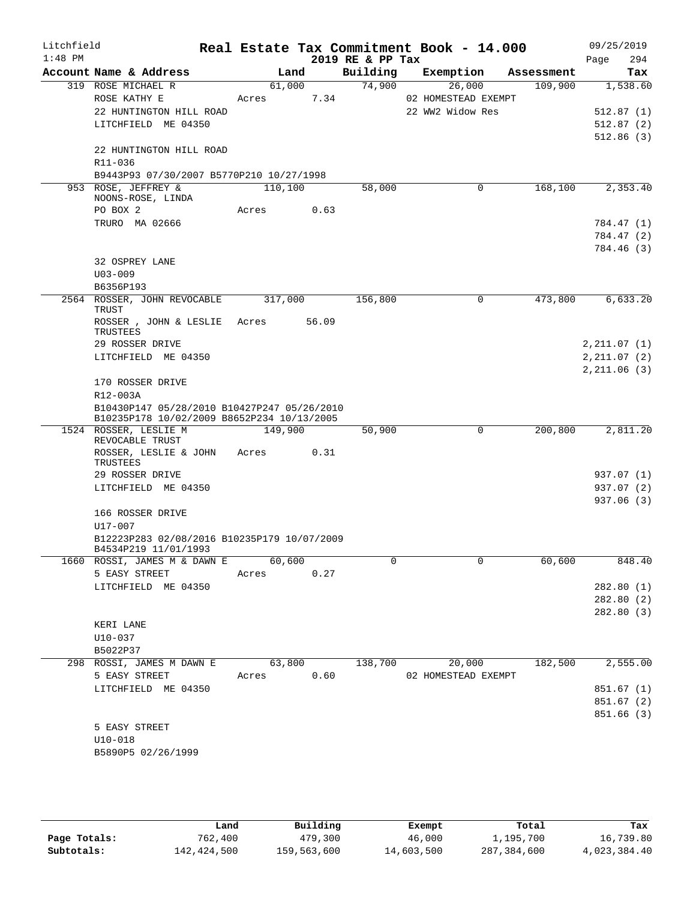Litchfield
1:48 PM

# Real Estate Tax Commitment Book - 14.000

2019 RE & PP Tax

09/25/2019

| Account Name & Address | Land | Building | Exemption | Assessment | Tax |
|---|---|---|---|---|---|
| 319 ROSE MICHAEL R | 61,000 | 74,900 | 26,000 | 109,900 | 1,538.60 |
| ROSE KATHY E | Acres 7.34 | | 02 HOMESTEAD EXEMPT | | |
| 22 HUNTINGTON HILL ROAD | | | 22 WW2 Widow Res | | 512.87 (1) |
| LITCHFIELD ME 04350 | | | | | 512.87 (2) |
| | | | | | 512.86 (3) |
| 22 HUNTINGTON HILL ROAD | | | | | |
| R11-036 | | | | | |
| B9443P93 07/30/2007 B5770P210 10/27/1998 | | | | | |
| 953 ROSE, JEFFREY & NOONS-ROSE, LINDA | 110,100 | 58,000 | 0 | 168,100 | 2,353.40 |
| PO BOX 2 | Acres 0.63 | | | | |
| TRURO MA 02666 | | | | | 784.47 (1) |
| | | | | | 784.47 (2) |
| | | | | | 784.46 (3) |
| 32 OSPREY LANE | | | | | |
| U03-009 | | | | | |
| B6356P193 | | | | | |
| 2564 ROSSER, JOHN REVOCABLE TRUST | 317,000 | 156,800 | 0 | 473,800 | 6,633.20 |
| ROSSER , JOHN & LESLIE TRUSTEES | Acres 56.09 | | | | |
| 29 ROSSER DRIVE | | | | | 2,211.07 (1) |
| LITCHFIELD ME 04350 | | | | | 2,211.07 (2) |
| | | | | | 2,211.06 (3) |
| 170 ROSSER DRIVE | | | | | |
| R12-003A | | | | | |
| B10430P147 05/28/2010 B10427P247 05/26/2010 B10235P178 10/02/2009 B8652P234 10/13/2005 | | | | | |
| 1524 ROSSER, LESLIE M REVOCABLE TRUST | 149,900 | 50,900 | 0 | 200,800 | 2,811.20 |
| ROSSER, LESLIE & JOHN TRUSTEES | Acres 0.31 | | | | |
| 29 ROSSER DRIVE | | | | | 937.07 (1) |
| LITCHFIELD ME 04350 | | | | | 937.07 (2) |
| | | | | | 937.06 (3) |
| 166 ROSSER DRIVE | | | | | |
| U17-007 | | | | | |
| B12223P283 02/08/2016 B10235P179 10/07/2009 B4534P219 11/01/1993 | | | | | |
| 1660 ROSSI, JAMES M & DAWN E | 60,600 | 0 | 0 | 60,600 | 848.40 |
| 5 EASY STREET | Acres 0.27 | | | | |
| LITCHFIELD ME 04350 | | | | | 282.80 (1) |
| | | | | | 282.80 (2) |
| | | | | | 282.80 (3) |
| KERI LANE | | | | | |
| U10-037 | | | | | |
| B5022P37 | | | | | |
| 298 ROSSI, JAMES M DAWN E | 63,800 | 138,700 | 20,000 | 182,500 | 2,555.00 |
| 5 EASY STREET | Acres 0.60 | | 02 HOMESTEAD EXEMPT | | |
| LITCHFIELD ME 04350 | | | | | 851.67 (1) |
| | | | | | 851.67 (2) |
| | | | | | 851.66 (3) |
| 5 EASY STREET | | | | | |
| U10-018 | | | | | |
| B5890P5 02/26/1999 | | | | | |

| | Land | Building | Exempt | Total | Tax |
|---|---|---|---|---|---|
| Page Totals: | 762,400 | 479,300 | 46,000 | 1,195,700 | 16,739.80 |
| Subtotals: | 142,424,500 | 159,563,600 | 14,603,500 | 287,384,600 | 4,023,384.40 |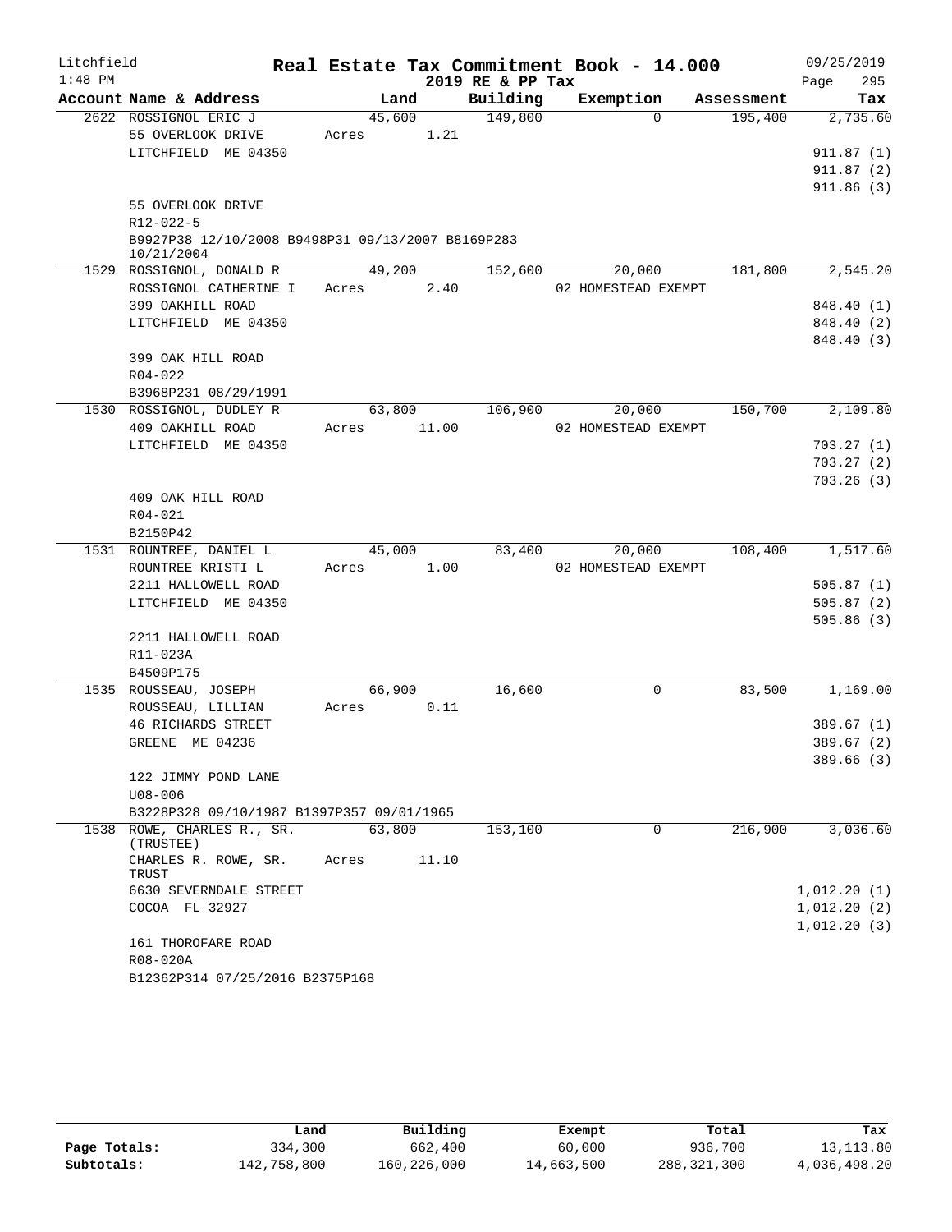Litchfield
1:48 PM

# Real Estate Tax Commitment Book - 14.000

2019 RE & PP Tax

09/25/2019

| Account Name & Address | Land | Building | Exemption | Assessment | Tax |
|---|---|---|---|---|---|
| 2622 ROSSIGNOL ERIC J | 45,600 | 149,800 | 0 | 195,400 | 2,735.60 |
| 55 OVERLOOK DRIVE | Acres 1.21 | | | | |
| LITCHFIELD ME 04350 | | | | | 911.87 (1) |
| | | | | | 911.87 (2) |
| | | | | | 911.86 (3) |
| 55 OVERLOOK DRIVE | | | | | |
| R12-022-5 | | | | | |
| B9927P38 12/10/2008 B9498P31 09/13/2007 B8169P283 10/21/2004 | | | | | |
| 1529 ROSSIGNOL, DONALD R | 49,200 | 152,600 | 20,000 | 181,800 | 2,545.20 |
| ROSSIGNOL CATHERINE I | Acres 2.40 | | 02 HOMESTEAD EXEMPT | | |
| 399 OAKHILL ROAD | | | | | 848.40 (1) |
| LITCHFIELD ME 04350 | | | | | 848.40 (2) |
| | | | | | 848.40 (3) |
| 399 OAK HILL ROAD | | | | | |
| R04-022 | | | | | |
| B3968P231 08/29/1991 | | | | | |
| 1530 ROSSIGNOL, DUDLEY R | 63,800 | 106,900 | 20,000 | 150,700 | 2,109.80 |
| 409 OAKHILL ROAD | Acres 11.00 | | 02 HOMESTEAD EXEMPT | | |
| LITCHFIELD ME 04350 | | | | | 703.27 (1) |
| | | | | | 703.27 (2) |
| | | | | | 703.26 (3) |
| 409 OAK HILL ROAD | | | | | |
| R04-021 | | | | | |
| B2150P42 | | | | | |
| 1531 ROUNTREE, DANIEL L | 45,000 | 83,400 | 20,000 | 108,400 | 1,517.60 |
| ROUNTREE KRISTI L | Acres 1.00 | | 02 HOMESTEAD EXEMPT | | |
| 2211 HALLOWELL ROAD | | | | | 505.87 (1) |
| LITCHFIELD ME 04350 | | | | | 505.87 (2) |
| | | | | | 505.86 (3) |
| 2211 HALLOWELL ROAD | | | | | |
| R11-023A | | | | | |
| B4509P175 | | | | | |
| 1535 ROUSSEAU, JOSEPH | 66,900 | 16,600 | 0 | 83,500 | 1,169.00 |
| ROUSSEAU, LILLIAN | Acres 0.11 | | | | |
| 46 RICHARDS STREET | | | | | 389.67 (1) |
| GREENE ME 04236 | | | | | 389.67 (2) |
| | | | | | 389.66 (3) |
| 122 JIMMY POND LANE | | | | | |
| U08-006 | | | | | |
| B3228P328 09/10/1987 B1397P357 09/01/1965 | | | | | |
| 1538 ROWE, CHARLES R., SR. (TRUSTEE) | 63,800 | 153,100 | 0 | 216,900 | 3,036.60 |
| CHARLES R. ROWE, SR. TRUST | Acres 11.10 | | | | |
| 6630 SEVERNDALE STREET | | | | | 1,012.20 (1) |
| COCOA FL 32927 | | | | | 1,012.20 (2) |
| | | | | | 1,012.20 (3) |
| 161 THOROFARE ROAD | | | | | |
| R08-020A | | | | | |
| B12362P314 07/25/2016 B2375P168 | | | | | |

| | Land | Building | Exempt | Total | Tax |
|---|---|---|---|---|---|
| Page Totals: | 334,300 | 662,400 | 60,000 | 936,700 | 13,113.80 |
| Subtotals: | 142,758,800 | 160,226,000 | 14,663,500 | 288,321,300 | 4,036,498.20 |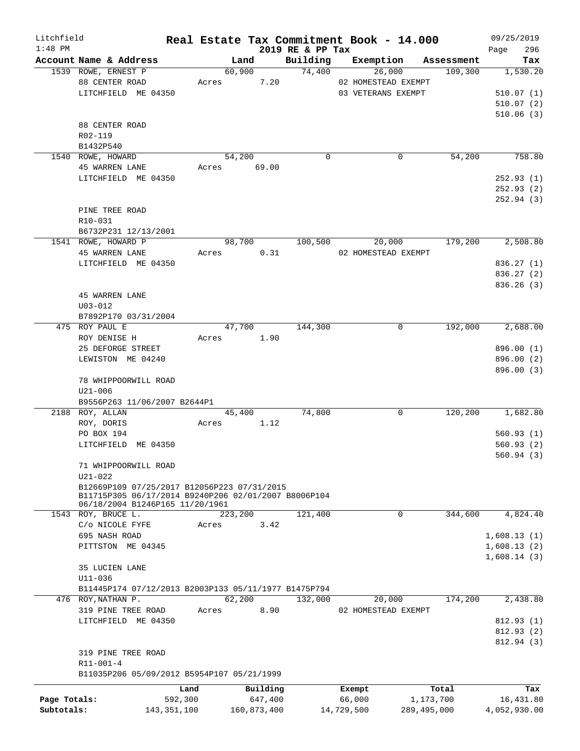Litchfield
1:48 PM

# Real Estate Tax Commitment Book - 14.000
## 2019 RE & PP Tax

09/25/2019

| Account Name & Address | Land | Building | Exemption | Assessment | Tax |
|---|---|---|---|---|---|
| 1539 ROWE, ERNEST P | 60,900 | 74,400 | 26,000 | 109,300 | 1,530.20 |
| 88 CENTER ROAD | Acres 7.20 | | 02 HOMESTEAD EXEMPT | | |
| LITCHFIELD ME 04350 | | | 03 VETERANS EXEMPT | | 510.07 (1) |
| | | | | | 510.07 (2) |
| | | | | | 510.06 (3) |
| 88 CENTER ROAD | | | | | |
| R02-119 | | | | | |
| B1432P540 | | | | | |
| 1540 ROWE, HOWARD | 54,200 | 0 | 0 | 54,200 | 758.80 |
| 45 WARREN LANE | Acres 69.00 | | | | |
| LITCHFIELD ME 04350 | | | | | 252.93 (1) |
| | | | | | 252.93 (2) |
| | | | | | 252.94 (3) |
| PINE TREE ROAD | | | | | |
| R10-031 | | | | | |
| B6732P231 12/13/2001 | | | | | |
| 1541 ROWE, HOWARD P | 98,700 | 100,500 | 20,000 | 179,200 | 2,508.80 |
| 45 WARREN LANE | Acres 0.31 | | 02 HOMESTEAD EXEMPT | | |
| LITCHFIELD ME 04350 | | | | | 836.27 (1) |
| | | | | | 836.27 (2) |
| | | | | | 836.26 (3) |
| 45 WARREN LANE | | | | | |
| U03-012 | | | | | |
| B7892P170 03/31/2004 | | | | | |
| 475 ROY PAUL E | 47,700 | 144,300 | 0 | 192,000 | 2,688.00 |
| ROY DENISE H | Acres 1.90 | | | | |
| 25 DEFORGE STREET | | | | | 896.00 (1) |
| LEWISTON ME 04240 | | | | | 896.00 (2) |
| | | | | | 896.00 (3) |
| 78 WHIPPOORWILL ROAD | | | | | |
| U21-006 | | | | | |
| B9556P263 11/06/2007 B2644P1 | | | | | |
| 2188 ROY, ALLAN | 45,400 | 74,800 | 0 | 120,200 | 1,682.80 |
| ROY, DORIS | Acres 1.12 | | | | |
| PO BOX 194 | | | | | 560.93 (1) |
| LITCHFIELD ME 04350 | | | | | 560.93 (2) |
| | | | | | 560.94 (3) |
| 71 WHIPPOORWILL ROAD | | | | | |
| U21-022 | | | | | |
| B12669P109 07/25/2017 B12056P223 07/31/2015 B11715P305 06/17/2014 B9240P206 02/01/2007 B8006P104 06/18/2004 B1246P165 11/20/1961 | | | | | |
| 1543 ROY, BRUCE L. | 223,200 | 121,400 | 0 | 344,600 | 4,824.40 |
| C/o NICOLE FYFE | Acres 3.42 | | | | |
| 695 NASH ROAD | | | | | 1,608.13 (1) |
| PITTSTON ME 04345 | | | | | 1,608.13 (2) |
| | | | | | 1,608.14 (3) |
| 35 LUCIEN LANE | | | | | |
| U11-036 | | | | | |
| B11445P174 07/12/2013 B2003P133 05/11/1977 B1475P794 | | | | | |
| 476 ROY,NATHAN P. | 62,200 | 132,000 | 20,000 | 174,200 | 2,438.80 |
| 319 PINE TREE ROAD | Acres 8.90 | | 02 HOMESTEAD EXEMPT | | |
| LITCHFIELD ME 04350 | | | | | 812.93 (1) |
| | | | | | 812.93 (2) |
| | | | | | 812.94 (3) |
| 319 PINE TREE ROAD | | | | | |
| R11-001-4 | | | | | |
| B11035P206 05/09/2012 B5954P107 05/21/1999 | | | | | |

| | Land | Building | Exempt | Total | Tax |
|---|---|---|---|---|---|
| Page Totals: | 592,300 | 647,400 | 66,000 | 1,173,700 | 16,431.80 |
| Subtotals: | 143,351,100 | 160,873,400 | 14,729,500 | 289,495,000 | 4,052,930.00 |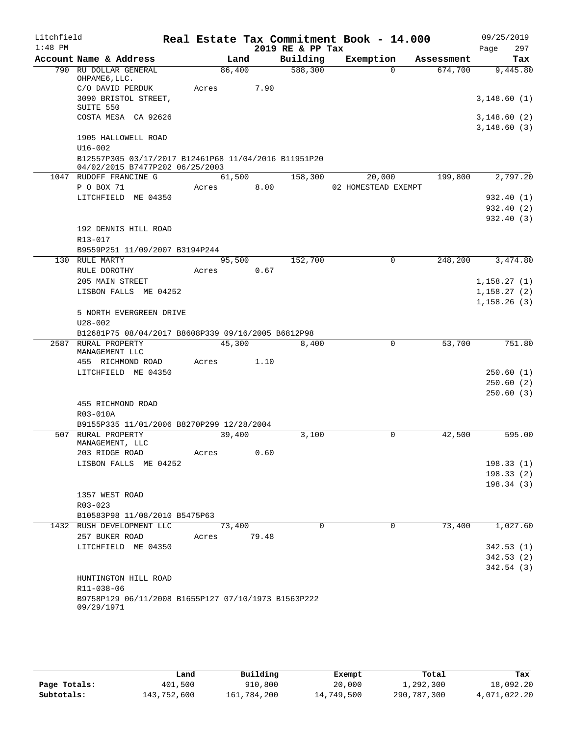Litchfield
1:48 PM

# Real Estate Tax Commitment Book - 14.000

2019 RE & PP Tax

09/25/2019
Page 297

| Account Name & Address | Land | Building | Exemption | Assessment | Tax |
|---|---|---|---|---|---|
| 790 RU DOLLAR GENERAL OHPAME6,LLC. | 86,400 | 588,300 | 0 | 674,700 | 9,445.80 |
| C/O DAVID PERDUK | Acres 7.90 | | | | |
| 3090 BRISTOL STREET, SUITE 550 | | | | | 3,148.60 (1) |
| COSTA MESA CA 92626 | | | | | 3,148.60 (2) |
| | | | | | 3,148.60 (3) |
| 1905 HALLOWELL ROAD | | | | | |
| U16-002 | | | | | |
| B12557P305 03/17/2017 B12461P68 11/04/2016 B11951P20 04/02/2015 B7477P202 06/25/2003 | | | | | |
| 1047 RUDOFF FRANCINE G | 61,500 | 158,300 | 20,000 | 199,800 | 2,797.20 |
| P O BOX 71 | Acres 8.00 | | 02 HOMESTEAD EXEMPT | | |
| LITCHFIELD ME 04350 | | | | | 932.40 (1) |
| | | | | | 932.40 (2) |
| | | | | | 932.40 (3) |
| 192 DENNIS HILL ROAD | | | | | |
| R13-017 | | | | | |
| B9559P251 11/09/2007 B3194P244 | | | | | |
| 130 RULE MARTY | 95,500 | 152,700 | 0 | 248,200 | 3,474.80 |
| RULE DOROTHY | Acres 0.67 | | | | |
| 205 MAIN STREET | | | | | 1,158.27 (1) |
| LISBON FALLS ME 04252 | | | | | 1,158.27 (2) |
| | | | | | 1,158.26 (3) |
| 5 NORTH EVERGREEN DRIVE | | | | | |
| U28-002 | | | | | |
| B12681P75 08/04/2017 B8608P339 09/16/2005 B6812P98 | | | | | |
| 2587 RURAL PROPERTY MANAGEMENT LLC | 45,300 | 8,400 | 0 | 53,700 | 751.80 |
| 455 RICHMOND ROAD | Acres 1.10 | | | | |
| LITCHFIELD ME 04350 | | | | | 250.60 (1) |
| | | | | | 250.60 (2) |
| | | | | | 250.60 (3) |
| 455 RICHMOND ROAD | | | | | |
| R03-010A | | | | | |
| B9155P335 11/01/2006 B8270P299 12/28/2004 | | | | | |
| 507 RURAL PROPERTY MANAGEMENT, LLC | 39,400 | 3,100 | 0 | 42,500 | 595.00 |
| 203 RIDGE ROAD | Acres 0.60 | | | | |
| LISBON FALLS ME 04252 | | | | | 198.33 (1) |
| | | | | | 198.33 (2) |
| | | | | | 198.34 (3) |
| 1357 WEST ROAD | | | | | |
| R03-023 | | | | | |
| B10583P98 11/08/2010 B5475P63 | | | | | |
| 1432 RUSH DEVELOPMENT LLC | 73,400 | 0 | 0 | 73,400 | 1,027.60 |
| 257 BUKER ROAD | Acres 79.48 | | | | |
| LITCHFIELD ME 04350 | | | | | 342.53 (1) |
| | | | | | 342.53 (2) |
| | | | | | 342.54 (3) |
| HUNTINGTON HILL ROAD | | | | | |
| R11-038-06 | | | | | |
| B9758P129 06/11/2008 B1655P127 07/10/1973 B1563P222 09/29/1971 | | | | | |

| | Land | Building | Exempt | Total | Tax |
|---|---|---|---|---|---|
| Page Totals: | 401,500 | 910,800 | 20,000 | 1,292,300 | 18,092.20 |
| Subtotals: | 143,752,600 | 161,784,200 | 14,749,500 | 290,787,300 | 4,071,022.20 |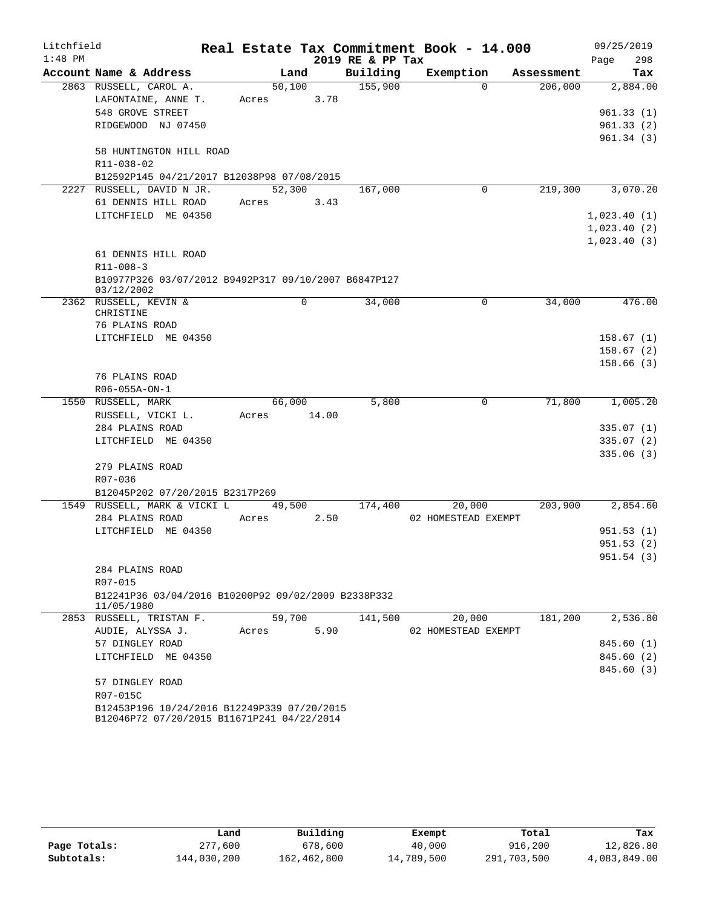Litchfield 1:48 PM

# Real Estate Tax Commitment Book - 14.000

2019 RE & PP Tax

09/25/2019 Page 298

| Account Name & Address | Land | Building | Exemption | Assessment | Tax |
|---|---|---|---|---|---|
| 2863 RUSSELL, CAROL A. | 50,100 | 155,900 | 0 | 206,000 | 2,884.00 |
| LAFONTAINE, ANNE T. | Acres 3.78 | | | | |
| 548 GROVE STREET | | | | | 961.33 (1) |
| RIDGEWOOD NJ 07450 | | | | | 961.33 (2) |
| | | | | | 961.34 (3) |
| 58 HUNTINGTON HILL ROAD | | | | | |
| R11-038-02 | | | | | |
| B12592P145 04/21/2017 B12038P98 07/08/2015 | | | | | |
| 2227 RUSSELL, DAVID N JR. | 52,300 | 167,000 | 0 | 219,300 | 3,070.20 |
| 61 DENNIS HILL ROAD | Acres 3.43 | | | | |
| LITCHFIELD ME 04350 | | | | | 1,023.40 (1) |
| | | | | | 1,023.40 (2) |
| | | | | | 1,023.40 (3) |
| 61 DENNIS HILL ROAD | | | | | |
| R11-008-3 | | | | | |
| B10977P326 03/07/2012 B9492P317 09/10/2007 B6847P127 03/12/2002 | | | | | |
| 2362 RUSSELL, KEVIN & CHRISTINE | 0 | 34,000 | 0 | 34,000 | 476.00 |
| 76 PLAINS ROAD | | | | | |
| LITCHFIELD ME 04350 | | | | | 158.67 (1) |
| | | | | | 158.67 (2) |
| | | | | | 158.66 (3) |
| 76 PLAINS ROAD | | | | | |
| R06-055A-ON-1 | | | | | |
| 1550 RUSSELL, MARK | 66,000 | 5,800 | 0 | 71,800 | 1,005.20 |
| RUSSELL, VICKI L. | Acres 14.00 | | | | |
| 284 PLAINS ROAD | | | | | 335.07 (1) |
| LITCHFIELD ME 04350 | | | | | 335.07 (2) |
| | | | | | 335.06 (3) |
| 279 PLAINS ROAD | | | | | |
| R07-036 | | | | | |
| B12045P202 07/20/2015 B2317P269 | | | | | |
| 1549 RUSSELL, MARK & VICKI L | 49,500 | 174,400 | 20,000 | 203,900 | 2,854.60 |
| 284 PLAINS ROAD | Acres 2.50 | | 02 HOMESTEAD EXEMPT | | |
| LITCHFIELD ME 04350 | | | | | 951.53 (1) |
| | | | | | 951.53 (2) |
| | | | | | 951.54 (3) |
| 284 PLAINS ROAD | | | | | |
| R07-015 | | | | | |
| B12241P36 03/04/2016 B10200P92 09/02/2009 B2338P332 11/05/1980 | | | | | |
| 2853 RUSSELL, TRISTAN F. | 59,700 | 141,500 | 20,000 | 181,200 | 2,536.80 |
| AUDIE, ALYSSA J. | Acres 5.90 | | 02 HOMESTEAD EXEMPT | | |
| 57 DINGLEY ROAD | | | | | 845.60 (1) |
| LITCHFIELD ME 04350 | | | | | 845.60 (2) |
| | | | | | 845.60 (3) |
| 57 DINGLEY ROAD | | | | | |
| R07-015C | | | | | |
| B12453P196 10/24/2016 B12249P339 07/20/2015 B12046P72 07/20/2015 B11671P241 04/22/2014 | | | | | |

| | Land | Building | Exempt | Total | Tax |
|---|---|---|---|---|---|
| Page Totals: | 277,600 | 678,600 | 40,000 | 916,200 | 12,826.80 |
| Subtotals: | 144,030,200 | 162,462,800 | 14,789,500 | 291,703,500 | 4,083,849.00 |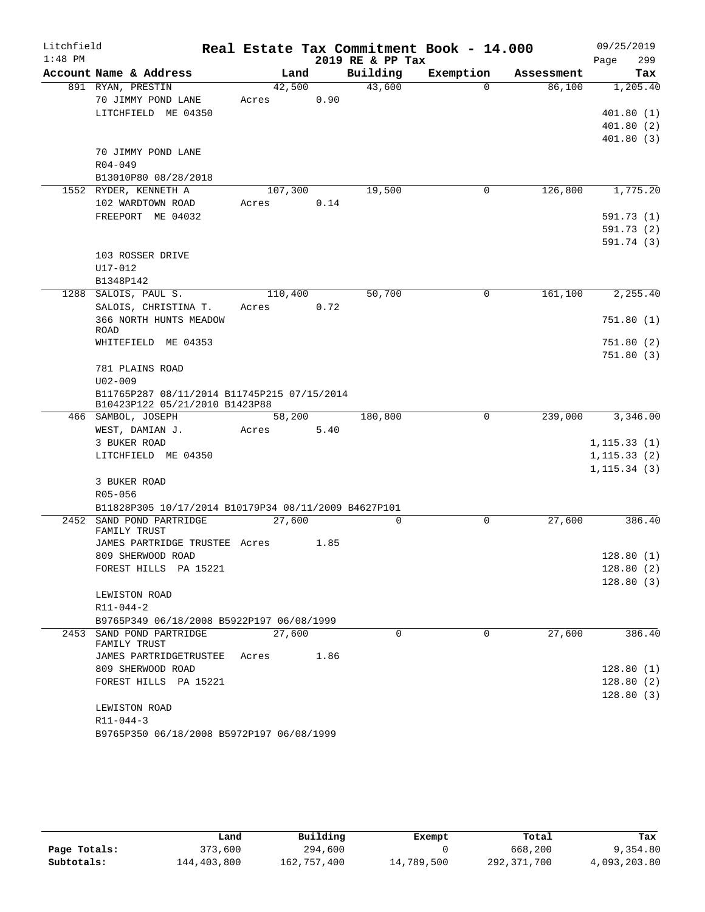# Litchfield — Real Estate Tax Commitment Book - 14.000

1:48 PM — 2019 RE & PP Tax — 09/25/2019

| Account Name & Address | Land | Building | Exemption | Assessment | Tax |
|---|---|---|---|---|---|
| 891 RYAN, PRESTIN | 42,500 | 43,600 | 0 | 86,100 | 1,205.40 |
| 70 JIMMY POND LANE | Acres 0.90 | | | | |
| LITCHFIELD ME 04350 | | | | | 401.80 (1) |
| | | | | | 401.80 (2) |
| | | | | | 401.80 (3) |
| 70 JIMMY POND LANE | | | | | |
| R04-049 | | | | | |
| B13010P80 08/28/2018 | | | | | |
| 1552 RYDER, KENNETH A | 107,300 | 19,500 | 0 | 126,800 | 1,775.20 |
| 102 WARDTOWN ROAD | Acres 0.14 | | | | |
| FREEPORT ME 04032 | | | | | 591.73 (1) |
| | | | | | 591.73 (2) |
| | | | | | 591.74 (3) |
| 103 ROSSER DRIVE | | | | | |
| U17-012 | | | | | |
| B1348P142 | | | | | |
| 1288 SALOIS, PAUL S. | 110,400 | 50,700 | 0 | 161,100 | 2,255.40 |
| SALOIS, CHRISTINA T. | Acres 0.72 | | | | |
| 366 NORTH HUNTS MEADOW ROAD | | | | | 751.80 (1) |
| WHITEFIELD ME 04353 | | | | | 751.80 (2) |
| | | | | | 751.80 (3) |
| 781 PLAINS ROAD | | | | | |
| U02-009 | | | | | |
| B11765P287 08/11/2014 B11745P215 07/15/2014 B10423P122 05/21/2010 B1423P88 | | | | | |
| 466 SAMBOL, JOSEPH | 58,200 | 180,800 | 0 | 239,000 | 3,346.00 |
| WEST, DAMIAN J. | Acres 5.40 | | | | |
| 3 BUKER ROAD | | | | | 1,115.33 (1) |
| LITCHFIELD ME 04350 | | | | | 1,115.33 (2) |
| | | | | | 1,115.34 (3) |
| 3 BUKER ROAD | | | | | |
| R05-056 | | | | | |
| B11828P305 10/17/2014 B10179P34 08/11/2009 B4627P101 | | | | | |
| 2452 SAND POND PARTRIDGE FAMILY TRUST | 27,600 | 0 | 0 | 27,600 | 386.40 |
| JAMES PARTRIDGE TRUSTEE | Acres 1.85 | | | | |
| 809 SHERWOOD ROAD | | | | | 128.80 (1) |
| FOREST HILLS PA 15221 | | | | | 128.80 (2) |
| | | | | | 128.80 (3) |
| LEWISTON ROAD | | | | | |
| R11-044-2 | | | | | |
| B9765P349 06/18/2008 B5922P197 06/08/1999 | | | | | |
| 2453 SAND POND PARTRIDGE FAMILY TRUST | 27,600 | 0 | 0 | 27,600 | 386.40 |
| JAMES PARTRIDGETRUSTEE | Acres 1.86 | | | | |
| 809 SHERWOOD ROAD | | | | | 128.80 (1) |
| FOREST HILLS PA 15221 | | | | | 128.80 (2) |
| | | | | | 128.80 (3) |
| LEWISTON ROAD | | | | | |
| R11-044-3 | | | | | |
| B9765P350 06/18/2008 B5972P197 06/08/1999 | | | | | |

| | Land | Building | Exempt | Total | Tax |
|---|---|---|---|---|---|
| Page Totals: | 373,600 | 294,600 | 0 | 668,200 | 9,354.80 |
| Subtotals: | 144,403,800 | 162,757,400 | 14,789,500 | 292,371,700 | 4,093,203.80 |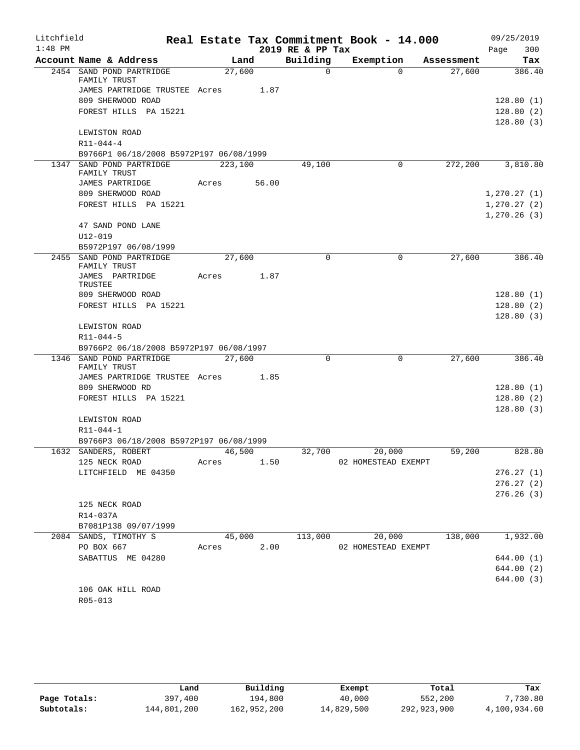Litchfield 1:48 PM

# Real Estate Tax Commitment Book - 14.000

2019 RE & PP Tax

09/25/2019 Page 300

| Account | Name & Address | Land | Building | Exemption | Assessment | Tax |
|---|---|---|---|---|---|---|
| 2454 | SAND POND PARTRIDGE FAMILY TRUST | 27,600 | 0 | 0 | 27,600 | 386.40 |
| | JAMES PARTRIDGE TRUSTEE Acres 1.87 | | | | | |
| | 809 SHERWOOD ROAD | | | | | 128.80 (1) |
| | FOREST HILLS PA 15221 | | | | | 128.80 (2) |
| | | | | | | 128.80 (3) |
| | LEWISTON ROAD | | | | | |
| | R11-044-4 | | | | | |
| | B9766P1 06/18/2008 B5972P197 06/08/1999 | | | | | |
| 1347 | SAND POND PARTRIDGE FAMILY TRUST | 223,100 | 49,100 | 0 | 272,200 | 3,810.80 |
| | JAMES PARTRIDGE Acres 56.00 | | | | | |
| | 809 SHERWOOD ROAD | | | | | 1,270.27 (1) |
| | FOREST HILLS PA 15221 | | | | | 1,270.27 (2) |
| | | | | | | 1,270.26 (3) |
| | 47 SAND POND LANE | | | | | |
| | U12-019 | | | | | |
| | B5972P197 06/08/1999 | | | | | |
| 2455 | SAND POND PARTRIDGE FAMILY TRUST | 27,600 | 0 | 0 | 27,600 | 386.40 |
| | JAMES PARTRIDGE TRUSTEE Acres 1.87 | | | | | |
| | 809 SHERWOOD ROAD | | | | | 128.80 (1) |
| | FOREST HILLS PA 15221 | | | | | 128.80 (2) |
| | | | | | | 128.80 (3) |
| | LEWISTON ROAD | | | | | |
| | R11-044-5 | | | | | |
| | B9766P2 06/18/2008 B5972P197 06/08/1997 | | | | | |
| 1346 | SAND POND PARTRIDGE FAMILY TRUST | 27,600 | 0 | 0 | 27,600 | 386.40 |
| | JAMES PARTRIDGE TRUSTEE Acres 1.85 | | | | | |
| | 809 SHERWOOD RD | | | | | 128.80 (1) |
| | FOREST HILLS PA 15221 | | | | | 128.80 (2) |
| | | | | | | 128.80 (3) |
| | LEWISTON ROAD | | | | | |
| | R11-044-1 | | | | | |
| | B9766P3 06/18/2008 B5972P197 06/08/1999 | | | | | |
| 1632 | SANDERS, ROBERT | 46,500 | 32,700 | 20,000 | 59,200 | 828.80 |
| | 125 NECK ROAD Acres 1.50 | | | 02 HOMESTEAD EXEMPT | | |
| | LITCHFIELD ME 04350 | | | | | 276.27 (1) |
| | | | | | | 276.27 (2) |
| | | | | | | 276.26 (3) |
| | 125 NECK ROAD | | | | | |
| | R14-037A | | | | | |
| | B7081P138 09/07/1999 | | | | | |
| 2084 | SANDS, TIMOTHY S | 45,000 | 113,000 | 20,000 | 138,000 | 1,932.00 |
| | PO BOX 667 Acres 2.00 | | | 02 HOMESTEAD EXEMPT | | |
| | SABATTUS ME 04280 | | | | | 644.00 (1) |
| | | | | | | 644.00 (2) |
| | | | | | | 644.00 (3) |
| | 106 OAK HILL ROAD | | | | | |
| | R05-013 | | | | | |

| | Land | Building | Exempt | Total | Tax |
|---|---|---|---|---|---|
| Page Totals: | 397,400 | 194,800 | 40,000 | 552,200 | 7,730.80 |
| Subtotals: | 144,801,200 | 162,952,200 | 14,829,500 | 292,923,900 | 4,100,934.60 |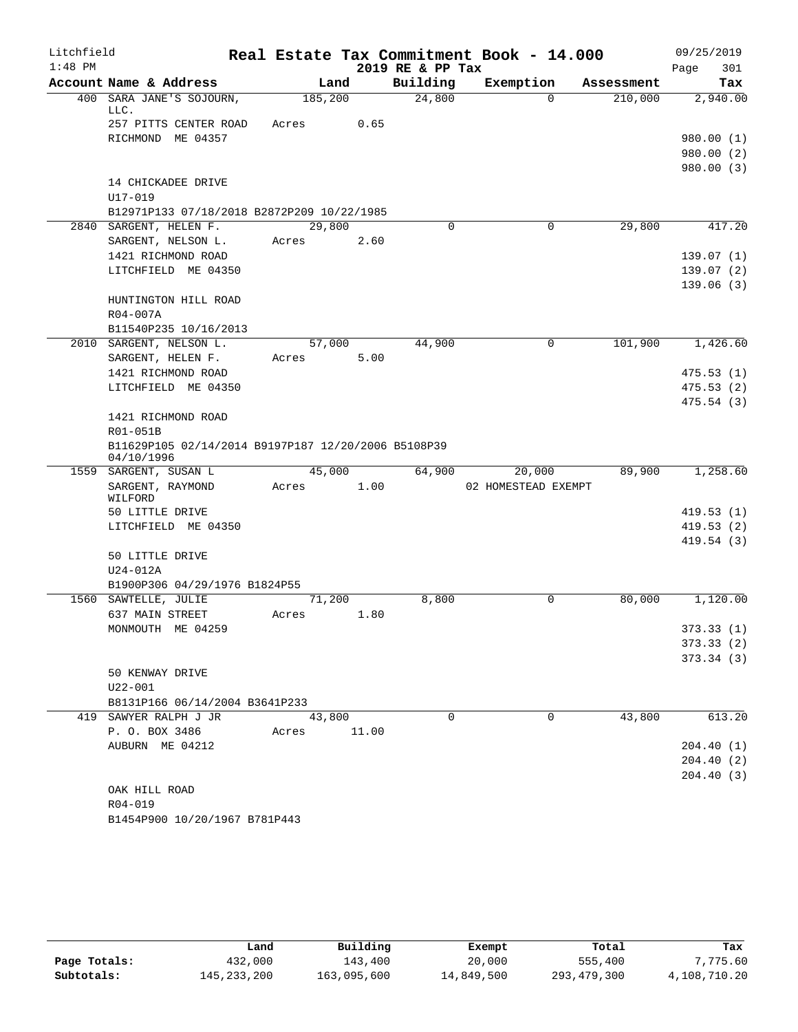Litchfield
1:48 PM

# Real Estate Tax Commitment Book - 14.000
## 2019 RE & PP Tax

09/25/2019

| Account | Name & Address | Land | Building | Exemption | Assessment | Tax |
|---|---|---|---|---|---|---|
| 400 | SARA JANE'S SOJOURN, LLC. | 185,200 | 24,800 | 0 | 210,000 | 2,940.00 |
| | 257 PITTS CENTER ROAD | Acres 0.65 | | | | |
| | RICHMOND ME 04357 | | | | | 980.00 (1) |
| | | | | | | 980.00 (2) |
| | | | | | | 980.00 (3) |
| | 14 CHICKADEE DRIVE | | | | | |
| | U17-019 | | | | | |
| | B12971P133 07/18/2018 B2872P209 10/22/1985 | | | | | |
| 2840 | SARGENT, HELEN F. | 29,800 | 0 | 0 | 29,800 | 417.20 |
| | SARGENT, NELSON L. | Acres 2.60 | | | | |
| | 1421 RICHMOND ROAD | | | | | 139.07 (1) |
| | LITCHFIELD ME 04350 | | | | | 139.07 (2) |
| | | | | | | 139.06 (3) |
| | HUNTINGTON HILL ROAD | | | | | |
| | R04-007A | | | | | |
| | B11540P235 10/16/2013 | | | | | |
| 2010 | SARGENT, NELSON L. | 57,000 | 44,900 | 0 | 101,900 | 1,426.60 |
| | SARGENT, HELEN F. | Acres 5.00 | | | | |
| | 1421 RICHMOND ROAD | | | | | 475.53 (1) |
| | LITCHFIELD ME 04350 | | | | | 475.53 (2) |
| | | | | | | 475.54 (3) |
| | 1421 RICHMOND ROAD | | | | | |
| | R01-051B | | | | | |
| | B11629P105 02/14/2014 B9197P187 12/20/2006 B5108P39 04/10/1996 | | | | | |
| 1559 | SARGENT, SUSAN L | 45,000 | 64,900 | 20,000 | 89,900 | 1,258.60 |
| | SARGENT, RAYMOND WILFORD | Acres 1.00 | | 02 HOMESTEAD EXEMPT | | |
| | 50 LITTLE DRIVE | | | | | 419.53 (1) |
| | LITCHFIELD ME 04350 | | | | | 419.53 (2) |
| | | | | | | 419.54 (3) |
| | 50 LITTLE DRIVE | | | | | |
| | U24-012A | | | | | |
| | B1900P306 04/29/1976 B1824P55 | | | | | |
| 1560 | SAWTELLE, JULIE | 71,200 | 8,800 | 0 | 80,000 | 1,120.00 |
| | 637 MAIN STREET | Acres 1.80 | | | | |
| | MONMOUTH ME 04259 | | | | | 373.33 (1) |
| | | | | | | 373.33 (2) |
| | | | | | | 373.34 (3) |
| | 50 KENWAY DRIVE | | | | | |
| | U22-001 | | | | | |
| | B8131P166 06/14/2004 B3641P233 | | | | | |
| 419 | SAWYER RALPH J JR | 43,800 | 0 | 0 | 43,800 | 613.20 |
| | P. O. BOX 3486 | Acres 11.00 | | | | |
| | AUBURN ME 04212 | | | | | 204.40 (1) |
| | | | | | | 204.40 (2) |
| | | | | | | 204.40 (3) |
| | OAK HILL ROAD | | | | | |
| | R04-019 | | | | | |
| | B1454P900 10/20/1967 B781P443 | | | | | |

| | Land | Building | Exempt | Total | Tax |
|---|---|---|---|---|---|
| Page Totals: | 432,000 | 143,400 | 20,000 | 555,400 | 7,775.60 |
| Subtotals: | 145,233,200 | 163,095,600 | 14,849,500 | 293,479,300 | 4,108,710.20 |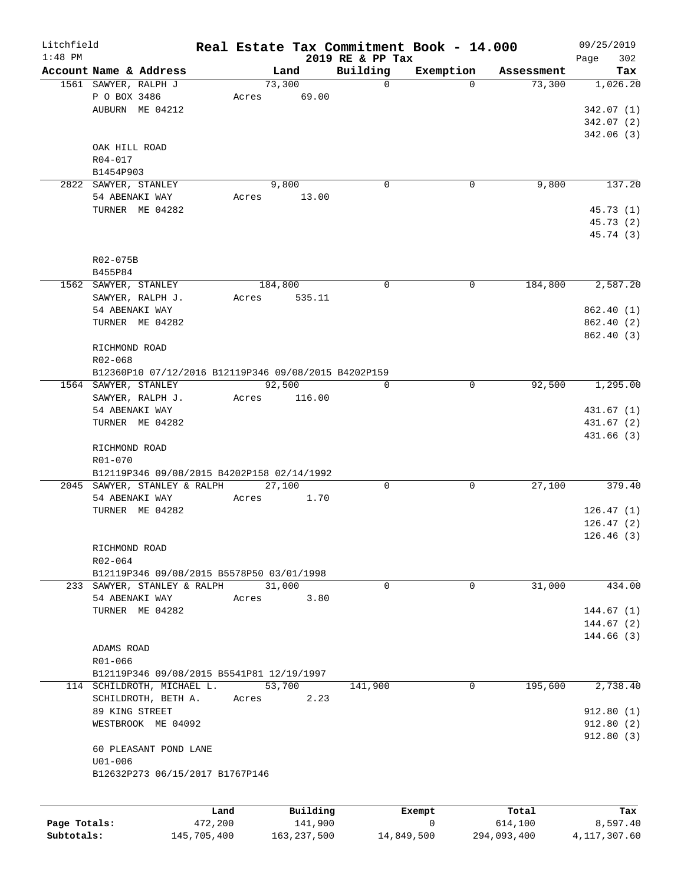Litchfield
1:48 PM

# Real Estate Tax Commitment Book - 14.000

2019 RE & PP Tax

09/25/2019

| Account Name & Address | Land | Building | Exemption | Assessment | Tax |
|---|---|---|---|---|---|
| 1561 SAWYER, RALPH J | 73,300 | 0 | 0 | 73,300 | 1,026.20 |
| P O BOX 3486 | Acres 69.00 | | | | |
| AUBURN ME 04212 | | | | | 342.07 (1) |
| | | | | | 342.07 (2) |
| | | | | | 342.06 (3) |
| OAK HILL ROAD | | | | | |
| R04-017 | | | | | |
| B1454P903 | | | | | |
| 2822 SAWYER, STANLEY | 9,800 | 0 | 0 | 9,800 | 137.20 |
| 54 ABENAKI WAY | Acres 13.00 | | | | |
| TURNER ME 04282 | | | | | 45.73 (1) |
| | | | | | 45.73 (2) |
| | | | | | 45.74 (3) |
| R02-075B | | | | | |
| B455P84 | | | | | |
| 1562 SAWYER, STANLEY | 184,800 | 0 | 0 | 184,800 | 2,587.20 |
| SAWYER, RALPH J. | Acres 535.11 | | | | |
| 54 ABENAKI WAY | | | | | 862.40 (1) |
| TURNER ME 04282 | | | | | 862.40 (2) |
| | | | | | 862.40 (3) |
| RICHMOND ROAD | | | | | |
| R02-068 | | | | | |
| B12360P10 07/12/2016 B12119P346 09/08/2015 B4202P159 | | | | | |
| 1564 SAWYER, STANLEY | 92,500 | 0 | 0 | 92,500 | 1,295.00 |
| SAWYER, RALPH J. | Acres 116.00 | | | | |
| 54 ABENAKI WAY | | | | | 431.67 (1) |
| TURNER ME 04282 | | | | | 431.67 (2) |
| | | | | | 431.66 (3) |
| RICHMOND ROAD | | | | | |
| R01-070 | | | | | |
| B12119P346 09/08/2015 B4202P158 02/14/1992 | | | | | |
| 2045 SAWYER, STANLEY & RALPH | 27,100 | 0 | 0 | 27,100 | 379.40 |
| 54 ABENAKI WAY | Acres 1.70 | | | | |
| TURNER ME 04282 | | | | | 126.47 (1) |
| | | | | | 126.47 (2) |
| | | | | | 126.46 (3) |
| RICHMOND ROAD | | | | | |
| R02-064 | | | | | |
| B12119P346 09/08/2015 B5578P50 03/01/1998 | | | | | |
| 233 SAWYER, STANLEY & RALPH | 31,000 | 0 | 0 | 31,000 | 434.00 |
| 54 ABENAKI WAY | Acres 3.80 | | | | |
| TURNER ME 04282 | | | | | 144.67 (1) |
| | | | | | 144.67 (2) |
| | | | | | 144.66 (3) |
| ADAMS ROAD | | | | | |
| R01-066 | | | | | |
| B12119P346 09/08/2015 B5541P81 12/19/1997 | | | | | |
| 114 SCHILDROTH, MICHAEL L. | 53,700 | 141,900 | 0 | 195,600 | 2,738.40 |
| SCHILDROTH, BETH A. | Acres 2.23 | | | | |
| 89 KING STREET | | | | | 912.80 (1) |
| WESTBROOK ME 04092 | | | | | 912.80 (2) |
| | | | | | 912.80 (3) |
| 60 PLEASANT POND LANE | | | | | |
| U01-006 | | | | | |
| B12632P273 06/15/2017 B1767P146 | | | | | |

| | Land | Building | Exempt | Total | Tax |
|---|---|---|---|---|---|
| Page Totals: | 472,200 | 141,900 | 0 | 614,100 | 8,597.40 |
| Subtotals: | 145,705,400 | 163,237,500 | 14,849,500 | 294,093,400 | 4,117,307.60 |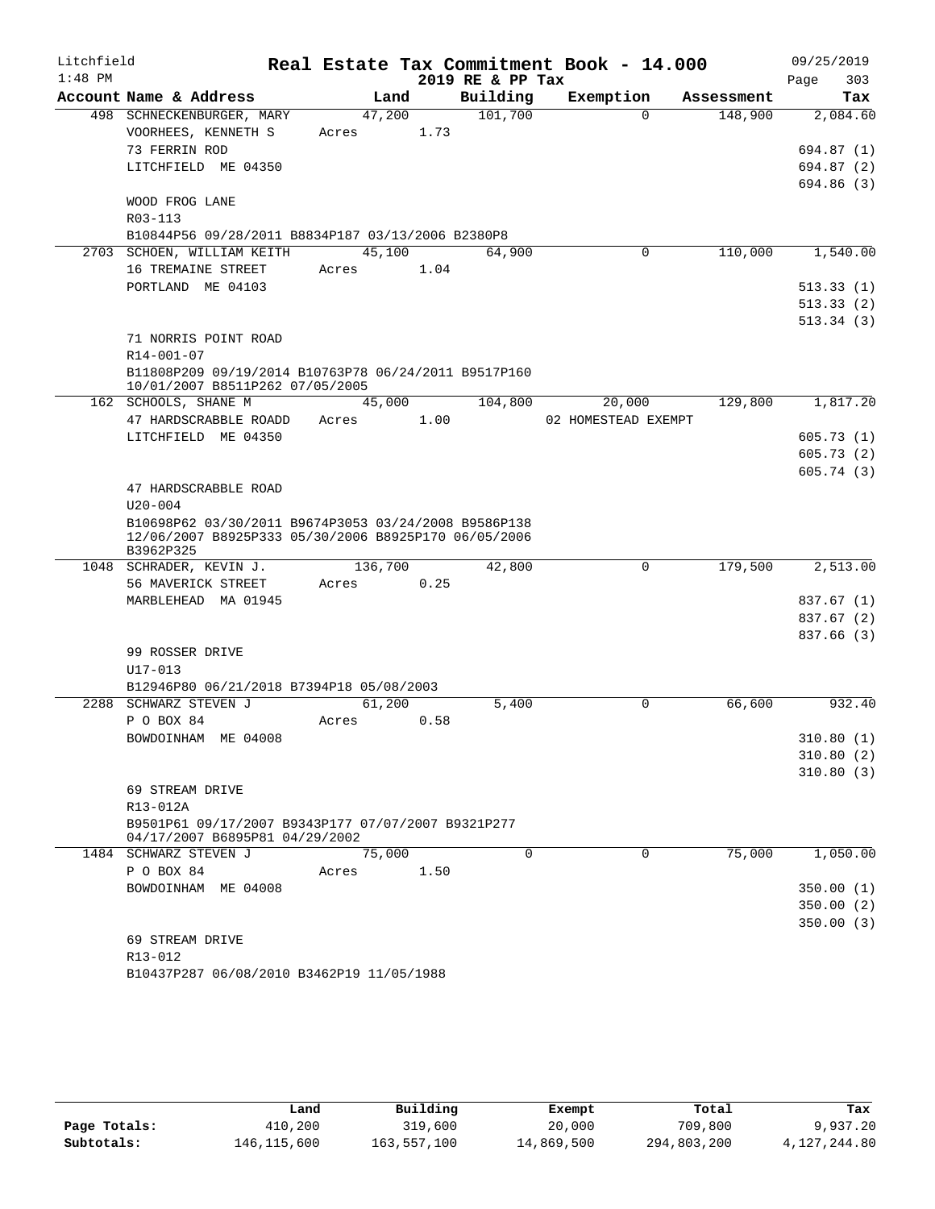# Real Estate Tax Commitment Book - 14.000

Litchfield 1:48 PM — 2019 RE & PP Tax — 09/25/2019

| Account Name & Address | Land | Building | Exemption | Assessment | Tax |
|---|---|---|---|---|---|
| 498 SCHNECKENBURGER, MARY | 47,200 | 101,700 | 0 | 148,900 | 2,084.60 |
| VOORHEES, KENNETH S | Acres 1.73 | | | | |
| 73 FERRIN ROD | | | | | 694.87 (1) |
| LITCHFIELD ME 04350 | | | | | 694.87 (2) |
| | | | | | 694.86 (3) |
| WOOD FROG LANE | | | | | |
| R03-113 | | | | | |
| B10844P56 09/28/2011 B8834P187 03/13/2006 B2380P8 | | | | | |
| 2703 SCHOEN, WILLIAM KEITH | 45,100 | 64,900 | 0 | 110,000 | 1,540.00 |
| 16 TREMAINE STREET | Acres 1.04 | | | | |
| PORTLAND ME 04103 | | | | | 513.33 (1) |
| | | | | | 513.33 (2) |
| | | | | | 513.34 (3) |
| 71 NORRIS POINT ROAD | | | | | |
| R14-001-07 | | | | | |
| B11808P209 09/19/2014 B10763P78 06/24/2011 B9517P160 10/01/2007 B8511P262 07/05/2005 | | | | | |
| 162 SCHOOLS, SHANE M | 45,000 | 104,800 | 20,000 | 129,800 | 1,817.20 |
| 47 HARDSCRABBLE ROADD | Acres 1.00 | | 02 HOMESTEAD EXEMPT | | |
| LITCHFIELD ME 04350 | | | | | 605.73 (1) |
| | | | | | 605.73 (2) |
| | | | | | 605.74 (3) |
| 47 HARDSCRABBLE ROAD | | | | | |
| U20-004 | | | | | |
| B10698P62 03/30/2011 B9674P3053 03/24/2008 B9586P138 12/06/2007 B8925P333 05/30/2006 B8925P170 06/05/2006 B3962P325 | | | | | |
| 1048 SCHRADER, KEVIN J. | 136,700 | 42,800 | 0 | 179,500 | 2,513.00 |
| 56 MAVERICK STREET | Acres 0.25 | | | | |
| MARBLEHEAD MA 01945 | | | | | 837.67 (1) |
| | | | | | 837.67 (2) |
| | | | | | 837.66 (3) |
| 99 ROSSER DRIVE | | | | | |
| U17-013 | | | | | |
| B12946P80 06/21/2018 B7394P18 05/08/2003 | | | | | |
| 2288 SCHWARZ STEVEN J | 61,200 | 5,400 | 0 | 66,600 | 932.40 |
| P O BOX 84 | Acres 0.58 | | | | |
| BOWDOINHAM ME 04008 | | | | | 310.80 (1) |
| | | | | | 310.80 (2) |
| | | | | | 310.80 (3) |
| 69 STREAM DRIVE | | | | | |
| R13-012A | | | | | |
| B9501P61 09/17/2007 B9343P177 07/07/2007 B9321P277 04/17/2007 B6895P81 04/29/2002 | | | | | |
| 1484 SCHWARZ STEVEN J | 75,000 | 0 | 0 | 75,000 | 1,050.00 |
| P O BOX 84 | Acres 1.50 | | | | |
| BOWDOINHAM ME 04008 | | | | | 350.00 (1) |
| | | | | | 350.00 (2) |
| | | | | | 350.00 (3) |
| 69 STREAM DRIVE | | | | | |
| R13-012 | | | | | |
| B10437P287 06/08/2010 B3462P19 11/05/1988 | | | | | |

| | Land | Building | Exempt | Total | Tax |
|---|---|---|---|---|---|
| Page Totals: | 410,200 | 319,600 | 20,000 | 709,800 | 9,937.20 |
| Subtotals: | 146,115,600 | 163,557,100 | 14,869,500 | 294,803,200 | 4,127,244.80 |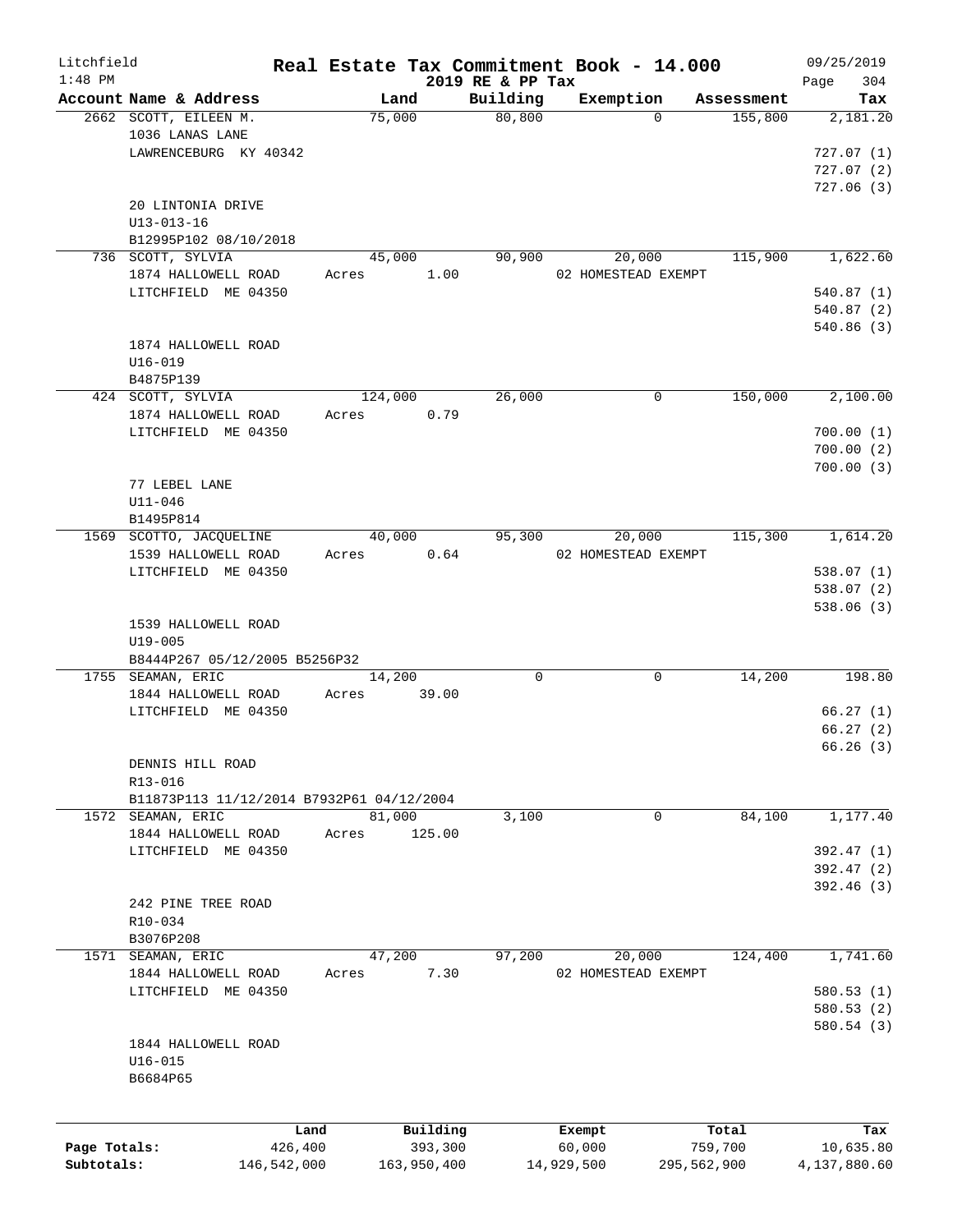Litchfield 1:48 PM

# Real Estate Tax Commitment Book - 14.000

## 2019 RE & PP Tax

09/25/2019 Page 304

| Account Name & Address | Land | Building | Exemption | Assessment | Tax |
|---|---|---|---|---|---|
| 2662 SCOTT, EILEEN M. | 75,000 | 80,800 | 0 | 155,800 | 2,181.20 |
| 1036 LANAS LANE | | | | | |
| LAWRENCEBURG KY 40342 | | | | | 727.07 (1) |
| | | | | | 727.07 (2) |
| | | | | | 727.06 (3) |
| 20 LINTONIA DRIVE | | | | | |
| U13-013-16 | | | | | |
| B12995P102 08/10/2018 | | | | | |
| 736 SCOTT, SYLVIA | 45,000 | 90,900 | 20,000 | 115,900 | 1,622.60 |
| 1874 HALLOWELL ROAD | Acres 1.00 | | 02 HOMESTEAD EXEMPT | | |
| LITCHFIELD ME 04350 | | | | | 540.87 (1) |
| | | | | | 540.87 (2) |
| | | | | | 540.86 (3) |
| 1874 HALLOWELL ROAD | | | | | |
| U16-019 | | | | | |
| B4875P139 | | | | | |
| 424 SCOTT, SYLVIA | 124,000 | 26,000 | 0 | 150,000 | 2,100.00 |
| 1874 HALLOWELL ROAD | Acres 0.79 | | | | |
| LITCHFIELD ME 04350 | | | | | 700.00 (1) |
| | | | | | 700.00 (2) |
| | | | | | 700.00 (3) |
| 77 LEBEL LANE | | | | | |
| U11-046 | | | | | |
| B1495P814 | | | | | |
| 1569 SCOTTO, JACQUELINE | 40,000 | 95,300 | 20,000 | 115,300 | 1,614.20 |
| 1539 HALLOWELL ROAD | Acres 0.64 | | 02 HOMESTEAD EXEMPT | | |
| LITCHFIELD ME 04350 | | | | | 538.07 (1) |
| | | | | | 538.07 (2) |
| | | | | | 538.06 (3) |
| 1539 HALLOWELL ROAD | | | | | |
| U19-005 | | | | | |
| B8444P267 05/12/2005 B5256P32 | | | | | |
| 1755 SEAMAN, ERIC | 14,200 | 0 | 0 | 14,200 | 198.80 |
| 1844 HALLOWELL ROAD | Acres 39.00 | | | | |
| LITCHFIELD ME 04350 | | | | | 66.27 (1) |
| | | | | | 66.27 (2) |
| | | | | | 66.26 (3) |
| DENNIS HILL ROAD | | | | | |
| R13-016 | | | | | |
| B11873P113 11/12/2014 B7932P61 04/12/2004 | | | | | |
| 1572 SEAMAN, ERIC | 81,000 | 3,100 | 0 | 84,100 | 1,177.40 |
| 1844 HALLOWELL ROAD | Acres 125.00 | | | | |
| LITCHFIELD ME 04350 | | | | | 392.47 (1) |
| | | | | | 392.47 (2) |
| | | | | | 392.46 (3) |
| 242 PINE TREE ROAD | | | | | |
| R10-034 | | | | | |
| B3076P208 | | | | | |
| 1571 SEAMAN, ERIC | 47,200 | 97,200 | 20,000 | 124,400 | 1,741.60 |
| 1844 HALLOWELL ROAD | Acres 7.30 | | 02 HOMESTEAD EXEMPT | | |
| LITCHFIELD ME 04350 | | | | | 580.53 (1) |
| | | | | | 580.53 (2) |
| | | | | | 580.54 (3) |
| 1844 HALLOWELL ROAD | | | | | |
| U16-015 | | | | | |
| B6684P65 | | | | | |

| | Land | Building | Exempt | Total | Tax |
|---|---|---|---|---|---|
| Page Totals: | 426,400 | 393,300 | 60,000 | 759,700 | 10,635.80 |
| Subtotals: | 146,542,000 | 163,950,400 | 14,929,500 | 295,562,900 | 4,137,880.60 |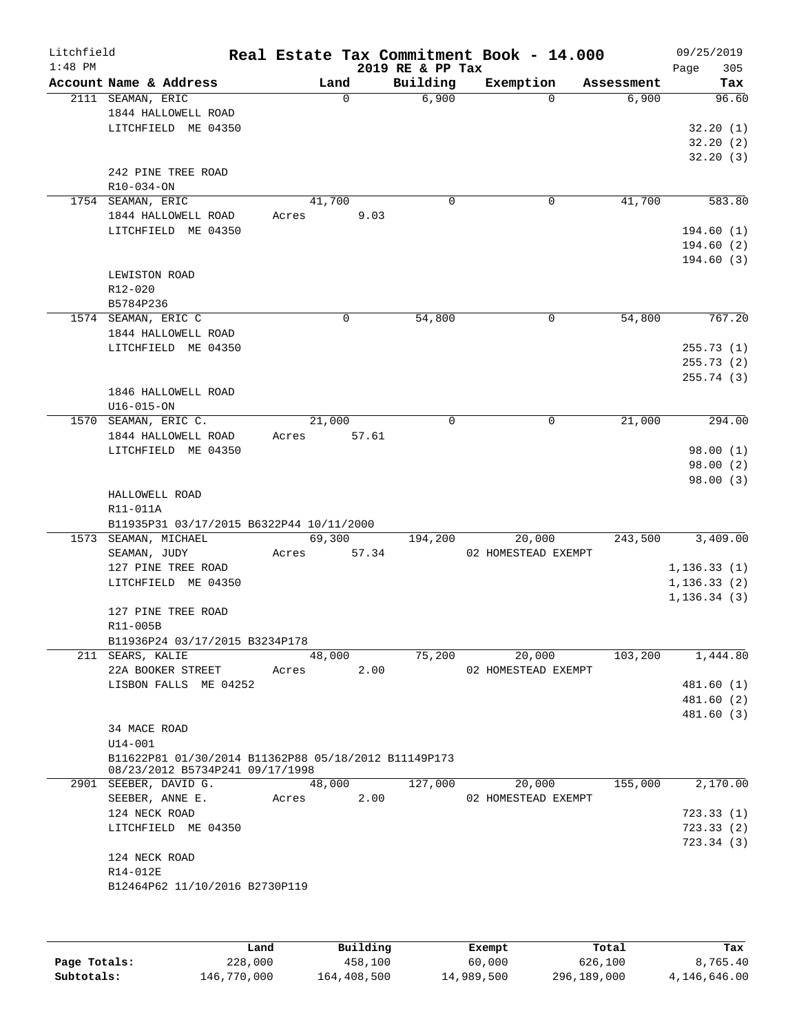# Real Estate Tax Commitment Book - 14.000

Litchfield 1:48 PM — 2019 RE & PP Tax — 09/25/2019

| Account | Name & Address | Land | Building | Exemption | Assessment | Tax |
|---|---|---|---|---|---|---|
| 2111 | SEAMAN, ERIC<br>1844 HALLOWELL ROAD<br>LITCHFIELD ME 04350<br>242 PINE TREE ROAD<br>R10-034-ON | 0 | 6,900 | 0 | 6,900 | 96.60<br>32.20 (1)<br>32.20 (2)<br>32.20 (3) |
| 1754 | SEAMAN, ERIC<br>1844 HALLOWELL ROAD<br>LITCHFIELD ME 04350<br>LEWISTON ROAD<br>R12-020<br>B5784P236 | 41,700<br>Acres 9.03 | 0 | 0 | 41,700 | 583.80<br>194.60 (1)<br>194.60 (2)<br>194.60 (3) |
| 1574 | SEAMAN, ERIC C<br>1844 HALLOWELL ROAD<br>LITCHFIELD ME 04350<br>1846 HALLOWELL ROAD<br>U16-015-ON | 0 | 54,800 | 0 | 54,800 | 767.20<br>255.73 (1)<br>255.73 (2)<br>255.74 (3) |
| 1570 | SEAMAN, ERIC C.<br>1844 HALLOWELL ROAD<br>LITCHFIELD ME 04350<br>HALLOWELL ROAD<br>R11-011A<br>B11935P31 03/17/2015 B6322P44 10/11/2000 | 21,000<br>Acres 57.61 | 0 | 0 | 21,000 | 294.00<br>98.00 (1)<br>98.00 (2)<br>98.00 (3) |
| 1573 | SEAMAN, MICHAEL<br>SEAMAN, JUDY<br>127 PINE TREE ROAD<br>LITCHFIELD ME 04350<br>127 PINE TREE ROAD<br>R11-005B<br>B11936P24 03/17/2015 B3234P178 | 69,300<br>Acres 57.34 | 194,200 | 20,000<br>02 HOMESTEAD EXEMPT | 243,500 | 3,409.00<br>1,136.33 (1)<br>1,136.33 (2)<br>1,136.34 (3) |
| 211 | SEARS, KALIE<br>22A BOOKER STREET<br>LISBON FALLS ME 04252<br>34 MACE ROAD<br>U14-001<br>B11622P81 01/30/2014 B11362P88 05/18/2012 B11149P173 08/23/2012 B5734P241 09/17/1998 | 48,000<br>Acres 2.00 | 75,200 | 20,000<br>02 HOMESTEAD EXEMPT | 103,200 | 1,444.80<br>481.60 (1)<br>481.60 (2)<br>481.60 (3) |
| 2901 | SEEBER, DAVID G.<br>SEEBER, ANNE E.<br>124 NECK ROAD<br>LITCHFIELD ME 04350<br>124 NECK ROAD<br>R14-012E<br>B12464P62 11/10/2016 B2730P119 | 48,000<br>Acres 2.00 | 127,000 | 20,000<br>02 HOMESTEAD EXEMPT | 155,000 | 2,170.00<br>723.33 (1)<br>723.33 (2)<br>723.34 (3) |

| | Land | Building | Exempt | Total | Tax |
|---|---|---|---|---|---|
| Page Totals: | 228,000 | 458,100 | 60,000 | 626,100 | 8,765.40 |
| Subtotals: | 146,770,000 | 164,408,500 | 14,989,500 | 296,189,000 | 4,146,646.00 |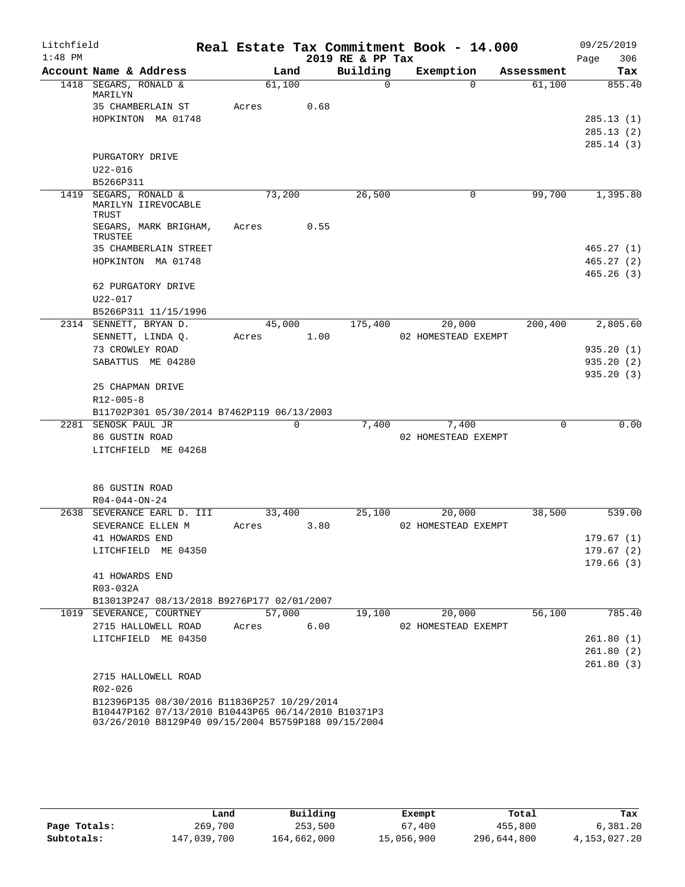Litchfield
1:48 PM

# Real Estate Tax Commitment Book - 14.000

2019 RE & PP Tax

09/25/2019

| Account Name & Address | Land | Building | Exemption | Assessment | Tax |
|---|---|---|---|---|---|
| 1418 SEGARS, RONALD & MARILYN | 61,100 | 0 | 0 | 61,100 | 855.40 |
| 35 CHAMBERLAIN ST | Acres 0.68 | | | | |
| HOPKINTON MA 01748 | | | | | 285.13 (1) |
| | | | | | 285.13 (2) |
| | | | | | 285.14 (3) |
| PURGATORY DRIVE | | | | | |
| U22-016 | | | | | |
| B5266P311 | | | | | |
| 1419 SEGARS, RONALD & MARILYN IIREVOCABLE TRUST | 73,200 | 26,500 | 0 | 99,700 | 1,395.80 |
| SEGARS, MARK BRIGHAM, TRUSTEE | Acres 0.55 | | | | |
| 35 CHAMBERLAIN STREET | | | | | 465.27 (1) |
| HOPKINTON MA 01748 | | | | | 465.27 (2) |
| | | | | | 465.26 (3) |
| 62 PURGATORY DRIVE | | | | | |
| U22-017 | | | | | |
| B5266P311 11/15/1996 | | | | | |
| 2314 SENNETT, BRYAN D. | 45,000 | 175,400 | 20,000 | 200,400 | 2,805.60 |
| SENNETT, LINDA Q. | Acres 1.00 | | 02 HOMESTEAD EXEMPT | | |
| 73 CROWLEY ROAD | | | | | 935.20 (1) |
| SABATTUS ME 04280 | | | | | 935.20 (2) |
| | | | | | 935.20 (3) |
| 25 CHAPMAN DRIVE | | | | | |
| R12-005-8 | | | | | |
| B11702P301 05/30/2014 B7462P119 06/13/2003 | | | | | |
| 2281 SENOSK PAUL JR | 0 | 7,400 | 7,400 | 0 | 0.00 |
| 86 GUSTIN ROAD | | | 02 HOMESTEAD EXEMPT | | |
| LITCHFIELD ME 04268 | | | | | |
| 86 GUSTIN ROAD | | | | | |
| R04-044-ON-24 | | | | | |
| 2638 SEVERANCE EARL D. III | 33,400 | 25,100 | 20,000 | 38,500 | 539.00 |
| SEVERANCE ELLEN M | Acres 3.80 | | 02 HOMESTEAD EXEMPT | | |
| 41 HOWARDS END | | | | | 179.67 (1) |
| LITCHFIELD ME 04350 | | | | | 179.67 (2) |
| | | | | | 179.66 (3) |
| 41 HOWARDS END | | | | | |
| R03-032A | | | | | |
| B13013P247 08/13/2018 B9276P177 02/01/2007 | | | | | |
| 1019 SEVERANCE, COURTNEY | 57,000 | 19,100 | 20,000 | 56,100 | 785.40 |
| 2715 HALLOWELL ROAD | Acres 6.00 | | 02 HOMESTEAD EXEMPT | | |
| LITCHFIELD ME 04350 | | | | | 261.80 (1) |
| | | | | | 261.80 (2) |
| | | | | | 261.80 (3) |
| 2715 HALLOWELL ROAD | | | | | |
| R02-026 | | | | | |
| B12396P135 08/30/2016 B11836P257 10/29/2014 B10447P162 07/13/2010 B10443P65 06/14/2010 B10371P3 03/26/2010 B8129P40 09/15/2004 B5759P188 09/15/2004 | | | | | |

| | Land | Building | Exempt | Total | Tax |
|---|---|---|---|---|---|
| Page Totals: | 269,700 | 253,500 | 67,400 | 455,800 | 6,381.20 |
| Subtotals: | 147,039,700 | 164,662,000 | 15,056,900 | 296,644,800 | 4,153,027.20 |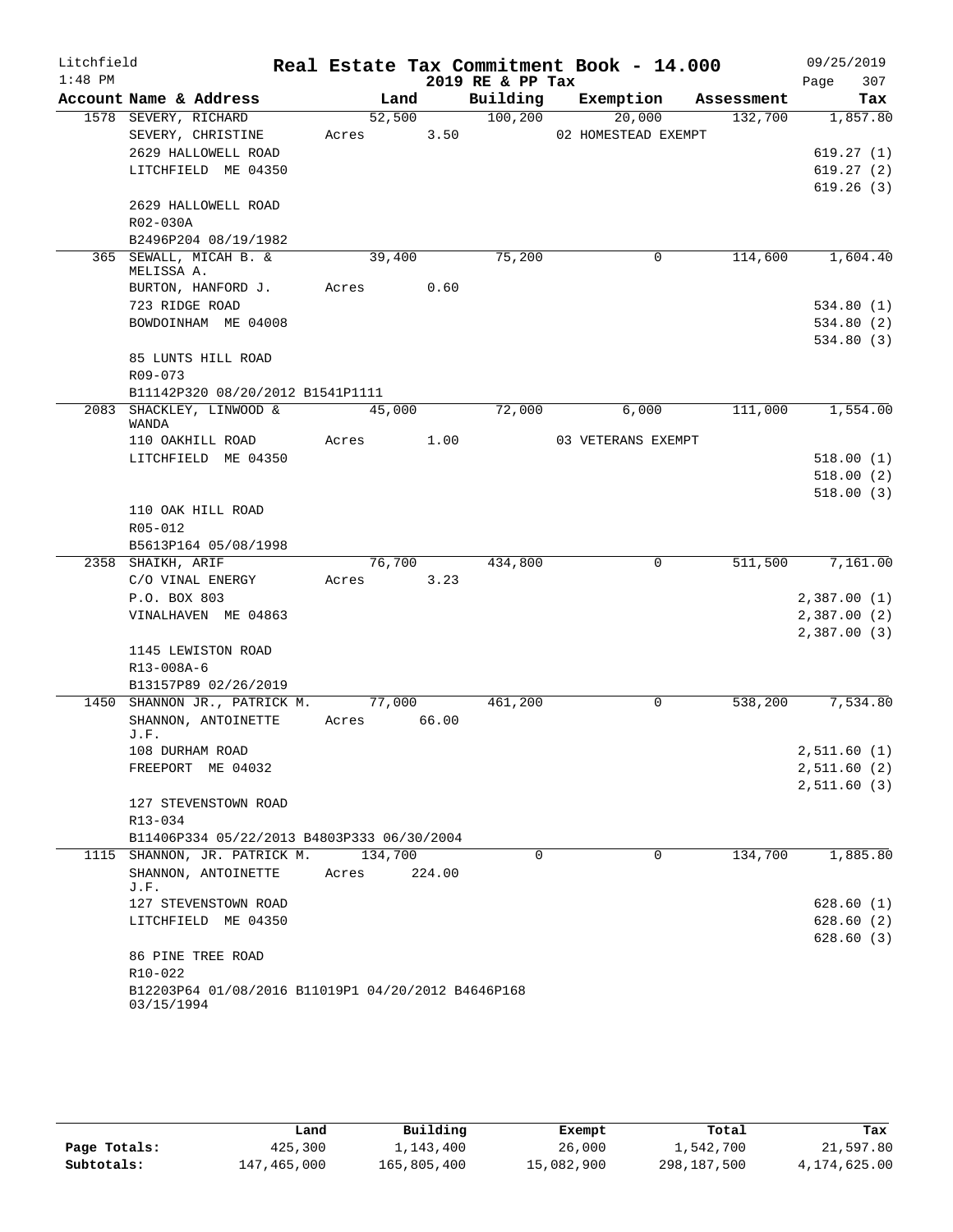Litchfield
1:48 PM

# Real Estate Tax Commitment Book - 14.000

2019 RE & PP Tax

09/25/2019

| Account | Name & Address | Land | Building | Exemption | Assessment | Tax |
|---|---|---|---|---|---|---|
| 1578 | SEVERY, RICHARD | 52,500 | 100,200 | 20,000 | 132,700 | 1,857.80 |
| | SEVERY, CHRISTINE | Acres 3.50 | | 02 HOMESTEAD EXEMPT | | |
| | 2629 HALLOWELL ROAD | | | | | 619.27 (1) |
| | LITCHFIELD ME 04350 | | | | | 619.27 (2) |
| | | | | | | 619.26 (3) |
| | 2629 HALLOWELL ROAD | | | | | |
| | R02-030A | | | | | |
| | B2496P204 08/19/1982 | | | | | |
| 365 | SEWALL, MICAH B. & MELISSA A. | 39,400 | 75,200 | 0 | 114,600 | 1,604.40 |
| | BURTON, HANFORD J. | Acres 0.60 | | | | |
| | 723 RIDGE ROAD | | | | | 534.80 (1) |
| | BOWDOINHAM ME 04008 | | | | | 534.80 (2) |
| | | | | | | 534.80 (3) |
| | 85 LUNTS HILL ROAD | | | | | |
| | R09-073 | | | | | |
| | B11142P320 08/20/2012 B1541P1111 | | | | | |
| 2083 | SHACKLEY, LINWOOD & WANDA | 45,000 | 72,000 | 6,000 | 111,000 | 1,554.00 |
| | 110 OAKHILL ROAD | Acres 1.00 | | 03 VETERANS EXEMPT | | |
| | LITCHFIELD ME 04350 | | | | | 518.00 (1) |
| | | | | | | 518.00 (2) |
| | | | | | | 518.00 (3) |
| | 110 OAK HILL ROAD | | | | | |
| | R05-012 | | | | | |
| | B5613P164 05/08/1998 | | | | | |
| 2358 | SHAIKH, ARIF | 76,700 | 434,800 | 0 | 511,500 | 7,161.00 |
| | C/O VINAL ENERGY | Acres 3.23 | | | | |
| | P.O. BOX 803 | | | | | 2,387.00 (1) |
| | VINALHAVEN ME 04863 | | | | | 2,387.00 (2) |
| | | | | | | 2,387.00 (3) |
| | 1145 LEWISTON ROAD | | | | | |
| | R13-008A-6 | | | | | |
| | B13157P89 02/26/2019 | | | | | |
| 1450 | SHANNON JR., PATRICK M. | 77,000 | 461,200 | 0 | 538,200 | 7,534.80 |
| | SHANNON, ANTOINETTE J.F. | Acres 66.00 | | | | |
| | 108 DURHAM ROAD | | | | | 2,511.60 (1) |
| | FREEPORT ME 04032 | | | | | 2,511.60 (2) |
| | | | | | | 2,511.60 (3) |
| | 127 STEVENSTOWN ROAD | | | | | |
| | R13-034 | | | | | |
| | B11406P334 05/22/2013 B4803P333 06/30/2004 | | | | | |
| 1115 | SHANNON, JR. PATRICK M. | 134,700 | 0 | 0 | 134,700 | 1,885.80 |
| | SHANNON, ANTOINETTE J.F. | Acres 224.00 | | | | |
| | 127 STEVENSTOWN ROAD | | | | | 628.60 (1) |
| | LITCHFIELD ME 04350 | | | | | 628.60 (2) |
| | | | | | | 628.60 (3) |
| | 86 PINE TREE ROAD | | | | | |
| | R10-022 | | | | | |
| | B12203P64 01/08/2016 B11019P1 04/20/2012 B4646P168 03/15/1994 | | | | | |

| | Land | Building | Exempt | Total | Tax |
|---|---|---|---|---|---|
| Page Totals: | 425,300 | 1,143,400 | 26,000 | 1,542,700 | 21,597.80 |
| Subtotals: | 147,465,000 | 165,805,400 | 15,082,900 | 298,187,500 | 4,174,625.00 |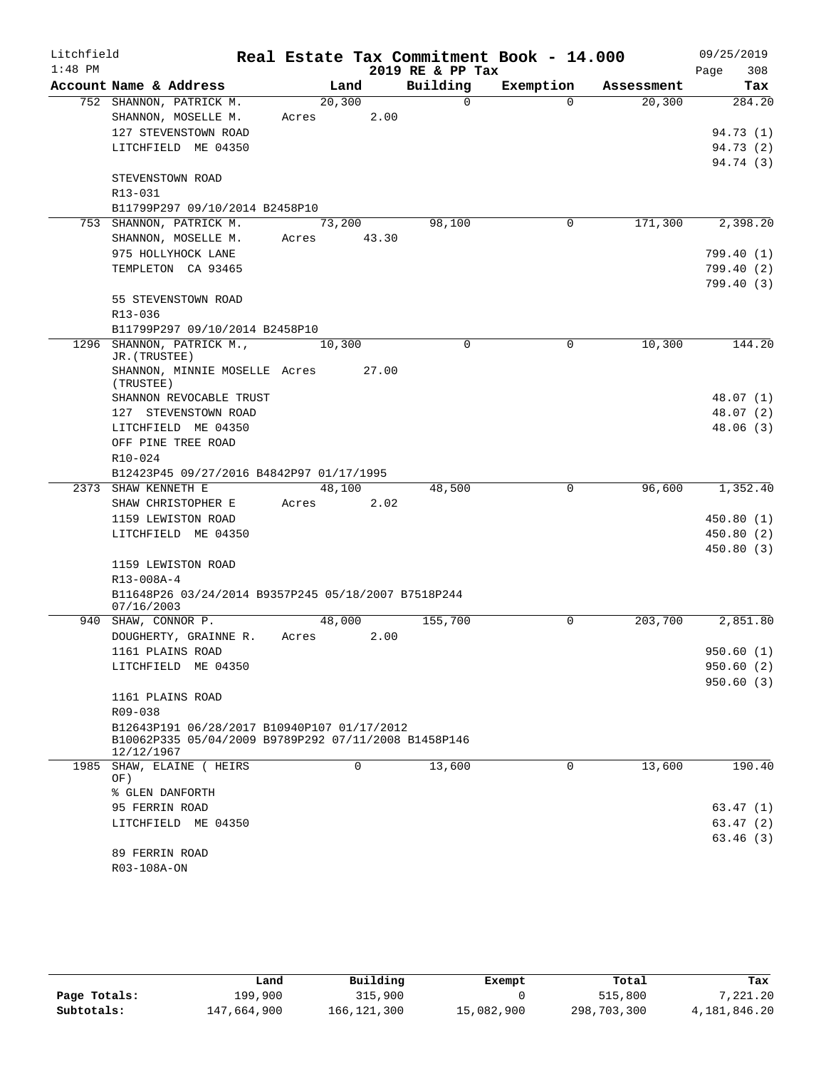# Real Estate Tax Commitment Book - 14.000

Litchfield 1:48 PM — 2019 RE & PP Tax — 09/25/2019

| Account Name & Address | Land | Building | Exemption | Assessment | Tax |
|---|---|---|---|---|---|
| 752 SHANNON, PATRICK M. | 20,300 | 0 | 0 | 20,300 | 284.20 |
| SHANNON, MOSELLE M. | Acres 2.00 | | | | |
| 127 STEVENSTOWN ROAD | | | | | 94.73 (1) |
| LITCHFIELD ME 04350 | | | | | 94.73 (2) |
| | | | | | 94.74 (3) |
| STEVENSTOWN ROAD | | | | | |
| R13-031 | | | | | |
| B11799P297 09/10/2014 B2458P10 | | | | | |
| 753 SHANNON, PATRICK M. | 73,200 | 98,100 | 0 | 171,300 | 2,398.20 |
| SHANNON, MOSELLE M. | Acres 43.30 | | | | |
| 975 HOLLYHOCK LANE | | | | | 799.40 (1) |
| TEMPLETON CA 93465 | | | | | 799.40 (2) |
| | | | | | 799.40 (3) |
| 55 STEVENSTOWN ROAD | | | | | |
| R13-036 | | | | | |
| B11799P297 09/10/2014 B2458P10 | | | | | |
| 1296 SHANNON, PATRICK M., JR.(TRUSTEE) | 10,300 | 0 | 0 | 10,300 | 144.20 |
| SHANNON, MINNIE MOSELLE (TRUSTEE) | Acres 27.00 | | | | |
| SHANNON REVOCABLE TRUST | | | | | 48.07 (1) |
| 127 STEVENSTOWN ROAD | | | | | 48.07 (2) |
| LITCHFIELD ME 04350 | | | | | 48.06 (3) |
| OFF PINE TREE ROAD | | | | | |
| R10-024 | | | | | |
| B12423P45 09/27/2016 B4842P97 01/17/1995 | | | | | |
| 2373 SHAW KENNETH E | 48,100 | 48,500 | 0 | 96,600 | 1,352.40 |
| SHAW CHRISTOPHER E | Acres 2.02 | | | | |
| 1159 LEWISTON ROAD | | | | | 450.80 (1) |
| LITCHFIELD ME 04350 | | | | | 450.80 (2) |
| | | | | | 450.80 (3) |
| 1159 LEWISTON ROAD | | | | | |
| R13-008A-4 | | | | | |
| B11648P26 03/24/2014 B9357P245 05/18/2007 B7518P244 07/16/2003 | | | | | |
| 940 SHAW, CONNOR P. | 48,000 | 155,700 | 0 | 203,700 | 2,851.80 |
| DOUGHERTY, GRAINNE R. | Acres 2.00 | | | | |
| 1161 PLAINS ROAD | | | | | 950.60 (1) |
| LITCHFIELD ME 04350 | | | | | 950.60 (2) |
| | | | | | 950.60 (3) |
| 1161 PLAINS ROAD | | | | | |
| R09-038 | | | | | |
| B12643P191 06/28/2017 B10940P107 01/17/2012 B10062P335 05/04/2009 B9789P292 07/11/2008 B1458P146 12/12/1967 | | | | | |
| 1985 SHAW, ELAINE ( HEIRS OF) | 0 | 13,600 | 0 | 13,600 | 190.40 |
| % GLEN DANFORTH | | | | | |
| 95 FERRIN ROAD | | | | | 63.47 (1) |
| LITCHFIELD ME 04350 | | | | | 63.47 (2) |
| | | | | | 63.46 (3) |
| 89 FERRIN ROAD | | | | | |
| R03-108A-ON | | | | | |

| | Land | Building | Exempt | Total | Tax |
|---|---|---|---|---|---|
| Page Totals: | 199,900 | 315,900 | 0 | 515,800 | 7,221.20 |
| Subtotals: | 147,664,900 | 166,121,300 | 15,082,900 | 298,703,300 | 4,181,846.20 |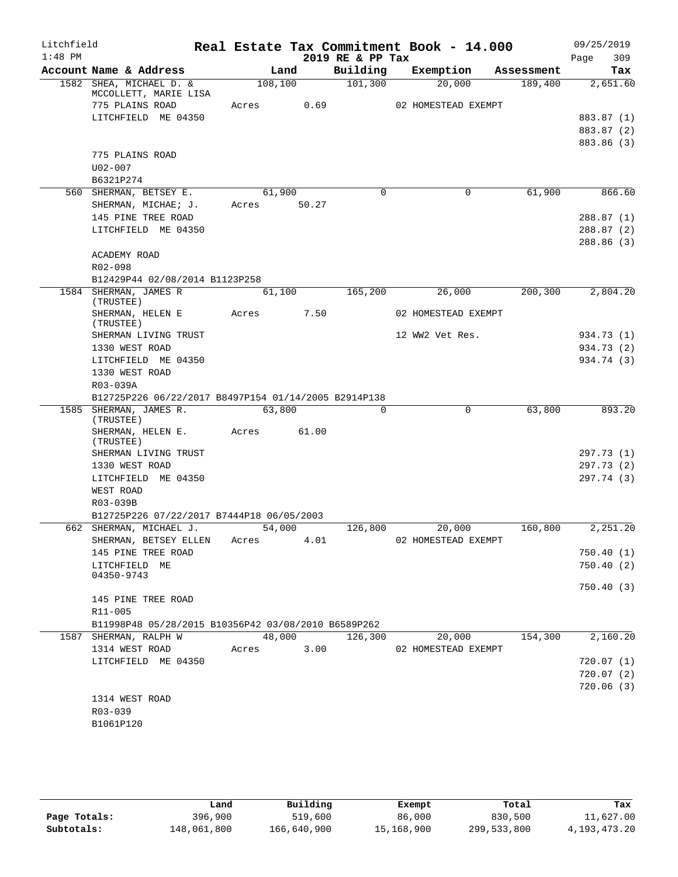Litchfield
1:48 PM

# Real Estate Tax Commitment Book - 14.000

2019 RE & PP Tax

09/25/2019
Page 309

| Account Name & Address | Land | Building | Exemption | Assessment | Tax |
|---|---|---|---|---|---|
| 1582 SHEA, MICHAEL D. & MCCOLLETT, MARIE LISA | 108,100 | 101,300 | 20,000 | 189,400 | 2,651.60 |
| 775 PLAINS ROAD | Acres 0.69 | | 02 HOMESTEAD EXEMPT | | |
| LITCHFIELD ME 04350 | | | | | 883.87 (1) |
| | | | | | 883.87 (2) |
| | | | | | 883.86 (3) |
| 775 PLAINS ROAD | | | | | |
| U02-007 | | | | | |
| B6321P274 | | | | | |
| 560 SHERMAN, BETSEY E. | 61,900 | 0 | 0 | 61,900 | 866.60 |
| SHERMAN, MICHAE; J. | Acres 50.27 | | | | |
| 145 PINE TREE ROAD | | | | | 288.87 (1) |
| LITCHFIELD ME 04350 | | | | | 288.87 (2) |
| | | | | | 288.86 (3) |
| ACADEMY ROAD | | | | | |
| R02-098 | | | | | |
| B12429P44 02/08/2014 B1123P258 | | | | | |
| 1584 SHERMAN, JAMES R (TRUSTEE) | 61,100 | 165,200 | 26,000 | 200,300 | 2,804.20 |
| SHERMAN, HELEN E (TRUSTEE) | Acres 7.50 | | 02 HOMESTEAD EXEMPT | | |
| SHERMAN LIVING TRUST | | | 12 WW2 Vet Res. | | 934.73 (1) |
| 1330 WEST ROAD | | | | | 934.73 (2) |
| LITCHFIELD ME 04350 | | | | | 934.74 (3) |
| 1330 WEST ROAD | | | | | |
| R03-039A | | | | | |
| B12725P226 06/22/2017 B8497P154 01/14/2005 B2914P138 | | | | | |
| 1585 SHERMAN, JAMES R. (TRUSTEE) | 63,800 | 0 | 0 | 63,800 | 893.20 |
| SHERMAN, HELEN E. (TRUSTEE) | Acres 61.00 | | | | |
| SHERMAN LIVING TRUST | | | | | 297.73 (1) |
| 1330 WEST ROAD | | | | | 297.73 (2) |
| LITCHFIELD ME 04350 | | | | | 297.74 (3) |
| WEST ROAD | | | | | |
| R03-039B | | | | | |
| B12725P226 07/22/2017 B7444P18 06/05/2003 | | | | | |
| 662 SHERMAN, MICHAEL J. | 54,000 | 126,800 | 20,000 | 160,800 | 2,251.20 |
| SHERMAN, BETSEY ELLEN | Acres 4.01 | | 02 HOMESTEAD EXEMPT | | |
| 145 PINE TREE ROAD | | | | | 750.40 (1) |
| LITCHFIELD ME 04350-9743 | | | | | 750.40 (2) |
| | | | | | 750.40 (3) |
| 145 PINE TREE ROAD | | | | | |
| R11-005 | | | | | |
| B11998P48 05/28/2015 B10356P42 03/08/2010 B6589P262 | | | | | |
| 1587 SHERMAN, RALPH W | 48,000 | 126,300 | 20,000 | 154,300 | 2,160.20 |
| 1314 WEST ROAD | Acres 3.00 | | 02 HOMESTEAD EXEMPT | | |
| LITCHFIELD ME 04350 | | | | | 720.07 (1) |
| | | | | | 720.07 (2) |
| | | | | | 720.06 (3) |
| 1314 WEST ROAD | | | | | |
| R03-039 | | | | | |
| B1061P120 | | | | | |

| | Land | Building | Exempt | Total | Tax |
|---|---|---|---|---|---|
| Page Totals: | 396,900 | 519,600 | 86,000 | 830,500 | 11,627.00 |
| Subtotals: | 148,061,800 | 166,640,900 | 15,168,900 | 299,533,800 | 4,193,473.20 |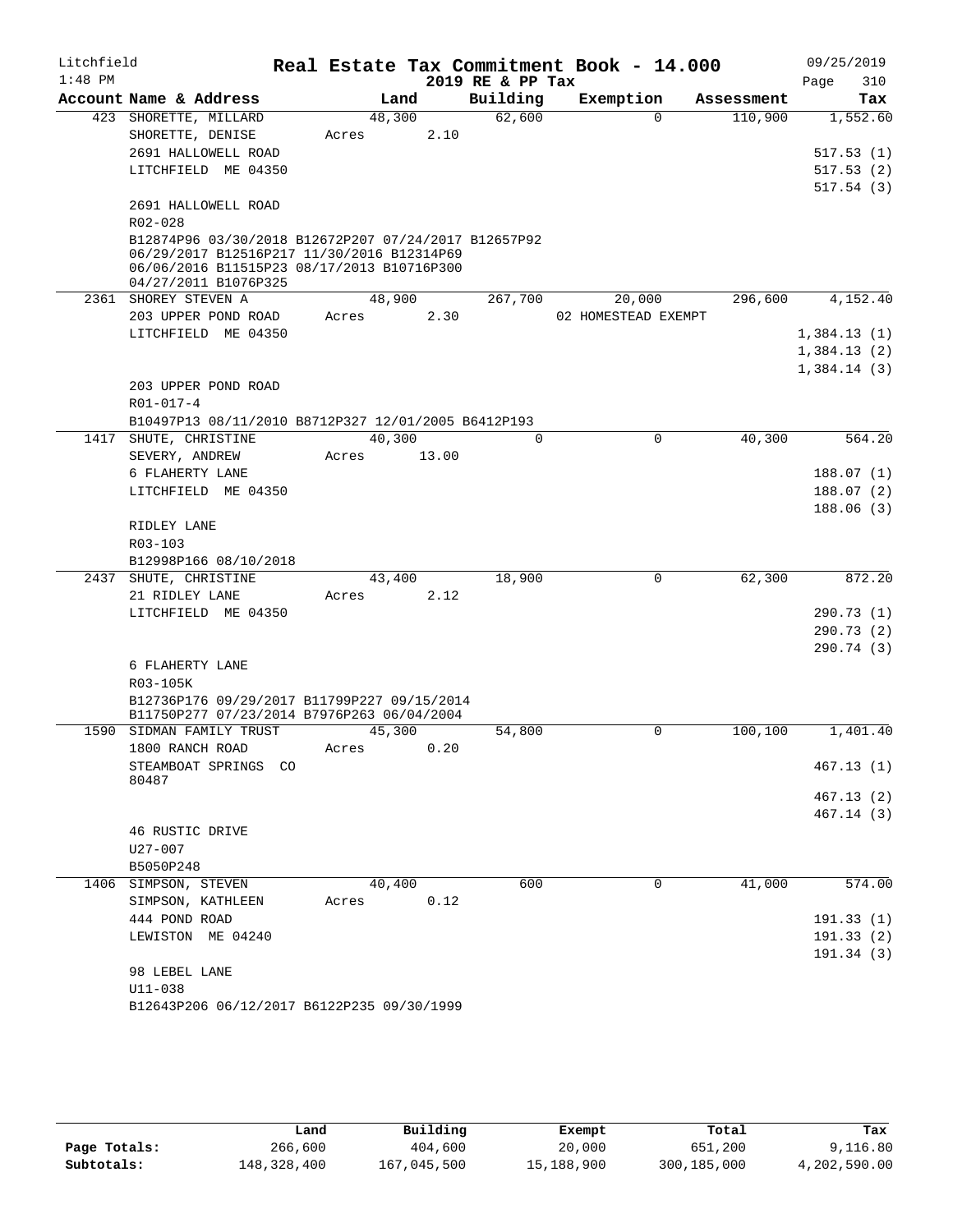Litchfield
1:48 PM

**Real Estate Tax Commitment Book - 14.000**

**2019 RE & PP Tax**

09/25/2019

| Account Name & Address | Land | Building | Exemption | Assessment | Tax |
|---|---|---|---|---|---|
| 423 SHORETTE, MILLARD | 48,300 | 62,600 | 0 | 110,900 | 1,552.60 |
| SHORETTE, DENISE | Acres 2.10 | | | | |
| 2691 HALLOWELL ROAD | | | | | 517.53 (1) |
| LITCHFIELD ME 04350 | | | | | 517.53 (2) |
| | | | | | 517.54 (3) |
| 2691 HALLOWELL ROAD | | | | | |
| R02-028 | | | | | |
| B12874P96 03/30/2018 B12672P207 07/24/2017 B12657P92 06/29/2017 B12516P217 11/30/2016 B12314P69 06/06/2016 B11515P23 08/17/2013 B10716P300 04/27/2011 B1076P325 | | | | | |
| 2361 SHOREY STEVEN A | 48,900 | 267,700 | 20,000 | 296,600 | 4,152.40 |
| 203 UPPER POND ROAD | Acres 2.30 | | 02 HOMESTEAD EXEMPT | | |
| LITCHFIELD ME 04350 | | | | | 1,384.13 (1) |
| | | | | | 1,384.13 (2) |
| | | | | | 1,384.14 (3) |
| 203 UPPER POND ROAD | | | | | |
| R01-017-4 | | | | | |
| B10497P13 08/11/2010 B8712P327 12/01/2005 B6412P193 | | | | | |
| 1417 SHUTE, CHRISTINE | 40,300 | 0 | 0 | 40,300 | 564.20 |
| SEVERY, ANDREW | Acres 13.00 | | | | |
| 6 FLAHERTY LANE | | | | | 188.07 (1) |
| LITCHFIELD ME 04350 | | | | | 188.07 (2) |
| | | | | | 188.06 (3) |
| RIDLEY LANE | | | | | |
| R03-103 | | | | | |
| B12998P166 08/10/2018 | | | | | |
| 2437 SHUTE, CHRISTINE | 43,400 | 18,900 | 0 | 62,300 | 872.20 |
| 21 RIDLEY LANE | Acres 2.12 | | | | |
| LITCHFIELD ME 04350 | | | | | 290.73 (1) |
| | | | | | 290.73 (2) |
| | | | | | 290.74 (3) |
| 6 FLAHERTY LANE | | | | | |
| R03-105K | | | | | |
| B12736P176 09/29/2017 B11799P227 09/15/2014 B11750P277 07/23/2014 B7976P263 06/04/2004 | | | | | |
| 1590 SIDMAN FAMILY TRUST | 45,300 | 54,800 | 0 | 100,100 | 1,401.40 |
| 1800 RANCH ROAD | Acres 0.20 | | | | |
| STEAMBOAT SPRINGS CO 80487 | | | | | 467.13 (1) |
| | | | | | 467.13 (2) |
| | | | | | 467.14 (3) |
| 46 RUSTIC DRIVE | | | | | |
| U27-007 | | | | | |
| B5050P248 | | | | | |
| 1406 SIMPSON, STEVEN | 40,400 | 600 | 0 | 41,000 | 574.00 |
| SIMPSON, KATHLEEN | Acres 0.12 | | | | |
| 444 POND ROAD | | | | | 191.33 (1) |
| LEWISTON ME 04240 | | | | | 191.33 (2) |
| | | | | | 191.34 (3) |
| 98 LEBEL LANE | | | | | |
| U11-038 | | | | | |
| B12643P206 06/12/2017 B6122P235 09/30/1999 | | | | | |

| | Land | Building | Exempt | Total | Tax |
|---|---|---|---|---|---|
| **Page Totals:** | 266,600 | 404,600 | 20,000 | 651,200 | 9,116.80 |
| **Subtotals:** | 148,328,400 | 167,045,500 | 15,188,900 | 300,185,000 | 4,202,590.00 |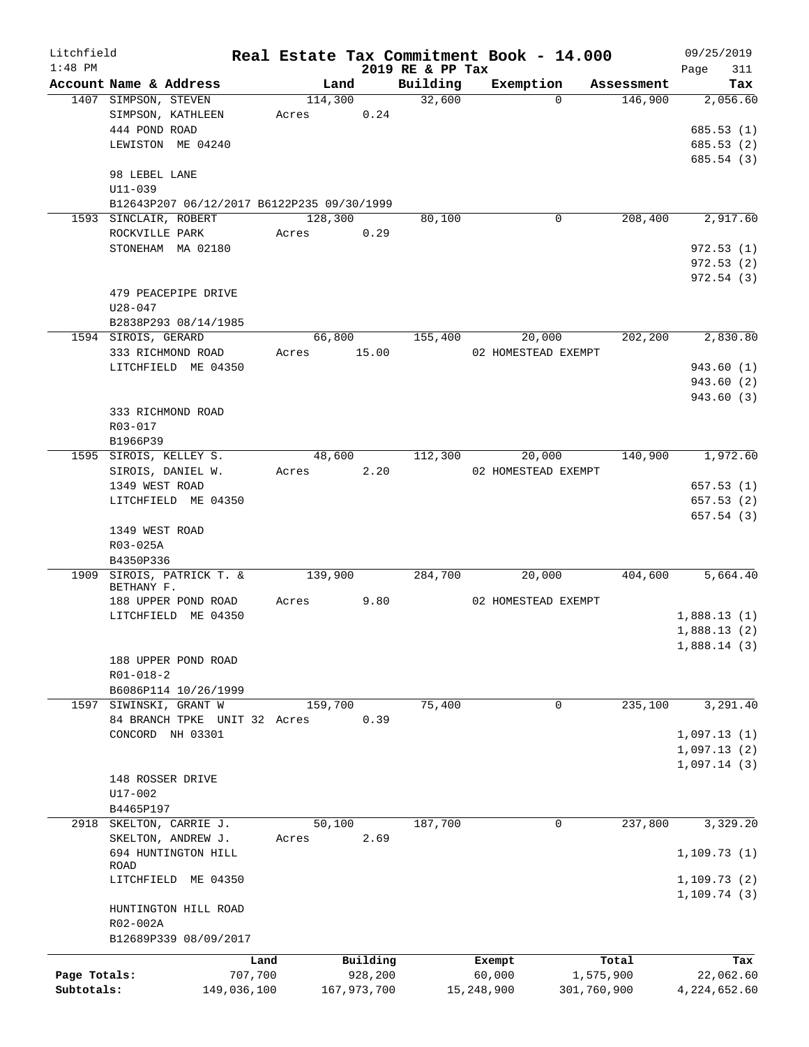Litchfield 1:48 PM

# Real Estate Tax Commitment Book - 14.000

2019 RE & PP Tax

09/25/2019 Page 311

| Account Name & Address | Land | Building | Exemption | Assessment | Tax |
|---|---|---|---|---|---|
| 1407 SIMPSON, STEVEN | 114,300 | 32,600 | 0 | 146,900 | 2,056.60 |
| SIMPSON, KATHLEEN | Acres 0.24 | | | | |
| 444 POND ROAD | | | | | 685.53 (1) |
| LEWISTON ME 04240 | | | | | 685.53 (2) |
| | | | | | 685.54 (3) |
| 98 LEBEL LANE | | | | | |
| U11-039 | | | | | |
| B12643P207 06/12/2017 B6122P235 09/30/1999 | | | | | |
| 1593 SINCLAIR, ROBERT | 128,300 | 80,100 | 0 | 208,400 | 2,917.60 |
| ROCKVILLE PARK | Acres 0.29 | | | | |
| STONEHAM MA 02180 | | | | | 972.53 (1) |
| | | | | | 972.53 (2) |
| | | | | | 972.54 (3) |
| 479 PEACEPIPE DRIVE | | | | | |
| U28-047 | | | | | |
| B2838P293 08/14/1985 | | | | | |
| 1594 SIROIS, GERARD | 66,800 | 155,400 | 20,000 | 202,200 | 2,830.80 |
| 333 RICHMOND ROAD | Acres 15.00 | | 02 HOMESTEAD EXEMPT | | |
| LITCHFIELD ME 04350 | | | | | 943.60 (1) |
| | | | | | 943.60 (2) |
| | | | | | 943.60 (3) |
| 333 RICHMOND ROAD | | | | | |
| R03-017 | | | | | |
| B1966P39 | | | | | |
| 1595 SIROIS, KELLEY S. | 48,600 | 112,300 | 20,000 | 140,900 | 1,972.60 |
| SIROIS, DANIEL W. | Acres 2.20 | | 02 HOMESTEAD EXEMPT | | |
| 1349 WEST ROAD | | | | | 657.53 (1) |
| LITCHFIELD ME 04350 | | | | | 657.53 (2) |
| | | | | | 657.54 (3) |
| 1349 WEST ROAD | | | | | |
| R03-025A | | | | | |
| B4350P336 | | | | | |
| 1909 SIROIS, PATRICK T. & BETHANY F. | 139,900 | 284,700 | 20,000 | 404,600 | 5,664.40 |
| 188 UPPER POND ROAD | Acres 9.80 | | 02 HOMESTEAD EXEMPT | | |
| LITCHFIELD ME 04350 | | | | | 1,888.13 (1) |
| | | | | | 1,888.13 (2) |
| | | | | | 1,888.14 (3) |
| 188 UPPER POND ROAD | | | | | |
| R01-018-2 | | | | | |
| B6086P114 10/26/1999 | | | | | |
| 1597 SIWINSKI, GRANT W | 159,700 | 75,400 | 0 | 235,100 | 3,291.40 |
| 84 BRANCH TPKE UNIT 32 | Acres 0.39 | | | | |
| CONCORD NH 03301 | | | | | 1,097.13 (1) |
| | | | | | 1,097.13 (2) |
| | | | | | 1,097.14 (3) |
| 148 ROSSER DRIVE | | | | | |
| U17-002 | | | | | |
| B4465P197 | | | | | |
| 2918 SKELTON, CARRIE J. | 50,100 | 187,700 | 0 | 237,800 | 3,329.20 |
| SKELTON, ANDREW J. | Acres 2.69 | | | | |
| 694 HUNTINGTON HILL ROAD | | | | | 1,109.73 (1) |
| LITCHFIELD ME 04350 | | | | | 1,109.73 (2) |
| | | | | | 1,109.74 (3) |
| HUNTINGTON HILL ROAD | | | | | |
| R02-002A | | | | | |
| B12689P339 08/09/2017 | | | | | |

| | Land | Building | Exempt | Total | Tax |
|---|---|---|---|---|---|
| Page Totals: | 707,700 | 928,200 | 60,000 | 1,575,900 | 22,062.60 |
| Subtotals: | 149,036,100 | 167,973,700 | 15,248,900 | 301,760,900 | 4,224,652.60 |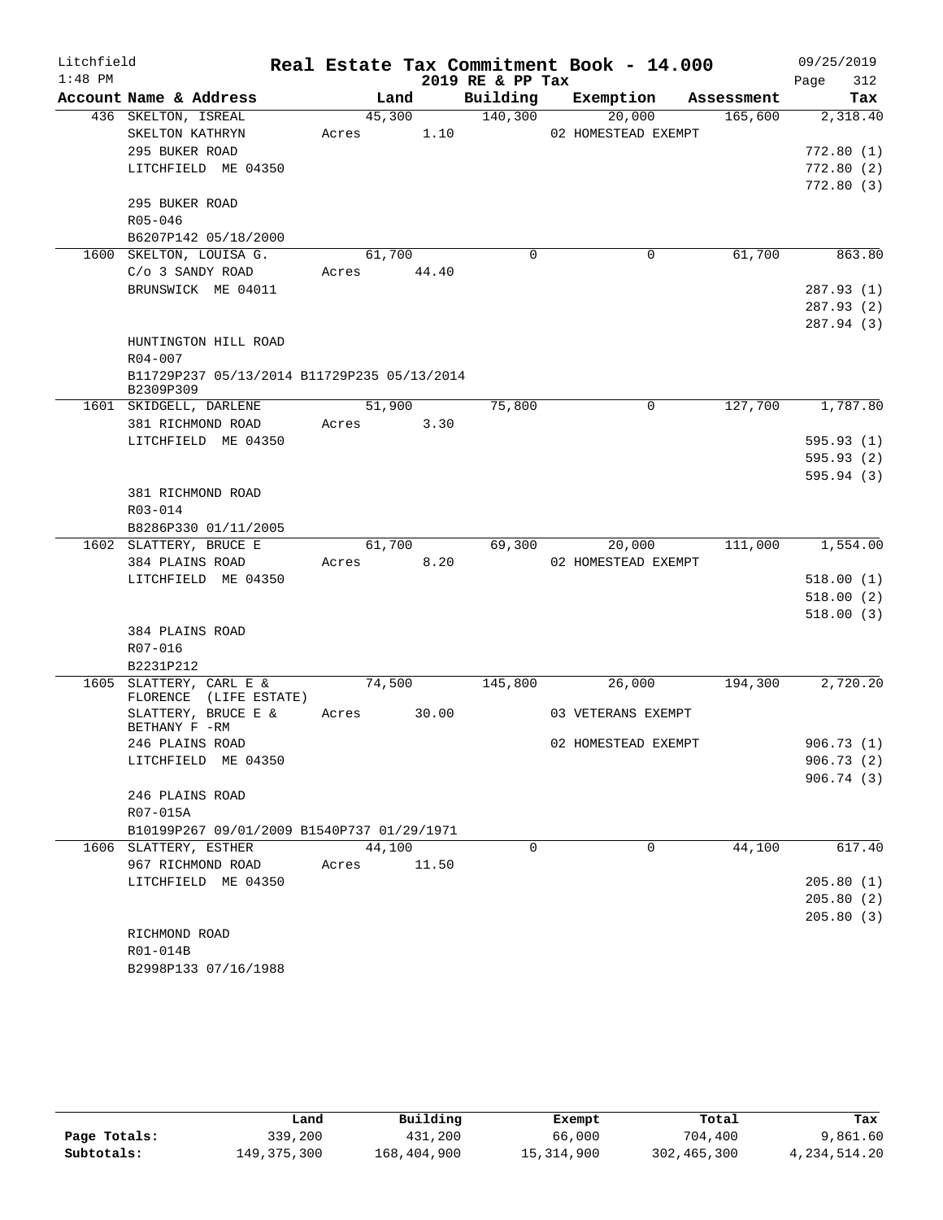Litchfield  
1:48 PM

# Real Estate Tax Commitment Book - 14.000

2019 RE & PP Tax

09/25/2019  
Page 312

| Account Name & Address | Land | Building | Exemption | Assessment | Tax |
|---|---|---|---|---|---|
| 436 SKELTON, ISREAL | 45,300 | 140,300 | 20,000 | 165,600 | 2,318.40 |
| SKELTON KATHRYN | Acres 1.10 | | 02 HOMESTEAD EXEMPT | | |
| 295 BUKER ROAD | | | | | 772.80 (1) |
| LITCHFIELD ME 04350 | | | | | 772.80 (2) |
| | | | | | 772.80 (3) |
| 295 BUKER ROAD | | | | | |
| R05-046 | | | | | |
| B6207P142 05/18/2000 | | | | | |
| 1600 SKELTON, LOUISA G. | 61,700 | 0 | 0 | 61,700 | 863.80 |
| C/o 3 SANDY ROAD | Acres 44.40 | | | | |
| BRUNSWICK ME 04011 | | | | | 287.93 (1) |
| | | | | | 287.93 (2) |
| | | | | | 287.94 (3) |
| HUNTINGTON HILL ROAD | | | | | |
| R04-007 | | | | | |
| B11729P237 05/13/2014 B11729P235 05/13/2014 B2309P309 | | | | | |
| 1601 SKIDGELL, DARLENE | 51,900 | 75,800 | 0 | 127,700 | 1,787.80 |
| 381 RICHMOND ROAD | Acres 3.30 | | | | |
| LITCHFIELD ME 04350 | | | | | 595.93 (1) |
| | | | | | 595.93 (2) |
| | | | | | 595.94 (3) |
| 381 RICHMOND ROAD | | | | | |
| R03-014 | | | | | |
| B8286P330 01/11/2005 | | | | | |
| 1602 SLATTERY, BRUCE E | 61,700 | 69,300 | 20,000 | 111,000 | 1,554.00 |
| 384 PLAINS ROAD | Acres 8.20 | | 02 HOMESTEAD EXEMPT | | |
| LITCHFIELD ME 04350 | | | | | 518.00 (1) |
| | | | | | 518.00 (2) |
| | | | | | 518.00 (3) |
| 384 PLAINS ROAD | | | | | |
| R07-016 | | | | | |
| B2231P212 | | | | | |
| 1605 SLATTERY, CARL E & FLORENCE (LIFE ESTATE) | 74,500 | 145,800 | 26,000 | 194,300 | 2,720.20 |
| SLATTERY, BRUCE E & BETHANY F -RM | Acres 30.00 | | 03 VETERANS EXEMPT | | |
| 246 PLAINS ROAD | | | 02 HOMESTEAD EXEMPT | | 906.73 (1) |
| LITCHFIELD ME 04350 | | | | | 906.73 (2) |
| | | | | | 906.74 (3) |
| 246 PLAINS ROAD | | | | | |
| R07-015A | | | | | |
| B10199P267 09/01/2009 B1540P737 01/29/1971 | | | | | |
| 1606 SLATTERY, ESTHER | 44,100 | 0 | 0 | 44,100 | 617.40 |
| 967 RICHMOND ROAD | Acres 11.50 | | | | |
| LITCHFIELD ME 04350 | | | | | 205.80 (1) |
| | | | | | 205.80 (2) |
| | | | | | 205.80 (3) |
| RICHMOND ROAD | | | | | |
| R01-014B | | | | | |
| B2998P133 07/16/1988 | | | | | |

| | Land | Building | Exempt | Total | Tax |
|---|---|---|---|---|---|
| Page Totals: | 339,200 | 431,200 | 66,000 | 704,400 | 9,861.60 |
| Subtotals: | 149,375,300 | 168,404,900 | 15,314,900 | 302,465,300 | 4,234,514.20 |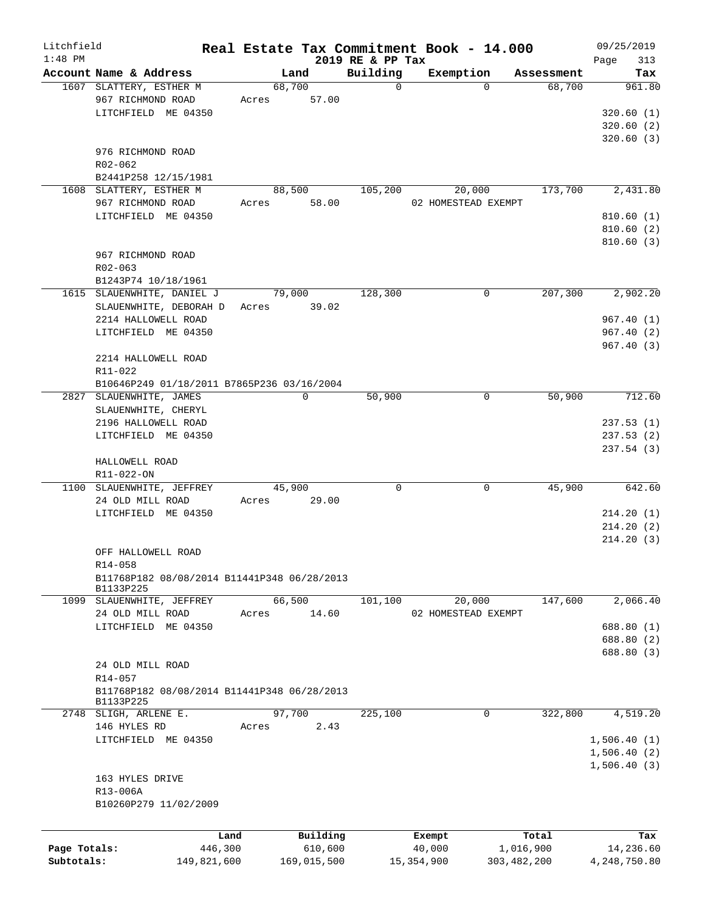# Real Estate Tax Commitment Book - 14.000

Litchfield 1:48 PM — 2019 RE & PP Tax — 09/25/2019

| Account | Name & Address | Land | Building | Exemption | Assessment | Tax |
|---|---|---|---|---|---|---|
| 1607 | SLATTERY, ESTHER M<br>967 RICHMOND ROAD<br>LITCHFIELD ME 04350<br><br>976 RICHMOND ROAD<br>R02-062<br>B2441P258 12/15/1981 | 68,700<br>Acres 57.00 | 0 | 0 | 68,700 | 961.80<br>320.60 (1)<br>320.60 (2)<br>320.60 (3) |
| 1608 | SLATTERY, ESTHER M<br>967 RICHMOND ROAD<br>LITCHFIELD ME 04350<br><br>967 RICHMOND ROAD<br>R02-063<br>B1243P74 10/18/1961 | 88,500<br>Acres 58.00 | 105,200 | 20,000<br>02 HOMESTEAD EXEMPT | 173,700 | 2,431.80<br>810.60 (1)<br>810.60 (2)<br>810.60 (3) |
| 1615 | SLAUENWHITE, DANIEL J<br>SLAUENWHITE, DEBORAH D<br>2214 HALLOWELL ROAD<br>LITCHFIELD ME 04350<br><br>2214 HALLOWELL ROAD<br>R11-022<br>B10646P249 01/18/2011 B7865P236 03/16/2004 | 79,000<br>Acres 39.02 | 128,300 | 0 | 207,300 | 2,902.20<br>967.40 (1)<br>967.40 (2)<br>967.40 (3) |
| 2827 | SLAUENWHITE, JAMES<br>SLAUENWHITE, CHERYL<br>2196 HALLOWELL ROAD<br>LITCHFIELD ME 04350<br><br>HALLOWELL ROAD<br>R11-022-ON | 0 | 50,900 | 0 | 50,900 | 712.60<br>237.53 (1)<br>237.53 (2)<br>237.54 (3) |
| 1100 | SLAUENWHITE, JEFFREY<br>24 OLD MILL ROAD<br>LITCHFIELD ME 04350<br><br>OFF HALLOWELL ROAD<br>R14-058<br>B11768P182 08/08/2014 B11441P348 06/28/2013 B1133P225 | 45,900<br>Acres 29.00 | 0 | 0 | 45,900 | 642.60<br>214.20 (1)<br>214.20 (2)<br>214.20 (3) |
| 1099 | SLAUENWHITE, JEFFREY<br>24 OLD MILL ROAD<br>LITCHFIELD ME 04350<br><br>24 OLD MILL ROAD<br>R14-057<br>B11768P182 08/08/2014 B11441P348 06/28/2013 B1133P225 | 66,500<br>Acres 14.60 | 101,100 | 20,000<br>02 HOMESTEAD EXEMPT | 147,600 | 2,066.40<br>688.80 (1)<br>688.80 (2)<br>688.80 (3) |
| 2748 | SLIGH, ARLENE E.<br>146 HYLES RD<br>LITCHFIELD ME 04350<br><br>163 HYLES DRIVE<br>R13-006A<br>B10260P279 11/02/2009 | 97,700<br>Acres 2.43 | 225,100 | 0 | 322,800 | 4,519.20<br>1,506.40 (1)<br>1,506.40 (2)<br>1,506.40 (3) |

| | Land | Building | Exempt | Total | Tax |
|---|---|---|---|---|---|
| Page Totals: | 446,300 | 610,600 | 40,000 | 1,016,900 | 14,236.60 |
| Subtotals: | 149,821,600 | 169,015,500 | 15,354,900 | 303,482,200 | 4,248,750.80 |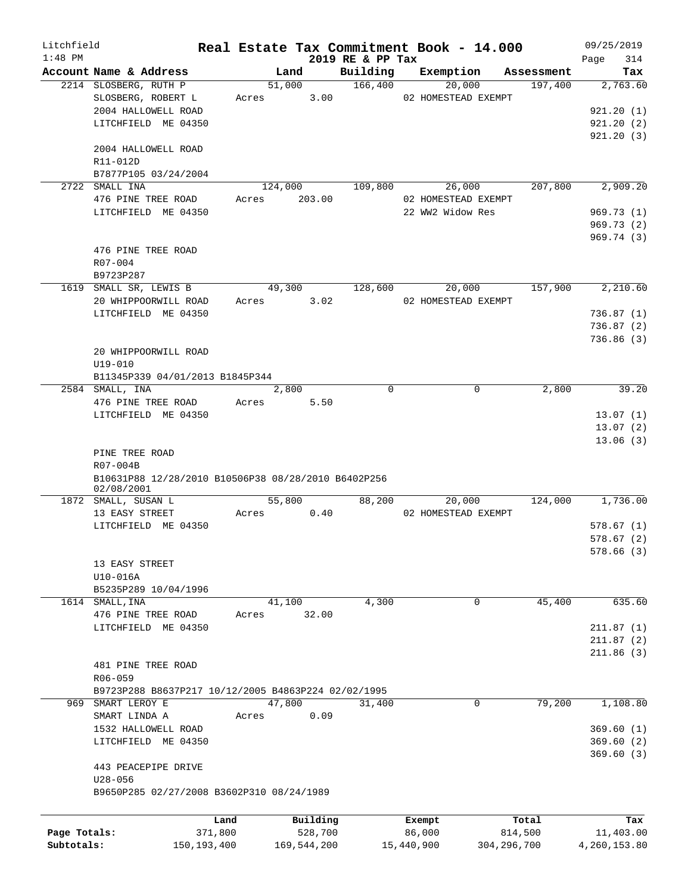Litchfield
1:48 PM

# Real Estate Tax Commitment Book - 14.000

2019 RE & PP Tax

09/25/2019

| Account Name & Address | Land | Building | Exemption | Assessment | Tax |
|---|---|---|---|---|---|
| 2214 SLOSBERG, RUTH P | 51,000 | 166,400 | 20,000 | 197,400 | 2,763.60 |
| SLOSBERG, ROBERT L | Acres 3.00 | | 02 HOMESTEAD EXEMPT | | |
| 2004 HALLOWELL ROAD | | | | | 921.20 (1) |
| LITCHFIELD ME 04350 | | | | | 921.20 (2) |
| | | | | | 921.20 (3) |
| 2004 HALLOWELL ROAD | | | | | |
| R11-012D | | | | | |
| B7877P105 03/24/2004 | | | | | |
| 2722 SMALL INA | 124,000 | 109,800 | 26,000 | 207,800 | 2,909.20 |
| 476 PINE TREE ROAD | Acres 203.00 | | 02 HOMESTEAD EXEMPT | | |
| LITCHFIELD ME 04350 | | | 22 WW2 Widow Res | | 969.73 (1) |
| | | | | | 969.73 (2) |
| | | | | | 969.74 (3) |
| 476 PINE TREE ROAD | | | | | |
| R07-004 | | | | | |
| B9723P287 | | | | | |
| 1619 SMALL SR, LEWIS B | 49,300 | 128,600 | 20,000 | 157,900 | 2,210.60 |
| 20 WHIPPOORWILL ROAD | Acres 3.02 | | 02 HOMESTEAD EXEMPT | | |
| LITCHFIELD ME 04350 | | | | | 736.87 (1) |
| | | | | | 736.87 (2) |
| | | | | | 736.86 (3) |
| 20 WHIPPOORWILL ROAD | | | | | |
| U19-010 | | | | | |
| B11345P339 04/01/2013 B1845P344 | | | | | |
| 2584 SMALL, INA | 2,800 | 0 | 0 | 2,800 | 39.20 |
| 476 PINE TREE ROAD | Acres 5.50 | | | | |
| LITCHFIELD ME 04350 | | | | | 13.07 (1) |
| | | | | | 13.07 (2) |
| | | | | | 13.06 (3) |
| PINE TREE ROAD | | | | | |
| R07-004B | | | | | |
| B10631P88 12/28/2010 B10506P38 08/28/2010 B6402P256 02/08/2001 | | | | | |
| 1872 SMALL, SUSAN L | 55,800 | 88,200 | 20,000 | 124,000 | 1,736.00 |
| 13 EASY STREET | Acres 0.40 | | 02 HOMESTEAD EXEMPT | | |
| LITCHFIELD ME 04350 | | | | | 578.67 (1) |
| | | | | | 578.67 (2) |
| | | | | | 578.66 (3) |
| 13 EASY STREET | | | | | |
| U10-016A | | | | | |
| B5235P289 10/04/1996 | | | | | |
| 1614 SMALL,INA | 41,100 | 4,300 | 0 | 45,400 | 635.60 |
| 476 PINE TREE ROAD | Acres 32.00 | | | | |
| LITCHFIELD ME 04350 | | | | | 211.87 (1) |
| | | | | | 211.87 (2) |
| | | | | | 211.86 (3) |
| 481 PINE TREE ROAD | | | | | |
| R06-059 | | | | | |
| B9723P288 B8637P217 10/12/2005 B4863P224 02/02/1995 | | | | | |
| 969 SMART LEROY E | 47,800 | 31,400 | 0 | 79,200 | 1,108.80 |
| SMART LINDA A | Acres 0.09 | | | | |
| 1532 HALLOWELL ROAD | | | | | 369.60 (1) |
| LITCHFIELD ME 04350 | | | | | 369.60 (2) |
| | | | | | 369.60 (3) |
| 443 PEACEPIPE DRIVE | | | | | |
| U28-056 | | | | | |
| B9650P285 02/27/2008 B3602P310 08/24/1989 | | | | | |

| | Land | Building | Exempt | Total | Tax |
|---|---|---|---|---|---|
| Page Totals: | 371,800 | 528,700 | 86,000 | 814,500 | 11,403.00 |
| Subtotals: | 150,193,400 | 169,544,200 | 15,440,900 | 304,296,700 | 4,260,153.80 |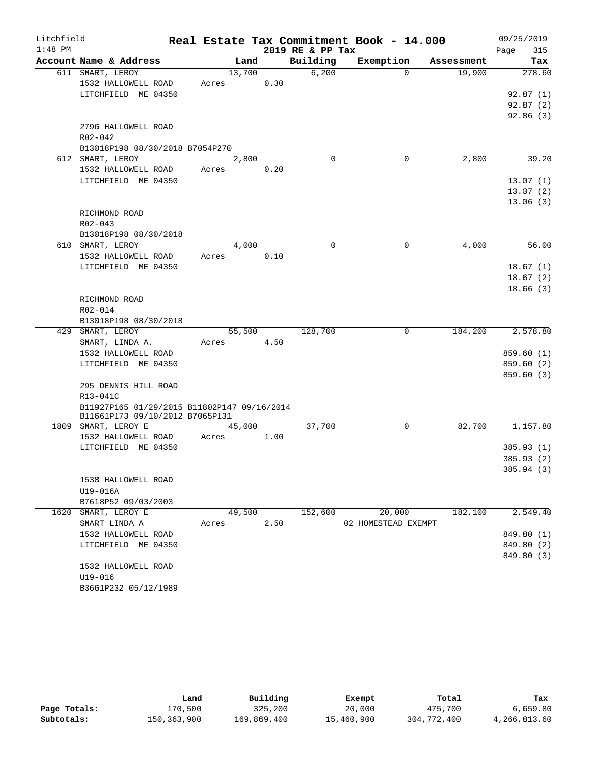# Litchfield — Real Estate Tax Commitment Book - 14.000

1:48 PM — 2019 RE & PP Tax — 09/25/2019

| Account Name & Address | Land | Building | Exemption | Assessment | Tax |
|---|---|---|---|---|---|
| 611 SMART, LEROY | 13,700 | 6,200 | 0 | 19,900 | 278.60 |
| 1532 HALLOWELL ROAD | Acres 0.30 | | | | |
| LITCHFIELD ME 04350 | | | | | 92.87 (1) |
| | | | | | 92.87 (2) |
| | | | | | 92.86 (3) |
| 2796 HALLOWELL ROAD | | | | | |
| R02-042 | | | | | |
| B13018P198 08/30/2018 B7054P270 | | | | | |
| 612 SMART, LEROY | 2,800 | 0 | 0 | 2,800 | 39.20 |
| 1532 HALLOWELL ROAD | Acres 0.20 | | | | |
| LITCHFIELD ME 04350 | | | | | 13.07 (1) |
| | | | | | 13.07 (2) |
| | | | | | 13.06 (3) |
| RICHMOND ROAD | | | | | |
| R02-043 | | | | | |
| B13018P198 08/30/2018 | | | | | |
| 610 SMART, LEROY | 4,000 | 0 | 0 | 4,000 | 56.00 |
| 1532 HALLOWELL ROAD | Acres 0.10 | | | | |
| LITCHFIELD ME 04350 | | | | | 18.67 (1) |
| | | | | | 18.67 (2) |
| | | | | | 18.66 (3) |
| RICHMOND ROAD | | | | | |
| R02-014 | | | | | |
| B13018P198 08/30/2018 | | | | | |
| 429 SMART, LEROY | 55,500 | 128,700 | 0 | 184,200 | 2,578.80 |
| SMART, LINDA A. | Acres 4.50 | | | | |
| 1532 HALLOWELL ROAD | | | | | 859.60 (1) |
| LITCHFIELD ME 04350 | | | | | 859.60 (2) |
| | | | | | 859.60 (3) |
| 295 DENNIS HILL ROAD | | | | | |
| R13-041C | | | | | |
| B11927P165 01/29/2015 B11802P147 09/16/2014 B11661P173 09/10/2012 B7065P131 | | | | | |
| 1809 SMART, LEROY E | 45,000 | 37,700 | 0 | 82,700 | 1,157.80 |
| 1532 HALLOWELL ROAD | Acres 1.00 | | | | |
| LITCHFIELD ME 04350 | | | | | 385.93 (1) |
| | | | | | 385.93 (2) |
| | | | | | 385.94 (3) |
| 1538 HALLOWELL ROAD | | | | | |
| U19-016A | | | | | |
| B7618P52 09/03/2003 | | | | | |
| 1620 SMART, LEROY E | 49,500 | 152,600 | 20,000 | 182,100 | 2,549.40 |
| SMART LINDA A | Acres 2.50 | | 02 HOMESTEAD EXEMPT | | |
| 1532 HALLOWELL ROAD | | | | | 849.80 (1) |
| LITCHFIELD ME 04350 | | | | | 849.80 (2) |
| | | | | | 849.80 (3) |
| 1532 HALLOWELL ROAD | | | | | |
| U19-016 | | | | | |
| B3661P232 05/12/1989 | | | | | |

| | Land | Building | Exempt | Total | Tax |
|---|---|---|---|---|---|
| Page Totals: | 170,500 | 325,200 | 20,000 | 475,700 | 6,659.80 |
| Subtotals: | 150,363,900 | 169,869,400 | 15,460,900 | 304,772,400 | 4,266,813.60 |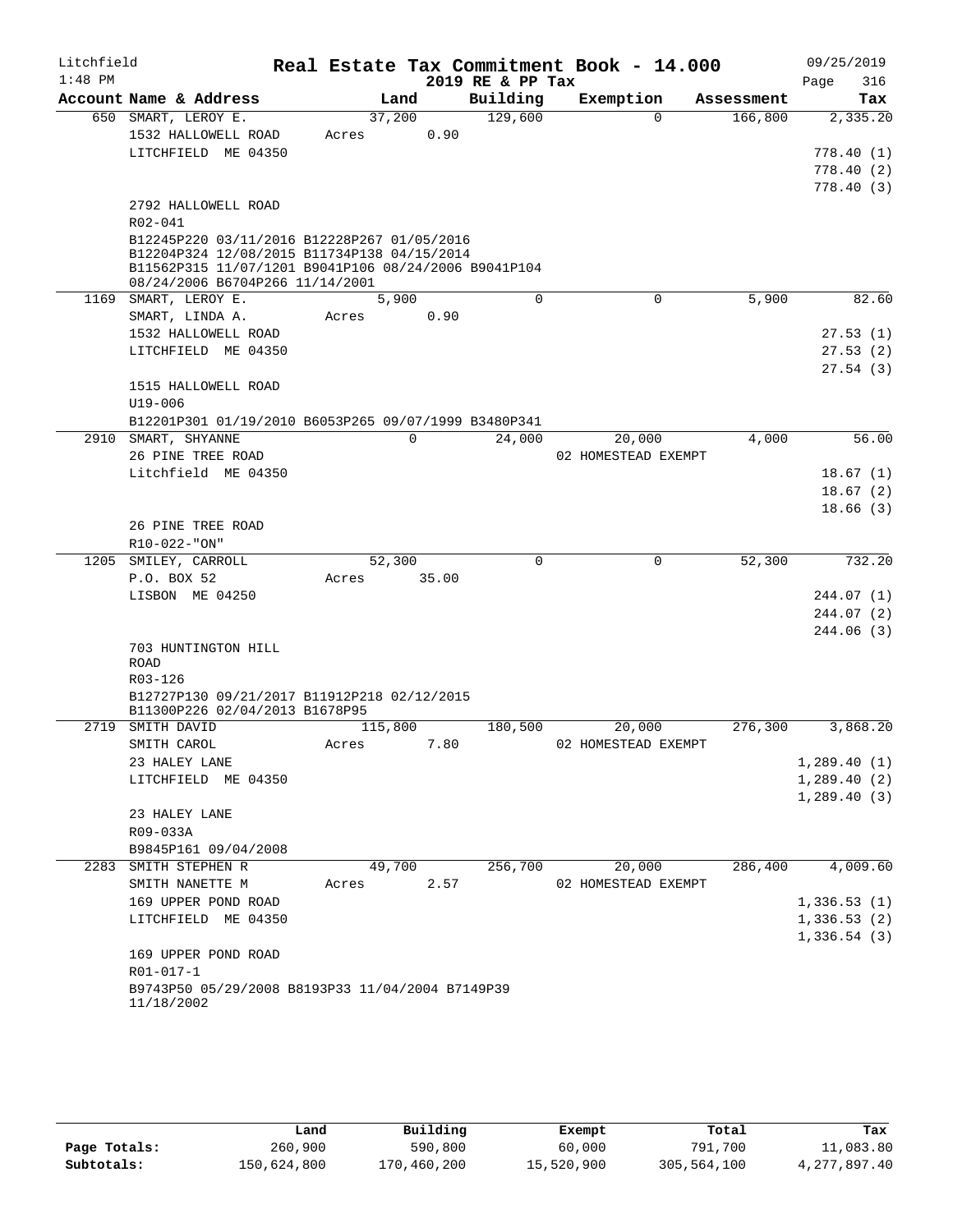Litchfield
1:48 PM

# Real Estate Tax Commitment Book - 14.000

2019 RE & PP Tax

09/25/2019

| Account Name & Address | Land | Building | Exemption | Assessment | Tax |
|---|---|---|---|---|---|
| 650 SMART, LEROY E. | 37,200 | 129,600 | 0 | 166,800 | 2,335.20 |
| 1532 HALLOWELL ROAD | Acres 0.90 | | | | |
| LITCHFIELD ME 04350 | | | | | 778.40 (1) |
| | | | | | 778.40 (2) |
| | | | | | 778.40 (3) |
| 2792 HALLOWELL ROAD | | | | | |
| R02-041 | | | | | |
| B12245P220 03/11/2016 B12228P267 01/05/2016 B12204P324 12/08/2015 B11734P138 04/15/2014 B11562P315 11/07/1201 B9041P106 08/24/2006 B9041P104 08/24/2006 B6704P266 11/14/2001 | | | | | |
| 1169 SMART, LEROY E. | 5,900 | 0 | 0 | 5,900 | 82.60 |
| SMART, LINDA A. | Acres 0.90 | | | | |
| 1532 HALLOWELL ROAD | | | | | 27.53 (1) |
| LITCHFIELD ME 04350 | | | | | 27.53 (2) |
| | | | | | 27.54 (3) |
| 1515 HALLOWELL ROAD | | | | | |
| U19-006 | | | | | |
| B12201P301 01/19/2010 B6053P265 09/07/1999 B3480P341 | | | | | |
| 2910 SMART, SHYANNE | 0 | 24,000 | 20,000 | 4,000 | 56.00 |
| 26 PINE TREE ROAD | | | 02 HOMESTEAD EXEMPT | | |
| Litchfield ME 04350 | | | | | 18.67 (1) |
| | | | | | 18.67 (2) |
| | | | | | 18.66 (3) |
| 26 PINE TREE ROAD | | | | | |
| R10-022-"ON" | | | | | |
| 1205 SMILEY, CARROLL | 52,300 | 0 | 0 | 52,300 | 732.20 |
| P.O. BOX 52 | Acres 35.00 | | | | |
| LISBON ME 04250 | | | | | 244.07 (1) |
| | | | | | 244.07 (2) |
| | | | | | 244.06 (3) |
| 703 HUNTINGTON HILL ROAD | | | | | |
| R03-126 | | | | | |
| B12727P130 09/21/2017 B11912P218 02/12/2015 B11300P226 02/04/2013 B1678P95 | | | | | |
| 2719 SMITH DAVID | 115,800 | 180,500 | 20,000 | 276,300 | 3,868.20 |
| SMITH CAROL | Acres 7.80 | | 02 HOMESTEAD EXEMPT | | |
| 23 HALEY LANE | | | | | 1,289.40 (1) |
| LITCHFIELD ME 04350 | | | | | 1,289.40 (2) |
| | | | | | 1,289.40 (3) |
| 23 HALEY LANE | | | | | |
| R09-033A | | | | | |
| B9845P161 09/04/2008 | | | | | |
| 2283 SMITH STEPHEN R | 49,700 | 256,700 | 20,000 | 286,400 | 4,009.60 |
| SMITH NANETTE M | Acres 2.57 | | 02 HOMESTEAD EXEMPT | | |
| 169 UPPER POND ROAD | | | | | 1,336.53 (1) |
| LITCHFIELD ME 04350 | | | | | 1,336.53 (2) |
| | | | | | 1,336.54 (3) |
| 169 UPPER POND ROAD | | | | | |
| R01-017-1 | | | | | |
| B9743P50 05/29/2008 B8193P33 11/04/2004 B7149P39 11/18/2002 | | | | | |

| | Land | Building | Exempt | Total | Tax |
|---|---|---|---|---|---|
| Page Totals: | 260,900 | 590,800 | 60,000 | 791,700 | 11,083.80 |
| Subtotals: | 150,624,800 | 170,460,200 | 15,520,900 | 305,564,100 | 4,277,897.40 |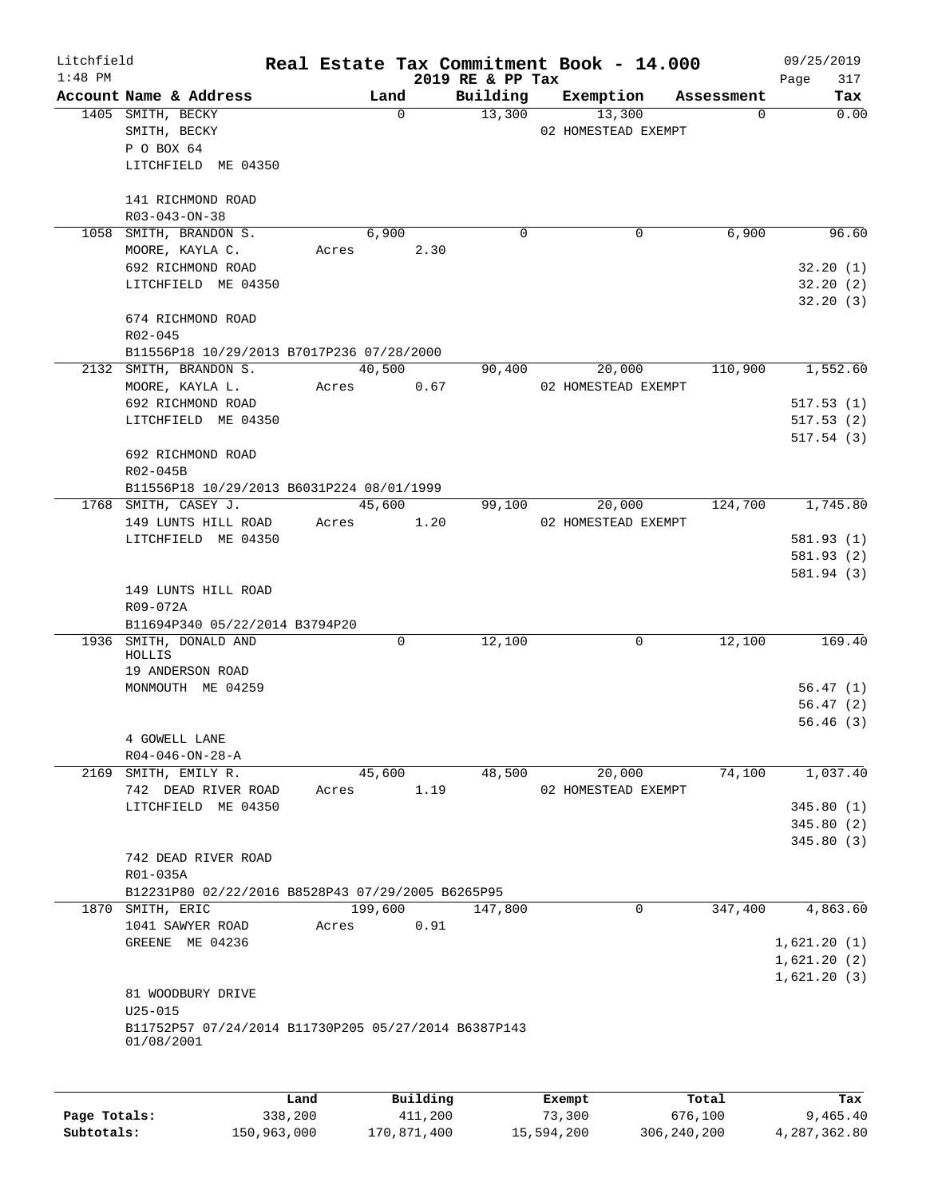Litchfield 1:48 PM

# Real Estate Tax Commitment Book - 14.000

2019 RE & PP Tax

09/25/2019

| Account Name & Address | Land | Building | Exemption | Assessment | Tax |
|---|---|---|---|---|---|
| 1405 SMITH, BECKY | 0 | 13,300 | 13,300 | 0 | 0.00 |
| SMITH, BECKY | | | 02 HOMESTEAD EXEMPT | | |
| P O BOX 64 | | | | | |
| LITCHFIELD ME 04350 | | | | | |
| 141 RICHMOND ROAD | | | | | |
| R03-043-ON-38 | | | | | |
| 1058 SMITH, BRANDON S. | 6,900 | 0 | 0 | 6,900 | 96.60 |
| MOORE, KAYLA C. | Acres 2.30 | | | | |
| 692 RICHMOND ROAD | | | | | 32.20 (1) |
| LITCHFIELD ME 04350 | | | | | 32.20 (2) |
| | | | | | 32.20 (3) |
| 674 RICHMOND ROAD | | | | | |
| R02-045 | | | | | |
| B11556P18 10/29/2013 B7017P236 07/28/2000 | | | | | |
| 2132 SMITH, BRANDON S. | 40,500 | 90,400 | 20,000 | 110,900 | 1,552.60 |
| MOORE, KAYLA L. | Acres 0.67 | | 02 HOMESTEAD EXEMPT | | |
| 692 RICHMOND ROAD | | | | | 517.53 (1) |
| LITCHFIELD ME 04350 | | | | | 517.53 (2) |
| | | | | | 517.54 (3) |
| 692 RICHMOND ROAD | | | | | |
| R02-045B | | | | | |
| B11556P18 10/29/2013 B6031P224 08/01/1999 | | | | | |
| 1768 SMITH, CASEY J. | 45,600 | 99,100 | 20,000 | 124,700 | 1,745.80 |
| 149 LUNTS HILL ROAD | Acres 1.20 | | 02 HOMESTEAD EXEMPT | | |
| LITCHFIELD ME 04350 | | | | | 581.93 (1) |
| | | | | | 581.93 (2) |
| | | | | | 581.94 (3) |
| 149 LUNTS HILL ROAD | | | | | |
| R09-072A | | | | | |
| B11694P340 05/22/2014 B3794P20 | | | | | |
| 1936 SMITH, DONALD AND HOLLIS | 0 | 12,100 | 0 | 12,100 | 169.40 |
| 19 ANDERSON ROAD | | | | | |
| MONMOUTH ME 04259 | | | | | 56.47 (1) |
| | | | | | 56.47 (2) |
| | | | | | 56.46 (3) |
| 4 GOWELL LANE | | | | | |
| R04-046-ON-28-A | | | | | |
| 2169 SMITH, EMILY R. | 45,600 | 48,500 | 20,000 | 74,100 | 1,037.40 |
| 742 DEAD RIVER ROAD | Acres 1.19 | | 02 HOMESTEAD EXEMPT | | |
| LITCHFIELD ME 04350 | | | | | 345.80 (1) |
| | | | | | 345.80 (2) |
| | | | | | 345.80 (3) |
| 742 DEAD RIVER ROAD | | | | | |
| R01-035A | | | | | |
| B12231P80 02/22/2016 B8528P43 07/29/2005 B6265P95 | | | | | |
| 1870 SMITH, ERIC | 199,600 | 147,800 | 0 | 347,400 | 4,863.60 |
| 1041 SAWYER ROAD | Acres 0.91 | | | | |
| GREENE ME 04236 | | | | | 1,621.20 (1) |
| | | | | | 1,621.20 (2) |
| | | | | | 1,621.20 (3) |
| 81 WOODBURY DRIVE | | | | | |
| U25-015 | | | | | |
| B11752P57 07/24/2014 B11730P205 05/27/2014 B6387P143 01/08/2001 | | | | | |

| | Land | Building | Exempt | Total | Tax |
|---|---|---|---|---|---|
| Page Totals: | 338,200 | 411,200 | 73,300 | 676,100 | 9,465.40 |
| Subtotals: | 150,963,000 | 170,871,400 | 15,594,200 | 306,240,200 | 4,287,362.80 |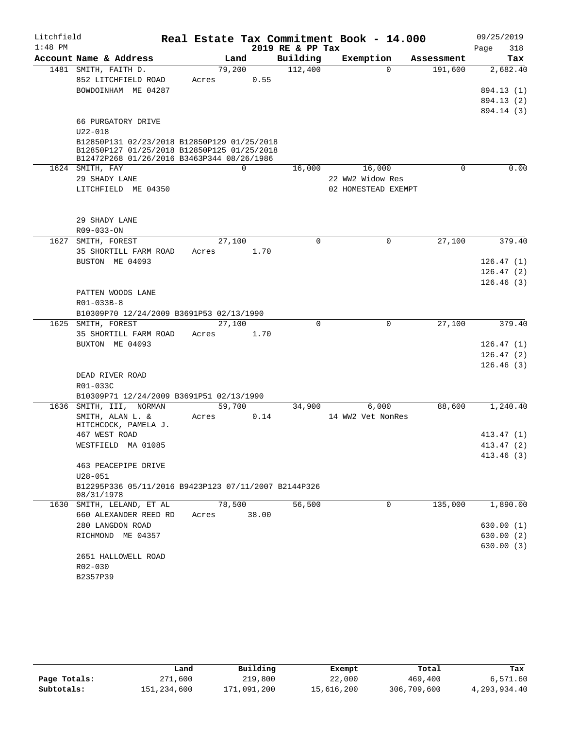Litchfield
1:48 PM

# Real Estate Tax Commitment Book - 14.000
## 2019 RE & PP Tax

09/25/2019

| Account Name & Address | Land | Building | Exemption | Assessment | Tax |
|---|---|---|---|---|---|
| 1481 SMITH, FAITH D. | 79,200 | 112,400 | 0 | 191,600 | 2,682.40 |
| 852 LITCHFIELD ROAD | Acres 0.55 | | | | |
| BOWDOINHAM ME 04287 | | | | | 894.13 (1) |
| | | | | | 894.13 (2) |
| | | | | | 894.14 (3) |
| 66 PURGATORY DRIVE | | | | | |
| U22-018 | | | | | |
| B12850P131 02/23/2018 B12850P129 01/25/2018 B12850P127 01/25/2018 B12850P125 01/25/2018 B12472P268 01/26/2016 B3463P344 08/26/1986 | | | | | |
| 1624 SMITH, FAY | 0 | 16,000 | 16,000 | 0 | 0.00 |
| 29 SHADY LANE | | | 22 WW2 Widow Res | | |
| LITCHFIELD ME 04350 | | | 02 HOMESTEAD EXEMPT | | |
| 29 SHADY LANE | | | | | |
| R09-033-ON | | | | | |
| 1627 SMITH, FOREST | 27,100 | 0 | 0 | 27,100 | 379.40 |
| 35 SHORTILL FARM ROAD | Acres 1.70 | | | | |
| BUSTON ME 04093 | | | | | 126.47 (1) |
| | | | | | 126.47 (2) |
| | | | | | 126.46 (3) |
| PATTEN WOODS LANE | | | | | |
| R01-033B-8 | | | | | |
| B10309P70 12/24/2009 B3691P53 02/13/1990 | | | | | |
| 1625 SMITH, FOREST | 27,100 | 0 | 0 | 27,100 | 379.40 |
| 35 SHORTILL FARM ROAD | Acres 1.70 | | | | |
| BUXTON ME 04093 | | | | | 126.47 (1) |
| | | | | | 126.47 (2) |
| | | | | | 126.46 (3) |
| DEAD RIVER ROAD | | | | | |
| R01-033C | | | | | |
| B10309P71 12/24/2009 B3691P51 02/13/1990 | | | | | |
| 1636 SMITH, III, NORMAN | 59,700 | 34,900 | 6,000 | 88,600 | 1,240.40 |
| SMITH, ALAN L. & | Acres 0.14 | | 14 WW2 Vet NonRes | | |
| HITCHCOCK, PAMELA J. | | | | | |
| 467 WEST ROAD | | | | | 413.47 (1) |
| WESTFIELD MA 01085 | | | | | 413.47 (2) |
| | | | | | 413.46 (3) |
| 463 PEACEPIPE DRIVE | | | | | |
| U28-051 | | | | | |
| B12295P336 05/11/2016 B9423P123 07/11/2007 B2144P326 08/31/1978 | | | | | |
| 1630 SMITH, LELAND, ET AL | 78,500 | 56,500 | 0 | 135,000 | 1,890.00 |
| 660 ALEXANDER REED RD | Acres 38.00 | | | | |
| 280 LANGDON ROAD | | | | | 630.00 (1) |
| RICHMOND ME 04357 | | | | | 630.00 (2) |
| | | | | | 630.00 (3) |
| 2651 HALLOWELL ROAD | | | | | |
| R02-030 | | | | | |
| B2357P39 | | | | | |

| | Land | Building | Exempt | Total | Tax |
|---|---|---|---|---|---|
| Page Totals: | 271,600 | 219,800 | 22,000 | 469,400 | 6,571.60 |
| Subtotals: | 151,234,600 | 171,091,200 | 15,616,200 | 306,709,600 | 4,293,934.40 |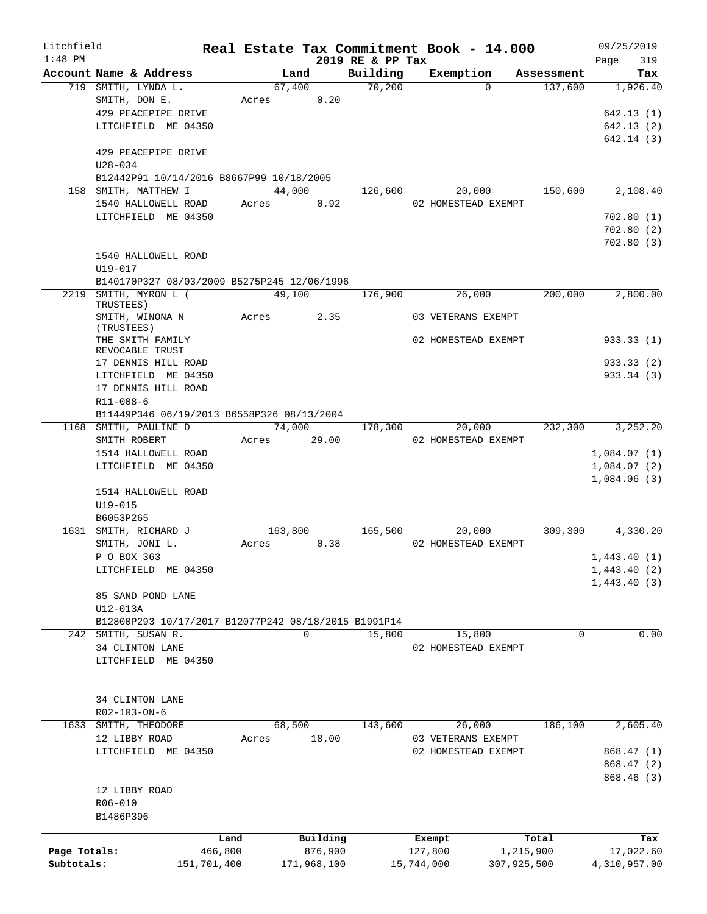Litchfield 1:48 PM

# Real Estate Tax Commitment Book - 14.000

2019 RE & PP Tax

09/25/2019 Page 319

| Account | Name & Address | Land | Building | Exemption | Assessment | Tax |
|---|---|---|---|---|---|---|
| 719 | SMITH, LYNDA L.<br>SMITH, DON E.<br>429 PEACEPIPE DRIVE<br>LITCHFIELD ME 04350<br><br>429 PEACEPIPE DRIVE<br>U28-034<br>B12442P91 10/14/2016 B8667P99 10/18/2005 | 67,400<br>Acres 0.20 | 70,200 | 0 | 137,600 | 1,926.40<br><br>642.13 (1)<br>642.13 (2)<br>642.14 (3) |
| 158 | SMITH, MATTHEW I<br>1540 HALLOWELL ROAD<br>LITCHFIELD ME 04350<br><br>1540 HALLOWELL ROAD<br>U19-017<br>B140170P327 08/03/2009 B5275P245 12/06/1996 | 44,000<br>Acres 0.92 | 126,600 | 20,000<br>02 HOMESTEAD EXEMPT | 150,600 | 2,108.40<br><br>702.80 (1)<br>702.80 (2)<br>702.80 (3) |
| 2219 | SMITH, MYRON L ( TRUSTEES)<br>SMITH, WINONA N (TRUSTEES)<br>THE SMITH FAMILY REVOCABLE TRUST<br>17 DENNIS HILL ROAD<br>LITCHFIELD ME 04350<br>17 DENNIS HILL ROAD<br>R11-008-6<br>B11449P346 06/19/2013 B6558P326 08/13/2004 | 49,100<br>Acres 2.35 | 176,900 | 26,000<br>03 VETERANS EXEMPT<br>02 HOMESTEAD EXEMPT | 200,000 | 2,800.00<br><br>933.33 (1)<br>933.33 (2)<br>933.34 (3) |
| 1168 | SMITH, PAULINE D<br>SMITH ROBERT<br>1514 HALLOWELL ROAD<br>LITCHFIELD ME 04350<br><br>1514 HALLOWELL ROAD<br>U19-015<br>B6053P265 | 74,000<br>Acres 29.00 | 178,300 | 20,000<br>02 HOMESTEAD EXEMPT | 232,300 | 3,252.20<br><br>1,084.07 (1)<br>1,084.07 (2)<br>1,084.06 (3) |
| 1631 | SMITH, RICHARD J<br>SMITH, JONI L.<br>P O BOX 363<br>LITCHFIELD ME 04350<br><br>85 SAND POND LANE<br>U12-013A<br>B12800P293 10/17/2017 B12077P242 08/18/2015 B1991P14 | 163,800<br>Acres 0.38 | 165,500 | 20,000<br>02 HOMESTEAD EXEMPT | 309,300 | 4,330.20<br><br>1,443.40 (1)<br>1,443.40 (2)<br>1,443.40 (3) |
| 242 | SMITH, SUSAN R.<br>34 CLINTON LANE<br>LITCHFIELD ME 04350<br><br>34 CLINTON LANE<br>R02-103-ON-6 | 0 | 15,800 | 15,800<br>02 HOMESTEAD EXEMPT | 0 | 0.00 |
| 1633 | SMITH, THEODORE<br>12 LIBBY ROAD<br>LITCHFIELD ME 04350<br><br>12 LIBBY ROAD<br>R06-010<br>B1486P396 | 68,500<br>Acres 18.00 | 143,600 | 26,000<br>03 VETERANS EXEMPT<br>02 HOMESTEAD EXEMPT | 186,100 | 2,605.40<br><br>868.47 (1)<br>868.47 (2)<br>868.46 (3) |

| | Land | Building | Exempt | Total | Tax |
|---|---|---|---|---|---|
| Page Totals: | 466,800 | 876,900 | 127,800 | 1,215,900 | 17,022.60 |
| Subtotals: | 151,701,400 | 171,968,100 | 15,744,000 | 307,925,500 | 4,310,957.00 |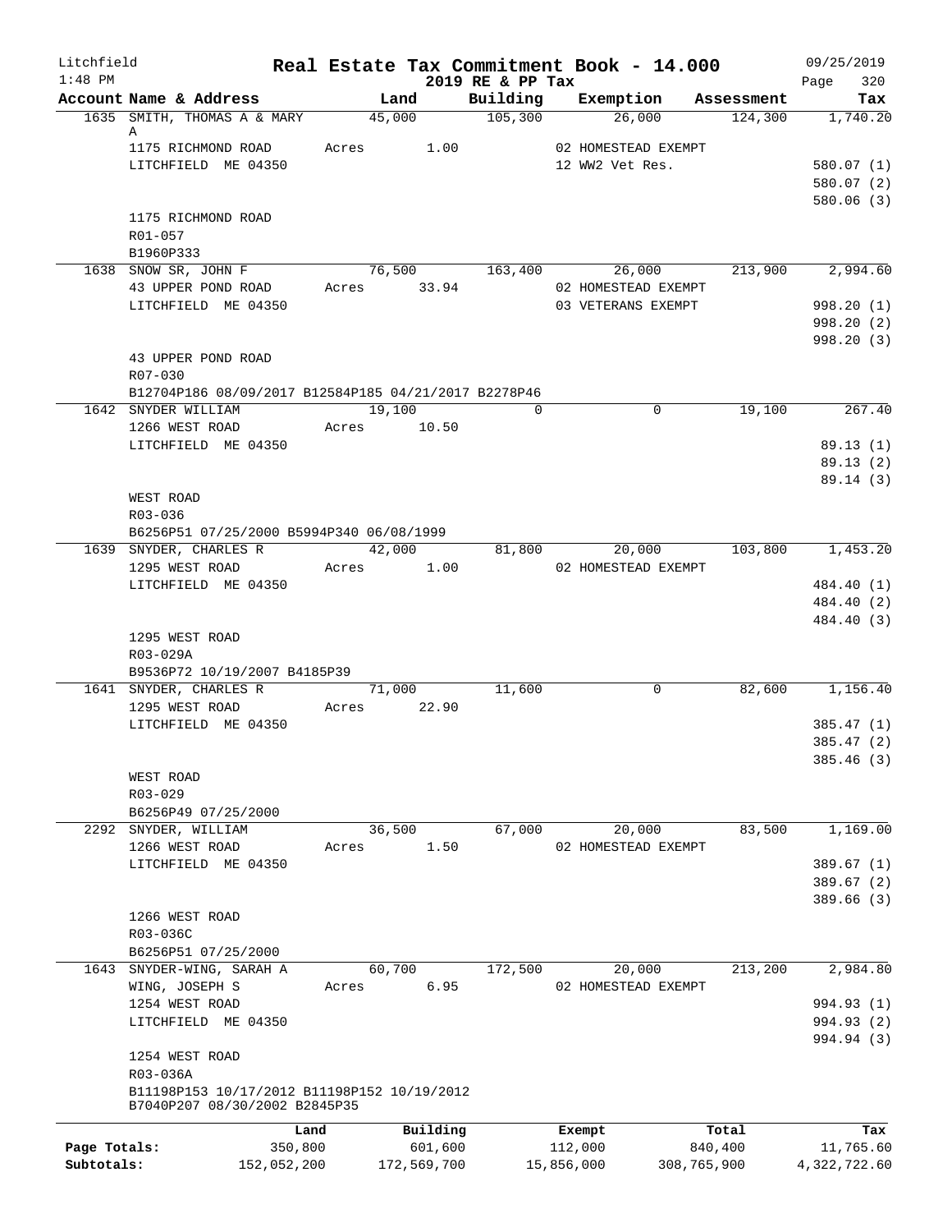# Litchfield — Real Estate Tax Commitment Book - 14.000

1:48 PM — 2019 RE & PP Tax — 09/25/2019

| Account | Name & Address | Land | Building | Exemption | Assessment | Tax |
|---|---|---|---|---|---|---|
| 1635 | SMITH, THOMAS A & MARY A | 45,000 | 105,300 | 26,000 | 124,300 | 1,740.20 |
| | 1175 RICHMOND ROAD | Acres 1.00 | | 02 HOMESTEAD EXEMPT | | |
| | LITCHFIELD ME 04350 | | | 12 WW2 Vet Res. | | 580.07 (1) |
| | | | | | | 580.07 (2) |
| | | | | | | 580.06 (3) |
| | 1175 RICHMOND ROAD | | | | | |
| | R01-057 | | | | | |
| | B1960P333 | | | | | |
| 1638 | SNOW SR, JOHN F | 76,500 | 163,400 | 26,000 | 213,900 | 2,994.60 |
| | 43 UPPER POND ROAD | Acres 33.94 | | 02 HOMESTEAD EXEMPT | | |
| | LITCHFIELD ME 04350 | | | 03 VETERANS EXEMPT | | 998.20 (1) |
| | | | | | | 998.20 (2) |
| | | | | | | 998.20 (3) |
| | 43 UPPER POND ROAD | | | | | |
| | R07-030 | | | | | |
| | B12704P186 08/09/2017 B12584P185 04/21/2017 B2278P46 | | | | | |
| 1642 | SNYDER WILLIAM | 19,100 | 0 | 0 | 19,100 | 267.40 |
| | 1266 WEST ROAD | Acres 10.50 | | | | |
| | LITCHFIELD ME 04350 | | | | | 89.13 (1) |
| | | | | | | 89.13 (2) |
| | | | | | | 89.14 (3) |
| | WEST ROAD | | | | | |
| | R03-036 | | | | | |
| | B6256P51 07/25/2000 B5994P340 06/08/1999 | | | | | |
| 1639 | SNYDER, CHARLES R | 42,000 | 81,800 | 20,000 | 103,800 | 1,453.20 |
| | 1295 WEST ROAD | Acres 1.00 | | 02 HOMESTEAD EXEMPT | | |
| | LITCHFIELD ME 04350 | | | | | 484.40 (1) |
| | | | | | | 484.40 (2) |
| | | | | | | 484.40 (3) |
| | 1295 WEST ROAD | | | | | |
| | R03-029A | | | | | |
| | B9536P72 10/19/2007 B4185P39 | | | | | |
| 1641 | SNYDER, CHARLES R | 71,000 | 11,600 | 0 | 82,600 | 1,156.40 |
| | 1295 WEST ROAD | Acres 22.90 | | | | |
| | LITCHFIELD ME 04350 | | | | | 385.47 (1) |
| | | | | | | 385.47 (2) |
| | | | | | | 385.46 (3) |
| | WEST ROAD | | | | | |
| | R03-029 | | | | | |
| | B6256P49 07/25/2000 | | | | | |
| 2292 | SNYDER, WILLIAM | 36,500 | 67,000 | 20,000 | 83,500 | 1,169.00 |
| | 1266 WEST ROAD | Acres 1.50 | | 02 HOMESTEAD EXEMPT | | |
| | LITCHFIELD ME 04350 | | | | | 389.67 (1) |
| | | | | | | 389.67 (2) |
| | | | | | | 389.66 (3) |
| | 1266 WEST ROAD | | | | | |
| | R03-036C | | | | | |
| | B6256P51 07/25/2000 | | | | | |
| 1643 | SNYDER-WING, SARAH A | 60,700 | 172,500 | 20,000 | 213,200 | 2,984.80 |
| | WING, JOSEPH S | Acres 6.95 | | 02 HOMESTEAD EXEMPT | | |
| | 1254 WEST ROAD | | | | | 994.93 (1) |
| | LITCHFIELD ME 04350 | | | | | 994.93 (2) |
| | | | | | | 994.94 (3) |
| | 1254 WEST ROAD | | | | | |
| | R03-036A | | | | | |
| | B11198P153 10/17/2012 B11198P152 10/19/2012 B7040P207 08/30/2002 B2845P35 | | | | | |

| | Land | Building | Exempt | Total | Tax |
|---|---|---|---|---|---|
| Page Totals: | 350,800 | 601,600 | 112,000 | 840,400 | 11,765.60 |
| Subtotals: | 152,052,200 | 172,569,700 | 15,856,000 | 308,765,900 | 4,322,722.60 |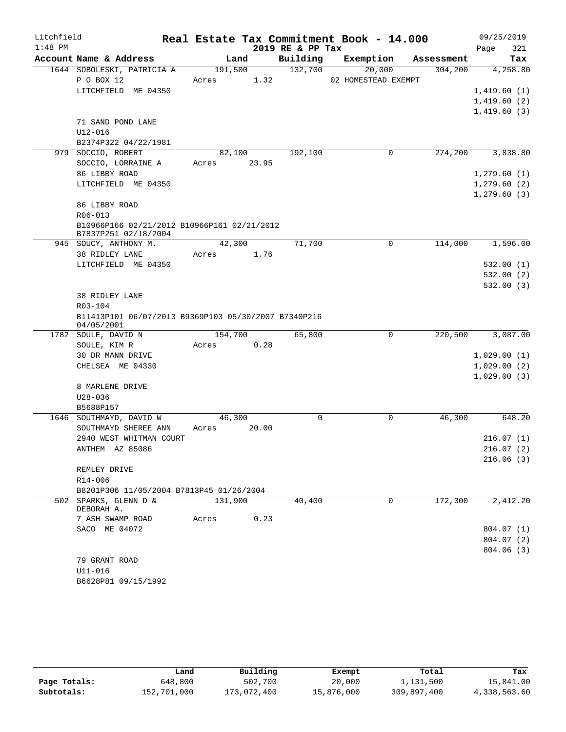Litchfield
1:48 PM

# Real Estate Tax Commitment Book - 14.000

## 2019 RE & PP Tax

09/25/2019

| Account | Name & Address | Land | Building | Exemption | Assessment | Tax |
|---|---|---|---|---|---|---|
| 1644 | SOBOLESKI, PATRICIA A | 191,500 | 132,700 | 20,000 | 304,200 | 4,258.80 |
| | P O BOX 12 | Acres 1.32 | | 02 HOMESTEAD EXEMPT | | |
| | LITCHFIELD ME 04350 | | | | | 1,419.60 (1) |
| | | | | | | 1,419.60 (2) |
| | | | | | | 1,419.60 (3) |
| | 71 SAND POND LANE | | | | | |
| | U12-016 | | | | | |
| | B2374P322 04/22/1981 | | | | | |
| 979 | SOCCIO, ROBERT | 82,100 | 192,100 | 0 | 274,200 | 3,838.80 |
| | SOCCIO, LORRAINE A | Acres 23.95 | | | | |
| | 86 LIBBY ROAD | | | | | 1,279.60 (1) |
| | LITCHFIELD ME 04350 | | | | | 1,279.60 (2) |
| | | | | | | 1,279.60 (3) |
| | 86 LIBBY ROAD | | | | | |
| | R06-013 | | | | | |
| | B10966P166 02/21/2012 B10966P161 02/21/2012 B7837P251 02/18/2004 | | | | | |
| 945 | SOUCY, ANTHONY M. | 42,300 | 71,700 | 0 | 114,000 | 1,596.00 |
| | 38 RIDLEY LANE | Acres 1.76 | | | | |
| | LITCHFIELD ME 04350 | | | | | 532.00 (1) |
| | | | | | | 532.00 (2) |
| | | | | | | 532.00 (3) |
| | 38 RIDLEY LANE | | | | | |
| | R03-104 | | | | | |
| | B11413P101 06/07/2013 B9369P103 05/30/2007 B7340P216 04/05/2001 | | | | | |
| 1782 | SOULE, DAVID N | 154,700 | 65,800 | 0 | 220,500 | 3,087.00 |
| | SOULE, KIM R | Acres 0.28 | | | | |
| | 30 DR MANN DRIVE | | | | | 1,029.00 (1) |
| | CHELSEA ME 04330 | | | | | 1,029.00 (2) |
| | | | | | | 1,029.00 (3) |
| | 8 MARLENE DRIVE | | | | | |
| | U28-036 | | | | | |
| | B5688P157 | | | | | |
| 1646 | SOUTHMAYD, DAVID W | 46,300 | 0 | 0 | 46,300 | 648.20 |
| | SOUTHMAYD SHEREE ANN | Acres 20.00 | | | | |
| | 2940 WEST WHITMAN COURT | | | | | 216.07 (1) |
| | ANTHEM AZ 85086 | | | | | 216.07 (2) |
| | | | | | | 216.06 (3) |
| | REMLEY DRIVE | | | | | |
| | R14-006 | | | | | |
| | B8201P306 11/05/2004 B7813P45 01/26/2004 | | | | | |
| 502 | SPARKS, GLENN D & DEBORAH A. | 131,900 | 40,400 | 0 | 172,300 | 2,412.20 |
| | 7 ASH SWAMP ROAD | Acres 0.23 | | | | |
| | SACO ME 04072 | | | | | 804.07 (1) |
| | | | | | | 804.07 (2) |
| | | | | | | 804.06 (3) |
| | 79 GRANT ROAD | | | | | |
| | U11-016 | | | | | |
| | B6628P81 09/15/1992 | | | | | |

| | Land | Building | Exempt | Total | Tax |
|---|---|---|---|---|---|
| Page Totals: | 648,800 | 502,700 | 20,000 | 1,131,500 | 15,841.00 |
| Subtotals: | 152,701,000 | 173,072,400 | 15,876,000 | 309,897,400 | 4,338,563.60 |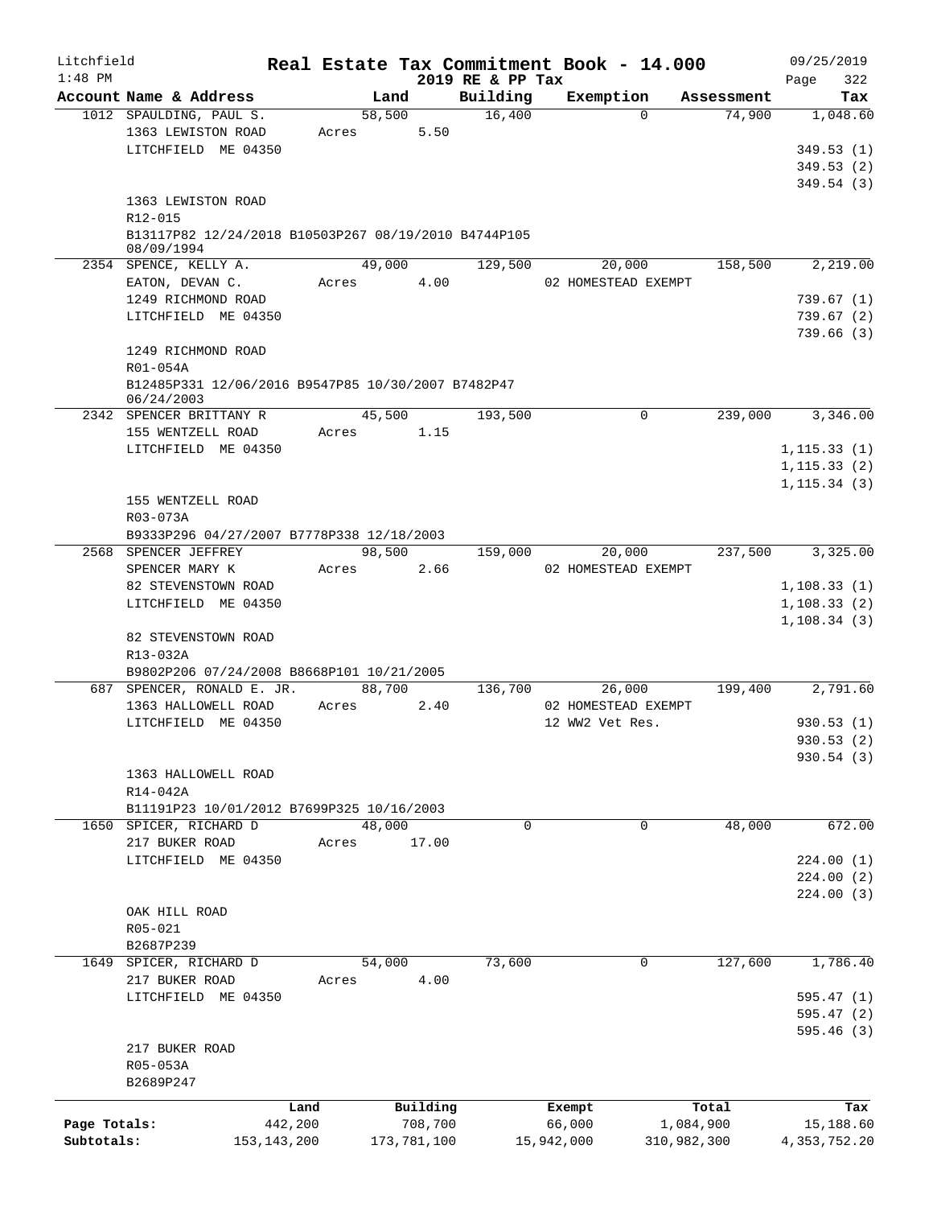Litchfield 1:48 PM

# Real Estate Tax Commitment Book - 14.000

2019 RE & PP Tax

09/25/2019 Page 322

| Account Name & Address | Land | Building | Exemption | Assessment | Tax |
|---|---|---|---|---|---|
| 1012 SPAULDING, PAUL S. | 58,500 | 16,400 | 0 | 74,900 | 1,048.60 |
| 1363 LEWISTON ROAD | Acres 5.50 | | | | |
| LITCHFIELD ME 04350 | | | | | 349.53 (1) |
| | | | | | 349.53 (2) |
| | | | | | 349.54 (3) |
| 1363 LEWISTON ROAD | | | | | |
| R12-015 | | | | | |
| B13117P82 12/24/2018 B10503P267 08/19/2010 B4744P105 08/09/1994 | | | | | |
| 2354 SPENCE, KELLY A. | 49,000 | 129,500 | 20,000 | 158,500 | 2,219.00 |
| EATON, DEVAN C. | Acres 4.00 | | 02 HOMESTEAD EXEMPT | | |
| 1249 RICHMOND ROAD | | | | | 739.67 (1) |
| LITCHFIELD ME 04350 | | | | | 739.67 (2) |
| | | | | | 739.66 (3) |
| 1249 RICHMOND ROAD | | | | | |
| R01-054A | | | | | |
| B12485P331 12/06/2016 B9547P85 10/30/2007 B7482P47 06/24/2003 | | | | | |
| 2342 SPENCER BRITTANY R | 45,500 | 193,500 | 0 | 239,000 | 3,346.00 |
| 155 WENTZELL ROAD | Acres 1.15 | | | | |
| LITCHFIELD ME 04350 | | | | | 1,115.33 (1) |
| | | | | | 1,115.33 (2) |
| | | | | | 1,115.34 (3) |
| 155 WENTZELL ROAD | | | | | |
| R03-073A | | | | | |
| B9333P296 04/27/2007 B7778P338 12/18/2003 | | | | | |
| 2568 SPENCER JEFFREY | 98,500 | 159,000 | 20,000 | 237,500 | 3,325.00 |
| SPENCER MARY K | Acres 2.66 | | 02 HOMESTEAD EXEMPT | | |
| 82 STEVENSTOWN ROAD | | | | | 1,108.33 (1) |
| LITCHFIELD ME 04350 | | | | | 1,108.33 (2) |
| | | | | | 1,108.34 (3) |
| 82 STEVENSTOWN ROAD | | | | | |
| R13-032A | | | | | |
| B9802P206 07/24/2008 B8668P101 10/21/2005 | | | | | |
| 687 SPENCER, RONALD E. JR. | 88,700 | 136,700 | 26,000 | 199,400 | 2,791.60 |
| 1363 HALLOWELL ROAD | Acres 2.40 | | 02 HOMESTEAD EXEMPT | | |
| LITCHFIELD ME 04350 | | | 12 WW2 Vet Res. | | 930.53 (1) |
| | | | | | 930.53 (2) |
| | | | | | 930.54 (3) |
| 1363 HALLOWELL ROAD | | | | | |
| R14-042A | | | | | |
| B11191P23 10/01/2012 B7699P325 10/16/2003 | | | | | |
| 1650 SPICER, RICHARD D | 48,000 | 0 | 0 | 48,000 | 672.00 |
| 217 BUKER ROAD | Acres 17.00 | | | | |
| LITCHFIELD ME 04350 | | | | | 224.00 (1) |
| | | | | | 224.00 (2) |
| | | | | | 224.00 (3) |
| OAK HILL ROAD | | | | | |
| R05-021 | | | | | |
| B2687P239 | | | | | |
| 1649 SPICER, RICHARD D | 54,000 | 73,600 | 0 | 127,600 | 1,786.40 |
| 217 BUKER ROAD | Acres 4.00 | | | | |
| LITCHFIELD ME 04350 | | | | | 595.47 (1) |
| | | | | | 595.47 (2) |
| | | | | | 595.46 (3) |
| 217 BUKER ROAD | | | | | |
| R05-053A | | | | | |
| B2689P247 | | | | | |

| | Land | Building | Exempt | Total | Tax |
|---|---|---|---|---|---|
| Page Totals: | 442,200 | 708,700 | 66,000 | 1,084,900 | 15,188.60 |
| Subtotals: | 153,143,200 | 173,781,100 | 15,942,000 | 310,982,300 | 4,353,752.20 |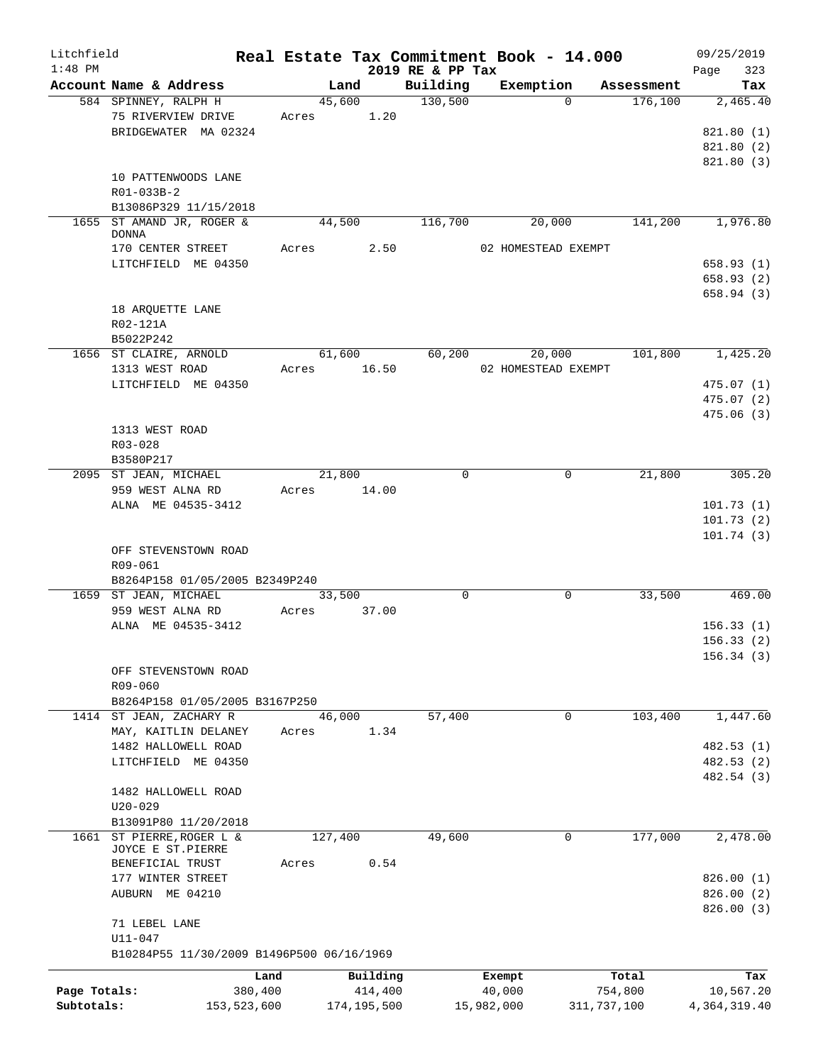Litchfield
1:48 PM

**Real Estate Tax Commitment Book - 14.000**
**2019 RE & PP Tax**

09/25/2019
Page 323

| Account Name & Address | Land | Building | Exemption | Assessment | Tax |
|---|---|---|---|---|---|
| 584 SPINNEY, RALPH H | 45,600 | 130,500 | 0 | 176,100 | 2,465.40 |
| 75 RIVERVIEW DRIVE | Acres 1.20 | | | | |
| BRIDGEWATER MA 02324 | | | | | 821.80 (1) |
| | | | | | 821.80 (2) |
| | | | | | 821.80 (3) |
| 10 PATTENWOODS LANE | | | | | |
| R01-033B-2 | | | | | |
| B13086P329 11/15/2018 | | | | | |
| 1655 ST AMAND JR, ROGER & DONNA | 44,500 | 116,700 | 20,000 | 141,200 | 1,976.80 |
| 170 CENTER STREET | Acres 2.50 | | 02 HOMESTEAD EXEMPT | | |
| LITCHFIELD ME 04350 | | | | | 658.93 (1) |
| | | | | | 658.93 (2) |
| | | | | | 658.94 (3) |
| 18 ARQUETTE LANE | | | | | |
| R02-121A | | | | | |
| B5022P242 | | | | | |
| 1656 ST CLAIRE, ARNOLD | 61,600 | 60,200 | 20,000 | 101,800 | 1,425.20 |
| 1313 WEST ROAD | Acres 16.50 | | 02 HOMESTEAD EXEMPT | | |
| LITCHFIELD ME 04350 | | | | | 475.07 (1) |
| | | | | | 475.07 (2) |
| | | | | | 475.06 (3) |
| 1313 WEST ROAD | | | | | |
| R03-028 | | | | | |
| B3580P217 | | | | | |
| 2095 ST JEAN, MICHAEL | 21,800 | 0 | 0 | 21,800 | 305.20 |
| 959 WEST ALNA RD | Acres 14.00 | | | | |
| ALNA ME 04535-3412 | | | | | 101.73 (1) |
| | | | | | 101.73 (2) |
| | | | | | 101.74 (3) |
| OFF STEVENSTOWN ROAD | | | | | |
| R09-061 | | | | | |
| B8264P158 01/05/2005 B2349P240 | | | | | |
| 1659 ST JEAN, MICHAEL | 33,500 | 0 | 0 | 33,500 | 469.00 |
| 959 WEST ALNA RD | Acres 37.00 | | | | |
| ALNA ME 04535-3412 | | | | | 156.33 (1) |
| | | | | | 156.33 (2) |
| | | | | | 156.34 (3) |
| OFF STEVENSTOWN ROAD | | | | | |
| R09-060 | | | | | |
| B8264P158 01/05/2005 B3167P250 | | | | | |
| 1414 ST JEAN, ZACHARY R | 46,000 | 57,400 | 0 | 103,400 | 1,447.60 |
| MAY, KAITLIN DELANEY | Acres 1.34 | | | | |
| 1482 HALLOWELL ROAD | | | | | 482.53 (1) |
| LITCHFIELD ME 04350 | | | | | 482.53 (2) |
| | | | | | 482.54 (3) |
| 1482 HALLOWELL ROAD | | | | | |
| U20-029 | | | | | |
| B13091P80 11/20/2018 | | | | | |
| 1661 ST PIERRE, ROGER L & JOYCE E ST.PIERRE | 127,400 | 49,600 | 0 | 177,000 | 2,478.00 |
| BENEFICIAL TRUST | Acres 0.54 | | | | |
| 177 WINTER STREET | | | | | 826.00 (1) |
| AUBURN ME 04210 | | | | | 826.00 (2) |
| | | | | | 826.00 (3) |
| 71 LEBEL LANE | | | | | |
| U11-047 | | | | | |
| B10284P55 11/30/2009 B1496P500 06/16/1969 | | | | | |

| | Land | Building | Exempt | Total | Tax |
|---|---|---|---|---|---|
| Page Totals: | 380,400 | 414,400 | 40,000 | 754,800 | 10,567.20 |
| Subtotals: | 153,523,600 | 174,195,500 | 15,982,000 | 311,737,100 | 4,364,319.40 |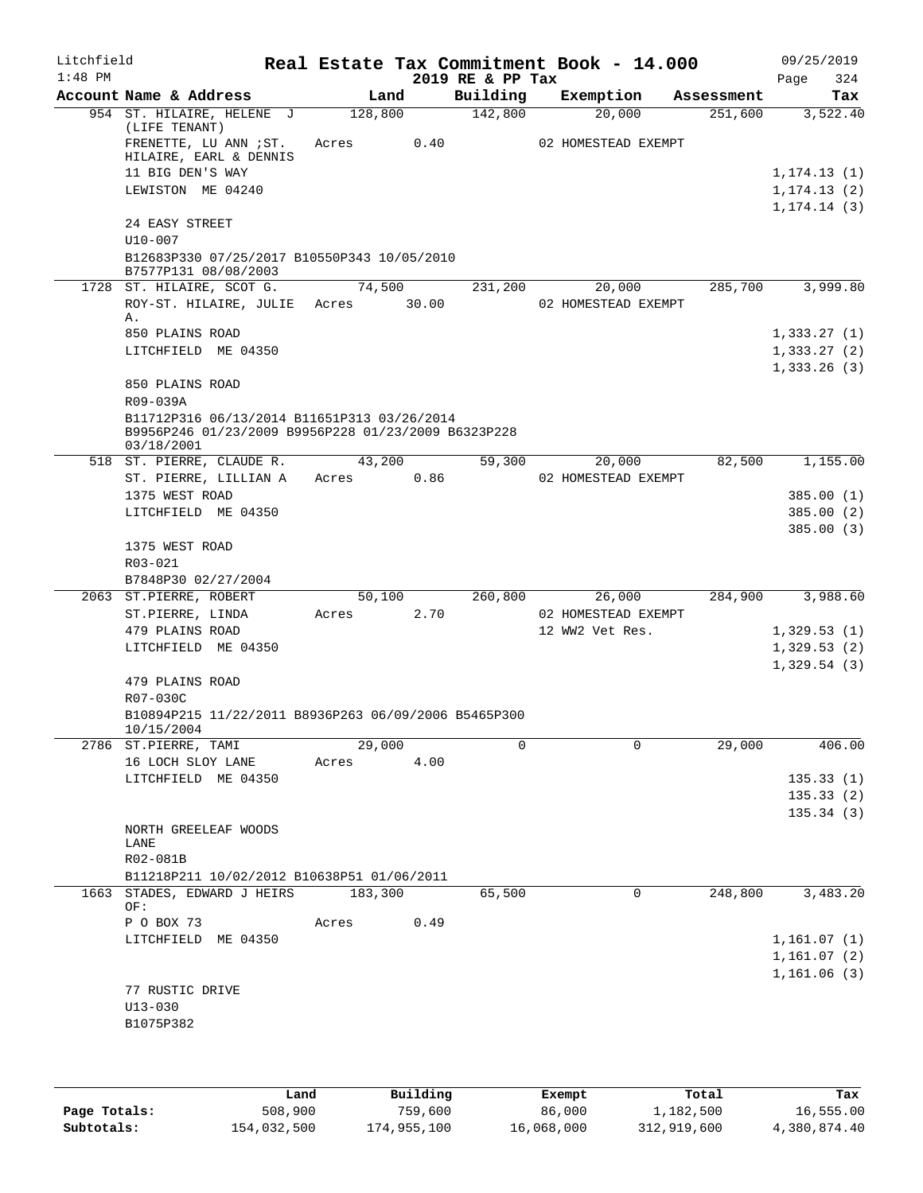Litchfield
1:48 PM

# Real Estate Tax Commitment Book - 14.000

2019 RE & PP Tax

09/25/2019
Page 324

| Account Name & Address | Land | Building | Exemption | Assessment | Tax |
|---|---|---|---|---|---|
| 954 ST. HILAIRE, HELENE J (LIFE TENANT) | 128,800 | 142,800 | 20,000 | 251,600 | 3,522.40 |
| FRENETTE, LU ANN ;ST. HILAIRE, EARL & DENNIS | Acres 0.40 | | 02 HOMESTEAD EXEMPT | | |
| 11 BIG DEN'S WAY | | | | | 1,174.13 (1) |
| LEWISTON ME 04240 | | | | | 1,174.13 (2) |
| | | | | | 1,174.14 (3) |
| 24 EASY STREET | | | | | |
| U10-007 | | | | | |
| B12683P330 07/25/2017 B10550P343 10/05/2010 B7577P131 08/08/2003 | | | | | |
| 1728 ST. HILAIRE, SCOT G. | 74,500 | 231,200 | 20,000 | 285,700 | 3,999.80 |
| ROY-ST. HILAIRE, JULIE A. | Acres 30.00 | | 02 HOMESTEAD EXEMPT | | |
| 850 PLAINS ROAD | | | | | 1,333.27 (1) |
| LITCHFIELD ME 04350 | | | | | 1,333.27 (2) |
| | | | | | 1,333.26 (3) |
| 850 PLAINS ROAD | | | | | |
| R09-039A | | | | | |
| B11712P316 06/13/2014 B11651P313 03/26/2014 B9956P246 01/23/2009 B9956P228 01/23/2009 B6323P228 03/18/2001 | | | | | |
| 518 ST. PIERRE, CLAUDE R. | 43,200 | 59,300 | 20,000 | 82,500 | 1,155.00 |
| ST. PIERRE, LILLIAN A | Acres 0.86 | | 02 HOMESTEAD EXEMPT | | |
| 1375 WEST ROAD | | | | | 385.00 (1) |
| LITCHFIELD ME 04350 | | | | | 385.00 (2) |
| | | | | | 385.00 (3) |
| 1375 WEST ROAD | | | | | |
| R03-021 | | | | | |
| B7848P30 02/27/2004 | | | | | |
| 2063 ST.PIERRE, ROBERT | 50,100 | 260,800 | 26,000 | 284,900 | 3,988.60 |
| ST.PIERRE, LINDA | Acres 2.70 | | 02 HOMESTEAD EXEMPT | | |
| 479 PLAINS ROAD | | | 12 WW2 Vet Res. | | 1,329.53 (1) |
| LITCHFIELD ME 04350 | | | | | 1,329.53 (2) |
| | | | | | 1,329.54 (3) |
| 479 PLAINS ROAD | | | | | |
| R07-030C | | | | | |
| B10894P215 11/22/2011 B8936P263 06/09/2006 B5465P300 10/15/2004 | | | | | |
| 2786 ST.PIERRE, TAMI | 29,000 | 0 | 0 | 29,000 | 406.00 |
| 16 LOCH SLOY LANE | Acres 4.00 | | | | |
| LITCHFIELD ME 04350 | | | | | 135.33 (1) |
| | | | | | 135.33 (2) |
| | | | | | 135.34 (3) |
| NORTH GREELEAF WOODS LANE | | | | | |
| R02-081B | | | | | |
| B11218P211 10/02/2012 B10638P51 01/06/2011 | | | | | |
| 1663 STADES, EDWARD J HEIRS OF: | 183,300 | 65,500 | 0 | 248,800 | 3,483.20 |
| P O BOX 73 | Acres 0.49 | | | | |
| LITCHFIELD ME 04350 | | | | | 1,161.07 (1) |
| | | | | | 1,161.07 (2) |
| | | | | | 1,161.06 (3) |
| 77 RUSTIC DRIVE | | | | | |
| U13-030 | | | | | |
| B1075P382 | | | | | |

| | Land | Building | Exempt | Total | Tax |
|---|---|---|---|---|---|
| Page Totals: | 508,900 | 759,600 | 86,000 | 1,182,500 | 16,555.00 |
| Subtotals: | 154,032,500 | 174,955,100 | 16,068,000 | 312,919,600 | 4,380,874.40 |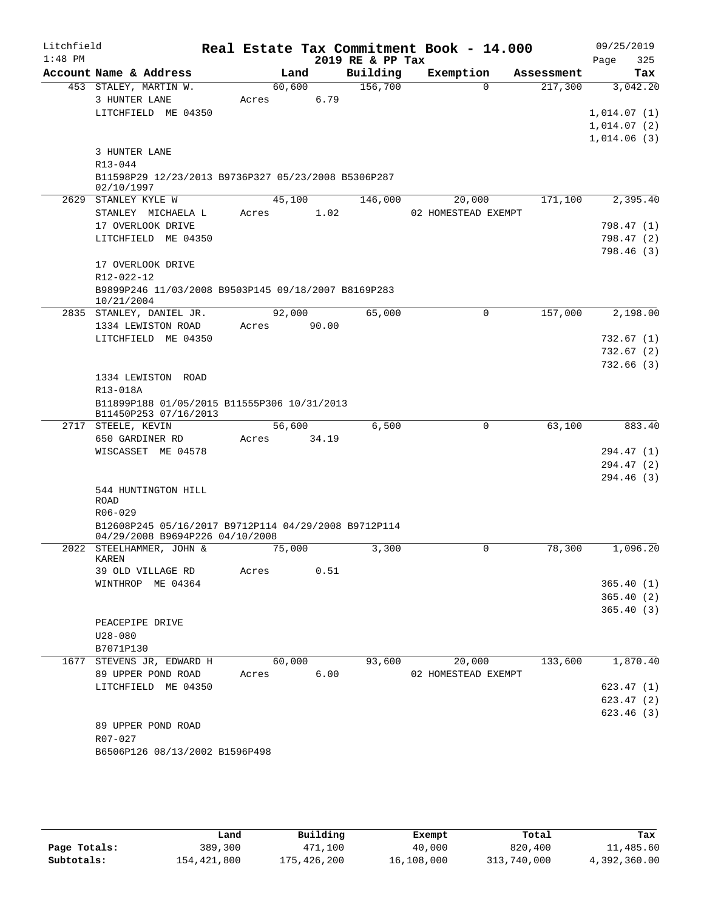Litchfield 1:48 PM

# Real Estate Tax Commitment Book - 14.000

2019 RE & PP Tax

09/25/2019

| Account Name & Address | Land | Building | Exemption | Assessment | Tax |
|---|---|---|---|---|---|
| 453 STALEY, MARTIN W. | 60,600 | 156,700 | 0 | 217,300 | 3,042.20 |
| 3 HUNTER LANE | Acres 6.79 | | | | |
| LITCHFIELD ME 04350 | | | | | 1,014.07 (1) |
| | | | | | 1,014.07 (2) |
| | | | | | 1,014.06 (3) |
| 3 HUNTER LANE | | | | | |
| R13-044 | | | | | |
| B11598P29 12/23/2013 B9736P327 05/23/2008 B5306P287 02/10/1997 | | | | | |
| 2629 STANLEY KYLE W | 45,100 | 146,000 | 20,000 | 171,100 | 2,395.40 |
| STANLEY MICHAELA L | Acres 1.02 | | 02 HOMESTEAD EXEMPT | | |
| 17 OVERLOOK DRIVE | | | | | 798.47 (1) |
| LITCHFIELD ME 04350 | | | | | 798.47 (2) |
| | | | | | 798.46 (3) |
| 17 OVERLOOK DRIVE | | | | | |
| R12-022-12 | | | | | |
| B9899P246 11/03/2008 B9503P145 09/18/2007 B8169P283 10/21/2004 | | | | | |
| 2835 STANLEY, DANIEL JR. | 92,000 | 65,000 | 0 | 157,000 | 2,198.00 |
| 1334 LEWISTON ROAD | Acres 90.00 | | | | |
| LITCHFIELD ME 04350 | | | | | 732.67 (1) |
| | | | | | 732.67 (2) |
| | | | | | 732.66 (3) |
| 1334 LEWISTON ROAD | | | | | |
| R13-018A | | | | | |
| B11899P188 01/05/2015 B11555P306 10/31/2013 B11450P253 07/16/2013 | | | | | |
| 2717 STEELE, KEVIN | 56,600 | 6,500 | 0 | 63,100 | 883.40 |
| 650 GARDINER RD | Acres 34.19 | | | | |
| WISCASSET ME 04578 | | | | | 294.47 (1) |
| | | | | | 294.47 (2) |
| | | | | | 294.46 (3) |
| 544 HUNTINGTON HILL ROAD | | | | | |
| R06-029 | | | | | |
| B12608P245 05/16/2017 B9712P114 04/29/2008 B9712P114 04/29/2008 B9694P226 04/10/2008 | | | | | |
| 2022 STEELHAMMER, JOHN & KAREN | 75,000 | 3,300 | 0 | 78,300 | 1,096.20 |
| 39 OLD VILLAGE RD | Acres 0.51 | | | | |
| WINTHROP ME 04364 | | | | | 365.40 (1) |
| | | | | | 365.40 (2) |
| | | | | | 365.40 (3) |
| PEACEPIPE DRIVE | | | | | |
| U28-080 | | | | | |
| B7071P130 | | | | | |
| 1677 STEVENS JR, EDWARD H | 60,000 | 93,600 | 20,000 | 133,600 | 1,870.40 |
| 89 UPPER POND ROAD | Acres 6.00 | | 02 HOMESTEAD EXEMPT | | |
| LITCHFIELD ME 04350 | | | | | 623.47 (1) |
| | | | | | 623.47 (2) |
| | | | | | 623.46 (3) |
| 89 UPPER POND ROAD | | | | | |
| R07-027 | | | | | |
| B6506P126 08/13/2002 B1596P498 | | | | | |

| | Land | Building | Exempt | Total | Tax |
|---|---|---|---|---|---|
| Page Totals: | 389,300 | 471,100 | 40,000 | 820,400 | 11,485.60 |
| Subtotals: | 154,421,800 | 175,426,200 | 16,108,000 | 313,740,000 | 4,392,360.00 |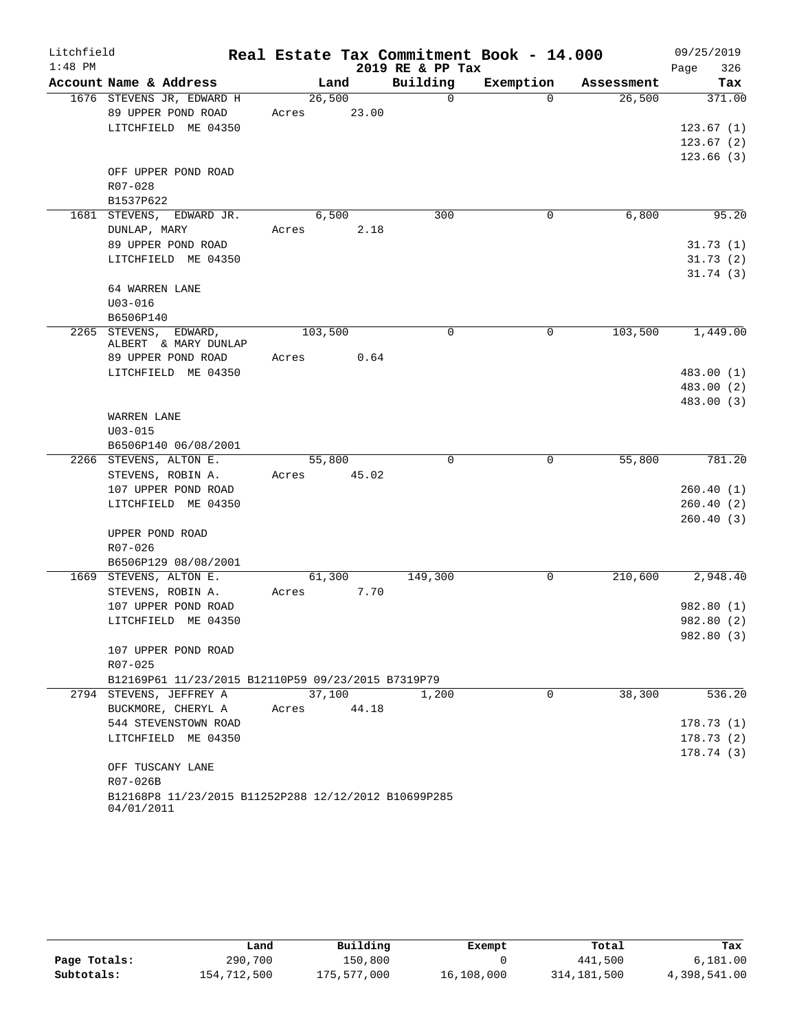Litchfield 1:48 PM

# Real Estate Tax Commitment Book - 14.000

2019 RE & PP Tax

09/25/2019 Page 326

| Account | Name & Address | Land | Building | Exemption | Assessment | Tax |
|---|---|---|---|---|---|---|
| 1676 | STEVENS JR, EDWARD H<br>89 UPPER POND ROAD<br>LITCHFIELD ME 04350<br><br>OFF UPPER POND ROAD<br>R07-028<br>B1537P622 | 26,500<br>Acres 23.00 | 0 | 0 | 26,500 | 371.00<br>123.67 (1)<br>123.67 (2)<br>123.66 (3) |
| 1681 | STEVENS, EDWARD JR.<br>DUNLAP, MARY<br>89 UPPER POND ROAD<br>LITCHFIELD ME 04350<br><br>64 WARREN LANE<br>U03-016<br>B6506P140 | 6,500<br>Acres 2.18 | 300 | 0 | 6,800 | 95.20<br>31.73 (1)<br>31.73 (2)<br>31.74 (3) |
| 2265 | STEVENS, EDWARD,<br>ALBERT & MARY DUNLAP<br>89 UPPER POND ROAD<br>LITCHFIELD ME 04350<br><br>WARREN LANE<br>U03-015<br>B6506P140 06/08/2001 | 103,500<br>Acres 0.64 | 0 | 0 | 103,500 | 1,449.00<br>483.00 (1)<br>483.00 (2)<br>483.00 (3) |
| 2266 | STEVENS, ALTON E.<br>STEVENS, ROBIN A.<br>107 UPPER POND ROAD<br>LITCHFIELD ME 04350<br><br>UPPER POND ROAD<br>R07-026<br>B6506P129 08/08/2001 | 55,800<br>Acres 45.02 | 0 | 0 | 55,800 | 781.20<br>260.40 (1)<br>260.40 (2)<br>260.40 (3) |
| 1669 | STEVENS, ALTON E.<br>STEVENS, ROBIN A.<br>107 UPPER POND ROAD<br>LITCHFIELD ME 04350<br><br>107 UPPER POND ROAD<br>R07-025<br>B12169P61 11/23/2015 B12110P59 09/23/2015 B7319P79 | 61,300<br>Acres 7.70 | 149,300 | 0 | 210,600 | 2,948.40<br>982.80 (1)<br>982.80 (2)<br>982.80 (3) |
| 2794 | STEVENS, JEFFREY A<br>BUCKMORE, CHERYL A<br>544 STEVENSTOWN ROAD<br>LITCHFIELD ME 04350<br><br>OFF TUSCANY LANE<br>R07-026B<br>B12168P8 11/23/2015 B11252P288 12/12/2012 B10699P285 04/01/2011 | 37,100<br>Acres 44.18 | 1,200 | 0 | 38,300 | 536.20<br>178.73 (1)<br>178.73 (2)<br>178.74 (3) |

| | Land | Building | Exempt | Total | Tax |
|---|---|---|---|---|---|
| Page Totals: | 290,700 | 150,800 | 0 | 441,500 | 6,181.00 |
| Subtotals: | 154,712,500 | 175,577,000 | 16,108,000 | 314,181,500 | 4,398,541.00 |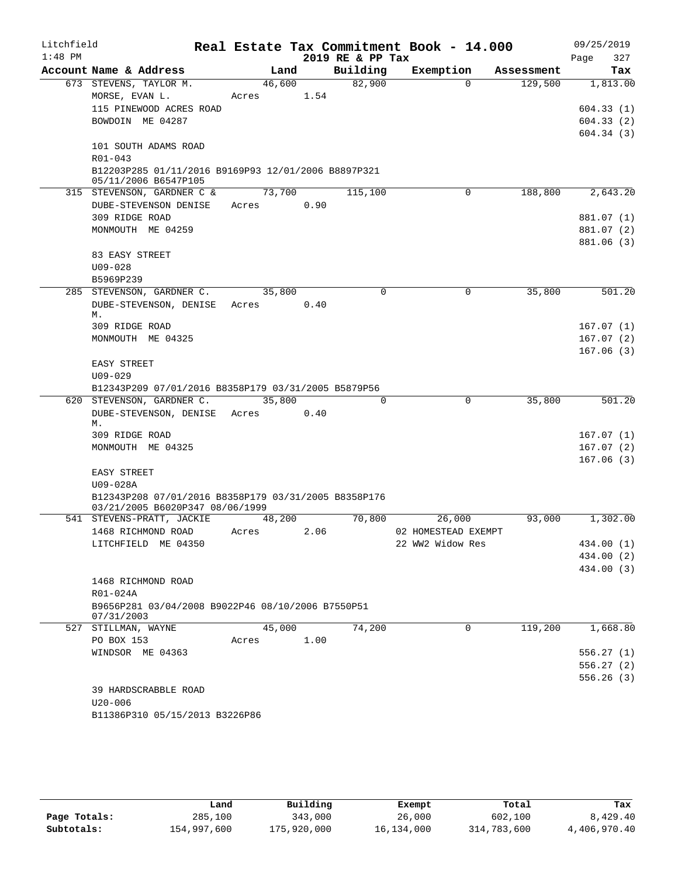# Litchfield — Real Estate Tax Commitment Book - 14.000

1:48 PM — 2019 RE & PP Tax — 09/25/2019

| Account Name & Address | Land | Building | Exemption | Assessment | Tax |
|---|---|---|---|---|---|
| 673 STEVENS, TAYLOR M. | 46,600 | 82,900 | 0 | 129,500 | 1,813.00 |
| MORSE, EVAN L. | Acres 1.54 | | | | |
| 115 PINEWOOD ACRES ROAD | | | | | 604.33 (1) |
| BOWDOIN ME 04287 | | | | | 604.33 (2) |
| | | | | | 604.34 (3) |
| 101 SOUTH ADAMS ROAD | | | | | |
| R01-043 | | | | | |
| B12203P285 01/11/2016 B9169P93 12/01/2006 B8897P321 05/11/2006 B6547P105 | | | | | |
| 315 STEVENSON, GARDNER C & | 73,700 | 115,100 | 0 | 188,800 | 2,643.20 |
| DUBE-STEVENSON DENISE | Acres 0.90 | | | | |
| 309 RIDGE ROAD | | | | | 881.07 (1) |
| MONMOUTH ME 04259 | | | | | 881.07 (2) |
| | | | | | 881.06 (3) |
| 83 EASY STREET | | | | | |
| U09-028 | | | | | |
| B5969P239 | | | | | |
| 285 STEVENSON, GARDNER C. | 35,800 | 0 | 0 | 35,800 | 501.20 |
| DUBE-STEVENSON, DENISE M. | Acres 0.40 | | | | |
| 309 RIDGE ROAD | | | | | 167.07 (1) |
| MONMOUTH ME 04325 | | | | | 167.07 (2) |
| | | | | | 167.06 (3) |
| EASY STREET | | | | | |
| U09-029 | | | | | |
| B12343P209 07/01/2016 B8358P179 03/31/2005 B5879P56 | | | | | |
| 620 STEVENSON, GARDNER C. | 35,800 | 0 | 0 | 35,800 | 501.20 |
| DUBE-STEVENSON, DENISE M. | Acres 0.40 | | | | |
| 309 RIDGE ROAD | | | | | 167.07 (1) |
| MONMOUTH ME 04325 | | | | | 167.07 (2) |
| | | | | | 167.06 (3) |
| EASY STREET | | | | | |
| U09-028A | | | | | |
| B12343P208 07/01/2016 B8358P179 03/31/2005 B8358P176 03/21/2005 B6020P347 08/06/1999 | | | | | |
| 541 STEVENS-PRATT, JACKIE | 48,200 | 70,800 | 26,000 | 93,000 | 1,302.00 |
| 1468 RICHMOND ROAD | Acres 2.06 | | 02 HOMESTEAD EXEMPT | | |
| LITCHFIELD ME 04350 | | | 22 WW2 Widow Res | | 434.00 (1) |
| | | | | | 434.00 (2) |
| | | | | | 434.00 (3) |
| 1468 RICHMOND ROAD | | | | | |
| R01-024A | | | | | |
| B9656P281 03/04/2008 B9022P46 08/10/2006 B7550P51 07/31/2003 | | | | | |
| 527 STILLMAN, WAYNE | 45,000 | 74,200 | 0 | 119,200 | 1,668.80 |
| PO BOX 153 | Acres 1.00 | | | | |
| WINDSOR ME 04363 | | | | | 556.27 (1) |
| | | | | | 556.27 (2) |
| | | | | | 556.26 (3) |
| 39 HARDSCRABBLE ROAD | | | | | |
| U20-006 | | | | | |
| B11386P310 05/15/2013 B3226P86 | | | | | |

| | Land | Building | Exempt | Total | Tax |
|---|---|---|---|---|---|
| Page Totals: | 285,100 | 343,000 | 26,000 | 602,100 | 8,429.40 |
| Subtotals: | 154,997,600 | 175,920,000 | 16,134,000 | 314,783,600 | 4,406,970.40 |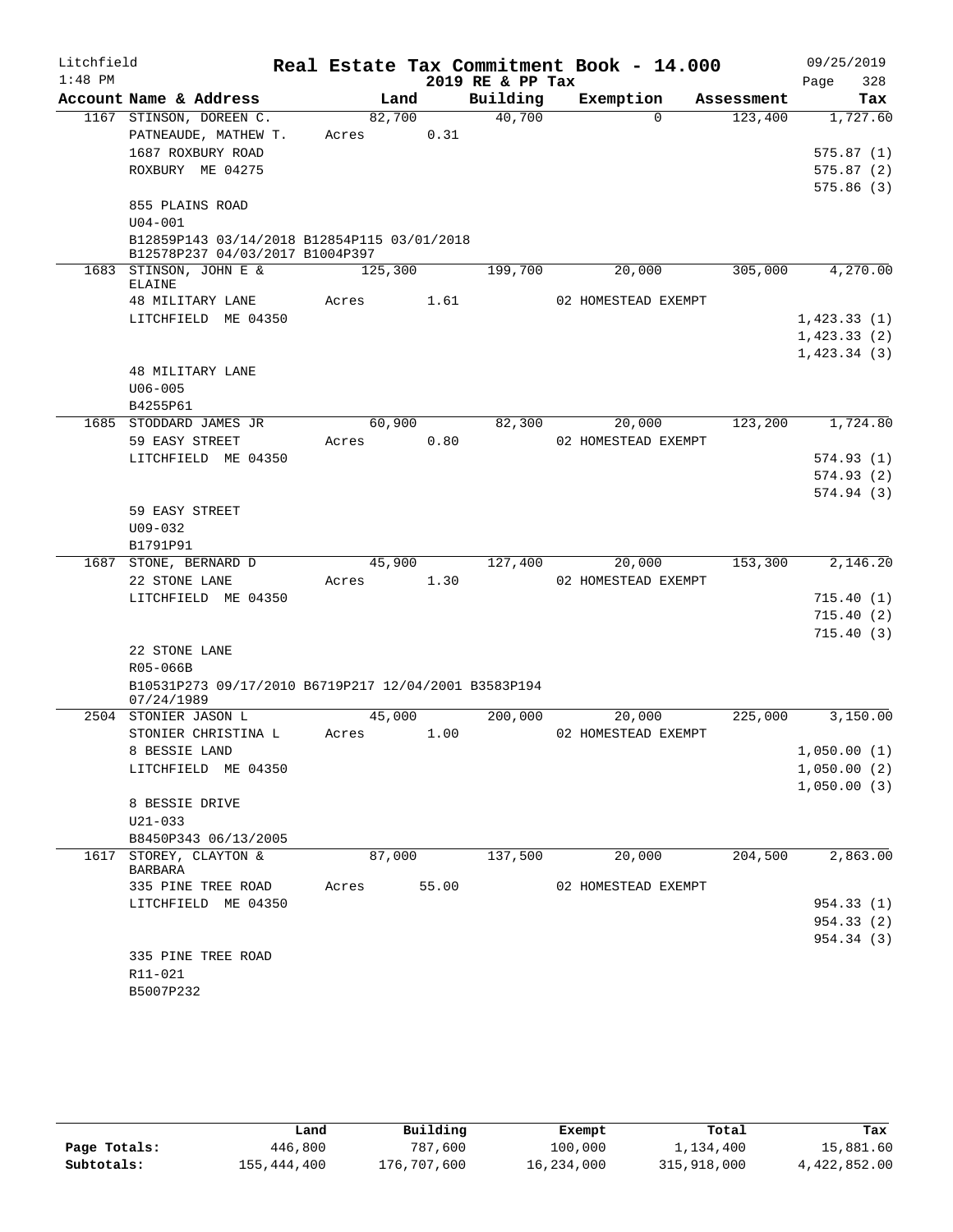Litchfield
1:48 PM

# Real Estate Tax Commitment Book - 14.000

2019 RE & PP Tax

09/25/2019

| Account Name & Address | Land | Building | Exemption | Assessment | Tax |
|---|---|---|---|---|---|
| 1167 STINSON, DOREEN C. | 82,700 | 40,700 | 0 | 123,400 | 1,727.60 |
| PATNEAUDE, MATHEW T. | Acres 0.31 | | | | |
| 1687 ROXBURY ROAD | | | | | 575.87 (1) |
| ROXBURY ME 04275 | | | | | 575.87 (2) |
| | | | | | 575.86 (3) |
| 855 PLAINS ROAD | | | | | |
| U04-001 | | | | | |
| B12859P143 03/14/2018 B12854P115 03/01/2018 B12578P237 04/03/2017 B1004P397 | | | | | |
| 1683 STINSON, JOHN E & ELAINE | 125,300 | 199,700 | 20,000 | 305,000 | 4,270.00 |
| 48 MILITARY LANE | Acres 1.61 | | 02 HOMESTEAD EXEMPT | | |
| LITCHFIELD ME 04350 | | | | | 1,423.33 (1) |
| | | | | | 1,423.33 (2) |
| | | | | | 1,423.34 (3) |
| 48 MILITARY LANE | | | | | |
| U06-005 | | | | | |
| B4255P61 | | | | | |
| 1685 STODDARD JAMES JR | 60,900 | 82,300 | 20,000 | 123,200 | 1,724.80 |
| 59 EASY STREET | Acres 0.80 | | 02 HOMESTEAD EXEMPT | | |
| LITCHFIELD ME 04350 | | | | | 574.93 (1) |
| | | | | | 574.93 (2) |
| | | | | | 574.94 (3) |
| 59 EASY STREET | | | | | |
| U09-032 | | | | | |
| B1791P91 | | | | | |
| 1687 STONE, BERNARD D | 45,900 | 127,400 | 20,000 | 153,300 | 2,146.20 |
| 22 STONE LANE | Acres 1.30 | | 02 HOMESTEAD EXEMPT | | |
| LITCHFIELD ME 04350 | | | | | 715.40 (1) |
| | | | | | 715.40 (2) |
| | | | | | 715.40 (3) |
| 22 STONE LANE | | | | | |
| R05-066B | | | | | |
| B10531P273 09/17/2010 B6719P217 12/04/2001 B3583P194 07/24/1989 | | | | | |
| 2504 STONIER JASON L | 45,000 | 200,000 | 20,000 | 225,000 | 3,150.00 |
| STONIER CHRISTINA L | Acres 1.00 | | 02 HOMESTEAD EXEMPT | | |
| 8 BESSIE LAND | | | | | 1,050.00 (1) |
| LITCHFIELD ME 04350 | | | | | 1,050.00 (2) |
| | | | | | 1,050.00 (3) |
| 8 BESSIE DRIVE | | | | | |
| U21-033 | | | | | |
| B8450P343 06/13/2005 | | | | | |
| 1617 STOREY, CLAYTON & BARBARA | 87,000 | 137,500 | 20,000 | 204,500 | 2,863.00 |
| 335 PINE TREE ROAD | Acres 55.00 | | 02 HOMESTEAD EXEMPT | | |
| LITCHFIELD ME 04350 | | | | | 954.33 (1) |
| | | | | | 954.33 (2) |
| | | | | | 954.34 (3) |
| 335 PINE TREE ROAD | | | | | |
| R11-021 | | | | | |
| B5007P232 | | | | | |

| | Land | Building | Exempt | Total | Tax |
|---|---|---|---|---|---|
| Page Totals: | 446,800 | 787,600 | 100,000 | 1,134,400 | 15,881.60 |
| Subtotals: | 155,444,400 | 176,707,600 | 16,234,000 | 315,918,000 | 4,422,852.00 |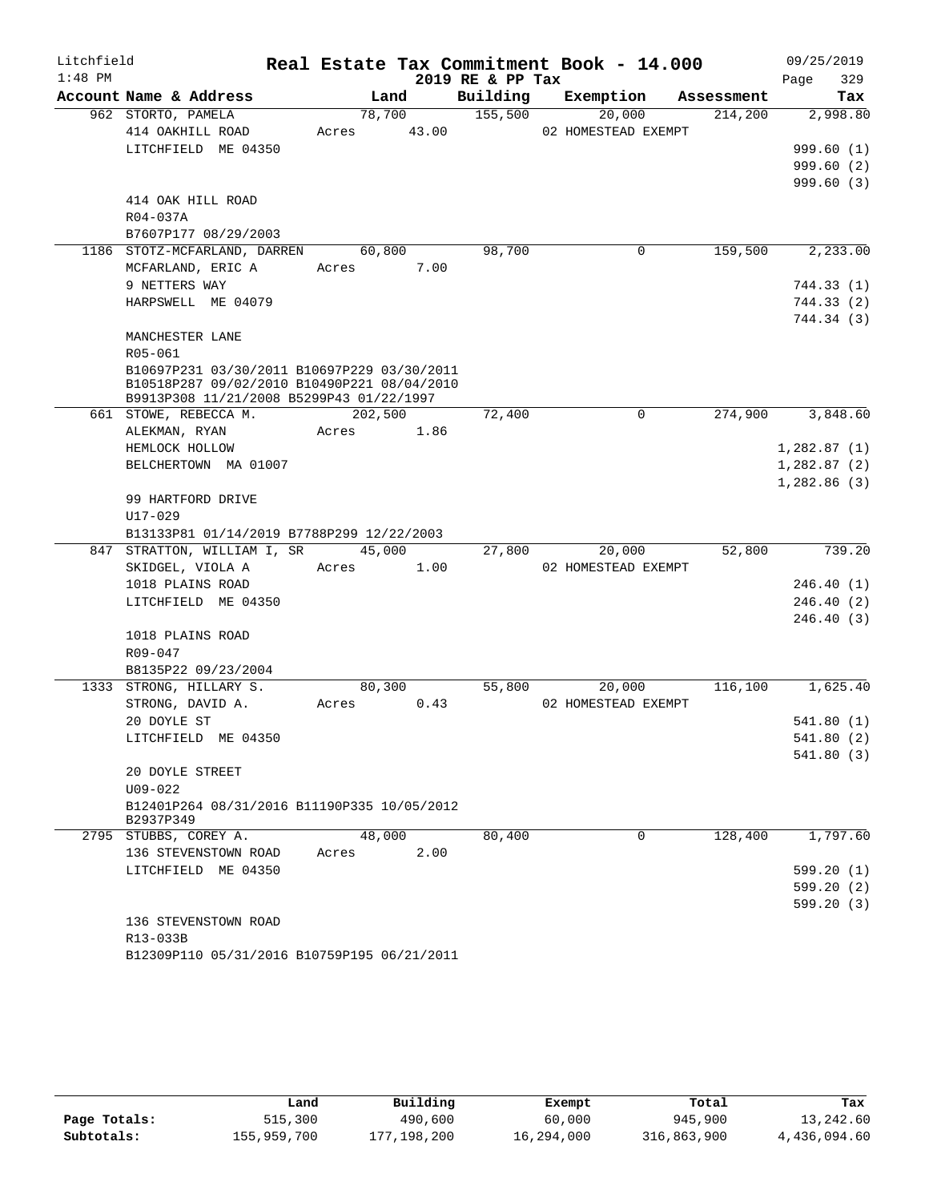Litchfield
1:48 PM

# Real Estate Tax Commitment Book - 14.000

2019 RE & PP Tax

09/25/2019

| Account Name & Address | Land | Building | Exemption | Assessment | Tax |
|---|---|---|---|---|---|
| 962 STORTO, PAMELA | 78,700 | 155,500 | 20,000 | 214,200 | 2,998.80 |
| 414 OAKHILL ROAD | Acres 43.00 | | 02 HOMESTEAD EXEMPT | | |
| LITCHFIELD ME 04350 | | | | | 999.60 (1) |
| | | | | | 999.60 (2) |
| | | | | | 999.60 (3) |
| 414 OAK HILL ROAD | | | | | |
| R04-037A | | | | | |
| B7607P177 08/29/2003 | | | | | |
| 1186 STOTZ-MCFARLAND, DARREN | 60,800 | 98,700 | 0 | 159,500 | 2,233.00 |
| MCFARLAND, ERIC A | Acres 7.00 | | | | |
| 9 NETTERS WAY | | | | | 744.33 (1) |
| HARPSWELL ME 04079 | | | | | 744.33 (2) |
| | | | | | 744.34 (3) |
| MANCHESTER LANE | | | | | |
| R05-061 | | | | | |
| B10697P231 03/30/2011 B10697P229 03/30/2011 B10518P287 09/02/2010 B10490P221 08/04/2010 B9913P308 11/21/2008 B5299P43 01/22/1997 | | | | | |
| 661 STOWE, REBECCA M. | 202,500 | 72,400 | 0 | 274,900 | 3,848.60 |
| ALEKMAN, RYAN | Acres 1.86 | | | | |
| HEMLOCK HOLLOW | | | | | 1,282.87 (1) |
| BELCHERTOWN MA 01007 | | | | | 1,282.87 (2) |
| | | | | | 1,282.86 (3) |
| 99 HARTFORD DRIVE | | | | | |
| U17-029 | | | | | |
| B13133P81 01/14/2019 B7788P299 12/22/2003 | | | | | |
| 847 STRATTON, WILLIAM I, SR | 45,000 | 27,800 | 20,000 | 52,800 | 739.20 |
| SKIDGEL, VIOLA A | Acres 1.00 | | 02 HOMESTEAD EXEMPT | | |
| 1018 PLAINS ROAD | | | | | 246.40 (1) |
| LITCHFIELD ME 04350 | | | | | 246.40 (2) |
| | | | | | 246.40 (3) |
| 1018 PLAINS ROAD | | | | | |
| R09-047 | | | | | |
| B8135P22 09/23/2004 | | | | | |
| 1333 STRONG, HILLARY S. | 80,300 | 55,800 | 20,000 | 116,100 | 1,625.40 |
| STRONG, DAVID A. | Acres 0.43 | | 02 HOMESTEAD EXEMPT | | |
| 20 DOYLE ST | | | | | 541.80 (1) |
| LITCHFIELD ME 04350 | | | | | 541.80 (2) |
| | | | | | 541.80 (3) |
| 20 DOYLE STREET | | | | | |
| U09-022 | | | | | |
| B12401P264 08/31/2016 B11190P335 10/05/2012 B2937P349 | | | | | |
| 2795 STUBBS, COREY A. | 48,000 | 80,400 | 0 | 128,400 | 1,797.60 |
| 136 STEVENSTOWN ROAD | Acres 2.00 | | | | |
| LITCHFIELD ME 04350 | | | | | 599.20 (1) |
| | | | | | 599.20 (2) |
| | | | | | 599.20 (3) |
| 136 STEVENSTOWN ROAD | | | | | |
| R13-033B | | | | | |
| B12309P110 05/31/2016 B10759P195 06/21/2011 | | | | | |

| | Land | Building | Exempt | Total | Tax |
|---|---|---|---|---|---|
| Page Totals: | 515,300 | 490,600 | 60,000 | 945,900 | 13,242.60 |
| Subtotals: | 155,959,700 | 177,198,200 | 16,294,000 | 316,863,900 | 4,436,094.60 |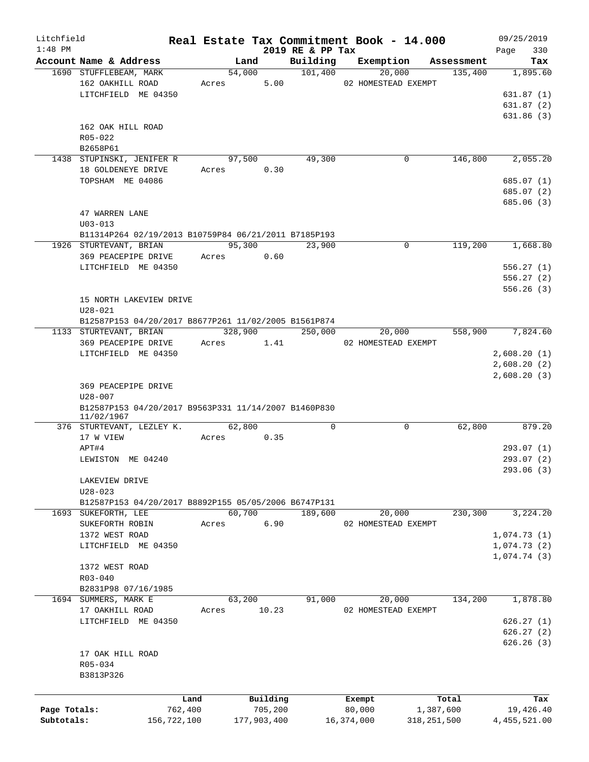Litchfield
1:48 PM

**Real Estate Tax Commitment Book - 14.000**
**2019 RE & PP Tax**

09/25/2019
Page 330

| Account Name & Address | Land | Building | Exemption | Assessment | Tax |
|---|---|---|---|---|---|
| 1690 STUFFLEBEAM, MARK | 54,000 | 101,400 | 20,000 | 135,400 | 1,895.60 |
| 162 OAKHILL ROAD | Acres 5.00 | | 02 HOMESTEAD EXEMPT | | |
| LITCHFIELD ME 04350 | | | | | 631.87 (1) |
| | | | | | 631.87 (2) |
| | | | | | 631.86 (3) |
| 162 OAK HILL ROAD | | | | | |
| R05-022 | | | | | |
| B2658P61 | | | | | |
| 1438 STUPINSKI, JENIFER R | 97,500 | 49,300 | 0 | 146,800 | 2,055.20 |
| 18 GOLDENEYE DRIVE | Acres 0.30 | | | | |
| TOPSHAM ME 04086 | | | | | 685.07 (1) |
| | | | | | 685.07 (2) |
| | | | | | 685.06 (3) |
| 47 WARREN LANE | | | | | |
| U03-013 | | | | | |
| B11314P264 02/19/2013 B10759P84 06/21/2011 B7185P193 | | | | | |
| 1926 STURTEVANT, BRIAN | 95,300 | 23,900 | 0 | 119,200 | 1,668.80 |
| 369 PEACEPIPE DRIVE | Acres 0.60 | | | | |
| LITCHFIELD ME 04350 | | | | | 556.27 (1) |
| | | | | | 556.27 (2) |
| | | | | | 556.26 (3) |
| 15 NORTH LAKEVIEW DRIVE | | | | | |
| U28-021 | | | | | |
| B12587P153 04/20/2017 B8677P261 11/02/2005 B1561P874 | | | | | |
| 1133 STURTEVANT, BRIAN | 328,900 | 250,000 | 20,000 | 558,900 | 7,824.60 |
| 369 PEACEPIPE DRIVE | Acres 1.41 | | 02 HOMESTEAD EXEMPT | | |
| LITCHFIELD ME 04350 | | | | | 2,608.20 (1) |
| | | | | | 2,608.20 (2) |
| | | | | | 2,608.20 (3) |
| 369 PEACEPIPE DRIVE | | | | | |
| U28-007 | | | | | |
| B12587P153 04/20/2017 B9563P331 11/14/2007 B1460P830 11/02/1967 | | | | | |
| 376 STURTEVANT, LEZLEY K. | 62,800 | 0 | 0 | 62,800 | 879.20 |
| 17 W VIEW | Acres 0.35 | | | | |
| APT#4 | | | | | 293.07 (1) |
| LEWISTON ME 04240 | | | | | 293.07 (2) |
| | | | | | 293.06 (3) |
| LAKEVIEW DRIVE | | | | | |
| U28-023 | | | | | |
| B12587P153 04/20/2017 B8892P155 05/05/2006 B6747P131 | | | | | |
| 1693 SUKEFORTH, LEE | 60,700 | 189,600 | 20,000 | 230,300 | 3,224.20 |
| SUKEFORTH ROBIN | Acres 6.90 | | 02 HOMESTEAD EXEMPT | | |
| 1372 WEST ROAD | | | | | 1,074.73 (1) |
| LITCHFIELD ME 04350 | | | | | 1,074.73 (2) |
| | | | | | 1,074.74 (3) |
| 1372 WEST ROAD | | | | | |
| R03-040 | | | | | |
| B2831P98 07/16/1985 | | | | | |
| 1694 SUMMERS, MARK E | 63,200 | 91,000 | 20,000 | 134,200 | 1,878.80 |
| 17 OAKHILL ROAD | Acres 10.23 | | 02 HOMESTEAD EXEMPT | | |
| LITCHFIELD ME 04350 | | | | | 626.27 (1) |
| | | | | | 626.27 (2) |
| | | | | | 626.26 (3) |
| 17 OAK HILL ROAD | | | | | |
| R05-034 | | | | | |
| B3813P326 | | | | | |

| | Land | Building | Exempt | Total | Tax |
|---|---|---|---|---|---|
| Page Totals: | 762,400 | 705,200 | 80,000 | 1,387,600 | 19,426.40 |
| Subtotals: | 156,722,100 | 177,903,400 | 16,374,000 | 318,251,500 | 4,455,521.00 |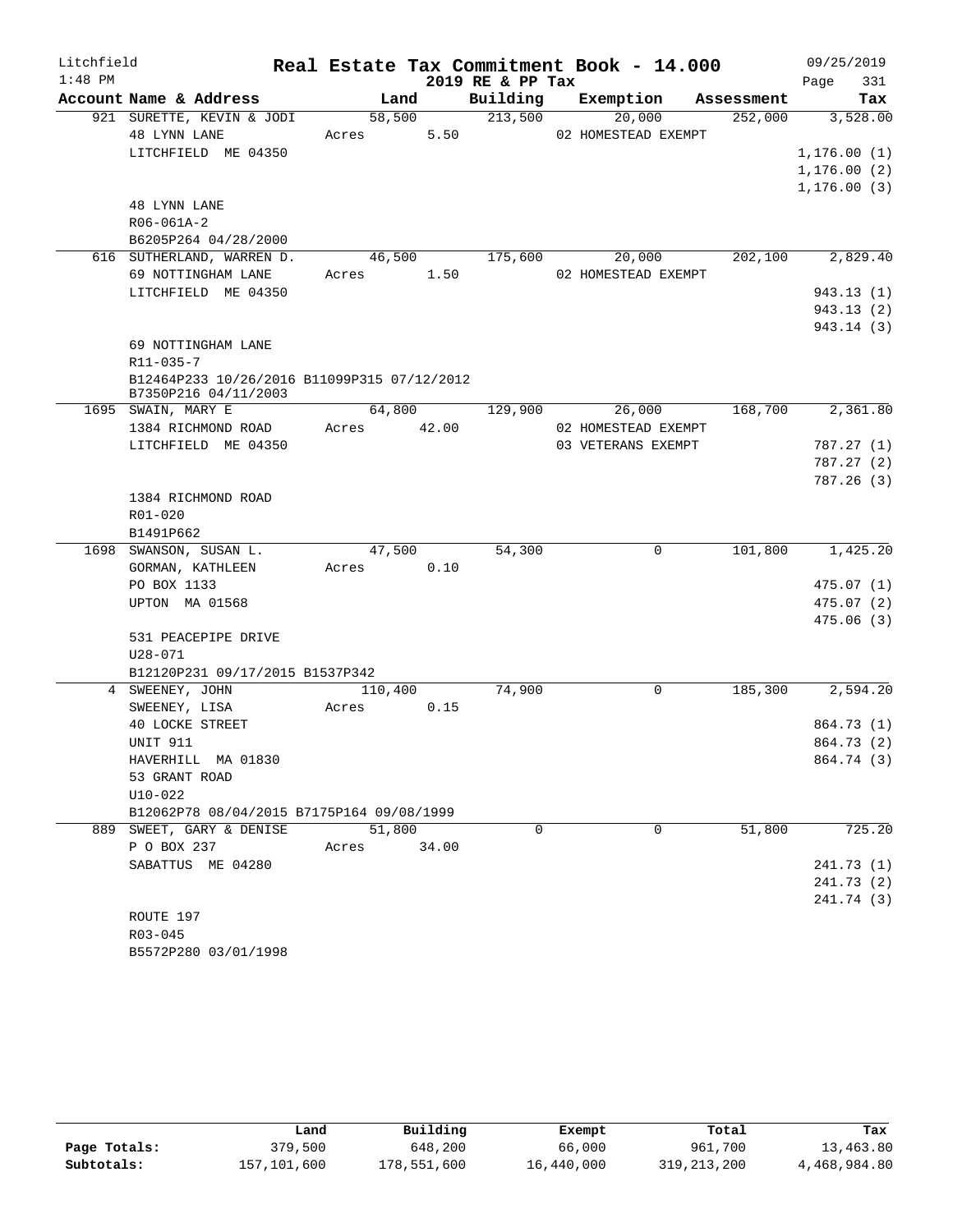Litchfield 1:48 PM

# Real Estate Tax Commitment Book - 14.000

2019 RE & PP Tax

09/25/2019 Page 331

| Account Name & Address | Land | Building | Exemption | Assessment | Tax |
|---|---|---|---|---|---|
| 921 SURETTE, KEVIN & JODI | 58,500 | 213,500 | 20,000 | 252,000 | 3,528.00 |
| 48 LYNN LANE | Acres 5.50 | | 02 HOMESTEAD EXEMPT | | |
| LITCHFIELD ME 04350 | | | | | 1,176.00 (1) |
| | | | | | 1,176.00 (2) |
| | | | | | 1,176.00 (3) |
| 48 LYNN LANE | | | | | |
| R06-061A-2 | | | | | |
| B6205P264 04/28/2000 | | | | | |
| 616 SUTHERLAND, WARREN D. | 46,500 | 175,600 | 20,000 | 202,100 | 2,829.40 |
| 69 NOTTINGHAM LANE | Acres 1.50 | | 02 HOMESTEAD EXEMPT | | |
| LITCHFIELD ME 04350 | | | | | 943.13 (1) |
| | | | | | 943.13 (2) |
| | | | | | 943.14 (3) |
| 69 NOTTINGHAM LANE | | | | | |
| R11-035-7 | | | | | |
| B12464P233 10/26/2016 B11099P315 07/12/2012 B7350P216 04/11/2003 | | | | | |
| 1695 SWAIN, MARY E | 64,800 | 129,900 | 26,000 | 168,700 | 2,361.80 |
| 1384 RICHMOND ROAD | Acres 42.00 | | 02 HOMESTEAD EXEMPT | | |
| LITCHFIELD ME 04350 | | | 03 VETERANS EXEMPT | | 787.27 (1) |
| | | | | | 787.27 (2) |
| | | | | | 787.26 (3) |
| 1384 RICHMOND ROAD | | | | | |
| R01-020 | | | | | |
| B1491P662 | | | | | |
| 1698 SWANSON, SUSAN L. | 47,500 | 54,300 | 0 | 101,800 | 1,425.20 |
| GORMAN, KATHLEEN | Acres 0.10 | | | | |
| PO BOX 1133 | | | | | 475.07 (1) |
| UPTON MA 01568 | | | | | 475.07 (2) |
| | | | | | 475.06 (3) |
| 531 PEACEPIPE DRIVE | | | | | |
| U28-071 | | | | | |
| B12120P231 09/17/2015 B1537P342 | | | | | |
| 4 SWEENEY, JOHN | 110,400 | 74,900 | 0 | 185,300 | 2,594.20 |
| SWEENEY, LISA | Acres 0.15 | | | | |
| 40 LOCKE STREET | | | | | 864.73 (1) |
| UNIT 911 | | | | | 864.73 (2) |
| HAVERHILL MA 01830 | | | | | 864.74 (3) |
| 53 GRANT ROAD | | | | | |
| U10-022 | | | | | |
| B12062P78 08/04/2015 B7175P164 09/08/1999 | | | | | |
| 889 SWEET, GARY & DENISE | 51,800 | 0 | 0 | 51,800 | 725.20 |
| P O BOX 237 | Acres 34.00 | | | | |
| SABATTUS ME 04280 | | | | | 241.73 (1) |
| | | | | | 241.73 (2) |
| | | | | | 241.74 (3) |
| ROUTE 197 | | | | | |
| R03-045 | | | | | |
| B5572P280 03/01/1998 | | | | | |

| | Land | Building | Exempt | Total | Tax |
|---|---|---|---|---|---|
| Page Totals: | 379,500 | 648,200 | 66,000 | 961,700 | 13,463.80 |
| Subtotals: | 157,101,600 | 178,551,600 | 16,440,000 | 319,213,200 | 4,468,984.80 |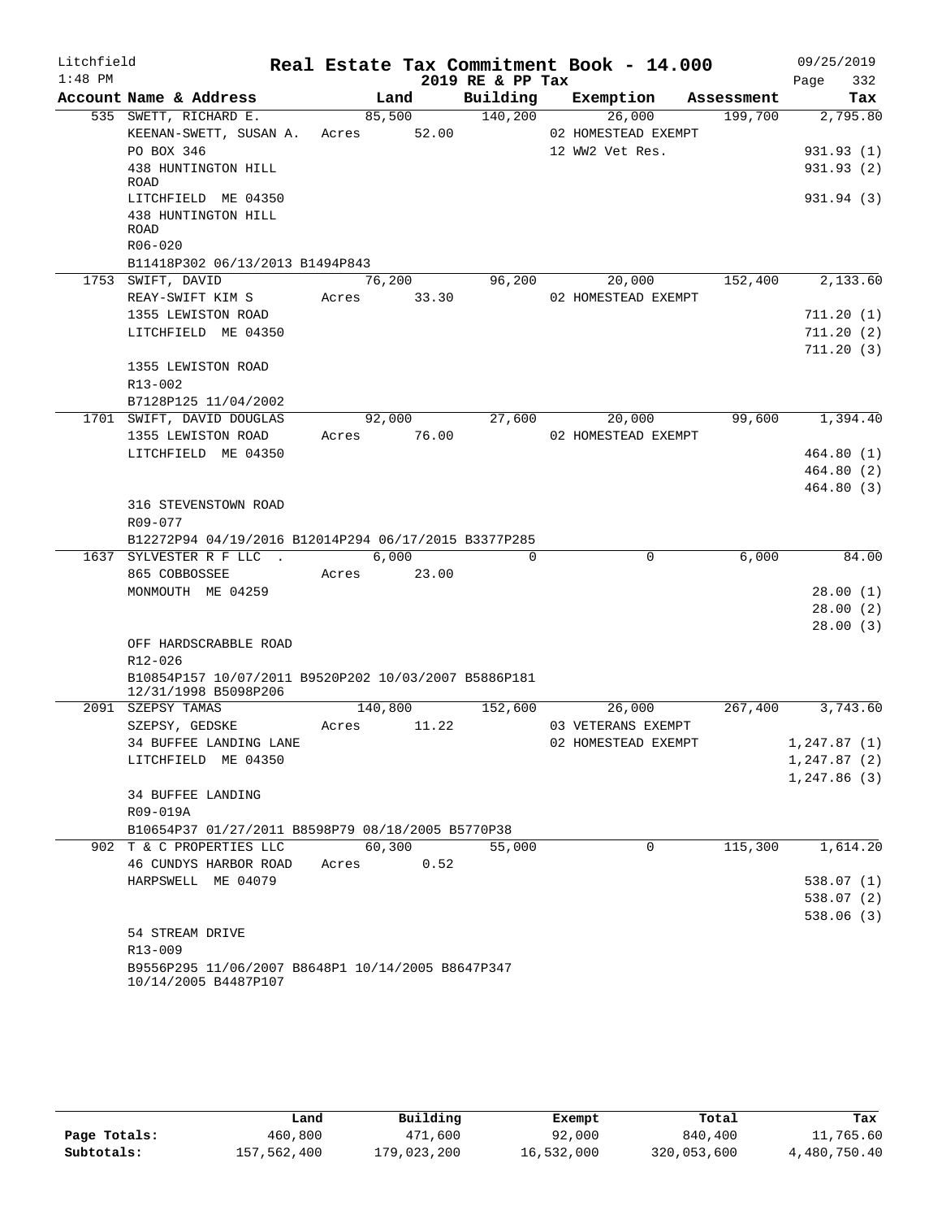Litchfield 1:48 PM

# Real Estate Tax Commitment Book - 14.000

2019 RE & PP Tax

09/25/2019 Page 332

| Account Name & Address | Land | Building | Exemption | Assessment | Tax |
|---|---|---|---|---|---|
| 535 SWETT, RICHARD E. | 85,500 | 140,200 | 26,000 | 199,700 | 2,795.80 |
| KEENAN-SWETT, SUSAN A. | Acres 52.00 | | 02 HOMESTEAD EXEMPT | | |
| PO BOX 346 | | | 12 WW2 Vet Res. | | 931.93 (1) |
| 438 HUNTINGTON HILL ROAD | | | | | 931.93 (2) |
| LITCHFIELD ME 04350 | | | | | 931.94 (3) |
| 438 HUNTINGTON HILL ROAD | | | | | |
| R06-020 | | | | | |
| B11418P302 06/13/2013 B1494P843 | | | | | |
| 1753 SWIFT, DAVID | 76,200 | 96,200 | 20,000 | 152,400 | 2,133.60 |
| REAY-SWIFT KIM S | Acres 33.30 | | 02 HOMESTEAD EXEMPT | | |
| 1355 LEWISTON ROAD | | | | | 711.20 (1) |
| LITCHFIELD ME 04350 | | | | | 711.20 (2) |
| | | | | | 711.20 (3) |
| 1355 LEWISTON ROAD | | | | | |
| R13-002 | | | | | |
| B7128P125 11/04/2002 | | | | | |
| 1701 SWIFT, DAVID DOUGLAS | 92,000 | 27,600 | 20,000 | 99,600 | 1,394.40 |
| 1355 LEWISTON ROAD | Acres 76.00 | | 02 HOMESTEAD EXEMPT | | |
| LITCHFIELD ME 04350 | | | | | 464.80 (1) |
| | | | | | 464.80 (2) |
| | | | | | 464.80 (3) |
| 316 STEVENSTOWN ROAD | | | | | |
| R09-077 | | | | | |
| B12272P94 04/19/2016 B12014P294 06/17/2015 B3377P285 | | | | | |
| 1637 SYLVESTER R F LLC . | 6,000 | 0 | 0 | 6,000 | 84.00 |
| 865 COBBOSSEE | Acres 23.00 | | | | |
| MONMOUTH ME 04259 | | | | | 28.00 (1) |
| | | | | | 28.00 (2) |
| | | | | | 28.00 (3) |
| OFF HARDSCRABBLE ROAD | | | | | |
| R12-026 | | | | | |
| B10854P157 10/07/2011 B9520P202 10/03/2007 B5886P181 12/31/1998 B5098P206 | | | | | |
| 2091 SZEPSY TAMAS | 140,800 | 152,600 | 26,000 | 267,400 | 3,743.60 |
| SZEPSY, GEDSKE | Acres 11.22 | | 03 VETERANS EXEMPT | | |
| 34 BUFFEE LANDING LANE | | | 02 HOMESTEAD EXEMPT | | 1,247.87 (1) |
| LITCHFIELD ME 04350 | | | | | 1,247.87 (2) |
| | | | | | 1,247.86 (3) |
| 34 BUFFEE LANDING | | | | | |
| R09-019A | | | | | |
| B10654P37 01/27/2011 B8598P79 08/18/2005 B5770P38 | | | | | |
| 902 T & C PROPERTIES LLC | 60,300 | 55,000 | 0 | 115,300 | 1,614.20 |
| 46 CUNDYS HARBOR ROAD | Acres 0.52 | | | | |
| HARPSWELL ME 04079 | | | | | 538.07 (1) |
| | | | | | 538.07 (2) |
| | | | | | 538.06 (3) |
| 54 STREAM DRIVE | | | | | |
| R13-009 | | | | | |
| B9556P295 11/06/2007 B8648P1 10/14/2005 B8647P347 10/14/2005 B4487P107 | | | | | |

| | Land | Building | Exempt | Total | Tax |
|---|---|---|---|---|---|
| Page Totals: | 460,800 | 471,600 | 92,000 | 840,400 | 11,765.60 |
| Subtotals: | 157,562,400 | 179,023,200 | 16,532,000 | 320,053,600 | 4,480,750.40 |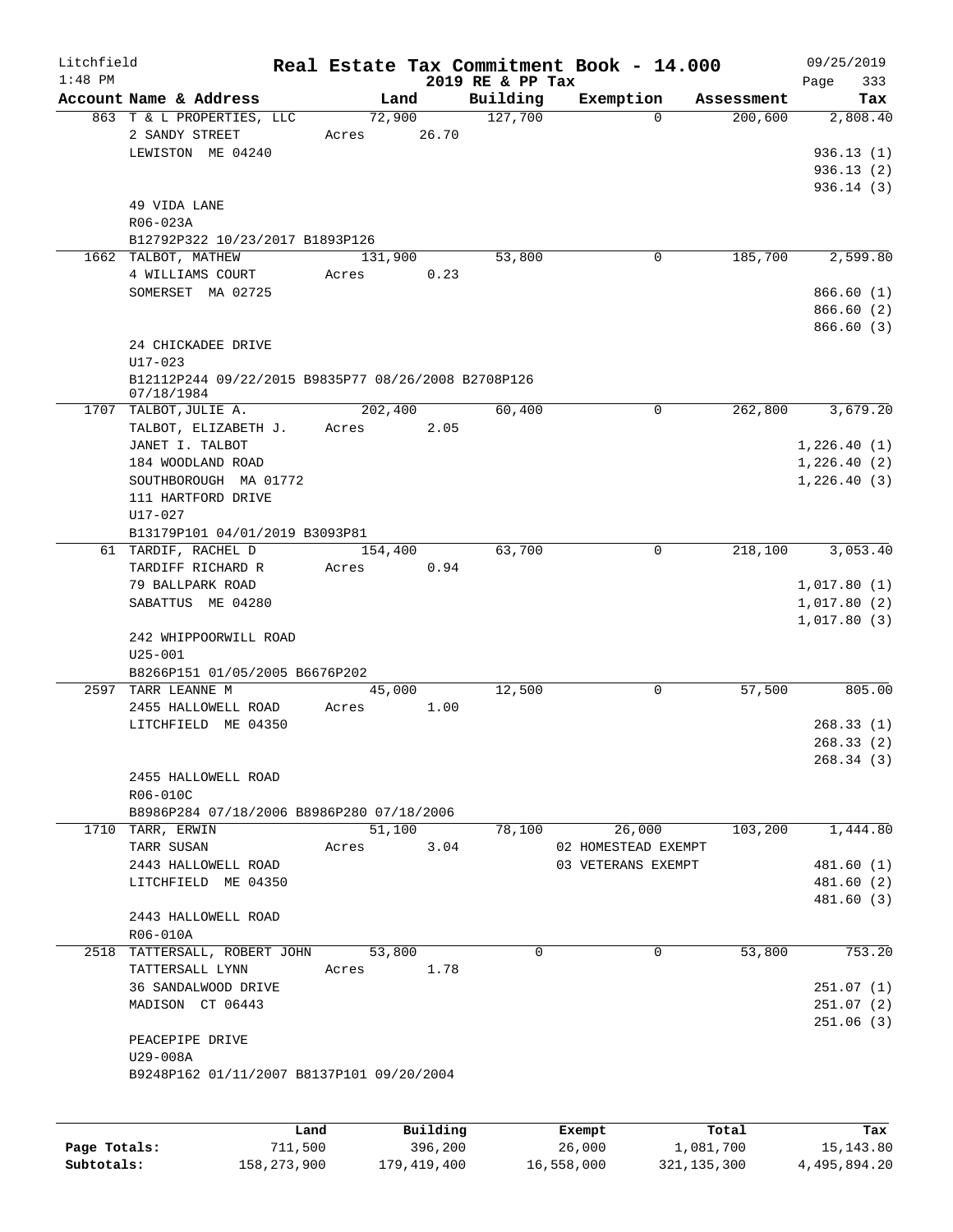Litchfield
1:48 PM

# Real Estate Tax Commitment Book - 14.000

2019 RE & PP Tax

09/25/2019

| Account Name & Address | Land | Building | Exemption | Assessment | Tax |
|---|---|---|---|---|---|
| 863 T & L PROPERTIES, LLC | 72,900 | 127,700 | 0 | 200,600 | 2,808.40 |
| 2 SANDY STREET | Acres 26.70 | | | | |
| LEWISTON ME 04240 | | | | | 936.13 (1) |
| | | | | | 936.13 (2) |
| | | | | | 936.14 (3) |
| 49 VIDA LANE | | | | | |
| R06-023A | | | | | |
| B12792P322 10/23/2017 B1893P126 | | | | | |
| 1662 TALBOT, MATHEW | 131,900 | 53,800 | 0 | 185,700 | 2,599.80 |
| 4 WILLIAMS COURT | Acres 0.23 | | | | |
| SOMERSET MA 02725 | | | | | 866.60 (1) |
| | | | | | 866.60 (2) |
| | | | | | 866.60 (3) |
| 24 CHICKADEE DRIVE | | | | | |
| U17-023 | | | | | |
| B12112P244 09/22/2015 B9835P77 08/26/2008 B2708P126 07/18/1984 | | | | | |
| 1707 TALBOT, JULIE A. | 202,400 | 60,400 | 0 | 262,800 | 3,679.20 |
| TALBOT, ELIZABETH J. | Acres 2.05 | | | | |
| JANET I. TALBOT | | | | | 1,226.40 (1) |
| 184 WOODLAND ROAD | | | | | 1,226.40 (2) |
| SOUTHBOROUGH MA 01772 | | | | | 1,226.40 (3) |
| 111 HARTFORD DRIVE | | | | | |
| U17-027 | | | | | |
| B13179P101 04/01/2019 B3093P81 | | | | | |
| 61 TARDIF, RACHEL D | 154,400 | 63,700 | 0 | 218,100 | 3,053.40 |
| TARDIFF RICHARD R | Acres 0.94 | | | | |
| 79 BALLPARK ROAD | | | | | 1,017.80 (1) |
| SABATTUS ME 04280 | | | | | 1,017.80 (2) |
| | | | | | 1,017.80 (3) |
| 242 WHIPPOORWILL ROAD | | | | | |
| U25-001 | | | | | |
| B8266P151 01/05/2005 B6676P202 | | | | | |
| 2597 TARR LEANNE M | 45,000 | 12,500 | 0 | 57,500 | 805.00 |
| 2455 HALLOWELL ROAD | Acres 1.00 | | | | |
| LITCHFIELD ME 04350 | | | | | 268.33 (1) |
| | | | | | 268.33 (2) |
| | | | | | 268.34 (3) |
| 2455 HALLOWELL ROAD | | | | | |
| R06-010C | | | | | |
| B8986P284 07/18/2006 B8986P280 07/18/2006 | | | | | |
| 1710 TARR, ERWIN | 51,100 | 78,100 | 26,000 | 103,200 | 1,444.80 |
| TARR SUSAN | Acres 3.04 | | 02 HOMESTEAD EXEMPT | | |
| 2443 HALLOWELL ROAD | | | 03 VETERANS EXEMPT | | 481.60 (1) |
| LITCHFIELD ME 04350 | | | | | 481.60 (2) |
| | | | | | 481.60 (3) |
| 2443 HALLOWELL ROAD | | | | | |
| R06-010A | | | | | |
| 2518 TATTERSALL, ROBERT JOHN | 53,800 | 0 | 0 | 53,800 | 753.20 |
| TATTERSALL LYNN | Acres 1.78 | | | | |
| 36 SANDALWOOD DRIVE | | | | | 251.07 (1) |
| MADISON CT 06443 | | | | | 251.07 (2) |
| | | | | | 251.06 (3) |
| PEACEPIPE DRIVE | | | | | |
| U29-008A | | | | | |
| B9248P162 01/11/2007 B8137P101 09/20/2004 | | | | | |

| | Land | Building | Exempt | Total | Tax |
|---|---|---|---|---|---|
| Page Totals: | 711,500 | 396,200 | 26,000 | 1,081,700 | 15,143.80 |
| Subtotals: | 158,273,900 | 179,419,400 | 16,558,000 | 321,135,300 | 4,495,894.20 |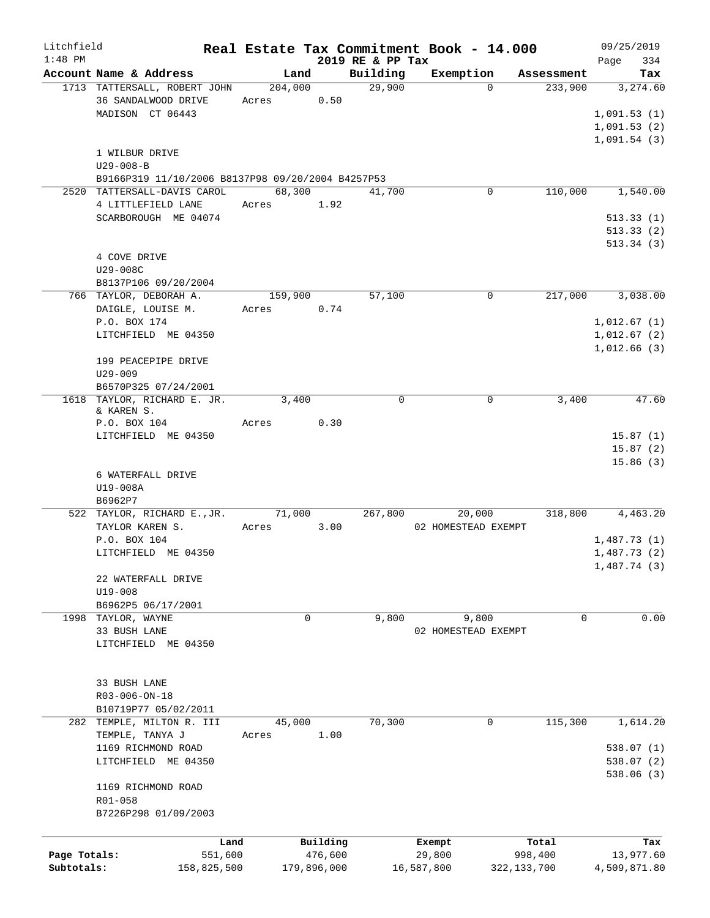# Litchfield — Real Estate Tax Commitment Book - 14.000

1:48 PM — 2019 RE & PP Tax — 09/25/2019

| Account | Name & Address | Land | Building | Exemption | Assessment | Tax |
|---|---|---|---|---|---|---|
| 1713 | TATTERSALL, ROBERT JOHN<br>36 SANDALWOOD DRIVE<br>MADISON CT 06443<br><br>1 WILBUR DRIVE<br>U29-008-B<br>B9166P319 11/10/2006 B8137P98 09/20/2004 B4257P53 | 204,000<br>Acres 0.50 | 29,900 | 0 | 233,900 | 3,274.60<br>1,091.53 (1)<br>1,091.53 (2)<br>1,091.54 (3) |
| 2520 | TATTERSALL-DAVIS CAROL<br>4 LITTLEFIELD LANE<br>SCARBOROUGH ME 04074<br><br>4 COVE DRIVE<br>U29-008C<br>B8137P106 09/20/2004 | 68,300<br>Acres 1.92 | 41,700 | 0 | 110,000 | 1,540.00<br>513.33 (1)<br>513.33 (2)<br>513.34 (3) |
| 766 | TAYLOR, DEBORAH A.<br>DAIGLE, LOUISE M.<br>P.O. BOX 174<br>LITCHFIELD ME 04350<br><br>199 PEACEPIPE DRIVE<br>U29-009<br>B6570P325 07/24/2001 | 159,900<br>Acres 0.74 | 57,100 | 0 | 217,000 | 3,038.00<br>1,012.67 (1)<br>1,012.67 (2)<br>1,012.66 (3) |
| 1618 | TAYLOR, RICHARD E. JR.<br>& KAREN S.<br>P.O. BOX 104<br>LITCHFIELD ME 04350<br><br>6 WATERFALL DRIVE<br>U19-008A<br>B6962P7 | 3,400<br>Acres 0.30 | 0 | 0 | 3,400 | 47.60<br>15.87 (1)<br>15.87 (2)<br>15.86 (3) |
| 522 | TAYLOR, RICHARD E.,JR.<br>TAYLOR KAREN S.<br>P.O. BOX 104<br>LITCHFIELD ME 04350<br><br>22 WATERFALL DRIVE<br>U19-008<br>B6962P5 06/17/2001 | 71,000<br>Acres 3.00 | 267,800 | 20,000<br>02 HOMESTEAD EXEMPT | 318,800 | 4,463.20<br>1,487.73 (1)<br>1,487.73 (2)<br>1,487.74 (3) |
| 1998 | TAYLOR, WAYNE<br>33 BUSH LANE<br>LITCHFIELD ME 04350<br><br>33 BUSH LANE<br>R03-006-ON-18<br>B10719P77 05/02/2011 | 0 | 9,800 | 9,800<br>02 HOMESTEAD EXEMPT | 0 | 0.00 |
| 282 | TEMPLE, MILTON R. III<br>TEMPLE, TANYA J<br>1169 RICHMOND ROAD<br>LITCHFIELD ME 04350<br><br>1169 RICHMOND ROAD<br>R01-058<br>B7226P298 01/09/2003 | 45,000<br>Acres 1.00 | 70,300 | 0 | 115,300 | 1,614.20<br>538.07 (1)<br>538.07 (2)<br>538.06 (3) |

| | Land | Building | Exempt | Total | Tax |
|---|---|---|---|---|---|
| Page Totals: | 551,600 | 476,600 | 29,800 | 998,400 | 13,977.60 |
| Subtotals: | 158,825,500 | 179,896,000 | 16,587,800 | 322,133,700 | 4,509,871.80 |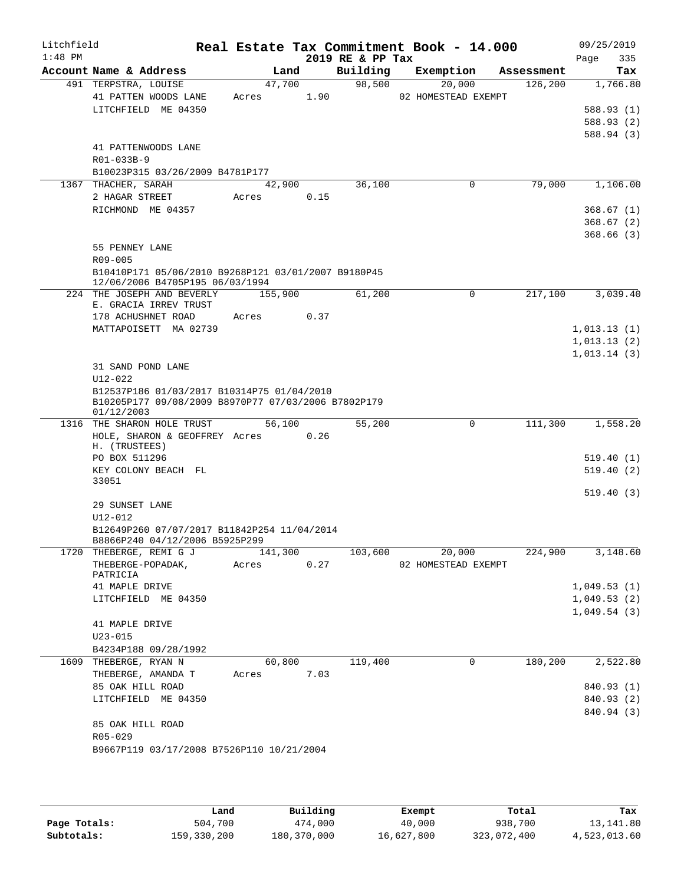Litchfield 1:48 PM

# Real Estate Tax Commitment Book - 14.000

2019 RE & PP Tax

09/25/2019 Page 335

| Account Name & Address | Land | Building | Exemption | Assessment | Tax |
|---|---|---|---|---|---|
| 491 TERPSTRA, LOUISE | 47,700 | 98,500 | 20,000 | 126,200 | 1,766.80 |
| 41 PATTEN WOODS LANE | Acres 1.90 | | 02 HOMESTEAD EXEMPT | | |
| LITCHFIELD ME 04350 | | | | | 588.93 (1) |
| | | | | | 588.93 (2) |
| | | | | | 588.94 (3) |
| 41 PATTENWOODS LANE | | | | | |
| R01-033B-9 | | | | | |
| B10023P315 03/26/2009 B4781P177 | | | | | |
| 1367 THACHER, SARAH | 42,900 | 36,100 | 0 | 79,000 | 1,106.00 |
| 2 HAGAR STREET | Acres 0.15 | | | | |
| RICHMOND ME 04357 | | | | | 368.67 (1) |
| | | | | | 368.67 (2) |
| | | | | | 368.66 (3) |
| 55 PENNEY LANE | | | | | |
| R09-005 | | | | | |
| B10410P171 05/06/2010 B9268P121 03/01/2007 B9180P45 12/06/2006 B4705P195 06/03/1994 | | | | | |
| 224 THE JOSEPH AND BEVERLY E. GRACIA IRREV TRUST | 155,900 | 61,200 | 0 | 217,100 | 3,039.40 |
| 178 ACHUSHNET ROAD | Acres 0.37 | | | | |
| MATTAPOISETT MA 02739 | | | | | 1,013.13 (1) |
| | | | | | 1,013.13 (2) |
| | | | | | 1,013.14 (3) |
| 31 SAND POND LANE | | | | | |
| U12-022 | | | | | |
| B12537P186 01/03/2017 B10314P75 01/04/2010 B10205P177 09/08/2009 B8970P77 07/03/2006 B7802P179 01/12/2003 | | | | | |
| 1316 THE SHARON HOLE TRUST | 56,100 | 55,200 | 0 | 111,300 | 1,558.20 |
| HOLE, SHARON & GEOFFREY H. (TRUSTEES) | Acres 0.26 | | | | |
| PO BOX 511296 | | | | | 519.40 (1) |
| KEY COLONY BEACH FL 33051 | | | | | 519.40 (2) |
| | | | | | 519.40 (3) |
| 29 SUNSET LANE | | | | | |
| U12-012 | | | | | |
| B12649P260 07/07/2017 B11842P254 11/04/2014 B8866P240 04/12/2006 B5925P299 | | | | | |
| 1720 THEBERGE, REMI G J | 141,300 | 103,600 | 20,000 | 224,900 | 3,148.60 |
| THEBERGE-POPADAK, PATRICIA | Acres 0.27 | | 02 HOMESTEAD EXEMPT | | |
| 41 MAPLE DRIVE | | | | | 1,049.53 (1) |
| LITCHFIELD ME 04350 | | | | | 1,049.53 (2) |
| | | | | | 1,049.54 (3) |
| 41 MAPLE DRIVE | | | | | |
| U23-015 | | | | | |
| B4234P188 09/28/1992 | | | | | |
| 1609 THEBERGE, RYAN N | 60,800 | 119,400 | 0 | 180,200 | 2,522.80 |
| THEBERGE, AMANDA T | Acres 7.03 | | | | |
| 85 OAK HILL ROAD | | | | | 840.93 (1) |
| LITCHFIELD ME 04350 | | | | | 840.93 (2) |
| | | | | | 840.94 (3) |
| 85 OAK HILL ROAD | | | | | |
| R05-029 | | | | | |
| B9667P119 03/17/2008 B7526P110 10/21/2004 | | | | | |

| | Land | Building | Exempt | Total | Tax |
|---|---|---|---|---|---|
| Page Totals: | 504,700 | 474,000 | 40,000 | 938,700 | 13,141.80 |
| Subtotals: | 159,330,200 | 180,370,000 | 16,627,800 | 323,072,400 | 4,523,013.60 |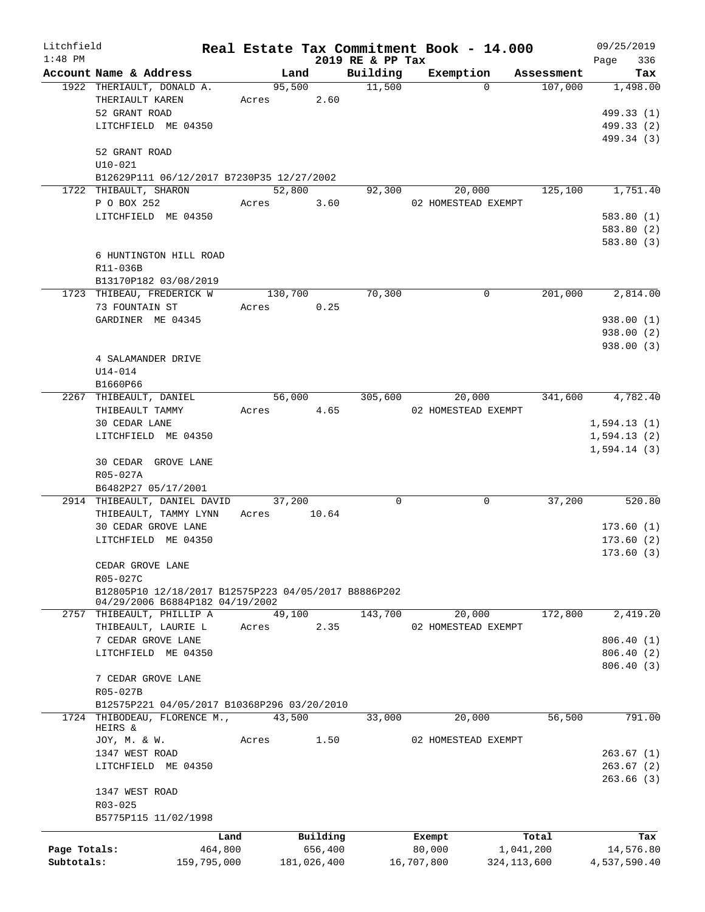Litchfield
1:48 PM

# Real Estate Tax Commitment Book - 14.000

2019 RE & PP Tax

09/25/2019

| Account | Name & Address | Land | Building | Exemption | Assessment | Tax |
|---|---|---|---|---|---|---|
| 1922 | THERIAULT, DONALD A. | 95,500 | 11,500 | 0 | 107,000 | 1,498.00 |
| | THERIAULT KAREN | Acres 2.60 | | | | |
| | 52 GRANT ROAD | | | | | 499.33 (1) |
| | LITCHFIELD ME 04350 | | | | | 499.33 (2) |
| | | | | | | 499.34 (3) |
| | 52 GRANT ROAD | | | | | |
| | U10-021 | | | | | |
| | B12629P111 06/12/2017 B7230P35 12/27/2002 | | | | | |
| 1722 | THIBAULT, SHARON | 52,800 | 92,300 | 20,000 | 125,100 | 1,751.40 |
| | P O BOX 252 | Acres 3.60 | | 02 HOMESTEAD EXEMPT | | |
| | LITCHFIELD ME 04350 | | | | | 583.80 (1) |
| | | | | | | 583.80 (2) |
| | | | | | | 583.80 (3) |
| | 6 HUNTINGTON HILL ROAD | | | | | |
| | R11-036B | | | | | |
| | B13170P182 03/08/2019 | | | | | |
| 1723 | THIBEAU, FREDERICK W | 130,700 | 70,300 | 0 | 201,000 | 2,814.00 |
| | 73 FOUNTAIN ST | Acres 0.25 | | | | |
| | GARDINER ME 04345 | | | | | 938.00 (1) |
| | | | | | | 938.00 (2) |
| | | | | | | 938.00 (3) |
| | 4 SALAMANDER DRIVE | | | | | |
| | U14-014 | | | | | |
| | B1660P66 | | | | | |
| 2267 | THIBEAULT, DANIEL | 56,000 | 305,600 | 20,000 | 341,600 | 4,782.40 |
| | THIBEAULT TAMMY | Acres 4.65 | | 02 HOMESTEAD EXEMPT | | |
| | 30 CEDAR LANE | | | | | 1,594.13 (1) |
| | LITCHFIELD ME 04350 | | | | | 1,594.13 (2) |
| | | | | | | 1,594.14 (3) |
| | 30 CEDAR GROVE LANE | | | | | |
| | R05-027A | | | | | |
| | B6482P27 05/17/2001 | | | | | |
| 2914 | THIBEAULT, DANIEL DAVID | 37,200 | 0 | 0 | 37,200 | 520.80 |
| | THIBEAULT, TAMMY LYNN | Acres 10.64 | | | | |
| | 30 CEDAR GROVE LANE | | | | | 173.60 (1) |
| | LITCHFIELD ME 04350 | | | | | 173.60 (2) |
| | | | | | | 173.60 (3) |
| | CEDAR GROVE LANE | | | | | |
| | R05-027C | | | | | |
| | B12805P10 12/18/2017 B12575P223 04/05/2017 B8886P202 04/29/2006 B6884P182 04/19/2002 | | | | | |
| 2757 | THIBEAULT, PHILLIP A | 49,100 | 143,700 | 20,000 | 172,800 | 2,419.20 |
| | THIBEAULT, LAURIE L | Acres 2.35 | | 02 HOMESTEAD EXEMPT | | |
| | 7 CEDAR GROVE LANE | | | | | 806.40 (1) |
| | LITCHFIELD ME 04350 | | | | | 806.40 (2) |
| | | | | | | 806.40 (3) |
| | 7 CEDAR GROVE LANE | | | | | |
| | R05-027B | | | | | |
| | B12575P221 04/05/2017 B10368P296 03/20/2010 | | | | | |
| 1724 | THIBODEAU, FLORENCE M., HEIRS & | 43,500 | 33,000 | 20,000 | 56,500 | 791.00 |
| | JOY, M. & W. | Acres 1.50 | | 02 HOMESTEAD EXEMPT | | |
| | 1347 WEST ROAD | | | | | 263.67 (1) |
| | LITCHFIELD ME 04350 | | | | | 263.67 (2) |
| | | | | | | 263.66 (3) |
| | 1347 WEST ROAD | | | | | |
| | R03-025 | | | | | |
| | B5775P115 11/02/1998 | | | | | |

| | Land | Building | Exempt | Total | Tax |
|---|---|---|---|---|---|
| Page Totals: | 464,800 | 656,400 | 80,000 | 1,041,200 | 14,576.80 |
| Subtotals: | 159,795,000 | 181,026,400 | 16,707,800 | 324,113,600 | 4,537,590.40 |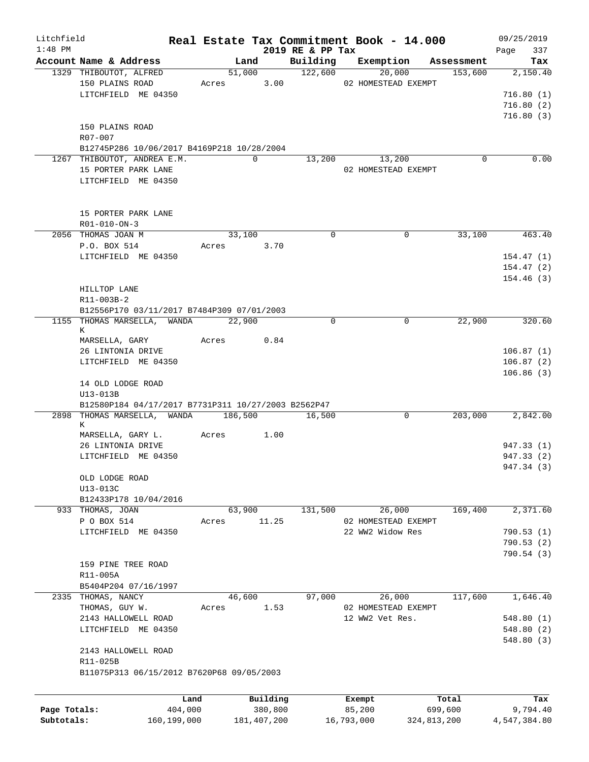Litchfield
1:48 PM

# Real Estate Tax Commitment Book - 14.000
## 2019 RE & PP Tax

09/25/2019

| Account Name & Address | Land | Building | Exemption | Assessment | Tax |
|---|---|---|---|---|---|
| 1329 THIBOUTOT, ALFRED | 51,000 | 122,600 | 20,000 | 153,600 | 2,150.40 |
| 150 PLAINS ROAD | Acres 3.00 | | 02 HOMESTEAD EXEMPT | | |
| LITCHFIELD ME 04350 | | | | | 716.80 (1) |
| | | | | | 716.80 (2) |
| | | | | | 716.80 (3) |
| 150 PLAINS ROAD | | | | | |
| R07-007 | | | | | |
| B12745P286 10/06/2017 B4169P218 10/28/2004 | | | | | |
| 1267 THIBOUTOT, ANDREA E.M. | 0 | 13,200 | 13,200 | 0 | 0.00 |
| 15 PORTER PARK LANE | | | 02 HOMESTEAD EXEMPT | | |
| LITCHFIELD ME 04350 | | | | | |
| 15 PORTER PARK LANE | | | | | |
| R01-010-ON-3 | | | | | |
| 2056 THOMAS JOAN M | 33,100 | 0 | 0 | 33,100 | 463.40 |
| P.O. BOX 514 | Acres 3.70 | | | | |
| LITCHFIELD ME 04350 | | | | | 154.47 (1) |
| | | | | | 154.47 (2) |
| | | | | | 154.46 (3) |
| HILLTOP LANE | | | | | |
| R11-003B-2 | | | | | |
| B12556P170 03/11/2017 B7484P309 07/01/2003 | | | | | |
| 1155 THOMAS MARSELLA, WANDA K | 22,900 | 0 | 0 | 22,900 | 320.60 |
| MARSELLA, GARY | Acres 0.84 | | | | |
| 26 LINTONIA DRIVE | | | | | 106.87 (1) |
| LITCHFIELD ME 04350 | | | | | 106.87 (2) |
| | | | | | 106.86 (3) |
| 14 OLD LODGE ROAD | | | | | |
| U13-013B | | | | | |
| B12580P184 04/17/2017 B7731P311 10/27/2003 B2562P47 | | | | | |
| 2898 THOMAS MARSELLA, WANDA K | 186,500 | 16,500 | 0 | 203,000 | 2,842.00 |
| MARSELLA, GARY L. | Acres 1.00 | | | | |
| 26 LINTONIA DRIVE | | | | | 947.33 (1) |
| LITCHFIELD ME 04350 | | | | | 947.33 (2) |
| | | | | | 947.34 (3) |
| OLD LODGE ROAD | | | | | |
| U13-013C | | | | | |
| B12433P178 10/04/2016 | | | | | |
| 933 THOMAS, JOAN | 63,900 | 131,500 | 26,000 | 169,400 | 2,371.60 |
| P O BOX 514 | Acres 11.25 | | 02 HOMESTEAD EXEMPT | | |
| LITCHFIELD ME 04350 | | | 22 WW2 Widow Res | | 790.53 (1) |
| | | | | | 790.53 (2) |
| | | | | | 790.54 (3) |
| 159 PINE TREE ROAD | | | | | |
| R11-005A | | | | | |
| B5404P204 07/16/1997 | | | | | |
| 2335 THOMAS, NANCY | 46,600 | 97,000 | 26,000 | 117,600 | 1,646.40 |
| THOMAS, GUY W. | Acres 1.53 | | 02 HOMESTEAD EXEMPT | | |
| 2143 HALLOWELL ROAD | | | 12 WW2 Vet Res. | | 548.80 (1) |
| LITCHFIELD ME 04350 | | | | | 548.80 (2) |
| | | | | | 548.80 (3) |
| 2143 HALLOWELL ROAD | | | | | |
| R11-025B | | | | | |
| B11075P313 06/15/2012 B7620P68 09/05/2003 | | | | | |

| | Land | Building | Exempt | Total | Tax |
|---|---|---|---|---|---|
| Page Totals: | 404,000 | 380,800 | 85,200 | 699,600 | 9,794.40 |
| Subtotals: | 160,199,000 | 181,407,200 | 16,793,000 | 324,813,200 | 4,547,384.80 |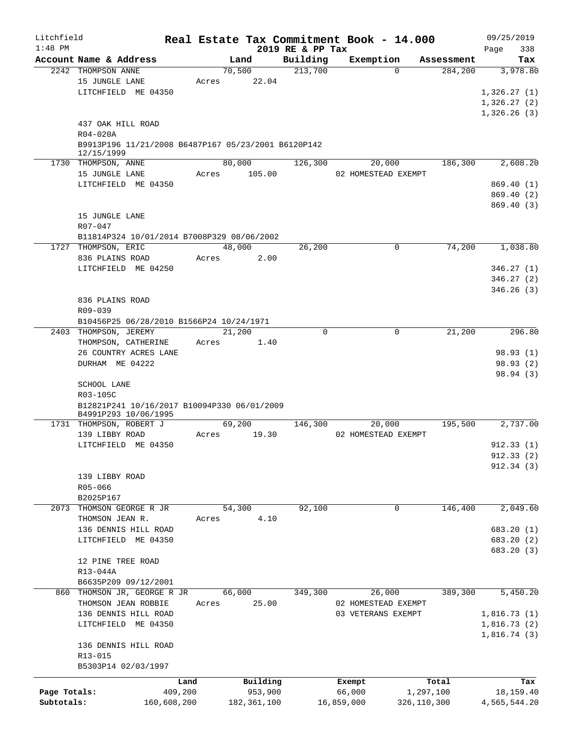Litchfield 1:48 PM — **Real Estate Tax Commitment Book - 14.000** — 2019 RE & PP Tax — 09/25/2019

| Account Name & Address | Land | Building | Exemption | Assessment | Tax |
|---|---|---|---|---|---|
| 2242 THOMPSON ANNE<br>15 JUNGLE LANE<br>LITCHFIELD ME 04350<br>437 OAK HILL ROAD<br>R04-020A<br>B9913P196 11/21/2008 B6487P167 05/23/2001 B6120P142 12/15/1999 | 70,500<br>Acres 22.04 | 213,700 | 0 | 284,200 | 3,978.80<br>1,326.27 (1)<br>1,326.27 (2)<br>1,326.26 (3) |
| 1730 THOMPSON, ANNE<br>15 JUNGLE LANE<br>LITCHFIELD ME 04350<br>15 JUNGLE LANE<br>R07-047<br>B11814P324 10/01/2014 B7008P329 08/06/2002 | 80,000<br>Acres 105.00 | 126,300 | 20,000<br>02 HOMESTEAD EXEMPT | 186,300 | 2,608.20<br>869.40 (1)<br>869.40 (2)<br>869.40 (3) |
| 1727 THOMPSON, ERIC<br>836 PLAINS ROAD<br>LITCHFIELD ME 04250<br>836 PLAINS ROAD<br>R09-039<br>B10456P25 06/28/2010 B1566P24 10/24/1971 | 48,000<br>Acres 2.00 | 26,200 | 0 | 74,200 | 1,038.80<br>346.27 (1)<br>346.27 (2)<br>346.26 (3) |
| 2403 THOMPSON, JEREMY<br>THOMPSON, CATHERINE<br>26 COUNTRY ACRES LANE<br>DURHAM ME 04222<br>SCHOOL LANE<br>R03-105C<br>B12821P241 10/16/2017 B10094P330 06/01/2009 B4991P293 10/06/1995 | 21,200<br>Acres 1.40 | 0 | 0 | 21,200 | 296.80<br>98.93 (1)<br>98.93 (2)<br>98.94 (3) |
| 1731 THOMPSON, ROBERT J<br>139 LIBBY ROAD<br>LITCHFIELD ME 04350<br>139 LIBBY ROAD<br>R05-066<br>B2025P167 | 69,200<br>Acres 19.30 | 146,300 | 20,000<br>02 HOMESTEAD EXEMPT | 195,500 | 2,737.00<br>912.33 (1)<br>912.33 (2)<br>912.34 (3) |
| 2073 THOMSON GEORGE R JR<br>THOMSON JEAN R.<br>136 DENNIS HILL ROAD<br>LITCHFIELD ME 04350<br>12 PINE TREE ROAD<br>R13-044A<br>B6635P209 09/12/2001 | 54,300<br>Acres 4.10 | 92,100 | 0 | 146,400 | 2,049.60<br>683.20 (1)<br>683.20 (2)<br>683.20 (3) |
| 860 THOMSON JR, GEORGE R JR<br>THOMSON JEAN ROBBIE<br>136 DENNIS HILL ROAD<br>LITCHFIELD ME 04350<br>136 DENNIS HILL ROAD<br>R13-015<br>B5303P14 02/03/1997 | 66,000<br>Acres 25.00 | 349,300 | 26,000<br>02 HOMESTEAD EXEMPT<br>03 VETERANS EXEMPT | 389,300 | 5,450.20<br>1,816.73 (1)<br>1,816.73 (2)<br>1,816.74 (3) |

| | Land | Building | Exempt | Total | Tax |
|---|---|---|---|---|---|
| Page Totals: | 409,200 | 953,900 | 66,000 | 1,297,100 | 18,159.40 |
| Subtotals: | 160,608,200 | 182,361,100 | 16,859,000 | 326,110,300 | 4,565,544.20 |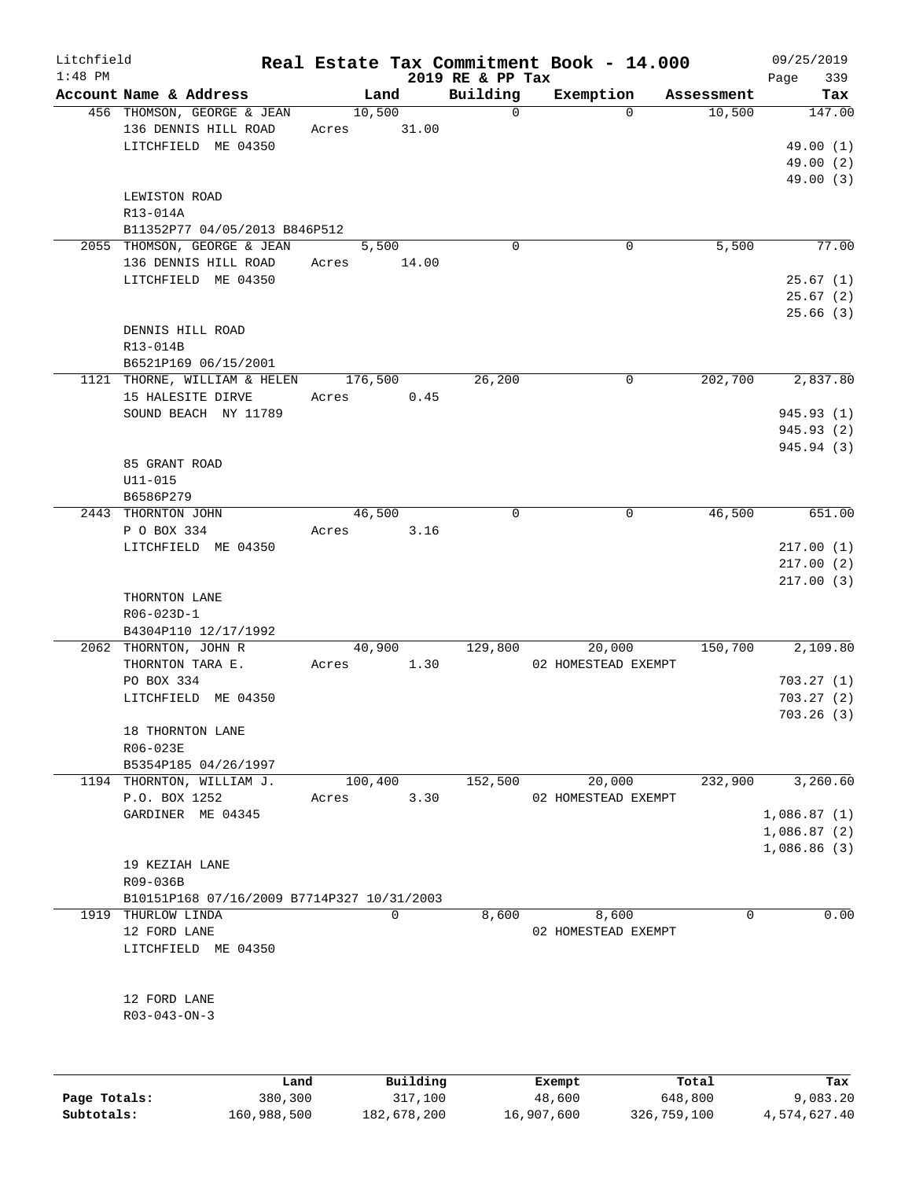Litchfield
1:48 PM

# Real Estate Tax Commitment Book - 14.000

2019 RE & PP Tax

09/25/2019
Page 339

| Account | Name & Address | Land | Building | Exemption | Assessment | Tax |
|---|---|---|---|---|---|---|
| 456 | THOMSON, GEORGE & JEAN<br>136 DENNIS HILL ROAD<br>LITCHFIELD ME 04350<br><br>LEWISTON ROAD<br>R13-014A<br>B11352P77 04/05/2013 B846P512 | 10,500<br>Acres 31.00 | 0 | 0 | 10,500 | 147.00<br><br>49.00 (1)<br>49.00 (2)<br>49.00 (3) |
| 2055 | THOMSON, GEORGE & JEAN<br>136 DENNIS HILL ROAD<br>LITCHFIELD ME 04350<br><br>DENNIS HILL ROAD<br>R13-014B<br>B6521P169 06/15/2001 | 5,500<br>Acres 14.00 | 0 | 0 | 5,500 | 77.00<br><br>25.67 (1)<br>25.67 (2)<br>25.66 (3) |
| 1121 | THORNE, WILLIAM & HELEN<br>15 HALESITE DIRVE<br>SOUND BEACH NY 11789<br><br>85 GRANT ROAD<br>U11-015<br>B6586P279 | 176,500<br>Acres 0.45 | 26,200 | 0 | 202,700 | 2,837.80<br><br>945.93 (1)<br>945.93 (2)<br>945.94 (3) |
| 2443 | THORNTON JOHN<br>P O BOX 334<br>LITCHFIELD ME 04350<br><br>THORNTON LANE<br>R06-023D-1<br>B4304P110 12/17/1992 | 46,500<br>Acres 3.16 | 0 | 0 | 46,500 | 651.00<br><br>217.00 (1)<br>217.00 (2)<br>217.00 (3) |
| 2062 | THORNTON, JOHN R<br>THORNTON TARA E.<br>PO BOX 334<br>LITCHFIELD ME 04350<br><br>18 THORNTON LANE<br>R06-023E<br>B5354P185 04/26/1997 | 40,900<br>Acres 1.30 | 129,800 | 20,000<br>02 HOMESTEAD EXEMPT | 150,700 | 2,109.80<br><br>703.27 (1)<br>703.27 (2)<br>703.26 (3) |
| 1194 | THORNTON, WILLIAM J.<br>P.O. BOX 1252<br>GARDINER ME 04345<br><br>19 KEZIAH LANE<br>R09-036B<br>B10151P168 07/16/2009 B7714P327 10/31/2003 | 100,400<br>Acres 3.30 | 152,500 | 20,000<br>02 HOMESTEAD EXEMPT | 232,900 | 3,260.60<br><br>1,086.87 (1)<br>1,086.87 (2)<br>1,086.86 (3) |
| 1919 | THURLOW LINDA<br>12 FORD LANE<br>LITCHFIELD ME 04350<br><br>12 FORD LANE<br>R03-043-ON-3 | 0 | 8,600 | 8,600<br>02 HOMESTEAD EXEMPT | 0 | 0.00 |

| | Land | Building | Exempt | Total | Tax |
|---|---|---|---|---|---|
| Page Totals: | 380,300 | 317,100 | 48,600 | 648,800 | 9,083.20 |
| Subtotals: | 160,988,500 | 182,678,200 | 16,907,600 | 326,759,100 | 4,574,627.40 |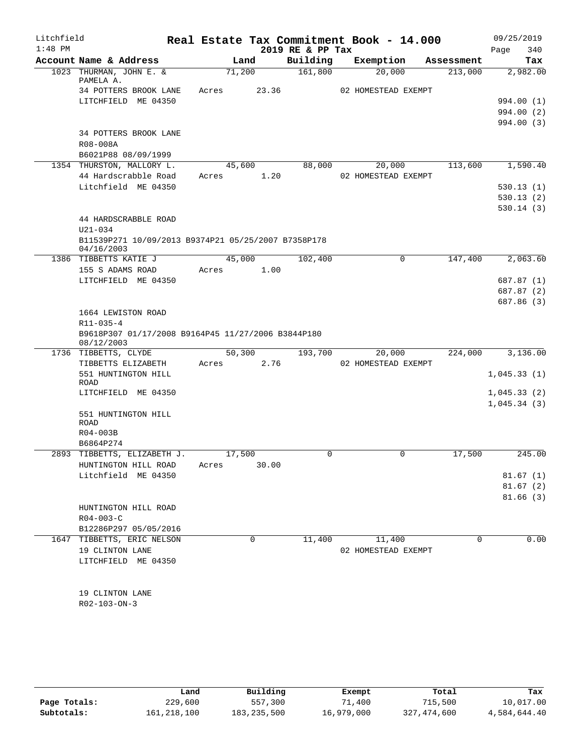# Real Estate Tax Commitment Book - 14.000

Litchfield 1:48 PM — 2019 RE & PP Tax — 09/25/2019

| Account | Name & Address | Land | Building | Exemption | Assessment | Tax |
|---|---|---|---|---|---|---|
| 1023 | THURMAN, JOHN E. & PAMELA A. | 71,200 | 161,800 | 20,000 | 213,000 | 2,982.00 |
| | 34 POTTERS BROOK LANE | Acres 23.36 | | 02 HOMESTEAD EXEMPT | | |
| | LITCHFIELD ME 04350 | | | | | 994.00 (1) |
| | | | | | | 994.00 (2) |
| | | | | | | 994.00 (3) |
| | 34 POTTERS BROOK LANE | | | | | |
| | R08-008A | | | | | |
| | B6021P88 08/09/1999 | | | | | |
| 1354 | THURSTON, MALLORY L. | 45,600 | 88,000 | 20,000 | 113,600 | 1,590.40 |
| | 44 Hardscrabble Road | Acres 1.20 | | 02 HOMESTEAD EXEMPT | | |
| | Litchfield ME 04350 | | | | | 530.13 (1) |
| | | | | | | 530.13 (2) |
| | | | | | | 530.14 (3) |
| | 44 HARDSCRABBLE ROAD | | | | | |
| | U21-034 | | | | | |
| | B11539P271 10/09/2013 B9374P21 05/25/2007 B7358P178 04/16/2003 | | | | | |
| 1386 | TIBBETTS KATIE J | 45,000 | 102,400 | 0 | 147,400 | 2,063.60 |
| | 155 S ADAMS ROAD | Acres 1.00 | | | | |
| | LITCHFIELD ME 04350 | | | | | 687.87 (1) |
| | | | | | | 687.87 (2) |
| | | | | | | 687.86 (3) |
| | 1664 LEWISTON ROAD | | | | | |
| | R11-035-4 | | | | | |
| | B9618P307 01/17/2008 B9164P45 11/27/2006 B3844P180 08/12/2003 | | | | | |
| 1736 | TIBBETTS, CLYDE | 50,300 | 193,700 | 20,000 | 224,000 | 3,136.00 |
| | TIBBETTS ELIZABETH | Acres 2.76 | | 02 HOMESTEAD EXEMPT | | |
| | 551 HUNTINGTON HILL ROAD | | | | | 1,045.33 (1) |
| | LITCHFIELD ME 04350 | | | | | 1,045.33 (2) |
| | | | | | | 1,045.34 (3) |
| | 551 HUNTINGTON HILL ROAD | | | | | |
| | R04-003B | | | | | |
| | B6864P274 | | | | | |
| 2893 | TIBBETTS, ELIZABETH J. | 17,500 | 0 | 0 | 17,500 | 245.00 |
| | HUNTINGTON HILL ROAD | Acres 30.00 | | | | |
| | Litchfield ME 04350 | | | | | 81.67 (1) |
| | | | | | | 81.67 (2) |
| | | | | | | 81.66 (3) |
| | HUNTINGTON HILL ROAD | | | | | |
| | R04-003-C | | | | | |
| | B12286P297 05/05/2016 | | | | | |
| 1647 | TIBBETTS, ERIC NELSON | 0 | 11,400 | 11,400 | 0 | 0.00 |
| | 19 CLINTON LANE | | | 02 HOMESTEAD EXEMPT | | |
| | LITCHFIELD ME 04350 | | | | | |
| | 19 CLINTON LANE | | | | | |
| | R02-103-ON-3 | | | | | |

| | Land | Building | Exempt | Total | Tax |
|---|---|---|---|---|---|
| Page Totals: | 229,600 | 557,300 | 71,400 | 715,500 | 10,017.00 |
| Subtotals: | 161,218,100 | 183,235,500 | 16,979,000 | 327,474,600 | 4,584,644.40 |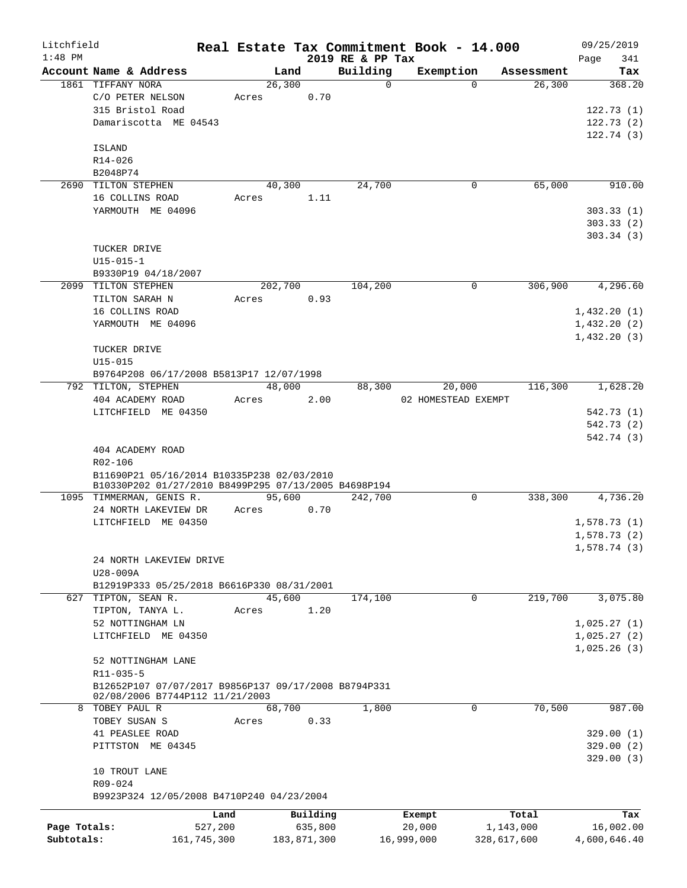Litchfield
1:48 PM

# Real Estate Tax Commitment Book - 14.000

2019 RE & PP Tax

09/25/2019
Page 341

| Account Name & Address | Land | Building | Exemption | Assessment | Tax |
|---|---|---|---|---|---|
| 1861 TIFFANY NORA | 26,300 | 0 | 0 | 26,300 | 368.20 |
| C/O PETER NELSON | Acres 0.70 | | | | |
| 315 Bristol Road | | | | | 122.73 (1) |
| Damariscotta ME 04543 | | | | | 122.73 (2) |
| | | | | | 122.74 (3) |
| ISLAND | | | | | |
| R14-026 | | | | | |
| B2048P74 | | | | | |
| 2690 TILTON STEPHEN | 40,300 | 24,700 | 0 | 65,000 | 910.00 |
| 16 COLLINS ROAD | Acres 1.11 | | | | |
| YARMOUTH ME 04096 | | | | | 303.33 (1) |
| | | | | | 303.33 (2) |
| | | | | | 303.34 (3) |
| TUCKER DRIVE | | | | | |
| U15-015-1 | | | | | |
| B9330P19 04/18/2007 | | | | | |
| 2099 TILTON STEPHEN | 202,700 | 104,200 | 0 | 306,900 | 4,296.60 |
| TILTON SARAH N | Acres 0.93 | | | | |
| 16 COLLINS ROAD | | | | | 1,432.20 (1) |
| YARMOUTH ME 04096 | | | | | 1,432.20 (2) |
| | | | | | 1,432.20 (3) |
| TUCKER DRIVE | | | | | |
| U15-015 | | | | | |
| B9764P208 06/17/2008 B5813P17 12/07/1998 | | | | | |
| 792 TILTON, STEPHEN | 48,000 | 88,300 | 20,000 | 116,300 | 1,628.20 |
| 404 ACADEMY ROAD | Acres 2.00 | | 02 HOMESTEAD EXEMPT | | |
| LITCHFIELD ME 04350 | | | | | 542.73 (1) |
| | | | | | 542.73 (2) |
| | | | | | 542.74 (3) |
| 404 ACADEMY ROAD | | | | | |
| R02-106 | | | | | |
| B11690P21 05/16/2014 B10335P238 02/03/2010 B10330P202 01/27/2010 B8499P295 07/13/2005 B4698P194 | | | | | |
| 1095 TIMMERMAN, GENIS R. | 95,600 | 242,700 | 0 | 338,300 | 4,736.20 |
| 24 NORTH LAKEVIEW DR | Acres 0.70 | | | | |
| LITCHFIELD ME 04350 | | | | | 1,578.73 (1) |
| | | | | | 1,578.73 (2) |
| | | | | | 1,578.74 (3) |
| 24 NORTH LAKEVIEW DRIVE | | | | | |
| U28-009A | | | | | |
| B12919P333 05/25/2018 B6616P330 08/31/2001 | | | | | |
| 627 TIPTON, SEAN R. | 45,600 | 174,100 | 0 | 219,700 | 3,075.80 |
| TIPTON, TANYA L. | Acres 1.20 | | | | |
| 52 NOTTINGHAM LN | | | | | 1,025.27 (1) |
| LITCHFIELD ME 04350 | | | | | 1,025.27 (2) |
| | | | | | 1,025.26 (3) |
| 52 NOTTINGHAM LANE | | | | | |
| R11-035-5 | | | | | |
| B12652P107 07/07/2017 B9856P137 09/17/2008 B8794P331 02/08/2006 B7744P112 11/21/2003 | | | | | |
| 8 TOBEY PAUL R | 68,700 | 1,800 | 0 | 70,500 | 987.00 |
| TOBEY SUSAN S | Acres 0.33 | | | | |
| 41 PEASLEE ROAD | | | | | 329.00 (1) |
| PITTSTON ME 04345 | | | | | 329.00 (2) |
| | | | | | 329.00 (3) |
| 10 TROUT LANE | | | | | |
| R09-024 | | | | | |
| B9923P324 12/05/2008 B4710P240 04/23/2004 | | | | | |

| | Land | Building | Exempt | Total | Tax |
|---|---|---|---|---|---|
| Page Totals: | 527,200 | 635,800 | 20,000 | 1,143,000 | 16,002.00 |
| Subtotals: | 161,745,300 | 183,871,300 | 16,999,000 | 328,617,600 | 4,600,646.40 |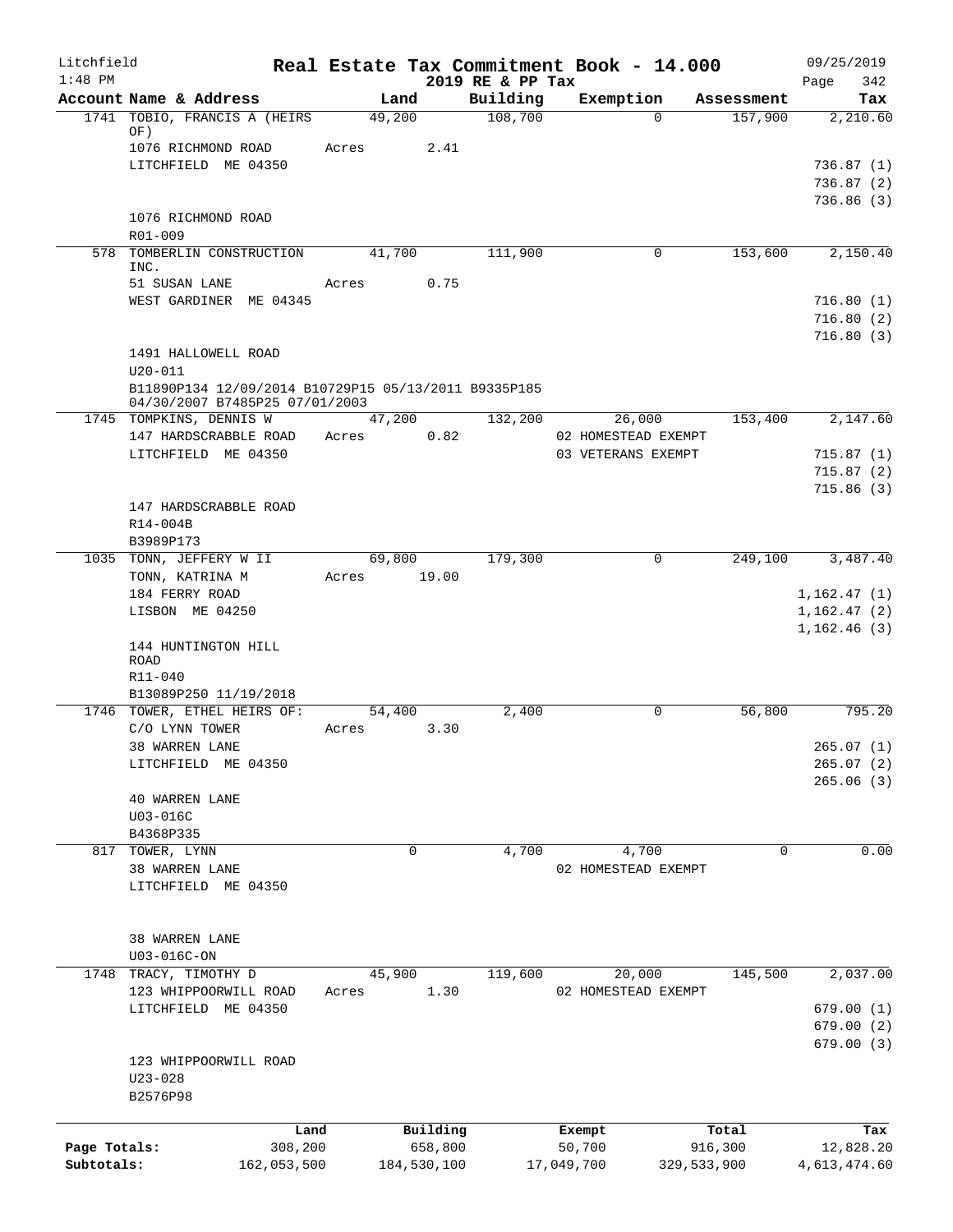# Real Estate Tax Commitment Book - 14.000

Litchfield
1:48 PM

2019 RE & PP Tax

09/25/2019

| Account | Name & Address | Land | Building | Exemption | Assessment | Tax |
|---|---|---|---|---|---|---|
| 1741 | TOBIO, FRANCIS A (HEIRS OF) | 49,200 | 108,700 | 0 | 157,900 | 2,210.60 |
| | 1076 RICHMOND ROAD | Acres 2.41 | | | | |
| | LITCHFIELD ME 04350 | | | | | 736.87 (1) |
| | | | | | | 736.87 (2) |
| | | | | | | 736.86 (3) |
| | 1076 RICHMOND ROAD | | | | | |
| | R01-009 | | | | | |
| 578 | TOMBERLIN CONSTRUCTION INC. | 41,700 | 111,900 | 0 | 153,600 | 2,150.40 |
| | 51 SUSAN LANE | Acres 0.75 | | | | |
| | WEST GARDINER ME 04345 | | | | | 716.80 (1) |
| | | | | | | 716.80 (2) |
| | | | | | | 716.80 (3) |
| | 1491 HALLOWELL ROAD | | | | | |
| | U20-011 | | | | | |
| | B11890P134 12/09/2014 B10729P15 05/13/2011 B9335P185 04/30/2007 B7485P25 07/01/2003 | | | | | |
| 1745 | TOMPKINS, DENNIS W | 47,200 | 132,200 | 26,000 | 153,400 | 2,147.60 |
| | 147 HARDSCRABBLE ROAD | Acres 0.82 | | 02 HOMESTEAD EXEMPT | | |
| | LITCHFIELD ME 04350 | | | 03 VETERANS EXEMPT | | 715.87 (1) |
| | | | | | | 715.87 (2) |
| | | | | | | 715.86 (3) |
| | 147 HARDSCRABBLE ROAD | | | | | |
| | R14-004B | | | | | |
| | B3989P173 | | | | | |
| 1035 | TONN, JEFFERY W II | 69,800 | 179,300 | 0 | 249,100 | 3,487.40 |
| | TONN, KATRINA M | Acres 19.00 | | | | |
| | 184 FERRY ROAD | | | | | 1,162.47 (1) |
| | LISBON ME 04250 | | | | | 1,162.47 (2) |
| | | | | | | 1,162.46 (3) |
| | 144 HUNTINGTON HILL ROAD | | | | | |
| | R11-040 | | | | | |
| | B13089P250 11/19/2018 | | | | | |
| 1746 | TOWER, ETHEL HEIRS OF: | 54,400 | 2,400 | 0 | 56,800 | 795.20 |
| | C/O LYNN TOWER | Acres 3.30 | | | | |
| | 38 WARREN LANE | | | | | 265.07 (1) |
| | LITCHFIELD ME 04350 | | | | | 265.07 (2) |
| | | | | | | 265.06 (3) |
| | 40 WARREN LANE | | | | | |
| | U03-016C | | | | | |
| | B4368P335 | | | | | |
| 817 | TOWER, LYNN | 0 | 4,700 | 4,700 | 0 | 0.00 |
| | 38 WARREN LANE | | | 02 HOMESTEAD EXEMPT | | |
| | LITCHFIELD ME 04350 | | | | | |
| | 38 WARREN LANE | | | | | |
| | U03-016C-ON | | | | | |
| 1748 | TRACY, TIMOTHY D | 45,900 | 119,600 | 20,000 | 145,500 | 2,037.00 |
| | 123 WHIPPOORWILL ROAD | Acres 1.30 | | 02 HOMESTEAD EXEMPT | | |
| | LITCHFIELD ME 04350 | | | | | 679.00 (1) |
| | | | | | | 679.00 (2) |
| | | | | | | 679.00 (3) |
| | 123 WHIPPOORWILL ROAD | | | | | |
| | U23-028 | | | | | |
| | B2576P98 | | | | | |

| | Land | Building | Exempt | Total | Tax |
|---|---|---|---|---|---|
| Page Totals: | 308,200 | 658,800 | 50,700 | 916,300 | 12,828.20 |
| Subtotals: | 162,053,500 | 184,530,100 | 17,049,700 | 329,533,900 | 4,613,474.60 |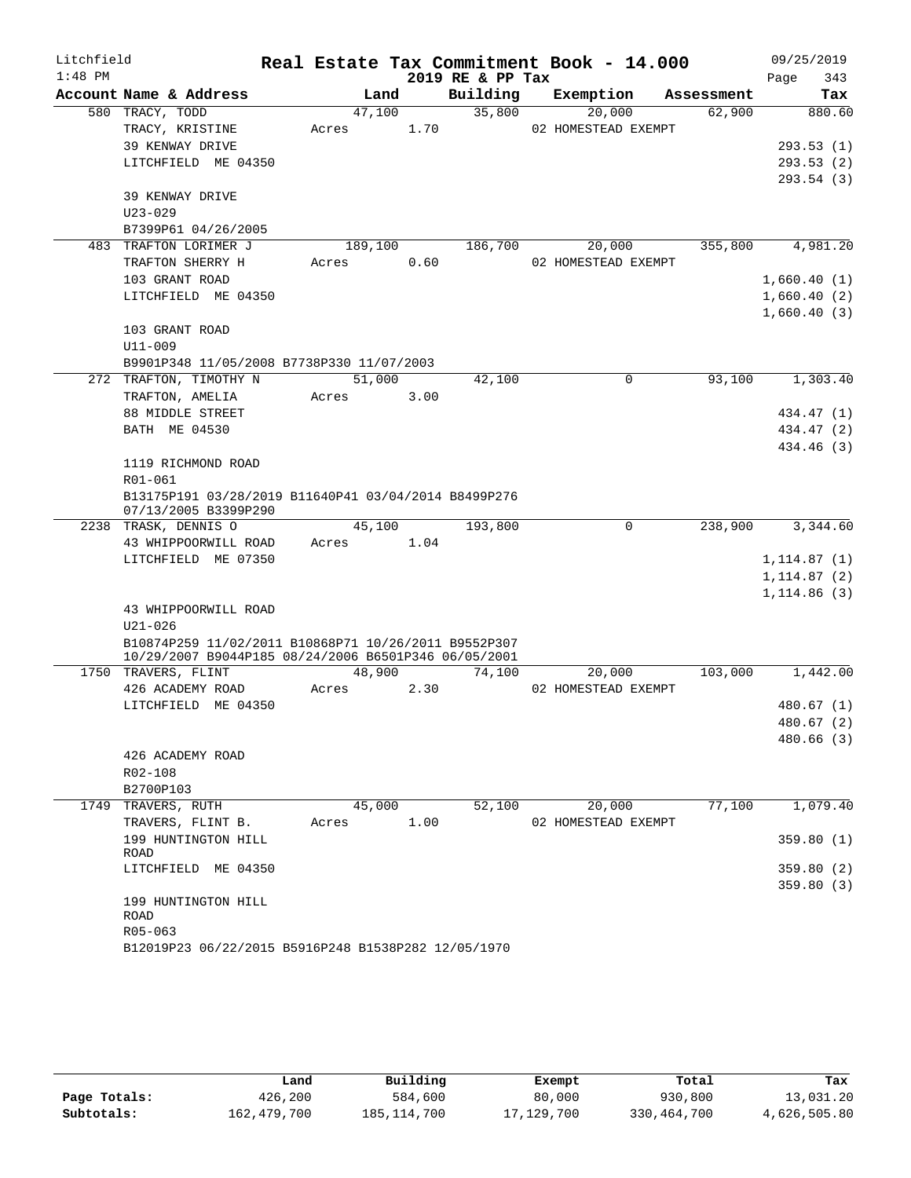Litchfield 1:48 PM

# Real Estate Tax Commitment Book - 14.000

2019 RE & PP Tax

09/25/2019 Page 343

| Account Name & Address | Land | Building | Exemption | Assessment | Tax |
|---|---|---|---|---|---|
| 580 TRACY, TODD | 47,100 | 35,800 | 20,000 | 62,900 | 880.60 |
| TRACY, KRISTINE | Acres 1.70 | | 02 HOMESTEAD EXEMPT | | |
| 39 KENWAY DRIVE | | | | | 293.53 (1) |
| LITCHFIELD ME 04350 | | | | | 293.53 (2) |
| | | | | | 293.54 (3) |
| 39 KENWAY DRIVE | | | | | |
| U23-029 | | | | | |
| B7399P61 04/26/2005 | | | | | |
| 483 TRAFTON LORIMER J | 189,100 | 186,700 | 20,000 | 355,800 | 4,981.20 |
| TRAFTON SHERRY H | Acres 0.60 | | 02 HOMESTEAD EXEMPT | | |
| 103 GRANT ROAD | | | | | 1,660.40 (1) |
| LITCHFIELD ME 04350 | | | | | 1,660.40 (2) |
| | | | | | 1,660.40 (3) |
| 103 GRANT ROAD | | | | | |
| U11-009 | | | | | |
| B9901P348 11/05/2008 B7738P330 11/07/2003 | | | | | |
| 272 TRAFTON, TIMOTHY N | 51,000 | 42,100 | 0 | 93,100 | 1,303.40 |
| TRAFTON, AMELIA | Acres 3.00 | | | | |
| 88 MIDDLE STREET | | | | | 434.47 (1) |
| BATH ME 04530 | | | | | 434.47 (2) |
| | | | | | 434.46 (3) |
| 1119 RICHMOND ROAD | | | | | |
| R01-061 | | | | | |
| B13175P191 03/28/2019 B11640P41 03/04/2014 B8499P276 07/13/2005 B3399P290 | | | | | |
| 2238 TRASK, DENNIS O | 45,100 | 193,800 | 0 | 238,900 | 3,344.60 |
| 43 WHIPPOORWILL ROAD | Acres 1.04 | | | | |
| LITCHFIELD ME 07350 | | | | | 1,114.87 (1) |
| | | | | | 1,114.87 (2) |
| | | | | | 1,114.86 (3) |
| 43 WHIPPOORWILL ROAD | | | | | |
| U21-026 | | | | | |
| B10874P259 11/02/2011 B10868P71 10/26/2011 B9552P307 10/29/2007 B9044P185 08/24/2006 B6501P346 06/05/2001 | | | | | |
| 1750 TRAVERS, FLINT | 48,900 | 74,100 | 20,000 | 103,000 | 1,442.00 |
| 426 ACADEMY ROAD | Acres 2.30 | | 02 HOMESTEAD EXEMPT | | |
| LITCHFIELD ME 04350 | | | | | 480.67 (1) |
| | | | | | 480.67 (2) |
| | | | | | 480.66 (3) |
| 426 ACADEMY ROAD | | | | | |
| R02-108 | | | | | |
| B2700P103 | | | | | |
| 1749 TRAVERS, RUTH | 45,000 | 52,100 | 20,000 | 77,100 | 1,079.40 |
| TRAVERS, FLINT B. | Acres 1.00 | | 02 HOMESTEAD EXEMPT | | |
| 199 HUNTINGTON HILL ROAD | | | | | 359.80 (1) |
| LITCHFIELD ME 04350 | | | | | 359.80 (2) |
| | | | | | 359.80 (3) |
| 199 HUNTINGTON HILL ROAD | | | | | |
| R05-063 | | | | | |
| B12019P23 06/22/2015 B5916P248 B1538P282 12/05/1970 | | | | | |

| | Land | Building | Exempt | Total | Tax |
|---|---|---|---|---|---|
| Page Totals: | 426,200 | 584,600 | 80,000 | 930,800 | 13,031.20 |
| Subtotals: | 162,479,700 | 185,114,700 | 17,129,700 | 330,464,700 | 4,626,505.80 |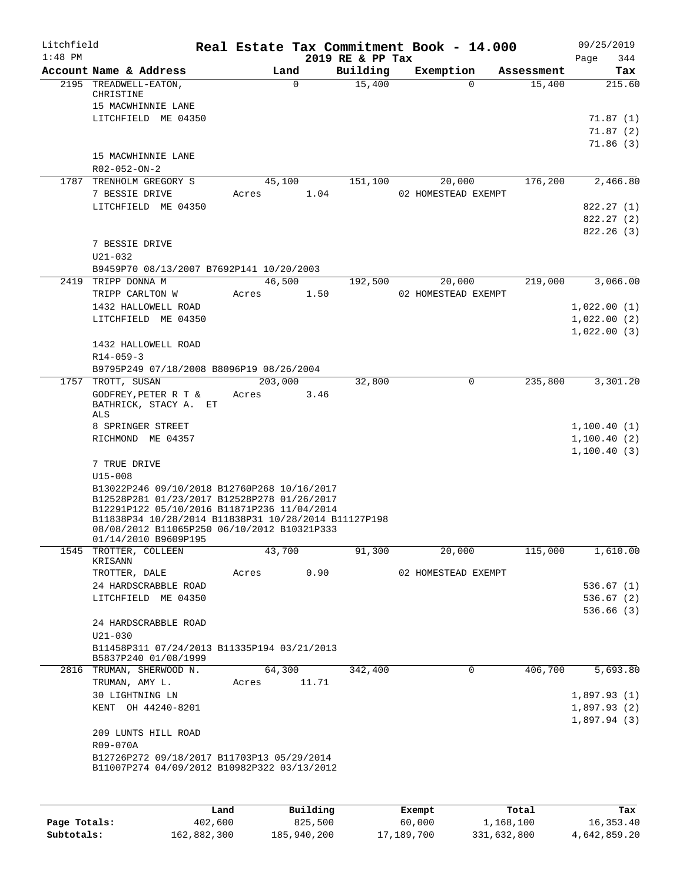Litchfield
1:48 PM

# Real Estate Tax Commitment Book - 14.000

2019 RE & PP Tax

09/25/2019
Page 344

| Account | Name & Address | Land | Building | Exemption | Assessment | Tax |
|---|---|---|---|---|---|---|
| 2195 | TREADWELL-EATON, CHRISTINE | 0 | 15,400 | 0 | 15,400 | 215.60 |
| | 15 MACWHINNIE LANE | | | | | |
| | LITCHFIELD ME 04350 | | | | | 71.87 (1) |
| | | | | | | 71.87 (2) |
| | | | | | | 71.86 (3) |
| | 15 MACWHINNIE LANE | | | | | |
| | R02-052-ON-2 | | | | | |
| 1787 | TRENHOLM GREGORY S | 45,100 | 151,100 | 20,000 | 176,200 | 2,466.80 |
| | 7 BESSIE DRIVE | Acres 1.04 | | 02 HOMESTEAD EXEMPT | | |
| | LITCHFIELD ME 04350 | | | | | 822.27 (1) |
| | | | | | | 822.27 (2) |
| | | | | | | 822.26 (3) |
| | 7 BESSIE DRIVE | | | | | |
| | U21-032 | | | | | |
| | B9459P70 08/13/2007 B7692P141 10/20/2003 | | | | | |
| 2419 | TRIPP DONNA M | 46,500 | 192,500 | 20,000 | 219,000 | 3,066.00 |
| | TRIPP CARLTON W | Acres 1.50 | | 02 HOMESTEAD EXEMPT | | |
| | 1432 HALLOWELL ROAD | | | | | 1,022.00 (1) |
| | LITCHFIELD ME 04350 | | | | | 1,022.00 (2) |
| | | | | | | 1,022.00 (3) |
| | 1432 HALLOWELL ROAD | | | | | |
| | R14-059-3 | | | | | |
| | B9795P249 07/18/2008 B8096P19 08/26/2004 | | | | | |
| 1757 | TROTT, SUSAN | 203,000 | 32,800 | 0 | 235,800 | 3,301.20 |
| | GODFREY,PETER R T & BATHRICK, STACY A. ET ALS | Acres 3.46 | | | | |
| | 8 SPRINGER STREET | | | | | 1,100.40 (1) |
| | RICHMOND ME 04357 | | | | | 1,100.40 (2) |
| | | | | | | 1,100.40 (3) |
| | 7 TRUE DRIVE | | | | | |
| | U15-008 | | | | | |
| | B13022P246 09/10/2018 B12760P268 10/16/2017 B12528P281 01/23/2017 B12528P278 01/26/2017 B12291P122 05/10/2016 B11871P236 11/04/2014 B11838P34 10/28/2014 B11838P31 10/28/2014 B11127P198 08/08/2012 B11065P250 06/10/2012 B10321P333 01/14/2010 B9609P195 | | | | | |
| 1545 | TROTTER, COLLEEN KRISANN | 43,700 | 91,300 | 20,000 | 115,000 | 1,610.00 |
| | TROTTER, DALE | Acres 0.90 | | 02 HOMESTEAD EXEMPT | | |
| | 24 HARDSCRABBLE ROAD | | | | | 536.67 (1) |
| | LITCHFIELD ME 04350 | | | | | 536.67 (2) |
| | | | | | | 536.66 (3) |
| | 24 HARDSCRABBLE ROAD | | | | | |
| | U21-030 | | | | | |
| | B11458P311 07/24/2013 B11335P194 03/21/2013 B5837P240 01/08/1999 | | | | | |
| 2816 | TRUMAN, SHERWOOD N. | 64,300 | 342,400 | 0 | 406,700 | 5,693.80 |
| | TRUMAN, AMY L. | Acres 11.71 | | | | |
| | 30 LIGHTNING LN | | | | | 1,897.93 (1) |
| | KENT OH 44240-8201 | | | | | 1,897.93 (2) |
| | | | | | | 1,897.94 (3) |
| | 209 LUNTS HILL ROAD | | | | | |
| | R09-070A | | | | | |
| | B12726P272 09/18/2017 B11703P13 05/29/2014 B11007P274 04/09/2012 B10982P322 03/13/2012 | | | | | |

| | Land | Building | Exempt | Total | Tax |
|---|---|---|---|---|---|
| Page Totals: | 402,600 | 825,500 | 60,000 | 1,168,100 | 16,353.40 |
| Subtotals: | 162,882,300 | 185,940,200 | 17,189,700 | 331,632,800 | 4,642,859.20 |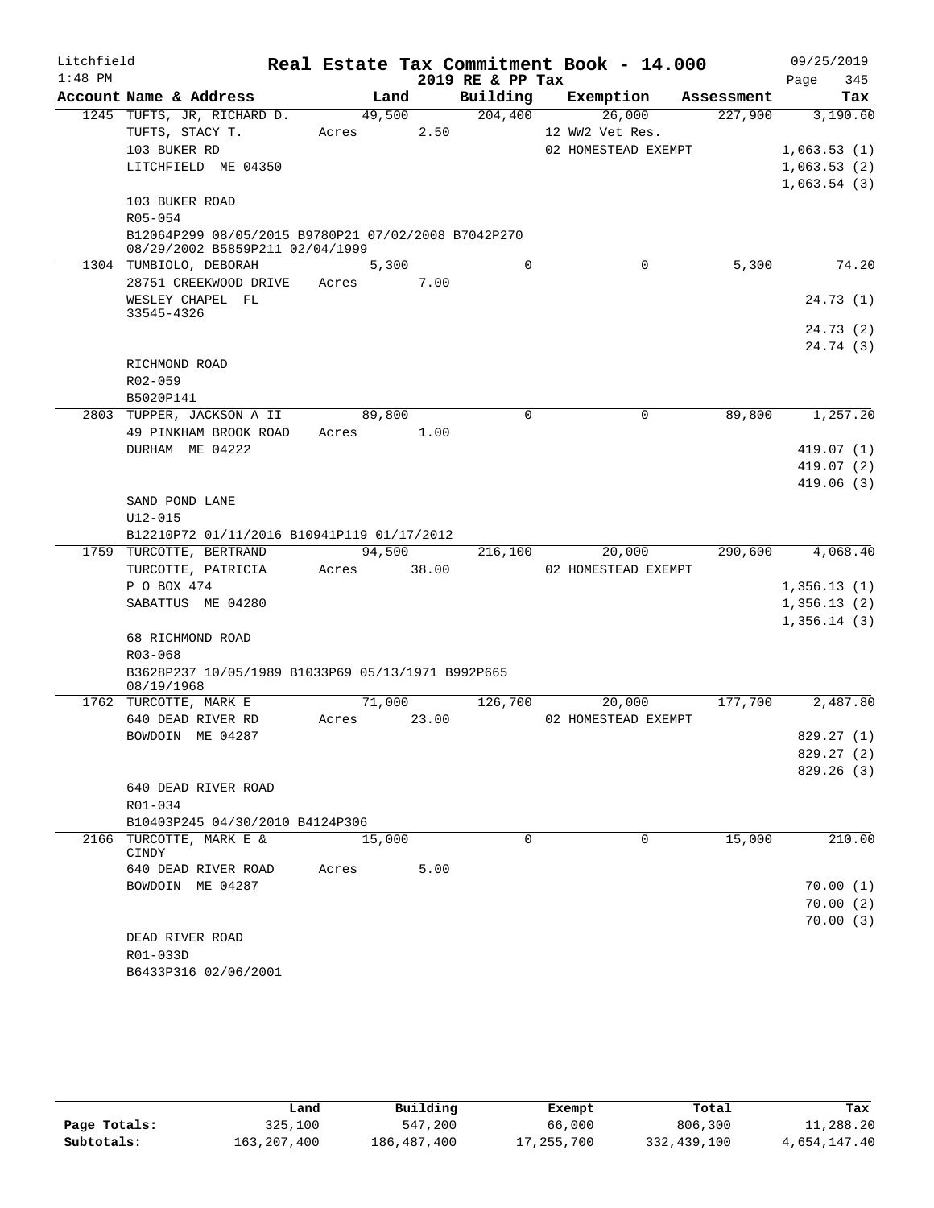# Litchfield — Real Estate Tax Commitment Book - 14.000

1:48 PM — 2019 RE & PP Tax — 09/25/2019

| Account Name & Address | Land | Building | Exemption | Assessment | Tax |
|---|---|---|---|---|---|
| 1245 TUFTS, JR, RICHARD D. | 49,500 | 204,400 | 26,000 | 227,900 | 3,190.60 |
| TUFTS, STACY T. | Acres 2.50 | | 12 WW2 Vet Res. | | |
| 103 BUKER RD | | | 02 HOMESTEAD EXEMPT | | 1,063.53 (1) |
| LITCHFIELD ME 04350 | | | | | 1,063.53 (2) |
| | | | | | 1,063.54 (3) |
| 103 BUKER ROAD | | | | | |
| R05-054 | | | | | |
| B12064P299 08/05/2015 B9780P21 07/02/2008 B7042P270 08/29/2002 B5859P211 02/04/1999 | | | | | |
| 1304 TUMBIOLO, DEBORAH | 5,300 | 0 | 0 | 5,300 | 74.20 |
| 28751 CREEKWOOD DRIVE | Acres 7.00 | | | | |
| WESLEY CHAPEL FL 33545-4326 | | | | | 24.73 (1) |
| | | | | | 24.73 (2) |
| | | | | | 24.74 (3) |
| RICHMOND ROAD | | | | | |
| R02-059 | | | | | |
| B5020P141 | | | | | |
| 2803 TUPPER, JACKSON A II | 89,800 | 0 | 0 | 89,800 | 1,257.20 |
| 49 PINKHAM BROOK ROAD | Acres 1.00 | | | | |
| DURHAM ME 04222 | | | | | 419.07 (1) |
| | | | | | 419.07 (2) |
| | | | | | 419.06 (3) |
| SAND POND LANE | | | | | |
| U12-015 | | | | | |
| B12210P72 01/11/2016 B10941P119 01/17/2012 | | | | | |
| 1759 TURCOTTE, BERTRAND | 94,500 | 216,100 | 20,000 | 290,600 | 4,068.40 |
| TURCOTTE, PATRICIA | Acres 38.00 | | 02 HOMESTEAD EXEMPT | | |
| P O BOX 474 | | | | | 1,356.13 (1) |
| SABATTUS ME 04280 | | | | | 1,356.13 (2) |
| | | | | | 1,356.14 (3) |
| 68 RICHMOND ROAD | | | | | |
| R03-068 | | | | | |
| B3628P237 10/05/1989 B1033P69 05/13/1971 B992P665 08/19/1968 | | | | | |
| 1762 TURCOTTE, MARK E | 71,000 | 126,700 | 20,000 | 177,700 | 2,487.80 |
| 640 DEAD RIVER RD | Acres 23.00 | | 02 HOMESTEAD EXEMPT | | |
| BOWDOIN ME 04287 | | | | | 829.27 (1) |
| | | | | | 829.27 (2) |
| | | | | | 829.26 (3) |
| 640 DEAD RIVER ROAD | | | | | |
| R01-034 | | | | | |
| B10403P245 04/30/2010 B4124P306 | | | | | |
| 2166 TURCOTTE, MARK E & CINDY | 15,000 | 0 | 0 | 15,000 | 210.00 |
| 640 DEAD RIVER ROAD | Acres 5.00 | | | | |
| BOWDOIN ME 04287 | | | | | 70.00 (1) |
| | | | | | 70.00 (2) |
| | | | | | 70.00 (3) |
| DEAD RIVER ROAD | | | | | |
| R01-033D | | | | | |
| B6433P316 02/06/2001 | | | | | |

| | Land | Building | Exempt | Total | Tax |
|---|---|---|---|---|---|
| Page Totals: | 325,100 | 547,200 | 66,000 | 806,300 | 11,288.20 |
| Subtotals: | 163,207,400 | 186,487,400 | 17,255,700 | 332,439,100 | 4,654,147.40 |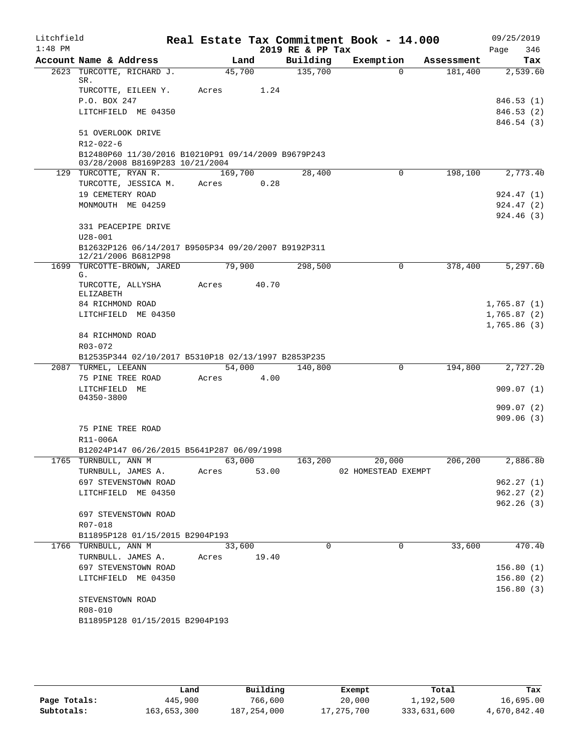Litchfield 1:48 PM

# Real Estate Tax Commitment Book - 14.000

2019 RE & PP Tax

09/25/2019 Page 346

| Account Name & Address | Land | Building | Exemption | Assessment | Tax |
|---|---|---|---|---|---|
| 2623 TURCOTTE, RICHARD J. SR. | 45,700 | 135,700 | 0 | 181,400 | 2,539.60 |
| TURCOTTE, EILEEN Y. | Acres 1.24 | | | | |
| P.O. BOX 247 | | | | | 846.53 (1) |
| LITCHFIELD ME 04350 | | | | | 846.53 (2) |
| | | | | | 846.54 (3) |
| 51 OVERLOOK DRIVE | | | | | |
| R12-022-6 | | | | | |
| B12480P60 11/30/2016 B10210P91 09/14/2009 B9679P243 03/28/2008 B8169P283 10/21/2004 | | | | | |
| 129 TURCOTTE, RYAN R. | 169,700 | 28,400 | 0 | 198,100 | 2,773.40 |
| TURCOTTE, JESSICA M. | Acres 0.28 | | | | |
| 19 CEMETERY ROAD | | | | | 924.47 (1) |
| MONMOUTH ME 04259 | | | | | 924.47 (2) |
| | | | | | 924.46 (3) |
| 331 PEACEPIPE DRIVE | | | | | |
| U28-001 | | | | | |
| B12632P126 06/14/2017 B9505P34 09/20/2007 B9192P311 12/21/2006 B6812P98 | | | | | |
| 1699 TURCOTTE-BROWN, JARED G. | 79,900 | 298,500 | 0 | 378,400 | 5,297.60 |
| TURCOTTE, ALLYSHA ELIZABETH | Acres 40.70 | | | | |
| 84 RICHMOND ROAD | | | | | 1,765.87 (1) |
| LITCHFIELD ME 04350 | | | | | 1,765.87 (2) |
| | | | | | 1,765.86 (3) |
| 84 RICHMOND ROAD | | | | | |
| R03-072 | | | | | |
| B12535P344 02/10/2017 B5310P18 02/13/1997 B2853P235 | | | | | |
| 2087 TURMEL, LEEANN | 54,000 | 140,800 | 0 | 194,800 | 2,727.20 |
| 75 PINE TREE ROAD | Acres 4.00 | | | | |
| LITCHFIELD ME 04350-3800 | | | | | 909.07 (1) |
| | | | | | 909.07 (2) |
| | | | | | 909.06 (3) |
| 75 PINE TREE ROAD | | | | | |
| R11-006A | | | | | |
| B12024P147 06/26/2015 B5641P287 06/09/1998 | | | | | |
| 1765 TURNBULL, ANN M | 63,000 | 163,200 | 20,000 | 206,200 | 2,886.80 |
| TURNBULL, JAMES A. | Acres 53.00 | | 02 HOMESTEAD EXEMPT | | |
| 697 STEVENSTOWN ROAD | | | | | 962.27 (1) |
| LITCHFIELD ME 04350 | | | | | 962.27 (2) |
| | | | | | 962.26 (3) |
| 697 STEVENSTOWN ROAD | | | | | |
| R07-018 | | | | | |
| B11895P128 01/15/2015 B2904P193 | | | | | |
| 1766 TURNBULL, ANN M | 33,600 | 0 | 0 | 33,600 | 470.40 |
| TURNBULL. JAMES A. | Acres 19.40 | | | | |
| 697 STEVENSTOWN ROAD | | | | | 156.80 (1) |
| LITCHFIELD ME 04350 | | | | | 156.80 (2) |
| | | | | | 156.80 (3) |
| STEVENSTOWN ROAD | | | | | |
| R08-010 | | | | | |
| B11895P128 01/15/2015 B2904P193 | | | | | |

| | Land | Building | Exempt | Total | Tax |
|---|---|---|---|---|---|
| Page Totals: | 445,900 | 766,600 | 20,000 | 1,192,500 | 16,695.00 |
| Subtotals: | 163,653,300 | 187,254,000 | 17,275,700 | 333,631,600 | 4,670,842.40 |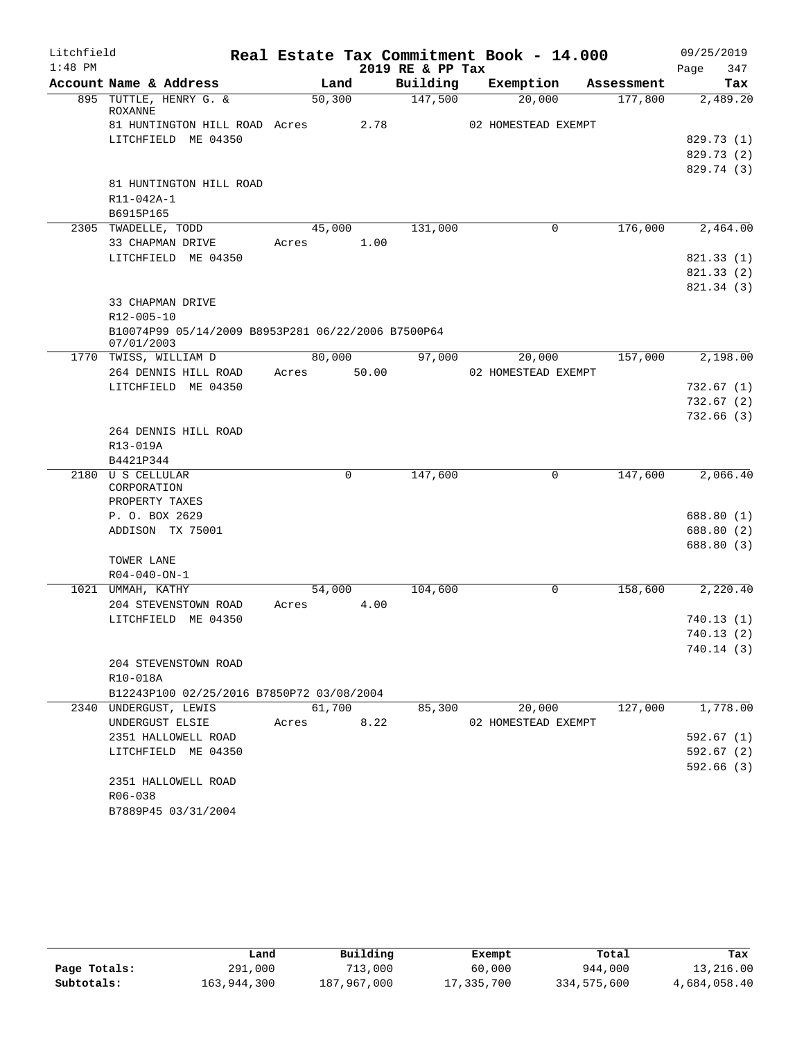Litchfield 1:48 PM

# Real Estate Tax Commitment Book - 14.000

2019 RE & PP Tax

09/25/2019 Page 347

| Account Name & Address | Land | Building | Exemption | Assessment | Tax |
|---|---|---|---|---|---|
| 895 TUTTLE, HENRY G. & ROXANNE | 50,300 | 147,500 | 20,000 | 177,800 | 2,489.20 |
| 81 HUNTINGTON HILL ROAD Acres 2.78 | | | 02 HOMESTEAD EXEMPT | | |
| LITCHFIELD ME 04350 | | | | | 829.73 (1) |
| | | | | | 829.73 (2) |
| | | | | | 829.74 (3) |
| 81 HUNTINGTON HILL ROAD | | | | | |
| R11-042A-1 | | | | | |
| B6915P165 | | | | | |
| 2305 TWADELLE, TODD | 45,000 | 131,000 | 0 | 176,000 | 2,464.00 |
| 33 CHAPMAN DRIVE Acres 1.00 | | | | | |
| LITCHFIELD ME 04350 | | | | | 821.33 (1) |
| | | | | | 821.33 (2) |
| | | | | | 821.34 (3) |
| 33 CHAPMAN DRIVE | | | | | |
| R12-005-10 | | | | | |
| B10074P99 05/14/2009 B8953P281 06/22/2006 B7500P64 07/01/2003 | | | | | |
| 1770 TWISS, WILLIAM D | 80,000 | 97,000 | 20,000 | 157,000 | 2,198.00 |
| 264 DENNIS HILL ROAD Acres 50.00 | | | 02 HOMESTEAD EXEMPT | | |
| LITCHFIELD ME 04350 | | | | | 732.67 (1) |
| | | | | | 732.67 (2) |
| | | | | | 732.66 (3) |
| 264 DENNIS HILL ROAD | | | | | |
| R13-019A | | | | | |
| B4421P344 | | | | | |
| 2180 U S CELLULAR CORPORATION | 0 | 147,600 | 0 | 147,600 | 2,066.40 |
| PROPERTY TAXES | | | | | |
| P. O. BOX 2629 | | | | | 688.80 (1) |
| ADDISON TX 75001 | | | | | 688.80 (2) |
| | | | | | 688.80 (3) |
| TOWER LANE | | | | | |
| R04-040-ON-1 | | | | | |
| 1021 UMMAH, KATHY | 54,000 | 104,600 | 0 | 158,600 | 2,220.40 |
| 204 STEVENSTOWN ROAD Acres 4.00 | | | | | |
| LITCHFIELD ME 04350 | | | | | 740.13 (1) |
| | | | | | 740.13 (2) |
| | | | | | 740.14 (3) |
| 204 STEVENSTOWN ROAD | | | | | |
| R10-018A | | | | | |
| B12243P100 02/25/2016 B7850P72 03/08/2004 | | | | | |
| 2340 UNDERGUST, LEWIS | 61,700 | 85,300 | 20,000 | 127,000 | 1,778.00 |
| UNDERGUST ELSIE Acres 8.22 | | | 02 HOMESTEAD EXEMPT | | |
| 2351 HALLOWELL ROAD | | | | | 592.67 (1) |
| LITCHFIELD ME 04350 | | | | | 592.67 (2) |
| | | | | | 592.66 (3) |
| 2351 HALLOWELL ROAD | | | | | |
| R06-038 | | | | | |
| B7889P45 03/31/2004 | | | | | |

| | Land | Building | Exempt | Total | Tax |
|---|---|---|---|---|---|
| Page Totals: | 291,000 | 713,000 | 60,000 | 944,000 | 13,216.00 |
| Subtotals: | 163,944,300 | 187,967,000 | 17,335,700 | 334,575,600 | 4,684,058.40 |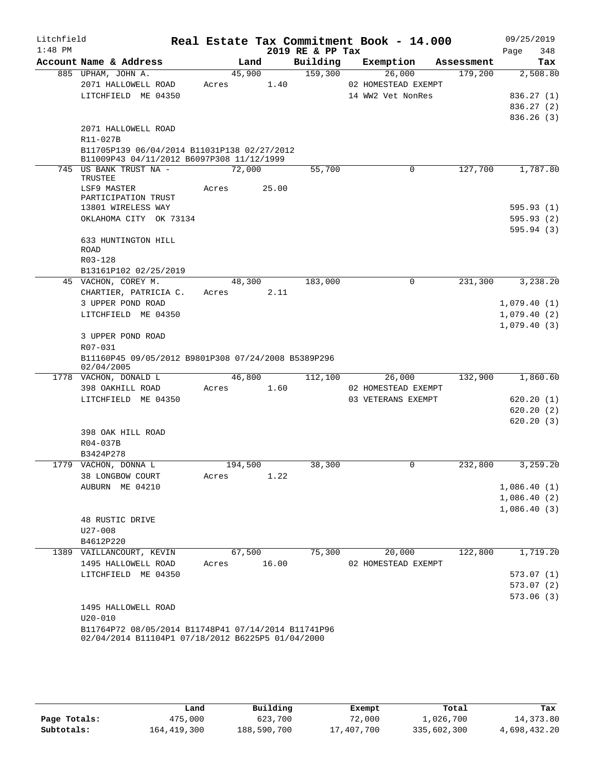Litchfield
1:48 PM

# Real Estate Tax Commitment Book - 14.000

2019 RE & PP Tax

09/25/2019

| Account Name & Address | Land | Building | Exemption | Assessment | Tax |
|---|---|---|---|---|---|
| 885 UPHAM, JOHN A. | 45,900 | 159,300 | 26,000 | 179,200 | 2,508.80 |
| 2071 HALLOWELL ROAD | Acres 1.40 | | 02 HOMESTEAD EXEMPT | | |
| LITCHFIELD ME 04350 | | | 14 WW2 Vet NonRes | | 836.27 (1) |
| | | | | | 836.27 (2) |
| | | | | | 836.26 (3) |
| 2071 HALLOWELL ROAD | | | | | |
| R11-027B | | | | | |
| B11705P139 06/04/2014 B11031P138 02/27/2012 B11009P43 04/11/2012 B6097P308 11/12/1999 | | | | | |
| 745 US BANK TRUST NA - TRUSTEE | 72,000 | 55,700 | 0 | 127,700 | 1,787.80 |
| LSF9 MASTER PARTICIPATION TRUST | Acres 25.00 | | | | |
| 13801 WIRELESS WAY | | | | | 595.93 (1) |
| OKLAHOMA CITY OK 73134 | | | | | 595.93 (2) |
| | | | | | 595.94 (3) |
| 633 HUNTINGTON HILL ROAD | | | | | |
| R03-128 | | | | | |
| B13161P102 02/25/2019 | | | | | |
| 45 VACHON, COREY M. | 48,300 | 183,000 | 0 | 231,300 | 3,238.20 |
| CHARTIER, PATRICIA C. | Acres 2.11 | | | | |
| 3 UPPER POND ROAD | | | | | 1,079.40 (1) |
| LITCHFIELD ME 04350 | | | | | 1,079.40 (2) |
| | | | | | 1,079.40 (3) |
| 3 UPPER POND ROAD | | | | | |
| R07-031 | | | | | |
| B11160P45 09/05/2012 B9801P308 07/24/2008 B5389P296 02/04/2005 | | | | | |
| 1778 VACHON, DONALD L | 46,800 | 112,100 | 26,000 | 132,900 | 1,860.60 |
| 398 OAKHILL ROAD | Acres 1.60 | | 02 HOMESTEAD EXEMPT | | |
| LITCHFIELD ME 04350 | | | 03 VETERANS EXEMPT | | 620.20 (1) |
| | | | | | 620.20 (2) |
| | | | | | 620.20 (3) |
| 398 OAK HILL ROAD | | | | | |
| R04-037B | | | | | |
| B3424P278 | | | | | |
| 1779 VACHON, DONNA L | 194,500 | 38,300 | 0 | 232,800 | 3,259.20 |
| 38 LONGBOW COURT | Acres 1.22 | | | | |
| AUBURN ME 04210 | | | | | 1,086.40 (1) |
| | | | | | 1,086.40 (2) |
| | | | | | 1,086.40 (3) |
| 48 RUSTIC DRIVE | | | | | |
| U27-008 | | | | | |
| B4612P220 | | | | | |
| 1389 VAILLANCOURT, KEVIN | 67,500 | 75,300 | 20,000 | 122,800 | 1,719.20 |
| 1495 HALLOWELL ROAD | Acres 16.00 | | 02 HOMESTEAD EXEMPT | | |
| LITCHFIELD ME 04350 | | | | | 573.07 (1) |
| | | | | | 573.07 (2) |
| | | | | | 573.06 (3) |
| 1495 HALLOWELL ROAD | | | | | |
| U20-010 | | | | | |
| B11764P72 08/05/2014 B11748P41 07/14/2014 B11741P96 02/04/2014 B11104P1 07/18/2012 B6225P5 01/04/2000 | | | | | |

| | Land | Building | Exempt | Total | Tax |
|---|---|---|---|---|---|
| Page Totals: | 475,000 | 623,700 | 72,000 | 1,026,700 | 14,373.80 |
| Subtotals: | 164,419,300 | 188,590,700 | 17,407,700 | 335,602,300 | 4,698,432.20 |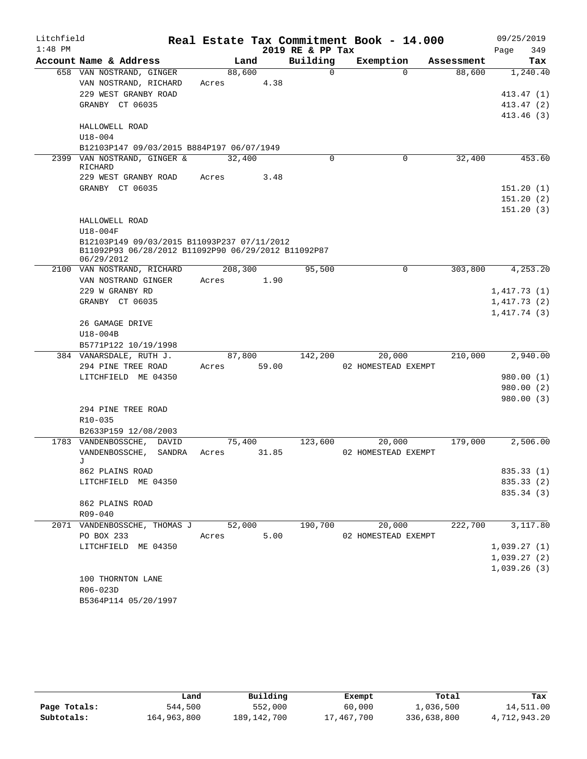Litchfield 1:48 PM

# Real Estate Tax Commitment Book - 14.000

2019 RE & PP Tax

09/25/2019 Page 349

| Account | Name & Address | Land | Building | Exemption | Assessment | Tax |
|---|---|---|---|---|---|---|
| 658 | VAN NOSTRAND, GINGER<br>VAN NOSTRAND, RICHARD<br>229 WEST GRANBY ROAD<br>GRANBY CT 06035<br>HALLOWELL ROAD<br>U18-004<br>B12103P147 09/03/2015 B884P197 06/07/1949 | 88,600<br>Acres 4.38 | 0 | 0 | 88,600 | 1,240.40<br>413.47 (1)<br>413.47 (2)<br>413.46 (3) |
| 2399 | VAN NOSTRAND, GINGER & RICHARD<br>229 WEST GRANBY ROAD<br>GRANBY CT 06035<br>HALLOWELL ROAD<br>U18-004F<br>B12103P149 09/03/2015 B11093P237 07/11/2012 B11092P93 06/28/2012 B11092P90 06/29/2012 B11092P87 06/29/2012 | 32,400<br>Acres 3.48 | 0 | 0 | 32,400 | 453.60<br>151.20 (1)<br>151.20 (2)<br>151.20 (3) |
| 2100 | VAN NOSTRAND, RICHARD<br>VAN NOSTRAND GINGER<br>229 W GRANBY RD<br>GRANBY CT 06035<br>26 GAMAGE DRIVE<br>U18-004B<br>B5771P122 10/19/1998 | 208,300<br>Acres 1.90 | 95,500 | 0 | 303,800 | 4,253.20<br>1,417.73 (1)<br>1,417.73 (2)<br>1,417.74 (3) |
| 384 | VANARSDALE, RUTH J.<br>294 PINE TREE ROAD<br>LITCHFIELD ME 04350<br>294 PINE TREE ROAD<br>R10-035<br>B2633P159 12/08/2003 | 87,800<br>Acres 59.00 | 142,200 | 20,000<br>02 HOMESTEAD EXEMPT | 210,000 | 2,940.00<br>980.00 (1)<br>980.00 (2)<br>980.00 (3) |
| 1783 | VANDENBOSSCHE, DAVID<br>VANDENBOSSCHE, SANDRA J<br>862 PLAINS ROAD<br>LITCHFIELD ME 04350<br>862 PLAINS ROAD<br>R09-040 | 75,400<br>Acres 31.85 | 123,600 | 20,000<br>02 HOMESTEAD EXEMPT | 179,000 | 2,506.00<br>835.33 (1)<br>835.33 (2)<br>835.34 (3) |
| 2071 | VANDENBOSSCHE, THOMAS J<br>PO BOX 233<br>LITCHFIELD ME 04350<br>100 THORNTON LANE<br>R06-023D<br>B5364P114 05/20/1997 | 52,000<br>Acres 5.00 | 190,700 | 20,000<br>02 HOMESTEAD EXEMPT | 222,700 | 3,117.80<br>1,039.27 (1)<br>1,039.27 (2)<br>1,039.26 (3) |

| | Land | Building | Exempt | Total | Tax |
|---|---|---|---|---|---|
| Page Totals: | 544,500 | 552,000 | 60,000 | 1,036,500 | 14,511.00 |
| Subtotals: | 164,963,800 | 189,142,700 | 17,467,700 | 336,638,800 | 4,712,943.20 |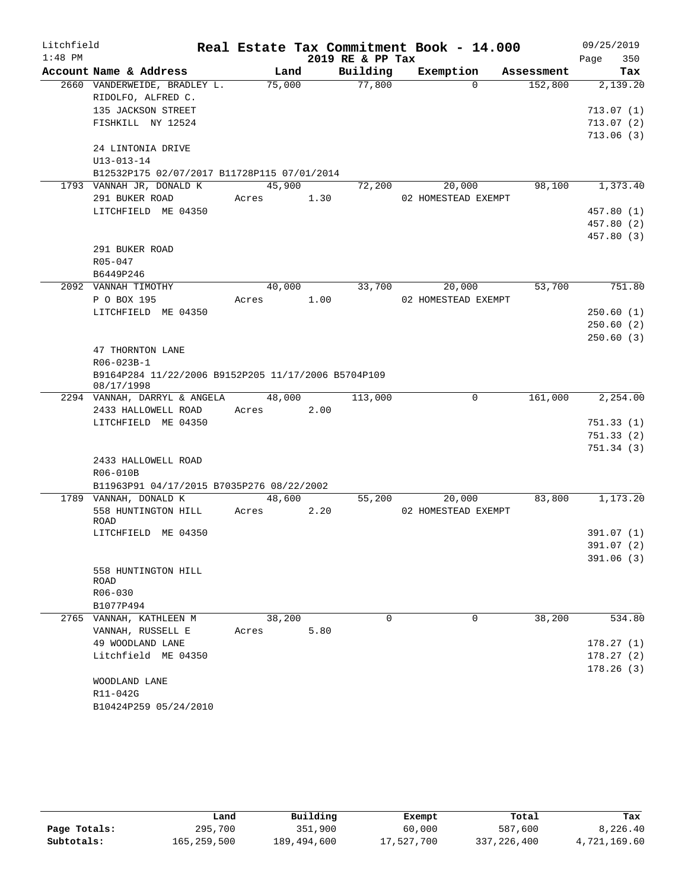Litchfield 1:48 PM

# Real Estate Tax Commitment Book - 14.000

2019 RE & PP Tax

09/25/2019 Page 350

| Account Name & Address | Land | Building | Exemption | Assessment | Tax |
|---|---|---|---|---|---|
| 2660 VANDERWEIDE, BRADLEY L. | 75,000 | 77,800 | 0 | 152,800 | 2,139.20 |
| RIDOLFO, ALFRED C. | | | | | |
| 135 JACKSON STREET | | | | | 713.07 (1) |
| FISHKILL NY 12524 | | | | | 713.07 (2) |
| | | | | | 713.06 (3) |
| 24 LINTONIA DRIVE | | | | | |
| U13-013-14 | | | | | |
| B12532P175 02/07/2017 B11728P115 07/01/2014 | | | | | |
| 1793 VANNAH JR, DONALD K | 45,900 | 72,200 | 20,000 | 98,100 | 1,373.40 |
| 291 BUKER ROAD | Acres 1.30 | | 02 HOMESTEAD EXEMPT | | |
| LITCHFIELD ME 04350 | | | | | 457.80 (1) |
| | | | | | 457.80 (2) |
| | | | | | 457.80 (3) |
| 291 BUKER ROAD | | | | | |
| R05-047 | | | | | |
| B6449P246 | | | | | |
| 2092 VANNAH TIMOTHY | 40,000 | 33,700 | 20,000 | 53,700 | 751.80 |
| P O BOX 195 | Acres 1.00 | | 02 HOMESTEAD EXEMPT | | |
| LITCHFIELD ME 04350 | | | | | 250.60 (1) |
| | | | | | 250.60 (2) |
| | | | | | 250.60 (3) |
| 47 THORNTON LANE | | | | | |
| R06-023B-1 | | | | | |
| B9164P284 11/22/2006 B9152P205 11/17/2006 B5704P109 08/17/1998 | | | | | |
| 2294 VANNAH, DARRYL & ANGELA | 48,000 | 113,000 | 0 | 161,000 | 2,254.00 |
| 2433 HALLOWELL ROAD | Acres 2.00 | | | | |
| LITCHFIELD ME 04350 | | | | | 751.33 (1) |
| | | | | | 751.33 (2) |
| | | | | | 751.34 (3) |
| 2433 HALLOWELL ROAD | | | | | |
| R06-010B | | | | | |
| B11963P91 04/17/2015 B7035P276 08/22/2002 | | | | | |
| 1789 VANNAH, DONALD K | 48,600 | 55,200 | 20,000 | 83,800 | 1,173.20 |
| 558 HUNTINGTON HILL ROAD | Acres 2.20 | | 02 HOMESTEAD EXEMPT | | |
| LITCHFIELD ME 04350 | | | | | 391.07 (1) |
| | | | | | 391.07 (2) |
| | | | | | 391.06 (3) |
| 558 HUNTINGTON HILL ROAD | | | | | |
| R06-030 | | | | | |
| B1077P494 | | | | | |
| 2765 VANNAH, KATHLEEN M | 38,200 | 0 | 0 | 38,200 | 534.80 |
| VANNAH, RUSSELL E | Acres 5.80 | | | | |
| 49 WOODLAND LANE | | | | | 178.27 (1) |
| Litchfield ME 04350 | | | | | 178.27 (2) |
| | | | | | 178.26 (3) |
| WOODLAND LANE | | | | | |
| R11-042G | | | | | |
| B10424P259 05/24/2010 | | | | | |

| | Land | Building | Exempt | Total | Tax |
|---|---|---|---|---|---|
| Page Totals: | 295,700 | 351,900 | 60,000 | 587,600 | 8,226.40 |
| Subtotals: | 165,259,500 | 189,494,600 | 17,527,700 | 337,226,400 | 4,721,169.60 |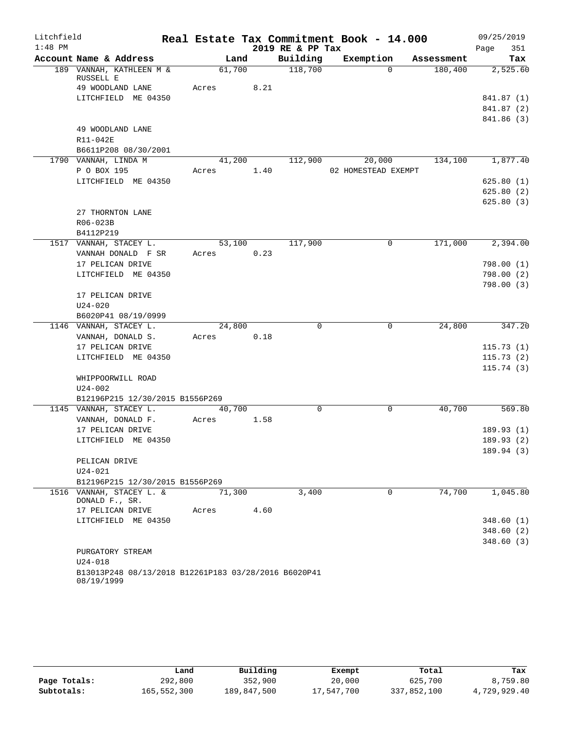Litchfield
1:48 PM

# Real Estate Tax Commitment Book - 14.000

2019 RE & PP Tax

09/25/2019

| Account Name & Address | Land | Building | Exemption | Assessment | Tax |
|---|---|---|---|---|---|
| 189 VANNAH, KATHLEEN M & RUSSELL E | 61,700 | 118,700 | 0 | 180,400 | 2,525.60 |
| 49 WOODLAND LANE | Acres 8.21 | | | | |
| LITCHFIELD ME 04350 | | | | | 841.87 (1) |
| | | | | | 841.87 (2) |
| | | | | | 841.86 (3) |
| 49 WOODLAND LANE | | | | | |
| R11-042E | | | | | |
| B6611P208 08/30/2001 | | | | | |
| 1790 VANNAH, LINDA M | 41,200 | 112,900 | 20,000 | 134,100 | 1,877.40 |
| P O BOX 195 | Acres 1.40 | | 02 HOMESTEAD EXEMPT | | |
| LITCHFIELD ME 04350 | | | | | 625.80 (1) |
| | | | | | 625.80 (2) |
| | | | | | 625.80 (3) |
| 27 THORNTON LANE | | | | | |
| R06-023B | | | | | |
| B4112P219 | | | | | |
| 1517 VANNAH, STACEY L. | 53,100 | 117,900 | 0 | 171,000 | 2,394.00 |
| VANNAH DONALD F SR | Acres 0.23 | | | | |
| 17 PELICAN DRIVE | | | | | 798.00 (1) |
| LITCHFIELD ME 04350 | | | | | 798.00 (2) |
| | | | | | 798.00 (3) |
| 17 PELICAN DRIVE | | | | | |
| U24-020 | | | | | |
| B6020P41 08/19/0999 | | | | | |
| 1146 VANNAH, STACEY L. | 24,800 | 0 | 0 | 24,800 | 347.20 |
| VANNAH, DONALD S. | Acres 0.18 | | | | |
| 17 PELICAN DRIVE | | | | | 115.73 (1) |
| LITCHFIELD ME 04350 | | | | | 115.73 (2) |
| | | | | | 115.74 (3) |
| WHIPPOORWILL ROAD | | | | | |
| U24-002 | | | | | |
| B12196P215 12/30/2015 B1556P269 | | | | | |
| 1145 VANNAH, STACEY L. | 40,700 | 0 | 0 | 40,700 | 569.80 |
| VANNAH, DONALD F. | Acres 1.58 | | | | |
| 17 PELICAN DRIVE | | | | | 189.93 (1) |
| LITCHFIELD ME 04350 | | | | | 189.93 (2) |
| | | | | | 189.94 (3) |
| PELICAN DRIVE | | | | | |
| U24-021 | | | | | |
| B12196P215 12/30/2015 B1556P269 | | | | | |
| 1516 VANNAH, STACEY L. & DONALD F., SR. | 71,300 | 3,400 | 0 | 74,700 | 1,045.80 |
| 17 PELICAN DRIVE | Acres 4.60 | | | | |
| LITCHFIELD ME 04350 | | | | | 348.60 (1) |
| | | | | | 348.60 (2) |
| | | | | | 348.60 (3) |
| PURGATORY STREAM | | | | | |
| U24-018 | | | | | |
| B13013P248 08/13/2018 B12261P183 03/28/2016 B6020P41 08/19/1999 | | | | | |

| | Land | Building | Exempt | Total | Tax |
|---|---|---|---|---|---|
| Page Totals: | 292,800 | 352,900 | 20,000 | 625,700 | 8,759.80 |
| Subtotals: | 165,552,300 | 189,847,500 | 17,547,700 | 337,852,100 | 4,729,929.40 |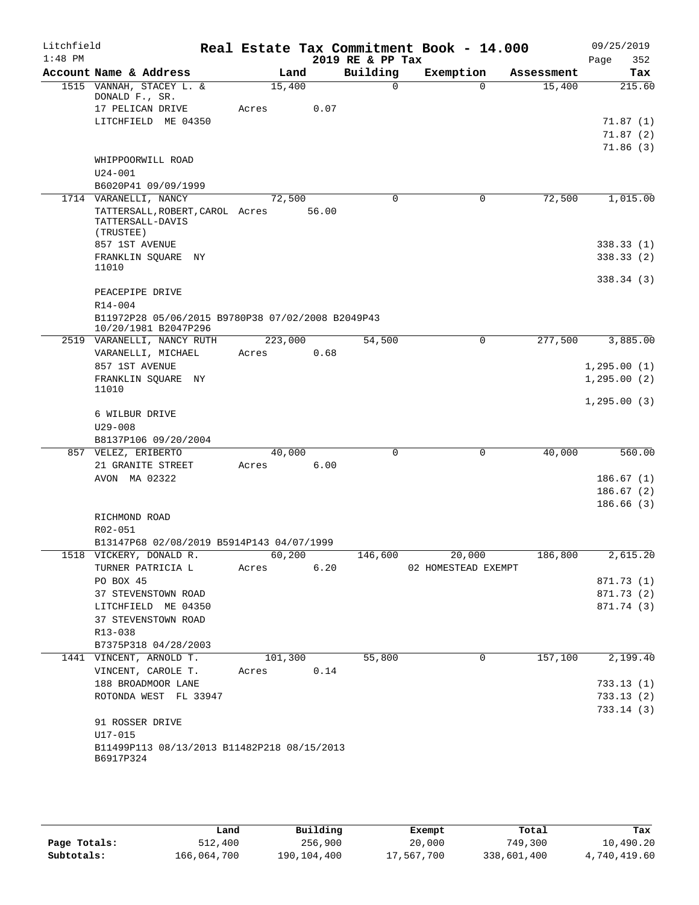Litchfield 1:48 PM

# Real Estate Tax Commitment Book - 14.000

## 2019 RE & PP Tax

09/25/2019

| Account Name & Address | Land | Building | Exemption | Assessment | Tax |
|---|---|---|---|---|---|
| 1515 VANNAH, STACEY L. & DONALD F., SR. | 15,400 | 0 | 0 | 15,400 | 215.60 |
| 17 PELICAN DRIVE | Acres 0.07 | | | | |
| LITCHFIELD ME 04350 | | | | | 71.87 (1) |
| | | | | | 71.87 (2) |
| | | | | | 71.86 (3) |
| WHIPPOORWILL ROAD | | | | | |
| U24-001 | | | | | |
| B6020P41 09/09/1999 | | | | | |
| 1714 VARANELLI, NANCY | 72,500 | 0 | 0 | 72,500 | 1,015.00 |
| TATTERSALL,ROBERT,CAROL TATTERSALL-DAVIS (TRUSTEE) | Acres 56.00 | | | | |
| 857 1ST AVENUE | | | | | 338.33 (1) |
| FRANKLIN SQUARE NY 11010 | | | | | 338.33 (2) |
| | | | | | 338.34 (3) |
| PEACEPIPE DRIVE | | | | | |
| R14-004 | | | | | |
| B11972P28 05/06/2015 B9780P38 07/02/2008 B2049P43 10/20/1981 B2047P296 | | | | | |
| 2519 VARANELLI, NANCY RUTH | 223,000 | 54,500 | 0 | 277,500 | 3,885.00 |
| VARANELLI, MICHAEL | Acres 0.68 | | | | |
| 857 1ST AVENUE | | | | | 1,295.00 (1) |
| FRANKLIN SQUARE NY 11010 | | | | | 1,295.00 (2) |
| | | | | | 1,295.00 (3) |
| 6 WILBUR DRIVE | | | | | |
| U29-008 | | | | | |
| B8137P106 09/20/2004 | | | | | |
| 857 VELEZ, ERIBERTO | 40,000 | 0 | 0 | 40,000 | 560.00 |
| 21 GRANITE STREET | Acres 6.00 | | | | |
| AVON MA 02322 | | | | | 186.67 (1) |
| | | | | | 186.67 (2) |
| | | | | | 186.66 (3) |
| RICHMOND ROAD | | | | | |
| R02-051 | | | | | |
| B13147P68 02/08/2019 B5914P143 04/07/1999 | | | | | |
| 1518 VICKERY, DONALD R. | 60,200 | 146,600 | 20,000 | 186,800 | 2,615.20 |
| TURNER PATRICIA L | Acres 6.20 | | 02 HOMESTEAD EXEMPT | | |
| PO BOX 45 | | | | | 871.73 (1) |
| 37 STEVENSTOWN ROAD | | | | | 871.73 (2) |
| LITCHFIELD ME 04350 | | | | | 871.74 (3) |
| 37 STEVENSTOWN ROAD | | | | | |
| R13-038 | | | | | |
| B7375P318 04/28/2003 | | | | | |
| 1441 VINCENT, ARNOLD T. | 101,300 | 55,800 | 0 | 157,100 | 2,199.40 |
| VINCENT, CAROLE T. | Acres 0.14 | | | | |
| 188 BROADMOOR LANE | | | | | 733.13 (1) |
| ROTONDA WEST FL 33947 | | | | | 733.13 (2) |
| | | | | | 733.14 (3) |
| 91 ROSSER DRIVE | | | | | |
| U17-015 | | | | | |
| B11499P113 08/13/2013 B11482P218 08/15/2013 B6917P324 | | | | | |

| | Land | Building | Exempt | Total | Tax |
|---|---|---|---|---|---|
| Page Totals: | 512,400 | 256,900 | 20,000 | 749,300 | 10,490.20 |
| Subtotals: | 166,064,700 | 190,104,400 | 17,567,700 | 338,601,400 | 4,740,419.60 |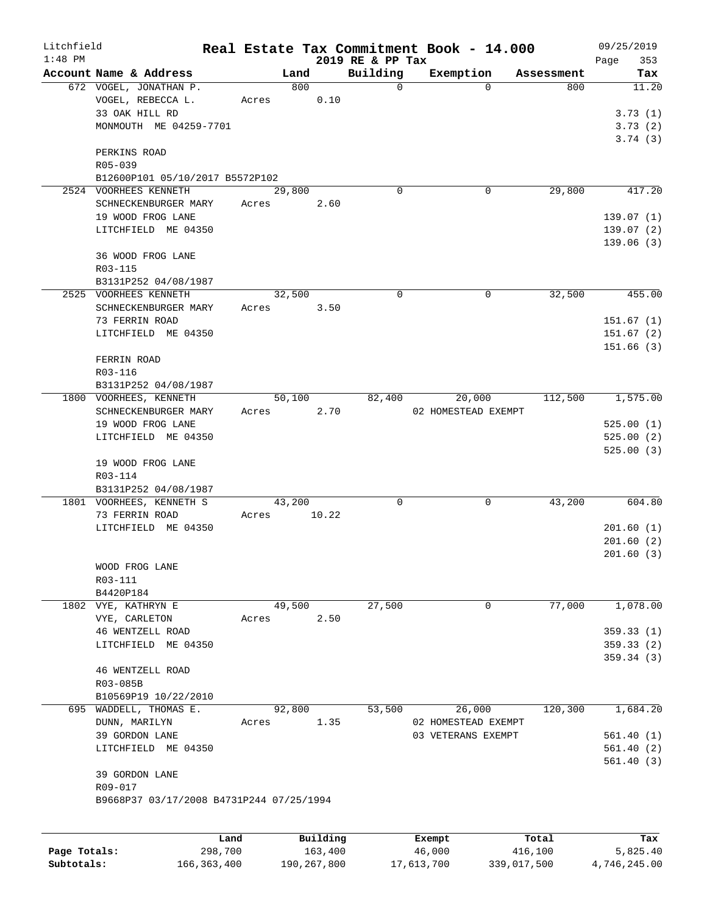# Real Estate Tax Commitment Book - 14.000

Litchfield
1:48 PM

2019 RE & PP Tax

09/25/2019
Page 353

| Account Name & Address | Land | Building | Exemption | Assessment | Tax |
|---|---|---|---|---|---|
| 672 VOGEL, JONATHAN P. | 800 | 0 | 0 | 800 | 11.20 |
| VOGEL, REBECCA L. | Acres 0.10 | | | | |
| 33 OAK HILL RD | | | | | 3.73 (1) |
| MONMOUTH ME 04259-7701 | | | | | 3.73 (2) |
| | | | | | 3.74 (3) |
| PERKINS ROAD | | | | | |
| R05-039 | | | | | |
| B12600P101 05/10/2017 B5572P102 | | | | | |
| 2524 VOORHEES KENNETH | 29,800 | 0 | 0 | 29,800 | 417.20 |
| SCHNECKENBURGER MARY | Acres 2.60 | | | | |
| 19 WOOD FROG LANE | | | | | 139.07 (1) |
| LITCHFIELD ME 04350 | | | | | 139.07 (2) |
| | | | | | 139.06 (3) |
| 36 WOOD FROG LANE | | | | | |
| R03-115 | | | | | |
| B3131P252 04/08/1987 | | | | | |
| 2525 VOORHEES KENNETH | 32,500 | 0 | 0 | 32,500 | 455.00 |
| SCHNECKENBURGER MARY | Acres 3.50 | | | | |
| 73 FERRIN ROAD | | | | | 151.67 (1) |
| LITCHFIELD ME 04350 | | | | | 151.67 (2) |
| | | | | | 151.66 (3) |
| FERRIN ROAD | | | | | |
| R03-116 | | | | | |
| B3131P252 04/08/1987 | | | | | |
| 1800 VOORHEES, KENNETH | 50,100 | 82,400 | 20,000 | 112,500 | 1,575.00 |
| SCHNECKENBURGER MARY | Acres 2.70 | | 02 HOMESTEAD EXEMPT | | |
| 19 WOOD FROG LANE | | | | | 525.00 (1) |
| LITCHFIELD ME 04350 | | | | | 525.00 (2) |
| | | | | | 525.00 (3) |
| 19 WOOD FROG LANE | | | | | |
| R03-114 | | | | | |
| B3131P252 04/08/1987 | | | | | |
| 1801 VOORHEES, KENNETH S | 43,200 | 0 | 0 | 43,200 | 604.80 |
| 73 FERRIN ROAD | Acres 10.22 | | | | |
| LITCHFIELD ME 04350 | | | | | 201.60 (1) |
| | | | | | 201.60 (2) |
| | | | | | 201.60 (3) |
| WOOD FROG LANE | | | | | |
| R03-111 | | | | | |
| B4420P184 | | | | | |
| 1802 VYE, KATHRYN E | 49,500 | 27,500 | 0 | 77,000 | 1,078.00 |
| VYE, CARLETON | Acres 2.50 | | | | |
| 46 WENTZELL ROAD | | | | | 359.33 (1) |
| LITCHFIELD ME 04350 | | | | | 359.33 (2) |
| | | | | | 359.34 (3) |
| 46 WENTZELL ROAD | | | | | |
| R03-085B | | | | | |
| B10569P19 10/22/2010 | | | | | |
| 695 WADDELL, THOMAS E. | 92,800 | 53,500 | 26,000 | 120,300 | 1,684.20 |
| DUNN, MARILYN | Acres 1.35 | | 02 HOMESTEAD EXEMPT | | |
| 39 GORDON LANE | | | 03 VETERANS EXEMPT | | 561.40 (1) |
| LITCHFIELD ME 04350 | | | | | 561.40 (2) |
| | | | | | 561.40 (3) |
| 39 GORDON LANE | | | | | |
| R09-017 | | | | | |
| B9668P37 03/17/2008 B4731P244 07/25/1994 | | | | | |

| | Land | Building | Exempt | Total | Tax |
|---|---|---|---|---|---|
| Page Totals: | 298,700 | 163,400 | 46,000 | 416,100 | 5,825.40 |
| Subtotals: | 166,363,400 | 190,267,800 | 17,613,700 | 339,017,500 | 4,746,245.00 |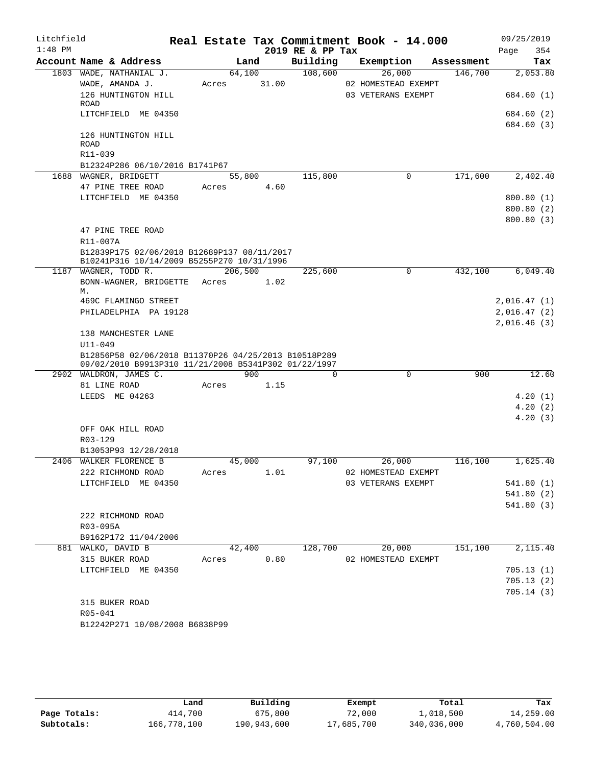Litchfield
1:48 PM

# Real Estate Tax Commitment Book - 14.000
## 2019 RE & PP Tax

09/25/2019

| Account Name & Address | Land | Building | Exemption | Assessment | Tax |
|---|---|---|---|---|---|
| 1803 WADE, NATHANIAL J. | 64,100 | 108,600 | 26,000 | 146,700 | 2,053.80 |
| WADE, AMANDA J. | Acres 31.00 | | 02 HOMESTEAD EXEMPT | | |
| 126 HUNTINGTON HILL ROAD | | | 03 VETERANS EXEMPT | | 684.60 (1) |
| LITCHFIELD ME 04350 | | | | | 684.60 (2) |
| | | | | | 684.60 (3) |
| 126 HUNTINGTON HILL ROAD | | | | | |
| R11-039 | | | | | |
| B12324P286 06/10/2016 B1741P67 | | | | | |
| 1688 WAGNER, BRIDGETT | 55,800 | 115,800 | 0 | 171,600 | 2,402.40 |
| 47 PINE TREE ROAD | Acres 4.60 | | | | |
| LITCHFIELD ME 04350 | | | | | 800.80 (1) |
| | | | | | 800.80 (2) |
| | | | | | 800.80 (3) |
| 47 PINE TREE ROAD | | | | | |
| R11-007A | | | | | |
| B12839P175 02/06/2018 B12689P137 08/11/2017 B10241P316 10/14/2009 B5255P270 10/31/1996 | | | | | |
| 1187 WAGNER, TODD R. | 206,500 | 225,600 | 0 | 432,100 | 6,049.40 |
| BONN-WAGNER, BRIDGETTE M. | Acres 1.02 | | | | |
| 469C FLAMINGO STREET | | | | | 2,016.47 (1) |
| PHILADELPHIA PA 19128 | | | | | 2,016.47 (2) |
| | | | | | 2,016.46 (3) |
| 138 MANCHESTER LANE | | | | | |
| U11-049 | | | | | |
| B12856P58 02/06/2018 B11370P26 04/25/2013 B10518P289 09/02/2010 B9913P310 11/21/2008 B5341P302 01/22/1997 | | | | | |
| 2902 WALDRON, JAMES C. | 900 | 0 | 0 | 900 | 12.60 |
| 81 LINE ROAD | Acres 1.15 | | | | |
| LEEDS ME 04263 | | | | | 4.20 (1) |
| | | | | | 4.20 (2) |
| | | | | | 4.20 (3) |
| OFF OAK HILL ROAD | | | | | |
| R03-129 | | | | | |
| B13053P93 12/28/2018 | | | | | |
| 2406 WALKER FLORENCE B | 45,000 | 97,100 | 26,000 | 116,100 | 1,625.40 |
| 222 RICHMOND ROAD | Acres 1.01 | | 02 HOMESTEAD EXEMPT | | |
| LITCHFIELD ME 04350 | | | 03 VETERANS EXEMPT | | 541.80 (1) |
| | | | | | 541.80 (2) |
| | | | | | 541.80 (3) |
| 222 RICHMOND ROAD | | | | | |
| R03-095A | | | | | |
| B9162P172 11/04/2006 | | | | | |
| 881 WALKO, DAVID B | 42,400 | 128,700 | 20,000 | 151,100 | 2,115.40 |
| 315 BUKER ROAD | Acres 0.80 | | 02 HOMESTEAD EXEMPT | | |
| LITCHFIELD ME 04350 | | | | | 705.13 (1) |
| | | | | | 705.13 (2) |
| | | | | | 705.14 (3) |
| 315 BUKER ROAD | | | | | |
| R05-041 | | | | | |
| B12242P271 10/08/2008 B6838P99 | | | | | |

| | Land | Building | Exempt | Total | Tax |
|---|---|---|---|---|---|
| Page Totals: | 414,700 | 675,800 | 72,000 | 1,018,500 | 14,259.00 |
| Subtotals: | 166,778,100 | 190,943,600 | 17,685,700 | 340,036,000 | 4,760,504.00 |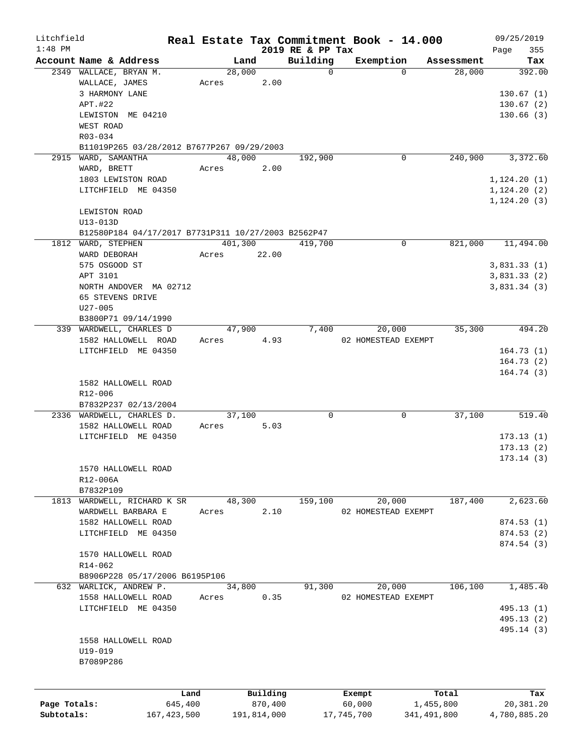Litchfield
1:48 PM

**Real Estate Tax Commitment Book - 14.000**
**2019 RE & PP Tax**

09/25/2019
Page 355

| Account Name & Address | Land | Building | Exemption | Assessment | Tax |
|---|---|---|---|---|---|
| 2349 WALLACE, BRYAN M. | 28,000 | 0 | 0 | 28,000 | 392.00 |
| WALLACE, JAMES | Acres 2.00 | | | | |
| 3 HARMONY LANE | | | | | 130.67 (1) |
| APT.#22 | | | | | 130.67 (2) |
| LEWISTON ME 04210 | | | | | 130.66 (3) |
| WEST ROAD | | | | | |
| R03-034 | | | | | |
| B11019P265 03/28/2012 B7677P267 09/29/2003 | | | | | |
| 2915 WARD, SAMANTHA | 48,000 | 192,900 | 0 | 240,900 | 3,372.60 |
| WARD, BRETT | Acres 2.00 | | | | |
| 1803 LEWISTON ROAD | | | | | 1,124.20 (1) |
| LITCHFIELD ME 04350 | | | | | 1,124.20 (2) |
| | | | | | 1,124.20 (3) |
| LEWISTON ROAD | | | | | |
| U13-013D | | | | | |
| B12580P184 04/17/2017 B7731P311 10/27/2003 B2562P47 | | | | | |
| 1812 WARD, STEPHEN | 401,300 | 419,700 | 0 | 821,000 | 11,494.00 |
| WARD DEBORAH | Acres 22.00 | | | | |
| 575 OSGOOD ST | | | | | 3,831.33 (1) |
| APT 3101 | | | | | 3,831.33 (2) |
| NORTH ANDOVER MA 02712 | | | | | 3,831.34 (3) |
| 65 STEVENS DRIVE | | | | | |
| U27-005 | | | | | |
| B3800P71 09/14/1990 | | | | | |
| 339 WARDWELL, CHARLES D | 47,900 | 7,400 | 20,000 | 35,300 | 494.20 |
| 1582 HALLOWELL ROAD | Acres 4.93 | | 02 HOMESTEAD EXEMPT | | |
| LITCHFIELD ME 04350 | | | | | 164.73 (1) |
| | | | | | 164.73 (2) |
| | | | | | 164.74 (3) |
| 1582 HALLOWELL ROAD | | | | | |
| R12-006 | | | | | |
| B7832P237 02/13/2004 | | | | | |
| 2336 WARDWELL, CHARLES D. | 37,100 | 0 | 0 | 37,100 | 519.40 |
| 1582 HALLOWELL ROAD | Acres 5.03 | | | | |
| LITCHFIELD ME 04350 | | | | | 173.13 (1) |
| | | | | | 173.13 (2) |
| | | | | | 173.14 (3) |
| 1570 HALLOWELL ROAD | | | | | |
| R12-006A | | | | | |
| B7832P109 | | | | | |
| 1813 WARDWELL, RICHARD K SR | 48,300 | 159,100 | 20,000 | 187,400 | 2,623.60 |
| WARDWELL BARBARA E | Acres 2.10 | | 02 HOMESTEAD EXEMPT | | |
| 1582 HALLOWELL ROAD | | | | | 874.53 (1) |
| LITCHFIELD ME 04350 | | | | | 874.53 (2) |
| | | | | | 874.54 (3) |
| 1570 HALLOWELL ROAD | | | | | |
| R14-062 | | | | | |
| B8906P228 05/17/2006 B6195P106 | | | | | |
| 632 WARLICK, ANDREW P. | 34,800 | 91,300 | 20,000 | 106,100 | 1,485.40 |
| 1558 HALLOWELL ROAD | Acres 0.35 | | 02 HOMESTEAD EXEMPT | | |
| LITCHFIELD ME 04350 | | | | | 495.13 (1) |
| | | | | | 495.13 (2) |
| | | | | | 495.14 (3) |
| 1558 HALLOWELL ROAD | | | | | |
| U19-019 | | | | | |
| B7089P286 | | | | | |

| | Land | Building | Exempt | Total | Tax |
|---|---|---|---|---|---|
| Page Totals: | 645,400 | 870,400 | 60,000 | 1,455,800 | 20,381.20 |
| Subtotals: | 167,423,500 | 191,814,000 | 17,745,700 | 341,491,800 | 4,780,885.20 |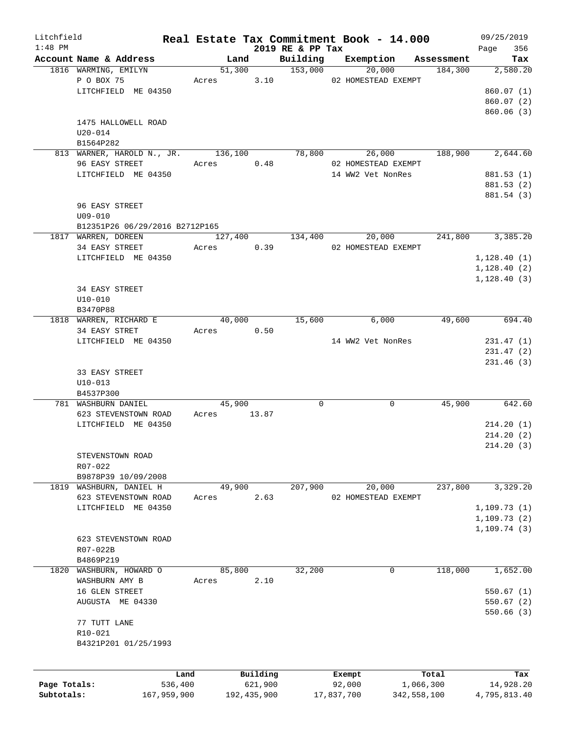# Litchfield — Real Estate Tax Commitment Book - 14.000

1:48 PM — 2019 RE & PP Tax — 09/25/2019

| Account Name & Address | Land | Building | Exemption | Assessment | Tax |
|---|---|---|---|---|---|
| 1816 WARMING, EMILYN | 51,300 | 153,000 | 20,000 | 184,300 | 2,580.20 |
| P O BOX 75 | Acres 3.10 | | 02 HOMESTEAD EXEMPT | | |
| LITCHFIELD ME 04350 | | | | | 860.07 (1) |
| | | | | | 860.07 (2) |
| | | | | | 860.06 (3) |
| 1475 HALLOWELL ROAD | | | | | |
| U20-014 | | | | | |
| B1564P282 | | | | | |
| 813 WARNER, HAROLD N., JR. | 136,100 | 78,800 | 26,000 | 188,900 | 2,644.60 |
| 96 EASY STREET | Acres 0.48 | | 02 HOMESTEAD EXEMPT | | |
| LITCHFIELD ME 04350 | | | 14 WW2 Vet NonRes | | 881.53 (1) |
| | | | | | 881.53 (2) |
| | | | | | 881.54 (3) |
| 96 EASY STREET | | | | | |
| U09-010 | | | | | |
| B12351P26 06/29/2016 B2712P165 | | | | | |
| 1817 WARREN, DOREEN | 127,400 | 134,400 | 20,000 | 241,800 | 3,385.20 |
| 34 EASY STREET | Acres 0.39 | | 02 HOMESTEAD EXEMPT | | |
| LITCHFIELD ME 04350 | | | | | 1,128.40 (1) |
| | | | | | 1,128.40 (2) |
| | | | | | 1,128.40 (3) |
| 34 EASY STREET | | | | | |
| U10-010 | | | | | |
| B3470P88 | | | | | |
| 1818 WARREN, RICHARD E | 40,000 | 15,600 | 6,000 | 49,600 | 694.40 |
| 34 EASY STRET | Acres 0.50 | | | | |
| LITCHFIELD ME 04350 | | | 14 WW2 Vet NonRes | | 231.47 (1) |
| | | | | | 231.47 (2) |
| | | | | | 231.46 (3) |
| 33 EASY STREET | | | | | |
| U10-013 | | | | | |
| B4537P300 | | | | | |
| 781 WASHBURN DANIEL | 45,900 | 0 | 0 | 45,900 | 642.60 |
| 623 STEVENSTOWN ROAD | Acres 13.87 | | | | |
| LITCHFIELD ME 04350 | | | | | 214.20 (1) |
| | | | | | 214.20 (2) |
| | | | | | 214.20 (3) |
| STEVENSTOWN ROAD | | | | | |
| R07-022 | | | | | |
| B9878P39 10/09/2008 | | | | | |
| 1819 WASHBURN, DANIEL H | 49,900 | 207,900 | 20,000 | 237,800 | 3,329.20 |
| 623 STEVENSTOWN ROAD | Acres 2.63 | | 02 HOMESTEAD EXEMPT | | |
| LITCHFIELD ME 04350 | | | | | 1,109.73 (1) |
| | | | | | 1,109.73 (2) |
| | | | | | 1,109.74 (3) |
| 623 STEVENSTOWN ROAD | | | | | |
| R07-022B | | | | | |
| B4869P219 | | | | | |
| 1820 WASHBURN, HOWARD O | 85,800 | 32,200 | 0 | 118,000 | 1,652.00 |
| WASHBURN AMY B | Acres 2.10 | | | | |
| 16 GLEN STREET | | | | | 550.67 (1) |
| AUGUSTA ME 04330 | | | | | 550.67 (2) |
| | | | | | 550.66 (3) |
| 77 TUTT LANE | | | | | |
| R10-021 | | | | | |
| B4321P201 01/25/1993 | | | | | |

| | Land | Building | Exempt | Total | Tax |
|---|---|---|---|---|---|
| Page Totals: | 536,400 | 621,900 | 92,000 | 1,066,300 | 14,928.20 |
| Subtotals: | 167,959,900 | 192,435,900 | 17,837,700 | 342,558,100 | 4,795,813.40 |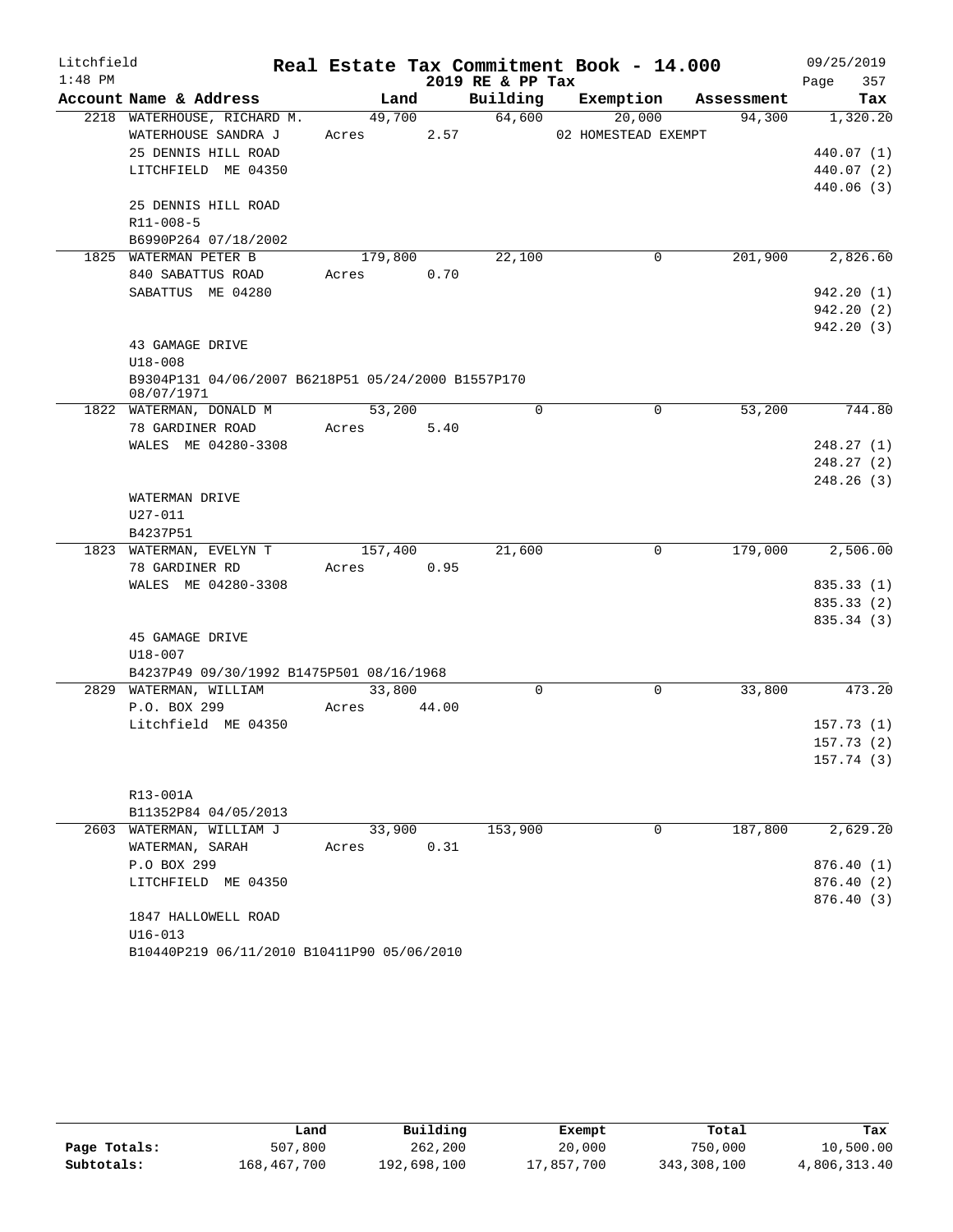Litchfield
1:48 PM

# Real Estate Tax Commitment Book - 14.000

2019 RE & PP Tax

09/25/2019

| Account | Name & Address | Land | Building | Exemption | Assessment | Tax |
|---|---|---|---|---|---|---|
| 2218 | WATERHOUSE, RICHARD M. | 49,700 | 64,600 | 20,000 | 94,300 | 1,320.20 |
| | WATERHOUSE SANDRA J | Acres 2.57 | | 02 HOMESTEAD EXEMPT | | |
| | 25 DENNIS HILL ROAD | | | | | 440.07 (1) |
| | LITCHFIELD ME 04350 | | | | | 440.07 (2) |
| | | | | | | 440.06 (3) |
| | 25 DENNIS HILL ROAD | | | | | |
| | R11-008-5 | | | | | |
| | B6990P264 07/18/2002 | | | | | |
| 1825 | WATERMAN PETER B | 179,800 | 22,100 | 0 | 201,900 | 2,826.60 |
| | 840 SABATTUS ROAD | Acres 0.70 | | | | |
| | SABATTUS ME 04280 | | | | | 942.20 (1) |
| | | | | | | 942.20 (2) |
| | | | | | | 942.20 (3) |
| | 43 GAMAGE DRIVE | | | | | |
| | U18-008 | | | | | |
| | B9304P131 04/06/2007 B6218P51 05/24/2000 B1557P170 08/07/1971 | | | | | |
| 1822 | WATERMAN, DONALD M | 53,200 | 0 | 0 | 53,200 | 744.80 |
| | 78 GARDINER ROAD | Acres 5.40 | | | | |
| | WALES ME 04280-3308 | | | | | 248.27 (1) |
| | | | | | | 248.27 (2) |
| | | | | | | 248.26 (3) |
| | WATERMAN DRIVE | | | | | |
| | U27-011 | | | | | |
| | B4237P51 | | | | | |
| 1823 | WATERMAN, EVELYN T | 157,400 | 21,600 | 0 | 179,000 | 2,506.00 |
| | 78 GARDINER RD | Acres 0.95 | | | | |
| | WALES ME 04280-3308 | | | | | 835.33 (1) |
| | | | | | | 835.33 (2) |
| | | | | | | 835.34 (3) |
| | 45 GAMAGE DRIVE | | | | | |
| | U18-007 | | | | | |
| | B4237P49 09/30/1992 B1475P501 08/16/1968 | | | | | |
| 2829 | WATERMAN, WILLIAM | 33,800 | 0 | 0 | 33,800 | 473.20 |
| | P.O. BOX 299 | Acres 44.00 | | | | |
| | Litchfield ME 04350 | | | | | 157.73 (1) |
| | | | | | | 157.73 (2) |
| | | | | | | 157.74 (3) |
| | R13-001A | | | | | |
| | B11352P84 04/05/2013 | | | | | |
| 2603 | WATERMAN, WILLIAM J | 33,900 | 153,900 | 0 | 187,800 | 2,629.20 |
| | WATERMAN, SARAH | Acres 0.31 | | | | |
| | P.O BOX 299 | | | | | 876.40 (1) |
| | LITCHFIELD ME 04350 | | | | | 876.40 (2) |
| | | | | | | 876.40 (3) |
| | 1847 HALLOWELL ROAD | | | | | |
| | U16-013 | | | | | |
| | B10440P219 06/11/2010 B10411P90 05/06/2010 | | | | | |

| | Land | Building | Exempt | Total | Tax |
|---|---|---|---|---|---|
| Page Totals: | 507,800 | 262,200 | 20,000 | 750,000 | 10,500.00 |
| Subtotals: | 168,467,700 | 192,698,100 | 17,857,700 | 343,308,100 | 4,806,313.40 |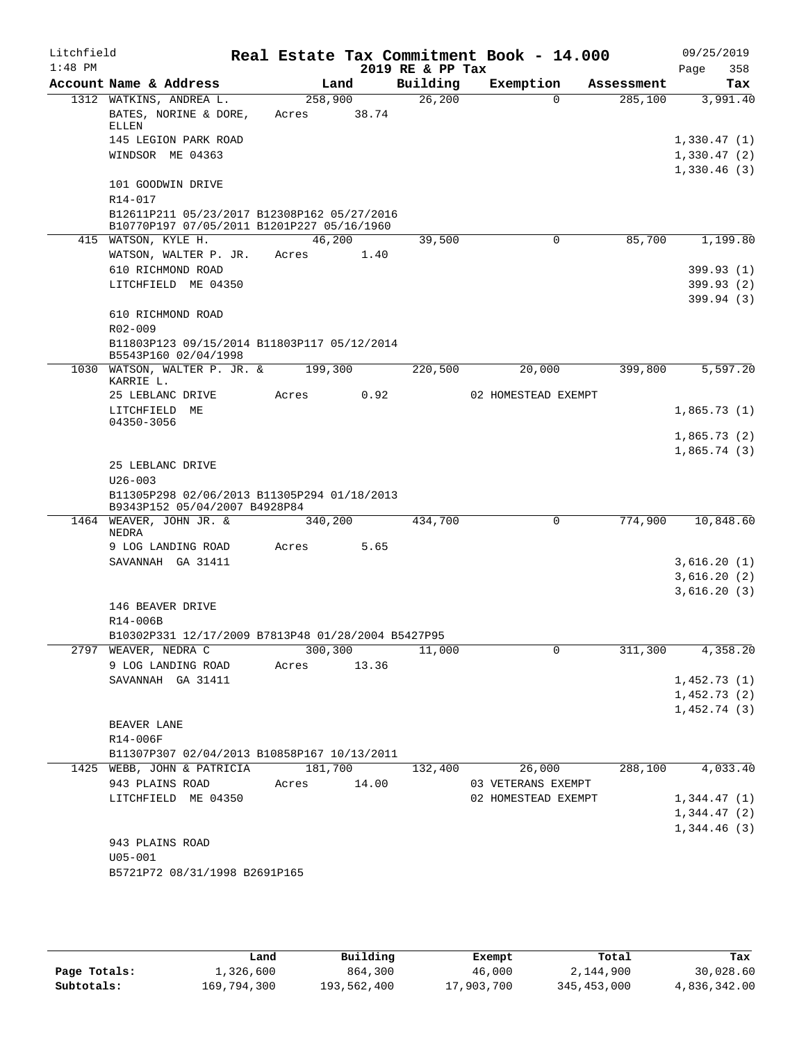Litchfield 1:48 PM

# Real Estate Tax Commitment Book - 14.000

2019 RE & PP Tax

09/25/2019 Page 358

| Account Name & Address | Land | Building | Exemption | Assessment | Tax |
|---|---|---|---|---|---|
| 1312 WATKINS, ANDREA L. | 258,900 | 26,200 | 0 | 285,100 | 3,991.40 |
| BATES, NORINE & DORE, ELLEN | Acres 38.74 | | | | |
| 145 LEGION PARK ROAD | | | | | 1,330.47 (1) |
| WINDSOR ME 04363 | | | | | 1,330.47 (2) |
| | | | | | 1,330.46 (3) |
| 101 GOODWIN DRIVE | | | | | |
| R14-017 | | | | | |
| B12611P211 05/23/2017 B12308P162 05/27/2016 B10770P197 07/05/2011 B1201P227 05/16/1960 | | | | | |
| 415 WATSON, KYLE H. | 46,200 | 39,500 | 0 | 85,700 | 1,199.80 |
| WATSON, WALTER P. JR. | Acres 1.40 | | | | |
| 610 RICHMOND ROAD | | | | | 399.93 (1) |
| LITCHFIELD ME 04350 | | | | | 399.93 (2) |
| | | | | | 399.94 (3) |
| 610 RICHMOND ROAD | | | | | |
| R02-009 | | | | | |
| B11803P123 09/15/2014 B11803P117 05/12/2014 B5543P160 02/04/1998 | | | | | |
| 1030 WATSON, WALTER P. JR. & KARRIE L. | 199,300 | 220,500 | 20,000 | 399,800 | 5,597.20 |
| 25 LEBLANC DRIVE | Acres 0.92 | | 02 HOMESTEAD EXEMPT | | |
| LITCHFIELD ME 04350-3056 | | | | | 1,865.73 (1) |
| | | | | | 1,865.73 (2) |
| | | | | | 1,865.74 (3) |
| 25 LEBLANC DRIVE | | | | | |
| U26-003 | | | | | |
| B11305P298 02/06/2013 B11305P294 01/18/2013 B9343P152 05/04/2007 B4928P84 | | | | | |
| 1464 WEAVER, JOHN JR. & NEDRA | 340,200 | 434,700 | 0 | 774,900 | 10,848.60 |
| 9 LOG LANDING ROAD | Acres 5.65 | | | | |
| SAVANNAH GA 31411 | | | | | 3,616.20 (1) |
| | | | | | 3,616.20 (2) |
| | | | | | 3,616.20 (3) |
| 146 BEAVER DRIVE | | | | | |
| R14-006B | | | | | |
| B10302P331 12/17/2009 B7813P48 01/28/2004 B5427P95 | | | | | |
| 2797 WEAVER, NEDRA C | 300,300 | 11,000 | 0 | 311,300 | 4,358.20 |
| 9 LOG LANDING ROAD | Acres 13.36 | | | | |
| SAVANNAH GA 31411 | | | | | 1,452.73 (1) |
| | | | | | 1,452.73 (2) |
| | | | | | 1,452.74 (3) |
| BEAVER LANE | | | | | |
| R14-006F | | | | | |
| B11307P307 02/04/2013 B10858P167 10/13/2011 | | | | | |
| 1425 WEBB, JOHN & PATRICIA | 181,700 | 132,400 | 26,000 | 288,100 | 4,033.40 |
| 943 PLAINS ROAD | Acres 14.00 | | 03 VETERANS EXEMPT | | |
| LITCHFIELD ME 04350 | | | 02 HOMESTEAD EXEMPT | | 1,344.47 (1) |
| | | | | | 1,344.47 (2) |
| | | | | | 1,344.46 (3) |
| 943 PLAINS ROAD | | | | | |
| U05-001 | | | | | |
| B5721P72 08/31/1998 B2691P165 | | | | | |

| | Land | Building | Exempt | Total | Tax |
|---|---|---|---|---|---|
| Page Totals: | 1,326,600 | 864,300 | 46,000 | 2,144,900 | 30,028.60 |
| Subtotals: | 169,794,300 | 193,562,400 | 17,903,700 | 345,453,000 | 4,836,342.00 |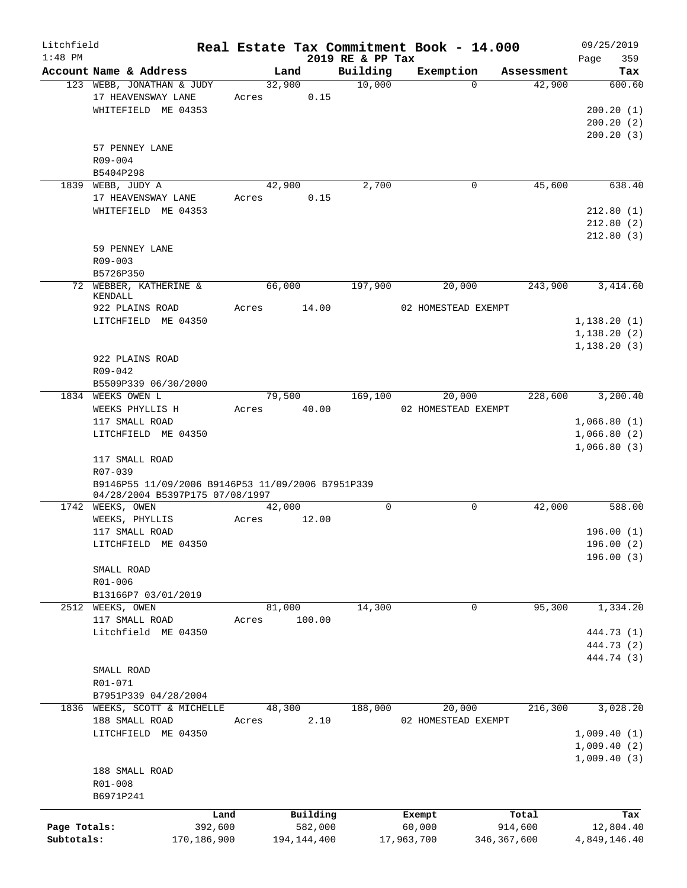Litchfield 1:48 PM

# Real Estate Tax Commitment Book - 14.000

2019 RE & PP Tax

09/25/2019 Page 359

| Account | Name & Address | Land | Building | Exemption | Assessment | Tax |
|---|---|---|---|---|---|---|
| 123 | WEBB, JONATHAN & JUDY<br>17 HEAVENSWAY LANE<br>WHITEFIELD ME 04353<br><br>57 PENNEY LANE<br>R09-004<br>B5404P298 | 32,900<br>Acres 0.15 | 10,000 | 0 | 42,900 | 600.60<br>200.20 (1)<br>200.20 (2)<br>200.20 (3) |
| 1839 | WEBB, JUDY A<br>17 HEAVENSWAY LANE<br>WHITEFIELD ME 04353<br><br>59 PENNEY LANE<br>R09-003<br>B5726P350 | 42,900<br>Acres 0.15 | 2,700 | 0 | 45,600 | 638.40<br>212.80 (1)<br>212.80 (2)<br>212.80 (3) |
| 72 | WEBBER, KATHERINE & KENDALL<br>922 PLAINS ROAD<br>LITCHFIELD ME 04350<br><br>922 PLAINS ROAD<br>R09-042<br>B5509P339 06/30/2000 | 66,000<br>Acres 14.00 | 197,900 | 20,000<br>02 HOMESTEAD EXEMPT | 243,900 | 3,414.60<br>1,138.20 (1)<br>1,138.20 (2)<br>1,138.20 (3) |
| 1834 | WEEKS OWEN L<br>WEEKS PHYLLIS H<br>117 SMALL ROAD<br>LITCHFIELD ME 04350<br><br>117 SMALL ROAD<br>R07-039<br>B9146P55 11/09/2006 B9146P53 11/09/2006 B7951P339 04/28/2004 B5397P175 07/08/1997 | 79,500<br>Acres 40.00 | 169,100 | 20,000<br>02 HOMESTEAD EXEMPT | 228,600 | 3,200.40<br>1,066.80 (1)<br>1,066.80 (2)<br>1,066.80 (3) |
| 1742 | WEEKS, OWEN<br>WEEKS, PHYLLIS<br>117 SMALL ROAD<br>LITCHFIELD ME 04350<br><br>SMALL ROAD<br>R01-006<br>B13166P7 03/01/2019 | 42,000<br>Acres 12.00 | 0 | 0 | 42,000 | 588.00<br>196.00 (1)<br>196.00 (2)<br>196.00 (3) |
| 2512 | WEEKS, OWEN<br>117 SMALL ROAD<br>Litchfield ME 04350<br><br>SMALL ROAD<br>R01-071<br>B7951P339 04/28/2004 | 81,000<br>Acres 100.00 | 14,300 | 0 | 95,300 | 1,334.20<br>444.73 (1)<br>444.73 (2)<br>444.74 (3) |
| 1836 | WEEKS, SCOTT & MICHELLE<br>188 SMALL ROAD<br>LITCHFIELD ME 04350<br><br>188 SMALL ROAD<br>R01-008<br>B6971P241 | 48,300<br>Acres 2.10 | 188,000 | 20,000<br>02 HOMESTEAD EXEMPT | 216,300 | 3,028.20<br>1,009.40 (1)<br>1,009.40 (2)<br>1,009.40 (3) |

| | Land | Building | Exempt | Total | Tax |
|---|---|---|---|---|---|
| Page Totals: | 392,600 | 582,000 | 60,000 | 914,600 | 12,804.40 |
| Subtotals: | 170,186,900 | 194,144,400 | 17,963,700 | 346,367,600 | 4,849,146.40 |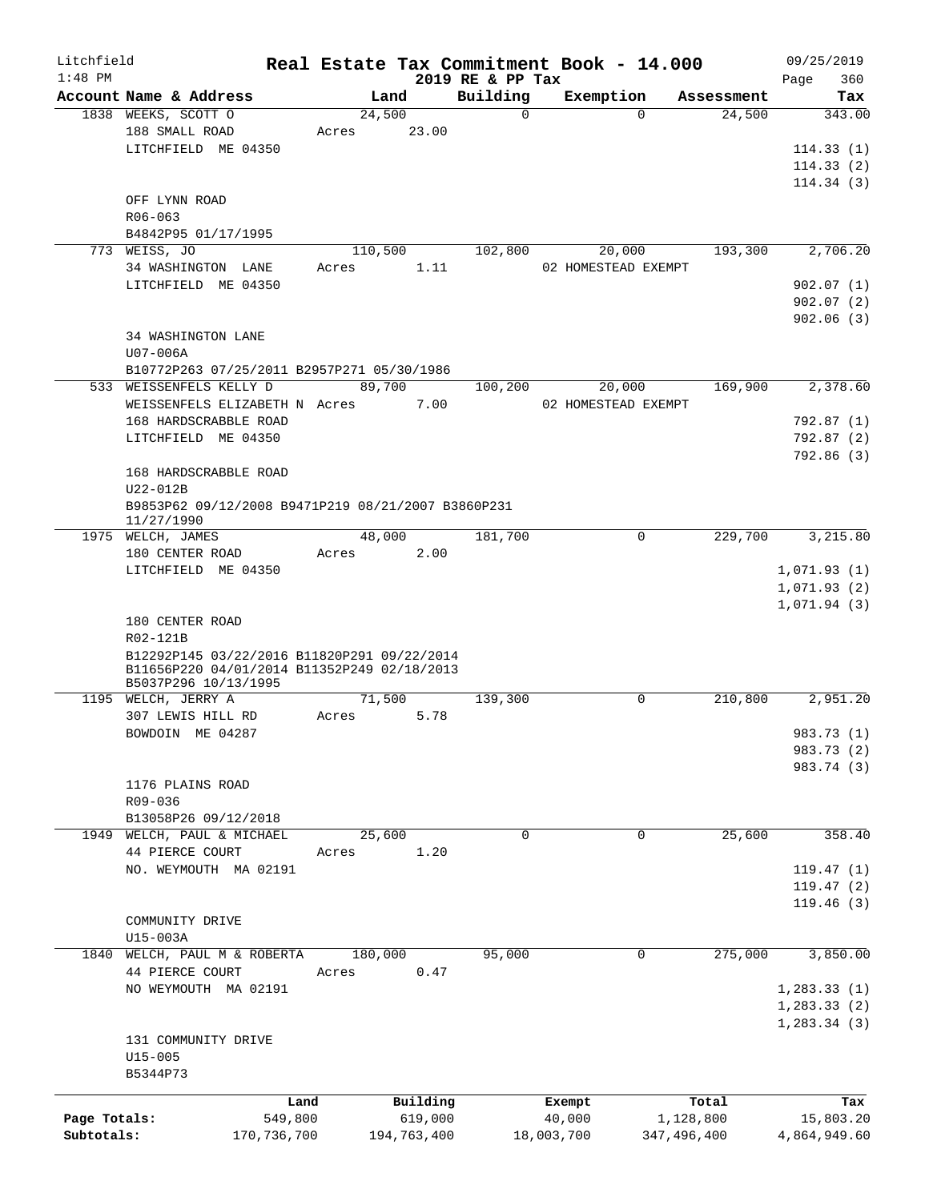# Real Estate Tax Commitment Book - 14.000

Litchfield 1:48 PM — 2019 RE & PP Tax — 09/25/2019

| Account Name & Address | Land | Building | Exemption | Assessment | Tax |
|---|---|---|---|---|---|
| 1838 WEEKS, SCOTT O | 24,500 | 0 | 0 | 24,500 | 343.00 |
| 188 SMALL ROAD | Acres 23.00 | | | | |
| LITCHFIELD ME 04350 | | | | | 114.33 (1) |
| | | | | | 114.33 (2) |
| | | | | | 114.34 (3) |
| OFF LYNN ROAD | | | | | |
| R06-063 | | | | | |
| B4842P95 01/17/1995 | | | | | |
| 773 WEISS, JO | 110,500 | 102,800 | 20,000 | 193,300 | 2,706.20 |
| 34 WASHINGTON LANE | Acres 1.11 | | 02 HOMESTEAD EXEMPT | | |
| LITCHFIELD ME 04350 | | | | | 902.07 (1) |
| | | | | | 902.07 (2) |
| | | | | | 902.06 (3) |
| 34 WASHINGTON LANE | | | | | |
| U07-006A | | | | | |
| B10772P263 07/25/2011 B2957P271 05/30/1986 | | | | | |
| 533 WEISSENFELS KELLY D | 89,700 | 100,200 | 20,000 | 169,900 | 2,378.60 |
| WEISSENFELS ELIZABETH N | Acres 7.00 | | 02 HOMESTEAD EXEMPT | | |
| 168 HARDSCRABBLE ROAD | | | | | 792.87 (1) |
| LITCHFIELD ME 04350 | | | | | 792.87 (2) |
| | | | | | 792.86 (3) |
| 168 HARDSCRABBLE ROAD | | | | | |
| U22-012B | | | | | |
| B9853P62 09/12/2008 B9471P219 08/21/2007 B3860P231 11/27/1990 | | | | | |
| 1975 WELCH, JAMES | 48,000 | 181,700 | 0 | 229,700 | 3,215.80 |
| 180 CENTER ROAD | Acres 2.00 | | | | |
| LITCHFIELD ME 04350 | | | | | 1,071.93 (1) |
| | | | | | 1,071.93 (2) |
| | | | | | 1,071.94 (3) |
| 180 CENTER ROAD | | | | | |
| R02-121B | | | | | |
| B12292P145 03/22/2016 B11820P291 09/22/2014 B11656P220 04/01/2014 B11352P249 02/18/2013 B5037P296 10/13/1995 | | | | | |
| 1195 WELCH, JERRY A | 71,500 | 139,300 | 0 | 210,800 | 2,951.20 |
| 307 LEWIS HILL RD | Acres 5.78 | | | | |
| BOWDOIN ME 04287 | | | | | 983.73 (1) |
| | | | | | 983.73 (2) |
| | | | | | 983.74 (3) |
| 1176 PLAINS ROAD | | | | | |
| R09-036 | | | | | |
| B13058P26 09/12/2018 | | | | | |
| 1949 WELCH, PAUL & MICHAEL | 25,600 | 0 | 0 | 25,600 | 358.40 |
| 44 PIERCE COURT | Acres 1.20 | | | | |
| NO. WEYMOUTH MA 02191 | | | | | 119.47 (1) |
| | | | | | 119.47 (2) |
| | | | | | 119.46 (3) |
| COMMUNITY DRIVE | | | | | |
| U15-003A | | | | | |
| 1840 WELCH, PAUL M & ROBERTA | 180,000 | 95,000 | 0 | 275,000 | 3,850.00 |
| 44 PIERCE COURT | Acres 0.47 | | | | |
| NO WEYMOUTH MA 02191 | | | | | 1,283.33 (1) |
| | | | | | 1,283.33 (2) |
| | | | | | 1,283.34 (3) |
| 131 COMMUNITY DRIVE | | | | | |
| U15-005 | | | | | |
| B5344P73 | | | | | |

| | Land | Building | Exempt | Total | Tax |
|---|---|---|---|---|---|
| Page Totals: | 549,800 | 619,000 | 40,000 | 1,128,800 | 15,803.20 |
| Subtotals: | 170,736,700 | 194,763,400 | 18,003,700 | 347,496,400 | 4,864,949.60 |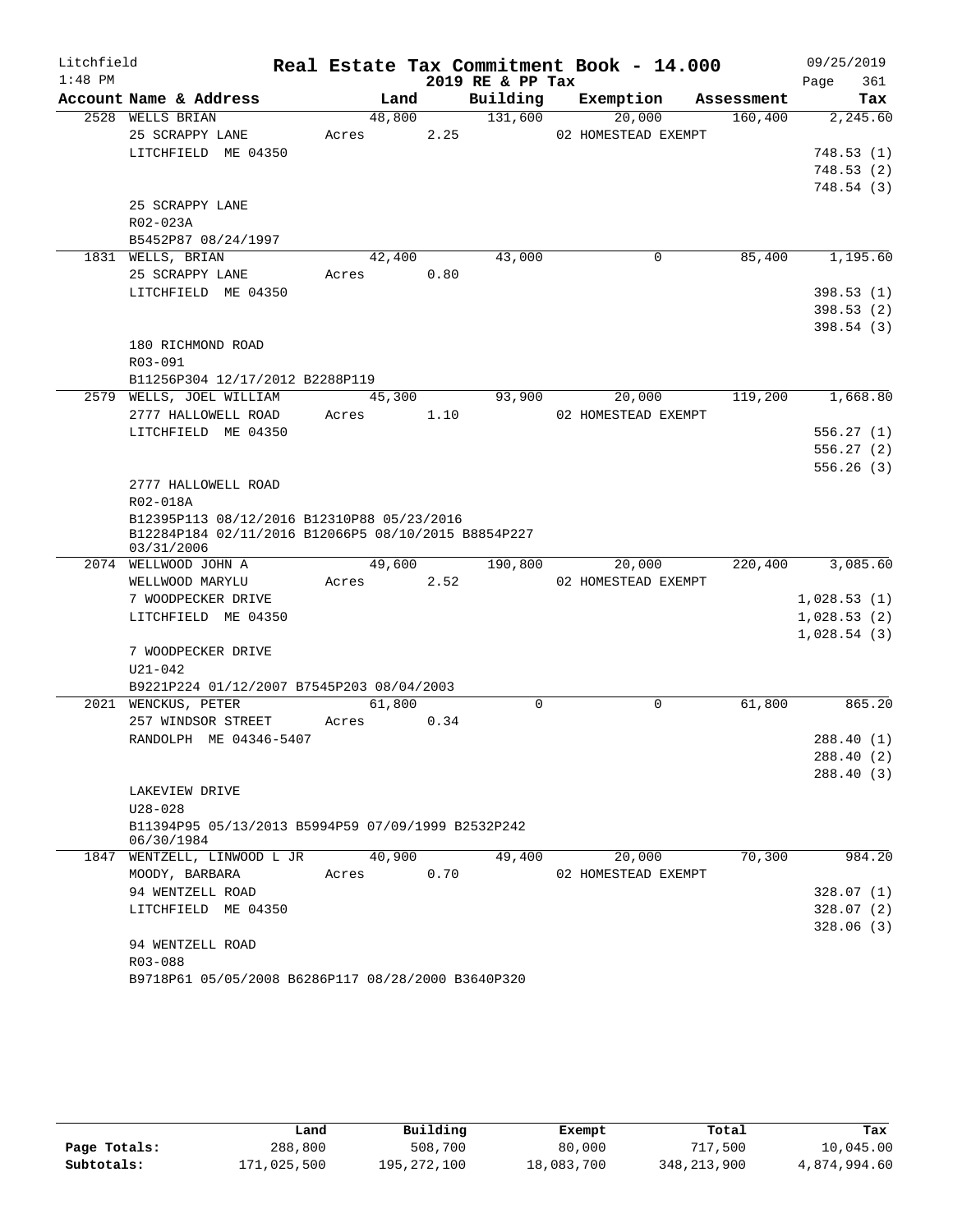# Real Estate Tax Commitment Book - 14.000

Litchfield 1:48 PM — 2019 RE & PP Tax — 09/25/2019 Page 361

| Account Name & Address | Land | Building | Exemption | Assessment | Tax |
|---|---|---|---|---|---|
| 2528 WELLS BRIAN | 48,800 | 131,600 | 20,000 | 160,400 | 2,245.60 |
| 25 SCRAPPY LANE | Acres 2.25 | | 02 HOMESTEAD EXEMPT | | |
| LITCHFIELD ME 04350 | | | | | 748.53 (1) |
| | | | | | 748.53 (2) |
| | | | | | 748.54 (3) |
| 25 SCRAPPY LANE | | | | | |
| R02-023A | | | | | |
| B5452P87 08/24/1997 | | | | | |
| 1831 WELLS, BRIAN | 42,400 | 43,000 | 0 | 85,400 | 1,195.60 |
| 25 SCRAPPY LANE | Acres 0.80 | | | | |
| LITCHFIELD ME 04350 | | | | | 398.53 (1) |
| | | | | | 398.53 (2) |
| | | | | | 398.54 (3) |
| 180 RICHMOND ROAD | | | | | |
| R03-091 | | | | | |
| B11256P304 12/17/2012 B2288P119 | | | | | |
| 2579 WELLS, JOEL WILLIAM | 45,300 | 93,900 | 20,000 | 119,200 | 1,668.80 |
| 2777 HALLOWELL ROAD | Acres 1.10 | | 02 HOMESTEAD EXEMPT | | |
| LITCHFIELD ME 04350 | | | | | 556.27 (1) |
| | | | | | 556.27 (2) |
| | | | | | 556.26 (3) |
| 2777 HALLOWELL ROAD | | | | | |
| R02-018A | | | | | |
| B12395P113 08/12/2016 B12310P88 05/23/2016 B12284P184 02/11/2016 B12066P5 08/10/2015 B8854P227 03/31/2006 | | | | | |
| 2074 WELLWOOD JOHN A | 49,600 | 190,800 | 20,000 | 220,400 | 3,085.60 |
| WELLWOOD MARYLU | Acres 2.52 | | 02 HOMESTEAD EXEMPT | | |
| 7 WOODPECKER DRIVE | | | | | 1,028.53 (1) |
| LITCHFIELD ME 04350 | | | | | 1,028.53 (2) |
| | | | | | 1,028.54 (3) |
| 7 WOODPECKER DRIVE | | | | | |
| U21-042 | | | | | |
| B9221P224 01/12/2007 B7545P203 08/04/2003 | | | | | |
| 2021 WENCKUS, PETER | 61,800 | 0 | 0 | 61,800 | 865.20 |
| 257 WINDSOR STREET | Acres 0.34 | | | | |
| RANDOLPH ME 04346-5407 | | | | | 288.40 (1) |
| | | | | | 288.40 (2) |
| | | | | | 288.40 (3) |
| LAKEVIEW DRIVE | | | | | |
| U28-028 | | | | | |
| B11394P95 05/13/2013 B5994P59 07/09/1999 B2532P242 06/30/1984 | | | | | |
| 1847 WENTZELL, LINWOOD L JR | 40,900 | 49,400 | 20,000 | 70,300 | 984.20 |
| MOODY, BARBARA | Acres 0.70 | | 02 HOMESTEAD EXEMPT | | |
| 94 WENTZELL ROAD | | | | | 328.07 (1) |
| LITCHFIELD ME 04350 | | | | | 328.07 (2) |
| | | | | | 328.06 (3) |
| 94 WENTZELL ROAD | | | | | |
| R03-088 | | | | | |
| B9718P61 05/05/2008 B6286P117 08/28/2000 B3640P320 | | | | | |

| | Land | Building | Exempt | Total | Tax |
|---|---|---|---|---|---|
| Page Totals: | 288,800 | 508,700 | 80,000 | 717,500 | 10,045.00 |
| Subtotals: | 171,025,500 | 195,272,100 | 18,083,700 | 348,213,900 | 4,874,994.60 |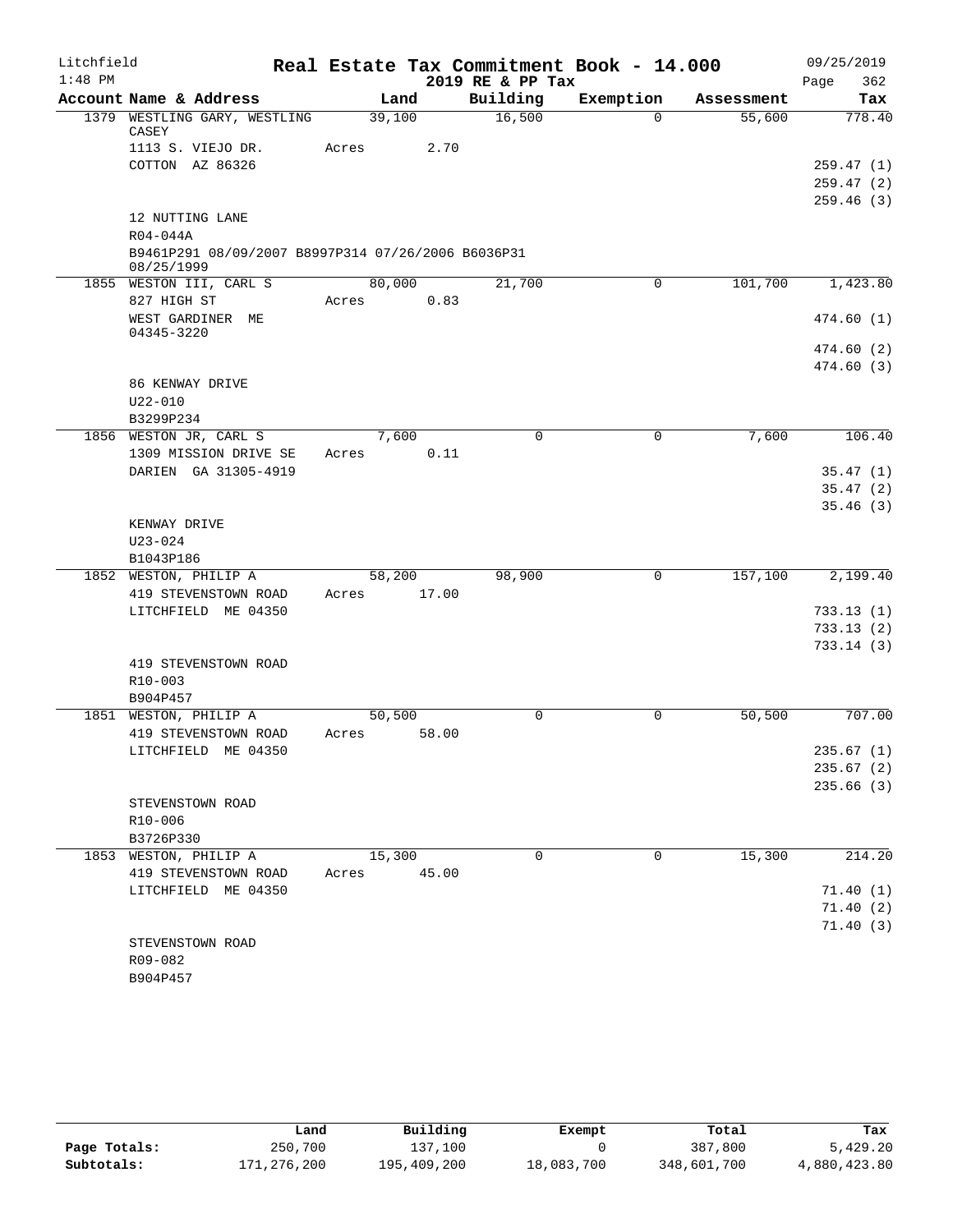Litchfield
1:48 PM

# Real Estate Tax Commitment Book - 14.000

2019 RE & PP Tax

09/25/2019
Page 362

| Account | Name & Address | Land | Building | Exemption | Assessment | Tax |
|---|---|---|---|---|---|---|
| 1379 | WESTLING GARY, WESTLING CASEY | 39,100 | 16,500 | 0 | 55,600 | 778.40 |
| | 1113 S. VIEJO DR. | Acres 2.70 | | | | |
| | COTTON AZ 86326 | | | | | 259.47 (1) |
| | | | | | | 259.47 (2) |
| | | | | | | 259.46 (3) |
| | 12 NUTTING LANE | | | | | |
| | R04-044A | | | | | |
| | B9461P291 08/09/2007 B8997P314 07/26/2006 B6036P31 08/25/1999 | | | | | |
| 1855 | WESTON III, CARL S | 80,000 | 21,700 | 0 | 101,700 | 1,423.80 |
| | 827 HIGH ST | Acres 0.83 | | | | |
| | WEST GARDINER ME 04345-3220 | | | | | 474.60 (1) |
| | | | | | | 474.60 (2) |
| | | | | | | 474.60 (3) |
| | 86 KENWAY DRIVE | | | | | |
| | U22-010 | | | | | |
| | B3299P234 | | | | | |
| 1856 | WESTON JR, CARL S | 7,600 | 0 | 0 | 7,600 | 106.40 |
| | 1309 MISSION DRIVE SE | Acres 0.11 | | | | |
| | DARIEN GA 31305-4919 | | | | | 35.47 (1) |
| | | | | | | 35.47 (2) |
| | | | | | | 35.46 (3) |
| | KENWAY DRIVE | | | | | |
| | U23-024 | | | | | |
| | B1043P186 | | | | | |
| 1852 | WESTON, PHILIP A | 58,200 | 98,900 | 0 | 157,100 | 2,199.40 |
| | 419 STEVENSTOWN ROAD | Acres 17.00 | | | | |
| | LITCHFIELD ME 04350 | | | | | 733.13 (1) |
| | | | | | | 733.13 (2) |
| | | | | | | 733.14 (3) |
| | 419 STEVENSTOWN ROAD | | | | | |
| | R10-003 | | | | | |
| | B904P457 | | | | | |
| 1851 | WESTON, PHILIP A | 50,500 | 0 | 0 | 50,500 | 707.00 |
| | 419 STEVENSTOWN ROAD | Acres 58.00 | | | | |
| | LITCHFIELD ME 04350 | | | | | 235.67 (1) |
| | | | | | | 235.67 (2) |
| | | | | | | 235.66 (3) |
| | STEVENSTOWN ROAD | | | | | |
| | R10-006 | | | | | |
| | B3726P330 | | | | | |
| 1853 | WESTON, PHILIP A | 15,300 | 0 | 0 | 15,300 | 214.20 |
| | 419 STEVENSTOWN ROAD | Acres 45.00 | | | | |
| | LITCHFIELD ME 04350 | | | | | 71.40 (1) |
| | | | | | | 71.40 (2) |
| | | | | | | 71.40 (3) |
| | STEVENSTOWN ROAD | | | | | |
| | R09-082 | | | | | |
| | B904P457 | | | | | |

| | Land | Building | Exempt | Total | Tax |
|---|---|---|---|---|---|
| Page Totals: | 250,700 | 137,100 | 0 | 387,800 | 5,429.20 |
| Subtotals: | 171,276,200 | 195,409,200 | 18,083,700 | 348,601,700 | 4,880,423.80 |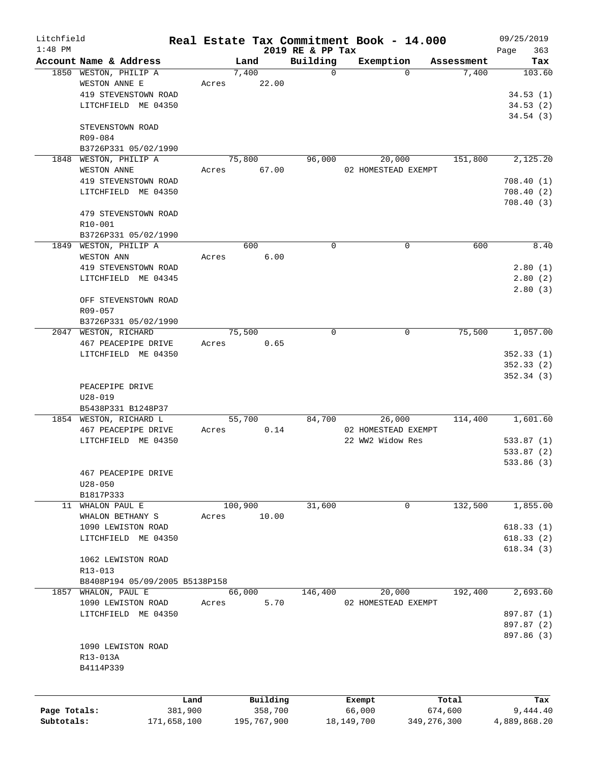Litchfield 1:48 PM

# Real Estate Tax Commitment Book - 14.000

2019 RE & PP Tax

09/25/2019

| Account Name & Address | Land | Building | Exemption | Assessment | Tax |
|---|---|---|---|---|---|
| 1850 WESTON, PHILIP A | 7,400 | 0 | 0 | 7,400 | 103.60 |
| WESTON ANNE E | Acres 22.00 | | | | |
| 419 STEVENSTOWN ROAD | | | | | 34.53 (1) |
| LITCHFIELD ME 04350 | | | | | 34.53 (2) |
| | | | | | 34.54 (3) |
| STEVENSTOWN ROAD | | | | | |
| R09-084 | | | | | |
| B3726P331 05/02/1990 | | | | | |
| 1848 WESTON, PHILIP A | 75,800 | 96,000 | 20,000 | 151,800 | 2,125.20 |
| WESTON ANNE | Acres 67.00 | | 02 HOMESTEAD EXEMPT | | |
| 419 STEVENSTOWN ROAD | | | | | 708.40 (1) |
| LITCHFIELD ME 04350 | | | | | 708.40 (2) |
| | | | | | 708.40 (3) |
| 479 STEVENSTOWN ROAD | | | | | |
| R10-001 | | | | | |
| B3726P331 05/02/1990 | | | | | |
| 1849 WESTON, PHILIP A | 600 | 0 | 0 | 600 | 8.40 |
| WESTON ANN | Acres 6.00 | | | | |
| 419 STEVENSTOWN ROAD | | | | | 2.80 (1) |
| LITCHFIELD ME 04345 | | | | | 2.80 (2) |
| | | | | | 2.80 (3) |
| OFF STEVENSTOWN ROAD | | | | | |
| R09-057 | | | | | |
| B3726P331 05/02/1990 | | | | | |
| 2047 WESTON, RICHARD | 75,500 | 0 | 0 | 75,500 | 1,057.00 |
| 467 PEACEPIPE DRIVE | Acres 0.65 | | | | |
| LITCHFIELD ME 04350 | | | | | 352.33 (1) |
| | | | | | 352.33 (2) |
| | | | | | 352.34 (3) |
| PEACEPIPE DRIVE | | | | | |
| U28-019 | | | | | |
| B5438P331 B1248P37 | | | | | |
| 1854 WESTON, RICHARD L | 55,700 | 84,700 | 26,000 | 114,400 | 1,601.60 |
| 467 PEACEPIPE DRIVE | Acres 0.14 | | 02 HOMESTEAD EXEMPT | | |
| LITCHFIELD ME 04350 | | | 22 WW2 Widow Res | | 533.87 (1) |
| | | | | | 533.87 (2) |
| | | | | | 533.86 (3) |
| 467 PEACEPIPE DRIVE | | | | | |
| U28-050 | | | | | |
| B1817P333 | | | | | |
| 11 WHALON PAUL E | 100,900 | 31,600 | 0 | 132,500 | 1,855.00 |
| WHALON BETHANY S | Acres 10.00 | | | | |
| 1090 LEWISTON ROAD | | | | | 618.33 (1) |
| LITCHFIELD ME 04350 | | | | | 618.33 (2) |
| | | | | | 618.34 (3) |
| 1062 LEWISTON ROAD | | | | | |
| R13-013 | | | | | |
| B8408P194 05/09/2005 B5138P158 | | | | | |
| 1857 WHALON, PAUL E | 66,000 | 146,400 | 20,000 | 192,400 | 2,693.60 |
| 1090 LEWISTON ROAD | Acres 5.70 | | 02 HOMESTEAD EXEMPT | | |
| LITCHFIELD ME 04350 | | | | | 897.87 (1) |
| | | | | | 897.87 (2) |
| | | | | | 897.86 (3) |
| 1090 LEWISTON ROAD | | | | | |
| R13-013A | | | | | |
| B4114P339 | | | | | |

| | Land | Building | Exempt | Total | Tax |
|---|---|---|---|---|---|
| Page Totals: | 381,900 | 358,700 | 66,000 | 674,600 | 9,444.40 |
| Subtotals: | 171,658,100 | 195,767,900 | 18,149,700 | 349,276,300 | 4,889,868.20 |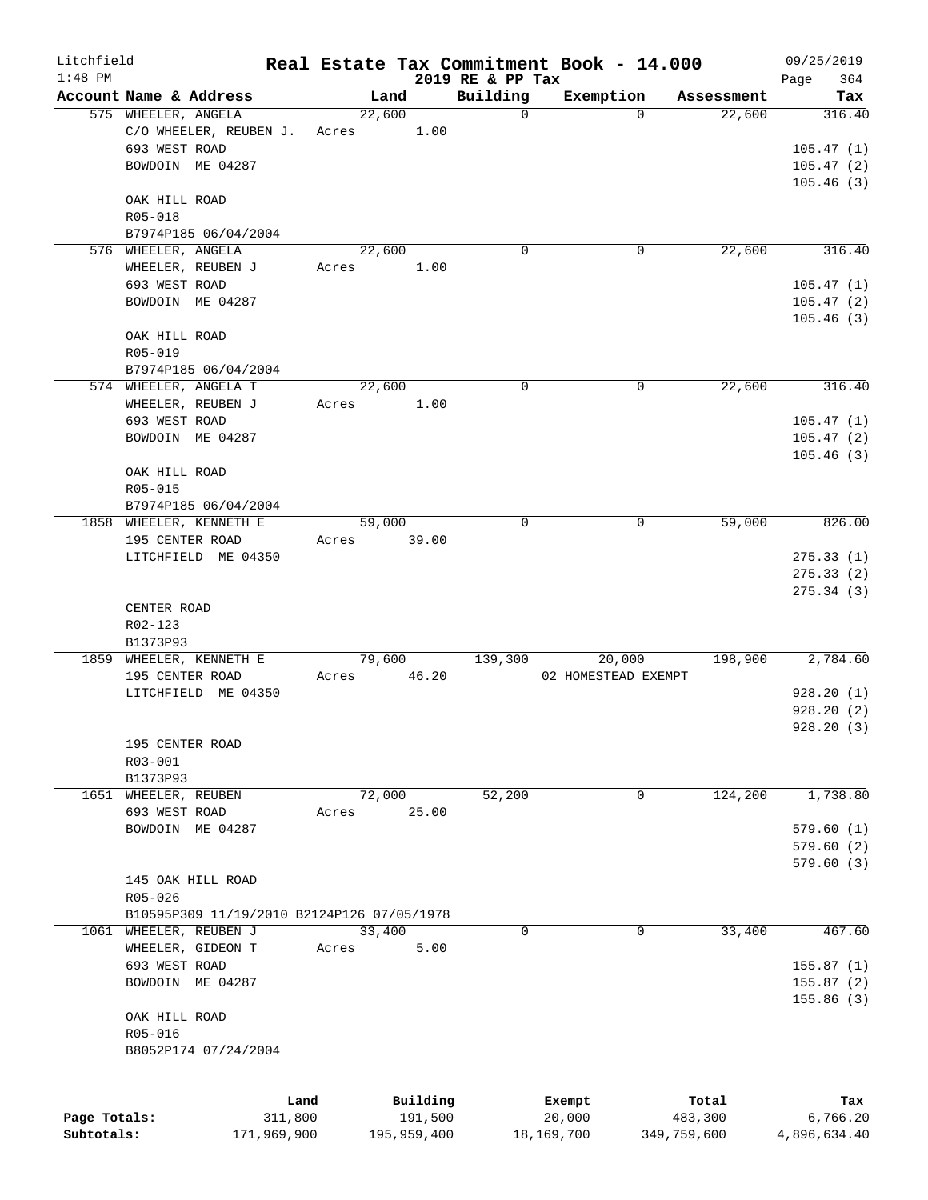Litchfield
1:48 PM

# Real Estate Tax Commitment Book - 14.000

2019 RE & PP Tax

09/25/2019
Page 364

| Account Name & Address | Land | Building | Exemption | Assessment | Tax |
|---|---|---|---|---|---|
| 575 WHEELER, ANGELA | 22,600 | 0 | 0 | 22,600 | 316.40 |
| C/O WHEELER, REUBEN J. | Acres 1.00 | | | | |
| 693 WEST ROAD | | | | | 105.47 (1) |
| BOWDOIN ME 04287 | | | | | 105.47 (2) |
| | | | | | 105.46 (3) |
| OAK HILL ROAD | | | | | |
| R05-018 | | | | | |
| B7974P185 06/04/2004 | | | | | |
| 576 WHEELER, ANGELA | 22,600 | 0 | 0 | 22,600 | 316.40 |
| WHEELER, REUBEN J | Acres 1.00 | | | | |
| 693 WEST ROAD | | | | | 105.47 (1) |
| BOWDOIN ME 04287 | | | | | 105.47 (2) |
| | | | | | 105.46 (3) |
| OAK HILL ROAD | | | | | |
| R05-019 | | | | | |
| B7974P185 06/04/2004 | | | | | |
| 574 WHEELER, ANGELA T | 22,600 | 0 | 0 | 22,600 | 316.40 |
| WHEELER, REUBEN J | Acres 1.00 | | | | |
| 693 WEST ROAD | | | | | 105.47 (1) |
| BOWDOIN ME 04287 | | | | | 105.47 (2) |
| | | | | | 105.46 (3) |
| OAK HILL ROAD | | | | | |
| R05-015 | | | | | |
| B7974P185 06/04/2004 | | | | | |
| 1858 WHEELER, KENNETH E | 59,000 | 0 | 0 | 59,000 | 826.00 |
| 195 CENTER ROAD | Acres 39.00 | | | | |
| LITCHFIELD ME 04350 | | | | | 275.33 (1) |
| | | | | | 275.33 (2) |
| | | | | | 275.34 (3) |
| CENTER ROAD | | | | | |
| R02-123 | | | | | |
| B1373P93 | | | | | |
| 1859 WHEELER, KENNETH E | 79,600 | 139,300 | 20,000 | 198,900 | 2,784.60 |
| 195 CENTER ROAD | Acres 46.20 | | 02 HOMESTEAD EXEMPT | | |
| LITCHFIELD ME 04350 | | | | | 928.20 (1) |
| | | | | | 928.20 (2) |
| | | | | | 928.20 (3) |
| 195 CENTER ROAD | | | | | |
| R03-001 | | | | | |
| B1373P93 | | | | | |
| 1651 WHEELER, REUBEN | 72,000 | 52,200 | 0 | 124,200 | 1,738.80 |
| 693 WEST ROAD | Acres 25.00 | | | | |
| BOWDOIN ME 04287 | | | | | 579.60 (1) |
| | | | | | 579.60 (2) |
| | | | | | 579.60 (3) |
| 145 OAK HILL ROAD | | | | | |
| R05-026 | | | | | |
| B10595P309 11/19/2010 B2124P126 07/05/1978 | | | | | |
| 1061 WHEELER, REUBEN J | 33,400 | 0 | 0 | 33,400 | 467.60 |
| WHEELER, GIDEON T | Acres 5.00 | | | | |
| 693 WEST ROAD | | | | | 155.87 (1) |
| BOWDOIN ME 04287 | | | | | 155.87 (2) |
| | | | | | 155.86 (3) |
| OAK HILL ROAD | | | | | |
| R05-016 | | | | | |
| B8052P174 07/24/2004 | | | | | |

| | Land | Building | Exempt | Total | Tax |
|---|---|---|---|---|---|
| Page Totals: | 311,800 | 191,500 | 20,000 | 483,300 | 6,766.20 |
| Subtotals: | 171,969,900 | 195,959,400 | 18,169,700 | 349,759,600 | 4,896,634.40 |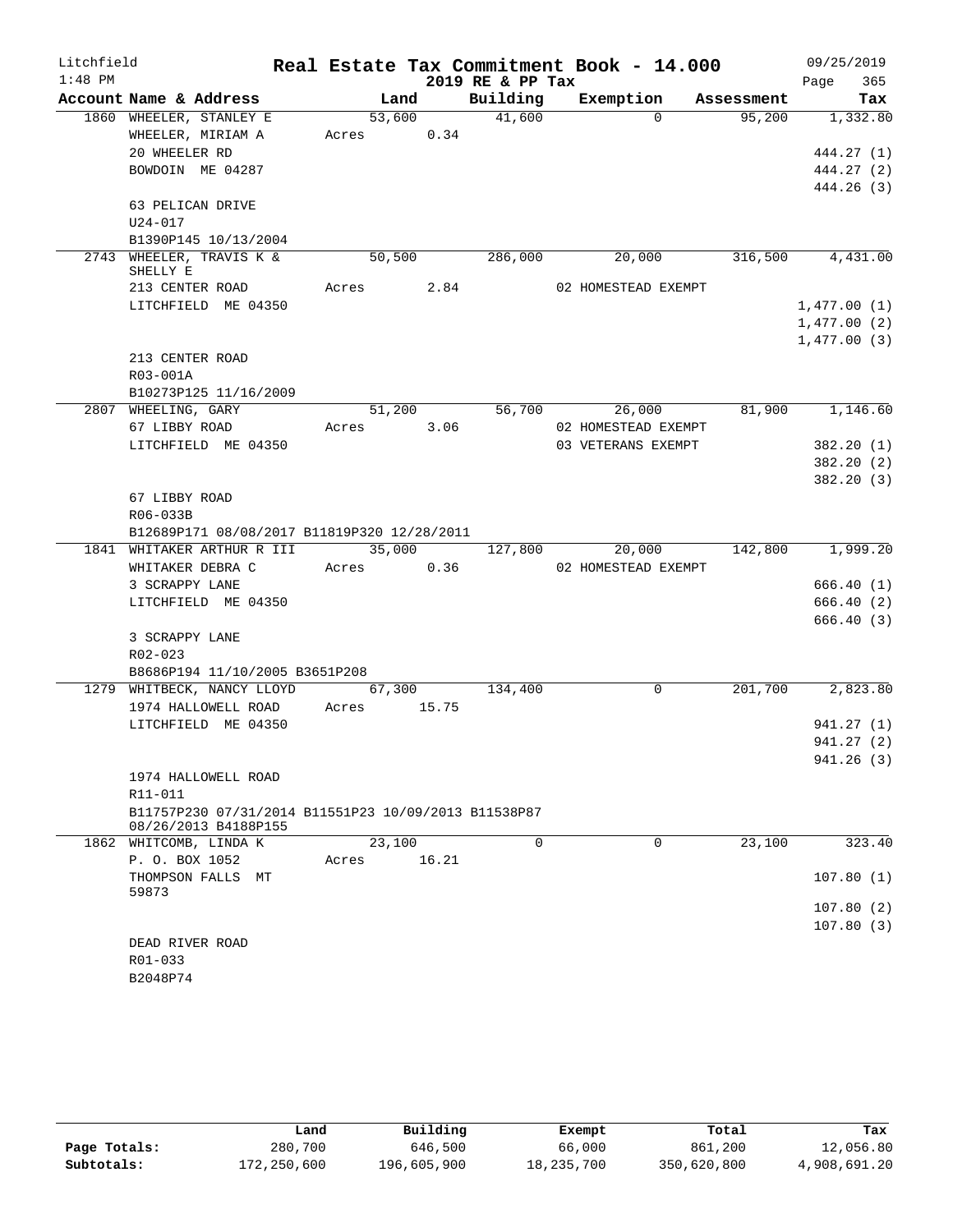Litchfield 1:48 PM

# Real Estate Tax Commitment Book - 14.000
## 2019 RE & PP Tax

09/25/2019 Page 365

| Account Name & Address | Land | Building | Exemption | Assessment | Tax |
|---|---|---|---|---|---|
| 1860 WHEELER, STANLEY E | 53,600 | 41,600 | 0 | 95,200 | 1,332.80 |
| WHEELER, MIRIAM A | Acres 0.34 | | | | |
| 20 WHEELER RD | | | | | 444.27 (1) |
| BOWDOIN ME 04287 | | | | | 444.27 (2) |
| | | | | | 444.26 (3) |
| 63 PELICAN DRIVE | | | | | |
| U24-017 | | | | | |
| B1390P145 10/13/2004 | | | | | |
| 2743 WHEELER, TRAVIS K & SHELLY E | 50,500 | 286,000 | 20,000 | 316,500 | 4,431.00 |
| 213 CENTER ROAD | Acres 2.84 | | 02 HOMESTEAD EXEMPT | | |
| LITCHFIELD ME 04350 | | | | | 1,477.00 (1) |
| | | | | | 1,477.00 (2) |
| | | | | | 1,477.00 (3) |
| 213 CENTER ROAD | | | | | |
| R03-001A | | | | | |
| B10273P125 11/16/2009 | | | | | |
| 2807 WHEELING, GARY | 51,200 | 56,700 | 26,000 | 81,900 | 1,146.60 |
| 67 LIBBY ROAD | Acres 3.06 | | 02 HOMESTEAD EXEMPT | | |
| LITCHFIELD ME 04350 | | | 03 VETERANS EXEMPT | | 382.20 (1) |
| | | | | | 382.20 (2) |
| | | | | | 382.20 (3) |
| 67 LIBBY ROAD | | | | | |
| R06-033B | | | | | |
| B12689P171 08/08/2017 B11819P320 12/28/2011 | | | | | |
| 1841 WHITAKER ARTHUR R III | 35,000 | 127,800 | 20,000 | 142,800 | 1,999.20 |
| WHITAKER DEBRA C | Acres 0.36 | | 02 HOMESTEAD EXEMPT | | |
| 3 SCRAPPY LANE | | | | | 666.40 (1) |
| LITCHFIELD ME 04350 | | | | | 666.40 (2) |
| | | | | | 666.40 (3) |
| 3 SCRAPPY LANE | | | | | |
| R02-023 | | | | | |
| B8686P194 11/10/2005 B3651P208 | | | | | |
| 1279 WHITBECK, NANCY LLOYD | 67,300 | 134,400 | 0 | 201,700 | 2,823.80 |
| 1974 HALLOWELL ROAD | Acres 15.75 | | | | |
| LITCHFIELD ME 04350 | | | | | 941.27 (1) |
| | | | | | 941.27 (2) |
| | | | | | 941.26 (3) |
| 1974 HALLOWELL ROAD | | | | | |
| R11-011 | | | | | |
| B11757P230 07/31/2014 B11551P23 10/09/2013 B11538P87 08/26/2013 B4188P155 | | | | | |
| 1862 WHITCOMB, LINDA K | 23,100 | 0 | 0 | 23,100 | 323.40 |
| P. O. BOX 1052 | Acres 16.21 | | | | |
| THOMPSON FALLS MT 59873 | | | | | 107.80 (1) |
| | | | | | 107.80 (2) |
| | | | | | 107.80 (3) |
| DEAD RIVER ROAD | | | | | |
| R01-033 | | | | | |
| B2048P74 | | | | | |

| | Land | Building | Exempt | Total | Tax |
|---|---|---|---|---|---|
| Page Totals: | 280,700 | 646,500 | 66,000 | 861,200 | 12,056.80 |
| Subtotals: | 172,250,600 | 196,605,900 | 18,235,700 | 350,620,800 | 4,908,691.20 |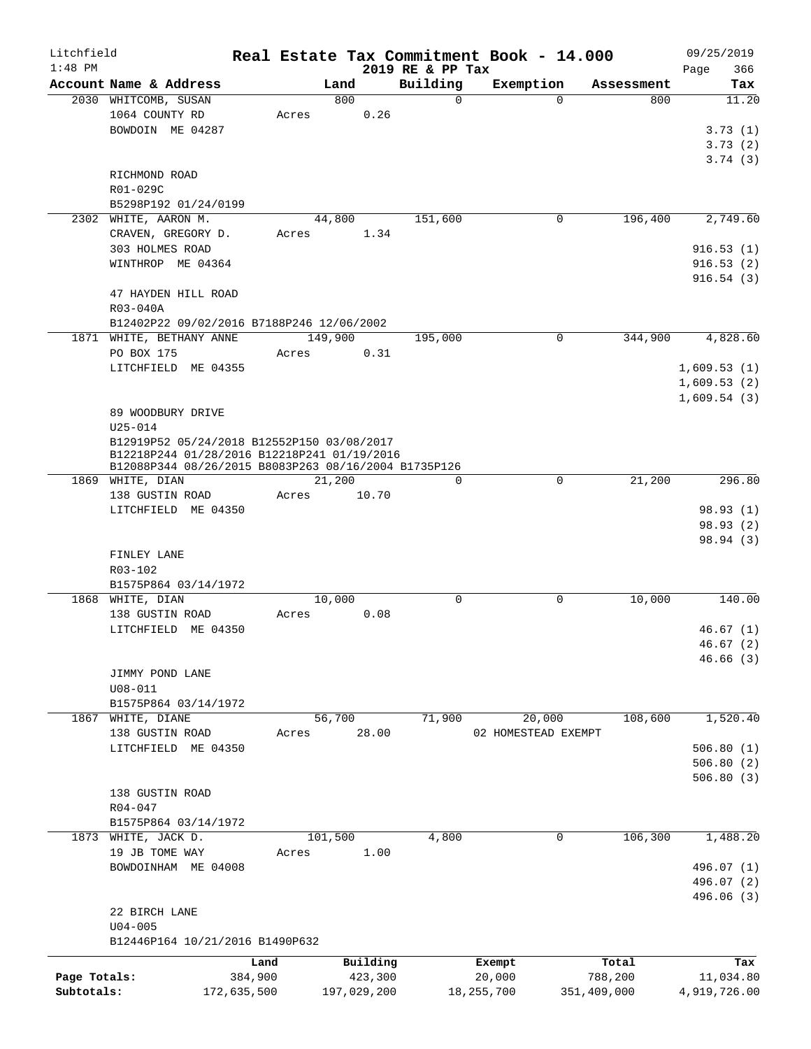Litchfield
1:48 PM

# Real Estate Tax Commitment Book - 14.000

2019 RE & PP Tax

09/25/2019
Page 366

| Account Name & Address | Land | Building | Exemption | Assessment | Tax |
|---|---|---|---|---|---|
| 2030 WHITCOMB, SUSAN | 800 | 0 | 0 | 800 | 11.20 |
| 1064 COUNTY RD | Acres 0.26 | | | | |
| BOWDOIN ME 04287 | | | | | 3.73 (1) |
| | | | | | 3.73 (2) |
| | | | | | 3.74 (3) |
| RICHMOND ROAD | | | | | |
| R01-029C | | | | | |
| B5298P192 01/24/0199 | | | | | |
| 2302 WHITE, AARON M. | 44,800 | 151,600 | 0 | 196,400 | 2,749.60 |
| CRAVEN, GREGORY D. | Acres 1.34 | | | | |
| 303 HOLMES ROAD | | | | | 916.53 (1) |
| WINTHROP ME 04364 | | | | | 916.53 (2) |
| | | | | | 916.54 (3) |
| 47 HAYDEN HILL ROAD | | | | | |
| R03-040A | | | | | |
| B12402P22 09/02/2016 B7188P246 12/06/2002 | | | | | |
| 1871 WHITE, BETHANY ANNE | 149,900 | 195,000 | 0 | 344,900 | 4,828.60 |
| PO BOX 175 | Acres 0.31 | | | | |
| LITCHFIELD ME 04355 | | | | | 1,609.53 (1) |
| | | | | | 1,609.53 (2) |
| | | | | | 1,609.54 (3) |
| 89 WOODBURY DRIVE | | | | | |
| U25-014 | | | | | |
| B12919P52 05/24/2018 B12552P150 03/08/2017 | | | | | |
| B12218P244 01/28/2016 B12218P241 01/19/2016 | | | | | |
| B12088P344 08/26/2015 B8083P263 08/16/2004 B1735P126 | | | | | |
| 1869 WHITE, DIAN | 21,200 | 0 | 0 | 21,200 | 296.80 |
| 138 GUSTIN ROAD | Acres 10.70 | | | | |
| LITCHFIELD ME 04350 | | | | | 98.93 (1) |
| | | | | | 98.93 (2) |
| | | | | | 98.94 (3) |
| FINLEY LANE | | | | | |
| R03-102 | | | | | |
| B1575P864 03/14/1972 | | | | | |
| 1868 WHITE, DIAN | 10,000 | 0 | 0 | 10,000 | 140.00 |
| 138 GUSTIN ROAD | Acres 0.08 | | | | |
| LITCHFIELD ME 04350 | | | | | 46.67 (1) |
| | | | | | 46.67 (2) |
| | | | | | 46.66 (3) |
| JIMMY POND LANE | | | | | |
| U08-011 | | | | | |
| B1575P864 03/14/1972 | | | | | |
| 1867 WHITE, DIANE | 56,700 | 71,900 | 20,000 | 108,600 | 1,520.40 |
| 138 GUSTIN ROAD | Acres 28.00 | | 02 HOMESTEAD EXEMPT | | |
| LITCHFIELD ME 04350 | | | | | 506.80 (1) |
| | | | | | 506.80 (2) |
| | | | | | 506.80 (3) |
| 138 GUSTIN ROAD | | | | | |
| R04-047 | | | | | |
| B1575P864 03/14/1972 | | | | | |
| 1873 WHITE, JACK D. | 101,500 | 4,800 | 0 | 106,300 | 1,488.20 |
| 19 JB TOME WAY | Acres 1.00 | | | | |
| BOWDOINHAM ME 04008 | | | | | 496.07 (1) |
| | | | | | 496.07 (2) |
| | | | | | 496.06 (3) |
| 22 BIRCH LANE | | | | | |
| U04-005 | | | | | |
| B12446P164 10/21/2016 B1490P632 | | | | | |

| | Land | Building | Exempt | Total | Tax |
|---|---|---|---|---|---|
| Page Totals: | 384,900 | 423,300 | 20,000 | 788,200 | 11,034.80 |
| Subtotals: | 172,635,500 | 197,029,200 | 18,255,700 | 351,409,000 | 4,919,726.00 |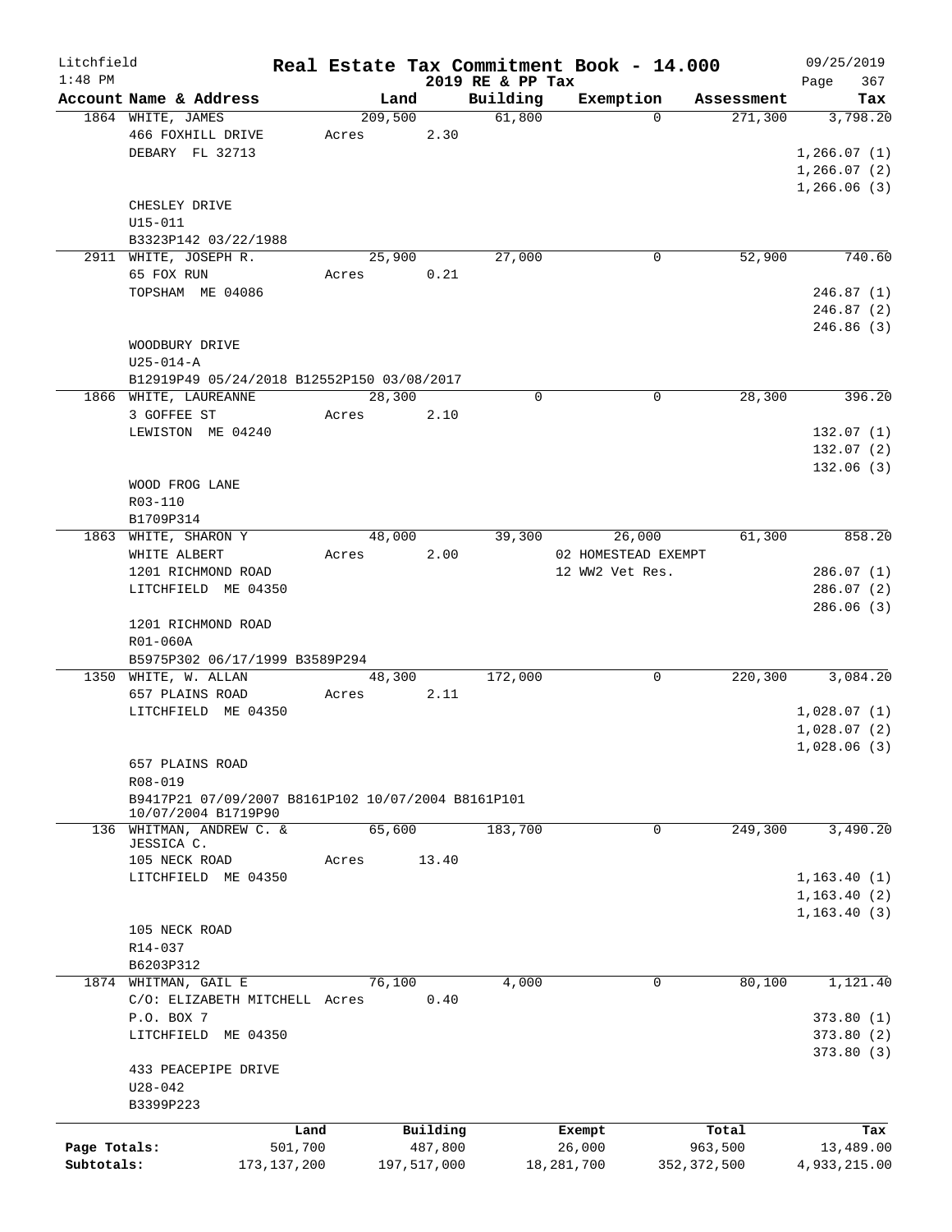Litchfield 1:48 PM

**Real Estate Tax Commitment Book - 14.000**
**2019 RE & PP Tax**

09/25/2019 Page 367

| Account Name & Address | Land | Building | Exemption | Assessment | Tax |
|---|---|---|---|---|---|
| 1864 WHITE, JAMES | 209,500 | 61,800 | 0 | 271,300 | 3,798.20 |
| 466 FOXHILL DRIVE | Acres 2.30 | | | | |
| DEBARY FL 32713 | | | | | 1,266.07 (1) |
| | | | | | 1,266.07 (2) |
| | | | | | 1,266.06 (3) |
| CHESLEY DRIVE | | | | | |
| U15-011 | | | | | |
| B3323P142 03/22/1988 | | | | | |
| 2911 WHITE, JOSEPH R. | 25,900 | 27,000 | 0 | 52,900 | 740.60 |
| 65 FOX RUN | Acres 0.21 | | | | |
| TOPSHAM ME 04086 | | | | | 246.87 (1) |
| | | | | | 246.87 (2) |
| | | | | | 246.86 (3) |
| WOODBURY DRIVE | | | | | |
| U25-014-A | | | | | |
| B12919P49 05/24/2018 B12552P150 03/08/2017 | | | | | |
| 1866 WHITE, LAUREANNE | 28,300 | 0 | 0 | 28,300 | 396.20 |
| 3 GOFFEE ST | Acres 2.10 | | | | |
| LEWISTON ME 04240 | | | | | 132.07 (1) |
| | | | | | 132.07 (2) |
| | | | | | 132.06 (3) |
| WOOD FROG LANE | | | | | |
| R03-110 | | | | | |
| B1709P314 | | | | | |
| 1863 WHITE, SHARON Y | 48,000 | 39,300 | 26,000 | 61,300 | 858.20 |
| WHITE ALBERT | Acres 2.00 | | 02 HOMESTEAD EXEMPT | | |
| 1201 RICHMOND ROAD | | | 12 WW2 Vet Res. | | 286.07 (1) |
| LITCHFIELD ME 04350 | | | | | 286.07 (2) |
| | | | | | 286.06 (3) |
| 1201 RICHMOND ROAD | | | | | |
| R01-060A | | | | | |
| B5975P302 06/17/1999 B3589P294 | | | | | |
| 1350 WHITE, W. ALLAN | 48,300 | 172,000 | 0 | 220,300 | 3,084.20 |
| 657 PLAINS ROAD | Acres 2.11 | | | | |
| LITCHFIELD ME 04350 | | | | | 1,028.07 (1) |
| | | | | | 1,028.07 (2) |
| | | | | | 1,028.06 (3) |
| 657 PLAINS ROAD | | | | | |
| R08-019 | | | | | |
| B9417P21 07/09/2007 B8161P102 10/07/2004 B8161P101 10/07/2004 B1719P90 | | | | | |
| 136 WHITMAN, ANDREW C. & JESSICA C. | 65,600 | 183,700 | 0 | 249,300 | 3,490.20 |
| 105 NECK ROAD | Acres 13.40 | | | | |
| LITCHFIELD ME 04350 | | | | | 1,163.40 (1) |
| | | | | | 1,163.40 (2) |
| | | | | | 1,163.40 (3) |
| 105 NECK ROAD | | | | | |
| R14-037 | | | | | |
| B6203P312 | | | | | |
| 1874 WHITMAN, GAIL E | 76,100 | 4,000 | 0 | 80,100 | 1,121.40 |
| C/O: ELIZABETH MITCHELL | Acres 0.40 | | | | |
| P.O. BOX 7 | | | | | 373.80 (1) |
| LITCHFIELD ME 04350 | | | | | 373.80 (2) |
| | | | | | 373.80 (3) |
| 433 PEACEPIPE DRIVE | | | | | |
| U28-042 | | | | | |
| B3399P223 | | | | | |

| | Land | Building | Exempt | Total | Tax |
|---|---|---|---|---|---|
| Page Totals: | 501,700 | 487,800 | 26,000 | 963,500 | 13,489.00 |
| Subtotals: | 173,137,200 | 197,517,000 | 18,281,700 | 352,372,500 | 4,933,215.00 |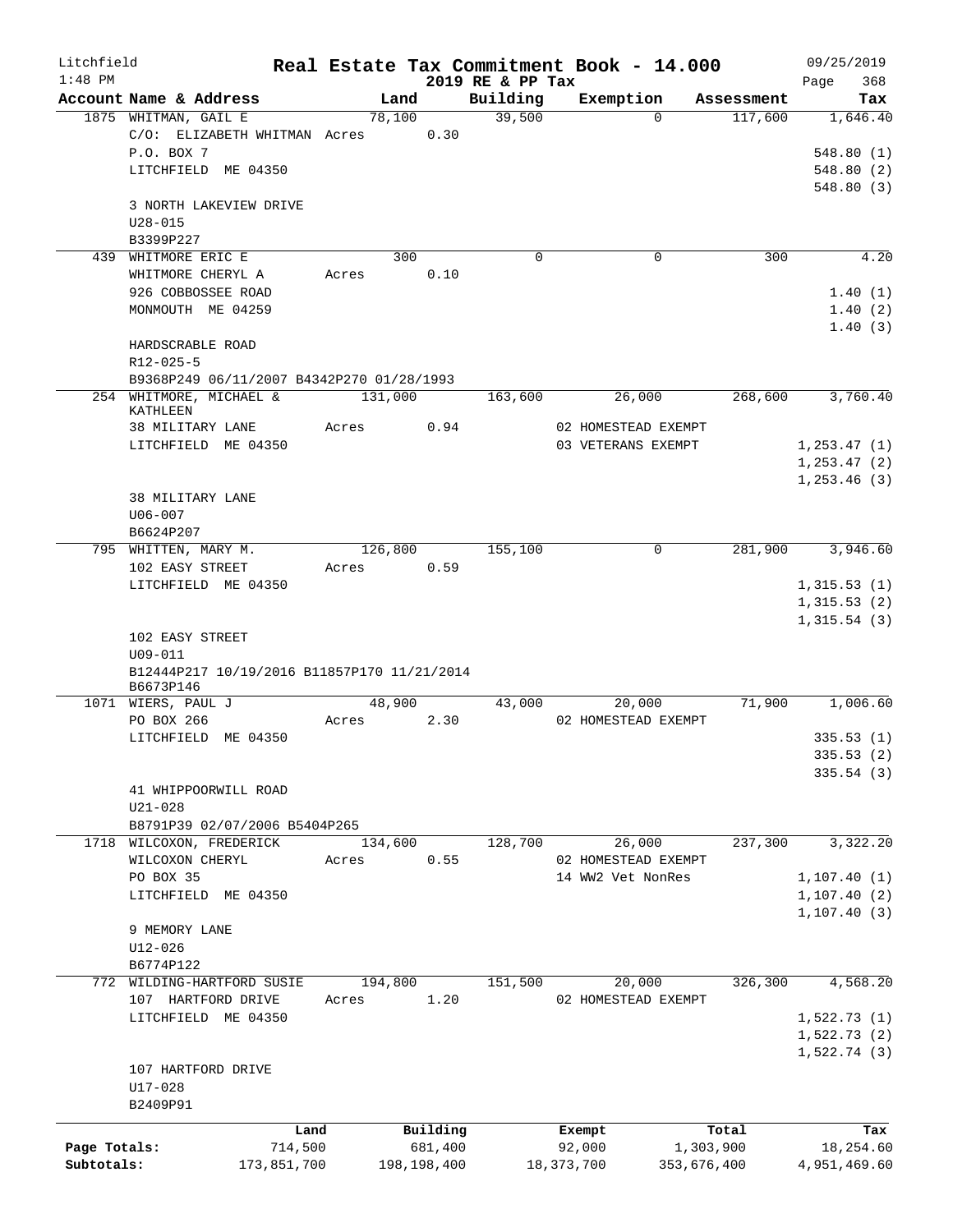Litchfield
1:48 PM

**Real Estate Tax Commitment Book - 14.000**
**2019 RE & PP Tax**

09/25/2019

| Account Name & Address | Land | Building | Exemption | Assessment | Tax |
|---|---|---|---|---|---|
| 1875 WHITMAN, GAIL E | 78,100 | 39,500 | 0 | 117,600 | 1,646.40 |
| C/O: ELIZABETH WHITMAN Acres 0.30 | | | | | |
| P.O. BOX 7 | | | | | 548.80 (1) |
| LITCHFIELD ME 04350 | | | | | 548.80 (2) |
| | | | | | 548.80 (3) |
| 3 NORTH LAKEVIEW DRIVE | | | | | |
| U28-015 | | | | | |
| B3399P227 | | | | | |
| 439 WHITMORE ERIC E | 300 | 0 | 0 | 300 | 4.20 |
| WHITMORE CHERYL A Acres 0.10 | | | | | |
| 926 COBBOSSEE ROAD | | | | | 1.40 (1) |
| MONMOUTH ME 04259 | | | | | 1.40 (2) |
| | | | | | 1.40 (3) |
| HARDSCRABLE ROAD | | | | | |
| R12-025-5 | | | | | |
| B9368P249 06/11/2007 B4342P270 01/28/1993 | | | | | |
| 254 WHITMORE, MICHAEL & KATHLEEN | 131,000 | 163,600 | 26,000 | 268,600 | 3,760.40 |
| 38 MILITARY LANE Acres 0.94 | | | 02 HOMESTEAD EXEMPT | | |
| LITCHFIELD ME 04350 | | | 03 VETERANS EXEMPT | | 1,253.47 (1) |
| | | | | | 1,253.47 (2) |
| | | | | | 1,253.46 (3) |
| 38 MILITARY LANE | | | | | |
| U06-007 | | | | | |
| B6624P207 | | | | | |
| 795 WHITTEN, MARY M. | 126,800 | 155,100 | 0 | 281,900 | 3,946.60 |
| 102 EASY STREET Acres 0.59 | | | | | |
| LITCHFIELD ME 04350 | | | | | 1,315.53 (1) |
| | | | | | 1,315.53 (2) |
| | | | | | 1,315.54 (3) |
| 102 EASY STREET | | | | | |
| U09-011 | | | | | |
| B12444P217 10/19/2016 B11857P170 11/21/2014 B6673P146 | | | | | |
| 1071 WIERS, PAUL J | 48,900 | 43,000 | 20,000 | 71,900 | 1,006.60 |
| PO BOX 266 Acres 2.30 | | | 02 HOMESTEAD EXEMPT | | |
| LITCHFIELD ME 04350 | | | | | 335.53 (1) |
| | | | | | 335.53 (2) |
| | | | | | 335.54 (3) |
| 41 WHIPPOORWILL ROAD | | | | | |
| U21-028 | | | | | |
| B8791P39 02/07/2006 B5404P265 | | | | | |
| 1718 WILCOXON, FREDERICK | 134,600 | 128,700 | 26,000 | 237,300 | 3,322.20 |
| WILCOXON CHERYL Acres 0.55 | | | 02 HOMESTEAD EXEMPT | | |
| PO BOX 35 | | | 14 WW2 Vet NonRes | | 1,107.40 (1) |
| LITCHFIELD ME 04350 | | | | | 1,107.40 (2) |
| | | | | | 1,107.40 (3) |
| 9 MEMORY LANE | | | | | |
| U12-026 | | | | | |
| B6774P122 | | | | | |
| 772 WILDING-HARTFORD SUSIE | 194,800 | 151,500 | 20,000 | 326,300 | 4,568.20 |
| 107 HARTFORD DRIVE Acres 1.20 | | | 02 HOMESTEAD EXEMPT | | |
| LITCHFIELD ME 04350 | | | | | 1,522.73 (1) |
| | | | | | 1,522.73 (2) |
| | | | | | 1,522.74 (3) |
| 107 HARTFORD DRIVE | | | | | |
| U17-028 | | | | | |
| B2409P91 | | | | | |

| | Land | Building | Exempt | Total | Tax |
|---|---|---|---|---|---|
| Page Totals: | 714,500 | 681,400 | 92,000 | 1,303,900 | 18,254.60 |
| Subtotals: | 173,851,700 | 198,198,400 | 18,373,700 | 353,676,400 | 4,951,469.60 |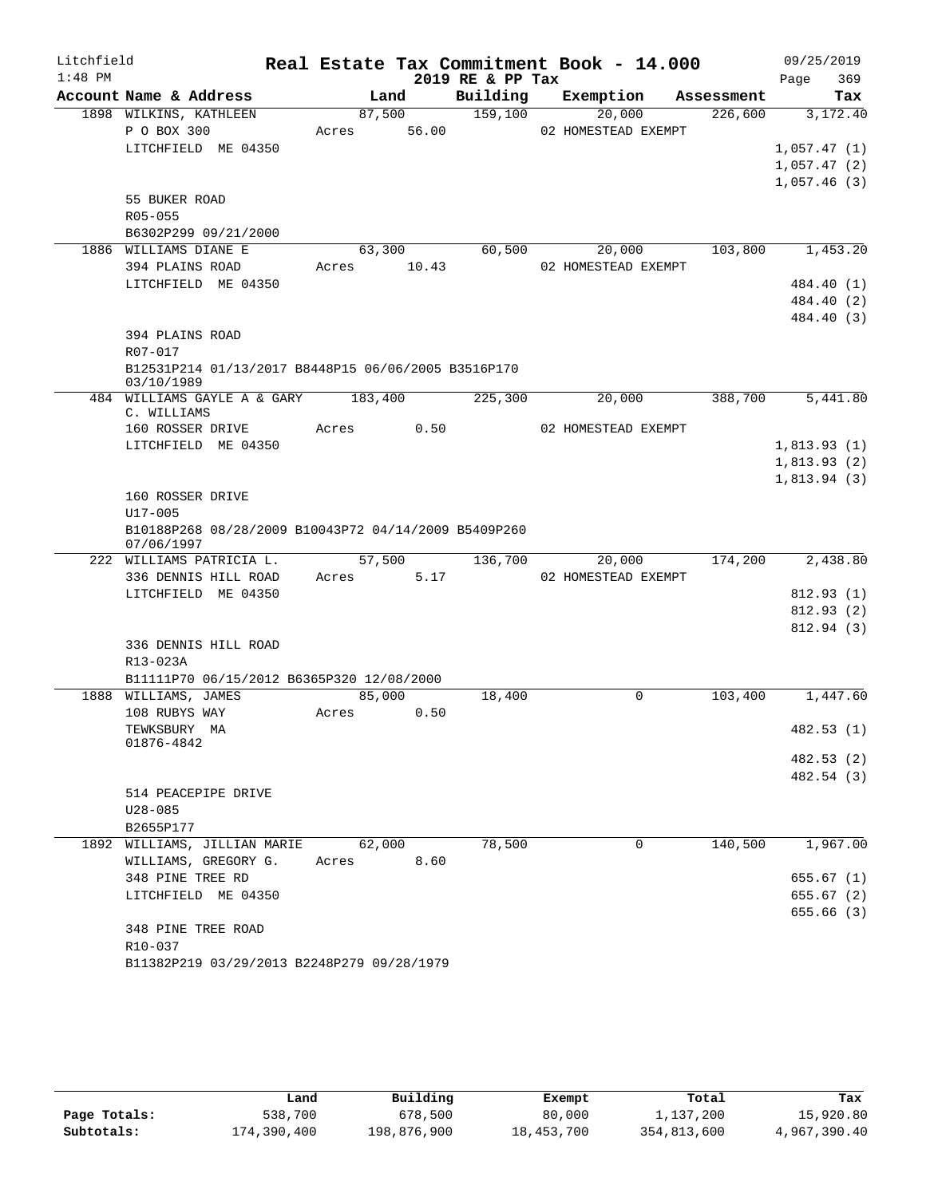Litchfield
1:48 PM

# Real Estate Tax Commitment Book - 14.000

2019 RE & PP Tax

09/25/2019

| Account Name & Address | Land | Building | Exemption | Assessment | Tax |
|---|---|---|---|---|---|
| 1898 WILKINS, KATHLEEN | 87,500 | 159,100 | 20,000 | 226,600 | 3,172.40 |
| P O BOX 300 | Acres 56.00 | | 02 HOMESTEAD EXEMPT | | |
| LITCHFIELD ME 04350 | | | | | 1,057.47 (1) |
| | | | | | 1,057.47 (2) |
| | | | | | 1,057.46 (3) |
| 55 BUKER ROAD | | | | | |
| R05-055 | | | | | |
| B6302P299 09/21/2000 | | | | | |
| 1886 WILLIAMS DIANE E | 63,300 | 60,500 | 20,000 | 103,800 | 1,453.20 |
| 394 PLAINS ROAD | Acres 10.43 | | 02 HOMESTEAD EXEMPT | | |
| LITCHFIELD ME 04350 | | | | | 484.40 (1) |
| | | | | | 484.40 (2) |
| | | | | | 484.40 (3) |
| 394 PLAINS ROAD | | | | | |
| R07-017 | | | | | |
| B12531P214 01/13/2017 B8448P15 06/06/2005 B3516P170 03/10/1989 | | | | | |
| 484 WILLIAMS GAYLE A & GARY C. WILLIAMS | 183,400 | 225,300 | 20,000 | 388,700 | 5,441.80 |
| 160 ROSSER DRIVE | Acres 0.50 | | 02 HOMESTEAD EXEMPT | | |
| LITCHFIELD ME 04350 | | | | | 1,813.93 (1) |
| | | | | | 1,813.93 (2) |
| | | | | | 1,813.94 (3) |
| 160 ROSSER DRIVE | | | | | |
| U17-005 | | | | | |
| B10188P268 08/28/2009 B10043P72 04/14/2009 B5409P260 07/06/1997 | | | | | |
| 222 WILLIAMS PATRICIA L. | 57,500 | 136,700 | 20,000 | 174,200 | 2,438.80 |
| 336 DENNIS HILL ROAD | Acres 5.17 | | 02 HOMESTEAD EXEMPT | | |
| LITCHFIELD ME 04350 | | | | | 812.93 (1) |
| | | | | | 812.93 (2) |
| | | | | | 812.94 (3) |
| 336 DENNIS HILL ROAD | | | | | |
| R13-023A | | | | | |
| B11111P70 06/15/2012 B6365P320 12/08/2000 | | | | | |
| 1888 WILLIAMS, JAMES | 85,000 | 18,400 | 0 | 103,400 | 1,447.60 |
| 108 RUBYS WAY | Acres 0.50 | | | | |
| TEWKSBURY MA 01876-4842 | | | | | 482.53 (1) |
| | | | | | 482.53 (2) |
| | | | | | 482.54 (3) |
| 514 PEACEPIPE DRIVE | | | | | |
| U28-085 | | | | | |
| B2655P177 | | | | | |
| 1892 WILLIAMS, JILLIAN MARIE | 62,000 | 78,500 | 0 | 140,500 | 1,967.00 |
| WILLIAMS, GREGORY G. | Acres 8.60 | | | | |
| 348 PINE TREE RD | | | | | 655.67 (1) |
| LITCHFIELD ME 04350 | | | | | 655.67 (2) |
| | | | | | 655.66 (3) |
| 348 PINE TREE ROAD | | | | | |
| R10-037 | | | | | |
| B11382P219 03/29/2013 B2248P279 09/28/1979 | | | | | |

| | Land | Building | Exempt | Total | Tax |
|---|---|---|---|---|---|
| Page Totals: | 538,700 | 678,500 | 80,000 | 1,137,200 | 15,920.80 |
| Subtotals: | 174,390,400 | 198,876,900 | 18,453,700 | 354,813,600 | 4,967,390.40 |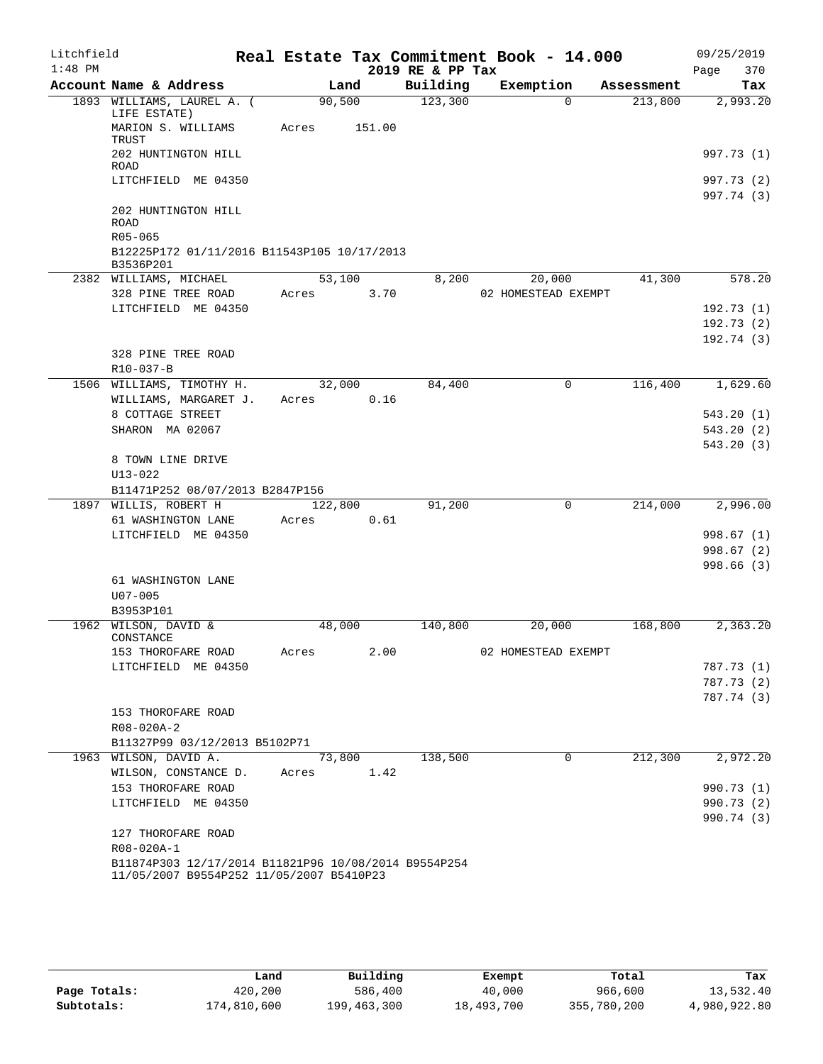Litchfield
1:48 PM

# Real Estate Tax Commitment Book - 14.000

2019 RE & PP Tax

09/25/2019

| Account Name & Address | Land | Building | Exemption | Assessment | Tax |
|---|---|---|---|---|---|
| 1893 WILLIAMS, LAUREL A. ( LIFE ESTATE) | 90,500 | 123,300 | 0 | 213,800 | 2,993.20 |
| MARION S. WILLIAMS TRUST | Acres 151.00 | | | | |
| 202 HUNTINGTON HILL ROAD | | | | | 997.73 (1) |
| LITCHFIELD ME 04350 | | | | | 997.73 (2) |
| | | | | | 997.74 (3) |
| 202 HUNTINGTON HILL ROAD | | | | | |
| R05-065 | | | | | |
| B12225P172 01/11/2016 B11543P105 10/17/2013 B3536P201 | | | | | |
| 2382 WILLIAMS, MICHAEL | 53,100 | 8,200 | 20,000 | 41,300 | 578.20 |
| 328 PINE TREE ROAD | Acres 3.70 | | 02 HOMESTEAD EXEMPT | | |
| LITCHFIELD ME 04350 | | | | | 192.73 (1) |
| | | | | | 192.73 (2) |
| | | | | | 192.74 (3) |
| 328 PINE TREE ROAD | | | | | |
| R10-037-B | | | | | |
| 1506 WILLIAMS, TIMOTHY H. | 32,000 | 84,400 | 0 | 116,400 | 1,629.60 |
| WILLIAMS, MARGARET J. | Acres 0.16 | | | | |
| 8 COTTAGE STREET | | | | | 543.20 (1) |
| SHARON MA 02067 | | | | | 543.20 (2) |
| | | | | | 543.20 (3) |
| 8 TOWN LINE DRIVE | | | | | |
| U13-022 | | | | | |
| B11471P252 08/07/2013 B2847P156 | | | | | |
| 1897 WILLIS, ROBERT H | 122,800 | 91,200 | 0 | 214,000 | 2,996.00 |
| 61 WASHINGTON LANE | Acres 0.61 | | | | |
| LITCHFIELD ME 04350 | | | | | 998.67 (1) |
| | | | | | 998.67 (2) |
| | | | | | 998.66 (3) |
| 61 WASHINGTON LANE | | | | | |
| U07-005 | | | | | |
| B3953P101 | | | | | |
| 1962 WILSON, DAVID & CONSTANCE | 48,000 | 140,800 | 20,000 | 168,800 | 2,363.20 |
| 153 THOROFARE ROAD | Acres 2.00 | | 02 HOMESTEAD EXEMPT | | |
| LITCHFIELD ME 04350 | | | | | 787.73 (1) |
| | | | | | 787.73 (2) |
| | | | | | 787.74 (3) |
| 153 THOROFARE ROAD | | | | | |
| R08-020A-2 | | | | | |
| B11327P99 03/12/2013 B5102P71 | | | | | |
| 1963 WILSON, DAVID A. | 73,800 | 138,500 | 0 | 212,300 | 2,972.20 |
| WILSON, CONSTANCE D. | Acres 1.42 | | | | |
| 153 THOROFARE ROAD | | | | | 990.73 (1) |
| LITCHFIELD ME 04350 | | | | | 990.73 (2) |
| | | | | | 990.74 (3) |
| 127 THOROFARE ROAD | | | | | |
| R08-020A-1 | | | | | |
| B11874P303 12/17/2014 B11821P96 10/08/2014 B9554P254 11/05/2007 B9554P252 11/05/2007 B5410P23 | | | | | |

| | Land | Building | Exempt | Total | Tax |
|---|---|---|---|---|---|
| Page Totals: | 420,200 | 586,400 | 40,000 | 966,600 | 13,532.40 |
| Subtotals: | 174,810,600 | 199,463,300 | 18,493,700 | 355,780,200 | 4,980,922.80 |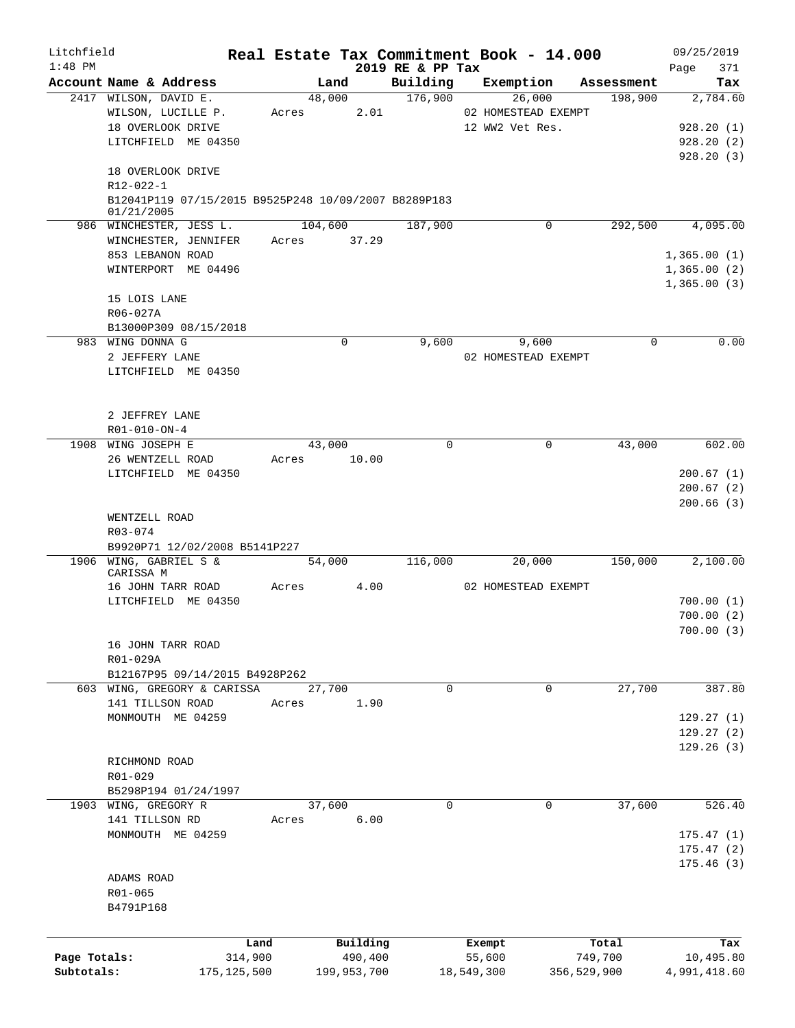Litchfield 1:48 PM

**Real Estate Tax Commitment Book - 14.000**
**2019 RE & PP Tax**

09/25/2019 Page 371

| Account | Name & Address | Land | Building | Exemption | Assessment | Tax |
|---|---|---|---|---|---|---|
| 2417 | WILSON, DAVID E. | 48,000 | 176,900 | 26,000 | 198,900 | 2,784.60 |
| | WILSON, LUCILLE P. | Acres 2.01 | | 02 HOMESTEAD EXEMPT | | |
| | 18 OVERLOOK DRIVE | | | 12 WW2 Vet Res. | | 928.20 (1) |
| | LITCHFIELD ME 04350 | | | | | 928.20 (2) |
| | | | | | | 928.20 (3) |
| | 18 OVERLOOK DRIVE | | | | | |
| | R12-022-1 | | | | | |
| | B12041P119 07/15/2015 B9525P248 10/09/2007 B8289P183 01/21/2005 | | | | | |
| 986 | WINCHESTER, JESS L. | 104,600 | 187,900 | 0 | 292,500 | 4,095.00 |
| | WINCHESTER, JENNIFER | Acres 37.29 | | | | |
| | 853 LEBANON ROAD | | | | | 1,365.00 (1) |
| | WINTERPORT ME 04496 | | | | | 1,365.00 (2) |
| | | | | | | 1,365.00 (3) |
| | 15 LOIS LANE | | | | | |
| | R06-027A | | | | | |
| | B13000P309 08/15/2018 | | | | | |
| 983 | WING DONNA G | 0 | 9,600 | 9,600 | 0 | 0.00 |
| | 2 JEFFERY LANE | | | 02 HOMESTEAD EXEMPT | | |
| | LITCHFIELD ME 04350 | | | | | |
| | 2 JEFFREY LANE | | | | | |
| | R01-010-ON-4 | | | | | |
| 1908 | WING JOSEPH E | 43,000 | 0 | 0 | 43,000 | 602.00 |
| | 26 WENTZELL ROAD | Acres 10.00 | | | | |
| | LITCHFIELD ME 04350 | | | | | 200.67 (1) |
| | | | | | | 200.67 (2) |
| | | | | | | 200.66 (3) |
| | WENTZELL ROAD | | | | | |
| | R03-074 | | | | | |
| | B9920P71 12/02/2008 B5141P227 | | | | | |
| 1906 | WING, GABRIEL S & CARISSA M | 54,000 | 116,000 | 20,000 | 150,000 | 2,100.00 |
| | 16 JOHN TARR ROAD | Acres 4.00 | | 02 HOMESTEAD EXEMPT | | |
| | LITCHFIELD ME 04350 | | | | | 700.00 (1) |
| | | | | | | 700.00 (2) |
| | | | | | | 700.00 (3) |
| | 16 JOHN TARR ROAD | | | | | |
| | R01-029A | | | | | |
| | B12167P95 09/14/2015 B4928P262 | | | | | |
| 603 | WING, GREGORY & CARISSA | 27,700 | 0 | 0 | 27,700 | 387.80 |
| | 141 TILLSON ROAD | Acres 1.90 | | | | |
| | MONMOUTH ME 04259 | | | | | 129.27 (1) |
| | | | | | | 129.27 (2) |
| | | | | | | 129.26 (3) |
| | RICHMOND ROAD | | | | | |
| | R01-029 | | | | | |
| | B5298P194 01/24/1997 | | | | | |
| 1903 | WING, GREGORY R | 37,600 | 0 | 0 | 37,600 | 526.40 |
| | 141 TILLSON RD | Acres 6.00 | | | | |
| | MONMOUTH ME 04259 | | | | | 175.47 (1) |
| | | | | | | 175.47 (2) |
| | | | | | | 175.46 (3) |
| | ADAMS ROAD | | | | | |
| | R01-065 | | | | | |
| | B4791P168 | | | | | |

| | Land | Building | Exempt | Total | Tax |
|---|---|---|---|---|---|
| Page Totals: | 314,900 | 490,400 | 55,600 | 749,700 | 10,495.80 |
| Subtotals: | 175,125,500 | 199,953,700 | 18,549,300 | 356,529,900 | 4,991,418.60 |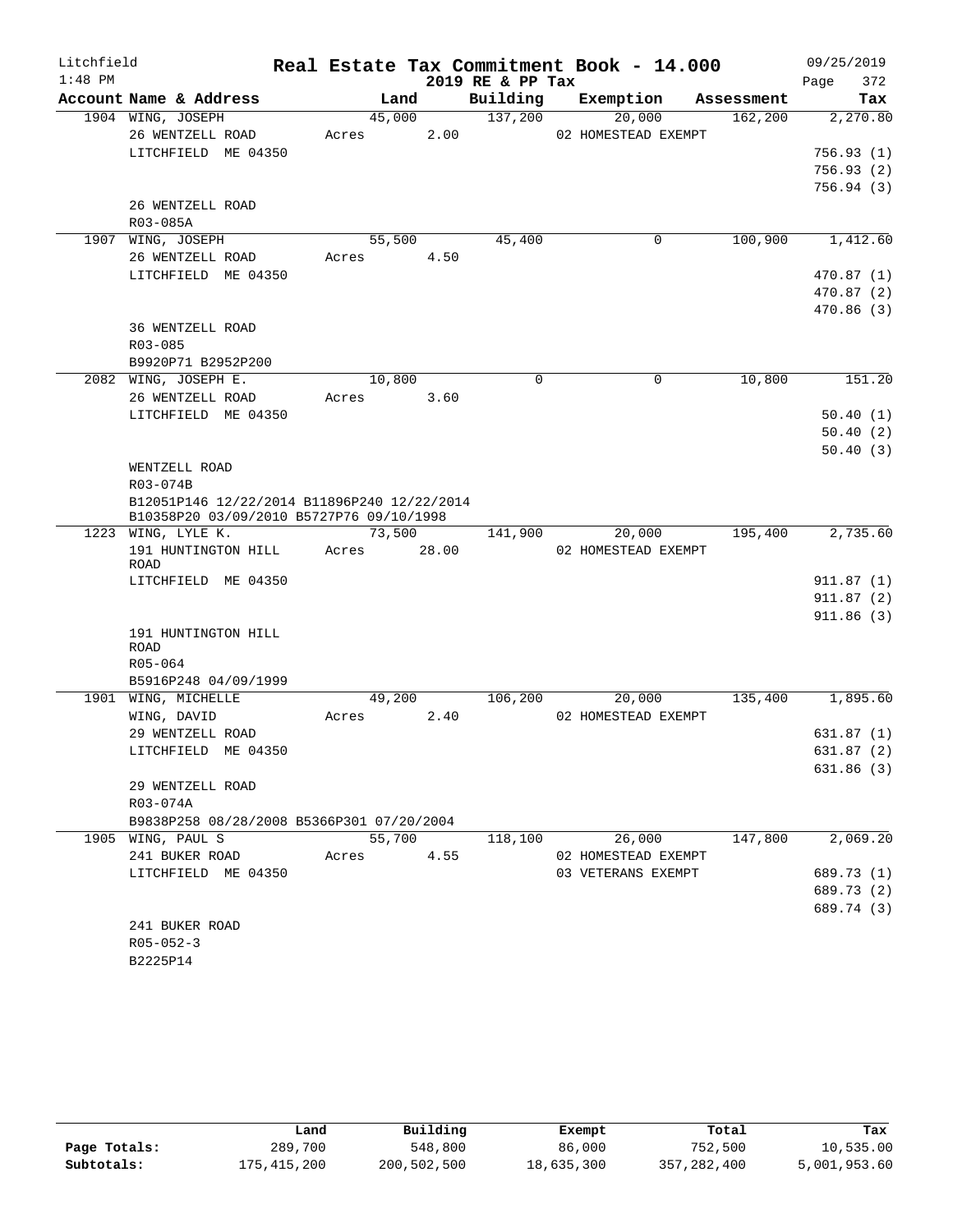Litchfield 1:48 PM

# Real Estate Tax Commitment Book - 14.000

2019 RE & PP Tax

09/25/2019

| Account Name & Address | Land | Building | Exemption | Assessment | Tax |
|---|---|---|---|---|---|
| 1904 WING, JOSEPH | 45,000 | 137,200 | 20,000 | 162,200 | 2,270.80 |
| 26 WENTZELL ROAD | Acres 2.00 | | 02 HOMESTEAD EXEMPT | | |
| LITCHFIELD ME 04350 | | | | | 756.93 (1) |
| | | | | | 756.93 (2) |
| | | | | | 756.94 (3) |
| 26 WENTZELL ROAD | | | | | |
| R03-085A | | | | | |
| 1907 WING, JOSEPH | 55,500 | 45,400 | 0 | 100,900 | 1,412.60 |
| 26 WENTZELL ROAD | Acres 4.50 | | | | |
| LITCHFIELD ME 04350 | | | | | 470.87 (1) |
| | | | | | 470.87 (2) |
| | | | | | 470.86 (3) |
| 36 WENTZELL ROAD | | | | | |
| R03-085 | | | | | |
| B9920P71 B2952P200 | | | | | |
| 2082 WING, JOSEPH E. | 10,800 | 0 | 0 | 10,800 | 151.20 |
| 26 WENTZELL ROAD | Acres 3.60 | | | | |
| LITCHFIELD ME 04350 | | | | | 50.40 (1) |
| | | | | | 50.40 (2) |
| | | | | | 50.40 (3) |
| WENTZELL ROAD | | | | | |
| R03-074B | | | | | |
| B12051P146 12/22/2014 B11896P240 12/22/2014 | | | | | |
| B10358P20 03/09/2010 B5727P76 09/10/1998 | | | | | |
| 1223 WING, LYLE K. | 73,500 | 141,900 | 20,000 | 195,400 | 2,735.60 |
| 191 HUNTINGTON HILL ROAD | Acres 28.00 | | 02 HOMESTEAD EXEMPT | | |
| LITCHFIELD ME 04350 | | | | | 911.87 (1) |
| | | | | | 911.87 (2) |
| | | | | | 911.86 (3) |
| 191 HUNTINGTON HILL ROAD | | | | | |
| R05-064 | | | | | |
| B5916P248 04/09/1999 | | | | | |
| 1901 WING, MICHELLE | 49,200 | 106,200 | 20,000 | 135,400 | 1,895.60 |
| WING, DAVID | Acres 2.40 | | 02 HOMESTEAD EXEMPT | | |
| 29 WENTZELL ROAD | | | | | 631.87 (1) |
| LITCHFIELD ME 04350 | | | | | 631.87 (2) |
| | | | | | 631.86 (3) |
| 29 WENTZELL ROAD | | | | | |
| R03-074A | | | | | |
| B9838P258 08/28/2008 B5366P301 07/20/2004 | | | | | |
| 1905 WING, PAUL S | 55,700 | 118,100 | 26,000 | 147,800 | 2,069.20 |
| 241 BUKER ROAD | Acres 4.55 | | 02 HOMESTEAD EXEMPT | | |
| LITCHFIELD ME 04350 | | | 03 VETERANS EXEMPT | | 689.73 (1) |
| | | | | | 689.73 (2) |
| | | | | | 689.74 (3) |
| 241 BUKER ROAD | | | | | |
| R05-052-3 | | | | | |
| B2225P14 | | | | | |

| | Land | Building | Exempt | Total | Tax |
|---|---|---|---|---|---|
| Page Totals: | 289,700 | 548,800 | 86,000 | 752,500 | 10,535.00 |
| Subtotals: | 175,415,200 | 200,502,500 | 18,635,300 | 357,282,400 | 5,001,953.60 |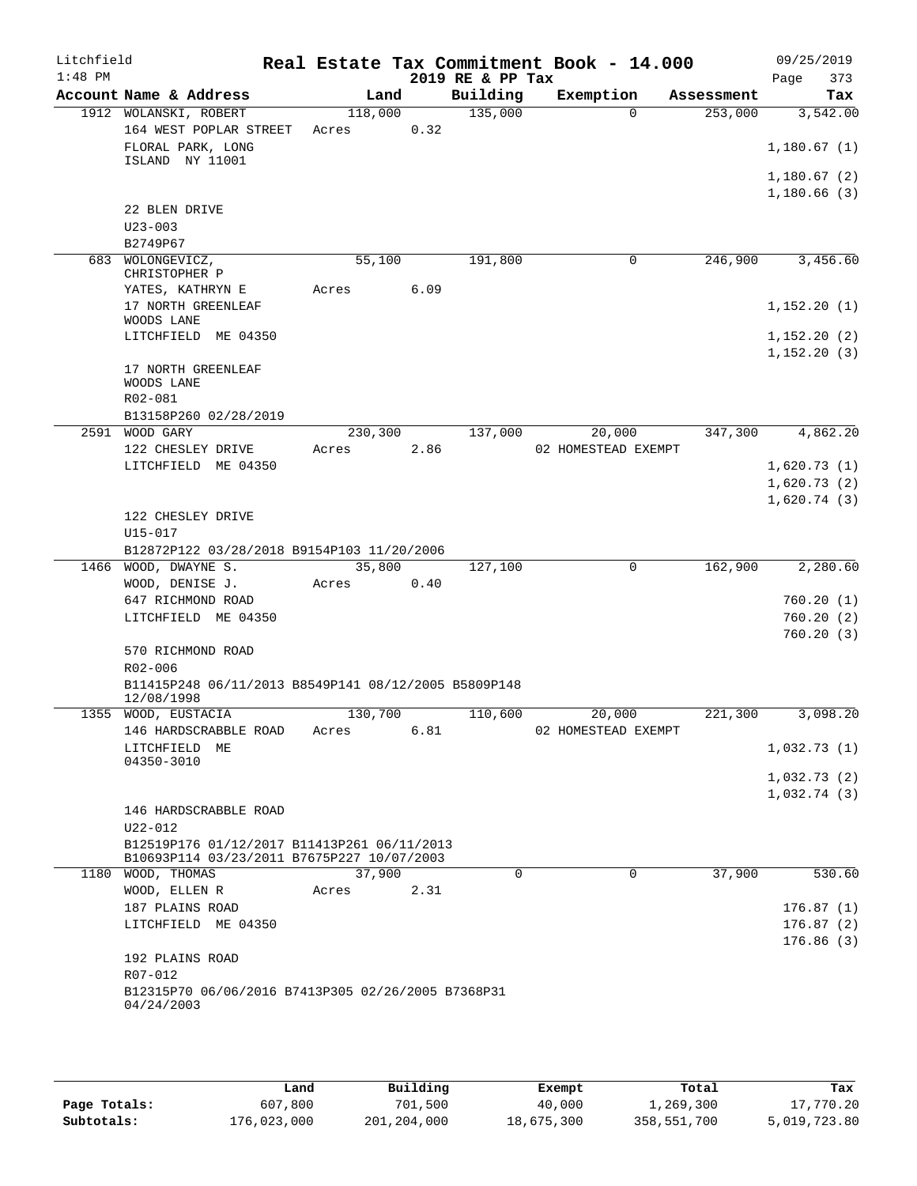Litchfield
1:48 PM

# Real Estate Tax Commitment Book - 14.000

2019 RE & PP Tax

09/25/2019

| Account | Name & Address | Land | Building | Exemption | Assessment | Tax |
|---|---|---|---|---|---|---|
| 1912 | WOLANSKI, ROBERT<br>164 WEST POPLAR STREET<br>FLORAL PARK, LONG ISLAND NY 11001<br><br>22 BLEN DRIVE<br>U23-003<br>B2749P67 | 118,000<br>Acres 0.32 | 135,000 | 0 | 253,000 | 3,542.00<br>1,180.67 (1)<br>1,180.67 (2)<br>1,180.66 (3) |
| 683 | WOLONGEVICZ, CHRISTOPHER P<br>YATES, KATHRYN E<br>17 NORTH GREENLEAF WOODS LANE<br>LITCHFIELD ME 04350<br><br>17 NORTH GREENLEAF WOODS LANE<br>R02-081<br>B13158P260 02/28/2019 | 55,100<br>Acres 6.09 | 191,800 | 0 | 246,900 | 3,456.60<br>1,152.20 (1)<br>1,152.20 (2)<br>1,152.20 (3) |
| 2591 | WOOD GARY<br>122 CHESLEY DRIVE<br>LITCHFIELD ME 04350<br><br>122 CHESLEY DRIVE<br>U15-017<br>B12872P122 03/28/2018 B9154P103 11/20/2006 | 230,300<br>Acres 2.86 | 137,000 | 20,000<br>02 HOMESTEAD EXEMPT | 347,300 | 4,862.20<br>1,620.73 (1)<br>1,620.73 (2)<br>1,620.74 (3) |
| 1466 | WOOD, DWAYNE S.<br>WOOD, DENISE J.<br>647 RICHMOND ROAD<br>LITCHFIELD ME 04350<br><br>570 RICHMOND ROAD<br>R02-006<br>B11415P248 06/11/2013 B8549P141 08/12/2005 B5809P148 12/08/1998 | 35,800<br>Acres 0.40 | 127,100 | 0 | 162,900 | 2,280.60<br>760.20 (1)<br>760.20 (2)<br>760.20 (3) |
| 1355 | WOOD, EUSTACIA<br>146 HARDSCRABBLE ROAD<br>LITCHFIELD ME 04350-3010<br><br>146 HARDSCRABBLE ROAD<br>U22-012<br>B12519P176 01/12/2017 B11413P261 06/11/2013 B10693P114 03/23/2011 B7675P227 10/07/2003 | 130,700<br>Acres 6.81 | 110,600 | 20,000<br>02 HOMESTEAD EXEMPT | 221,300 | 3,098.20<br>1,032.73 (1)<br>1,032.73 (2)<br>1,032.74 (3) |
| 1180 | WOOD, THOMAS<br>WOOD, ELLEN R<br>187 PLAINS ROAD<br>LITCHFIELD ME 04350<br><br>192 PLAINS ROAD<br>R07-012<br>B12315P70 06/06/2016 B7413P305 02/26/2005 B7368P31 04/24/2003 | 37,900<br>Acres 2.31 | 0 | 0 | 37,900 | 530.60<br>176.87 (1)<br>176.87 (2)<br>176.86 (3) |

| | Land | Building | Exempt | Total | Tax |
|---|---|---|---|---|---|
| Page Totals: | 607,800 | 701,500 | 40,000 | 1,269,300 | 17,770.20 |
| Subtotals: | 176,023,000 | 201,204,000 | 18,675,300 | 358,551,700 | 5,019,723.80 |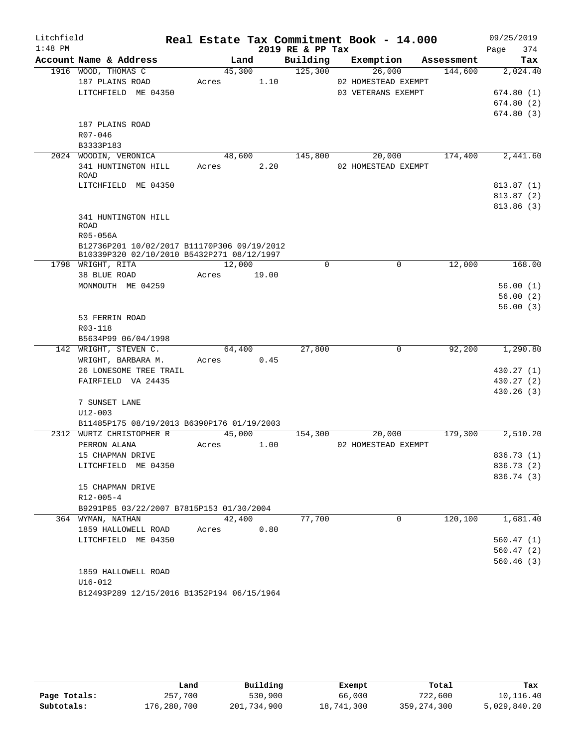# Real Estate Tax Commitment Book - 14.000

Litchfield 1:48 PM — 2019 RE & PP Tax — 09/25/2019

| Account Name & Address | Land | Building | Exemption | Assessment | Tax |
|---|---|---|---|---|---|
| 1916 WOOD, THOMAS C | 45,300 | 125,300 | 26,000 | 144,600 | 2,024.40 |
| 187 PLAINS ROAD | Acres 1.10 | | 02 HOMESTEAD EXEMPT | | |
| LITCHFIELD ME 04350 | | | 03 VETERANS EXEMPT | | 674.80 (1) |
| | | | | | 674.80 (2) |
| | | | | | 674.80 (3) |
| 187 PLAINS ROAD | | | | | |
| R07-046 | | | | | |
| B3333P183 | | | | | |
| 2024 WOODIN, VERONICA | 48,600 | 145,800 | 20,000 | 174,400 | 2,441.60 |
| 341 HUNTINGTON HILL ROAD | Acres 2.20 | | 02 HOMESTEAD EXEMPT | | |
| LITCHFIELD ME 04350 | | | | | 813.87 (1) |
| | | | | | 813.87 (2) |
| | | | | | 813.86 (3) |
| 341 HUNTINGTON HILL ROAD | | | | | |
| R05-056A | | | | | |
| B12736P201 10/02/2017 B11170P306 09/19/2012 B10339P320 02/10/2010 B5432P271 08/12/1997 | | | | | |
| 1798 WRIGHT, RITA | 12,000 | 0 | 0 | 12,000 | 168.00 |
| 38 BLUE ROAD | Acres 19.00 | | | | |
| MONMOUTH ME 04259 | | | | | 56.00 (1) |
| | | | | | 56.00 (2) |
| | | | | | 56.00 (3) |
| 53 FERRIN ROAD | | | | | |
| R03-118 | | | | | |
| B5634P99 06/04/1998 | | | | | |
| 142 WRIGHT, STEVEN C. | 64,400 | 27,800 | 0 | 92,200 | 1,290.80 |
| WRIGHT, BARBARA M. | Acres 0.45 | | | | |
| 26 LONESOME TREE TRAIL | | | | | 430.27 (1) |
| FAIRFIELD VA 24435 | | | | | 430.27 (2) |
| | | | | | 430.26 (3) |
| 7 SUNSET LANE | | | | | |
| U12-003 | | | | | |
| B11485P175 08/19/2013 B6390P176 01/19/2003 | | | | | |
| 2312 WURTZ CHRISTOPHER R | 45,000 | 154,300 | 20,000 | 179,300 | 2,510.20 |
| PERRON ALANA | Acres 1.00 | | 02 HOMESTEAD EXEMPT | | |
| 15 CHAPMAN DRIVE | | | | | 836.73 (1) |
| LITCHFIELD ME 04350 | | | | | 836.73 (2) |
| | | | | | 836.74 (3) |
| 15 CHAPMAN DRIVE | | | | | |
| R12-005-4 | | | | | |
| B9291P85 03/22/2007 B7815P153 01/30/2004 | | | | | |
| 364 WYMAN, NATHAN | 42,400 | 77,700 | 0 | 120,100 | 1,681.40 |
| 1859 HALLOWELL ROAD | Acres 0.80 | | | | |
| LITCHFIELD ME 04350 | | | | | 560.47 (1) |
| | | | | | 560.47 (2) |
| | | | | | 560.46 (3) |
| 1859 HALLOWELL ROAD | | | | | |
| U16-012 | | | | | |
| B12493P289 12/15/2016 B1352P194 06/15/1964 | | | | | |

| | Land | Building | Exempt | Total | Tax |
|---|---|---|---|---|---|
| Page Totals: | 257,700 | 530,900 | 66,000 | 722,600 | 10,116.40 |
| Subtotals: | 176,280,700 | 201,734,900 | 18,741,300 | 359,274,300 | 5,029,840.20 |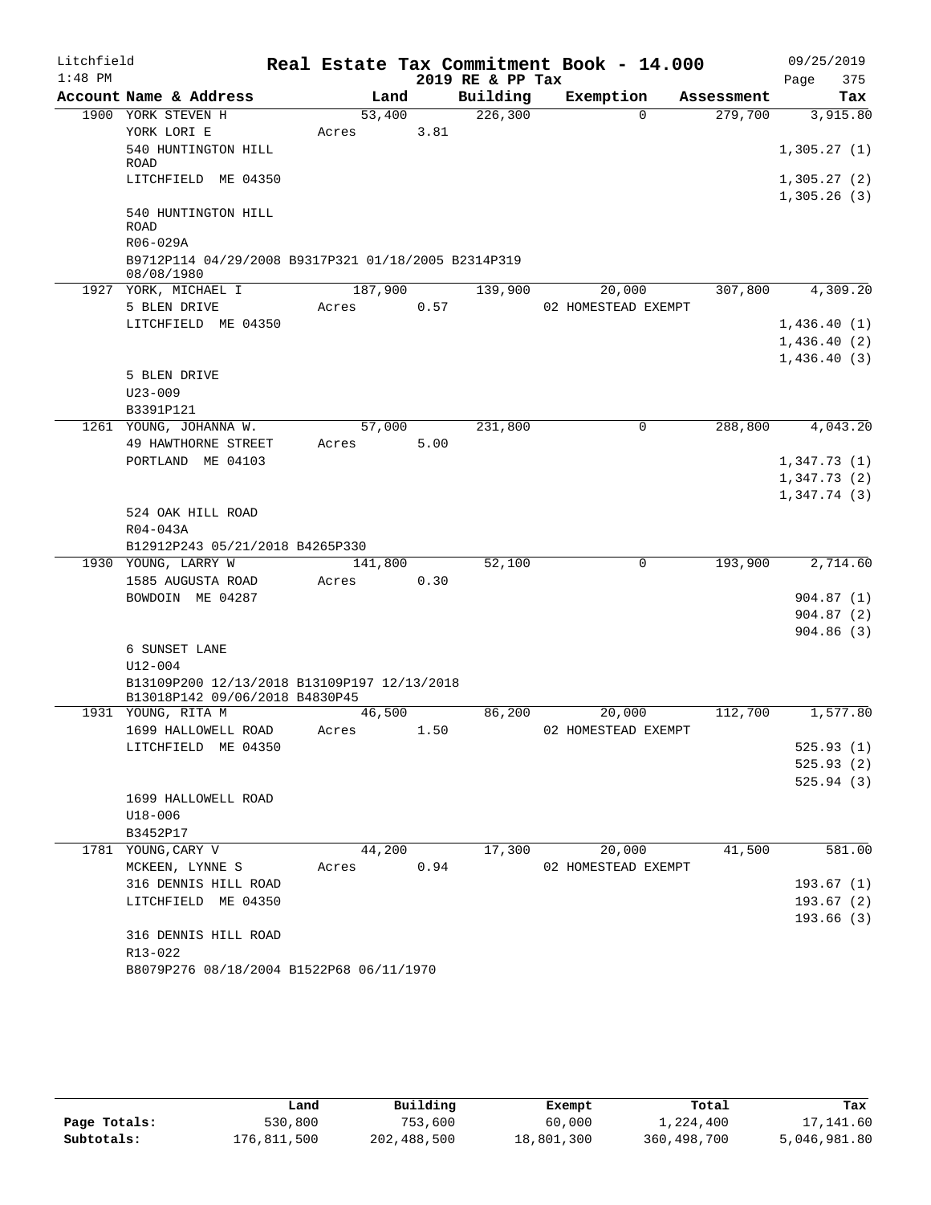Litchfield 1:48 PM

**Real Estate Tax Commitment Book - 14.000**

2019 RE & PP Tax

09/25/2019

| Account Name & Address | Land | Building | Exemption | Assessment | Tax |
|---|---|---|---|---|---|
| 1900 YORK STEVEN H | 53,400 | 226,300 | 0 | 279,700 | 3,915.80 |
| YORK LORI E | Acres 3.81 | | | | |
| 540 HUNTINGTON HILL ROAD | | | | | 1,305.27 (1) |
| LITCHFIELD ME 04350 | | | | | 1,305.27 (2) |
| | | | | | 1,305.26 (3) |
| 540 HUNTINGTON HILL ROAD | | | | | |
| R06-029A | | | | | |
| B9712P114 04/29/2008 B9317P321 01/18/2005 B2314P319 08/08/1980 | | | | | |
| 1927 YORK, MICHAEL I | 187,900 | 139,900 | 20,000 | 307,800 | 4,309.20 |
| 5 BLEN DRIVE | Acres 0.57 | | 02 HOMESTEAD EXEMPT | | |
| LITCHFIELD ME 04350 | | | | | 1,436.40 (1) |
| | | | | | 1,436.40 (2) |
| | | | | | 1,436.40 (3) |
| 5 BLEN DRIVE | | | | | |
| U23-009 | | | | | |
| B3391P121 | | | | | |
| 1261 YOUNG, JOHANNA W. | 57,000 | 231,800 | 0 | 288,800 | 4,043.20 |
| 49 HAWTHORNE STREET | Acres 5.00 | | | | |
| PORTLAND ME 04103 | | | | | 1,347.73 (1) |
| | | | | | 1,347.73 (2) |
| | | | | | 1,347.74 (3) |
| 524 OAK HILL ROAD | | | | | |
| R04-043A | | | | | |
| B12912P243 05/21/2018 B4265P330 | | | | | |
| 1930 YOUNG, LARRY W | 141,800 | 52,100 | 0 | 193,900 | 2,714.60 |
| 1585 AUGUSTA ROAD | Acres 0.30 | | | | |
| BOWDOIN ME 04287 | | | | | 904.87 (1) |
| | | | | | 904.87 (2) |
| | | | | | 904.86 (3) |
| 6 SUNSET LANE | | | | | |
| U12-004 | | | | | |
| B13109P200 12/13/2018 B13109P197 12/13/2018 B13018P142 09/06/2018 B4830P45 | | | | | |
| 1931 YOUNG, RITA M | 46,500 | 86,200 | 20,000 | 112,700 | 1,577.80 |
| 1699 HALLOWELL ROAD | Acres 1.50 | | 02 HOMESTEAD EXEMPT | | |
| LITCHFIELD ME 04350 | | | | | 525.93 (1) |
| | | | | | 525.93 (2) |
| | | | | | 525.94 (3) |
| 1699 HALLOWELL ROAD | | | | | |
| U18-006 | | | | | |
| B3452P17 | | | | | |
| 1781 YOUNG, CARY V | 44,200 | 17,300 | 20,000 | 41,500 | 581.00 |
| MCKEEN, LYNNE S | Acres 0.94 | | 02 HOMESTEAD EXEMPT | | |
| 316 DENNIS HILL ROAD | | | | | 193.67 (1) |
| LITCHFIELD ME 04350 | | | | | 193.67 (2) |
| | | | | | 193.66 (3) |
| 316 DENNIS HILL ROAD | | | | | |
| R13-022 | | | | | |
| B8079P276 08/18/2004 B1522P68 06/11/1970 | | | | | |

| | Land | Building | Exempt | Total | Tax |
|---|---|---|---|---|---|
| Page Totals: | 530,800 | 753,600 | 60,000 | 1,224,400 | 17,141.60 |
| Subtotals: | 176,811,500 | 202,488,500 | 18,801,300 | 360,498,700 | 5,046,981.80 |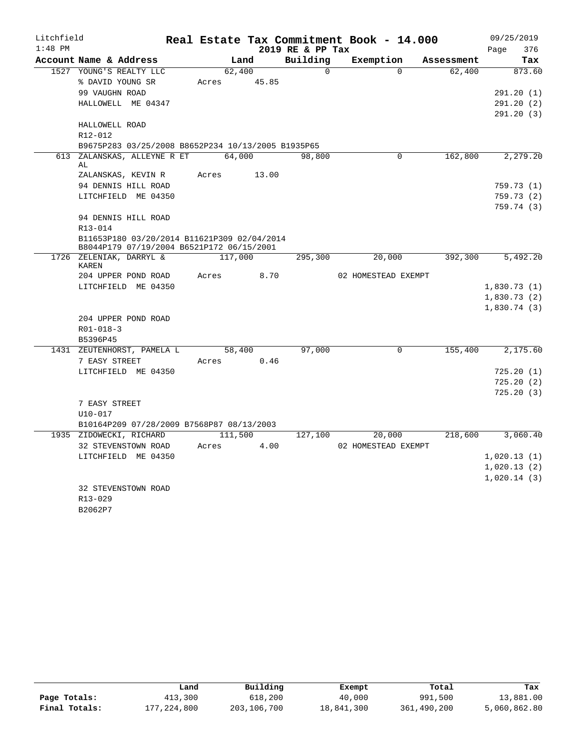Litchfield
1:48 PM

# Real Estate Tax Commitment Book - 14.000

2019 RE & PP Tax

09/25/2019

| Account Name & Address | Land | Building | Exemption | Assessment | Tax |
|---|---|---|---|---|---|
| 1527 YOUNG'S REALTY LLC | 62,400 | 0 | 0 | 62,400 | 873.60 |
| % DAVID YOUNG SR | Acres 45.85 | | | | |
| 99 VAUGHN ROAD | | | | | 291.20 (1) |
| HALLOWELL ME 04347 | | | | | 291.20 (2) |
| | | | | | 291.20 (3) |
| HALLOWELL ROAD | | | | | |
| R12-012 | | | | | |
| B9675P283 03/25/2008 B8652P234 10/13/2005 B1935P65 | | | | | |
| 613 ZALANSKAS, ALLEYNE R ET AL | 64,000 | 98,800 | 0 | 162,800 | 2,279.20 |
| ZALANSKAS, KEVIN R | Acres 13.00 | | | | |
| 94 DENNIS HILL ROAD | | | | | 759.73 (1) |
| LITCHFIELD ME 04350 | | | | | 759.73 (2) |
| | | | | | 759.74 (3) |
| 94 DENNIS HILL ROAD | | | | | |
| R13-014 | | | | | |
| B11653P180 03/20/2014 B11621P309 02/04/2014 B8044P179 07/19/2004 B6521P172 06/15/2001 | | | | | |
| 1726 ZELENIAK, DARRYL & KAREN | 117,000 | 295,300 | 20,000 | 392,300 | 5,492.20 |
| 204 UPPER POND ROAD | Acres 8.70 | | 02 HOMESTEAD EXEMPT | | |
| LITCHFIELD ME 04350 | | | | | 1,830.73 (1) |
| | | | | | 1,830.73 (2) |
| | | | | | 1,830.74 (3) |
| 204 UPPER POND ROAD | | | | | |
| R01-018-3 | | | | | |
| B5396P45 | | | | | |
| 1431 ZEUTENHORST, PAMELA L | 58,400 | 97,000 | 0 | 155,400 | 2,175.60 |
| 7 EASY STREET | Acres 0.46 | | | | |
| LITCHFIELD ME 04350 | | | | | 725.20 (1) |
| | | | | | 725.20 (2) |
| | | | | | 725.20 (3) |
| 7 EASY STREET | | | | | |
| U10-017 | | | | | |
| B10164P209 07/28/2009 B7568P87 08/13/2003 | | | | | |
| 1935 ZIDOWECKI, RICHARD | 111,500 | 127,100 | 20,000 | 218,600 | 3,060.40 |
| 32 STEVENSTOWN ROAD | Acres 4.00 | | 02 HOMESTEAD EXEMPT | | |
| LITCHFIELD ME 04350 | | | | | 1,020.13 (1) |
| | | | | | 1,020.13 (2) |
| | | | | | 1,020.14 (3) |
| 32 STEVENSTOWN ROAD | | | | | |
| R13-029 | | | | | |
| B2062P7 | | | | | |

| | Land | Building | Exempt | Total | Tax |
|---|---|---|---|---|---|
| Page Totals: | 413,300 | 618,200 | 40,000 | 991,500 | 13,881.00 |
| Final Totals: | 177,224,800 | 203,106,700 | 18,841,300 | 361,490,200 | 5,060,862.80 |